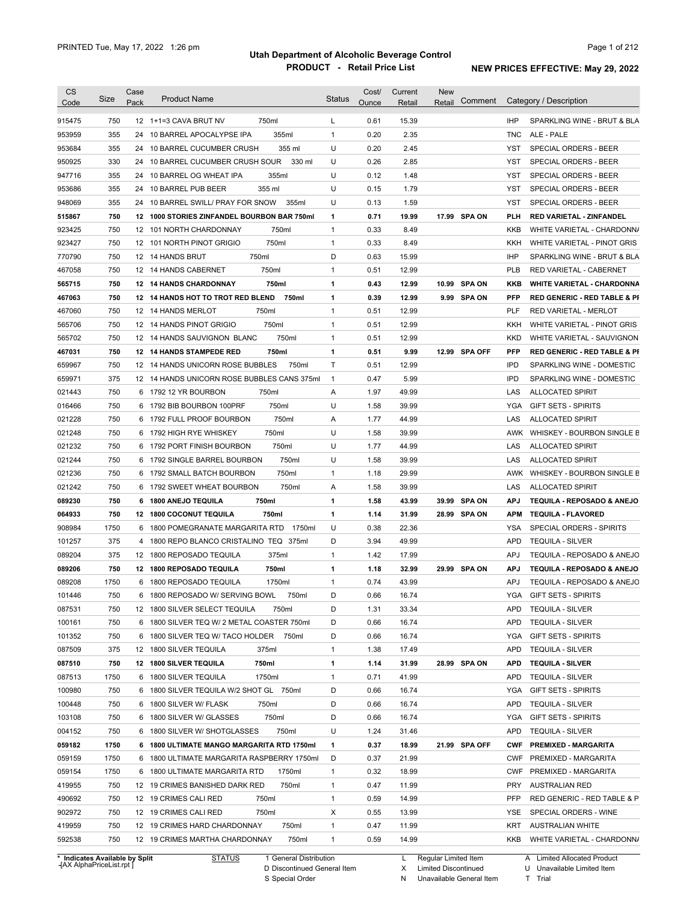# Utah Department of Alcoholic Beverage Control

## PRODUCT - Retail Price List

PRINTED Tue, May 17, 2022 1:26 pm

**NEW PRICES EFFECTIVE: May 29, 2022**

| CS Code | Size | Case Pack | Product Name | Status | Cost/ Ounce | Current Retail | New Retail | Comment | Category / Description |
|---|---|---|---|---|---|---|---|---|---|
| 915475 | 750 | 12 | 1+1=3 CAVA BRUT NV 750ml | L | 0.61 | 15.39 | | | IHP SPARKLING WINE - BRUT & BLA |
| 953959 | 355 | 24 | 10 BARREL APOCALYPSE IPA 355ml | 1 | 0.20 | 2.35 | | | TNC ALE - PALE |
| 953684 | 355 | 24 | 10 BARREL CUCUMBER CRUSH 355 ml | U | 0.20 | 2.45 | | | YST SPECIAL ORDERS - BEER |
| 950925 | 330 | 24 | 10 BARREL CUCUMBER CRUSH SOUR 330 ml | U | 0.26 | 2.85 | | | YST SPECIAL ORDERS - BEER |
| 947716 | 355 | 24 | 10 BARREL OG WHEAT IPA 355ml | U | 0.12 | 1.48 | | | YST SPECIAL ORDERS - BEER |
| 953686 | 355 | 24 | 10 BARREL PUB BEER 355 ml | U | 0.15 | 1.79 | | | YST SPECIAL ORDERS - BEER |
| 948069 | 355 | 24 | 10 BARREL SWILL/ PRAY FOR SNOW 355ml | U | 0.13 | 1.59 | | | YST SPECIAL ORDERS - BEER |
| **515867** | **750** | **12** | **1000 STORIES ZINFANDEL BOURBON BAR 750ml** | **1** | **0.71** | **19.99** | **17.99** | **SPA ON** | **PLH RED VARIETAL - ZINFANDEL** |
| 923425 | 750 | 12 | 101 NORTH CHARDONNAY 750ml | 1 | 0.33 | 8.49 | | | KKB WHITE VARIETAL - CHARDONN/ |
| 923427 | 750 | 12 | 101 NORTH PINOT GRIGIO 750ml | 1 | 0.33 | 8.49 | | | KKH WHITE VARIETAL - PINOT GRIS |
| 770790 | 750 | 12 | 14 HANDS BRUT 750ml | D | 0.63 | 15.99 | | | IHP SPARKLING WINE - BRUT & BLA |
| 467058 | 750 | 12 | 14 HANDS CABERNET 750ml | 1 | 0.51 | 12.99 | | | PLB RED VARIETAL - CABERNET |
| **565715** | **750** | **12** | **14 HANDS CHARDONNAY 750ml** | **1** | **0.43** | **12.99** | **10.99** | **SPA ON** | **KKB WHITE VARIETAL - CHARDONNA** |
| **467063** | **750** | **12** | **14 HANDS HOT TO TROT RED BLEND 750ml** | **1** | **0.39** | **12.99** | **9.99** | **SPA ON** | **PFP RED GENERIC - RED TABLE & PI** |
| 467060 | 750 | 12 | 14 HANDS MERLOT 750ml | 1 | 0.51 | 12.99 | | | PLF RED VARIETAL - MERLOT |
| 565706 | 750 | 12 | 14 HANDS PINOT GRIGIO 750ml | 1 | 0.51 | 12.99 | | | KKH WHITE VARIETAL - PINOT GRIS |
| 565702 | 750 | 12 | 14 HANDS SAUVIGNON BLANC 750ml | 1 | 0.51 | 12.99 | | | KKD WHITE VARIETAL - SAUVIGNON |
| **467031** | **750** | **12** | **14 HANDS STAMPEDE RED 750ml** | **1** | **0.51** | **9.99** | **12.99** | **SPA OFF** | **PFP RED GENERIC - RED TABLE & PI** |
| 659967 | 750 | 12 | 14 HANDS UNICORN ROSE BUBBLES 750ml | T | 0.51 | 12.99 | | | IPD SPARKLING WINE - DOMESTIC |
| 659971 | 375 | 12 | 14 HANDS UNICORN ROSE BUBBLES CANS 375ml | 1 | 0.47 | 5.99 | | | IPD SPARKLING WINE - DOMESTIC |
| 021443 | 750 | 6 | 1792 12 YR BOURBON 750ml | A | 1.97 | 49.99 | | | LAS ALLOCATED SPIRIT |
| 016466 | 750 | 6 | 1792 BIB BOURBON 100PRF 750ml | U | 1.58 | 39.99 | | | YGA GIFT SETS - SPIRITS |
| 021228 | 750 | 6 | 1792 FULL PROOF BOURBON 750ml | A | 1.77 | 44.99 | | | LAS ALLOCATED SPIRIT |
| 021248 | 750 | 6 | 1792 HIGH RYE WHISKEY 750ml | U | 1.58 | 39.99 | | | AWK WHISKEY - BOURBON SINGLE B |
| 021232 | 750 | 6 | 1792 PORT FINISH BOURBON 750ml | U | 1.77 | 44.99 | | | LAS ALLOCATED SPIRIT |
| 021244 | 750 | 6 | 1792 SINGLE BARREL BOURBON 750ml | U | 1.58 | 39.99 | | | LAS ALLOCATED SPIRIT |
| 021236 | 750 | 6 | 1792 SMALL BATCH BOURBON 750ml | 1 | 1.18 | 29.99 | | | AWK WHISKEY - BOURBON SINGLE B |
| 021242 | 750 | 6 | 1792 SWEET WHEAT BOURBON 750ml | A | 1.58 | 39.99 | | | LAS ALLOCATED SPIRIT |
| **089230** | **750** | **6** | **1800 ANEJO TEQUILA 750ml** | **1** | **1.58** | **43.99** | **39.99** | **SPA ON** | **APJ TEQUILA - REPOSADO & ANEJO** |
| **064933** | **750** | **12** | **1800 COCONUT TEQUILA 750ml** | **1** | **1.14** | **31.99** | **28.99** | **SPA ON** | **APM TEQUILA - FLAVORED** |
| 908984 | 1750 | 6 | 1800 POMEGRANATE MARGARITA RTD 1750ml | U | 0.38 | 22.36 | | | YSA SPECIAL ORDERS - SPIRITS |
| 101257 | 375 | 4 | 1800 REPO BLANCO CRISTALINO TEQ 375ml | D | 3.94 | 49.99 | | | APD TEQUILA - SILVER |
| 089204 | 375 | 12 | 1800 REPOSADO TEQUILA 375ml | 1 | 1.42 | 17.99 | | | APJ TEQUILA - REPOSADO & ANEJO |
| **089206** | **750** | **12** | **1800 REPOSADO TEQUILA 750ml** | **1** | **1.18** | **32.99** | **29.99** | **SPA ON** | **APJ TEQUILA - REPOSADO & ANEJO** |
| 089208 | 1750 | 6 | 1800 REPOSADO TEQUILA 1750ml | 1 | 0.74 | 43.99 | | | APJ TEQUILA - REPOSADO & ANEJO |
| 101446 | 750 | 6 | 1800 REPOSADO W/ SERVING BOWL 750ml | D | 0.66 | 16.74 | | | YGA GIFT SETS - SPIRITS |
| 087531 | 750 | 12 | 1800 SILVER SELECT TEQUILA 750ml | D | 1.31 | 33.34 | | | APD TEQUILA - SILVER |
| 100161 | 750 | 6 | 1800 SILVER TEQ W/ 2 METAL COASTER 750ml | D | 0.66 | 16.74 | | | APD TEQUILA - SILVER |
| 101352 | 750 | 6 | 1800 SILVER TEQ W/ TACO HOLDER 750ml | D | 0.66 | 16.74 | | | YGA GIFT SETS - SPIRITS |
| 087509 | 375 | 12 | 1800 SILVER TEQUILA 375ml | 1 | 1.38 | 17.49 | | | APD TEQUILA - SILVER |
| **087510** | **750** | **12** | **1800 SILVER TEQUILA 750ml** | **1** | **1.14** | **31.99** | **28.99** | **SPA ON** | **APD TEQUILA - SILVER** |
| 087513 | 1750 | 6 | 1800 SILVER TEQUILA 1750ml | 1 | 0.71 | 41.99 | | | APD TEQUILA - SILVER |
| 100980 | 750 | 6 | 1800 SILVER TEQUILA W/2 SHOT GL 750ml | D | 0.66 | 16.74 | | | YGA GIFT SETS - SPIRITS |
| 100448 | 750 | 6 | 1800 SILVER W/ FLASK 750ml | D | 0.66 | 16.74 | | | APD TEQUILA - SILVER |
| 103108 | 750 | 6 | 1800 SILVER W/ GLASSES 750ml | D | 0.66 | 16.74 | | | YGA GIFT SETS - SPIRITS |
| 004152 | 750 | 6 | 1800 SILVER W/ SHOTGLASSES 750ml | U | 1.24 | 31.46 | | | APD TEQUILA - SILVER |
| **059182** | **1750** | **6** | **1800 ULTIMATE MANGO MARGARITA RTD 1750ml** | **1** | **0.37** | **18.99** | **21.99** | **SPA OFF** | **CWF PREMIXED - MARGARITA** |
| 059159 | 1750 | 6 | 1800 ULTIMATE MARGARITA RASPBERRY 1750ml | D | 0.37 | 21.99 | | | CWF PREMIXED - MARGARITA |
| 059154 | 1750 | 6 | 1800 ULTIMATE MARGARITA RTD 1750ml | 1 | 0.32 | 18.99 | | | CWF PREMIXED - MARGARITA |
| 419955 | 750 | 12 | 19 CRIMES BANISHED DARK RED 750ml | 1 | 0.47 | 11.99 | | | PRY AUSTRALIAN RED |
| 490692 | 750 | 12 | 19 CRIMES CALI RED 750ml | 1 | 0.59 | 14.99 | | | PFP RED GENERIC - RED TABLE & P |
| 902972 | 750 | 12 | 19 CRIMES CALI RED 750ml | X | 0.55 | 13.99 | | | YSE SPECIAL ORDERS - WINE |
| 419959 | 750 | 12 | 19 CRIMES HARD CHARDONNAY 750ml | 1 | 0.47 | 11.99 | | | KRT AUSTRALIAN WHITE |
| 592538 | 750 | 12 | 19 CRIMES MARTHA CHARDONNAY 750ml | 1 | 0.59 | 14.99 | | | KKB WHITE VARIETAL - CHARDONN/ |

\* Indicates Available by Split

STATUS: 1 General Distribution; D Discontinued General Item; S Special Order; L Regular Limited Item; X Limited Discontinued; N Unavailable General Item; A Limited Allocated Product; U Unavailable Limited Item; T Trial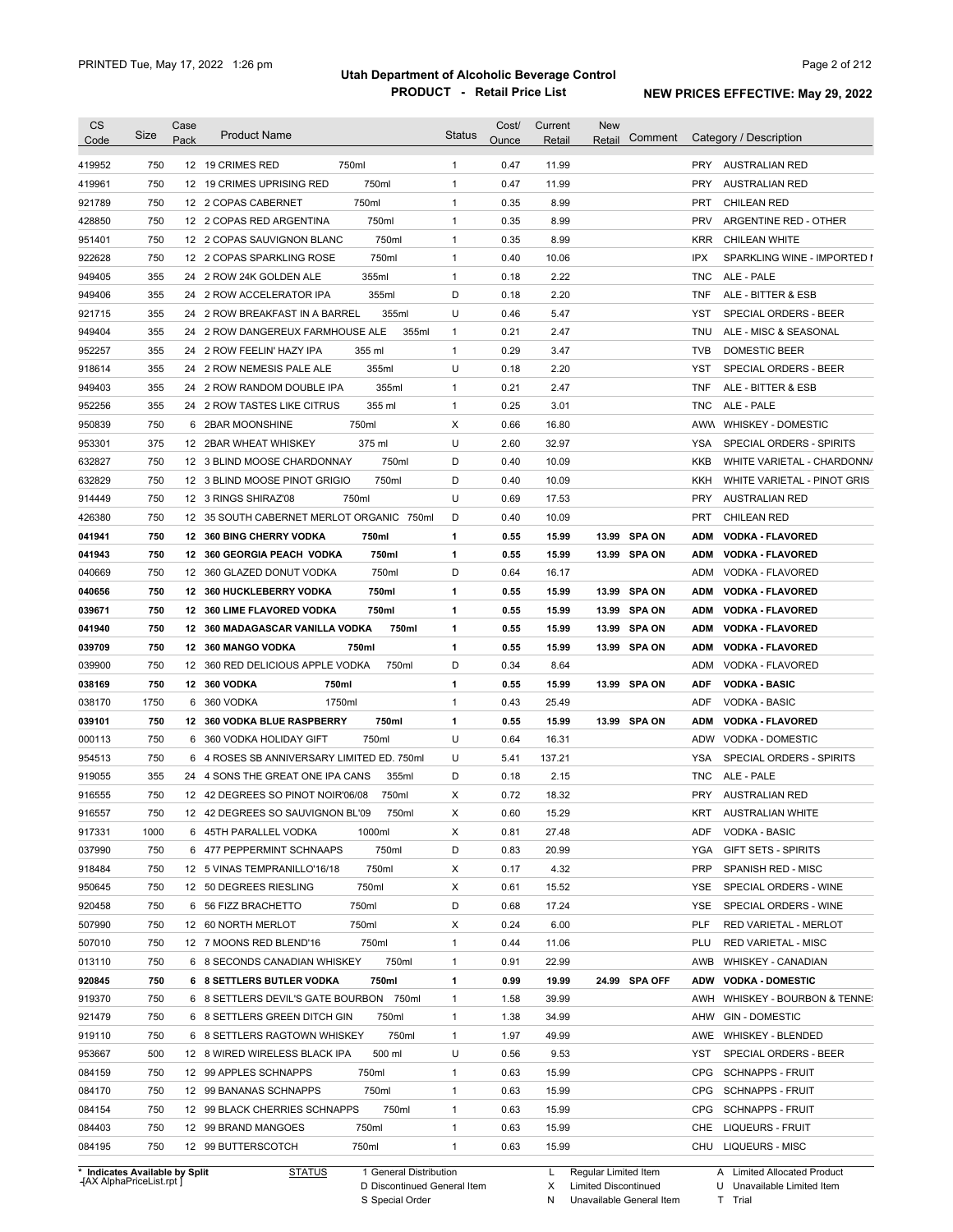# Utah Department of Alcoholic Beverage Control

## PRODUCT - Retail Price List

PRINTED Tue, May 17, 2022 1:26 pm

**NEW PRICES EFFECTIVE: May 29, 2022**

| CS Code | Size | Case Pack | Product Name | Status | Cost/ Ounce | Current Retail | New Retail | Comment | Category / Description |
|---|---|---|---|---|---|---|---|---|---|
| 419952 | 750 | 12 | 19 CRIMES RED 750ml | 1 | 0.47 | 11.99 | | | PRY AUSTRALIAN RED |
| 419961 | 750 | 12 | 19 CRIMES UPRISING RED 750ml | 1 | 0.47 | 11.99 | | | PRY AUSTRALIAN RED |
| 921789 | 750 | 12 | 2 COPAS CABERNET 750ml | 1 | 0.35 | 8.99 | | | PRT CHILEAN RED |
| 428850 | 750 | 12 | 2 COPAS RED ARGENTINA 750ml | 1 | 0.35 | 8.99 | | | PRV ARGENTINE RED - OTHER |
| 951401 | 750 | 12 | 2 COPAS SAUVIGNON BLANC 750ml | 1 | 0.35 | 8.99 | | | KRR CHILEAN WHITE |
| 922628 | 750 | 12 | 2 COPAS SPARKLING ROSE 750ml | 1 | 0.40 | 10.06 | | | IPX SPARKLING WINE - IMPORTED I |
| 949405 | 355 | 24 | 2 ROW 24K GOLDEN ALE 355ml | 1 | 0.18 | 2.22 | | | TNC ALE - PALE |
| 949406 | 355 | 24 | 2 ROW ACCELERATOR IPA 355ml | D | 0.18 | 2.20 | | | TNF ALE - BITTER & ESB |
| 921715 | 355 | 24 | 2 ROW BREAKFAST IN A BARREL 355ml | U | 0.46 | 5.47 | | | YST SPECIAL ORDERS - BEER |
| 949404 | 355 | 24 | 2 ROW DANGEREUX FARMHOUSE ALE 355ml | 1 | 0.21 | 2.47 | | | TNU ALE - MISC & SEASONAL |
| 952257 | 355 | 24 | 2 ROW FEELIN' HAZY IPA 355 ml | 1 | 0.29 | 3.47 | | | TVB DOMESTIC BEER |
| 918614 | 355 | 24 | 2 ROW NEMESIS PALE ALE 355ml | U | 0.18 | 2.20 | | | YST SPECIAL ORDERS - BEER |
| 949403 | 355 | 24 | 2 ROW RANDOM DOUBLE IPA 355ml | 1 | 0.21 | 2.47 | | | TNF ALE - BITTER & ESB |
| 952256 | 355 | 24 | 2 ROW TASTES LIKE CITRUS 355 ml | 1 | 0.25 | 3.01 | | | TNC ALE - PALE |
| 950839 | 750 | 6 | 2BAR MOONSHINE 750ml | X | 0.66 | 16.80 | | | AWW WHISKEY - DOMESTIC |
| 953301 | 375 | 12 | 2BAR WHEAT WHISKEY 375 ml | U | 2.60 | 32.97 | | | YSA SPECIAL ORDERS - SPIRITS |
| 632827 | 750 | 12 | 3 BLIND MOOSE CHARDONNAY 750ml | D | 0.40 | 10.09 | | | KKB WHITE VARIETAL - CHARDONN/ |
| 632829 | 750 | 12 | 3 BLIND MOOSE PINOT GRIGIO 750ml | D | 0.40 | 10.09 | | | KKH WHITE VARIETAL - PINOT GRIS |
| 914449 | 750 | 12 | 3 RINGS SHIRAZ'08 750ml | U | 0.69 | 17.53 | | | PRY AUSTRALIAN RED |
| 426380 | 750 | 12 | 35 SOUTH CABERNET MERLOT ORGANIC 750ml | D | 0.40 | 10.09 | | | PRT CHILEAN RED |
| **041941** | **750** | **12** | **360 BING CHERRY VODKA 750ml** | **1** | **0.55** | **15.99** | **13.99** | **SPA ON** | **ADM VODKA - FLAVORED** |
| **041943** | **750** | **12** | **360 GEORGIA PEACH VODKA 750ml** | **1** | **0.55** | **15.99** | **13.99** | **SPA ON** | **ADM VODKA - FLAVORED** |
| 040669 | 750 | 12 | 360 GLAZED DONUT VODKA 750ml | D | 0.64 | 16.17 | | | ADM VODKA - FLAVORED |
| **040656** | **750** | **12** | **360 HUCKLEBERRY VODKA 750ml** | **1** | **0.55** | **15.99** | **13.99** | **SPA ON** | **ADM VODKA - FLAVORED** |
| **039671** | **750** | **12** | **360 LIME FLAVORED VODKA 750ml** | **1** | **0.55** | **15.99** | **13.99** | **SPA ON** | **ADM VODKA - FLAVORED** |
| **041940** | **750** | **12** | **360 MADAGASCAR VANILLA VODKA 750ml** | **1** | **0.55** | **15.99** | **13.99** | **SPA ON** | **ADM VODKA - FLAVORED** |
| **039709** | **750** | **12** | **360 MANGO VODKA 750ml** | **1** | **0.55** | **15.99** | **13.99** | **SPA ON** | **ADM VODKA - FLAVORED** |
| 039900 | 750 | 12 | 360 RED DELICIOUS APPLE VODKA 750ml | D | 0.34 | 8.64 | | | ADM VODKA - FLAVORED |
| **038169** | **750** | **12** | **360 VODKA 750ml** | **1** | **0.55** | **15.99** | **13.99** | **SPA ON** | **ADF VODKA - BASIC** |
| 038170 | 1750 | 6 | 360 VODKA 1750ml | 1 | 0.43 | 25.49 | | | ADF VODKA - BASIC |
| **039101** | **750** | **12** | **360 VODKA BLUE RASPBERRY 750ml** | **1** | **0.55** | **15.99** | **13.99** | **SPA ON** | **ADM VODKA - FLAVORED** |
| 000113 | 750 | 6 | 360 VODKA HOLIDAY GIFT 750ml | U | 0.64 | 16.31 | | | ADW VODKA - DOMESTIC |
| 954513 | 750 | 6 | 4 ROSES SB ANNIVERSARY LIMITED ED. 750ml | U | 5.41 | 137.21 | | | YSA SPECIAL ORDERS - SPIRITS |
| 919055 | 355 | 24 | 4 SONS THE GREAT ONE IPA CANS 355ml | D | 0.18 | 2.15 | | | TNC ALE - PALE |
| 916555 | 750 | 12 | 42 DEGREES SO PINOT NOIR'06/08 750ml | X | 0.72 | 18.32 | | | PRY AUSTRALIAN RED |
| 916557 | 750 | 12 | 42 DEGREES SO SAUVIGNON BL'09 750ml | X | 0.60 | 15.29 | | | KRT AUSTRALIAN WHITE |
| 917331 | 1000 | 6 | 45TH PARALLEL VODKA 1000ml | X | 0.81 | 27.48 | | | ADF VODKA - BASIC |
| 037990 | 750 | 6 | 477 PEPPERMINT SCHNAAPS 750ml | D | 0.83 | 20.99 | | | YGA GIFT SETS - SPIRITS |
| 918484 | 750 | 12 | 5 VINAS TEMPRANILLO'16/18 750ml | X | 0.17 | 4.32 | | | PRP SPANISH RED - MISC |
| 950645 | 750 | 12 | 50 DEGREES RIESLING 750ml | X | 0.61 | 15.52 | | | YSE SPECIAL ORDERS - WINE |
| 920458 | 750 | 6 | 56 FIZZ BRACHETTO 750ml | D | 0.68 | 17.24 | | | YSE SPECIAL ORDERS - WINE |
| 507990 | 750 | 12 | 60 NORTH MERLOT 750ml | X | 0.24 | 6.00 | | | PLF RED VARIETAL - MERLOT |
| 507010 | 750 | 12 | 7 MOONS RED BLEND'16 750ml | 1 | 0.44 | 11.06 | | | PLU RED VARIETAL - MISC |
| 013110 | 750 | 6 | 8 SECONDS CANADIAN WHISKEY 750ml | 1 | 0.91 | 22.99 | | | AWB WHISKEY - CANADIAN |
| **920845** | **750** | **6** | **8 SETTLERS BUTLER VODKA 750ml** | **1** | **0.99** | **19.99** | **24.99** | **SPA OFF** | **ADW VODKA - DOMESTIC** |
| 919370 | 750 | 6 | 8 SETTLERS DEVIL'S GATE BOURBON 750ml | 1 | 1.58 | 39.99 | | | AWH WHISKEY - BOURBON & TENNE: |
| 921479 | 750 | 6 | 8 SETTLERS GREEN DITCH GIN 750ml | 1 | 1.38 | 34.99 | | | AHW GIN - DOMESTIC |
| 919110 | 750 | 6 | 8 SETTLERS RAGTOWN WHISKEY 750ml | 1 | 1.97 | 49.99 | | | AWE WHISKEY - BLENDED |
| 953667 | 500 | 12 | 8 WIRED WIRELESS BLACK IPA 500 ml | U | 0.56 | 9.53 | | | YST SPECIAL ORDERS - BEER |
| 084159 | 750 | 12 | 99 APPLES SCHNAPPS 750ml | 1 | 0.63 | 15.99 | | | CPG SCHNAPPS - FRUIT |
| 084170 | 750 | 12 | 99 BANANAS SCHNAPPS 750ml | 1 | 0.63 | 15.99 | | | CPG SCHNAPPS - FRUIT |
| 084154 | 750 | 12 | 99 BLACK CHERRIES SCHNAPPS 750ml | 1 | 0.63 | 15.99 | | | CPG SCHNAPPS - FRUIT |
| 084403 | 750 | 12 | 99 BRAND MANGOES 750ml | 1 | 0.63 | 15.99 | | | CHE LIQUEURS - FRUIT |
| 084195 | 750 | 12 | 99 BUTTERSCOTCH 750ml | 1 | 0.63 | 15.99 | | | CHU LIQUEURS - MISC |

\* Indicates Available by Split

STATUS: 1 General Distribution; D Discontinued General Item; S Special Order; L Regular Limited Item; X Limited Discontinued; N Unavailable General Item; A Limited Allocated Product; U Unavailable Limited Item; T Trial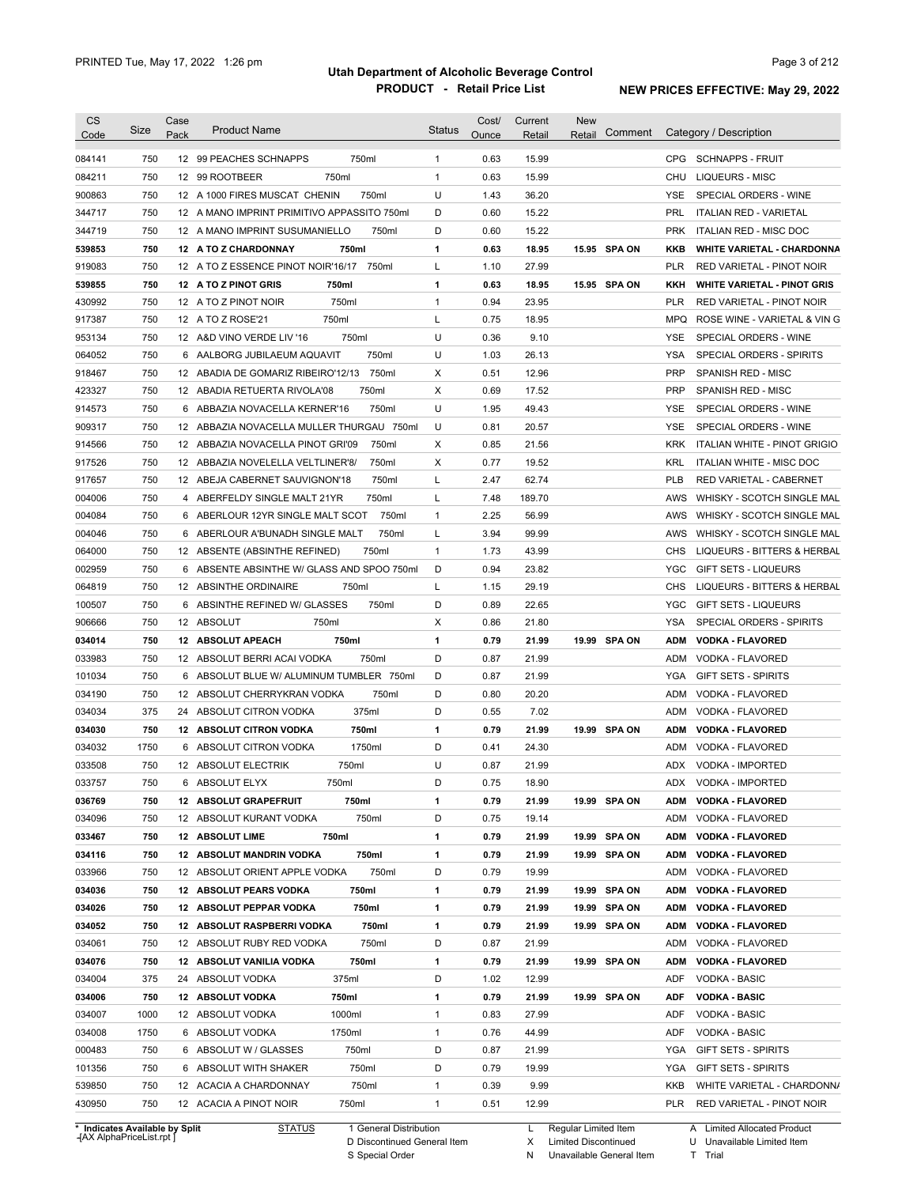# Utah Department of Alcoholic Beverage Control

## PRODUCT - Retail Price List

PRINTED Tue, May 17, 2022 1:26 pm

**NEW PRICES EFFECTIVE: May 29, 2022**

| CS Code | Size | Case Pack | Product Name | Status | Cost/ Ounce | Current Retail | New Retail | Comment | Category / Description |
|---|---|---|---|---|---|---|---|---|---|
| 084141 | 750 | 12 | 99 PEACHES SCHNAPPS 750ml | 1 | 0.63 | 15.99 | | | CPG SCHNAPPS - FRUIT |
| 084211 | 750 | 12 | 99 ROOTBEER 750ml | 1 | 0.63 | 15.99 | | | CHU LIQUEURS - MISC |
| 900863 | 750 | 12 | A 1000 FIRES MUSCAT CHENIN 750ml | U | 1.43 | 36.20 | | | YSE SPECIAL ORDERS - WINE |
| 344717 | 750 | 12 | A MANO IMPRINT PRIMITIVO APPASSITO 750ml | D | 0.60 | 15.22 | | | PRL ITALIAN RED - VARIETAL |
| 344719 | 750 | 12 | A MANO IMPRINT SUSUMANIELLO 750ml | D | 0.60 | 15.22 | | | PRK ITALIAN RED - MISC DOC |
| **539853** | **750** | **12** | **A TO Z CHARDONNAY 750ml** | **1** | **0.63** | **18.95** | **15.95** | **SPA ON** | **KKB WHITE VARIETAL - CHARDONNA** |
| 919083 | 750 | 12 | A TO Z ESSENCE PINOT NOIR'16/17 750ml | L | 1.10 | 27.99 | | | PLR RED VARIETAL - PINOT NOIR |
| **539855** | **750** | **12** | **A TO Z PINOT GRIS 750ml** | **1** | **0.63** | **18.95** | **15.95** | **SPA ON** | **KKH WHITE VARIETAL - PINOT GRIS** |
| 430992 | 750 | 12 | A TO Z PINOT NOIR 750ml | 1 | 0.94 | 23.95 | | | PLR RED VARIETAL - PINOT NOIR |
| 917387 | 750 | 12 | A TO Z ROSE'21 750ml | L | 0.75 | 18.95 | | | MPQ ROSE WINE - VARIETAL & VIN G |
| 953134 | 750 | 12 | A&D VINO VERDE LIV '16 750ml | U | 0.36 | 9.10 | | | YSE SPECIAL ORDERS - WINE |
| 064052 | 750 | 6 | AALBORG JUBILAEUM AQUAVIT 750ml | U | 1.03 | 26.13 | | | YSA SPECIAL ORDERS - SPIRITS |
| 918467 | 750 | 12 | ABADIA DE GOMARIZ RIBEIRO'12/13 750ml | X | 0.51 | 12.96 | | | PRP SPANISH RED - MISC |
| 423327 | 750 | 12 | ABADIA RETUERTA RIVOLA'08 750ml | X | 0.69 | 17.52 | | | PRP SPANISH RED - MISC |
| 914573 | 750 | 6 | ABBAZIA NOVACELLA KERNER'16 750ml | U | 1.95 | 49.43 | | | YSE SPECIAL ORDERS - WINE |
| 909317 | 750 | 12 | ABBAZIA NOVACELLA MULLER THURGAU 750ml | U | 0.81 | 20.57 | | | YSE SPECIAL ORDERS - WINE |
| 914566 | 750 | 12 | ABBAZIA NOVACELLA PINOT GRI'09 750ml | X | 0.85 | 21.56 | | | KRK ITALIAN WHITE - PINOT GRIGIO |
| 917526 | 750 | 12 | ABBAZIA NOVELELLA VELTLINER'8/ 750ml | X | 0.77 | 19.52 | | | KRL ITALIAN WHITE - MISC DOC |
| 917657 | 750 | 12 | ABEJA CABERNET SAUVIGNON'18 750ml | L | 2.47 | 62.74 | | | PLB RED VARIETAL - CABERNET |
| 004006 | 750 | 4 | ABERFELDY SINGLE MALT 21YR 750ml | L | 7.48 | 189.70 | | | AWS WHISKY - SCOTCH SINGLE MAL |
| 004084 | 750 | 6 | ABERLOUR 12YR SINGLE MALT SCOT 750ml | 1 | 2.25 | 56.99 | | | AWS WHISKY - SCOTCH SINGLE MAL |
| 004046 | 750 | 6 | ABERLOUR A'BUNADH SINGLE MALT 750ml | L | 3.94 | 99.99 | | | AWS WHISKY - SCOTCH SINGLE MAL |
| 064000 | 750 | 12 | ABSENTE (ABSINTHE REFINED) 750ml | 1 | 1.73 | 43.99 | | | CHS LIQUEURS - BITTERS & HERBAL |
| 002959 | 750 | 6 | ABSENTE ABSINTHE W/ GLASS AND SPOO 750ml | D | 0.94 | 23.82 | | | YGC GIFT SETS - LIQUEURS |
| 064819 | 750 | 12 | ABSINTHE ORDINAIRE 750ml | L | 1.15 | 29.19 | | | CHS LIQUEURS - BITTERS & HERBAL |
| 100507 | 750 | 6 | ABSINTHE REFINED W/ GLASSES 750ml | D | 0.89 | 22.65 | | | YGC GIFT SETS - LIQUEURS |
| 906666 | 750 | 12 | ABSOLUT 750ml | X | 0.86 | 21.80 | | | YSA SPECIAL ORDERS - SPIRITS |
| **034014** | **750** | **12** | **ABSOLUT APEACH 750ml** | **1** | **0.79** | **21.99** | **19.99** | **SPA ON** | **ADM VODKA - FLAVORED** |
| 033983 | 750 | 12 | ABSOLUT BERRI ACAI VODKA 750ml | D | 0.87 | 21.99 | | | ADM VODKA - FLAVORED |
| 101034 | 750 | 6 | ABSOLUT BLUE W/ ALUMINUM TUMBLER 750ml | D | 0.87 | 21.99 | | | YGA GIFT SETS - SPIRITS |
| 034190 | 750 | 12 | ABSOLUT CHERRYKRAN VODKA 750ml | D | 0.80 | 20.20 | | | ADM VODKA - FLAVORED |
| 034034 | 375 | 24 | ABSOLUT CITRON VODKA 375ml | D | 0.55 | 7.02 | | | ADM VODKA - FLAVORED |
| **034030** | **750** | **12** | **ABSOLUT CITRON VODKA 750ml** | **1** | **0.79** | **21.99** | **19.99** | **SPA ON** | **ADM VODKA - FLAVORED** |
| 034032 | 1750 | 6 | ABSOLUT CITRON VODKA 1750ml | D | 0.41 | 24.30 | | | ADM VODKA - FLAVORED |
| 033508 | 750 | 12 | ABSOLUT ELECTRIK 750ml | U | 0.87 | 21.99 | | | ADX VODKA - IMPORTED |
| 033757 | 750 | 6 | ABSOLUT ELYX 750ml | D | 0.75 | 18.90 | | | ADX VODKA - IMPORTED |
| **036769** | **750** | **12** | **ABSOLUT GRAPEFRUIT 750ml** | **1** | **0.79** | **21.99** | **19.99** | **SPA ON** | **ADM VODKA - FLAVORED** |
| 034096 | 750 | 12 | ABSOLUT KURANT VODKA 750ml | D | 0.75 | 19.14 | | | ADM VODKA - FLAVORED |
| **033467** | **750** | **12** | **ABSOLUT LIME 750ml** | **1** | **0.79** | **21.99** | **19.99** | **SPA ON** | **ADM VODKA - FLAVORED** |
| **034116** | **750** | **12** | **ABSOLUT MANDRIN VODKA 750ml** | **1** | **0.79** | **21.99** | **19.99** | **SPA ON** | **ADM VODKA - FLAVORED** |
| 033966 | 750 | 12 | ABSOLUT ORIENT APPLE VODKA 750ml | D | 0.79 | 19.99 | | | ADM VODKA - FLAVORED |
| **034036** | **750** | **12** | **ABSOLUT PEARS VODKA 750ml** | **1** | **0.79** | **21.99** | **19.99** | **SPA ON** | **ADM VODKA - FLAVORED** |
| **034026** | **750** | **12** | **ABSOLUT PEPPAR VODKA 750ml** | **1** | **0.79** | **21.99** | **19.99** | **SPA ON** | **ADM VODKA - FLAVORED** |
| **034052** | **750** | **12** | **ABSOLUT RASPBERRI VODKA 750ml** | **1** | **0.79** | **21.99** | **19.99** | **SPA ON** | **ADM VODKA - FLAVORED** |
| 034061 | 750 | 12 | ABSOLUT RUBY RED VODKA 750ml | D | 0.87 | 21.99 | | | ADM VODKA - FLAVORED |
| **034076** | **750** | **12** | **ABSOLUT VANILIA VODKA 750ml** | **1** | **0.79** | **21.99** | **19.99** | **SPA ON** | **ADM VODKA - FLAVORED** |
| 034004 | 375 | 24 | ABSOLUT VODKA 375ml | D | 1.02 | 12.99 | | | ADF VODKA - BASIC |
| **034006** | **750** | **12** | **ABSOLUT VODKA 750ml** | **1** | **0.79** | **21.99** | **19.99** | **SPA ON** | **ADF VODKA - BASIC** |
| 034007 | 1000 | 12 | ABSOLUT VODKA 1000ml | 1 | 0.83 | 27.99 | | | ADF VODKA - BASIC |
| 034008 | 1750 | 6 | ABSOLUT VODKA 1750ml | 1 | 0.76 | 44.99 | | | ADF VODKA - BASIC |
| 000483 | 750 | 6 | ABSOLUT W / GLASSES 750ml | D | 0.87 | 21.99 | | | YGA GIFT SETS - SPIRITS |
| 101356 | 750 | 6 | ABSOLUT WITH SHAKER 750ml | D | 0.79 | 19.99 | | | YGA GIFT SETS - SPIRITS |
| 539850 | 750 | 12 | ACACIA A CHARDONNAY 750ml | 1 | 0.39 | 9.99 | | | KKB WHITE VARIETAL - CHARDONNA |
| 430950 | 750 | 12 | ACACIA A PINOT NOIR 750ml | 1 | 0.51 | 12.99 | | | PLR RED VARIETAL - PINOT NOIR |

\* Indicates Available by Split

STATUS: 1 General Distribution; D Discontinued General Item; S Special Order; L Regular Limited Item; X Limited Discontinued; N Unavailable General Item; A Limited Allocated Product; U Unavailable Limited Item; T Trial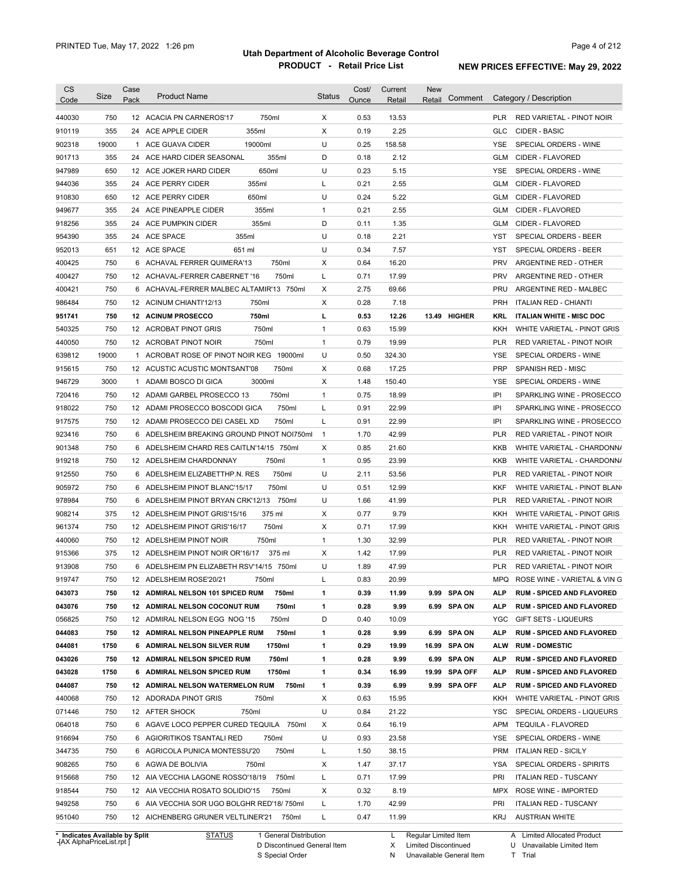# Utah Department of Alcoholic Beverage Control

## PRODUCT - Retail Price List

PRINTED Tue, May 17, 2022 1:26 pm

**NEW PRICES EFFECTIVE: May 29, 2022**

| CS Code | Size | Case Pack | Product Name | | Status | Cost/ Ounce | Current Retail | New Retail | Comment | Category / Description | |
|---|---|---|---|---|---|---|---|---|---|---|---|
| 440030 | 750 | 12 | ACACIA PN CARNEROS'17 | 750ml | X | 0.53 | 13.53 | | | PLR | RED VARIETAL - PINOT NOIR |
| 910119 | 355 | 24 | ACE APPLE CIDER | 355ml | X | 0.19 | 2.25 | | | GLC | CIDER - BASIC |
| 902318 | 19000 | 1 | ACE GUAVA CIDER | 19000ml | U | 0.25 | 158.58 | | | YSE | SPECIAL ORDERS - WINE |
| 901713 | 355 | 24 | ACE HARD CIDER SEASONAL | 355ml | D | 0.18 | 2.12 | | | GLM | CIDER - FLAVORED |
| 947989 | 650 | 12 | ACE JOKER HARD CIDER | 650ml | U | 0.23 | 5.15 | | | YSE | SPECIAL ORDERS - WINE |
| 944036 | 355 | 24 | ACE PERRY CIDER | 355ml | L | 0.21 | 2.55 | | | GLM | CIDER - FLAVORED |
| 910830 | 650 | 12 | ACE PERRY CIDER | 650ml | U | 0.24 | 5.22 | | | GLM | CIDER - FLAVORED |
| 949677 | 355 | 24 | ACE PINEAPPLE CIDER | 355ml | 1 | 0.21 | 2.55 | | | GLM | CIDER - FLAVORED |
| 918256 | 355 | 24 | ACE PUMPKIN CIDER | 355ml | D | 0.11 | 1.35 | | | GLM | CIDER - FLAVORED |
| 954390 | 355 | 24 | ACE SPACE | 355ml | U | 0.18 | 2.21 | | | YST | SPECIAL ORDERS - BEER |
| 952013 | 651 | 12 | ACE SPACE | 651 ml | U | 0.34 | 7.57 | | | YST | SPECIAL ORDERS - BEER |
| 400425 | 750 | 6 | ACHAVAL FERRER QUIMERA'13 | 750ml | X | 0.64 | 16.20 | | | PRV | ARGENTINE RED - OTHER |
| 400427 | 750 | 12 | ACHAVAL-FERRER CABERNET '16 | 750ml | L | 0.71 | 17.99 | | | PRV | ARGENTINE RED - OTHER |
| 400421 | 750 | 6 | ACHAVAL-FERRER MALBEC ALTAMIR'13 | 750ml | X | 2.75 | 69.66 | | | PRU | ARGENTINE RED - MALBEC |
| 986484 | 750 | 12 | ACINUM CHIANTI'12/13 | 750ml | X | 0.28 | 7.18 | | | PRH | ITALIAN RED - CHIANTI |
| **951741** | **750** | **12** | **ACINUM PROSECCO** | **750ml** | **L** | **0.53** | **12.26** | **13.49** | **HIGHER** | **KRL** | **ITALIAN WHITE - MISC DOC** |
| 540325 | 750 | 12 | ACROBAT PINOT GRIS | 750ml | 1 | 0.63 | 15.99 | | | KKH | WHITE VARIETAL - PINOT GRIS |
| 440050 | 750 | 12 | ACROBAT PINOT NOIR | 750ml | 1 | 0.79 | 19.99 | | | PLR | RED VARIETAL - PINOT NOIR |
| 639812 | 19000 | 1 | ACROBAT ROSE OF PINOT NOIR KEG | 19000ml | U | 0.50 | 324.30 | | | YSE | SPECIAL ORDERS - WINE |
| 915615 | 750 | 12 | ACUSTIC ACUSTIC MONTSANT'08 | 750ml | X | 0.68 | 17.25 | | | PRP | SPANISH RED - MISC |
| 946729 | 3000 | 1 | ADAMI BOSCO DI GICA | 3000ml | X | 1.48 | 150.40 | | | YSE | SPECIAL ORDERS - WINE |
| 720416 | 750 | 12 | ADAMI GARBEL PROSECCO 13 | 750ml | 1 | 0.75 | 18.99 | | | IPI | SPARKLING WINE - PROSECCO |
| 918022 | 750 | 12 | ADAMI PROSECCO BOSCODI GICA | 750ml | L | 0.91 | 22.99 | | | IPI | SPARKLING WINE - PROSECCO |
| 917575 | 750 | 12 | ADAMI PROSECCO DEI CASEL XD | 750ml | L | 0.91 | 22.99 | | | IPI | SPARKLING WINE - PROSECCO |
| 923416 | 750 | 6 | ADELSHEIM BREAKING GROUND PINOT NOI | 750ml | 1 | 1.70 | 42.99 | | | PLR | RED VARIETAL - PINOT NOIR |
| 901348 | 750 | 6 | ADELSHEIM CHARD RES CAITLN'14/15 | 750ml | X | 0.85 | 21.60 | | | KKB | WHITE VARIETAL - CHARDONNAY |
| 919218 | 750 | 12 | ADELSHEIM CHARDONNAY | 750ml | 1 | 0.95 | 23.99 | | | KKB | WHITE VARIETAL - CHARDONNAY |
| 912550 | 750 | 6 | ADELSHEIM ELIZABETTHP.N. RES | 750ml | U | 2.11 | 53.56 | | | PLR | RED VARIETAL - PINOT NOIR |
| 905972 | 750 | 6 | ADELSHEIM PINOT BLANC'15/17 | 750ml | U | 0.51 | 12.99 | | | KKF | WHITE VARIETAL - PINOT BLANC |
| 978984 | 750 | 6 | ADELSHEIM PINOT BRYAN CRK'12/13 | 750ml | U | 1.66 | 41.99 | | | PLR | RED VARIETAL - PINOT NOIR |
| 908214 | 375 | 12 | ADELSHEIM PINOT GRIS'15/16 | 375 ml | X | 0.77 | 9.79 | | | KKH | WHITE VARIETAL - PINOT GRIS |
| 961374 | 750 | 12 | ADELSHEIM PINOT GRIS'16/17 | 750ml | X | 0.71 | 17.99 | | | KKH | WHITE VARIETAL - PINOT GRIS |
| 440060 | 750 | 12 | ADELSHEIM PINOT NOIR | 750ml | 1 | 1.30 | 32.99 | | | PLR | RED VARIETAL - PINOT NOIR |
| 915366 | 375 | 12 | ADELSHEIM PINOT NOIR OR'16/17 | 375 ml | X | 1.42 | 17.99 | | | PLR | RED VARIETAL - PINOT NOIR |
| 913908 | 750 | 6 | ADELSHEIM PN ELIZABETH RSV'14/15 | 750ml | U | 1.89 | 47.99 | | | PLR | RED VARIETAL - PINOT NOIR |
| 919747 | 750 | 12 | ADELSHEIM ROSE'20/21 | 750ml | L | 0.83 | 20.99 | | | MPQ | ROSE WINE - VARIETAL & VIN G |
| **043073** | **750** | **12** | **ADMIRAL NELSON 101 SPICED RUM** | **750ml** | **1** | **0.39** | **11.99** | **9.99** | **SPA ON** | **ALP** | **RUM - SPICED AND FLAVORED** |
| **043076** | **750** | **12** | **ADMIRAL NELSON COCONUT RUM** | **750ml** | **1** | **0.28** | **9.99** | **6.99** | **SPA ON** | **ALP** | **RUM - SPICED AND FLAVORED** |
| 056825 | 750 | 12 | ADMIRAL NELSON EGG NOG '15 | 750ml | D | 0.40 | 10.09 | | | YGC | GIFT SETS - LIQUEURS |
| **044083** | **750** | **12** | **ADMIRAL NELSON PINEAPPLE RUM** | **750ml** | **1** | **0.28** | **9.99** | **6.99** | **SPA ON** | **ALP** | **RUM - SPICED AND FLAVORED** |
| **044081** | **1750** | **6** | **ADMIRAL NELSON SILVER RUM** | **1750ml** | **1** | **0.29** | **19.99** | **16.99** | **SPA ON** | **ALW** | **RUM - DOMESTIC** |
| **043026** | **750** | **12** | **ADMIRAL NELSON SPICED RUM** | **750ml** | **1** | **0.28** | **9.99** | **6.99** | **SPA ON** | **ALP** | **RUM - SPICED AND FLAVORED** |
| **043028** | **1750** | **6** | **ADMIRAL NELSON SPICED RUM** | **1750ml** | **1** | **0.34** | **16.99** | **19.99** | **SPA OFF** | **ALP** | **RUM - SPICED AND FLAVORED** |
| **044087** | **750** | **12** | **ADMIRAL NELSON WATERMELON RUM** | **750ml** | **1** | **0.39** | **6.99** | **9.99** | **SPA OFF** | **ALP** | **RUM - SPICED AND FLAVORED** |
| 440068 | 750 | 12 | ADORADA PINOT GRIS | 750ml | X | 0.63 | 15.95 | | | KKH | WHITE VARIETAL - PINOT GRIS |
| 071446 | 750 | 12 | AFTER SHOCK | 750ml | U | 0.84 | 21.22 | | | YSC | SPECIAL ORDERS - LIQUEURS |
| 064018 | 750 | 6 | AGAVE LOCO PEPPER CURED TEQUILA | 750ml | X | 0.64 | 16.19 | | | APM | TEQUILA - FLAVORED |
| 916694 | 750 | 6 | AGIORITIKOS TSANTALI RED | 750ml | U | 0.93 | 23.58 | | | YSE | SPECIAL ORDERS - WINE |
| 344735 | 750 | 6 | AGRICOLA PUNICA MONTESSU'20 | 750ml | L | 1.50 | 38.15 | | | PRM | ITALIAN RED - SICILY |
| 908265 | 750 | 6 | AGWA DE BOLIVIA | 750ml | X | 1.47 | 37.17 | | | YSA | SPECIAL ORDERS - SPIRITS |
| 915668 | 750 | 12 | AIA VECCHIA LAGONE ROSSO'18/19 | 750ml | L | 0.71 | 17.99 | | | PRI | ITALIAN RED - TUSCANY |
| 918544 | 750 | 12 | AIA VECCHIA ROSATO SOLIDIO'15 | 750ml | X | 0.32 | 8.19 | | | MPX | ROSE WINE - IMPORTED |
| 949258 | 750 | 6 | AIA VECCHIA SOR UGO BOLGHR RED'18/ | 750ml | L | 1.70 | 42.99 | | | PRI | ITALIAN RED - TUSCANY |
| 951040 | 750 | 12 | AICHENBERG GRUNER VELTLINER'21 | 750ml | L | 0.47 | 11.99 | | | KRJ | AUSTRIAN WHITE |

\* Indicates Available by Split

STATUS: 1 General Distribution; D Discontinued General Item; S Special Order; L Regular Limited Item; X Limited Discontinued; N Unavailable General Item; A Limited Allocated Product; U Unavailable Limited Item; T Trial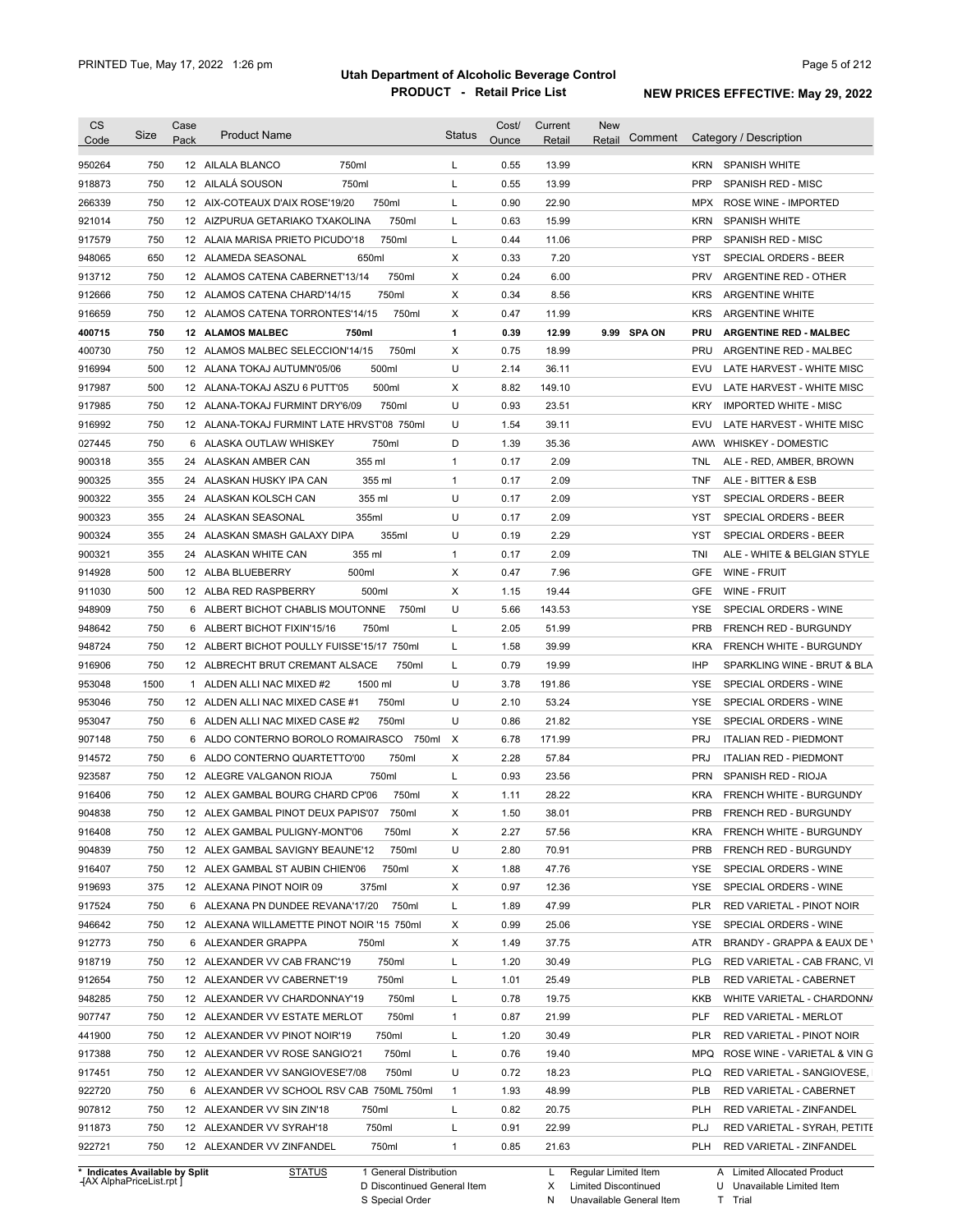# Utah Department of Alcoholic Beverage Control

## PRODUCT - Retail Price List

PRINTED Tue, May 17, 2022 1:26 pm

**NEW PRICES EFFECTIVE: May 29, 2022**

| CS Code | Size | Case Pack | Product Name | | Status | Cost/ Ounce | Current Retail | New Retail | Comment | Category / Description | |
|---|---|---|---|---|---|---|---|---|---|---|---|
| 950264 | 750 | 12 | AILALA BLANCO | 750ml | L | 0.55 | 13.99 | | | KRN | SPANISH WHITE |
| 918873 | 750 | 12 | AILALÁ SOUSON | 750ml | L | 0.55 | 13.99 | | | PRP | SPANISH RED - MISC |
| 266339 | 750 | 12 | AIX-COTEAUX D'AIX ROSE'19/20 | 750ml | L | 0.90 | 22.90 | | | MPX | ROSE WINE - IMPORTED |
| 921014 | 750 | 12 | AIZPURUA GETARIAKO TXAKOLINA | 750ml | L | 0.63 | 15.99 | | | KRN | SPANISH WHITE |
| 917579 | 750 | 12 | ALAIA MARISA PRIETO PICUDO'18 | 750ml | L | 0.44 | 11.06 | | | PRP | SPANISH RED - MISC |
| 948065 | 650 | 12 | ALAMEDA SEASONAL | 650ml | X | 0.33 | 7.20 | | | YST | SPECIAL ORDERS - BEER |
| 913712 | 750 | 12 | ALAMOS CATENA CABERNET'13/14 | 750ml | X | 0.24 | 6.00 | | | PRV | ARGENTINE RED - OTHER |
| 912666 | 750 | 12 | ALAMOS CATENA CHARD'14/15 | 750ml | X | 0.34 | 8.56 | | | KRS | ARGENTINE WHITE |
| 916659 | 750 | 12 | ALAMOS CATENA TORRONTES'14/15 | 750ml | X | 0.47 | 11.99 | | | KRS | ARGENTINE WHITE |
| **400715** | **750** | **12** | **ALAMOS MALBEC** | **750ml** | **1** | **0.39** | **12.99** | **9.99** | **SPA ON** | **PRU** | **ARGENTINE RED - MALBEC** |
| 400730 | 750 | 12 | ALAMOS MALBEC SELECCION'14/15 | 750ml | X | 0.75 | 18.99 | | | PRU | ARGENTINE RED - MALBEC |
| 916994 | 500 | 12 | ALANA TOKAJ AUTUMN'05/06 | 500ml | U | 2.14 | 36.11 | | | EVU | LATE HARVEST - WHITE MISC |
| 917987 | 500 | 12 | ALANA-TOKAJ ASZU 6 PUTT'05 | 500ml | X | 8.82 | 149.10 | | | EVU | LATE HARVEST - WHITE MISC |
| 917985 | 750 | 12 | ALANA-TOKAJ FURMINT DRY'6/09 | 750ml | U | 0.93 | 23.51 | | | KRY | IMPORTED WHITE - MISC |
| 916992 | 750 | 12 | ALANA-TOKAJ FURMINT LATE HRVST'08 | 750ml | U | 1.54 | 39.11 | | | EVU | LATE HARVEST - WHITE MISC |
| 027445 | 750 | 6 | ALASKA OUTLAW WHISKEY | 750ml | D | 1.39 | 35.36 | | | AWW | WHISKEY - DOMESTIC |
| 900318 | 355 | 24 | ALASKAN AMBER CAN | 355 ml | 1 | 0.17 | 2.09 | | | TNL | ALE - RED, AMBER, BROWN |
| 900325 | 355 | 24 | ALASKAN HUSKY IPA CAN | 355 ml | 1 | 0.17 | 2.09 | | | TNF | ALE - BITTER & ESB |
| 900322 | 355 | 24 | ALASKAN KOLSCH CAN | 355 ml | U | 0.17 | 2.09 | | | YST | SPECIAL ORDERS - BEER |
| 900323 | 355 | 24 | ALASKAN SEASONAL | 355ml | U | 0.17 | 2.09 | | | YST | SPECIAL ORDERS - BEER |
| 900324 | 355 | 24 | ALASKAN SMASH GALAXY DIPA | 355ml | U | 0.19 | 2.29 | | | YST | SPECIAL ORDERS - BEER |
| 900321 | 355 | 24 | ALASKAN WHITE CAN | 355 ml | 1 | 0.17 | 2.09 | | | TNI | ALE - WHITE & BELGIAN STYLE |
| 914928 | 500 | 12 | ALBA BLUEBERRY | 500ml | X | 0.47 | 7.96 | | | GFE | WINE - FRUIT |
| 911030 | 500 | 12 | ALBA RED RASPBERRY | 500ml | X | 1.15 | 19.44 | | | GFE | WINE - FRUIT |
| 948909 | 750 | 6 | ALBERT BICHOT CHABLIS MOUTONNE | 750ml | U | 5.66 | 143.53 | | | YSE | SPECIAL ORDERS - WINE |
| 948642 | 750 | 6 | ALBERT BICHOT FIXIN'15/16 | 750ml | L | 2.05 | 51.99 | | | PRB | FRENCH RED - BURGUNDY |
| 948724 | 750 | 12 | ALBERT BICHOT POULLY FUISSE'15/17 | 750ml | L | 1.58 | 39.99 | | | KRA | FRENCH WHITE - BURGUNDY |
| 916906 | 750 | 12 | ALBRECHT BRUT CREMANT ALSACE | 750ml | L | 0.79 | 19.99 | | | IHP | SPARKLING WINE - BRUT & BLA |
| 953048 | 1500 | 1 | ALDEN ALLI NAC MIXED #2 | 1500 ml | U | 3.78 | 191.86 | | | YSE | SPECIAL ORDERS - WINE |
| 953046 | 750 | 12 | ALDEN ALLI NAC MIXED CASE #1 | 750ml | U | 2.10 | 53.24 | | | YSE | SPECIAL ORDERS - WINE |
| 953047 | 750 | 6 | ALDEN ALLI NAC MIXED CASE #2 | 750ml | U | 0.86 | 21.82 | | | YSE | SPECIAL ORDERS - WINE |
| 907148 | 750 | 6 | ALDO CONTERNO BOROLO ROMAIRASCO | 750ml | X | 6.78 | 171.99 | | | PRJ | ITALIAN RED - PIEDMONT |
| 914572 | 750 | 6 | ALDO CONTERNO QUARTETTO'00 | 750ml | X | 2.28 | 57.84 | | | PRJ | ITALIAN RED - PIEDMONT |
| 923587 | 750 | 12 | ALEGRE VALGANON RIOJA | 750ml | L | 0.93 | 23.56 | | | PRN | SPANISH RED - RIOJA |
| 916406 | 750 | 12 | ALEX GAMBAL BOURG CHARD CP'06 | 750ml | X | 1.11 | 28.22 | | | KRA | FRENCH WHITE - BURGUNDY |
| 904838 | 750 | 12 | ALEX GAMBAL PINOT DEUX PAPIS'07 | 750ml | X | 1.50 | 38.01 | | | PRB | FRENCH RED - BURGUNDY |
| 916408 | 750 | 12 | ALEX GAMBAL PULIGNY-MONT'06 | 750ml | X | 2.27 | 57.56 | | | KRA | FRENCH WHITE - BURGUNDY |
| 904839 | 750 | 12 | ALEX GAMBAL SAVIGNY BEAUNE'12 | 750ml | U | 2.80 | 70.91 | | | PRB | FRENCH RED - BURGUNDY |
| 916407 | 750 | 12 | ALEX GAMBAL ST AUBIN CHIEN'06 | 750ml | X | 1.88 | 47.76 | | | YSE | SPECIAL ORDERS - WINE |
| 919693 | 375 | 12 | ALEXANA PINOT NOIR 09 | 375ml | X | 0.97 | 12.36 | | | YSE | SPECIAL ORDERS - WINE |
| 917524 | 750 | 6 | ALEXANA PN DUNDEE REVANA'17/20 | 750ml | L | 1.89 | 47.99 | | | PLR | RED VARIETAL - PINOT NOIR |
| 946642 | 750 | 12 | ALEXANA WILLAMETTE PINOT NOIR '15 | 750ml | X | 0.99 | 25.06 | | | YSE | SPECIAL ORDERS - WINE |
| 912773 | 750 | 6 | ALEXANDER GRAPPA | 750ml | X | 1.49 | 37.75 | | | ATR | BRANDY - GRAPPA & EAUX DE V |
| 918719 | 750 | 12 | ALEXANDER VV CAB FRANC'19 | 750ml | L | 1.20 | 30.49 | | | PLG | RED VARIETAL - CAB FRANC, VI |
| 912654 | 750 | 12 | ALEXANDER VV CABERNET'19 | 750ml | L | 1.01 | 25.49 | | | PLB | RED VARIETAL - CABERNET |
| 948285 | 750 | 12 | ALEXANDER VV CHARDONNAY'19 | 750ml | L | 0.78 | 19.75 | | | KKB | WHITE VARIETAL - CHARDONNA |
| 907747 | 750 | 12 | ALEXANDER VV ESTATE MERLOT | 750ml | 1 | 0.87 | 21.99 | | | PLF | RED VARIETAL - MERLOT |
| 441900 | 750 | 12 | ALEXANDER VV PINOT NOIR'19 | 750ml | L | 1.20 | 30.49 | | | PLR | RED VARIETAL - PINOT NOIR |
| 917388 | 750 | 12 | ALEXANDER VV ROSE SANGIO'21 | 750ml | L | 0.76 | 19.40 | | | MPQ | ROSE WINE - VARIETAL & VIN G |
| 917451 | 750 | 12 | ALEXANDER VV SANGIOVESE'7/08 | 750ml | U | 0.72 | 18.23 | | | PLQ | RED VARIETAL - SANGIOVESE, |
| 922720 | 750 | 6 | ALEXANDER VV SCHOOL RSV CAB | 750ML 750ml | 1 | 1.93 | 48.99 | | | PLB | RED VARIETAL - CABERNET |
| 907812 | 750 | 12 | ALEXANDER VV SIN ZIN'18 | 750ml | L | 0.82 | 20.75 | | | PLH | RED VARIETAL - ZINFANDEL |
| 911873 | 750 | 12 | ALEXANDER VV SYRAH'18 | 750ml | L | 0.91 | 22.99 | | | PLJ | RED VARIETAL - SYRAH, PETITE |
| 922721 | 750 | 12 | ALEXANDER VV ZINFANDEL | 750ml | 1 | 0.85 | 21.63 | | | PLH | RED VARIETAL - ZINFANDEL |

\* Indicates Available by Split
[AX AlphaPriceList.rpt]

| STATUS | | | |
|---|---|---|---|
| 1 General Distribution | L Regular Limited Item | A Limited Allocated Product |
| D Discontinued General Item | X Limited Discontinued | U Unavailable Limited Item |
| S Special Order | N Unavailable General Item | T Trial |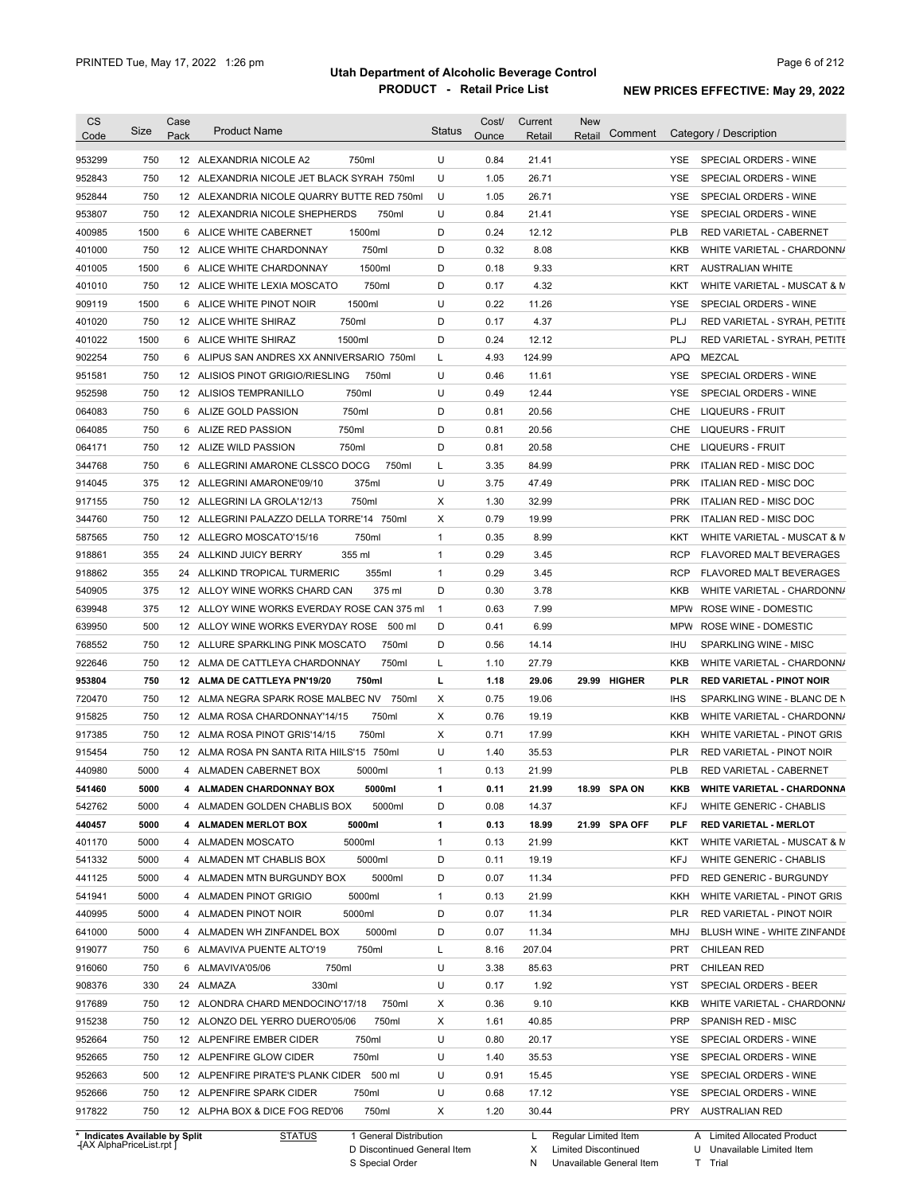# Utah Department of Alcoholic Beverage Control

## PRODUCT - Retail Price List

PRINTED Tue, May 17, 2022 1:26 pm

**NEW PRICES EFFECTIVE: May 29, 2022**

| CS Code | Size | Case Pack | Product Name | Status | Cost/ Ounce | Current Retail | New Retail | Comment | Category / Description |
|---|---|---|---|---|---|---|---|---|---|
| 953299 | 750 | 12 | ALEXANDRIA NICOLE A2 750ml | U | 0.84 | 21.41 | | | YSE SPECIAL ORDERS - WINE |
| 952843 | 750 | 12 | ALEXANDRIA NICOLE JET BLACK SYRAH 750ml | U | 1.05 | 26.71 | | | YSE SPECIAL ORDERS - WINE |
| 952844 | 750 | 12 | ALEXANDRIA NICOLE QUARRY BUTTE RED 750ml | U | 1.05 | 26.71 | | | YSE SPECIAL ORDERS - WINE |
| 953807 | 750 | 12 | ALEXANDRIA NICOLE SHEPHERDS 750ml | U | 0.84 | 21.41 | | | YSE SPECIAL ORDERS - WINE |
| 400985 | 1500 | 6 | ALICE WHITE CABERNET 1500ml | D | 0.24 | 12.12 | | | PLB RED VARIETAL - CABERNET |
| 401000 | 750 | 12 | ALICE WHITE CHARDONNAY 750ml | D | 0.32 | 8.08 | | | KKB WHITE VARIETAL - CHARDONNA |
| 401005 | 1500 | 6 | ALICE WHITE CHARDONNAY 1500ml | D | 0.18 | 9.33 | | | KRT AUSTRALIAN WHITE |
| 401010 | 750 | 12 | ALICE WHITE LEXIA MOSCATO 750ml | D | 0.17 | 4.32 | | | KKT WHITE VARIETAL - MUSCAT & M |
| 909119 | 1500 | 6 | ALICE WHITE PINOT NOIR 1500ml | U | 0.22 | 11.26 | | | YSE SPECIAL ORDERS - WINE |
| 401020 | 750 | 12 | ALICE WHITE SHIRAZ 750ml | D | 0.17 | 4.37 | | | PLJ RED VARIETAL - SYRAH, PETITE |
| 401022 | 1500 | 6 | ALICE WHITE SHIRAZ 1500ml | D | 0.24 | 12.12 | | | PLJ RED VARIETAL - SYRAH, PETITE |
| 902254 | 750 | 6 | ALIPUS SAN ANDRES XX ANNIVERSARIO 750ml | L | 4.93 | 124.99 | | | APQ MEZCAL |
| 951581 | 750 | 12 | ALISIOS PINOT GRIGIO/RIESLING 750ml | U | 0.46 | 11.61 | | | YSE SPECIAL ORDERS - WINE |
| 952598 | 750 | 12 | ALISIOS TEMPRANILLO 750ml | U | 0.49 | 12.44 | | | YSE SPECIAL ORDERS - WINE |
| 064083 | 750 | 6 | ALIZE GOLD PASSION 750ml | D | 0.81 | 20.56 | | | CHE LIQUEURS - FRUIT |
| 064085 | 750 | 6 | ALIZE RED PASSION 750ml | D | 0.81 | 20.56 | | | CHE LIQUEURS - FRUIT |
| 064171 | 750 | 12 | ALIZE WILD PASSION 750ml | D | 0.81 | 20.58 | | | CHE LIQUEURS - FRUIT |
| 344768 | 750 | 6 | ALLEGRINI AMARONE CLSSCO DOCG 750ml | L | 3.35 | 84.99 | | | PRK ITALIAN RED - MISC DOC |
| 914045 | 375 | 12 | ALLEGRINI AMARONE'09/10 375ml | U | 3.75 | 47.49 | | | PRK ITALIAN RED - MISC DOC |
| 917155 | 750 | 12 | ALLEGRINI LA GROLA'12/13 750ml | X | 1.30 | 32.99 | | | PRK ITALIAN RED - MISC DOC |
| 344760 | 750 | 12 | ALLEGRINI PALAZZO DELLA TORRE'14 750ml | X | 0.79 | 19.99 | | | PRK ITALIAN RED - MISC DOC |
| 587565 | 750 | 12 | ALLEGRO MOSCATO'15/16 750ml | 1 | 0.35 | 8.99 | | | KKT WHITE VARIETAL - MUSCAT & M |
| 918861 | 355 | 24 | ALLKIND JUICY BERRY 355 ml | 1 | 0.29 | 3.45 | | | RCP FLAVORED MALT BEVERAGES |
| 918862 | 355 | 24 | ALLKIND TROPICAL TURMERIC 355ml | 1 | 0.29 | 3.45 | | | RCP FLAVORED MALT BEVERAGES |
| 540905 | 375 | 12 | ALLOY WINE WORKS CHARD CAN 375 ml | D | 0.30 | 3.78 | | | KKB WHITE VARIETAL - CHARDONNA |
| 639948 | 375 | 12 | ALLOY WINE WORKS EVERDAY ROSE CAN 375 ml | 1 | 0.63 | 7.99 | | | MPW ROSE WINE - DOMESTIC |
| 639950 | 500 | 12 | ALLOY WINE WORKS EVERYDAY ROSE 500 ml | D | 0.41 | 6.99 | | | MPW ROSE WINE - DOMESTIC |
| 768552 | 750 | 12 | ALLURE SPARKLING PINK MOSCATO 750ml | D | 0.56 | 14.14 | | | IHU SPARKLING WINE - MISC |
| 922646 | 750 | 12 | ALMA DE CATTLEYA CHARDONNAY 750ml | L | 1.10 | 27.79 | | | KKB WHITE VARIETAL - CHARDONNA |
| **953804** | **750** | **12** | **ALMA DE CATTLEYA PN'19/20 750ml** | **L** | **1.18** | **29.06** | **29.99** | **HIGHER** | **PLR RED VARIETAL - PINOT NOIR** |
| 720470 | 750 | 12 | ALMA NEGRA SPARK ROSE MALBEC NV 750ml | X | 0.75 | 19.06 | | | IHS SPARKLING WINE - BLANC DE N |
| 915825 | 750 | 12 | ALMA ROSA CHARDONNAY'14/15 750ml | X | 0.76 | 19.19 | | | KKB WHITE VARIETAL - CHARDONNA |
| 917385 | 750 | 12 | ALMA ROSA PINOT GRIS'14/15 750ml | X | 0.71 | 17.99 | | | KKH WHITE VARIETAL - PINOT GRIS |
| 915454 | 750 | 12 | ALMA ROSA PN SANTA RITA HIILS'15 750ml | U | 1.40 | 35.53 | | | PLR RED VARIETAL - PINOT NOIR |
| 440980 | 5000 | 4 | ALMADEN CABERNET BOX 5000ml | 1 | 0.13 | 21.99 | | | PLB RED VARIETAL - CABERNET |
| **541460** | **5000** | **4** | **ALMADEN CHARDONNAY BOX 5000ml** | **1** | **0.11** | **21.99** | **18.99** | **SPA ON** | **KKB WHITE VARIETAL - CHARDONNA** |
| 542762 | 5000 | 4 | ALMADEN GOLDEN CHABLIS BOX 5000ml | D | 0.08 | 14.37 | | | KFJ WHITE GENERIC - CHABLIS |
| **440457** | **5000** | **4** | **ALMADEN MERLOT BOX 5000ml** | **1** | **0.13** | **18.99** | **21.99** | **SPA OFF** | **PLF RED VARIETAL - MERLOT** |
| 401170 | 5000 | 4 | ALMADEN MOSCATO 5000ml | 1 | 0.13 | 21.99 | | | KKT WHITE VARIETAL - MUSCAT & M |
| 541332 | 5000 | 4 | ALMADEN MT CHABLIS BOX 5000ml | D | 0.11 | 19.19 | | | KFJ WHITE GENERIC - CHABLIS |
| 441125 | 5000 | 4 | ALMADEN MTN BURGUNDY BOX 5000ml | D | 0.07 | 11.34 | | | PFD RED GENERIC - BURGUNDY |
| 541941 | 5000 | 4 | ALMADEN PINOT GRIGIO 5000ml | 1 | 0.13 | 21.99 | | | KKH WHITE VARIETAL - PINOT GRIS |
| 440995 | 5000 | 4 | ALMADEN PINOT NOIR 5000ml | D | 0.07 | 11.34 | | | PLR RED VARIETAL - PINOT NOIR |
| 641000 | 5000 | 4 | ALMADEN WH ZINFANDEL BOX 5000ml | D | 0.07 | 11.34 | | | MHJ BLUSH WINE - WHITE ZINFANDE |
| 919077 | 750 | 6 | ALMAVIVA PUENTE ALTO'19 750ml | L | 8.16 | 207.04 | | | PRT CHILEAN RED |
| 916060 | 750 | 6 | ALMAVIVA'05/06 750ml | U | 3.38 | 85.63 | | | PRT CHILEAN RED |
| 908376 | 330 | 24 | ALMAZA 330ml | U | 0.17 | 1.92 | | | YST SPECIAL ORDERS - BEER |
| 917689 | 750 | 12 | ALONDRA CHARD MENDOCINO'17/18 750ml | X | 0.36 | 9.10 | | | KKB WHITE VARIETAL - CHARDONNA |
| 915238 | 750 | 12 | ALONZO DEL YERRO DUERO'05/06 750ml | X | 1.61 | 40.85 | | | PRP SPANISH RED - MISC |
| 952664 | 750 | 12 | ALPENFIRE EMBER CIDER 750ml | U | 0.80 | 20.17 | | | YSE SPECIAL ORDERS - WINE |
| 952665 | 750 | 12 | ALPENFIRE GLOW CIDER 750ml | U | 1.40 | 35.53 | | | YSE SPECIAL ORDERS - WINE |
| 952663 | 500 | 12 | ALPENFIRE PIRATE'S PLANK CIDER 500 ml | U | 0.91 | 15.45 | | | YSE SPECIAL ORDERS - WINE |
| 952666 | 750 | 12 | ALPENFIRE SPARK CIDER 750ml | U | 0.68 | 17.12 | | | YSE SPECIAL ORDERS - WINE |
| 917822 | 750 | 12 | ALPHA BOX & DICE FOG RED'06 750ml | X | 1.20 | 30.44 | | | PRY AUSTRALIAN RED |

\* Indicates Available by Split

STATUS: 1 General Distribution; D Discontinued General Item; S Special Order; L Regular Limited Item; X Limited Discontinued; N Unavailable General Item; A Limited Allocated Product; U Unavailable Limited Item; T Trial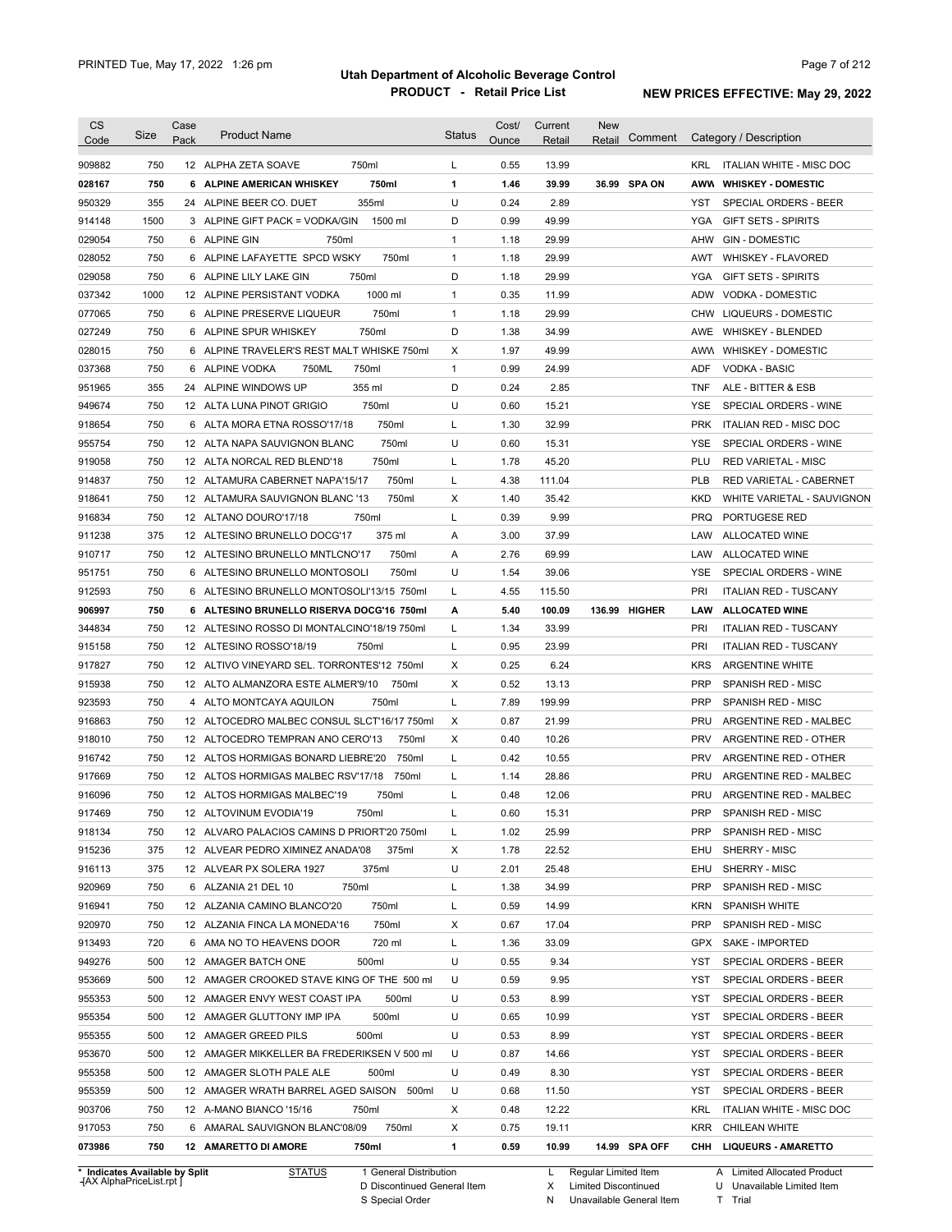# Utah Department of Alcoholic Beverage Control

## PRODUCT - Retail Price List

PRINTED Tue, May 17, 2022 1:26 pm

**NEW PRICES EFFECTIVE: May 29, 2022**

| CS Code | Size | Case Pack | Product Name | Status | Cost/ Ounce | Current Retail | New Retail | Comment | Category / Description |
|---|---|---|---|---|---|---|---|---|---|
| 909882 | 750 | 12 | ALPHA ZETA SOAVE 750ml | L | 0.55 | 13.99 | | | KRL ITALIAN WHITE - MISC DOC |
| **028167** | **750** | **6** | **ALPINE AMERICAN WHISKEY 750ml** | **1** | **1.46** | **39.99** | **36.99** | **SPA ON** | **AWW WHISKEY - DOMESTIC** |
| 950329 | 355 | 24 | ALPINE BEER CO. DUET 355ml | U | 0.24 | 2.89 | | | YST SPECIAL ORDERS - BEER |
| 914148 | 1500 | 3 | ALPINE GIFT PACK = VODKA/GIN 1500 ml | D | 0.99 | 49.99 | | | YGA GIFT SETS - SPIRITS |
| 029054 | 750 | 6 | ALPINE GIN 750ml | 1 | 1.18 | 29.99 | | | AHW GIN - DOMESTIC |
| 028052 | 750 | 6 | ALPINE LAFAYETTE SPCD WSKY 750ml | 1 | 1.18 | 29.99 | | | AWT WHISKEY - FLAVORED |
| 029058 | 750 | 6 | ALPINE LILY LAKE GIN 750ml | D | 1.18 | 29.99 | | | YGA GIFT SETS - SPIRITS |
| 037342 | 1000 | 12 | ALPINE PERSISTANT VODKA 1000 ml | 1 | 0.35 | 11.99 | | | ADW VODKA - DOMESTIC |
| 077065 | 750 | 6 | ALPINE PRESERVE LIQUEUR 750ml | 1 | 1.18 | 29.99 | | | CHW LIQUEURS - DOMESTIC |
| 027249 | 750 | 6 | ALPINE SPUR WHISKEY 750ml | D | 1.38 | 34.99 | | | AWE WHISKEY - BLENDED |
| 028015 | 750 | 6 | ALPINE TRAVELER'S REST MALT WHISKE 750ml | X | 1.97 | 49.99 | | | AWW WHISKEY - DOMESTIC |
| 037368 | 750 | 6 | ALPINE VODKA 750ML 750ml | 1 | 0.99 | 24.99 | | | ADF VODKA - BASIC |
| 951965 | 355 | 24 | ALPINE WINDOWS UP 355 ml | D | 0.24 | 2.85 | | | TNF ALE - BITTER & ESB |
| 949674 | 750 | 12 | ALTA LUNA PINOT GRIGIO 750ml | U | 0.60 | 15.21 | | | YSE SPECIAL ORDERS - WINE |
| 918654 | 750 | 6 | ALTA MORA ETNA ROSSO'17/18 750ml | L | 1.30 | 32.99 | | | PRK ITALIAN RED - MISC DOC |
| 955754 | 750 | 12 | ALTA NAPA SAUVIGNON BLANC 750ml | U | 0.60 | 15.31 | | | YSE SPECIAL ORDERS - WINE |
| 919058 | 750 | 12 | ALTA NORCAL RED BLEND'18 750ml | L | 1.78 | 45.20 | | | PLU RED VARIETAL - MISC |
| 914837 | 750 | 12 | ALTAMURA CABERNET NAPA'15/17 750ml | L | 4.38 | 111.04 | | | PLB RED VARIETAL - CABERNET |
| 918641 | 750 | 12 | ALTAMURA SAUVIGNON BLANC '13 750ml | X | 1.40 | 35.42 | | | KKD WHITE VARIETAL - SAUVIGNON |
| 916834 | 750 | 12 | ALTANO DOURO'17/18 750ml | L | 0.39 | 9.99 | | | PRQ PORTUGESE RED |
| 911238 | 375 | 12 | ALTESINO BRUNELLO DOCG'17 375 ml | A | 3.00 | 37.99 | | | LAW ALLOCATED WINE |
| 910717 | 750 | 12 | ALTESINO BRUNELLO MNTLCNO'17 750ml | A | 2.76 | 69.99 | | | LAW ALLOCATED WINE |
| 951751 | 750 | 6 | ALTESINO BRUNELLO MONTOSOLI 750ml | U | 1.54 | 39.06 | | | YSE SPECIAL ORDERS - WINE |
| 912593 | 750 | 6 | ALTESINO BRUNELLO MONTOSOLI'13/15 750ml | L | 4.55 | 115.50 | | | PRI ITALIAN RED - TUSCANY |
| **906997** | **750** | **6** | **ALTESINO BRUNELLO RISERVA DOCG'16 750ml** | **A** | **5.40** | **100.09** | **136.99** | **HIGHER** | **LAW ALLOCATED WINE** |
| 344834 | 750 | 12 | ALTESINO ROSSO DI MONTALCINO'18/19 750ml | L | 1.34 | 33.99 | | | PRI ITALIAN RED - TUSCANY |
| 915158 | 750 | 12 | ALTESINO ROSSO'18/19 750ml | L | 0.95 | 23.99 | | | PRI ITALIAN RED - TUSCANY |
| 917827 | 750 | 12 | ALTIVO VINEYARD SEL. TORRONTES'12 750ml | X | 0.25 | 6.24 | | | KRS ARGENTINE WHITE |
| 915938 | 750 | 12 | ALTO ALMANZORA ESTE ALMER'9/10 750ml | X | 0.52 | 13.13 | | | PRP SPANISH RED - MISC |
| 923593 | 750 | 4 | ALTO MONTCAYA AQUILON 750ml | L | 7.89 | 199.99 | | | PRP SPANISH RED - MISC |
| 916863 | 750 | 12 | ALTOCEDRO MALBEC CONSUL SLCT'16/17 750ml | X | 0.87 | 21.99 | | | PRU ARGENTINE RED - MALBEC |
| 918010 | 750 | 12 | ALTOCEDRO TEMPRAN ANO CERO'13 750ml | X | 0.40 | 10.26 | | | PRV ARGENTINE RED - OTHER |
| 916742 | 750 | 12 | ALTOS HORMIGAS BONARD LIEBRE'20 750ml | L | 0.42 | 10.55 | | | PRV ARGENTINE RED - OTHER |
| 917669 | 750 | 12 | ALTOS HORMIGAS MALBEC RSV'17/18 750ml | L | 1.14 | 28.86 | | | PRU ARGENTINE RED - MALBEC |
| 916096 | 750 | 12 | ALTOS HORMIGAS MALBEC'19 750ml | L | 0.48 | 12.06 | | | PRU ARGENTINE RED - MALBEC |
| 917469 | 750 | 12 | ALTOVINUM EVODIA'19 750ml | L | 0.60 | 15.31 | | | PRP SPANISH RED - MISC |
| 918134 | 750 | 12 | ALVARO PALACIOS CAMINS D PRIORT'20 750ml | L | 1.02 | 25.99 | | | PRP SPANISH RED - MISC |
| 915236 | 375 | 12 | ALVEAR PEDRO XIMINEZ ANADA'08 375ml | X | 1.78 | 22.52 | | | EHU SHERRY - MISC |
| 916113 | 375 | 12 | ALVEAR PX SOLERA 1927 375ml | U | 2.01 | 25.48 | | | EHU SHERRY - MISC |
| 920969 | 750 | 6 | ALZANIA 21 DEL 10 750ml | L | 1.38 | 34.99 | | | PRP SPANISH RED - MISC |
| 916941 | 750 | 12 | ALZANIA CAMINO BLANCO'20 750ml | L | 0.59 | 14.99 | | | KRN SPANISH WHITE |
| 920970 | 750 | 12 | ALZANIA FINCA LA MONEDA'16 750ml | X | 0.67 | 17.04 | | | PRP SPANISH RED - MISC |
| 913493 | 720 | 6 | AMA NO TO HEAVENS DOOR 720 ml | L | 1.36 | 33.09 | | | GPX SAKE - IMPORTED |
| 949276 | 500 | 12 | AMAGER BATCH ONE 500ml | U | 0.55 | 9.34 | | | YST SPECIAL ORDERS - BEER |
| 953669 | 500 | 12 | AMAGER CROOKED STAVE KING OF THE 500 ml | U | 0.59 | 9.95 | | | YST SPECIAL ORDERS - BEER |
| 955353 | 500 | 12 | AMAGER ENVY WEST COAST IPA 500ml | U | 0.53 | 8.99 | | | YST SPECIAL ORDERS - BEER |
| 955354 | 500 | 12 | AMAGER GLUTTONY IMP IPA 500ml | U | 0.65 | 10.99 | | | YST SPECIAL ORDERS - BEER |
| 955355 | 500 | 12 | AMAGER GREED PILS 500ml | U | 0.53 | 8.99 | | | YST SPECIAL ORDERS - BEER |
| 953670 | 500 | 12 | AMAGER MIKKELLER BA FREDERIKSEN V 500 ml | U | 0.87 | 14.66 | | | YST SPECIAL ORDERS - BEER |
| 955358 | 500 | 12 | AMAGER SLOTH PALE ALE 500ml | U | 0.49 | 8.30 | | | YST SPECIAL ORDERS - BEER |
| 955359 | 500 | 12 | AMAGER WRATH BARREL AGED SAISON 500ml | U | 0.68 | 11.50 | | | YST SPECIAL ORDERS - BEER |
| 903706 | 750 | 12 | A-MANO BIANCO '15/16 750ml | X | 0.48 | 12.22 | | | KRL ITALIAN WHITE - MISC DOC |
| 917053 | 750 | 6 | AMARAL SAUVIGNON BLANC'08/09 750ml | X | 0.75 | 19.11 | | | KRR CHILEAN WHITE |
| **073986** | **750** | **12** | **AMARETTO DI AMORE 750ml** | **1** | **0.59** | **10.99** | **14.99** | **SPA OFF** | **CHH LIQUEURS - AMARETTO** |

\* Indicates Available by Split

STATUS: 1 General Distribution; D Discontinued General Item; S Special Order; L Regular Limited Item; X Limited Discontinued; N Unavailable General Item; A Limited Allocated Product; U Unavailable Limited Item; T Trial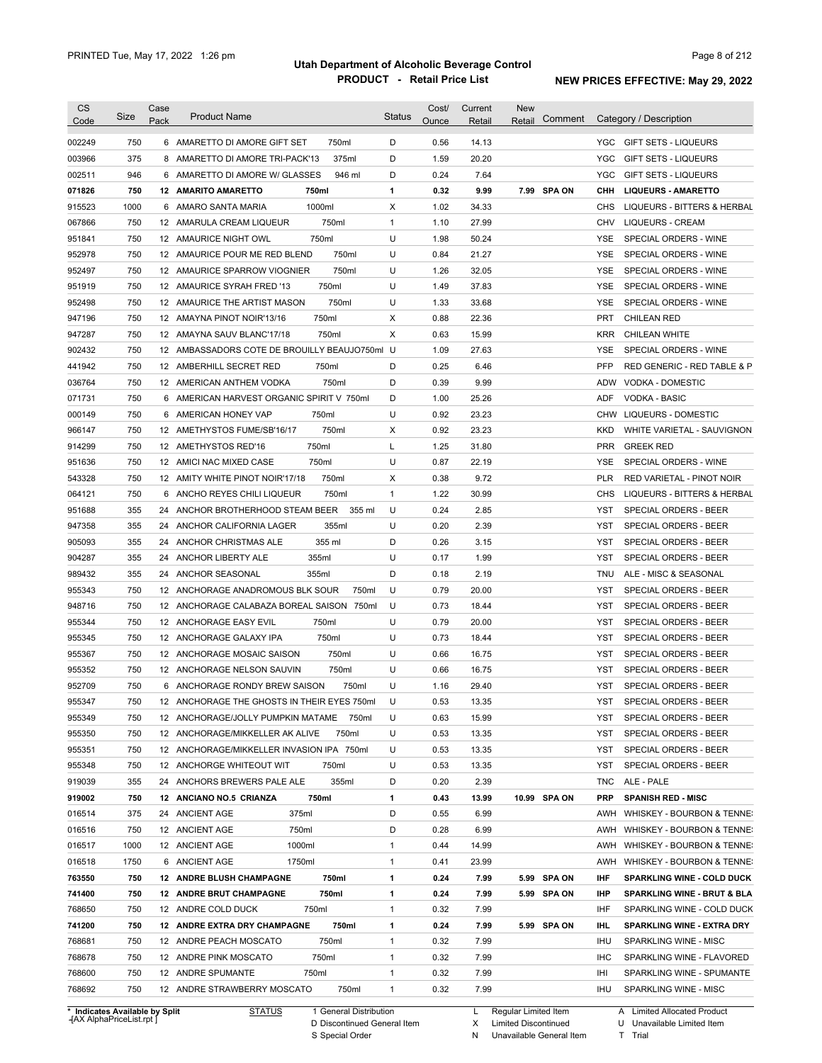# Utah Department of Alcoholic Beverage Control

## PRODUCT - Retail Price List

PRINTED Tue, May 17, 2022 1:26 pm

**NEW PRICES EFFECTIVE: May 29, 2022**

| CS Code | Size | Case Pack | Product Name | Status | Cost/ Ounce | Current Retail | New Retail | Comment | Category / Description |
|---|---|---|---|---|---|---|---|---|---|
| 002249 | 750 | 6 | AMARETTO DI AMORE GIFT SET 750ml | D | 0.56 | 14.13 | | | YGC GIFT SETS - LIQUEURS |
| 003966 | 375 | 8 | AMARETTO DI AMORE TRI-PACK'13 375ml | D | 1.59 | 20.20 | | | YGC GIFT SETS - LIQUEURS |
| 002511 | 946 | 6 | AMARETTO DI AMORE W/ GLASSES 946 ml | D | 0.24 | 7.64 | | | YGC GIFT SETS - LIQUEURS |
| **071826** | **750** | **12** | **AMARITO AMARETTO 750ml** | **1** | **0.32** | **9.99** | **7.99** | **SPA ON** | **CHH LIQUEURS - AMARETTO** |
| 915523 | 1000 | 6 | AMARO SANTA MARIA 1000ml | X | 1.02 | 34.33 | | | CHS LIQUEURS - BITTERS & HERBAL |
| 067866 | 750 | 12 | AMARULA CREAM LIQUEUR 750ml | 1 | 1.10 | 27.99 | | | CHV LIQUEURS - CREAM |
| 951841 | 750 | 12 | AMAURICE NIGHT OWL 750ml | U | 1.98 | 50.24 | | | YSE SPECIAL ORDERS - WINE |
| 952978 | 750 | 12 | AMAURICE POUR ME RED BLEND 750ml | U | 0.84 | 21.27 | | | YSE SPECIAL ORDERS - WINE |
| 952497 | 750 | 12 | AMAURICE SPARROW VIOGNIER 750ml | U | 1.26 | 32.05 | | | YSE SPECIAL ORDERS - WINE |
| 951919 | 750 | 12 | AMAURICE SYRAH FRED '13 750ml | U | 1.49 | 37.83 | | | YSE SPECIAL ORDERS - WINE |
| 952498 | 750 | 12 | AMAURICE THE ARTIST MASON 750ml | U | 1.33 | 33.68 | | | YSE SPECIAL ORDERS - WINE |
| 947196 | 750 | 12 | AMAYNA PINOT NOIR'13/16 750ml | X | 0.88 | 22.36 | | | PRT CHILEAN RED |
| 947287 | 750 | 12 | AMAYNA SAUV BLANC'17/18 750ml | X | 0.63 | 15.99 | | | KRR CHILEAN WHITE |
| 902432 | 750 | 12 | AMBASSADORS COTE DE BROUILLY BEAUJO750ml | U | 1.09 | 27.63 | | | YSE SPECIAL ORDERS - WINE |
| 441942 | 750 | 12 | AMBERHILL SECRET RED 750ml | D | 0.25 | 6.46 | | | PFP RED GENERIC - RED TABLE & P |
| 036764 | 750 | 12 | AMERICAN ANTHEM VODKA 750ml | D | 0.39 | 9.99 | | | ADW VODKA - DOMESTIC |
| 071731 | 750 | 6 | AMERICAN HARVEST ORGANIC SPIRIT V 750ml | D | 1.00 | 25.26 | | | ADF VODKA - BASIC |
| 000149 | 750 | 6 | AMERICAN HONEY VAP 750ml | U | 0.92 | 23.23 | | | CHW LIQUEURS - DOMESTIC |
| 966147 | 750 | 12 | AMETHYSTOS FUME/SB'16/17 750ml | X | 0.92 | 23.23 | | | KKD WHITE VARIETAL - SAUVIGNON |
| 914299 | 750 | 12 | AMETHYSTOS RED'16 750ml | L | 1.25 | 31.80 | | | PRR GREEK RED |
| 951636 | 750 | 12 | AMICI NAC MIXED CASE 750ml | U | 0.87 | 22.19 | | | YSE SPECIAL ORDERS - WINE |
| 543328 | 750 | 12 | AMITY WHITE PINOT NOIR'17/18 750ml | X | 0.38 | 9.72 | | | PLR RED VARIETAL - PINOT NOIR |
| 064121 | 750 | 6 | ANCHO REYES CHILI LIQUEUR 750ml | 1 | 1.22 | 30.99 | | | CHS LIQUEURS - BITTERS & HERBAL |
| 951688 | 355 | 24 | ANCHOR BROTHERHOOD STEAM BEER 355 ml | U | 0.24 | 2.85 | | | YST SPECIAL ORDERS - BEER |
| 947358 | 355 | 24 | ANCHOR CALIFORNIA LAGER 355ml | U | 0.20 | 2.39 | | | YST SPECIAL ORDERS - BEER |
| 905093 | 355 | 24 | ANCHOR CHRISTMAS ALE 355 ml | D | 0.26 | 3.15 | | | YST SPECIAL ORDERS - BEER |
| 904287 | 355 | 24 | ANCHOR LIBERTY ALE 355ml | U | 0.17 | 1.99 | | | YST SPECIAL ORDERS - BEER |
| 989432 | 355 | 24 | ANCHOR SEASONAL 355ml | D | 0.18 | 2.19 | | | TNU ALE - MISC & SEASONAL |
| 955343 | 750 | 12 | ANCHORAGE ANADROMOUS BLK SOUR 750ml | U | 0.79 | 20.00 | | | YST SPECIAL ORDERS - BEER |
| 948716 | 750 | 12 | ANCHORAGE CALABAZA BOREAL SAISON 750ml | U | 0.73 | 18.44 | | | YST SPECIAL ORDERS - BEER |
| 955344 | 750 | 12 | ANCHORAGE EASY EVIL 750ml | U | 0.79 | 20.00 | | | YST SPECIAL ORDERS - BEER |
| 955345 | 750 | 12 | ANCHORAGE GALAXY IPA 750ml | U | 0.73 | 18.44 | | | YST SPECIAL ORDERS - BEER |
| 955367 | 750 | 12 | ANCHORAGE MOSAIC SAISON 750ml | U | 0.66 | 16.75 | | | YST SPECIAL ORDERS - BEER |
| 955352 | 750 | 12 | ANCHORAGE NELSON SAUVIN 750ml | U | 0.66 | 16.75 | | | YST SPECIAL ORDERS - BEER |
| 952709 | 750 | 6 | ANCHORAGE RONDY BREW SAISON 750ml | U | 1.16 | 29.40 | | | YST SPECIAL ORDERS - BEER |
| 955347 | 750 | 12 | ANCHORAGE THE GHOSTS IN THEIR EYES 750ml | U | 0.53 | 13.35 | | | YST SPECIAL ORDERS - BEER |
| 955349 | 750 | 12 | ANCHORAGE/JOLLY PUMPKIN MATAME 750ml | U | 0.63 | 15.99 | | | YST SPECIAL ORDERS - BEER |
| 955350 | 750 | 12 | ANCHORAGE/MIKKELLER AK ALIVE 750ml | U | 0.53 | 13.35 | | | YST SPECIAL ORDERS - BEER |
| 955351 | 750 | 12 | ANCHORAGE/MIKKELLER INVASION IPA 750ml | U | 0.53 | 13.35 | | | YST SPECIAL ORDERS - BEER |
| 955348 | 750 | 12 | ANCHORGE WHITEOUT WIT 750ml | U | 0.53 | 13.35 | | | YST SPECIAL ORDERS - BEER |
| 919039 | 355 | 24 | ANCHORS BREWERS PALE ALE 355ml | D | 0.20 | 2.39 | | | TNC ALE - PALE |
| **919002** | **750** | **12** | **ANCIANO NO.5 CRIANZA 750ml** | **1** | **0.43** | **13.99** | **10.99** | **SPA ON** | **PRP SPANISH RED - MISC** |
| 016514 | 375 | 24 | ANCIENT AGE 375ml | D | 0.55 | 6.99 | | | AWH WHISKEY - BOURBON & TENNE: |
| 016516 | 750 | 12 | ANCIENT AGE 750ml | D | 0.28 | 6.99 | | | AWH WHISKEY - BOURBON & TENNE: |
| 016517 | 1000 | 12 | ANCIENT AGE 1000ml | 1 | 0.44 | 14.99 | | | AWH WHISKEY - BOURBON & TENNE: |
| 016518 | 1750 | 6 | ANCIENT AGE 1750ml | 1 | 0.41 | 23.99 | | | AWH WHISKEY - BOURBON & TENNE: |
| **763550** | **750** | **12** | **ANDRE BLUSH CHAMPAGNE 750ml** | **1** | **0.24** | **7.99** | **5.99** | **SPA ON** | **IHF SPARKLING WINE - COLD DUCK** |
| **741400** | **750** | **12** | **ANDRE BRUT CHAMPAGNE 750ml** | **1** | **0.24** | **7.99** | **5.99** | **SPA ON** | **IHP SPARKLING WINE - BRUT & BLA** |
| 768650 | 750 | 12 | ANDRE COLD DUCK 750ml | 1 | 0.32 | 7.99 | | | IHF SPARKLING WINE - COLD DUCK |
| **741200** | **750** | **12** | **ANDRE EXTRA DRY CHAMPAGNE 750ml** | **1** | **0.24** | **7.99** | **5.99** | **SPA ON** | **IHL SPARKLING WINE - EXTRA DRY** |
| 768681 | 750 | 12 | ANDRE PEACH MOSCATO 750ml | 1 | 0.32 | 7.99 | | | IHU SPARKLING WINE - MISC |
| 768678 | 750 | 12 | ANDRE PINK MOSCATO 750ml | 1 | 0.32 | 7.99 | | | IHC SPARKLING WINE - FLAVORED |
| 768600 | 750 | 12 | ANDRE SPUMANTE 750ml | 1 | 0.32 | 7.99 | | | IHI SPARKLING WINE - SPUMANTE |
| 768692 | 750 | 12 | ANDRE STRAWBERRY MOSCATO 750ml | 1 | 0.32 | 7.99 | | | IHU SPARKLING WINE - MISC |

\* Indicates Available by Split

STATUS: 1 General Distribution; D Discontinued General Item; S Special Order; L Regular Limited Item; X Limited Discontinued; N Unavailable General Item; A Limited Allocated Product; U Unavailable Limited Item; T Trial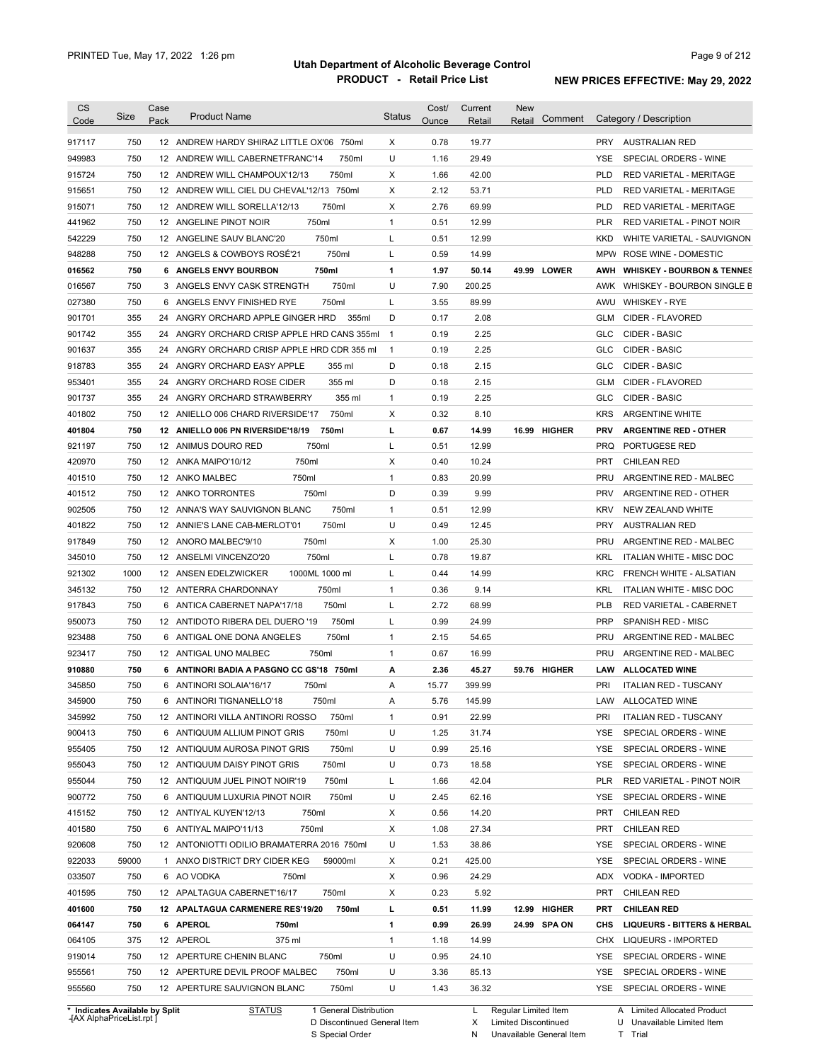# Utah Department of Alcoholic Beverage Control

## PRODUCT - Retail Price List

PRINTED Tue, May 17, 2022 1:26 pm

**NEW PRICES EFFECTIVE: May 29, 2022**

| CS Code | Size | Case Pack | Product Name | Status | Cost/ Ounce | Current Retail | New Retail | Comment | Category / Description |
|---|---|---|---|---|---|---|---|---|---|
| 917117 | 750 | 12 | ANDREW HARDY SHIRAZ LITTLE OX'06 750ml | X | 0.78 | 19.77 | | | PRY AUSTRALIAN RED |
| 949983 | 750 | 12 | ANDREW WILL CABERNETFRANC'14 750ml | U | 1.16 | 29.49 | | | YSE SPECIAL ORDERS - WINE |
| 915724 | 750 | 12 | ANDREW WILL CHAMPOUX'12/13 750ml | X | 1.66 | 42.00 | | | PLD RED VARIETAL - MERITAGE |
| 915651 | 750 | 12 | ANDREW WILL CIEL DU CHEVAL'12/13 750ml | X | 2.12 | 53.71 | | | PLD RED VARIETAL - MERITAGE |
| 915071 | 750 | 12 | ANDREW WILL SORELLA'12/13 750ml | X | 2.76 | 69.99 | | | PLD RED VARIETAL - MERITAGE |
| 441962 | 750 | 12 | ANGELINE PINOT NOIR 750ml | 1 | 0.51 | 12.99 | | | PLR RED VARIETAL - PINOT NOIR |
| 542229 | 750 | 12 | ANGELINE SAUV BLANC'20 750ml | L | 0.51 | 12.99 | | | KKD WHITE VARIETAL - SAUVIGNON |
| 948288 | 750 | 12 | ANGELS & COWBOYS ROSÉ'21 750ml | L | 0.59 | 14.99 | | | MPW ROSE WINE - DOMESTIC |
| **016562** | **750** | **6** | **ANGELS ENVY BOURBON 750ml** | **1** | **1.97** | **50.14** | **49.99** | **LOWER** | **AWH WHISKEY - BOURBON & TENNES** |
| 016567 | 750 | 3 | ANGELS ENVY CASK STRENGTH 750ml | U | 7.90 | 200.25 | | | AWK WHISKEY - BOURBON SINGLE B |
| 027380 | 750 | 6 | ANGELS ENVY FINISHED RYE 750ml | L | 3.55 | 89.99 | | | AWU WHISKEY - RYE |
| 901701 | 355 | 24 | ANGRY ORCHARD APPLE GINGER HRD 355ml | D | 0.17 | 2.08 | | | GLM CIDER - FLAVORED |
| 901742 | 355 | 24 | ANGRY ORCHARD CRISP APPLE HRD CANS 355ml | 1 | 0.19 | 2.25 | | | GLC CIDER - BASIC |
| 901637 | 355 | 24 | ANGRY ORCHARD CRISP APPLE HRD CDR 355 ml | 1 | 0.19 | 2.25 | | | GLC CIDER - BASIC |
| 918783 | 355 | 24 | ANGRY ORCHARD EASY APPLE 355 ml | D | 0.18 | 2.15 | | | GLC CIDER - BASIC |
| 953401 | 355 | 24 | ANGRY ORCHARD ROSE CIDER 355 ml | D | 0.18 | 2.15 | | | GLM CIDER - FLAVORED |
| 901737 | 355 | 24 | ANGRY ORCHARD STRAWBERRY 355 ml | 1 | 0.19 | 2.25 | | | GLC CIDER - BASIC |
| 401802 | 750 | 12 | ANIELLO 006 CHARD RIVERSIDE'17 750ml | X | 0.32 | 8.10 | | | KRS ARGENTINE WHITE |
| **401804** | **750** | **12** | **ANIELLO 006 PN RIVERSIDE'18/19 750ml** | **L** | **0.67** | **14.99** | **16.99** | **HIGHER** | **PRV ARGENTINE RED - OTHER** |
| 921197 | 750 | 12 | ANIMUS DOURO RED 750ml | L | 0.51 | 12.99 | | | PRQ PORTUGESE RED |
| 420970 | 750 | 12 | ANKA MAIPO'10/12 750ml | X | 0.40 | 10.24 | | | PRT CHILEAN RED |
| 401510 | 750 | 12 | ANKO MALBEC 750ml | 1 | 0.83 | 20.99 | | | PRU ARGENTINE RED - MALBEC |
| 401512 | 750 | 12 | ANKO TORRONTES 750ml | D | 0.39 | 9.99 | | | PRV ARGENTINE RED - OTHER |
| 902505 | 750 | 12 | ANNA'S WAY SAUVIGNON BLANC 750ml | 1 | 0.51 | 12.99 | | | KRV NEW ZEALAND WHITE |
| 401822 | 750 | 12 | ANNIE'S LANE CAB-MERLOT'01 750ml | U | 0.49 | 12.45 | | | PRY AUSTRALIAN RED |
| 917849 | 750 | 12 | ANORO MALBEC'9/10 750ml | X | 1.00 | 25.30 | | | PRU ARGENTINE RED - MALBEC |
| 345010 | 750 | 12 | ANSELMI VINCENZO'20 750ml | L | 0.78 | 19.87 | | | KRL ITALIAN WHITE - MISC DOC |
| 921302 | 1000 | 12 | ANSEN EDELZWICKER 1000ML 1000 ml | L | 0.44 | 14.99 | | | KRC FRENCH WHITE - ALSATIAN |
| 345132 | 750 | 12 | ANTERRA CHARDONNAY 750ml | 1 | 0.36 | 9.14 | | | KRL ITALIAN WHITE - MISC DOC |
| 917843 | 750 | 6 | ANTICA CABERNET NAPA'17/18 750ml | L | 2.72 | 68.99 | | | PLB RED VARIETAL - CABERNET |
| 950073 | 750 | 12 | ANTIDOTO RIBERA DEL DUERO '19 750ml | L | 0.99 | 24.99 | | | PRP SPANISH RED - MISC |
| 923488 | 750 | 6 | ANTIGAL ONE DONA ANGELES 750ml | 1 | 2.15 | 54.65 | | | PRU ARGENTINE RED - MALBEC |
| 923417 | 750 | 12 | ANTIGAL UNO MALBEC 750ml | 1 | 0.67 | 16.99 | | | PRU ARGENTINE RED - MALBEC |
| **910880** | **750** | **6** | **ANTINORI BADIA A PASGNO CC GS'18 750ml** | **A** | **2.36** | **45.27** | **59.76** | **HIGHER** | **LAW ALLOCATED WINE** |
| 345850 | 750 | 6 | ANTINORI SOLAIA'16/17 750ml | A | 15.77 | 399.99 | | | PRI ITALIAN RED - TUSCANY |
| 345900 | 750 | 6 | ANTINORI TIGNANELLO'18 750ml | A | 5.76 | 145.99 | | | LAW ALLOCATED WINE |
| 345992 | 750 | 12 | ANTINORI VILLA ANTINORI ROSSO 750ml | 1 | 0.91 | 22.99 | | | PRI ITALIAN RED - TUSCANY |
| 900413 | 750 | 6 | ANTIQUUM ALLIUM PINOT GRIS 750ml | U | 1.25 | 31.74 | | | YSE SPECIAL ORDERS - WINE |
| 955405 | 750 | 12 | ANTIQUUM AUROSA PINOT GRIS 750ml | U | 0.99 | 25.16 | | | YSE SPECIAL ORDERS - WINE |
| 955043 | 750 | 12 | ANTIQUUM DAISY PINOT GRIS 750ml | U | 0.73 | 18.58 | | | YSE SPECIAL ORDERS - WINE |
| 955044 | 750 | 12 | ANTIQUUM JUEL PINOT NOIR'19 750ml | L | 1.66 | 42.04 | | | PLR RED VARIETAL - PINOT NOIR |
| 900772 | 750 | 6 | ANTIQUUM LUXURIA PINOT NOIR 750ml | U | 2.45 | 62.16 | | | YSE SPECIAL ORDERS - WINE |
| 415152 | 750 | 12 | ANTIYAL KUYEN'12/13 750ml | X | 0.56 | 14.20 | | | PRT CHILEAN RED |
| 401580 | 750 | 6 | ANTIYAL MAIPO'11/13 750ml | X | 1.08 | 27.34 | | | PRT CHILEAN RED |
| 920608 | 750 | 12 | ANTONIOTTI ODILIO BRAMATERRA 2016 750ml | U | 1.53 | 38.86 | | | YSE SPECIAL ORDERS - WINE |
| 922033 | 59000 | 1 | ANXO DISTRICT DRY CIDER KEG 59000ml | X | 0.21 | 425.00 | | | YSE SPECIAL ORDERS - WINE |
| 033507 | 750 | 6 | AO VODKA 750ml | X | 0.96 | 24.29 | | | ADX VODKA - IMPORTED |
| 401595 | 750 | 12 | APALTAGUA CABERNET'16/17 750ml | X | 0.23 | 5.92 | | | PRT CHILEAN RED |
| **401600** | **750** | **12** | **APALTAGUA CARMENERE RES'19/20 750ml** | **L** | **0.51** | **11.99** | **12.99** | **HIGHER** | **PRT CHILEAN RED** |
| **064147** | **750** | **6** | **APEROL 750ml** | **1** | **0.99** | **26.99** | **24.99** | **SPA ON** | **CHS LIQUEURS - BITTERS & HERBAL** |
| 064105 | 375 | 12 | APEROL 375 ml | 1 | 1.18 | 14.99 | | | CHX LIQUEURS - IMPORTED |
| 919014 | 750 | 12 | APERTURE CHENIN BLANC 750ml | U | 0.95 | 24.10 | | | YSE SPECIAL ORDERS - WINE |
| 955561 | 750 | 12 | APERTURE DEVIL PROOF MALBEC 750ml | U | 3.36 | 85.13 | | | YSE SPECIAL ORDERS - WINE |
| 955560 | 750 | 12 | APERTURE SAUVIGNON BLANC 750ml | U | 1.43 | 36.32 | | | YSE SPECIAL ORDERS - WINE |

\* Indicates Available by Split

STATUS: 1 General Distribution; D Discontinued General Item; S Special Order; L Regular Limited Item; X Limited Discontinued; N Unavailable General Item; A Limited Allocated Product; U Unavailable Limited Item; T Trial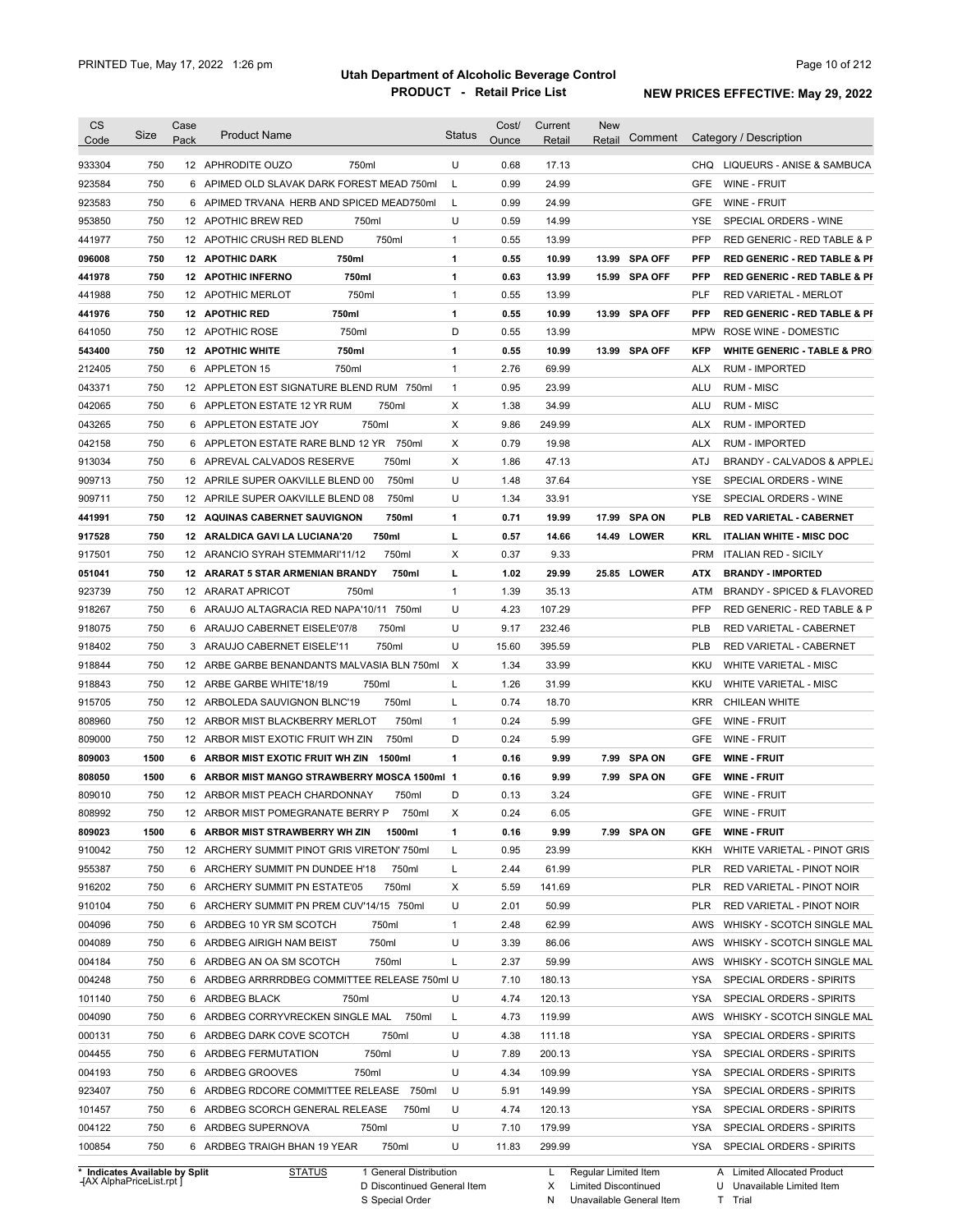# Utah Department of Alcoholic Beverage Control

## PRODUCT - Retail Price List

PRINTED Tue, May 17, 2022 1:26 pm

**NEW PRICES EFFECTIVE: May 29, 2022**

| CS Code | Size | Case Pack | Product Name | Status | Cost/ Ounce | Current Retail | New Retail | Comment | Category / Description |
|---|---|---|---|---|---|---|---|---|---|
| 933304 | 750 | 12 | APHRODITE OUZO 750ml | U | 0.68 | 17.13 | | | CHQ LIQUEURS - ANISE & SAMBUCA |
| 923584 | 750 | 6 | APIMED OLD SLAVAK DARK FOREST MEAD 750ml | L | 0.99 | 24.99 | | | GFE WINE - FRUIT |
| 923583 | 750 | 6 | APIMED TRVANA HERB AND SPICED MEAD750ml | L | 0.99 | 24.99 | | | GFE WINE - FRUIT |
| 953850 | 750 | 12 | APOTHIC BREW RED 750ml | U | 0.59 | 14.99 | | | YSE SPECIAL ORDERS - WINE |
| 441977 | 750 | 12 | APOTHIC CRUSH RED BLEND 750ml | 1 | 0.55 | 13.99 | | | PFP RED GENERIC - RED TABLE & P |
| **096008** | **750** | **12** | **APOTHIC DARK 750ml** | **1** | **0.55** | **10.99** | **13.99** | **SPA OFF** | **PFP RED GENERIC - RED TABLE & PI** |
| **441978** | **750** | **12** | **APOTHIC INFERNO 750ml** | **1** | **0.63** | **13.99** | **15.99** | **SPA OFF** | **PFP RED GENERIC - RED TABLE & PI** |
| 441988 | 750 | 12 | APOTHIC MERLOT 750ml | 1 | 0.55 | 13.99 | | | PLF RED VARIETAL - MERLOT |
| **441976** | **750** | **12** | **APOTHIC RED 750ml** | **1** | **0.55** | **10.99** | **13.99** | **SPA OFF** | **PFP RED GENERIC - RED TABLE & PI** |
| 641050 | 750 | 12 | APOTHIC ROSE 750ml | D | 0.55 | 13.99 | | | MPW ROSE WINE - DOMESTIC |
| **543400** | **750** | **12** | **APOTHIC WHITE 750ml** | **1** | **0.55** | **10.99** | **13.99** | **SPA OFF** | **KFP WHITE GENERIC - TABLE & PRO** |
| 212405 | 750 | 6 | APPLETON 15 750ml | 1 | 2.76 | 69.99 | | | ALX RUM - IMPORTED |
| 043371 | 750 | 12 | APPLETON EST SIGNATURE BLEND RUM 750ml | 1 | 0.95 | 23.99 | | | ALU RUM - MISC |
| 042065 | 750 | 6 | APPLETON ESTATE 12 YR RUM 750ml | X | 1.38 | 34.99 | | | ALU RUM - MISC |
| 043265 | 750 | 6 | APPLETON ESTATE JOY 750ml | X | 9.86 | 249.99 | | | ALX RUM - IMPORTED |
| 042158 | 750 | 6 | APPLETON ESTATE RARE BLND 12 YR 750ml | X | 0.79 | 19.98 | | | ALX RUM - IMPORTED |
| 913034 | 750 | 6 | APREVAL CALVADOS RESERVE 750ml | X | 1.86 | 47.13 | | | ATJ BRANDY - CALVADOS & APPLEJ |
| 909713 | 750 | 12 | APRILE SUPER OAKVILLE BLEND 00 750ml | U | 1.48 | 37.64 | | | YSE SPECIAL ORDERS - WINE |
| 909711 | 750 | 12 | APRILE SUPER OAKVILLE BLEND 08 750ml | U | 1.34 | 33.91 | | | YSE SPECIAL ORDERS - WINE |
| **441991** | **750** | **12** | **AQUINAS CABERNET SAUVIGNON 750ml** | **1** | **0.71** | **19.99** | **17.99** | **SPA ON** | **PLB RED VARIETAL - CABERNET** |
| **917528** | **750** | **12** | **ARALDICA GAVI LA LUCIANA'20 750ml** | **L** | **0.57** | **14.66** | **14.49** | **LOWER** | **KRL ITALIAN WHITE - MISC DOC** |
| 917501 | 750 | 12 | ARANCIO SYRAH STEMMARI'11/12 750ml | X | 0.37 | 9.33 | | | PRM ITALIAN RED - SICILY |
| **051041** | **750** | **12** | **ARARAT 5 STAR ARMENIAN BRANDY 750ml** | **L** | **1.02** | **29.99** | **25.85** | **LOWER** | **ATX BRANDY - IMPORTED** |
| 923739 | 750 | 12 | ARARAT APRICOT 750ml | 1 | 1.39 | 35.13 | | | ATM BRANDY - SPICED & FLAVORED |
| 918267 | 750 | 6 | ARAUJO ALTAGRACIA RED NAPA'10/11 750ml | U | 4.23 | 107.29 | | | PFP RED GENERIC - RED TABLE & P |
| 918075 | 750 | 6 | ARAUJO CABERNET EISELE'07/8 750ml | U | 9.17 | 232.46 | | | PLB RED VARIETAL - CABERNET |
| 918402 | 750 | 3 | ARAUJO CABERNET EISELE'11 750ml | U | 15.60 | 395.59 | | | PLB RED VARIETAL - CABERNET |
| 918844 | 750 | 12 | ARBE GARBE BENANDANTS MALVASIA BLN 750ml | X | 1.34 | 33.99 | | | KKU WHITE VARIETAL - MISC |
| 918843 | 750 | 12 | ARBE GARBE WHITE'18/19 750ml | L | 1.26 | 31.99 | | | KKU WHITE VARIETAL - MISC |
| 915705 | 750 | 12 | ARBOLEDA SAUVIGNON BLNC'19 750ml | L | 0.74 | 18.70 | | | KRR CHILEAN WHITE |
| 808960 | 750 | 12 | ARBOR MIST BLACKBERRY MERLOT 750ml | 1 | 0.24 | 5.99 | | | GFE WINE - FRUIT |
| 809000 | 750 | 12 | ARBOR MIST EXOTIC FRUIT WH ZIN 750ml | D | 0.24 | 5.99 | | | GFE WINE - FRUIT |
| **809003** | **1500** | **6** | **ARBOR MIST EXOTIC FRUIT WH ZIN 1500ml** | **1** | **0.16** | **9.99** | **7.99** | **SPA ON** | **GFE WINE - FRUIT** |
| **808050** | **1500** | **6** | **ARBOR MIST MANGO STRAWBERRY MOSCA 1500ml** | **1** | **0.16** | **9.99** | **7.99** | **SPA ON** | **GFE WINE - FRUIT** |
| 809010 | 750 | 12 | ARBOR MIST PEACH CHARDONNAY 750ml | D | 0.13 | 3.24 | | | GFE WINE - FRUIT |
| 808992 | 750 | 12 | ARBOR MIST POMEGRANATE BERRY P 750ml | X | 0.24 | 6.05 | | | GFE WINE - FRUIT |
| **809023** | **1500** | **6** | **ARBOR MIST STRAWBERRY WH ZIN 1500ml** | **1** | **0.16** | **9.99** | **7.99** | **SPA ON** | **GFE WINE - FRUIT** |
| 910042 | 750 | 12 | ARCHERY SUMMIT PINOT GRIS VIRETON' 750ml | L | 0.95 | 23.99 | | | KKH WHITE VARIETAL - PINOT GRIS |
| 955387 | 750 | 6 | ARCHERY SUMMIT PN DUNDEE H'18 750ml | L | 2.44 | 61.99 | | | PLR RED VARIETAL - PINOT NOIR |
| 916202 | 750 | 6 | ARCHERY SUMMIT PN ESTATE'05 750ml | X | 5.59 | 141.69 | | | PLR RED VARIETAL - PINOT NOIR |
| 910104 | 750 | 6 | ARCHERY SUMMIT PN PREM CUV'14/15 750ml | U | 2.01 | 50.99 | | | PLR RED VARIETAL - PINOT NOIR |
| 004096 | 750 | 6 | ARDBEG 10 YR SM SCOTCH 750ml | 1 | 2.48 | 62.99 | | | AWS WHISKY - SCOTCH SINGLE MAL |
| 004089 | 750 | 6 | ARDBEG AIRIGH NAM BEIST 750ml | U | 3.39 | 86.06 | | | AWS WHISKY - SCOTCH SINGLE MAL |
| 004184 | 750 | 6 | ARDBEG AN OA SM SCOTCH 750ml | L | 2.37 | 59.99 | | | AWS WHISKY - SCOTCH SINGLE MAL |
| 004248 | 750 | 6 | ARDBEG ARRRRDBEG COMMITTEE RELEASE 750ml | U | 7.10 | 180.13 | | | YSA SPECIAL ORDERS - SPIRITS |
| 101140 | 750 | 6 | ARDBEG BLACK 750ml | U | 4.74 | 120.13 | | | YSA SPECIAL ORDERS - SPIRITS |
| 004090 | 750 | 6 | ARDBEG CORRYVRECKEN SINGLE MAL 750ml | L | 4.73 | 119.99 | | | AWS WHISKY - SCOTCH SINGLE MAL |
| 000131 | 750 | 6 | ARDBEG DARK COVE SCOTCH 750ml | U | 4.38 | 111.18 | | | YSA SPECIAL ORDERS - SPIRITS |
| 004455 | 750 | 6 | ARDBEG FERMUTATION 750ml | U | 7.89 | 200.13 | | | YSA SPECIAL ORDERS - SPIRITS |
| 004193 | 750 | 6 | ARDBEG GROOVES 750ml | U | 4.34 | 109.99 | | | YSA SPECIAL ORDERS - SPIRITS |
| 923407 | 750 | 6 | ARDBEG RDCORE COMMITTEE RELEASE 750ml | U | 5.91 | 149.99 | | | YSA SPECIAL ORDERS - SPIRITS |
| 101457 | 750 | 6 | ARDBEG SCORCH GENERAL RELEASE 750ml | U | 4.74 | 120.13 | | | YSA SPECIAL ORDERS - SPIRITS |
| 004122 | 750 | 6 | ARDBEG SUPERNOVA 750ml | U | 7.10 | 179.99 | | | YSA SPECIAL ORDERS - SPIRITS |
| 100854 | 750 | 6 | ARDBEG TRAIGH BHAN 19 YEAR 750ml | U | 11.83 | 299.99 | | | YSA SPECIAL ORDERS - SPIRITS |

\* Indicates Available by Split

| STATUS | | | |
|---|---|---|---|
| 1 General Distribution | L Regular Limited Item | A Limited Allocated Product | |
| D Discontinued General Item | X Limited Discontinued | U Unavailable Limited Item | |
| S Special Order | N Unavailable General Item | T Trial | |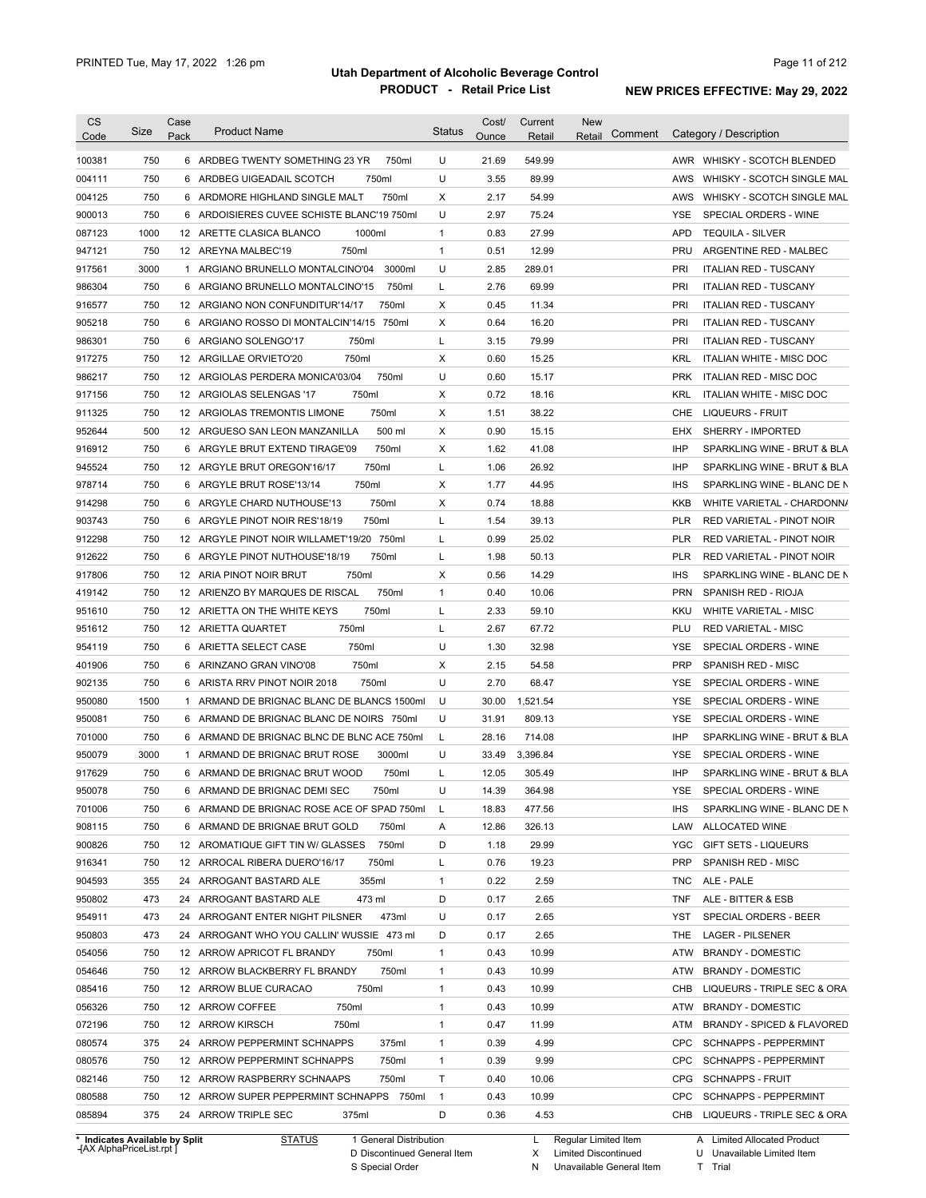# Utah Department of Alcoholic Beverage Control

## PRODUCT - Retail Price List

PRINTED Tue, May 17, 2022 1:26 pm

**NEW PRICES EFFECTIVE: May 29, 2022**

| CS Code | Size | Case Pack | Product Name | Status | Cost/ Ounce | Current Retail | New Retail | Comment | Category / Description |
|---|---|---|---|---|---|---|---|---|---|
| 100381 | 750 | 6 | ARDBEG TWENTY SOMETHING 23 YR 750ml | U | 21.69 | 549.99 | | | AWR WHISKY - SCOTCH BLENDED |
| 004111 | 750 | 6 | ARDBEG UIGEADAIL SCOTCH 750ml | U | 3.55 | 89.99 | | | AWS WHISKY - SCOTCH SINGLE MAL |
| 004125 | 750 | 6 | ARDMORE HIGHLAND SINGLE MALT 750ml | X | 2.17 | 54.99 | | | AWS WHISKY - SCOTCH SINGLE MAL |
| 900013 | 750 | 6 | ARDOISIERES CUVEE SCHISTE BLANC'19 750ml | U | 2.97 | 75.24 | | | YSE SPECIAL ORDERS - WINE |
| 087123 | 1000 | 12 | ARETTE CLASICA BLANCO 1000ml | 1 | 0.83 | 27.99 | | | APD TEQUILA - SILVER |
| 947121 | 750 | 12 | AREYNA MALBEC'19 750ml | 1 | 0.51 | 12.99 | | | PRU ARGENTINE RED - MALBEC |
| 917561 | 3000 | 1 | ARGIANO BRUNELLO MONTALCINO'04 3000ml | U | 2.85 | 289.01 | | | PRI ITALIAN RED - TUSCANY |
| 986304 | 750 | 6 | ARGIANO BRUNELLO MONTALCINO'15 750ml | L | 2.76 | 69.99 | | | PRI ITALIAN RED - TUSCANY |
| 916577 | 750 | 12 | ARGIANO NON CONFUNDITUR'14/17 750ml | X | 0.45 | 11.34 | | | PRI ITALIAN RED - TUSCANY |
| 905218 | 750 | 6 | ARGIANO ROSSO DI MONTALCIN'14/15 750ml | X | 0.64 | 16.20 | | | PRI ITALIAN RED - TUSCANY |
| 986301 | 750 | 6 | ARGIANO SOLENGO'17 750ml | L | 3.15 | 79.99 | | | PRI ITALIAN RED - TUSCANY |
| 917275 | 750 | 12 | ARGILLAE ORVIETO'20 750ml | X | 0.60 | 15.25 | | | KRL ITALIAN WHITE - MISC DOC |
| 986217 | 750 | 12 | ARGIOLAS PERDERA MONICA'03/04 750ml | U | 0.60 | 15.17 | | | PRK ITALIAN RED - MISC DOC |
| 917156 | 750 | 12 | ARGIOLAS SELENGAS '17 750ml | X | 0.72 | 18.16 | | | KRL ITALIAN WHITE - MISC DOC |
| 911325 | 750 | 12 | ARGIOLAS TREMONTIS LIMONE 750ml | X | 1.51 | 38.22 | | | CHE LIQUEURS - FRUIT |
| 952644 | 500 | 12 | ARGUESO SAN LEON MANZANILLA 500 ml | X | 0.90 | 15.15 | | | EHX SHERRY - IMPORTED |
| 916912 | 750 | 6 | ARGYLE BRUT EXTEND TIRAGE'09 750ml | X | 1.62 | 41.08 | | | IHP SPARKLING WINE - BRUT & BLA |
| 945524 | 750 | 12 | ARGYLE BRUT OREGON'16/17 750ml | L | 1.06 | 26.92 | | | IHP SPARKLING WINE - BRUT & BLA |
| 978714 | 750 | 6 | ARGYLE BRUT ROSE'13/14 750ml | X | 1.77 | 44.95 | | | IHS SPARKLING WINE - BLANC DE N |
| 914298 | 750 | 6 | ARGYLE CHARD NUTHOUSE'13 750ml | X | 0.74 | 18.88 | | | KKB WHITE VARIETAL - CHARDONNA |
| 903743 | 750 | 6 | ARGYLE PINOT NOIR RES'18/19 750ml | L | 1.54 | 39.13 | | | PLR RED VARIETAL - PINOT NOIR |
| 912298 | 750 | 12 | ARGYLE PINOT NOIR WILLAMET'19/20 750ml | L | 0.99 | 25.02 | | | PLR RED VARIETAL - PINOT NOIR |
| 912622 | 750 | 6 | ARGYLE PINOT NUTHOUSE'18/19 750ml | L | 1.98 | 50.13 | | | PLR RED VARIETAL - PINOT NOIR |
| 917806 | 750 | 12 | ARIA PINOT NOIR BRUT 750ml | X | 0.56 | 14.29 | | | IHS SPARKLING WINE - BLANC DE N |
| 419142 | 750 | 12 | ARIENZO BY MARQUES DE RISCAL 750ml | 1 | 0.40 | 10.06 | | | PRN SPANISH RED - RIOJA |
| 951610 | 750 | 12 | ARIETTA ON THE WHITE KEYS 750ml | L | 2.33 | 59.10 | | | KKU WHITE VARIETAL - MISC |
| 951612 | 750 | 12 | ARIETTA QUARTET 750ml | L | 2.67 | 67.72 | | | PLU RED VARIETAL - MISC |
| 954119 | 750 | 6 | ARIETTA SELECT CASE 750ml | U | 1.30 | 32.98 | | | YSE SPECIAL ORDERS - WINE |
| 401906 | 750 | 6 | ARINZANO GRAN VINO'08 750ml | X | 2.15 | 54.58 | | | PRP SPANISH RED - MISC |
| 902135 | 750 | 6 | ARISTA RRV PINOT NOIR 2018 750ml | U | 2.70 | 68.47 | | | YSE SPECIAL ORDERS - WINE |
| 950080 | 1500 | 1 | ARMAND DE BRIGNAC BLANC DE BLANCS 1500ml | U | 30.00 | 1,521.54 | | | YSE SPECIAL ORDERS - WINE |
| 950081 | 750 | 6 | ARMAND DE BRIGNAC BLANC DE NOIRS 750ml | U | 31.91 | 809.13 | | | YSE SPECIAL ORDERS - WINE |
| 701000 | 750 | 6 | ARMAND DE BRIGNAC BLNC DE BLNC ACE 750ml | L | 28.16 | 714.08 | | | IHP SPARKLING WINE - BRUT & BLA |
| 950079 | 3000 | 1 | ARMAND DE BRIGNAC BRUT ROSE 3000ml | U | 33.49 | 3,396.84 | | | YSE SPECIAL ORDERS - WINE |
| 917629 | 750 | 6 | ARMAND DE BRIGNAC BRUT WOOD 750ml | L | 12.05 | 305.49 | | | IHP SPARKLING WINE - BRUT & BLA |
| 950078 | 750 | 6 | ARMAND DE BRIGNAC DEMI SEC 750ml | U | 14.39 | 364.98 | | | YSE SPECIAL ORDERS - WINE |
| 701006 | 750 | 6 | ARMAND DE BRIGNAC ROSE ACE OF SPAD 750ml | L | 18.83 | 477.56 | | | IHS SPARKLING WINE - BLANC DE N |
| 908115 | 750 | 6 | ARMAND DE BRIGNAE BRUT GOLD 750ml | A | 12.86 | 326.13 | | | LAW ALLOCATED WINE |
| 900826 | 750 | 12 | AROMATIQUE GIFT TIN W/ GLASSES 750ml | D | 1.18 | 29.99 | | | YGC GIFT SETS - LIQUEURS |
| 916341 | 750 | 12 | ARROCAL RIBERA DUERO'16/17 750ml | L | 0.76 | 19.23 | | | PRP SPANISH RED - MISC |
| 904593 | 355 | 24 | ARROGANT BASTARD ALE 355ml | 1 | 0.22 | 2.59 | | | TNC ALE - PALE |
| 950802 | 473 | 24 | ARROGANT BASTARD ALE 473 ml | D | 0.17 | 2.65 | | | TNF ALE - BITTER & ESB |
| 954911 | 473 | 24 | ARROGANT ENTER NIGHT PILSNER 473ml | U | 0.17 | 2.65 | | | YST SPECIAL ORDERS - BEER |
| 950803 | 473 | 24 | ARROGANT WHO YOU CALLIN' WUSSIE 473 ml | D | 0.17 | 2.65 | | | THE LAGER - PILSENER |
| 054056 | 750 | 12 | ARROW APRICOT FL BRANDY 750ml | 1 | 0.43 | 10.99 | | | ATW BRANDY - DOMESTIC |
| 054646 | 750 | 12 | ARROW BLACKBERRY FL BRANDY 750ml | 1 | 0.43 | 10.99 | | | ATW BRANDY - DOMESTIC |
| 085416 | 750 | 12 | ARROW BLUE CURACAO 750ml | 1 | 0.43 | 10.99 | | | CHB LIQUEURS - TRIPLE SEC & ORA |
| 056326 | 750 | 12 | ARROW COFFEE 750ml | 1 | 0.43 | 10.99 | | | ATW BRANDY - DOMESTIC |
| 072196 | 750 | 12 | ARROW KIRSCH 750ml | 1 | 0.47 | 11.99 | | | ATM BRANDY - SPICED & FLAVORED |
| 080574 | 375 | 24 | ARROW PEPPERMINT SCHNAPPS 375ml | 1 | 0.39 | 4.99 | | | CPC SCHNAPPS - PEPPERMINT |
| 080576 | 750 | 12 | ARROW PEPPERMINT SCHNAPPS 750ml | 1 | 0.39 | 9.99 | | | CPC SCHNAPPS - PEPPERMINT |
| 082146 | 750 | 12 | ARROW RASPBERRY SCHNAAPS 750ml | T | 0.40 | 10.06 | | | CPG SCHNAPPS - FRUIT |
| 080588 | 750 | 12 | ARROW SUPER PEPPERMINT SCHNAPPS 750ml | 1 | 0.43 | 10.99 | | | CPC SCHNAPPS - PEPPERMINT |
| 085894 | 375 | 24 | ARROW TRIPLE SEC 375ml | D | 0.36 | 4.53 | | | CHB LIQUEURS - TRIPLE SEC & ORA |

\* Indicates Available by Split
[AX AlphaPriceList.rpt]

STATUS: 1 General Distribution; D Discontinued General Item; S Special Order; L Regular Limited Item; X Limited Discontinued; N Unavailable General Item; A Limited Allocated Product; U Unavailable Limited Item; T Trial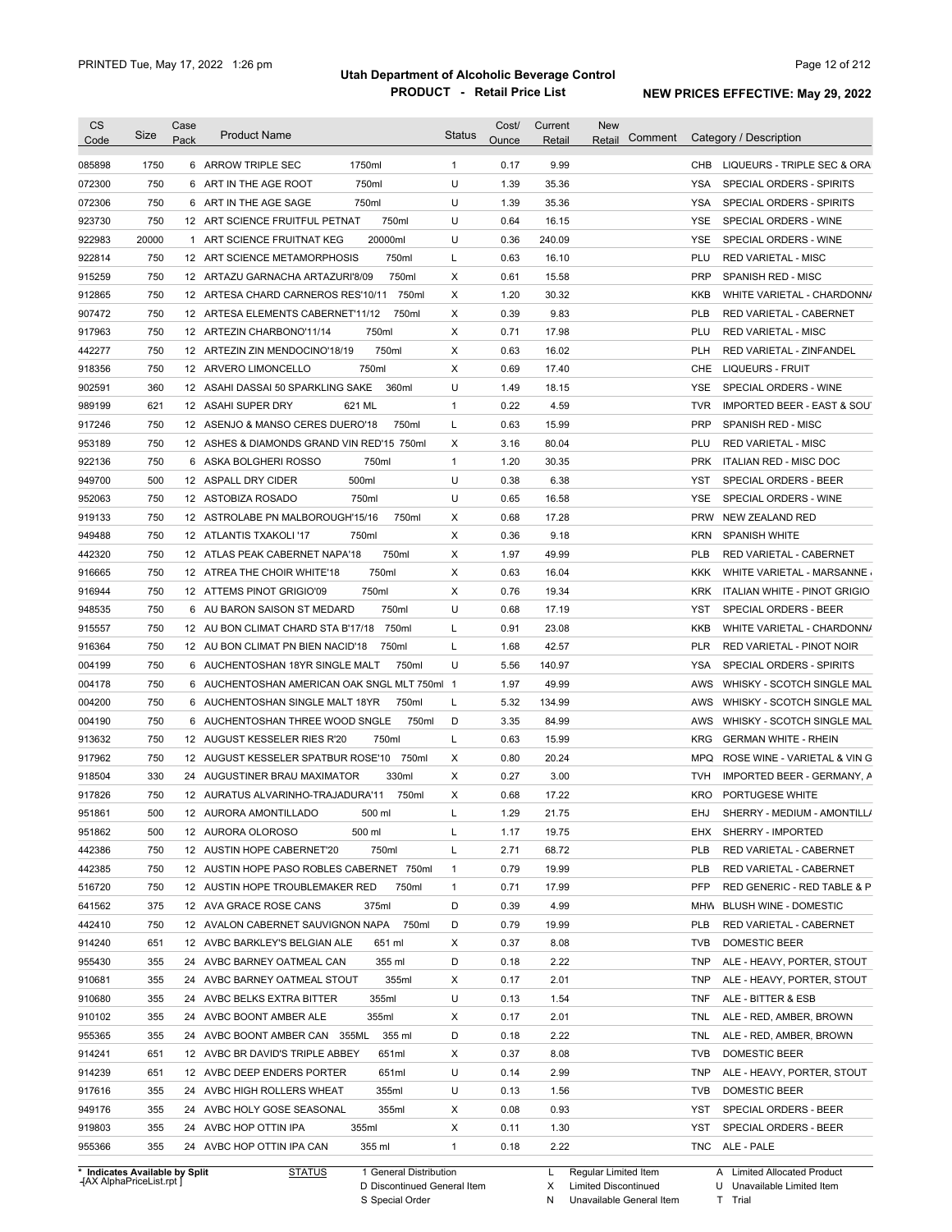# Utah Department of Alcoholic Beverage Control

## PRODUCT - Retail Price List

PRINTED Tue, May 17, 2022 1:26 pm

**NEW PRICES EFFECTIVE: May 29, 2022**

| CS Code | Size | Case Pack | Product Name | | Status | Cost/ Ounce | Current Retail | New Retail | Comment | Category / Description | |
|---|---|---|---|---|---|---|---|---|---|---|---|
| 085898 | 1750 | 6 | ARROW TRIPLE SEC | 1750ml | 1 | 0.17 | 9.99 | | | CHB | LIQUEURS - TRIPLE SEC & ORA |
| 072300 | 750 | 6 | ART IN THE AGE ROOT | 750ml | U | 1.39 | 35.36 | | | YSA | SPECIAL ORDERS - SPIRITS |
| 072306 | 750 | 6 | ART IN THE AGE SAGE | 750ml | U | 1.39 | 35.36 | | | YSA | SPECIAL ORDERS - SPIRITS |
| 923730 | 750 | 12 | ART SCIENCE FRUITFUL PETNAT | 750ml | U | 0.64 | 16.15 | | | YSE | SPECIAL ORDERS - WINE |
| 922983 | 20000 | 1 | ART SCIENCE FRUITNAT KEG | 20000ml | U | 0.36 | 240.09 | | | YSE | SPECIAL ORDERS - WINE |
| 922814 | 750 | 12 | ART SCIENCE METAMORPHOSIS | 750ml | L | 0.63 | 16.10 | | | PLU | RED VARIETAL - MISC |
| 915259 | 750 | 12 | ARTAZU GARNACHA ARTAZURI'8/09 | 750ml | X | 0.61 | 15.58 | | | PRP | SPANISH RED - MISC |
| 912865 | 750 | 12 | ARTESA CHARD CARNEROS RES'10/11 | 750ml | X | 1.20 | 30.32 | | | KKB | WHITE VARIETAL - CHARDONN/ |
| 907472 | 750 | 12 | ARTESA ELEMENTS CABERNET'11/12 | 750ml | X | 0.39 | 9.83 | | | PLB | RED VARIETAL - CABERNET |
| 917963 | 750 | 12 | ARTEZIN CHARBONO'11/14 | 750ml | X | 0.71 | 17.98 | | | PLU | RED VARIETAL - MISC |
| 442277 | 750 | 12 | ARTEZIN ZIN MENDOCINO'18/19 | 750ml | X | 0.63 | 16.02 | | | PLH | RED VARIETAL - ZINFANDEL |
| 918356 | 750 | 12 | ARVERO LIMONCELLO | 750ml | X | 0.69 | 17.40 | | | CHE | LIQUEURS - FRUIT |
| 902591 | 360 | 12 | ASAHI DASSAI 50 SPARKLING SAKE | 360ml | U | 1.49 | 18.15 | | | YSE | SPECIAL ORDERS - WINE |
| 989199 | 621 | 12 | ASAHI SUPER DRY | 621 ML | 1 | 0.22 | 4.59 | | | TVR | IMPORTED BEER - EAST & SOU |
| 917246 | 750 | 12 | ASENJO & MANSO CERES DUERO'18 | 750ml | L | 0.63 | 15.99 | | | PRP | SPANISH RED - MISC |
| 953189 | 750 | 12 | ASHES & DIAMONDS GRAND VIN RED'15 | 750ml | X | 3.16 | 80.04 | | | PLU | RED VARIETAL - MISC |
| 922136 | 750 | 6 | ASKA BOLGHERI ROSSO | 750ml | 1 | 1.20 | 30.35 | | | PRK | ITALIAN RED - MISC DOC |
| 949700 | 500 | 12 | ASPALL DRY CIDER | 500ml | U | 0.38 | 6.38 | | | YST | SPECIAL ORDERS - BEER |
| 952063 | 750 | 12 | ASTOBIZA ROSADO | 750ml | U | 0.65 | 16.58 | | | YSE | SPECIAL ORDERS - WINE |
| 919133 | 750 | 12 | ASTROLABE PN MALBOROUGH'15/16 | 750ml | X | 0.68 | 17.28 | | | PRW | NEW ZEALAND RED |
| 949488 | 750 | 12 | ATLANTIS TXAKOLI '17 | 750ml | X | 0.36 | 9.18 | | | KRN | SPANISH WHITE |
| 442320 | 750 | 12 | ATLAS PEAK CABERNET NAPA'18 | 750ml | X | 1.97 | 49.99 | | | PLB | RED VARIETAL - CABERNET |
| 916665 | 750 | 12 | ATREA THE CHOIR WHITE'18 | 750ml | X | 0.63 | 16.04 | | | KKK | WHITE VARIETAL - MARSANNE |
| 916944 | 750 | 12 | ATTEMS PINOT GRIGIO'09 | 750ml | X | 0.76 | 19.34 | | | KRK | ITALIAN WHITE - PINOT GRIGIO |
| 948535 | 750 | 6 | AU BARON SAISON ST MEDARD | 750ml | U | 0.68 | 17.19 | | | YST | SPECIAL ORDERS - BEER |
| 915557 | 750 | 12 | AU BON CLIMAT CHARD STA B'17/18 | 750ml | L | 0.91 | 23.08 | | | KKB | WHITE VARIETAL - CHARDONN/ |
| 916364 | 750 | 12 | AU BON CLIMAT PN BIEN NACID'18 | 750ml | L | 1.68 | 42.57 | | | PLR | RED VARIETAL - PINOT NOIR |
| 004199 | 750 | 6 | AUCHENTOSHAN 18YR SINGLE MALT | 750ml | U | 5.56 | 140.97 | | | YSA | SPECIAL ORDERS - SPIRITS |
| 004178 | 750 | 6 | AUCHENTOSHAN AMERICAN OAK SNGL MLT | 750ml | 1 | 1.97 | 49.99 | | | AWS | WHISKY - SCOTCH SINGLE MAL |
| 004200 | 750 | 6 | AUCHENTOSHAN SINGLE MALT 18YR | 750ml | L | 5.32 | 134.99 | | | AWS | WHISKY - SCOTCH SINGLE MAL |
| 004190 | 750 | 6 | AUCHENTOSHAN THREE WOOD SNGLE | 750ml | D | 3.35 | 84.99 | | | AWS | WHISKY - SCOTCH SINGLE MAL |
| 913632 | 750 | 12 | AUGUST KESSELER RIES R'20 | 750ml | L | 0.63 | 15.99 | | | KRG | GERMAN WHITE - RHEIN |
| 917962 | 750 | 12 | AUGUST KESSELER SPATBUR ROSE'10 | 750ml | X | 0.80 | 20.24 | | | MPQ | ROSE WINE - VARIETAL & VIN G |
| 918504 | 330 | 24 | AUGUSTINER BRAU MAXIMATOR | 330ml | X | 0.27 | 3.00 | | | TVH | IMPORTED BEER - GERMANY, A |
| 917826 | 750 | 12 | AURATUS ALVARINHO-TRAJADURA'11 | 750ml | X | 0.68 | 17.22 | | | KRO | PORTUGESE WHITE |
| 951861 | 500 | 12 | AURORA AMONTILLADO | 500 ml | L | 1.29 | 21.75 | | | EHJ | SHERRY - MEDIUM - AMONTILL/ |
| 951862 | 500 | 12 | AURORA OLOROSO | 500 ml | L | 1.17 | 19.75 | | | EHX | SHERRY - IMPORTED |
| 442386 | 750 | 12 | AUSTIN HOPE CABERNET'20 | 750ml | L | 2.71 | 68.72 | | | PLB | RED VARIETAL - CABERNET |
| 442385 | 750 | 12 | AUSTIN HOPE PASO ROBLES CABERNET | 750ml | 1 | 0.79 | 19.99 | | | PLB | RED VARIETAL - CABERNET |
| 516720 | 750 | 12 | AUSTIN HOPE TROUBLEMAKER RED | 750ml | 1 | 0.71 | 17.99 | | | PFP | RED GENERIC - RED TABLE & P |
| 641562 | 375 | 12 | AVA GRACE ROSE CANS | 375ml | D | 0.39 | 4.99 | | | MHW | BLUSH WINE - DOMESTIC |
| 442410 | 750 | 12 | AVALON CABERNET SAUVIGNON NAPA | 750ml | D | 0.79 | 19.99 | | | PLB | RED VARIETAL - CABERNET |
| 914240 | 651 | 12 | AVBC BARKLEY'S BELGIAN ALE | 651 ml | X | 0.37 | 8.08 | | | TVB | DOMESTIC BEER |
| 955430 | 355 | 24 | AVBC BARNEY OATMEAL CAN | 355 ml | D | 0.18 | 2.22 | | | TNP | ALE - HEAVY, PORTER, STOUT |
| 910681 | 355 | 24 | AVBC BARNEY OATMEAL STOUT | 355ml | X | 0.17 | 2.01 | | | TNP | ALE - HEAVY, PORTER, STOUT |
| 910680 | 355 | 24 | AVBC BELKS EXTRA BITTER | 355ml | U | 0.13 | 1.54 | | | TNF | ALE - BITTER & ESB |
| 910102 | 355 | 24 | AVBC BOONT AMBER ALE | 355ml | X | 0.17 | 2.01 | | | TNL | ALE - RED, AMBER, BROWN |
| 955365 | 355 | 24 | AVBC BOONT AMBER CAN 355ML | 355 ml | D | 0.18 | 2.22 | | | TNL | ALE - RED, AMBER, BROWN |
| 914241 | 651 | 12 | AVBC BR DAVID'S TRIPLE ABBEY | 651ml | X | 0.37 | 8.08 | | | TVB | DOMESTIC BEER |
| 914239 | 651 | 12 | AVBC DEEP ENDERS PORTER | 651ml | U | 0.14 | 2.99 | | | TNP | ALE - HEAVY, PORTER, STOUT |
| 917616 | 355 | 24 | AVBC HIGH ROLLERS WHEAT | 355ml | U | 0.13 | 1.56 | | | TVB | DOMESTIC BEER |
| 949176 | 355 | 24 | AVBC HOLY GOSE SEASONAL | 355ml | X | 0.08 | 0.93 | | | YST | SPECIAL ORDERS - BEER |
| 919803 | 355 | 24 | AVBC HOP OTTIN IPA | 355ml | X | 0.11 | 1.30 | | | YST | SPECIAL ORDERS - BEER |
| 955366 | 355 | 24 | AVBC HOP OTTIN IPA CAN | 355 ml | 1 | 0.18 | 2.22 | | | TNC | ALE - PALE |

\* Indicates Available by Split
-[AX AlphaPriceList.rpt ]

STATUS: 1 General Distribution; D Discontinued General Item; S Special Order; L Regular Limited Item; X Limited Discontinued; N Unavailable General Item; A Limited Allocated Product; U Unavailable Limited Item; T Trial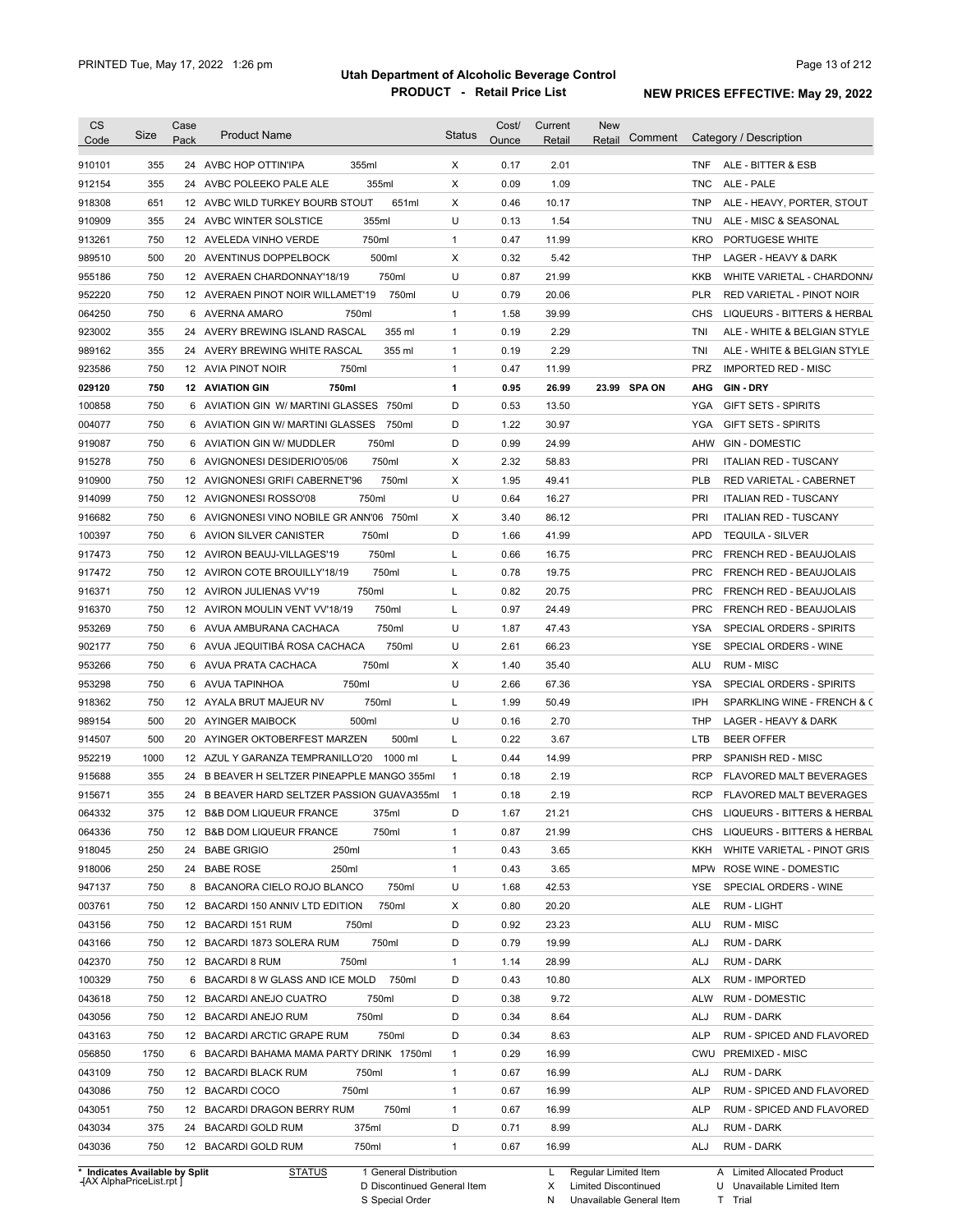# Utah Department of Alcoholic Beverage Control

## PRODUCT - Retail Price List

PRINTED Tue, May 17, 2022 1:26 pm

**NEW PRICES EFFECTIVE: May 29, 2022**

| CS Code | Size | Case Pack | Product Name | Status | Cost/ Ounce | Current Retail | New Retail | Comment | Category / Description |
|---|---|---|---|---|---|---|---|---|---|
| 910101 | 355 | 24 | AVBC HOP OTTIN'IPA 355ml | X | 0.17 | 2.01 | | | TNF ALE - BITTER & ESB |
| 912154 | 355 | 24 | AVBC POLEEKO PALE ALE 355ml | X | 0.09 | 1.09 | | | TNC ALE - PALE |
| 918308 | 651 | 12 | AVBC WILD TURKEY BOURB STOUT 651ml | X | 0.46 | 10.17 | | | TNP ALE - HEAVY, PORTER, STOUT |
| 910909 | 355 | 24 | AVBC WINTER SOLSTICE 355ml | U | 0.13 | 1.54 | | | TNU ALE - MISC & SEASONAL |
| 913261 | 750 | 12 | AVELEDA VINHO VERDE 750ml | 1 | 0.47 | 11.99 | | | KRO PORTUGESE WHITE |
| 989510 | 500 | 20 | AVENTINUS DOPPELBOCK 500ml | X | 0.32 | 5.42 | | | THP LAGER - HEAVY & DARK |
| 955186 | 750 | 12 | AVERAEN CHARDONNAY'18/19 750ml | U | 0.87 | 21.99 | | | KKB WHITE VARIETAL - CHARDONNA |
| 952220 | 750 | 12 | AVERAEN PINOT NOIR WILLAMET'19 750ml | U | 0.79 | 20.06 | | | PLR RED VARIETAL - PINOT NOIR |
| 064250 | 750 | 6 | AVERNA AMARO 750ml | 1 | 1.58 | 39.99 | | | CHS LIQUEURS - BITTERS & HERBAL |
| 923002 | 355 | 24 | AVERY BREWING ISLAND RASCAL 355 ml | 1 | 0.19 | 2.29 | | | TNI ALE - WHITE & BELGIAN STYLE |
| 989162 | 355 | 24 | AVERY BREWING WHITE RASCAL 355 ml | 1 | 0.19 | 2.29 | | | TNI ALE - WHITE & BELGIAN STYLE |
| 923586 | 750 | 12 | AVIA PINOT NOIR 750ml | 1 | 0.47 | 11.99 | | | PRZ IMPORTED RED - MISC |
| **029120** | **750** | **12** | **AVIATION GIN 750ml** | **1** | **0.95** | **26.99** | **23.99** | **SPA ON** | **AHG GIN - DRY** |
| 100858 | 750 | 6 | AVIATION GIN W/ MARTINI GLASSES 750ml | D | 0.53 | 13.50 | | | YGA GIFT SETS - SPIRITS |
| 004077 | 750 | 6 | AVIATION GIN W/ MARTINI GLASSES 750ml | D | 1.22 | 30.97 | | | YGA GIFT SETS - SPIRITS |
| 919087 | 750 | 6 | AVIATION GIN W/ MUDDLER 750ml | D | 0.99 | 24.99 | | | AHW GIN - DOMESTIC |
| 915278 | 750 | 6 | AVIGNONESI DESIDERIO'05/06 750ml | X | 2.32 | 58.83 | | | PRI ITALIAN RED - TUSCANY |
| 910900 | 750 | 12 | AVIGNONESI GRIFI CABERNET'96 750ml | X | 1.95 | 49.41 | | | PLB RED VARIETAL - CABERNET |
| 914099 | 750 | 12 | AVIGNONESI ROSSO'08 750ml | U | 0.64 | 16.27 | | | PRI ITALIAN RED - TUSCANY |
| 916682 | 750 | 6 | AVIGNONESI VINO NOBILE GR ANN'06 750ml | X | 3.40 | 86.12 | | | PRI ITALIAN RED - TUSCANY |
| 100397 | 750 | 6 | AVION SILVER CANISTER 750ml | D | 1.66 | 41.99 | | | APD TEQUILA - SILVER |
| 917473 | 750 | 12 | AVIRON BEAUJ-VILLAGES'19 750ml | L | 0.66 | 16.75 | | | PRC FRENCH RED - BEAUJOLAIS |
| 917472 | 750 | 12 | AVIRON COTE BROUILLY'18/19 750ml | L | 0.78 | 19.75 | | | PRC FRENCH RED - BEAUJOLAIS |
| 916371 | 750 | 12 | AVIRON JULIENAS VV'19 750ml | L | 0.82 | 20.75 | | | PRC FRENCH RED - BEAUJOLAIS |
| 916370 | 750 | 12 | AVIRON MOULIN VENT VV'18/19 750ml | L | 0.97 | 24.49 | | | PRC FRENCH RED - BEAUJOLAIS |
| 953269 | 750 | 6 | AVUA AMBURANA CACHACA 750ml | U | 1.87 | 47.43 | | | YSA SPECIAL ORDERS - SPIRITS |
| 902177 | 750 | 6 | AVUA JEQUITIBÁ ROSA CACHACA 750ml | U | 2.61 | 66.23 | | | YSE SPECIAL ORDERS - WINE |
| 953266 | 750 | 6 | AVUA PRATA CACHACA 750ml | X | 1.40 | 35.40 | | | ALU RUM - MISC |
| 953298 | 750 | 6 | AVUA TAPINHOA 750ml | U | 2.66 | 67.36 | | | YSA SPECIAL ORDERS - SPIRITS |
| 918362 | 750 | 12 | AYALA BRUT MAJEUR NV 750ml | L | 1.99 | 50.49 | | | IPH SPARKLING WINE - FRENCH & C |
| 989154 | 500 | 20 | AYINGER MAIBOCK 500ml | U | 0.16 | 2.70 | | | THP LAGER - HEAVY & DARK |
| 914507 | 500 | 20 | AYINGER OKTOBERFEST MARZEN 500ml | L | 0.22 | 3.67 | | | LTB BEER OFFER |
| 952219 | 1000 | 12 | AZUL Y GARANZA TEMPRANILLO'20 1000 ml | L | 0.44 | 14.99 | | | PRP SPANISH RED - MISC |
| 915688 | 355 | 24 | B BEAVER H SELTZER PINEAPPLE MANGO 355ml | 1 | 0.18 | 2.19 | | | RCP FLAVORED MALT BEVERAGES |
| 915671 | 355 | 24 | B BEAVER HARD SELTZER PASSION GUAVA355ml | 1 | 0.18 | 2.19 | | | RCP FLAVORED MALT BEVERAGES |
| 064332 | 375 | 12 | B&B DOM LIQUEUR FRANCE 375ml | D | 1.67 | 21.21 | | | CHS LIQUEURS - BITTERS & HERBAL |
| 064336 | 750 | 12 | B&B DOM LIQUEUR FRANCE 750ml | 1 | 0.87 | 21.99 | | | CHS LIQUEURS - BITTERS & HERBAL |
| 918045 | 250 | 24 | BABE GRIGIO 250ml | 1 | 0.43 | 3.65 | | | KKH WHITE VARIETAL - PINOT GRIS |
| 918006 | 250 | 24 | BABE ROSE 250ml | 1 | 0.43 | 3.65 | | | MPW ROSE WINE - DOMESTIC |
| 947137 | 750 | 8 | BACANORA CIELO ROJO BLANCO 750ml | U | 1.68 | 42.53 | | | YSE SPECIAL ORDERS - WINE |
| 003761 | 750 | 12 | BACARDI 150 ANNIV LTD EDITION 750ml | X | 0.80 | 20.20 | | | ALE RUM - LIGHT |
| 043156 | 750 | 12 | BACARDI 151 RUM 750ml | D | 0.92 | 23.23 | | | ALU RUM - MISC |
| 043166 | 750 | 12 | BACARDI 1873 SOLERA RUM 750ml | D | 0.79 | 19.99 | | | ALJ RUM - DARK |
| 042370 | 750 | 12 | BACARDI 8 RUM 750ml | 1 | 1.14 | 28.99 | | | ALJ RUM - DARK |
| 100329 | 750 | 6 | BACARDI 8 W GLASS AND ICE MOLD 750ml | D | 0.43 | 10.80 | | | ALX RUM - IMPORTED |
| 043618 | 750 | 12 | BACARDI ANEJO CUATRO 750ml | D | 0.38 | 9.72 | | | ALW RUM - DOMESTIC |
| 043056 | 750 | 12 | BACARDI ANEJO RUM 750ml | D | 0.34 | 8.64 | | | ALJ RUM - DARK |
| 043163 | 750 | 12 | BACARDI ARCTIC GRAPE RUM 750ml | D | 0.34 | 8.63 | | | ALP RUM - SPICED AND FLAVORED |
| 056850 | 1750 | 6 | BACARDI BAHAMA MAMA PARTY DRINK 1750ml | 1 | 0.29 | 16.99 | | | CWU PREMIXED - MISC |
| 043109 | 750 | 12 | BACARDI BLACK RUM 750ml | 1 | 0.67 | 16.99 | | | ALJ RUM - DARK |
| 043086 | 750 | 12 | BACARDI COCO 750ml | 1 | 0.67 | 16.99 | | | ALP RUM - SPICED AND FLAVORED |
| 043051 | 750 | 12 | BACARDI DRAGON BERRY RUM 750ml | 1 | 0.67 | 16.99 | | | ALP RUM - SPICED AND FLAVORED |
| 043034 | 375 | 24 | BACARDI GOLD RUM 375ml | D | 0.71 | 8.99 | | | ALJ RUM - DARK |
| 043036 | 750 | 12 | BACARDI GOLD RUM 750ml | 1 | 0.67 | 16.99 | | | ALJ RUM - DARK |

\* Indicates Available by Split

| STATUS | | |
|---|---|---|
| 1 General Distribution | L Regular Limited Item | A Limited Allocated Product |
| D Discontinued General Item | X Limited Discontinued | U Unavailable Limited Item |
| S Special Order | N Unavailable General Item | T Trial |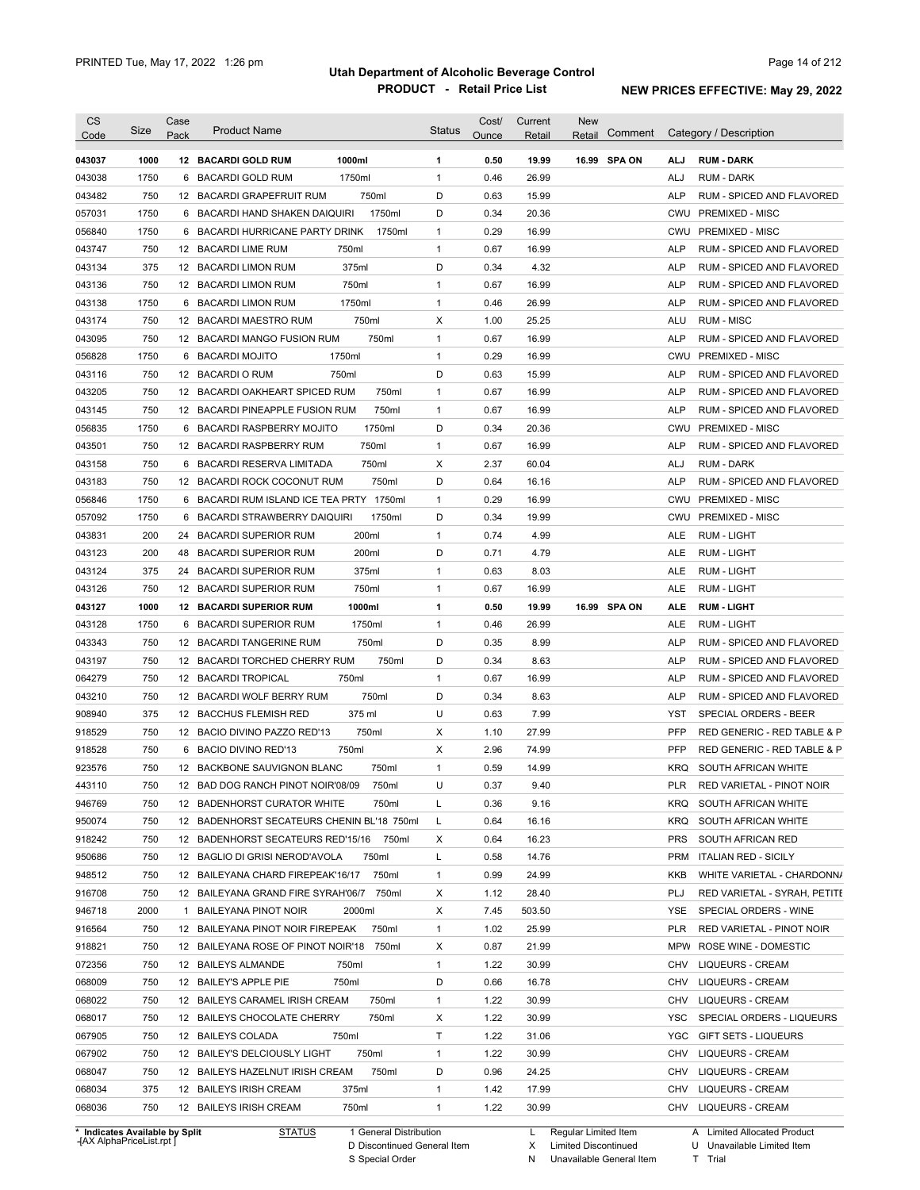# Utah Department of Alcoholic Beverage Control

## PRODUCT - Retail Price List

PRINTED Tue, May 17, 2022 1:26 pm

NEW PRICES EFFECTIVE: May 29, 2022

| CS Code | Size | Case Pack | Product Name | | Status | Cost/ Ounce | Current Retail | New Retail | Comment | Category / Description | |
|---|---|---|---|---|---|---|---|---|---|---|---|
| **043037** | **1000** | **12** | **BACARDI GOLD RUM** | **1000ml** | **1** | **0.50** | **19.99** | **16.99** | **SPA ON** | **ALJ** | **RUM - DARK** |
| 043038 | 1750 | 6 | BACARDI GOLD RUM | 1750ml | 1 | 0.46 | 26.99 | | | ALJ | RUM - DARK |
| 043482 | 750 | 12 | BACARDI GRAPEFRUIT RUM | 750ml | D | 0.63 | 15.99 | | | ALP | RUM - SPICED AND FLAVORED |
| 057031 | 1750 | 6 | BACARDI HAND SHAKEN DAIQUIRI | 1750ml | D | 0.34 | 20.36 | | | CWU | PREMIXED - MISC |
| 056840 | 1750 | 6 | BACARDI HURRICANE PARTY DRINK | 1750ml | 1 | 0.29 | 16.99 | | | CWU | PREMIXED - MISC |
| 043747 | 750 | 12 | BACARDI LIME RUM | 750ml | 1 | 0.67 | 16.99 | | | ALP | RUM - SPICED AND FLAVORED |
| 043134 | 375 | 12 | BACARDI LIMON RUM | 375ml | D | 0.34 | 4.32 | | | ALP | RUM - SPICED AND FLAVORED |
| 043136 | 750 | 12 | BACARDI LIMON RUM | 750ml | 1 | 0.67 | 16.99 | | | ALP | RUM - SPICED AND FLAVORED |
| 043138 | 1750 | 6 | BACARDI LIMON RUM | 1750ml | 1 | 0.46 | 26.99 | | | ALP | RUM - SPICED AND FLAVORED |
| 043174 | 750 | 12 | BACARDI MAESTRO RUM | 750ml | X | 1.00 | 25.25 | | | ALU | RUM - MISC |
| 043095 | 750 | 12 | BACARDI MANGO FUSION RUM | 750ml | 1 | 0.67 | 16.99 | | | ALP | RUM - SPICED AND FLAVORED |
| 056828 | 1750 | 6 | BACARDI MOJITO | 1750ml | 1 | 0.29 | 16.99 | | | CWU | PREMIXED - MISC |
| 043116 | 750 | 12 | BACARDI O RUM | 750ml | D | 0.63 | 15.99 | | | ALP | RUM - SPICED AND FLAVORED |
| 043205 | 750 | 12 | BACARDI OAKHEART SPICED RUM | 750ml | 1 | 0.67 | 16.99 | | | ALP | RUM - SPICED AND FLAVORED |
| 043145 | 750 | 12 | BACARDI PINEAPPLE FUSION RUM | 750ml | 1 | 0.67 | 16.99 | | | ALP | RUM - SPICED AND FLAVORED |
| 056835 | 1750 | 6 | BACARDI RASPBERRY MOJITO | 1750ml | D | 0.34 | 20.36 | | | CWU | PREMIXED - MISC |
| 043501 | 750 | 12 | BACARDI RASPBERRY RUM | 750ml | 1 | 0.67 | 16.99 | | | ALP | RUM - SPICED AND FLAVORED |
| 043158 | 750 | 6 | BACARDI RESERVA LIMITADA | 750ml | X | 2.37 | 60.04 | | | ALJ | RUM - DARK |
| 043183 | 750 | 12 | BACARDI ROCK COCONUT RUM | 750ml | D | 0.64 | 16.16 | | | ALP | RUM - SPICED AND FLAVORED |
| 056846 | 1750 | 6 | BACARDI RUM ISLAND ICE TEA PRTY | 1750ml | 1 | 0.29 | 16.99 | | | CWU | PREMIXED - MISC |
| 057092 | 1750 | 6 | BACARDI STRAWBERRY DAIQUIRI | 1750ml | D | 0.34 | 19.99 | | | CWU | PREMIXED - MISC |
| 043831 | 200 | 24 | BACARDI SUPERIOR RUM | 200ml | 1 | 0.74 | 4.99 | | | ALE | RUM - LIGHT |
| 043123 | 200 | 48 | BACARDI SUPERIOR RUM | 200ml | D | 0.71 | 4.79 | | | ALE | RUM - LIGHT |
| 043124 | 375 | 24 | BACARDI SUPERIOR RUM | 375ml | 1 | 0.63 | 8.03 | | | ALE | RUM - LIGHT |
| 043126 | 750 | 12 | BACARDI SUPERIOR RUM | 750ml | 1 | 0.67 | 16.99 | | | ALE | RUM - LIGHT |
| **043127** | **1000** | **12** | **BACARDI SUPERIOR RUM** | **1000ml** | **1** | **0.50** | **19.99** | **16.99** | **SPA ON** | **ALE** | **RUM - LIGHT** |
| 043128 | 1750 | 6 | BACARDI SUPERIOR RUM | 1750ml | 1 | 0.46 | 26.99 | | | ALE | RUM - LIGHT |
| 043343 | 750 | 12 | BACARDI TANGERINE RUM | 750ml | D | 0.35 | 8.99 | | | ALP | RUM - SPICED AND FLAVORED |
| 043197 | 750 | 12 | BACARDI TORCHED CHERRY RUM | 750ml | D | 0.34 | 8.63 | | | ALP | RUM - SPICED AND FLAVORED |
| 064279 | 750 | 12 | BACARDI TROPICAL | 750ml | 1 | 0.67 | 16.99 | | | ALP | RUM - SPICED AND FLAVORED |
| 043210 | 750 | 12 | BACARDI WOLF BERRY RUM | 750ml | D | 0.34 | 8.63 | | | ALP | RUM - SPICED AND FLAVORED |
| 908940 | 375 | 12 | BACCHUS FLEMISH RED | 375 ml | U | 0.63 | 7.99 | | | YST | SPECIAL ORDERS - BEER |
| 918529 | 750 | 12 | BACIO DIVINO PAZZO RED'13 | 750ml | X | 1.10 | 27.99 | | | PFP | RED GENERIC - RED TABLE & P |
| 918528 | 750 | 6 | BACIO DIVINO RED'13 | 750ml | X | 2.96 | 74.99 | | | PFP | RED GENERIC - RED TABLE & P |
| 923576 | 750 | 12 | BACKBONE SAUVIGNON BLANC | 750ml | 1 | 0.59 | 14.99 | | | KRQ | SOUTH AFRICAN WHITE |
| 443110 | 750 | 12 | BAD DOG RANCH PINOT NOIR'08/09 | 750ml | U | 0.37 | 9.40 | | | PLR | RED VARIETAL - PINOT NOIR |
| 946769 | 750 | 12 | BADENHORST CURATOR WHITE | 750ml | L | 0.36 | 9.16 | | | KRQ | SOUTH AFRICAN WHITE |
| 950074 | 750 | 12 | BADENHORST SECATEURS CHENIN BL'18 | 750ml | L | 0.64 | 16.16 | | | KRQ | SOUTH AFRICAN WHITE |
| 918242 | 750 | 12 | BADENHORST SECATEURS RED'15/16 | 750ml | X | 0.64 | 16.23 | | | PRS | SOUTH AFRICAN RED |
| 950686 | 750 | 12 | BAGLIO DI GRISI NEROD'AVOLA | 750ml | L | 0.58 | 14.76 | | | PRM | ITALIAN RED - SICILY |
| 948512 | 750 | 12 | BAILEYANA CHARD FIREPEAK'16/17 | 750ml | 1 | 0.99 | 24.99 | | | KKB | WHITE VARIETAL - CHARDONNA |
| 916708 | 750 | 12 | BAILEYANA GRAND FIRE SYRAH'06/7 | 750ml | X | 1.12 | 28.40 | | | PLJ | RED VARIETAL - SYRAH, PETITE |
| 946718 | 2000 | 1 | BAILEYANA PINOT NOIR | 2000ml | X | 7.45 | 503.50 | | | YSE | SPECIAL ORDERS - WINE |
| 916564 | 750 | 12 | BAILEYANA PINOT NOIR FIREPEAK | 750ml | 1 | 1.02 | 25.99 | | | PLR | RED VARIETAL - PINOT NOIR |
| 918821 | 750 | 12 | BAILEYANA ROSE OF PINOT NOIR'18 | 750ml | X | 0.87 | 21.99 | | | MPW | ROSE WINE - DOMESTIC |
| 072356 | 750 | 12 | BAILEYS ALMANDE | 750ml | 1 | 1.22 | 30.99 | | | CHV | LIQUEURS - CREAM |
| 068009 | 750 | 12 | BAILEY'S APPLE PIE | 750ml | D | 0.66 | 16.78 | | | CHV | LIQUEURS - CREAM |
| 068022 | 750 | 12 | BAILEYS CARAMEL IRISH CREAM | 750ml | 1 | 1.22 | 30.99 | | | CHV | LIQUEURS - CREAM |
| 068017 | 750 | 12 | BAILEYS CHOCOLATE CHERRY | 750ml | X | 1.22 | 30.99 | | | YSC | SPECIAL ORDERS - LIQUEURS |
| 067905 | 750 | 12 | BAILEYS COLADA | 750ml | T | 1.22 | 31.06 | | | YGC | GIFT SETS - LIQUEURS |
| 067902 | 750 | 12 | BAILEY'S DELCIOUSLY LIGHT | 750ml | 1 | 1.22 | 30.99 | | | CHV | LIQUEURS - CREAM |
| 068047 | 750 | 12 | BAILEYS HAZELNUT IRISH CREAM | 750ml | D | 0.96 | 24.25 | | | CHV | LIQUEURS - CREAM |
| 068034 | 375 | 12 | BAILEYS IRISH CREAM | 375ml | 1 | 1.42 | 17.99 | | | CHV | LIQUEURS - CREAM |
| 068036 | 750 | 12 | BAILEYS IRISH CREAM | 750ml | 1 | 1.22 | 30.99 | | | CHV | LIQUEURS - CREAM |

\* Indicates Available by Split

| STATUS | | | |
|---|---|---|---|
| 1 General Distribution | L Regular Limited Item | A Limited Allocated Product |
| D Discontinued General Item | X Limited Discontinued | U Unavailable Limited Item |
| S Special Order | N Unavailable General Item | T Trial |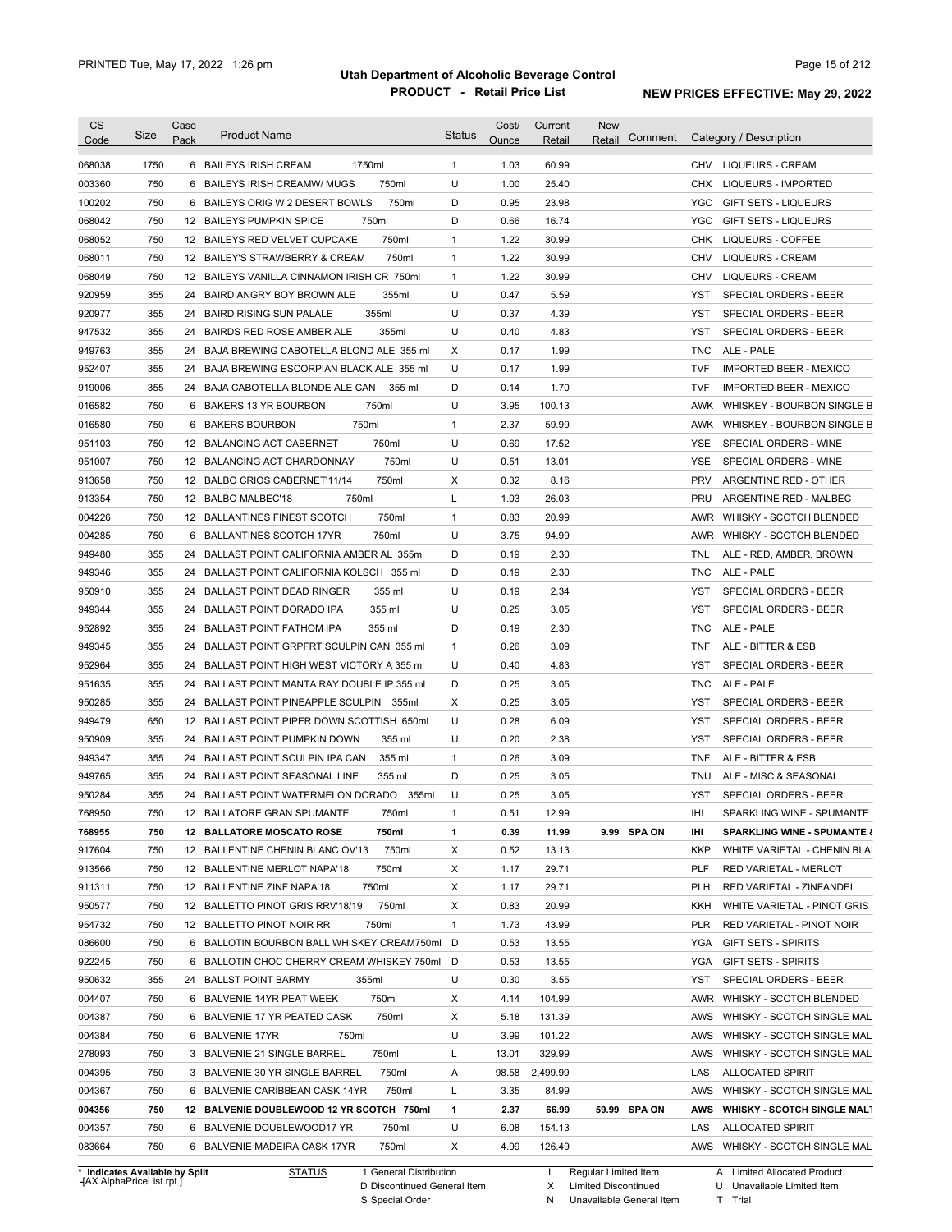**Utah Department of Alcoholic Beverage Control**
**PRODUCT - Retail Price List**

PRINTED Tue, May 17, 2022 1:26 pm

**NEW PRICES EFFECTIVE: May 29, 2022**

| CS Code | Size | Case Pack | Product Name | Status | Cost/ Ounce | Current Retail | New Retail | Comment | Category / Description |
|---|---|---|---|---|---|---|---|---|---|
| 068038 | 1750 | 6 | BAILEYS IRISH CREAM 1750ml | 1 | 1.03 | 60.99 | | | CHV LIQUEURS - CREAM |
| 003360 | 750 | 6 | BAILEYS IRISH CREAMW/ MUGS 750ml | U | 1.00 | 25.40 | | | CHX LIQUEURS - IMPORTED |
| 100202 | 750 | 6 | BAILEYS ORIG W 2 DESERT BOWLS 750ml | D | 0.95 | 23.98 | | | YGC GIFT SETS - LIQUEURS |
| 068042 | 750 | 12 | BAILEYS PUMPKIN SPICE 750ml | D | 0.66 | 16.74 | | | YGC GIFT SETS - LIQUEURS |
| 068052 | 750 | 12 | BAILEYS RED VELVET CUPCAKE 750ml | 1 | 1.22 | 30.99 | | | CHK LIQUEURS - COFFEE |
| 068011 | 750 | 12 | BAILEY'S STRAWBERRY & CREAM 750ml | 1 | 1.22 | 30.99 | | | CHV LIQUEURS - CREAM |
| 068049 | 750 | 12 | BAILEYS VANILLA CINNAMON IRISH CR 750ml | 1 | 1.22 | 30.99 | | | CHV LIQUEURS - CREAM |
| 920959 | 355 | 24 | BAIRD ANGRY BOY BROWN ALE 355ml | U | 0.47 | 5.59 | | | YST SPECIAL ORDERS - BEER |
| 920977 | 355 | 24 | BAIRD RISING SUN PALALE 355ml | U | 0.37 | 4.39 | | | YST SPECIAL ORDERS - BEER |
| 947532 | 355 | 24 | BAIRDS RED ROSE AMBER ALE 355ml | U | 0.40 | 4.83 | | | YST SPECIAL ORDERS - BEER |
| 949763 | 355 | 24 | BAJA BREWING CABOTELLA BLOND ALE 355 ml | X | 0.17 | 1.99 | | | TNC ALE - PALE |
| 952407 | 355 | 24 | BAJA BREWING ESCORPIAN BLACK ALE 355 ml | U | 0.17 | 1.99 | | | TVF IMPORTED BEER - MEXICO |
| 919006 | 355 | 24 | BAJA CABOTELLA BLONDE ALE CAN 355 ml | D | 0.14 | 1.70 | | | TVF IMPORTED BEER - MEXICO |
| 016582 | 750 | 6 | BAKERS 13 YR BOURBON 750ml | U | 3.95 | 100.13 | | | AWK WHISKEY - BOURBON SINGLE B |
| 016580 | 750 | 6 | BAKERS BOURBON 750ml | 1 | 2.37 | 59.99 | | | AWK WHISKEY - BOURBON SINGLE B |
| 951103 | 750 | 12 | BALANCING ACT CABERNET 750ml | U | 0.69 | 17.52 | | | YSE SPECIAL ORDERS - WINE |
| 951007 | 750 | 12 | BALANCING ACT CHARDONNAY 750ml | U | 0.51 | 13.01 | | | YSE SPECIAL ORDERS - WINE |
| 913658 | 750 | 12 | BALBO CRIOS CABERNET'11/14 750ml | X | 0.32 | 8.16 | | | PRV ARGENTINE RED - OTHER |
| 913354 | 750 | 12 | BALBO MALBEC'18 750ml | L | 1.03 | 26.03 | | | PRU ARGENTINE RED - MALBEC |
| 004226 | 750 | 12 | BALLANTINES FINEST SCOTCH 750ml | 1 | 0.83 | 20.99 | | | AWR WHISKY - SCOTCH BLENDED |
| 004285 | 750 | 6 | BALLANTINES SCOTCH 17YR 750ml | U | 3.75 | 94.99 | | | AWR WHISKY - SCOTCH BLENDED |
| 949480 | 355 | 24 | BALLAST POINT CALIFORNIA AMBER AL 355ml | D | 0.19 | 2.30 | | | TNL ALE - RED, AMBER, BROWN |
| 949346 | 355 | 24 | BALLAST POINT CALIFORNIA KOLSCH 355 ml | D | 0.19 | 2.30 | | | TNC ALE - PALE |
| 950910 | 355 | 24 | BALLAST POINT DEAD RINGER 355 ml | U | 0.19 | 2.34 | | | YST SPECIAL ORDERS - BEER |
| 949344 | 355 | 24 | BALLAST POINT DORADO IPA 355 ml | U | 0.25 | 3.05 | | | YST SPECIAL ORDERS - BEER |
| 952892 | 355 | 24 | BALLAST POINT FATHOM IPA 355 ml | D | 0.19 | 2.30 | | | TNC ALE - PALE |
| 949345 | 355 | 24 | BALLAST POINT GRPFRT SCULPIN CAN 355 ml | 1 | 0.26 | 3.09 | | | TNF ALE - BITTER & ESB |
| 952964 | 355 | 24 | BALLAST POINT HIGH WEST VICTORY A 355 ml | U | 0.40 | 4.83 | | | YST SPECIAL ORDERS - BEER |
| 951635 | 355 | 24 | BALLAST POINT MANTA RAY DOUBLE IP 355 ml | D | 0.25 | 3.05 | | | TNC ALE - PALE |
| 950285 | 355 | 24 | BALLAST POINT PINEAPPLE SCULPIN 355ml | X | 0.25 | 3.05 | | | YST SPECIAL ORDERS - BEER |
| 949479 | 650 | 12 | BALLAST POINT PIPER DOWN SCOTTISH 650ml | U | 0.28 | 6.09 | | | YST SPECIAL ORDERS - BEER |
| 950909 | 355 | 24 | BALLAST POINT PUMPKIN DOWN 355 ml | U | 0.20 | 2.38 | | | YST SPECIAL ORDERS - BEER |
| 949347 | 355 | 24 | BALLAST POINT SCULPIN IPA CAN 355 ml | 1 | 0.26 | 3.09 | | | TNF ALE - BITTER & ESB |
| 949765 | 355 | 24 | BALLAST POINT SEASONAL LINE 355 ml | D | 0.25 | 3.05 | | | TNU ALE - MISC & SEASONAL |
| 950284 | 355 | 24 | BALLAST POINT WATERMELON DORADO 355ml | U | 0.25 | 3.05 | | | YST SPECIAL ORDERS - BEER |
| 768950 | 750 | 12 | BALLATORE GRAN SPUMANTE 750ml | 1 | 0.51 | 12.99 | | | IHI SPARKLING WINE - SPUMANTE |
| **768955** | **750** | **12** | **BALLATORE MOSCATO ROSE 750ml** | **1** | **0.39** | **11.99** | **9.99** | **SPA ON** | **IHI SPARKLING WINE - SPUMANTE &** |
| 917604 | 750 | 12 | BALLENTINE CHENIN BLANC OV'13 750ml | X | 0.52 | 13.13 | | | KKP WHITE VARIETAL - CHENIN BLA |
| 913566 | 750 | 12 | BALLENTINE MERLOT NAPA'18 750ml | X | 1.17 | 29.71 | | | PLF RED VARIETAL - MERLOT |
| 911311 | 750 | 12 | BALLENTINE ZINF NAPA'18 750ml | X | 1.17 | 29.71 | | | PLH RED VARIETAL - ZINFANDEL |
| 950577 | 750 | 12 | BALLETTO PINOT GRIS RRV'18/19 750ml | X | 0.83 | 20.99 | | | KKH WHITE VARIETAL - PINOT GRIS |
| 954732 | 750 | 12 | BALLETTO PINOT NOIR RR 750ml | 1 | 1.73 | 43.99 | | | PLR RED VARIETAL - PINOT NOIR |
| 086600 | 750 | 6 | BALLOTIN BOURBON BALL WHISKEY CREAM750ml | D | 0.53 | 13.55 | | | YGA GIFT SETS - SPIRITS |
| 922245 | 750 | 6 | BALLOTIN CHOC CHERRY CREAM WHISKEY 750ml | D | 0.53 | 13.55 | | | YGA GIFT SETS - SPIRITS |
| 950632 | 355 | 24 | BALLST POINT BARMY 355ml | U | 0.30 | 3.55 | | | YST SPECIAL ORDERS - BEER |
| 004407 | 750 | 6 | BALVENIE 14YR PEAT WEEK 750ml | X | 4.14 | 104.99 | | | AWR WHISKY - SCOTCH BLENDED |
| 004387 | 750 | 6 | BALVENIE 17 YR PEATED CASK 750ml | X | 5.18 | 131.39 | | | AWS WHISKY - SCOTCH SINGLE MAL |
| 004384 | 750 | 6 | BALVENIE 17YR 750ml | U | 3.99 | 101.22 | | | AWS WHISKY - SCOTCH SINGLE MAL |
| 278093 | 750 | 3 | BALVENIE 21 SINGLE BARREL 750ml | L | 13.01 | 329.99 | | | AWS WHISKY - SCOTCH SINGLE MAL |
| 004395 | 750 | 3 | BALVENIE 30 YR SINGLE BARREL 750ml | A | 98.58 | 2,499.99 | | | LAS ALLOCATED SPIRIT |
| 004367 | 750 | 6 | BALVENIE CARIBBEAN CASK 14YR 750ml | L | 3.35 | 84.99 | | | AWS WHISKY - SCOTCH SINGLE MAL |
| **004356** | **750** | **12** | **BALVENIE DOUBLEWOOD 12 YR SCOTCH 750ml** | **1** | **2.37** | **66.99** | **59.99** | **SPA ON** | **AWS WHISKY - SCOTCH SINGLE MALT** |
| 004357 | 750 | 6 | BALVENIE DOUBLEWOOD17 YR 750ml | U | 6.08 | 154.13 | | | LAS ALLOCATED SPIRIT |
| 083664 | 750 | 6 | BALVENIE MADEIRA CASK 17YR 750ml | X | 4.99 | 126.49 | | | AWS WHISKY - SCOTCH SINGLE MAL |

\* Indicates Available by Split

STATUS: 1 General Distribution; D Discontinued General Item; S Special Order; L Regular Limited Item; X Limited Discontinued; N Unavailable General Item; A Limited Allocated Product; U Unavailable Limited Item; T Trial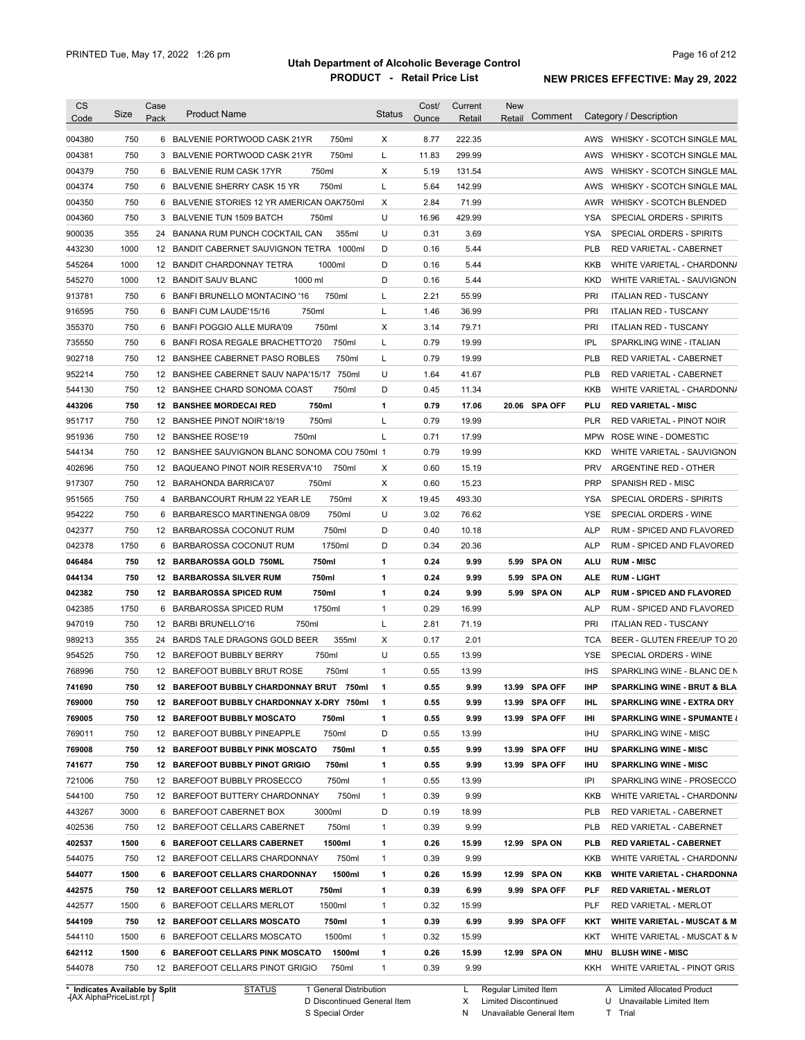# Utah Department of Alcoholic Beverage Control

## PRODUCT - Retail Price List

PRINTED Tue, May 17, 2022 1:26 pm

NEW PRICES EFFECTIVE: May 29, 2022

| CS Code | Size | Case Pack | Product Name | Status | Cost/ Ounce | Current Retail | New Retail | Comment | Category / Description |
|---|---|---|---|---|---|---|---|---|---|
| 004380 | 750 | 6 | BALVENIE PORTWOOD CASK 21YR 750ml | X | 8.77 | 222.35 | | | AWS WHISKY - SCOTCH SINGLE MAL |
| 004381 | 750 | 3 | BALVENIE PORTWOOD CASK 21YR 750ml | L | 11.83 | 299.99 | | | AWS WHISKY - SCOTCH SINGLE MAL |
| 004379 | 750 | 6 | BALVENIE RUM CASK 17YR 750ml | X | 5.19 | 131.54 | | | AWS WHISKY - SCOTCH SINGLE MAL |
| 004374 | 750 | 6 | BALVENIE SHERRY CASK 15 YR 750ml | L | 5.64 | 142.99 | | | AWS WHISKY - SCOTCH SINGLE MAL |
| 004350 | 750 | 6 | BALVENIE STORIES 12 YR AMERICAN OAK750ml | X | 2.84 | 71.99 | | | AWR WHISKY - SCOTCH BLENDED |
| 004360 | 750 | 3 | BALVENIE TUN 1509 BATCH 750ml | U | 16.96 | 429.99 | | | YSA SPECIAL ORDERS - SPIRITS |
| 900035 | 355 | 24 | BANANA RUM PUNCH COCKTAIL CAN 355ml | U | 0.31 | 3.69 | | | YSA SPECIAL ORDERS - SPIRITS |
| 443230 | 1000 | 12 | BANDIT CABERNET SAUVIGNON TETRA 1000ml | D | 0.16 | 5.44 | | | PLB RED VARIETAL - CABERNET |
| 545264 | 1000 | 12 | BANDIT CHARDONNAY TETRA 1000ml | D | 0.16 | 5.44 | | | KKB WHITE VARIETAL - CHARDONNA |
| 545270 | 1000 | 12 | BANDIT SAUV BLANC 1000 ml | D | 0.16 | 5.44 | | | KKD WHITE VARIETAL - SAUVIGNON |
| 913781 | 750 | 6 | BANFI BRUNELLO MONTACINO '16 750ml | L | 2.21 | 55.99 | | | PRI ITALIAN RED - TUSCANY |
| 916595 | 750 | 6 | BANFI CUM LAUDE'15/16 750ml | L | 1.46 | 36.99 | | | PRI ITALIAN RED - TUSCANY |
| 355370 | 750 | 6 | BANFI POGGIO ALLE MURA'09 750ml | X | 3.14 | 79.71 | | | PRI ITALIAN RED - TUSCANY |
| 735550 | 750 | 6 | BANFI ROSA REGALE BRACHETTO'20 750ml | L | 0.79 | 19.99 | | | IPL SPARKLING WINE - ITALIAN |
| 902718 | 750 | 12 | BANSHEE CABERNET PASO ROBLES 750ml | L | 0.79 | 19.99 | | | PLB RED VARIETAL - CABERNET |
| 952214 | 750 | 12 | BANSHEE CABERNET SAUV NAPA'15/17 750ml | U | 1.64 | 41.67 | | | PLB RED VARIETAL - CABERNET |
| 544130 | 750 | 12 | BANSHEE CHARD SONOMA COAST 750ml | D | 0.45 | 11.34 | | | KKB WHITE VARIETAL - CHARDONNA |
| **443206** | **750** | **12** | **BANSHEE MORDECAI RED 750ml** | **1** | **0.79** | **17.06** | **20.06** | **SPA OFF** | **PLU RED VARIETAL - MISC** |
| 951717 | 750 | 12 | BANSHEE PINOT NOIR'18/19 750ml | L | 0.79 | 19.99 | | | PLR RED VARIETAL - PINOT NOIR |
| 951936 | 750 | 12 | BANSHEE ROSE'19 750ml | L | 0.71 | 17.99 | | | MPW ROSE WINE - DOMESTIC |
| 544134 | 750 | 12 | BANSHEE SAUVIGNON BLANC SONOMA COU 750ml | 1 | 0.79 | 19.99 | | | KKD WHITE VARIETAL - SAUVIGNON |
| 402696 | 750 | 12 | BAQUEANO PINOT NOIR RESERVA'10 750ml | X | 0.60 | 15.19 | | | PRV ARGENTINE RED - OTHER |
| 917307 | 750 | 12 | BARAHONDA BARRICA'07 750ml | X | 0.60 | 15.23 | | | PRP SPANISH RED - MISC |
| 951565 | 750 | 4 | BARBANCOURT RHUM 22 YEAR LE 750ml | X | 19.45 | 493.30 | | | YSA SPECIAL ORDERS - SPIRITS |
| 954222 | 750 | 6 | BARBARESCO MARTINENGA 08/09 750ml | U | 3.02 | 76.62 | | | YSE SPECIAL ORDERS - WINE |
| 042377 | 750 | 12 | BARBAROSSA COCONUT RUM 750ml | D | 0.40 | 10.18 | | | ALP RUM - SPICED AND FLAVORED |
| 042378 | 1750 | 6 | BARBAROSSA COCONUT RUM 1750ml | D | 0.34 | 20.36 | | | ALP RUM - SPICED AND FLAVORED |
| **046484** | **750** | **12** | **BARBAROSSA GOLD 750ML 750ml** | **1** | **0.24** | **9.99** | **5.99** | **SPA ON** | **ALU RUM - MISC** |
| **044134** | **750** | **12** | **BARBAROSSA SILVER RUM 750ml** | **1** | **0.24** | **9.99** | **5.99** | **SPA ON** | **ALE RUM - LIGHT** |
| **042382** | **750** | **12** | **BARBAROSSA SPICED RUM 750ml** | **1** | **0.24** | **9.99** | **5.99** | **SPA ON** | **ALP RUM - SPICED AND FLAVORED** |
| 042385 | 1750 | 6 | BARBAROSSA SPICED RUM 1750ml | 1 | 0.29 | 16.99 | | | ALP RUM - SPICED AND FLAVORED |
| 947019 | 750 | 12 | BARBI BRUNELLO'16 750ml | L | 2.81 | 71.19 | | | PRI ITALIAN RED - TUSCANY |
| 989213 | 355 | 24 | BARDS TALE DRAGONS GOLD BEER 355ml | X | 0.17 | 2.01 | | | TCA BEER - GLUTEN FREE/UP TO 20 |
| 954525 | 750 | 12 | BAREFOOT BUBBLY BERRY 750ml | U | 0.55 | 13.99 | | | YSE SPECIAL ORDERS - WINE |
| 768996 | 750 | 12 | BAREFOOT BUBBLY BRUT ROSE 750ml | 1 | 0.55 | 13.99 | | | IHS SPARKLING WINE - BLANC DE N |
| **741690** | **750** | **12** | **BAREFOOT BUBBLY CHARDONNAY BRUT 750ml** | **1** | **0.55** | **9.99** | **13.99** | **SPA OFF** | **IHP SPARKLING WINE - BRUT & BLA** |
| **769000** | **750** | **12** | **BAREFOOT BUBBLY CHARDONNAY X-DRY 750ml** | **1** | **0.55** | **9.99** | **13.99** | **SPA OFF** | **IHL SPARKLING WINE - EXTRA DRY** |
| **769005** | **750** | **12** | **BAREFOOT BUBBLY MOSCATO 750ml** | **1** | **0.55** | **9.99** | **13.99** | **SPA OFF** | **IHI SPARKLING WINE - SPUMANTE &** |
| 769011 | 750 | 12 | BAREFOOT BUBBLY PINEAPPLE 750ml | D | 0.55 | 13.99 | | | IHU SPARKLING WINE - MISC |
| **769008** | **750** | **12** | **BAREFOOT BUBBLY PINK MOSCATO 750ml** | **1** | **0.55** | **9.99** | **13.99** | **SPA OFF** | **IHU SPARKLING WINE - MISC** |
| **741677** | **750** | **12** | **BAREFOOT BUBBLY PINOT GRIGIO 750ml** | **1** | **0.55** | **9.99** | **13.99** | **SPA OFF** | **IHU SPARKLING WINE - MISC** |
| 721006 | 750 | 12 | BAREFOOT BUBBLY PROSECCO 750ml | 1 | 0.55 | 13.99 | | | IPI SPARKLING WINE - PROSECCO |
| 544100 | 750 | 12 | BAREFOOT BUTTERY CHARDONNAY 750ml | 1 | 0.39 | 9.99 | | | KKB WHITE VARIETAL - CHARDONNA |
| 443267 | 3000 | 6 | BAREFOOT CABERNET BOX 3000ml | D | 0.19 | 18.99 | | | PLB RED VARIETAL - CABERNET |
| 402536 | 750 | 12 | BAREFOOT CELLARS CABERNET 750ml | 1 | 0.39 | 9.99 | | | PLB RED VARIETAL - CABERNET |
| **402537** | **1500** | **6** | **BAREFOOT CELLARS CABERNET 1500ml** | **1** | **0.26** | **15.99** | **12.99** | **SPA ON** | **PLB RED VARIETAL - CABERNET** |
| 544075 | 750 | 12 | BAREFOOT CELLARS CHARDONNAY 750ml | 1 | 0.39 | 9.99 | | | KKB WHITE VARIETAL - CHARDONNA |
| **544077** | **1500** | **6** | **BAREFOOT CELLARS CHARDONNAY 1500ml** | **1** | **0.26** | **15.99** | **12.99** | **SPA ON** | **KKB WHITE VARIETAL - CHARDONNA** |
| **442575** | **750** | **12** | **BAREFOOT CELLARS MERLOT 750ml** | **1** | **0.39** | **6.99** | **9.99** | **SPA OFF** | **PLF RED VARIETAL - MERLOT** |
| 442577 | 1500 | 6 | BAREFOOT CELLARS MERLOT 1500ml | 1 | 0.32 | 15.99 | | | PLF RED VARIETAL - MERLOT |
| **544109** | **750** | **12** | **BAREFOOT CELLARS MOSCATO 750ml** | **1** | **0.39** | **6.99** | **9.99** | **SPA OFF** | **KKT WHITE VARIETAL - MUSCAT & M** |
| 544110 | 1500 | 6 | BAREFOOT CELLARS MOSCATO 1500ml | 1 | 0.32 | 15.99 | | | KKT WHITE VARIETAL - MUSCAT & M |
| **642112** | **1500** | **6** | **BAREFOOT CELLARS PINK MOSCATO 1500ml** | **1** | **0.26** | **15.99** | **12.99** | **SPA ON** | **MHU BLUSH WINE - MISC** |
| 544078 | 750 | 12 | BAREFOOT CELLARS PINOT GRIGIO 750ml | 1 | 0.39 | 9.99 | | | KKH WHITE VARIETAL - PINOT GRIS |

\* Indicates Available by Split

STATUS: 1 General Distribution; D Discontinued General Item; S Special Order; L Regular Limited Item; X Limited Discontinued; N Unavailable General Item; A Limited Allocated Product; U Unavailable Limited Item; T Trial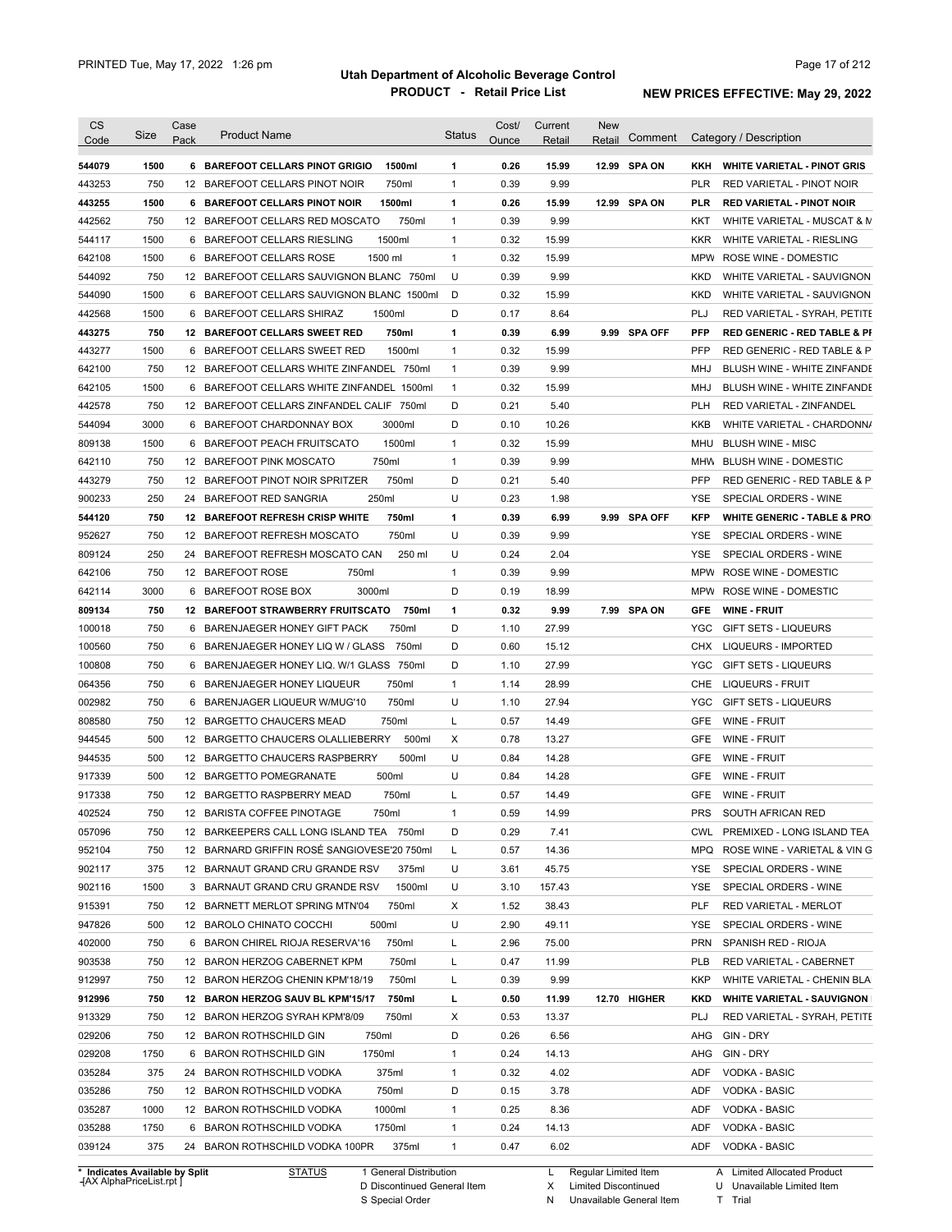# Utah Department of Alcoholic Beverage Control

## PRODUCT - Retail Price List

PRINTED Tue, May 17, 2022 1:26 pm

**NEW PRICES EFFECTIVE: May 29, 2022**

| CS Code | Size | Case Pack | Product Name | Status | Cost/ Ounce | Current Retail | New Retail | Comment | Category / Description |
|---|---|---|---|---|---|---|---|---|---|
| **544079** | **1500** | **6** | **BAREFOOT CELLARS PINOT GRIGIO 1500ml** | **1** | **0.26** | **15.99** | **12.99** | **SPA ON** | **KKH WHITE VARIETAL - PINOT GRIS** |
| 443253 | 750 | 12 | BAREFOOT CELLARS PINOT NOIR 750ml | 1 | 0.39 | 9.99 | | | PLR RED VARIETAL - PINOT NOIR |
| **443255** | **1500** | **6** | **BAREFOOT CELLARS PINOT NOIR 1500ml** | **1** | **0.26** | **15.99** | **12.99** | **SPA ON** | **PLR RED VARIETAL - PINOT NOIR** |
| 442562 | 750 | 12 | BAREFOOT CELLARS RED MOSCATO 750ml | 1 | 0.39 | 9.99 | | | KKT WHITE VARIETAL - MUSCAT & M |
| 544117 | 1500 | 6 | BAREFOOT CELLARS RIESLING 1500ml | 1 | 0.32 | 15.99 | | | KKR WHITE VARIETAL - RIESLING |
| 642108 | 1500 | 6 | BAREFOOT CELLARS ROSE 1500 ml | 1 | 0.32 | 15.99 | | | MPW ROSE WINE - DOMESTIC |
| 544092 | 750 | 12 | BAREFOOT CELLARS SAUVIGNON BLANC 750ml | U | 0.39 | 9.99 | | | KKD WHITE VARIETAL - SAUVIGNON |
| 544090 | 1500 | 6 | BAREFOOT CELLARS SAUVIGNON BLANC 1500ml | D | 0.32 | 15.99 | | | KKD WHITE VARIETAL - SAUVIGNON |
| 442568 | 1500 | 6 | BAREFOOT CELLARS SHIRAZ 1500ml | D | 0.17 | 8.64 | | | PLJ RED VARIETAL - SYRAH, PETITE |
| **443275** | **750** | **12** | **BAREFOOT CELLARS SWEET RED 750ml** | **1** | **0.39** | **6.99** | **9.99** | **SPA OFF** | **PFP RED GENERIC - RED TABLE & PF** |
| 443277 | 1500 | 6 | BAREFOOT CELLARS SWEET RED 1500ml | 1 | 0.32 | 15.99 | | | PFP RED GENERIC - RED TABLE & P |
| 642100 | 750 | 12 | BAREFOOT CELLARS WHITE ZINFANDEL 750ml | 1 | 0.39 | 9.99 | | | MHJ BLUSH WINE - WHITE ZINFANDE |
| 642105 | 1500 | 6 | BAREFOOT CELLARS WHITE ZINFANDEL 1500ml | 1 | 0.32 | 15.99 | | | MHJ BLUSH WINE - WHITE ZINFANDE |
| 442578 | 750 | 12 | BAREFOOT CELLARS ZINFANDEL CALIF 750ml | D | 0.21 | 5.40 | | | PLH RED VARIETAL - ZINFANDEL |
| 544094 | 3000 | 6 | BAREFOOT CHARDONNAY BOX 3000ml | D | 0.10 | 10.26 | | | KKB WHITE VARIETAL - CHARDONNA |
| 809138 | 1500 | 6 | BAREFOOT PEACH FRUITSCATO 1500ml | 1 | 0.32 | 15.99 | | | MHU BLUSH WINE - MISC |
| 642110 | 750 | 12 | BAREFOOT PINK MOSCATO 750ml | 1 | 0.39 | 9.99 | | | MHW BLUSH WINE - DOMESTIC |
| 443279 | 750 | 12 | BAREFOOT PINOT NOIR SPRITZER 750ml | D | 0.21 | 5.40 | | | PFP RED GENERIC - RED TABLE & P |
| 900233 | 250 | 24 | BAREFOOT RED SANGRIA 250ml | U | 0.23 | 1.98 | | | YSE SPECIAL ORDERS - WINE |
| **544120** | **750** | **12** | **BAREFOOT REFRESH CRISP WHITE 750ml** | **1** | **0.39** | **6.99** | **9.99** | **SPA OFF** | **KFP WHITE GENERIC - TABLE & PRO** |
| 952627 | 750 | 12 | BAREFOOT REFRESH MOSCATO 750ml | U | 0.39 | 9.99 | | | YSE SPECIAL ORDERS - WINE |
| 809124 | 250 | 24 | BAREFOOT REFRESH MOSCATO CAN 250 ml | U | 0.24 | 2.04 | | | YSE SPECIAL ORDERS - WINE |
| 642106 | 750 | 12 | BAREFOOT ROSE 750ml | 1 | 0.39 | 9.99 | | | MPW ROSE WINE - DOMESTIC |
| 642114 | 3000 | 6 | BAREFOOT ROSE BOX 3000ml | D | 0.19 | 18.99 | | | MPW ROSE WINE - DOMESTIC |
| **809134** | **750** | **12** | **BAREFOOT STRAWBERRY FRUITSCATO 750ml** | **1** | **0.32** | **9.99** | **7.99** | **SPA ON** | **GFE WINE - FRUIT** |
| 100018 | 750 | 6 | BARENJAEGER HONEY GIFT PACK 750ml | D | 1.10 | 27.99 | | | YGC GIFT SETS - LIQUEURS |
| 100560 | 750 | 6 | BARENJAEGER HONEY LIQ W / GLASS 750ml | D | 0.60 | 15.12 | | | CHX LIQUEURS - IMPORTED |
| 100808 | 750 | 6 | BARENJAEGER HONEY LIQ. W/1 GLASS 750ml | D | 1.10 | 27.99 | | | YGC GIFT SETS - LIQUEURS |
| 064356 | 750 | 6 | BARENJAEGER HONEY LIQUEUR 750ml | 1 | 1.14 | 28.99 | | | CHE LIQUEURS - FRUIT |
| 002982 | 750 | 6 | BARENJAGER LIQUEUR W/MUG'10 750ml | U | 1.10 | 27.94 | | | YGC GIFT SETS - LIQUEURS |
| 808580 | 750 | 12 | BARGETTO CHAUCERS MEAD 750ml | L | 0.57 | 14.49 | | | GFE WINE - FRUIT |
| 944545 | 500 | 12 | BARGETTO CHAUCERS OLALLIEBERRY 500ml | X | 0.78 | 13.27 | | | GFE WINE - FRUIT |
| 944535 | 500 | 12 | BARGETTO CHAUCERS RASPBERRY 500ml | U | 0.84 | 14.28 | | | GFE WINE - FRUIT |
| 917339 | 500 | 12 | BARGETTO POMEGRANATE 500ml | U | 0.84 | 14.28 | | | GFE WINE - FRUIT |
| 917338 | 750 | 12 | BARGETTO RASPBERRY MEAD 750ml | L | 0.57 | 14.49 | | | GFE WINE - FRUIT |
| 402524 | 750 | 12 | BARISTA COFFEE PINOTAGE 750ml | 1 | 0.59 | 14.99 | | | PRS SOUTH AFRICAN RED |
| 057096 | 750 | 12 | BARKEEPERS CALL LONG ISLAND TEA 750ml | D | 0.29 | 7.41 | | | CWL PREMIXED - LONG ISLAND TEA |
| 952104 | 750 | 12 | BARNARD GRIFFIN ROSÉ SANGIOVESE'20 750ml | L | 0.57 | 14.36 | | | MPQ ROSE WINE - VARIETAL & VIN G |
| 902117 | 375 | 12 | BARNAUT GRAND CRU GRANDE RSV 375ml | U | 3.61 | 45.75 | | | YSE SPECIAL ORDERS - WINE |
| 902116 | 1500 | 3 | BARNAUT GRAND CRU GRANDE RSV 1500ml | U | 3.10 | 157.43 | | | YSE SPECIAL ORDERS - WINE |
| 915391 | 750 | 12 | BARNETT MERLOT SPRING MTN'04 750ml | X | 1.52 | 38.43 | | | PLF RED VARIETAL - MERLOT |
| 947826 | 500 | 12 | BAROLO CHINATO COCCHI 500ml | U | 2.90 | 49.11 | | | YSE SPECIAL ORDERS - WINE |
| 402000 | 750 | 6 | BARON CHIREL RIOJA RESERVA'16 750ml | L | 2.96 | 75.00 | | | PRN SPANISH RED - RIOJA |
| 903538 | 750 | 12 | BARON HERZOG CABERNET KPM 750ml | L | 0.47 | 11.99 | | | PLB RED VARIETAL - CABERNET |
| 912997 | 750 | 12 | BARON HERZOG CHENIN KPM'18/19 750ml | L | 0.39 | 9.99 | | | KKP WHITE VARIETAL - CHENIN BLA |
| **912996** | **750** | **12** | **BARON HERZOG SAUV BL KPM'15/17 750ml** | **L** | **0.50** | **11.99** | **12.70** | **HIGHER** | **KKD WHITE VARIETAL - SAUVIGNON** |
| 913329 | 750 | 12 | BARON HERZOG SYRAH KPM'8/09 750ml | X | 0.53 | 13.37 | | | PLJ RED VARIETAL - SYRAH, PETITE |
| 029206 | 750 | 12 | BARON ROTHSCHILD GIN 750ml | D | 0.26 | 6.56 | | | AHG GIN - DRY |
| 029208 | 1750 | 6 | BARON ROTHSCHILD GIN 1750ml | 1 | 0.24 | 14.13 | | | AHG GIN - DRY |
| 035284 | 375 | 24 | BARON ROTHSCHILD VODKA 375ml | 1 | 0.32 | 4.02 | | | ADF VODKA - BASIC |
| 035286 | 750 | 12 | BARON ROTHSCHILD VODKA 750ml | D | 0.15 | 3.78 | | | ADF VODKA - BASIC |
| 035287 | 1000 | 12 | BARON ROTHSCHILD VODKA 1000ml | 1 | 0.25 | 8.36 | | | ADF VODKA - BASIC |
| 035288 | 1750 | 6 | BARON ROTHSCHILD VODKA 1750ml | 1 | 0.24 | 14.13 | | | ADF VODKA - BASIC |
| 039124 | 375 | 24 | BARON ROTHSCHILD VODKA 100PR 375ml | 1 | 0.47 | 6.02 | | | ADF VODKA - BASIC |

\* Indicates Available by Split

STATUS: 1 General Distribution; D Discontinued General Item; S Special Order; L Regular Limited Item; X Limited Discontinued; N Unavailable General Item; A Limited Allocated Product; U Unavailable Limited Item; T Trial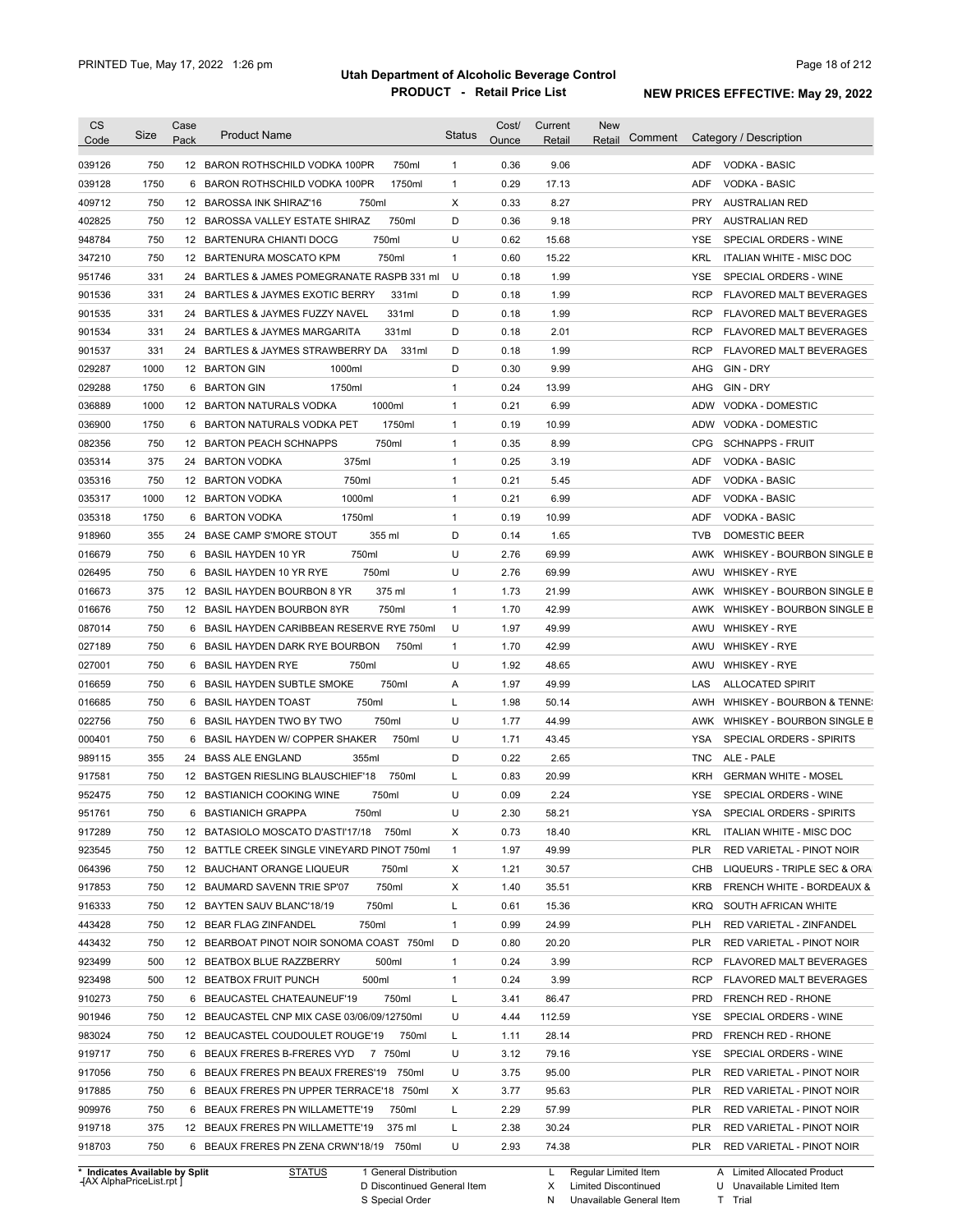# Utah Department of Alcoholic Beverage Control

## PRODUCT - Retail Price List

PRINTED Tue, May 17, 2022 1:26 pm

**NEW PRICES EFFECTIVE: May 29, 2022**

| CS Code | Size | Case Pack | Product Name | Status | Cost/ Ounce | Current Retail | New Retail | Comment | Category / Description |
|---|---|---|---|---|---|---|---|---|---|
| 039126 | 750 | 12 | BARON ROTHSCHILD VODKA 100PR 750ml | 1 | 0.36 | 9.06 | | | ADF VODKA - BASIC |
| 039128 | 1750 | 6 | BARON ROTHSCHILD VODKA 100PR 1750ml | 1 | 0.29 | 17.13 | | | ADF VODKA - BASIC |
| 409712 | 750 | 12 | BAROSSA INK SHIRAZ'16 750ml | X | 0.33 | 8.27 | | | PRY AUSTRALIAN RED |
| 402825 | 750 | 12 | BAROSSA VALLEY ESTATE SHIRAZ 750ml | D | 0.36 | 9.18 | | | PRY AUSTRALIAN RED |
| 948784 | 750 | 12 | BARTENURA CHIANTI DOCG 750ml | U | 0.62 | 15.68 | | | YSE SPECIAL ORDERS - WINE |
| 347210 | 750 | 12 | BARTENURA MOSCATO KPM 750ml | 1 | 0.60 | 15.22 | | | KRL ITALIAN WHITE - MISC DOC |
| 951746 | 331 | 24 | BARTLES & JAMES POMEGRANATE RASPB 331 ml | U | 0.18 | 1.99 | | | YSE SPECIAL ORDERS - WINE |
| 901536 | 331 | 24 | BARTLES & JAYMES EXOTIC BERRY 331ml | D | 0.18 | 1.99 | | | RCP FLAVORED MALT BEVERAGES |
| 901535 | 331 | 24 | BARTLES & JAYMES FUZZY NAVEL 331ml | D | 0.18 | 1.99 | | | RCP FLAVORED MALT BEVERAGES |
| 901534 | 331 | 24 | BARTLES & JAYMES MARGARITA 331ml | D | 0.18 | 2.01 | | | RCP FLAVORED MALT BEVERAGES |
| 901537 | 331 | 24 | BARTLES & JAYMES STRAWBERRY DA 331ml | D | 0.18 | 1.99 | | | RCP FLAVORED MALT BEVERAGES |
| 029287 | 1000 | 12 | BARTON GIN 1000ml | D | 0.30 | 9.99 | | | AHG GIN - DRY |
| 029288 | 1750 | 6 | BARTON GIN 1750ml | 1 | 0.24 | 13.99 | | | AHG GIN - DRY |
| 036889 | 1000 | 12 | BARTON NATURALS VODKA 1000ml | 1 | 0.21 | 6.99 | | | ADW VODKA - DOMESTIC |
| 036900 | 1750 | 6 | BARTON NATURALS VODKA PET 1750ml | 1 | 0.19 | 10.99 | | | ADW VODKA - DOMESTIC |
| 082356 | 750 | 12 | BARTON PEACH SCHNAPPS 750ml | 1 | 0.35 | 8.99 | | | CPG SCHNAPPS - FRUIT |
| 035314 | 375 | 24 | BARTON VODKA 375ml | 1 | 0.25 | 3.19 | | | ADF VODKA - BASIC |
| 035316 | 750 | 12 | BARTON VODKA 750ml | 1 | 0.21 | 5.45 | | | ADF VODKA - BASIC |
| 035317 | 1000 | 12 | BARTON VODKA 1000ml | 1 | 0.21 | 6.99 | | | ADF VODKA - BASIC |
| 035318 | 1750 | 6 | BARTON VODKA 1750ml | 1 | 0.19 | 10.99 | | | ADF VODKA - BASIC |
| 918960 | 355 | 24 | BASE CAMP S'MORE STOUT 355 ml | D | 0.14 | 1.65 | | | TVB DOMESTIC BEER |
| 016679 | 750 | 6 | BASIL HAYDEN 10 YR 750ml | U | 2.76 | 69.99 | | | AWK WHISKEY - BOURBON SINGLE B |
| 026495 | 750 | 6 | BASIL HAYDEN 10 YR RYE 750ml | U | 2.76 | 69.99 | | | AWU WHISKEY - RYE |
| 016673 | 375 | 12 | BASIL HAYDEN BOURBON 8 YR 375 ml | 1 | 1.73 | 21.99 | | | AWK WHISKEY - BOURBON SINGLE B |
| 016676 | 750 | 12 | BASIL HAYDEN BOURBON 8YR 750ml | 1 | 1.70 | 42.99 | | | AWK WHISKEY - BOURBON SINGLE B |
| 087014 | 750 | 6 | BASIL HAYDEN CARIBBEAN RESERVE RYE 750ml | U | 1.97 | 49.99 | | | AWU WHISKEY - RYE |
| 027189 | 750 | 6 | BASIL HAYDEN DARK RYE BOURBON 750ml | 1 | 1.70 | 42.99 | | | AWU WHISKEY - RYE |
| 027001 | 750 | 6 | BASIL HAYDEN RYE 750ml | U | 1.92 | 48.65 | | | AWU WHISKEY - RYE |
| 016659 | 750 | 6 | BASIL HAYDEN SUBTLE SMOKE 750ml | A | 1.97 | 49.99 | | | LAS ALLOCATED SPIRIT |
| 016685 | 750 | 6 | BASIL HAYDEN TOAST 750ml | L | 1.98 | 50.14 | | | AWH WHISKEY - BOURBON & TENNE |
| 022756 | 750 | 6 | BASIL HAYDEN TWO BY TWO 750ml | U | 1.77 | 44.99 | | | AWK WHISKEY - BOURBON SINGLE B |
| 000401 | 750 | 6 | BASIL HAYDEN W/ COPPER SHAKER 750ml | U | 1.71 | 43.45 | | | YSA SPECIAL ORDERS - SPIRITS |
| 989115 | 355 | 24 | BASS ALE ENGLAND 355ml | D | 0.22 | 2.65 | | | TNC ALE - PALE |
| 917581 | 750 | 12 | BASTGEN RIESLING BLAUSCHIEF'18 750ml | L | 0.83 | 20.99 | | | KRH GERMAN WHITE - MOSEL |
| 952475 | 750 | 12 | BASTIANICH COOKING WINE 750ml | U | 0.09 | 2.24 | | | YSE SPECIAL ORDERS - WINE |
| 951761 | 750 | 6 | BASTIANICH GRAPPA 750ml | U | 2.30 | 58.21 | | | YSA SPECIAL ORDERS - SPIRITS |
| 917289 | 750 | 12 | BATASIOLO MOSCATO D'ASTI'17/18 750ml | X | 0.73 | 18.40 | | | KRL ITALIAN WHITE - MISC DOC |
| 923545 | 750 | 12 | BATTLE CREEK SINGLE VINEYARD PINOT 750ml | 1 | 1.97 | 49.99 | | | PLR RED VARIETAL - PINOT NOIR |
| 064396 | 750 | 12 | BAUCHANT ORANGE LIQUEUR 750ml | X | 1.21 | 30.57 | | | CHB LIQUEURS - TRIPLE SEC & ORA |
| 917853 | 750 | 12 | BAUMARD SAVENN TRIE SP'07 750ml | X | 1.40 | 35.51 | | | KRB FRENCH WHITE - BORDEAUX & |
| 916333 | 750 | 12 | BAYTEN SAUV BLANC'18/19 750ml | L | 0.61 | 15.36 | | | KRQ SOUTH AFRICAN WHITE |
| 443428 | 750 | 12 | BEAR FLAG ZINFANDEL 750ml | 1 | 0.99 | 24.99 | | | PLH RED VARIETAL - ZINFANDEL |
| 443432 | 750 | 12 | BEARBOAT PINOT NOIR SONOMA COAST 750ml | D | 0.80 | 20.20 | | | PLR RED VARIETAL - PINOT NOIR |
| 923499 | 500 | 12 | BEATBOX BLUE RAZZBERRY 500ml | 1 | 0.24 | 3.99 | | | RCP FLAVORED MALT BEVERAGES |
| 923498 | 500 | 12 | BEATBOX FRUIT PUNCH 500ml | 1 | 0.24 | 3.99 | | | RCP FLAVORED MALT BEVERAGES |
| 910273 | 750 | 6 | BEAUCASTEL CHATEAUNEUF'19 750ml | L | 3.41 | 86.47 | | | PRD FRENCH RED - RHONE |
| 901946 | 750 | 12 | BEAUCASTEL CNP MIX CASE 03/06/09/12750ml | U | 4.44 | 112.59 | | | YSE SPECIAL ORDERS - WINE |
| 983024 | 750 | 12 | BEAUCASTEL COUDOULET ROUGE'19 750ml | L | 1.11 | 28.14 | | | PRD FRENCH RED - RHONE |
| 919717 | 750 | 6 | BEAUX FRERES B-FRERES VYD 7 750ml | U | 3.12 | 79.16 | | | YSE SPECIAL ORDERS - WINE |
| 917056 | 750 | 6 | BEAUX FRERES PN BEAUX FRERES'19 750ml | U | 3.75 | 95.00 | | | PLR RED VARIETAL - PINOT NOIR |
| 917885 | 750 | 6 | BEAUX FRERES PN UPPER TERRACE'18 750ml | X | 3.77 | 95.63 | | | PLR RED VARIETAL - PINOT NOIR |
| 909976 | 750 | 6 | BEAUX FRERES PN WILLAMETTE'19 750ml | L | 2.29 | 57.99 | | | PLR RED VARIETAL - PINOT NOIR |
| 919718 | 375 | 12 | BEAUX FRERES PN WILLAMETTE'19 375 ml | L | 2.38 | 30.24 | | | PLR RED VARIETAL - PINOT NOIR |
| 918703 | 750 | 6 | BEAUX FRERES PN ZENA CRWN'18/19 750ml | U | 2.93 | 74.38 | | | PLR RED VARIETAL - PINOT NOIR |

\* Indicates Available by Split

-[AX AlphaPriceList.rpt ]

| STATUS | | | |
|---|---|---|---|
| 1 General Distribution | L Regular Limited Item | A Limited Allocated Product |
| D Discontinued General Item | X Limited Discontinued | U Unavailable Limited Item |
| S Special Order | N Unavailable General Item | T Trial |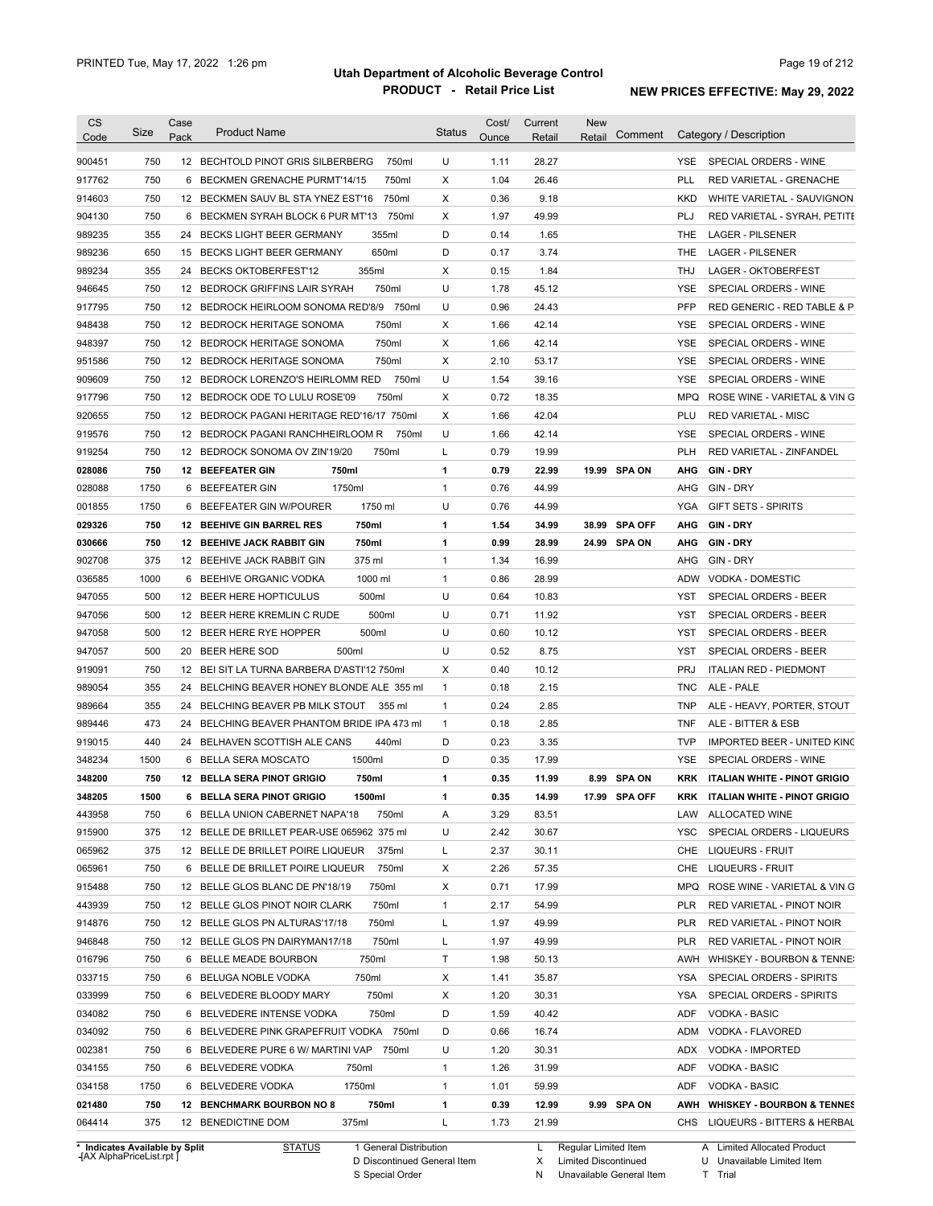# Utah Department of Alcoholic Beverage Control

## PRODUCT - Retail Price List

PRINTED Tue, May 17, 2022 1:26 pm

**NEW PRICES EFFECTIVE: May 29, 2022**

| CS Code | Size | Case Pack | Product Name | Status | Cost/ Ounce | Current Retail | New Retail | Comment | Category / Description |
|---|---|---|---|---|---|---|---|---|---|
| 900451 | 750 | 12 | BECHTOLD PINOT GRIS SILBERBERG 750ml | U | 1.11 | 28.27 | | | YSE SPECIAL ORDERS - WINE |
| 917762 | 750 | 6 | BECKMEN GRENACHE PURMT'14/15 750ml | X | 1.04 | 26.46 | | | PLL RED VARIETAL - GRENACHE |
| 914603 | 750 | 12 | BECKMEN SAUV BL STA YNEZ EST'16 750ml | X | 0.36 | 9.18 | | | KKD WHITE VARIETAL - SAUVIGNON |
| 904130 | 750 | 6 | BECKMEN SYRAH BLOCK 6 PUR MT'13 750ml | X | 1.97 | 49.99 | | | PLJ RED VARIETAL - SYRAH, PETITE |
| 989235 | 355 | 24 | BECKS LIGHT BEER GERMANY 355ml | D | 0.14 | 1.65 | | | THE LAGER - PILSENER |
| 989236 | 650 | 15 | BECKS LIGHT BEER GERMANY 650ml | D | 0.17 | 3.74 | | | THE LAGER - PILSENER |
| 989234 | 355 | 24 | BECKS OKTOBERFEST'12 355ml | X | 0.15 | 1.84 | | | THJ LAGER - OKTOBERFEST |
| 946645 | 750 | 12 | BEDROCK GRIFFINS LAIR SYRAH 750ml | U | 1.78 | 45.12 | | | YSE SPECIAL ORDERS - WINE |
| 917795 | 750 | 12 | BEDROCK HEIRLOOM SONOMA RED'8/9 750ml | U | 0.96 | 24.43 | | | PFP RED GENERIC - RED TABLE & P |
| 948438 | 750 | 12 | BEDROCK HERITAGE SONOMA 750ml | X | 1.66 | 42.14 | | | YSE SPECIAL ORDERS - WINE |
| 948397 | 750 | 12 | BEDROCK HERITAGE SONOMA 750ml | X | 1.66 | 42.14 | | | YSE SPECIAL ORDERS - WINE |
| 951586 | 750 | 12 | BEDROCK HERITAGE SONOMA 750ml | X | 2.10 | 53.17 | | | YSE SPECIAL ORDERS - WINE |
| 909609 | 750 | 12 | BEDROCK LORENZO'S HEIRLOMM RED 750ml | U | 1.54 | 39.16 | | | YSE SPECIAL ORDERS - WINE |
| 917796 | 750 | 12 | BEDROCK ODE TO LULU ROSE'09 750ml | X | 0.72 | 18.35 | | | MPQ ROSE WINE - VARIETAL & VIN G |
| 920655 | 750 | 12 | BEDROCK PAGANI HERITAGE RED'16/17 750ml | X | 1.66 | 42.04 | | | PLU RED VARIETAL - MISC |
| 919576 | 750 | 12 | BEDROCK PAGANI RANCHHEIRLOOM R 750ml | U | 1.66 | 42.14 | | | YSE SPECIAL ORDERS - WINE |
| 919254 | 750 | 12 | BEDROCK SONOMA OV ZIN'19/20 750ml | L | 0.79 | 19.99 | | | PLH RED VARIETAL - ZINFANDEL |
| **028086** | **750** | **12** | **BEEFEATER GIN 750ml** | **1** | **0.79** | **22.99** | **19.99** | **SPA ON** | **AHG GIN - DRY** |
| 028088 | 1750 | 6 | BEEFEATER GIN 1750ml | 1 | 0.76 | 44.99 | | | AHG GIN - DRY |
| 001855 | 1750 | 6 | BEEFEATER GIN W/POURER 1750 ml | U | 0.76 | 44.99 | | | YGA GIFT SETS - SPIRITS |
| **029326** | **750** | **12** | **BEEHIVE GIN BARREL RES 750ml** | **1** | **1.54** | **34.99** | **38.99** | **SPA OFF** | **AHG GIN - DRY** |
| **030666** | **750** | **12** | **BEEHIVE JACK RABBIT GIN 750ml** | **1** | **0.99** | **28.99** | **24.99** | **SPA ON** | **AHG GIN - DRY** |
| 902708 | 375 | 12 | BEEHIVE JACK RABBIT GIN 375 ml | 1 | 1.34 | 16.99 | | | AHG GIN - DRY |
| 036585 | 1000 | 6 | BEEHIVE ORGANIC VODKA 1000 ml | 1 | 0.86 | 28.99 | | | ADW VODKA - DOMESTIC |
| 947055 | 500 | 12 | BEER HERE HOPTICULUS 500ml | U | 0.64 | 10.83 | | | YST SPECIAL ORDERS - BEER |
| 947056 | 500 | 12 | BEER HERE KREMLIN C RUDE 500ml | U | 0.71 | 11.92 | | | YST SPECIAL ORDERS - BEER |
| 947058 | 500 | 12 | BEER HERE RYE HOPPER 500ml | U | 0.60 | 10.12 | | | YST SPECIAL ORDERS - BEER |
| 947057 | 500 | 20 | BEER HERE SOD 500ml | U | 0.52 | 8.75 | | | YST SPECIAL ORDERS - BEER |
| 919091 | 750 | 12 | BEI SIT LA TURNA BARBERA D'ASTI'12 750ml | X | 0.40 | 10.12 | | | PRJ ITALIAN RED - PIEDMONT |
| 989054 | 355 | 24 | BELCHING BEAVER HONEY BLONDE ALE 355 ml | 1 | 0.18 | 2.15 | | | TNC ALE - PALE |
| 989664 | 355 | 24 | BELCHING BEAVER PB MILK STOUT 355 ml | 1 | 0.24 | 2.85 | | | TNP ALE - HEAVY, PORTER, STOUT |
| 989446 | 473 | 24 | BELCHING BEAVER PHANTOM BRIDE IPA 473 ml | 1 | 0.18 | 2.85 | | | TNF ALE - BITTER & ESB |
| 919015 | 440 | 24 | BELHAVEN SCOTTISH ALE CANS 440ml | D | 0.23 | 3.35 | | | TVP IMPORTED BEER - UNITED KINC |
| 348234 | 1500 | 6 | BELLA SERA MOSCATO 1500ml | D | 0.35 | 17.99 | | | YSE SPECIAL ORDERS - WINE |
| **348200** | **750** | **12** | **BELLA SERA PINOT GRIGIO 750ml** | **1** | **0.35** | **11.99** | **8.99** | **SPA ON** | **KRK ITALIAN WHITE - PINOT GRIGIO** |
| **348205** | **1500** | **6** | **BELLA SERA PINOT GRIGIO 1500ml** | **1** | **0.35** | **14.99** | **17.99** | **SPA OFF** | **KRK ITALIAN WHITE - PINOT GRIGIO** |
| 443958 | 750 | 6 | BELLA UNION CABERNET NAPA'18 750ml | A | 3.29 | 83.51 | | | LAW ALLOCATED WINE |
| 915900 | 375 | 12 | BELLE DE BRILLET PEAR-USE 065962 375 ml | U | 2.42 | 30.67 | | | YSC SPECIAL ORDERS - LIQUEURS |
| 065962 | 375 | 12 | BELLE DE BRILLET POIRE LIQUEUR 375ml | L | 2.37 | 30.11 | | | CHE LIQUEURS - FRUIT |
| 065961 | 750 | 6 | BELLE DE BRILLET POIRE LIQUEUR 750ml | X | 2.26 | 57.35 | | | CHE LIQUEURS - FRUIT |
| 915488 | 750 | 12 | BELLE GLOS BLANC DE PN'18/19 750ml | X | 0.71 | 17.99 | | | MPQ ROSE WINE - VARIETAL & VIN G |
| 443939 | 750 | 12 | BELLE GLOS PINOT NOIR CLARK 750ml | 1 | 2.17 | 54.99 | | | PLR RED VARIETAL - PINOT NOIR |
| 914876 | 750 | 12 | BELLE GLOS PN ALTURAS'17/18 750ml | L | 1.97 | 49.99 | | | PLR RED VARIETAL - PINOT NOIR |
| 946848 | 750 | 12 | BELLE GLOS PN DAIRYMAN17/18 750ml | L | 1.97 | 49.99 | | | PLR RED VARIETAL - PINOT NOIR |
| 016796 | 750 | 6 | BELLE MEADE BOURBON 750ml | T | 1.98 | 50.13 | | | AWH WHISKEY - BOURBON & TENNE: |
| 033715 | 750 | 6 | BELUGA NOBLE VODKA 750ml | X | 1.41 | 35.87 | | | YSA SPECIAL ORDERS - SPIRITS |
| 033999 | 750 | 6 | BELVEDERE BLOODY MARY 750ml | X | 1.20 | 30.31 | | | YSA SPECIAL ORDERS - SPIRITS |
| 034082 | 750 | 6 | BELVEDERE INTENSE VODKA 750ml | D | 1.59 | 40.42 | | | ADF VODKA - BASIC |
| 034092 | 750 | 6 | BELVEDERE PINK GRAPEFRUIT VODKA 750ml | D | 0.66 | 16.74 | | | ADM VODKA - FLAVORED |
| 002381 | 750 | 6 | BELVEDERE PURE 6 W/ MARTINI VAP 750ml | U | 1.20 | 30.31 | | | ADX VODKA - IMPORTED |
| 034155 | 750 | 6 | BELVEDERE VODKA 750ml | 1 | 1.26 | 31.99 | | | ADF VODKA - BASIC |
| 034158 | 1750 | 6 | BELVEDERE VODKA 1750ml | 1 | 1.01 | 59.99 | | | ADF VODKA - BASIC |
| **021480** | **750** | **12** | **BENCHMARK BOURBON NO 8 750ml** | **1** | **0.39** | **12.99** | **9.99** | **SPA ON** | **AWH WHISKEY - BOURBON & TENNES** |
| 064414 | 375 | 12 | BENEDICTINE DOM 375ml | L | 1.73 | 21.99 | | | CHS LIQUEURS - BITTERS & HERBAL |

\* Indicates Available by Split
-[AX AlphaPriceList.rpt ]

STATUS
1 General Distribution
D Discontinued General Item
S Special Order
L Regular Limited Item
X Limited Discontinued
N Unavailable General Item
A Limited Allocated Product
U Unavailable Limited Item
T Trial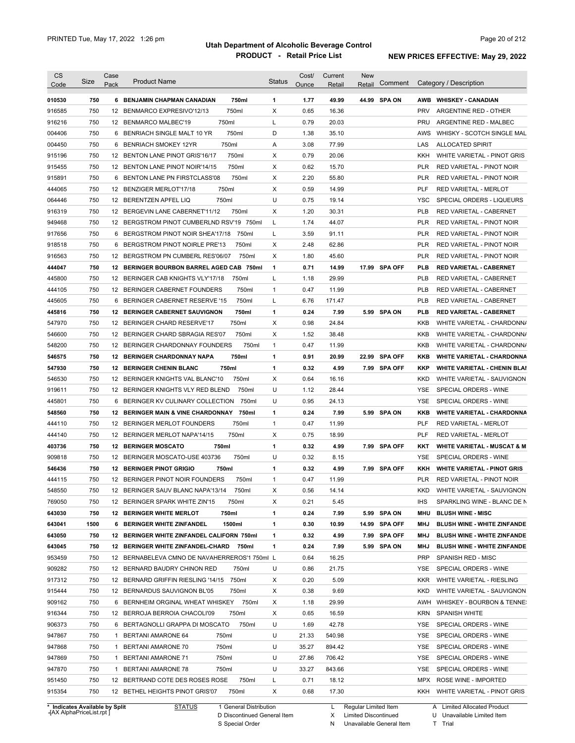# Utah Department of Alcoholic Beverage Control

## PRODUCT - Retail Price List

PRINTED Tue, May 17, 2022 1:26 pm

**NEW PRICES EFFECTIVE: May 29, 2022**

| CS Code | Size | Case Pack | Product Name | Status | Cost/ Ounce | Current Retail | New Retail | Comment | Category / Description |
|---|---|---|---|---|---|---|---|---|---|
| **010530** | **750** | **6** | **BENJAMIN CHAPMAN CANADIAN 750ml** | **1** | **1.77** | **49.99** | **44.99** | **SPA ON** | **AWB WHISKEY - CANADIAN** |
| 916585 | 750 | 12 | BENMARCO EXPRESIVO'12/13 750ml | X | 0.65 | 16.36 | | | PRV ARGENTINE RED - OTHER |
| 916216 | 750 | 12 | BENMARCO MALBEC'19 750ml | L | 0.79 | 20.03 | | | PRU ARGENTINE RED - MALBEC |
| 004406 | 750 | 6 | BENRIACH SINGLE MALT 10 YR 750ml | D | 1.38 | 35.10 | | | AWS WHISKY - SCOTCH SINGLE MAL |
| 004450 | 750 | 6 | BENRIACH SMOKEY 12YR 750ml | A | 3.08 | 77.99 | | | LAS ALLOCATED SPIRIT |
| 915196 | 750 | 12 | BENTON LANE PINOT GRIS'16/17 750ml | X | 0.79 | 20.06 | | | KKH WHITE VARIETAL - PINOT GRIS |
| 915455 | 750 | 12 | BENTON LANE PINOT NOIR'14/15 750ml | X | 0.62 | 15.70 | | | PLR RED VARIETAL - PINOT NOIR |
| 915891 | 750 | 6 | BENTON LANE PN FIRSTCLASS'08 750ml | X | 2.20 | 55.80 | | | PLR RED VARIETAL - PINOT NOIR |
| 444065 | 750 | 12 | BENZIGER MERLOT'17/18 750ml | X | 0.59 | 14.99 | | | PLF RED VARIETAL - MERLOT |
| 064446 | 750 | 12 | BERENTZEN APFEL LIQ 750ml | U | 0.75 | 19.14 | | | YSC SPECIAL ORDERS - LIQUEURS |
| 916319 | 750 | 12 | BERGEVIN LANE CABERNET'11/12 750ml | X | 1.20 | 30.31 | | | PLB RED VARIETAL - CABERNET |
| 949468 | 750 | 12 | BERGSTROM PINOT CUMBERLND RSV'19 750ml | L | 1.74 | 44.07 | | | PLR RED VARIETAL - PINOT NOIR |
| 917656 | 750 | 6 | BERGSTROM PINOT NOIR SHEA'17/18 750ml | L | 3.59 | 91.11 | | | PLR RED VARIETAL - PINOT NOIR |
| 918518 | 750 | 6 | BERGSTROM PINOT NOIRLE PRE'13 750ml | X | 2.48 | 62.86 | | | PLR RED VARIETAL - PINOT NOIR |
| 916563 | 750 | 12 | BERGSTROM PN CUMBERL RES'06/07 750ml | X | 1.80 | 45.60 | | | PLR RED VARIETAL - PINOT NOIR |
| **444047** | **750** | **12** | **BERINGER BOURBON BARREL AGED CAB 750ml** | **1** | **0.71** | **14.99** | **17.99** | **SPA OFF** | **PLB RED VARIETAL - CABERNET** |
| 445800 | 750 | 12 | BERINGER CAB KNIGHTS VLY'17/18 750ml | L | 1.18 | 29.99 | | | PLB RED VARIETAL - CABERNET |
| 444105 | 750 | 12 | BERINGER CABERNET FOUNDERS 750ml | 1 | 0.47 | 11.99 | | | PLB RED VARIETAL - CABERNET |
| 445605 | 750 | 6 | BERINGER CABERNET RESERVE '15 750ml | L | 6.76 | 171.47 | | | PLB RED VARIETAL - CABERNET |
| **445816** | **750** | **12** | **BERINGER CABERNET SAUVIGNON 750ml** | **1** | **0.24** | **7.99** | **5.99** | **SPA ON** | **PLB RED VARIETAL - CABERNET** |
| 547970 | 750 | 12 | BERINGER CHARD RESERVE'17 750ml | X | 0.98 | 24.84 | | | KKB WHITE VARIETAL - CHARDONNA |
| 546600 | 750 | 12 | BERINGER CHARD SBRAGIA RES'07 750ml | X | 1.52 | 38.48 | | | KKB WHITE VARIETAL - CHARDONNA |
| 548200 | 750 | 12 | BERINGER CHARDONNAY FOUNDERS 750ml | 1 | 0.47 | 11.99 | | | KKB WHITE VARIETAL - CHARDONNA |
| **546575** | **750** | **12** | **BERINGER CHARDONNAY NAPA 750ml** | **1** | **0.91** | **20.99** | **22.99** | **SPA OFF** | **KKB WHITE VARIETAL - CHARDONNA** |
| **547930** | **750** | **12** | **BERINGER CHENIN BLANC 750ml** | **1** | **0.32** | **4.99** | **7.99** | **SPA OFF** | **KKP WHITE VARIETAL - CHENIN BLAI** |
| 546530 | 750 | 12 | BERINGER KNIGHTS VAL BLANC'10 750ml | X | 0.64 | 16.16 | | | KKD WHITE VARIETAL - SAUVIGNON |
| 919611 | 750 | 12 | BERINGER KNIGHTS VLY RED BLEND 750ml | U | 1.12 | 28.44 | | | YSE SPECIAL ORDERS - WINE |
| 445801 | 750 | 6 | BERINGER KV CULINARY COLLECTION 750ml | U | 0.95 | 24.13 | | | YSE SPECIAL ORDERS - WINE |
| **548560** | **750** | **12** | **BERINGER MAIN & VINE CHARDONNAY 750ml** | **1** | **0.24** | **7.99** | **5.99** | **SPA ON** | **KKB WHITE VARIETAL - CHARDONNA** |
| 444110 | 750 | 12 | BERINGER MERLOT FOUNDERS 750ml | 1 | 0.47 | 11.99 | | | PLF RED VARIETAL - MERLOT |
| 444140 | 750 | 12 | BERINGER MERLOT NAPA'14/15 750ml | X | 0.75 | 18.99 | | | PLF RED VARIETAL - MERLOT |
| **403736** | **750** | **12** | **BERINGER MOSCATO 750ml** | **1** | **0.32** | **4.99** | **7.99** | **SPA OFF** | **KKT WHITE VARIETAL - MUSCAT & M** |
| 909818 | 750 | 12 | BERINGER MOSCATO-USE 403736 750ml | U | 0.32 | 8.15 | | | YSE SPECIAL ORDERS - WINE |
| **546436** | **750** | **12** | **BERINGER PINOT GRIGIO 750ml** | **1** | **0.32** | **4.99** | **7.99** | **SPA OFF** | **KKH WHITE VARIETAL - PINOT GRIS** |
| 444115 | 750 | 12 | BERINGER PINOT NOIR FOUNDERS 750ml | 1 | 0.47 | 11.99 | | | PLR RED VARIETAL - PINOT NOIR |
| 548550 | 750 | 12 | BERINGER SAUV BLANC NAPA'13/14 750ml | X | 0.56 | 14.14 | | | KKD WHITE VARIETAL - SAUVIGNON |
| 769050 | 750 | 12 | BERINGER SPARK WHITE ZIN'15 750ml | X | 0.21 | 5.45 | | | IHS SPARKLING WINE - BLANC DE N |
| **643030** | **750** | **12** | **BERINGER WHITE MERLOT 750ml** | **1** | **0.24** | **7.99** | **5.99** | **SPA ON** | **MHU BLUSH WINE - MISC** |
| **643041** | **1500** | **6** | **BERINGER WHITE ZINFANDEL 1500ml** | **1** | **0.30** | **10.99** | **14.99** | **SPA OFF** | **MHJ BLUSH WINE - WHITE ZINFANDE** |
| **643050** | **750** | **12** | **BERINGER WHITE ZINFANDEL CALIFORN 750ml** | **1** | **0.32** | **4.99** | **7.99** | **SPA OFF** | **MHJ BLUSH WINE - WHITE ZINFANDE** |
| **643045** | **750** | **12** | **BERINGER WHITE ZINFANDEL-CHARD 750ml** | **1** | **0.24** | **7.99** | **5.99** | **SPA ON** | **MHJ BLUSH WINE - WHITE ZINFANDE** |
| 953459 | 750 | 12 | BERNABELEVA CMNO DE NAVAHERREROS'1 750ml | L | 0.64 | 16.25 | | | PRP SPANISH RED - MISC |
| 909282 | 750 | 12 | BERNARD BAUDRY CHINON RED 750ml | U | 0.86 | 21.75 | | | YSE SPECIAL ORDERS - WINE |
| 917312 | 750 | 12 | BERNARD GRIFFIN RIESLING '14/15 750ml | X | 0.20 | 5.09 | | | KKR WHITE VARIETAL - RIESLING |
| 915444 | 750 | 12 | BERNARDUS SAUVIGNON BL'05 750ml | X | 0.38 | 9.69 | | | KKD WHITE VARIETAL - SAUVIGNON |
| 909162 | 750 | 6 | BERNHEIM ORGINAL WHEAT WHISKEY 750ml | X | 1.18 | 29.99 | | | AWH WHISKEY - BOURBON & TENNE |
| 916344 | 750 | 12 | BERROJA BERROIA CHACOLI'09 750ml | X | 0.65 | 16.59 | | | KRN SPANISH WHITE |
| 906373 | 750 | 6 | BERTAGNOLLI GRAPPA DI MOSCATO 750ml | U | 1.69 | 42.78 | | | YSE SPECIAL ORDERS - WINE |
| 947867 | 750 | 1 | BERTANI AMARONE 64 750ml | U | 21.33 | 540.98 | | | YSE SPECIAL ORDERS - WINE |
| 947868 | 750 | 1 | BERTANI AMARONE 70 750ml | U | 35.27 | 894.42 | | | YSE SPECIAL ORDERS - WINE |
| 947869 | 750 | 1 | BERTANI AMARONE 71 750ml | U | 27.86 | 706.42 | | | YSE SPECIAL ORDERS - WINE |
| 947870 | 750 | 1 | BERTANI AMARONE 78 750ml | U | 33.27 | 843.66 | | | YSE SPECIAL ORDERS - WINE |
| 951450 | 750 | 12 | BERTRAND COTE DES ROSES ROSE 750ml | L | 0.71 | 18.12 | | | MPX ROSE WINE - IMPORTED |
| 915354 | 750 | 12 | BETHEL HEIGHTS PINOT GRIS'07 750ml | X | 0.68 | 17.30 | | | KKH WHITE VARIETAL - PINOT GRIS |

\* Indicates Available by Split

STATUS: 1 General Distribution; D Discontinued General Item; S Special Order; L Regular Limited Item; X Limited Discontinued; N Unavailable General Item; A Limited Allocated Product; U Unavailable Limited Item; T Trial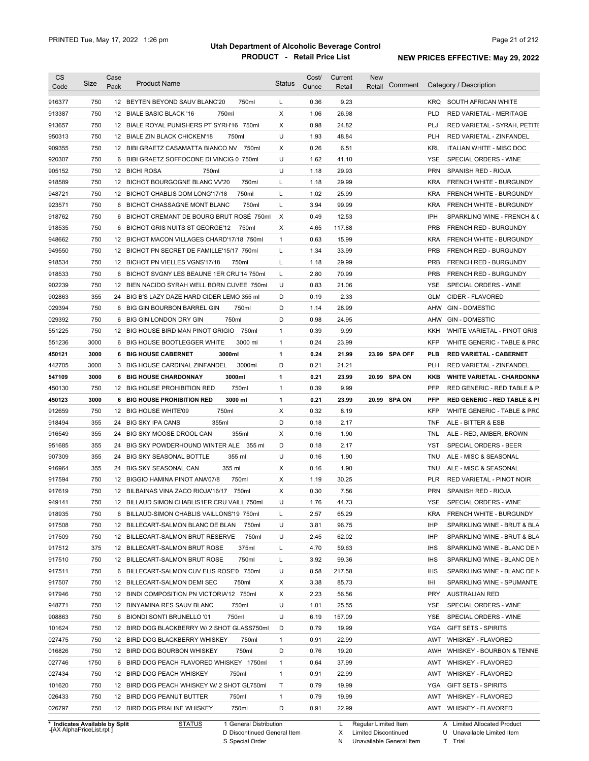# Utah Department of Alcoholic Beverage Control

## PRODUCT - Retail Price List

PRINTED Tue, May 17, 2022 1:26 pm

**NEW PRICES EFFECTIVE: May 29, 2022**

| CS Code | Size | Case Pack | Product Name | Status | Cost/ Ounce | Current Retail | New Retail | Comment | Category / Description |
|---|---|---|---|---|---|---|---|---|---|
| 916377 | 750 | 12 | BEYTEN BEYOND SAUV BLANC'20 750ml | L | 0.36 | 9.23 | | | KRQ SOUTH AFRICAN WHITE |
| 913387 | 750 | 12 | BIALE BASIC BLACK '16 750ml | X | 1.06 | 26.98 | | | PLD RED VARIETAL - MERITAGE |
| 913657 | 750 | 12 | BIALE ROYAL PUNISHERS PT SYRH'16 750ml | X | 0.98 | 24.82 | | | PLJ RED VARIETAL - SYRAH, PETITE |
| 950313 | 750 | 12 | BIALE ZIN BLACK CHICKEN'18 750ml | U | 1.93 | 48.84 | | | PLH RED VARIETAL - ZINFANDEL |
| 909355 | 750 | 12 | BIBI GRAETZ CASAMATTA BIANCO NV 750ml | X | 0.26 | 6.51 | | | KRL ITALIAN WHITE - MISC DOC |
| 920307 | 750 | 6 | BIBI GRAETZ SOFFOCONE DI VINCIG 0 750ml | U | 1.62 | 41.10 | | | YSE SPECIAL ORDERS - WINE |
| 905152 | 750 | 12 | BICHI ROSA 750ml | U | 1.18 | 29.93 | | | PRN SPANISH RED - RIOJA |
| 918589 | 750 | 12 | BICHOT BOURGOGNE BLANC VV'20 750ml | L | 1.18 | 29.99 | | | KRA FRENCH WHITE - BURGUNDY |
| 948721 | 750 | 12 | BICHOT CHABLIS DOM LONG'17/18 750ml | L | 1.02 | 25.99 | | | KRA FRENCH WHITE - BURGUNDY |
| 923571 | 750 | 6 | BICHOT CHASSAGNE MONT BLANC 750ml | L | 3.94 | 99.99 | | | KRA FRENCH WHITE - BURGUNDY |
| 918762 | 750 | 6 | BICHOT CREMANT DE BOURG BRUT ROSÉ 750ml | X | 0.49 | 12.53 | | | IPH SPARKLING WINE - FRENCH & ( |
| 918535 | 750 | 6 | BICHOT GRIS NUITS ST GEORGE'12 750ml | X | 4.65 | 117.88 | | | PRB FRENCH RED - BURGUNDY |
| 948662 | 750 | 12 | BICHOT MACON VILLAGES CHARD'17/18 750ml | 1 | 0.63 | 15.99 | | | KRA FRENCH WHITE - BURGUNDY |
| 949550 | 750 | 12 | BICHOT PN SECRET DE FAMILLE'15/17 750ml | L | 1.34 | 33.99 | | | PRB FRENCH RED - BURGUNDY |
| 918534 | 750 | 12 | BICHOT PN VIELLES VGNS'17/18 750ml | L | 1.18 | 29.99 | | | PRB FRENCH RED - BURGUNDY |
| 918533 | 750 | 6 | BICHOT SVGNY LES BEAUNE 1ER CRU'14 750ml | L | 2.80 | 70.99 | | | PRB FRENCH RED - BURGUNDY |
| 902239 | 750 | 12 | BIEN NACIDO SYRAH WELL BORN CUVEE 750ml | U | 0.83 | 21.06 | | | YSE SPECIAL ORDERS - WINE |
| 902863 | 355 | 24 | BIG B'S LAZY DAZE HARD CIDER LEMO 355 ml | D | 0.19 | 2.33 | | | GLM CIDER - FLAVORED |
| 029394 | 750 | 6 | BIG GIN BOURBON BARREL GIN 750ml | D | 1.14 | 28.99 | | | AHW GIN - DOMESTIC |
| 029392 | 750 | 6 | BIG GIN LONDON DRY GIN 750ml | D | 0.98 | 24.95 | | | AHW GIN - DOMESTIC |
| 551225 | 750 | 12 | BIG HOUSE BIRD MAN PINOT GRIGIO 750ml | 1 | 0.39 | 9.99 | | | KKH WHITE VARIETAL - PINOT GRIS |
| 551236 | 3000 | 6 | BIG HOUSE BOOTLEGGER WHITE 3000 ml | 1 | 0.24 | 23.99 | | | KFP WHITE GENERIC - TABLE & PRC |
| **450121** | **3000** | **6** | **BIG HOUSE CABERNET 3000ml** | **1** | **0.24** | **21.99** | **23.99** | **SPA OFF** | **PLB RED VARIETAL - CABERNET** |
| 442705 | 3000 | 3 | BIG HOUSE CARDINAL ZINFANDEL 3000ml | D | 0.21 | 21.21 | | | PLH RED VARIETAL - ZINFANDEL |
| **547109** | **3000** | **6** | **BIG HOUSE CHARDONNAY 3000ml** | **1** | **0.21** | **23.99** | **20.99** | **SPA ON** | **KKB WHITE VARIETAL - CHARDONNA** |
| 450130 | 750 | 12 | BIG HOUSE PROHIBITION RED 750ml | 1 | 0.39 | 9.99 | | | PFP RED GENERIC - RED TABLE & P |
| **450123** | **3000** | **6** | **BIG HOUSE PROHIBITION RED 3000 ml** | **1** | **0.21** | **23.99** | **20.99** | **SPA ON** | **PFP RED GENERIC - RED TABLE & PI** |
| 912659 | 750 | 12 | BIG HOUSE WHITE'09 750ml | X | 0.32 | 8.19 | | | KFP WHITE GENERIC - TABLE & PRC |
| 918494 | 355 | 24 | BIG SKY IPA CANS 355ml | D | 0.18 | 2.17 | | | TNF ALE - BITTER & ESB |
| 916549 | 355 | 24 | BIG SKY MOOSE DROOL CAN 355ml | X | 0.16 | 1.90 | | | TNL ALE - RED, AMBER, BROWN |
| 951685 | 355 | 24 | BIG SKY POWDERHOUND WINTER ALE 355 ml | D | 0.18 | 2.17 | | | YST SPECIAL ORDERS - BEER |
| 907309 | 355 | 24 | BIG SKY SEASONAL BOTTLE 355 ml | U | 0.16 | 1.90 | | | TNU ALE - MISC & SEASONAL |
| 916964 | 355 | 24 | BIG SKY SEASONAL CAN 355 ml | X | 0.16 | 1.90 | | | TNU ALE - MISC & SEASONAL |
| 917594 | 750 | 12 | BIGGIO HAMINA PINOT ANA'07/8 750ml | X | 1.19 | 30.25 | | | PLR RED VARIETAL - PINOT NOIR |
| 917619 | 750 | 12 | BILBAINAS VINA ZACO RIOJA'16/17 750ml | X | 0.30 | 7.56 | | | PRN SPANISH RED - RIOJA |
| 949141 | 750 | 12 | BILLAUD SIMON CHABLIS1ER CRU VAILL 750ml | U | 1.76 | 44.73 | | | YSE SPECIAL ORDERS - WINE |
| 918935 | 750 | 6 | BILLAUD-SIMON CHABLIS VAILLONS'19 750ml | L | 2.57 | 65.29 | | | KRA FRENCH WHITE - BURGUNDY |
| 917508 | 750 | 12 | BILLECART-SALMON BLANC DE BLAN 750ml | U | 3.81 | 96.75 | | | IHP SPARKLING WINE - BRUT & BLA |
| 917509 | 750 | 12 | BILLECART-SALMON BRUT RESERVE 750ml | U | 2.45 | 62.02 | | | IHP SPARKLING WINE - BRUT & BLA |
| 917512 | 375 | 12 | BILLECART-SALMON BRUT ROSE 375ml | L | 4.70 | 59.63 | | | IHS SPARKLING WINE - BLANC DE N |
| 917510 | 750 | 12 | BILLECART-SALMON BRUT ROSE 750ml | L | 3.92 | 99.36 | | | IHS SPARKLING WINE - BLANC DE N |
| 917511 | 750 | 6 | BILLECART-SALMON CUV ELIS ROSE'0 750ml | U | 8.58 | 217.58 | | | IHS SPARKLING WINE - BLANC DE N |
| 917507 | 750 | 12 | BILLECART-SALMON DEMI SEC 750ml | X | 3.38 | 85.73 | | | IHI SPARKLING WINE - SPUMANTE |
| 917946 | 750 | 12 | BINDI COMPOSITION PN VICTORIA'12 750ml | X | 2.23 | 56.56 | | | PRY AUSTRALIAN RED |
| 948771 | 750 | 12 | BINYAMINA RES SAUV BLANC 750ml | U | 1.01 | 25.55 | | | YSE SPECIAL ORDERS - WINE |
| 908863 | 750 | 6 | BIONDI SONTI BRUNELLO '01 750ml | U | 6.19 | 157.09 | | | YSE SPECIAL ORDERS - WINE |
| 101624 | 750 | 12 | BIRD DOG BLACKBERRY W/ 2 SHOT GLASS750ml | D | 0.79 | 19.99 | | | YGA GIFT SETS - SPIRITS |
| 027475 | 750 | 12 | BIRD DOG BLACKBERRY WHISKEY 750ml | 1 | 0.91 | 22.99 | | | AWT WHISKEY - FLAVORED |
| 016826 | 750 | 12 | BIRD DOG BOURBON WHISKEY 750ml | D | 0.76 | 19.20 | | | AWH WHISKEY - BOURBON & TENNE: |
| 027746 | 1750 | 6 | BIRD DOG PEACH FLAVORED WHISKEY 1750ml | 1 | 0.64 | 37.99 | | | AWT WHISKEY - FLAVORED |
| 027434 | 750 | 12 | BIRD DOG PEACH WHISKEY 750ml | 1 | 0.91 | 22.99 | | | AWT WHISKEY - FLAVORED |
| 101620 | 750 | 12 | BIRD DOG PEACH WHISKEY W/ 2 SHOT GL750ml | T | 0.79 | 19.99 | | | YGA GIFT SETS - SPIRITS |
| 026433 | 750 | 12 | BIRD DOG PEANUT BUTTER 750ml | 1 | 0.79 | 19.99 | | | AWT WHISKEY - FLAVORED |
| 026797 | 750 | 12 | BIRD DOG PRALINE WHISKEY 750ml | D | 0.91 | 22.99 | | | AWT WHISKEY - FLAVORED |

\* Indicates Available by Split

STATUS: 1 General Distribution; D Discontinued General Item; S Special Order; L Regular Limited Item; X Limited Discontinued; N Unavailable General Item; A Limited Allocated Product; U Unavailable Limited Item; T Trial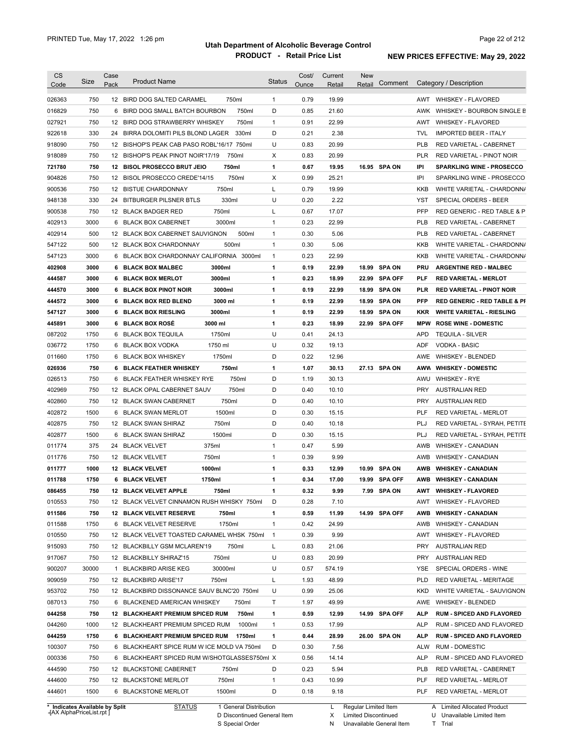# Utah Department of Alcoholic Beverage Control

## PRODUCT - Retail Price List

PRINTED Tue, May 17, 2022 1:26 pm

**NEW PRICES EFFECTIVE: May 29, 2022**

| CS Code | Size | Case Pack | Product Name | Status | Cost/ Ounce | Current Retail | New Retail | Comment | Category / Description |
|---|---|---|---|---|---|---|---|---|---|
| 026363 | 750 | 12 | BIRD DOG SALTED CARAMEL 750ml | 1 | 0.79 | 19.99 | | | AWT WHISKEY - FLAVORED |
| 016829 | 750 | 6 | BIRD DOG SMALL BATCH BOURBON 750ml | D | 0.85 | 21.60 | | | AWK WHISKEY - BOURBON SINGLE B |
| 027921 | 750 | 12 | BIRD DOG STRAWBERRY WHISKEY 750ml | 1 | 0.91 | 22.99 | | | AWT WHISKEY - FLAVORED |
| 922618 | 330 | 24 | BIRRA DOLOMITI PILS BLOND LAGER 330ml | D | 0.21 | 2.38 | | | TVL IMPORTED BEER - ITALY |
| 918090 | 750 | 12 | BISHOP'S PEAK CAB PASO ROBL'16/17 750ml | U | 0.83 | 20.99 | | | PLB RED VARIETAL - CABERNET |
| 918089 | 750 | 12 | BISHOP'S PEAK PINOT NOIR'17/19 750ml | X | 0.83 | 20.99 | | | PLR RED VARIETAL - PINOT NOIR |
| **721780** | **750** | **12** | **BISOL PROSECCO BRUT JEIO 750ml** | **1** | **0.67** | **19.95** | **16.95** | **SPA ON** | **IPI SPARKLING WINE - PROSECCO** |
| 904826 | 750 | 12 | BISOL PROSECCO CREDE'14/15 750ml | X | 0.99 | 25.21 | | | IPI SPARKLING WINE - PROSECCO |
| 900536 | 750 | 12 | BISTUE CHARDONNAY 750ml | L | 0.79 | 19.99 | | | KKB WHITE VARIETAL - CHARDONNA |
| 948138 | 330 | 24 | BITBURGER PILSNER BTLS 330ml | U | 0.20 | 2.22 | | | YST SPECIAL ORDERS - BEER |
| 900538 | 750 | 12 | BLACK BADGER RED 750ml | L | 0.67 | 17.07 | | | PFP RED GENERIC - RED TABLE & P |
| 402913 | 3000 | 6 | BLACK BOX CABERNET 3000ml | 1 | 0.23 | 22.99 | | | PLB RED VARIETAL - CABERNET |
| 402914 | 500 | 12 | BLACK BOX CABERNET SAUVIGNON 500ml | 1 | 0.30 | 5.06 | | | PLB RED VARIETAL - CABERNET |
| 547122 | 500 | 12 | BLACK BOX CHARDONNAY 500ml | 1 | 0.30 | 5.06 | | | KKB WHITE VARIETAL - CHARDONNA |
| 547123 | 3000 | 6 | BLACK BOX CHARDONNAY CALIFORNIA 3000ml | 1 | 0.23 | 22.99 | | | KKB WHITE VARIETAL - CHARDONNA |
| **402908** | **3000** | **6** | **BLACK BOX MALBEC 3000ml** | **1** | **0.19** | **22.99** | **18.99** | **SPA ON** | **PRU ARGENTINE RED - MALBEC** |
| **444587** | **3000** | **6** | **BLACK BOX MERLOT 3000ml** | **1** | **0.23** | **18.99** | **22.99** | **SPA OFF** | **PLF RED VARIETAL - MERLOT** |
| **444570** | **3000** | **6** | **BLACK BOX PINOT NOIR 3000ml** | **1** | **0.19** | **22.99** | **18.99** | **SPA ON** | **PLR RED VARIETAL - PINOT NOIR** |
| **444572** | **3000** | **6** | **BLACK BOX RED BLEND 3000 ml** | **1** | **0.19** | **22.99** | **18.99** | **SPA ON** | **PFP RED GENERIC - RED TABLE & PI** |
| **547127** | **3000** | **6** | **BLACK BOX RIESLING 3000ml** | **1** | **0.19** | **22.99** | **18.99** | **SPA ON** | **KKR WHITE VARIETAL - RIESLING** |
| **445891** | **3000** | **6** | **BLACK BOX ROSÉ 3000 ml** | **1** | **0.23** | **18.99** | **22.99** | **SPA OFF** | **MPW ROSE WINE - DOMESTIC** |
| 087202 | 1750 | 6 | BLACK BOX TEQUILA 1750ml | U | 0.41 | 24.13 | | | APD TEQUILA - SILVER |
| 036772 | 1750 | 6 | BLACK BOX VODKA 1750 ml | U | 0.32 | 19.13 | | | ADF VODKA - BASIC |
| 011660 | 1750 | 6 | BLACK BOX WHISKEY 1750ml | D | 0.22 | 12.96 | | | AWE WHISKEY - BLENDED |
| **026936** | **750** | **6** | **BLACK FEATHER WHISKEY 750ml** | **1** | **1.07** | **30.13** | **27.13** | **SPA ON** | **AWW WHISKEY - DOMESTIC** |
| 026513 | 750 | 6 | BLACK FEATHER WHISKEY RYE 750ml | D | 1.19 | 30.13 | | | AWU WHISKEY - RYE |
| 402969 | 750 | 12 | BLACK OPAL CABERNET SAUV 750ml | D | 0.40 | 10.10 | | | PRY AUSTRALIAN RED |
| 402860 | 750 | 12 | BLACK SWAN CABERNET 750ml | D | 0.40 | 10.10 | | | PRY AUSTRALIAN RED |
| 402872 | 1500 | 6 | BLACK SWAN MERLOT 1500ml | D | 0.30 | 15.15 | | | PLF RED VARIETAL - MERLOT |
| 402875 | 750 | 12 | BLACK SWAN SHIRAZ 750ml | D | 0.40 | 10.18 | | | PLJ RED VARIETAL - SYRAH, PETITE |
| 402877 | 1500 | 6 | BLACK SWAN SHIRAZ 1500ml | D | 0.30 | 15.15 | | | PLJ RED VARIETAL - SYRAH, PETITE |
| 011774 | 375 | 24 | BLACK VELVET 375ml | 1 | 0.47 | 5.99 | | | AWB WHISKEY - CANADIAN |
| 011776 | 750 | 12 | BLACK VELVET 750ml | 1 | 0.39 | 9.99 | | | AWB WHISKEY - CANADIAN |
| **011777** | **1000** | **12** | **BLACK VELVET 1000ml** | **1** | **0.33** | **12.99** | **10.99** | **SPA ON** | **AWB WHISKEY - CANADIAN** |
| **011788** | **1750** | **6** | **BLACK VELVET 1750ml** | **1** | **0.34** | **17.00** | **19.99** | **SPA OFF** | **AWB WHISKEY - CANADIAN** |
| **086455** | **750** | **12** | **BLACK VELVET APPLE 750ml** | **1** | **0.32** | **9.99** | **7.99** | **SPA ON** | **AWT WHISKEY - FLAVORED** |
| 010553 | 750 | 12 | BLACK VELVET CINNAMON RUSH WHISKY 750ml | D | 0.28 | 7.10 | | | AWT WHISKEY - FLAVORED |
| **011586** | **750** | **12** | **BLACK VELVET RESERVE 750ml** | **1** | **0.59** | **11.99** | **14.99** | **SPA OFF** | **AWB WHISKEY - CANADIAN** |
| 011588 | 1750 | 6 | BLACK VELVET RESERVE 1750ml | 1 | 0.42 | 24.99 | | | AWB WHISKEY - CANADIAN |
| 010550 | 750 | 12 | BLACK VELVET TOASTED CARAMEL WHSK 750ml | 1 | 0.39 | 9.99 | | | AWT WHISKEY - FLAVORED |
| 915093 | 750 | 12 | BLACKBILLY GSM MCLAREN'19 750ml | L | 0.83 | 21.06 | | | PRY AUSTRALIAN RED |
| 917067 | 750 | 12 | BLACKBILLY SHIRAZ'15 750ml | U | 0.83 | 20.99 | | | PRY AUSTRALIAN RED |
| 900207 | 30000 | 1 | BLACKBIRD ARISE KEG 30000ml | U | 0.57 | 574.19 | | | YSE SPECIAL ORDERS - WINE |
| 909059 | 750 | 12 | BLACKBIRD ARISE'17 750ml | L | 1.93 | 48.99 | | | PLD RED VARIETAL - MERITAGE |
| 953702 | 750 | 12 | BLACKBIRD DISSONANCE SAUV BLNC'20 750ml | U | 0.99 | 25.06 | | | KKD WHITE VARIETAL - SAUVIGNON |
| 087013 | 750 | 6 | BLACKENED AMERICAN WHISKEY 750ml | T | 1.97 | 49.99 | | | AWE WHISKEY - BLENDED |
| **044258** | **750** | **12** | **BLACKHEART PREMIUM SPICED RUM 750ml** | **1** | **0.59** | **12.99** | **14.99** | **SPA OFF** | **ALP RUM - SPICED AND FLAVORED** |
| 044260 | 1000 | 12 | BLACKHEART PREMIUM SPICED RUM 1000ml | 1 | 0.53 | 17.99 | | | ALP RUM - SPICED AND FLAVORED |
| **044259** | **1750** | **6** | **BLACKHEART PREMIUM SPICED RUM 1750ml** | **1** | **0.44** | **28.99** | **26.00** | **SPA ON** | **ALP RUM - SPICED AND FLAVORED** |
| 100307 | 750 | 6 | BLACKHEART SPICE RUM W ICE MOLD VA 750ml | D | 0.30 | 7.56 | | | ALW RUM - DOMESTIC |
| 000336 | 750 | 6 | BLACKHEART SPICED RUM W/SHOTGLASSES750ml | X | 0.56 | 14.14 | | | ALP RUM - SPICED AND FLAVORED |
| 444590 | 750 | 12 | BLACKSTONE CABERNET 750ml | D | 0.23 | 5.94 | | | PLB RED VARIETAL - CABERNET |
| 444600 | 750 | 12 | BLACKSTONE MERLOT 750ml | 1 | 0.43 | 10.99 | | | PLF RED VARIETAL - MERLOT |
| 444601 | 1500 | 6 | BLACKSTONE MERLOT 1500ml | D | 0.18 | 9.18 | | | PLF RED VARIETAL - MERLOT |

\* Indicates Available by Split

| STATUS | | | |
|---|---|---|---|
| 1 General Distribution | L Regular Limited Item | A Limited Allocated Product | |
| D Discontinued General Item | X Limited Discontinued | U Unavailable Limited Item | |
| S Special Order | N Unavailable General Item | T Trial | |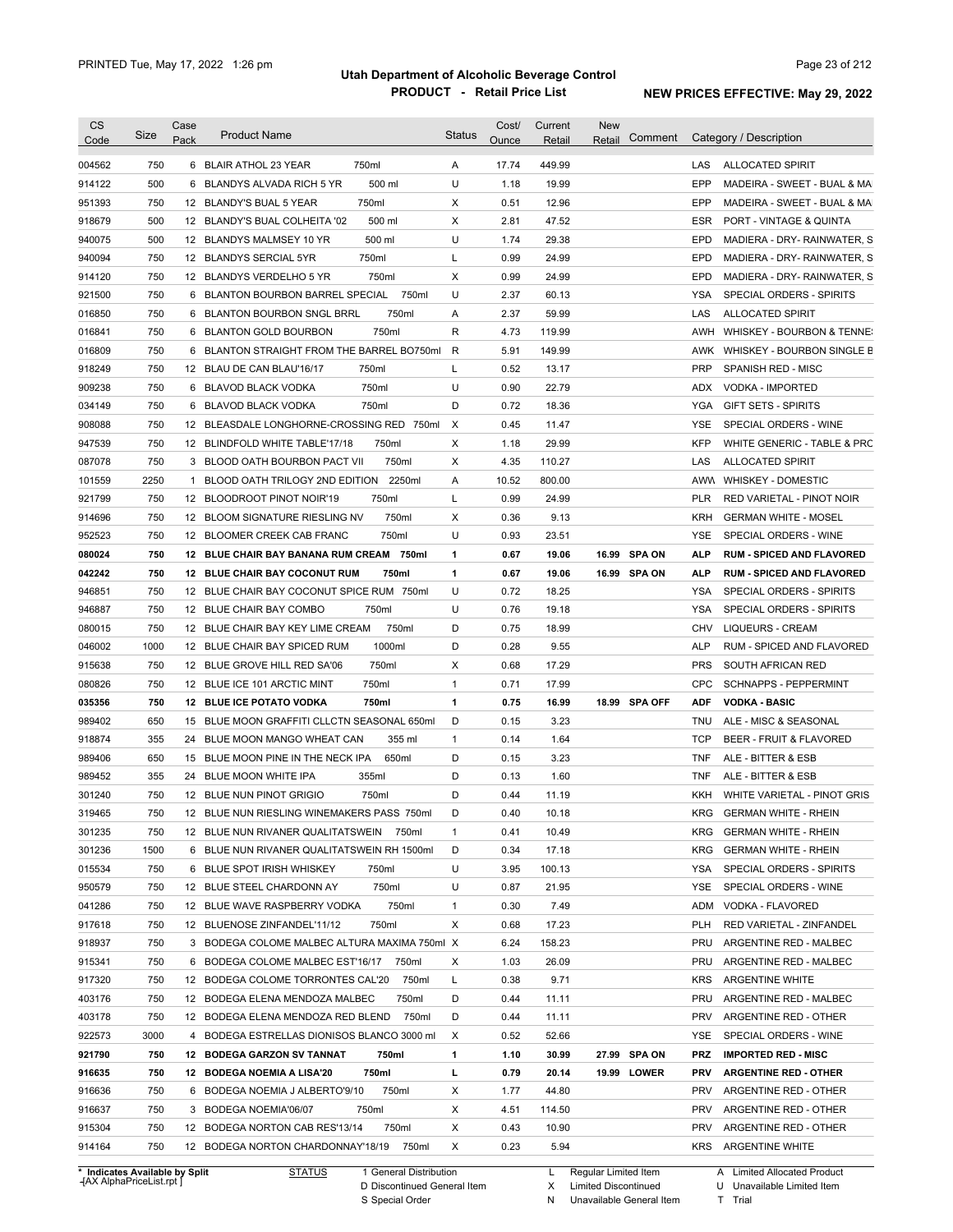# Utah Department of Alcoholic Beverage Control

## PRODUCT - Retail Price List

PRINTED Tue, May 17, 2022 1:26 pm

**NEW PRICES EFFECTIVE: May 29, 2022**

| CS Code | Size | Case Pack | Product Name | Status | Cost/ Ounce | Current Retail | New Retail | Comment | Category / Description |
|---|---|---|---|---|---|---|---|---|---|
| 004562 | 750 | 6 | BLAIR ATHOL 23 YEAR 750ml | A | 17.74 | 449.99 | | | LAS ALLOCATED SPIRIT |
| 914122 | 500 | 6 | BLANDYS ALVADA RICH 5 YR 500 ml | U | 1.18 | 19.99 | | | EPP MADEIRA - SWEET - BUAL & MA |
| 951393 | 750 | 12 | BLANDY'S BUAL 5 YEAR 750ml | X | 0.51 | 12.96 | | | EPP MADEIRA - SWEET - BUAL & MA |
| 918679 | 500 | 12 | BLANDY'S BUAL COLHEITA '02 500 ml | X | 2.81 | 47.52 | | | ESR PORT - VINTAGE & QUINTA |
| 940075 | 500 | 12 | BLANDYS MALMSEY 10 YR 500 ml | U | 1.74 | 29.38 | | | EPD MADIERA - DRY- RAINWATER, S |
| 940094 | 750 | 12 | BLANDYS SERCIAL 5YR 750ml | L | 0.99 | 24.99 | | | EPD MADIERA - DRY- RAINWATER, S |
| 914120 | 750 | 12 | BLANDYS VERDELHO 5 YR 750ml | X | 0.99 | 24.99 | | | EPD MADIERA - DRY- RAINWATER, S |
| 921500 | 750 | 6 | BLANTON BOURBON BARREL SPECIAL 750ml | U | 2.37 | 60.13 | | | YSA SPECIAL ORDERS - SPIRITS |
| 016850 | 750 | 6 | BLANTON BOURBON SNGL BRRL 750ml | A | 2.37 | 59.99 | | | LAS ALLOCATED SPIRIT |
| 016841 | 750 | 6 | BLANTON GOLD BOURBON 750ml | R | 4.73 | 119.99 | | | AWH WHISKEY - BOURBON & TENNE |
| 016809 | 750 | 6 | BLANTON STRAIGHT FROM THE BARREL BO750ml | R | 5.91 | 149.99 | | | AWK WHISKEY - BOURBON SINGLE B |
| 918249 | 750 | 12 | BLAU DE CAN BLAU'16/17 750ml | L | 0.52 | 13.17 | | | PRP SPANISH RED - MISC |
| 909238 | 750 | 6 | BLAVOD BLACK VODKA 750ml | U | 0.90 | 22.79 | | | ADX VODKA - IMPORTED |
| 034149 | 750 | 6 | BLAVOD BLACK VODKA 750ml | D | 0.72 | 18.36 | | | YGA GIFT SETS - SPIRITS |
| 908088 | 750 | 12 | BLEASDALE LONGHORNE-CROSSING RED 750ml | X | 0.45 | 11.47 | | | YSE SPECIAL ORDERS - WINE |
| 947539 | 750 | 12 | BLINDFOLD WHITE TABLE'17/18 750ml | X | 1.18 | 29.99 | | | KFP WHITE GENERIC - TABLE & PRC |
| 087078 | 750 | 3 | BLOOD OATH BOURBON PACT VII 750ml | X | 4.35 | 110.27 | | | LAS ALLOCATED SPIRIT |
| 101559 | 2250 | 1 | BLOOD OATH TRILOGY 2ND EDITION 2250ml | A | 10.52 | 800.00 | | | AWW WHISKEY - DOMESTIC |
| 921799 | 750 | 12 | BLOODROOT PINOT NOIR'19 750ml | L | 0.99 | 24.99 | | | PLR RED VARIETAL - PINOT NOIR |
| 914696 | 750 | 12 | BLOOM SIGNATURE RIESLING NV 750ml | X | 0.36 | 9.13 | | | KRH GERMAN WHITE - MOSEL |
| 952523 | 750 | 12 | BLOOMER CREEK CAB FRANC 750ml | U | 0.93 | 23.51 | | | YSE SPECIAL ORDERS - WINE |
| **080024** | **750** | **12** | **BLUE CHAIR BAY BANANA RUM CREAM 750ml** | **1** | **0.67** | **19.06** | **16.99** | **SPA ON** | **ALP RUM - SPICED AND FLAVORED** |
| **042242** | **750** | **12** | **BLUE CHAIR BAY COCONUT RUM 750ml** | **1** | **0.67** | **19.06** | **16.99** | **SPA ON** | **ALP RUM - SPICED AND FLAVORED** |
| 946851 | 750 | 12 | BLUE CHAIR BAY COCONUT SPICE RUM 750ml | U | 0.72 | 18.25 | | | YSA SPECIAL ORDERS - SPIRITS |
| 946887 | 750 | 12 | BLUE CHAIR BAY COMBO 750ml | U | 0.76 | 19.18 | | | YSA SPECIAL ORDERS - SPIRITS |
| 080015 | 750 | 12 | BLUE CHAIR BAY KEY LIME CREAM 750ml | D | 0.75 | 18.99 | | | CHV LIQUEURS - CREAM |
| 046002 | 1000 | 12 | BLUE CHAIR BAY SPICED RUM 1000ml | D | 0.28 | 9.55 | | | ALP RUM - SPICED AND FLAVORED |
| 915638 | 750 | 12 | BLUE GROVE HILL RED SA'06 750ml | X | 0.68 | 17.29 | | | PRS SOUTH AFRICAN RED |
| 080826 | 750 | 12 | BLUE ICE 101 ARCTIC MINT 750ml | 1 | 0.71 | 17.99 | | | CPC SCHNAPPS - PEPPERMINT |
| **035356** | **750** | **12** | **BLUE ICE POTATO VODKA 750ml** | **1** | **0.75** | **16.99** | **18.99** | **SPA OFF** | **ADF VODKA - BASIC** |
| 989402 | 650 | 15 | BLUE MOON GRAFFITI CLLCTN SEASONAL 650ml | D | 0.15 | 3.23 | | | TNU ALE - MISC & SEASONAL |
| 918874 | 355 | 24 | BLUE MOON MANGO WHEAT CAN 355 ml | 1 | 0.14 | 1.64 | | | TCP BEER - FRUIT & FLAVORED |
| 989406 | 650 | 15 | BLUE MOON PINE IN THE NECK IPA 650ml | D | 0.15 | 3.23 | | | TNF ALE - BITTER & ESB |
| 989452 | 355 | 24 | BLUE MOON WHITE IPA 355ml | D | 0.13 | 1.60 | | | TNF ALE - BITTER & ESB |
| 301240 | 750 | 12 | BLUE NUN PINOT GRIGIO 750ml | D | 0.44 | 11.19 | | | KKH WHITE VARIETAL - PINOT GRIS |
| 319465 | 750 | 12 | BLUE NUN RIESLING WINEMAKERS PASS 750ml | D | 0.40 | 10.18 | | | KRG GERMAN WHITE - RHEIN |
| 301235 | 750 | 12 | BLUE NUN RIVANER QUALITATSWEIN 750ml | 1 | 0.41 | 10.49 | | | KRG GERMAN WHITE - RHEIN |
| 301236 | 1500 | 6 | BLUE NUN RIVANER QUALITATSWEIN RH 1500ml | D | 0.34 | 17.18 | | | KRG GERMAN WHITE - RHEIN |
| 015534 | 750 | 6 | BLUE SPOT IRISH WHISKEY 750ml | U | 3.95 | 100.13 | | | YSA SPECIAL ORDERS - SPIRITS |
| 950579 | 750 | 12 | BLUE STEEL CHARDONN AY 750ml | U | 0.87 | 21.95 | | | YSE SPECIAL ORDERS - WINE |
| 041286 | 750 | 12 | BLUE WAVE RASPBERRY VODKA 750ml | 1 | 0.30 | 7.49 | | | ADM VODKA - FLAVORED |
| 917618 | 750 | 12 | BLUENOSE ZINFANDEL'11/12 750ml | X | 0.68 | 17.23 | | | PLH RED VARIETAL - ZINFANDEL |
| 918937 | 750 | 3 | BODEGA COLOME MALBEC ALTURA MAXIMA 750ml | X | 6.24 | 158.23 | | | PRU ARGENTINE RED - MALBEC |
| 915341 | 750 | 6 | BODEGA COLOME MALBEC EST'16/17 750ml | X | 1.03 | 26.09 | | | PRU ARGENTINE RED - MALBEC |
| 917320 | 750 | 12 | BODEGA COLOME TORRONTES CAL'20 750ml | L | 0.38 | 9.71 | | | KRS ARGENTINE WHITE |
| 403176 | 750 | 12 | BODEGA ELENA MENDOZA MALBEC 750ml | D | 0.44 | 11.11 | | | PRU ARGENTINE RED - MALBEC |
| 403178 | 750 | 12 | BODEGA ELENA MENDOZA RED BLEND 750ml | D | 0.44 | 11.11 | | | PRV ARGENTINE RED - OTHER |
| 922573 | 3000 | 4 | BODEGA ESTRELLAS DIONISOS BLANCO 3000 ml | X | 0.52 | 52.66 | | | YSE SPECIAL ORDERS - WINE |
| **921790** | **750** | **12** | **BODEGA GARZON SV TANNAT 750ml** | **1** | **1.10** | **30.99** | **27.99** | **SPA ON** | **PRZ IMPORTED RED - MISC** |
| **916635** | **750** | **12** | **BODEGA NOEMIA A LISA'20 750ml** | **L** | **0.79** | **20.14** | **19.99** | **LOWER** | **PRV ARGENTINE RED - OTHER** |
| 916636 | 750 | 6 | BODEGA NOEMIA J ALBERTO'9/10 750ml | X | 1.77 | 44.80 | | | PRV ARGENTINE RED - OTHER |
| 916637 | 750 | 3 | BODEGA NOEMIA'06/07 750ml | X | 4.51 | 114.50 | | | PRV ARGENTINE RED - OTHER |
| 915304 | 750 | 12 | BODEGA NORTON CAB RES'13/14 750ml | X | 0.43 | 10.90 | | | PRV ARGENTINE RED - OTHER |
| 914164 | 750 | 12 | BODEGA NORTON CHARDONNAY'18/19 750ml | X | 0.23 | 5.94 | | | KRS ARGENTINE WHITE |

\* Indicates Available by Split

STATUS: 1 General Distribution; D Discontinued General Item; S Special Order; L Regular Limited Item; X Limited Discontinued; N Unavailable General Item; A Limited Allocated Product; U Unavailable Limited Item; T Trial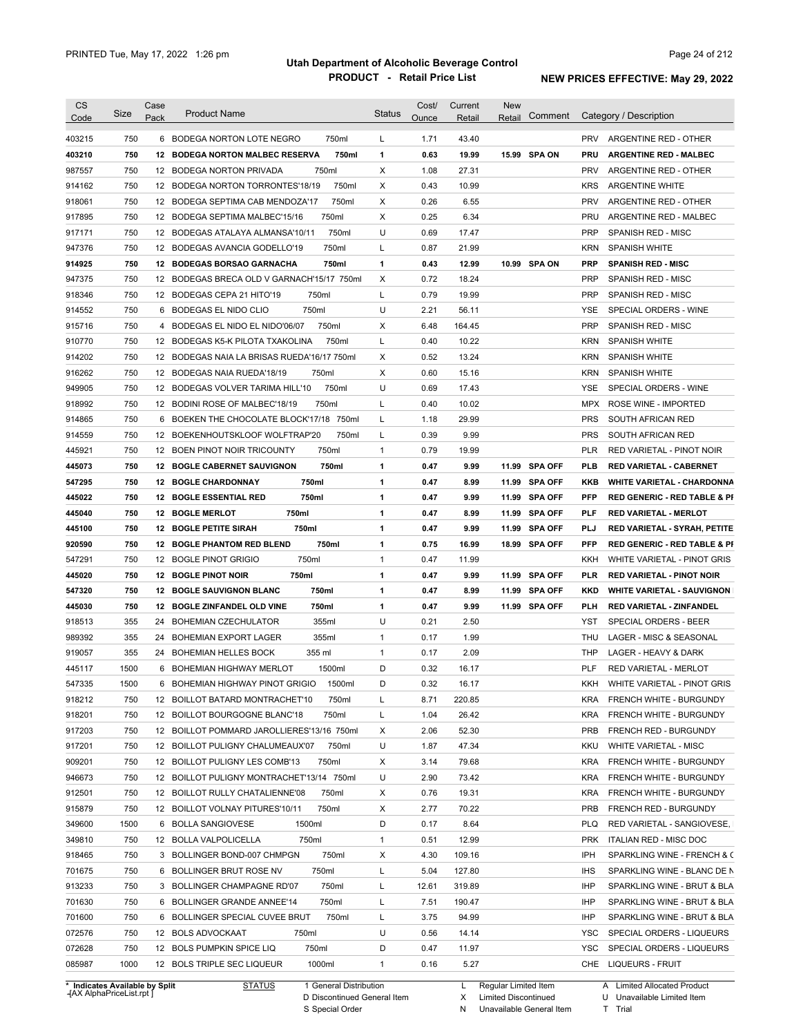# Utah Department of Alcoholic Beverage Control

## PRODUCT - Retail Price List

PRINTED Tue, May 17, 2022 1:26 pm

**NEW PRICES EFFECTIVE: May 29, 2022**

| CS Code | Size | Case Pack | Product Name | Status | Cost/ Ounce | Current Retail | New Retail | Comment | Category / Description |
|---|---|---|---|---|---|---|---|---|---|
| 403215 | 750 | 6 | BODEGA NORTON LOTE NEGRO 750ml | L | 1.71 | 43.40 | | | PRV ARGENTINE RED - OTHER |
| **403210** | **750** | **12** | **BODEGA NORTON MALBEC RESERVA 750ml** | **1** | **0.63** | **19.99** | **15.99** | **SPA ON** | **PRU ARGENTINE RED - MALBEC** |
| 987557 | 750 | 12 | BODEGA NORTON PRIVADA 750ml | X | 1.08 | 27.31 | | | PRV ARGENTINE RED - OTHER |
| 914162 | 750 | 12 | BODEGA NORTON TORRONTES'18/19 750ml | X | 0.43 | 10.99 | | | KRS ARGENTINE WHITE |
| 918061 | 750 | 12 | BODEGA SEPTIMA CAB MENDOZA'17 750ml | X | 0.26 | 6.55 | | | PRV ARGENTINE RED - OTHER |
| 917895 | 750 | 12 | BODEGA SEPTIMA MALBEC'15/16 750ml | X | 0.25 | 6.34 | | | PRU ARGENTINE RED - MALBEC |
| 917171 | 750 | 12 | BODEGAS ATALAYA ALMANSA'10/11 750ml | U | 0.69 | 17.47 | | | PRP SPANISH RED - MISC |
| 947376 | 750 | 12 | BODEGAS AVANCIA GODELLO'19 750ml | L | 0.87 | 21.99 | | | KRN SPANISH WHITE |
| **914925** | **750** | **12** | **BODEGAS BORSAO GARNACHA 750ml** | **1** | **0.43** | **12.99** | **10.99** | **SPA ON** | **PRP SPANISH RED - MISC** |
| 947375 | 750 | 12 | BODEGAS BRECA OLD V GARNACH'15/17 750ml | X | 0.72 | 18.24 | | | PRP SPANISH RED - MISC |
| 918346 | 750 | 12 | BODEGAS CEPA 21 HITO'19 750ml | L | 0.79 | 19.99 | | | PRP SPANISH RED - MISC |
| 914552 | 750 | 6 | BODEGAS EL NIDO CLIO 750ml | U | 2.21 | 56.11 | | | YSE SPECIAL ORDERS - WINE |
| 915716 | 750 | 4 | BODEGAS EL NIDO EL NIDO'06/07 750ml | X | 6.48 | 164.45 | | | PRP SPANISH RED - MISC |
| 910770 | 750 | 12 | BODEGAS K5-K PILOTA TXAKOLINA 750ml | L | 0.40 | 10.22 | | | KRN SPANISH WHITE |
| 914202 | 750 | 12 | BODEGAS NAIA LA BRISAS RUEDA'16/17 750ml | X | 0.52 | 13.24 | | | KRN SPANISH WHITE |
| 916262 | 750 | 12 | BODEGAS NAIA RUEDA'18/19 750ml | X | 0.60 | 15.16 | | | KRN SPANISH WHITE |
| 949905 | 750 | 12 | BODEGAS VOLVER TARIMA HILL'10 750ml | U | 0.69 | 17.43 | | | YSE SPECIAL ORDERS - WINE |
| 918992 | 750 | 12 | BODINI ROSE OF MALBEC'18/19 750ml | L | 0.40 | 10.02 | | | MPX ROSE WINE - IMPORTED |
| 914865 | 750 | 6 | BOEKEN THE CHOCOLATE BLOCK'17/18 750ml | L | 1.18 | 29.99 | | | PRS SOUTH AFRICAN RED |
| 914559 | 750 | 12 | BOEKENHOUTSKLOOF WOLFTRAP'20 750ml | L | 0.39 | 9.99 | | | PRS SOUTH AFRICAN RED |
| 445921 | 750 | 12 | BOEN PINOT NOIR TRICOUNTY 750ml | 1 | 0.79 | 19.99 | | | PLR RED VARIETAL - PINOT NOIR |
| **445073** | **750** | **12** | **BOGLE CABERNET SAUVIGNON 750ml** | **1** | **0.47** | **9.99** | **11.99** | **SPA OFF** | **PLB RED VARIETAL - CABERNET** |
| **547295** | **750** | **12** | **BOGLE CHARDONNAY 750ml** | **1** | **0.47** | **8.99** | **11.99** | **SPA OFF** | **KKB WHITE VARIETAL - CHARDONNA** |
| **445022** | **750** | **12** | **BOGLE ESSENTIAL RED 750ml** | **1** | **0.47** | **9.99** | **11.99** | **SPA OFF** | **PFP RED GENERIC - RED TABLE & PI** |
| **445040** | **750** | **12** | **BOGLE MERLOT 750ml** | **1** | **0.47** | **8.99** | **11.99** | **SPA OFF** | **PLF RED VARIETAL - MERLOT** |
| **445100** | **750** | **12** | **BOGLE PETITE SIRAH 750ml** | **1** | **0.47** | **9.99** | **11.99** | **SPA OFF** | **PLJ RED VARIETAL - SYRAH, PETITE** |
| **920590** | **750** | **12** | **BOGLE PHANTOM RED BLEND 750ml** | **1** | **0.75** | **16.99** | **18.99** | **SPA OFF** | **PFP RED GENERIC - RED TABLE & PI** |
| 547291 | 750 | 12 | BOGLE PINOT GRIGIO 750ml | 1 | 0.47 | 11.99 | | | KKH WHITE VARIETAL - PINOT GRIS |
| **445020** | **750** | **12** | **BOGLE PINOT NOIR 750ml** | **1** | **0.47** | **9.99** | **11.99** | **SPA OFF** | **PLR RED VARIETAL - PINOT NOIR** |
| **547320** | **750** | **12** | **BOGLE SAUVIGNON BLANC 750ml** | **1** | **0.47** | **8.99** | **11.99** | **SPA OFF** | **KKD WHITE VARIETAL - SAUVIGNON** |
| **445030** | **750** | **12** | **BOGLE ZINFANDEL OLD VINE 750ml** | **1** | **0.47** | **9.99** | **11.99** | **SPA OFF** | **PLH RED VARIETAL - ZINFANDEL** |
| 918513 | 355 | 24 | BOHEMIAN CZECHULATOR 355ml | U | 0.21 | 2.50 | | | YST SPECIAL ORDERS - BEER |
| 989392 | 355 | 24 | BOHEMIAN EXPORT LAGER 355ml | 1 | 0.17 | 1.99 | | | THU LAGER - MISC & SEASONAL |
| 919057 | 355 | 24 | BOHEMIAN HELLES BOCK 355 ml | 1 | 0.17 | 2.09 | | | THP LAGER - HEAVY & DARK |
| 445117 | 1500 | 6 | BOHEMIAN HIGHWAY MERLOT 1500ml | D | 0.32 | 16.17 | | | PLF RED VARIETAL - MERLOT |
| 547335 | 1500 | 6 | BOHEMIAN HIGHWAY PINOT GRIGIO 1500ml | D | 0.32 | 16.17 | | | KKH WHITE VARIETAL - PINOT GRIS |
| 918212 | 750 | 12 | BOILLOT BATARD MONTRACHET'10 750ml | L | 8.71 | 220.85 | | | KRA FRENCH WHITE - BURGUNDY |
| 918201 | 750 | 12 | BOILLOT BOURGOGNE BLANC'18 750ml | L | 1.04 | 26.42 | | | KRA FRENCH WHITE - BURGUNDY |
| 917203 | 750 | 12 | BOILLOT POMMARD JAROLLIERES'13/16 750ml | X | 2.06 | 52.30 | | | PRB FRENCH RED - BURGUNDY |
| 917201 | 750 | 12 | BOILLOT PULIGNY CHALUMEAUX'07 750ml | U | 1.87 | 47.34 | | | KKU WHITE VARIETAL - MISC |
| 909201 | 750 | 12 | BOILLOT PULIGNY LES COMB'13 750ml | X | 3.14 | 79.68 | | | KRA FRENCH WHITE - BURGUNDY |
| 946673 | 750 | 12 | BOILLOT PULIGNY MONTRACHET'13/14 750ml | U | 2.90 | 73.42 | | | KRA FRENCH WHITE - BURGUNDY |
| 912501 | 750 | 12 | BOILLOT RULLY CHATALIENNE'08 750ml | X | 0.76 | 19.31 | | | KRA FRENCH WHITE - BURGUNDY |
| 915879 | 750 | 12 | BOILLOT VOLNAY PITURES'10/11 750ml | X | 2.77 | 70.22 | | | PRB FRENCH RED - BURGUNDY |
| 349600 | 1500 | 6 | BOLLA SANGIOVESE 1500ml | D | 0.17 | 8.64 | | | PLQ RED VARIETAL - SANGIOVESE, |
| 349810 | 750 | 12 | BOLLA VALPOLICELLA 750ml | 1 | 0.51 | 12.99 | | | PRK ITALIAN RED - MISC DOC |
| 918465 | 750 | 3 | BOLLINGER BOND-007 CHMPGN 750ml | X | 4.30 | 109.16 | | | IPH SPARKLING WINE - FRENCH & C |
| 701675 | 750 | 6 | BOLLINGER BRUT ROSE NV 750ml | L | 5.04 | 127.80 | | | IHS SPARKLING WINE - BLANC DE N |
| 913233 | 750 | 3 | BOLLINGER CHAMPAGNE RD'07 750ml | L | 12.61 | 319.89 | | | IHP SPARKLING WINE - BRUT & BLA |
| 701630 | 750 | 6 | BOLLINGER GRANDE ANNEE'14 750ml | L | 7.51 | 190.47 | | | IHP SPARKLING WINE - BRUT & BLA |
| 701600 | 750 | 6 | BOLLINGER SPECIAL CUVEE BRUT 750ml | L | 3.75 | 94.99 | | | IHP SPARKLING WINE - BRUT & BLA |
| 072576 | 750 | 12 | BOLS ADVOCKAAT 750ml | U | 0.56 | 14.14 | | | YSC SPECIAL ORDERS - LIQUEURS |
| 072628 | 750 | 12 | BOLS PUMPKIN SPICE LIQ 750ml | D | 0.47 | 11.97 | | | YSC SPECIAL ORDERS - LIQUEURS |
| 085987 | 1000 | 12 | BOLS TRIPLE SEC LIQUEUR 1000ml | 1 | 0.16 | 5.27 | | | CHE LIQUEURS - FRUIT |

\* Indicates Available by Split

STATUS: 1 General Distribution; D Discontinued General Item; S Special Order; L Regular Limited Item; X Limited Discontinued; N Unavailable General Item; A Limited Allocated Product; U Unavailable Limited Item; T Trial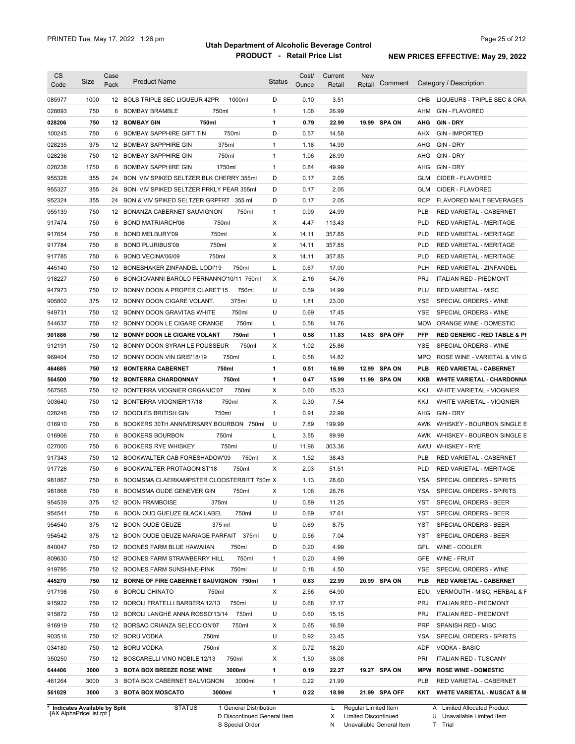# Utah Department of Alcoholic Beverage Control

## PRODUCT - Retail Price List

PRINTED Tue, May 17, 2022 1:26 pm

**NEW PRICES EFFECTIVE: May 29, 2022**

| CS Code | Size | Case Pack | Product Name | Status | Cost/ Ounce | Current Retail | New Retail | Comment | Category / Description |
|---|---|---|---|---|---|---|---|---|---|
| 085977 | 1000 | 12 | BOLS TRIPLE SEC LIQUEUR 42PR 1000ml | D | 0.10 | 3.51 | | | CHB LIQUEURS - TRIPLE SEC & ORA |
| 028893 | 750 | 6 | BOMBAY BRAMBLE 750ml | 1 | 1.06 | 26.99 | | | AHM GIN - FLAVORED |
| **028206** | **750** | **12** | **BOMBAY GIN 750ml** | **1** | **0.79** | **22.99** | **19.99** | **SPA ON** | **AHG GIN - DRY** |
| 100245 | 750 | 6 | BOMBAY SAPPHIRE GIFT TIN 750ml | D | 0.57 | 14.58 | | | AHX GIN - IMPORTED |
| 028235 | 375 | 12 | BOMBAY SAPPHIRE GIN 375ml | 1 | 1.18 | 14.99 | | | AHG GIN - DRY |
| 028236 | 750 | 12 | BOMBAY SAPPHIRE GIN 750ml | 1 | 1.06 | 26.99 | | | AHG GIN - DRY |
| 028238 | 1750 | 6 | BOMBAY SAPPHIRE GIN 1750ml | 1 | 0.84 | 49.99 | | | AHG GIN - DRY |
| 955328 | 355 | 24 | BON VIV SPIKED SELTZER BLK CHERRY 355ml | D | 0.17 | 2.05 | | | GLM CIDER - FLAVORED |
| 955327 | 355 | 24 | BON VIV SPIKED SELTZER PRKLY PEAR 355ml | D | 0.17 | 2.05 | | | GLM CIDER - FLAVORED |
| 952324 | 355 | 24 | BON & VIV SPIKED SELTZER GRPFRT 355 ml | D | 0.17 | 2.05 | | | RCP FLAVORED MALT BEVERAGES |
| 955139 | 750 | 12 | BONANZA CABERNET SAUVIGNON 750ml | 1 | 0.99 | 24.99 | | | PLB RED VARIETAL - CABERNET |
| 917474 | 750 | 6 | BOND MATRIARCH'06 750ml | X | 4.47 | 113.43 | | | PLD RED VARIETAL - MERITAGE |
| 917654 | 750 | 6 | BOND MELBURY'09 750ml | X | 14.11 | 357.85 | | | PLD RED VARIETAL - MERITAGE |
| 917784 | 750 | 6 | BOND PLURIBUS'09 750ml | X | 14.11 | 357.85 | | | PLD RED VARIETAL - MERITAGE |
| 917785 | 750 | 6 | BOND VECINA'06/09 750ml | X | 14.11 | 357.85 | | | PLD RED VARIETAL - MERITAGE |
| 445140 | 750 | 12 | BONESHAKER ZINFANDEL LODI'19 750ml | L | 0.67 | 17.00 | | | PLH RED VARIETAL - ZINFANDEL |
| 918227 | 750 | 6 | BONGIOVANNI BAROLO PERNANNO'10/11 750ml | X | 2.16 | 54.76 | | | PRJ ITALIAN RED - PIEDMONT |
| 947973 | 750 | 12 | BONNY DOON A PROPER CLARET'15 750ml | U | 0.59 | 14.99 | | | PLU RED VARIETAL - MISC |
| 905802 | 375 | 12 | BONNY DOON CIGARE VOLANT. 375ml | U | 1.81 | 23.00 | | | YSE SPECIAL ORDERS - WINE |
| 949731 | 750 | 12 | BONNY DOON GRAVITAS WHITE 750ml | U | 0.69 | 17.45 | | | YSE SPECIAL ORDERS - WINE |
| 544637 | 750 | 12 | BONNY DOON LE CIGARE ORANGE 750ml | L | 0.58 | 14.76 | | | MOW ORANGE WINE - DOMESTIC |
| **901886** | **750** | **12** | **BONNY DOON LE CIGARE VOLANT 750ml** | **1** | **0.58** | **11.83** | **14.83** | **SPA OFF** | **PFP RED GENERIC - RED TABLE & PI** |
| 912191 | 750 | 12 | BONNY DOON SYRAH LE POUSSEUR 750ml | X | 1.02 | 25.86 | | | YSE SPECIAL ORDERS - WINE |
| 969404 | 750 | 12 | BONNY DOON VIN GRIS'18/19 750ml | L | 0.58 | 14.82 | | | MPQ ROSE WINE - VARIETAL & VIN G |
| **464685** | **750** | **12** | **BONTERRA CABERNET 750ml** | **1** | **0.51** | **16.99** | **12.99** | **SPA ON** | **PLB RED VARIETAL - CABERNET** |
| **564500** | **750** | **12** | **BONTERRA CHARDONNAY 750ml** | **1** | **0.47** | **15.99** | **11.99** | **SPA ON** | **KKB WHITE VARIETAL - CHARDONNA** |
| 567565 | 750 | 12 | BONTERRA VIOGNIER ORGANIC'07 750ml | X | 0.60 | 15.23 | | | KKJ WHITE VARIETAL - VIOGNIER |
| 903640 | 750 | 12 | BONTERRA VIOGNIER'17/18 750ml | X | 0.30 | 7.54 | | | KKJ WHITE VARIETAL - VIOGNIER |
| 028246 | 750 | 12 | BOODLES BRITISH GIN 750ml | 1 | 0.91 | 22.99 | | | AHG GIN - DRY |
| 016910 | 750 | 6 | BOOKERS 30TH ANNIVERSARY BOURBON 750ml | U | 7.89 | 199.99 | | | AWK WHISKEY - BOURBON SINGLE B |
| 016906 | 750 | 6 | BOOKERS BOURBON 750ml | L | 3.55 | 89.99 | | | AWK WHISKEY - BOURBON SINGLE B |
| 027000 | 750 | 6 | BOOKERS RYE WHISKEY 750ml | U | 11.96 | 303.36 | | | AWU WHISKEY - RYE |
| 917343 | 750 | 12 | BOOKWALTER CAB FORESHADOW'09 750ml | X | 1.52 | 38.43 | | | PLB RED VARIETAL - CABERNET |
| 917726 | 750 | 6 | BOOKWALTER PROTAGONIST'18 750ml | X | 2.03 | 51.51 | | | PLD RED VARIETAL - MERITAGE |
| 981867 | 750 | 6 | BOOMSMA CLAERKAMPSTER CLOOSTERBITT 750m | X | 1.13 | 28.60 | | | YSA SPECIAL ORDERS - SPIRITS |
| 981868 | 750 | 6 | BOOMSMA OUDE GENEVER GIN 750ml | X | 1.06 | 26.76 | | | YSA SPECIAL ORDERS - SPIRITS |
| 954539 | 375 | 12 | BOON FRAMBOISE 375ml | U | 0.89 | 11.25 | | | YST SPECIAL ORDERS - BEER |
| 954541 | 750 | 6 | BOON OUD GUEUZE BLACK LABEL 750ml | U | 0.69 | 17.61 | | | YST SPECIAL ORDERS - BEER |
| 954540 | 375 | 12 | BOON OUDE GEUZE 375 ml | U | 0.69 | 8.75 | | | YST SPECIAL ORDERS - BEER |
| 954542 | 375 | 12 | BOON OUDE GEUZE MARIAGE PARFAIT 375ml | U | 0.56 | 7.04 | | | YST SPECIAL ORDERS - BEER |
| 840047 | 750 | 12 | BOONES FARM BLUE HAWAIIAN 750ml | D | 0.20 | 4.99 | | | GFL WINE - COOLER |
| 809630 | 750 | 12 | BOONES FARM STRAWBERRY HILL 750ml | 1 | 0.20 | 4.99 | | | GFE WINE - FRUIT |
| 919795 | 750 | 12 | BOONES FARM SUNSHINE-PINK 750ml | U | 0.18 | 4.50 | | | YSE SPECIAL ORDERS - WINE |
| **445270** | **750** | **12** | **BORNE OF FIRE CABERNET SAUVIGNON 750ml** | **1** | **0.83** | **22.99** | **20.99** | **SPA ON** | **PLB RED VARIETAL - CABERNET** |
| 917198 | 750 | 6 | BOROLI CHINATO 750ml | X | 2.56 | 64.90 | | | EDU VERMOUTH - MISC, HERBAL & F |
| 915922 | 750 | 12 | BOROLI FRATELLI BARBERA'12/13 750ml | U | 0.68 | 17.17 | | | PRJ ITALIAN RED - PIEDMONT |
| 915872 | 750 | 12 | BOROLI LANGHE ANNA ROSSO'13/14 750ml | U | 0.60 | 15.15 | | | PRJ ITALIAN RED - PIEDMONT |
| 916919 | 750 | 12 | BORSAO CRIANZA SELECCION'07 750ml | X | 0.65 | 16.59 | | | PRP SPANISH RED - MISC |
| 903516 | 750 | 12 | BORU VODKA 750ml | U | 0.92 | 23.45 | | | YSA SPECIAL ORDERS - SPIRITS |
| 034180 | 750 | 12 | BORU VODKA 750ml | X | 0.72 | 18.20 | | | ADF VODKA - BASIC |
| 350250 | 750 | 12 | BOSCARELLI VINO NOBILE'12/13 750ml | X | 1.50 | 38.08 | | | PRI ITALIAN RED - TUSCANY |
| **644406** | **3000** | **3** | **BOTA BOX BREEZE ROSE WINE 3000ml** | **1** | **0.19** | **22.27** | **19.27** | **SPA ON** | **MPW ROSE WINE - DOMESTIC** |
| 461264 | 3000 | 3 | BOTA BOX CABERNET SAUVIGNON 3000ml | 1 | 0.22 | 21.99 | | | PLB RED VARIETAL - CABERNET |
| **561029** | **3000** | **3** | **BOTA BOX MOSCATO 3000ml** | **1** | **0.22** | **18.99** | **21.99** | **SPA OFF** | **KKT WHITE VARIETAL - MUSCAT & M** |

\* Indicates Available by Split

STATUS: 1 General Distribution; D Discontinued General Item; S Special Order; L Regular Limited Item; X Limited Discontinued; N Unavailable General Item; A Limited Allocated Product; U Unavailable Limited Item; T Trial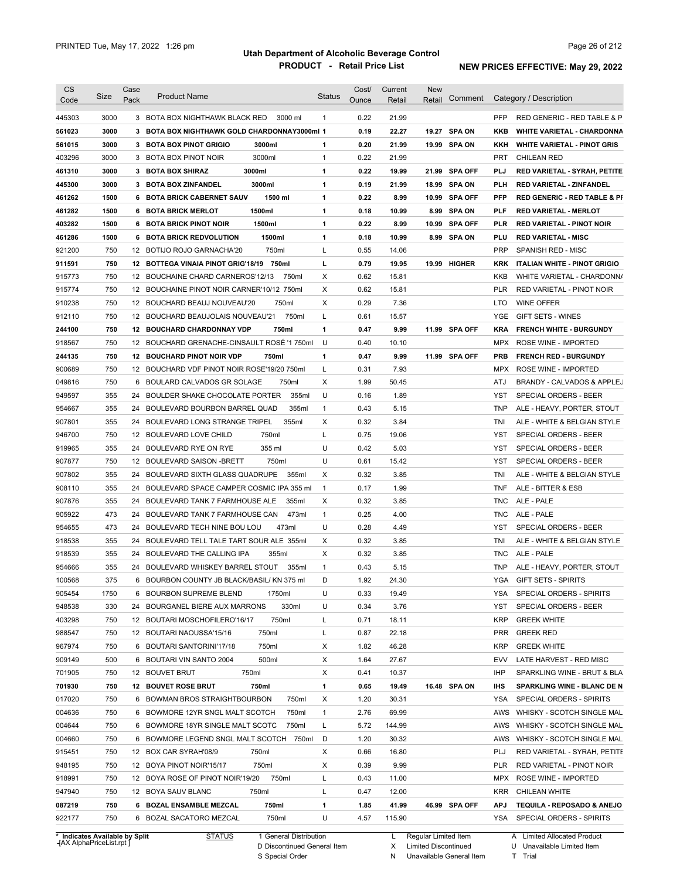| CS Code | Size | Case Pack | Product Name | Status | Cost/ Ounce | Current Retail | New Retail | Comment | Category / Description |
|---|---|---|---|---|---|---|---|---|---|
| 445303 | 3000 | 3 | BOTA BOX NIGHTHAWK BLACK RED 3000 ml | 1 | 0.22 | 21.99 | | | PFP RED GENERIC - RED TABLE & P |
| **561023** | **3000** | **3** | **BOTA BOX NIGHTHAWK GOLD CHARDONNAY3000ml** | **1** | **0.19** | **22.27** | **19.27** | **SPA ON** | **KKB WHITE VARIETAL - CHARDONNA** |
| **561015** | **3000** | **3** | **BOTA BOX PINOT GRIGIO 3000ml** | **1** | **0.20** | **21.99** | **19.99** | **SPA ON** | **KKH WHITE VARIETAL - PINOT GRIS** |
| 403296 | 3000 | 3 | BOTA BOX PINOT NOIR 3000ml | 1 | 0.22 | 21.99 | | | PRT CHILEAN RED |
| **461310** | **3000** | **3** | **BOTA BOX SHIRAZ 3000ml** | **1** | **0.22** | **19.99** | **21.99** | **SPA OFF** | **PLJ RED VARIETAL - SYRAH, PETITE** |
| **445300** | **3000** | **3** | **BOTA BOX ZINFANDEL 3000ml** | **1** | **0.19** | **21.99** | **18.99** | **SPA ON** | **PLH RED VARIETAL - ZINFANDEL** |
| **461262** | **1500** | **6** | **BOTA BRICK CABERNET SAUV 1500 ml** | **1** | **0.22** | **8.99** | **10.99** | **SPA OFF** | **PFP RED GENERIC - RED TABLE & PI** |
| **461282** | **1500** | **6** | **BOTA BRICK MERLOT 1500ml** | **1** | **0.18** | **10.99** | **8.99** | **SPA ON** | **PLF RED VARIETAL - MERLOT** |
| **403282** | **1500** | **6** | **BOTA BRICK PINOT NOIR 1500ml** | **1** | **0.22** | **8.99** | **10.99** | **SPA OFF** | **PLR RED VARIETAL - PINOT NOIR** |
| **461286** | **1500** | **6** | **BOTA BRICK REDVOLUTION 1500ml** | **1** | **0.18** | **10.99** | **8.99** | **SPA ON** | **PLU RED VARIETAL - MISC** |
| 921200 | 750 | 12 | BOTIJO ROJO GARNACHA'20 750ml | L | 0.55 | 14.06 | | | PRP SPANISH RED - MISC |
| **911591** | **750** | **12** | **BOTTEGA VINAIA PINOT GRIG'18/19 750ml** | **L** | **0.79** | **19.95** | **19.99** | **HIGHER** | **KRK ITALIAN WHITE - PINOT GRIGIO** |
| 915773 | 750 | 12 | BOUCHAINE CHARD CARNEROS'12/13 750ml | X | 0.62 | 15.81 | | | KKB WHITE VARIETAL - CHARDONNA |
| 915774 | 750 | 12 | BOUCHAINE PINOT NOIR CARNER'10/12 750ml | X | 0.62 | 15.81 | | | PLR RED VARIETAL - PINOT NOIR |
| 910238 | 750 | 12 | BOUCHARD BEAUJ NOUVEAU'20 750ml | X | 0.29 | 7.36 | | | LTO WINE OFFER |
| 912110 | 750 | 12 | BOUCHARD BEAUJOLAIS NOUVEAU'21 750ml | L | 0.61 | 15.57 | | | YGE GIFT SETS - WINES |
| **244100** | **750** | **12** | **BOUCHARD CHARDONNAY VDP 750ml** | **1** | **0.47** | **9.99** | **11.99** | **SPA OFF** | **KRA FRENCH WHITE - BURGUNDY** |
| 918567 | 750 | 12 | BOUCHARD GRENACHE-CINSAULT ROSÉ '1 750ml | U | 0.40 | 10.10 | | | MPX ROSE WINE - IMPORTED |
| **244135** | **750** | **12** | **BOUCHARD PINOT NOIR VDP 750ml** | **1** | **0.47** | **9.99** | **11.99** | **SPA OFF** | **PRB FRENCH RED - BURGUNDY** |
| 900689 | 750 | 12 | BOUCHARD VDF PINOT NOIR ROSE'19/20 750ml | L | 0.31 | 7.93 | | | MPX ROSE WINE - IMPORTED |
| 049816 | 750 | 6 | BOULARD CALVADOS GR SOLAGE 750ml | X | 1.99 | 50.45 | | | ATJ BRANDY - CALVADOS & APPLEJ |
| 949597 | 355 | 24 | BOULDER SHAKE CHOCOLATE PORTER 355ml | U | 0.16 | 1.89 | | | YST SPECIAL ORDERS - BEER |
| 954667 | 355 | 24 | BOULEVARD BOURBON BARREL QUAD 355ml | 1 | 0.43 | 5.15 | | | TNP ALE - HEAVY, PORTER, STOUT |
| 907801 | 355 | 24 | BOULEVARD LONG STRANGE TRIPEL 355ml | X | 0.32 | 3.84 | | | TNI ALE - WHITE & BELGIAN STYLE |
| 946700 | 750 | 12 | BOULEVARD LOVE CHILD 750ml | L | 0.75 | 19.06 | | | YST SPECIAL ORDERS - BEER |
| 919965 | 355 | 24 | BOULEVARD RYE ON RYE 355 ml | U | 0.42 | 5.03 | | | YST SPECIAL ORDERS - BEER |
| 907877 | 750 | 12 | BOULEVARD SAISON -BRETT 750ml | U | 0.61 | 15.42 | | | YST SPECIAL ORDERS - BEER |
| 907802 | 355 | 24 | BOULEVARD SIXTH GLASS QUADRUPE 355ml | X | 0.32 | 3.85 | | | TNI ALE - WHITE & BELGIAN STYLE |
| 908110 | 355 | 24 | BOULEVARD SPACE CAMPER COSMIC IPA 355 ml | 1 | 0.17 | 1.99 | | | TNF ALE - BITTER & ESB |
| 907876 | 355 | 24 | BOULEVARD TANK 7 FARMHOUSE ALE 355ml | X | 0.32 | 3.85 | | | TNC ALE - PALE |
| 905922 | 473 | 24 | BOULEVARD TANK 7 FARMHOUSE CAN 473ml | 1 | 0.25 | 4.00 | | | TNC ALE - PALE |
| 954655 | 473 | 24 | BOULEVARD TECH NINE BOU LOU 473ml | U | 0.28 | 4.49 | | | YST SPECIAL ORDERS - BEER |
| 918538 | 355 | 24 | BOULEVARD TELL TALE TART SOUR ALE 355ml | X | 0.32 | 3.85 | | | TNI ALE - WHITE & BELGIAN STYLE |
| 918539 | 355 | 24 | BOULEVARD THE CALLING IPA 355ml | X | 0.32 | 3.85 | | | TNC ALE - PALE |
| 954666 | 355 | 24 | BOULEVARD WHISKEY BARREL STOUT 355ml | 1 | 0.43 | 5.15 | | | TNP ALE - HEAVY, PORTER, STOUT |
| 100568 | 375 | 6 | BOURBON COUNTY JB BLACK/BASIL/ KN 375 ml | D | 1.92 | 24.30 | | | YGA GIFT SETS - SPIRITS |
| 905454 | 1750 | 6 | BOURBON SUPREME BLEND 1750ml | U | 0.33 | 19.49 | | | YSA SPECIAL ORDERS - SPIRITS |
| 948538 | 330 | 24 | BOURGANEL BIERE AUX MARRONS 330ml | U | 0.34 | 3.76 | | | YST SPECIAL ORDERS - BEER |
| 403298 | 750 | 12 | BOUTARI MOSCHOFILERO'16/17 750ml | L | 0.71 | 18.11 | | | KRP GREEK WHITE |
| 988547 | 750 | 12 | BOUTARI NAOUSSA'15/16 750ml | L | 0.87 | 22.18 | | | PRR GREEK RED |
| 967974 | 750 | 6 | BOUTARI SANTORINI'17/18 750ml | X | 1.82 | 46.28 | | | KRP GREEK WHITE |
| 909149 | 500 | 6 | BOUTARI VIN SANTO 2004 500ml | X | 1.64 | 27.67 | | | EVV LATE HARVEST - RED MISC |
| 701905 | 750 | 12 | BOUVET BRUT 750ml | X | 0.41 | 10.37 | | | IHP SPARKLING WINE - BRUT & BLA |
| **701930** | **750** | **12** | **BOUVET ROSE BRUT 750ml** | **1** | **0.65** | **19.49** | **16.48** | **SPA ON** | **IHS SPARKLING WINE - BLANC DE N** |
| 017020 | 750 | 6 | BOWMAN BROS STRAIGHTBOURBON 750ml | X | 1.20 | 30.31 | | | YSA SPECIAL ORDERS - SPIRITS |
| 004636 | 750 | 6 | BOWMORE 12YR SNGL MALT SCOTCH 750ml | 1 | 2.76 | 69.99 | | | AWS WHISKY - SCOTCH SINGLE MAL |
| 004644 | 750 | 6 | BOWMORE 18YR SINGLE MALT SCOTC 750ml | L | 5.72 | 144.99 | | | AWS WHISKY - SCOTCH SINGLE MAL |
| 004660 | 750 | 6 | BOWMORE LEGEND SNGL MALT SCOTCH 750ml | D | 1.20 | 30.32 | | | AWS WHISKY - SCOTCH SINGLE MAL |
| 915451 | 750 | 12 | BOX CAR SYRAH'08/9 750ml | X | 0.66 | 16.80 | | | PLJ RED VARIETAL - SYRAH, PETITE |
| 948195 | 750 | 12 | BOYA PINOT NOIR'15/17 750ml | X | 0.39 | 9.99 | | | PLR RED VARIETAL - PINOT NOIR |
| 918991 | 750 | 12 | BOYA ROSE OF PINOT NOIR'19/20 750ml | L | 0.43 | 11.00 | | | MPX ROSE WINE - IMPORTED |
| 947940 | 750 | 12 | BOYA SAUV BLANC 750ml | L | 0.47 | 12.00 | | | KRR CHILEAN WHITE |
| **087219** | **750** | **6** | **BOZAL ENSAMBLE MEZCAL 750ml** | **1** | **1.85** | **41.99** | **46.99** | **SPA OFF** | **APJ TEQUILA - REPOSADO & ANEJO** |
| 922177 | 750 | 6 | BOZAL SACATORO MEZCAL 750ml | U | 4.57 | 115.90 | | | YSA SPECIAL ORDERS - SPIRITS |

\* Indicates Available by Split

STATUS: 1 General Distribution; D Discontinued General Item; S Special Order; L Regular Limited Item; X Limited Discontinued; N Unavailable General Item; A Limited Allocated Product; U Unavailable Limited Item; T Trial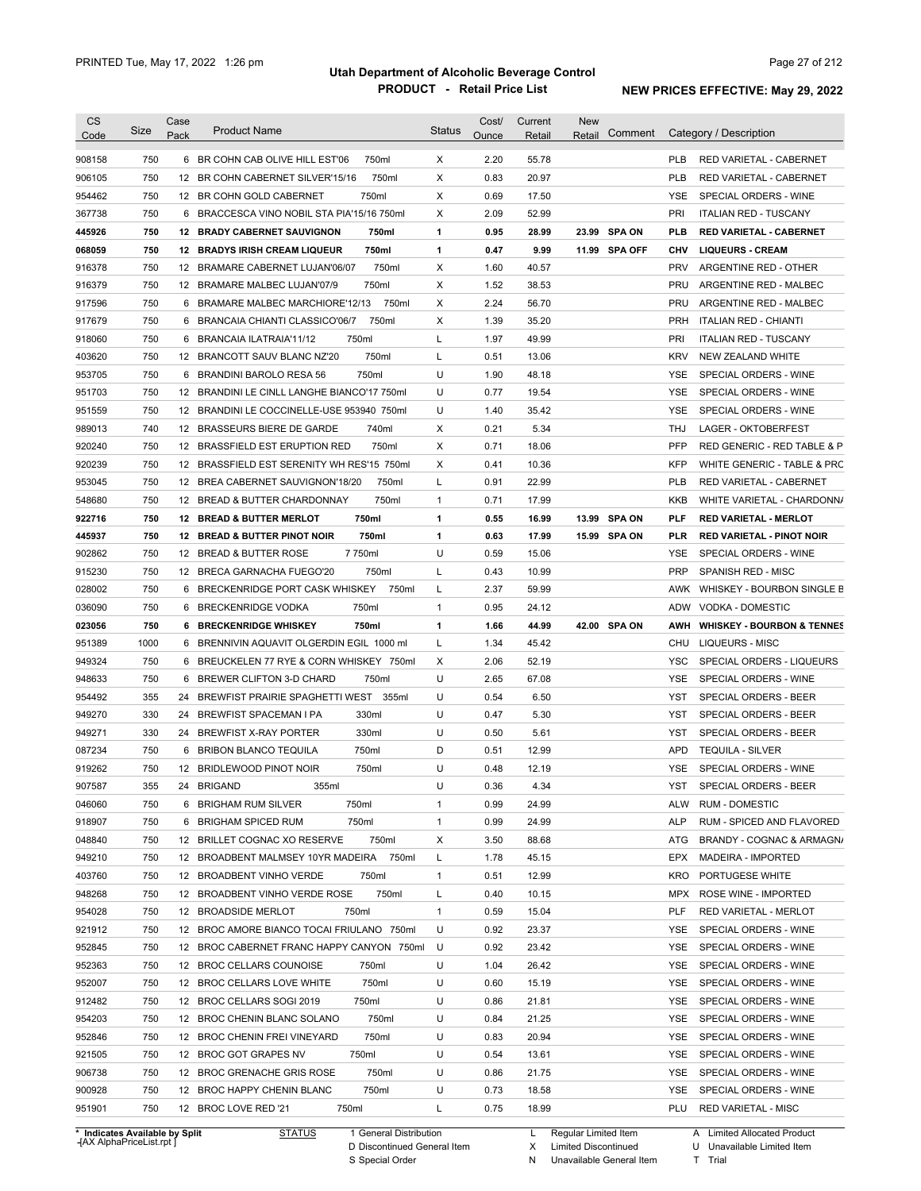# Utah Department of Alcoholic Beverage Control

## PRODUCT - Retail Price List

PRINTED Tue, May 17, 2022 1:26 pm

**NEW PRICES EFFECTIVE: May 29, 2022**

| CS Code | Size | Case Pack | Product Name | Status | Cost/ Ounce | Current Retail | New Retail | Comment | Category / Description |
|---|---|---|---|---|---|---|---|---|---|
| 908158 | 750 | 6 | BR COHN CAB OLIVE HILL EST'06 750ml | X | 2.20 | 55.78 | | | PLB RED VARIETAL - CABERNET |
| 906105 | 750 | 12 | BR COHN CABERNET SILVER'15/16 750ml | X | 0.83 | 20.97 | | | PLB RED VARIETAL - CABERNET |
| 954462 | 750 | 12 | BR COHN GOLD CABERNET 750ml | X | 0.69 | 17.50 | | | YSE SPECIAL ORDERS - WINE |
| 367738 | 750 | 6 | BRACCESCA VINO NOBIL STA PIA'15/16 750ml | X | 2.09 | 52.99 | | | PRI ITALIAN RED - TUSCANY |
| **445926** | **750** | **12** | **BRADY CABERNET SAUVIGNON 750ml** | **1** | **0.95** | **28.99** | **23.99** | **SPA ON** | **PLB RED VARIETAL - CABERNET** |
| **068059** | **750** | **12** | **BRADYS IRISH CREAM LIQUEUR 750ml** | **1** | **0.47** | **9.99** | **11.99** | **SPA OFF** | **CHV LIQUEURS - CREAM** |
| 916378 | 750 | 12 | BRAMARE CABERNET LUJAN'06/07 750ml | X | 1.60 | 40.57 | | | PRV ARGENTINE RED - OTHER |
| 916379 | 750 | 12 | BRAMARE MALBEC LUJAN'07/9 750ml | X | 1.52 | 38.53 | | | PRU ARGENTINE RED - MALBEC |
| 917596 | 750 | 6 | BRAMARE MALBEC MARCHIORE'12/13 750ml | X | 2.24 | 56.70 | | | PRU ARGENTINE RED - MALBEC |
| 917679 | 750 | 6 | BRANCAIA CHIANTI CLASSICO'06/7 750ml | X | 1.39 | 35.20 | | | PRH ITALIAN RED - CHIANTI |
| 918060 | 750 | 6 | BRANCAIA ILATRAIA'11/12 750ml | L | 1.97 | 49.99 | | | PRI ITALIAN RED - TUSCANY |
| 403620 | 750 | 12 | BRANCOTT SAUV BLANC NZ'20 750ml | L | 0.51 | 13.06 | | | KRV NEW ZEALAND WHITE |
| 953705 | 750 | 6 | BRANDINI BAROLO RESA 56 750ml | U | 1.90 | 48.18 | | | YSE SPECIAL ORDERS - WINE |
| 951703 | 750 | 12 | BRANDINI LE CINLL LANGHE BIANCO'17 750ml | U | 0.77 | 19.54 | | | YSE SPECIAL ORDERS - WINE |
| 951559 | 750 | 12 | BRANDINI LE COCCINELLE-USE 953940 750ml | U | 1.40 | 35.42 | | | YSE SPECIAL ORDERS - WINE |
| 989013 | 740 | 12 | BRASSEURS BIERE DE GARDE 740ml | X | 0.21 | 5.34 | | | THJ LAGER - OKTOBERFEST |
| 920240 | 750 | 12 | BRASSFIELD EST ERUPTION RED 750ml | X | 0.71 | 18.06 | | | PFP RED GENERIC - RED TABLE & P |
| 920239 | 750 | 12 | BRASSFIELD EST SERENITY WH RES'15 750ml | X | 0.41 | 10.36 | | | KFP WHITE GENERIC - TABLE & PRC |
| 953045 | 750 | 12 | BREA CABERNET SAUVIGNON'18/20 750ml | L | 0.91 | 22.99 | | | PLB RED VARIETAL - CABERNET |
| 548680 | 750 | 12 | BREAD & BUTTER CHARDONNAY 750ml | 1 | 0.71 | 17.99 | | | KKB WHITE VARIETAL - CHARDONNA |
| **922716** | **750** | **12** | **BREAD & BUTTER MERLOT 750ml** | **1** | **0.55** | **16.99** | **13.99** | **SPA ON** | **PLF RED VARIETAL - MERLOT** |
| **445937** | **750** | **12** | **BREAD & BUTTER PINOT NOIR 750ml** | **1** | **0.63** | **17.99** | **15.99** | **SPA ON** | **PLR RED VARIETAL - PINOT NOIR** |
| 902862 | 750 | 12 | BREAD & BUTTER ROSE 7 750ml | U | 0.59 | 15.06 | | | YSE SPECIAL ORDERS - WINE |
| 915230 | 750 | 12 | BRECA GARNACHA FUEGO'20 750ml | L | 0.43 | 10.99 | | | PRP SPANISH RED - MISC |
| 028002 | 750 | 6 | BRECKENRIDGE PORT CASK WHISKEY 750ml | L | 2.37 | 59.99 | | | AWK WHISKEY - BOURBON SINGLE B |
| 036090 | 750 | 6 | BRECKENRIDGE VODKA 750ml | 1 | 0.95 | 24.12 | | | ADW VODKA - DOMESTIC |
| **023056** | **750** | **6** | **BRECKENRIDGE WHISKEY 750ml** | **1** | **1.66** | **44.99** | **42.00** | **SPA ON** | **AWH WHISKEY - BOURBON & TENNES** |
| 951389 | 1000 | 6 | BRENNIVIN AQUAVIT OLGERDIN EGIL 1000 ml | L | 1.34 | 45.42 | | | CHU LIQUEURS - MISC |
| 949324 | 750 | 6 | BREUCKELEN 77 RYE & CORN WHISKEY 750ml | X | 2.06 | 52.19 | | | YSC SPECIAL ORDERS - LIQUEURS |
| 948633 | 750 | 6 | BREWER CLIFTON 3-D CHARD 750ml | U | 2.65 | 67.08 | | | YSE SPECIAL ORDERS - WINE |
| 954492 | 355 | 24 | BREWFIST PRAIRIE SPAGHETTI WEST 355ml | U | 0.54 | 6.50 | | | YST SPECIAL ORDERS - BEER |
| 949270 | 330 | 24 | BREWFIST SPACEMAN I PA 330ml | U | 0.47 | 5.30 | | | YST SPECIAL ORDERS - BEER |
| 949271 | 330 | 24 | BREWFIST X-RAY PORTER 330ml | U | 0.50 | 5.61 | | | YST SPECIAL ORDERS - BEER |
| 087234 | 750 | 6 | BRIBON BLANCO TEQUILA 750ml | D | 0.51 | 12.99 | | | APD TEQUILA - SILVER |
| 919262 | 750 | 12 | BRIDLEWOOD PINOT NOIR 750ml | U | 0.48 | 12.19 | | | YSE SPECIAL ORDERS - WINE |
| 907587 | 355 | 24 | BRIGAND 355ml | U | 0.36 | 4.34 | | | YST SPECIAL ORDERS - BEER |
| 046060 | 750 | 6 | BRIGHAM RUM SILVER 750ml | 1 | 0.99 | 24.99 | | | ALW RUM - DOMESTIC |
| 918907 | 750 | 6 | BRIGHAM SPICED RUM 750ml | 1 | 0.99 | 24.99 | | | ALP RUM - SPICED AND FLAVORED |
| 048840 | 750 | 12 | BRILLET COGNAC XO RESERVE 750ml | X | 3.50 | 88.68 | | | ATG BRANDY - COGNAC & ARMAGN/ |
| 949210 | 750 | 12 | BROADBENT MALMSEY 10YR MADEIRA 750ml | L | 1.78 | 45.15 | | | EPX MADEIRA - IMPORTED |
| 403760 | 750 | 12 | BROADBENT VINHO VERDE 750ml | 1 | 0.51 | 12.99 | | | KRO PORTUGESE WHITE |
| 948268 | 750 | 12 | BROADBENT VINHO VERDE ROSE 750ml | L | 0.40 | 10.15 | | | MPX ROSE WINE - IMPORTED |
| 954028 | 750 | 12 | BROADSIDE MERLOT 750ml | 1 | 0.59 | 15.04 | | | PLF RED VARIETAL - MERLOT |
| 921912 | 750 | 12 | BROC AMORE BIANCO TOCAI FRIULANO 750ml | U | 0.92 | 23.37 | | | YSE SPECIAL ORDERS - WINE |
| 952845 | 750 | 12 | BROC CABERNET FRANC HAPPY CANYON 750ml | U | 0.92 | 23.42 | | | YSE SPECIAL ORDERS - WINE |
| 952363 | 750 | 12 | BROC CELLARS COUNOISE 750ml | U | 1.04 | 26.42 | | | YSE SPECIAL ORDERS - WINE |
| 952007 | 750 | 12 | BROC CELLARS LOVE WHITE 750ml | U | 0.60 | 15.19 | | | YSE SPECIAL ORDERS - WINE |
| 912482 | 750 | 12 | BROC CELLARS SOGI 2019 750ml | U | 0.86 | 21.81 | | | YSE SPECIAL ORDERS - WINE |
| 954203 | 750 | 12 | BROC CHENIN BLANC SOLANO 750ml | U | 0.84 | 21.25 | | | YSE SPECIAL ORDERS - WINE |
| 952846 | 750 | 12 | BROC CHENIN FREI VINEYARD 750ml | U | 0.83 | 20.94 | | | YSE SPECIAL ORDERS - WINE |
| 921505 | 750 | 12 | BROC GOT GRAPES NV 750ml | U | 0.54 | 13.61 | | | YSE SPECIAL ORDERS - WINE |
| 906738 | 750 | 12 | BROC GRENACHE GRIS ROSE 750ml | U | 0.86 | 21.75 | | | YSE SPECIAL ORDERS - WINE |
| 900928 | 750 | 12 | BROC HAPPY CHENIN BLANC 750ml | U | 0.73 | 18.58 | | | YSE SPECIAL ORDERS - WINE |
| 951901 | 750 | 12 | BROC LOVE RED '21 750ml | L | 0.75 | 18.99 | | | PLU RED VARIETAL - MISC |

\* Indicates Available by Split
[AX AlphaPriceList.rpt]

STATUS: 1 General Distribution; D Discontinued General Item; S Special Order; L Regular Limited Item; X Limited Discontinued; N Unavailable General Item; A Limited Allocated Product; U Unavailable Limited Item; T Trial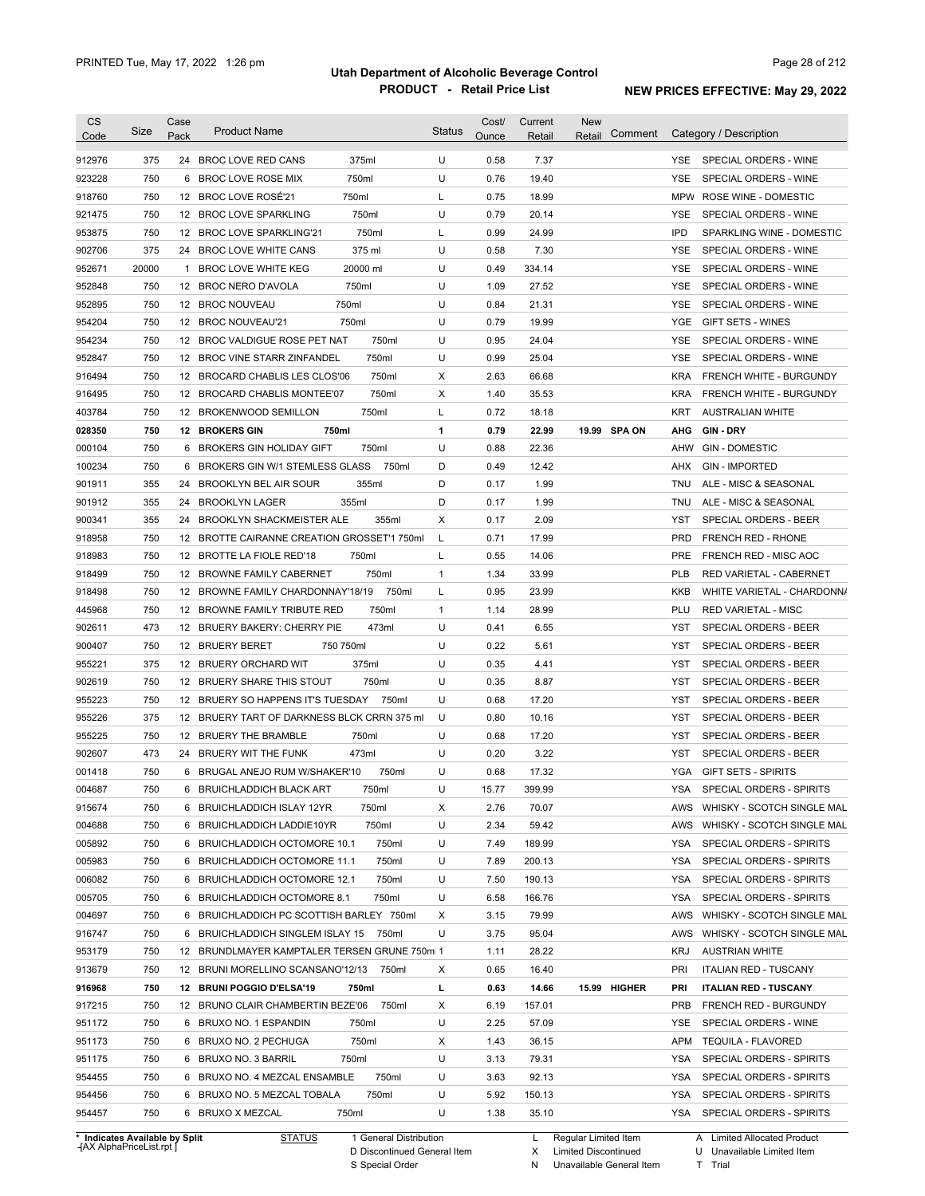# Utah Department of Alcoholic Beverage Control

## PRODUCT - Retail Price List

PRINTED Tue, May 17, 2022 1:26 pm

**NEW PRICES EFFECTIVE: May 29, 2022**

| CS Code | Size | Case Pack | Product Name | Status | Cost/ Ounce | Current Retail | New Retail | Comment | Category / Description |
|---|---|---|---|---|---|---|---|---|---|
| 912976 | 375 | 24 | BROC LOVE RED CANS 375ml | U | 0.58 | 7.37 | | | YSE SPECIAL ORDERS - WINE |
| 923228 | 750 | 6 | BROC LOVE ROSE MIX 750ml | U | 0.76 | 19.40 | | | YSE SPECIAL ORDERS - WINE |
| 918760 | 750 | 12 | BROC LOVE ROSÉ'21 750ml | L | 0.75 | 18.99 | | | MPW ROSE WINE - DOMESTIC |
| 921475 | 750 | 12 | BROC LOVE SPARKLING 750ml | U | 0.79 | 20.14 | | | YSE SPECIAL ORDERS - WINE |
| 953875 | 750 | 12 | BROC LOVE SPARKLING'21 750ml | L | 0.99 | 24.99 | | | IPD SPARKLING WINE - DOMESTIC |
| 902706 | 375 | 24 | BROC LOVE WHITE CANS 375 ml | U | 0.58 | 7.30 | | | YSE SPECIAL ORDERS - WINE |
| 952671 | 20000 | 1 | BROC LOVE WHITE KEG 20000 ml | U | 0.49 | 334.14 | | | YSE SPECIAL ORDERS - WINE |
| 952848 | 750 | 12 | BROC NERO D'AVOLA 750ml | U | 1.09 | 27.52 | | | YSE SPECIAL ORDERS - WINE |
| 952895 | 750 | 12 | BROC NOUVEAU 750ml | U | 0.84 | 21.31 | | | YSE SPECIAL ORDERS - WINE |
| 954204 | 750 | 12 | BROC NOUVEAU'21 750ml | U | 0.79 | 19.99 | | | YGE GIFT SETS - WINES |
| 954234 | 750 | 12 | BROC VALDIGUE ROSE PET NAT 750ml | U | 0.95 | 24.04 | | | YSE SPECIAL ORDERS - WINE |
| 952847 | 750 | 12 | BROC VINE STARR ZINFANDEL 750ml | U | 0.99 | 25.04 | | | YSE SPECIAL ORDERS - WINE |
| 916494 | 750 | 12 | BROCARD CHABLIS LES CLOS'06 750ml | X | 2.63 | 66.68 | | | KRA FRENCH WHITE - BURGUNDY |
| 916495 | 750 | 12 | BROCARD CHABLIS MONTEE'07 750ml | X | 1.40 | 35.53 | | | KRA FRENCH WHITE - BURGUNDY |
| 403784 | 750 | 12 | BROKENWOOD SEMILLON 750ml | L | 0.72 | 18.18 | | | KRT AUSTRALIAN WHITE |
| **028350** | **750** | **12** | **BROKERS GIN 750ml** | **1** | **0.79** | **22.99** | **19.99** | **SPA ON** | **AHG GIN - DRY** |
| 000104 | 750 | 6 | BROKERS GIN HOLIDAY GIFT 750ml | U | 0.88 | 22.36 | | | AHW GIN - DOMESTIC |
| 100234 | 750 | 6 | BROKERS GIN W/1 STEMLESS GLASS 750ml | D | 0.49 | 12.42 | | | AHX GIN - IMPORTED |
| 901911 | 355 | 24 | BROOKLYN BEL AIR SOUR 355ml | D | 0.17 | 1.99 | | | TNU ALE - MISC & SEASONAL |
| 901912 | 355 | 24 | BROOKLYN LAGER 355ml | D | 0.17 | 1.99 | | | TNU ALE - MISC & SEASONAL |
| 900341 | 355 | 24 | BROOKLYN SHACKMEISTER ALE 355ml | X | 0.17 | 2.09 | | | YST SPECIAL ORDERS - BEER |
| 918958 | 750 | 12 | BROTTE CAIRANNE CREATION GROSSET'1 750ml | L | 0.71 | 17.99 | | | PRD FRENCH RED - RHONE |
| 918983 | 750 | 12 | BROTTE LA FIOLE RED'18 750ml | L | 0.55 | 14.06 | | | PRE FRENCH RED - MISC AOC |
| 918499 | 750 | 12 | BROWNE FAMILY CABERNET 750ml | 1 | 1.34 | 33.99 | | | PLB RED VARIETAL - CABERNET |
| 918498 | 750 | 12 | BROWNE FAMILY CHARDONNAY'18/19 750ml | L | 0.95 | 23.99 | | | KKB WHITE VARIETAL - CHARDONNA |
| 445968 | 750 | 12 | BROWNE FAMILY TRIBUTE RED 750ml | 1 | 1.14 | 28.99 | | | PLU RED VARIETAL - MISC |
| 902611 | 473 | 12 | BRUERY BAKERY: CHERRY PIE 473ml | U | 0.41 | 6.55 | | | YST SPECIAL ORDERS - BEER |
| 900407 | 750 | 12 | BRUERY BERET 750 750ml | U | 0.22 | 5.61 | | | YST SPECIAL ORDERS - BEER |
| 955221 | 375 | 12 | BRUERY ORCHARD WIT 375ml | U | 0.35 | 4.41 | | | YST SPECIAL ORDERS - BEER |
| 902619 | 750 | 12 | BRUERY SHARE THIS STOUT 750ml | U | 0.35 | 8.87 | | | YST SPECIAL ORDERS - BEER |
| 955223 | 750 | 12 | BRUERY SO HAPPENS IT'S TUESDAY 750ml | U | 0.68 | 17.20 | | | YST SPECIAL ORDERS - BEER |
| 955226 | 375 | 12 | BRUERY TART OF DARKNESS BLCK CRRN 375 ml | U | 0.80 | 10.16 | | | YST SPECIAL ORDERS - BEER |
| 955225 | 750 | 12 | BRUERY THE BRAMBLE 750ml | U | 0.68 | 17.20 | | | YST SPECIAL ORDERS - BEER |
| 902607 | 473 | 24 | BRUERY WIT THE FUNK 473ml | U | 0.20 | 3.22 | | | YST SPECIAL ORDERS - BEER |
| 001418 | 750 | 6 | BRUGAL ANEJO RUM W/SHAKER'10 750ml | U | 0.68 | 17.32 | | | YGA GIFT SETS - SPIRITS |
| 004687 | 750 | 6 | BRUICHLADDICH BLACK ART 750ml | U | 15.77 | 399.99 | | | YSA SPECIAL ORDERS - SPIRITS |
| 915674 | 750 | 6 | BRUICHLADDICH ISLAY 12YR 750ml | X | 2.76 | 70.07 | | | AWS WHISKY - SCOTCH SINGLE MAL |
| 004688 | 750 | 6 | BRUICHLADDICH LADDIE10YR 750ml | U | 2.34 | 59.42 | | | AWS WHISKY - SCOTCH SINGLE MAL |
| 005892 | 750 | 6 | BRUICHLADDICH OCTOMORE 10.1 750ml | U | 7.49 | 189.99 | | | YSA SPECIAL ORDERS - SPIRITS |
| 005983 | 750 | 6 | BRUICHLADDICH OCTOMORE 11.1 750ml | U | 7.89 | 200.13 | | | YSA SPECIAL ORDERS - SPIRITS |
| 006082 | 750 | 6 | BRUICHLADDICH OCTOMORE 12.1 750ml | U | 7.50 | 190.13 | | | YSA SPECIAL ORDERS - SPIRITS |
| 005705 | 750 | 6 | BRUICHLADDICH OCTOMORE 8.1 750ml | U | 6.58 | 166.76 | | | YSA SPECIAL ORDERS - SPIRITS |
| 004697 | 750 | 6 | BRUICHLADDICH PC SCOTTISH BARLEY 750ml | X | 3.15 | 79.99 | | | AWS WHISKY - SCOTCH SINGLE MAL |
| 916747 | 750 | 6 | BRUICHLADDICH SINGLEM ISLAY 15 750ml | U | 3.75 | 95.04 | | | AWS WHISKY - SCOTCH SINGLE MAL |
| 953179 | 750 | 12 | BRUNDLMAYER KAMPTALER TERSEN GRUNE 750ml | 1 | 1.11 | 28.22 | | | KRJ AUSTRIAN WHITE |
| 913679 | 750 | 12 | BRUNI MORELLINO SCANSANO'12/13 750ml | X | 0.65 | 16.40 | | | PRI ITALIAN RED - TUSCANY |
| **916968** | **750** | **12** | **BRUNI POGGIO D'ELSA'19 750ml** | **L** | **0.63** | **14.66** | **15.99** | **HIGHER** | **PRI ITALIAN RED - TUSCANY** |
| 917215 | 750 | 12 | BRUNO CLAIR CHAMBERTIN BEZE'06 750ml | X | 6.19 | 157.01 | | | PRB FRENCH RED - BURGUNDY |
| 951172 | 750 | 6 | BRUXO NO. 1 ESPANDIN 750ml | U | 2.25 | 57.09 | | | YSE SPECIAL ORDERS - WINE |
| 951173 | 750 | 6 | BRUXO NO. 2 PECHUGA 750ml | X | 1.43 | 36.15 | | | APM TEQUILA - FLAVORED |
| 951175 | 750 | 6 | BRUXO NO. 3 BARRIL 750ml | U | 3.13 | 79.31 | | | YSA SPECIAL ORDERS - SPIRITS |
| 954455 | 750 | 6 | BRUXO NO. 4 MEZCAL ENSAMBLE 750ml | U | 3.63 | 92.13 | | | YSA SPECIAL ORDERS - SPIRITS |
| 954456 | 750 | 6 | BRUXO NO. 5 MEZCAL TOBALA 750ml | U | 5.92 | 150.13 | | | YSA SPECIAL ORDERS - SPIRITS |
| 954457 | 750 | 6 | BRUXO X MEZCAL 750ml | U | 1.38 | 35.10 | | | YSA SPECIAL ORDERS - SPIRITS |

\* Indicates Available by Split
[AX AlphaPriceList.rpt ]

STATUS: 1 General Distribution; D Discontinued General Item; S Special Order; L Regular Limited Item; X Limited Discontinued; N Unavailable General Item; A Limited Allocated Product; U Unavailable Limited Item; T Trial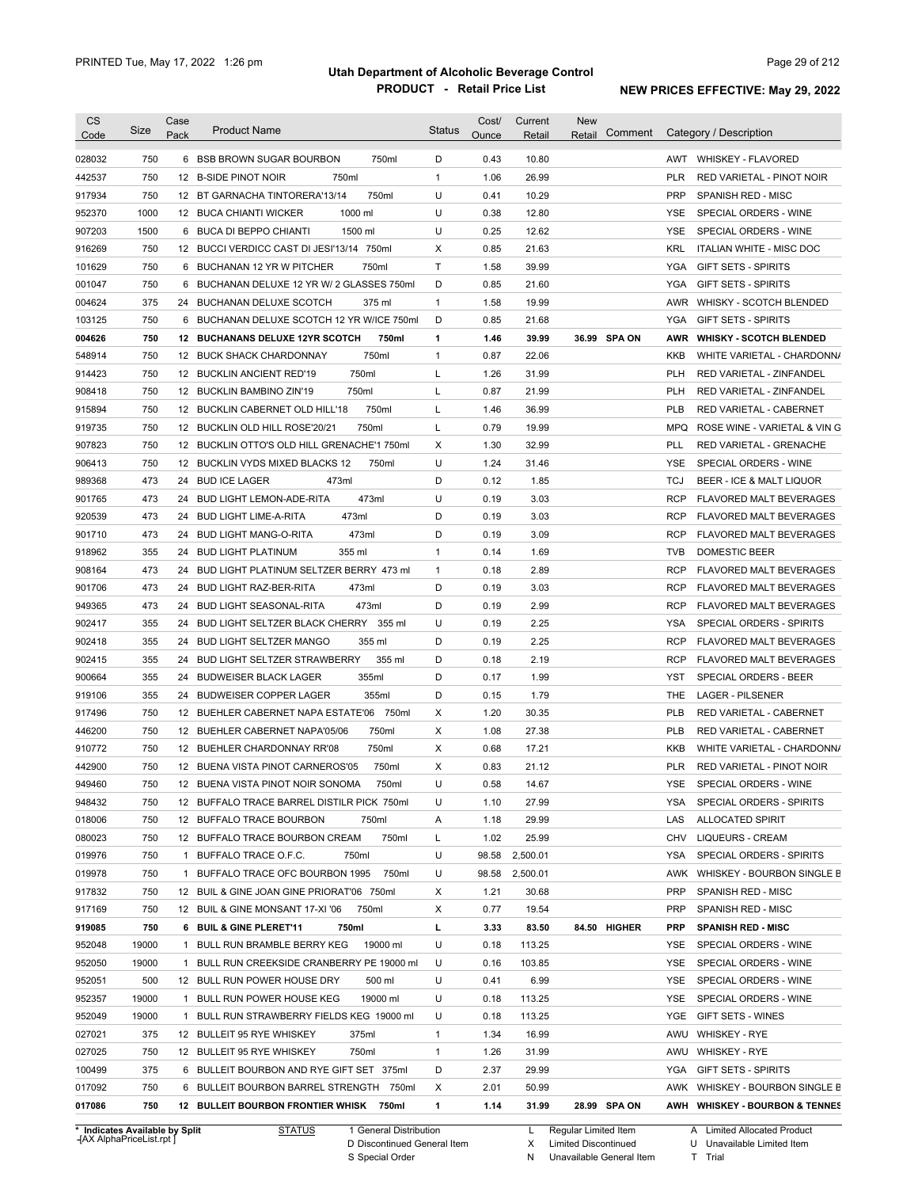# Utah Department of Alcoholic Beverage Control

## PRODUCT - Retail Price List

PRINTED Tue, May 17, 2022 1:26 pm

**NEW PRICES EFFECTIVE: May 29, 2022**

| CS Code | Size | Case Pack | Product Name | Status | Cost/ Ounce | Current Retail | New Retail | Comment | Category / Description |
|---|---|---|---|---|---|---|---|---|---|
| 028032 | 750 | 6 | BSB BROWN SUGAR BOURBON 750ml | D | 0.43 | 10.80 | | | AWT WHISKEY - FLAVORED |
| 442537 | 750 | 12 | B-SIDE PINOT NOIR 750ml | 1 | 1.06 | 26.99 | | | PLR RED VARIETAL - PINOT NOIR |
| 917934 | 750 | 12 | BT GARNACHA TINTORERA'13/14 750ml | U | 0.41 | 10.29 | | | PRP SPANISH RED - MISC |
| 952370 | 1000 | 12 | BUCA CHIANTI WICKER 1000 ml | U | 0.38 | 12.80 | | | YSE SPECIAL ORDERS - WINE |
| 907203 | 1500 | 6 | BUCA DI BEPPO CHIANTI 1500 ml | U | 0.25 | 12.62 | | | YSE SPECIAL ORDERS - WINE |
| 916269 | 750 | 12 | BUCCI VERDICC CAST DI JESI'13/14 750ml | X | 0.85 | 21.63 | | | KRL ITALIAN WHITE - MISC DOC |
| 101629 | 750 | 6 | BUCHANAN 12 YR W PITCHER 750ml | T | 1.58 | 39.99 | | | YGA GIFT SETS - SPIRITS |
| 001047 | 750 | 6 | BUCHANAN DELUXE 12 YR W/ 2 GLASSES 750ml | D | 0.85 | 21.60 | | | YGA GIFT SETS - SPIRITS |
| 004624 | 375 | 24 | BUCHANAN DELUXE SCOTCH 375 ml | 1 | 1.58 | 19.99 | | | AWR WHISKY - SCOTCH BLENDED |
| 103125 | 750 | 6 | BUCHANAN DELUXE SCOTCH 12 YR W/ICE 750ml | D | 0.85 | 21.68 | | | YGA GIFT SETS - SPIRITS |
| **004626** | **750** | **12** | **BUCHANANS DELUXE 12YR SCOTCH 750ml** | **1** | **1.46** | **39.99** | **36.99** | **SPA ON** | **AWR WHISKY - SCOTCH BLENDED** |
| 548914 | 750 | 12 | BUCK SHACK CHARDONNAY 750ml | 1 | 0.87 | 22.06 | | | KKB WHITE VARIETAL - CHARDONNA |
| 914423 | 750 | 12 | BUCKLIN ANCIENT RED'19 750ml | L | 1.26 | 31.99 | | | PLH RED VARIETAL - ZINFANDEL |
| 908418 | 750 | 12 | BUCKLIN BAMBINO ZIN'19 750ml | L | 0.87 | 21.99 | | | PLH RED VARIETAL - ZINFANDEL |
| 915894 | 750 | 12 | BUCKLIN CABERNET OLD HILL'18 750ml | L | 1.46 | 36.99 | | | PLB RED VARIETAL - CABERNET |
| 919735 | 750 | 12 | BUCKLIN OLD HILL ROSE'20/21 750ml | L | 0.79 | 19.99 | | | MPQ ROSE WINE - VARIETAL & VIN G |
| 907823 | 750 | 12 | BUCKLIN OTTO'S OLD HILL GRENACHE'1 750ml | X | 1.30 | 32.99 | | | PLL RED VARIETAL - GRENACHE |
| 906413 | 750 | 12 | BUCKLIN VYDS MIXED BLACKS 12 750ml | U | 1.24 | 31.46 | | | YSE SPECIAL ORDERS - WINE |
| 989368 | 473 | 24 | BUD ICE LAGER 473ml | D | 0.12 | 1.85 | | | TCJ BEER - ICE & MALT LIQUOR |
| 901765 | 473 | 24 | BUD LIGHT LEMON-ADE-RITA 473ml | U | 0.19 | 3.03 | | | RCP FLAVORED MALT BEVERAGES |
| 920539 | 473 | 24 | BUD LIGHT LIME-A-RITA 473ml | D | 0.19 | 3.03 | | | RCP FLAVORED MALT BEVERAGES |
| 901710 | 473 | 24 | BUD LIGHT MANG-O-RITA 473ml | D | 0.19 | 3.09 | | | RCP FLAVORED MALT BEVERAGES |
| 918962 | 355 | 24 | BUD LIGHT PLATINUM 355 ml | 1 | 0.14 | 1.69 | | | TVB DOMESTIC BEER |
| 908164 | 473 | 24 | BUD LIGHT PLATINUM SELTZER BERRY 473 ml | 1 | 0.18 | 2.89 | | | RCP FLAVORED MALT BEVERAGES |
| 901706 | 473 | 24 | BUD LIGHT RAZ-BER-RITA 473ml | D | 0.19 | 3.03 | | | RCP FLAVORED MALT BEVERAGES |
| 949365 | 473 | 24 | BUD LIGHT SEASONAL-RITA 473ml | D | 0.19 | 2.99 | | | RCP FLAVORED MALT BEVERAGES |
| 902417 | 355 | 24 | BUD LIGHT SELTZER BLACK CHERRY 355 ml | U | 0.19 | 2.25 | | | YSA SPECIAL ORDERS - SPIRITS |
| 902418 | 355 | 24 | BUD LIGHT SELTZER MANGO 355 ml | D | 0.19 | 2.25 | | | RCP FLAVORED MALT BEVERAGES |
| 902415 | 355 | 24 | BUD LIGHT SELTZER STRAWBERRY 355 ml | D | 0.18 | 2.19 | | | RCP FLAVORED MALT BEVERAGES |
| 900664 | 355 | 24 | BUDWEISER BLACK LAGER 355ml | D | 0.17 | 1.99 | | | YST SPECIAL ORDERS - BEER |
| 919106 | 355 | 24 | BUDWEISER COPPER LAGER 355ml | D | 0.15 | 1.79 | | | THE LAGER - PILSENER |
| 917496 | 750 | 12 | BUEHLER CABERNET NAPA ESTATE'06 750ml | X | 1.20 | 30.35 | | | PLB RED VARIETAL - CABERNET |
| 446200 | 750 | 12 | BUEHLER CABERNET NAPA'05/06 750ml | X | 1.08 | 27.38 | | | PLB RED VARIETAL - CABERNET |
| 910772 | 750 | 12 | BUEHLER CHARDONNAY RR'08 750ml | X | 0.68 | 17.21 | | | KKB WHITE VARIETAL - CHARDONNA |
| 442900 | 750 | 12 | BUENA VISTA PINOT CARNEROS'05 750ml | X | 0.83 | 21.12 | | | PLR RED VARIETAL - PINOT NOIR |
| 949460 | 750 | 12 | BUENA VISTA PINOT NOIR SONOMA 750ml | U | 0.58 | 14.67 | | | YSE SPECIAL ORDERS - WINE |
| 948432 | 750 | 12 | BUFFALO TRACE BARREL DISTILR PICK 750ml | U | 1.10 | 27.99 | | | YSA SPECIAL ORDERS - SPIRITS |
| 018006 | 750 | 12 | BUFFALO TRACE BOURBON 750ml | A | 1.18 | 29.99 | | | LAS ALLOCATED SPIRIT |
| 080023 | 750 | 12 | BUFFALO TRACE BOURBON CREAM 750ml | L | 1.02 | 25.99 | | | CHV LIQUEURS - CREAM |
| 019976 | 750 | 1 | BUFFALO TRACE O.F.C. 750ml | U | 98.58 | 2,500.01 | | | YSA SPECIAL ORDERS - SPIRITS |
| 019978 | 750 | 1 | BUFFALO TRACE OFC BOURBON 1995 750ml | U | 98.58 | 2,500.01 | | | AWK WHISKEY - BOURBON SINGLE B |
| 917832 | 750 | 12 | BUIL & GINE JOAN GINE PRIORAT'06 750ml | X | 1.21 | 30.68 | | | PRP SPANISH RED - MISC |
| 917169 | 750 | 12 | BUIL & GINE MONSANT 17-XI '06 750ml | X | 0.77 | 19.54 | | | PRP SPANISH RED - MISC |
| **919085** | **750** | **6** | **BUIL & GINE PLERET'11 750ml** | **L** | **3.33** | **83.50** | **84.50** | **HIGHER** | **PRP SPANISH RED - MISC** |
| 952048 | 19000 | 1 | BULL RUN BRAMBLE BERRY KEG 19000 ml | U | 0.18 | 113.25 | | | YSE SPECIAL ORDERS - WINE |
| 952050 | 19000 | 1 | BULL RUN CREEKSIDE CRANBERRY PE 19000 ml | U | 0.16 | 103.85 | | | YSE SPECIAL ORDERS - WINE |
| 952051 | 500 | 12 | BULL RUN POWER HOUSE DRY 500 ml | U | 0.41 | 6.99 | | | YSE SPECIAL ORDERS - WINE |
| 952357 | 19000 | 1 | BULL RUN POWER HOUSE KEG 19000 ml | U | 0.18 | 113.25 | | | YSE SPECIAL ORDERS - WINE |
| 952049 | 19000 | 1 | BULL RUN STRAWBERRY FIELDS KEG 19000 ml | U | 0.18 | 113.25 | | | YGE GIFT SETS - WINES |
| 027021 | 375 | 12 | BULLEIT 95 RYE WHISKEY 375ml | 1 | 1.34 | 16.99 | | | AWU WHISKEY - RYE |
| 027025 | 750 | 12 | BULLEIT 95 RYE WHISKEY 750ml | 1 | 1.26 | 31.99 | | | AWU WHISKEY - RYE |
| 100499 | 375 | 6 | BULLEIT BOURBON AND RYE GIFT SET 375ml | D | 2.37 | 29.99 | | | YGA GIFT SETS - SPIRITS |
| 017092 | 750 | 6 | BULLEIT BOURBON BARREL STRENGTH 750ml | X | 2.01 | 50.99 | | | AWK WHISKEY - BOURBON SINGLE B |
| **017086** | **750** | **12** | **BULLEIT BOURBON FRONTIER WHISK 750ml** | **1** | **1.14** | **31.99** | **28.99** | **SPA ON** | **AWH WHISKEY - BOURBON & TENNES** |

\* Indicates Available by Split

STATUS: 1 General Distribution; D Discontinued General Item; S Special Order; L Regular Limited Item; X Limited Discontinued; N Unavailable General Item; A Limited Allocated Product; U Unavailable Limited Item; T Trial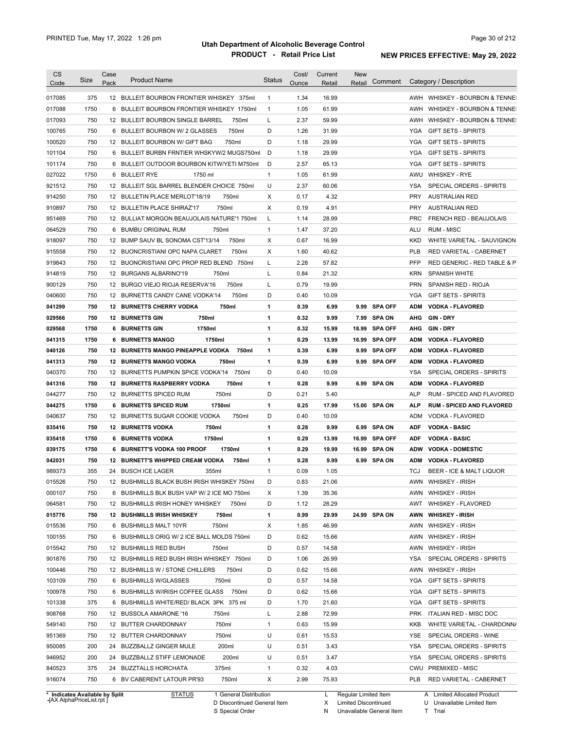# Utah Department of Alcoholic Beverage Control

## PRODUCT - Retail Price List

PRINTED Tue, May 17, 2022 1:26 pm

**NEW PRICES EFFECTIVE: May 29, 2022**

| CS Code | Size | Case Pack | Product Name | Status | Cost/ Ounce | Current Retail | New Retail | Comment | Category / Description |
|---|---|---|---|---|---|---|---|---|---|
| 017085 | 375 | 12 | BULLEIT BOURBON FRONTIER WHISKEY 375ml | 1 | 1.34 | 16.99 | | | AWH WHISKEY - BOURBON & TENNE |
| 017088 | 1750 | 6 | BULLEIT BOURBON FRONTIER WHISKEY 1750ml | 1 | 1.05 | 61.99 | | | AWH WHISKEY - BOURBON & TENNE |
| 017093 | 750 | 12 | BULLEIT BOURBON SINGLE BARREL 750ml | L | 2.37 | 59.99 | | | AWH WHISKEY - BOURBON & TENNE |
| 100765 | 750 | 6 | BULLEIT BOURBON W/ 2 GLASSES 750ml | D | 1.26 | 31.99 | | | YGA GIFT SETS - SPIRITS |
| 100520 | 750 | 12 | BULLEIT BOURBON W/ GIFT BAG 750ml | D | 1.18 | 29.99 | | | YGA GIFT SETS - SPIRITS |
| 101104 | 750 | 6 | BULLEIT BURBN FRNTIER WHSKYW/2 MUGS750ml | D | 1.18 | 29.99 | | | YGA GIFT SETS - SPIRITS |
| 101174 | 750 | 6 | BULLEIT OUTDOOR BOURBON KITW/YETI M750ml | D | 2.57 | 65.13 | | | YGA GIFT SETS - SPIRITS |
| 027022 | 1750 | 6 | BULLEIT RYE 1750 ml | 1 | 1.05 | 61.99 | | | AWU WHISKEY - RYE |
| 921512 | 750 | 12 | BULLEIT SGL BARREL BLENDER CHOICE 750ml | U | 2.37 | 60.06 | | | YSA SPECIAL ORDERS - SPIRITS |
| 914250 | 750 | 12 | BULLETIN PLACE MERLOT'18/19 750ml | X | 0.17 | 4.32 | | | PRY AUSTRALIAN RED |
| 910897 | 750 | 12 | BULLETIN PLACE SHIRAZ'17 750ml | X | 0.19 | 4.91 | | | PRY AUSTRALIAN RED |
| 951469 | 750 | 12 | BULLIAT MORGON BEAUJOLAIS NATURE'1 750ml | L | 1.14 | 28.99 | | | PRC FRENCH RED - BEAUJOLAIS |
| 064529 | 750 | 6 | BUMBU ORIGINAL RUM 750ml | 1 | 1.47 | 37.20 | | | ALU RUM - MISC |
| 918097 | 750 | 12 | BUMP SAUV BL SONOMA CST'13/14 750ml | X | 0.67 | 16.99 | | | KKD WHITE VARIETAL - SAUVIGNON |
| 915558 | 750 | 12 | BUONCRISTIANI OPC NAPA CLARET 750ml | X | 1.60 | 40.62 | | | PLB RED VARIETAL - CABERNET |
| 919843 | 750 | 12 | BUONCRISTIANI OPC PROP RED BLEND 750ml | L | 2.28 | 57.82 | | | PFP RED GENERIC - RED TABLE & P |
| 914819 | 750 | 12 | BURGANS ALBARINO'19 750ml | L | 0.84 | 21.32 | | | KRN SPANISH WHITE |
| 900129 | 750 | 12 | BURGO VIEJO RIOJA RESERVA'16 750ml | L | 0.79 | 19.99 | | | PRN SPANISH RED - RIOJA |
| 040600 | 750 | 12 | BURNETTS CANDY CANE VODKA'14 750ml | D | 0.40 | 10.09 | | | YGA GIFT SETS - SPIRITS |
| **041299** | **750** | **12** | **BURNETTS CHERRY VODKA 750ml** | **1** | **0.39** | **6.99** | **9.99** | **SPA OFF** | **ADM VODKA - FLAVORED** |
| **029566** | **750** | **12** | **BURNETTS GIN 750ml** | **1** | **0.32** | **9.99** | **7.99** | **SPA ON** | **AHG GIN - DRY** |
| **029568** | **1750** | **6** | **BURNETTS GIN 1750ml** | **1** | **0.32** | **15.99** | **18.99** | **SPA OFF** | **AHG GIN - DRY** |
| **041315** | **1750** | **6** | **BURNETTS MANGO 1750ml** | **1** | **0.29** | **13.99** | **16.99** | **SPA OFF** | **ADM VODKA - FLAVORED** |
| **040126** | **750** | **12** | **BURNETTS MANGO PINEAPPLE VODKA 750ml** | **1** | **0.39** | **6.99** | **9.99** | **SPA OFF** | **ADM VODKA - FLAVORED** |
| **041313** | **750** | **12** | **BURNETTS MANGO VODKA 750ml** | **1** | **0.39** | **6.99** | **9.99** | **SPA OFF** | **ADM VODKA - FLAVORED** |
| 040370 | 750 | 12 | BURNETTS PUMPKIN SPICE VODKA'14 750ml | D | 0.40 | 10.09 | | | YSA SPECIAL ORDERS - SPIRITS |
| **041316** | **750** | **12** | **BURNETTS RASPBERRY VODKA 750ml** | **1** | **0.28** | **9.99** | **6.99** | **SPA ON** | **ADM VODKA - FLAVORED** |
| 044277 | 750 | 12 | BURNETTS SPICED RUM 750ml | D | 0.21 | 5.40 | | | ALP RUM - SPICED AND FLAVORED |
| **044275** | **1750** | **6** | **BURNETTS SPICED RUM 1750ml** | **1** | **0.25** | **17.99** | **15.00** | **SPA ON** | **ALP RUM - SPICED AND FLAVORED** |
| 040637 | 750 | 12 | BURNETTS SUGAR COOKIE VODKA 750ml | D | 0.40 | 10.09 | | | ADM VODKA - FLAVORED |
| **035416** | **750** | **12** | **BURNETTS VODKA 750ml** | **1** | **0.28** | **9.99** | **6.99** | **SPA ON** | **ADF VODKA - BASIC** |
| **035418** | **1750** | **6** | **BURNETTS VODKA 1750ml** | **1** | **0.29** | **13.99** | **16.99** | **SPA OFF** | **ADF VODKA - BASIC** |
| **039175** | **1750** | **6** | **BURNETT'S VODKA 100 PROOF 1750ml** | **1** | **0.29** | **19.99** | **16.99** | **SPA ON** | **ADW VODKA - DOMESTIC** |
| **042031** | **750** | **12** | **BURNETT'S WHIPPED CREAM VODKA 750ml** | **1** | **0.28** | **9.99** | **6.99** | **SPA ON** | **ADM VODKA - FLAVORED** |
| 989373 | 355 | 24 | BUSCH ICE LAGER 355ml | 1 | 0.09 | 1.05 | | | TCJ BEER - ICE & MALT LIQUOR |
| 015526 | 750 | 12 | BUSHMILLS BLACK BUSH IRISH WHISKEY 750ml | D | 0.83 | 21.06 | | | AWN WHISKEY - IRISH |
| 000107 | 750 | 6 | BUSHMILLS BLK BUSH VAP W/ 2 ICE MO 750ml | X | 1.39 | 35.36 | | | AWN WHISKEY - IRISH |
| 064581 | 750 | 12 | BUSHMILLS IRISH HONEY WHISKEY 750ml | D | 1.12 | 28.29 | | | AWT WHISKEY - FLAVORED |
| **015776** | **750** | **12** | **BUSHMILLS IRISH WHISKEY 750ml** | **1** | **0.99** | **29.99** | **24.99** | **SPA ON** | **AWN WHISKEY - IRISH** |
| 015536 | 750 | 6 | BUSHMILLS MALT 10YR 750ml | X | 1.85 | 46.99 | | | AWN WHISKEY - IRISH |
| 100155 | 750 | 6 | BUSHMILLS ORIG W/ 2 ICE BALL MOLDS 750ml | D | 0.62 | 15.66 | | | AWN WHISKEY - IRISH |
| 015542 | 750 | 12 | BUSHMILLS RED BUSH 750ml | D | 0.57 | 14.58 | | | AWN WHISKEY - IRISH |
| 901876 | 750 | 12 | BUSHMILLS RED BUSH IRISH WHISKEY 750ml | D | 1.06 | 26.99 | | | YSA SPECIAL ORDERS - SPIRITS |
| 100446 | 750 | 12 | BUSHMILLS W / STONE CHILLERS 750ml | D | 0.62 | 15.66 | | | AWN WHISKEY - IRISH |
| 103109 | 750 | 6 | BUSHMILLS W/GLASSES 750ml | D | 0.57 | 14.58 | | | YGA GIFT SETS - SPIRITS |
| 100978 | 750 | 6 | BUSHMILLS W/IRISH COFFEE GLASS 750ml | D | 0.62 | 15.66 | | | YGA GIFT SETS - SPIRITS |
| 101338 | 375 | 6 | BUSHMILLS WHITE/RED/ BLACK 3PK 375 ml | D | 1.70 | 21.60 | | | YGA GIFT SETS - SPIRITS |
| 908768 | 750 | 12 | BUSSOLA AMARONE '16 750ml | L | 2.88 | 72.99 | | | PRK ITALIAN RED - MISC DOC |
| 549140 | 750 | 12 | BUTTER CHARDONNAY 750ml | 1 | 0.63 | 15.99 | | | KKB WHITE VARIETAL - CHARDONNA |
| 951369 | 750 | 12 | BUTTER CHARDONNAY 750ml | U | 0.61 | 15.53 | | | YSE SPECIAL ORDERS - WINE |
| 950085 | 200 | 24 | BUZZBALLZ GINGER MULE 200ml | U | 0.51 | 3.43 | | | YSA SPECIAL ORDERS - SPIRITS |
| 946952 | 200 | 24 | BUZZBALLZ STIFF LEMONADE 200ml | U | 0.51 | 3.47 | | | YSA SPECIAL ORDERS - SPIRITS |
| 840523 | 375 | 24 | BUZZTALLS HORCHATA 375ml | 1 | 0.32 | 4.03 | | | CWU PREMIXED - MISC |
| 916074 | 750 | 6 | BV CABERENT LATOUR PR'93 750ml | X | 2.99 | 75.93 | | | PLB RED VARIETAL - CABERNET |

\* Indicates Available by Split

STATUS: 1 General Distribution; D Discontinued General Item; S Special Order; L Regular Limited Item; X Limited Discontinued; N Unavailable General Item; A Limited Allocated Product; U Unavailable Limited Item; T Trial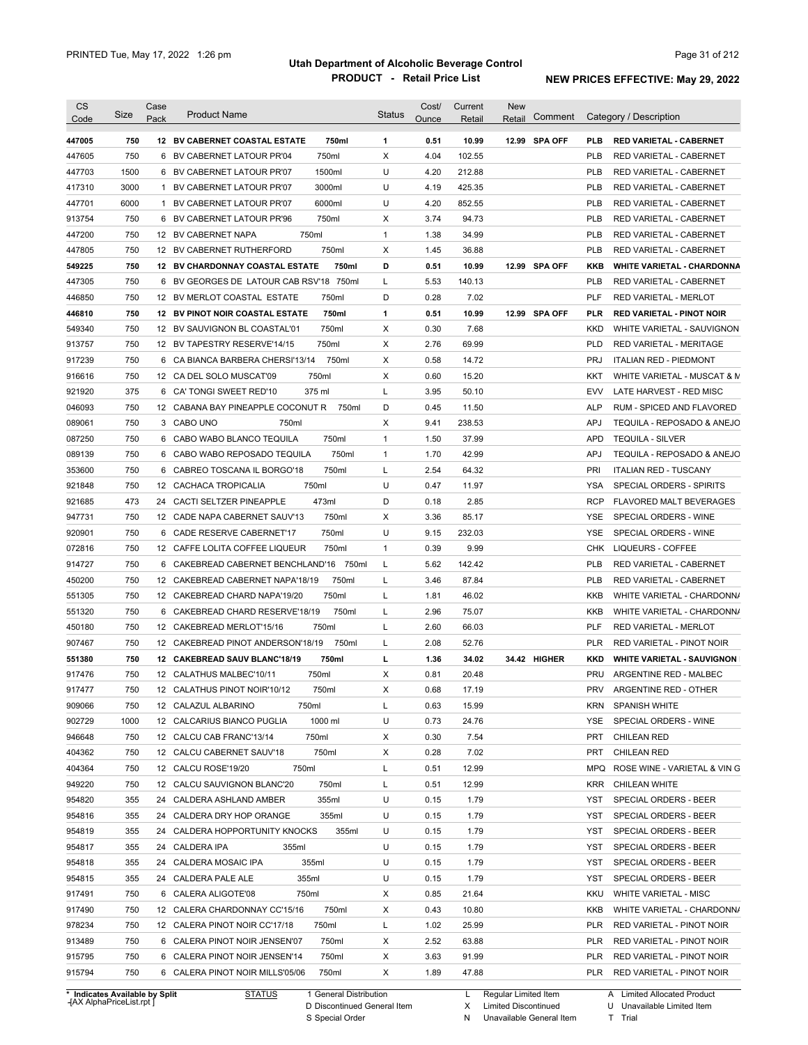# Utah Department of Alcoholic Beverage Control

## PRODUCT - Retail Price List

PRINTED Tue, May 17, 2022 1:26 pm

**NEW PRICES EFFECTIVE: May 29, 2022**

| CS Code | Size | Case Pack | Product Name | | Status | Cost/ Ounce | Current Retail | New Retail | Comment | Category / Description | |
|---|---|---|---|---|---|---|---|---|---|---|---|
| **447005** | **750** | **12** | **BV CABERNET COASTAL ESTATE** | **750ml** | **1** | **0.51** | **10.99** | **12.99** | **SPA OFF** | **PLB** | **RED VARIETAL - CABERNET** |
| 447605 | 750 | 6 | BV CABERNET LATOUR PR'04 | 750ml | X | 4.04 | 102.55 | | | PLB | RED VARIETAL - CABERNET |
| 447703 | 1500 | 6 | BV CABERNET LATOUR PR'07 | 1500ml | U | 4.20 | 212.88 | | | PLB | RED VARIETAL - CABERNET |
| 417310 | 3000 | 1 | BV CABERNET LATOUR PR'07 | 3000ml | U | 4.19 | 425.35 | | | PLB | RED VARIETAL - CABERNET |
| 447701 | 6000 | 1 | BV CABERNET LATOUR PR'07 | 6000ml | U | 4.20 | 852.55 | | | PLB | RED VARIETAL - CABERNET |
| 913754 | 750 | 6 | BV CABERNET LATOUR PR'96 | 750ml | X | 3.74 | 94.73 | | | PLB | RED VARIETAL - CABERNET |
| 447200 | 750 | 12 | BV CABERNET NAPA | 750ml | 1 | 1.38 | 34.99 | | | PLB | RED VARIETAL - CABERNET |
| 447805 | 750 | 12 | BV CABERNET RUTHERFORD | 750ml | X | 1.45 | 36.88 | | | PLB | RED VARIETAL - CABERNET |
| **549225** | **750** | **12** | **BV CHARDONNAY COASTAL ESTATE** | **750ml** | **D** | **0.51** | **10.99** | **12.99** | **SPA OFF** | **KKB** | **WHITE VARIETAL - CHARDONNA** |
| 447305 | 750 | 6 | BV GEORGES DE LATOUR CAB RSV'18 | 750ml | L | 5.53 | 140.13 | | | PLB | RED VARIETAL - CABERNET |
| 446850 | 750 | 12 | BV MERLOT COASTAL ESTATE | 750ml | D | 0.28 | 7.02 | | | PLF | RED VARIETAL - MERLOT |
| **446810** | **750** | **12** | **BV PINOT NOIR COASTAL ESTATE** | **750ml** | **1** | **0.51** | **10.99** | **12.99** | **SPA OFF** | **PLR** | **RED VARIETAL - PINOT NOIR** |
| 549340 | 750 | 12 | BV SAUVIGNON BL COASTAL'01 | 750ml | X | 0.30 | 7.68 | | | KKD | WHITE VARIETAL - SAUVIGNON |
| 913757 | 750 | 12 | BV TAPESTRY RESERVE'14/15 | 750ml | X | 2.76 | 69.99 | | | PLD | RED VARIETAL - MERITAGE |
| 917239 | 750 | 6 | CA BIANCA BARBERA CHERSI'13/14 | 750ml | X | 0.58 | 14.72 | | | PRJ | ITALIAN RED - PIEDMONT |
| 916616 | 750 | 12 | CA DEL SOLO MUSCAT'09 | 750ml | X | 0.60 | 15.20 | | | KKT | WHITE VARIETAL - MUSCAT & M |
| 921920 | 375 | 6 | CA' TONGI SWEET RED'10 | 375 ml | L | 3.95 | 50.10 | | | EVV | LATE HARVEST - RED MISC |
| 046093 | 750 | 12 | CABANA BAY PINEAPPLE COCONUT R | 750ml | D | 0.45 | 11.50 | | | ALP | RUM - SPICED AND FLAVORED |
| 089061 | 750 | 3 | CABO UNO | 750ml | X | 9.41 | 238.53 | | | APJ | TEQUILA - REPOSADO & ANEJO |
| 087250 | 750 | 6 | CABO WABO BLANCO TEQUILA | 750ml | 1 | 1.50 | 37.99 | | | APD | TEQUILA - SILVER |
| 089139 | 750 | 6 | CABO WABO REPOSADO TEQUILA | 750ml | 1 | 1.70 | 42.99 | | | APJ | TEQUILA - REPOSADO & ANEJO |
| 353600 | 750 | 6 | CABREO TOSCANA IL BORGO'18 | 750ml | L | 2.54 | 64.32 | | | PRI | ITALIAN RED - TUSCANY |
| 921848 | 750 | 12 | CACHACA TROPICALIA | 750ml | U | 0.47 | 11.97 | | | YSA | SPECIAL ORDERS - SPIRITS |
| 921685 | 473 | 24 | CACTI SELTZER PINEAPPLE | 473ml | D | 0.18 | 2.85 | | | RCP | FLAVORED MALT BEVERAGES |
| 947731 | 750 | 12 | CADE NAPA CABERNET SAUV'13 | 750ml | X | 3.36 | 85.17 | | | YSE | SPECIAL ORDERS - WINE |
| 920901 | 750 | 6 | CADE RESERVE CABERNET'17 | 750ml | U | 9.15 | 232.03 | | | YSE | SPECIAL ORDERS - WINE |
| 072816 | 750 | 12 | CAFFE LOLITA COFFEE LIQUEUR | 750ml | 1 | 0.39 | 9.99 | | | CHK | LIQUEURS - COFFEE |
| 914727 | 750 | 6 | CAKEBREAD CABERNET BENCHLAND'16 | 750ml | L | 5.62 | 142.42 | | | PLB | RED VARIETAL - CABERNET |
| 450200 | 750 | 12 | CAKEBREAD CABERNET NAPA'18/19 | 750ml | L | 3.46 | 87.84 | | | PLB | RED VARIETAL - CABERNET |
| 551305 | 750 | 12 | CAKEBREAD CHARD NAPA'19/20 | 750ml | L | 1.81 | 46.02 | | | KKB | WHITE VARIETAL - CHARDONNA |
| 551320 | 750 | 6 | CAKEBREAD CHARD RESERVE'18/19 | 750ml | L | 2.96 | 75.07 | | | KKB | WHITE VARIETAL - CHARDONNA |
| 450180 | 750 | 12 | CAKEBREAD MERLOT'15/16 | 750ml | L | 2.60 | 66.03 | | | PLF | RED VARIETAL - MERLOT |
| 907467 | 750 | 12 | CAKEBREAD PINOT ANDERSON'18/19 | 750ml | L | 2.08 | 52.76 | | | PLR | RED VARIETAL - PINOT NOIR |
| **551380** | **750** | **12** | **CAKEBREAD SAUV BLANC'18/19** | **750ml** | **L** | **1.36** | **34.02** | **34.42** | **HIGHER** | **KKD** | **WHITE VARIETAL - SAUVIGNON** |
| 917476 | 750 | 12 | CALATHUS MALBEC'10/11 | 750ml | X | 0.81 | 20.48 | | | PRU | ARGENTINE RED - MALBEC |
| 917477 | 750 | 12 | CALATHUS PINOT NOIR'10/12 | 750ml | X | 0.68 | 17.19 | | | PRV | ARGENTINE RED - OTHER |
| 909066 | 750 | 12 | CALAZUL ALBARINO | 750ml | L | 0.63 | 15.99 | | | KRN | SPANISH WHITE |
| 902729 | 1000 | 12 | CALCARIUS BIANCO PUGLIA | 1000 ml | U | 0.73 | 24.76 | | | YSE | SPECIAL ORDERS - WINE |
| 946648 | 750 | 12 | CALCU CAB FRANC'13/14 | 750ml | X | 0.30 | 7.54 | | | PRT | CHILEAN RED |
| 404362 | 750 | 12 | CALCU CABERNET SAUV'18 | 750ml | X | 0.28 | 7.02 | | | PRT | CHILEAN RED |
| 404364 | 750 | 12 | CALCU ROSE'19/20 | 750ml | L | 0.51 | 12.99 | | | MPQ | ROSE WINE - VARIETAL & VIN G |
| 949220 | 750 | 12 | CALCU SAUVIGNON BLANC'20 | 750ml | L | 0.51 | 12.99 | | | KRR | CHILEAN WHITE |
| 954820 | 355 | 24 | CALDERA ASHLAND AMBER | 355ml | U | 0.15 | 1.79 | | | YST | SPECIAL ORDERS - BEER |
| 954816 | 355 | 24 | CALDERA DRY HOP ORANGE | 355ml | U | 0.15 | 1.79 | | | YST | SPECIAL ORDERS - BEER |
| 954819 | 355 | 24 | CALDERA HOPPORTUNITY KNOCKS | 355ml | U | 0.15 | 1.79 | | | YST | SPECIAL ORDERS - BEER |
| 954817 | 355 | 24 | CALDERA IPA | 355ml | U | 0.15 | 1.79 | | | YST | SPECIAL ORDERS - BEER |
| 954818 | 355 | 24 | CALDERA MOSAIC IPA | 355ml | U | 0.15 | 1.79 | | | YST | SPECIAL ORDERS - BEER |
| 954815 | 355 | 24 | CALDERA PALE ALE | 355ml | U | 0.15 | 1.79 | | | YST | SPECIAL ORDERS - BEER |
| 917491 | 750 | 6 | CALERA ALIGOTE'08 | 750ml | X | 0.85 | 21.64 | | | KKU | WHITE VARIETAL - MISC |
| 917490 | 750 | 12 | CALERA CHARDONNAY CC'15/16 | 750ml | X | 0.43 | 10.80 | | | KKB | WHITE VARIETAL - CHARDONNA |
| 978234 | 750 | 12 | CALERA PINOT NOIR CC'17/18 | 750ml | L | 1.02 | 25.99 | | | PLR | RED VARIETAL - PINOT NOIR |
| 913489 | 750 | 6 | CALERA PINOT NOIR JENSEN'07 | 750ml | X | 2.52 | 63.88 | | | PLR | RED VARIETAL - PINOT NOIR |
| 915795 | 750 | 6 | CALERA PINOT NOIR JENSEN'14 | 750ml | X | 3.63 | 91.99 | | | PLR | RED VARIETAL - PINOT NOIR |
| 915794 | 750 | 6 | CALERA PINOT NOIR MILLS'05/06 | 750ml | X | 1.89 | 47.88 | | | PLR | RED VARIETAL - PINOT NOIR |

\* Indicates Available by Split

STATUS: 1 General Distribution; D Discontinued General Item; S Special Order; L Regular Limited Item; X Limited Discontinued; N Unavailable General Item; A Limited Allocated Product; U Unavailable Limited Item; T Trial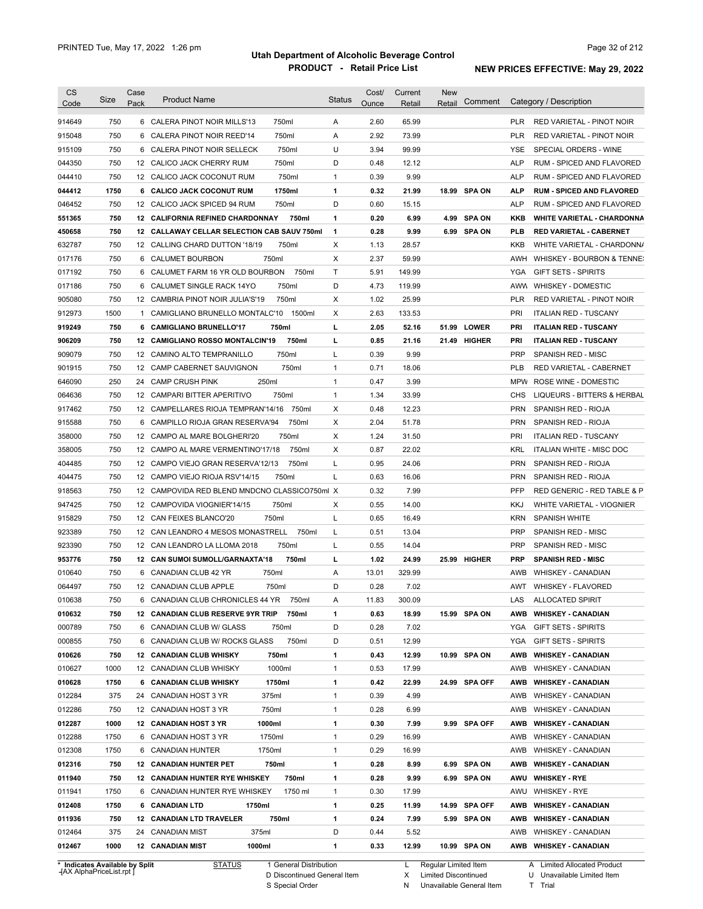# Utah Department of Alcoholic Beverage Control

## PRODUCT - Retail Price List

PRINTED Tue, May 17, 2022 1:26 pm

NEW PRICES EFFECTIVE: May 29, 2022

| CS Code | Size | Case Pack | Product Name | Status | Cost/ Ounce | Current Retail | New Retail | Comment | Category / Description |
|---|---|---|---|---|---|---|---|---|---|
| 914649 | 750 | 6 | CALERA PINOT NOIR MILLS'13 750ml | A | 2.60 | 65.99 | | | PLR RED VARIETAL - PINOT NOIR |
| 915048 | 750 | 6 | CALERA PINOT NOIR REED'14 750ml | A | 2.92 | 73.99 | | | PLR RED VARIETAL - PINOT NOIR |
| 915109 | 750 | 6 | CALERA PINOT NOIR SELLECK 750ml | U | 3.94 | 99.99 | | | YSE SPECIAL ORDERS - WINE |
| 044350 | 750 | 12 | CALICO JACK CHERRY RUM 750ml | D | 0.48 | 12.12 | | | ALP RUM - SPICED AND FLAVORED |
| 044410 | 750 | 12 | CALICO JACK COCONUT RUM 750ml | 1 | 0.39 | 9.99 | | | ALP RUM - SPICED AND FLAVORED |
| **044412** | **1750** | **6** | **CALICO JACK COCONUT RUM 1750ml** | **1** | **0.32** | **21.99** | **18.99** | **SPA ON** | **ALP RUM - SPICED AND FLAVORED** |
| 046452 | 750 | 12 | CALICO JACK SPICED 94 RUM 750ml | D | 0.60 | 15.15 | | | ALP RUM - SPICED AND FLAVORED |
| **551365** | **750** | **12** | **CALIFORNIA REFINED CHARDONNAY 750ml** | **1** | **0.20** | **6.99** | **4.99** | **SPA ON** | **KKB WHITE VARIETAL - CHARDONNA** |
| **450658** | **750** | **12** | **CALLAWAY CELLAR SELECTION CAB SAUV 750ml** | **1** | **0.28** | **9.99** | **6.99** | **SPA ON** | **PLB RED VARIETAL - CABERNET** |
| 632787 | 750 | 12 | CALLING CHARD DUTTON '18/19 750ml | X | 1.13 | 28.57 | | | KKB WHITE VARIETAL - CHARDONN/ |
| 017176 | 750 | 6 | CALUMET BOURBON 750ml | X | 2.37 | 59.99 | | | AWH WHISKEY - BOURBON & TENNE: |
| 017192 | 750 | 6 | CALUMET FARM 16 YR OLD BOURBON 750ml | T | 5.91 | 149.99 | | | YGA GIFT SETS - SPIRITS |
| 017186 | 750 | 6 | CALUMET SINGLE RACK 14YO 750ml | D | 4.73 | 119.99 | | | AWW WHISKEY - DOMESTIC |
| 905080 | 750 | 12 | CAMBRIA PINOT NOIR JULIA'S'19 750ml | X | 1.02 | 25.99 | | | PLR RED VARIETAL - PINOT NOIR |
| 912973 | 1500 | 1 | CAMIGLIANO BRUNELLO MONTALC'10 1500ml | X | 2.63 | 133.53 | | | PRI ITALIAN RED - TUSCANY |
| **919249** | **750** | **6** | **CAMIGLIANO BRUNELLO'17 750ml** | **L** | **2.05** | **52.16** | **51.99** | **LOWER** | **PRI ITALIAN RED - TUSCANY** |
| **906209** | **750** | **12** | **CAMIGLIANO ROSSO MONTALCIN'19 750ml** | **L** | **0.85** | **21.16** | **21.49** | **HIGHER** | **PRI ITALIAN RED - TUSCANY** |
| 909079 | 750 | 12 | CAMINO ALTO TEMPRANILLO 750ml | L | 0.39 | 9.99 | | | PRP SPANISH RED - MISC |
| 901915 | 750 | 12 | CAMP CABERNET SAUVIGNON 750ml | 1 | 0.71 | 18.06 | | | PLB RED VARIETAL - CABERNET |
| 646090 | 250 | 24 | CAMP CRUSH PINK 250ml | 1 | 0.47 | 3.99 | | | MPW ROSE WINE - DOMESTIC |
| 064636 | 750 | 12 | CAMPARI BITTER APERITIVO 750ml | 1 | 1.34 | 33.99 | | | CHS LIQUEURS - BITTERS & HERBAL |
| 917462 | 750 | 12 | CAMPELLARES RIOJA TEMPRAN'14/16 750ml | X | 0.48 | 12.23 | | | PRN SPANISH RED - RIOJA |
| 915588 | 750 | 6 | CAMPILLO RIOJA GRAN RESERVA'94 750ml | X | 2.04 | 51.78 | | | PRN SPANISH RED - RIOJA |
| 358000 | 750 | 12 | CAMPO AL MARE BOLGHERI'20 750ml | X | 1.24 | 31.50 | | | PRI ITALIAN RED - TUSCANY |
| 358005 | 750 | 12 | CAMPO AL MARE VERMENTINO'17/18 750ml | X | 0.87 | 22.02 | | | KRL ITALIAN WHITE - MISC DOC |
| 404485 | 750 | 12 | CAMPO VIEJO GRAN RESERVA'12/13 750ml | L | 0.95 | 24.06 | | | PRN SPANISH RED - RIOJA |
| 404475 | 750 | 12 | CAMPO VIEJO RIOJA RSV'14/15 750ml | L | 0.63 | 16.06 | | | PRN SPANISH RED - RIOJA |
| 918563 | 750 | 12 | CAMPOVIDA RED BLEND MNDCNO CLASSICO750ml | X | 0.32 | 7.99 | | | PFP RED GENERIC - RED TABLE & P |
| 947425 | 750 | 12 | CAMPOVIDA VIOGNIER'14/15 750ml | X | 0.55 | 14.00 | | | KKJ WHITE VARIETAL - VIOGNIER |
| 915829 | 750 | 12 | CAN FEIXES BLANCO'20 750ml | L | 0.65 | 16.49 | | | KRN SPANISH WHITE |
| 923389 | 750 | 12 | CAN LEANDRO 4 MESOS MONASTRELL 750ml | L | 0.51 | 13.04 | | | PRP SPANISH RED - MISC |
| 923390 | 750 | 12 | CAN LEANDRO LA LLOMA 2018 750ml | L | 0.55 | 14.04 | | | PRP SPANISH RED - MISC |
| **953776** | **750** | **12** | **CAN SUMOI SUMOLL/GARNAXTA'18 750ml** | **L** | **1.02** | **24.99** | **25.99** | **HIGHER** | **PRP SPANISH RED - MISC** |
| 010640 | 750 | 6 | CANADIAN CLUB 42 YR 750ml | A | 13.01 | 329.99 | | | AWB WHISKEY - CANADIAN |
| 064497 | 750 | 12 | CANADIAN CLUB APPLE 750ml | D | 0.28 | 7.02 | | | AWT WHISKEY - FLAVORED |
| 010638 | 750 | 6 | CANADIAN CLUB CHRONICLES 44 YR 750ml | A | 11.83 | 300.09 | | | LAS ALLOCATED SPIRIT |
| **010632** | **750** | **12** | **CANADIAN CLUB RESERVE 9YR TRIP 750ml** | **1** | **0.63** | **18.99** | **15.99** | **SPA ON** | **AWB WHISKEY - CANADIAN** |
| 000789 | 750 | 6 | CANADIAN CLUB W/ GLASS 750ml | D | 0.28 | 7.02 | | | YGA GIFT SETS - SPIRITS |
| 000855 | 750 | 6 | CANADIAN CLUB W/ ROCKS GLASS 750ml | D | 0.51 | 12.99 | | | YGA GIFT SETS - SPIRITS |
| **010626** | **750** | **12** | **CANADIAN CLUB WHISKY 750ml** | **1** | **0.43** | **12.99** | **10.99** | **SPA ON** | **AWB WHISKEY - CANADIAN** |
| 010627 | 1000 | 12 | CANADIAN CLUB WHISKY 1000ml | 1 | 0.53 | 17.99 | | | AWB WHISKEY - CANADIAN |
| **010628** | **1750** | **6** | **CANADIAN CLUB WHISKY 1750ml** | **1** | **0.42** | **22.99** | **24.99** | **SPA OFF** | **AWB WHISKEY - CANADIAN** |
| 012284 | 375 | 24 | CANADIAN HOST 3 YR 375ml | 1 | 0.39 | 4.99 | | | AWB WHISKEY - CANADIAN |
| 012286 | 750 | 12 | CANADIAN HOST 3 YR 750ml | 1 | 0.28 | 6.99 | | | AWB WHISKEY - CANADIAN |
| **012287** | **1000** | **12** | **CANADIAN HOST 3 YR 1000ml** | **1** | **0.30** | **7.99** | **9.99** | **SPA OFF** | **AWB WHISKEY - CANADIAN** |
| 012288 | 1750 | 6 | CANADIAN HOST 3 YR 1750ml | 1 | 0.29 | 16.99 | | | AWB WHISKEY - CANADIAN |
| 012308 | 1750 | 6 | CANADIAN HUNTER 1750ml | 1 | 0.29 | 16.99 | | | AWB WHISKEY - CANADIAN |
| **012316** | **750** | **12** | **CANADIAN HUNTER PET 750ml** | **1** | **0.28** | **8.99** | **6.99** | **SPA ON** | **AWB WHISKEY - CANADIAN** |
| **011940** | **750** | **12** | **CANADIAN HUNTER RYE WHISKEY 750ml** | **1** | **0.28** | **9.99** | **6.99** | **SPA ON** | **AWU WHISKEY - RYE** |
| 011941 | 1750 | 6 | CANADIAN HUNTER RYE WHISKEY 1750 ml | 1 | 0.30 | 17.99 | | | AWU WHISKEY - RYE |
| **012408** | **1750** | **6** | **CANADIAN LTD 1750ml** | **1** | **0.25** | **11.99** | **14.99** | **SPA OFF** | **AWB WHISKEY - CANADIAN** |
| **011936** | **750** | **12** | **CANADIAN LTD TRAVELER 750ml** | **1** | **0.24** | **7.99** | **5.99** | **SPA ON** | **AWB WHISKEY - CANADIAN** |
| 012464 | 375 | 24 | CANADIAN MIST 375ml | D | 0.44 | 5.52 | | | AWB WHISKEY - CANADIAN |
| **012467** | **1000** | **12** | **CANADIAN MIST 1000ml** | **1** | **0.33** | **12.99** | **10.99** | **SPA ON** | **AWB WHISKEY - CANADIAN** |

\* Indicates Available by Split

STATUS: 1 General Distribution; D Discontinued General Item; S Special Order; L Regular Limited Item; X Limited Discontinued; N Unavailable General Item; A Limited Allocated Product; U Unavailable Limited Item; T Trial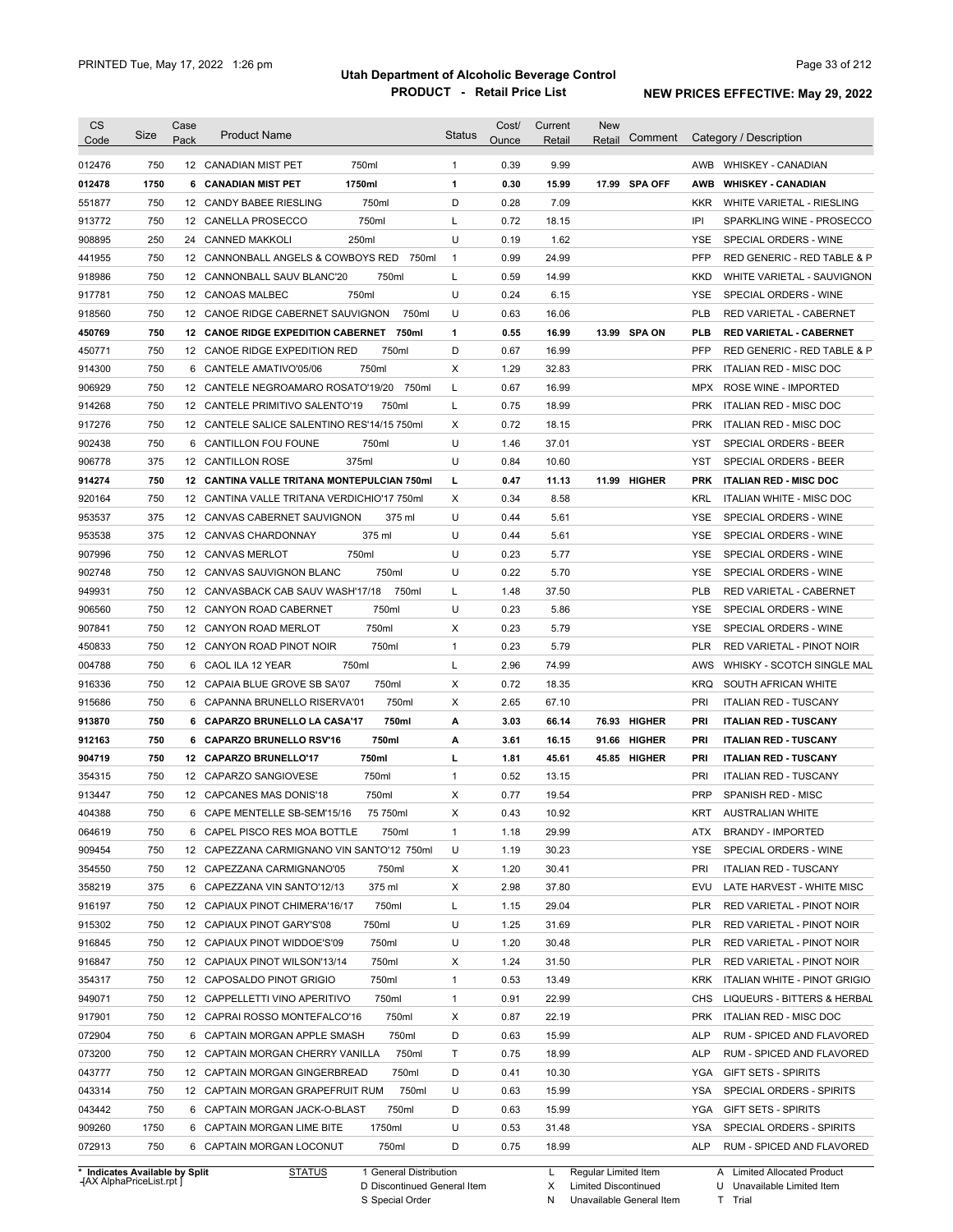# Utah Department of Alcoholic Beverage Control

## PRODUCT - Retail Price List

PRINTED Tue, May 17, 2022 1:26 pm

**NEW PRICES EFFECTIVE: May 29, 2022**

| CS Code | Size | Case Pack | Product Name | | Status | Cost/ Ounce | Current Retail | New Retail | Comment | Category / Description | |
|---|---|---|---|---|---|---|---|---|---|---|---|
| 012476 | 750 | 12 | CANADIAN MIST PET | 750ml | 1 | 0.39 | 9.99 | | | AWB | WHISKEY - CANADIAN |
| **012478** | **1750** | **6** | **CANADIAN MIST PET** | **1750ml** | **1** | **0.30** | **15.99** | **17.99** | **SPA OFF** | **AWB** | **WHISKEY - CANADIAN** |
| 551877 | 750 | 12 | CANDY BABEE RIESLING | 750ml | D | 0.28 | 7.09 | | | KKR | WHITE VARIETAL - RIESLING |
| 913772 | 750 | 12 | CANELLA PROSECCO | 750ml | L | 0.72 | 18.15 | | | IPI | SPARKLING WINE - PROSECCO |
| 908895 | 250 | 24 | CANNED MAKKOLI | 250ml | U | 0.19 | 1.62 | | | YSE | SPECIAL ORDERS - WINE |
| 441955 | 750 | 12 | CANNONBALL ANGELS & COWBOYS RED | 750ml | 1 | 0.99 | 24.99 | | | PFP | RED GENERIC - RED TABLE & P |
| 918986 | 750 | 12 | CANNONBALL SAUV BLANC'20 | 750ml | L | 0.59 | 14.99 | | | KKD | WHITE VARIETAL - SAUVIGNON |
| 917781 | 750 | 12 | CANOAS MALBEC | 750ml | U | 0.24 | 6.15 | | | YSE | SPECIAL ORDERS - WINE |
| 918560 | 750 | 12 | CANOE RIDGE CABERNET SAUVIGNON | 750ml | U | 0.63 | 16.06 | | | PLB | RED VARIETAL - CABERNET |
| **450769** | **750** | **12** | **CANOE RIDGE EXPEDITION CABERNET** | **750ml** | **1** | **0.55** | **16.99** | **13.99** | **SPA ON** | **PLB** | **RED VARIETAL - CABERNET** |
| 450771 | 750 | 12 | CANOE RIDGE EXPEDITION RED | 750ml | D | 0.67 | 16.99 | | | PFP | RED GENERIC - RED TABLE & P |
| 914300 | 750 | 6 | CANTELE AMATIVO'05/06 | 750ml | X | 1.29 | 32.83 | | | PRK | ITALIAN RED - MISC DOC |
| 906929 | 750 | 12 | CANTELE NEGROAMARO ROSATO'19/20 | 750ml | L | 0.67 | 16.99 | | | MPX | ROSE WINE - IMPORTED |
| 914268 | 750 | 12 | CANTELE PRIMITIVO SALENTO'19 | 750ml | L | 0.75 | 18.99 | | | PRK | ITALIAN RED - MISC DOC |
| 917276 | 750 | 12 | CANTELE SALICE SALENTINO RES'14/15 | 750ml | X | 0.72 | 18.15 | | | PRK | ITALIAN RED - MISC DOC |
| 902438 | 750 | 6 | CANTILLON FOU FOUNE | 750ml | U | 1.46 | 37.01 | | | YST | SPECIAL ORDERS - BEER |
| 906778 | 375 | 12 | CANTILLON ROSE | 375ml | U | 0.84 | 10.60 | | | YST | SPECIAL ORDERS - BEER |
| **914274** | **750** | **12** | **CANTINA VALLE TRITANA MONTEPULCIAN** | **750ml** | **L** | **0.47** | **11.13** | **11.99** | **HIGHER** | **PRK** | **ITALIAN RED - MISC DOC** |
| 920164 | 750 | 12 | CANTINA VALLE TRITANA VERDICHIO'17 | 750ml | X | 0.34 | 8.58 | | | KRL | ITALIAN WHITE - MISC DOC |
| 953537 | 375 | 12 | CANVAS CABERNET SAUVIGNON | 375 ml | U | 0.44 | 5.61 | | | YSE | SPECIAL ORDERS - WINE |
| 953538 | 375 | 12 | CANVAS CHARDONNAY | 375 ml | U | 0.44 | 5.61 | | | YSE | SPECIAL ORDERS - WINE |
| 907996 | 750 | 12 | CANVAS MERLOT | 750ml | U | 0.23 | 5.77 | | | YSE | SPECIAL ORDERS - WINE |
| 902748 | 750 | 12 | CANVAS SAUVIGNON BLANC | 750ml | U | 0.22 | 5.70 | | | YSE | SPECIAL ORDERS - WINE |
| 949931 | 750 | 12 | CANVASBACK CAB SAUV WASH'17/18 | 750ml | L | 1.48 | 37.50 | | | PLB | RED VARIETAL - CABERNET |
| 906560 | 750 | 12 | CANYON ROAD CABERNET | 750ml | U | 0.23 | 5.86 | | | YSE | SPECIAL ORDERS - WINE |
| 907841 | 750 | 12 | CANYON ROAD MERLOT | 750ml | X | 0.23 | 5.79 | | | YSE | SPECIAL ORDERS - WINE |
| 450833 | 750 | 12 | CANYON ROAD PINOT NOIR | 750ml | 1 | 0.23 | 5.79 | | | PLR | RED VARIETAL - PINOT NOIR |
| 004788 | 750 | 6 | CAOL ILA 12 YEAR | 750ml | L | 2.96 | 74.99 | | | AWS | WHISKY - SCOTCH SINGLE MAL |
| 916336 | 750 | 12 | CAPAIA BLUE GROVE SB SA'07 | 750ml | X | 0.72 | 18.35 | | | KRQ | SOUTH AFRICAN WHITE |
| 915686 | 750 | 6 | CAPANNA BRUNELLO RISERVA'01 | 750ml | X | 2.65 | 67.10 | | | PRI | ITALIAN RED - TUSCANY |
| **913870** | **750** | **6** | **CAPARZO BRUNELLO LA CASA'17** | **750ml** | **A** | **3.03** | **66.14** | **76.93** | **HIGHER** | **PRI** | **ITALIAN RED - TUSCANY** |
| **912163** | **750** | **6** | **CAPARZO BRUNELLO RSV'16** | **750ml** | **A** | **3.61** | **16.15** | **91.66** | **HIGHER** | **PRI** | **ITALIAN RED - TUSCANY** |
| **904719** | **750** | **12** | **CAPARZO BRUNELLO'17** | **750ml** | **L** | **1.81** | **45.61** | **45.85** | **HIGHER** | **PRI** | **ITALIAN RED - TUSCANY** |
| 354315 | 750 | 12 | CAPARZO SANGIOVESE | 750ml | 1 | 0.52 | 13.15 | | | PRI | ITALIAN RED - TUSCANY |
| 913447 | 750 | 12 | CAPCANES MAS DONIS'18 | 750ml | X | 0.77 | 19.54 | | | PRP | SPANISH RED - MISC |
| 404388 | 750 | 6 | CAPE MENTELLE SB-SEM'15/16 | 75 750ml | X | 0.43 | 10.92 | | | KRT | AUSTRALIAN WHITE |
| 064619 | 750 | 6 | CAPEL PISCO RES MOA BOTTLE | 750ml | 1 | 1.18 | 29.99 | | | ATX | BRANDY - IMPORTED |
| 909454 | 750 | 12 | CAPEZZANA CARMIGNANO VIN SANTO'12 | 750ml | U | 1.19 | 30.23 | | | YSE | SPECIAL ORDERS - WINE |
| 354550 | 750 | 12 | CAPEZZANA CARMIGNANO'05 | 750ml | X | 1.20 | 30.41 | | | PRI | ITALIAN RED - TUSCANY |
| 358219 | 375 | 6 | CAPEZZANA VIN SANTO'12/13 | 375 ml | X | 2.98 | 37.80 | | | EVU | LATE HARVEST - WHITE MISC |
| 916197 | 750 | 12 | CAPIAUX PINOT CHIMERA'16/17 | 750ml | L | 1.15 | 29.04 | | | PLR | RED VARIETAL - PINOT NOIR |
| 915302 | 750 | 12 | CAPIAUX PINOT GARY'S'08 | 750ml | U | 1.25 | 31.69 | | | PLR | RED VARIETAL - PINOT NOIR |
| 916845 | 750 | 12 | CAPIAUX PINOT WIDDOE'S'09 | 750ml | U | 1.20 | 30.48 | | | PLR | RED VARIETAL - PINOT NOIR |
| 916847 | 750 | 12 | CAPIAUX PINOT WILSON'13/14 | 750ml | X | 1.24 | 31.50 | | | PLR | RED VARIETAL - PINOT NOIR |
| 354317 | 750 | 12 | CAPOSALDO PINOT GRIGIO | 750ml | 1 | 0.53 | 13.49 | | | KRK | ITALIAN WHITE - PINOT GRIGIO |
| 949071 | 750 | 12 | CAPPELLETTI VINO APERITIVO | 750ml | 1 | 0.91 | 22.99 | | | CHS | LIQUEURS - BITTERS & HERBAL |
| 917901 | 750 | 12 | CAPRAI ROSSO MONTEFALCO'16 | 750ml | X | 0.87 | 22.19 | | | PRK | ITALIAN RED - MISC DOC |
| 072904 | 750 | 6 | CAPTAIN MORGAN APPLE SMASH | 750ml | D | 0.63 | 15.99 | | | ALP | RUM - SPICED AND FLAVORED |
| 073200 | 750 | 12 | CAPTAIN MORGAN CHERRY VANILLA | 750ml | T | 0.75 | 18.99 | | | ALP | RUM - SPICED AND FLAVORED |
| 043777 | 750 | 12 | CAPTAIN MORGAN GINGERBREAD | 750ml | D | 0.41 | 10.30 | | | YGA | GIFT SETS - SPIRITS |
| 043314 | 750 | 12 | CAPTAIN MORGAN GRAPEFRUIT RUM | 750ml | U | 0.63 | 15.99 | | | YSA | SPECIAL ORDERS - SPIRITS |
| 043442 | 750 | 6 | CAPTAIN MORGAN JACK-O-BLAST | 750ml | D | 0.63 | 15.99 | | | YGA | GIFT SETS - SPIRITS |
| 909260 | 1750 | 6 | CAPTAIN MORGAN LIME BITE | 1750ml | U | 0.53 | 31.48 | | | YSA | SPECIAL ORDERS - SPIRITS |
| 072913 | 750 | 6 | CAPTAIN MORGAN LOCONUT | 750ml | D | 0.75 | 18.99 | | | ALP | RUM - SPICED AND FLAVORED |

\* Indicates Available by Split

STATUS: 1 General Distribution; D Discontinued General Item; S Special Order; L Regular Limited Item; X Limited Discontinued; N Unavailable General Item; A Limited Allocated Product; U Unavailable Limited Item; T Trial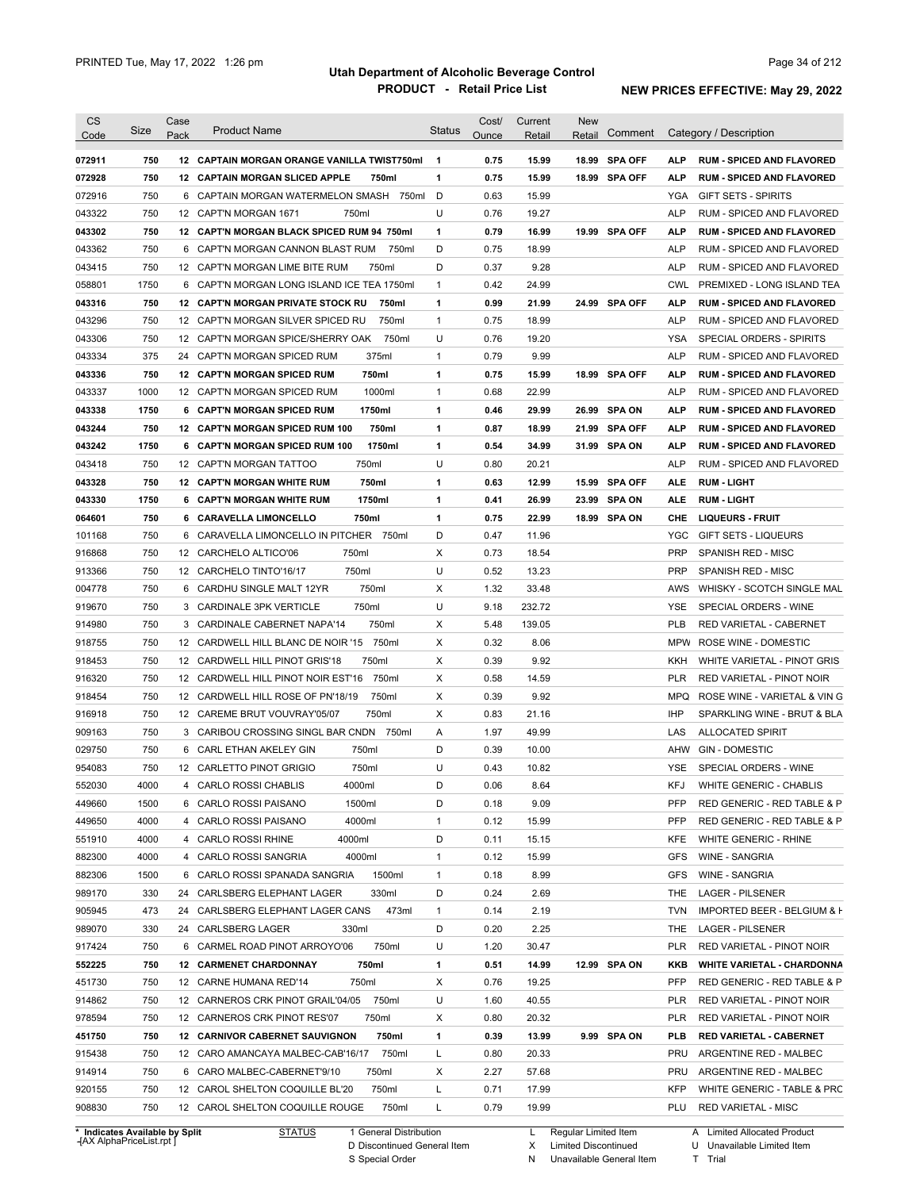| CS Code | Size | Case Pack | Product Name | Status | Cost/ Ounce | Current Retail | New Retail | Comment | Category / Description |
|---|---|---|---|---|---|---|---|---|---|
| **072911** | **750** | **12** | **CAPTAIN MORGAN ORANGE VANILLA TWIST750ml** | **1** | **0.75** | **15.99** | **18.99** | **SPA OFF** | **ALP RUM - SPICED AND FLAVORED** |
| **072928** | **750** | **12** | **CAPTAIN MORGAN SLICED APPLE 750ml** | **1** | **0.75** | **15.99** | **18.99** | **SPA OFF** | **ALP RUM - SPICED AND FLAVORED** |
| 072916 | 750 | 6 | CAPTAIN MORGAN WATERMELON SMASH 750ml | D | 0.63 | 15.99 | | | YGA GIFT SETS - SPIRITS |
| 043322 | 750 | 12 | CAPT'N MORGAN 1671 750ml | U | 0.76 | 19.27 | | | ALP RUM - SPICED AND FLAVORED |
| **043302** | **750** | **12** | **CAPT'N MORGAN BLACK SPICED RUM 94 750ml** | **1** | **0.79** | **16.99** | **19.99** | **SPA OFF** | **ALP RUM - SPICED AND FLAVORED** |
| 043362 | 750 | 6 | CAPT'N MORGAN CANNON BLAST RUM 750ml | D | 0.75 | 18.99 | | | ALP RUM - SPICED AND FLAVORED |
| 043415 | 750 | 12 | CAPT'N MORGAN LIME BITE RUM 750ml | D | 0.37 | 9.28 | | | ALP RUM - SPICED AND FLAVORED |
| 058801 | 1750 | 6 | CAPT'N MORGAN LONG ISLAND ICE TEA 1750ml | 1 | 0.42 | 24.99 | | | CWL PREMIXED - LONG ISLAND TEA |
| **043316** | **750** | **12** | **CAPT'N MORGAN PRIVATE STOCK RU 750ml** | **1** | **0.99** | **21.99** | **24.99** | **SPA OFF** | **ALP RUM - SPICED AND FLAVORED** |
| 043296 | 750 | 12 | CAPT'N MORGAN SILVER SPICED RU 750ml | 1 | 0.75 | 18.99 | | | ALP RUM - SPICED AND FLAVORED |
| 043306 | 750 | 12 | CAPT'N MORGAN SPICE/SHERRY OAK 750ml | U | 0.76 | 19.20 | | | YSA SPECIAL ORDERS - SPIRITS |
| 043334 | 375 | 24 | CAPT'N MORGAN SPICED RUM 375ml | 1 | 0.79 | 9.99 | | | ALP RUM - SPICED AND FLAVORED |
| **043336** | **750** | **12** | **CAPT'N MORGAN SPICED RUM 750ml** | **1** | **0.75** | **15.99** | **18.99** | **SPA OFF** | **ALP RUM - SPICED AND FLAVORED** |
| 043337 | 1000 | 12 | CAPT'N MORGAN SPICED RUM 1000ml | 1 | 0.68 | 22.99 | | | ALP RUM - SPICED AND FLAVORED |
| **043338** | **1750** | **6** | **CAPT'N MORGAN SPICED RUM 1750ml** | **1** | **0.46** | **29.99** | **26.99** | **SPA ON** | **ALP RUM - SPICED AND FLAVORED** |
| **043244** | **750** | **12** | **CAPT'N MORGAN SPICED RUM 100 750ml** | **1** | **0.87** | **18.99** | **21.99** | **SPA OFF** | **ALP RUM - SPICED AND FLAVORED** |
| **043242** | **1750** | **6** | **CAPT'N MORGAN SPICED RUM 100 1750ml** | **1** | **0.54** | **34.99** | **31.99** | **SPA ON** | **ALP RUM - SPICED AND FLAVORED** |
| 043418 | 750 | 12 | CAPT'N MORGAN TATTOO 750ml | U | 0.80 | 20.21 | | | ALP RUM - SPICED AND FLAVORED |
| **043328** | **750** | **12** | **CAPT'N MORGAN WHITE RUM 750ml** | **1** | **0.63** | **12.99** | **15.99** | **SPA OFF** | **ALE RUM - LIGHT** |
| **043330** | **1750** | **6** | **CAPT'N MORGAN WHITE RUM 1750ml** | **1** | **0.41** | **26.99** | **23.99** | **SPA ON** | **ALE RUM - LIGHT** |
| **064601** | **750** | **6** | **CARAVELLA LIMONCELLO 750ml** | **1** | **0.75** | **22.99** | **18.99** | **SPA ON** | **CHE LIQUEURS - FRUIT** |
| 101168 | 750 | 6 | CARAVELLA LIMONCELLO IN PITCHER 750ml | D | 0.47 | 11.96 | | | YGC GIFT SETS - LIQUEURS |
| 916868 | 750 | 12 | CARCHELO ALTICO'06 750ml | X | 0.73 | 18.54 | | | PRP SPANISH RED - MISC |
| 913366 | 750 | 12 | CARCHELO TINTO'16/17 750ml | U | 0.52 | 13.23 | | | PRP SPANISH RED - MISC |
| 004778 | 750 | 6 | CARDHU SINGLE MALT 12YR 750ml | X | 1.32 | 33.48 | | | AWS WHISKY - SCOTCH SINGLE MAL |
| 919670 | 750 | 3 | CARDINALE 3PK VERTICLE 750ml | U | 9.18 | 232.72 | | | YSE SPECIAL ORDERS - WINE |
| 914980 | 750 | 3 | CARDINALE CABERNET NAPA'14 750ml | X | 5.48 | 139.05 | | | PLB RED VARIETAL - CABERNET |
| 918755 | 750 | 12 | CARDWELL HILL BLANC DE NOIR '15 750ml | X | 0.32 | 8.06 | | | MPW ROSE WINE - DOMESTIC |
| 918453 | 750 | 12 | CARDWELL HILL PINOT GRIS'18 750ml | X | 0.39 | 9.92 | | | KKH WHITE VARIETAL - PINOT GRIS |
| 916320 | 750 | 12 | CARDWELL HILL PINOT NOIR EST'16 750ml | X | 0.58 | 14.59 | | | PLR RED VARIETAL - PINOT NOIR |
| 918454 | 750 | 12 | CARDWELL HILL ROSE OF PN'18/19 750ml | X | 0.39 | 9.92 | | | MPQ ROSE WINE - VARIETAL & VIN G |
| 916918 | 750 | 12 | CAREME BRUT VOUVRAY'05/07 750ml | X | 0.83 | 21.16 | | | IHP SPARKLING WINE - BRUT & BLA |
| 909163 | 750 | 3 | CARIBOU CROSSING SINGL BAR CNDN 750ml | A | 1.97 | 49.99 | | | LAS ALLOCATED SPIRIT |
| 029750 | 750 | 6 | CARL ETHAN AKELEY GIN 750ml | D | 0.39 | 10.00 | | | AHW GIN - DOMESTIC |
| 954083 | 750 | 12 | CARLETTO PINOT GRIGIO 750ml | U | 0.43 | 10.82 | | | YSE SPECIAL ORDERS - WINE |
| 552030 | 4000 | 4 | CARLO ROSSI CHABLIS 4000ml | D | 0.06 | 8.64 | | | KFJ WHITE GENERIC - CHABLIS |
| 449660 | 1500 | 6 | CARLO ROSSI PAISANO 1500ml | D | 0.18 | 9.09 | | | PFP RED GENERIC - RED TABLE & P |
| 449650 | 4000 | 4 | CARLO ROSSI PAISANO 4000ml | 1 | 0.12 | 15.99 | | | PFP RED GENERIC - RED TABLE & P |
| 551910 | 4000 | 4 | CARLO ROSSI RHINE 4000ml | D | 0.11 | 15.15 | | | KFE WHITE GENERIC - RHINE |
| 882300 | 4000 | 4 | CARLO ROSSI SANGRIA 4000ml | 1 | 0.12 | 15.99 | | | GFS WINE - SANGRIA |
| 882306 | 1500 | 6 | CARLO ROSSI SPANADA SANGRIA 1500ml | 1 | 0.18 | 8.99 | | | GFS WINE - SANGRIA |
| 989170 | 330 | 24 | CARLSBERG ELEPHANT LAGER 330ml | D | 0.24 | 2.69 | | | THE LAGER - PILSENER |
| 905945 | 473 | 24 | CARLSBERG ELEPHANT LAGER CANS 473ml | 1 | 0.14 | 2.19 | | | TVN IMPORTED BEER - BELGIUM & H |
| 989070 | 330 | 24 | CARLSBERG LAGER 330ml | D | 0.20 | 2.25 | | | THE LAGER - PILSENER |
| 917424 | 750 | 6 | CARMEL ROAD PINOT ARROYO'06 750ml | U | 1.20 | 30.47 | | | PLR RED VARIETAL - PINOT NOIR |
| **552225** | **750** | **12** | **CARMENET CHARDONNAY 750ml** | **1** | **0.51** | **14.99** | **12.99** | **SPA ON** | **KKB WHITE VARIETAL - CHARDONNA** |
| 451730 | 750 | 12 | CARNE HUMANA RED'14 750ml | X | 0.76 | 19.25 | | | PFP RED GENERIC - RED TABLE & P |
| 914862 | 750 | 12 | CARNEROS CRK PINOT GRAIL'04/05 750ml | U | 1.60 | 40.55 | | | PLR RED VARIETAL - PINOT NOIR |
| 978594 | 750 | 12 | CARNEROS CRK PINOT RES'07 750ml | X | 0.80 | 20.32 | | | PLR RED VARIETAL - PINOT NOIR |
| **451750** | **750** | **12** | **CARNIVOR CABERNET SAUVIGNON 750ml** | **1** | **0.39** | **13.99** | **9.99** | **SPA ON** | **PLB RED VARIETAL - CABERNET** |
| 915438 | 750 | 12 | CARO AMANCAYA MALBEC-CAB'16/17 750ml | L | 0.80 | 20.33 | | | PRU ARGENTINE RED - MALBEC |
| 914914 | 750 | 6 | CARO MALBEC-CABERNET'9/10 750ml | X | 2.27 | 57.68 | | | PRU ARGENTINE RED - MALBEC |
| 920155 | 750 | 12 | CAROL SHELTON COQUILLE BL'20 750ml | L | 0.71 | 17.99 | | | KFP WHITE GENERIC - TABLE & PRC |
| 908830 | 750 | 12 | CAROL SHELTON COQUILLE ROUGE 750ml | L | 0.79 | 19.99 | | | PLU RED VARIETAL - MISC |

\* Indicates Available by Split

STATUS: 1 General Distribution; D Discontinued General Item; S Special Order; L Regular Limited Item; X Limited Discontinued; N Unavailable General Item; A Limited Allocated Product; U Unavailable Limited Item; T Trial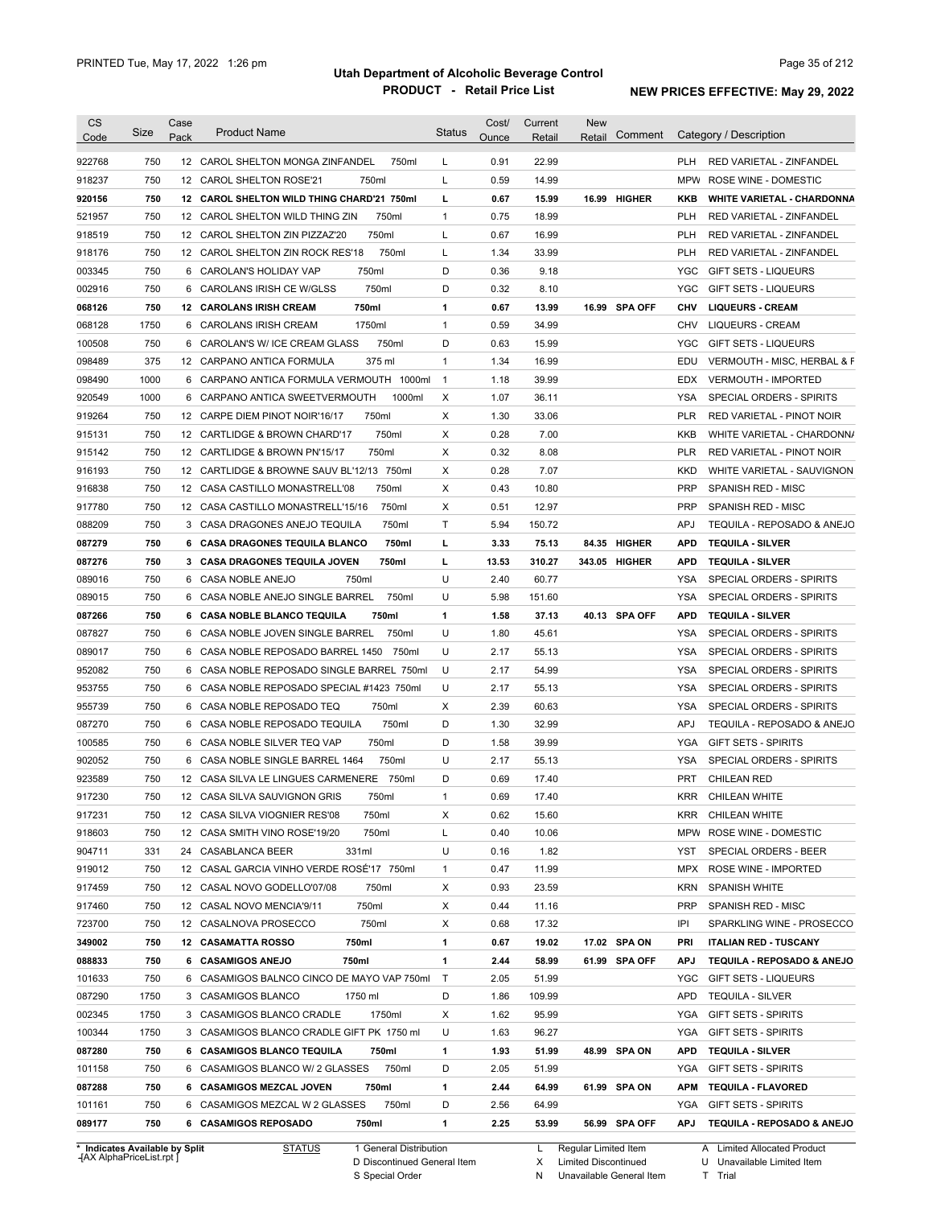# Utah Department of Alcoholic Beverage Control

## PRODUCT - Retail Price List

PRINTED Tue, May 17, 2022 1:26 pm

**NEW PRICES EFFECTIVE: May 29, 2022**

| CS Code | Size | Case Pack | Product Name | Status | Cost/ Ounce | Current Retail | New Retail | Comment | Category / Description |
|---|---|---|---|---|---|---|---|---|---|
| 922768 | 750 | 12 | CAROL SHELTON MONGA ZINFANDEL 750ml | L | 0.91 | 22.99 | | | PLH RED VARIETAL - ZINFANDEL |
| 918237 | 750 | 12 | CAROL SHELTON ROSE'21 750ml | L | 0.59 | 14.99 | | | MPW ROSE WINE - DOMESTIC |
| **920156** | **750** | **12** | **CAROL SHELTON WILD THING CHARD'21 750ml** | **L** | **0.67** | **15.99** | **16.99** | **HIGHER** | **KKB WHITE VARIETAL - CHARDONNA** |
| 521957 | 750 | 12 | CAROL SHELTON WILD THING ZIN 750ml | 1 | 0.75 | 18.99 | | | PLH RED VARIETAL - ZINFANDEL |
| 918519 | 750 | 12 | CAROL SHELTON ZIN PIZZAZ'20 750ml | L | 0.67 | 16.99 | | | PLH RED VARIETAL - ZINFANDEL |
| 918176 | 750 | 12 | CAROL SHELTON ZIN ROCK RES'18 750ml | L | 1.34 | 33.99 | | | PLH RED VARIETAL - ZINFANDEL |
| 003345 | 750 | 6 | CAROLAN'S HOLIDAY VAP 750ml | D | 0.36 | 9.18 | | | YGC GIFT SETS - LIQUEURS |
| 002916 | 750 | 6 | CAROLANS IRISH CE W/GLSS 750ml | D | 0.32 | 8.10 | | | YGC GIFT SETS - LIQUEURS |
| **068126** | **750** | **12** | **CAROLANS IRISH CREAM 750ml** | **1** | **0.67** | **13.99** | **16.99** | **SPA OFF** | **CHV LIQUEURS - CREAM** |
| 068128 | 1750 | 6 | CAROLANS IRISH CREAM 1750ml | 1 | 0.59 | 34.99 | | | CHV LIQUEURS - CREAM |
| 100508 | 750 | 6 | CAROLAN'S W/ ICE CREAM GLASS 750ml | D | 0.63 | 15.99 | | | YGC GIFT SETS - LIQUEURS |
| 098489 | 375 | 12 | CARPANO ANTICA FORMULA 375 ml | 1 | 1.34 | 16.99 | | | EDU VERMOUTH - MISC, HERBAL & F |
| 098490 | 1000 | 6 | CARPANO ANTICA FORMULA VERMOUTH 1000ml | 1 | 1.18 | 39.99 | | | EDX VERMOUTH - IMPORTED |
| 920549 | 1000 | 6 | CARPANO ANTICA SWEETVERMOUTH 1000ml | X | 1.07 | 36.11 | | | YSA SPECIAL ORDERS - SPIRITS |
| 919264 | 750 | 12 | CARPE DIEM PINOT NOIR'16/17 750ml | X | 1.30 | 33.06 | | | PLR RED VARIETAL - PINOT NOIR |
| 915131 | 750 | 12 | CARTLIDGE & BROWN CHARD'17 750ml | X | 0.28 | 7.00 | | | KKB WHITE VARIETAL - CHARDONNA |
| 915142 | 750 | 12 | CARTLIDGE & BROWN PN'15/17 750ml | X | 0.32 | 8.08 | | | PLR RED VARIETAL - PINOT NOIR |
| 916193 | 750 | 12 | CARTLIDGE & BROWNE SAUV BL'12/13 750ml | X | 0.28 | 7.07 | | | KKD WHITE VARIETAL - SAUVIGNON |
| 916838 | 750 | 12 | CASA CASTILLO MONASTRELL'08 750ml | X | 0.43 | 10.80 | | | PRP SPANISH RED - MISC |
| 917780 | 750 | 12 | CASA CASTILLO MONASTRELL'15/16 750ml | X | 0.51 | 12.97 | | | PRP SPANISH RED - MISC |
| 088209 | 750 | 3 | CASA DRAGONES ANEJO TEQUILA 750ml | T | 5.94 | 150.72 | | | APJ TEQUILA - REPOSADO & ANEJO |
| **087279** | **750** | **6** | **CASA DRAGONES TEQUILA BLANCO 750ml** | **L** | **3.33** | **75.13** | **84.35** | **HIGHER** | **APD TEQUILA - SILVER** |
| **087276** | **750** | **3** | **CASA DRAGONES TEQUILA JOVEN 750ml** | **L** | **13.53** | **310.27** | **343.05** | **HIGHER** | **APD TEQUILA - SILVER** |
| 089016 | 750 | 6 | CASA NOBLE ANEJO 750ml | U | 2.40 | 60.77 | | | YSA SPECIAL ORDERS - SPIRITS |
| 089015 | 750 | 6 | CASA NOBLE ANEJO SINGLE BARREL 750ml | U | 5.98 | 151.60 | | | YSA SPECIAL ORDERS - SPIRITS |
| **087266** | **750** | **6** | **CASA NOBLE BLANCO TEQUILA 750ml** | **1** | **1.58** | **37.13** | **40.13** | **SPA OFF** | **APD TEQUILA - SILVER** |
| 087827 | 750 | 6 | CASA NOBLE JOVEN SINGLE BARREL 750ml | U | 1.80 | 45.61 | | | YSA SPECIAL ORDERS - SPIRITS |
| 089017 | 750 | 6 | CASA NOBLE REPOSADO BARREL 1450 750ml | U | 2.17 | 55.13 | | | YSA SPECIAL ORDERS - SPIRITS |
| 952082 | 750 | 6 | CASA NOBLE REPOSADO SINGLE BARREL 750ml | U | 2.17 | 54.99 | | | YSA SPECIAL ORDERS - SPIRITS |
| 953755 | 750 | 6 | CASA NOBLE REPOSADO SPECIAL #1423 750ml | U | 2.17 | 55.13 | | | YSA SPECIAL ORDERS - SPIRITS |
| 955739 | 750 | 6 | CASA NOBLE REPOSADO TEQ 750ml | X | 2.39 | 60.63 | | | YSA SPECIAL ORDERS - SPIRITS |
| 087270 | 750 | 6 | CASA NOBLE REPOSADO TEQUILA 750ml | D | 1.30 | 32.99 | | | APJ TEQUILA - REPOSADO & ANEJO |
| 100585 | 750 | 6 | CASA NOBLE SILVER TEQ VAP 750ml | D | 1.58 | 39.99 | | | YGA GIFT SETS - SPIRITS |
| 902052 | 750 | 6 | CASA NOBLE SINGLE BARREL 1464 750ml | U | 2.17 | 55.13 | | | YSA SPECIAL ORDERS - SPIRITS |
| 923589 | 750 | 12 | CASA SILVA LE LINGUES CARMENERE 750ml | D | 0.69 | 17.40 | | | PRT CHILEAN RED |
| 917230 | 750 | 12 | CASA SILVA SAUVIGNON GRIS 750ml | 1 | 0.69 | 17.40 | | | KRR CHILEAN WHITE |
| 917231 | 750 | 12 | CASA SILVA VIOGNIER RES'08 750ml | X | 0.62 | 15.60 | | | KRR CHILEAN WHITE |
| 918603 | 750 | 12 | CASA SMITH VINO ROSE'19/20 750ml | L | 0.40 | 10.06 | | | MPW ROSE WINE - DOMESTIC |
| 904711 | 331 | 24 | CASABLANCA BEER 331ml | U | 0.16 | 1.82 | | | YST SPECIAL ORDERS - BEER |
| 919012 | 750 | 12 | CASAL GARCIA VINHO VERDE ROSÉ'17 750ml | 1 | 0.47 | 11.99 | | | MPX ROSE WINE - IMPORTED |
| 917459 | 750 | 12 | CASAL NOVO GODELLO'07/08 750ml | X | 0.93 | 23.59 | | | KRN SPANISH WHITE |
| 917460 | 750 | 12 | CASAL NOVO MENCIA'9/11 750ml | X | 0.44 | 11.16 | | | PRP SPANISH RED - MISC |
| 723700 | 750 | 12 | CASALNOVA PROSECCO 750ml | X | 0.68 | 17.32 | | | IPI SPARKLING WINE - PROSECCO |
| **349002** | **750** | **12** | **CASAMATTA ROSSO 750ml** | **1** | **0.67** | **19.02** | **17.02** | **SPA ON** | **PRI ITALIAN RED - TUSCANY** |
| **088833** | **750** | **6** | **CASAMIGOS ANEJO 750ml** | **1** | **2.44** | **58.99** | **61.99** | **SPA OFF** | **APJ TEQUILA - REPOSADO & ANEJO** |
| 101633 | 750 | 6 | CASAMIGOS BALNCO CINCO DE MAYO VAP 750ml | T | 2.05 | 51.99 | | | YGC GIFT SETS - LIQUEURS |
| 087290 | 1750 | 3 | CASAMIGOS BLANCO 1750 ml | D | 1.86 | 109.99 | | | APD TEQUILA - SILVER |
| 002345 | 1750 | 3 | CASAMIGOS BLANCO CRADLE 1750ml | X | 1.62 | 95.99 | | | YGA GIFT SETS - SPIRITS |
| 100344 | 1750 | 3 | CASAMIGOS BLANCO CRADLE GIFT PK 1750 ml | U | 1.63 | 96.27 | | | YGA GIFT SETS - SPIRITS |
| **087280** | **750** | **6** | **CASAMIGOS BLANCO TEQUILA 750ml** | **1** | **1.93** | **51.99** | **48.99** | **SPA ON** | **APD TEQUILA - SILVER** |
| 101158 | 750 | 6 | CASAMIGOS BLANCO W/ 2 GLASSES 750ml | D | 2.05 | 51.99 | | | YGA GIFT SETS - SPIRITS |
| **087288** | **750** | **6** | **CASAMIGOS MEZCAL JOVEN 750ml** | **1** | **2.44** | **64.99** | **61.99** | **SPA ON** | **APM TEQUILA - FLAVORED** |
| 101161 | 750 | 6 | CASAMIGOS MEZCAL W 2 GLASSES 750ml | D | 2.56 | 64.99 | | | YGA GIFT SETS - SPIRITS |
| **089177** | **750** | **6** | **CASAMIGOS REPOSADO 750ml** | **1** | **2.25** | **53.99** | **56.99** | **SPA OFF** | **APJ TEQUILA - REPOSADO & ANEJO** |

\* Indicates Available by Split

STATUS: 1 General Distribution; D Discontinued General Item; S Special Order; L Regular Limited Item; X Limited Discontinued; N Unavailable General Item; A Limited Allocated Product; U Unavailable Limited Item; T Trial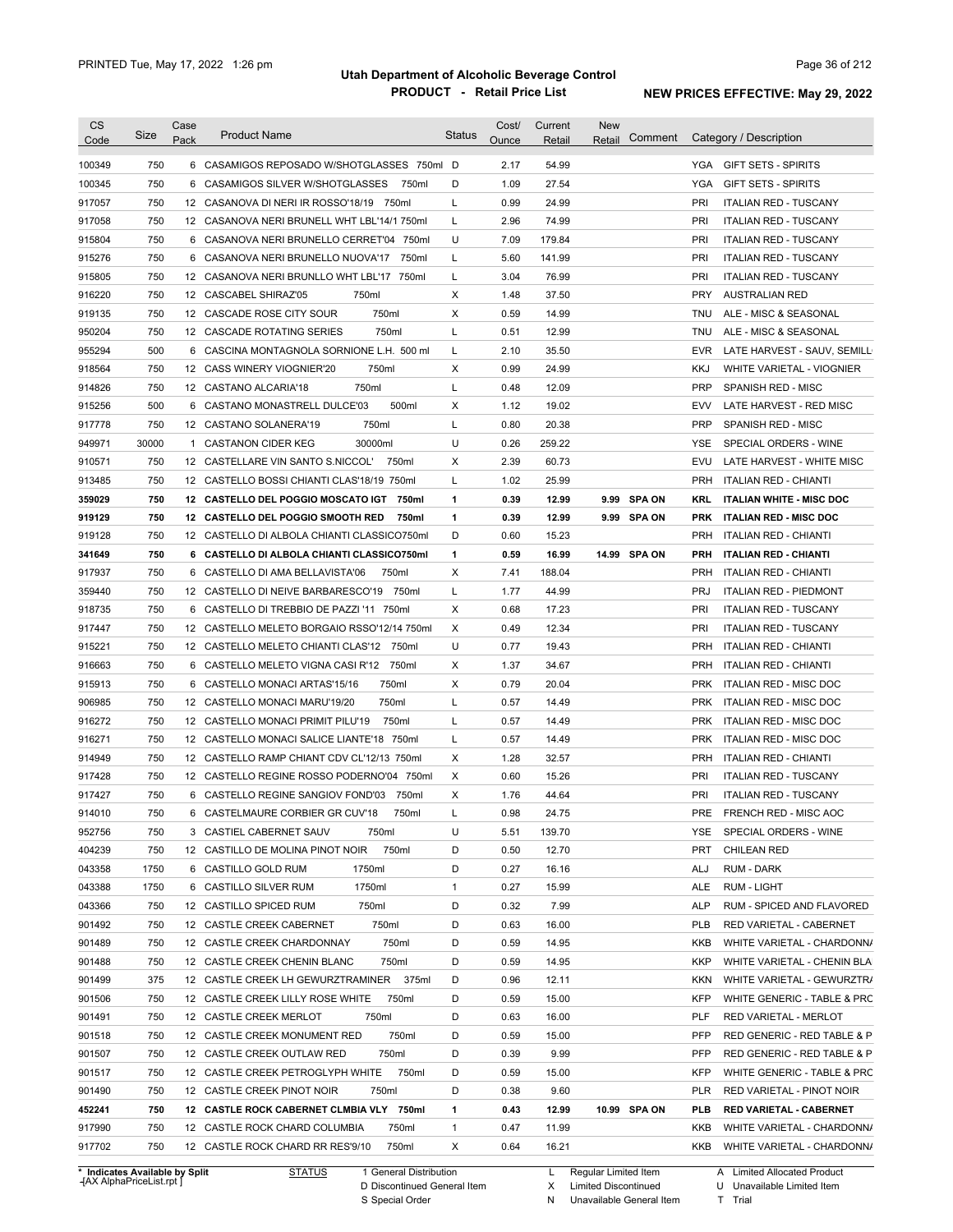# Utah Department of Alcoholic Beverage Control

## PRODUCT - Retail Price List

PRINTED Tue, May 17, 2022 1:26 pm

**NEW PRICES EFFECTIVE: May 29, 2022**

| CS Code | Size | Case Pack | Product Name | Status | Cost/ Ounce | Current Retail | New Retail | Comment | Category / Description |
|---|---|---|---|---|---|---|---|---|---|
| 100349 | 750 | 6 | CASAMIGOS REPOSADO W/SHOTGLASSES 750ml | D | 2.17 | 54.99 | | | YGA GIFT SETS - SPIRITS |
| 100345 | 750 | 6 | CASAMIGOS SILVER W/SHOTGLASSES 750ml | D | 1.09 | 27.54 | | | YGA GIFT SETS - SPIRITS |
| 917057 | 750 | 12 | CASANOVA DI NERI IR ROSSO'18/19 750ml | L | 0.99 | 24.99 | | | PRI ITALIAN RED - TUSCANY |
| 917058 | 750 | 12 | CASANOVA NERI BRUNELL WHT LBL'14/1 750ml | L | 2.96 | 74.99 | | | PRI ITALIAN RED - TUSCANY |
| 915804 | 750 | 6 | CASANOVA NERI BRUNELLO CERRET'04 750ml | U | 7.09 | 179.84 | | | PRI ITALIAN RED - TUSCANY |
| 915276 | 750 | 6 | CASANOVA NERI BRUNELLO NUOVA'17 750ml | L | 5.60 | 141.99 | | | PRI ITALIAN RED - TUSCANY |
| 915805 | 750 | 12 | CASANOVA NERI BRUNLLO WHT LBL'17 750ml | L | 3.04 | 76.99 | | | PRI ITALIAN RED - TUSCANY |
| 916220 | 750 | 12 | CASCABEL SHIRAZ'05 750ml | X | 1.48 | 37.50 | | | PRY AUSTRALIAN RED |
| 919135 | 750 | 12 | CASCADE ROSE CITY SOUR 750ml | X | 0.59 | 14.99 | | | TNU ALE - MISC & SEASONAL |
| 950204 | 750 | 12 | CASCADE ROTATING SERIES 750ml | L | 0.51 | 12.99 | | | TNU ALE - MISC & SEASONAL |
| 955294 | 500 | 6 | CASCINA MONTAGNOLA SORNIONE L.H. 500 ml | L | 2.10 | 35.50 | | | EVR LATE HARVEST - SAUV, SEMILL |
| 918564 | 750 | 12 | CASS WINERY VIOGNIER'20 750ml | X | 0.99 | 24.99 | | | KKJ WHITE VARIETAL - VIOGNIER |
| 914826 | 750 | 12 | CASTANO ALCARIA'18 750ml | L | 0.48 | 12.09 | | | PRP SPANISH RED - MISC |
| 915256 | 500 | 6 | CASTANO MONASTRELL DULCE'03 500ml | X | 1.12 | 19.02 | | | EVV LATE HARVEST - RED MISC |
| 917778 | 750 | 12 | CASTANO SOLANERA'19 750ml | L | 0.80 | 20.38 | | | PRP SPANISH RED - MISC |
| 949971 | 30000 | 1 | CASTANON CIDER KEG 30000ml | U | 0.26 | 259.22 | | | YSE SPECIAL ORDERS - WINE |
| 910571 | 750 | 12 | CASTELLARE VIN SANTO S.NICCOL' 750ml | X | 2.39 | 60.73 | | | EVU LATE HARVEST - WHITE MISC |
| 913485 | 750 | 12 | CASTELLO BOSSI CHIANTI CLAS'18/19 750ml | L | 1.02 | 25.99 | | | PRH ITALIAN RED - CHIANTI |
| **359029** | **750** | **12** | **CASTELLO DEL POGGIO MOSCATO IGT 750ml** | **1** | **0.39** | **12.99** | **9.99** | **SPA ON** | **KRL ITALIAN WHITE - MISC DOC** |
| **919129** | **750** | **12** | **CASTELLO DEL POGGIO SMOOTH RED 750ml** | **1** | **0.39** | **12.99** | **9.99** | **SPA ON** | **PRK ITALIAN RED - MISC DOC** |
| 919128 | 750 | 12 | CASTELLO DI ALBOLA CHIANTI CLASSICO750ml | D | 0.60 | 15.23 | | | PRH ITALIAN RED - CHIANTI |
| **341649** | **750** | **6** | **CASTELLO DI ALBOLA CHIANTI CLASSICO750ml** | **1** | **0.59** | **16.99** | **14.99** | **SPA ON** | **PRH ITALIAN RED - CHIANTI** |
| 917937 | 750 | 6 | CASTELLO DI AMA BELLAVISTA'06 750ml | X | 7.41 | 188.04 | | | PRH ITALIAN RED - CHIANTI |
| 359440 | 750 | 12 | CASTELLO DI NEIVE BARBARESCO'19 750ml | L | 1.77 | 44.99 | | | PRJ ITALIAN RED - PIEDMONT |
| 918735 | 750 | 6 | CASTELLO DI TREBBIO DE PAZZI '11 750ml | X | 0.68 | 17.23 | | | PRI ITALIAN RED - TUSCANY |
| 917447 | 750 | 12 | CASTELLO MELETO BORGAIO RSSO'12/14 750ml | X | 0.49 | 12.34 | | | PRI ITALIAN RED - TUSCANY |
| 915221 | 750 | 12 | CASTELLO MELETO CHIANTI CLAS'12 750ml | U | 0.77 | 19.43 | | | PRH ITALIAN RED - CHIANTI |
| 916663 | 750 | 6 | CASTELLO MELETO VIGNA CASI R'12 750ml | X | 1.37 | 34.67 | | | PRH ITALIAN RED - CHIANTI |
| 915913 | 750 | 6 | CASTELLO MONACI ARTAS'15/16 750ml | X | 0.79 | 20.04 | | | PRK ITALIAN RED - MISC DOC |
| 906985 | 750 | 12 | CASTELLO MONACI MARU'19/20 750ml | L | 0.57 | 14.49 | | | PRK ITALIAN RED - MISC DOC |
| 916272 | 750 | 12 | CASTELLO MONACI PRIMIT PILU'19 750ml | L | 0.57 | 14.49 | | | PRK ITALIAN RED - MISC DOC |
| 916271 | 750 | 12 | CASTELLO MONACI SALICE LIANTE'18 750ml | L | 0.57 | 14.49 | | | PRK ITALIAN RED - MISC DOC |
| 914949 | 750 | 12 | CASTELLO RAMP CHIANT CDV CL'12/13 750ml | X | 1.28 | 32.57 | | | PRH ITALIAN RED - CHIANTI |
| 917428 | 750 | 12 | CASTELLO REGINE ROSSO PODERNO'04 750ml | X | 0.60 | 15.26 | | | PRI ITALIAN RED - TUSCANY |
| 917427 | 750 | 6 | CASTELLO REGINE SANGIOV FOND'03 750ml | X | 1.76 | 44.64 | | | PRI ITALIAN RED - TUSCANY |
| 914010 | 750 | 6 | CASTELMAURE CORBIER GR CUV'18 750ml | L | 0.98 | 24.75 | | | PRE FRENCH RED - MISC AOC |
| 952756 | 750 | 3 | CASTIEL CABERNET SAUV 750ml | U | 5.51 | 139.70 | | | YSE SPECIAL ORDERS - WINE |
| 404239 | 750 | 12 | CASTILLO DE MOLINA PINOT NOIR 750ml | D | 0.50 | 12.70 | | | PRT CHILEAN RED |
| 043358 | 1750 | 6 | CASTILLO GOLD RUM 1750ml | D | 0.27 | 16.16 | | | ALJ RUM - DARK |
| 043388 | 1750 | 6 | CASTILLO SILVER RUM 1750ml | 1 | 0.27 | 15.99 | | | ALE RUM - LIGHT |
| 043366 | 750 | 12 | CASTILLO SPICED RUM 750ml | D | 0.32 | 7.99 | | | ALP RUM - SPICED AND FLAVORED |
| 901492 | 750 | 12 | CASTLE CREEK CABERNET 750ml | D | 0.63 | 16.00 | | | PLB RED VARIETAL - CABERNET |
| 901489 | 750 | 12 | CASTLE CREEK CHARDONNAY 750ml | D | 0.59 | 14.95 | | | KKB WHITE VARIETAL - CHARDONNA |
| 901488 | 750 | 12 | CASTLE CREEK CHENIN BLANC 750ml | D | 0.59 | 14.95 | | | KKP WHITE VARIETAL - CHENIN BLA |
| 901499 | 375 | 12 | CASTLE CREEK LH GEWURZTRAMINER 375ml | D | 0.96 | 12.11 | | | KKN WHITE VARIETAL - GEWURZTRA |
| 901506 | 750 | 12 | CASTLE CREEK LILLY ROSE WHITE 750ml | D | 0.59 | 15.00 | | | KFP WHITE GENERIC - TABLE & PRC |
| 901491 | 750 | 12 | CASTLE CREEK MERLOT 750ml | D | 0.63 | 16.00 | | | PLF RED VARIETAL - MERLOT |
| 901518 | 750 | 12 | CASTLE CREEK MONUMENT RED 750ml | D | 0.59 | 15.00 | | | PFP RED GENERIC - RED TABLE & P |
| 901507 | 750 | 12 | CASTLE CREEK OUTLAW RED 750ml | D | 0.39 | 9.99 | | | PFP RED GENERIC - RED TABLE & P |
| 901517 | 750 | 12 | CASTLE CREEK PETROGLYPH WHITE 750ml | D | 0.59 | 15.00 | | | KFP WHITE GENERIC - TABLE & PRC |
| 901490 | 750 | 12 | CASTLE CREEK PINOT NOIR 750ml | D | 0.38 | 9.60 | | | PLR RED VARIETAL - PINOT NOIR |
| **452241** | **750** | **12** | **CASTLE ROCK CABERNET CLMBIA VLY 750ml** | **1** | **0.43** | **12.99** | **10.99** | **SPA ON** | **PLB RED VARIETAL - CABERNET** |
| 917990 | 750 | 12 | CASTLE ROCK CHARD COLUMBIA 750ml | 1 | 0.47 | 11.99 | | | KKB WHITE VARIETAL - CHARDONNA |
| 917702 | 750 | 12 | CASTLE ROCK CHARD RR RES'9/10 750ml | X | 0.64 | 16.21 | | | KKB WHITE VARIETAL - CHARDONNA |

\* Indicates Available by Split

STATUS: 1 General Distribution; D Discontinued General Item; S Special Order; L Regular Limited Item; X Limited Discontinued; N Unavailable General Item; A Limited Allocated Product; U Unavailable Limited Item; T Trial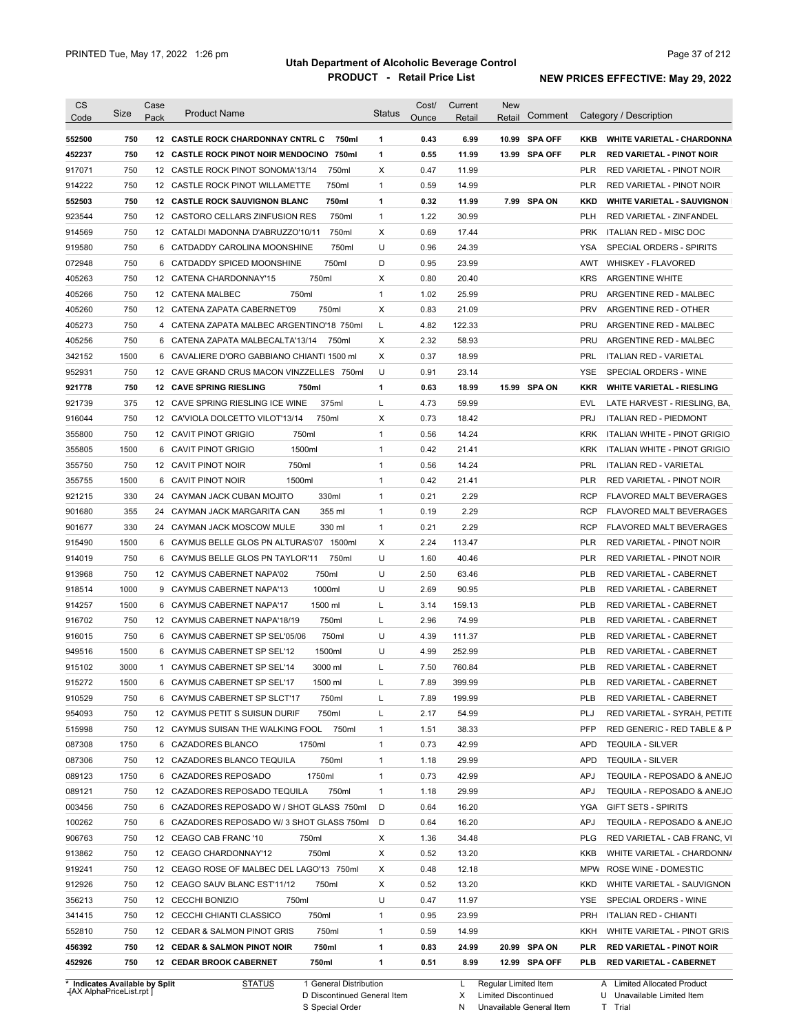**Utah Department of Alcoholic Beverage Control**

**PRODUCT - Retail Price List**

PRINTED Tue, May 17, 2022 1:26 pm

**NEW PRICES EFFECTIVE: May 29, 2022**

| CS Code | Size | Case Pack | Product Name | Status | Cost/ Ounce | Current Retail | New Retail | Comment | Category / Description |
|---|---|---|---|---|---|---|---|---|---|
| **552500** | **750** | **12** | **CASTLE ROCK CHARDONNAY CNTRL C 750ml** | **1** | **0.43** | **6.99** | **10.99** | **SPA OFF** | **KKB WHITE VARIETAL - CHARDONNA** |
| **452237** | **750** | **12** | **CASTLE ROCK PINOT NOIR MENDOCINO 750ml** | **1** | **0.55** | **11.99** | **13.99** | **SPA OFF** | **PLR RED VARIETAL - PINOT NOIR** |
| 917071 | 750 | 12 | CASTLE ROCK PINOT SONOMA'13/14 750ml | X | 0.47 | 11.99 | | | PLR RED VARIETAL - PINOT NOIR |
| 914222 | 750 | 12 | CASTLE ROCK PINOT WILLAMETTE 750ml | 1 | 0.59 | 14.99 | | | PLR RED VARIETAL - PINOT NOIR |
| **552503** | **750** | **12** | **CASTLE ROCK SAUVIGNON BLANC 750ml** | **1** | **0.32** | **11.99** | **7.99** | **SPA ON** | **KKD WHITE VARIETAL - SAUVIGNON** |
| 923544 | 750 | 12 | CASTORO CELLARS ZINFUSION RES 750ml | 1 | 1.22 | 30.99 | | | PLH RED VARIETAL - ZINFANDEL |
| 914569 | 750 | 12 | CATALDI MADONNA D'ABRUZZO'10/11 750ml | X | 0.69 | 17.44 | | | PRK ITALIAN RED - MISC DOC |
| 919580 | 750 | 6 | CATDADDY CAROLINA MOONSHINE 750ml | U | 0.96 | 24.39 | | | YSA SPECIAL ORDERS - SPIRITS |
| 072948 | 750 | 6 | CATDADDY SPICED MOONSHINE 750ml | D | 0.95 | 23.99 | | | AWT WHISKEY - FLAVORED |
| 405263 | 750 | 12 | CATENA CHARDONNAY'15 750ml | X | 0.80 | 20.40 | | | KRS ARGENTINE WHITE |
| 405266 | 750 | 12 | CATENA MALBEC 750ml | 1 | 1.02 | 25.99 | | | PRU ARGENTINE RED - MALBEC |
| 405260 | 750 | 12 | CATENA ZAPATA CABERNET'09 750ml | X | 0.83 | 21.09 | | | PRV ARGENTINE RED - OTHER |
| 405273 | 750 | 4 | CATENA ZAPATA MALBEC ARGENTINO'18 750ml | L | 4.82 | 122.33 | | | PRU ARGENTINE RED - MALBEC |
| 405256 | 750 | 6 | CATENA ZAPATA MALBECALTA'13/14 750ml | X | 2.32 | 58.93 | | | PRU ARGENTINE RED - MALBEC |
| 342152 | 1500 | 6 | CAVALIERE D'ORO GABBIANO CHIANTI 1500 ml | X | 0.37 | 18.99 | | | PRL ITALIAN RED - VARIETAL |
| 952931 | 750 | 12 | CAVE GRAND CRUS MACON VINZZELLES 750ml | U | 0.91 | 23.14 | | | YSE SPECIAL ORDERS - WINE |
| **921778** | **750** | **12** | **CAVE SPRING RIESLING 750ml** | **1** | **0.63** | **18.99** | **15.99** | **SPA ON** | **KKR WHITE VARIETAL - RIESLING** |
| 921739 | 375 | 12 | CAVE SPRING RIESLING ICE WINE 375ml | L | 4.73 | 59.99 | | | EVL LATE HARVEST - RIESLING, BA, |
| 916044 | 750 | 12 | CA'VIOLA DOLCETTO VILOT'13/14 750ml | X | 0.73 | 18.42 | | | PRJ ITALIAN RED - PIEDMONT |
| 355800 | 750 | 12 | CAVIT PINOT GRIGIO 750ml | 1 | 0.56 | 14.24 | | | KRK ITALIAN WHITE - PINOT GRIGIO |
| 355805 | 1500 | 6 | CAVIT PINOT GRIGIO 1500ml | 1 | 0.42 | 21.41 | | | KRK ITALIAN WHITE - PINOT GRIGIO |
| 355750 | 750 | 12 | CAVIT PINOT NOIR 750ml | 1 | 0.56 | 14.24 | | | PRL ITALIAN RED - VARIETAL |
| 355755 | 1500 | 6 | CAVIT PINOT NOIR 1500ml | 1 | 0.42 | 21.41 | | | PLR RED VARIETAL - PINOT NOIR |
| 921215 | 330 | 24 | CAYMAN JACK CUBAN MOJITO 330ml | 1 | 0.21 | 2.29 | | | RCP FLAVORED MALT BEVERAGES |
| 901680 | 355 | 24 | CAYMAN JACK MARGARITA CAN 355 ml | 1 | 0.19 | 2.29 | | | RCP FLAVORED MALT BEVERAGES |
| 901677 | 330 | 24 | CAYMAN JACK MOSCOW MULE 330 ml | 1 | 0.21 | 2.29 | | | RCP FLAVORED MALT BEVERAGES |
| 915490 | 1500 | 6 | CAYMUS BELLE GLOS PN ALTURAS'07 1500ml | X | 2.24 | 113.47 | | | PLR RED VARIETAL - PINOT NOIR |
| 914019 | 750 | 6 | CAYMUS BELLE GLOS PN TAYLOR'11 750ml | U | 1.60 | 40.46 | | | PLR RED VARIETAL - PINOT NOIR |
| 913968 | 750 | 12 | CAYMUS CABERNET NAPA'02 750ml | U | 2.50 | 63.46 | | | PLB RED VARIETAL - CABERNET |
| 918514 | 1000 | 9 | CAYMUS CABERNET NAPA'13 1000ml | U | 2.69 | 90.95 | | | PLB RED VARIETAL - CABERNET |
| 914257 | 1500 | 6 | CAYMUS CABERNET NAPA'17 1500 ml | L | 3.14 | 159.13 | | | PLB RED VARIETAL - CABERNET |
| 916702 | 750 | 12 | CAYMUS CABERNET NAPA'18/19 750ml | L | 2.96 | 74.99 | | | PLB RED VARIETAL - CABERNET |
| 916015 | 750 | 6 | CAYMUS CABERNET SP SEL'05/06 750ml | U | 4.39 | 111.37 | | | PLB RED VARIETAL - CABERNET |
| 949516 | 1500 | 6 | CAYMUS CABERNET SP SEL'12 1500ml | U | 4.99 | 252.99 | | | PLB RED VARIETAL - CABERNET |
| 915102 | 3000 | 1 | CAYMUS CABERNET SP SEL'14 3000 ml | L | 7.50 | 760.84 | | | PLB RED VARIETAL - CABERNET |
| 915272 | 1500 | 6 | CAYMUS CABERNET SP SEL'17 1500 ml | L | 7.89 | 399.99 | | | PLB RED VARIETAL - CABERNET |
| 910529 | 750 | 6 | CAYMUS CABERNET SP SLCT'17 750ml | L | 7.89 | 199.99 | | | PLB RED VARIETAL - CABERNET |
| 954093 | 750 | 12 | CAYMUS PETIT S SUISUN DURIF 750ml | L | 2.17 | 54.99 | | | PLJ RED VARIETAL - SYRAH, PETITE |
| 515998 | 750 | 12 | CAYMUS SUISAN THE WALKING FOOL 750ml | 1 | 1.51 | 38.33 | | | PFP RED GENERIC - RED TABLE & P |
| 087308 | 1750 | 6 | CAZADORES BLANCO 1750ml | 1 | 0.73 | 42.99 | | | APD TEQUILA - SILVER |
| 087306 | 750 | 12 | CAZADORES BLANCO TEQUILA 750ml | 1 | 1.18 | 29.99 | | | APD TEQUILA - SILVER |
| 089123 | 1750 | 6 | CAZADORES REPOSADO 1750ml | 1 | 0.73 | 42.99 | | | APJ TEQUILA - REPOSADO & ANEJO |
| 089121 | 750 | 12 | CAZADORES REPOSADO TEQUILA 750ml | 1 | 1.18 | 29.99 | | | APJ TEQUILA - REPOSADO & ANEJO |
| 003456 | 750 | 6 | CAZADORES REPOSADO W / SHOT GLASS 750ml | D | 0.64 | 16.20 | | | YGA GIFT SETS - SPIRITS |
| 100262 | 750 | 6 | CAZADORES REPOSADO W/ 3 SHOT GLASS 750ml | D | 0.64 | 16.20 | | | APJ TEQUILA - REPOSADO & ANEJO |
| 906763 | 750 | 12 | CEAGO CAB FRANC '10 750ml | X | 1.36 | 34.48 | | | PLG RED VARIETAL - CAB FRANC, VI |
| 913862 | 750 | 12 | CEAGO CHARDONNAY'12 750ml | X | 0.52 | 13.20 | | | KKB WHITE VARIETAL - CHARDONNA |
| 919241 | 750 | 12 | CEAGO ROSE OF MALBEC DEL LAGO'13 750ml | X | 0.48 | 12.18 | | | MPW ROSE WINE - DOMESTIC |
| 912926 | 750 | 12 | CEAGO SAUV BLANC EST'11/12 750ml | X | 0.52 | 13.20 | | | KKD WHITE VARIETAL - SAUVIGNON |
| 356213 | 750 | 12 | CECCHI BONIZIO 750ml | U | 0.47 | 11.97 | | | YSE SPECIAL ORDERS - WINE |
| 341415 | 750 | 12 | CECCHI CHIANTI CLASSICO 750ml | 1 | 0.95 | 23.99 | | | PRH ITALIAN RED - CHIANTI |
| 552810 | 750 | 12 | CEDAR & SALMON PINOT GRIS 750ml | 1 | 0.59 | 14.99 | | | KKH WHITE VARIETAL - PINOT GRIS |
| **456392** | **750** | **12** | **CEDAR & SALMON PINOT NOIR 750ml** | **1** | **0.83** | **24.99** | **20.99** | **SPA ON** | **PLR RED VARIETAL - PINOT NOIR** |
| **452926** | **750** | **12** | **CEDAR BROOK CABERNET 750ml** | **1** | **0.51** | **8.99** | **12.99** | **SPA OFF** | **PLB RED VARIETAL - CABERNET** |

\* Indicates Available by Split

| STATUS | | | |
|---|---|---|---|
| 1 General Distribution | L Regular Limited Item | A Limited Allocated Product |
| D Discontinued General Item | X Limited Discontinued | U Unavailable Limited Item |
| S Special Order | N Unavailable General Item | T Trial |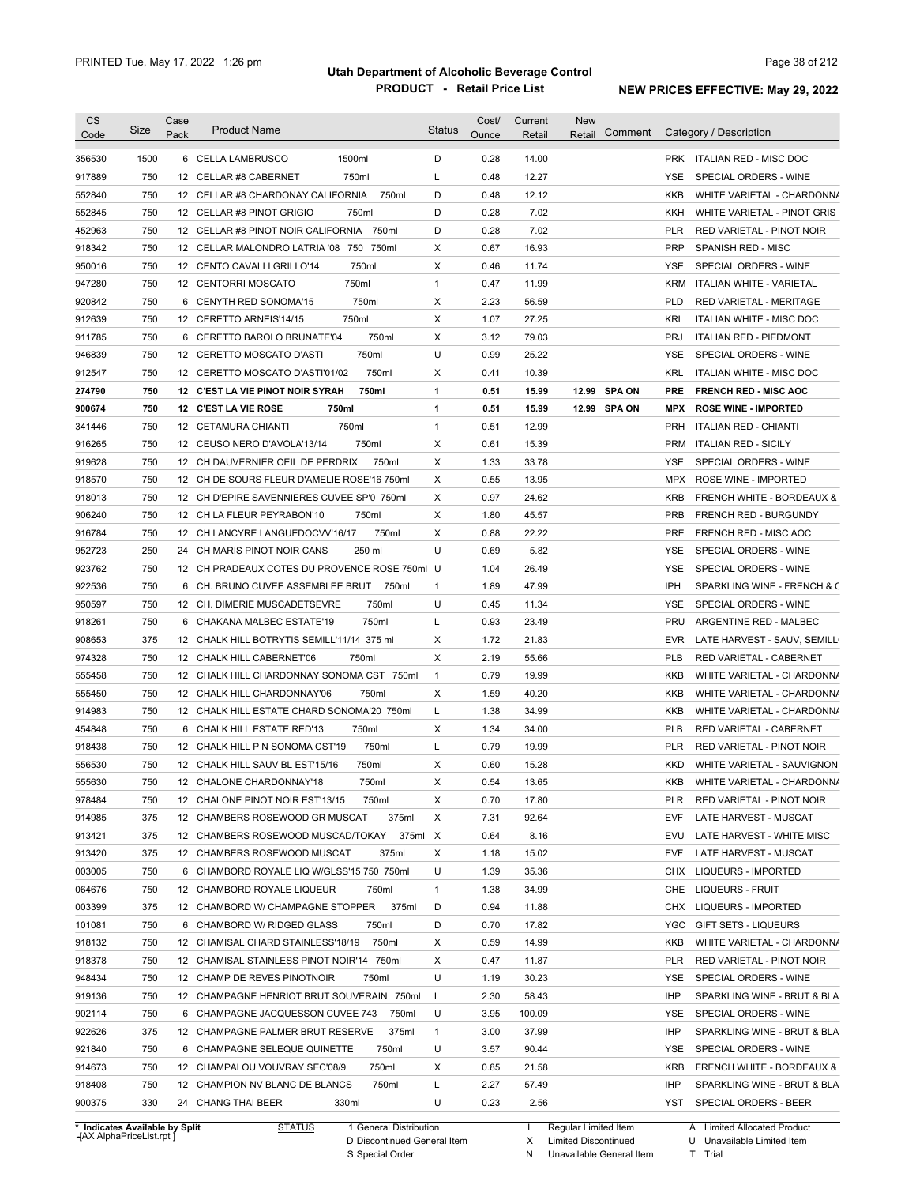# Utah Department of Alcoholic Beverage Control

## PRODUCT - Retail Price List

PRINTED Tue, May 17, 2022 1:26 pm

**NEW PRICES EFFECTIVE: May 29, 2022**

| CS Code | Size | Case Pack | Product Name | Status | Cost/ Ounce | Current Retail | New Retail | Comment | Category / Description |
|---|---|---|---|---|---|---|---|---|---|
| 356530 | 1500 | 6 | CELLA LAMBRUSCO 1500ml | D | 0.28 | 14.00 | | | PRK ITALIAN RED - MISC DOC |
| 917889 | 750 | 12 | CELLAR #8 CABERNET 750ml | L | 0.48 | 12.27 | | | YSE SPECIAL ORDERS - WINE |
| 552840 | 750 | 12 | CELLAR #8 CHARDONAY CALIFORNIA 750ml | D | 0.48 | 12.12 | | | KKB WHITE VARIETAL - CHARDONNA |
| 552845 | 750 | 12 | CELLAR #8 PINOT GRIGIO 750ml | D | 0.28 | 7.02 | | | KKH WHITE VARIETAL - PINOT GRIS |
| 452963 | 750 | 12 | CELLAR #8 PINOT NOIR CALIFORNIA 750ml | D | 0.28 | 7.02 | | | PLR RED VARIETAL - PINOT NOIR |
| 918342 | 750 | 12 | CELLAR MALONDRO LATRIA '08 750 750ml | X | 0.67 | 16.93 | | | PRP SPANISH RED - MISC |
| 950016 | 750 | 12 | CENTO CAVALLI GRILLO'14 750ml | X | 0.46 | 11.74 | | | YSE SPECIAL ORDERS - WINE |
| 947280 | 750 | 12 | CENTORRI MOSCATO 750ml | 1 | 0.47 | 11.99 | | | KRM ITALIAN WHITE - VARIETAL |
| 920842 | 750 | 6 | CENYTH RED SONOMA'15 750ml | X | 2.23 | 56.59 | | | PLD RED VARIETAL - MERITAGE |
| 912639 | 750 | 12 | CERETTO ARNEIS'14/15 750ml | X | 1.07 | 27.25 | | | KRL ITALIAN WHITE - MISC DOC |
| 911785 | 750 | 6 | CERETTO BAROLO BRUNATE'04 750ml | X | 3.12 | 79.03 | | | PRJ ITALIAN RED - PIEDMONT |
| 946839 | 750 | 12 | CERETTO MOSCATO D'ASTI 750ml | U | 0.99 | 25.22 | | | YSE SPECIAL ORDERS - WINE |
| 912547 | 750 | 12 | CERETTO MOSCATO D'ASTI'01/02 750ml | X | 0.41 | 10.39 | | | KRL ITALIAN WHITE - MISC DOC |
| **274790** | **750** | **12** | **C'EST LA VIE PINOT NOIR SYRAH 750ml** | **1** | **0.51** | **15.99** | **12.99** | **SPA ON** | **PRE FRENCH RED - MISC AOC** |
| **900674** | **750** | **12** | **C'EST LA VIE ROSE 750ml** | **1** | **0.51** | **15.99** | **12.99** | **SPA ON** | **MPX ROSE WINE - IMPORTED** |
| 341446 | 750 | 12 | CETAMURA CHIANTI 750ml | 1 | 0.51 | 12.99 | | | PRH ITALIAN RED - CHIANTI |
| 916265 | 750 | 12 | CEUSO NERO D'AVOLA'13/14 750ml | X | 0.61 | 15.39 | | | PRM ITALIAN RED - SICILY |
| 919628 | 750 | 12 | CH DAUVERNIER OEIL DE PERDRIX 750ml | X | 1.33 | 33.78 | | | YSE SPECIAL ORDERS - WINE |
| 918570 | 750 | 12 | CH DE SOURS FLEUR D'AMELIE ROSE'16 750ml | X | 0.55 | 13.95 | | | MPX ROSE WINE - IMPORTED |
| 918013 | 750 | 12 | CH D'EPIRE SAVENNIERES CUVEE SP'0 750ml | X | 0.97 | 24.62 | | | KRB FRENCH WHITE - BORDEAUX & |
| 906240 | 750 | 12 | CH LA FLEUR PEYRABON'10 750ml | X | 1.80 | 45.57 | | | PRB FRENCH RED - BURGUNDY |
| 916784 | 750 | 12 | CH LANCYRE LANGUEDOCVV'16/17 750ml | X | 0.88 | 22.22 | | | PRE FRENCH RED - MISC AOC |
| 952723 | 250 | 24 | CH MARIS PINOT NOIR CANS 250 ml | U | 0.69 | 5.82 | | | YSE SPECIAL ORDERS - WINE |
| 923762 | 750 | 12 | CH PRADEAUX COTES DU PROVENCE ROSE 750ml | U | 1.04 | 26.49 | | | YSE SPECIAL ORDERS - WINE |
| 922536 | 750 | 6 | CH. BRUNO CUVEE ASSEMBLEE BRUT 750ml | 1 | 1.89 | 47.99 | | | IPH SPARKLING WINE - FRENCH & C |
| 950597 | 750 | 12 | CH. DIMERIE MUSCADETSEVRE 750ml | U | 0.45 | 11.34 | | | YSE SPECIAL ORDERS - WINE |
| 918261 | 750 | 6 | CHAKANA MALBEC ESTATE'19 750ml | L | 0.93 | 23.49 | | | PRU ARGENTINE RED - MALBEC |
| 908653 | 375 | 12 | CHALK HILL BOTRYTIS SEMILL'11/14 375 ml | X | 1.72 | 21.83 | | | EVR LATE HARVEST - SAUV, SEMILL |
| 974328 | 750 | 12 | CHALK HILL CABERNET'06 750ml | X | 2.19 | 55.66 | | | PLB RED VARIETAL - CABERNET |
| 555458 | 750 | 12 | CHALK HILL CHARDONNAY SONOMA CST 750ml | 1 | 0.79 | 19.99 | | | KKB WHITE VARIETAL - CHARDONNA |
| 555450 | 750 | 12 | CHALK HILL CHARDONNAY'06 750ml | X | 1.59 | 40.20 | | | KKB WHITE VARIETAL - CHARDONNA |
| 914983 | 750 | 12 | CHALK HILL ESTATE CHARD SONOMA'20 750ml | L | 1.38 | 34.99 | | | KKB WHITE VARIETAL - CHARDONNA |
| 454848 | 750 | 6 | CHALK HILL ESTATE RED'13 750ml | X | 1.34 | 34.00 | | | PLB RED VARIETAL - CABERNET |
| 918438 | 750 | 12 | CHALK HILL P N SONOMA CST'19 750ml | L | 0.79 | 19.99 | | | PLR RED VARIETAL - PINOT NOIR |
| 556530 | 750 | 12 | CHALK HILL SAUV BL EST'15/16 750ml | X | 0.60 | 15.28 | | | KKD WHITE VARIETAL - SAUVIGNON |
| 555630 | 750 | 12 | CHALONE CHARDONNAY'18 750ml | X | 0.54 | 13.65 | | | KKB WHITE VARIETAL - CHARDONNA |
| 978484 | 750 | 12 | CHALONE PINOT NOIR EST'13/15 750ml | X | 0.70 | 17.80 | | | PLR RED VARIETAL - PINOT NOIR |
| 914985 | 375 | 12 | CHAMBERS ROSEWOOD GR MUSCAT 375ml | X | 7.31 | 92.64 | | | EVF LATE HARVEST - MUSCAT |
| 913421 | 375 | 12 | CHAMBERS ROSEWOOD MUSCAD/TOKAY 375ml | X | 0.64 | 8.16 | | | EVU LATE HARVEST - WHITE MISC |
| 913420 | 375 | 12 | CHAMBERS ROSEWOOD MUSCAT 375ml | X | 1.18 | 15.02 | | | EVF LATE HARVEST - MUSCAT |
| 003005 | 750 | 6 | CHAMBORD ROYALE LIQ W/GLSS'15 750 750ml | U | 1.39 | 35.36 | | | CHX LIQUEURS - IMPORTED |
| 064676 | 750 | 12 | CHAMBORD ROYALE LIQUEUR 750ml | 1 | 1.38 | 34.99 | | | CHE LIQUEURS - FRUIT |
| 003399 | 375 | 12 | CHAMBORD W/ CHAMPAGNE STOPPER 375ml | D | 0.94 | 11.88 | | | CHX LIQUEURS - IMPORTED |
| 101081 | 750 | 6 | CHAMBORD W/ RIDGED GLASS 750ml | D | 0.70 | 17.82 | | | YGC GIFT SETS - LIQUEURS |
| 918132 | 750 | 12 | CHAMISAL CHARD STAINLESS'18/19 750ml | X | 0.59 | 14.99 | | | KKB WHITE VARIETAL - CHARDONNA |
| 918378 | 750 | 12 | CHAMISAL STAINLESS PINOT NOIR'14 750ml | X | 0.47 | 11.87 | | | PLR RED VARIETAL - PINOT NOIR |
| 948434 | 750 | 12 | CHAMP DE REVES PINOTNOIR 750ml | U | 1.19 | 30.23 | | | YSE SPECIAL ORDERS - WINE |
| 919136 | 750 | 12 | CHAMPAGNE HENRIOT BRUT SOUVERAIN 750ml | L | 2.30 | 58.43 | | | IHP SPARKLING WINE - BRUT & BLA |
| 902114 | 750 | 6 | CHAMPAGNE JACQUESSON CUVEE 743 750ml | U | 3.95 | 100.09 | | | YSE SPECIAL ORDERS - WINE |
| 922626 | 375 | 12 | CHAMPAGNE PALMER BRUT RESERVE 375ml | 1 | 3.00 | 37.99 | | | IHP SPARKLING WINE - BRUT & BLA |
| 921840 | 750 | 6 | CHAMPAGNE SELEQUE QUINETTE 750ml | U | 3.57 | 90.44 | | | YSE SPECIAL ORDERS - WINE |
| 914673 | 750 | 12 | CHAMPALOU VOUVRAY SEC'08/9 750ml | X | 0.85 | 21.58 | | | KRB FRENCH WHITE - BORDEAUX & |
| 918408 | 750 | 12 | CHAMPION NV BLANC DE BLANCS 750ml | L | 2.27 | 57.49 | | | IHP SPARKLING WINE - BRUT & BLA |
| 900375 | 330 | 24 | CHANG THAI BEER 330ml | U | 0.23 | 2.56 | | | YST SPECIAL ORDERS - BEER |

\* Indicates Available by Split

STATUS: 1 General Distribution; D Discontinued General Item; S Special Order; L Regular Limited Item; X Limited Discontinued; N Unavailable General Item; A Limited Allocated Product; U Unavailable Limited Item; T Trial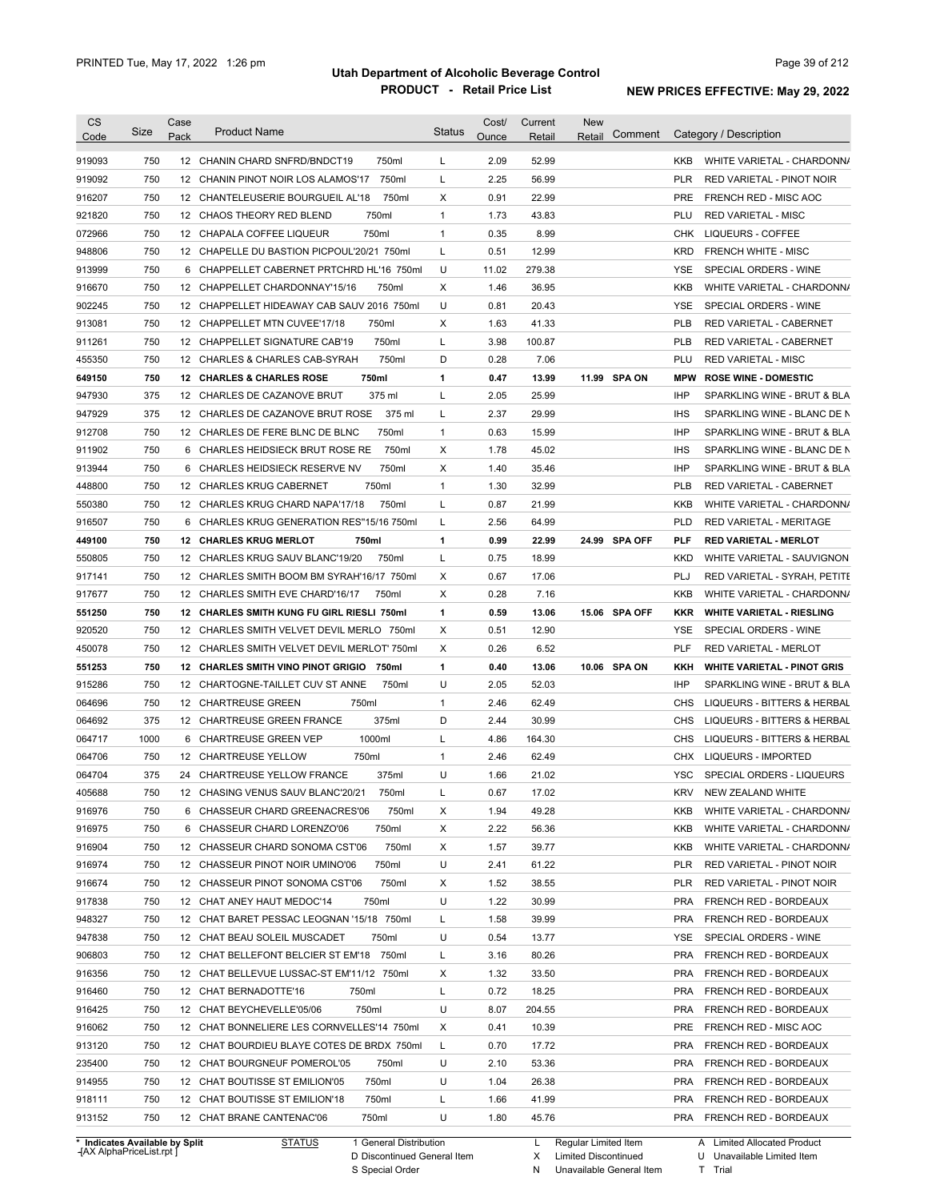# Utah Department of Alcoholic Beverage Control

## PRODUCT - Retail Price List

PRINTED Tue, May 17, 2022 1:26 pm

NEW PRICES EFFECTIVE: May 29, 2022

| CS Code | Size | Case Pack | Product Name | Status | Cost/ Ounce | Current Retail | New Retail | Comment | Category / Description |
|---|---|---|---|---|---|---|---|---|---|
| 919093 | 750 | 12 | CHANIN CHARD SNFRD/BNDCT19 750ml | L | 2.09 | 52.99 | | | KKB WHITE VARIETAL - CHARDONNA |
| 919092 | 750 | 12 | CHANIN PINOT NOIR LOS ALAMOS'17 750ml | L | 2.25 | 56.99 | | | PLR RED VARIETAL - PINOT NOIR |
| 916207 | 750 | 12 | CHANTELEUSERIE BOURGUEIL AL'18 750ml | X | 0.91 | 22.99 | | | PRE FRENCH RED - MISC AOC |
| 921820 | 750 | 12 | CHAOS THEORY RED BLEND 750ml | 1 | 1.73 | 43.83 | | | PLU RED VARIETAL - MISC |
| 072966 | 750 | 12 | CHAPALA COFFEE LIQUEUR 750ml | 1 | 0.35 | 8.99 | | | CHK LIQUEURS - COFFEE |
| 948806 | 750 | 12 | CHAPELLE DU BASTION PICPOUL'20/21 750ml | L | 0.51 | 12.99 | | | KRD FRENCH WHITE - MISC |
| 913999 | 750 | 6 | CHAPPELLET CABERNET PRTCHRD HL'16 750ml | U | 11.02 | 279.38 | | | YSE SPECIAL ORDERS - WINE |
| 916670 | 750 | 12 | CHAPPELLET CHARDONNAY'15/16 750ml | X | 1.46 | 36.95 | | | KKB WHITE VARIETAL - CHARDONNA |
| 902245 | 750 | 12 | CHAPPELLET HIDEAWAY CAB SAUV 2016 750ml | U | 0.81 | 20.43 | | | YSE SPECIAL ORDERS - WINE |
| 913081 | 750 | 12 | CHAPPELLET MTN CUVEE'17/18 750ml | X | 1.63 | 41.33 | | | PLB RED VARIETAL - CABERNET |
| 911261 | 750 | 12 | CHAPPELLET SIGNATURE CAB'19 750ml | L | 3.98 | 100.87 | | | PLB RED VARIETAL - CABERNET |
| 455350 | 750 | 12 | CHARLES & CHARLES CAB-SYRAH 750ml | D | 0.28 | 7.06 | | | PLU RED VARIETAL - MISC |
| **649150** | **750** | **12** | **CHARLES & CHARLES ROSE 750ml** | **1** | **0.47** | **13.99** | **11.99** | **SPA ON** | **MPW ROSE WINE - DOMESTIC** |
| 947930 | 375 | 12 | CHARLES DE CAZANOVE BRUT 375 ml | L | 2.05 | 25.99 | | | IHP SPARKLING WINE - BRUT & BLA |
| 947929 | 375 | 12 | CHARLES DE CAZANOVE BRUT ROSE 375 ml | L | 2.37 | 29.99 | | | IHS SPARKLING WINE - BLANC DE N |
| 912708 | 750 | 12 | CHARLES DE FERE BLNC DE BLNC 750ml | 1 | 0.63 | 15.99 | | | IHP SPARKLING WINE - BRUT & BLA |
| 911902 | 750 | 6 | CHARLES HEIDSIECK BRUT ROSE RE 750ml | X | 1.78 | 45.02 | | | IHS SPARKLING WINE - BLANC DE N |
| 913944 | 750 | 6 | CHARLES HEIDSIECK RESERVE NV 750ml | X | 1.40 | 35.46 | | | IHP SPARKLING WINE - BRUT & BLA |
| 448800 | 750 | 12 | CHARLES KRUG CABERNET 750ml | 1 | 1.30 | 32.99 | | | PLB RED VARIETAL - CABERNET |
| 550380 | 750 | 12 | CHARLES KRUG CHARD NAPA'17/18 750ml | L | 0.87 | 21.99 | | | KKB WHITE VARIETAL - CHARDONNA |
| 916507 | 750 | 6 | CHARLES KRUG GENERATION RES"15/16 750ml | L | 2.56 | 64.99 | | | PLD RED VARIETAL - MERITAGE |
| **449100** | **750** | **12** | **CHARLES KRUG MERLOT 750ml** | **1** | **0.99** | **22.99** | **24.99** | **SPA OFF** | **PLF RED VARIETAL - MERLOT** |
| 550805 | 750 | 12 | CHARLES KRUG SAUV BLANC'19/20 750ml | L | 0.75 | 18.99 | | | KKD WHITE VARIETAL - SAUVIGNON |
| 917141 | 750 | 12 | CHARLES SMITH BOOM BM SYRAH'16/17 750ml | X | 0.67 | 17.06 | | | PLJ RED VARIETAL - SYRAH, PETITE |
| 917677 | 750 | 12 | CHARLES SMITH EVE CHARD'16/17 750ml | X | 0.28 | 7.16 | | | KKB WHITE VARIETAL - CHARDONNA |
| **551250** | **750** | **12** | **CHARLES SMITH KUNG FU GIRL RIESLI 750ml** | **1** | **0.59** | **13.06** | **15.06** | **SPA OFF** | **KKR WHITE VARIETAL - RIESLING** |
| 920520 | 750 | 12 | CHARLES SMITH VELVET DEVIL MERLO 750ml | X | 0.51 | 12.90 | | | YSE SPECIAL ORDERS - WINE |
| 450078 | 750 | 12 | CHARLES SMITH VELVET DEVIL MERLOT' 750ml | X | 0.26 | 6.52 | | | PLF RED VARIETAL - MERLOT |
| **551253** | **750** | **12** | **CHARLES SMITH VINO PINOT GRIGIO 750ml** | **1** | **0.40** | **13.06** | **10.06** | **SPA ON** | **KKH WHITE VARIETAL - PINOT GRIS** |
| 915286 | 750 | 12 | CHARTOGNE-TAILLET CUV ST ANNE 750ml | U | 2.05 | 52.03 | | | IHP SPARKLING WINE - BRUT & BLA |
| 064696 | 750 | 12 | CHARTREUSE GREEN 750ml | 1 | 2.46 | 62.49 | | | CHS LIQUEURS - BITTERS & HERBAL |
| 064692 | 375 | 12 | CHARTREUSE GREEN FRANCE 375ml | D | 2.44 | 30.99 | | | CHS LIQUEURS - BITTERS & HERBAL |
| 064717 | 1000 | 6 | CHARTREUSE GREEN VEP 1000ml | L | 4.86 | 164.30 | | | CHS LIQUEURS - BITTERS & HERBAL |
| 064706 | 750 | 12 | CHARTREUSE YELLOW 750ml | 1 | 2.46 | 62.49 | | | CHX LIQUEURS - IMPORTED |
| 064704 | 375 | 24 | CHARTREUSE YELLOW FRANCE 375ml | U | 1.66 | 21.02 | | | YSC SPECIAL ORDERS - LIQUEURS |
| 405688 | 750 | 12 | CHASING VENUS SAUV BLANC'20/21 750ml | L | 0.67 | 17.02 | | | KRV NEW ZEALAND WHITE |
| 916976 | 750 | 6 | CHASSEUR CHARD GREENACRES'06 750ml | X | 1.94 | 49.28 | | | KKB WHITE VARIETAL - CHARDONNA |
| 916975 | 750 | 6 | CHASSEUR CHARD LORENZO'06 750ml | X | 2.22 | 56.36 | | | KKB WHITE VARIETAL - CHARDONNA |
| 916904 | 750 | 12 | CHASSEUR CHARD SONOMA CST'06 750ml | X | 1.57 | 39.77 | | | KKB WHITE VARIETAL - CHARDONNA |
| 916974 | 750 | 12 | CHASSEUR PINOT NOIR UMINO'06 750ml | U | 2.41 | 61.22 | | | PLR RED VARIETAL - PINOT NOIR |
| 916674 | 750 | 12 | CHASSEUR PINOT SONOMA CST'06 750ml | X | 1.52 | 38.55 | | | PLR RED VARIETAL - PINOT NOIR |
| 917838 | 750 | 12 | CHAT ANEY HAUT MEDOC'14 750ml | U | 1.22 | 30.99 | | | PRA FRENCH RED - BORDEAUX |
| 948327 | 750 | 12 | CHAT BARET PESSAC LEOGNAN '15/18 750ml | L | 1.58 | 39.99 | | | PRA FRENCH RED - BORDEAUX |
| 947838 | 750 | 12 | CHAT BEAU SOLEIL MUSCADET 750ml | U | 0.54 | 13.77 | | | YSE SPECIAL ORDERS - WINE |
| 906803 | 750 | 12 | CHAT BELLEFONT BELCIER ST EM'18 750ml | L | 3.16 | 80.26 | | | PRA FRENCH RED - BORDEAUX |
| 916356 | 750 | 12 | CHAT BELLEVUE LUSSAC-ST EM'11/12 750ml | X | 1.32 | 33.50 | | | PRA FRENCH RED - BORDEAUX |
| 916460 | 750 | 12 | CHAT BERNADOTTE'16 750ml | L | 0.72 | 18.25 | | | PRA FRENCH RED - BORDEAUX |
| 916425 | 750 | 12 | CHAT BEYCHEVELLE'05/06 750ml | U | 8.07 | 204.55 | | | PRA FRENCH RED - BORDEAUX |
| 916062 | 750 | 12 | CHAT BONNELIERE LES CORNVELLES'14 750ml | X | 0.41 | 10.39 | | | PRE FRENCH RED - MISC AOC |
| 913120 | 750 | 12 | CHAT BOURDIEU BLAYE COTES DE BRDX 750ml | L | 0.70 | 17.72 | | | PRA FRENCH RED - BORDEAUX |
| 235400 | 750 | 12 | CHAT BOURGNEUF POMEROL'05 750ml | U | 2.10 | 53.36 | | | PRA FRENCH RED - BORDEAUX |
| 914955 | 750 | 12 | CHAT BOUTISSE ST EMILION'05 750ml | U | 1.04 | 26.38 | | | PRA FRENCH RED - BORDEAUX |
| 918111 | 750 | 12 | CHAT BOUTISSE ST EMILION'18 750ml | L | 1.66 | 41.99 | | | PRA FRENCH RED - BORDEAUX |
| 913152 | 750 | 12 | CHAT BRANE CANTENAC'06 750ml | U | 1.80 | 45.76 | | | PRA FRENCH RED - BORDEAUX |

\* Indicates Available by Split

| STATUS | | | |
|---|---|---|---|
| 1 General Distribution | L Regular Limited Item | A Limited Allocated Product |
| D Discontinued General Item | X Limited Discontinued | U Unavailable Limited Item |
| S Special Order | N Unavailable General Item | T Trial |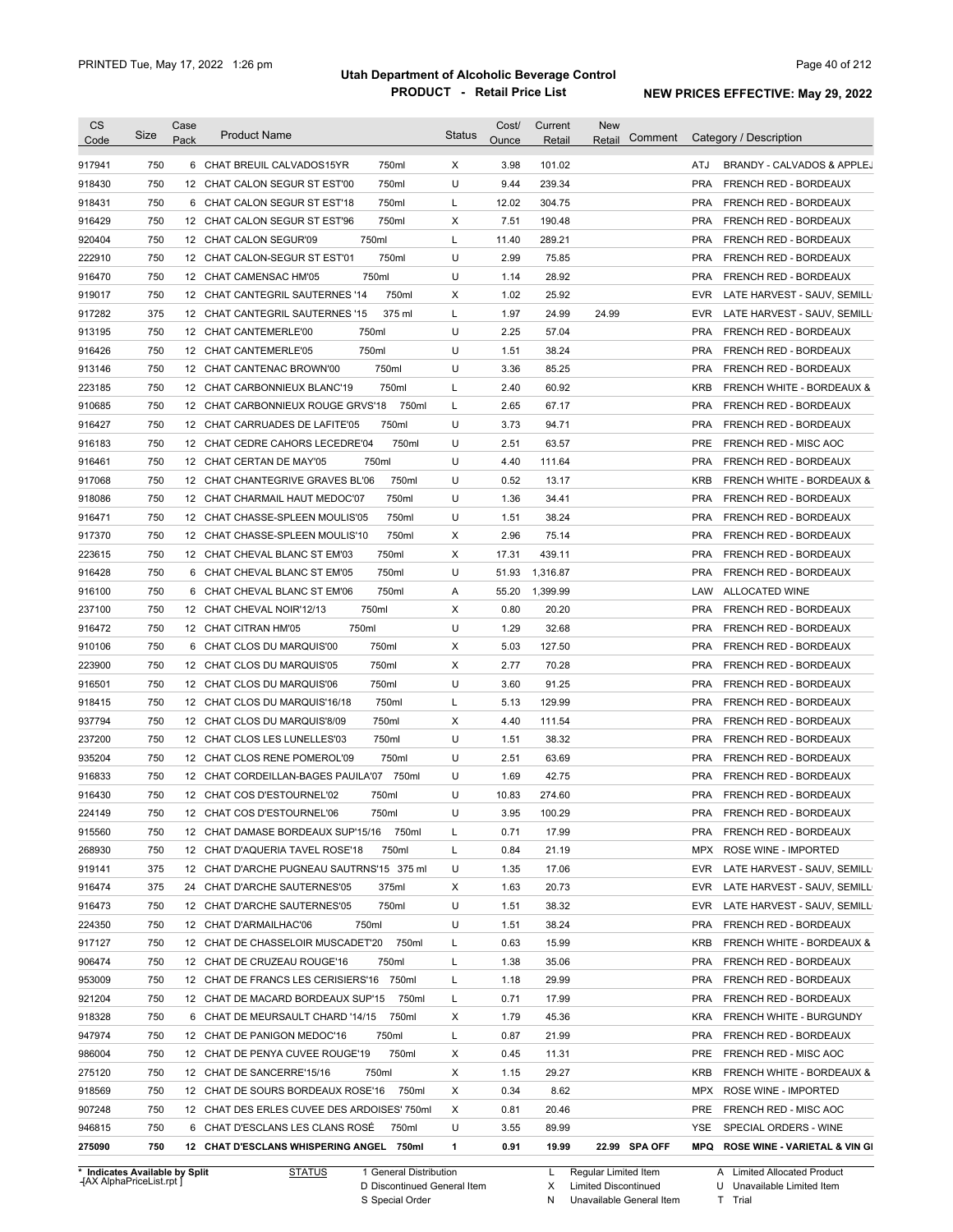# Utah Department of Alcoholic Beverage Control

## PRODUCT - Retail Price List

PRINTED Tue, May 17, 2022 1:26 pm

**NEW PRICES EFFECTIVE: May 29, 2022**

| CS Code | Size | Case Pack | Product Name | Status | Cost/ Ounce | Current Retail | New Retail | Comment | Category / Description |
|---|---|---|---|---|---|---|---|---|---|
| 917941 | 750 | 6 | CHAT BREUIL CALVADOS15YR 750ml | X | 3.98 | 101.02 | | | ATJ BRANDY - CALVADOS & APPLEJ |
| 918430 | 750 | 12 | CHAT CALON SEGUR ST EST'00 750ml | U | 9.44 | 239.34 | | | PRA FRENCH RED - BORDEAUX |
| 918431 | 750 | 6 | CHAT CALON SEGUR ST EST'18 750ml | L | 12.02 | 304.75 | | | PRA FRENCH RED - BORDEAUX |
| 916429 | 750 | 12 | CHAT CALON SEGUR ST EST'96 750ml | X | 7.51 | 190.48 | | | PRA FRENCH RED - BORDEAUX |
| 920404 | 750 | 12 | CHAT CALON SEGUR'09 750ml | L | 11.40 | 289.21 | | | PRA FRENCH RED - BORDEAUX |
| 222910 | 750 | 12 | CHAT CALON-SEGUR ST EST'01 750ml | U | 2.99 | 75.85 | | | PRA FRENCH RED - BORDEAUX |
| 916470 | 750 | 12 | CHAT CAMENSAC HM'05 750ml | U | 1.14 | 28.92 | | | PRA FRENCH RED - BORDEAUX |
| 919017 | 750 | 12 | CHAT CANTEGRIL SAUTERNES '14 750ml | X | 1.02 | 25.92 | | | EVR LATE HARVEST - SAUV, SEMILL |
| 917282 | 375 | 12 | CHAT CANTEGRIL SAUTERNES '15 375 ml | L | 1.97 | 24.99 | 24.99 | | EVR LATE HARVEST - SAUV, SEMILL |
| 913195 | 750 | 12 | CHAT CANTEMERLE'00 750ml | U | 2.25 | 57.04 | | | PRA FRENCH RED - BORDEAUX |
| 916426 | 750 | 12 | CHAT CANTEMERLE'05 750ml | U | 1.51 | 38.24 | | | PRA FRENCH RED - BORDEAUX |
| 913146 | 750 | 12 | CHAT CANTENAC BROWN'00 750ml | U | 3.36 | 85.25 | | | PRA FRENCH RED - BORDEAUX |
| 223185 | 750 | 12 | CHAT CARBONNIEUX BLANC'19 750ml | L | 2.40 | 60.92 | | | KRB FRENCH WHITE - BORDEAUX & |
| 910685 | 750 | 12 | CHAT CARBONNIEUX ROUGE GRVS'18 750ml | L | 2.65 | 67.17 | | | PRA FRENCH RED - BORDEAUX |
| 916427 | 750 | 12 | CHAT CARRUADES DE LAFITE'05 750ml | U | 3.73 | 94.71 | | | PRA FRENCH RED - BORDEAUX |
| 916183 | 750 | 12 | CHAT CEDRE CAHORS LECEDRE'04 750ml | U | 2.51 | 63.57 | | | PRE FRENCH RED - MISC AOC |
| 916461 | 750 | 12 | CHAT CERTAN DE MAY'05 750ml | U | 4.40 | 111.64 | | | PRA FRENCH RED - BORDEAUX |
| 917068 | 750 | 12 | CHAT CHANTEGRIVE GRAVES BL'06 750ml | U | 0.52 | 13.17 | | | KRB FRENCH WHITE - BORDEAUX & |
| 918086 | 750 | 12 | CHAT CHARMAIL HAUT MEDOC'07 750ml | U | 1.36 | 34.41 | | | PRA FRENCH RED - BORDEAUX |
| 916471 | 750 | 12 | CHAT CHASSE-SPLEEN MOULIS'05 750ml | U | 1.51 | 38.24 | | | PRA FRENCH RED - BORDEAUX |
| 917370 | 750 | 12 | CHAT CHASSE-SPLEEN MOULIS'10 750ml | X | 2.96 | 75.14 | | | PRA FRENCH RED - BORDEAUX |
| 223615 | 750 | 12 | CHAT CHEVAL BLANC ST EM'03 750ml | X | 17.31 | 439.11 | | | PRA FRENCH RED - BORDEAUX |
| 916428 | 750 | 6 | CHAT CHEVAL BLANC ST EM'05 750ml | U | 51.93 | 1,316.87 | | | PRA FRENCH RED - BORDEAUX |
| 916100 | 750 | 6 | CHAT CHEVAL BLANC ST EM'06 750ml | A | 55.20 | 1,399.99 | | | LAW ALLOCATED WINE |
| 237100 | 750 | 12 | CHAT CHEVAL NOIR'12/13 750ml | X | 0.80 | 20.20 | | | PRA FRENCH RED - BORDEAUX |
| 916472 | 750 | 12 | CHAT CITRAN HM'05 750ml | U | 1.29 | 32.68 | | | PRA FRENCH RED - BORDEAUX |
| 910106 | 750 | 6 | CHAT CLOS DU MARQUIS'00 750ml | X | 5.03 | 127.50 | | | PRA FRENCH RED - BORDEAUX |
| 223900 | 750 | 12 | CHAT CLOS DU MARQUIS'05 750ml | X | 2.77 | 70.28 | | | PRA FRENCH RED - BORDEAUX |
| 916501 | 750 | 12 | CHAT CLOS DU MARQUIS'06 750ml | U | 3.60 | 91.25 | | | PRA FRENCH RED - BORDEAUX |
| 918415 | 750 | 12 | CHAT CLOS DU MARQUIS'16/18 750ml | L | 5.13 | 129.99 | | | PRA FRENCH RED - BORDEAUX |
| 937794 | 750 | 12 | CHAT CLOS DU MARQUIS'8/09 750ml | X | 4.40 | 111.54 | | | PRA FRENCH RED - BORDEAUX |
| 237200 | 750 | 12 | CHAT CLOS LES LUNELLES'03 750ml | U | 1.51 | 38.32 | | | PRA FRENCH RED - BORDEAUX |
| 935204 | 750 | 12 | CHAT CLOS RENE POMEROL'09 750ml | U | 2.51 | 63.69 | | | PRA FRENCH RED - BORDEAUX |
| 916833 | 750 | 12 | CHAT CORDEILLAN-BAGES PAUILA'07 750ml | U | 1.69 | 42.75 | | | PRA FRENCH RED - BORDEAUX |
| 916430 | 750 | 12 | CHAT COS D'ESTOURNEL'02 750ml | U | 10.83 | 274.60 | | | PRA FRENCH RED - BORDEAUX |
| 224149 | 750 | 12 | CHAT COS D'ESTOURNEL'06 750ml | U | 3.95 | 100.29 | | | PRA FRENCH RED - BORDEAUX |
| 915560 | 750 | 12 | CHAT DAMASE BORDEAUX SUP'15/16 750ml | L | 0.71 | 17.99 | | | PRA FRENCH RED - BORDEAUX |
| 268930 | 750 | 12 | CHAT D'AQUERIA TAVEL ROSE'18 750ml | L | 0.84 | 21.19 | | | MPX ROSE WINE - IMPORTED |
| 919141 | 375 | 12 | CHAT D'ARCHE PUGNEAU SAUTRNS'15 375 ml | U | 1.35 | 17.06 | | | EVR LATE HARVEST - SAUV, SEMILL |
| 916474 | 375 | 24 | CHAT D'ARCHE SAUTERNES'05 375ml | X | 1.63 | 20.73 | | | EVR LATE HARVEST - SAUV, SEMILL |
| 916473 | 750 | 12 | CHAT D'ARCHE SAUTERNES'05 750ml | U | 1.51 | 38.32 | | | EVR LATE HARVEST - SAUV, SEMILL |
| 224350 | 750 | 12 | CHAT D'ARMAILHAC'06 750ml | U | 1.51 | 38.24 | | | PRA FRENCH RED - BORDEAUX |
| 917127 | 750 | 12 | CHAT DE CHASSELOIR MUSCADET'20 750ml | L | 0.63 | 15.99 | | | KRB FRENCH WHITE - BORDEAUX & |
| 906474 | 750 | 12 | CHAT DE CRUZEAU ROUGE'16 750ml | L | 1.38 | 35.06 | | | PRA FRENCH RED - BORDEAUX |
| 953009 | 750 | 12 | CHAT DE FRANCS LES CERISIERS'16 750ml | L | 1.18 | 29.99 | | | PRA FRENCH RED - BORDEAUX |
| 921204 | 750 | 12 | CHAT DE MACARD BORDEAUX SUP'15 750ml | L | 0.71 | 17.99 | | | PRA FRENCH RED - BORDEAUX |
| 918328 | 750 | 6 | CHAT DE MEURSAULT CHARD '14/15 750ml | X | 1.79 | 45.36 | | | KRA FRENCH WHITE - BURGUNDY |
| 947974 | 750 | 12 | CHAT DE PANIGON MEDOC'16 750ml | L | 0.87 | 21.99 | | | PRA FRENCH RED - BORDEAUX |
| 986004 | 750 | 12 | CHAT DE PENYA CUVEE ROUGE'19 750ml | X | 0.45 | 11.31 | | | PRE FRENCH RED - MISC AOC |
| 275120 | 750 | 12 | CHAT DE SANCERRE'15/16 750ml | X | 1.15 | 29.27 | | | KRB FRENCH WHITE - BORDEAUX & |
| 918569 | 750 | 12 | CHAT DE SOURS BORDEAUX ROSE'16 750ml | X | 0.34 | 8.62 | | | MPX ROSE WINE - IMPORTED |
| 907248 | 750 | 12 | CHAT DES ERLES CUVEE DES ARDOISES' 750ml | X | 0.81 | 20.46 | | | PRE FRENCH RED - MISC AOC |
| 946815 | 750 | 6 | CHAT D'ESCLANS LES CLANS ROSÉ 750ml | U | 3.55 | 89.99 | | | YSE SPECIAL ORDERS - WINE |
| **275090** | **750** | **12** | **CHAT D'ESCLANS WHISPERING ANGEL 750ml** | **1** | **0.91** | **19.99** | **22.99** | **SPA OFF** | **MPQ ROSE WINE - VARIETAL & VIN GI** |

\* Indicates Available by Split

STATUS: 1 General Distribution; D Discontinued General Item; S Special Order; L Regular Limited Item; X Limited Discontinued; N Unavailable General Item; A Limited Allocated Product; U Unavailable Limited Item; T Trial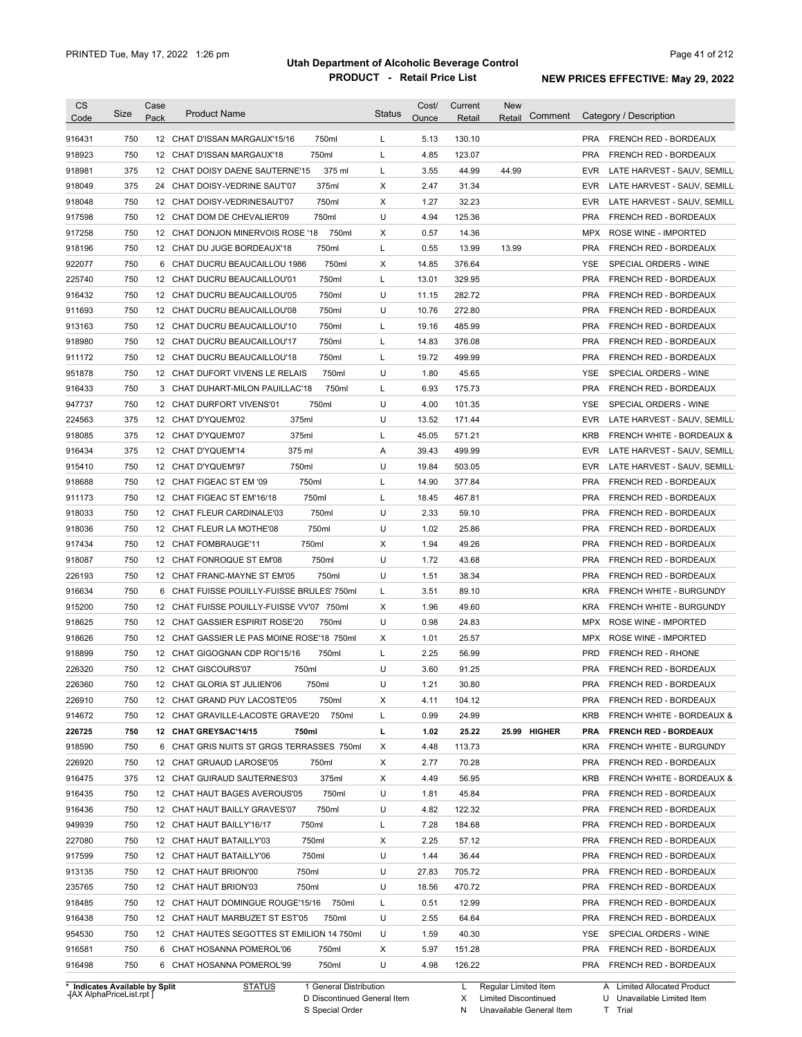# Utah Department of Alcoholic Beverage Control

## PRODUCT - Retail Price List

PRINTED Tue, May 17, 2022 1:26 pm

NEW PRICES EFFECTIVE: May 29, 2022

| CS Code | Size | Case Pack | Product Name | | Status | Cost/ Ounce | Current Retail | New Retail | Comment | Category / Description | |
|---|---|---|---|---|---|---|---|---|---|---|---|
| 916431 | 750 | 12 | CHAT D'ISSAN MARGAUX'15/16 | 750ml | L | 5.13 | 130.10 | | | PRA | FRENCH RED - BORDEAUX |
| 918923 | 750 | 12 | CHAT D'ISSAN MARGAUX'18 | 750ml | L | 4.85 | 123.07 | | | PRA | FRENCH RED - BORDEAUX |
| 918981 | 375 | 12 | CHAT DOISY DAENE SAUTERNE'15 | 375 ml | L | 3.55 | 44.99 | 44.99 | | EVR | LATE HARVEST - SAUV, SEMILL |
| 918049 | 375 | 24 | CHAT DOISY-VEDRINE SAUT'07 | 375ml | X | 2.47 | 31.34 | | | EVR | LATE HARVEST - SAUV, SEMILL |
| 918048 | 750 | 12 | CHAT DOISY-VEDRINESAUT'07 | 750ml | X | 1.27 | 32.23 | | | EVR | LATE HARVEST - SAUV, SEMILL |
| 917598 | 750 | 12 | CHAT DOM DE CHEVALIER'09 | 750ml | U | 4.94 | 125.36 | | | PRA | FRENCH RED - BORDEAUX |
| 917258 | 750 | 12 | CHAT DONJON MINERVOIS ROSE '18 | 750ml | X | 0.57 | 14.36 | | | MPX | ROSE WINE - IMPORTED |
| 918196 | 750 | 12 | CHAT DU JUGE BORDEAUX'18 | 750ml | L | 0.55 | 13.99 | 13.99 | | PRA | FRENCH RED - BORDEAUX |
| 922077 | 750 | 6 | CHAT DUCRU BEAUCAILLOU 1986 | 750ml | X | 14.85 | 376.64 | | | YSE | SPECIAL ORDERS - WINE |
| 225740 | 750 | 12 | CHAT DUCRU BEAUCAILLOU'01 | 750ml | L | 13.01 | 329.95 | | | PRA | FRENCH RED - BORDEAUX |
| 916432 | 750 | 12 | CHAT DUCRU BEAUCAILLOU'05 | 750ml | U | 11.15 | 282.72 | | | PRA | FRENCH RED - BORDEAUX |
| 911693 | 750 | 12 | CHAT DUCRU BEAUCAILLOU'08 | 750ml | U | 10.76 | 272.80 | | | PRA | FRENCH RED - BORDEAUX |
| 913163 | 750 | 12 | CHAT DUCRU BEAUCAILLOU'10 | 750ml | L | 19.16 | 485.99 | | | PRA | FRENCH RED - BORDEAUX |
| 918980 | 750 | 12 | CHAT DUCRU BEAUCAILLOU'17 | 750ml | L | 14.83 | 376.08 | | | PRA | FRENCH RED - BORDEAUX |
| 911172 | 750 | 12 | CHAT DUCRU BEAUCAILLOU'18 | 750ml | L | 19.72 | 499.99 | | | PRA | FRENCH RED - BORDEAUX |
| 951878 | 750 | 12 | CHAT DUFORT VIVENS LE RELAIS | 750ml | U | 1.80 | 45.65 | | | YSE | SPECIAL ORDERS - WINE |
| 916433 | 750 | 3 | CHAT DUHART-MILON PAUILLAC'18 | 750ml | L | 6.93 | 175.73 | | | PRA | FRENCH RED - BORDEAUX |
| 947737 | 750 | 12 | CHAT DURFORT VIVENS'01 | 750ml | U | 4.00 | 101.35 | | | YSE | SPECIAL ORDERS - WINE |
| 224563 | 375 | 12 | CHAT D'YQUEM'02 | 375ml | U | 13.52 | 171.44 | | | EVR | LATE HARVEST - SAUV, SEMILL |
| 918085 | 375 | 12 | CHAT D'YQUEM'07 | 375ml | L | 45.05 | 571.21 | | | KRB | FRENCH WHITE - BORDEAUX & |
| 916434 | 375 | 12 | CHAT D'YQUEM'14 | 375 ml | A | 39.43 | 499.99 | | | EVR | LATE HARVEST - SAUV, SEMILL |
| 915410 | 750 | 12 | CHAT D'YQUEM'97 | 750ml | U | 19.84 | 503.05 | | | EVR | LATE HARVEST - SAUV, SEMILL |
| 918688 | 750 | 12 | CHAT FIGEAC ST EM '09 | 750ml | L | 14.90 | 377.84 | | | PRA | FRENCH RED - BORDEAUX |
| 911173 | 750 | 12 | CHAT FIGEAC ST EM'16/18 | 750ml | L | 18.45 | 467.81 | | | PRA | FRENCH RED - BORDEAUX |
| 918033 | 750 | 12 | CHAT FLEUR CARDINALE'03 | 750ml | U | 2.33 | 59.10 | | | PRA | FRENCH RED - BORDEAUX |
| 918036 | 750 | 12 | CHAT FLEUR LA MOTHE'08 | 750ml | U | 1.02 | 25.86 | | | PRA | FRENCH RED - BORDEAUX |
| 917434 | 750 | 12 | CHAT FOMBRAUGE'11 | 750ml | X | 1.94 | 49.26 | | | PRA | FRENCH RED - BORDEAUX |
| 918087 | 750 | 12 | CHAT FONROQUE ST EM'08 | 750ml | U | 1.72 | 43.68 | | | PRA | FRENCH RED - BORDEAUX |
| 226193 | 750 | 12 | CHAT FRANC-MAYNE ST EM'05 | 750ml | U | 1.51 | 38.34 | | | PRA | FRENCH RED - BORDEAUX |
| 916634 | 750 | 6 | CHAT FUISSE POUILLY-FUISSE BRULES' | 750ml | L | 3.51 | 89.10 | | | KRA | FRENCH WHITE - BURGUNDY |
| 915200 | 750 | 12 | CHAT FUISSE POUILLY-FUISSE VV'07 | 750ml | X | 1.96 | 49.60 | | | KRA | FRENCH WHITE - BURGUNDY |
| 918625 | 750 | 12 | CHAT GASSIER ESPIRIT ROSE'20 | 750ml | U | 0.98 | 24.83 | | | MPX | ROSE WINE - IMPORTED |
| 918626 | 750 | 12 | CHAT GASSIER LE PAS MOINE ROSE'18 | 750ml | X | 1.01 | 25.57 | | | MPX | ROSE WINE - IMPORTED |
| 918899 | 750 | 12 | CHAT GIGOGNAN CDP ROI'15/16 | 750ml | L | 2.25 | 56.99 | | | PRD | FRENCH RED - RHONE |
| 226320 | 750 | 12 | CHAT GISCOURS'07 | 750ml | U | 3.60 | 91.25 | | | PRA | FRENCH RED - BORDEAUX |
| 226360 | 750 | 12 | CHAT GLORIA ST JULIEN'06 | 750ml | U | 1.21 | 30.80 | | | PRA | FRENCH RED - BORDEAUX |
| 226910 | 750 | 12 | CHAT GRAND PUY LACOSTE'05 | 750ml | X | 4.11 | 104.12 | | | PRA | FRENCH RED - BORDEAUX |
| 914672 | 750 | 12 | CHAT GRAVILLE-LACOSTE GRAVE'20 | 750ml | L | 0.99 | 24.99 | | | KRB | FRENCH WHITE - BORDEAUX & |
| **226725** | **750** | **12** | **CHAT GREYSAC'14/15** | **750ml** | **L** | **1.02** | **25.22** | **25.99** | **HIGHER** | **PRA** | **FRENCH RED - BORDEAUX** |
| 918590 | 750 | 6 | CHAT GRIS NUITS ST GRGS TERRASSES | 750ml | X | 4.48 | 113.73 | | | KRA | FRENCH WHITE - BURGUNDY |
| 226920 | 750 | 12 | CHAT GRUAUD LAROSE'05 | 750ml | X | 2.77 | 70.28 | | | PRA | FRENCH RED - BORDEAUX |
| 916475 | 375 | 12 | CHAT GUIRAUD SAUTERNES'03 | 375ml | X | 4.49 | 56.95 | | | KRB | FRENCH WHITE - BORDEAUX & |
| 916435 | 750 | 12 | CHAT HAUT BAGES AVEROUS'05 | 750ml | U | 1.81 | 45.84 | | | PRA | FRENCH RED - BORDEAUX |
| 916436 | 750 | 12 | CHAT HAUT BAILLY GRAVES'07 | 750ml | U | 4.82 | 122.32 | | | PRA | FRENCH RED - BORDEAUX |
| 949939 | 750 | 12 | CHAT HAUT BAILLY'16/17 | 750ml | L | 7.28 | 184.68 | | | PRA | FRENCH RED - BORDEAUX |
| 227080 | 750 | 12 | CHAT HAUT BATAILLY'03 | 750ml | X | 2.25 | 57.12 | | | PRA | FRENCH RED - BORDEAUX |
| 917599 | 750 | 12 | CHAT HAUT BATAILLY'06 | 750ml | U | 1.44 | 36.44 | | | PRA | FRENCH RED - BORDEAUX |
| 913135 | 750 | 12 | CHAT HAUT BRION'00 | 750ml | U | 27.83 | 705.72 | | | PRA | FRENCH RED - BORDEAUX |
| 235765 | 750 | 12 | CHAT HAUT BRION'03 | 750ml | U | 18.56 | 470.72 | | | PRA | FRENCH RED - BORDEAUX |
| 918485 | 750 | 12 | CHAT HAUT DOMINGUE ROUGE'15/16 | 750ml | L | 0.51 | 12.99 | | | PRA | FRENCH RED - BORDEAUX |
| 916438 | 750 | 12 | CHAT HAUT MARBUZET ST EST'05 | 750ml | U | 2.55 | 64.64 | | | PRA | FRENCH RED - BORDEAUX |
| 954530 | 750 | 12 | CHAT HAUTES SEGOTTES ST EMILION 14 | 750ml | U | 1.59 | 40.30 | | | YSE | SPECIAL ORDERS - WINE |
| 916581 | 750 | 6 | CHAT HOSANNA POMEROL'06 | 750ml | X | 5.97 | 151.28 | | | PRA | FRENCH RED - BORDEAUX |
| 916498 | 750 | 6 | CHAT HOSANNA POMEROL'99 | 750ml | U | 4.98 | 126.22 | | | PRA | FRENCH RED - BORDEAUX |

\* Indicates Available by Split

[AX AlphaPriceList.rpt]

| STATUS | | | |
|---|---|---|---|
| 1 General Distribution | L Regular Limited Item | A Limited Allocated Product |
| D Discontinued General Item | X Limited Discontinued | U Unavailable Limited Item |
| S Special Order | N Unavailable General Item | T Trial |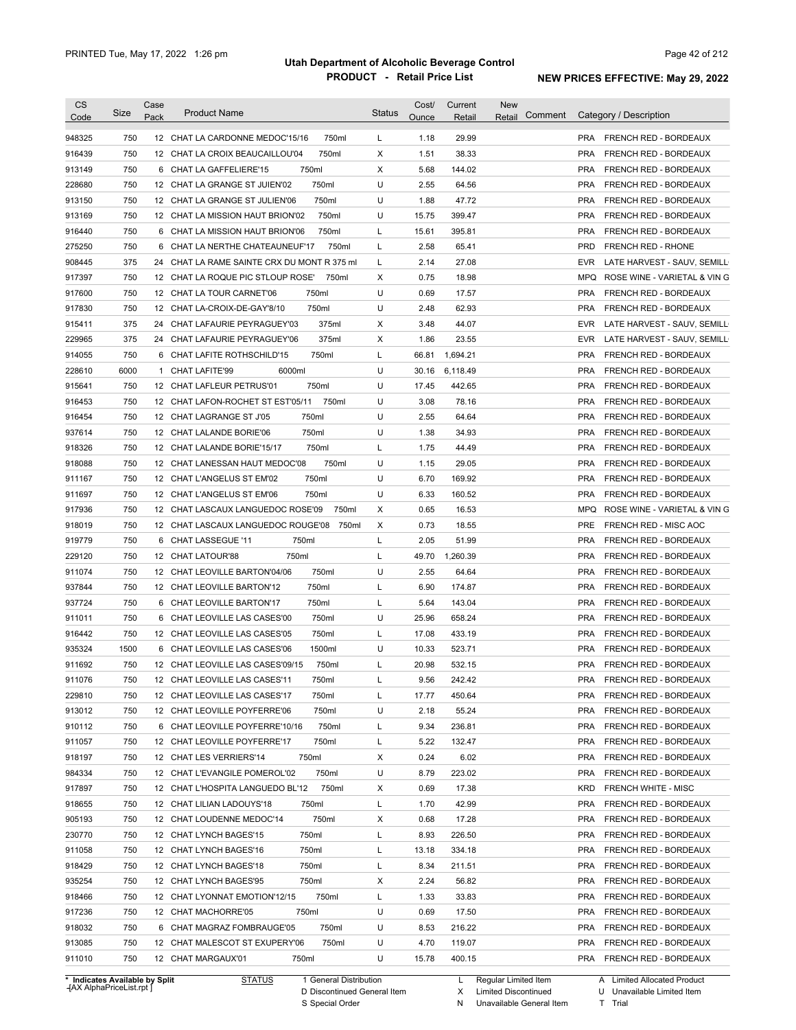# Utah Department of Alcoholic Beverage Control

## PRODUCT - Retail Price List

PRINTED Tue, May 17, 2022 1:26 pm

NEW PRICES EFFECTIVE: May 29, 2022

| CS Code | Size | Case Pack | Product Name | Status | Cost/ Ounce | Current Retail | New Retail | Comment | Category / Description |
|---|---|---|---|---|---|---|---|---|---|
| 948325 | 750 | 12 | CHAT LA CARDONNE MEDOC'15/16 750ml | L | 1.18 | 29.99 | | | PRA FRENCH RED - BORDEAUX |
| 916439 | 750 | 12 | CHAT LA CROIX BEAUCAILLOU'04 750ml | X | 1.51 | 38.33 | | | PRA FRENCH RED - BORDEAUX |
| 913149 | 750 | 6 | CHAT LA GAFFELIERE'15 750ml | X | 5.68 | 144.02 | | | PRA FRENCH RED - BORDEAUX |
| 228680 | 750 | 12 | CHAT LA GRANGE ST JUIEN'02 750ml | U | 2.55 | 64.56 | | | PRA FRENCH RED - BORDEAUX |
| 913150 | 750 | 12 | CHAT LA GRANGE ST JULIEN'06 750ml | U | 1.88 | 47.72 | | | PRA FRENCH RED - BORDEAUX |
| 913169 | 750 | 12 | CHAT LA MISSION HAUT BRION'02 750ml | U | 15.75 | 399.47 | | | PRA FRENCH RED - BORDEAUX |
| 916440 | 750 | 6 | CHAT LA MISSION HAUT BRION'06 750ml | L | 15.61 | 395.81 | | | PRA FRENCH RED - BORDEAUX |
| 275250 | 750 | 6 | CHAT LA NERTHE CHATEAUNEUF'17 750ml | L | 2.58 | 65.41 | | | PRD FRENCH RED - RHONE |
| 908445 | 375 | 24 | CHAT LA RAME SAINTE CRX DU MONT R 375 ml | L | 2.14 | 27.08 | | | EVR LATE HARVEST - SAUV, SEMILL |
| 917397 | 750 | 12 | CHAT LA ROQUE PIC STLOUP ROSE' 750ml | X | 0.75 | 18.98 | | | MPQ ROSE WINE - VARIETAL & VIN G |
| 917600 | 750 | 12 | CHAT LA TOUR CARNET'06 750ml | U | 0.69 | 17.57 | | | PRA FRENCH RED - BORDEAUX |
| 917830 | 750 | 12 | CHAT LA-CROIX-DE-GAY'8/10 750ml | U | 2.48 | 62.93 | | | PRA FRENCH RED - BORDEAUX |
| 915411 | 375 | 24 | CHAT LAFAURIE PEYRAGUEY'03 375ml | X | 3.48 | 44.07 | | | EVR LATE HARVEST - SAUV, SEMILL |
| 229965 | 375 | 24 | CHAT LAFAURIE PEYRAGUEY'06 375ml | X | 1.86 | 23.55 | | | EVR LATE HARVEST - SAUV, SEMILL |
| 914055 | 750 | 6 | CHAT LAFITE ROTHSCHILD'15 750ml | L | 66.81 | 1,694.21 | | | PRA FRENCH RED - BORDEAUX |
| 228610 | 6000 | 1 | CHAT LAFITE'99 6000ml | U | 30.16 | 6,118.49 | | | PRA FRENCH RED - BORDEAUX |
| 915641 | 750 | 12 | CHAT LAFLEUR PETRUS'01 750ml | U | 17.45 | 442.65 | | | PRA FRENCH RED - BORDEAUX |
| 916453 | 750 | 12 | CHAT LAFON-ROCHET ST EST'05/11 750ml | U | 3.08 | 78.16 | | | PRA FRENCH RED - BORDEAUX |
| 916454 | 750 | 12 | CHAT LAGRANGE ST J'05 750ml | U | 2.55 | 64.64 | | | PRA FRENCH RED - BORDEAUX |
| 937614 | 750 | 12 | CHAT LALANDE BORIE'06 750ml | U | 1.38 | 34.93 | | | PRA FRENCH RED - BORDEAUX |
| 918326 | 750 | 12 | CHAT LALANDE BORIE'15/17 750ml | L | 1.75 | 44.49 | | | PRA FRENCH RED - BORDEAUX |
| 918088 | 750 | 12 | CHAT LANESSAN HAUT MEDOC'08 750ml | U | 1.15 | 29.05 | | | PRA FRENCH RED - BORDEAUX |
| 911167 | 750 | 12 | CHAT L'ANGELUS ST EM'02 750ml | U | 6.70 | 169.92 | | | PRA FRENCH RED - BORDEAUX |
| 911697 | 750 | 12 | CHAT L'ANGELUS ST EM'06 750ml | U | 6.33 | 160.52 | | | PRA FRENCH RED - BORDEAUX |
| 917936 | 750 | 12 | CHAT LASCAUX LANGUEDOC ROSE'09 750ml | X | 0.65 | 16.53 | | | MPQ ROSE WINE - VARIETAL & VIN G |
| 918019 | 750 | 12 | CHAT LASCAUX LANGUEDOC ROUGE'08 750ml | X | 0.73 | 18.55 | | | PRE FRENCH RED - MISC AOC |
| 919779 | 750 | 6 | CHAT LASSEGUE '11 750ml | L | 2.05 | 51.99 | | | PRA FRENCH RED - BORDEAUX |
| 229120 | 750 | 12 | CHAT LATOUR'88 750ml | L | 49.70 | 1,260.39 | | | PRA FRENCH RED - BORDEAUX |
| 911074 | 750 | 12 | CHAT LEOVILLE BARTON'04/06 750ml | U | 2.55 | 64.64 | | | PRA FRENCH RED - BORDEAUX |
| 937844 | 750 | 12 | CHAT LEOVILLE BARTON'12 750ml | L | 6.90 | 174.87 | | | PRA FRENCH RED - BORDEAUX |
| 937724 | 750 | 6 | CHAT LEOVILLE BARTON'17 750ml | L | 5.64 | 143.04 | | | PRA FRENCH RED - BORDEAUX |
| 911011 | 750 | 6 | CHAT LEOVILLE LAS CASES'00 750ml | U | 25.96 | 658.24 | | | PRA FRENCH RED - BORDEAUX |
| 916442 | 750 | 12 | CHAT LEOVILLE LAS CASES'05 750ml | L | 17.08 | 433.19 | | | PRA FRENCH RED - BORDEAUX |
| 935324 | 1500 | 6 | CHAT LEOVILLE LAS CASES'06 1500ml | U | 10.33 | 523.71 | | | PRA FRENCH RED - BORDEAUX |
| 911692 | 750 | 12 | CHAT LEOVILLE LAS CASES'09/15 750ml | L | 20.98 | 532.15 | | | PRA FRENCH RED - BORDEAUX |
| 911076 | 750 | 12 | CHAT LEOVILLE LAS CASES'11 750ml | L | 9.56 | 242.42 | | | PRA FRENCH RED - BORDEAUX |
| 229810 | 750 | 12 | CHAT LEOVILLE LAS CASES'17 750ml | L | 17.77 | 450.64 | | | PRA FRENCH RED - BORDEAUX |
| 913012 | 750 | 12 | CHAT LEOVILLE POYFERRE'06 750ml | U | 2.18 | 55.24 | | | PRA FRENCH RED - BORDEAUX |
| 910112 | 750 | 6 | CHAT LEOVILLE POYFERRE'10/16 750ml | L | 9.34 | 236.81 | | | PRA FRENCH RED - BORDEAUX |
| 911057 | 750 | 12 | CHAT LEOVILLE POYFERRE'17 750ml | L | 5.22 | 132.47 | | | PRA FRENCH RED - BORDEAUX |
| 918197 | 750 | 12 | CHAT LES VERRIERS'14 750ml | X | 0.24 | 6.02 | | | PRA FRENCH RED - BORDEAUX |
| 984334 | 750 | 12 | CHAT L'EVANGILE POMEROL'02 750ml | U | 8.79 | 223.02 | | | PRA FRENCH RED - BORDEAUX |
| 917897 | 750 | 12 | CHAT L'HOSPITA LANGUEDO BL'12 750ml | X | 0.69 | 17.38 | | | KRD FRENCH WHITE - MISC |
| 918655 | 750 | 12 | CHAT LILIAN LADOUYS'18 750ml | L | 1.70 | 42.99 | | | PRA FRENCH RED - BORDEAUX |
| 905193 | 750 | 12 | CHAT LOUDENNE MEDOC'14 750ml | X | 0.68 | 17.28 | | | PRA FRENCH RED - BORDEAUX |
| 230770 | 750 | 12 | CHAT LYNCH BAGES'15 750ml | L | 8.93 | 226.50 | | | PRA FRENCH RED - BORDEAUX |
| 911058 | 750 | 12 | CHAT LYNCH BAGES'16 750ml | L | 13.18 | 334.18 | | | PRA FRENCH RED - BORDEAUX |
| 918429 | 750 | 12 | CHAT LYNCH BAGES'18 750ml | L | 8.34 | 211.51 | | | PRA FRENCH RED - BORDEAUX |
| 935254 | 750 | 12 | CHAT LYNCH BAGES'95 750ml | X | 2.24 | 56.82 | | | PRA FRENCH RED - BORDEAUX |
| 918466 | 750 | 12 | CHAT LYONNAT EMOTION'12/15 750ml | L | 1.33 | 33.83 | | | PRA FRENCH RED - BORDEAUX |
| 917236 | 750 | 12 | CHAT MACHORRE'05 750ml | U | 0.69 | 17.50 | | | PRA FRENCH RED - BORDEAUX |
| 918032 | 750 | 6 | CHAT MAGRAZ FOMBRAUGE'05 750ml | U | 8.53 | 216.22 | | | PRA FRENCH RED - BORDEAUX |
| 913085 | 750 | 12 | CHAT MALESCOT ST EXUPERY'06 750ml | U | 4.70 | 119.07 | | | PRA FRENCH RED - BORDEAUX |
| 911010 | 750 | 12 | CHAT MARGAUX'01 750ml | U | 15.78 | 400.15 | | | PRA FRENCH RED - BORDEAUX |

\* Indicates Available by Split

STATUS: 1 General Distribution; D Discontinued General Item; S Special Order; L Regular Limited Item; X Limited Discontinued; N Unavailable General Item; A Limited Allocated Product; U Unavailable Limited Item; T Trial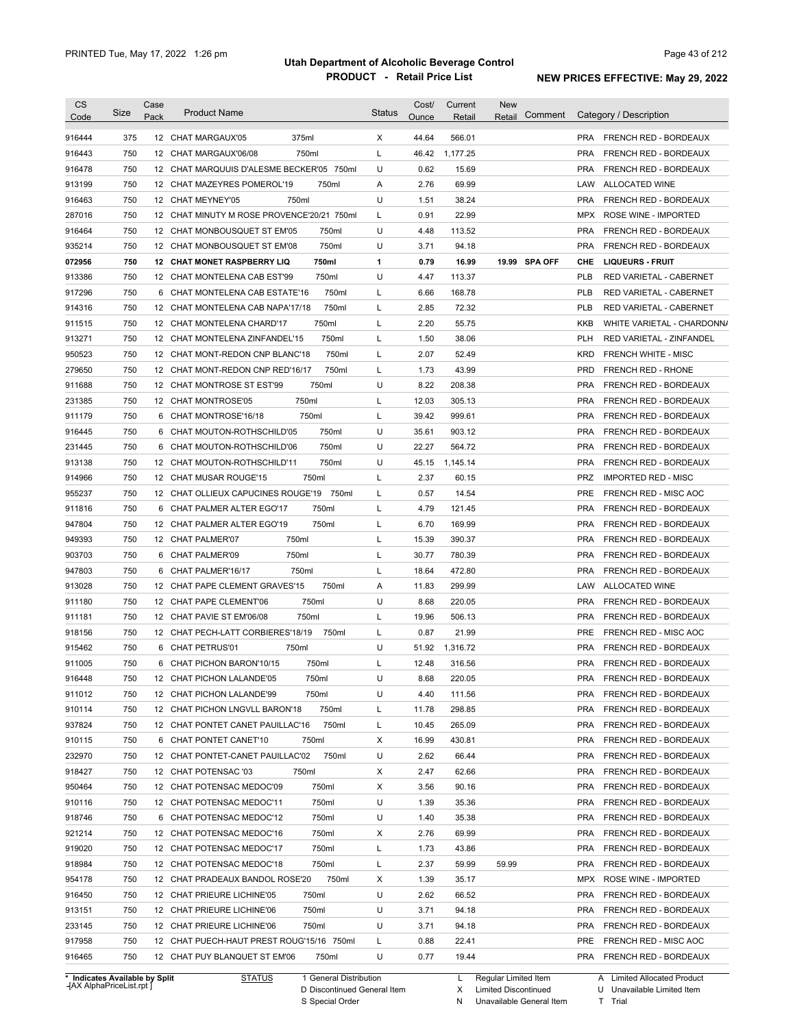# Utah Department of Alcoholic Beverage Control

## PRODUCT - Retail Price List

PRINTED Tue, May 17, 2022 1:26 pm

**NEW PRICES EFFECTIVE: May 29, 2022**

| CS Code | Size | Case Pack | Product Name | | Status | Cost/ Ounce | Current Retail | New Retail | Comment | Category / Description | |
|---|---|---|---|---|---|---|---|---|---|---|---|
| 916444 | 375 | 12 | CHAT MARGAUX'05 | 375ml | X | 44.64 | 566.01 | | | PRA | FRENCH RED - BORDEAUX |
| 916443 | 750 | 12 | CHAT MARGAUX'06/08 | 750ml | L | 46.42 | 1,177.25 | | | PRA | FRENCH RED - BORDEAUX |
| 916478 | 750 | 12 | CHAT MARQUUIS D'ALESME BECKER'05 | 750ml | U | 0.62 | 15.69 | | | PRA | FRENCH RED - BORDEAUX |
| 913199 | 750 | 12 | CHAT MAZEYRES POMEROL'19 | 750ml | A | 2.76 | 69.99 | | | LAW | ALLOCATED WINE |
| 916463 | 750 | 12 | CHAT MEYNEY'05 | 750ml | U | 1.51 | 38.24 | | | PRA | FRENCH RED - BORDEAUX |
| 287016 | 750 | 12 | CHAT MINUTY M ROSE PROVENCE'20/21 | 750ml | L | 0.91 | 22.99 | | | MPX | ROSE WINE - IMPORTED |
| 916464 | 750 | 12 | CHAT MONBOUSQUET ST EM'05 | 750ml | U | 4.48 | 113.52 | | | PRA | FRENCH RED - BORDEAUX |
| 935214 | 750 | 12 | CHAT MONBOUSQUET ST EM'08 | 750ml | U | 3.71 | 94.18 | | | PRA | FRENCH RED - BORDEAUX |
| **072956** | **750** | **12** | **CHAT MONET RASPBERRY LIQ** | **750ml** | **1** | **0.79** | **16.99** | **19.99** | **SPA OFF** | **CHE** | **LIQUEURS - FRUIT** |
| 913386 | 750 | 12 | CHAT MONTELENA CAB EST'99 | 750ml | U | 4.47 | 113.37 | | | PLB | RED VARIETAL - CABERNET |
| 917296 | 750 | 6 | CHAT MONTELENA CAB ESTATE'16 | 750ml | L | 6.66 | 168.78 | | | PLB | RED VARIETAL - CABERNET |
| 914316 | 750 | 12 | CHAT MONTELENA CAB NAPA'17/18 | 750ml | L | 2.85 | 72.32 | | | PLB | RED VARIETAL - CABERNET |
| 911515 | 750 | 12 | CHAT MONTELENA CHARD'17 | 750ml | L | 2.20 | 55.75 | | | KKB | WHITE VARIETAL - CHARDONNA |
| 913271 | 750 | 12 | CHAT MONTELENA ZINFANDEL'15 | 750ml | L | 1.50 | 38.06 | | | PLH | RED VARIETAL - ZINFANDEL |
| 950523 | 750 | 12 | CHAT MONT-REDON CNP BLANC'18 | 750ml | L | 2.07 | 52.49 | | | KRD | FRENCH WHITE - MISC |
| 279650 | 750 | 12 | CHAT MONT-REDON CNP RED'16/17 | 750ml | L | 1.73 | 43.99 | | | PRD | FRENCH RED - RHONE |
| 911688 | 750 | 12 | CHAT MONTROSE ST EST'99 | 750ml | U | 8.22 | 208.38 | | | PRA | FRENCH RED - BORDEAUX |
| 231385 | 750 | 12 | CHAT MONTROSE'05 | 750ml | L | 12.03 | 305.13 | | | PRA | FRENCH RED - BORDEAUX |
| 911179 | 750 | 6 | CHAT MONTROSE'16/18 | 750ml | L | 39.42 | 999.61 | | | PRA | FRENCH RED - BORDEAUX |
| 916445 | 750 | 6 | CHAT MOUTON-ROTHSCHILD'05 | 750ml | U | 35.61 | 903.12 | | | PRA | FRENCH RED - BORDEAUX |
| 231445 | 750 | 6 | CHAT MOUTON-ROTHSCHILD'06 | 750ml | U | 22.27 | 564.72 | | | PRA | FRENCH RED - BORDEAUX |
| 913138 | 750 | 12 | CHAT MOUTON-ROTHSCHILD'11 | 750ml | U | 45.15 | 1,145.14 | | | PRA | FRENCH RED - BORDEAUX |
| 914966 | 750 | 12 | CHAT MUSAR ROUGE'15 | 750ml | L | 2.37 | 60.15 | | | PRZ | IMPORTED RED - MISC |
| 955237 | 750 | 12 | CHAT OLLIEUX CAPUCINES ROUGE'19 | 750ml | L | 0.57 | 14.54 | | | PRE | FRENCH RED - MISC AOC |
| 911816 | 750 | 6 | CHAT PALMER ALTER EGO'17 | 750ml | L | 4.79 | 121.45 | | | PRA | FRENCH RED - BORDEAUX |
| 947804 | 750 | 12 | CHAT PALMER ALTER EGO'19 | 750ml | L | 6.70 | 169.99 | | | PRA | FRENCH RED - BORDEAUX |
| 949393 | 750 | 12 | CHAT PALMER'07 | 750ml | L | 15.39 | 390.37 | | | PRA | FRENCH RED - BORDEAUX |
| 903703 | 750 | 6 | CHAT PALMER'09 | 750ml | L | 30.77 | 780.39 | | | PRA | FRENCH RED - BORDEAUX |
| 947803 | 750 | 6 | CHAT PALMER'16/17 | 750ml | L | 18.64 | 472.80 | | | PRA | FRENCH RED - BORDEAUX |
| 913028 | 750 | 12 | CHAT PAPE CLEMENT GRAVES'15 | 750ml | A | 11.83 | 299.99 | | | LAW | ALLOCATED WINE |
| 911180 | 750 | 12 | CHAT PAPE CLEMENT'06 | 750ml | U | 8.68 | 220.05 | | | PRA | FRENCH RED - BORDEAUX |
| 911181 | 750 | 12 | CHAT PAVIE ST EM'06/08 | 750ml | L | 19.96 | 506.13 | | | PRA | FRENCH RED - BORDEAUX |
| 918156 | 750 | 12 | CHAT PECH-LATT CORBIERES'18/19 | 750ml | L | 0.87 | 21.99 | | | PRE | FRENCH RED - MISC AOC |
| 915462 | 750 | 6 | CHAT PETRUS'01 | 750ml | U | 51.92 | 1,316.72 | | | PRA | FRENCH RED - BORDEAUX |
| 911005 | 750 | 6 | CHAT PICHON BARON'10/15 | 750ml | L | 12.48 | 316.56 | | | PRA | FRENCH RED - BORDEAUX |
| 916448 | 750 | 12 | CHAT PICHON LALANDE'05 | 750ml | U | 8.68 | 220.05 | | | PRA | FRENCH RED - BORDEAUX |
| 911012 | 750 | 12 | CHAT PICHON LALANDE'99 | 750ml | U | 4.40 | 111.56 | | | PRA | FRENCH RED - BORDEAUX |
| 910114 | 750 | 12 | CHAT PICHON LNGVLL BARON'18 | 750ml | L | 11.78 | 298.85 | | | PRA | FRENCH RED - BORDEAUX |
| 937824 | 750 | 12 | CHAT PONTET CANET PAUILLAC'16 | 750ml | L | 10.45 | 265.09 | | | PRA | FRENCH RED - BORDEAUX |
| 910115 | 750 | 6 | CHAT PONTET CANET'10 | 750ml | X | 16.99 | 430.81 | | | PRA | FRENCH RED - BORDEAUX |
| 232970 | 750 | 12 | CHAT PONTET-CANET PAUILLAC'02 | 750ml | U | 2.62 | 66.44 | | | PRA | FRENCH RED - BORDEAUX |
| 918427 | 750 | 12 | CHAT POTENSAC '03 | 750ml | X | 2.47 | 62.66 | | | PRA | FRENCH RED - BORDEAUX |
| 950464 | 750 | 12 | CHAT POTENSAC MEDOC'09 | 750ml | X | 3.56 | 90.16 | | | PRA | FRENCH RED - BORDEAUX |
| 910116 | 750 | 12 | CHAT POTENSAC MEDOC'11 | 750ml | U | 1.39 | 35.36 | | | PRA | FRENCH RED - BORDEAUX |
| 918746 | 750 | 6 | CHAT POTENSAC MEDOC'12 | 750ml | U | 1.40 | 35.38 | | | PRA | FRENCH RED - BORDEAUX |
| 921214 | 750 | 12 | CHAT POTENSAC MEDOC'16 | 750ml | X | 2.76 | 69.99 | | | PRA | FRENCH RED - BORDEAUX |
| 919020 | 750 | 12 | CHAT POTENSAC MEDOC'17 | 750ml | L | 1.73 | 43.86 | | | PRA | FRENCH RED - BORDEAUX |
| 918984 | 750 | 12 | CHAT POTENSAC MEDOC'18 | 750ml | L | 2.37 | 59.99 | 59.99 | | PRA | FRENCH RED - BORDEAUX |
| 954178 | 750 | 12 | CHAT PRADEAUX BANDOL ROSE'20 | 750ml | X | 1.39 | 35.17 | | | MPX | ROSE WINE - IMPORTED |
| 916450 | 750 | 12 | CHAT PRIEURE LICHINE'05 | 750ml | U | 2.62 | 66.52 | | | PRA | FRENCH RED - BORDEAUX |
| 913151 | 750 | 12 | CHAT PRIEURE LICHINE'06 | 750ml | U | 3.71 | 94.18 | | | PRA | FRENCH RED - BORDEAUX |
| 233145 | 750 | 12 | CHAT PRIEURE LICHINE'06 | 750ml | U | 3.71 | 94.18 | | | PRA | FRENCH RED - BORDEAUX |
| 917958 | 750 | 12 | CHAT PUECH-HAUT PREST ROUG'15/16 | 750ml | L | 0.88 | 22.41 | | | PRE | FRENCH RED - MISC AOC |
| 916465 | 750 | 12 | CHAT PUY BLANQUET ST EM'06 | 750ml | U | 0.77 | 19.44 | | | PRA | FRENCH RED - BORDEAUX |

\* Indicates Available by Split
[AX AlphaPriceList.rpt]

**STATUS**
- 1 General Distribution
- D Discontinued General Item
- S Special Order
- L Regular Limited Item
- X Limited Discontinued
- N Unavailable General Item
- A Limited Allocated Product
- U Unavailable Limited Item
- T Trial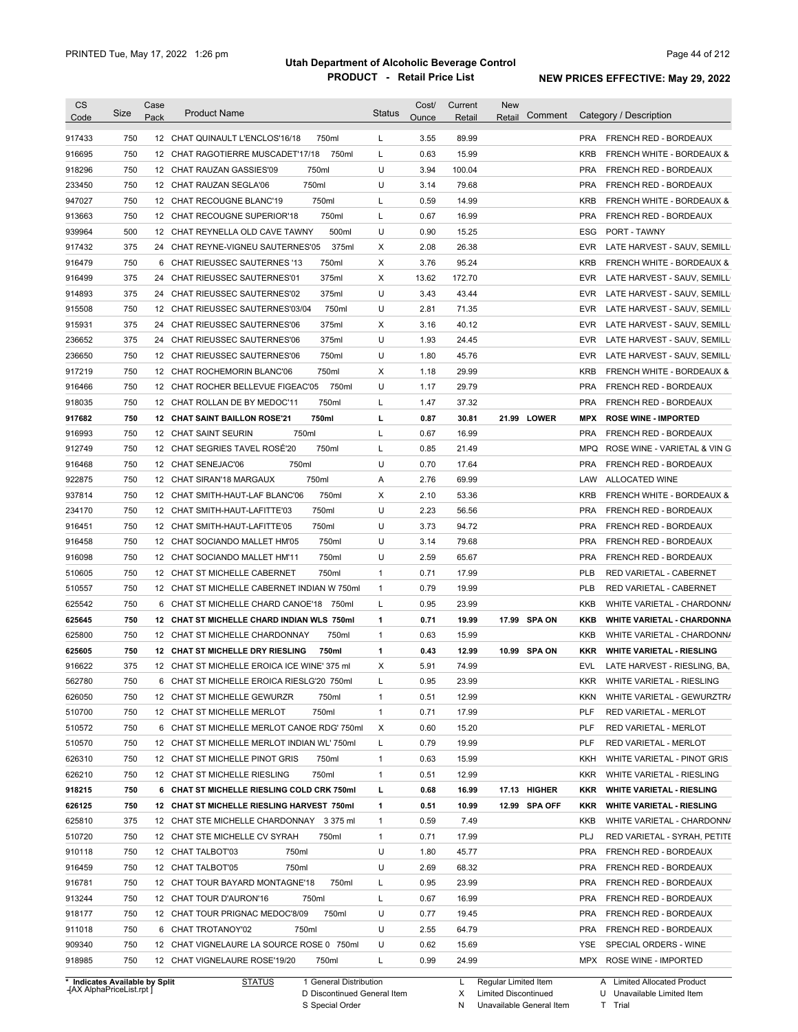# Utah Department of Alcoholic Beverage Control

## PRODUCT - Retail Price List

PRINTED Tue, May 17, 2022 1:26 pm

**NEW PRICES EFFECTIVE: May 29, 2022**

| CS Code | Size | Case Pack | Product Name | Status | Cost/ Ounce | Current Retail | New Retail | Comment | Category / Description |
|---|---|---|---|---|---|---|---|---|---|
| 917433 | 750 | 12 | CHAT QUINAULT L'ENCLOS'16/18 750ml | L | 3.55 | 89.99 | | | PRA FRENCH RED - BORDEAUX |
| 916695 | 750 | 12 | CHAT RAGOTIERRE MUSCADET'17/18 750ml | L | 0.63 | 15.99 | | | KRB FRENCH WHITE - BORDEAUX & |
| 918296 | 750 | 12 | CHAT RAUZAN GASSIES'09 750ml | U | 3.94 | 100.04 | | | PRA FRENCH RED - BORDEAUX |
| 233450 | 750 | 12 | CHAT RAUZAN SEGLA'06 750ml | U | 3.14 | 79.68 | | | PRA FRENCH RED - BORDEAUX |
| 947027 | 750 | 12 | CHAT RECOUGNE BLANC'19 750ml | L | 0.59 | 14.99 | | | KRB FRENCH WHITE - BORDEAUX & |
| 913663 | 750 | 12 | CHAT RECOUGNE SUPERIOR'18 750ml | L | 0.67 | 16.99 | | | PRA FRENCH RED - BORDEAUX |
| 939964 | 500 | 12 | CHAT REYNELLA OLD CAVE TAWNY 500ml | U | 0.90 | 15.25 | | | ESG PORT - TAWNY |
| 917432 | 375 | 24 | CHAT REYNE-VIGNEU SAUTERNES'05 375ml | X | 2.08 | 26.38 | | | EVR LATE HARVEST - SAUV, SEMILL |
| 916479 | 750 | 6 | CHAT RIEUSSEC SAUTERNES '13 750ml | X | 3.76 | 95.24 | | | KRB FRENCH WHITE - BORDEAUX & |
| 916499 | 375 | 24 | CHAT RIEUSSEC SAUTERNES'01 375ml | X | 13.62 | 172.70 | | | EVR LATE HARVEST - SAUV, SEMILL |
| 914893 | 375 | 24 | CHAT RIEUSSEC SAUTERNES'02 375ml | U | 3.43 | 43.44 | | | EVR LATE HARVEST - SAUV, SEMILL |
| 915508 | 750 | 12 | CHAT RIEUSSEC SAUTERNES'03/04 750ml | U | 2.81 | 71.35 | | | EVR LATE HARVEST - SAUV, SEMILL |
| 915931 | 375 | 24 | CHAT RIEUSSEC SAUTERNES'06 375ml | X | 3.16 | 40.12 | | | EVR LATE HARVEST - SAUV, SEMILL |
| 236652 | 375 | 24 | CHAT RIEUSSEC SAUTERNES'06 375ml | U | 1.93 | 24.45 | | | EVR LATE HARVEST - SAUV, SEMILL |
| 236650 | 750 | 12 | CHAT RIEUSSEC SAUTERNES'06 750ml | U | 1.80 | 45.76 | | | EVR LATE HARVEST - SAUV, SEMILL |
| 917219 | 750 | 12 | CHAT ROCHEMORIN BLANC'06 750ml | X | 1.18 | 29.99 | | | KRB FRENCH WHITE - BORDEAUX & |
| 916466 | 750 | 12 | CHAT ROCHER BELLEVUE FIGEAC'05 750ml | U | 1.17 | 29.79 | | | PRA FRENCH RED - BORDEAUX |
| 918035 | 750 | 12 | CHAT ROLLAN DE BY MEDOC'11 750ml | L | 1.47 | 37.32 | | | PRA FRENCH RED - BORDEAUX |
| **917682** | **750** | **12** | **CHAT SAINT BAILLON ROSE'21 750ml** | **L** | **0.87** | **30.81** | **21.99** | **LOWER** | **MPX ROSE WINE - IMPORTED** |
| 916993 | 750 | 12 | CHAT SAINT SEURIN 750ml | L | 0.67 | 16.99 | | | PRA FRENCH RED - BORDEAUX |
| 912749 | 750 | 12 | CHAT SEGRIES TAVEL ROSÉ'20 750ml | L | 0.85 | 21.49 | | | MPQ ROSE WINE - VARIETAL & VIN G |
| 916468 | 750 | 12 | CHAT SENEJAC'06 750ml | U | 0.70 | 17.64 | | | PRA FRENCH RED - BORDEAUX |
| 922875 | 750 | 12 | CHAT SIRAN'18 MARGAUX 750ml | A | 2.76 | 69.99 | | | LAW ALLOCATED WINE |
| 937814 | 750 | 12 | CHAT SMITH-HAUT-LAF BLANC'06 750ml | X | 2.10 | 53.36 | | | KRB FRENCH WHITE - BORDEAUX & |
| 234170 | 750 | 12 | CHAT SMITH-HAUT-LAFITTE'03 750ml | U | 2.23 | 56.56 | | | PRA FRENCH RED - BORDEAUX |
| 916451 | 750 | 12 | CHAT SMITH-HAUT-LAFITTE'05 750ml | U | 3.73 | 94.72 | | | PRA FRENCH RED - BORDEAUX |
| 916458 | 750 | 12 | CHAT SOCIANDO MALLET HM'05 750ml | U | 3.14 | 79.68 | | | PRA FRENCH RED - BORDEAUX |
| 916098 | 750 | 12 | CHAT SOCIANDO MALLET HM'11 750ml | U | 2.59 | 65.67 | | | PRA FRENCH RED - BORDEAUX |
| 510605 | 750 | 12 | CHAT ST MICHELLE CABERNET 750ml | 1 | 0.71 | 17.99 | | | PLB RED VARIETAL - CABERNET |
| 510557 | 750 | 12 | CHAT ST MICHELLE CABERNET INDIAN W 750ml | 1 | 0.79 | 19.99 | | | PLB RED VARIETAL - CABERNET |
| 625542 | 750 | 6 | CHAT ST MICHELLE CHARD CANOE'18 750ml | L | 0.95 | 23.99 | | | KKB WHITE VARIETAL - CHARDONNA |
| **625645** | **750** | **12** | **CHAT ST MICHELLE CHARD INDIAN WLS 750ml** | **1** | **0.71** | **19.99** | **17.99** | **SPA ON** | **KKB WHITE VARIETAL - CHARDONNA** |
| 625800 | 750 | 12 | CHAT ST MICHELLE CHARDONNAY 750ml | 1 | 0.63 | 15.99 | | | KKB WHITE VARIETAL - CHARDONNA |
| **625605** | **750** | **12** | **CHAT ST MICHELLE DRY RIESLING 750ml** | **1** | **0.43** | **12.99** | **10.99** | **SPA ON** | **KKR WHITE VARIETAL - RIESLING** |
| 916622 | 375 | 12 | CHAT ST MICHELLE EROICA ICE WINE' 375 ml | X | 5.91 | 74.99 | | | EVL LATE HARVEST - RIESLING, BA, |
| 562780 | 750 | 6 | CHAT ST MICHELLE EROICA RIESLG'20 750ml | L | 0.95 | 23.99 | | | KKR WHITE VARIETAL - RIESLING |
| 626050 | 750 | 12 | CHAT ST MICHELLE GEWURZR 750ml | 1 | 0.51 | 12.99 | | | KKN WHITE VARIETAL - GEWURZTRA |
| 510700 | 750 | 12 | CHAT ST MICHELLE MERLOT 750ml | 1 | 0.71 | 17.99 | | | PLF RED VARIETAL - MERLOT |
| 510572 | 750 | 6 | CHAT ST MICHELLE MERLOT CANOE RDG' 750ml | X | 0.60 | 15.20 | | | PLF RED VARIETAL - MERLOT |
| 510570 | 750 | 12 | CHAT ST MICHELLE MERLOT INDIAN WL' 750ml | L | 0.79 | 19.99 | | | PLF RED VARIETAL - MERLOT |
| 626310 | 750 | 12 | CHAT ST MICHELLE PINOT GRIS 750ml | 1 | 0.63 | 15.99 | | | KKH WHITE VARIETAL - PINOT GRIS |
| 626210 | 750 | 12 | CHAT ST MICHELLE RIESLING 750ml | 1 | 0.51 | 12.99 | | | KKR WHITE VARIETAL - RIESLING |
| **918215** | **750** | **6** | **CHAT ST MICHELLE RIESLING COLD CRK 750ml** | **L** | **0.68** | **16.99** | **17.13** | **HIGHER** | **KKR WHITE VARIETAL - RIESLING** |
| **626125** | **750** | **12** | **CHAT ST MICHELLE RIESLING HARVEST 750ml** | **1** | **0.51** | **10.99** | **12.99** | **SPA OFF** | **KKR WHITE VARIETAL - RIESLING** |
| 625810 | 375 | 12 | CHAT STE MICHELLE CHARDONNAY 3 375 ml | 1 | 0.59 | 7.49 | | | KKB WHITE VARIETAL - CHARDONNA |
| 510720 | 750 | 12 | CHAT STE MICHELLE CV SYRAH 750ml | 1 | 0.71 | 17.99 | | | PLJ RED VARIETAL - SYRAH, PETITE |
| 910118 | 750 | 12 | CHAT TALBOT'03 750ml | U | 1.80 | 45.77 | | | PRA FRENCH RED - BORDEAUX |
| 916459 | 750 | 12 | CHAT TALBOT'05 750ml | U | 2.69 | 68.32 | | | PRA FRENCH RED - BORDEAUX |
| 916781 | 750 | 12 | CHAT TOUR BAYARD MONTAGNE'18 750ml | L | 0.95 | 23.99 | | | PRA FRENCH RED - BORDEAUX |
| 913244 | 750 | 12 | CHAT TOUR D'AURON'16 750ml | L | 0.67 | 16.99 | | | PRA FRENCH RED - BORDEAUX |
| 918177 | 750 | 12 | CHAT TOUR PRIGNAC MEDOC'8/09 750ml | U | 0.77 | 19.45 | | | PRA FRENCH RED - BORDEAUX |
| 911018 | 750 | 6 | CHAT TROTANOY'02 750ml | U | 2.55 | 64.79 | | | PRA FRENCH RED - BORDEAUX |
| 909340 | 750 | 12 | CHAT VIGNELAURE LA SOURCE ROSE 0 750ml | U | 0.62 | 15.69 | | | YSE SPECIAL ORDERS - WINE |
| 918985 | 750 | 12 | CHAT VIGNELAURE ROSE'19/20 750ml | L | 0.99 | 24.99 | | | MPX ROSE WINE - IMPORTED |

\* Indicates Available by Split

STATUS: 1 General Distribution; D Discontinued General Item; S Special Order; L Regular Limited Item; X Limited Discontinued; N Unavailable General Item; A Limited Allocated Product; U Unavailable Limited Item; T Trial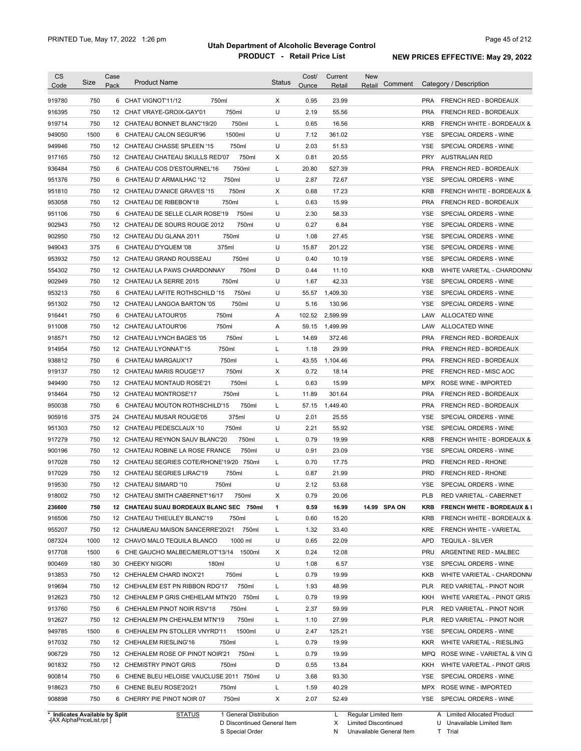# Utah Department of Alcoholic Beverage Control

## PRODUCT - Retail Price List

PRINTED Tue, May 17, 2022 1:26 pm

NEW PRICES EFFECTIVE: May 29, 2022

| CS Code | Size | Case Pack | Product Name | Status | Cost/ Ounce | Current Retail | New Retail | Comment | Category / Description |
|---|---|---|---|---|---|---|---|---|---|
| 919780 | 750 | 6 | CHAT VIGNOT'11/12 750ml | X | 0.95 | 23.99 | | | PRA FRENCH RED - BORDEAUX |
| 916395 | 750 | 12 | CHAT VRAYE-GROIX-GAY'01 750ml | U | 2.19 | 55.56 | | | PRA FRENCH RED - BORDEAUX |
| 919714 | 750 | 12 | CHATEAU BONNET BLANC'19/20 750ml | L | 0.65 | 16.56 | | | KRB FRENCH WHITE - BORDEAUX & |
| 949050 | 1500 | 6 | CHATEAU CALON SEGUR'96 1500ml | U | 7.12 | 361.02 | | | YSE SPECIAL ORDERS - WINE |
| 949946 | 750 | 12 | CHATEAU CHASSE SPLEEN '15 750ml | U | 2.03 | 51.53 | | | YSE SPECIAL ORDERS - WINE |
| 917165 | 750 | 12 | CHATEAU CHATEAU SKULLS RED'07 750ml | X | 0.81 | 20.55 | | | PRY AUSTRALIAN RED |
| 936484 | 750 | 6 | CHATEAU COS D'ESTOURNEL'16 750ml | L | 20.80 | 527.39 | | | PRA FRENCH RED - BORDEAUX |
| 951376 | 750 | 6 | CHATEAU D' ARMAILHAC '12 750ml | U | 2.87 | 72.67 | | | YSE SPECIAL ORDERS - WINE |
| 951810 | 750 | 12 | CHATEAU D'ANICE GRAVES '15 750ml | X | 0.68 | 17.23 | | | KRB FRENCH WHITE - BORDEAUX & |
| 953058 | 750 | 12 | CHATEAU DE RIBEBON'18 750ml | L | 0.63 | 15.99 | | | PRA FRENCH RED - BORDEAUX |
| 951106 | 750 | 6 | CHATEAU DE SELLE CLAIR ROSE'19 750ml | U | 2.30 | 58.33 | | | YSE SPECIAL ORDERS - WINE |
| 902943 | 750 | 12 | CHATEAU DE SOURS ROUGE 2012 750ml | U | 0.27 | 6.84 | | | YSE SPECIAL ORDERS - WINE |
| 902950 | 750 | 12 | CHATEAU DU GLANA 2011 750ml | U | 1.08 | 27.45 | | | YSE SPECIAL ORDERS - WINE |
| 949043 | 375 | 6 | CHATEAU D'YQUEM '08 375ml | U | 15.87 | 201.22 | | | YSE SPECIAL ORDERS - WINE |
| 953932 | 750 | 12 | CHATEAU GRAND ROUSSEAU 750ml | U | 0.40 | 10.19 | | | YSE SPECIAL ORDERS - WINE |
| 554302 | 750 | 12 | CHATEAU LA PAWS CHARDONNAY 750ml | D | 0.44 | 11.10 | | | KKB WHITE VARIETAL - CHARDONNA |
| 902949 | 750 | 12 | CHATEAU LA SERRE 2015 750ml | U | 1.67 | 42.33 | | | YSE SPECIAL ORDERS - WINE |
| 953213 | 750 | 6 | CHATEAU LAFITE ROTHSCHILD '15 750ml | U | 55.57 | 1,409.30 | | | YSE SPECIAL ORDERS - WINE |
| 951302 | 750 | 12 | CHATEAU LANGOA BARTON '05 750ml | U | 5.16 | 130.96 | | | YSE SPECIAL ORDERS - WINE |
| 916441 | 750 | 6 | CHATEAU LATOUR'05 750ml | A | 102.52 | 2,599.99 | | | LAW ALLOCATED WINE |
| 911008 | 750 | 12 | CHATEAU LATOUR'06 750ml | A | 59.15 | 1,499.99 | | | LAW ALLOCATED WINE |
| 918571 | 750 | 12 | CHATEAU LYNCH BAGES '05 750ml | L | 14.69 | 372.46 | | | PRA FRENCH RED - BORDEAUX |
| 914954 | 750 | 12 | CHATEAU LYONNAT'15 750ml | L | 1.18 | 29.99 | | | PRA FRENCH RED - BORDEAUX |
| 938812 | 750 | 6 | CHATEAU MARGAUX'17 750ml | L | 43.55 | 1,104.46 | | | PRA FRENCH RED - BORDEAUX |
| 919137 | 750 | 12 | CHATEAU MARIS ROUGE'17 750ml | X | 0.72 | 18.14 | | | PRE FRENCH RED - MISC AOC |
| 949490 | 750 | 12 | CHATEAU MONTAUD ROSE'21 750ml | L | 0.63 | 15.99 | | | MPX ROSE WINE - IMPORTED |
| 918464 | 750 | 12 | CHATEAU MONTROSE'17 750ml | L | 11.89 | 301.64 | | | PRA FRENCH RED - BORDEAUX |
| 950038 | 750 | 6 | CHATEAU MOUTON ROTHSCHILD'15 750ml | L | 57.15 | 1,449.40 | | | PRA FRENCH RED - BORDEAUX |
| 905916 | 375 | 24 | CHATEAU MUSAR ROUGE'05 375ml | U | 2.01 | 25.55 | | | YSE SPECIAL ORDERS - WINE |
| 951303 | 750 | 12 | CHATEAU PEDESCLAUX '10 750ml | U | 2.21 | 55.92 | | | YSE SPECIAL ORDERS - WINE |
| 917279 | 750 | 12 | CHATEAU REYNON SAUV BLANC'20 750ml | L | 0.79 | 19.99 | | | KRB FRENCH WHITE - BORDEAUX & |
| 900196 | 750 | 12 | CHATEAU ROBINE LA ROSE FRANCE 750ml | U | 0.91 | 23.09 | | | YSE SPECIAL ORDERS - WINE |
| 917028 | 750 | 12 | CHATEAU SEGRIES COTE/RHONE'19/20 750ml | L | 0.70 | 17.75 | | | PRD FRENCH RED - RHONE |
| 917029 | 750 | 12 | CHATEAU SEGRIES LIRAC'19 750ml | L | 0.87 | 21.99 | | | PRD FRENCH RED - RHONE |
| 919530 | 750 | 12 | CHATEAU SIMARD '10 750ml | U | 2.12 | 53.68 | | | YSE SPECIAL ORDERS - WINE |
| 918002 | 750 | 12 | CHATEAU SMITH CABERNET'16/17 750ml | X | 0.79 | 20.06 | | | PLB RED VARIETAL - CABERNET |
| **236600** | **750** | **12** | **CHATEAU SUAU BORDEAUX BLANC SEC 750ml** | **1** | **0.59** | **16.99** | **14.99** | **SPA ON** | **KRB FRENCH WHITE - BORDEAUX & I** |
| 916506 | 750 | 12 | CHATEAU THIEULEY BLANC'19 750ml | L | 0.60 | 15.20 | | | KRB FRENCH WHITE - BORDEAUX & |
| 955207 | 750 | 12 | CHAUMEAU MAISON SANCERRE'20/21 750ml | L | 1.32 | 33.40 | | | KRE FRENCH WHITE - VARIETAL |
| 087324 | 1000 | 12 | CHAVO MALO TEQUILA BLANCO 1000 ml | U | 0.65 | 22.09 | | | APD TEQUILA - SILVER |
| 917708 | 1500 | 6 | CHE GAUCHO MALBEC/MERLOT'13/14 1500ml | X | 0.24 | 12.08 | | | PRU ARGENTINE RED - MALBEC |
| 900469 | 180 | 30 | CHEEKY NIGORI 180ml | U | 1.08 | 6.57 | | | YSE SPECIAL ORDERS - WINE |
| 913853 | 750 | 12 | CHEHALEM CHARD INOX'21 750ml | L | 0.79 | 19.99 | | | KKB WHITE VARIETAL - CHARDONNA |
| 919694 | 750 | 12 | CHEHALEM EST PN RIBBON RDG'17 750ml | L | 1.93 | 48.99 | | | PLR RED VARIETAL - PINOT NOIR |
| 912623 | 750 | 12 | CHEHALEM P GRIS CHEHELAM MTN'20 750ml | L | 0.79 | 19.99 | | | KKH WHITE VARIETAL - PINOT GRIS |
| 913760 | 750 | 6 | CHEHALEM PINOT NOIR RSV'18 750ml | L | 2.37 | 59.99 | | | PLR RED VARIETAL - PINOT NOIR |
| 912627 | 750 | 12 | CHEHALEM PN CHEHALEM MTN'19 750ml | L | 1.10 | 27.99 | | | PLR RED VARIETAL - PINOT NOIR |
| 949785 | 1500 | 6 | CHEHALEM PN STOLLER VNYRD'11 1500ml | U | 2.47 | 125.21 | | | YSE SPECIAL ORDERS - WINE |
| 917032 | 750 | 12 | CHEHALEM RIESLING'16 750ml | L | 0.79 | 19.99 | | | KKR WHITE VARIETAL - RIESLING |
| 906729 | 750 | 12 | CHEHALEM ROSE OF PINOT NOIR'21 750ml | L | 0.79 | 19.99 | | | MPQ ROSE WINE - VARIETAL & VIN G |
| 901832 | 750 | 12 | CHEMISTRY PINOT GRIS 750ml | D | 0.55 | 13.84 | | | KKH WHITE VARIETAL - PINOT GRIS |
| 900814 | 750 | 6 | CHENE BLEU HELOISE VAUCLUSE 2011 750ml | U | 3.68 | 93.30 | | | YSE SPECIAL ORDERS - WINE |
| 918623 | 750 | 6 | CHENE BLEU ROSE'20/21 750ml | L | 1.59 | 40.29 | | | MPX ROSE WINE - IMPORTED |
| 908898 | 750 | 6 | CHERRY PIE PINOT NOIR 07 750ml | X | 2.07 | 52.49 | | | YSE SPECIAL ORDERS - WINE |

* Indicates Available by Split

STATUS: 1 General Distribution; D Discontinued General Item; S Special Order; L Regular Limited Item; X Limited Discontinued; N Unavailable General Item; A Limited Allocated Product; U Unavailable Limited Item; T Trial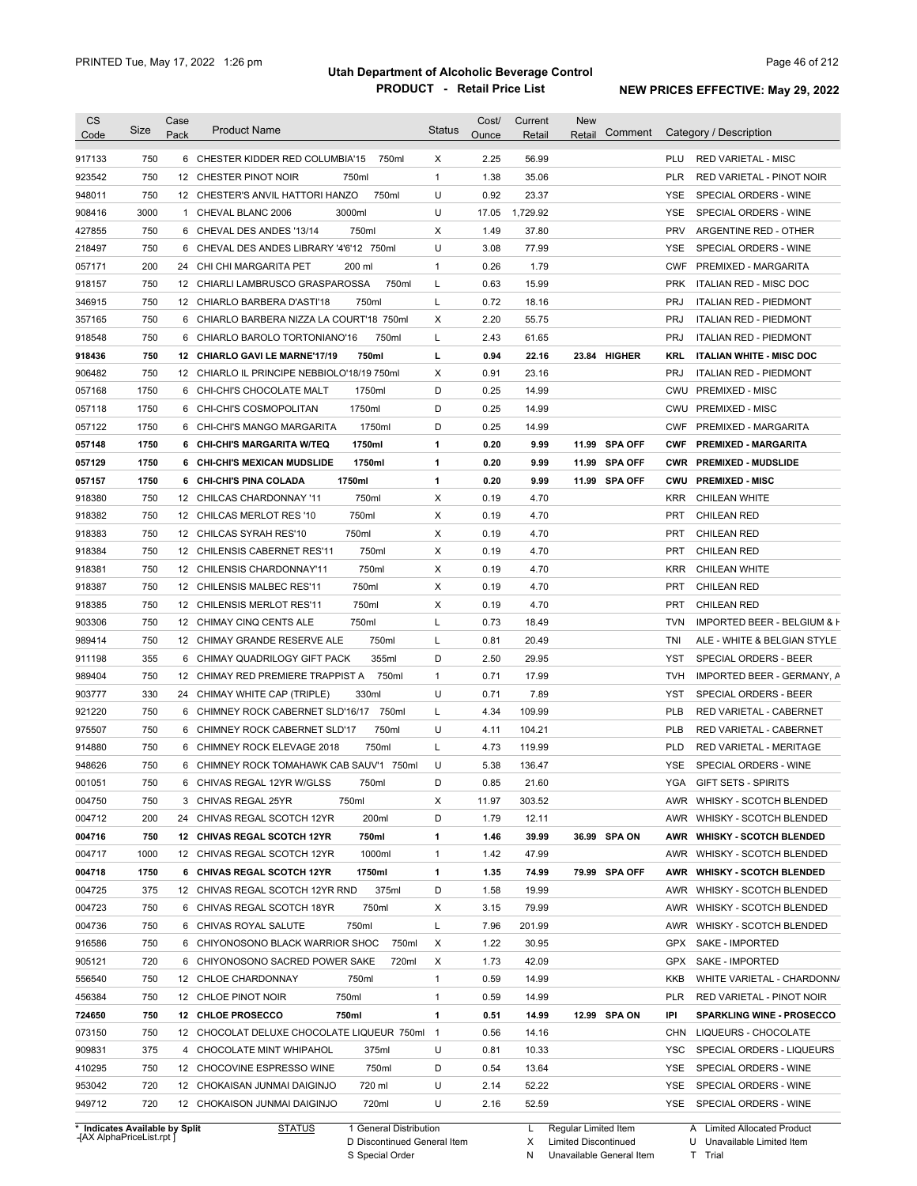# Utah Department of Alcoholic Beverage Control
## PRODUCT - Retail Price List

PRINTED Tue, May 17, 2022 1:26 pm

**NEW PRICES EFFECTIVE: May 29, 2022**

| CS Code | Size | Case Pack | Product Name | Status | Cost/ Ounce | Current Retail | New Retail | Comment | Category / Description |
|---|---|---|---|---|---|---|---|---|---|
| 917133 | 750 | 6 | CHESTER KIDDER RED COLUMBIA'15 750ml | X | 2.25 | 56.99 | | | PLU RED VARIETAL - MISC |
| 923542 | 750 | 12 | CHESTER PINOT NOIR 750ml | 1 | 1.38 | 35.06 | | | PLR RED VARIETAL - PINOT NOIR |
| 948011 | 750 | 12 | CHESTER'S ANVIL HATTORI HANZO 750ml | U | 0.92 | 23.37 | | | YSE SPECIAL ORDERS - WINE |
| 908416 | 3000 | 1 | CHEVAL BLANC 2006 3000ml | U | 17.05 | 1,729.92 | | | YSE SPECIAL ORDERS - WINE |
| 427855 | 750 | 6 | CHEVAL DES ANDES '13/14 750ml | X | 1.49 | 37.80 | | | PRV ARGENTINE RED - OTHER |
| 218497 | 750 | 6 | CHEVAL DES ANDES LIBRARY '4'6'12 750ml | U | 3.08 | 77.99 | | | YSE SPECIAL ORDERS - WINE |
| 057171 | 200 | 24 | CHI CHI MARGARITA PET 200 ml | 1 | 0.26 | 1.79 | | | CWF PREMIXED - MARGARITA |
| 918157 | 750 | 12 | CHIARLI LAMBRUSCO GRASPAROSSA 750ml | L | 0.63 | 15.99 | | | PRK ITALIAN RED - MISC DOC |
| 346915 | 750 | 12 | CHIARLO BARBERA D'ASTI'18 750ml | L | 0.72 | 18.16 | | | PRJ ITALIAN RED - PIEDMONT |
| 357165 | 750 | 6 | CHIARLO BARBERA NIZZA LA COURT'18 750ml | X | 2.20 | 55.75 | | | PRJ ITALIAN RED - PIEDMONT |
| 918548 | 750 | 6 | CHIARLO BAROLO TORTONIANO'16 750ml | L | 2.43 | 61.65 | | | PRJ ITALIAN RED - PIEDMONT |
| **918436** | **750** | **12** | **CHIARLO GAVI LE MARNE'17/19 750ml** | **L** | **0.94** | **22.16** | **23.84** | **HIGHER** | **KRL ITALIAN WHITE - MISC DOC** |
| 906482 | 750 | 12 | CHIARLO IL PRINCIPE NEBBIOLO'18/19 750ml | X | 0.91 | 23.16 | | | PRJ ITALIAN RED - PIEDMONT |
| 057168 | 1750 | 6 | CHI-CHI'S CHOCOLATE MALT 1750ml | D | 0.25 | 14.99 | | | CWU PREMIXED - MISC |
| 057118 | 1750 | 6 | CHI-CHI'S COSMOPOLITAN 1750ml | D | 0.25 | 14.99 | | | CWU PREMIXED - MISC |
| 057122 | 1750 | 6 | CHI-CHI'S MANGO MARGARITA 1750ml | D | 0.25 | 14.99 | | | CWF PREMIXED - MARGARITA |
| **057148** | **1750** | **6** | **CHI-CHI'S MARGARITA W/TEQ 1750ml** | **1** | **0.20** | **9.99** | **11.99** | **SPA OFF** | **CWF PREMIXED - MARGARITA** |
| **057129** | **1750** | **6** | **CHI-CHI'S MEXICAN MUDSLIDE 1750ml** | **1** | **0.20** | **9.99** | **11.99** | **SPA OFF** | **CWR PREMIXED - MUDSLIDE** |
| **057157** | **1750** | **6** | **CHI-CHI'S PINA COLADA 1750ml** | **1** | **0.20** | **9.99** | **11.99** | **SPA OFF** | **CWU PREMIXED - MISC** |
| 918380 | 750 | 12 | CHILCAS CHARDONNAY '11 750ml | X | 0.19 | 4.70 | | | KRR CHILEAN WHITE |
| 918382 | 750 | 12 | CHILCAS MERLOT RES '10 750ml | X | 0.19 | 4.70 | | | PRT CHILEAN RED |
| 918383 | 750 | 12 | CHILCAS SYRAH RES'10 750ml | X | 0.19 | 4.70 | | | PRT CHILEAN RED |
| 918384 | 750 | 12 | CHILENSIS CABERNET RES'11 750ml | X | 0.19 | 4.70 | | | PRT CHILEAN RED |
| 918381 | 750 | 12 | CHILENSIS CHARDONNAY'11 750ml | X | 0.19 | 4.70 | | | KRR CHILEAN WHITE |
| 918387 | 750 | 12 | CHILENSIS MALBEC RES'11 750ml | X | 0.19 | 4.70 | | | PRT CHILEAN RED |
| 918385 | 750 | 12 | CHILENSIS MERLOT RES'11 750ml | X | 0.19 | 4.70 | | | PRT CHILEAN RED |
| 903306 | 750 | 12 | CHIMAY CINQ CENTS ALE 750ml | L | 0.73 | 18.49 | | | TVN IMPORTED BEER - BELGIUM & H |
| 989414 | 750 | 12 | CHIMAY GRANDE RESERVE ALE 750ml | L | 0.81 | 20.49 | | | TNI ALE - WHITE & BELGIAN STYLE |
| 911198 | 355 | 6 | CHIMAY QUADRILOGY GIFT PACK 355ml | D | 2.50 | 29.95 | | | YST SPECIAL ORDERS - BEER |
| 989404 | 750 | 12 | CHIMAY RED PREMIERE TRAPPIST A 750ml | 1 | 0.71 | 17.99 | | | TVH IMPORTED BEER - GERMANY, A |
| 903777 | 330 | 24 | CHIMAY WHITE CAP (TRIPLE) 330ml | U | 0.71 | 7.89 | | | YST SPECIAL ORDERS - BEER |
| 921220 | 750 | 6 | CHIMNEY ROCK CABERNET SLD'16/17 750ml | L | 4.34 | 109.99 | | | PLB RED VARIETAL - CABERNET |
| 975507 | 750 | 6 | CHIMNEY ROCK CABERNET SLD'17 750ml | U | 4.11 | 104.21 | | | PLB RED VARIETAL - CABERNET |
| 914880 | 750 | 6 | CHIMNEY ROCK ELEVAGE 2018 750ml | L | 4.73 | 119.99 | | | PLD RED VARIETAL - MERITAGE |
| 948626 | 750 | 6 | CHIMNEY ROCK TOMAHAWK CAB SAUV'1 750ml | U | 5.38 | 136.47 | | | YSE SPECIAL ORDERS - WINE |
| 001051 | 750 | 6 | CHIVAS REGAL 12YR W/GLSS 750ml | D | 0.85 | 21.60 | | | YGA GIFT SETS - SPIRITS |
| 004750 | 750 | 3 | CHIVAS REGAL 25YR 750ml | X | 11.97 | 303.52 | | | AWR WHISKY - SCOTCH BLENDED |
| 004712 | 200 | 24 | CHIVAS REGAL SCOTCH 12YR 200ml | D | 1.79 | 12.11 | | | AWR WHISKY - SCOTCH BLENDED |
| **004716** | **750** | **12** | **CHIVAS REGAL SCOTCH 12YR 750ml** | **1** | **1.46** | **39.99** | **36.99** | **SPA ON** | **AWR WHISKY - SCOTCH BLENDED** |
| 004717 | 1000 | 12 | CHIVAS REGAL SCOTCH 12YR 1000ml | 1 | 1.42 | 47.99 | | | AWR WHISKY - SCOTCH BLENDED |
| **004718** | **1750** | **6** | **CHIVAS REGAL SCOTCH 12YR 1750ml** | **1** | **1.35** | **74.99** | **79.99** | **SPA OFF** | **AWR WHISKY - SCOTCH BLENDED** |
| 004725 | 375 | 12 | CHIVAS REGAL SCOTCH 12YR RND 375ml | D | 1.58 | 19.99 | | | AWR WHISKY - SCOTCH BLENDED |
| 004723 | 750 | 6 | CHIVAS REGAL SCOTCH 18YR 750ml | X | 3.15 | 79.99 | | | AWR WHISKY - SCOTCH BLENDED |
| 004736 | 750 | 6 | CHIVAS ROYAL SALUTE 750ml | L | 7.96 | 201.99 | | | AWR WHISKY - SCOTCH BLENDED |
| 916586 | 750 | 6 | CHIYONOSONO BLACK WARRIOR SHOC 750ml | X | 1.22 | 30.95 | | | GPX SAKE - IMPORTED |
| 905121 | 720 | 6 | CHIYONOSONO SACRED POWER SAKE 720ml | X | 1.73 | 42.09 | | | GPX SAKE - IMPORTED |
| 556540 | 750 | 12 | CHLOE CHARDONNAY 750ml | 1 | 0.59 | 14.99 | | | KKB WHITE VARIETAL - CHARDONNA |
| 456384 | 750 | 12 | CHLOE PINOT NOIR 750ml | 1 | 0.59 | 14.99 | | | PLR RED VARIETAL - PINOT NOIR |
| **724650** | **750** | **12** | **CHLOE PROSECCO 750ml** | **1** | **0.51** | **14.99** | **12.99** | **SPA ON** | **IPI SPARKLING WINE - PROSECCO** |
| 073150 | 750 | 12 | CHOCOLAT DELUXE CHOCOLATE LIQUEUR 750ml | 1 | 0.56 | 14.16 | | | CHN LIQUEURS - CHOCOLATE |
| 909831 | 375 | 4 | CHOCOLATE MINT WHIPAHOL 375ml | U | 0.81 | 10.33 | | | YSC SPECIAL ORDERS - LIQUEURS |
| 410295 | 750 | 12 | CHOCOVINE ESPRESSO WINE 750ml | D | 0.54 | 13.64 | | | YSE SPECIAL ORDERS - WINE |
| 953042 | 720 | 12 | CHOKAISAN JUNMAI DAIGINJO 720 ml | U | 2.14 | 52.22 | | | YSE SPECIAL ORDERS - WINE |
| 949712 | 720 | 12 | CHOKAISON JUNMAI DAIGINJO 720ml | U | 2.16 | 52.59 | | | YSE SPECIAL ORDERS - WINE |

\* Indicates Available by Split
[AX AlphaPriceList.rpt]

STATUS: 1 General Distribution; D Discontinued General Item; S Special Order; L Regular Limited Item; X Limited Discontinued; N Unavailable General Item; A Limited Allocated Product; U Unavailable Limited Item; T Trial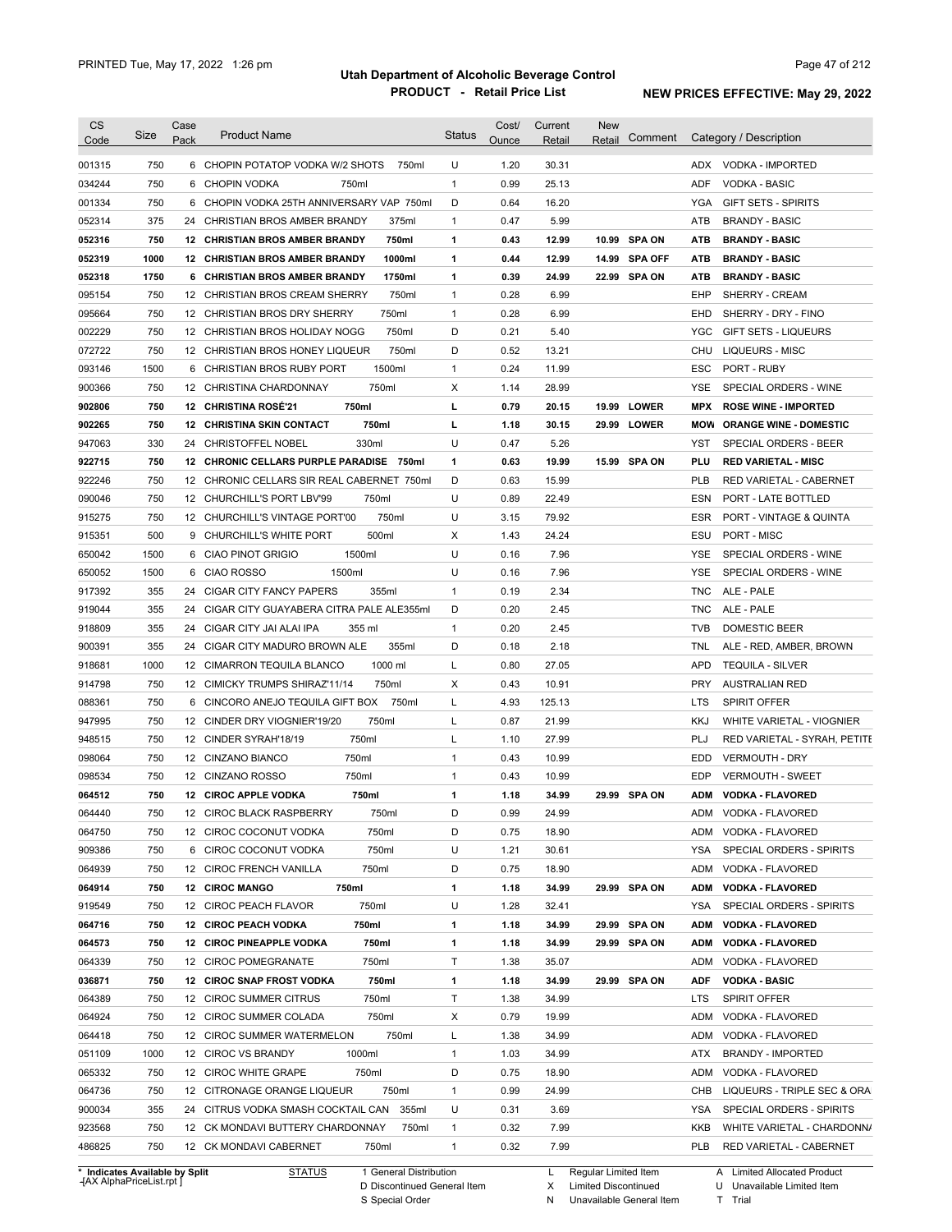# Utah Department of Alcoholic Beverage Control

## PRODUCT - Retail Price List

PRINTED Tue, May 17, 2022 1:26 pm

**NEW PRICES EFFECTIVE: May 29, 2022**

| CS Code | Size | Case Pack | Product Name | Status | Cost/ Ounce | Current Retail | New Retail | Comment | Category / Description |
|---|---|---|---|---|---|---|---|---|---|
| 001315 | 750 | 6 | CHOPIN POTATOP VODKA W/2 SHOTS 750ml | U | 1.20 | 30.31 | | | ADX VODKA - IMPORTED |
| 034244 | 750 | 6 | CHOPIN VODKA 750ml | 1 | 0.99 | 25.13 | | | ADF VODKA - BASIC |
| 001334 | 750 | 6 | CHOPIN VODKA 25TH ANNIVERSARY VAP 750ml | D | 0.64 | 16.20 | | | YGA GIFT SETS - SPIRITS |
| 052314 | 375 | 24 | CHRISTIAN BROS AMBER BRANDY 375ml | 1 | 0.47 | 5.99 | | | ATB BRANDY - BASIC |
| **052316** | **750** | **12** | **CHRISTIAN BROS AMBER BRANDY 750ml** | **1** | **0.43** | **12.99** | **10.99** | **SPA ON** | **ATB BRANDY - BASIC** |
| **052319** | **1000** | **12** | **CHRISTIAN BROS AMBER BRANDY 1000ml** | **1** | **0.44** | **12.99** | **14.99** | **SPA OFF** | **ATB BRANDY - BASIC** |
| **052318** | **1750** | **6** | **CHRISTIAN BROS AMBER BRANDY 1750ml** | **1** | **0.39** | **24.99** | **22.99** | **SPA ON** | **ATB BRANDY - BASIC** |
| 095154 | 750 | 12 | CHRISTIAN BROS CREAM SHERRY 750ml | 1 | 0.28 | 6.99 | | | EHP SHERRY - CREAM |
| 095664 | 750 | 12 | CHRISTIAN BROS DRY SHERRY 750ml | 1 | 0.28 | 6.99 | | | EHD SHERRY - DRY - FINO |
| 002229 | 750 | 12 | CHRISTIAN BROS HOLIDAY NOGG 750ml | D | 0.21 | 5.40 | | | YGC GIFT SETS - LIQUEURS |
| 072722 | 750 | 12 | CHRISTIAN BROS HONEY LIQUEUR 750ml | D | 0.52 | 13.21 | | | CHU LIQUEURS - MISC |
| 093146 | 1500 | 6 | CHRISTIAN BROS RUBY PORT 1500ml | 1 | 0.24 | 11.99 | | | ESC PORT - RUBY |
| 900366 | 750 | 12 | CHRISTINA CHARDONNAY 750ml | X | 1.14 | 28.99 | | | YSE SPECIAL ORDERS - WINE |
| **902806** | **750** | **12** | **CHRISTINA ROSÉ'21 750ml** | **L** | **0.79** | **20.15** | **19.99** | **LOWER** | **MPX ROSE WINE - IMPORTED** |
| **902265** | **750** | **12** | **CHRISTINA SKIN CONTACT 750ml** | **L** | **1.18** | **30.15** | **29.99** | **LOWER** | **MOW ORANGE WINE - DOMESTIC** |
| 947063 | 330 | 24 | CHRISTOFFEL NOBEL 330ml | U | 0.47 | 5.26 | | | YST SPECIAL ORDERS - BEER |
| **922715** | **750** | **12** | **CHRONIC CELLARS PURPLE PARADISE 750ml** | **1** | **0.63** | **19.99** | **15.99** | **SPA ON** | **PLU RED VARIETAL - MISC** |
| 922246 | 750 | 12 | CHRONIC CELLARS SIR REAL CABERNET 750ml | D | 0.63 | 15.99 | | | PLB RED VARIETAL - CABERNET |
| 090046 | 750 | 12 | CHURCHILL'S PORT LBV'99 750ml | U | 0.89 | 22.49 | | | ESN PORT - LATE BOTTLED |
| 915275 | 750 | 12 | CHURCHILL'S VINTAGE PORT'00 750ml | U | 3.15 | 79.92 | | | ESR PORT - VINTAGE & QUINTA |
| 915351 | 500 | 9 | CHURCHILL'S WHITE PORT 500ml | X | 1.43 | 24.24 | | | ESU PORT - MISC |
| 650042 | 1500 | 6 | CIAO PINOT GRIGIO 1500ml | U | 0.16 | 7.96 | | | YSE SPECIAL ORDERS - WINE |
| 650052 | 1500 | 6 | CIAO ROSSO 1500ml | U | 0.16 | 7.96 | | | YSE SPECIAL ORDERS - WINE |
| 917392 | 355 | 24 | CIGAR CITY FANCY PAPERS 355ml | 1 | 0.19 | 2.34 | | | TNC ALE - PALE |
| 919044 | 355 | 24 | CIGAR CITY GUAYABERA CITRA PALE ALE355ml | D | 0.20 | 2.45 | | | TNC ALE - PALE |
| 918809 | 355 | 24 | CIGAR CITY JAI ALAI IPA 355 ml | 1 | 0.20 | 2.45 | | | TVB DOMESTIC BEER |
| 900391 | 355 | 24 | CIGAR CITY MADURO BROWN ALE 355ml | D | 0.18 | 2.18 | | | TNL ALE - RED, AMBER, BROWN |
| 918681 | 1000 | 12 | CIMARRON TEQUILA BLANCO 1000 ml | L | 0.80 | 27.05 | | | APD TEQUILA - SILVER |
| 914798 | 750 | 12 | CIMICKY TRUMPS SHIRAZ'11/14 750ml | X | 0.43 | 10.91 | | | PRY AUSTRALIAN RED |
| 088361 | 750 | 6 | CINCORO ANEJO TEQUILA GIFT BOX 750ml | L | 4.93 | 125.13 | | | LTS SPIRIT OFFER |
| 947995 | 750 | 12 | CINDER DRY VIOGNIER'19/20 750ml | L | 0.87 | 21.99 | | | KKJ WHITE VARIETAL - VIOGNIER |
| 948515 | 750 | 12 | CINDER SYRAH'18/19 750ml | L | 1.10 | 27.99 | | | PLJ RED VARIETAL - SYRAH, PETITE |
| 098064 | 750 | 12 | CINZANO BIANCO 750ml | 1 | 0.43 | 10.99 | | | EDD VERMOUTH - DRY |
| 098534 | 750 | 12 | CINZANO ROSSO 750ml | 1 | 0.43 | 10.99 | | | EDP VERMOUTH - SWEET |
| **064512** | **750** | **12** | **CIROC APPLE VODKA 750ml** | **1** | **1.18** | **34.99** | **29.99** | **SPA ON** | **ADM VODKA - FLAVORED** |
| 064440 | 750 | 12 | CIROC BLACK RASPBERRY 750ml | D | 0.99 | 24.99 | | | ADM VODKA - FLAVORED |
| 064750 | 750 | 12 | CIROC COCONUT VODKA 750ml | D | 0.75 | 18.90 | | | ADM VODKA - FLAVORED |
| 909386 | 750 | 6 | CIROC COCONUT VODKA 750ml | U | 1.21 | 30.61 | | | YSA SPECIAL ORDERS - SPIRITS |
| 064939 | 750 | 12 | CIROC FRENCH VANILLA 750ml | D | 0.75 | 18.90 | | | ADM VODKA - FLAVORED |
| **064914** | **750** | **12** | **CIROC MANGO 750ml** | **1** | **1.18** | **34.99** | **29.99** | **SPA ON** | **ADM VODKA - FLAVORED** |
| 919549 | 750 | 12 | CIROC PEACH FLAVOR 750ml | U | 1.28 | 32.41 | | | YSA SPECIAL ORDERS - SPIRITS |
| **064716** | **750** | **12** | **CIROC PEACH VODKA 750ml** | **1** | **1.18** | **34.99** | **29.99** | **SPA ON** | **ADM VODKA - FLAVORED** |
| **064573** | **750** | **12** | **CIROC PINEAPPLE VODKA 750ml** | **1** | **1.18** | **34.99** | **29.99** | **SPA ON** | **ADM VODKA - FLAVORED** |
| 064339 | 750 | 12 | CIROC POMEGRANATE 750ml | T | 1.38 | 35.07 | | | ADM VODKA - FLAVORED |
| **036871** | **750** | **12** | **CIROC SNAP FROST VODKA 750ml** | **1** | **1.18** | **34.99** | **29.99** | **SPA ON** | **ADF VODKA - BASIC** |
| 064389 | 750 | 12 | CIROC SUMMER CITRUS 750ml | T | 1.38 | 34.99 | | | LTS SPIRIT OFFER |
| 064924 | 750 | 12 | CIROC SUMMER COLADA 750ml | X | 0.79 | 19.99 | | | ADM VODKA - FLAVORED |
| 064418 | 750 | 12 | CIROC SUMMER WATERMELON 750ml | L | 1.38 | 34.99 | | | ADM VODKA - FLAVORED |
| 051109 | 1000 | 12 | CIROC VS BRANDY 1000ml | 1 | 1.03 | 34.99 | | | ATX BRANDY - IMPORTED |
| 065332 | 750 | 12 | CIROC WHITE GRAPE 750ml | D | 0.75 | 18.90 | | | ADM VODKA - FLAVORED |
| 064736 | 750 | 12 | CITRONAGE ORANGE LIQUEUR 750ml | 1 | 0.99 | 24.99 | | | CHB LIQUEURS - TRIPLE SEC & ORA |
| 900034 | 355 | 24 | CITRUS VODKA SMASH COCKTAIL CAN 355ml | U | 0.31 | 3.69 | | | YSA SPECIAL ORDERS - SPIRITS |
| 923568 | 750 | 12 | CK MONDAVI BUTTERY CHARDONNAY 750ml | 1 | 0.32 | 7.99 | | | KKB WHITE VARIETAL - CHARDONNA |
| 486825 | 750 | 12 | CK MONDAVI CABERNET 750ml | 1 | 0.32 | 7.99 | | | PLB RED VARIETAL - CABERNET |

\* Indicates Available by Split

STATUS: 1 General Distribution; D Discontinued General Item; S Special Order; L Regular Limited Item; X Limited Discontinued; N Unavailable General Item; A Limited Allocated Product; U Unavailable Limited Item; T Trial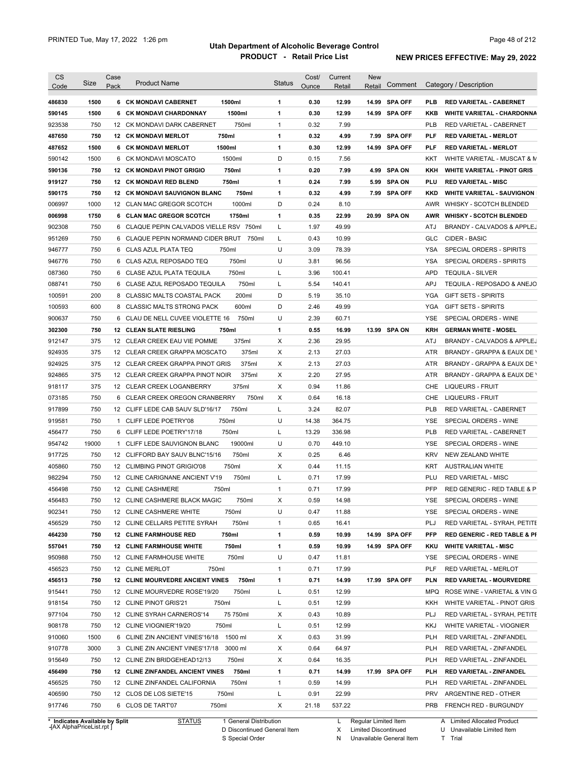| CS Code | Size | Case Pack | Product Name | Status | Cost/ Ounce | Current Retail | New Retail | Comment | Category / Description |
|---|---|---|---|---|---|---|---|---|---|
| **486830** | **1500** | **6** | **CK MONDAVI CABERNET 1500ml** | **1** | **0.30** | **12.99** | **14.99** | **SPA OFF** | **PLB RED VARIETAL - CABERNET** |
| **590145** | **1500** | **6** | **CK MONDAVI CHARDONNAY 1500ml** | **1** | **0.30** | **12.99** | **14.99** | **SPA OFF** | **KKB WHITE VARIETAL - CHARDONNA** |
| 923538 | 750 | 12 | CK MONDAVI DARK CABERNET 750ml | 1 | 0.32 | 7.99 | | | PLB RED VARIETAL - CABERNET |
| **487650** | **750** | **12** | **CK MONDAVI MERLOT 750ml** | **1** | **0.32** | **4.99** | **7.99** | **SPA OFF** | **PLF RED VARIETAL - MERLOT** |
| **487652** | **1500** | **6** | **CK MONDAVI MERLOT 1500ml** | **1** | **0.30** | **12.99** | **14.99** | **SPA OFF** | **PLF RED VARIETAL - MERLOT** |
| 590142 | 1500 | 6 | CK MONDAVI MOSCATO 1500ml | D | 0.15 | 7.56 | | | KKT WHITE VARIETAL - MUSCAT & M |
| **590136** | **750** | **12** | **CK MONDAVI PINOT GRIGIO 750ml** | **1** | **0.20** | **7.99** | **4.99** | **SPA ON** | **KKH WHITE VARIETAL - PINOT GRIS** |
| **919127** | **750** | **12** | **CK MONDAVI RED BLEND 750ml** | **1** | **0.24** | **7.99** | **5.99** | **SPA ON** | **PLU RED VARIETAL - MISC** |
| **590175** | **750** | **12** | **CK MONDAVI SAUVIGNON BLANC 750ml** | **1** | **0.32** | **4.99** | **7.99** | **SPA OFF** | **KKD WHITE VARIETAL - SAUVIGNON** |
| 006997 | 1000 | 12 | CLAN MAC GREGOR SCOTCH 1000ml | D | 0.24 | 8.10 | | | AWR WHISKY - SCOTCH BLENDED |
| **006998** | **1750** | **6** | **CLAN MAC GREGOR SCOTCH 1750ml** | **1** | **0.35** | **22.99** | **20.99** | **SPA ON** | **AWR WHISKY - SCOTCH BLENDED** |
| 902308 | 750 | 6 | CLAQUE PEPIN CALVADOS VIELLE RSV 750ml | L | 1.97 | 49.99 | | | ATJ BRANDY - CALVADOS & APPLEJ |
| 951269 | 750 | 6 | CLAQUE PEPIN NORMAND CIDER BRUT 750ml | L | 0.43 | 10.99 | | | GLC CIDER - BASIC |
| 946777 | 750 | 6 | CLAS AZUL PLATA TEQ 750ml | U | 3.09 | 78.39 | | | YSA SPECIAL ORDERS - SPIRITS |
| 946776 | 750 | 6 | CLAS AZUL REPOSADO TEQ 750ml | U | 3.81 | 96.56 | | | YSA SPECIAL ORDERS - SPIRITS |
| 087360 | 750 | 6 | CLASE AZUL PLATA TEQUILA 750ml | L | 3.96 | 100.41 | | | APD TEQUILA - SILVER |
| 088741 | 750 | 6 | CLASE AZUL REPOSADO TEQUILA 750ml | L | 5.54 | 140.41 | | | APJ TEQUILA - REPOSADO & ANEJO |
| 100591 | 200 | 8 | CLASSIC MALTS COASTAL PACK 200ml | D | 5.19 | 35.10 | | | YGA GIFT SETS - SPIRITS |
| 100593 | 600 | 8 | CLASSIC MALTS STRONG PACK 600ml | D | 2.46 | 49.99 | | | YGA GIFT SETS - SPIRITS |
| 900637 | 750 | 6 | CLAU DE NELL CUVEE VIOLETTE 16 750ml | U | 2.39 | 60.71 | | | YSE SPECIAL ORDERS - WINE |
| **302300** | **750** | **12** | **CLEAN SLATE RIESLING 750ml** | **1** | **0.55** | **16.99** | **13.99** | **SPA ON** | **KRH GERMAN WHITE - MOSEL** |
| 912147 | 375 | 12 | CLEAR CREEK EAU VIE POMME 375ml | X | 2.36 | 29.95 | | | ATJ BRANDY - CALVADOS & APPLEJ |
| 924935 | 375 | 12 | CLEAR CREEK GRAPPA MOSCATO 375ml | X | 2.13 | 27.03 | | | ATR BRANDY - GRAPPA & EAUX DE V |
| 924925 | 375 | 12 | CLEAR CREEK GRAPPA PINOT GRIS 375ml | X | 2.13 | 27.03 | | | ATR BRANDY - GRAPPA & EAUX DE V |
| 924865 | 375 | 12 | CLEAR CREEK GRAPPA PINOT NOIR 375ml | X | 2.20 | 27.95 | | | ATR BRANDY - GRAPPA & EAUX DE V |
| 918117 | 375 | 12 | CLEAR CREEK LOGANBERRY 375ml | X | 0.94 | 11.86 | | | CHE LIQUEURS - FRUIT |
| 073185 | 750 | 6 | CLEAR CREEK OREGON CRANBERRY 750ml | X | 0.64 | 16.18 | | | CHE LIQUEURS - FRUIT |
| 917899 | 750 | 12 | CLIFF LEDE CAB SAUV SLD'16/17 750ml | L | 3.24 | 82.07 | | | PLB RED VARIETAL - CABERNET |
| 919581 | 750 | 1 | CLIFF LEDE POETRY'08 750ml | U | 14.38 | 364.75 | | | YSE SPECIAL ORDERS - WINE |
| 456477 | 750 | 6 | CLIFF LEDE POETRY'17/18 750ml | L | 13.29 | 336.98 | | | PLB RED VARIETAL - CABERNET |
| 954742 | 19000 | 1 | CLIFF LEDE SAUVIGNON BLANC 19000ml | U | 0.70 | 449.10 | | | YSE SPECIAL ORDERS - WINE |
| 917725 | 750 | 12 | CLIFFORD BAY SAUV BLNC'15/16 750ml | X | 0.25 | 6.46 | | | KRV NEW ZEALAND WHITE |
| 405860 | 750 | 12 | CLIMBING PINOT GRIGIO'08 750ml | X | 0.44 | 11.15 | | | KRT AUSTRALIAN WHITE |
| 982294 | 750 | 12 | CLINE CARIGNANE ANCIENT V'19 750ml | L | 0.71 | 17.99 | | | PLU RED VARIETAL - MISC |
| 456498 | 750 | 12 | CLINE CASHMERE 750ml | 1 | 0.71 | 17.99 | | | PFP RED GENERIC - RED TABLE & P |
| 456483 | 750 | 12 | CLINE CASHMERE BLACK MAGIC 750ml | X | 0.59 | 14.98 | | | YSE SPECIAL ORDERS - WINE |
| 902341 | 750 | 12 | CLINE CASHMERE WHITE 750ml | U | 0.47 | 11.88 | | | YSE SPECIAL ORDERS - WINE |
| 456529 | 750 | 12 | CLINE CELLARS PETITE SYRAH 750ml | 1 | 0.65 | 16.41 | | | PLJ RED VARIETAL - SYRAH, PETITE |
| **464230** | **750** | **12** | **CLINE FARMHOUSE RED 750ml** | **1** | **0.59** | **10.99** | **14.99** | **SPA OFF** | **PFP RED GENERIC - RED TABLE & PI** |
| **557041** | **750** | **12** | **CLINE FARMHOUSE WHITE 750ml** | **1** | **0.59** | **10.99** | **14.99** | **SPA OFF** | **KKU WHITE VARIETAL - MISC** |
| 950988 | 750 | 12 | CLINE FARMHOUSE WHITE 750ml | U | 0.47 | 11.81 | | | YSE SPECIAL ORDERS - WINE |
| 456523 | 750 | 12 | CLINE MERLOT 750ml | 1 | 0.71 | 17.99 | | | PLF RED VARIETAL - MERLOT |
| **456513** | **750** | **12** | **CLINE MOURVEDRE ANCIENT VINES 750ml** | **1** | **0.71** | **14.99** | **17.99** | **SPA OFF** | **PLN RED VARIETAL - MOURVEDRE** |
| 915441 | 750 | 12 | CLINE MOURVEDRE ROSE'19/20 750ml | L | 0.51 | 12.99 | | | MPQ ROSE WINE - VARIETAL & VIN G |
| 918154 | 750 | 12 | CLINE PINOT GRIS'21 750ml | L | 0.51 | 12.99 | | | KKH WHITE VARIETAL - PINOT GRIS |
| 977104 | 750 | 12 | CLINE SYRAH CARNEROS'14 75 750ml | X | 0.43 | 10.89 | | | PLJ RED VARIETAL - SYRAH, PETITE |
| 908178 | 750 | 12 | CLINE VIOGNIER'19/20 750ml | L | 0.51 | 12.99 | | | KKJ WHITE VARIETAL - VIOGNIER |
| 910060 | 1500 | 6 | CLINE ZIN ANCIENT VINES'16/18 1500 ml | X | 0.63 | 31.99 | | | PLH RED VARIETAL - ZINFANDEL |
| 910778 | 3000 | 3 | CLINE ZIN ANCIENT VINES'17/18 3000 ml | X | 0.64 | 64.97 | | | PLH RED VARIETAL - ZINFANDEL |
| 915649 | 750 | 12 | CLINE ZIN BRIDGEHEAD12/13 750ml | X | 0.64 | 16.35 | | | PLH RED VARIETAL - ZINFANDEL |
| **456490** | **750** | **12** | **CLINE ZINFANDEL ANCIENT VINES 750ml** | **1** | **0.71** | **14.99** | **17.99** | **SPA OFF** | **PLH RED VARIETAL - ZINFANDEL** |
| 456525 | 750 | 12 | CLINE ZINFANDEL CALIFORNIA 750ml | 1 | 0.59 | 14.99 | | | PLH RED VARIETAL - ZINFANDEL |
| 406590 | 750 | 12 | CLOS DE LOS SIETE'15 750ml | L | 0.91 | 22.99 | | | PRV ARGENTINE RED - OTHER |
| 917746 | 750 | 6 | CLOS DE TART'07 750ml | X | 21.18 | 537.22 | | | PRB FRENCH RED - BURGUNDY |

\* Indicates Available by Split

STATUS: 1 General Distribution; D Discontinued General Item; S Special Order; L Regular Limited Item; X Limited Discontinued; N Unavailable General Item; A Limited Allocated Product; U Unavailable Limited Item; T Trial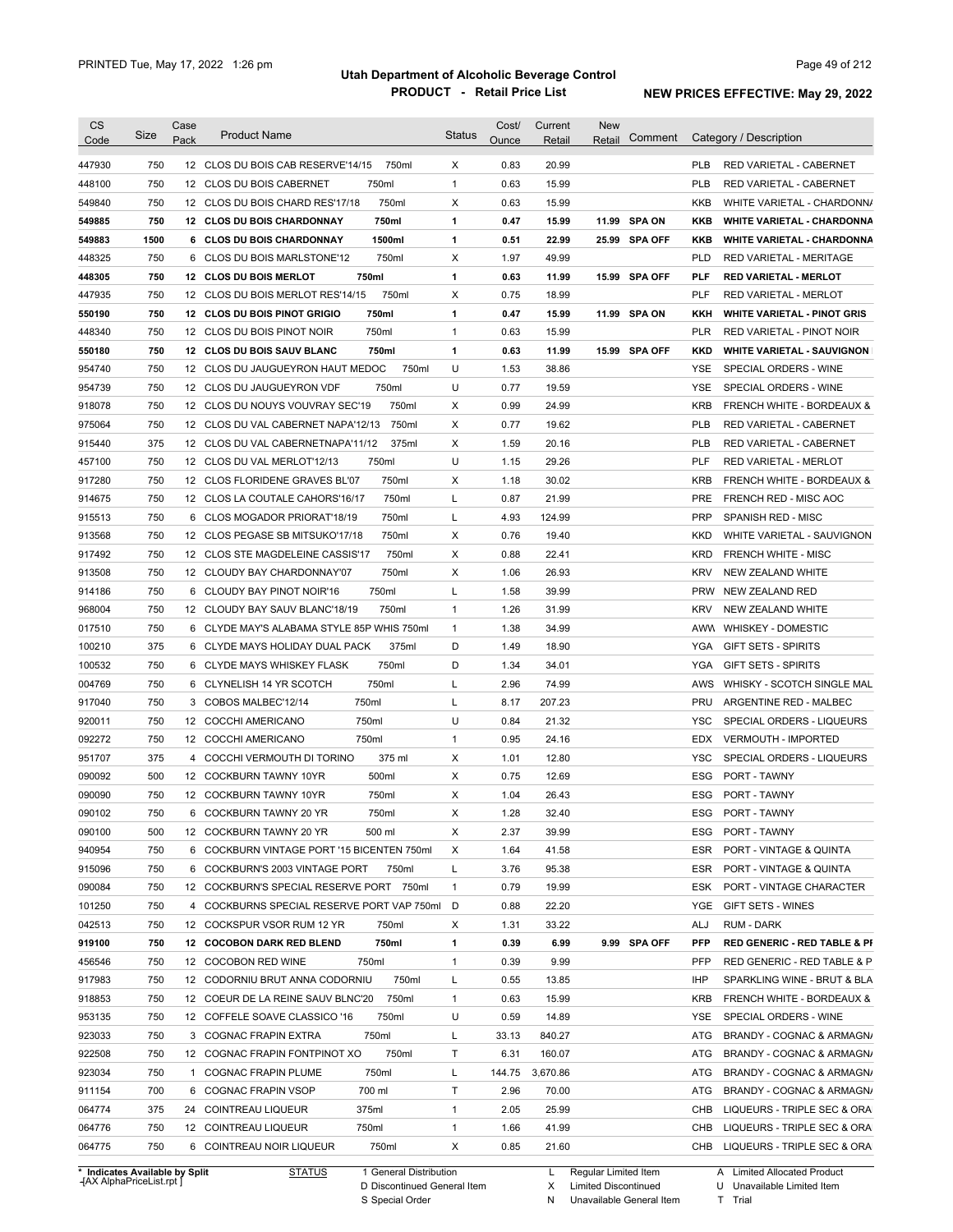# Utah Department of Alcoholic Beverage Control

## PRODUCT - Retail Price List

PRINTED Tue, May 17, 2022 1:26 pm

NEW PRICES EFFECTIVE: May 29, 2022

| CS Code | Size | Case Pack | Product Name | Status | Cost/ Ounce | Current Retail | New Retail | Comment | Category / Description |
|---|---|---|---|---|---|---|---|---|---|
| 447930 | 750 | 12 | CLOS DU BOIS CAB RESERVE'14/15 750ml | X | 0.83 | 20.99 | | | PLB RED VARIETAL - CABERNET |
| 448100 | 750 | 12 | CLOS DU BOIS CABERNET 750ml | 1 | 0.63 | 15.99 | | | PLB RED VARIETAL - CABERNET |
| 549840 | 750 | 12 | CLOS DU BOIS CHARD RES'17/18 750ml | X | 0.63 | 15.99 | | | KKB WHITE VARIETAL - CHARDONNA |
| **549885** | **750** | **12** | **CLOS DU BOIS CHARDONNAY 750ml** | **1** | **0.47** | **15.99** | **11.99** | **SPA ON** | **KKB WHITE VARIETAL - CHARDONNA** |
| **549883** | **1500** | **6** | **CLOS DU BOIS CHARDONNAY 1500ml** | **1** | **0.51** | **22.99** | **25.99** | **SPA OFF** | **KKB WHITE VARIETAL - CHARDONNA** |
| 448325 | 750 | 6 | CLOS DU BOIS MARLSTONE'12 750ml | X | 1.97 | 49.99 | | | PLD RED VARIETAL - MERITAGE |
| **448305** | **750** | **12** | **CLOS DU BOIS MERLOT 750ml** | **1** | **0.63** | **11.99** | **15.99** | **SPA OFF** | **PLF RED VARIETAL - MERLOT** |
| 447935 | 750 | 12 | CLOS DU BOIS MERLOT RES'14/15 750ml | X | 0.75 | 18.99 | | | PLF RED VARIETAL - MERLOT |
| **550190** | **750** | **12** | **CLOS DU BOIS PINOT GRIGIO 750ml** | **1** | **0.47** | **15.99** | **11.99** | **SPA ON** | **KKH WHITE VARIETAL - PINOT GRIS** |
| 448340 | 750 | 12 | CLOS DU BOIS PINOT NOIR 750ml | 1 | 0.63 | 15.99 | | | PLR RED VARIETAL - PINOT NOIR |
| **550180** | **750** | **12** | **CLOS DU BOIS SAUV BLANC 750ml** | **1** | **0.63** | **11.99** | **15.99** | **SPA OFF** | **KKD WHITE VARIETAL - SAUVIGNON** |
| 954740 | 750 | 12 | CLOS DU JAUGUEYRON HAUT MEDOC 750ml | U | 1.53 | 38.86 | | | YSE SPECIAL ORDERS - WINE |
| 954739 | 750 | 12 | CLOS DU JAUGUEYRON VDF 750ml | U | 0.77 | 19.59 | | | YSE SPECIAL ORDERS - WINE |
| 918078 | 750 | 12 | CLOS DU NOUYS VOUVRAY SEC'19 750ml | X | 0.99 | 24.99 | | | KRB FRENCH WHITE - BORDEAUX & |
| 975064 | 750 | 12 | CLOS DU VAL CABERNET NAPA'12/13 750ml | X | 0.77 | 19.62 | | | PLB RED VARIETAL - CABERNET |
| 915440 | 375 | 12 | CLOS DU VAL CABERNETNAPA'11/12 375ml | X | 1.59 | 20.16 | | | PLB RED VARIETAL - CABERNET |
| 457100 | 750 | 12 | CLOS DU VAL MERLOT'12/13 750ml | U | 1.15 | 29.26 | | | PLF RED VARIETAL - MERLOT |
| 917280 | 750 | 12 | CLOS FLORIDENE GRAVES BL'07 750ml | X | 1.18 | 30.02 | | | KRB FRENCH WHITE - BORDEAUX & |
| 914675 | 750 | 12 | CLOS LA COUTALE CAHORS'16/17 750ml | L | 0.87 | 21.99 | | | PRE FRENCH RED - MISC AOC |
| 915513 | 750 | 6 | CLOS MOGADOR PRIORAT'18/19 750ml | L | 4.93 | 124.99 | | | PRP SPANISH RED - MISC |
| 913568 | 750 | 12 | CLOS PEGASE SB MITSUKO'17/18 750ml | X | 0.76 | 19.40 | | | KKD WHITE VARIETAL - SAUVIGNON |
| 917492 | 750 | 12 | CLOS STE MAGDELEINE CASSIS'17 750ml | X | 0.88 | 22.41 | | | KRD FRENCH WHITE - MISC |
| 913508 | 750 | 12 | CLOUDY BAY CHARDONNAY'07 750ml | X | 1.06 | 26.93 | | | KRV NEW ZEALAND WHITE |
| 914186 | 750 | 6 | CLOUDY BAY PINOT NOIR'16 750ml | L | 1.58 | 39.99 | | | PRW NEW ZEALAND RED |
| 968004 | 750 | 12 | CLOUDY BAY SAUV BLANC'18/19 750ml | 1 | 1.26 | 31.99 | | | KRV NEW ZEALAND WHITE |
| 017510 | 750 | 6 | CLYDE MAY'S ALABAMA STYLE 85P WHIS 750ml | 1 | 1.38 | 34.99 | | | AWW WHISKEY - DOMESTIC |
| 100210 | 375 | 6 | CLYDE MAYS HOLIDAY DUAL PACK 375ml | D | 1.49 | 18.90 | | | YGA GIFT SETS - SPIRITS |
| 100532 | 750 | 6 | CLYDE MAYS WHISKEY FLASK 750ml | D | 1.34 | 34.01 | | | YGA GIFT SETS - SPIRITS |
| 004769 | 750 | 6 | CLYNELISH 14 YR SCOTCH 750ml | L | 2.96 | 74.99 | | | AWS WHISKY - SCOTCH SINGLE MAL |
| 917040 | 750 | 3 | COBOS MALBEC'12/14 750ml | L | 8.17 | 207.23 | | | PRU ARGENTINE RED - MALBEC |
| 920011 | 750 | 12 | COCCHI AMERICANO 750ml | U | 0.84 | 21.32 | | | YSC SPECIAL ORDERS - LIQUEURS |
| 092272 | 750 | 12 | COCCHI AMERICANO 750ml | 1 | 0.95 | 24.16 | | | EDX VERMOUTH - IMPORTED |
| 951707 | 375 | 4 | COCCHI VERMOUTH DI TORINO 375 ml | X | 1.01 | 12.80 | | | YSC SPECIAL ORDERS - LIQUEURS |
| 090092 | 500 | 12 | COCKBURN TAWNY 10YR 500ml | X | 0.75 | 12.69 | | | ESG PORT - TAWNY |
| 090090 | 750 | 12 | COCKBURN TAWNY 10YR 750ml | X | 1.04 | 26.43 | | | ESG PORT - TAWNY |
| 090102 | 750 | 6 | COCKBURN TAWNY 20 YR 750ml | X | 1.28 | 32.40 | | | ESG PORT - TAWNY |
| 090100 | 500 | 12 | COCKBURN TAWNY 20 YR 500 ml | X | 2.37 | 39.99 | | | ESG PORT - TAWNY |
| 940954 | 750 | 6 | COCKBURN VINTAGE PORT '15 BICENTEN 750ml | X | 1.64 | 41.58 | | | ESR PORT - VINTAGE & QUINTA |
| 915096 | 750 | 6 | COCKBURN'S 2003 VINTAGE PORT 750ml | L | 3.76 | 95.38 | | | ESR PORT - VINTAGE & QUINTA |
| 090084 | 750 | 12 | COCKBURN'S SPECIAL RESERVE PORT 750ml | 1 | 0.79 | 19.99 | | | ESK PORT - VINTAGE CHARACTER |
| 101250 | 750 | 4 | COCKBURNS SPECIAL RESERVE PORT VAP 750ml | D | 0.88 | 22.20 | | | YGE GIFT SETS - WINES |
| 042513 | 750 | 12 | COCKSPUR VSOR RUM 12 YR 750ml | X | 1.31 | 33.22 | | | ALJ RUM - DARK |
| **919100** | **750** | **12** | **COCOBON DARK RED BLEND 750ml** | **1** | **0.39** | **6.99** | **9.99** | **SPA OFF** | **PFP RED GENERIC - RED TABLE & PI** |
| 456546 | 750 | 12 | COCOBON RED WINE 750ml | 1 | 0.39 | 9.99 | | | PFP RED GENERIC - RED TABLE & P |
| 917983 | 750 | 12 | CODORNIU BRUT ANNA CODORNIU 750ml | L | 0.55 | 13.85 | | | IHP SPARKLING WINE - BRUT & BLA |
| 918853 | 750 | 12 | COEUR DE LA REINE SAUV BLNC'20 750ml | 1 | 0.63 | 15.99 | | | KRB FRENCH WHITE - BORDEAUX & |
| 953135 | 750 | 12 | COFFELE SOAVE CLASSICO '16 750ml | U | 0.59 | 14.89 | | | YSE SPECIAL ORDERS - WINE |
| 923033 | 750 | 3 | COGNAC FRAPIN EXTRA 750ml | L | 33.13 | 840.27 | | | ATG BRANDY - COGNAC & ARMAGNA |
| 922508 | 750 | 12 | COGNAC FRAPIN FONTPINOT XO 750ml | T | 6.31 | 160.07 | | | ATG BRANDY - COGNAC & ARMAGNA |
| 923034 | 750 | 1 | COGNAC FRAPIN PLUME 750ml | L | 144.75 | 3,670.86 | | | ATG BRANDY - COGNAC & ARMAGNA |
| 911154 | 700 | 6 | COGNAC FRAPIN VSOP 700 ml | T | 2.96 | 70.00 | | | ATG BRANDY - COGNAC & ARMAGNA |
| 064774 | 375 | 24 | COINTREAU LIQUEUR 375ml | 1 | 2.05 | 25.99 | | | CHB LIQUEURS - TRIPLE SEC & ORA |
| 064776 | 750 | 12 | COINTREAU LIQUEUR 750ml | 1 | 1.66 | 41.99 | | | CHB LIQUEURS - TRIPLE SEC & ORA |
| 064775 | 750 | 6 | COINTREAU NOIR LIQUEUR 750ml | X | 0.85 | 21.60 | | | CHB LIQUEURS - TRIPLE SEC & ORA |

\* Indicates Available by Split

STATUS: 1 General Distribution; D Discontinued General Item; S Special Order; L Regular Limited Item; X Limited Discontinued; N Unavailable General Item; A Limited Allocated Product; U Unavailable Limited Item; T Trial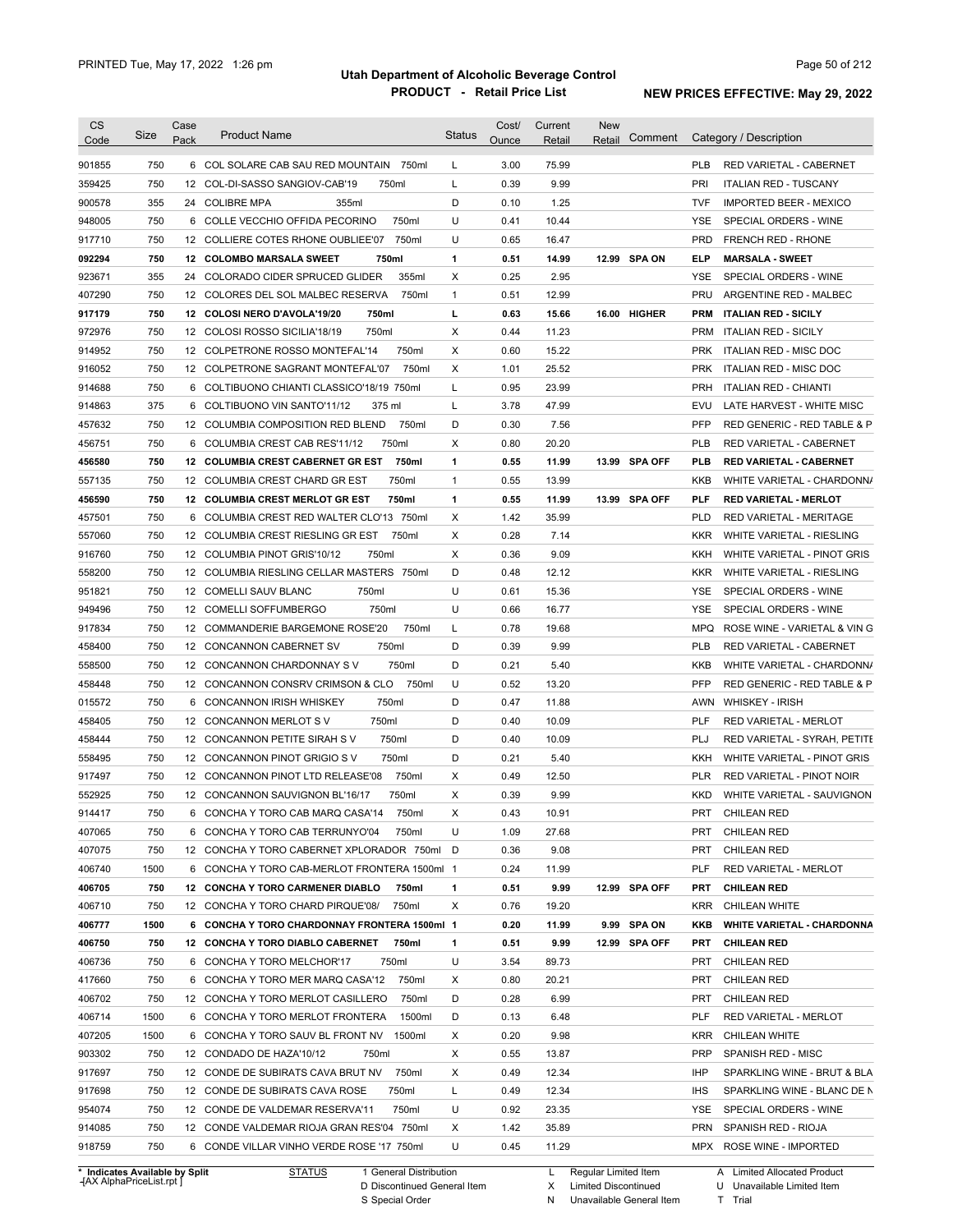# Utah Department of Alcoholic Beverage Control

## PRODUCT - Retail Price List

PRINTED Tue, May 17, 2022 1:26 pm

NEW PRICES EFFECTIVE: May 29, 2022

| CS Code | Size | Case Pack | Product Name | Status | Cost/ Ounce | Current Retail | New Retail | Comment | Category / Description |
|---|---|---|---|---|---|---|---|---|---|
| 901855 | 750 | 6 | COL SOLARE CAB SAU RED MOUNTAIN 750ml | L | 3.00 | 75.99 | | | PLB RED VARIETAL - CABERNET |
| 359425 | 750 | 12 | COL-DI-SASSO SANGIOV-CAB'19 750ml | L | 0.39 | 9.99 | | | PRI ITALIAN RED - TUSCANY |
| 900578 | 355 | 24 | COLIBRE MPA 355ml | D | 0.10 | 1.25 | | | TVF IMPORTED BEER - MEXICO |
| 948005 | 750 | 6 | COLLE VECCHIO OFFIDA PECORINO 750ml | U | 0.41 | 10.44 | | | YSE SPECIAL ORDERS - WINE |
| 917710 | 750 | 12 | COLLIERE COTES RHONE OUBLIEE'07 750ml | U | 0.65 | 16.47 | | | PRD FRENCH RED - RHONE |
| **092294** | **750** | **12** | **COLOMBO MARSALA SWEET 750ml** | **1** | **0.51** | **14.99** | **12.99** | **SPA ON** | **ELP MARSALA - SWEET** |
| 923671 | 355 | 24 | COLORADO CIDER SPRUCED GLIDER 355ml | X | 0.25 | 2.95 | | | YSE SPECIAL ORDERS - WINE |
| 407290 | 750 | 12 | COLORES DEL SOL MALBEC RESERVA 750ml | 1 | 0.51 | 12.99 | | | PRU ARGENTINE RED - MALBEC |
| **917179** | **750** | **12** | **COLOSI NERO D'AVOLA'19/20 750ml** | **L** | **0.63** | **15.66** | **16.00** | **HIGHER** | **PRM ITALIAN RED - SICILY** |
| 972976 | 750 | 12 | COLOSI ROSSO SICILIA'18/19 750ml | X | 0.44 | 11.23 | | | PRM ITALIAN RED - SICILY |
| 914952 | 750 | 12 | COLPETRONE ROSSO MONTEFAL'14 750ml | X | 0.60 | 15.22 | | | PRK ITALIAN RED - MISC DOC |
| 916052 | 750 | 12 | COLPETRONE SAGRANT MONTEFAL'07 750ml | X | 1.01 | 25.52 | | | PRK ITALIAN RED - MISC DOC |
| 914688 | 750 | 6 | COLTIBUONO CHIANTI CLASSICO'18/19 750ml | L | 0.95 | 23.99 | | | PRH ITALIAN RED - CHIANTI |
| 914863 | 375 | 6 | COLTIBUONO VIN SANTO'11/12 375 ml | L | 3.78 | 47.99 | | | EVU LATE HARVEST - WHITE MISC |
| 457632 | 750 | 12 | COLUMBIA COMPOSITION RED BLEND 750ml | D | 0.30 | 7.56 | | | PFP RED GENERIC - RED TABLE & P |
| 456751 | 750 | 6 | COLUMBIA CREST CAB RES'11/12 750ml | X | 0.80 | 20.20 | | | PLB RED VARIETAL - CABERNET |
| **456580** | **750** | **12** | **COLUMBIA CREST CABERNET GR EST 750ml** | **1** | **0.55** | **11.99** | **13.99** | **SPA OFF** | **PLB RED VARIETAL - CABERNET** |
| 557135 | 750 | 12 | COLUMBIA CREST CHARD GR EST 750ml | 1 | 0.55 | 13.99 | | | KKB WHITE VARIETAL - CHARDONNA |
| **456590** | **750** | **12** | **COLUMBIA CREST MERLOT GR EST 750ml** | **1** | **0.55** | **11.99** | **13.99** | **SPA OFF** | **PLF RED VARIETAL - MERLOT** |
| 457501 | 750 | 6 | COLUMBIA CREST RED WALTER CLO'13 750ml | X | 1.42 | 35.99 | | | PLD RED VARIETAL - MERITAGE |
| 557060 | 750 | 12 | COLUMBIA CREST RIESLING GR EST 750ml | X | 0.28 | 7.14 | | | KKR WHITE VARIETAL - RIESLING |
| 916760 | 750 | 12 | COLUMBIA PINOT GRIS'10/12 750ml | X | 0.36 | 9.09 | | | KKH WHITE VARIETAL - PINOT GRIS |
| 558200 | 750 | 12 | COLUMBIA RIESLING CELLAR MASTERS 750ml | D | 0.48 | 12.12 | | | KKR WHITE VARIETAL - RIESLING |
| 951821 | 750 | 12 | COMELLI SAUV BLANC 750ml | U | 0.61 | 15.36 | | | YSE SPECIAL ORDERS - WINE |
| 949496 | 750 | 12 | COMELLI SOFFUMBERGO 750ml | U | 0.66 | 16.77 | | | YSE SPECIAL ORDERS - WINE |
| 917834 | 750 | 12 | COMMANDERIE BARGEMONE ROSE'20 750ml | L | 0.78 | 19.68 | | | MPQ ROSE WINE - VARIETAL & VIN G |
| 458400 | 750 | 12 | CONCANNON CABERNET SV 750ml | D | 0.39 | 9.99 | | | PLB RED VARIETAL - CABERNET |
| 558500 | 750 | 12 | CONCANNON CHARDONNAY S V 750ml | D | 0.21 | 5.40 | | | KKB WHITE VARIETAL - CHARDONNA |
| 458448 | 750 | 12 | CONCANNON CONSRV CRIMSON & CLO 750ml | U | 0.52 | 13.20 | | | PFP RED GENERIC - RED TABLE & P |
| 015572 | 750 | 6 | CONCANNON IRISH WHISKEY 750ml | D | 0.47 | 11.88 | | | AWN WHISKEY - IRISH |
| 458405 | 750 | 12 | CONCANNON MERLOT S V 750ml | D | 0.40 | 10.09 | | | PLF RED VARIETAL - MERLOT |
| 458444 | 750 | 12 | CONCANNON PETITE SIRAH S V 750ml | D | 0.40 | 10.09 | | | PLJ RED VARIETAL - SYRAH, PETITE |
| 558495 | 750 | 12 | CONCANNON PINOT GRIGIO S V 750ml | D | 0.21 | 5.40 | | | KKH WHITE VARIETAL - PINOT GRIS |
| 917497 | 750 | 12 | CONCANNON PINOT LTD RELEASE'08 750ml | X | 0.49 | 12.50 | | | PLR RED VARIETAL - PINOT NOIR |
| 552925 | 750 | 12 | CONCANNON SAUVIGNON BL'16/17 750ml | X | 0.39 | 9.99 | | | KKD WHITE VARIETAL - SAUVIGNON |
| 914417 | 750 | 6 | CONCHA Y TORO CAB MARQ CASA'14 750ml | X | 0.43 | 10.91 | | | PRT CHILEAN RED |
| 407065 | 750 | 6 | CONCHA Y TORO CAB TERRUNYO'04 750ml | U | 1.09 | 27.68 | | | PRT CHILEAN RED |
| 407075 | 750 | 12 | CONCHA Y TORO CABERNET XPLORADOR 750ml | D | 0.36 | 9.08 | | | PRT CHILEAN RED |
| 406740 | 1500 | 6 | CONCHA Y TORO CAB-MERLOT FRONTERA 1500ml | 1 | 0.24 | 11.99 | | | PLF RED VARIETAL - MERLOT |
| **406705** | **750** | **12** | **CONCHA Y TORO CARMENER DIABLO 750ml** | **1** | **0.51** | **9.99** | **12.99** | **SPA OFF** | **PRT CHILEAN RED** |
| 406710 | 750 | 12 | CONCHA Y TORO CHARD PIRQUE'08/ 750ml | X | 0.76 | 19.20 | | | KRR CHILEAN WHITE |
| **406777** | **1500** | **6** | **CONCHA Y TORO CHARDONNAY FRONTERA 1500ml** | **1** | **0.20** | **11.99** | **9.99** | **SPA ON** | **KKB WHITE VARIETAL - CHARDONNA** |
| **406750** | **750** | **12** | **CONCHA Y TORO DIABLO CABERNET 750ml** | **1** | **0.51** | **9.99** | **12.99** | **SPA OFF** | **PRT CHILEAN RED** |
| 406736 | 750 | 6 | CONCHA Y TORO MELCHOR'17 750ml | U | 3.54 | 89.73 | | | PRT CHILEAN RED |
| 417660 | 750 | 6 | CONCHA Y TORO MER MARQ CASA'12 750ml | X | 0.80 | 20.21 | | | PRT CHILEAN RED |
| 406702 | 750 | 12 | CONCHA Y TORO MERLOT CASILLERO 750ml | D | 0.28 | 6.99 | | | PRT CHILEAN RED |
| 406714 | 1500 | 6 | CONCHA Y TORO MERLOT FRONTERA 1500ml | D | 0.13 | 6.48 | | | PLF RED VARIETAL - MERLOT |
| 407205 | 1500 | 6 | CONCHA Y TORO SAUV BL FRONT NV 1500ml | X | 0.20 | 9.98 | | | KRR CHILEAN WHITE |
| 903302 | 750 | 12 | CONDADO DE HAZA'10/12 750ml | X | 0.55 | 13.87 | | | PRP SPANISH RED - MISC |
| 917697 | 750 | 12 | CONDE DE SUBIRATS CAVA BRUT NV 750ml | X | 0.49 | 12.34 | | | IHP SPARKLING WINE - BRUT & BLA |
| 917698 | 750 | 12 | CONDE DE SUBIRATS CAVA ROSE 750ml | L | 0.49 | 12.34 | | | IHS SPARKLING WINE - BLANC DE N |
| 954074 | 750 | 12 | CONDE DE VALDEMAR RESERVA'11 750ml | U | 0.92 | 23.35 | | | YSE SPECIAL ORDERS - WINE |
| 914085 | 750 | 12 | CONDE VALDEMAR RIOJA GRAN RES'04 750ml | X | 1.42 | 35.89 | | | PRN SPANISH RED - RIOJA |
| 918759 | 750 | 6 | CONDE VILLAR VINHO VERDE ROSE '17 750ml | U | 0.45 | 11.29 | | | MPX ROSE WINE - IMPORTED |

\* Indicates Available by Split

STATUS: 1 General Distribution; D Discontinued General Item; S Special Order; L Regular Limited Item; X Limited Discontinued; N Unavailable General Item; A Limited Allocated Product; U Unavailable Limited Item; T Trial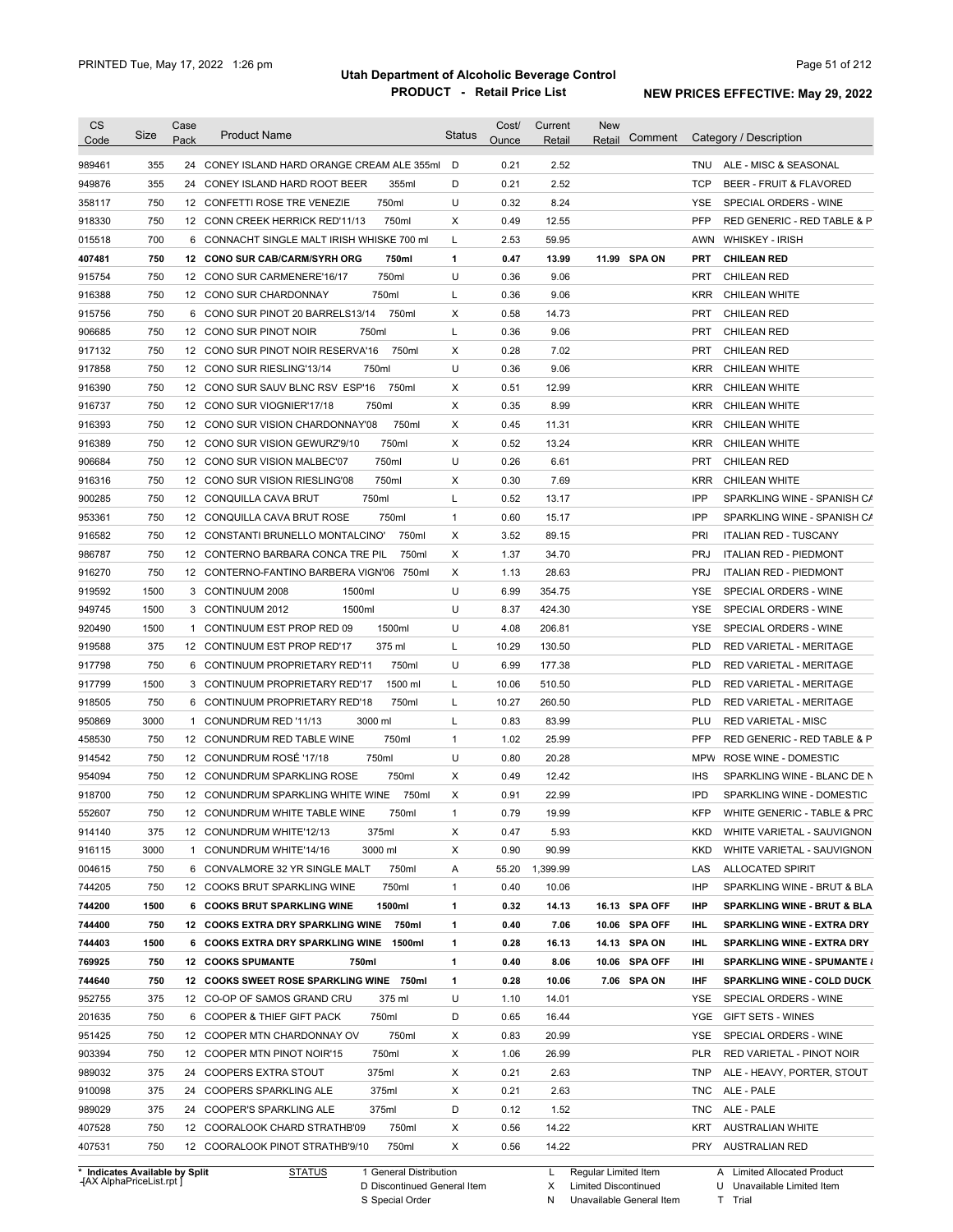| CS Code | Size | Case Pack | Product Name | Status | Cost/ Ounce | Current Retail | New Retail | Comment | Category / Description |
|---|---|---|---|---|---|---|---|---|---|
| 989461 | 355 | 24 | CONEY ISLAND HARD ORANGE CREAM ALE 355ml | D | 0.21 | 2.52 | | | TNU ALE - MISC & SEASONAL |
| 949876 | 355 | 24 | CONEY ISLAND HARD ROOT BEER 355ml | D | 0.21 | 2.52 | | | TCP BEER - FRUIT & FLAVORED |
| 358117 | 750 | 12 | CONFETTI ROSE TRE VENEZIE 750ml | U | 0.32 | 8.24 | | | YSE SPECIAL ORDERS - WINE |
| 918330 | 750 | 12 | CONN CREEK HERRICK RED'11/13 750ml | X | 0.49 | 12.55 | | | PFP RED GENERIC - RED TABLE & P |
| 015518 | 700 | 6 | CONNACHT SINGLE MALT IRISH WHISKE 700 ml | L | 2.53 | 59.95 | | | AWN WHISKEY - IRISH |
| **407481** | **750** | **12** | **CONO SUR CAB/CARM/SYRH ORG 750ml** | **1** | **0.47** | **13.99** | **11.99** | **SPA ON** | **PRT CHILEAN RED** |
| 915754 | 750 | 12 | CONO SUR CARMENERE'16/17 750ml | U | 0.36 | 9.06 | | | PRT CHILEAN RED |
| 916388 | 750 | 12 | CONO SUR CHARDONNAY 750ml | L | 0.36 | 9.06 | | | KRR CHILEAN WHITE |
| 915756 | 750 | 6 | CONO SUR PINOT 20 BARRELS13/14 750ml | X | 0.58 | 14.73 | | | PRT CHILEAN RED |
| 906685 | 750 | 12 | CONO SUR PINOT NOIR 750ml | L | 0.36 | 9.06 | | | PRT CHILEAN RED |
| 917132 | 750 | 12 | CONO SUR PINOT NOIR RESERVA'16 750ml | X | 0.28 | 7.02 | | | PRT CHILEAN RED |
| 917858 | 750 | 12 | CONO SUR RIESLING'13/14 750ml | U | 0.36 | 9.06 | | | KRR CHILEAN WHITE |
| 916390 | 750 | 12 | CONO SUR SAUV BLNC RSV ESP'16 750ml | X | 0.51 | 12.99 | | | KRR CHILEAN WHITE |
| 916737 | 750 | 12 | CONO SUR VIOGNIER'17/18 750ml | X | 0.35 | 8.99 | | | KRR CHILEAN WHITE |
| 916393 | 750 | 12 | CONO SUR VISION CHARDONNAY'08 750ml | X | 0.45 | 11.31 | | | KRR CHILEAN WHITE |
| 916389 | 750 | 12 | CONO SUR VISION GEWURZ'9/10 750ml | X | 0.52 | 13.24 | | | KRR CHILEAN WHITE |
| 906684 | 750 | 12 | CONO SUR VISION MALBEC'07 750ml | U | 0.26 | 6.61 | | | PRT CHILEAN RED |
| 916316 | 750 | 12 | CONO SUR VISION RIESLING'08 750ml | X | 0.30 | 7.69 | | | KRR CHILEAN WHITE |
| 900285 | 750 | 12 | CONQUILLA CAVA BRUT 750ml | L | 0.52 | 13.17 | | | IPP SPARKLING WINE - SPANISH CA |
| 953361 | 750 | 12 | CONQUILLA CAVA BRUT ROSE 750ml | 1 | 0.60 | 15.17 | | | IPP SPARKLING WINE - SPANISH CA |
| 916582 | 750 | 12 | CONSTANTI BRUNELLO MONTALCINO' 750ml | X | 3.52 | 89.15 | | | PRI ITALIAN RED - TUSCANY |
| 986787 | 750 | 12 | CONTERNO BARBARA CONCA TRE PIL 750ml | X | 1.37 | 34.70 | | | PRJ ITALIAN RED - PIEDMONT |
| 916270 | 750 | 12 | CONTERNO-FANTINO BARBERA VIGN'06 750ml | X | 1.13 | 28.63 | | | PRJ ITALIAN RED - PIEDMONT |
| 919592 | 1500 | 3 | CONTINUUM 2008 1500ml | U | 6.99 | 354.75 | | | YSE SPECIAL ORDERS - WINE |
| 949745 | 1500 | 3 | CONTINUUM 2012 1500ml | U | 8.37 | 424.30 | | | YSE SPECIAL ORDERS - WINE |
| 920490 | 1500 | 1 | CONTINUUM EST PROP RED 09 1500ml | U | 4.08 | 206.81 | | | YSE SPECIAL ORDERS - WINE |
| 919588 | 375 | 12 | CONTINUUM EST PROP RED'17 375 ml | L | 10.29 | 130.50 | | | PLD RED VARIETAL - MERITAGE |
| 917798 | 750 | 6 | CONTINUUM PROPRIETARY RED'11 750ml | U | 6.99 | 177.38 | | | PLD RED VARIETAL - MERITAGE |
| 917799 | 1500 | 3 | CONTINUUM PROPRIETARY RED'17 1500 ml | L | 10.06 | 510.50 | | | PLD RED VARIETAL - MERITAGE |
| 918505 | 750 | 6 | CONTINUUM PROPRIETARY RED'18 750ml | L | 10.27 | 260.50 | | | PLD RED VARIETAL - MERITAGE |
| 950869 | 3000 | 1 | CONUNDRUM RED '11/13 3000 ml | L | 0.83 | 83.99 | | | PLU RED VARIETAL - MISC |
| 458530 | 750 | 12 | CONUNDRUM RED TABLE WINE 750ml | 1 | 1.02 | 25.99 | | | PFP RED GENERIC - RED TABLE & P |
| 914542 | 750 | 12 | CONUNDRUM ROSÉ '17/18 750ml | U | 0.80 | 20.28 | | | MPW ROSE WINE - DOMESTIC |
| 954094 | 750 | 12 | CONUNDRUM SPARKLING ROSE 750ml | X | 0.49 | 12.42 | | | IHS SPARKLING WINE - BLANC DE N |
| 918700 | 750 | 12 | CONUNDRUM SPARKLING WHITE WINE 750ml | X | 0.91 | 22.99 | | | IPD SPARKLING WINE - DOMESTIC |
| 552607 | 750 | 12 | CONUNDRUM WHITE TABLE WINE 750ml | 1 | 0.79 | 19.99 | | | KFP WHITE GENERIC - TABLE & PRC |
| 914140 | 375 | 12 | CONUNDRUM WHITE'12/13 375ml | X | 0.47 | 5.93 | | | KKD WHITE VARIETAL - SAUVIGNON |
| 916115 | 3000 | 1 | CONUNDRUM WHITE'14/16 3000 ml | X | 0.90 | 90.99 | | | KKD WHITE VARIETAL - SAUVIGNON |
| 004615 | 750 | 6 | CONVALMORE 32 YR SINGLE MALT 750ml | A | 55.20 | 1,399.99 | | | LAS ALLOCATED SPIRIT |
| 744205 | 750 | 12 | COOKS BRUT SPARKLING WINE 750ml | 1 | 0.40 | 10.06 | | | IHP SPARKLING WINE - BRUT & BLA |
| **744200** | **1500** | **6** | **COOKS BRUT SPARKLING WINE 1500ml** | **1** | **0.32** | **14.13** | **16.13** | **SPA OFF** | **IHP SPARKLING WINE - BRUT & BLA** |
| **744400** | **750** | **12** | **COOKS EXTRA DRY SPARKLING WINE 750ml** | **1** | **0.40** | **7.06** | **10.06** | **SPA OFF** | **IHL SPARKLING WINE - EXTRA DRY** |
| **744403** | **1500** | **6** | **COOKS EXTRA DRY SPARKLING WINE 1500ml** | **1** | **0.28** | **16.13** | **14.13** | **SPA ON** | **IHL SPARKLING WINE - EXTRA DRY** |
| **769925** | **750** | **12** | **COOKS SPUMANTE 750ml** | **1** | **0.40** | **8.06** | **10.06** | **SPA OFF** | **IHI SPARKLING WINE - SPUMANTE &** |
| **744640** | **750** | **12** | **COOKS SWEET ROSE SPARKLING WINE 750ml** | **1** | **0.28** | **10.06** | **7.06** | **SPA ON** | **IHF SPARKLING WINE - COLD DUCK** |
| 952755 | 375 | 12 | CO-OP OF SAMOS GRAND CRU 375 ml | U | 1.10 | 14.01 | | | YSE SPECIAL ORDERS - WINE |
| 201635 | 750 | 6 | COOPER & THIEF GIFT PACK 750ml | D | 0.65 | 16.44 | | | YGE GIFT SETS - WINES |
| 951425 | 750 | 12 | COOPER MTN CHARDONNAY OV 750ml | X | 0.83 | 20.99 | | | YSE SPECIAL ORDERS - WINE |
| 903394 | 750 | 12 | COOPER MTN PINOT NOIR'15 750ml | X | 1.06 | 26.99 | | | PLR RED VARIETAL - PINOT NOIR |
| 989032 | 375 | 24 | COOPERS EXTRA STOUT 375ml | X | 0.21 | 2.63 | | | TNP ALE - HEAVY, PORTER, STOUT |
| 910098 | 375 | 24 | COOPERS SPARKLING ALE 375ml | X | 0.21 | 2.63 | | | TNC ALE - PALE |
| 989029 | 375 | 24 | COOPER'S SPARKLING ALE 375ml | D | 0.12 | 1.52 | | | TNC ALE - PALE |
| 407528 | 750 | 12 | COORALOOK CHARD STRATHB'09 750ml | X | 0.56 | 14.22 | | | KRT AUSTRALIAN WHITE |
| 407531 | 750 | 12 | COORALOOK PINOT STRATHB'9/10 750ml | X | 0.56 | 14.22 | | | PRY AUSTRALIAN RED |

\* Indicates Available by Split

STATUS: 1 General Distribution; D Discontinued General Item; S Special Order; L Regular Limited Item; X Limited Discontinued; N Unavailable General Item; A Limited Allocated Product; U Unavailable Limited Item; T Trial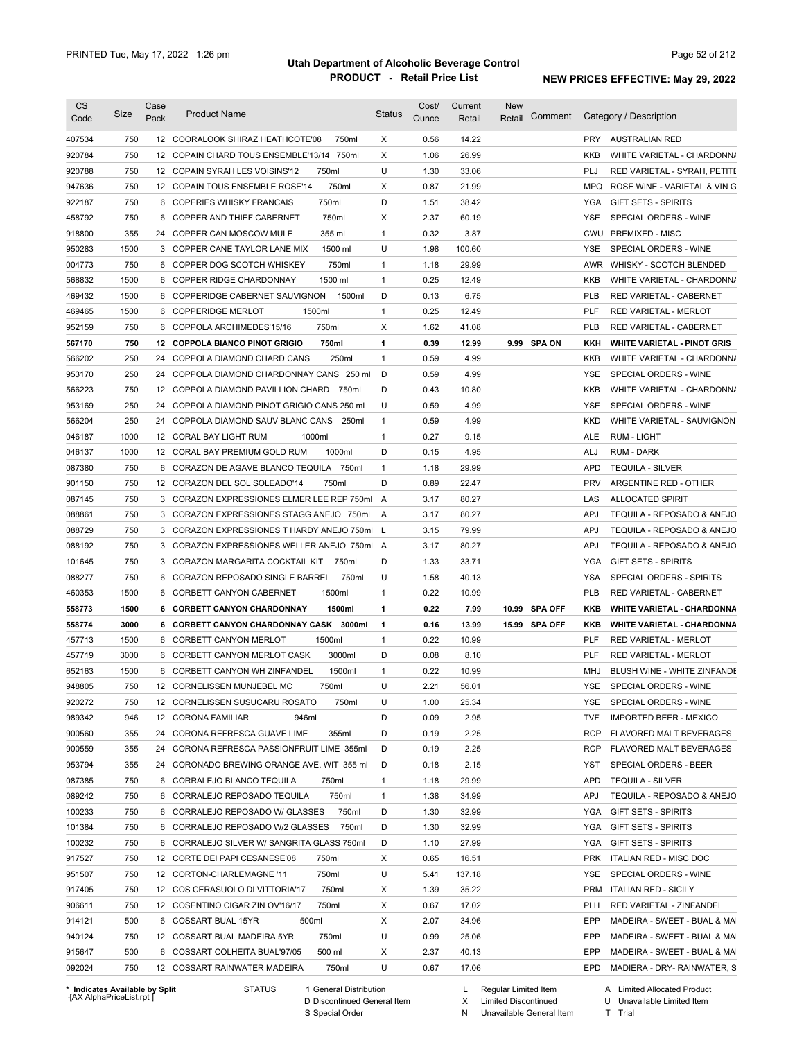# Utah Department of Alcoholic Beverage Control

## PRODUCT - Retail Price List

PRINTED Tue, May 17, 2022 1:26 pm

**NEW PRICES EFFECTIVE: May 29, 2022**

| CS Code | Size | Case Pack | Product Name | Status | Cost/ Ounce | Current Retail | New Retail | Comment | Category / Description |
|---|---|---|---|---|---|---|---|---|---|
| 407534 | 750 | 12 | COORALOOK SHIRAZ HEATHCOTE'08 750ml | X | 0.56 | 14.22 | | | PRY AUSTRALIAN RED |
| 920784 | 750 | 12 | COPAIN CHARD TOUS ENSEMBLE'13/14 750ml | X | 1.06 | 26.99 | | | KKB WHITE VARIETAL - CHARDONNA |
| 920788 | 750 | 12 | COPAIN SYRAH LES VOISINS'12 750ml | U | 1.30 | 33.06 | | | PLJ RED VARIETAL - SYRAH, PETITE |
| 947636 | 750 | 12 | COPAIN TOUS ENSEMBLE ROSE'14 750ml | X | 0.87 | 21.99 | | | MPQ ROSE WINE - VARIETAL & VIN G |
| 922187 | 750 | 6 | COPERIES WHISKY FRANCAIS 750ml | D | 1.51 | 38.42 | | | YGA GIFT SETS - SPIRITS |
| 458792 | 750 | 6 | COPPER AND THIEF CABERNET 750ml | X | 2.37 | 60.19 | | | YSE SPECIAL ORDERS - WINE |
| 918800 | 355 | 24 | COPPER CAN MOSCOW MULE 355 ml | 1 | 0.32 | 3.87 | | | CWU PREMIXED - MISC |
| 950283 | 1500 | 3 | COPPER CANE TAYLOR LANE MIX 1500 ml | U | 1.98 | 100.60 | | | YSE SPECIAL ORDERS - WINE |
| 004773 | 750 | 6 | COPPER DOG SCOTCH WHISKEY 750ml | 1 | 1.18 | 29.99 | | | AWR WHISKY - SCOTCH BLENDED |
| 568832 | 1500 | 6 | COPPER RIDGE CHARDONNAY 1500 ml | 1 | 0.25 | 12.49 | | | KKB WHITE VARIETAL - CHARDONNA |
| 469432 | 1500 | 6 | COPPERIDGE CABERNET SAUVIGNON 1500ml | D | 0.13 | 6.75 | | | PLB RED VARIETAL - CABERNET |
| 469465 | 1500 | 6 | COPPERIDGE MERLOT 1500ml | 1 | 0.25 | 12.49 | | | PLF RED VARIETAL - MERLOT |
| 952159 | 750 | 6 | COPPOLA ARCHIMEDES'15/16 750ml | X | 1.62 | 41.08 | | | PLB RED VARIETAL - CABERNET |
| **567170** | **750** | **12** | **COPPOLA BIANCO PINOT GRIGIO 750ml** | **1** | **0.39** | **12.99** | **9.99** | **SPA ON** | **KKH WHITE VARIETAL - PINOT GRIS** |
| 566202 | 250 | 24 | COPPOLA DIAMOND CHARD CANS 250ml | 1 | 0.59 | 4.99 | | | KKB WHITE VARIETAL - CHARDONNA |
| 953170 | 250 | 24 | COPPOLA DIAMOND CHARDONNAY CANS 250 ml | D | 0.59 | 4.99 | | | YSE SPECIAL ORDERS - WINE |
| 566223 | 750 | 12 | COPPOLA DIAMOND PAVILLION CHARD 750ml | D | 0.43 | 10.80 | | | KKB WHITE VARIETAL - CHARDONNA |
| 953169 | 250 | 24 | COPPOLA DIAMOND PINOT GRIGIO CANS 250 ml | U | 0.59 | 4.99 | | | YSE SPECIAL ORDERS - WINE |
| 566204 | 250 | 24 | COPPOLA DIAMOND SAUV BLANC CANS 250ml | 1 | 0.59 | 4.99 | | | KKD WHITE VARIETAL - SAUVIGNON |
| 046187 | 1000 | 12 | CORAL BAY LIGHT RUM 1000ml | 1 | 0.27 | 9.15 | | | ALE RUM - LIGHT |
| 046137 | 1000 | 12 | CORAL BAY PREMIUM GOLD RUM 1000ml | D | 0.15 | 4.95 | | | ALJ RUM - DARK |
| 087380 | 750 | 6 | CORAZON DE AGAVE BLANCO TEQUILA 750ml | 1 | 1.18 | 29.99 | | | APD TEQUILA - SILVER |
| 901150 | 750 | 12 | CORAZON DEL SOL SOLEADO'14 750ml | D | 0.89 | 22.47 | | | PRV ARGENTINE RED - OTHER |
| 087145 | 750 | 3 | CORAZON EXPRESSIONES ELMER LEE REP 750ml | A | 3.17 | 80.27 | | | LAS ALLOCATED SPIRIT |
| 088861 | 750 | 3 | CORAZON EXPRESSIONES STAGG ANEJO 750ml | A | 3.17 | 80.27 | | | APJ TEQUILA - REPOSADO & ANEJO |
| 088729 | 750 | 3 | CORAZON EXPRESSIONES T HARDY ANEJO 750ml | L | 3.15 | 79.99 | | | APJ TEQUILA - REPOSADO & ANEJO |
| 088192 | 750 | 3 | CORAZON EXPRESSIONES WELLER ANEJO 750ml | A | 3.17 | 80.27 | | | APJ TEQUILA - REPOSADO & ANEJO |
| 101645 | 750 | 3 | CORAZON MARGARITA COCKTAIL KIT 750ml | D | 1.33 | 33.71 | | | YGA GIFT SETS - SPIRITS |
| 088277 | 750 | 6 | CORAZON REPOSADO SINGLE BARREL 750ml | U | 1.58 | 40.13 | | | YSA SPECIAL ORDERS - SPIRITS |
| 460353 | 1500 | 6 | CORBETT CANYON CABERNET 1500ml | 1 | 0.22 | 10.99 | | | PLB RED VARIETAL - CABERNET |
| **558773** | **1500** | **6** | **CORBETT CANYON CHARDONNAY 1500ml** | **1** | **0.22** | **7.99** | **10.99** | **SPA OFF** | **KKB WHITE VARIETAL - CHARDONNA** |
| **558774** | **3000** | **6** | **CORBETT CANYON CHARDONNAY CASK 3000ml** | **1** | **0.16** | **13.99** | **15.99** | **SPA OFF** | **KKB WHITE VARIETAL - CHARDONNA** |
| 457713 | 1500 | 6 | CORBETT CANYON MERLOT 1500ml | 1 | 0.22 | 10.99 | | | PLF RED VARIETAL - MERLOT |
| 457719 | 3000 | 6 | CORBETT CANYON MERLOT CASK 3000ml | D | 0.08 | 8.10 | | | PLF RED VARIETAL - MERLOT |
| 652163 | 1500 | 6 | CORBETT CANYON WH ZINFANDEL 1500ml | 1 | 0.22 | 10.99 | | | MHJ BLUSH WINE - WHITE ZINFANDE |
| 948805 | 750 | 12 | CORNELISSEN MUNJEBEL MC 750ml | U | 2.21 | 56.01 | | | YSE SPECIAL ORDERS - WINE |
| 920272 | 750 | 12 | CORNELISSEN SUSUCARU ROSATO 750ml | U | 1.00 | 25.34 | | | YSE SPECIAL ORDERS - WINE |
| 989342 | 946 | 12 | CORONA FAMILIAR 946ml | D | 0.09 | 2.95 | | | TVF IMPORTED BEER - MEXICO |
| 900560 | 355 | 24 | CORONA REFRESCA GUAVE LIME 355ml | D | 0.19 | 2.25 | | | RCP FLAVORED MALT BEVERAGES |
| 900559 | 355 | 24 | CORONA REFRESCA PASSIONFRUIT LIME 355ml | D | 0.19 | 2.25 | | | RCP FLAVORED MALT BEVERAGES |
| 953794 | 355 | 24 | CORONADO BREWING ORANGE AVE. WIT 355 ml | D | 0.18 | 2.15 | | | YST SPECIAL ORDERS - BEER |
| 087385 | 750 | 6 | CORRALEJO BLANCO TEQUILA 750ml | 1 | 1.18 | 29.99 | | | APD TEQUILA - SILVER |
| 089242 | 750 | 6 | CORRALEJO REPOSADO TEQUILA 750ml | 1 | 1.38 | 34.99 | | | APJ TEQUILA - REPOSADO & ANEJO |
| 100233 | 750 | 6 | CORRALEJO REPOSADO W/ GLASSES 750ml | D | 1.30 | 32.99 | | | YGA GIFT SETS - SPIRITS |
| 101384 | 750 | 6 | CORRALEJO REPOSADO W/2 GLASSES 750ml | D | 1.30 | 32.99 | | | YGA GIFT SETS - SPIRITS |
| 100232 | 750 | 6 | CORRALEJO SILVER W/ SANGRITA GLASS 750ml | D | 1.10 | 27.99 | | | YGA GIFT SETS - SPIRITS |
| 917527 | 750 | 12 | CORTE DEI PAPI CESANESE'08 750ml | X | 0.65 | 16.51 | | | PRK ITALIAN RED - MISC DOC |
| 951507 | 750 | 12 | CORTON-CHARLEMAGNE '11 750ml | U | 5.41 | 137.18 | | | YSE SPECIAL ORDERS - WINE |
| 917405 | 750 | 12 | COS CERASUOLO DI VITTORIA'17 750ml | X | 1.39 | 35.22 | | | PRM ITALIAN RED - SICILY |
| 906611 | 750 | 12 | COSENTINO CIGAR ZIN OV'16/17 750ml | X | 0.67 | 17.02 | | | PLH RED VARIETAL - ZINFANDEL |
| 914121 | 500 | 6 | COSSART BUAL 15YR 500ml | X | 2.07 | 34.96 | | | EPP MADEIRA - SWEET - BUAL & MA |
| 940124 | 750 | 12 | COSSART BUAL MADEIRA 5YR 750ml | U | 0.99 | 25.06 | | | EPP MADEIRA - SWEET - BUAL & MA |
| 915647 | 500 | 6 | COSSART COLHEITA BUAL'97/05 500 ml | X | 2.37 | 40.13 | | | EPP MADEIRA - SWEET - BUAL & MA |
| 092024 | 750 | 12 | COSSART RAINWATER MADEIRA 750ml | U | 0.67 | 17.06 | | | EPD MADIERA - DRY- RAINWATER, S |

\* Indicates Available by Split

| STATUS | | | |
|---|---|---|---|
| 1 General Distribution | L Regular Limited Item | A Limited Allocated Product |
| D Discontinued General Item | X Limited Discontinued | U Unavailable Limited Item |
| S Special Order | N Unavailable General Item | T Trial |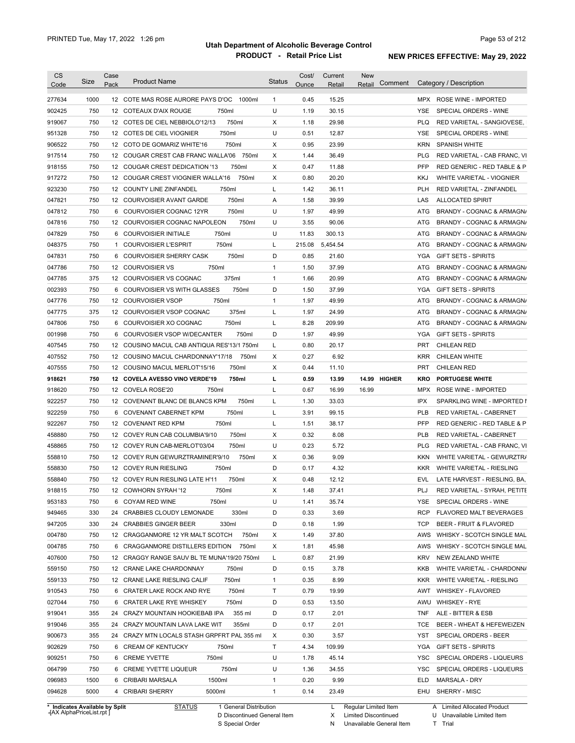# Utah Department of Alcoholic Beverage Control

## PRODUCT - Retail Price List

PRINTED Tue, May 17, 2022 1:26 pm

NEW PRICES EFFECTIVE: May 29, 2022

| CS Code | Size | Case Pack | Product Name | Status | Cost/ Ounce | Current Retail | New Retail | Comment | Category / Description |
|---|---|---|---|---|---|---|---|---|---|
| 277634 | 1000 | 12 | COTE MAS ROSE AURORE PAYS D'OC 1000ml | 1 | 0.45 | 15.25 | | | MPX ROSE WINE - IMPORTED |
| 902425 | 750 | 12 | COTEAUX D'AIX ROUGE 750ml | U | 1.19 | 30.15 | | | YSE SPECIAL ORDERS - WINE |
| 919067 | 750 | 12 | COTES DE CIEL NEBBIOLO'12/13 750ml | X | 1.18 | 29.98 | | | PLQ RED VARIETAL - SANGIOVESE, |
| 951328 | 750 | 12 | COTES DE CIEL VIOGNIER 750ml | U | 0.51 | 12.87 | | | YSE SPECIAL ORDERS - WINE |
| 906522 | 750 | 12 | COTO DE GOMARIZ WHITE'16 750ml | X | 0.95 | 23.99 | | | KRN SPANISH WHITE |
| 917514 | 750 | 12 | COUGAR CREST CAB FRANC WALLA'06 750ml | X | 1.44 | 36.49 | | | PLG RED VARIETAL - CAB FRANC, VI |
| 918155 | 750 | 12 | COUGAR CREST DEDICATION '13 750ml | X | 0.47 | 11.88 | | | PFP RED GENERIC - RED TABLE & P |
| 917272 | 750 | 12 | COUGAR CREST VIOGNIER WALLA'16 750ml | X | 0.80 | 20.20 | | | KKJ WHITE VARIETAL - VIOGNIER |
| 923230 | 750 | 12 | COUNTY LINE ZINFANDEL 750ml | L | 1.42 | 36.11 | | | PLH RED VARIETAL - ZINFANDEL |
| 047821 | 750 | 12 | COURVOISIER AVANT GARDE 750ml | A | 1.58 | 39.99 | | | LAS ALLOCATED SPIRIT |
| 047812 | 750 | 6 | COURVOISIER COGNAC 12YR 750ml | U | 1.97 | 49.99 | | | ATG BRANDY - COGNAC & ARMAGNA |
| 047816 | 750 | 12 | COURVOISIER COGNAC NAPOLEON 750ml | U | 3.55 | 90.06 | | | ATG BRANDY - COGNAC & ARMAGNA |
| 047829 | 750 | 6 | COURVOISIER INITIALE 750ml | U | 11.83 | 300.13 | | | ATG BRANDY - COGNAC & ARMAGNA |
| 048375 | 750 | 1 | COURVOISIER L'ESPRIT 750ml | L | 215.08 | 5,454.54 | | | ATG BRANDY - COGNAC & ARMAGNA |
| 047831 | 750 | 6 | COURVOISIER SHERRY CASK 750ml | D | 0.85 | 21.60 | | | YGA GIFT SETS - SPIRITS |
| 047786 | 750 | 12 | COURVOISIER VS 750ml | 1 | 1.50 | 37.99 | | | ATG BRANDY - COGNAC & ARMAGNA |
| 047785 | 375 | 12 | COURVOISIER VS COGNAC 375ml | 1 | 1.66 | 20.99 | | | ATG BRANDY - COGNAC & ARMAGNA |
| 002393 | 750 | 6 | COURVOISIER VS WITH GLASSES 750ml | D | 1.50 | 37.99 | | | YGA GIFT SETS - SPIRITS |
| 047776 | 750 | 12 | COURVOISIER VSOP 750ml | 1 | 1.97 | 49.99 | | | ATG BRANDY - COGNAC & ARMAGNA |
| 047775 | 375 | 12 | COURVOISIER VSOP COGNAC 375ml | L | 1.97 | 24.99 | | | ATG BRANDY - COGNAC & ARMAGNA |
| 047806 | 750 | 6 | COURVOISIER XO COGNAC 750ml | L | 8.28 | 209.99 | | | ATG BRANDY - COGNAC & ARMAGNA |
| 001998 | 750 | 6 | COURVOSIER VSOP W/DECANTER 750ml | D | 1.97 | 49.99 | | | YGA GIFT SETS - SPIRITS |
| 407545 | 750 | 12 | COUSINO MACUL CAB ANTIQUA RES'13/1 750ml | L | 0.80 | 20.17 | | | PRT CHILEAN RED |
| 407552 | 750 | 12 | COUSINO MACUL CHARDONNAY'17/18 750ml | X | 0.27 | 6.92 | | | KRR CHILEAN WHITE |
| 407555 | 750 | 12 | COUSINO MACUL MERLOT'15/16 750ml | X | 0.44 | 11.10 | | | PRT CHILEAN RED |
| **918621** | **750** | **12** | **COVELA AVESSO VINO VERDE'19 750ml** | **L** | **0.59** | **13.99** | **14.99** | **HIGHER** | **KRO PORTUGESE WHITE** |
| 918620 | 750 | 12 | COVELA ROSE'20 750ml | L | 0.67 | 16.99 | 16.99 | | MPX ROSE WINE - IMPORTED |
| 922257 | 750 | 12 | COVENANT BLANC DE BLANCS KPM 750ml | L | 1.30 | 33.03 | | | IPX SPARKLING WINE - IMPORTED I |
| 922259 | 750 | 6 | COVENANT CABERNET KPM 750ml | L | 3.91 | 99.15 | | | PLB RED VARIETAL - CABERNET |
| 922267 | 750 | 12 | COVENANT RED KPM 750ml | L | 1.51 | 38.17 | | | PFP RED GENERIC - RED TABLE & P |
| 458880 | 750 | 12 | COVEY RUN CAB COLUMBIA'9/10 750ml | X | 0.32 | 8.08 | | | PLB RED VARIETAL - CABERNET |
| 458865 | 750 | 12 | COVEY RUN CAB-MERLOT'03/04 750ml | U | 0.23 | 5.72 | | | PLG RED VARIETAL - CAB FRANC, VI |
| 558810 | 750 | 12 | COVEY RUN GEWURZTRAMINER'9/10 750ml | X | 0.36 | 9.09 | | | KKN WHITE VARIETAL - GEWURZTRA |
| 558830 | 750 | 12 | COVEY RUN RIESLING 750ml | D | 0.17 | 4.32 | | | KKR WHITE VARIETAL - RIESLING |
| 558840 | 750 | 12 | COVEY RUN RIESLING LATE H'11 750ml | X | 0.48 | 12.12 | | | EVL LATE HARVEST - RIESLING, BA, |
| 918815 | 750 | 12 | COWHORN SYRAH '12 750ml | X | 1.48 | 37.41 | | | PLJ RED VARIETAL - SYRAH, PETITE |
| 953183 | 750 | 6 | COYAM RED WINE 750ml | U | 1.41 | 35.74 | | | YSE SPECIAL ORDERS - WINE |
| 949465 | 330 | 24 | CRABBIES CLOUDY LEMONADE 330ml | D | 0.33 | 3.69 | | | RCP FLAVORED MALT BEVERAGES |
| 947205 | 330 | 24 | CRABBIES GINGER BEER 330ml | D | 0.18 | 1.99 | | | TCP BEER - FRUIT & FLAVORED |
| 004780 | 750 | 12 | CRAGGANMORE 12 YR MALT SCOTCH 750ml | X | 1.49 | 37.80 | | | AWS WHISKY - SCOTCH SINGLE MAL |
| 004785 | 750 | 6 | CRAGGANMORE DISTILLERS EDITION 750ml | X | 1.81 | 45.98 | | | AWS WHISKY - SCOTCH SINGLE MAL |
| 407600 | 750 | 12 | CRAGGY RANGE SAUV BL TE MUNA'19/20 750ml | L | 0.87 | 21.99 | | | KRV NEW ZEALAND WHITE |
| 559150 | 750 | 12 | CRANE LAKE CHARDONNAY 750ml | D | 0.15 | 3.78 | | | KKB WHITE VARIETAL - CHARDONNA |
| 559133 | 750 | 12 | CRANE LAKE RIESLING CALIF 750ml | 1 | 0.35 | 8.99 | | | KKR WHITE VARIETAL - RIESLING |
| 910543 | 750 | 6 | CRATER LAKE ROCK AND RYE 750ml | T | 0.79 | 19.99 | | | AWT WHISKEY - FLAVORED |
| 027044 | 750 | 6 | CRATER LAKE RYE WHISKEY 750ml | D | 0.53 | 13.50 | | | AWU WHISKEY - RYE |
| 919041 | 355 | 24 | CRAZY MOUNTAIN HOOKIEBAB IPA 355 ml | D | 0.17 | 2.01 | | | TNF ALE - BITTER & ESB |
| 919046 | 355 | 24 | CRAZY MOUNTAIN LAVA LAKE WIT 355ml | D | 0.17 | 2.01 | | | TCE BEER - WHEAT & HEFEWEIZEN |
| 900673 | 355 | 24 | CRAZY MTN LOCALS STASH GRPFRT PAL 355 ml | X | 0.30 | 3.57 | | | YST SPECIAL ORDERS - BEER |
| 902629 | 750 | 6 | CREAM OF KENTUCKY 750ml | T | 4.34 | 109.99 | | | YGA GIFT SETS - SPIRITS |
| 909251 | 750 | 6 | CREME YVETTE 750ml | U | 1.78 | 45.14 | | | YSC SPECIAL ORDERS - LIQUEURS |
| 064799 | 750 | 6 | CREME YVETTE LIQUEUR 750ml | U | 1.36 | 34.55 | | | YSC SPECIAL ORDERS - LIQUEURS |
| 096983 | 1500 | 6 | CRIBARI MARSALA 1500ml | 1 | 0.20 | 9.99 | | | ELD MARSALA - DRY |
| 094628 | 5000 | 4 | CRIBARI SHERRY 5000ml | 1 | 0.14 | 23.49 | | | EHU SHERRY - MISC |

\* Indicates Available by Split

| STATUS | | | |
|---|---|---|---|
| 1 General Distribution | L Regular Limited Item | A Limited Allocated Product |
| D Discontinued General Item | X Limited Discontinued | U Unavailable Limited Item |
| S Special Order | N Unavailable General Item | T Trial |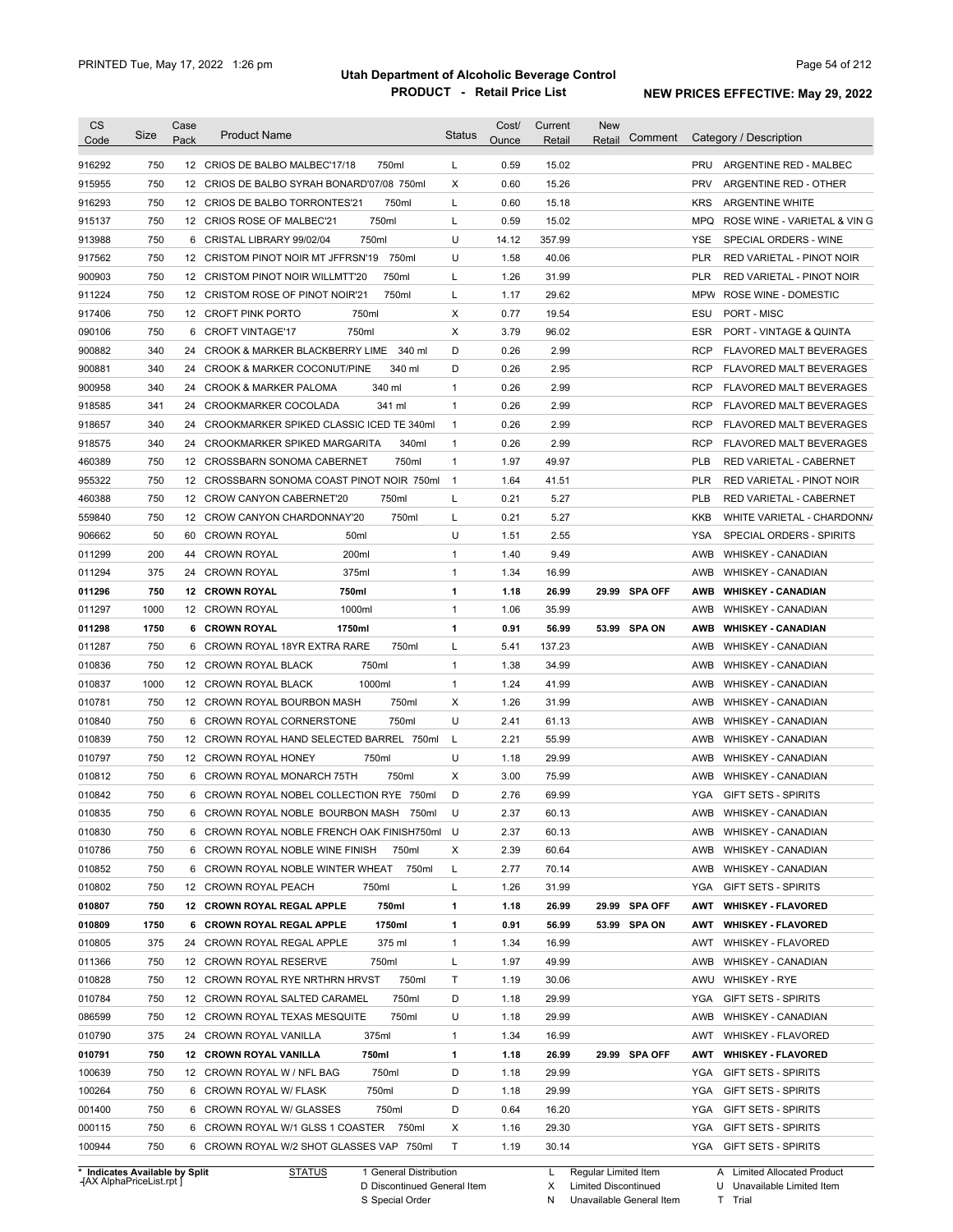# Utah Department of Alcoholic Beverage Control

## PRODUCT - Retail Price List

PRINTED Tue, May 17, 2022 1:26 pm

**NEW PRICES EFFECTIVE: May 29, 2022**

| CS Code | Size | Case Pack | Product Name | Status | Cost/ Ounce | Current Retail | New Retail | Comment | Category / Description |
|---|---|---|---|---|---|---|---|---|---|
| 916292 | 750 | 12 | CRIOS DE BALBO MALBEC'17/18 750ml | L | 0.59 | 15.02 | | | PRU ARGENTINE RED - MALBEC |
| 915955 | 750 | 12 | CRIOS DE BALBO SYRAH BONARD'07/08 750ml | X | 0.60 | 15.26 | | | PRV ARGENTINE RED - OTHER |
| 916293 | 750 | 12 | CRIOS DE BALBO TORRONTES'21 750ml | L | 0.60 | 15.18 | | | KRS ARGENTINE WHITE |
| 915137 | 750 | 12 | CRIOS ROSE OF MALBEC'21 750ml | L | 0.59 | 15.02 | | | MPQ ROSE WINE - VARIETAL & VIN G |
| 913988 | 750 | 6 | CRISTAL LIBRARY 99/02/04 750ml | U | 14.12 | 357.99 | | | YSE SPECIAL ORDERS - WINE |
| 917562 | 750 | 12 | CRISTOM PINOT NOIR MT JFFRSN'19 750ml | U | 1.58 | 40.06 | | | PLR RED VARIETAL - PINOT NOIR |
| 900903 | 750 | 12 | CRISTOM PINOT NOIR WILLMTT'20 750ml | L | 1.26 | 31.99 | | | PLR RED VARIETAL - PINOT NOIR |
| 911224 | 750 | 12 | CRISTOM ROSE OF PINOT NOIR'21 750ml | L | 1.17 | 29.62 | | | MPW ROSE WINE - DOMESTIC |
| 917406 | 750 | 12 | CROFT PINK PORTO 750ml | X | 0.77 | 19.54 | | | ESU PORT - MISC |
| 090106 | 750 | 6 | CROFT VINTAGE'17 750ml | X | 3.79 | 96.02 | | | ESR PORT - VINTAGE & QUINTA |
| 900882 | 340 | 24 | CROOK & MARKER BLACKBERRY LIME 340 ml | D | 0.26 | 2.99 | | | RCP FLAVORED MALT BEVERAGES |
| 900881 | 340 | 24 | CROOK & MARKER COCONUT/PINE 340 ml | D | 0.26 | 2.95 | | | RCP FLAVORED MALT BEVERAGES |
| 900958 | 340 | 24 | CROOK & MARKER PALOMA 340 ml | 1 | 0.26 | 2.99 | | | RCP FLAVORED MALT BEVERAGES |
| 918585 | 341 | 24 | CROOKMARKER COCOLADA 341 ml | 1 | 0.26 | 2.99 | | | RCP FLAVORED MALT BEVERAGES |
| 918657 | 340 | 24 | CROOKMARKER SPIKED CLASSIC ICED TE 340ml | 1 | 0.26 | 2.99 | | | RCP FLAVORED MALT BEVERAGES |
| 918575 | 340 | 24 | CROOKMARKER SPIKED MARGARITA 340ml | 1 | 0.26 | 2.99 | | | RCP FLAVORED MALT BEVERAGES |
| 460389 | 750 | 12 | CROSSBARN SONOMA CABERNET 750ml | 1 | 1.97 | 49.97 | | | PLB RED VARIETAL - CABERNET |
| 955322 | 750 | 12 | CROSSBARN SONOMA COAST PINOT NOIR 750ml | 1 | 1.64 | 41.51 | | | PLR RED VARIETAL - PINOT NOIR |
| 460388 | 750 | 12 | CROW CANYON CABERNET'20 750ml | L | 0.21 | 5.27 | | | PLB RED VARIETAL - CABERNET |
| 559840 | 750 | 12 | CROW CANYON CHARDONNAY'20 750ml | L | 0.21 | 5.27 | | | KKB WHITE VARIETAL - CHARDONNA |
| 906662 | 50 | 60 | CROWN ROYAL 50ml | U | 1.51 | 2.55 | | | YSA SPECIAL ORDERS - SPIRITS |
| 011299 | 200 | 44 | CROWN ROYAL 200ml | 1 | 1.40 | 9.49 | | | AWB WHISKEY - CANADIAN |
| 011294 | 375 | 24 | CROWN ROYAL 375ml | 1 | 1.34 | 16.99 | | | AWB WHISKEY - CANADIAN |
| **011296** | **750** | **12** | **CROWN ROYAL 750ml** | **1** | **1.18** | **26.99** | **29.99** | **SPA OFF** | **AWB WHISKEY - CANADIAN** |
| 011297 | 1000 | 12 | CROWN ROYAL 1000ml | 1 | 1.06 | 35.99 | | | AWB WHISKEY - CANADIAN |
| **011298** | **1750** | **6** | **CROWN ROYAL 1750ml** | **1** | **0.91** | **56.99** | **53.99** | **SPA ON** | **AWB WHISKEY - CANADIAN** |
| 011287 | 750 | 6 | CROWN ROYAL 18YR EXTRA RARE 750ml | L | 5.41 | 137.23 | | | AWB WHISKEY - CANADIAN |
| 010836 | 750 | 12 | CROWN ROYAL BLACK 750ml | 1 | 1.38 | 34.99 | | | AWB WHISKEY - CANADIAN |
| 010837 | 1000 | 12 | CROWN ROYAL BLACK 1000ml | 1 | 1.24 | 41.99 | | | AWB WHISKEY - CANADIAN |
| 010781 | 750 | 12 | CROWN ROYAL BOURBON MASH 750ml | X | 1.26 | 31.99 | | | AWB WHISKEY - CANADIAN |
| 010840 | 750 | 6 | CROWN ROYAL CORNERSTONE 750ml | U | 2.41 | 61.13 | | | AWB WHISKEY - CANADIAN |
| 010839 | 750 | 12 | CROWN ROYAL HAND SELECTED BARREL 750ml | L | 2.21 | 55.99 | | | AWB WHISKEY - CANADIAN |
| 010797 | 750 | 12 | CROWN ROYAL HONEY 750ml | U | 1.18 | 29.99 | | | AWB WHISKEY - CANADIAN |
| 010812 | 750 | 6 | CROWN ROYAL MONARCH 75TH 750ml | X | 3.00 | 75.99 | | | AWB WHISKEY - CANADIAN |
| 010842 | 750 | 6 | CROWN ROYAL NOBEL COLLECTION RYE 750ml | D | 2.76 | 69.99 | | | YGA GIFT SETS - SPIRITS |
| 010835 | 750 | 6 | CROWN ROYAL NOBLE BOURBON MASH 750ml | U | 2.37 | 60.13 | | | AWB WHISKEY - CANADIAN |
| 010830 | 750 | 6 | CROWN ROYAL NOBLE FRENCH OAK FINISH750ml | U | 2.37 | 60.13 | | | AWB WHISKEY - CANADIAN |
| 010786 | 750 | 6 | CROWN ROYAL NOBLE WINE FINISH 750ml | X | 2.39 | 60.64 | | | AWB WHISKEY - CANADIAN |
| 010852 | 750 | 6 | CROWN ROYAL NOBLE WINTER WHEAT 750ml | L | 2.77 | 70.14 | | | AWB WHISKEY - CANADIAN |
| 010802 | 750 | 12 | CROWN ROYAL PEACH 750ml | L | 1.26 | 31.99 | | | YGA GIFT SETS - SPIRITS |
| **010807** | **750** | **12** | **CROWN ROYAL REGAL APPLE 750ml** | **1** | **1.18** | **26.99** | **29.99** | **SPA OFF** | **AWT WHISKEY - FLAVORED** |
| **010809** | **1750** | **6** | **CROWN ROYAL REGAL APPLE 1750ml** | **1** | **0.91** | **56.99** | **53.99** | **SPA ON** | **AWT WHISKEY - FLAVORED** |
| 010805 | 375 | 24 | CROWN ROYAL REGAL APPLE 375 ml | 1 | 1.34 | 16.99 | | | AWT WHISKEY - FLAVORED |
| 011366 | 750 | 12 | CROWN ROYAL RESERVE 750ml | L | 1.97 | 49.99 | | | AWB WHISKEY - CANADIAN |
| 010828 | 750 | 12 | CROWN ROYAL RYE NRTHRN HRVST 750ml | T | 1.19 | 30.06 | | | AWU WHISKEY - RYE |
| 010784 | 750 | 12 | CROWN ROYAL SALTED CARAMEL 750ml | D | 1.18 | 29.99 | | | YGA GIFT SETS - SPIRITS |
| 086599 | 750 | 12 | CROWN ROYAL TEXAS MESQUITE 750ml | U | 1.18 | 29.99 | | | AWB WHISKEY - CANADIAN |
| 010790 | 375 | 24 | CROWN ROYAL VANILLA 375ml | 1 | 1.34 | 16.99 | | | AWT WHISKEY - FLAVORED |
| **010791** | **750** | **12** | **CROWN ROYAL VANILLA 750ml** | **1** | **1.18** | **26.99** | **29.99** | **SPA OFF** | **AWT WHISKEY - FLAVORED** |
| 100639 | 750 | 12 | CROWN ROYAL W / NFL BAG 750ml | D | 1.18 | 29.99 | | | YGA GIFT SETS - SPIRITS |
| 100264 | 750 | 6 | CROWN ROYAL W/ FLASK 750ml | D | 1.18 | 29.99 | | | YGA GIFT SETS - SPIRITS |
| 001400 | 750 | 6 | CROWN ROYAL W/ GLASSES 750ml | D | 0.64 | 16.20 | | | YGA GIFT SETS - SPIRITS |
| 000115 | 750 | 6 | CROWN ROYAL W/1 GLSS 1 COASTER 750ml | X | 1.16 | 29.30 | | | YGA GIFT SETS - SPIRITS |
| 100944 | 750 | 6 | CROWN ROYAL W/2 SHOT GLASSES VAP 750ml | T | 1.19 | 30.14 | | | YGA GIFT SETS - SPIRITS |

\* Indicates Available by Split

STATUS: 1 General Distribution; D Discontinued General Item; S Special Order; L Regular Limited Item; X Limited Discontinued; N Unavailable General Item; A Limited Allocated Product; U Unavailable Limited Item; T Trial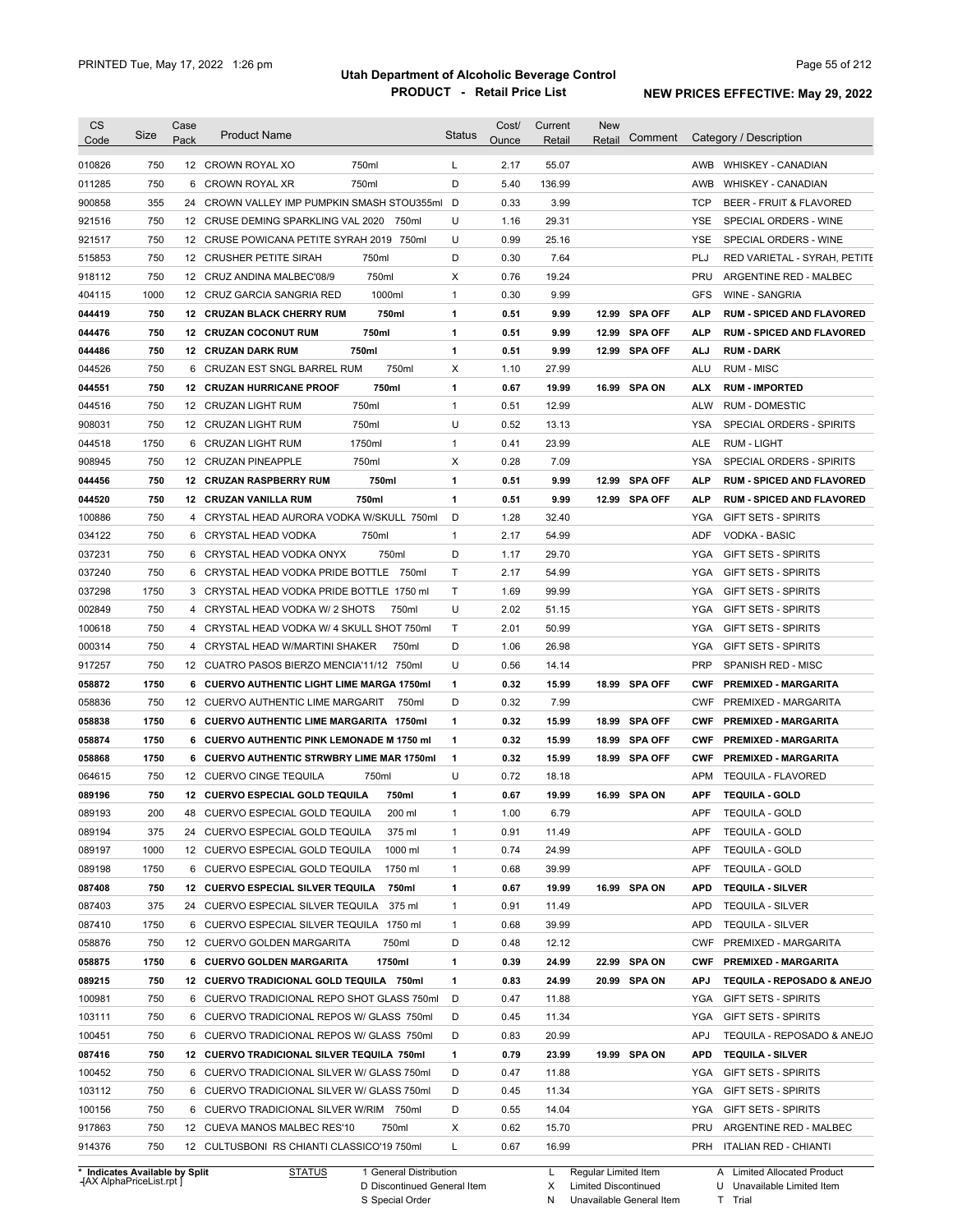# Utah Department of Alcoholic Beverage Control

## PRODUCT - Retail Price List

PRINTED Tue, May 17, 2022 1:26 pm

NEW PRICES EFFECTIVE: May 29, 2022

| CS Code | Size | Case Pack | Product Name | | Status | Cost/ Ounce | Current Retail | New Retail | Comment | Category / Description | |
|---|---|---|---|---|---|---|---|---|---|---|---|
| 010826 | 750 | 12 | CROWN ROYAL XO | 750ml | L | 2.17 | 55.07 | | | AWB | WHISKEY - CANADIAN |
| 011285 | 750 | 6 | CROWN ROYAL XR | 750ml | D | 5.40 | 136.99 | | | AWB | WHISKEY - CANADIAN |
| 900858 | 355 | 24 | CROWN VALLEY IMP PUMPKIN SMASH STOU355ml | | D | 0.33 | 3.99 | | | TCP | BEER - FRUIT & FLAVORED |
| 921516 | 750 | 12 | CRUSE DEMING SPARKLING VAL 2020 | 750ml | U | 1.16 | 29.31 | | | YSE | SPECIAL ORDERS - WINE |
| 921517 | 750 | 12 | CRUSE POWICANA PETITE SYRAH 2019 | 750ml | U | 0.99 | 25.16 | | | YSE | SPECIAL ORDERS - WINE |
| 515853 | 750 | 12 | CRUSHER PETITE SIRAH | 750ml | D | 0.30 | 7.64 | | | PLJ | RED VARIETAL - SYRAH, PETITE |
| 918112 | 750 | 12 | CRUZ ANDINA MALBEC'08/9 | 750ml | X | 0.76 | 19.24 | | | PRU | ARGENTINE RED - MALBEC |
| 404115 | 1000 | 12 | CRUZ GARCIA SANGRIA RED | 1000ml | 1 | 0.30 | 9.99 | | | GFS | WINE - SANGRIA |
| **044419** | **750** | **12** | **CRUZAN BLACK CHERRY RUM** | **750ml** | **1** | **0.51** | **9.99** | **12.99** | **SPA OFF** | **ALP** | **RUM - SPICED AND FLAVORED** |
| **044476** | **750** | **12** | **CRUZAN COCONUT RUM** | **750ml** | **1** | **0.51** | **9.99** | **12.99** | **SPA OFF** | **ALP** | **RUM - SPICED AND FLAVORED** |
| **044486** | **750** | **12** | **CRUZAN DARK RUM** | **750ml** | **1** | **0.51** | **9.99** | **12.99** | **SPA OFF** | **ALJ** | **RUM - DARK** |
| 044526 | 750 | 6 | CRUZAN EST SNGL BARREL RUM | 750ml | X | 1.10 | 27.99 | | | ALU | RUM - MISC |
| **044551** | **750** | **12** | **CRUZAN HURRICANE PROOF** | **750ml** | **1** | **0.67** | **19.99** | **16.99** | **SPA ON** | **ALX** | **RUM - IMPORTED** |
| 044516 | 750 | 12 | CRUZAN LIGHT RUM | 750ml | 1 | 0.51 | 12.99 | | | ALW | RUM - DOMESTIC |
| 908031 | 750 | 12 | CRUZAN LIGHT RUM | 750ml | U | 0.52 | 13.13 | | | YSA | SPECIAL ORDERS - SPIRITS |
| 044518 | 1750 | 6 | CRUZAN LIGHT RUM | 1750ml | 1 | 0.41 | 23.99 | | | ALE | RUM - LIGHT |
| 908945 | 750 | 12 | CRUZAN PINEAPPLE | 750ml | X | 0.28 | 7.09 | | | YSA | SPECIAL ORDERS - SPIRITS |
| **044456** | **750** | **12** | **CRUZAN RASPBERRY RUM** | **750ml** | **1** | **0.51** | **9.99** | **12.99** | **SPA OFF** | **ALP** | **RUM - SPICED AND FLAVORED** |
| **044520** | **750** | **12** | **CRUZAN VANILLA RUM** | **750ml** | **1** | **0.51** | **9.99** | **12.99** | **SPA OFF** | **ALP** | **RUM - SPICED AND FLAVORED** |
| 100886 | 750 | 4 | CRYSTAL HEAD AURORA VODKA W/SKULL 750ml | | D | 1.28 | 32.40 | | | YGA | GIFT SETS - SPIRITS |
| 034122 | 750 | 6 | CRYSTAL HEAD VODKA | 750ml | 1 | 2.17 | 54.99 | | | ADF | VODKA - BASIC |
| 037231 | 750 | 6 | CRYSTAL HEAD VODKA ONYX | 750ml | D | 1.17 | 29.70 | | | YGA | GIFT SETS - SPIRITS |
| 037240 | 750 | 6 | CRYSTAL HEAD VODKA PRIDE BOTTLE | 750ml | T | 2.17 | 54.99 | | | YGA | GIFT SETS - SPIRITS |
| 037298 | 1750 | 3 | CRYSTAL HEAD VODKA PRIDE BOTTLE | 1750 ml | T | 1.69 | 99.99 | | | YGA | GIFT SETS - SPIRITS |
| 002849 | 750 | 4 | CRYSTAL HEAD VODKA W/ 2 SHOTS | 750ml | U | 2.02 | 51.15 | | | YGA | GIFT SETS - SPIRITS |
| 100618 | 750 | 4 | CRYSTAL HEAD VODKA W/ 4 SKULL SHOT 750ml | | T | 2.01 | 50.99 | | | YGA | GIFT SETS - SPIRITS |
| 000314 | 750 | 4 | CRYSTAL HEAD W/MARTINI SHAKER | 750ml | D | 1.06 | 26.98 | | | YGA | GIFT SETS - SPIRITS |
| 917257 | 750 | 12 | CUATRO PASOS BIERZO MENCIA'11/12 | 750ml | U | 0.56 | 14.14 | | | PRP | SPANISH RED - MISC |
| **058872** | **1750** | **6** | **CUERVO AUTHENTIC LIGHT LIME MARGA 1750ml** | | **1** | **0.32** | **15.99** | **18.99** | **SPA OFF** | **CWF** | **PREMIXED - MARGARITA** |
| 058836 | 750 | 12 | CUERVO AUTHENTIC LIME MARGARIT | 750ml | D | 0.32 | 7.99 | | | CWF | PREMIXED - MARGARITA |
| **058838** | **1750** | **6** | **CUERVO AUTHENTIC LIME MARGARITA** | **1750ml** | **1** | **0.32** | **15.99** | **18.99** | **SPA OFF** | **CWF** | **PREMIXED - MARGARITA** |
| **058874** | **1750** | **6** | **CUERVO AUTHENTIC PINK LEMONADE M 1750 ml** | | **1** | **0.32** | **15.99** | **18.99** | **SPA OFF** | **CWF** | **PREMIXED - MARGARITA** |
| **058868** | **1750** | **6** | **CUERVO AUTHENTIC STRWBRY LIME MAR 1750ml** | | **1** | **0.32** | **15.99** | **18.99** | **SPA OFF** | **CWF** | **PREMIXED - MARGARITA** |
| 064615 | 750 | 12 | CUERVO CINGE TEQUILA | 750ml | U | 0.72 | 18.18 | | | APM | TEQUILA - FLAVORED |
| **089196** | **750** | **12** | **CUERVO ESPECIAL GOLD TEQUILA** | **750ml** | **1** | **0.67** | **19.99** | **16.99** | **SPA ON** | **APF** | **TEQUILA - GOLD** |
| 089193 | 200 | 48 | CUERVO ESPECIAL GOLD TEQUILA | 200 ml | 1 | 1.00 | 6.79 | | | APF | TEQUILA - GOLD |
| 089194 | 375 | 24 | CUERVO ESPECIAL GOLD TEQUILA | 375 ml | 1 | 0.91 | 11.49 | | | APF | TEQUILA - GOLD |
| 089197 | 1000 | 12 | CUERVO ESPECIAL GOLD TEQUILA | 1000 ml | 1 | 0.74 | 24.99 | | | APF | TEQUILA - GOLD |
| 089198 | 1750 | 6 | CUERVO ESPECIAL GOLD TEQUILA | 1750 ml | 1 | 0.68 | 39.99 | | | APF | TEQUILA - GOLD |
| **087408** | **750** | **12** | **CUERVO ESPECIAL SILVER TEQUILA** | **750ml** | **1** | **0.67** | **19.99** | **16.99** | **SPA ON** | **APD** | **TEQUILA - SILVER** |
| 087403 | 375 | 24 | CUERVO ESPECIAL SILVER TEQUILA | 375 ml | 1 | 0.91 | 11.49 | | | APD | TEQUILA - SILVER |
| 087410 | 1750 | 6 | CUERVO ESPECIAL SILVER TEQUILA | 1750 ml | 1 | 0.68 | 39.99 | | | APD | TEQUILA - SILVER |
| 058876 | 750 | 12 | CUERVO GOLDEN MARGARITA | 750ml | D | 0.48 | 12.12 | | | CWF | PREMIXED - MARGARITA |
| **058875** | **1750** | **6** | **CUERVO GOLDEN MARGARITA** | **1750ml** | **1** | **0.39** | **24.99** | **22.99** | **SPA ON** | **CWF** | **PREMIXED - MARGARITA** |
| **089215** | **750** | **12** | **CUERVO TRADICIONAL GOLD TEQUILA** | **750ml** | **1** | **0.83** | **24.99** | **20.99** | **SPA ON** | **APJ** | **TEQUILA - REPOSADO & ANEJO** |
| 100981 | 750 | 6 | CUERVO TRADICIONAL REPO SHOT GLASS 750ml | | D | 0.47 | 11.88 | | | YGA | GIFT SETS - SPIRITS |
| 103111 | 750 | 6 | CUERVO TRADICIONAL REPOS W/ GLASS | 750ml | D | 0.45 | 11.34 | | | YGA | GIFT SETS - SPIRITS |
| 100451 | 750 | 6 | CUERVO TRADICIONAL REPOS W/ GLASS | 750ml | D | 0.83 | 20.99 | | | APJ | TEQUILA - REPOSADO & ANEJO |
| **087416** | **750** | **12** | **CUERVO TRADICIONAL SILVER TEQUILA 750ml** | | **1** | **0.79** | **23.99** | **19.99** | **SPA ON** | **APD** | **TEQUILA - SILVER** |
| 100452 | 750 | 6 | CUERVO TRADICIONAL SILVER W/ GLASS 750ml | | D | 0.47 | 11.88 | | | YGA | GIFT SETS - SPIRITS |
| 103112 | 750 | 6 | CUERVO TRADICIONAL SILVER W/ GLASS 750ml | | D | 0.45 | 11.34 | | | YGA | GIFT SETS - SPIRITS |
| 100156 | 750 | 6 | CUERVO TRADICIONAL SILVER W/RIM | 750ml | D | 0.55 | 14.04 | | | YGA | GIFT SETS - SPIRITS |
| 917863 | 750 | 12 | CUEVA MANOS MALBEC RES'10 | 750ml | X | 0.62 | 15.70 | | | PRU | ARGENTINE RED - MALBEC |
| 914376 | 750 | 12 | CULTUSBONI RS CHIANTI CLASSICO'19 750ml | | L | 0.67 | 16.99 | | | PRH | ITALIAN RED - CHIANTI |

\* Indicates Available by Split

STATUS: 1 General Distribution; D Discontinued General Item; S Special Order; L Regular Limited Item; X Limited Discontinued; N Unavailable General Item; A Limited Allocated Product; U Unavailable Limited Item; T Trial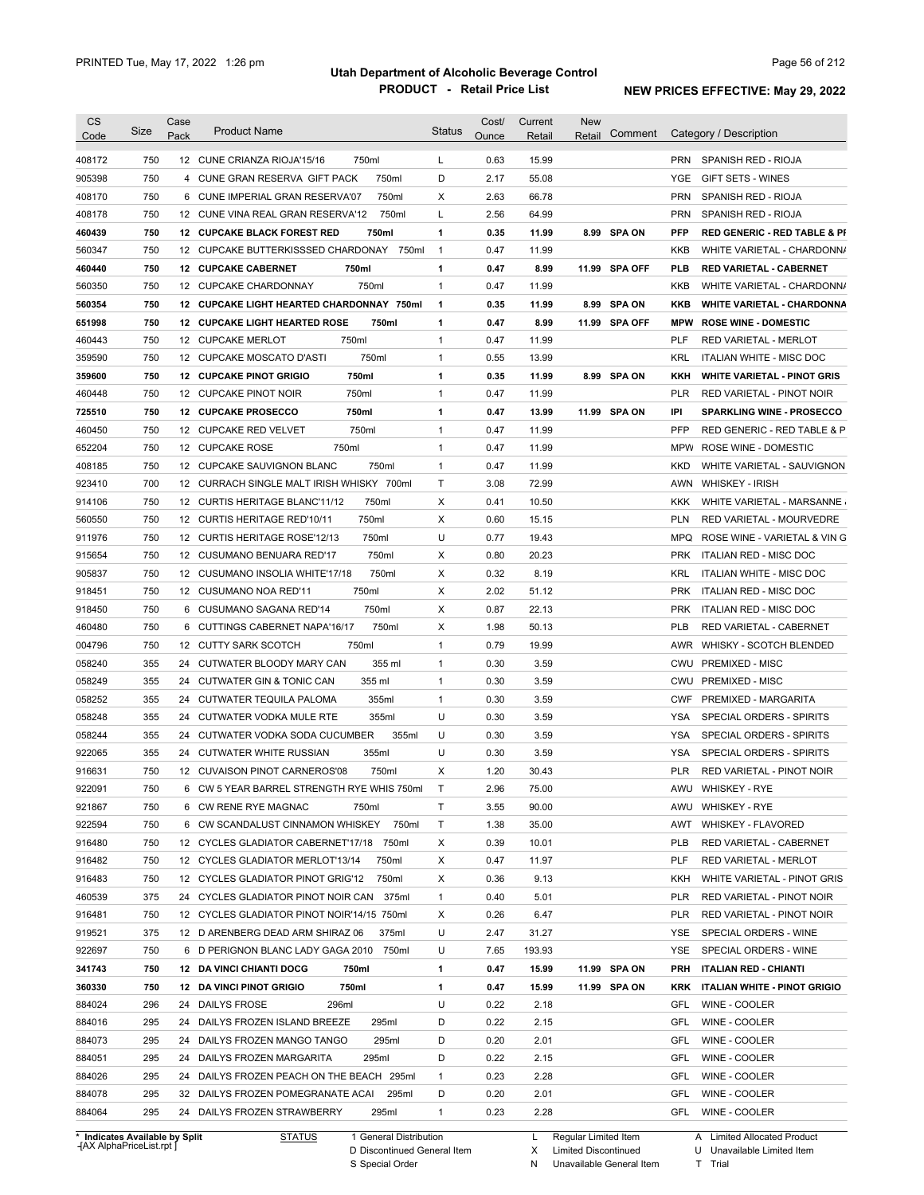# Utah Department of Alcoholic Beverage Control

## PRODUCT - Retail Price List

PRINTED Tue, May 17, 2022 1:26 pm

**NEW PRICES EFFECTIVE: May 29, 2022**

| CS Code | Size | Case Pack | Product Name | Status | Cost/ Ounce | Current Retail | New Retail | Comment | Category / Description |
|---|---|---|---|---|---|---|---|---|---|
| 408172 | 750 | 12 | CUNE CRIANZA RIOJA'15/16 750ml | L | 0.63 | 15.99 | | | PRN SPANISH RED - RIOJA |
| 905398 | 750 | 4 | CUNE GRAN RESERVA GIFT PACK 750ml | D | 2.17 | 55.08 | | | YGE GIFT SETS - WINES |
| 408170 | 750 | 6 | CUNE IMPERIAL GRAN RESERVA'07 750ml | X | 2.63 | 66.78 | | | PRN SPANISH RED - RIOJA |
| 408178 | 750 | 12 | CUNE VINA REAL GRAN RESERVA'12 750ml | L | 2.56 | 64.99 | | | PRN SPANISH RED - RIOJA |
| **460439** | **750** | **12** | **CUPCAKE BLACK FOREST RED 750ml** | **1** | **0.35** | **11.99** | **8.99** | **SPA ON** | **PFP RED GENERIC - RED TABLE & PI** |
| 560347 | 750 | 12 | CUPCAKE BUTTERKISSSED CHARDONAY 750ml | 1 | 0.47 | 11.99 | | | KKB WHITE VARIETAL - CHARDONN/ |
| **460440** | **750** | **12** | **CUPCAKE CABERNET 750ml** | **1** | **0.47** | **8.99** | **11.99** | **SPA OFF** | **PLB RED VARIETAL - CABERNET** |
| 560350 | 750 | 12 | CUPCAKE CHARDONNAY 750ml | 1 | 0.47 | 11.99 | | | KKB WHITE VARIETAL - CHARDONN/ |
| **560354** | **750** | **12** | **CUPCAKE LIGHT HEARTED CHARDONNAY 750ml** | **1** | **0.35** | **11.99** | **8.99** | **SPA ON** | **KKB WHITE VARIETAL - CHARDONNA** |
| **651998** | **750** | **12** | **CUPCAKE LIGHT HEARTED ROSE 750ml** | **1** | **0.47** | **8.99** | **11.99** | **SPA OFF** | **MPW ROSE WINE - DOMESTIC** |
| 460443 | 750 | 12 | CUPCAKE MERLOT 750ml | 1 | 0.47 | 11.99 | | | PLF RED VARIETAL - MERLOT |
| 359590 | 750 | 12 | CUPCAKE MOSCATO D'ASTI 750ml | 1 | 0.55 | 13.99 | | | KRL ITALIAN WHITE - MISC DOC |
| **359600** | **750** | **12** | **CUPCAKE PINOT GRIGIO 750ml** | **1** | **0.35** | **11.99** | **8.99** | **SPA ON** | **KKH WHITE VARIETAL - PINOT GRIS** |
| 460448 | 750 | 12 | CUPCAKE PINOT NOIR 750ml | 1 | 0.47 | 11.99 | | | PLR RED VARIETAL - PINOT NOIR |
| **725510** | **750** | **12** | **CUPCAKE PROSECCO 750ml** | **1** | **0.47** | **13.99** | **11.99** | **SPA ON** | **IPI SPARKLING WINE - PROSECCO** |
| 460450 | 750 | 12 | CUPCAKE RED VELVET 750ml | 1 | 0.47 | 11.99 | | | PFP RED GENERIC - RED TABLE & P |
| 652204 | 750 | 12 | CUPCAKE ROSE 750ml | 1 | 0.47 | 11.99 | | | MPW ROSE WINE - DOMESTIC |
| 408185 | 750 | 12 | CUPCAKE SAUVIGNON BLANC 750ml | 1 | 0.47 | 11.99 | | | KKD WHITE VARIETAL - SAUVIGNON |
| 923410 | 700 | 12 | CURRACH SINGLE MALT IRISH WHISKY 700ml | T | 3.08 | 72.99 | | | AWN WHISKEY - IRISH |
| 914106 | 750 | 12 | CURTIS HERITAGE BLANC'11/12 750ml | X | 0.41 | 10.50 | | | KKK WHITE VARIETAL - MARSANNE / |
| 560550 | 750 | 12 | CURTIS HERITAGE RED'10/11 750ml | X | 0.60 | 15.15 | | | PLN RED VARIETAL - MOURVEDRE |
| 911976 | 750 | 12 | CURTIS HERITAGE ROSE'12/13 750ml | U | 0.77 | 19.43 | | | MPQ ROSE WINE - VARIETAL & VIN G |
| 915654 | 750 | 12 | CUSUMANO BENUARA RED'17 750ml | X | 0.80 | 20.23 | | | PRK ITALIAN RED - MISC DOC |
| 905837 | 750 | 12 | CUSUMANO INSOLIA WHITE'17/18 750ml | X | 0.32 | 8.19 | | | KRL ITALIAN WHITE - MISC DOC |
| 918451 | 750 | 12 | CUSUMANO NOA RED'11 750ml | X | 2.02 | 51.12 | | | PRK ITALIAN RED - MISC DOC |
| 918450 | 750 | 6 | CUSUMANO SAGANA RED'14 750ml | X | 0.87 | 22.13 | | | PRK ITALIAN RED - MISC DOC |
| 460480 | 750 | 6 | CUTTINGS CABERNET NAPA'16/17 750ml | X | 1.98 | 50.13 | | | PLB RED VARIETAL - CABERNET |
| 004796 | 750 | 12 | CUTTY SARK SCOTCH 750ml | 1 | 0.79 | 19.99 | | | AWR WHISKY - SCOTCH BLENDED |
| 058240 | 355 | 24 | CUTWATER BLOODY MARY CAN 355 ml | 1 | 0.30 | 3.59 | | | CWU PREMIXED - MISC |
| 058249 | 355 | 24 | CUTWATER GIN & TONIC CAN 355 ml | 1 | 0.30 | 3.59 | | | CWU PREMIXED - MISC |
| 058252 | 355 | 24 | CUTWATER TEQUILA PALOMA 355ml | 1 | 0.30 | 3.59 | | | CWF PREMIXED - MARGARITA |
| 058248 | 355 | 24 | CUTWATER VODKA MULE RTE 355ml | U | 0.30 | 3.59 | | | YSA SPECIAL ORDERS - SPIRITS |
| 058244 | 355 | 24 | CUTWATER VODKA SODA CUCUMBER 355ml | U | 0.30 | 3.59 | | | YSA SPECIAL ORDERS - SPIRITS |
| 922065 | 355 | 24 | CUTWATER WHITE RUSSIAN 355ml | U | 0.30 | 3.59 | | | YSA SPECIAL ORDERS - SPIRITS |
| 916631 | 750 | 12 | CUVAISON PINOT CARNEROS'08 750ml | X | 1.20 | 30.43 | | | PLR RED VARIETAL - PINOT NOIR |
| 922091 | 750 | 6 | CW 5 YEAR BARREL STRENGTH RYE WHIS 750ml | T | 2.96 | 75.00 | | | AWU WHISKEY - RYE |
| 921867 | 750 | 6 | CW RENE RYE MAGNAC 750ml | T | 3.55 | 90.00 | | | AWU WHISKEY - RYE |
| 922594 | 750 | 6 | CW SCANDALUST CINNAMON WHISKEY 750ml | T | 1.38 | 35.00 | | | AWT WHISKEY - FLAVORED |
| 916480 | 750 | 12 | CYCLES GLADIATOR CABERNET'17/18 750ml | X | 0.39 | 10.01 | | | PLB RED VARIETAL - CABERNET |
| 916482 | 750 | 12 | CYCLES GLADIATOR MERLOT'13/14 750ml | X | 0.47 | 11.97 | | | PLF RED VARIETAL - MERLOT |
| 916483 | 750 | 12 | CYCLES GLADIATOR PINOT GRIG'12 750ml | X | 0.36 | 9.13 | | | KKH WHITE VARIETAL - PINOT GRIS |
| 460539 | 375 | 24 | CYCLES GLADIATOR PINOT NOIR CAN 375ml | 1 | 0.40 | 5.01 | | | PLR RED VARIETAL - PINOT NOIR |
| 916481 | 750 | 12 | CYCLES GLADIATOR PINOT NOIR'14/15 750ml | X | 0.26 | 6.47 | | | PLR RED VARIETAL - PINOT NOIR |
| 919521 | 375 | 12 | D ARENBERG DEAD ARM SHIRAZ 06 375ml | U | 2.47 | 31.27 | | | YSE SPECIAL ORDERS - WINE |
| 922697 | 750 | 6 | D PERIGNON BLANC LADY GAGA 2010 750ml | U | 7.65 | 193.93 | | | YSE SPECIAL ORDERS - WINE |
| **341743** | **750** | **12** | **DA VINCI CHIANTI DOCG 750ml** | **1** | **0.47** | **15.99** | **11.99** | **SPA ON** | **PRH ITALIAN RED - CHIANTI** |
| **360330** | **750** | **12** | **DA VINCI PINOT GRIGIO 750ml** | **1** | **0.47** | **15.99** | **11.99** | **SPA ON** | **KRK ITALIAN WHITE - PINOT GRIGIO** |
| 884024 | 296 | 24 | DAILYS FROSE 296ml | U | 0.22 | 2.18 | | | GFL WINE - COOLER |
| 884016 | 295 | 24 | DAILYS FROZEN ISLAND BREEZE 295ml | D | 0.22 | 2.15 | | | GFL WINE - COOLER |
| 884073 | 295 | 24 | DAILYS FROZEN MANGO TANGO 295ml | D | 0.20 | 2.01 | | | GFL WINE - COOLER |
| 884051 | 295 | 24 | DAILYS FROZEN MARGARITA 295ml | D | 0.22 | 2.15 | | | GFL WINE - COOLER |
| 884026 | 295 | 24 | DAILYS FROZEN PEACH ON THE BEACH 295ml | 1 | 0.23 | 2.28 | | | GFL WINE - COOLER |
| 884078 | 295 | 32 | DAILYS FROZEN POMEGRANATE ACAI 295ml | D | 0.20 | 2.01 | | | GFL WINE - COOLER |
| 884064 | 295 | 24 | DAILYS FROZEN STRAWBERRY 295ml | 1 | 0.23 | 2.28 | | | GFL WINE - COOLER |

\* Indicates Available by Split

STATUS: 1 General Distribution; D Discontinued General Item; S Special Order; L Regular Limited Item; X Limited Discontinued; N Unavailable General Item; A Limited Allocated Product; U Unavailable Limited Item; T Trial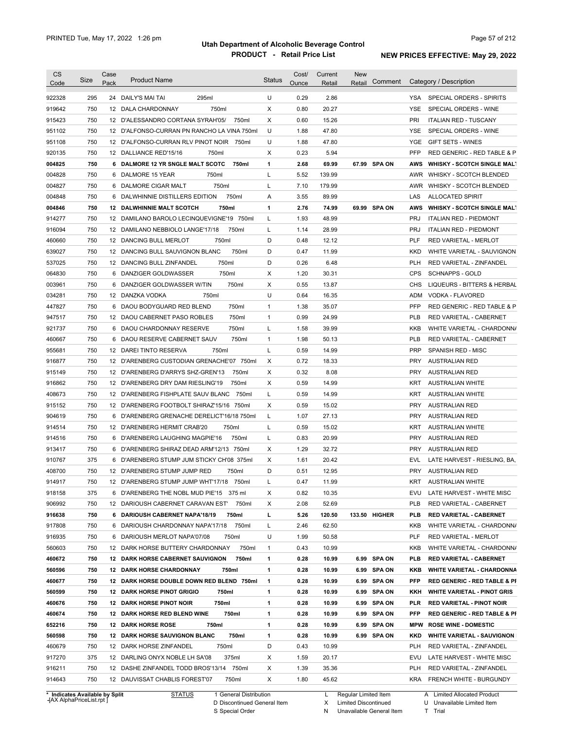# Utah Department of Alcoholic Beverage Control
## PRODUCT - Retail Price List

PRINTED Tue, May 17, 2022 1:26 pm

**NEW PRICES EFFECTIVE: May 29, 2022**

| CS Code | Size | Case Pack | Product Name | Status | Cost/ Ounce | Current Retail | New Retail | Comment | Category / Description |
|---|---|---|---|---|---|---|---|---|---|
| 922328 | 295 | 24 | DAILY'S MAI TAI 295ml | U | 0.29 | 2.86 | | | YSA SPECIAL ORDERS - SPIRITS |
| 919642 | 750 | 12 | DALA CHARDONNAY 750ml | X | 0.80 | 20.27 | | | YSE SPECIAL ORDERS - WINE |
| 915423 | 750 | 12 | D'ALESSANDRO CORTANA SYRAH'05/ 750ml | X | 0.60 | 15.26 | | | PRI ITALIAN RED - TUSCANY |
| 951102 | 750 | 12 | D'ALFONSO-CURRAN PN RANCHO LA VINA 750ml | U | 1.88 | 47.80 | | | YSE SPECIAL ORDERS - WINE |
| 951108 | 750 | 12 | D'ALFONSO-CURRAN RLV PINOT NOIR 750ml | U | 1.88 | 47.80 | | | YGE GIFT SETS - WINES |
| 920135 | 750 | 12 | DALLIANCE RED'15/16 750ml | X | 0.23 | 5.94 | | | PFP RED GENERIC - RED TABLE & P |
| **004825** | **750** | **6** | **DALMORE 12 YR SNGLE MALT SCOTC 750ml** | **1** | **2.68** | **69.99** | **67.99** | **SPA ON** | **AWS WHISKY - SCOTCH SINGLE MALT** |
| 004828 | 750 | 6 | DALMORE 15 YEAR 750ml | L | 5.52 | 139.99 | | | AWR WHISKY - SCOTCH BLENDED |
| 004827 | 750 | 6 | DALMORE CIGAR MALT 750ml | L | 7.10 | 179.99 | | | AWR WHISKY - SCOTCH BLENDED |
| 004848 | 750 | 6 | DALWHINNIE DISTILLERS EDITION 750ml | A | 3.55 | 89.99 | | | LAS ALLOCATED SPIRIT |
| **004846** | **750** | **12** | **DALWHINNIE MALT SCOTCH 750ml** | **1** | **2.76** | **74.99** | **69.99** | **SPA ON** | **AWS WHISKY - SCOTCH SINGLE MALT** |
| 914277 | 750 | 12 | DAMILANO BAROLO LECINQUEVIGNE'19 750ml | L | 1.93 | 48.99 | | | PRJ ITALIAN RED - PIEDMONT |
| 916094 | 750 | 12 | DAMILANO NEBBIOLO LANGE'17/18 750ml | L | 1.14 | 28.99 | | | PRJ ITALIAN RED - PIEDMONT |
| 460660 | 750 | 12 | DANCING BULL MERLOT 750ml | D | 0.48 | 12.12 | | | PLF RED VARIETAL - MERLOT |
| 639027 | 750 | 12 | DANCING BULL SAUVIGNON BLANC 750ml | D | 0.47 | 11.99 | | | KKD WHITE VARIETAL - SAUVIGNON |
| 537025 | 750 | 12 | DANCING BULL ZINFANDEL 750ml | D | 0.26 | 6.48 | | | PLH RED VARIETAL - ZINFANDEL |
| 064830 | 750 | 6 | DANZIGER GOLDWASSER 750ml | X | 1.20 | 30.31 | | | CPS SCHNAPPS - GOLD |
| 003961 | 750 | 6 | DANZIGER GOLDWASSER W/TIN 750ml | X | 0.55 | 13.87 | | | CHS LIQUEURS - BITTERS & HERBAL |
| 034281 | 750 | 12 | DANZKA VODKA 750ml | U | 0.64 | 16.35 | | | ADM VODKA - FLAVORED |
| 447827 | 750 | 6 | DAOU BODYGUARD RED BLEND 750ml | 1 | 1.38 | 35.07 | | | PFP RED GENERIC - RED TABLE & P |
| 947517 | 750 | 12 | DAOU CABERNET PASO ROBLES 750ml | 1 | 0.99 | 24.99 | | | PLB RED VARIETAL - CABERNET |
| 921737 | 750 | 6 | DAOU CHARDONNAY RESERVE 750ml | L | 1.58 | 39.99 | | | KKB WHITE VARIETAL - CHARDONNA |
| 460667 | 750 | 6 | DAOU RESERVE CABERNET SAUV 750ml | 1 | 1.98 | 50.13 | | | PLB RED VARIETAL - CABERNET |
| 955681 | 750 | 12 | DAREI TINTO RESERVA 750ml | L | 0.59 | 14.99 | | | PRP SPANISH RED - MISC |
| 916877 | 750 | 12 | D'ARENBERG CUSTODIAN GRENACHE'07 750ml | X | 0.72 | 18.33 | | | PRY AUSTRALIAN RED |
| 915149 | 750 | 12 | D'ARENBERG D'ARRYS SHZ-GREN'13 750ml | X | 0.32 | 8.08 | | | PRY AUSTRALIAN RED |
| 916862 | 750 | 12 | D'ARENBERG DRY DAM RIESLING'19 750ml | X | 0.59 | 14.99 | | | KRT AUSTRALIAN WHITE |
| 408673 | 750 | 12 | D'ARENBERG FISHPLATE SAUV BLANC 750ml | L | 0.59 | 14.99 | | | KRT AUSTRALIAN WHITE |
| 915152 | 750 | 12 | D'ARENBERG FOOTBOLT SHIRAZ'15/16 750ml | X | 0.59 | 15.02 | | | PRY AUSTRALIAN RED |
| 904619 | 750 | 6 | D'ARENBERG GRENACHE DERELICT'16/18 750ml | L | 1.07 | 27.13 | | | PRY AUSTRALIAN RED |
| 914514 | 750 | 12 | D'ARENBERG HERMIT CRAB'20 750ml | L | 0.59 | 15.02 | | | KRT AUSTRALIAN WHITE |
| 914516 | 750 | 6 | D'ARENBERG LAUGHING MAGPIE'16 750ml | L | 0.83 | 20.99 | | | PRY AUSTRALIAN RED |
| 913417 | 750 | 6 | D'ARENBERG SHIRAZ DEAD ARM'12/13 750ml | X | 1.29 | 32.72 | | | PRY AUSTRALIAN RED |
| 910767 | 375 | 6 | D'ARENBERG STUMP JUM STICKY CH'08 375ml | X | 1.61 | 20.42 | | | EVL LATE HARVEST - RIESLING, BA, |
| 408700 | 750 | 12 | D'ARENBERG STUMP JUMP RED 750ml | D | 0.51 | 12.95 | | | PRY AUSTRALIAN RED |
| 914917 | 750 | 12 | D'ARENBERG STUMP JUMP WHT'17/18 750ml | L | 0.47 | 11.99 | | | KRT AUSTRALIAN WHITE |
| 918158 | 375 | 6 | D'ARENBERG THE NOBL MUD PIE'15 375 ml | X | 0.82 | 10.35 | | | EVU LATE HARVEST - WHITE MISC |
| 906992 | 750 | 12 | DARIOUSH CABERNET CARAVAN EST' 750ml | X | 2.08 | 52.69 | | | PLB RED VARIETAL - CABERNET |
| **916638** | **750** | **6** | **DARIOUSH CABERNET NAPA'18/19 750ml** | **L** | **5.26** | **120.50** | **133.50** | **HIGHER** | **PLB RED VARIETAL - CABERNET** |
| 917808 | 750 | 6 | DARIOUSH CHARDONNAY NAPA'17/18 750ml | L | 2.46 | 62.50 | | | KKB WHITE VARIETAL - CHARDONNA |
| 916935 | 750 | 6 | DARIOUSH MERLOT NAPA'07/08 750ml | U | 1.99 | 50.58 | | | PLF RED VARIETAL - MERLOT |
| 560603 | 750 | 12 | DARK HORSE BUTTERY CHARDONNAY 750ml | 1 | 0.43 | 10.99 | | | KKB WHITE VARIETAL - CHARDONNA |
| **460672** | **750** | **12** | **DARK HORSE CABERNET SAUVIGNON 750ml** | **1** | **0.28** | **10.99** | **6.99** | **SPA ON** | **PLB RED VARIETAL - CABERNET** |
| **560596** | **750** | **12** | **DARK HORSE CHARDONNAY 750ml** | **1** | **0.28** | **10.99** | **6.99** | **SPA ON** | **KKB WHITE VARIETAL - CHARDONNA** |
| **460677** | **750** | **12** | **DARK HORSE DOUBLE DOWN RED BLEND 750ml** | **1** | **0.28** | **10.99** | **6.99** | **SPA ON** | **PFP RED GENERIC - RED TABLE & P** |
| **560599** | **750** | **12** | **DARK HORSE PINOT GRIGIO 750ml** | **1** | **0.28** | **10.99** | **6.99** | **SPA ON** | **KKH WHITE VARIETAL - PINOT GRIS** |
| **460676** | **750** | **12** | **DARK HORSE PINOT NOIR 750ml** | **1** | **0.28** | **10.99** | **6.99** | **SPA ON** | **PLR RED VARIETAL - PINOT NOIR** |
| **460674** | **750** | **12** | **DARK HORSE RED BLEND WINE 750ml** | **1** | **0.28** | **10.99** | **6.99** | **SPA ON** | **PFP RED GENERIC - RED TABLE & P** |
| **652216** | **750** | **12** | **DARK HORSE ROSE 750ml** | **1** | **0.28** | **10.99** | **6.99** | **SPA ON** | **MPW ROSE WINE - DOMESTIC** |
| **560598** | **750** | **12** | **DARK HORSE SAUVIGNON BLANC 750ml** | **1** | **0.28** | **10.99** | **6.99** | **SPA ON** | **KKD WHITE VARIETAL - SAUVIGNON** |
| 460679 | 750 | 12 | DARK HORSE ZINFANDEL 750ml | D | 0.43 | 10.99 | | | PLH RED VARIETAL - ZINFANDEL |
| 917270 | 375 | 12 | DARLING ONYX NOBLE LH SA'08 375ml | X | 1.59 | 20.17 | | | EVU LATE HARVEST - WHITE MISC |
| 916211 | 750 | 12 | DASHE ZINFANDEL TODD BROS'13/14 750ml | X | 1.39 | 35.36 | | | PLH RED VARIETAL - ZINFANDEL |
| 914643 | 750 | 12 | DAUVISSAT CHABLIS FOREST'07 750ml | X | 1.80 | 45.62 | | | KRA FRENCH WHITE - BURGUNDY |

\* Indicates Available by Split

STATUS: 1 General Distribution; D Discontinued General Item; S Special Order; L Regular Limited Item; X Limited Discontinued; N Unavailable General Item; A Limited Allocated Product; U Unavailable Limited Item; T Trial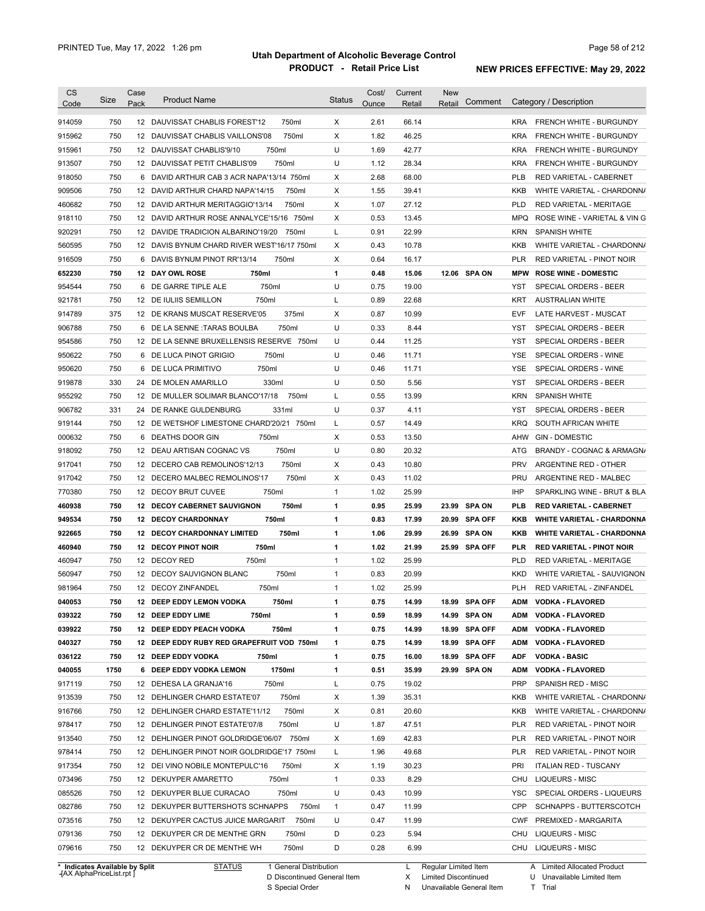# Utah Department of Alcoholic Beverage Control

## PRODUCT - Retail Price List

PRINTED Tue, May 17, 2022 1:26 pm

**NEW PRICES EFFECTIVE: May 29, 2022**

| CS Code | Size | Case Pack | Product Name | Status | Cost/ Ounce | Current Retail | New Retail | Comment | Category / Description |
|---|---|---|---|---|---|---|---|---|---|
| 914059 | 750 | 12 | DAUVISSAT CHABLIS FOREST'12 750ml | X | 2.61 | 66.14 | | | KRA FRENCH WHITE - BURGUNDY |
| 915962 | 750 | 12 | DAUVISSAT CHABLIS VAILLONS'08 750ml | X | 1.82 | 46.25 | | | KRA FRENCH WHITE - BURGUNDY |
| 915961 | 750 | 12 | DAUVISSAT CHABLIS'9/10 750ml | U | 1.69 | 42.77 | | | KRA FRENCH WHITE - BURGUNDY |
| 913507 | 750 | 12 | DAUVISSAT PETIT CHABLIS'09 750ml | U | 1.12 | 28.34 | | | KRA FRENCH WHITE - BURGUNDY |
| 918050 | 750 | 6 | DAVID ARTHUR CAB 3 ACR NAPA'13/14 750ml | X | 2.68 | 68.00 | | | PLB RED VARIETAL - CABERNET |
| 909506 | 750 | 12 | DAVID ARTHUR CHARD NAPA'14/15 750ml | X | 1.55 | 39.41 | | | KKB WHITE VARIETAL - CHARDONNA |
| 460682 | 750 | 12 | DAVID ARTHUR MERITAGGIO'13/14 750ml | X | 1.07 | 27.12 | | | PLD RED VARIETAL - MERITAGE |
| 918110 | 750 | 12 | DAVID ARTHUR ROSE ANNALYCE'15/16 750ml | X | 0.53 | 13.45 | | | MPQ ROSE WINE - VARIETAL & VIN G |
| 920291 | 750 | 12 | DAVIDE TRADICION ALBARINO'19/20 750ml | L | 0.91 | 22.99 | | | KRN SPANISH WHITE |
| 560595 | 750 | 12 | DAVIS BYNUM CHARD RIVER WEST'16/17 750ml | X | 0.43 | 10.78 | | | KKB WHITE VARIETAL - CHARDONNA |
| 916509 | 750 | 6 | DAVIS BYNUM PINOT RR'13/14 750ml | X | 0.64 | 16.17 | | | PLR RED VARIETAL - PINOT NOIR |
| **652230** | **750** | **12** | **DAY OWL ROSE 750ml** | **1** | **0.48** | **15.06** | **12.06** | **SPA ON** | **MPW ROSE WINE - DOMESTIC** |
| 954544 | 750 | 6 | DE GARRE TIPLE ALE 750ml | U | 0.75 | 19.00 | | | YST SPECIAL ORDERS - BEER |
| 921781 | 750 | 12 | DE IULIIS SEMILLON 750ml | L | 0.89 | 22.68 | | | KRT AUSTRALIAN WHITE |
| 914789 | 375 | 12 | DE KRANS MUSCAT RESERVE'05 375ml | X | 0.87 | 10.99 | | | EVF LATE HARVEST - MUSCAT |
| 906788 | 750 | 6 | DE LA SENNE :TARAS BOULBA 750ml | U | 0.33 | 8.44 | | | YST SPECIAL ORDERS - BEER |
| 954586 | 750 | 12 | DE LA SENNE BRUXELLENSIS RESERVE 750ml | U | 0.44 | 11.25 | | | YST SPECIAL ORDERS - BEER |
| 950622 | 750 | 6 | DE LUCA PINOT GRIGIO 750ml | U | 0.46 | 11.71 | | | YSE SPECIAL ORDERS - WINE |
| 950620 | 750 | 6 | DE LUCA PRIMITIVO 750ml | U | 0.46 | 11.71 | | | YSE SPECIAL ORDERS - WINE |
| 919878 | 330 | 24 | DE MOLEN AMARILLO 330ml | U | 0.50 | 5.56 | | | YST SPECIAL ORDERS - BEER |
| 955292 | 750 | 12 | DE MULLER SOLIMAR BLANCO'17/18 750ml | L | 0.55 | 13.99 | | | KRN SPANISH WHITE |
| 906782 | 331 | 24 | DE RANKE GULDENBURG 331ml | U | 0.37 | 4.11 | | | YST SPECIAL ORDERS - BEER |
| 919144 | 750 | 12 | DE WETSHOF LIMESTONE CHARD'20/21 750ml | L | 0.57 | 14.49 | | | KRQ SOUTH AFRICAN WHITE |
| 000632 | 750 | 6 | DEATHS DOOR GIN 750ml | X | 0.53 | 13.50 | | | AHW GIN - DOMESTIC |
| 918092 | 750 | 12 | DEAU ARTISAN COGNAC VS 750ml | U | 0.80 | 20.32 | | | ATG BRANDY - COGNAC & ARMAGNA |
| 917041 | 750 | 12 | DECERO CAB REMOLINOS'12/13 750ml | X | 0.43 | 10.80 | | | PRV ARGENTINE RED - OTHER |
| 917042 | 750 | 12 | DECERO MALBEC REMOLINOS'17 750ml | X | 0.43 | 11.02 | | | PRU ARGENTINE RED - MALBEC |
| 770380 | 750 | 12 | DECOY BRUT CUVEE 750ml | 1 | 1.02 | 25.99 | | | IHP SPARKLING WINE - BRUT & BLA |
| **460938** | **750** | **12** | **DECOY CABERNET SAUVIGNON 750ml** | **1** | **0.95** | **25.99** | **23.99** | **SPA ON** | **PLB RED VARIETAL - CABERNET** |
| **949534** | **750** | **12** | **DECOY CHARDONNAY 750ml** | **1** | **0.83** | **17.99** | **20.99** | **SPA OFF** | **KKB WHITE VARIETAL - CHARDONNA** |
| **922665** | **750** | **12** | **DECOY CHARDONNAY LIMITED 750ml** | **1** | **1.06** | **29.99** | **26.99** | **SPA ON** | **KKB WHITE VARIETAL - CHARDONNA** |
| **460940** | **750** | **12** | **DECOY PINOT NOIR 750ml** | **1** | **1.02** | **21.99** | **25.99** | **SPA OFF** | **PLR RED VARIETAL - PINOT NOIR** |
| 460947 | 750 | 12 | DECOY RED 750ml | 1 | 1.02 | 25.99 | | | PLD RED VARIETAL - MERITAGE |
| 560947 | 750 | 12 | DECOY SAUVIGNON BLANC 750ml | 1 | 0.83 | 20.99 | | | KKD WHITE VARIETAL - SAUVIGNON |
| 981964 | 750 | 12 | DECOY ZINFANDEL 750ml | 1 | 1.02 | 25.99 | | | PLH RED VARIETAL - ZINFANDEL |
| **040053** | **750** | **12** | **DEEP EDDY LEMON VODKA 750ml** | **1** | **0.75** | **14.99** | **18.99** | **SPA OFF** | **ADM VODKA - FLAVORED** |
| **039322** | **750** | **12** | **DEEP EDDY LIME 750ml** | **1** | **0.59** | **18.99** | **14.99** | **SPA ON** | **ADM VODKA - FLAVORED** |
| **039922** | **750** | **12** | **DEEP EDDY PEACH VODKA 750ml** | **1** | **0.75** | **14.99** | **18.99** | **SPA OFF** | **ADM VODKA - FLAVORED** |
| **040327** | **750** | **12** | **DEEP EDDY RUBY RED GRAPEFRUIT VOD 750ml** | **1** | **0.75** | **14.99** | **18.99** | **SPA OFF** | **ADM VODKA - FLAVORED** |
| **036122** | **750** | **12** | **DEEP EDDY VODKA 750ml** | **1** | **0.75** | **16.00** | **18.99** | **SPA OFF** | **ADF VODKA - BASIC** |
| **040055** | **1750** | **6** | **DEEP EDDY VODKA LEMON 1750ml** | **1** | **0.51** | **35.99** | **29.99** | **SPA ON** | **ADM VODKA - FLAVORED** |
| 917119 | 750 | 12 | DEHESA LA GRANJA'16 750ml | L | 0.75 | 19.02 | | | PRP SPANISH RED - MISC |
| 913539 | 750 | 12 | DEHLINGER CHARD ESTATE'07 750ml | X | 1.39 | 35.31 | | | KKB WHITE VARIETAL - CHARDONNA |
| 916766 | 750 | 12 | DEHLINGER CHARD ESTATE'11/12 750ml | X | 0.81 | 20.60 | | | KKB WHITE VARIETAL - CHARDONNA |
| 978417 | 750 | 12 | DEHLINGER PINOT ESTATE'07/8 750ml | U | 1.87 | 47.51 | | | PLR RED VARIETAL - PINOT NOIR |
| 913540 | 750 | 12 | DEHLINGER PINOT GOLDRIDGE'06/07 750ml | X | 1.69 | 42.83 | | | PLR RED VARIETAL - PINOT NOIR |
| 978414 | 750 | 12 | DEHLINGER PINOT NOIR GOLDRIDGE'17 750ml | L | 1.96 | 49.68 | | | PLR RED VARIETAL - PINOT NOIR |
| 917354 | 750 | 12 | DEI VINO NOBILE MONTEPULC'16 750ml | X | 1.19 | 30.23 | | | PRI ITALIAN RED - TUSCANY |
| 073496 | 750 | 12 | DEKUYPER AMARETTO 750ml | 1 | 0.33 | 8.29 | | | CHU LIQUEURS - MISC |
| 085526 | 750 | 12 | DEKUYPER BLUE CURACAO 750ml | U | 0.43 | 10.99 | | | YSC SPECIAL ORDERS - LIQUEURS |
| 082786 | 750 | 12 | DEKUYPER BUTTERSHOTS SCHNAPPS 750ml | 1 | 0.47 | 11.99 | | | CPP SCHNAPPS - BUTTERSCOTCH |
| 073516 | 750 | 12 | DEKUYPER CACTUS JUICE MARGARIT 750ml | U | 0.47 | 11.99 | | | CWF PREMIXED - MARGARITA |
| 079136 | 750 | 12 | DEKUYPER CR DE MENTHE GRN 750ml | D | 0.23 | 5.94 | | | CHU LIQUEURS - MISC |
| 079616 | 750 | 12 | DEKUYPER CR DE MENTHE WH 750ml | D | 0.28 | 6.99 | | | CHU LIQUEURS - MISC |

\* Indicates Available by Split

STATUS: 1 General Distribution; D Discontinued General Item; S Special Order; L Regular Limited Item; X Limited Discontinued; N Unavailable General Item; A Limited Allocated Product; U Unavailable Limited Item; T Trial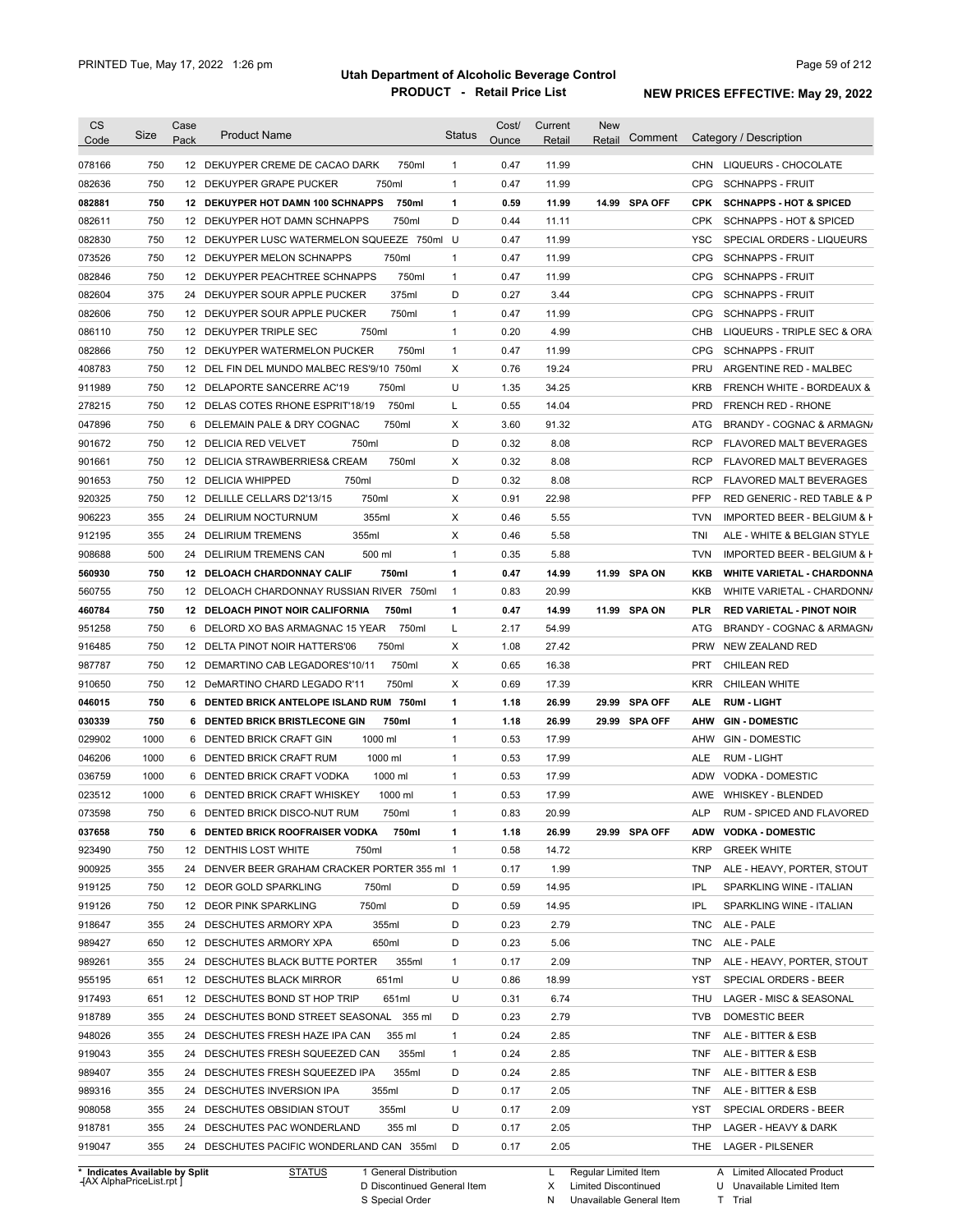# Utah Department of Alcoholic Beverage Control

## PRODUCT - Retail Price List

PRINTED Tue, May 17, 2022 1:26 pm

NEW PRICES EFFECTIVE: May 29, 2022

| CS Code | Size | Case Pack | Product Name | Status | Cost/ Ounce | Current Retail | New Retail | Comment | Category / Description |
|---|---|---|---|---|---|---|---|---|---|
| 078166 | 750 | 12 | DEKUYPER CREME DE CACAO DARK 750ml | 1 | 0.47 | 11.99 | | | CHN LIQUEURS - CHOCOLATE |
| 082636 | 750 | 12 | DEKUYPER GRAPE PUCKER 750ml | 1 | 0.47 | 11.99 | | | CPG SCHNAPPS - FRUIT |
| **082881** | **750** | **12** | **DEKUYPER HOT DAMN 100 SCHNAPPS 750ml** | **1** | **0.59** | **11.99** | **14.99** | **SPA OFF** | **CPK SCHNAPPS - HOT & SPICED** |
| 082611 | 750 | 12 | DEKUYPER HOT DAMN SCHNAPPS 750ml | D | 0.44 | 11.11 | | | CPK SCHNAPPS - HOT & SPICED |
| 082830 | 750 | 12 | DEKUYPER LUSC WATERMELON SQUEEZE 750ml | U | 0.47 | 11.99 | | | YSC SPECIAL ORDERS - LIQUEURS |
| 073526 | 750 | 12 | DEKUYPER MELON SCHNAPPS 750ml | 1 | 0.47 | 11.99 | | | CPG SCHNAPPS - FRUIT |
| 082846 | 750 | 12 | DEKUYPER PEACHTREE SCHNAPPS 750ml | 1 | 0.47 | 11.99 | | | CPG SCHNAPPS - FRUIT |
| 082604 | 375 | 24 | DEKUYPER SOUR APPLE PUCKER 375ml | D | 0.27 | 3.44 | | | CPG SCHNAPPS - FRUIT |
| 082606 | 750 | 12 | DEKUYPER SOUR APPLE PUCKER 750ml | 1 | 0.47 | 11.99 | | | CPG SCHNAPPS - FRUIT |
| 086110 | 750 | 12 | DEKUYPER TRIPLE SEC 750ml | 1 | 0.20 | 4.99 | | | CHB LIQUEURS - TRIPLE SEC & ORA |
| 082866 | 750 | 12 | DEKUYPER WATERMELON PUCKER 750ml | 1 | 0.47 | 11.99 | | | CPG SCHNAPPS - FRUIT |
| 408783 | 750 | 12 | DEL FIN DEL MUNDO MALBEC RES'9/10 750ml | X | 0.76 | 19.24 | | | PRU ARGENTINE RED - MALBEC |
| 911989 | 750 | 12 | DELAPORTE SANCERRE AC'19 750ml | U | 1.35 | 34.25 | | | KRB FRENCH WHITE - BORDEAUX & |
| 278215 | 750 | 12 | DELAS COTES RHONE ESPRIT'18/19 750ml | L | 0.55 | 14.04 | | | PRD FRENCH RED - RHONE |
| 047896 | 750 | 6 | DELEMAIN PALE & DRY COGNAC 750ml | X | 3.60 | 91.32 | | | ATG BRANDY - COGNAC & ARMAGN/ |
| 901672 | 750 | 12 | DELICIA RED VELVET 750ml | D | 0.32 | 8.08 | | | RCP FLAVORED MALT BEVERAGES |
| 901661 | 750 | 12 | DELICIA STRAWBERRIES& CREAM 750ml | X | 0.32 | 8.08 | | | RCP FLAVORED MALT BEVERAGES |
| 901653 | 750 | 12 | DELICIA WHIPPED 750ml | D | 0.32 | 8.08 | | | RCP FLAVORED MALT BEVERAGES |
| 920325 | 750 | 12 | DELILLE CELLARS D2'13/15 750ml | X | 0.91 | 22.98 | | | PFP RED GENERIC - RED TABLE & P |
| 906223 | 355 | 24 | DELIRIUM NOCTURNUM 355ml | X | 0.46 | 5.55 | | | TVN IMPORTED BEER - BELGIUM & H |
| 912195 | 355 | 24 | DELIRIUM TREMENS 355ml | X | 0.46 | 5.58 | | | TNI ALE - WHITE & BELGIAN STYLE |
| 908688 | 500 | 24 | DELIRIUM TREMENS CAN 500 ml | 1 | 0.35 | 5.88 | | | TVN IMPORTED BEER - BELGIUM & H |
| **560930** | **750** | **12** | **DELOACH CHARDONNAY CALIF 750ml** | **1** | **0.47** | **14.99** | **11.99** | **SPA ON** | **KKB WHITE VARIETAL - CHARDONNA** |
| 560755 | 750 | 12 | DELOACH CHARDONNAY RUSSIAN RIVER 750ml | 1 | 0.83 | 20.99 | | | KKB WHITE VARIETAL - CHARDONN/ |
| **460784** | **750** | **12** | **DELOACH PINOT NOIR CALIFORNIA 750ml** | **1** | **0.47** | **14.99** | **11.99** | **SPA ON** | **PLR RED VARIETAL - PINOT NOIR** |
| 951258 | 750 | 6 | DELORD XO BAS ARMAGNAC 15 YEAR 750ml | L | 2.17 | 54.99 | | | ATG BRANDY - COGNAC & ARMAGN/ |
| 916485 | 750 | 12 | DELTA PINOT NOIR HATTERS'06 750ml | X | 1.08 | 27.42 | | | PRW NEW ZEALAND RED |
| 987787 | 750 | 12 | DEMARTINO CAB LEGADORES'10/11 750ml | X | 0.65 | 16.38 | | | PRT CHILEAN RED |
| 910650 | 750 | 12 | DeMARTINO CHARD LEGADO R'11 750ml | X | 0.69 | 17.39 | | | KRR CHILEAN WHITE |
| **046015** | **750** | **6** | **DENTED BRICK ANTELOPE ISLAND RUM 750ml** | **1** | **1.18** | **26.99** | **29.99** | **SPA OFF** | **ALE RUM - LIGHT** |
| **030339** | **750** | **6** | **DENTED BRICK BRISTLECONE GIN 750ml** | **1** | **1.18** | **26.99** | **29.99** | **SPA OFF** | **AHW GIN - DOMESTIC** |
| 029902 | 1000 | 6 | DENTED BRICK CRAFT GIN 1000 ml | 1 | 0.53 | 17.99 | | | AHW GIN - DOMESTIC |
| 046206 | 1000 | 6 | DENTED BRICK CRAFT RUM 1000 ml | 1 | 0.53 | 17.99 | | | ALE RUM - LIGHT |
| 036759 | 1000 | 6 | DENTED BRICK CRAFT VODKA 1000 ml | 1 | 0.53 | 17.99 | | | ADW VODKA - DOMESTIC |
| 023512 | 1000 | 6 | DENTED BRICK CRAFT WHISKEY 1000 ml | 1 | 0.53 | 17.99 | | | AWE WHISKEY - BLENDED |
| 073598 | 750 | 6 | DENTED BRICK DISCO-NUT RUM 750ml | 1 | 0.83 | 20.99 | | | ALP RUM - SPICED AND FLAVORED |
| **037658** | **750** | **6** | **DENTED BRICK ROOFRAISER VODKA 750ml** | **1** | **1.18** | **26.99** | **29.99** | **SPA OFF** | **ADW VODKA - DOMESTIC** |
| 923490 | 750 | 12 | DENTHIS LOST WHITE 750ml | 1 | 0.58 | 14.72 | | | KRP GREEK WHITE |
| 900925 | 355 | 24 | DENVER BEER GRAHAM CRACKER PORTER 355 ml | 1 | 0.17 | 1.99 | | | TNP ALE - HEAVY, PORTER, STOUT |
| 919125 | 750 | 12 | DEOR GOLD SPARKLING 750ml | D | 0.59 | 14.95 | | | IPL SPARKLING WINE - ITALIAN |
| 919126 | 750 | 12 | DEOR PINK SPARKLING 750ml | D | 0.59 | 14.95 | | | IPL SPARKLING WINE - ITALIAN |
| 918647 | 355 | 24 | DESCHUTES ARMORY XPA 355ml | D | 0.23 | 2.79 | | | TNC ALE - PALE |
| 989427 | 650 | 12 | DESCHUTES ARMORY XPA 650ml | D | 0.23 | 5.06 | | | TNC ALE - PALE |
| 989261 | 355 | 24 | DESCHUTES BLACK BUTTE PORTER 355ml | 1 | 0.17 | 2.09 | | | TNP ALE - HEAVY, PORTER, STOUT |
| 955195 | 651 | 12 | DESCHUTES BLACK MIRROR 651ml | U | 0.86 | 18.99 | | | YST SPECIAL ORDERS - BEER |
| 917493 | 651 | 12 | DESCHUTES BOND ST HOP TRIP 651ml | U | 0.31 | 6.74 | | | THU LAGER - MISC & SEASONAL |
| 918789 | 355 | 24 | DESCHUTES BOND STREET SEASONAL 355 ml | D | 0.23 | 2.79 | | | TVB DOMESTIC BEER |
| 948026 | 355 | 24 | DESCHUTES FRESH HAZE IPA CAN 355 ml | 1 | 0.24 | 2.85 | | | TNF ALE - BITTER & ESB |
| 919043 | 355 | 24 | DESCHUTES FRESH SQUEEZED CAN 355ml | 1 | 0.24 | 2.85 | | | TNF ALE - BITTER & ESB |
| 989407 | 355 | 24 | DESCHUTES FRESH SQUEEZED IPA 355ml | D | 0.24 | 2.85 | | | TNF ALE - BITTER & ESB |
| 989316 | 355 | 24 | DESCHUTES INVERSION IPA 355ml | D | 0.17 | 2.05 | | | TNF ALE - BITTER & ESB |
| 908058 | 355 | 24 | DESCHUTES OBSIDIAN STOUT 355ml | U | 0.17 | 2.09 | | | YST SPECIAL ORDERS - BEER |
| 918781 | 355 | 24 | DESCHUTES PAC WONDERLAND 355 ml | D | 0.17 | 2.05 | | | THP LAGER - HEAVY & DARK |
| 919047 | 355 | 24 | DESCHUTES PACIFIC WONDERLAND CAN 355ml | D | 0.17 | 2.05 | | | THE LAGER - PILSENER |

\* Indicates Available by Split

STATUS: 1 General Distribution; D Discontinued General Item; S Special Order; L Regular Limited Item; X Limited Discontinued; N Unavailable General Item; A Limited Allocated Product; U Unavailable Limited Item; T Trial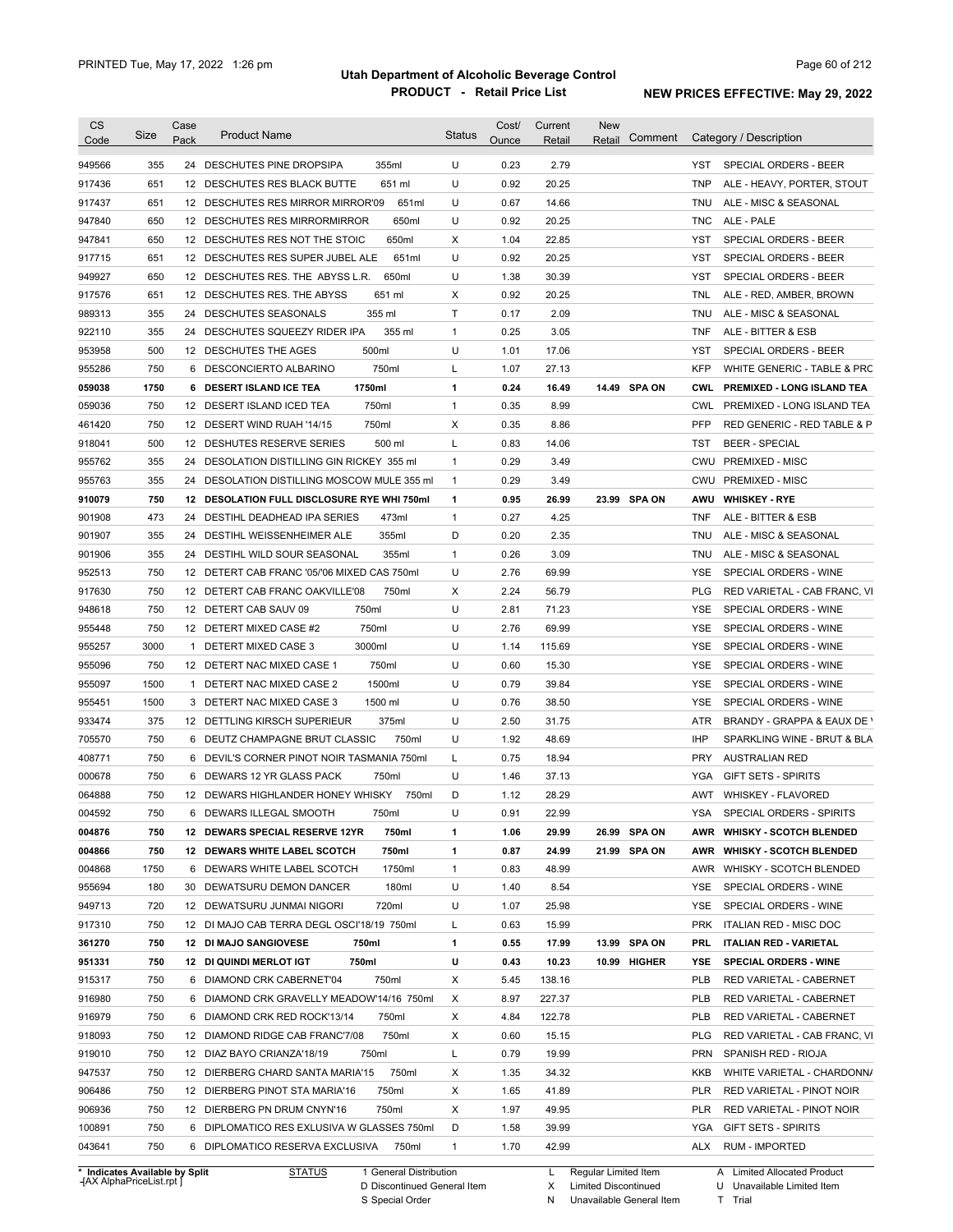# Utah Department of Alcoholic Beverage Control

## PRODUCT - Retail Price List

PRINTED Tue, May 17, 2022 1:26 pm

**NEW PRICES EFFECTIVE: May 29, 2022**

| CS Code | Size | Case Pack | Product Name | Status | Cost/ Ounce | Current Retail | New Retail | Comment | Category / Description |
|---|---|---|---|---|---|---|---|---|---|
| 949566 | 355 | 24 | DESCHUTES PINE DROPSIPA 355ml | U | 0.23 | 2.79 | | | YST SPECIAL ORDERS - BEER |
| 917436 | 651 | 12 | DESCHUTES RES BLACK BUTTE 651 ml | U | 0.92 | 20.25 | | | TNP ALE - HEAVY, PORTER, STOUT |
| 917437 | 651 | 12 | DESCHUTES RES MIRROR MIRROR'09 651ml | U | 0.67 | 14.66 | | | TNU ALE - MISC & SEASONAL |
| 947840 | 650 | 12 | DESCHUTES RES MIRRORMIRROR 650ml | U | 0.92 | 20.25 | | | TNC ALE - PALE |
| 947841 | 650 | 12 | DESCHUTES RES NOT THE STOIC 650ml | X | 1.04 | 22.85 | | | YST SPECIAL ORDERS - BEER |
| 917715 | 651 | 12 | DESCHUTES RES SUPER JUBEL ALE 651ml | U | 0.92 | 20.25 | | | YST SPECIAL ORDERS - BEER |
| 949927 | 650 | 12 | DESCHUTES RES. THE ABYSS L.R. 650ml | U | 1.38 | 30.39 | | | YST SPECIAL ORDERS - BEER |
| 917576 | 651 | 12 | DESCHUTES RES. THE ABYSS 651 ml | X | 0.92 | 20.25 | | | TNL ALE - RED, AMBER, BROWN |
| 989313 | 355 | 24 | DESCHUTES SEASONALS 355 ml | T | 0.17 | 2.09 | | | TNU ALE - MISC & SEASONAL |
| 922110 | 355 | 24 | DESCHUTES SQUEEZY RIDER IPA 355 ml | 1 | 0.25 | 3.05 | | | TNF ALE - BITTER & ESB |
| 953958 | 500 | 12 | DESCHUTES THE AGES 500ml | U | 1.01 | 17.06 | | | YST SPECIAL ORDERS - BEER |
| 955286 | 750 | 6 | DESCONCIERTO ALBARINO 750ml | L | 1.07 | 27.13 | | | KFP WHITE GENERIC - TABLE & PRC |
| **059038** | **1750** | **6** | **DESERT ISLAND ICE TEA 1750ml** | **1** | **0.24** | **16.49** | **14.49** | **SPA ON** | **CWL PREMIXED - LONG ISLAND TEA** |
| 059036 | 750 | 12 | DESERT ISLAND ICED TEA 750ml | 1 | 0.35 | 8.99 | | | CWL PREMIXED - LONG ISLAND TEA |
| 461420 | 750 | 12 | DESERT WIND RUAH '14/15 750ml | X | 0.35 | 8.86 | | | PFP RED GENERIC - RED TABLE & P |
| 918041 | 500 | 12 | DESHUTES RESERVE SERIES 500 ml | L | 0.83 | 14.06 | | | TST BEER - SPECIAL |
| 955762 | 355 | 24 | DESOLATION DISTILLING GIN RICKEY 355 ml | 1 | 0.29 | 3.49 | | | CWU PREMIXED - MISC |
| 955763 | 355 | 24 | DESOLATION DISTILLING MOSCOW MULE 355 ml | 1 | 0.29 | 3.49 | | | CWU PREMIXED - MISC |
| **910079** | **750** | **12** | **DESOLATION FULL DISCLOSURE RYE WHI 750ml** | **1** | **0.95** | **26.99** | **23.99** | **SPA ON** | **AWU WHISKEY - RYE** |
| 901908 | 473 | 24 | DESTIHL DEADHEAD IPA SERIES 473ml | 1 | 0.27 | 4.25 | | | TNF ALE - BITTER & ESB |
| 901907 | 355 | 24 | DESTIHL WEISSENHEIMER ALE 355ml | D | 0.20 | 2.35 | | | TNU ALE - MISC & SEASONAL |
| 901906 | 355 | 24 | DESTIHL WILD SOUR SEASONAL 355ml | 1 | 0.26 | 3.09 | | | TNU ALE - MISC & SEASONAL |
| 952513 | 750 | 12 | DETERT CAB FRANC '05/'06 MIXED CAS 750ml | U | 2.76 | 69.99 | | | YSE SPECIAL ORDERS - WINE |
| 917630 | 750 | 12 | DETERT CAB FRANC OAKVILLE'08 750ml | X | 2.24 | 56.79 | | | PLG RED VARIETAL - CAB FRANC, VI |
| 948618 | 750 | 12 | DETERT CAB SAUV 09 750ml | U | 2.81 | 71.23 | | | YSE SPECIAL ORDERS - WINE |
| 955448 | 750 | 12 | DETERT MIXED CASE #2 750ml | U | 2.76 | 69.99 | | | YSE SPECIAL ORDERS - WINE |
| 955257 | 3000 | 1 | DETERT MIXED CASE 3 3000ml | U | 1.14 | 115.69 | | | YSE SPECIAL ORDERS - WINE |
| 955096 | 750 | 12 | DETERT NAC MIXED CASE 1 750ml | U | 0.60 | 15.30 | | | YSE SPECIAL ORDERS - WINE |
| 955097 | 1500 | 1 | DETERT NAC MIXED CASE 2 1500ml | U | 0.79 | 39.84 | | | YSE SPECIAL ORDERS - WINE |
| 955451 | 1500 | 3 | DETERT NAC MIXED CASE 3 1500 ml | U | 0.76 | 38.50 | | | YSE SPECIAL ORDERS - WINE |
| 933474 | 375 | 12 | DETTLING KIRSCH SUPERIEUR 375ml | U | 2.50 | 31.75 | | | ATR BRANDY - GRAPPA & EAUX DE \ |
| 705570 | 750 | 6 | DEUTZ CHAMPAGNE BRUT CLASSIC 750ml | U | 1.92 | 48.69 | | | IHP SPARKLING WINE - BRUT & BLA |
| 408771 | 750 | 6 | DEVIL'S CORNER PINOT NOIR TASMANIA 750ml | L | 0.75 | 18.94 | | | PRY AUSTRALIAN RED |
| 000678 | 750 | 6 | DEWARS 12 YR GLASS PACK 750ml | U | 1.46 | 37.13 | | | YGA GIFT SETS - SPIRITS |
| 064888 | 750 | 12 | DEWARS HIGHLANDER HONEY WHISKY 750ml | D | 1.12 | 28.29 | | | AWT WHISKEY - FLAVORED |
| 004592 | 750 | 6 | DEWARS ILLEGAL SMOOTH 750ml | U | 0.91 | 22.99 | | | YSA SPECIAL ORDERS - SPIRITS |
| **004876** | **750** | **12** | **DEWARS SPECIAL RESERVE 12YR 750ml** | **1** | **1.06** | **29.99** | **26.99** | **SPA ON** | **AWR WHISKY - SCOTCH BLENDED** |
| **004866** | **750** | **12** | **DEWARS WHITE LABEL SCOTCH 750ml** | **1** | **0.87** | **24.99** | **21.99** | **SPA ON** | **AWR WHISKY - SCOTCH BLENDED** |
| 004868 | 1750 | 6 | DEWARS WHITE LABEL SCOTCH 1750ml | 1 | 0.83 | 48.99 | | | AWR WHISKY - SCOTCH BLENDED |
| 955694 | 180 | 30 | DEWATSURU DEMON DANCER 180ml | U | 1.40 | 8.54 | | | YSE SPECIAL ORDERS - WINE |
| 949713 | 720 | 12 | DEWATSURU JUNMAI NIGORI 720ml | U | 1.07 | 25.98 | | | YSE SPECIAL ORDERS - WINE |
| 917310 | 750 | 12 | DI MAJO CAB TERRA DEGL OSCI'18/19 750ml | L | 0.63 | 15.99 | | | PRK ITALIAN RED - MISC DOC |
| **361270** | **750** | **12** | **DI MAJO SANGIOVESE 750ml** | **1** | **0.55** | **17.99** | **13.99** | **SPA ON** | **PRL ITALIAN RED - VARIETAL** |
| **951331** | **750** | **12** | **DI QUINDI MERLOT IGT 750ml** | **U** | **0.43** | **10.23** | **10.99** | **HIGHER** | **YSE SPECIAL ORDERS - WINE** |
| 915317 | 750 | 6 | DIAMOND CRK CABERNET'04 750ml | X | 5.45 | 138.16 | | | PLB RED VARIETAL - CABERNET |
| 916980 | 750 | 6 | DIAMOND CRK GRAVELLY MEADOW'14/16 750ml | X | 8.97 | 227.37 | | | PLB RED VARIETAL - CABERNET |
| 916979 | 750 | 6 | DIAMOND CRK RED ROCK'13/14 750ml | X | 4.84 | 122.78 | | | PLB RED VARIETAL - CABERNET |
| 918093 | 750 | 12 | DIAMOND RIDGE CAB FRANC'7/08 750ml | X | 0.60 | 15.15 | | | PLG RED VARIETAL - CAB FRANC, VI |
| 919010 | 750 | 12 | DIAZ BAYO CRIANZA'18/19 750ml | L | 0.79 | 19.99 | | | PRN SPANISH RED - RIOJA |
| 947537 | 750 | 12 | DIERBERG CHARD SANTA MARIA'15 750ml | X | 1.35 | 34.32 | | | KKB WHITE VARIETAL - CHARDONNA |
| 906486 | 750 | 12 | DIERBERG PINOT STA MARIA'16 750ml | X | 1.65 | 41.89 | | | PLR RED VARIETAL - PINOT NOIR |
| 906936 | 750 | 12 | DIERBERG PN DRUM CNYN'16 750ml | X | 1.97 | 49.95 | | | PLR RED VARIETAL - PINOT NOIR |
| 100891 | 750 | 6 | DIPLOMATICO RES EXLUSIVA W GLASSES 750ml | D | 1.58 | 39.99 | | | YGA GIFT SETS - SPIRITS |
| 043641 | 750 | 6 | DIPLOMATICO RESERVA EXCLUSIVA 750ml | 1 | 1.70 | 42.99 | | | ALX RUM - IMPORTED |

\* Indicates Available by Split

STATUS: 1 General Distribution; D Discontinued General Item; S Special Order; L Regular Limited Item; X Limited Discontinued; N Unavailable General Item; A Limited Allocated Product; U Unavailable Limited Item; T Trial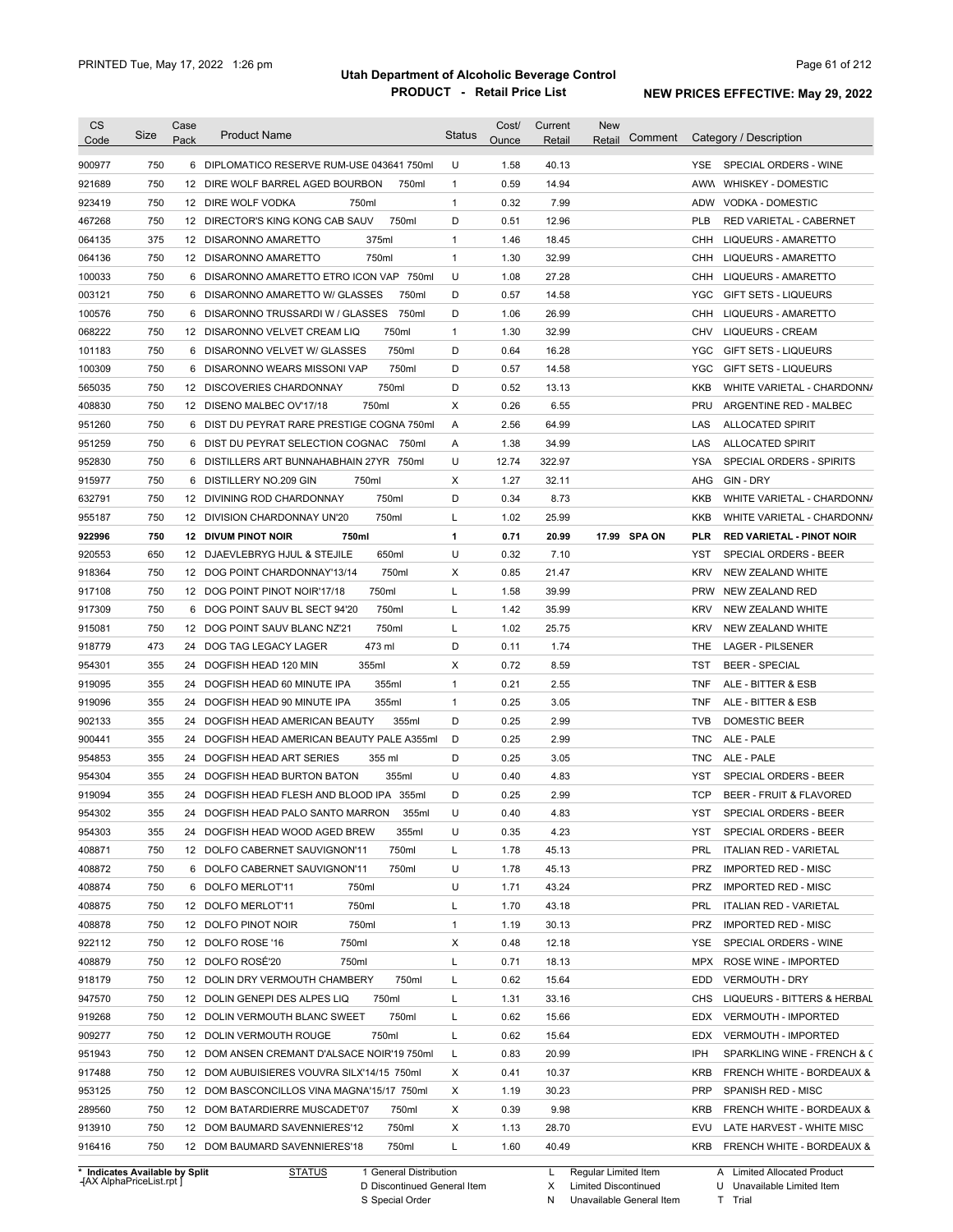# Utah Department of Alcoholic Beverage Control

## PRODUCT - Retail Price List

PRINTED Tue, May 17, 2022 1:26 pm

**NEW PRICES EFFECTIVE: May 29, 2022**

| CS Code | Size | Case Pack | Product Name | Status | Cost/ Ounce | Current Retail | New Retail | Comment | Category / Description |
|---|---|---|---|---|---|---|---|---|---|
| 900977 | 750 | 6 | DIPLOMATICO RESERVE RUM-USE 043641 750ml | U | 1.58 | 40.13 | | | YSE SPECIAL ORDERS - WINE |
| 921689 | 750 | 12 | DIRE WOLF BARREL AGED BOURBON 750ml | 1 | 0.59 | 14.94 | | | AWW WHISKEY - DOMESTIC |
| 923419 | 750 | 12 | DIRE WOLF VODKA 750ml | 1 | 0.32 | 7.99 | | | ADW VODKA - DOMESTIC |
| 467268 | 750 | 12 | DIRECTOR'S KING KONG CAB SAUV 750ml | D | 0.51 | 12.96 | | | PLB RED VARIETAL - CABERNET |
| 064135 | 375 | 12 | DISARONNO AMARETTO 375ml | 1 | 1.46 | 18.45 | | | CHH LIQUEURS - AMARETTO |
| 064136 | 750 | 12 | DISARONNO AMARETTO 750ml | 1 | 1.30 | 32.99 | | | CHH LIQUEURS - AMARETTO |
| 100033 | 750 | 6 | DISARONNO AMARETTO ETRO ICON VAP 750ml | U | 1.08 | 27.28 | | | CHH LIQUEURS - AMARETTO |
| 003121 | 750 | 6 | DISARONNO AMARETTO W/ GLASSES 750ml | D | 0.57 | 14.58 | | | YGC GIFT SETS - LIQUEURS |
| 100576 | 750 | 6 | DISARONNO TRUSSARDI W / GLASSES 750ml | D | 1.06 | 26.99 | | | CHH LIQUEURS - AMARETTO |
| 068222 | 750 | 12 | DISARONNO VELVET CREAM LIQ 750ml | 1 | 1.30 | 32.99 | | | CHV LIQUEURS - CREAM |
| 101183 | 750 | 6 | DISARONNO VELVET W/ GLASSES 750ml | D | 0.64 | 16.28 | | | YGC GIFT SETS - LIQUEURS |
| 100309 | 750 | 6 | DISARONNO WEARS MISSONI VAP 750ml | D | 0.57 | 14.58 | | | YGC GIFT SETS - LIQUEURS |
| 565035 | 750 | 12 | DISCOVERIES CHARDONNAY 750ml | D | 0.52 | 13.13 | | | KKB WHITE VARIETAL - CHARDONNA |
| 408830 | 750 | 12 | DISENO MALBEC OV'17/18 750ml | X | 0.26 | 6.55 | | | PRU ARGENTINE RED - MALBEC |
| 951260 | 750 | 6 | DIST DU PEYRAT RARE PRESTIGE COGNA 750ml | A | 2.56 | 64.99 | | | LAS ALLOCATED SPIRIT |
| 951259 | 750 | 6 | DIST DU PEYRAT SELECTION COGNAC 750ml | A | 1.38 | 34.99 | | | LAS ALLOCATED SPIRIT |
| 952830 | 750 | 6 | DISTILLERS ART BUNNAHABHAIN 27YR 750ml | U | 12.74 | 322.97 | | | YSA SPECIAL ORDERS - SPIRITS |
| 915977 | 750 | 6 | DISTILLERY NO.209 GIN 750ml | X | 1.27 | 32.11 | | | AHG GIN - DRY |
| 632791 | 750 | 12 | DIVINING ROD CHARDONNAY 750ml | D | 0.34 | 8.73 | | | KKB WHITE VARIETAL - CHARDONNA |
| 955187 | 750 | 12 | DIVISION CHARDONNAY UN'20 750ml | L | 1.02 | 25.99 | | | KKB WHITE VARIETAL - CHARDONNA |
| **922996** | **750** | **12** | **DIVUM PINOT NOIR 750ml** | **1** | **0.71** | **20.99** | **17.99** | **SPA ON** | **PLR RED VARIETAL - PINOT NOIR** |
| 920553 | 650 | 12 | DJAEVLEBRYG HJUL & STEJILE 650ml | U | 0.32 | 7.10 | | | YST SPECIAL ORDERS - BEER |
| 918364 | 750 | 12 | DOG POINT CHARDONNAY'13/14 750ml | X | 0.85 | 21.47 | | | KRV NEW ZEALAND WHITE |
| 917108 | 750 | 12 | DOG POINT PINOT NOIR'17/18 750ml | L | 1.58 | 39.99 | | | PRW NEW ZEALAND RED |
| 917309 | 750 | 6 | DOG POINT SAUV BL SECT 94'20 750ml | L | 1.42 | 35.99 | | | KRV NEW ZEALAND WHITE |
| 915081 | 750 | 12 | DOG POINT SAUV BLANC NZ'21 750ml | L | 1.02 | 25.75 | | | KRV NEW ZEALAND WHITE |
| 918779 | 473 | 24 | DOG TAG LEGACY LAGER 473 ml | D | 0.11 | 1.74 | | | THE LAGER - PILSENER |
| 954301 | 355 | 24 | DOGFISH HEAD 120 MIN 355ml | X | 0.72 | 8.59 | | | TST BEER - SPECIAL |
| 919095 | 355 | 24 | DOGFISH HEAD 60 MINUTE IPA 355ml | 1 | 0.21 | 2.55 | | | TNF ALE - BITTER & ESB |
| 919096 | 355 | 24 | DOGFISH HEAD 90 MINUTE IPA 355ml | 1 | 0.25 | 3.05 | | | TNF ALE - BITTER & ESB |
| 902133 | 355 | 24 | DOGFISH HEAD AMERICAN BEAUTY 355ml | D | 0.25 | 2.99 | | | TVB DOMESTIC BEER |
| 900441 | 355 | 24 | DOGFISH HEAD AMERICAN BEAUTY PALE A355ml | D | 0.25 | 2.99 | | | TNC ALE - PALE |
| 954853 | 355 | 24 | DOGFISH HEAD ART SERIES 355 ml | D | 0.25 | 3.05 | | | TNC ALE - PALE |
| 954304 | 355 | 24 | DOGFISH HEAD BURTON BATON 355ml | U | 0.40 | 4.83 | | | YST SPECIAL ORDERS - BEER |
| 919094 | 355 | 24 | DOGFISH HEAD FLESH AND BLOOD IPA 355ml | D | 0.25 | 2.99 | | | TCP BEER - FRUIT & FLAVORED |
| 954302 | 355 | 24 | DOGFISH HEAD PALO SANTO MARRON 355ml | U | 0.40 | 4.83 | | | YST SPECIAL ORDERS - BEER |
| 954303 | 355 | 24 | DOGFISH HEAD WOOD AGED BREW 355ml | U | 0.35 | 4.23 | | | YST SPECIAL ORDERS - BEER |
| 408871 | 750 | 12 | DOLFO CABERNET SAUVIGNON'11 750ml | L | 1.78 | 45.13 | | | PRL ITALIAN RED - VARIETAL |
| 408872 | 750 | 6 | DOLFO CABERNET SAUVIGNON'11 750ml | U | 1.78 | 45.13 | | | PRZ IMPORTED RED - MISC |
| 408874 | 750 | 6 | DOLFO MERLOT'11 750ml | U | 1.71 | 43.24 | | | PRZ IMPORTED RED - MISC |
| 408875 | 750 | 12 | DOLFO MERLOT'11 750ml | L | 1.70 | 43.18 | | | PRL ITALIAN RED - VARIETAL |
| 408878 | 750 | 12 | DOLFO PINOT NOIR 750ml | 1 | 1.19 | 30.13 | | | PRZ IMPORTED RED - MISC |
| 922112 | 750 | 12 | DOLFO ROSE '16 750ml | X | 0.48 | 12.18 | | | YSE SPECIAL ORDERS - WINE |
| 408879 | 750 | 12 | DOLFO ROSÉ'20 750ml | L | 0.71 | 18.13 | | | MPX ROSE WINE - IMPORTED |
| 918179 | 750 | 12 | DOLIN DRY VERMOUTH CHAMBERY 750ml | L | 0.62 | 15.64 | | | EDD VERMOUTH - DRY |
| 947570 | 750 | 12 | DOLIN GENEPI DES ALPES LIQ 750ml | L | 1.31 | 33.16 | | | CHS LIQUEURS - BITTERS & HERBAL |
| 919268 | 750 | 12 | DOLIN VERMOUTH BLANC SWEET 750ml | L | 0.62 | 15.66 | | | EDX VERMOUTH - IMPORTED |
| 909277 | 750 | 12 | DOLIN VERMOUTH ROUGE 750ml | L | 0.62 | 15.64 | | | EDX VERMOUTH - IMPORTED |
| 951943 | 750 | 12 | DOM ANSEN CREMANT D'ALSACE NOIR'19 750ml | L | 0.83 | 20.99 | | | IPH SPARKLING WINE - FRENCH & C |
| 917488 | 750 | 12 | DOM AUBUISIERES VOUVRA SILX'14/15 750ml | X | 0.41 | 10.37 | | | KRB FRENCH WHITE - BORDEAUX & |
| 953125 | 750 | 12 | DOM BASCONCILLOS VINA MAGNA'15/17 750ml | X | 1.19 | 30.23 | | | PRP SPANISH RED - MISC |
| 289560 | 750 | 12 | DOM BATARDIERRE MUSCADET'07 750ml | X | 0.39 | 9.98 | | | KRB FRENCH WHITE - BORDEAUX & |
| 913910 | 750 | 12 | DOM BAUMARD SAVENNIERES'12 750ml | X | 1.13 | 28.70 | | | EVU LATE HARVEST - WHITE MISC |
| 916416 | 750 | 12 | DOM BAUMARD SAVENNIERES'18 750ml | L | 1.60 | 40.49 | | | KRB FRENCH WHITE - BORDEAUX & |

\* Indicates Available by Split

STATUS: 1 General Distribution; D Discontinued General Item; S Special Order; L Regular Limited Item; X Limited Discontinued; N Unavailable General Item; A Limited Allocated Product; U Unavailable Limited Item; T Trial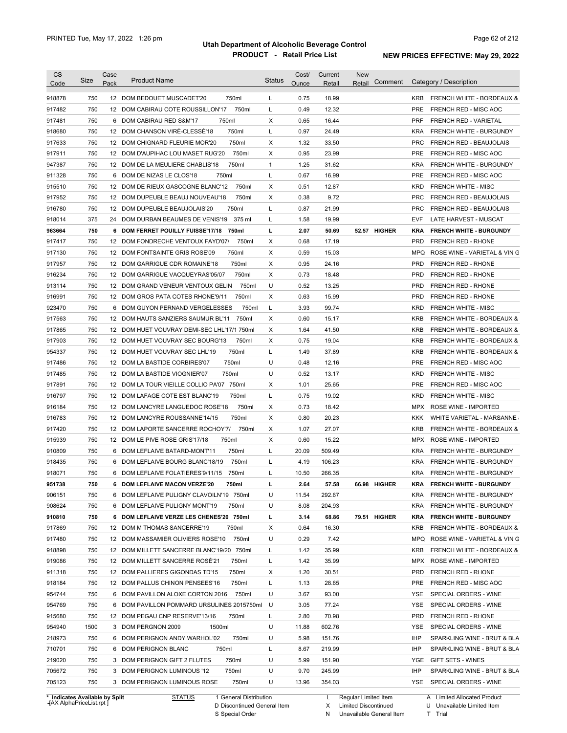# Utah Department of Alcoholic Beverage Control

## PRODUCT - Retail Price List

PRINTED Tue, May 17, 2022 1:26 pm

**NEW PRICES EFFECTIVE: May 29, 2022**

| CS Code | Size | Case Pack | Product Name | Status | Cost/ Ounce | Current Retail | New Retail | Comment | Category / Description |
|---|---|---|---|---|---|---|---|---|---|
| 918878 | 750 | 12 | DOM BEDOUET MUSCADET'20 750ml | L | 0.75 | 18.99 | | | KRB FRENCH WHITE - BORDEAUX & |
| 917482 | 750 | 12 | DOM CABIRAU COTE ROUSSILLON'17 750ml | L | 0.49 | 12.32 | | | PRE FRENCH RED - MISC AOC |
| 917481 | 750 | 6 | DOM CABIRAU RED S&M'17 750ml | X | 0.65 | 16.44 | | | PRF FRENCH RED - VARIETAL |
| 918680 | 750 | 12 | DOM CHANSON VIRÈ-CLESSÈ'18 750ml | L | 0.97 | 24.49 | | | KRA FRENCH WHITE - BURGUNDY |
| 917633 | 750 | 12 | DOM CHIGNARD FLEURIE MOR'20 750ml | X | 1.32 | 33.50 | | | PRC FRENCH RED - BEAUJOLAIS |
| 917911 | 750 | 12 | DOM D'AUPIHAC LOU MASET RUG'20 750ml | X | 0.95 | 23.99 | | | PRE FRENCH RED - MISC AOC |
| 947387 | 750 | 12 | DOM DE LA MEULIERE CHABLIS'18 750ml | 1 | 1.25 | 31.62 | | | KRA FRENCH WHITE - BURGUNDY |
| 911328 | 750 | 6 | DOM DE NIZAS LE CLOS'18 750ml | L | 0.67 | 16.99 | | | PRE FRENCH RED - MISC AOC |
| 915510 | 750 | 12 | DOM DE RIEUX GASCOGNE BLANC'12 750ml | X | 0.51 | 12.87 | | | KRD FRENCH WHITE - MISC |
| 917952 | 750 | 12 | DOM DUPEUBLE BEAUJ NOUVEAU'18 750ml | X | 0.38 | 9.72 | | | PRC FRENCH RED - BEAUJOLAIS |
| 916780 | 750 | 12 | DOM DUPEUBLE BEAUJOLAIS'20 750ml | L | 0.87 | 21.99 | | | PRC FRENCH RED - BEAUJOLAIS |
| 918014 | 375 | 24 | DOM DURBAN BEAUMES DE VENIS'19 375 ml | L | 1.58 | 19.99 | | | EVF LATE HARVEST - MUSCAT |
| **963664** | **750** | **6** | **DOM FERRET POUILLY FUISSE'17/18 750ml** | **L** | **2.07** | **50.69** | **52.57** | **HIGHER** | **KRA FRENCH WHITE - BURGUNDY** |
| 917417 | 750 | 12 | DOM FONDRECHE VENTOUX FAYD'07/ 750ml | X | 0.68 | 17.19 | | | PRD FRENCH RED - RHONE |
| 917130 | 750 | 12 | DOM FONTSAINTE GRIS ROSE'09 750ml | X | 0.59 | 15.03 | | | MPQ ROSE WINE - VARIETAL & VIN G |
| 917957 | 750 | 12 | DOM GARRIGUE CDR ROMAINE'18 750ml | X | 0.95 | 24.16 | | | PRD FRENCH RED - RHONE |
| 916234 | 750 | 12 | DOM GARRIGUE VACQUEYRAS'05/07 750ml | X | 0.73 | 18.48 | | | PRD FRENCH RED - RHONE |
| 913114 | 750 | 12 | DOM GRAND VENEUR VENTOUX GELIN 750ml | U | 0.52 | 13.25 | | | PRD FRENCH RED - RHONE |
| 916991 | 750 | 12 | DOM GROS PATA COTES RHONE'9/11 750ml | X | 0.63 | 15.99 | | | PRD FRENCH RED - RHONE |
| 923470 | 750 | 6 | DOM GUYON PERNAND VERGELESSES 750ml | L | 3.93 | 99.74 | | | KRD FRENCH WHITE - MISC |
| 917563 | 750 | 12 | DOM HAUTS SANZIERS SAUMUR BL'11 750ml | X | 0.60 | 15.17 | | | KRB FRENCH WHITE - BORDEAUX & |
| 917865 | 750 | 12 | DOM HUET VOUVRAY DEMI-SEC LHL'17/1 750ml | X | 1.64 | 41.50 | | | KRB FRENCH WHITE - BORDEAUX & |
| 917903 | 750 | 12 | DOM HUET VOUVRAY SEC BOURG'13 750ml | X | 0.75 | 19.04 | | | KRB FRENCH WHITE - BORDEAUX & |
| 954337 | 750 | 12 | DOM HUET VOUVRAY SEC LHL'19 750ml | L | 1.49 | 37.89 | | | KRB FRENCH WHITE - BORDEAUX & |
| 917486 | 750 | 12 | DOM LA BASTIDE CORBIRES'07 750ml | U | 0.48 | 12.16 | | | PRE FRENCH RED - MISC AOC |
| 917485 | 750 | 12 | DOM LA BASTIDE VIOGNIER'07 750ml | U | 0.52 | 13.17 | | | KRD FRENCH WHITE - MISC |
| 917891 | 750 | 12 | DOM LA TOUR VIEILLE COLLIO PA'07 750ml | X | 1.01 | 25.65 | | | PRE FRENCH RED - MISC AOC |
| 916797 | 750 | 12 | DOM LAFAGE COTE EST BLANC'19 750ml | L | 0.75 | 19.02 | | | KRD FRENCH WHITE - MISC |
| 916184 | 750 | 12 | DOM LANCYRE LANGUEDOC ROSE'18 750ml | X | 0.73 | 18.42 | | | MPX ROSE WINE - IMPORTED |
| 916783 | 750 | 12 | DOM LANCYRE ROUSSANNE'14/15 750ml | X | 0.80 | 20.23 | | | KKK WHITE VARIETAL - MARSANNE |
| 917420 | 750 | 12 | DOM LAPORTE SANCERRE ROCHOY'7/ 750ml | X | 1.07 | 27.07 | | | KRB FRENCH WHITE - BORDEAUX & |
| 915939 | 750 | 12 | DOM LE PIVE ROSE GRIS'17/18 750ml | X | 0.60 | 15.22 | | | MPX ROSE WINE - IMPORTED |
| 910809 | 750 | 6 | DOM LEFLAIVE BATARD-MONT'11 750ml | L | 20.09 | 509.49 | | | KRA FRENCH WHITE - BURGUNDY |
| 918435 | 750 | 6 | DOM LEFLAIVE BOURG BLANC'18/19 750ml | L | 4.19 | 106.23 | | | KRA FRENCH WHITE - BURGUNDY |
| 918071 | 750 | 6 | DOM LEFLAIVE FOLATIERES'9/11/15 750ml | L | 10.50 | 266.35 | | | KRA FRENCH WHITE - BURGUNDY |
| **951738** | **750** | **6** | **DOM LEFLAIVE MACON VERZE'20 750ml** | **L** | **2.64** | **57.58** | **66.98** | **HIGHER** | **KRA FRENCH WHITE - BURGUNDY** |
| 906151 | 750 | 6 | DOM LEFLAIVE PULIGNY CLAVOILN'19 750ml | U | 11.54 | 292.67 | | | KRA FRENCH WHITE - BURGUNDY |
| 908624 | 750 | 6 | DOM LEFLAIVE PULIGNY MONT'19 750ml | U | 8.08 | 204.93 | | | KRA FRENCH WHITE - BURGUNDY |
| **910810** | **750** | **6** | **DOM LEFLAIVE VERZE LES CHENES'20 750ml** | **L** | **3.14** | **68.86** | **79.51** | **HIGHER** | **KRA FRENCH WHITE - BURGUNDY** |
| 917869 | 750 | 12 | DOM M THOMAS SANCERRE'19 750ml | X | 0.64 | 16.30 | | | KRB FRENCH WHITE - BORDEAUX & |
| 917480 | 750 | 12 | DOM MASSAMIER OLIVIERS ROSE'10 750ml | U | 0.29 | 7.42 | | | MPQ ROSE WINE - VARIETAL & VIN G |
| 918898 | 750 | 12 | DOM MILLETT SANCERRE BLANC'19/20 750ml | L | 1.42 | 35.99 | | | KRB FRENCH WHITE - BORDEAUX & |
| 919086 | 750 | 12 | DOM MILLETT SANCERRE ROSÉ'21 750ml | L | 1.42 | 35.99 | | | MPX ROSE WINE - IMPORTED |
| 911318 | 750 | 12 | DOM PALLIERES GIGONDAS TD'15 750ml | X | 1.20 | 30.51 | | | PRD FRENCH RED - RHONE |
| 918184 | 750 | 12 | DOM PALLUS CHINON PENSEES'16 750ml | L | 1.13 | 28.65 | | | PRE FRENCH RED - MISC AOC |
| 954744 | 750 | 6 | DOM PAVILLON ALOXE CORTON 2016 750ml | U | 3.67 | 93.00 | | | YSE SPECIAL ORDERS - WINE |
| 954769 | 750 | 6 | DOM PAVILLON POMMARD URSULINES 2015750ml | U | 3.05 | 77.24 | | | YSE SPECIAL ORDERS - WINE |
| 915680 | 750 | 12 | DOM PEGAU CNP RESERVE'13/16 750ml | L | 2.80 | 70.98 | | | PRD FRENCH RED - RHONE |
| 954940 | 1500 | 3 | DOM PERGNON 2009 1500ml | U | 11.88 | 602.76 | | | YSE SPECIAL ORDERS - WINE |
| 218973 | 750 | 6 | DOM PERIGNON ANDY WARHOL'02 750ml | U | 5.98 | 151.76 | | | IHP SPARKLING WINE - BRUT & BLA |
| 710701 | 750 | 6 | DOM PERIGNON BLANC 750ml | L | 8.67 | 219.99 | | | IHP SPARKLING WINE - BRUT & BLA |
| 219020 | 750 | 3 | DOM PERIGNON GIFT 2 FLUTES 750ml | U | 5.99 | 151.90 | | | YGE GIFT SETS - WINES |
| 705672 | 750 | 3 | DOM PERIGNON LUMINOUS '12 750ml | U | 9.70 | 245.99 | | | IHP SPARKLING WINE - BRUT & BLA |
| 705123 | 750 | 3 | DOM PERIGNON LUMINOUS ROSE 750ml | U | 13.96 | 354.03 | | | YSE SPECIAL ORDERS - WINE |

\* Indicates Available by Split

STATUS: 1 General Distribution; D Discontinued General Item; S Special Order; L Regular Limited Item; X Limited Discontinued; N Unavailable General Item; A Limited Allocated Product; U Unavailable Limited Item; T Trial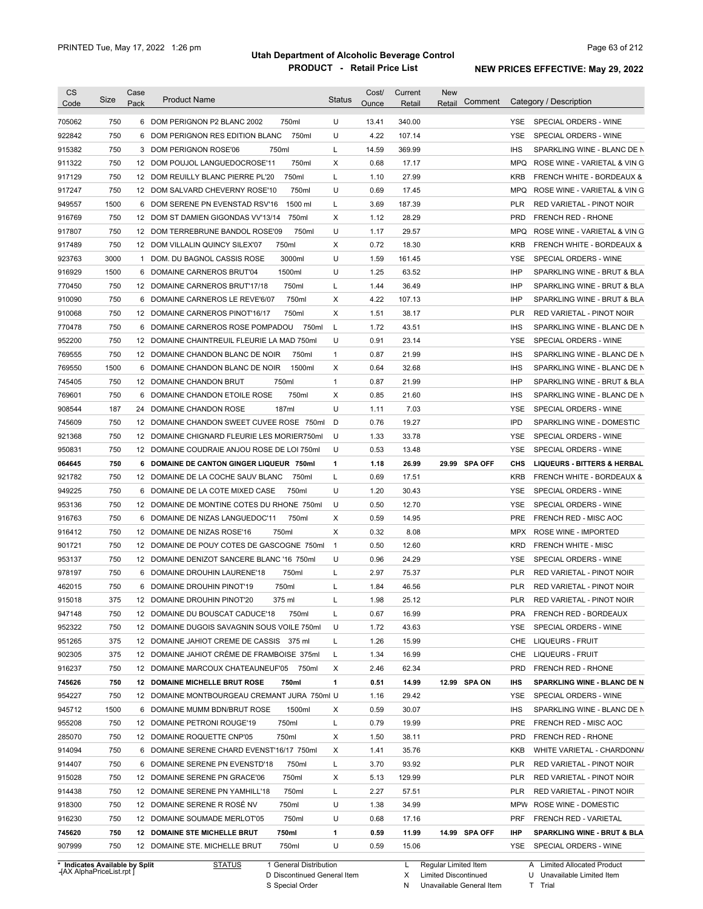# Utah Department of Alcoholic Beverage Control
## PRODUCT - Retail Price List

PRINTED Tue, May 17, 2022 1:26 pm

**NEW PRICES EFFECTIVE: May 29, 2022**

| CS Code | Size | Case Pack | Product Name | Status | Cost/ Ounce | Current Retail | New Retail | Comment | Category / Description |
|---|---|---|---|---|---|---|---|---|---|
| 705062 | 750 | 6 | DOM PERIGNON P2 BLANC 2002 750ml | U | 13.41 | 340.00 | | | YSE SPECIAL ORDERS - WINE |
| 922842 | 750 | 6 | DOM PERIGNON RES EDITION BLANC 750ml | U | 4.22 | 107.14 | | | YSE SPECIAL ORDERS - WINE |
| 915382 | 750 | 3 | DOM PERIGNON ROSE'06 750ml | L | 14.59 | 369.99 | | | IHS SPARKLING WINE - BLANC DE N |
| 911322 | 750 | 12 | DOM POUJOL LANGUEDOCROSE'11 750ml | X | 0.68 | 17.17 | | | MPQ ROSE WINE - VARIETAL & VIN G |
| 917129 | 750 | 12 | DOM REUILLY BLANC PIERRE PL'20 750ml | L | 1.10 | 27.99 | | | KRB FRENCH WHITE - BORDEAUX & |
| 917247 | 750 | 12 | DOM SALVARD CHEVERNY ROSE'10 750ml | U | 0.69 | 17.45 | | | MPQ ROSE WINE - VARIETAL & VIN G |
| 949557 | 1500 | 6 | DOM SERENE PN EVENSTAD RSV'16 1500 ml | L | 3.69 | 187.39 | | | PLR RED VARIETAL - PINOT NOIR |
| 916769 | 750 | 12 | DOM ST DAMIEN GIGONDAS VV'13/14 750ml | X | 1.12 | 28.29 | | | PRD FRENCH RED - RHONE |
| 917807 | 750 | 12 | DOM TERREBRUNE BANDOL ROSE'09 750ml | U | 1.17 | 29.57 | | | MPQ ROSE WINE - VARIETAL & VIN G |
| 917489 | 750 | 12 | DOM VILLALIN QUINCY SILEX'07 750ml | X | 0.72 | 18.30 | | | KRB FRENCH WHITE - BORDEAUX & |
| 923763 | 3000 | 1 | DOM. DU BAGNOL CASSIS ROSE 3000ml | U | 1.59 | 161.45 | | | YSE SPECIAL ORDERS - WINE |
| 916929 | 1500 | 6 | DOMAINE CARNEROS BRUT'04 1500ml | U | 1.25 | 63.52 | | | IHP SPARKLING WINE - BRUT & BLA |
| 770450 | 750 | 12 | DOMAINE CARNEROS BRUT'17/18 750ml | L | 1.44 | 36.49 | | | IHP SPARKLING WINE - BRUT & BLA |
| 910090 | 750 | 6 | DOMAINE CARNEROS LE REVE'6/07 750ml | X | 4.22 | 107.13 | | | IHP SPARKLING WINE - BRUT & BLA |
| 910068 | 750 | 12 | DOMAINE CARNEROS PINOT'16/17 750ml | X | 1.51 | 38.17 | | | PLR RED VARIETAL - PINOT NOIR |
| 770478 | 750 | 6 | DOMAINE CARNEROS ROSE POMPADOU 750ml | L | 1.72 | 43.51 | | | IHS SPARKLING WINE - BLANC DE N |
| 952200 | 750 | 12 | DOMAINE CHAINTREUIL FLEURIE LA MAD 750ml | U | 0.91 | 23.14 | | | YSE SPECIAL ORDERS - WINE |
| 769555 | 750 | 12 | DOMAINE CHANDON BLANC DE NOIR 750ml | 1 | 0.87 | 21.99 | | | IHS SPARKLING WINE - BLANC DE N |
| 769550 | 1500 | 6 | DOMAINE CHANDON BLANC DE NOIR 1500ml | X | 0.64 | 32.68 | | | IHS SPARKLING WINE - BLANC DE N |
| 745405 | 750 | 12 | DOMAINE CHANDON BRUT 750ml | 1 | 0.87 | 21.99 | | | IHP SPARKLING WINE - BRUT & BLA |
| 769601 | 750 | 6 | DOMAINE CHANDON ETOILE ROSE 750ml | X | 0.85 | 21.60 | | | IHS SPARKLING WINE - BLANC DE N |
| 908544 | 187 | 24 | DOMAINE CHANDON ROSE 187ml | U | 1.11 | 7.03 | | | YSE SPECIAL ORDERS - WINE |
| 745609 | 750 | 12 | DOMAINE CHANDON SWEET CUVEE ROSE 750ml | D | 0.76 | 19.27 | | | IPD SPARKLING WINE - DOMESTIC |
| 921368 | 750 | 12 | DOMAINE CHIGNARD FLEURIE LES MORIER750ml | U | 1.33 | 33.78 | | | YSE SPECIAL ORDERS - WINE |
| 950831 | 750 | 12 | DOMAINE COUDRAIE ANJOU ROSE DE LOI 750ml | U | 0.53 | 13.48 | | | YSE SPECIAL ORDERS - WINE |
| **064645** | **750** | **6** | **DOMAINE DE CANTON GINGER LIQUEUR 750ml** | **1** | **1.18** | **26.99** | **29.99** | **SPA OFF** | **CHS LIQUEURS - BITTERS & HERBAL** |
| 921782 | 750 | 12 | DOMAINE DE LA COCHE SAUV BLANC 750ml | L | 0.69 | 17.51 | | | KRB FRENCH WHITE - BORDEAUX & |
| 949225 | 750 | 6 | DOMAINE DE LA COTE MIXED CASE 750ml | U | 1.20 | 30.43 | | | YSE SPECIAL ORDERS - WINE |
| 953136 | 750 | 12 | DOMAINE DE MONTINE COTES DU RHONE 750ml | U | 0.50 | 12.70 | | | YSE SPECIAL ORDERS - WINE |
| 916763 | 750 | 6 | DOMAINE DE NIZAS LANGUEDOC'11 750ml | X | 0.59 | 14.95 | | | PRE FRENCH RED - MISC AOC |
| 916412 | 750 | 12 | DOMAINE DE NIZAS ROSE'16 750ml | X | 0.32 | 8.08 | | | MPX ROSE WINE - IMPORTED |
| 901721 | 750 | 12 | DOMAINE DE POUY COTES DE GASCOGNE 750ml | 1 | 0.50 | 12.60 | | | KRD FRENCH WHITE - MISC |
| 953137 | 750 | 12 | DOMAINE DENIZOT SANCERE BLANC '16 750ml | U | 0.96 | 24.29 | | | YSE SPECIAL ORDERS - WINE |
| 978197 | 750 | 6 | DOMAINE DROUHIN LAURENE'18 750ml | L | 2.97 | 75.37 | | | PLR RED VARIETAL - PINOT NOIR |
| 462015 | 750 | 6 | DOMAINE DROUHIN PINOT'19 750ml | L | 1.84 | 46.56 | | | PLR RED VARIETAL - PINOT NOIR |
| 915018 | 375 | 12 | DOMAINE DROUHIN PINOT'20 375 ml | L | 1.98 | 25.12 | | | PLR RED VARIETAL - PINOT NOIR |
| 947148 | 750 | 12 | DOMAINE DU BOUSCAT CADUCE'18 750ml | L | 0.67 | 16.99 | | | PRA FRENCH RED - BORDEAUX |
| 952322 | 750 | 12 | DOMAINE DUGOIS SAVAGNIN SOUS VOILE 750ml | U | 1.72 | 43.63 | | | YSE SPECIAL ORDERS - WINE |
| 951265 | 375 | 12 | DOMAINE JAHIOT CREME DE CASSIS 375 ml | L | 1.26 | 15.99 | | | CHE LIQUEURS - FRUIT |
| 902305 | 375 | 12 | DOMAINE JAHIOT CRÈME DE FRAMBOISE 375ml | L | 1.34 | 16.99 | | | CHE LIQUEURS - FRUIT |
| 916237 | 750 | 12 | DOMAINE MARCOUX CHATEAUNEUF'05 750ml | X | 2.46 | 62.34 | | | PRD FRENCH RED - RHONE |
| **745626** | **750** | **12** | **DOMAINE MICHELLE BRUT ROSE 750ml** | **1** | **0.51** | **14.99** | **12.99** | **SPA ON** | **IHS SPARKLING WINE - BLANC DE N** |
| 954227 | 750 | 12 | DOMAINE MONTBOURGEAU CREMANT JURA 750ml | U | 1.16 | 29.42 | | | YSE SPECIAL ORDERS - WINE |
| 945712 | 1500 | 6 | DOMAINE MUMM BDN/BRUT ROSE 1500ml | X | 0.59 | 30.07 | | | IHS SPARKLING WINE - BLANC DE N |
| 955208 | 750 | 12 | DOMAINE PETRONI ROUGE'19 750ml | L | 0.79 | 19.99 | | | PRE FRENCH RED - MISC AOC |
| 285070 | 750 | 12 | DOMAINE ROQUETTE CNP'05 750ml | X | 1.50 | 38.11 | | | PRD FRENCH RED - RHONE |
| 914094 | 750 | 6 | DOMAINE SERENE CHARD EVENST'16/17 750ml | X | 1.41 | 35.76 | | | KKB WHITE VARIETAL - CHARDONNA |
| 914407 | 750 | 6 | DOMAINE SERENE PN EVENSTD'18 750ml | L | 3.70 | 93.92 | | | PLR RED VARIETAL - PINOT NOIR |
| 915028 | 750 | 12 | DOMAINE SERENE PN GRACE'06 750ml | X | 5.13 | 129.99 | | | PLR RED VARIETAL - PINOT NOIR |
| 914438 | 750 | 12 | DOMAINE SERENE PN YAMHILL'18 750ml | L | 2.27 | 57.51 | | | PLR RED VARIETAL - PINOT NOIR |
| 918300 | 750 | 12 | DOMAINE SERENE R ROSÉ NV 750ml | U | 1.38 | 34.99 | | | MPW ROSE WINE - DOMESTIC |
| 916230 | 750 | 12 | DOMAINE SOUMADE MERLOT'05 750ml | U | 0.68 | 17.16 | | | PRF FRENCH RED - VARIETAL |
| **745620** | **750** | **12** | **DOMAINE STE MICHELLE BRUT 750ml** | **1** | **0.59** | **11.99** | **14.99** | **SPA OFF** | **IHP SPARKLING WINE - BRUT & BLA** |
| 907999 | 750 | 12 | DOMAINE STE. MICHELLE BRUT 750ml | U | 0.59 | 15.06 | | | YSE SPECIAL ORDERS - WINE |

\* Indicates Available by Split

STATUS: 1 General Distribution; D Discontinued General Item; S Special Order; L Regular Limited Item; X Limited Discontinued; N Unavailable General Item; A Limited Allocated Product; U Unavailable Limited Item; T Trial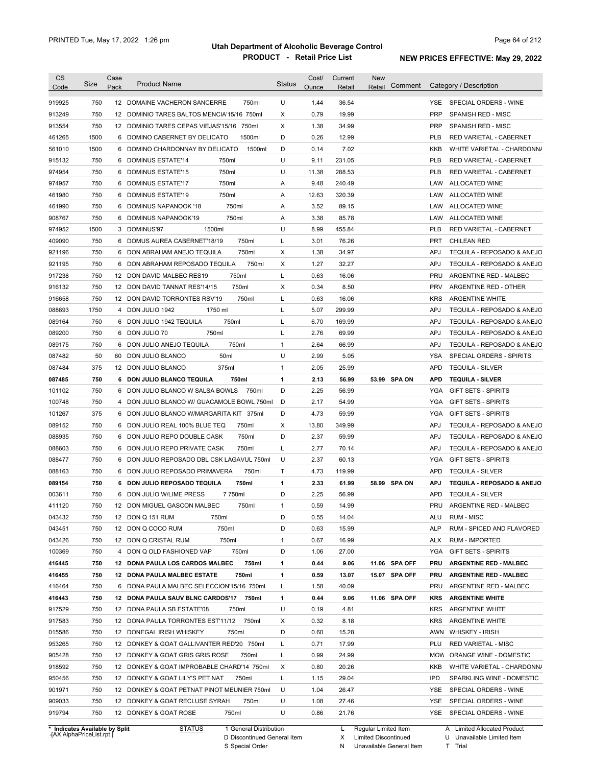| CS Code | Size | Case Pack | Product Name | Status | Cost/ Ounce | Current Retail | New Retail | Comment | Category / Description |
|---|---|---|---|---|---|---|---|---|---|
| 919925 | 750 | 12 | DOMAINE VACHERON SANCERRE 750ml | U | 1.44 | 36.54 | | | YSE SPECIAL ORDERS - WINE |
| 913249 | 750 | 12 | DOMINIO TARES BALTOS MENCIA'15/16 750ml | X | 0.79 | 19.99 | | | PRP SPANISH RED - MISC |
| 913554 | 750 | 12 | DOMINIO TARES CEPAS VIEJAS'15/16 750ml | X | 1.38 | 34.99 | | | PRP SPANISH RED - MISC |
| 461265 | 1500 | 6 | DOMINO CABERNET BY DELICATO 1500ml | D | 0.26 | 12.99 | | | PLB RED VARIETAL - CABERNET |
| 561010 | 1500 | 6 | DOMINO CHARDONNAY BY DELICATO 1500ml | D | 0.14 | 7.02 | | | KKB WHITE VARIETAL - CHARDONNA |
| 915132 | 750 | 6 | DOMINUS ESTATE'14 750ml | U | 9.11 | 231.05 | | | PLB RED VARIETAL - CABERNET |
| 974954 | 750 | 6 | DOMINUS ESTATE'15 750ml | U | 11.38 | 288.53 | | | PLB RED VARIETAL - CABERNET |
| 974957 | 750 | 6 | DOMINUS ESTATE'17 750ml | A | 9.48 | 240.49 | | | LAW ALLOCATED WINE |
| 461980 | 750 | 6 | DOMINUS ESTATE'19 750ml | A | 12.63 | 320.39 | | | LAW ALLOCATED WINE |
| 461990 | 750 | 6 | DOMINUS NAPANOOK '18 750ml | A | 3.52 | 89.15 | | | LAW ALLOCATED WINE |
| 908767 | 750 | 6 | DOMINUS NAPANOOK'19 750ml | A | 3.38 | 85.78 | | | LAW ALLOCATED WINE |
| 974952 | 1500 | 3 | DOMINUS'97 1500ml | U | 8.99 | 455.84 | | | PLB RED VARIETAL - CABERNET |
| 409090 | 750 | 6 | DOMUS AUREA CABERNET'18/19 750ml | L | 3.01 | 76.26 | | | PRT CHILEAN RED |
| 921196 | 750 | 6 | DON ABRAHAM ANEJO TEQUILA 750ml | X | 1.38 | 34.97 | | | APJ TEQUILA - REPOSADO & ANEJO |
| 921195 | 750 | 6 | DON ABRAHAM REPOSADO TEQUILA 750ml | X | 1.27 | 32.27 | | | APJ TEQUILA - REPOSADO & ANEJO |
| 917238 | 750 | 12 | DON DAVID MALBEC RES19 750ml | L | 0.63 | 16.06 | | | PRU ARGENTINE RED - MALBEC |
| 916132 | 750 | 12 | DON DAVID TANNAT RES'14/15 750ml | X | 0.34 | 8.50 | | | PRV ARGENTINE RED - OTHER |
| 916658 | 750 | 12 | DON DAVID TORRONTES RSV'19 750ml | L | 0.63 | 16.06 | | | KRS ARGENTINE WHITE |
| 088693 | 1750 | 4 | DON JULIO 1942 1750 ml | L | 5.07 | 299.99 | | | APJ TEQUILA - REPOSADO & ANEJO |
| 089164 | 750 | 6 | DON JULIO 1942 TEQUILA 750ml | L | 6.70 | 169.99 | | | APJ TEQUILA - REPOSADO & ANEJO |
| 089200 | 750 | 6 | DON JULIO 70 750ml | L | 2.76 | 69.99 | | | APJ TEQUILA - REPOSADO & ANEJO |
| 089175 | 750 | 6 | DON JULIO ANEJO TEQUILA 750ml | 1 | 2.64 | 66.99 | | | APJ TEQUILA - REPOSADO & ANEJO |
| 087482 | 50 | 60 | DON JULIO BLANCO 50ml | U | 2.99 | 5.05 | | | YSA SPECIAL ORDERS - SPIRITS |
| 087484 | 375 | 12 | DON JULIO BLANCO 375ml | 1 | 2.05 | 25.99 | | | APD TEQUILA - SILVER |
| **087485** | **750** | **6** | **DON JULIO BLANCO TEQUILA 750ml** | **1** | **2.13** | **56.99** | **53.99** | **SPA ON** | **APD TEQUILA - SILVER** |
| 101102 | 750 | 6 | DON JULIO BLANCO W SALSA BOWLS 750ml | D | 2.25 | 56.99 | | | YGA GIFT SETS - SPIRITS |
| 100748 | 750 | 4 | DON JULIO BLANCO W/ GUACAMOLE BOWL 750ml | D | 2.17 | 54.99 | | | YGA GIFT SETS - SPIRITS |
| 101267 | 375 | 6 | DON JULIO BLANCO W/MARGARITA KIT 375ml | D | 4.73 | 59.99 | | | YGA GIFT SETS - SPIRITS |
| 089152 | 750 | 6 | DON JULIO REAL 100% BLUE TEQ 750ml | X | 13.80 | 349.99 | | | APJ TEQUILA - REPOSADO & ANEJO |
| 088935 | 750 | 6 | DON JULIO REPO DOUBLE CASK 750ml | D | 2.37 | 59.99 | | | APJ TEQUILA - REPOSADO & ANEJO |
| 088603 | 750 | 6 | DON JULIO REPO PRIVATE CASK 750ml | L | 2.77 | 70.14 | | | APJ TEQUILA - REPOSADO & ANEJO |
| 088477 | 750 | 6 | DON JULIO REPOSADO DBL CSK LAGAVUL 750ml | U | 2.37 | 60.13 | | | YGA GIFT SETS - SPIRITS |
| 088163 | 750 | 6 | DON JULIO REPOSADO PRIMAVERA 750ml | T | 4.73 | 119.99 | | | APD TEQUILA - SILVER |
| **089154** | **750** | **6** | **DON JULIO REPOSADO TEQUILA 750ml** | **1** | **2.33** | **61.99** | **58.99** | **SPA ON** | **APJ TEQUILA - REPOSADO & ANEJO** |
| 003611 | 750 | 6 | DON JULIO W/LIME PRESS 7 750ml | D | 2.25 | 56.99 | | | APD TEQUILA - SILVER |
| 411120 | 750 | 12 | DON MIGUEL GASCON MALBEC 750ml | 1 | 0.59 | 14.99 | | | PRU ARGENTINE RED - MALBEC |
| 043432 | 750 | 12 | DON Q 151 RUM 750ml | D | 0.55 | 14.04 | | | ALU RUM - MISC |
| 043451 | 750 | 12 | DON Q COCO RUM 750ml | D | 0.63 | 15.99 | | | ALP RUM - SPICED AND FLAVORED |
| 043426 | 750 | 12 | DON Q CRISTAL RUM 750ml | 1 | 0.67 | 16.99 | | | ALX RUM - IMPORTED |
| 100369 | 750 | 4 | DON Q OLD FASHIONED VAP 750ml | D | 1.06 | 27.00 | | | YGA GIFT SETS - SPIRITS |
| **416445** | **750** | **12** | **DONA PAULA LOS CARDOS MALBEC 750ml** | **1** | **0.44** | **9.06** | **11.06** | **SPA OFF** | **PRU ARGENTINE RED - MALBEC** |
| **416455** | **750** | **12** | **DONA PAULA MALBEC ESTATE 750ml** | **1** | **0.59** | **13.07** | **15.07** | **SPA OFF** | **PRU ARGENTINE RED - MALBEC** |
| 416464 | 750 | 6 | DONA PAULA MALBEC SELECCION'15/16 750ml | L | 1.58 | 40.09 | | | PRU ARGENTINE RED - MALBEC |
| **416443** | **750** | **12** | **DONA PAULA SAUV BLNC CARDOS'17 750ml** | **1** | **0.44** | **9.06** | **11.06** | **SPA OFF** | **KRS ARGENTINE WHITE** |
| 917529 | 750 | 12 | DONA PAULA SB ESTATE'08 750ml | U | 0.19 | 4.81 | | | KRS ARGENTINE WHITE |
| 917583 | 750 | 12 | DONA PAULA TORRONTES EST'11/12 750ml | X | 0.32 | 8.18 | | | KRS ARGENTINE WHITE |
| 015586 | 750 | 12 | DONEGAL IRISH WHISKEY 750ml | D | 0.60 | 15.28 | | | AWN WHISKEY - IRISH |
| 953265 | 750 | 12 | DONKEY & GOAT GALLIVANTER RED'20 750ml | L | 0.71 | 17.99 | | | PLU RED VARIETAL - MISC |
| 905428 | 750 | 12 | DONKEY & GOAT GRIS GRIS ROSE 750ml | L | 0.99 | 24.99 | | | MOW ORANGE WINE - DOMESTIC |
| 918592 | 750 | 12 | DONKEY & GOAT IMPROBABLE CHARD'14 750ml | X | 0.80 | 20.26 | | | KKB WHITE VARIETAL - CHARDONNA |
| 950456 | 750 | 12 | DONKEY & GOAT LILY'S PET NAT 750ml | L | 1.15 | 29.04 | | | IPD SPARKLING WINE - DOMESTIC |
| 901971 | 750 | 12 | DONKEY & GOAT PETNAT PINOT MEUNIER 750ml | U | 1.04 | 26.47 | | | YSE SPECIAL ORDERS - WINE |
| 909033 | 750 | 12 | DONKEY & GOAT RECLUSE SYRAH 750ml | U | 1.08 | 27.46 | | | YSE SPECIAL ORDERS - WINE |
| 919794 | 750 | 12 | DONKEY & GOAT ROSE 750ml | U | 0.86 | 21.76 | | | YSE SPECIAL ORDERS - WINE |

\* Indicates Available by Split

STATUS: 1 General Distribution; D Discontinued General Item; S Special Order; L Regular Limited Item; X Limited Discontinued; N Unavailable General Item; A Limited Allocated Product; U Unavailable Limited Item; T Trial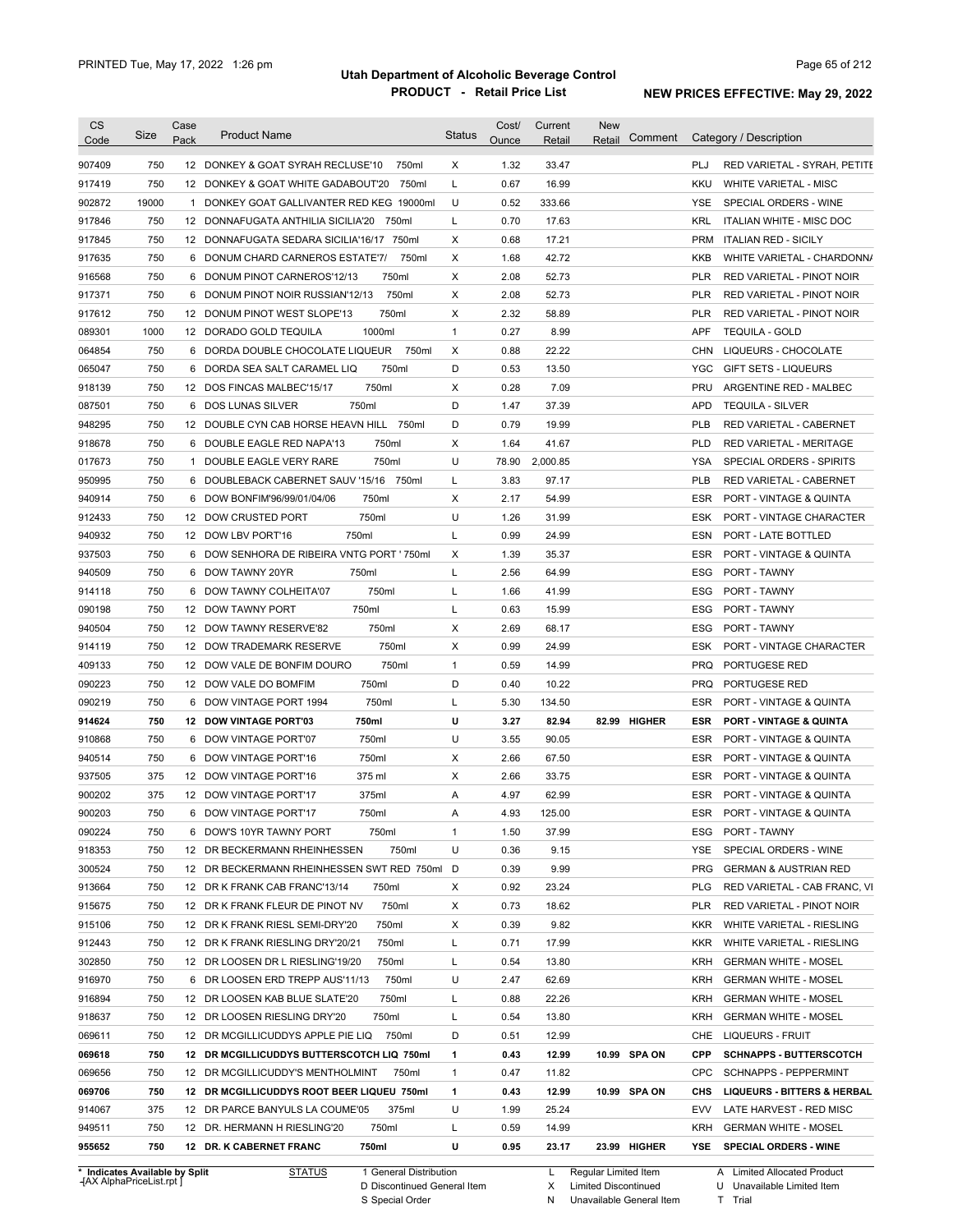# Utah Department of Alcoholic Beverage Control

## PRODUCT - Retail Price List

PRINTED Tue, May 17, 2022 1:26 pm

**NEW PRICES EFFECTIVE: May 29, 2022**

| CS Code | Size | Case Pack | Product Name | Status | Cost/ Ounce | Current Retail | New Retail | Comment | Category / Description |
|---|---|---|---|---|---|---|---|---|---|
| 907409 | 750 | 12 | DONKEY & GOAT SYRAH RECLUSE'10 750ml | X | 1.32 | 33.47 | | | PLJ RED VARIETAL - SYRAH, PETITE |
| 917419 | 750 | 12 | DONKEY & GOAT WHITE GADABOUT'20 750ml | L | 0.67 | 16.99 | | | KKU WHITE VARIETAL - MISC |
| 902872 | 19000 | 1 | DONKEY GOAT GALLIVANTER RED KEG 19000ml | U | 0.52 | 333.66 | | | YSE SPECIAL ORDERS - WINE |
| 917846 | 750 | 12 | DONNAFUGATA ANTHILIA SICILIA'20 750ml | L | 0.70 | 17.63 | | | KRL ITALIAN WHITE - MISC DOC |
| 917845 | 750 | 12 | DONNAFUGATA SEDARA SICILIA'16/17 750ml | X | 0.68 | 17.21 | | | PRM ITALIAN RED - SICILY |
| 917635 | 750 | 6 | DONUM CHARD CARNEROS ESTATE'7/ 750ml | X | 1.68 | 42.72 | | | KKB WHITE VARIETAL - CHARDONNA |
| 916568 | 750 | 6 | DONUM PINOT CARNEROS'12/13 750ml | X | 2.08 | 52.73 | | | PLR RED VARIETAL - PINOT NOIR |
| 917371 | 750 | 6 | DONUM PINOT NOIR RUSSIAN'12/13 750ml | X | 2.08 | 52.73 | | | PLR RED VARIETAL - PINOT NOIR |
| 917612 | 750 | 12 | DONUM PINOT WEST SLOPE'13 750ml | X | 2.32 | 58.89 | | | PLR RED VARIETAL - PINOT NOIR |
| 089301 | 1000 | 12 | DORADO GOLD TEQUILA 1000ml | 1 | 0.27 | 8.99 | | | APF TEQUILA - GOLD |
| 064854 | 750 | 6 | DORDA DOUBLE CHOCOLATE LIQUEUR 750ml | X | 0.88 | 22.22 | | | CHN LIQUEURS - CHOCOLATE |
| 065047 | 750 | 6 | DORDA SEA SALT CARAMEL LIQ 750ml | D | 0.53 | 13.50 | | | YGC GIFT SETS - LIQUEURS |
| 918139 | 750 | 12 | DOS FINCAS MALBEC'15/17 750ml | X | 0.28 | 7.09 | | | PRU ARGENTINE RED - MALBEC |
| 087501 | 750 | 6 | DOS LUNAS SILVER 750ml | D | 1.47 | 37.39 | | | APD TEQUILA - SILVER |
| 948295 | 750 | 12 | DOUBLE CYN CAB HORSE HEAVN HILL 750ml | D | 0.79 | 19.99 | | | PLB RED VARIETAL - CABERNET |
| 918678 | 750 | 6 | DOUBLE EAGLE RED NAPA'13 750ml | X | 1.64 | 41.67 | | | PLD RED VARIETAL - MERITAGE |
| 017673 | 750 | 1 | DOUBLE EAGLE VERY RARE 750ml | U | 78.90 | 2,000.85 | | | YSA SPECIAL ORDERS - SPIRITS |
| 950995 | 750 | 6 | DOUBLEBACK CABERNET SAUV '15/16 750ml | L | 3.83 | 97.17 | | | PLB RED VARIETAL - CABERNET |
| 940914 | 750 | 6 | DOW BONFIM'96/99/01/04/06 750ml | X | 2.17 | 54.99 | | | ESR PORT - VINTAGE & QUINTA |
| 912433 | 750 | 12 | DOW CRUSTED PORT 750ml | U | 1.26 | 31.99 | | | ESK PORT - VINTAGE CHARACTER |
| 940932 | 750 | 12 | DOW LBV PORT'16 750ml | L | 0.99 | 24.99 | | | ESN PORT - LATE BOTTLED |
| 937503 | 750 | 6 | DOW SENHORA DE RIBEIRA VNTG PORT ' 750ml | X | 1.39 | 35.37 | | | ESR PORT - VINTAGE & QUINTA |
| 940509 | 750 | 6 | DOW TAWNY 20YR 750ml | L | 2.56 | 64.99 | | | ESG PORT - TAWNY |
| 914118 | 750 | 6 | DOW TAWNY COLHEITA'07 750ml | L | 1.66 | 41.99 | | | ESG PORT - TAWNY |
| 090198 | 750 | 12 | DOW TAWNY PORT 750ml | L | 0.63 | 15.99 | | | ESG PORT - TAWNY |
| 940504 | 750 | 12 | DOW TAWNY RESERVE'82 750ml | X | 2.69 | 68.17 | | | ESG PORT - TAWNY |
| 914119 | 750 | 12 | DOW TRADEMARK RESERVE 750ml | X | 0.99 | 24.99 | | | ESK PORT - VINTAGE CHARACTER |
| 409133 | 750 | 12 | DOW VALE DE BONFIM DOURO 750ml | 1 | 0.59 | 14.99 | | | PRQ PORTUGESE RED |
| 090223 | 750 | 12 | DOW VALE DO BOMFIM 750ml | D | 0.40 | 10.22 | | | PRQ PORTUGESE RED |
| 090219 | 750 | 6 | DOW VINTAGE PORT 1994 750ml | L | 5.30 | 134.50 | | | ESR PORT - VINTAGE & QUINTA |
| **914624** | **750** | **12** | **DOW VINTAGE PORT'03 750ml** | **U** | **3.27** | **82.94** | **82.99** | **HIGHER** | **ESR PORT - VINTAGE & QUINTA** |
| 910868 | 750 | 6 | DOW VINTAGE PORT'07 750ml | U | 3.55 | 90.05 | | | ESR PORT - VINTAGE & QUINTA |
| 940514 | 750 | 6 | DOW VINTAGE PORT'16 750ml | X | 2.66 | 67.50 | | | ESR PORT - VINTAGE & QUINTA |
| 937505 | 375 | 12 | DOW VINTAGE PORT'16 375 ml | X | 2.66 | 33.75 | | | ESR PORT - VINTAGE & QUINTA |
| 900202 | 375 | 12 | DOW VINTAGE PORT'17 375ml | A | 4.97 | 62.99 | | | ESR PORT - VINTAGE & QUINTA |
| 900203 | 750 | 6 | DOW VINTAGE PORT'17 750ml | A | 4.93 | 125.00 | | | ESR PORT - VINTAGE & QUINTA |
| 090224 | 750 | 6 | DOW'S 10YR TAWNY PORT 750ml | 1 | 1.50 | 37.99 | | | ESG PORT - TAWNY |
| 918353 | 750 | 12 | DR BECKERMANN RHEINHESSEN 750ml | U | 0.36 | 9.15 | | | YSE SPECIAL ORDERS - WINE |
| 300524 | 750 | 12 | DR BECKERMANN RHEINHESSEN SWT RED 750ml | D | 0.39 | 9.99 | | | PRG GERMAN & AUSTRIAN RED |
| 913664 | 750 | 12 | DR K FRANK CAB FRANC'13/14 750ml | X | 0.92 | 23.24 | | | PLG RED VARIETAL - CAB FRANC, VI |
| 915675 | 750 | 12 | DR K FRANK FLEUR DE PINOT NV 750ml | X | 0.73 | 18.62 | | | PLR RED VARIETAL - PINOT NOIR |
| 915106 | 750 | 12 | DR K FRANK RIESL SEMI-DRY'20 750ml | X | 0.39 | 9.82 | | | KKR WHITE VARIETAL - RIESLING |
| 912443 | 750 | 12 | DR K FRANK RIESLING DRY'20/21 750ml | L | 0.71 | 17.99 | | | KKR WHITE VARIETAL - RIESLING |
| 302850 | 750 | 12 | DR LOOSEN DR L RIESLING'19/20 750ml | L | 0.54 | 13.80 | | | KRH GERMAN WHITE - MOSEL |
| 916970 | 750 | 6 | DR LOOSEN ERD TREPP AUS'11/13 750ml | U | 2.47 | 62.69 | | | KRH GERMAN WHITE - MOSEL |
| 916894 | 750 | 12 | DR LOOSEN KAB BLUE SLATE'20 750ml | L | 0.88 | 22.26 | | | KRH GERMAN WHITE - MOSEL |
| 918637 | 750 | 12 | DR LOOSEN RIESLING DRY'20 750ml | L | 0.54 | 13.80 | | | KRH GERMAN WHITE - MOSEL |
| 069611 | 750 | 12 | DR MCGILLICUDDYS APPLE PIE LIQ 750ml | D | 0.51 | 12.99 | | | CHE LIQUEURS - FRUIT |
| **069618** | **750** | **12** | **DR MCGILLICUDDYS BUTTERSCOTCH LIQ 750ml** | **1** | **0.43** | **12.99** | **10.99** | **SPA ON** | **CPP SCHNAPPS - BUTTERSCOTCH** |
| 069656 | 750 | 12 | DR MCGILLICUDDY'S MENTHOLMINT 750ml | 1 | 0.47 | 11.82 | | | CPC SCHNAPPS - PEPPERMINT |
| **069706** | **750** | **12** | **DR MCGILLICUDDYS ROOT BEER LIQUEU 750ml** | **1** | **0.43** | **12.99** | **10.99** | **SPA ON** | **CHS LIQUEURS - BITTERS & HERBAL** |
| 914067 | 375 | 12 | DR PARCE BANYULS LA COUME'05 375ml | U | 1.99 | 25.24 | | | EVV LATE HARVEST - RED MISC |
| 949511 | 750 | 12 | DR. HERMANN H RIESLING'20 750ml | L | 0.59 | 14.99 | | | KRH GERMAN WHITE - MOSEL |
| **955652** | **750** | **12** | **DR. K CABERNET FRANC 750ml** | **U** | **0.95** | **23.17** | **23.99** | **HIGHER** | **YSE SPECIAL ORDERS - WINE** |

\* Indicates Available by Split

STATUS: 1 General Distribution; D Discontinued General Item; S Special Order; L Regular Limited Item; X Limited Discontinued; N Unavailable General Item; A Limited Allocated Product; U Unavailable Limited Item; T Trial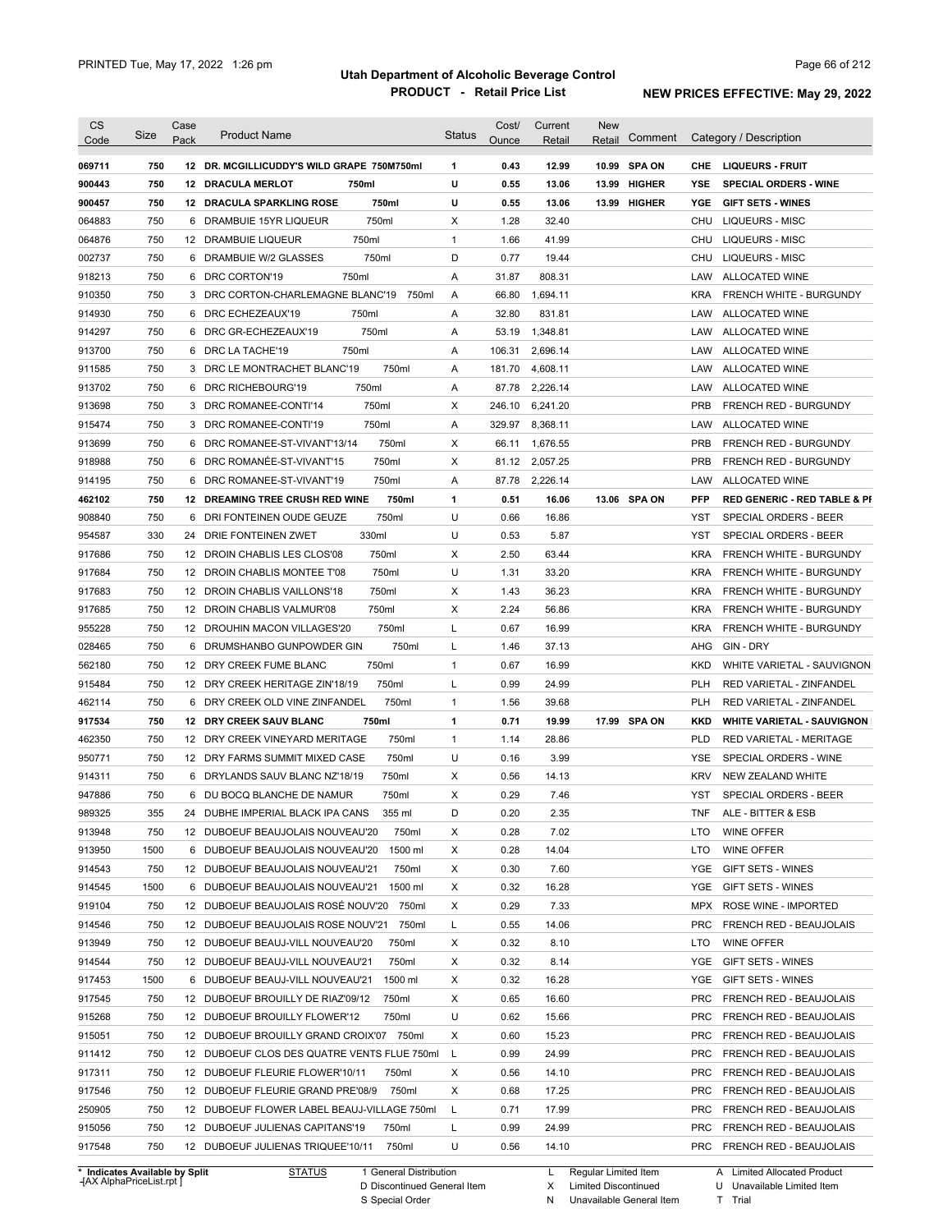# Utah Department of Alcoholic Beverage Control

## PRODUCT - Retail Price List

PRINTED Tue, May 17, 2022 1:26 pm

**NEW PRICES EFFECTIVE: May 29, 2022**

| CS Code | Size | Case Pack | Product Name | | Status | Cost/ Ounce | Current Retail | New Retail | Comment | Category / Description | |
|---|---|---|---|---|---|---|---|---|---|---|---|
| **069711** | **750** | **12** | **DR. MCGILLICUDDY'S WILD GRAPE 750M750ml** | | **1** | **0.43** | **12.99** | **10.99** | **SPA ON** | **CHE** | **LIQUEURS - FRUIT** |
| **900443** | **750** | **12** | **DRACULA MERLOT** | **750ml** | **U** | **0.55** | **13.06** | **13.99** | **HIGHER** | **YSE** | **SPECIAL ORDERS - WINE** |
| **900457** | **750** | **12** | **DRACULA SPARKLING ROSE** | **750ml** | **U** | **0.55** | **13.06** | **13.99** | **HIGHER** | **YGE** | **GIFT SETS - WINES** |
| 064883 | 750 | 6 | DRAMBUIE 15YR LIQUEUR | 750ml | X | 1.28 | 32.40 | | | CHU | LIQUEURS - MISC |
| 064876 | 750 | 12 | DRAMBUIE LIQUEUR | 750ml | 1 | 1.66 | 41.99 | | | CHU | LIQUEURS - MISC |
| 002737 | 750 | 6 | DRAMBUIE W/2 GLASSES | 750ml | D | 0.77 | 19.44 | | | CHU | LIQUEURS - MISC |
| 918213 | 750 | 6 | DRC CORTON'19 | 750ml | A | 31.87 | 808.31 | | | LAW | ALLOCATED WINE |
| 910350 | 750 | 3 | DRC CORTON-CHARLEMAGNE BLANC'19 | 750ml | A | 66.80 | 1,694.11 | | | KRA | FRENCH WHITE - BURGUNDY |
| 914930 | 750 | 6 | DRC ECHEZEAUX'19 | 750ml | A | 32.80 | 831.81 | | | LAW | ALLOCATED WINE |
| 914297 | 750 | 6 | DRC GR-ECHEZEAUX'19 | 750ml | A | 53.19 | 1,348.81 | | | LAW | ALLOCATED WINE |
| 913700 | 750 | 6 | DRC LA TACHE'19 | 750ml | A | 106.31 | 2,696.14 | | | LAW | ALLOCATED WINE |
| 911585 | 750 | 3 | DRC LE MONTRACHET BLANC'19 | 750ml | A | 181.70 | 4,608.11 | | | LAW | ALLOCATED WINE |
| 913702 | 750 | 6 | DRC RICHEBOURG'19 | 750ml | A | 87.78 | 2,226.14 | | | LAW | ALLOCATED WINE |
| 913698 | 750 | 3 | DRC ROMANEE-CONTI'14 | 750ml | X | 246.10 | 6,241.20 | | | PRB | FRENCH RED - BURGUNDY |
| 915474 | 750 | 3 | DRC ROMANEE-CONTI'19 | 750ml | A | 329.97 | 8,368.11 | | | LAW | ALLOCATED WINE |
| 913699 | 750 | 6 | DRC ROMANEE-ST-VIVANT'13/14 | 750ml | X | 66.11 | 1,676.55 | | | PRB | FRENCH RED - BURGUNDY |
| 918988 | 750 | 6 | DRC ROMANÉE-ST-VIVANT'15 | 750ml | X | 81.12 | 2,057.25 | | | PRB | FRENCH RED - BURGUNDY |
| 914195 | 750 | 6 | DRC ROMANEE-ST-VIVANT'19 | 750ml | A | 87.78 | 2,226.14 | | | LAW | ALLOCATED WINE |
| **462102** | **750** | **12** | **DREAMING TREE CRUSH RED WINE** | **750ml** | **1** | **0.51** | **16.06** | **13.06** | **SPA ON** | **PFP** | **RED GENERIC - RED TABLE & PI** |
| 908840 | 750 | 6 | DRI FONTEINEN OUDE GEUZE | 750ml | U | 0.66 | 16.86 | | | YST | SPECIAL ORDERS - BEER |
| 954587 | 330 | 24 | DRIE FONTEINEN ZWET | 330ml | U | 0.53 | 5.87 | | | YST | SPECIAL ORDERS - BEER |
| 917686 | 750 | 12 | DROIN CHABLIS LES CLOS'08 | 750ml | X | 2.50 | 63.44 | | | KRA | FRENCH WHITE - BURGUNDY |
| 917684 | 750 | 12 | DROIN CHABLIS MONTEE T'08 | 750ml | U | 1.31 | 33.20 | | | KRA | FRENCH WHITE - BURGUNDY |
| 917683 | 750 | 12 | DROIN CHABLIS VAILLONS'18 | 750ml | X | 1.43 | 36.23 | | | KRA | FRENCH WHITE - BURGUNDY |
| 917685 | 750 | 12 | DROIN CHABLIS VALMUR'08 | 750ml | X | 2.24 | 56.86 | | | KRA | FRENCH WHITE - BURGUNDY |
| 955228 | 750 | 12 | DROUHIN MACON VILLAGES'20 | 750ml | L | 0.67 | 16.99 | | | KRA | FRENCH WHITE - BURGUNDY |
| 028465 | 750 | 6 | DRUMSHANBO GUNPOWDER GIN | 750ml | L | 1.46 | 37.13 | | | AHG | GIN - DRY |
| 562180 | 750 | 12 | DRY CREEK FUME BLANC | 750ml | 1 | 0.67 | 16.99 | | | KKD | WHITE VARIETAL - SAUVIGNON |
| 915484 | 750 | 12 | DRY CREEK HERITAGE ZIN'18/19 | 750ml | L | 0.99 | 24.99 | | | PLH | RED VARIETAL - ZINFANDEL |
| 462114 | 750 | 6 | DRY CREEK OLD VINE ZINFANDEL | 750ml | 1 | 1.56 | 39.68 | | | PLH | RED VARIETAL - ZINFANDEL |
| **917534** | **750** | **12** | **DRY CREEK SAUV BLANC** | **750ml** | **1** | **0.71** | **19.99** | **17.99** | **SPA ON** | **KKD** | **WHITE VARIETAL - SAUVIGNON** |
| 462350 | 750 | 12 | DRY CREEK VINEYARD MERITAGE | 750ml | 1 | 1.14 | 28.86 | | | PLD | RED VARIETAL - MERITAGE |
| 950771 | 750 | 12 | DRY FARMS SUMMIT MIXED CASE | 750ml | U | 0.16 | 3.99 | | | YSE | SPECIAL ORDERS - WINE |
| 914311 | 750 | 6 | DRYLANDS SAUV BLANC NZ'18/19 | 750ml | X | 0.56 | 14.13 | | | KRV | NEW ZEALAND WHITE |
| 947886 | 750 | 6 | DU BOCQ BLANCHE DE NAMUR | 750ml | X | 0.29 | 7.46 | | | YST | SPECIAL ORDERS - BEER |
| 989325 | 355 | 24 | DUBHE IMPERIAL BLACK IPA CANS | 355 ml | D | 0.20 | 2.35 | | | TNF | ALE - BITTER & ESB |
| 913948 | 750 | 12 | DUBOEUF BEAUJOLAIS NOUVEAU'20 | 750ml | X | 0.28 | 7.02 | | | LTO | WINE OFFER |
| 913950 | 1500 | 6 | DUBOEUF BEAUJOLAIS NOUVEAU'20 | 1500 ml | X | 0.28 | 14.04 | | | LTO | WINE OFFER |
| 914543 | 750 | 12 | DUBOEUF BEAUJOLAIS NOUVEAU'21 | 750ml | X | 0.30 | 7.60 | | | YGE | GIFT SETS - WINES |
| 914545 | 1500 | 6 | DUBOEUF BEAUJOLAIS NOUVEAU'21 | 1500 ml | X | 0.32 | 16.28 | | | YGE | GIFT SETS - WINES |
| 919104 | 750 | 12 | DUBOEUF BEAUJOLAIS ROSÉ NOUV'20 | 750ml | X | 0.29 | 7.33 | | | MPX | ROSE WINE - IMPORTED |
| 914546 | 750 | 12 | DUBOEUF BEAUJOLAIS ROSE NOUV'21 | 750ml | L | 0.55 | 14.06 | | | PRC | FRENCH RED - BEAUJOLAIS |
| 913949 | 750 | 12 | DUBOEUF BEAUJ-VILL NOUVEAU'20 | 750ml | X | 0.32 | 8.10 | | | LTO | WINE OFFER |
| 914544 | 750 | 12 | DUBOEUF BEAUJ-VILL NOUVEAU'21 | 750ml | X | 0.32 | 8.14 | | | YGE | GIFT SETS - WINES |
| 917453 | 1500 | 6 | DUBOEUF BEAUJ-VILL NOUVEAU'21 | 1500 ml | X | 0.32 | 16.28 | | | YGE | GIFT SETS - WINES |
| 917545 | 750 | 12 | DUBOEUF BROUILLY DE RIAZ'09/12 | 750ml | X | 0.65 | 16.60 | | | PRC | FRENCH RED - BEAUJOLAIS |
| 915268 | 750 | 12 | DUBOEUF BROUILLY FLOWER'12 | 750ml | U | 0.62 | 15.66 | | | PRC | FRENCH RED - BEAUJOLAIS |
| 915051 | 750 | 12 | DUBOEUF BROUILLY GRAND CROIX'07 | 750ml | X | 0.60 | 15.23 | | | PRC | FRENCH RED - BEAUJOLAIS |
| 911412 | 750 | 12 | DUBOEUF CLOS DES QUATRE VENTS FLUE 750ml | | L | 0.99 | 24.99 | | | PRC | FRENCH RED - BEAUJOLAIS |
| 917311 | 750 | 12 | DUBOEUF FLEURIE FLOWER'10/11 | 750ml | X | 0.56 | 14.10 | | | PRC | FRENCH RED - BEAUJOLAIS |
| 917546 | 750 | 12 | DUBOEUF FLEURIE GRAND PRE'08/9 | 750ml | X | 0.68 | 17.25 | | | PRC | FRENCH RED - BEAUJOLAIS |
| 250905 | 750 | 12 | DUBOEUF FLOWER LABEL BEAUJ-VILLAGE 750ml | | L | 0.71 | 17.99 | | | PRC | FRENCH RED - BEAUJOLAIS |
| 915056 | 750 | 12 | DUBOEUF JULIENAS CAPITANS'19 | 750ml | L | 0.99 | 24.99 | | | PRC | FRENCH RED - BEAUJOLAIS |
| 917548 | 750 | 12 | DUBOEUF JULIENAS TRIQUEE'10/11 | 750ml | U | 0.56 | 14.10 | | | PRC | FRENCH RED - BEAUJOLAIS |

\* Indicates Available by Split
[AX AlphaPriceList.rpt]

STATUS: 1 General Distribution; D Discontinued General Item; S Special Order; L Regular Limited Item; X Limited Discontinued; N Unavailable General Item; A Limited Allocated Product; U Unavailable Limited Item; T Trial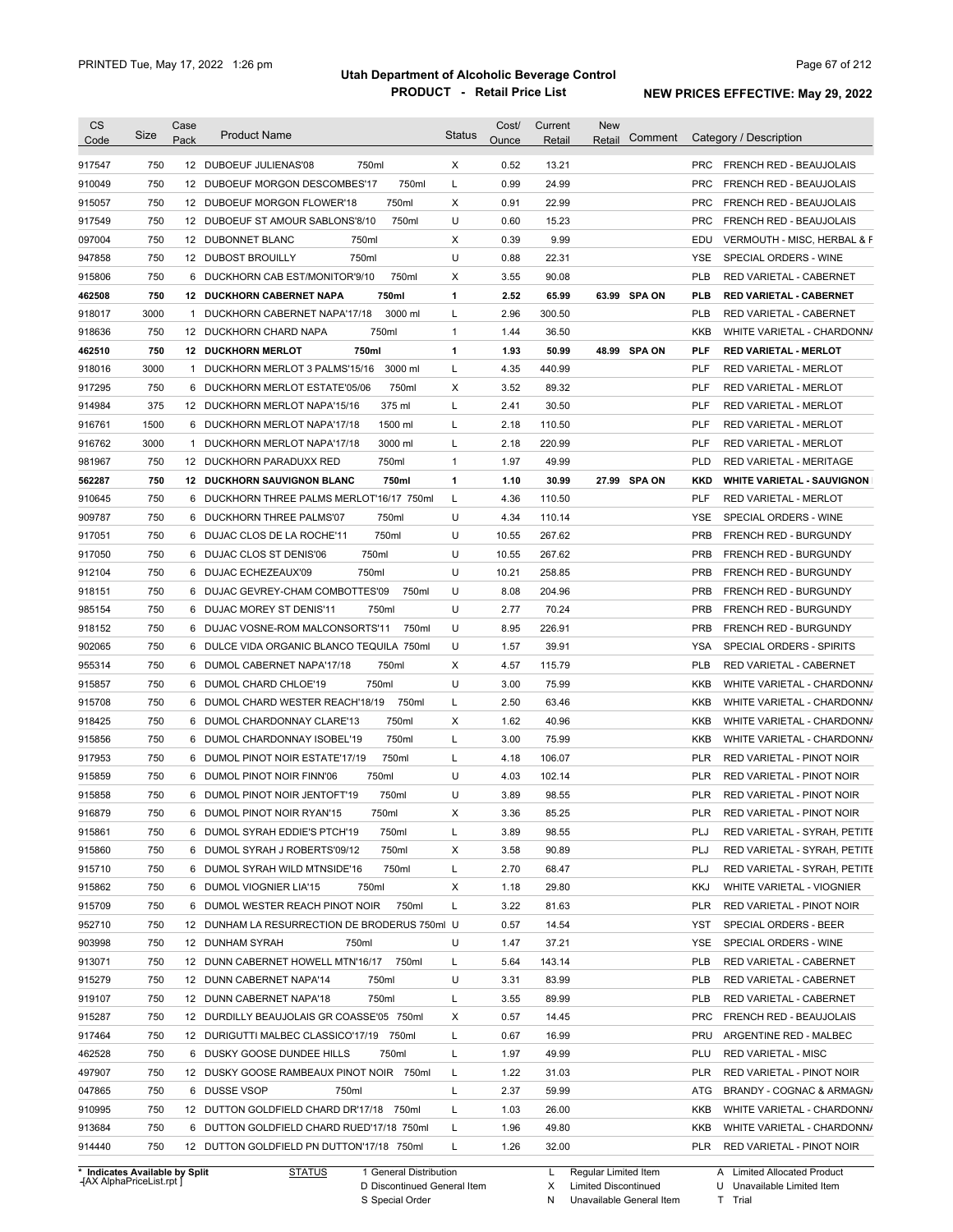# Utah Department of Alcoholic Beverage Control

## PRODUCT - Retail Price List

PRINTED Tue, May 17, 2022 1:26 pm

**NEW PRICES EFFECTIVE: May 29, 2022**

| CS Code | Size | Case Pack | Product Name | Status | Cost/ Ounce | Current Retail | New Retail | Comment | Category / Description |
|---|---|---|---|---|---|---|---|---|---|
| 917547 | 750 | 12 | DUBOEUF JULIENAS'08 750ml | X | 0.52 | 13.21 | | | PRC FRENCH RED - BEAUJOLAIS |
| 910049 | 750 | 12 | DUBOEUF MORGON DESCOMBES'17 750ml | L | 0.99 | 24.99 | | | PRC FRENCH RED - BEAUJOLAIS |
| 915057 | 750 | 12 | DUBOEUF MORGON FLOWER'18 750ml | X | 0.91 | 22.99 | | | PRC FRENCH RED - BEAUJOLAIS |
| 917549 | 750 | 12 | DUBOEUF ST AMOUR SABLONS'8/10 750ml | U | 0.60 | 15.23 | | | PRC FRENCH RED - BEAUJOLAIS |
| 097004 | 750 | 12 | DUBONNET BLANC 750ml | X | 0.39 | 9.99 | | | EDU VERMOUTH - MISC, HERBAL & F |
| 947858 | 750 | 12 | DUBOST BROUILLY 750ml | U | 0.88 | 22.31 | | | YSE SPECIAL ORDERS - WINE |
| 915806 | 750 | 6 | DUCKHORN CAB EST/MONITOR'9/10 750ml | X | 3.55 | 90.08 | | | PLB RED VARIETAL - CABERNET |
| **462508** | **750** | **12** | **DUCKHORN CABERNET NAPA 750ml** | **1** | **2.52** | **65.99** | **63.99** | **SPA ON** | **PLB RED VARIETAL - CABERNET** |
| 918017 | 3000 | 1 | DUCKHORN CABERNET NAPA'17/18 3000 ml | L | 2.96 | 300.50 | | | PLB RED VARIETAL - CABERNET |
| 918636 | 750 | 12 | DUCKHORN CHARD NAPA 750ml | 1 | 1.44 | 36.50 | | | KKB WHITE VARIETAL - CHARDONNA |
| **462510** | **750** | **12** | **DUCKHORN MERLOT 750ml** | **1** | **1.93** | **50.99** | **48.99** | **SPA ON** | **PLF RED VARIETAL - MERLOT** |
| 918016 | 3000 | 1 | DUCKHORN MERLOT 3 PALMS'15/16 3000 ml | L | 4.35 | 440.99 | | | PLF RED VARIETAL - MERLOT |
| 917295 | 750 | 6 | DUCKHORN MERLOT ESTATE'05/06 750ml | X | 3.52 | 89.32 | | | PLF RED VARIETAL - MERLOT |
| 914984 | 375 | 12 | DUCKHORN MERLOT NAPA'15/16 375 ml | L | 2.41 | 30.50 | | | PLF RED VARIETAL - MERLOT |
| 916761 | 1500 | 6 | DUCKHORN MERLOT NAPA'17/18 1500 ml | L | 2.18 | 110.50 | | | PLF RED VARIETAL - MERLOT |
| 916762 | 3000 | 1 | DUCKHORN MERLOT NAPA'17/18 3000 ml | L | 2.18 | 220.99 | | | PLF RED VARIETAL - MERLOT |
| 981967 | 750 | 12 | DUCKHORN PARADUXX RED 750ml | 1 | 1.97 | 49.99 | | | PLD RED VARIETAL - MERITAGE |
| **562287** | **750** | **12** | **DUCKHORN SAUVIGNON BLANC 750ml** | **1** | **1.10** | **30.99** | **27.99** | **SPA ON** | **KKD WHITE VARIETAL - SAUVIGNON** |
| 910645 | 750 | 6 | DUCKHORN THREE PALMS MERLOT'16/17 750ml | L | 4.36 | 110.50 | | | PLF RED VARIETAL - MERLOT |
| 909787 | 750 | 6 | DUCKHORN THREE PALMS'07 750ml | U | 4.34 | 110.14 | | | YSE SPECIAL ORDERS - WINE |
| 917051 | 750 | 6 | DUJAC CLOS DE LA ROCHE'11 750ml | U | 10.55 | 267.62 | | | PRB FRENCH RED - BURGUNDY |
| 917050 | 750 | 6 | DUJAC CLOS ST DENIS'06 750ml | U | 10.55 | 267.62 | | | PRB FRENCH RED - BURGUNDY |
| 912104 | 750 | 6 | DUJAC ECHEZEAUX'09 750ml | U | 10.21 | 258.85 | | | PRB FRENCH RED - BURGUNDY |
| 918151 | 750 | 6 | DUJAC GEVREY-CHAM COMBOTTES'09 750ml | U | 8.08 | 204.96 | | | PRB FRENCH RED - BURGUNDY |
| 985154 | 750 | 6 | DUJAC MOREY ST DENIS'11 750ml | U | 2.77 | 70.24 | | | PRB FRENCH RED - BURGUNDY |
| 918152 | 750 | 6 | DUJAC VOSNE-ROM MALCONSORTS'11 750ml | U | 8.95 | 226.91 | | | PRB FRENCH RED - BURGUNDY |
| 902065 | 750 | 6 | DULCE VIDA ORGANIC BLANCO TEQUILA 750ml | U | 1.57 | 39.91 | | | YSA SPECIAL ORDERS - SPIRITS |
| 955314 | 750 | 6 | DUMOL CABERNET NAPA'17/18 750ml | X | 4.57 | 115.79 | | | PLB RED VARIETAL - CABERNET |
| 915857 | 750 | 6 | DUMOL CHARD CHLOE'19 750ml | U | 3.00 | 75.99 | | | KKB WHITE VARIETAL - CHARDONNA |
| 915708 | 750 | 6 | DUMOL CHARD WESTER REACH'18/19 750ml | L | 2.50 | 63.46 | | | KKB WHITE VARIETAL - CHARDONNA |
| 918425 | 750 | 6 | DUMOL CHARDONNAY CLARE'13 750ml | X | 1.62 | 40.96 | | | KKB WHITE VARIETAL - CHARDONNA |
| 915856 | 750 | 6 | DUMOL CHARDONNAY ISOBEL'19 750ml | L | 3.00 | 75.99 | | | KKB WHITE VARIETAL - CHARDONNA |
| 917953 | 750 | 6 | DUMOL PINOT NOIR ESTATE'17/19 750ml | L | 4.18 | 106.07 | | | PLR RED VARIETAL - PINOT NOIR |
| 915859 | 750 | 6 | DUMOL PINOT NOIR FINN'06 750ml | U | 4.03 | 102.14 | | | PLR RED VARIETAL - PINOT NOIR |
| 915858 | 750 | 6 | DUMOL PINOT NOIR JENTOFT'19 750ml | U | 3.89 | 98.55 | | | PLR RED VARIETAL - PINOT NOIR |
| 916879 | 750 | 6 | DUMOL PINOT NOIR RYAN'15 750ml | X | 3.36 | 85.25 | | | PLR RED VARIETAL - PINOT NOIR |
| 915861 | 750 | 6 | DUMOL SYRAH EDDIE'S PTCH'19 750ml | L | 3.89 | 98.55 | | | PLJ RED VARIETAL - SYRAH, PETITE |
| 915860 | 750 | 6 | DUMOL SYRAH J ROBERTS'09/12 750ml | X | 3.58 | 90.89 | | | PLJ RED VARIETAL - SYRAH, PETITE |
| 915710 | 750 | 6 | DUMOL SYRAH WILD MTNSIDE'16 750ml | L | 2.70 | 68.47 | | | PLJ RED VARIETAL - SYRAH, PETITE |
| 915862 | 750 | 6 | DUMOL VIOGNIER LIA'15 750ml | X | 1.18 | 29.80 | | | KKJ WHITE VARIETAL - VIOGNIER |
| 915709 | 750 | 6 | DUMOL WESTER REACH PINOT NOIR 750ml | L | 3.22 | 81.63 | | | PLR RED VARIETAL - PINOT NOIR |
| 952710 | 750 | 12 | DUNHAM LA RESURRECTION DE BRODERUS 750ml | U | 0.57 | 14.54 | | | YST SPECIAL ORDERS - BEER |
| 903998 | 750 | 12 | DUNHAM SYRAH 750ml | U | 1.47 | 37.21 | | | YSE SPECIAL ORDERS - WINE |
| 913071 | 750 | 12 | DUNN CABERNET HOWELL MTN'16/17 750ml | L | 5.64 | 143.14 | | | PLB RED VARIETAL - CABERNET |
| 915279 | 750 | 12 | DUNN CABERNET NAPA'14 750ml | U | 3.31 | 83.99 | | | PLB RED VARIETAL - CABERNET |
| 919107 | 750 | 12 | DUNN CABERNET NAPA'18 750ml | L | 3.55 | 89.99 | | | PLB RED VARIETAL - CABERNET |
| 915287 | 750 | 12 | DURDILLY BEAUJOLAIS GR COASSE'05 750ml | X | 0.57 | 14.45 | | | PRC FRENCH RED - BEAUJOLAIS |
| 917464 | 750 | 12 | DURIGUTTI MALBEC CLASSICO'17/19 750ml | L | 0.67 | 16.99 | | | PRU ARGENTINE RED - MALBEC |
| 462528 | 750 | 6 | DUSKY GOOSE DUNDEE HILLS 750ml | L | 1.97 | 49.99 | | | PLU RED VARIETAL - MISC |
| 497907 | 750 | 12 | DUSKY GOOSE RAMBEAUX PINOT NOIR 750ml | L | 1.22 | 31.03 | | | PLR RED VARIETAL - PINOT NOIR |
| 047865 | 750 | 6 | DUSSE VSOP 750ml | L | 2.37 | 59.99 | | | ATG BRANDY - COGNAC & ARMAGNA |
| 910995 | 750 | 12 | DUTTON GOLDFIELD CHARD DR'17/18 750ml | L | 1.03 | 26.00 | | | KKB WHITE VARIETAL - CHARDONNA |
| 913684 | 750 | 6 | DUTTON GOLDFIELD CHARD RUED'17/18 750ml | L | 1.96 | 49.80 | | | KKB WHITE VARIETAL - CHARDONNA |
| 914440 | 750 | 12 | DUTTON GOLDFIELD PN DUTTON'17/18 750ml | L | 1.26 | 32.00 | | | PLR RED VARIETAL - PINOT NOIR |

\* Indicates Available by Split

STATUS: 1 General Distribution; D Discontinued General Item; S Special Order; L Regular Limited Item; X Limited Discontinued; N Unavailable General Item; A Limited Allocated Product; U Unavailable Limited Item; T Trial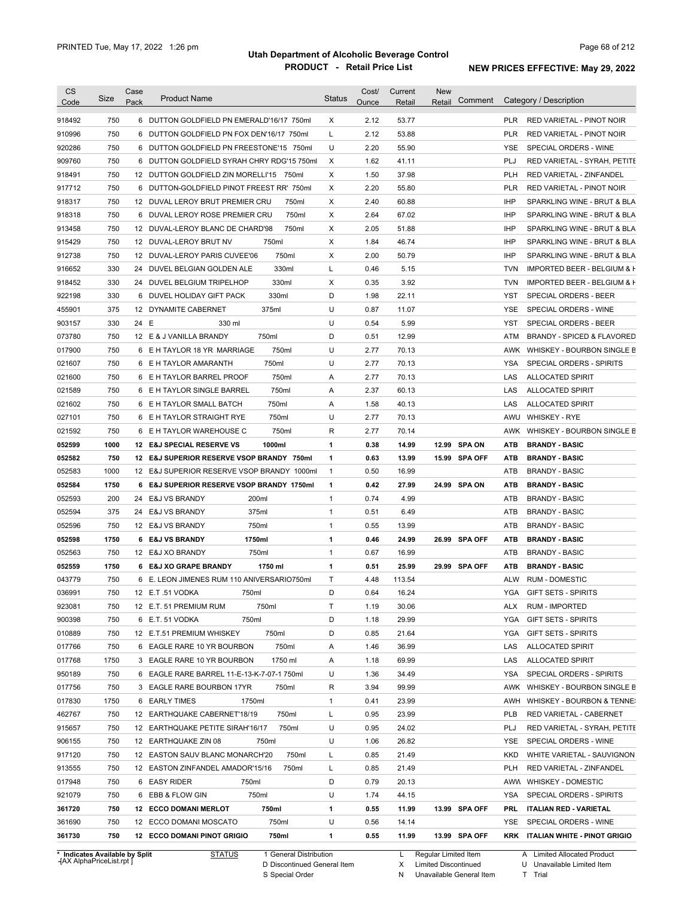# Utah Department of Alcoholic Beverage Control

## PRODUCT - Retail Price List

PRINTED Tue, May 17, 2022 1:26 pm

**NEW PRICES EFFECTIVE: May 29, 2022**

| CS Code | Size | Case Pack | Product Name | Status | Cost/ Ounce | Current Retail | New Retail | Comment | Category / Description |
|---|---|---|---|---|---|---|---|---|---|
| 918492 | 750 | 6 | DUTTON GOLDFIELD PN EMERALD'16/17 750ml | X | 2.12 | 53.77 | | | PLR RED VARIETAL - PINOT NOIR |
| 910996 | 750 | 6 | DUTTON GOLDFIELD PN FOX DEN'16/17 750ml | L | 2.12 | 53.88 | | | PLR RED VARIETAL - PINOT NOIR |
| 920286 | 750 | 6 | DUTTON GOLDFIELD PN FREESTONE'15 750ml | U | 2.20 | 55.90 | | | YSE SPECIAL ORDERS - WINE |
| 909760 | 750 | 6 | DUTTON GOLDFIELD SYRAH CHRY RDG'15 750ml | X | 1.62 | 41.11 | | | PLJ RED VARIETAL - SYRAH, PETITE |
| 918491 | 750 | 12 | DUTTON GOLDFIELD ZIN MORELLI'15 750ml | X | 1.50 | 37.98 | | | PLH RED VARIETAL - ZINFANDEL |
| 917712 | 750 | 6 | DUTTON-GOLDFIELD PINOT FREEST RR' 750ml | X | 2.20 | 55.80 | | | PLR RED VARIETAL - PINOT NOIR |
| 918317 | 750 | 12 | DUVAL LEROY BRUT PREMIER CRU 750ml | X | 2.40 | 60.88 | | | IHP SPARKLING WINE - BRUT & BLA |
| 918318 | 750 | 6 | DUVAL LEROY ROSE PREMIER CRU 750ml | X | 2.64 | 67.02 | | | IHP SPARKLING WINE - BRUT & BLA |
| 913458 | 750 | 12 | DUVAL-LEROY BLANC DE CHARD'98 750ml | X | 2.05 | 51.88 | | | IHP SPARKLING WINE - BRUT & BLA |
| 915429 | 750 | 12 | DUVAL-LEROY BRUT NV 750ml | X | 1.84 | 46.74 | | | IHP SPARKLING WINE - BRUT & BLA |
| 912738 | 750 | 12 | DUVAL-LEROY PARIS CUVEE'06 750ml | X | 2.00 | 50.79 | | | IHP SPARKLING WINE - BRUT & BLA |
| 916652 | 330 | 24 | DUVEL BELGIAN GOLDEN ALE 330ml | L | 0.46 | 5.15 | | | TVN IMPORTED BEER - BELGIUM & H |
| 918452 | 330 | 24 | DUVEL BELGIUM TRIPELHOP 330ml | X | 0.35 | 3.92 | | | TVN IMPORTED BEER - BELGIUM & H |
| 922198 | 330 | 6 | DUVEL HOLIDAY GIFT PACK 330ml | D | 1.98 | 22.11 | | | YST SPECIAL ORDERS - BEER |
| 455901 | 375 | 12 | DYNAMITE CABERNET 375ml | U | 0.87 | 11.07 | | | YSE SPECIAL ORDERS - WINE |
| 903157 | 330 | 24 | E 330 ml | U | 0.54 | 5.99 | | | YST SPECIAL ORDERS - BEER |
| 073780 | 750 | 12 | E & J VANILLA BRANDY 750ml | D | 0.51 | 12.99 | | | ATM BRANDY - SPICED & FLAVORED |
| 017900 | 750 | 6 | E H TAYLOR 18 YR MARRIAGE 750ml | U | 2.77 | 70.13 | | | AWK WHISKEY - BOURBON SINGLE B |
| 021607 | 750 | 6 | E H TAYLOR AMARANTH 750ml | U | 2.77 | 70.13 | | | YSA SPECIAL ORDERS - SPIRITS |
| 021600 | 750 | 6 | E H TAYLOR BARREL PROOF 750ml | A | 2.77 | 70.13 | | | LAS ALLOCATED SPIRIT |
| 021589 | 750 | 6 | E H TAYLOR SINGLE BARREL 750ml | A | 2.37 | 60.13 | | | LAS ALLOCATED SPIRIT |
| 021602 | 750 | 6 | E H TAYLOR SMALL BATCH 750ml | A | 1.58 | 40.13 | | | LAS ALLOCATED SPIRIT |
| 027101 | 750 | 6 | E H TAYLOR STRAIGHT RYE 750ml | U | 2.77 | 70.13 | | | AWU WHISKEY - RYE |
| 021592 | 750 | 6 | E H TAYLOR WAREHOUSE C 750ml | R | 2.77 | 70.14 | | | AWK WHISKEY - BOURBON SINGLE B |
| **052599** | **1000** | **12** | **E&J SPECIAL RESERVE VS 1000ml** | **1** | **0.38** | **14.99** | **12.99** | **SPA ON** | **ATB BRANDY - BASIC** |
| **052582** | **750** | **12** | **E&J SUPERIOR RESERVE VSOP BRANDY 750ml** | **1** | **0.63** | **13.99** | **15.99** | **SPA OFF** | **ATB BRANDY - BASIC** |
| 052583 | 1000 | 12 | E&J SUPERIOR RESERVE VSOP BRANDY 1000ml | 1 | 0.50 | 16.99 | | | ATB BRANDY - BASIC |
| **052584** | **1750** | **6** | **E&J SUPERIOR RESERVE VSOP BRANDY 1750ml** | **1** | **0.42** | **27.99** | **24.99** | **SPA ON** | **ATB BRANDY - BASIC** |
| 052593 | 200 | 24 | E&J VS BRANDY 200ml | 1 | 0.74 | 4.99 | | | ATB BRANDY - BASIC |
| 052594 | 375 | 24 | E&J VS BRANDY 375ml | 1 | 0.51 | 6.49 | | | ATB BRANDY - BASIC |
| 052596 | 750 | 12 | E&J VS BRANDY 750ml | 1 | 0.55 | 13.99 | | | ATB BRANDY - BASIC |
| **052598** | **1750** | **6** | **E&J VS BRANDY 1750ml** | **1** | **0.46** | **24.99** | **26.99** | **SPA OFF** | **ATB BRANDY - BASIC** |
| 052563 | 750 | 12 | E&J XO BRANDY 750ml | 1 | 0.67 | 16.99 | | | ATB BRANDY - BASIC |
| **052559** | **1750** | **6** | **E&J XO GRAPE BRANDY 1750 ml** | **1** | **0.51** | **25.99** | **29.99** | **SPA OFF** | **ATB BRANDY - BASIC** |
| 043779 | 750 | 6 | E. LEON JIMENES RUM 110 ANIVERSARIO750ml | T | 4.48 | 113.54 | | | ALW RUM - DOMESTIC |
| 036991 | 750 | 12 | E.T .51 VODKA 750ml | D | 0.64 | 16.24 | | | YGA GIFT SETS - SPIRITS |
| 923081 | 750 | 12 | E.T. 51 PREMIUM RUM 750ml | T | 1.19 | 30.06 | | | ALX RUM - IMPORTED |
| 900398 | 750 | 6 | E.T. 51 VODKA 750ml | D | 1.18 | 29.99 | | | YGA GIFT SETS - SPIRITS |
| 010889 | 750 | 12 | E.T.51 PREMIUM WHISKEY 750ml | D | 0.85 | 21.64 | | | YGA GIFT SETS - SPIRITS |
| 017766 | 750 | 6 | EAGLE RARE 10 YR BOURBON 750ml | A | 1.46 | 36.99 | | | LAS ALLOCATED SPIRIT |
| 017768 | 1750 | 3 | EAGLE RARE 10 YR BOURBON 1750 ml | A | 1.18 | 69.99 | | | LAS ALLOCATED SPIRIT |
| 950189 | 750 | 6 | EAGLE RARE BARREL 11-E-13-K-7-07-1 750ml | U | 1.36 | 34.49 | | | YSA SPECIAL ORDERS - SPIRITS |
| 017756 | 750 | 3 | EAGLE RARE BOURBON 17YR 750ml | R | 3.94 | 99.99 | | | AWK WHISKEY - BOURBON SINGLE B |
| 017830 | 1750 | 6 | EARLY TIMES 1750ml | 1 | 0.41 | 23.99 | | | AWH WHISKEY - BOURBON & TENNE |
| 462767 | 750 | 12 | EARTHQUAKE CABERNET'18/19 750ml | L | 0.95 | 23.99 | | | PLB RED VARIETAL - CABERNET |
| 915657 | 750 | 12 | EARTHQUAKE PETITE SIRAH'16/17 750ml | U | 0.95 | 24.02 | | | PLJ RED VARIETAL - SYRAH, PETITE |
| 906155 | 750 | 12 | EARTHQUAKE ZIN 08 750ml | U | 1.06 | 26.82 | | | YSE SPECIAL ORDERS - WINE |
| 917120 | 750 | 12 | EASTON SAUV BLANC MONARCH'20 750ml | L | 0.85 | 21.49 | | | KKD WHITE VARIETAL - SAUVIGNON |
| 913555 | 750 | 12 | EASTON ZINFANDEL AMADOR'15/16 750ml | L | 0.85 | 21.49 | | | PLH RED VARIETAL - ZINFANDEL |
| 017948 | 750 | 6 | EASY RIDER 750ml | D | 0.79 | 20.13 | | | AWW WHISKEY - DOMESTIC |
| 921079 | 750 | 6 | EBB & FLOW GIN 750ml | U | 1.74 | 44.15 | | | YSA SPECIAL ORDERS - SPIRITS |
| **361720** | **750** | **12** | **ECCO DOMANI MERLOT 750ml** | **1** | **0.55** | **11.99** | **13.99** | **SPA OFF** | **PRL ITALIAN RED - VARIETAL** |
| 361690 | 750 | 12 | ECCO DOMANI MOSCATO 750ml | U | 0.56 | 14.14 | | | YSE SPECIAL ORDERS - WINE |
| **361730** | **750** | **12** | **ECCO DOMANI PINOT GRIGIO 750ml** | **1** | **0.55** | **11.99** | **13.99** | **SPA OFF** | **KRK ITALIAN WHITE - PINOT GRIGIO** |

\* Indicates Available by Split

STATUS: 1 General Distribution; D Discontinued General Item; S Special Order; L Regular Limited Item; X Limited Discontinued; N Unavailable General Item; A Limited Allocated Product; U Unavailable Limited Item; T Trial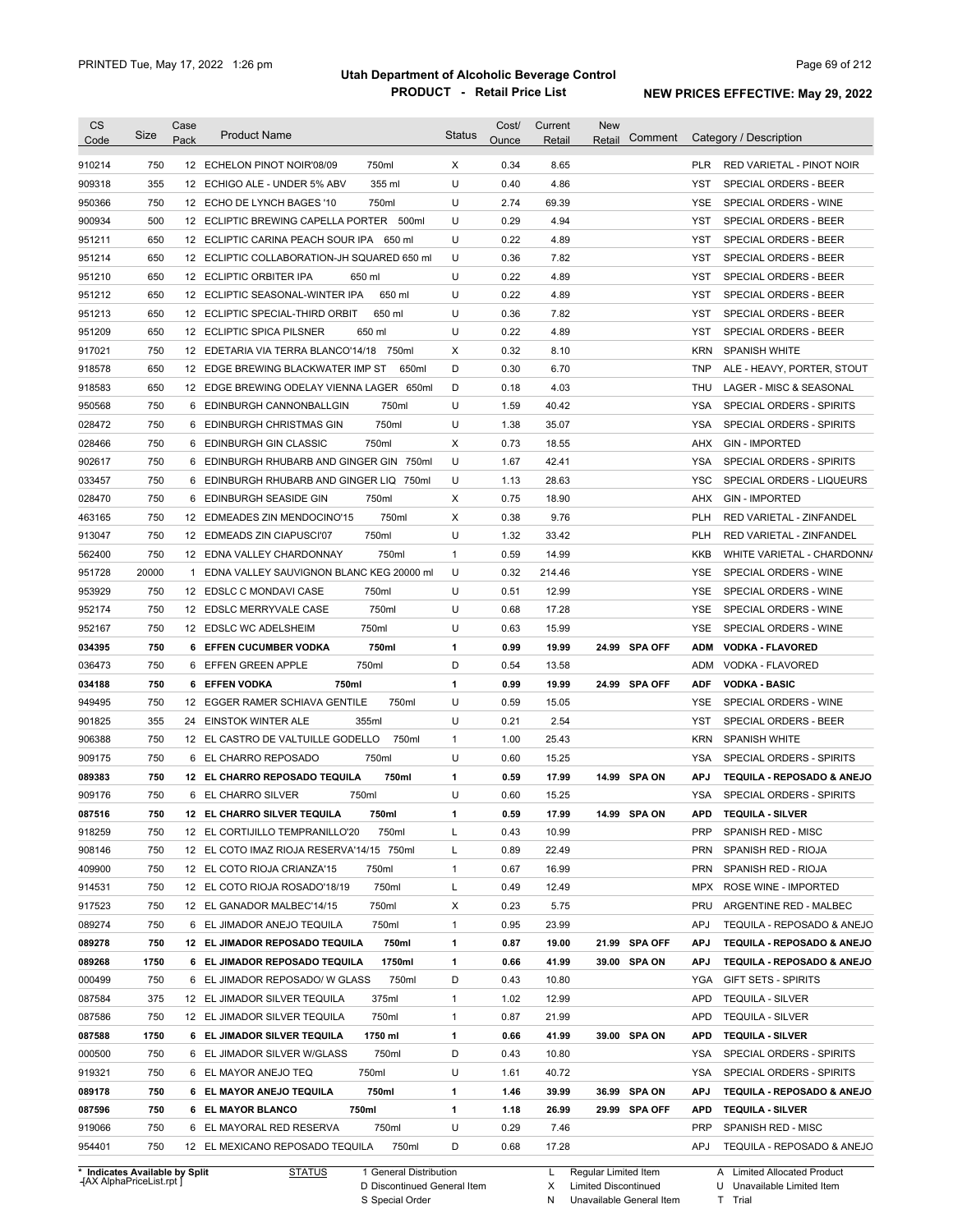# Utah Department of Alcoholic Beverage Control

## PRODUCT - Retail Price List

PRINTED Tue, May 17, 2022 1:26 pm

**NEW PRICES EFFECTIVE: May 29, 2022**

| CS Code | Size | Case Pack | Product Name | | Status | Cost/ Ounce | Current Retail | New Retail | Comment | Category / Description | |
|---|---|---|---|---|---|---|---|---|---|---|---|
| 910214 | 750 | 12 | ECHELON PINOT NOIR'08/09 | 750ml | X | 0.34 | 8.65 | | | PLR | RED VARIETAL - PINOT NOIR |
| 909318 | 355 | 12 | ECHIGO ALE - UNDER 5% ABV | 355 ml | U | 0.40 | 4.86 | | | YST | SPECIAL ORDERS - BEER |
| 950366 | 750 | 12 | ECHO DE LYNCH BAGES '10 | 750ml | U | 2.74 | 69.39 | | | YSE | SPECIAL ORDERS - WINE |
| 900934 | 500 | 12 | ECLIPTIC BREWING CAPELLA PORTER | 500ml | U | 0.29 | 4.94 | | | YST | SPECIAL ORDERS - BEER |
| 951211 | 650 | 12 | ECLIPTIC CARINA PEACH SOUR IPA | 650 ml | U | 0.22 | 4.89 | | | YST | SPECIAL ORDERS - BEER |
| 951214 | 650 | 12 | ECLIPTIC COLLABORATION-JH SQUARED 650 ml | | U | 0.36 | 7.82 | | | YST | SPECIAL ORDERS - BEER |
| 951210 | 650 | 12 | ECLIPTIC ORBITER IPA | 650 ml | U | 0.22 | 4.89 | | | YST | SPECIAL ORDERS - BEER |
| 951212 | 650 | 12 | ECLIPTIC SEASONAL-WINTER IPA | 650 ml | U | 0.22 | 4.89 | | | YST | SPECIAL ORDERS - BEER |
| 951213 | 650 | 12 | ECLIPTIC SPECIAL-THIRD ORBIT | 650 ml | U | 0.36 | 7.82 | | | YST | SPECIAL ORDERS - BEER |
| 951209 | 650 | 12 | ECLIPTIC SPICA PILSNER | 650 ml | U | 0.22 | 4.89 | | | YST | SPECIAL ORDERS - BEER |
| 917021 | 750 | 12 | EDETARIA VIA TERRA BLANCO'14/18 | 750ml | X | 0.32 | 8.10 | | | KRN | SPANISH WHITE |
| 918578 | 650 | 12 | EDGE BREWING BLACKWATER IMP ST | 650ml | D | 0.30 | 6.70 | | | TNP | ALE - HEAVY, PORTER, STOUT |
| 918583 | 650 | 12 | EDGE BREWING ODELAY VIENNA LAGER | 650ml | D | 0.18 | 4.03 | | | THU | LAGER - MISC & SEASONAL |
| 950568 | 750 | 6 | EDINBURGH CANNONBALLGIN | 750ml | U | 1.59 | 40.42 | | | YSA | SPECIAL ORDERS - SPIRITS |
| 028472 | 750 | 6 | EDINBURGH CHRISTMAS GIN | 750ml | U | 1.38 | 35.07 | | | YSA | SPECIAL ORDERS - SPIRITS |
| 028466 | 750 | 6 | EDINBURGH GIN CLASSIC | 750ml | X | 0.73 | 18.55 | | | AHX | GIN - IMPORTED |
| 902617 | 750 | 6 | EDINBURGH RHUBARB AND GINGER GIN | 750ml | U | 1.67 | 42.41 | | | YSA | SPECIAL ORDERS - SPIRITS |
| 033457 | 750 | 6 | EDINBURGH RHUBARB AND GINGER LIQ | 750ml | U | 1.13 | 28.63 | | | YSC | SPECIAL ORDERS - LIQUEURS |
| 028470 | 750 | 6 | EDINBURGH SEASIDE GIN | 750ml | X | 0.75 | 18.90 | | | AHX | GIN - IMPORTED |
| 463165 | 750 | 12 | EDMEADES ZIN MENDOCINO'15 | 750ml | X | 0.38 | 9.76 | | | PLH | RED VARIETAL - ZINFANDEL |
| 913047 | 750 | 12 | EDMEADS ZIN CIAPUSCI'07 | 750ml | U | 1.32 | 33.42 | | | PLH | RED VARIETAL - ZINFANDEL |
| 562400 | 750 | 12 | EDNA VALLEY CHARDONNAY | 750ml | 1 | 0.59 | 14.99 | | | KKB | WHITE VARIETAL - CHARDONNA |
| 951728 | 20000 | 1 | EDNA VALLEY SAUVIGNON BLANC KEG 20000 ml | | U | 0.32 | 214.46 | | | YSE | SPECIAL ORDERS - WINE |
| 953929 | 750 | 12 | EDSLC C MONDAVI CASE | 750ml | U | 0.51 | 12.99 | | | YSE | SPECIAL ORDERS - WINE |
| 952174 | 750 | 12 | EDSLC MERRYVALE CASE | 750ml | U | 0.68 | 17.28 | | | YSE | SPECIAL ORDERS - WINE |
| 952167 | 750 | 12 | EDSLC WC ADELSHEIM | 750ml | U | 0.63 | 15.99 | | | YSE | SPECIAL ORDERS - WINE |
| **034395** | **750** | **6** | **EFFEN CUCUMBER VODKA** | **750ml** | **1** | **0.99** | **19.99** | **24.99** | **SPA OFF** | **ADM** | **VODKA - FLAVORED** |
| 036473 | 750 | 6 | EFFEN GREEN APPLE | 750ml | D | 0.54 | 13.58 | | | ADM | VODKA - FLAVORED |
| **034188** | **750** | **6** | **EFFEN VODKA** | **750ml** | **1** | **0.99** | **19.99** | **24.99** | **SPA OFF** | **ADF** | **VODKA - BASIC** |
| 949495 | 750 | 12 | EGGER RAMER SCHIAVA GENTILE | 750ml | U | 0.59 | 15.05 | | | YSE | SPECIAL ORDERS - WINE |
| 901825 | 355 | 24 | EINSTOK WINTER ALE | 355ml | U | 0.21 | 2.54 | | | YST | SPECIAL ORDERS - BEER |
| 906388 | 750 | 12 | EL CASTRO DE VALTUILLE GODELLO | 750ml | 1 | 1.00 | 25.43 | | | KRN | SPANISH WHITE |
| 909175 | 750 | 6 | EL CHARRO REPOSADO | 750ml | U | 0.60 | 15.25 | | | YSA | SPECIAL ORDERS - SPIRITS |
| **089383** | **750** | **12** | **EL CHARRO REPOSADO TEQUILA** | **750ml** | **1** | **0.59** | **17.99** | **14.99** | **SPA ON** | **APJ** | **TEQUILA - REPOSADO & ANEJO** |
| 909176 | 750 | 6 | EL CHARRO SILVER | 750ml | U | 0.60 | 15.25 | | | YSA | SPECIAL ORDERS - SPIRITS |
| **087516** | **750** | **12** | **EL CHARRO SILVER TEQUILA** | **750ml** | **1** | **0.59** | **17.99** | **14.99** | **SPA ON** | **APD** | **TEQUILA - SILVER** |
| 918259 | 750 | 12 | EL CORTIJILLO TEMPRANILLO'20 | 750ml | L | 0.43 | 10.99 | | | PRP | SPANISH RED - MISC |
| 908146 | 750 | 12 | EL COTO IMAZ RIOJA RESERVA'14/15 | 750ml | L | 0.89 | 22.49 | | | PRN | SPANISH RED - RIOJA |
| 409900 | 750 | 12 | EL COTO RIOJA CRIANZA'15 | 750ml | 1 | 0.67 | 16.99 | | | PRN | SPANISH RED - RIOJA |
| 914531 | 750 | 12 | EL COTO RIOJA ROSADO'18/19 | 750ml | L | 0.49 | 12.49 | | | MPX | ROSE WINE - IMPORTED |
| 917523 | 750 | 12 | EL GANADOR MALBEC'14/15 | 750ml | X | 0.23 | 5.75 | | | PRU | ARGENTINE RED - MALBEC |
| 089274 | 750 | 6 | EL JIMADOR ANEJO TEQUILA | 750ml | 1 | 0.95 | 23.99 | | | APJ | TEQUILA - REPOSADO & ANEJO |
| **089278** | **750** | **12** | **EL JIMADOR REPOSADO TEQUILA** | **750ml** | **1** | **0.87** | **19.00** | **21.99** | **SPA OFF** | **APJ** | **TEQUILA - REPOSADO & ANEJO** |
| **089268** | **1750** | **6** | **EL JIMADOR REPOSADO TEQUILA** | **1750ml** | **1** | **0.66** | **41.99** | **39.00** | **SPA ON** | **APJ** | **TEQUILA - REPOSADO & ANEJO** |
| 000499 | 750 | 6 | EL JIMADOR REPOSADO/ W GLASS | 750ml | D | 0.43 | 10.80 | | | YGA | GIFT SETS - SPIRITS |
| 087584 | 375 | 12 | EL JIMADOR SILVER TEQUILA | 375ml | 1 | 1.02 | 12.99 | | | APD | TEQUILA - SILVER |
| 087586 | 750 | 12 | EL JIMADOR SILVER TEQUILA | 750ml | 1 | 0.87 | 21.99 | | | APD | TEQUILA - SILVER |
| **087588** | **1750** | **6** | **EL JIMADOR SILVER TEQUILA** | **1750 ml** | **1** | **0.66** | **41.99** | **39.00** | **SPA ON** | **APD** | **TEQUILA - SILVER** |
| 000500 | 750 | 6 | EL JIMADOR SILVER W/GLASS | 750ml | D | 0.43 | 10.80 | | | YSA | SPECIAL ORDERS - SPIRITS |
| 919321 | 750 | 6 | EL MAYOR ANEJO TEQ | 750ml | U | 1.61 | 40.72 | | | YSA | SPECIAL ORDERS - SPIRITS |
| **089178** | **750** | **6** | **EL MAYOR ANEJO TEQUILA** | **750ml** | **1** | **1.46** | **39.99** | **36.99** | **SPA ON** | **APJ** | **TEQUILA - REPOSADO & ANEJO** |
| **087596** | **750** | **6** | **EL MAYOR BLANCO** | **750ml** | **1** | **1.18** | **26.99** | **29.99** | **SPA OFF** | **APD** | **TEQUILA - SILVER** |
| 919066 | 750 | 6 | EL MAYORAL RED RESERVA | 750ml | U | 0.29 | 7.46 | | | PRP | SPANISH RED - MISC |
| 954401 | 750 | 12 | EL MEXICANO REPOSADO TEQUILA | 750ml | D | 0.68 | 17.28 | | | APJ | TEQUILA - REPOSADO & ANEJO |

\* Indicates Available by Split
[AX AlphaPriceList.rpt ]

STATUS: 1 General Distribution; D Discontinued General Item; S Special Order; L Regular Limited Item; X Limited Discontinued; N Unavailable General Item; A Limited Allocated Product; U Unavailable Limited Item; T Trial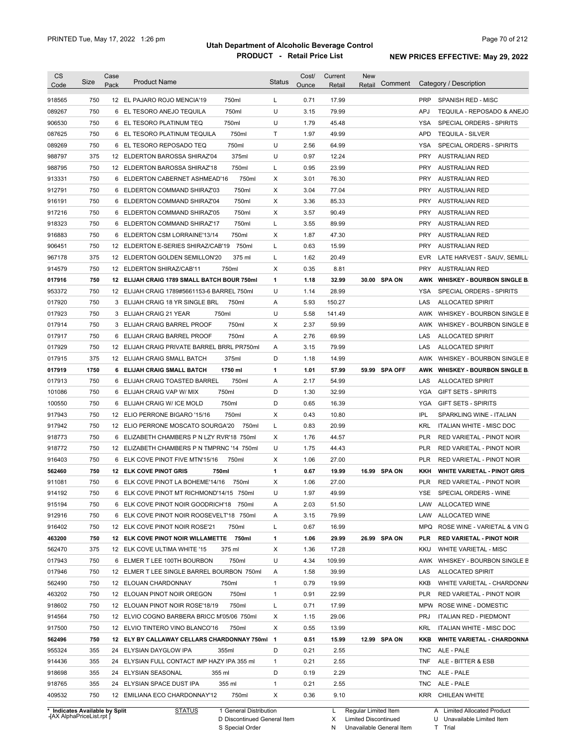| CS Code | Size | Case Pack | Product Name | Status | Cost/ Ounce | Current Retail | New Retail | Comment | Category / Description |
|---|---|---|---|---|---|---|---|---|---|
| 918565 | 750 | 12 | EL PAJARO ROJO MENCIA'19 750ml | L | 0.71 | 17.99 | | | PRP SPANISH RED - MISC |
| 089267 | 750 | 6 | EL TESORO ANEJO TEQUILA 750ml | U | 3.15 | 79.99 | | | APJ TEQUILA - REPOSADO & ANEJO |
| 906530 | 750 | 6 | EL TESORO PLATINUM TEQ 750ml | U | 1.79 | 45.48 | | | YSA SPECIAL ORDERS - SPIRITS |
| 087625 | 750 | 6 | EL TESORO PLATINUM TEQUILA 750ml | T | 1.97 | 49.99 | | | APD TEQUILA - SILVER |
| 089269 | 750 | 6 | EL TESORO REPOSADO TEQ 750ml | U | 2.56 | 64.99 | | | YSA SPECIAL ORDERS - SPIRITS |
| 988797 | 375 | 12 | ELDERTON BAROSSA SHIRAZ'04 375ml | U | 0.97 | 12.24 | | | PRY AUSTRALIAN RED |
| 988795 | 750 | 12 | ELDERTON BAROSSA SHIRAZ'18 750ml | L | 0.95 | 23.99 | | | PRY AUSTRALIAN RED |
| 913331 | 750 | 6 | ELDERTON CABERNET ASHMEAD'16 750ml | X | 3.01 | 76.30 | | | PRY AUSTRALIAN RED |
| 912791 | 750 | 6 | ELDERTON COMMAND SHIRAZ'03 750ml | X | 3.04 | 77.04 | | | PRY AUSTRALIAN RED |
| 916191 | 750 | 6 | ELDERTON COMMAND SHIRAZ'04 750ml | X | 3.36 | 85.33 | | | PRY AUSTRALIAN RED |
| 917216 | 750 | 6 | ELDERTON COMMAND SHIRAZ'05 750ml | X | 3.57 | 90.49 | | | PRY AUSTRALIAN RED |
| 918323 | 750 | 6 | ELDERTON COMMAND SHIRAZ'17 750ml | L | 3.55 | 89.99 | | | PRY AUSTRALIAN RED |
| 916883 | 750 | 6 | ELDERTON CSM LORRAINE'13/14 750ml | X | 1.87 | 47.30 | | | PRY AUSTRALIAN RED |
| 906451 | 750 | 12 | ELDERTON E-SERIES SHIRAZ/CAB'19 750ml | L | 0.63 | 15.99 | | | PRY AUSTRALIAN RED |
| 967178 | 375 | 12 | ELDERTON GOLDEN SEMILLON'20 375 ml | L | 1.62 | 20.49 | | | EVR LATE HARVEST - SAUV, SEMILL |
| 914579 | 750 | 12 | ELDERTON SHIRAZ/CAB'11 750ml | X | 0.35 | 8.81 | | | PRY AUSTRALIAN RED |
| **017916** | **750** | **12** | **ELIJAH CRAIG 1789 SMALL BATCH BOUR 750ml** | **1** | **1.18** | **32.99** | **30.00** | **SPA ON** | **AWK WHISKEY - BOURBON SINGLE B.** |
| 953372 | 750 | 12 | ELIJAH CRAIG 1789#5661153-6 BARREL 750ml | U | 1.14 | 28.99 | | | YSA SPECIAL ORDERS - SPIRITS |
| 017920 | 750 | 3 | ELIJAH CRAIG 18 YR SINGLE BRL 750ml | A | 5.93 | 150.27 | | | LAS ALLOCATED SPIRIT |
| 017923 | 750 | 3 | ELIJAH CRAIG 21 YEAR 750ml | U | 5.58 | 141.49 | | | AWK WHISKEY - BOURBON SINGLE B |
| 017914 | 750 | 3 | ELIJAH CRAIG BARREL PROOF 750ml | X | 2.37 | 59.99 | | | AWK WHISKEY - BOURBON SINGLE B |
| 017917 | 750 | 6 | ELIJAH CRAIG BARREL PROOF 750ml | A | 2.76 | 69.99 | | | LAS ALLOCATED SPIRIT |
| 017929 | 750 | 12 | ELIJAH CRAIG PRIVATE BARREL BRRL PR750ml | A | 3.15 | 79.99 | | | LAS ALLOCATED SPIRIT |
| 017915 | 375 | 12 | ELIJAH CRAIG SMALL BATCH 375ml | D | 1.18 | 14.99 | | | AWK WHISKEY - BOURBON SINGLE B |
| **017919** | **1750** | **6** | **ELIJAH CRAIG SMALL BATCH 1750 ml** | **1** | **1.01** | **57.99** | **59.99** | **SPA OFF** | **AWK WHISKEY - BOURBON SINGLE B.** |
| 017913 | 750 | 6 | ELIJAH CRAIG TOASTED BARREL 750ml | A | 2.17 | 54.99 | | | LAS ALLOCATED SPIRIT |
| 101086 | 750 | 6 | ELIJAH CRAIG VAP W/ MIX 750ml | D | 1.30 | 32.99 | | | YGA GIFT SETS - SPIRITS |
| 100550 | 750 | 6 | ELIJAH CRAIG W/ ICE MOLD 750ml | D | 0.65 | 16.39 | | | YGA GIFT SETS - SPIRITS |
| 917943 | 750 | 12 | ELIO PERRONE BIGARO '15/16 750ml | X | 0.43 | 10.80 | | | IPL SPARKLING WINE - ITALIAN |
| 917942 | 750 | 12 | ELIO PERRONE MOSCATO SOURGA'20 750ml | L | 0.83 | 20.99 | | | KRL ITALIAN WHITE - MISC DOC |
| 918773 | 750 | 6 | ELIZABETH CHAMBERS P N LZY RVR'18 750ml | X | 1.76 | 44.57 | | | PLR RED VARIETAL - PINOT NOIR |
| 918772 | 750 | 12 | ELIZABETH CHAMBERS P N TMPRNC '14 750ml | U | 1.75 | 44.43 | | | PLR RED VARIETAL - PINOT NOIR |
| 916403 | 750 | 6 | ELK COVE PINOT FIVE MTN'15/16 750ml | X | 1.06 | 27.00 | | | PLR RED VARIETAL - PINOT NOIR |
| **562460** | **750** | **12** | **ELK COVE PINOT GRIS 750ml** | **1** | **0.67** | **19.99** | **16.99** | **SPA ON** | **KKH WHITE VARIETAL - PINOT GRIS** |
| 911081 | 750 | 6 | ELK COVE PINOT LA BOHEME'14/16 750ml | X | 1.06 | 27.00 | | | PLR RED VARIETAL - PINOT NOIR |
| 914192 | 750 | 6 | ELK COVE PINOT MT RICHMOND'14/15 750ml | U | 1.97 | 49.99 | | | YSE SPECIAL ORDERS - WINE |
| 915194 | 750 | 6 | ELK COVE PINOT NOIR GOODRICH'18 750ml | A | 2.03 | 51.50 | | | LAW ALLOCATED WINE |
| 912916 | 750 | 6 | ELK COVE PINOT NOIR ROOSEVELT'18 750ml | A | 3.15 | 79.99 | | | LAW ALLOCATED WINE |
| 916402 | 750 | 12 | ELK COVE PINOT NOIR ROSE'21 750ml | L | 0.67 | 16.99 | | | MPQ ROSE WINE - VARIETAL & VIN G |
| **463200** | **750** | **12** | **ELK COVE PINOT NOIR WILLAMETTE 750ml** | **1** | **1.06** | **29.99** | **26.99** | **SPA ON** | **PLR RED VARIETAL - PINOT NOIR** |
| 562470 | 375 | 12 | ELK COVE ULTIMA WHITE '15 375 ml | X | 1.36 | 17.28 | | | KKU WHITE VARIETAL - MISC |
| 017943 | 750 | 6 | ELMER T LEE 100TH BOURBON 750ml | U | 4.34 | 109.99 | | | AWK WHISKEY - BOURBON SINGLE B |
| 017946 | 750 | 12 | ELMER T LEE SINGLE BARREL BOURBON 750ml | A | 1.58 | 39.99 | | | LAS ALLOCATED SPIRIT |
| 562490 | 750 | 12 | ELOUAN CHARDONNAY 750ml | 1 | 0.79 | 19.99 | | | KKB WHITE VARIETAL - CHARDONNA |
| 463202 | 750 | 12 | ELOUAN PINOT NOIR OREGON 750ml | 1 | 0.91 | 22.99 | | | PLR RED VARIETAL - PINOT NOIR |
| 918602 | 750 | 12 | ELOUAN PINOT NOIR ROSE'18/19 750ml | L | 0.71 | 17.99 | | | MPW ROSE WINE - DOMESTIC |
| 914564 | 750 | 12 | ELVIO COGNO BARBERA BRICC M'05/06 750ml | X | 1.15 | 29.06 | | | PRJ ITALIAN RED - PIEDMONT |
| 917500 | 750 | 12 | ELVIO TINTERO VINO BLANCO'16 750ml | X | 0.55 | 13.99 | | | KRL ITALIAN WHITE - MISC DOC |
| **562496** | **750** | **12** | **ELY BY CALLAWAY CELLARS CHARDONNAY 750ml** | **1** | **0.51** | **15.99** | **12.99** | **SPA ON** | **KKB WHITE VARIETAL - CHARDONNA** |
| 955324 | 355 | 24 | ELYSIAN DAYGLOW IPA 355ml | D | 0.21 | 2.55 | | | TNC ALE - PALE |
| 914436 | 355 | 24 | ELYSIAN FULL CONTACT IMP HAZY IPA 355 ml | 1 | 0.21 | 2.55 | | | TNF ALE - BITTER & ESB |
| 918698 | 355 | 24 | ELYSIAN SEASONAL 355 ml | D | 0.19 | 2.29 | | | TNC ALE - PALE |
| 918765 | 355 | 24 | ELYSIAN SPACE DUST IPA 355 ml | 1 | 0.21 | 2.55 | | | TNC ALE - PALE |
| 409532 | 750 | 12 | EMILIANA ECO CHARDONNAY'12 750ml | X | 0.36 | 9.10 | | | KRR CHILEAN WHITE |

\* Indicates Available by Split

STATUS: 1 General Distribution; D Discontinued General Item; S Special Order; L Regular Limited Item; X Limited Discontinued; N Unavailable General Item; A Limited Allocated Product; U Unavailable Limited Item; T Trial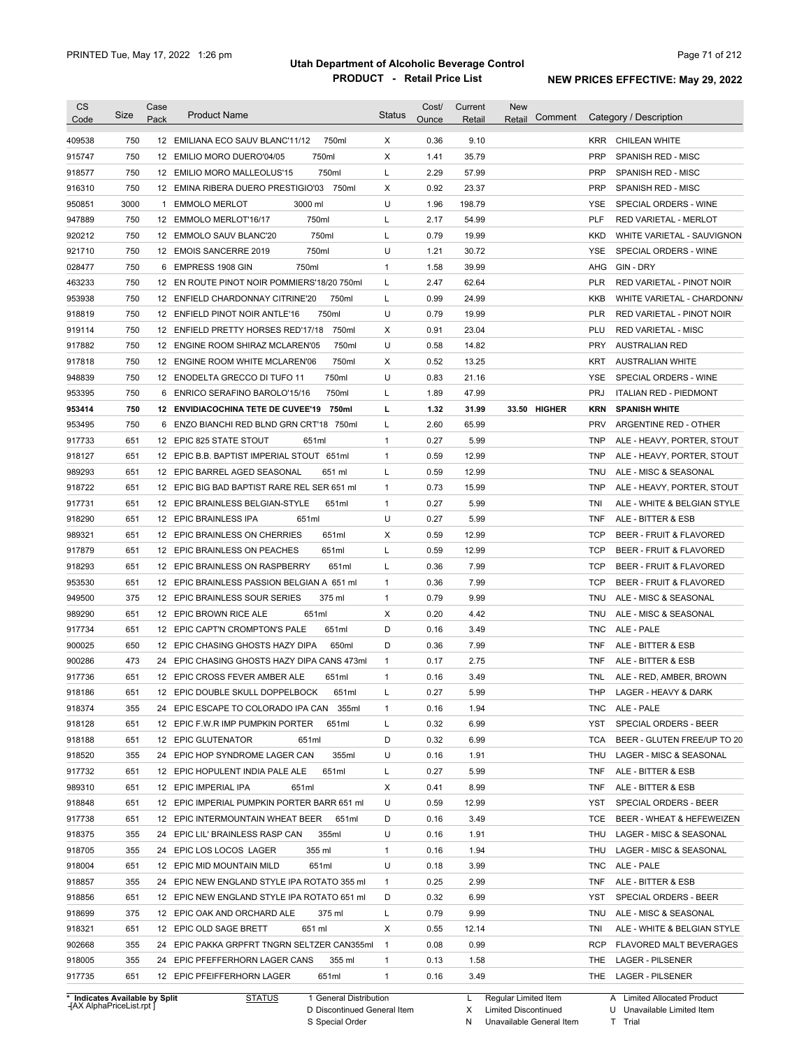# Utah Department of Alcoholic Beverage Control

## PRODUCT - Retail Price List

PRINTED Tue, May 17, 2022 1:26 pm

NEW PRICES EFFECTIVE: May 29, 2022

| CS Code | Size | Case Pack | Product Name | Status | Cost/ Ounce | Current Retail | New Retail | Comment | Category / Description |
|---|---|---|---|---|---|---|---|---|---|
| 409538 | 750 | 12 | EMILIANA ECO SAUV BLANC'11/12 750ml | X | 0.36 | 9.10 | | | KRR CHILEAN WHITE |
| 915747 | 750 | 12 | EMILIO MORO DUERO'04/05 750ml | X | 1.41 | 35.79 | | | PRP SPANISH RED - MISC |
| 918577 | 750 | 12 | EMILIO MORO MALLEOLUS'15 750ml | L | 2.29 | 57.99 | | | PRP SPANISH RED - MISC |
| 916310 | 750 | 12 | EMINA RIBERA DUERO PRESTIGIO'03 750ml | X | 0.92 | 23.37 | | | PRP SPANISH RED - MISC |
| 950851 | 3000 | 1 | EMMOLO MERLOT 3000 ml | U | 1.96 | 198.79 | | | YSE SPECIAL ORDERS - WINE |
| 947889 | 750 | 12 | EMMOLO MERLOT'16/17 750ml | L | 2.17 | 54.99 | | | PLF RED VARIETAL - MERLOT |
| 920212 | 750 | 12 | EMMOLO SAUV BLANC'20 750ml | L | 0.79 | 19.99 | | | KKD WHITE VARIETAL - SAUVIGNON |
| 921710 | 750 | 12 | EMOIS SANCERRE 2019 750ml | U | 1.21 | 30.72 | | | YSE SPECIAL ORDERS - WINE |
| 028477 | 750 | 6 | EMPRESS 1908 GIN 750ml | 1 | 1.58 | 39.99 | | | AHG GIN - DRY |
| 463233 | 750 | 12 | EN ROUTE PINOT NOIR POMMIERS'18/20 750ml | L | 2.47 | 62.64 | | | PLR RED VARIETAL - PINOT NOIR |
| 953938 | 750 | 12 | ENFIELD CHARDONNAY CITRINE'20 750ml | L | 0.99 | 24.99 | | | KKB WHITE VARIETAL - CHARDONNA |
| 918819 | 750 | 12 | ENFIELD PINOT NOIR ANTLE'16 750ml | U | 0.79 | 19.99 | | | PLR RED VARIETAL - PINOT NOIR |
| 919114 | 750 | 12 | ENFIELD PRETTY HORSES RED'17/18 750ml | X | 0.91 | 23.04 | | | PLU RED VARIETAL - MISC |
| 917882 | 750 | 12 | ENGINE ROOM SHIRAZ MCLAREN'05 750ml | U | 0.58 | 14.82 | | | PRY AUSTRALIAN RED |
| 917818 | 750 | 12 | ENGINE ROOM WHITE MCLAREN'06 750ml | X | 0.52 | 13.25 | | | KRT AUSTRALIAN WHITE |
| 948839 | 750 | 12 | ENODELTA GRECCO DI TUFO 11 750ml | U | 0.83 | 21.16 | | | YSE SPECIAL ORDERS - WINE |
| 953395 | 750 | 6 | ENRICO SERAFINO BAROLO'15/16 750ml | L | 1.89 | 47.99 | | | PRJ ITALIAN RED - PIEDMONT |
| **953414** | **750** | **12** | **ENVIDIACOCHINA TETE DE CUVEE'19 750ml** | **L** | **1.32** | **31.99** | **33.50** | **HIGHER** | **KRN SPANISH WHITE** |
| 953495 | 750 | 6 | ENZO BIANCHI RED BLND GRN CRT'18 750ml | L | 2.60 | 65.99 | | | PRV ARGENTINE RED - OTHER |
| 917733 | 651 | 12 | EPIC 825 STATE STOUT 651ml | 1 | 0.27 | 5.99 | | | TNP ALE - HEAVY, PORTER, STOUT |
| 918127 | 651 | 12 | EPIC B.B. BAPTIST IMPERIAL STOUT 651ml | 1 | 0.59 | 12.99 | | | TNP ALE - HEAVY, PORTER, STOUT |
| 989293 | 651 | 12 | EPIC BARREL AGED SEASONAL 651 ml | L | 0.59 | 12.99 | | | TNU ALE - MISC & SEASONAL |
| 918722 | 651 | 12 | EPIC BIG BAD BAPTIST RARE REL SER 651 ml | 1 | 0.73 | 15.99 | | | TNP ALE - HEAVY, PORTER, STOUT |
| 917731 | 651 | 12 | EPIC BRAINLESS BELGIAN-STYLE 651ml | 1 | 0.27 | 5.99 | | | TNI ALE - WHITE & BELGIAN STYLE |
| 918290 | 651 | 12 | EPIC BRAINLESS IPA 651ml | U | 0.27 | 5.99 | | | TNF ALE - BITTER & ESB |
| 989321 | 651 | 12 | EPIC BRAINLESS ON CHERRIES 651ml | X | 0.59 | 12.99 | | | TCP BEER - FRUIT & FLAVORED |
| 917879 | 651 | 12 | EPIC BRAINLESS ON PEACHES 651ml | L | 0.59 | 12.99 | | | TCP BEER - FRUIT & FLAVORED |
| 918293 | 651 | 12 | EPIC BRAINLESS ON RASPBERRY 651ml | L | 0.36 | 7.99 | | | TCP BEER - FRUIT & FLAVORED |
| 953530 | 651 | 12 | EPIC BRAINLESS PASSION BELGIAN A 651 ml | 1 | 0.36 | 7.99 | | | TCP BEER - FRUIT & FLAVORED |
| 949500 | 375 | 12 | EPIC BRAINLESS SOUR SERIES 375 ml | 1 | 0.79 | 9.99 | | | TNU ALE - MISC & SEASONAL |
| 989290 | 651 | 12 | EPIC BROWN RICE ALE 651ml | X | 0.20 | 4.42 | | | TNU ALE - MISC & SEASONAL |
| 917734 | 651 | 12 | EPIC CAPT'N CROMPTON'S PALE 651ml | D | 0.16 | 3.49 | | | TNC ALE - PALE |
| 900025 | 650 | 12 | EPIC CHASING GHOSTS HAZY DIPA 650ml | D | 0.36 | 7.99 | | | TNF ALE - BITTER & ESB |
| 900286 | 473 | 24 | EPIC CHASING GHOSTS HAZY DIPA CANS 473ml | 1 | 0.17 | 2.75 | | | TNF ALE - BITTER & ESB |
| 917736 | 651 | 12 | EPIC CROSS FEVER AMBER ALE 651ml | 1 | 0.16 | 3.49 | | | TNL ALE - RED, AMBER, BROWN |
| 918186 | 651 | 12 | EPIC DOUBLE SKULL DOPPELBOCK 651ml | L | 0.27 | 5.99 | | | THP LAGER - HEAVY & DARK |
| 918374 | 355 | 24 | EPIC ESCAPE TO COLORADO IPA CAN 355ml | 1 | 0.16 | 1.94 | | | TNC ALE - PALE |
| 918128 | 651 | 12 | EPIC F.W.R IMP PUMPKIN PORTER 651ml | L | 0.32 | 6.99 | | | YST SPECIAL ORDERS - BEER |
| 918188 | 651 | 12 | EPIC GLUTENATOR 651ml | D | 0.32 | 6.99 | | | TCA BEER - GLUTEN FREE/UP TO 20 |
| 918520 | 355 | 24 | EPIC HOP SYNDROME LAGER CAN 355ml | U | 0.16 | 1.91 | | | THU LAGER - MISC & SEASONAL |
| 917732 | 651 | 12 | EPIC HOPULENT INDIA PALE ALE 651ml | L | 0.27 | 5.99 | | | TNF ALE - BITTER & ESB |
| 989310 | 651 | 12 | EPIC IMPERIAL IPA 651ml | X | 0.41 | 8.99 | | | TNF ALE - BITTER & ESB |
| 918848 | 651 | 12 | EPIC IMPERIAL PUMPKIN PORTER BARR 651 ml | U | 0.59 | 12.99 | | | YST SPECIAL ORDERS - BEER |
| 917738 | 651 | 12 | EPIC INTERMOUNTAIN WHEAT BEER 651ml | D | 0.16 | 3.49 | | | TCE BEER - WHEAT & HEFEWEIZEN |
| 918375 | 355 | 24 | EPIC LIL' BRAINLESS RASP CAN 355ml | U | 0.16 | 1.91 | | | THU LAGER - MISC & SEASONAL |
| 918705 | 355 | 24 | EPIC LOS LOCOS LAGER 355 ml | 1 | 0.16 | 1.94 | | | THU LAGER - MISC & SEASONAL |
| 918004 | 651 | 12 | EPIC MID MOUNTAIN MILD 651ml | U | 0.18 | 3.99 | | | TNC ALE - PALE |
| 918857 | 355 | 24 | EPIC NEW ENGLAND STYLE IPA ROTATO 355 ml | 1 | 0.25 | 2.99 | | | TNF ALE - BITTER & ESB |
| 918856 | 651 | 12 | EPIC NEW ENGLAND STYLE IPA ROTATO 651 ml | D | 0.32 | 6.99 | | | YST SPECIAL ORDERS - BEER |
| 918699 | 375 | 12 | EPIC OAK AND ORCHARD ALE 375 ml | L | 0.79 | 9.99 | | | TNU ALE - MISC & SEASONAL |
| 918321 | 651 | 12 | EPIC OLD SAGE BRETT 651 ml | X | 0.55 | 12.14 | | | TNI ALE - WHITE & BELGIAN STYLE |
| 902668 | 355 | 24 | EPIC PAKKA GRPFRT TNGRN SELTZER CAN355ml | 1 | 0.08 | 0.99 | | | RCP FLAVORED MALT BEVERAGES |
| 918005 | 355 | 24 | EPIC PFEFFERHORN LAGER CANS 355 ml | 1 | 0.13 | 1.58 | | | THE LAGER - PILSENER |
| 917735 | 651 | 12 | EPIC PFEIFFERHORN LAGER 651ml | 1 | 0.16 | 3.49 | | | THE LAGER - PILSENER |

\* Indicates Available by Split

STATUS: 1 General Distribution; D Discontinued General Item; S Special Order; L Regular Limited Item; X Limited Discontinued; N Unavailable General Item; A Limited Allocated Product; U Unavailable Limited Item; T Trial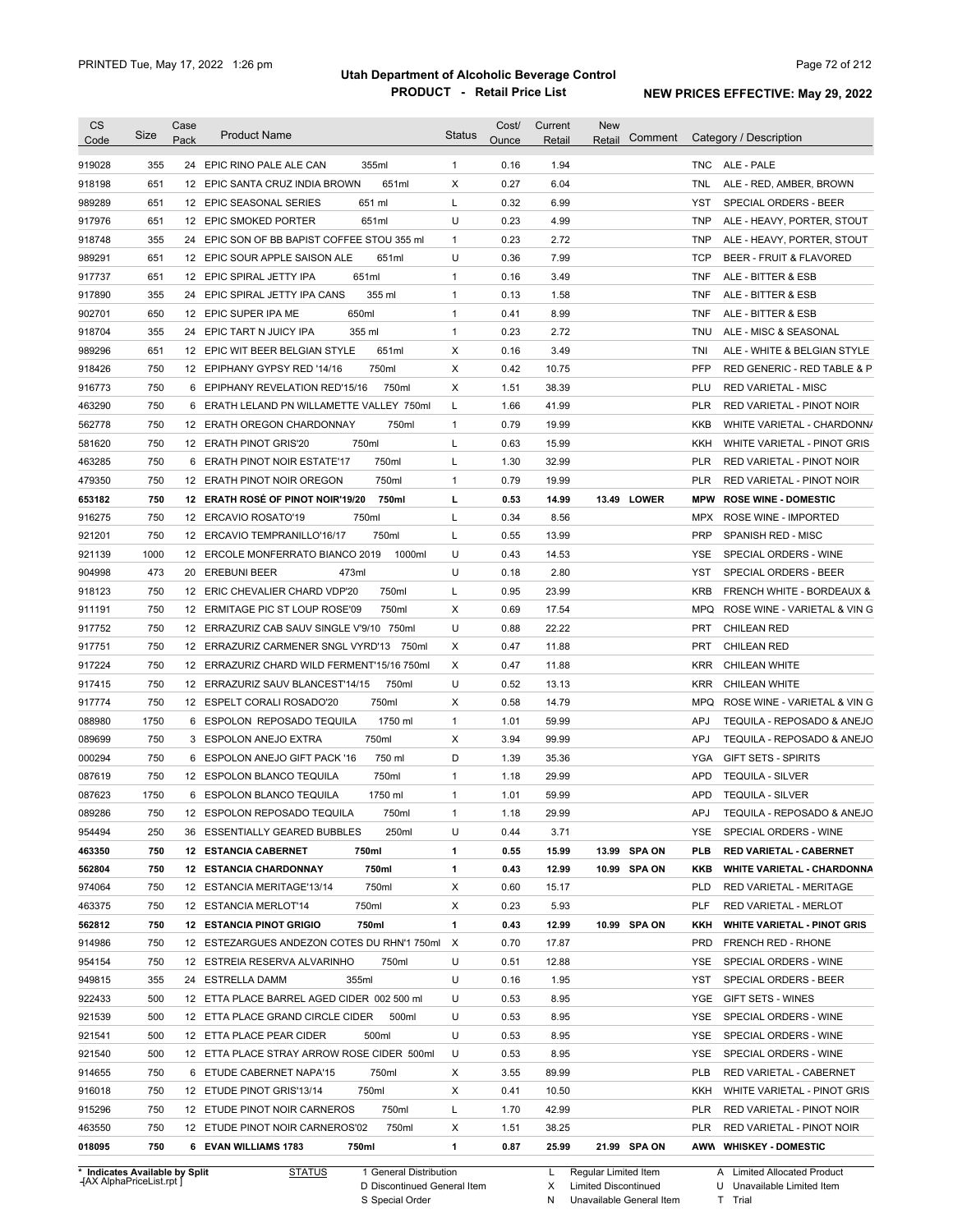# Utah Department of Alcoholic Beverage Control

## PRODUCT - Retail Price List

PRINTED Tue, May 17, 2022 1:26 pm

**NEW PRICES EFFECTIVE: May 29, 2022**

| CS Code | Size | Case Pack | Product Name | Status | Cost/ Ounce | Current Retail | New Retail | Comment | Category / Description |
|---|---|---|---|---|---|---|---|---|---|
| 919028 | 355 | 24 | EPIC RINO PALE ALE CAN 355ml | 1 | 0.16 | 1.94 | | | TNC ALE - PALE |
| 918198 | 651 | 12 | EPIC SANTA CRUZ INDIA BROWN 651ml | X | 0.27 | 6.04 | | | TNL ALE - RED, AMBER, BROWN |
| 989289 | 651 | 12 | EPIC SEASONAL SERIES 651 ml | L | 0.32 | 6.99 | | | YST SPECIAL ORDERS - BEER |
| 917976 | 651 | 12 | EPIC SMOKED PORTER 651ml | U | 0.23 | 4.99 | | | TNP ALE - HEAVY, PORTER, STOUT |
| 918748 | 355 | 24 | EPIC SON OF BB BAPIST COFFEE STOU 355 ml | 1 | 0.23 | 2.72 | | | TNP ALE - HEAVY, PORTER, STOUT |
| 989291 | 651 | 12 | EPIC SOUR APPLE SAISON ALE 651ml | U | 0.36 | 7.99 | | | TCP BEER - FRUIT & FLAVORED |
| 917737 | 651 | 12 | EPIC SPIRAL JETTY IPA 651ml | 1 | 0.16 | 3.49 | | | TNF ALE - BITTER & ESB |
| 917890 | 355 | 24 | EPIC SPIRAL JETTY IPA CANS 355 ml | 1 | 0.13 | 1.58 | | | TNF ALE - BITTER & ESB |
| 902701 | 650 | 12 | EPIC SUPER IPA ME 650ml | 1 | 0.41 | 8.99 | | | TNF ALE - BITTER & ESB |
| 918704 | 355 | 24 | EPIC TART N JUICY IPA 355 ml | 1 | 0.23 | 2.72 | | | TNU ALE - MISC & SEASONAL |
| 989296 | 651 | 12 | EPIC WIT BEER BELGIAN STYLE 651ml | X | 0.16 | 3.49 | | | TNI ALE - WHITE & BELGIAN STYLE |
| 918426 | 750 | 12 | EPIPHANY GYPSY RED '14/16 750ml | X | 0.42 | 10.75 | | | PFP RED GENERIC - RED TABLE & P |
| 916773 | 750 | 6 | EPIPHANY REVELATION RED'15/16 750ml | X | 1.51 | 38.39 | | | PLU RED VARIETAL - MISC |
| 463290 | 750 | 6 | ERATH LELAND PN WILLAMETTE VALLEY 750ml | L | 1.66 | 41.99 | | | PLR RED VARIETAL - PINOT NOIR |
| 562778 | 750 | 12 | ERATH OREGON CHARDONNAY 750ml | 1 | 0.79 | 19.99 | | | KKB WHITE VARIETAL - CHARDONNA |
| 581620 | 750 | 12 | ERATH PINOT GRIS'20 750ml | L | 0.63 | 15.99 | | | KKH WHITE VARIETAL - PINOT GRIS |
| 463285 | 750 | 6 | ERATH PINOT NOIR ESTATE'17 750ml | L | 1.30 | 32.99 | | | PLR RED VARIETAL - PINOT NOIR |
| 479350 | 750 | 12 | ERATH PINOT NOIR OREGON 750ml | 1 | 0.79 | 19.99 | | | PLR RED VARIETAL - PINOT NOIR |
| **653182** | **750** | **12** | **ERATH ROSÉ OF PINOT NOIR'19/20 750ml** | **L** | **0.53** | **14.99** | **13.49** | **LOWER** | **MPW ROSE WINE - DOMESTIC** |
| 916275 | 750 | 12 | ERCAVIO ROSATO'19 750ml | L | 0.34 | 8.56 | | | MPX ROSE WINE - IMPORTED |
| 921201 | 750 | 12 | ERCAVIO TEMPRANILLO'16/17 750ml | L | 0.55 | 13.99 | | | PRP SPANISH RED - MISC |
| 921139 | 1000 | 12 | ERCOLE MONFERRATO BIANCO 2019 1000ml | U | 0.43 | 14.53 | | | YSE SPECIAL ORDERS - WINE |
| 904998 | 473 | 20 | EREBUNI BEER 473ml | U | 0.18 | 2.80 | | | YST SPECIAL ORDERS - BEER |
| 918123 | 750 | 12 | ERIC CHEVALIER CHARD VDP'20 750ml | L | 0.95 | 23.99 | | | KRB FRENCH WHITE - BORDEAUX & |
| 911191 | 750 | 12 | ERMITAGE PIC ST LOUP ROSE'09 750ml | X | 0.69 | 17.54 | | | MPQ ROSE WINE - VARIETAL & VIN G |
| 917752 | 750 | 12 | ERRAZURIZ CAB SAUV SINGLE V'9/10 750ml | U | 0.88 | 22.22 | | | PRT CHILEAN RED |
| 917751 | 750 | 12 | ERRAZURIZ CARMENER SNGL VYRD'13 750ml | X | 0.47 | 11.88 | | | PRT CHILEAN RED |
| 917224 | 750 | 12 | ERRAZURIZ CHARD WILD FERMENT'15/16 750ml | X | 0.47 | 11.88 | | | KRR CHILEAN WHITE |
| 917415 | 750 | 12 | ERRAZURIZ SAUV BLANCEST'14/15 750ml | U | 0.52 | 13.13 | | | KRR CHILEAN WHITE |
| 917774 | 750 | 12 | ESPELT CORALI ROSADO'20 750ml | X | 0.58 | 14.79 | | | MPQ ROSE WINE - VARIETAL & VIN G |
| 088980 | 1750 | 6 | ESPOLON REPOSADO TEQUILA 1750 ml | 1 | 1.01 | 59.99 | | | APJ TEQUILA - REPOSADO & ANEJO |
| 089699 | 750 | 3 | ESPOLON ANEJO EXTRA 750ml | X | 3.94 | 99.99 | | | APJ TEQUILA - REPOSADO & ANEJO |
| 000294 | 750 | 6 | ESPOLON ANEJO GIFT PACK '16 750 ml | D | 1.39 | 35.36 | | | YGA GIFT SETS - SPIRITS |
| 087619 | 750 | 12 | ESPOLON BLANCO TEQUILA 750ml | 1 | 1.18 | 29.99 | | | APD TEQUILA - SILVER |
| 087623 | 1750 | 6 | ESPOLON BLANCO TEQUILA 1750 ml | 1 | 1.01 | 59.99 | | | APD TEQUILA - SILVER |
| 089286 | 750 | 12 | ESPOLON REPOSADO TEQUILA 750ml | 1 | 1.18 | 29.99 | | | APJ TEQUILA - REPOSADO & ANEJO |
| 954494 | 250 | 36 | ESSENTIALLY GEARED BUBBLES 250ml | U | 0.44 | 3.71 | | | YSE SPECIAL ORDERS - WINE |
| **463350** | **750** | **12** | **ESTANCIA CABERNET 750ml** | **1** | **0.55** | **15.99** | **13.99** | **SPA ON** | **PLB RED VARIETAL - CABERNET** |
| **562804** | **750** | **12** | **ESTANCIA CHARDONNAY 750ml** | **1** | **0.43** | **12.99** | **10.99** | **SPA ON** | **KKB WHITE VARIETAL - CHARDONNA** |
| 974064 | 750 | 12 | ESTANCIA MERITAGE'13/14 750ml | X | 0.60 | 15.17 | | | PLD RED VARIETAL - MERITAGE |
| 463375 | 750 | 12 | ESTANCIA MERLOT'14 750ml | X | 0.23 | 5.93 | | | PLF RED VARIETAL - MERLOT |
| **562812** | **750** | **12** | **ESTANCIA PINOT GRIGIO 750ml** | **1** | **0.43** | **12.99** | **10.99** | **SPA ON** | **KKH WHITE VARIETAL - PINOT GRIS** |
| 914986 | 750 | 12 | ESTEZARGUES ANDEZON COTES DU RHN'1 750ml | X | 0.70 | 17.87 | | | PRD FRENCH RED - RHONE |
| 954154 | 750 | 12 | ESTREIA RESERVA ALVARINHO 750ml | U | 0.51 | 12.88 | | | YSE SPECIAL ORDERS - WINE |
| 949815 | 355 | 24 | ESTRELLA DAMM 355ml | U | 0.16 | 1.95 | | | YST SPECIAL ORDERS - BEER |
| 922433 | 500 | 12 | ETTA PLACE BARREL AGED CIDER 002 500 ml | U | 0.53 | 8.95 | | | YGE GIFT SETS - WINES |
| 921539 | 500 | 12 | ETTA PLACE GRAND CIRCLE CIDER 500ml | U | 0.53 | 8.95 | | | YSE SPECIAL ORDERS - WINE |
| 921541 | 500 | 12 | ETTA PLACE PEAR CIDER 500ml | U | 0.53 | 8.95 | | | YSE SPECIAL ORDERS - WINE |
| 921540 | 500 | 12 | ETTA PLACE STRAY ARROW ROSE CIDER 500ml | U | 0.53 | 8.95 | | | YSE SPECIAL ORDERS - WINE |
| 914655 | 750 | 6 | ETUDE CABERNET NAPA'15 750ml | X | 3.55 | 89.99 | | | PLB RED VARIETAL - CABERNET |
| 916018 | 750 | 12 | ETUDE PINOT GRIS'13/14 750ml | X | 0.41 | 10.50 | | | KKH WHITE VARIETAL - PINOT GRIS |
| 915296 | 750 | 12 | ETUDE PINOT NOIR CARNEROS 750ml | L | 1.70 | 42.99 | | | PLR RED VARIETAL - PINOT NOIR |
| 463550 | 750 | 12 | ETUDE PINOT NOIR CARNEROS'02 750ml | X | 1.51 | 38.25 | | | PLR RED VARIETAL - PINOT NOIR |
| **018095** | **750** | **6** | **EVAN WILLIAMS 1783 750ml** | **1** | **0.87** | **25.99** | **21.99** | **SPA ON** | **AWW WHISKEY - DOMESTIC** |

\* Indicates Available by Split

STATUS: 1 General Distribution; D Discontinued General Item; S Special Order; L Regular Limited Item; X Limited Discontinued; N Unavailable General Item; A Limited Allocated Product; U Unavailable Limited Item; T Trial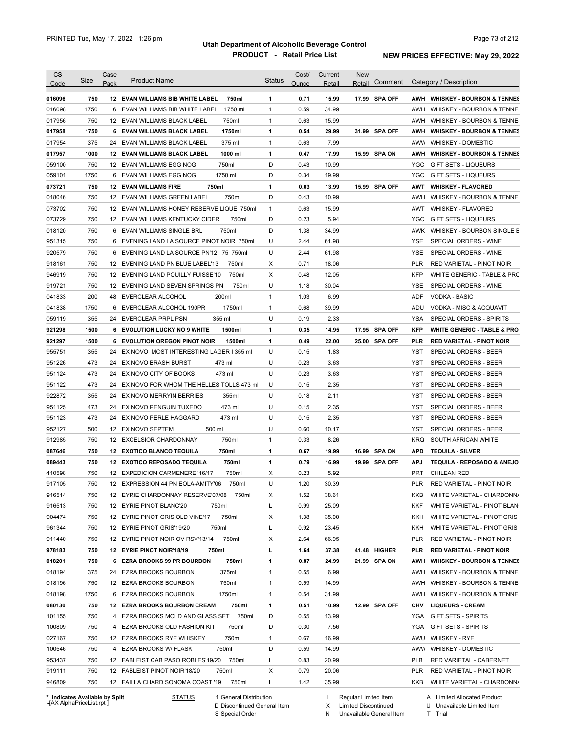| CS Code | Size | Case Pack | Product Name | Status | Cost/ Ounce | Current Retail | New Retail | Comment | Category / Description |
|---|---|---|---|---|---|---|---|---|---|
| **016096** | **750** | **12** | **EVAN WILLIAMS BIB WHITE LABEL 750ml** | **1** | **0.71** | **15.99** | **17.99** | **SPA OFF** | **AWH WHISKEY - BOURBON & TENNES** |
| 016098 | 1750 | 6 | EVAN WILLIAMS BIB WHITE LABEL 1750 ml | 1 | 0.59 | 34.99 | | | AWH WHISKEY - BOURBON & TENNE: |
| 017956 | 750 | 12 | EVAN WILLIAMS BLACK LABEL 750ml | 1 | 0.63 | 15.99 | | | AWH WHISKEY - BOURBON & TENNE: |
| **017958** | **1750** | **6** | **EVAN WILLIAMS BLACK LABEL 1750ml** | **1** | **0.54** | **29.99** | **31.99** | **SPA OFF** | **AWH WHISKEY - BOURBON & TENNES** |
| 017954 | 375 | 24 | EVAN WILLIAMS BLACK LABEL 375 ml | 1 | 0.63 | 7.99 | | | AWW WHISKEY - DOMESTIC |
| **017957** | **1000** | **12** | **EVAN WILLIAMS BLACK LABEL 1000 ml** | **1** | **0.47** | **17.99** | **15.99** | **SPA ON** | **AWH WHISKEY - BOURBON & TENNES** |
| 059100 | 750 | 12 | EVAN WILLIAMS EGG NOG 750ml | D | 0.43 | 10.99 | | | YGC GIFT SETS - LIQUEURS |
| 059101 | 1750 | 6 | EVAN WILLIAMS EGG NOG 1750 ml | D | 0.34 | 19.99 | | | YGC GIFT SETS - LIQUEURS |
| **073721** | **750** | **12** | **EVAN WILLIAMS FIRE 750ml** | **1** | **0.63** | **13.99** | **15.99** | **SPA OFF** | **AWT WHISKEY - FLAVORED** |
| 018046 | 750 | 12 | EVAN WILLIAMS GREEN LABEL 750ml | D | 0.43 | 10.99 | | | AWH WHISKEY - BOURBON & TENNE: |
| 073702 | 750 | 12 | EVAN WILLIAMS HONEY RESERVE LIQUE 750ml | 1 | 0.63 | 15.99 | | | AWT WHISKEY - FLAVORED |
| 073729 | 750 | 12 | EVAN WILLIAMS KENTUCKY CIDER 750ml | D | 0.23 | 5.94 | | | YGC GIFT SETS - LIQUEURS |
| 018120 | 750 | 6 | EVAN WILLIAMS SINGLE BRL 750ml | D | 1.38 | 34.99 | | | AWK WHISKEY - BOURBON SINGLE B |
| 951315 | 750 | 6 | EVENING LAND LA SOURCE PINOT NOIR 750ml | U | 2.44 | 61.98 | | | YSE SPECIAL ORDERS - WINE |
| 920579 | 750 | 6 | EVENING LAND LA SOURCE PN'12 75 750ml | U | 2.44 | 61.98 | | | YSE SPECIAL ORDERS - WINE |
| 918161 | 750 | 12 | EVENING LAND PN BLUE LABEL'13 750ml | X | 0.71 | 18.06 | | | PLR RED VARIETAL - PINOT NOIR |
| 946919 | 750 | 12 | EVENING LAND POUILLY FUISSE'10 750ml | X | 0.48 | 12.05 | | | KFP WHITE GENERIC - TABLE & PRC |
| 919721 | 750 | 12 | EVENING LAND SEVEN SPRINGS PN 750ml | U | 1.18 | 30.04 | | | YSE SPECIAL ORDERS - WINE |
| 041833 | 200 | 48 | EVERCLEAR ALCOHOL 200ml | 1 | 1.03 | 6.99 | | | ADF VODKA - BASIC |
| 041838 | 1750 | 6 | EVERCLEAR ALCOHOL 190PR 1750ml | 1 | 0.68 | 39.99 | | | ADU VODKA - MISC & ACQUAVIT |
| 059119 | 355 | 24 | EVERCLEAR PRPL PSN 355 ml | U | 0.19 | 2.33 | | | YSA SPECIAL ORDERS - SPIRITS |
| **921298** | **1500** | **6** | **EVOLUTION LUCKY NO 9 WHITE 1500ml** | **1** | **0.35** | **14.95** | **17.95** | **SPA OFF** | **KFP WHITE GENERIC - TABLE & PRO** |
| **921297** | **1500** | **6** | **EVOLUTION OREGON PINOT NOIR 1500ml** | **1** | **0.49** | **22.00** | **25.00** | **SPA OFF** | **PLR RED VARIETAL - PINOT NOIR** |
| 955751 | 355 | 24 | EX NOVO MOST INTERESTING LAGER I 355 ml | U | 0.15 | 1.83 | | | YST SPECIAL ORDERS - BEER |
| 951226 | 473 | 24 | EX NOVO BRASH BURST 473 ml | U | 0.23 | 3.63 | | | YST SPECIAL ORDERS - BEER |
| 951124 | 473 | 24 | EX NOVO CITY OF BOOKS 473 ml | U | 0.23 | 3.63 | | | YST SPECIAL ORDERS - BEER |
| 951122 | 473 | 24 | EX NOVO FOR WHOM THE HELLES TOLLS 473 ml | U | 0.15 | 2.35 | | | YST SPECIAL ORDERS - BEER |
| 922872 | 355 | 24 | EX NOVO MERRYIN BERRIES 355ml | U | 0.18 | 2.11 | | | YST SPECIAL ORDERS - BEER |
| 951125 | 473 | 24 | EX NOVO PENGUIN TUXEDO 473 ml | U | 0.15 | 2.35 | | | YST SPECIAL ORDERS - BEER |
| 951123 | 473 | 24 | EX NOVO PERLE HAGGARD 473 ml | U | 0.15 | 2.35 | | | YST SPECIAL ORDERS - BEER |
| 952127 | 500 | 12 | EX NOVO SEPTEM 500 ml | U | 0.60 | 10.17 | | | YST SPECIAL ORDERS - BEER |
| 912985 | 750 | 12 | EXCELSIOR CHARDONNAY 750ml | 1 | 0.33 | 8.26 | | | KRQ SOUTH AFRICAN WHITE |
| **087646** | **750** | **12** | **EXOTICO BLANCO TEQUILA 750ml** | **1** | **0.67** | **19.99** | **16.99** | **SPA ON** | **APD TEQUILA - SILVER** |
| **089443** | **750** | **12** | **EXOTICO REPOSADO TEQUILA 750ml** | **1** | **0.79** | **16.99** | **19.99** | **SPA OFF** | **APJ TEQUILA - REPOSADO & ANEJO** |
| 410598 | 750 | 12 | EXPEDICION CARMENERE '16/17 750ml | X | 0.23 | 5.92 | | | PRT CHILEAN RED |
| 917105 | 750 | 12 | EXPRESSION 44 PN EOLA-AMITY'06 750ml | U | 1.20 | 30.39 | | | PLR RED VARIETAL - PINOT NOIR |
| 916514 | 750 | 12 | EYRIE CHARDONNAY RESERVE'07/08 750ml | X | 1.52 | 38.61 | | | KKB WHITE VARIETAL - CHARDONN/ |
| 916513 | 750 | 12 | EYRIE PINOT BLANC'20 750ml | L | 0.99 | 25.09 | | | KKF WHITE VARIETAL - PINOT BLAN |
| 904474 | 750 | 12 | EYRIE PINOT GRIS OLD VINE'17 750ml | X | 1.38 | 35.00 | | | KKH WHITE VARIETAL - PINOT GRIS |
| 961344 | 750 | 12 | EYRIE PINOT GRIS'19/20 750ml | L | 0.92 | 23.45 | | | KKH WHITE VARIETAL - PINOT GRIS |
| 911440 | 750 | 12 | EYRIE PINOT NOIR OV RSV'13/14 750ml | X | 2.64 | 66.95 | | | PLR RED VARIETAL - PINOT NOIR |
| **978183** | **750** | **12** | **EYRIE PINOT NOIR'18/19 750ml** | **L** | **1.64** | **37.38** | **41.48** | **HIGHER** | **PLR RED VARIETAL - PINOT NOIR** |
| **018201** | **750** | **6** | **EZRA BROOKS 99 PR BOURBON 750ml** | **1** | **0.87** | **24.99** | **21.99** | **SPA ON** | **AWH WHISKEY - BOURBON & TENNES** |
| 018194 | 375 | 24 | EZRA BROOKS BOURBON 375ml | 1 | 0.55 | 6.99 | | | AWH WHISKEY - BOURBON & TENNE: |
| 018196 | 750 | 12 | EZRA BROOKS BOURBON 750ml | 1 | 0.59 | 14.99 | | | AWH WHISKEY - BOURBON & TENNE: |
| 018198 | 1750 | 6 | EZRA BROOKS BOURBON 1750ml | 1 | 0.54 | 31.99 | | | AWH WHISKEY - BOURBON & TENNE: |
| **080130** | **750** | **12** | **EZRA BROOKS BOURBON CREAM 750ml** | **1** | **0.51** | **10.99** | **12.99** | **SPA OFF** | **CHV LIQUEURS - CREAM** |
| 101155 | 750 | 4 | EZRA BROOKS MOLD AND GLASS SET 750ml | D | 0.55 | 13.99 | | | YGA GIFT SETS - SPIRITS |
| 100809 | 750 | 4 | EZRA BROOKS OLD FASHION KIT 750ml | D | 0.30 | 7.56 | | | YGA GIFT SETS - SPIRITS |
| 027167 | 750 | 12 | EZRA BROOKS RYE WHISKEY 750ml | 1 | 0.67 | 16.99 | | | AWU WHISKEY - RYE |
| 100546 | 750 | 4 | EZRA BROOKS W/ FLASK 750ml | D | 0.59 | 14.99 | | | AWW WHISKEY - DOMESTIC |
| 953437 | 750 | 12 | FABLEIST CAB PASO ROBLES'19/20 750ml | L | 0.83 | 20.99 | | | PLB RED VARIETAL - CABERNET |
| 919111 | 750 | 12 | FABLEIST PINOT NOIR'18/20 750ml | X | 0.79 | 20.06 | | | PLR RED VARIETAL - PINOT NOIR |
| 946809 | 750 | 12 | FAILLA CHARD SONOMA COAST '19 750ml | L | 1.42 | 35.99 | | | KKB WHITE VARIETAL - CHARDONN/ |

\* Indicates Available by Split

STATUS: 1 General Distribution; D Discontinued General Item; S Special Order; L Regular Limited Item; X Limited Discontinued; N Unavailable General Item; A Limited Allocated Product; U Unavailable Limited Item; T Trial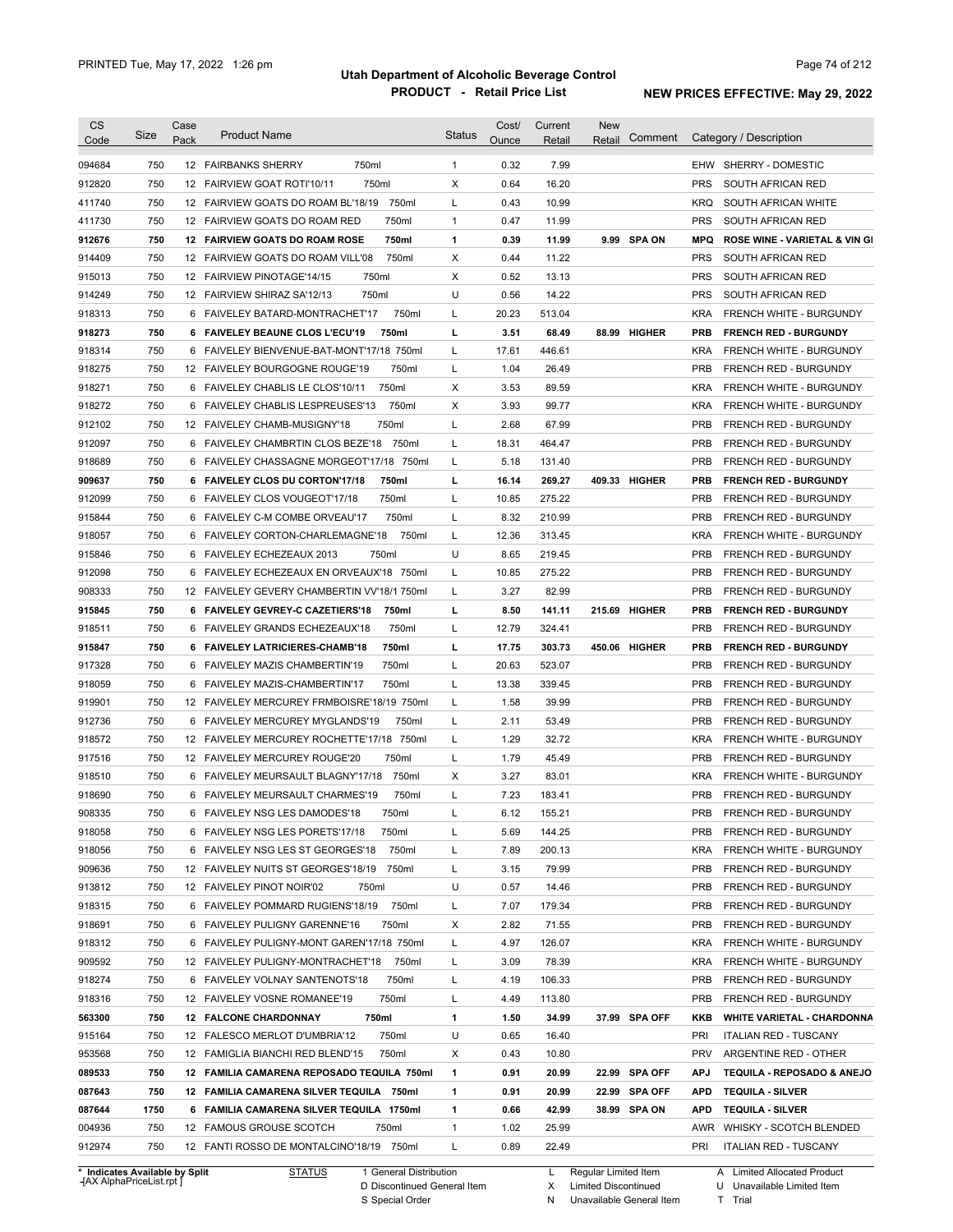# Utah Department of Alcoholic Beverage Control

## PRODUCT - Retail Price List

PRINTED Tue, May 17, 2022 1:26 pm

**NEW PRICES EFFECTIVE: May 29, 2022**

| CS Code | Size | Case Pack | Product Name | Status | Cost/ Ounce | Current Retail | New Retail | Comment | Category / Description |
|---|---|---|---|---|---|---|---|---|---|
| 094684 | 750 | 12 | FAIRBANKS SHERRY 750ml | 1 | 0.32 | 7.99 | | | EHW SHERRY - DOMESTIC |
| 912820 | 750 | 12 | FAIRVIEW GOAT ROTI'10/11 750ml | X | 0.64 | 16.20 | | | PRS SOUTH AFRICAN RED |
| 411740 | 750 | 12 | FAIRVIEW GOATS DO ROAM BL'18/19 750ml | L | 0.43 | 10.99 | | | KRQ SOUTH AFRICAN WHITE |
| 411730 | 750 | 12 | FAIRVIEW GOATS DO ROAM RED 750ml | 1 | 0.47 | 11.99 | | | PRS SOUTH AFRICAN RED |
| **912676** | **750** | **12** | **FAIRVIEW GOATS DO ROAM ROSE 750ml** | **1** | **0.39** | **11.99** | **9.99** | **SPA ON** | **MPQ ROSE WINE - VARIETAL & VIN GI** |
| 914409 | 750 | 12 | FAIRVIEW GOATS DO ROAM VILL'08 750ml | X | 0.44 | 11.22 | | | PRS SOUTH AFRICAN RED |
| 915013 | 750 | 12 | FAIRVIEW PINOTAGE'14/15 750ml | X | 0.52 | 13.13 | | | PRS SOUTH AFRICAN RED |
| 914249 | 750 | 12 | FAIRVIEW SHIRAZ SA'12/13 750ml | U | 0.56 | 14.22 | | | PRS SOUTH AFRICAN RED |
| 918313 | 750 | 6 | FAIVELEY BATARD-MONTRACHET'17 750ml | L | 20.23 | 513.04 | | | KRA FRENCH WHITE - BURGUNDY |
| **918273** | **750** | **6** | **FAIVELEY BEAUNE CLOS L'ECU'19 750ml** | **L** | **3.51** | **68.49** | **88.99** | **HIGHER** | **PRB FRENCH RED - BURGUNDY** |
| 918314 | 750 | 6 | FAIVELEY BIENVENUE-BAT-MONT'17/18 750ml | L | 17.61 | 446.61 | | | KRA FRENCH WHITE - BURGUNDY |
| 918275 | 750 | 12 | FAIVELEY BOURGOGNE ROUGE'19 750ml | L | 1.04 | 26.49 | | | PRB FRENCH RED - BURGUNDY |
| 918271 | 750 | 6 | FAIVELEY CHABLIS LE CLOS'10/11 750ml | X | 3.53 | 89.59 | | | KRA FRENCH WHITE - BURGUNDY |
| 918272 | 750 | 6 | FAIVELEY CHABLIS LESPREUSES'13 750ml | X | 3.93 | 99.77 | | | KRA FRENCH WHITE - BURGUNDY |
| 912102 | 750 | 12 | FAIVELEY CHAMB-MUSIGNY'18 750ml | L | 2.68 | 67.99 | | | PRB FRENCH RED - BURGUNDY |
| 912097 | 750 | 6 | FAIVELEY CHAMBRTIN CLOS BEZE'18 750ml | L | 18.31 | 464.47 | | | PRB FRENCH RED - BURGUNDY |
| 918689 | 750 | 6 | FAIVELEY CHASSAGNE MORGEOT'17/18 750ml | L | 5.18 | 131.40 | | | PRB FRENCH RED - BURGUNDY |
| **909637** | **750** | **6** | **FAIVELEY CLOS DU CORTON'17/18 750ml** | **L** | **16.14** | **269.27** | **409.33** | **HIGHER** | **PRB FRENCH RED - BURGUNDY** |
| 912099 | 750 | 6 | FAIVELEY CLOS VOUGEOT'17/18 750ml | L | 10.85 | 275.22 | | | PRB FRENCH RED - BURGUNDY |
| 915844 | 750 | 6 | FAIVELEY C-M COMBE ORVEAU'17 750ml | L | 8.32 | 210.99 | | | PRB FRENCH RED - BURGUNDY |
| 918057 | 750 | 6 | FAIVELEY CORTON-CHARLEMAGNE'18 750ml | L | 12.36 | 313.45 | | | KRA FRENCH WHITE - BURGUNDY |
| 915846 | 750 | 6 | FAIVELEY ECHEZEAUX 2013 750ml | U | 8.65 | 219.45 | | | PRB FRENCH RED - BURGUNDY |
| 912098 | 750 | 6 | FAIVELEY ECHEZEAUX EN ORVEAUX'18 750ml | L | 10.85 | 275.22 | | | PRB FRENCH RED - BURGUNDY |
| 908333 | 750 | 12 | FAIVELEY GEVERY CHAMBERTIN VV'18/1 750ml | L | 3.27 | 82.99 | | | PRB FRENCH RED - BURGUNDY |
| **915845** | **750** | **6** | **FAIVELEY GEVREY-C CAZETIERS'18 750ml** | **L** | **8.50** | **141.11** | **215.69** | **HIGHER** | **PRB FRENCH RED - BURGUNDY** |
| 918511 | 750 | 6 | FAIVELEY GRANDS ECHEZEAUX'18 750ml | L | 12.79 | 324.41 | | | PRB FRENCH RED - BURGUNDY |
| **915847** | **750** | **6** | **FAIVELEY LATRICIERES-CHAMB'18 750ml** | **L** | **17.75** | **303.73** | **450.06** | **HIGHER** | **PRB FRENCH RED - BURGUNDY** |
| 917328 | 750 | 6 | FAIVELEY MAZIS CHAMBERTIN'19 750ml | L | 20.63 | 523.07 | | | PRB FRENCH RED - BURGUNDY |
| 918059 | 750 | 6 | FAIVELEY MAZIS-CHAMBERTIN'17 750ml | L | 13.38 | 339.45 | | | PRB FRENCH RED - BURGUNDY |
| 919901 | 750 | 12 | FAIVELEY MERCUREY FRMBOISRE'18/19 750ml | L | 1.58 | 39.99 | | | PRB FRENCH RED - BURGUNDY |
| 912736 | 750 | 6 | FAIVELEY MERCUREY MYGLANDS'19 750ml | L | 2.11 | 53.49 | | | PRB FRENCH RED - BURGUNDY |
| 918572 | 750 | 12 | FAIVELEY MERCUREY ROCHETTE'17/18 750ml | L | 1.29 | 32.72 | | | KRA FRENCH WHITE - BURGUNDY |
| 917516 | 750 | 12 | FAIVELEY MERCUREY ROUGE'20 750ml | L | 1.79 | 45.49 | | | PRB FRENCH RED - BURGUNDY |
| 918510 | 750 | 6 | FAIVELEY MEURSAULT BLAGNY'17/18 750ml | X | 3.27 | 83.01 | | | KRA FRENCH WHITE - BURGUNDY |
| 918690 | 750 | 6 | FAIVELEY MEURSAULT CHARMES'19 750ml | L | 7.23 | 183.41 | | | PRB FRENCH RED - BURGUNDY |
| 908335 | 750 | 6 | FAIVELEY NSG LES DAMODES'18 750ml | L | 6.12 | 155.21 | | | PRB FRENCH RED - BURGUNDY |
| 918058 | 750 | 6 | FAIVELEY NSG LES PORETS'17/18 750ml | L | 5.69 | 144.25 | | | PRB FRENCH RED - BURGUNDY |
| 918056 | 750 | 6 | FAIVELEY NSG LES ST GEORGES'18 750ml | L | 7.89 | 200.13 | | | KRA FRENCH WHITE - BURGUNDY |
| 909636 | 750 | 12 | FAIVELEY NUITS ST GEORGES'18/19 750ml | L | 3.15 | 79.99 | | | PRB FRENCH RED - BURGUNDY |
| 913812 | 750 | 12 | FAIVELEY PINOT NOIR'02 750ml | U | 0.57 | 14.46 | | | PRB FRENCH RED - BURGUNDY |
| 918315 | 750 | 6 | FAIVELEY POMMARD RUGIENS'18/19 750ml | L | 7.07 | 179.34 | | | PRB FRENCH RED - BURGUNDY |
| 918691 | 750 | 6 | FAIVELEY PULIGNY GARENNE'16 750ml | X | 2.82 | 71.55 | | | PRB FRENCH RED - BURGUNDY |
| 918312 | 750 | 6 | FAIVELEY PULIGNY-MONT GAREN'17/18 750ml | L | 4.97 | 126.07 | | | KRA FRENCH WHITE - BURGUNDY |
| 909592 | 750 | 12 | FAIVELEY PULIGNY-MONTRACHET'18 750ml | L | 3.09 | 78.39 | | | KRA FRENCH WHITE - BURGUNDY |
| 918274 | 750 | 6 | FAIVELEY VOLNAY SANTENOTS'18 750ml | L | 4.19 | 106.33 | | | PRB FRENCH RED - BURGUNDY |
| 918316 | 750 | 12 | FAIVELEY VOSNE ROMANEE'19 750ml | L | 4.49 | 113.80 | | | PRB FRENCH RED - BURGUNDY |
| **563300** | **750** | **12** | **FALCONE CHARDONNAY 750ml** | **1** | **1.50** | **34.99** | **37.99** | **SPA OFF** | **KKB WHITE VARIETAL - CHARDONNA** |
| 915164 | 750 | 12 | FALESCO MERLOT D'UMBRIA'12 750ml | U | 0.65 | 16.40 | | | PRI ITALIAN RED - TUSCANY |
| 953568 | 750 | 12 | FAMIGLIA BIANCHI RED BLEND'15 750ml | X | 0.43 | 10.80 | | | PRV ARGENTINE RED - OTHER |
| **089533** | **750** | **12** | **FAMILIA CAMARENA REPOSADO TEQUILA 750ml** | **1** | **0.91** | **20.99** | **22.99** | **SPA OFF** | **APJ TEQUILA - REPOSADO & ANEJO** |
| **087643** | **750** | **12** | **FAMILIA CAMARENA SILVER TEQUILA 750ml** | **1** | **0.91** | **20.99** | **22.99** | **SPA OFF** | **APD TEQUILA - SILVER** |
| **087644** | **1750** | **6** | **FAMILIA CAMARENA SILVER TEQUILA 1750ml** | **1** | **0.66** | **42.99** | **38.99** | **SPA ON** | **APD TEQUILA - SILVER** |
| 004936 | 750 | 12 | FAMOUS GROUSE SCOTCH 750ml | 1 | 1.02 | 25.99 | | | AWR WHISKY - SCOTCH BLENDED |
| 912974 | 750 | 12 | FANTI ROSSO DE MONTALCINO'18/19 750ml | L | 0.89 | 22.49 | | | PRI ITALIAN RED - TUSCANY |

\* Indicates Available by Split

STATUS: 1 General Distribution; D Discontinued General Item; S Special Order; L Regular Limited Item; X Limited Discontinued; N Unavailable General Item; A Limited Allocated Product; U Unavailable Limited Item; T Trial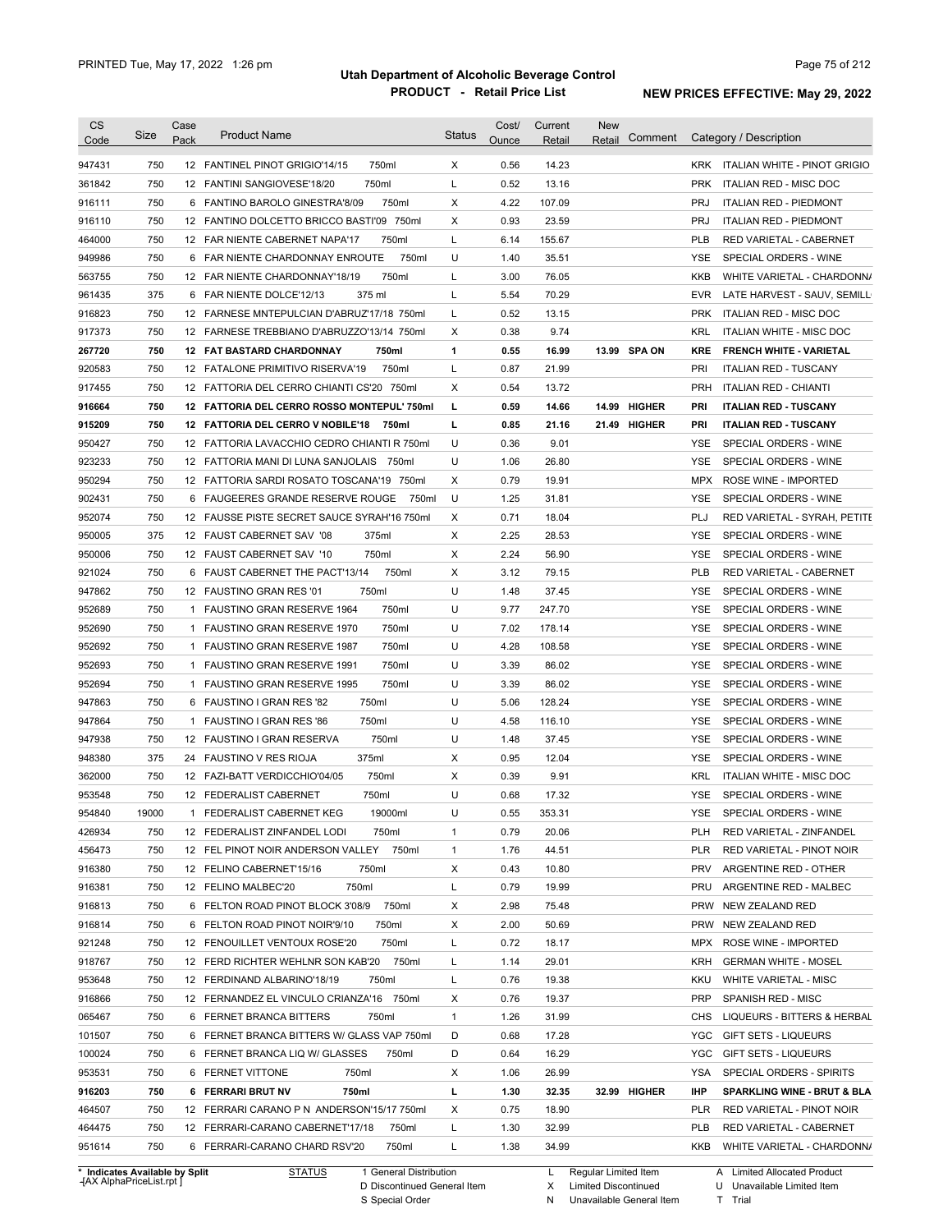# Utah Department of Alcoholic Beverage Control

## PRODUCT - Retail Price List

PRINTED Tue, May 17, 2022 1:26 pm

NEW PRICES EFFECTIVE: May 29, 2022

| CS Code | Size | Case Pack | Product Name | Status | Cost/ Ounce | Current Retail | New Retail | Comment | Category / Description |
|---|---|---|---|---|---|---|---|---|---|
| 947431 | 750 | 12 | FANTINEL PINOT GRIGIO'14/15 750ml | X | 0.56 | 14.23 | | | KRK ITALIAN WHITE - PINOT GRIGIO |
| 361842 | 750 | 12 | FANTINI SANGIOVESE'18/20 750ml | L | 0.52 | 13.16 | | | PRK ITALIAN RED - MISC DOC |
| 916111 | 750 | 6 | FANTINO BAROLO GINESTRA'8/09 750ml | X | 4.22 | 107.09 | | | PRJ ITALIAN RED - PIEDMONT |
| 916110 | 750 | 12 | FANTINO DOLCETTO BRICCO BASTI'09 750ml | X | 0.93 | 23.59 | | | PRJ ITALIAN RED - PIEDMONT |
| 464000 | 750 | 12 | FAR NIENTE CABERNET NAPA'17 750ml | L | 6.14 | 155.67 | | | PLB RED VARIETAL - CABERNET |
| 949986 | 750 | 6 | FAR NIENTE CHARDONNAY ENROUTE 750ml | U | 1.40 | 35.51 | | | YSE SPECIAL ORDERS - WINE |
| 563755 | 750 | 12 | FAR NIENTE CHARDONNAY'18/19 750ml | L | 3.00 | 76.05 | | | KKB WHITE VARIETAL - CHARDONNA |
| 961435 | 375 | 6 | FAR NIENTE DOLCE'12/13 375 ml | L | 5.54 | 70.29 | | | EVR LATE HARVEST - SAUV, SEMILL |
| 916823 | 750 | 12 | FARNESE MNTEPULCIAN D'ABRUZ'17/18 750ml | L | 0.52 | 13.15 | | | PRK ITALIAN RED - MISC DOC |
| 917373 | 750 | 12 | FARNESE TREBBIANO D'ABRUZZO'13/14 750ml | X | 0.38 | 9.74 | | | KRL ITALIAN WHITE - MISC DOC |
| **267720** | **750** | **12** | **FAT BASTARD CHARDONNAY 750ml** | **1** | **0.55** | **16.99** | **13.99** | **SPA ON** | **KRE FRENCH WHITE - VARIETAL** |
| 920583 | 750 | 12 | FATALONE PRIMITIVO RISERVA'19 750ml | L | 0.87 | 21.99 | | | PRI ITALIAN RED - TUSCANY |
| 917455 | 750 | 12 | FATTORIA DEL CERRO CHIANTI CS'20 750ml | X | 0.54 | 13.72 | | | PRH ITALIAN RED - CHIANTI |
| **916664** | **750** | **12** | **FATTORIA DEL CERRO ROSSO MONTEPUL' 750ml** | **L** | **0.59** | **14.66** | **14.99** | **HIGHER** | **PRI ITALIAN RED - TUSCANY** |
| **915209** | **750** | **12** | **FATTORIA DEL CERRO V NOBILE'18 750ml** | **L** | **0.85** | **21.16** | **21.49** | **HIGHER** | **PRI ITALIAN RED - TUSCANY** |
| 950427 | 750 | 12 | FATTORIA LAVACCHIO CEDRO CHIANTI R 750ml | U | 0.36 | 9.01 | | | YSE SPECIAL ORDERS - WINE |
| 923233 | 750 | 12 | FATTORIA MANI DI LUNA SANJOLAIS 750ml | U | 1.06 | 26.80 | | | YSE SPECIAL ORDERS - WINE |
| 950294 | 750 | 12 | FATTORIA SARDI ROSATO TOSCANA'19 750ml | X | 0.79 | 19.91 | | | MPX ROSE WINE - IMPORTED |
| 902431 | 750 | 6 | FAUGEERES GRANDE RESERVE ROUGE 750ml | U | 1.25 | 31.81 | | | YSE SPECIAL ORDERS - WINE |
| 952074 | 750 | 12 | FAUSSE PISTE SECRET SAUCE SYRAH'16 750ml | X | 0.71 | 18.04 | | | PLJ RED VARIETAL - SYRAH, PETITE |
| 950005 | 375 | 12 | FAUST CABERNET SAV '08 375ml | X | 2.25 | 28.53 | | | YSE SPECIAL ORDERS - WINE |
| 950006 | 750 | 12 | FAUST CABERNET SAV '10 750ml | X | 2.24 | 56.90 | | | YSE SPECIAL ORDERS - WINE |
| 921024 | 750 | 6 | FAUST CABERNET THE PACT'13/14 750ml | X | 3.12 | 79.15 | | | PLB RED VARIETAL - CABERNET |
| 947862 | 750 | 12 | FAUSTINO GRAN RES '01 750ml | U | 1.48 | 37.45 | | | YSE SPECIAL ORDERS - WINE |
| 952689 | 750 | 1 | FAUSTINO GRAN RESERVE 1964 750ml | U | 9.77 | 247.70 | | | YSE SPECIAL ORDERS - WINE |
| 952690 | 750 | 1 | FAUSTINO GRAN RESERVE 1970 750ml | U | 7.02 | 178.14 | | | YSE SPECIAL ORDERS - WINE |
| 952692 | 750 | 1 | FAUSTINO GRAN RESERVE 1987 750ml | U | 4.28 | 108.58 | | | YSE SPECIAL ORDERS - WINE |
| 952693 | 750 | 1 | FAUSTINO GRAN RESERVE 1991 750ml | U | 3.39 | 86.02 | | | YSE SPECIAL ORDERS - WINE |
| 952694 | 750 | 1 | FAUSTINO GRAN RESERVE 1995 750ml | U | 3.39 | 86.02 | | | YSE SPECIAL ORDERS - WINE |
| 947863 | 750 | 6 | FAUSTINO I GRAN RES '82 750ml | U | 5.06 | 128.24 | | | YSE SPECIAL ORDERS - WINE |
| 947864 | 750 | 1 | FAUSTINO I GRAN RES '86 750ml | U | 4.58 | 116.10 | | | YSE SPECIAL ORDERS - WINE |
| 947938 | 750 | 12 | FAUSTINO I GRAN RESERVA 750ml | U | 1.48 | 37.45 | | | YSE SPECIAL ORDERS - WINE |
| 948380 | 375 | 24 | FAUSTINO V RES RIOJA 375ml | X | 0.95 | 12.04 | | | YSE SPECIAL ORDERS - WINE |
| 362000 | 750 | 12 | FAZI-BATT VERDICCHIO'04/05 750ml | X | 0.39 | 9.91 | | | KRL ITALIAN WHITE - MISC DOC |
| 953548 | 750 | 12 | FEDERALIST CABERNET 750ml | U | 0.68 | 17.32 | | | YSE SPECIAL ORDERS - WINE |
| 954840 | 19000 | 1 | FEDERALIST CABERNET KEG 19000ml | U | 0.55 | 353.31 | | | YSE SPECIAL ORDERS - WINE |
| 426934 | 750 | 12 | FEDERALIST ZINFANDEL LODI 750ml | 1 | 0.79 | 20.06 | | | PLH RED VARIETAL - ZINFANDEL |
| 456473 | 750 | 12 | FEL PINOT NOIR ANDERSON VALLEY 750ml | 1 | 1.76 | 44.51 | | | PLR RED VARIETAL - PINOT NOIR |
| 916380 | 750 | 12 | FELINO CABERNET'15/16 750ml | X | 0.43 | 10.80 | | | PRV ARGENTINE RED - OTHER |
| 916381 | 750 | 12 | FELINO MALBEC'20 750ml | L | 0.79 | 19.99 | | | PRU ARGENTINE RED - MALBEC |
| 916813 | 750 | 6 | FELTON ROAD PINOT BLOCK 3'08/9 750ml | X | 2.98 | 75.48 | | | PRW NEW ZEALAND RED |
| 916814 | 750 | 6 | FELTON ROAD PINOT NOIR'9/10 750ml | X | 2.00 | 50.69 | | | PRW NEW ZEALAND RED |
| 921248 | 750 | 12 | FENOUILLET VENTOUX ROSE'20 750ml | L | 0.72 | 18.17 | | | MPX ROSE WINE - IMPORTED |
| 918767 | 750 | 12 | FERD RICHTER WEHLNR SON KAB'20 750ml | L | 1.14 | 29.01 | | | KRH GERMAN WHITE - MOSEL |
| 953648 | 750 | 12 | FERDINAND ALBARINO'18/19 750ml | L | 0.76 | 19.38 | | | KKU WHITE VARIETAL - MISC |
| 916866 | 750 | 12 | FERNANDEZ EL VINCULO CRIANZA'16 750ml | X | 0.76 | 19.37 | | | PRP SPANISH RED - MISC |
| 065467 | 750 | 6 | FERNET BRANCA BITTERS 750ml | 1 | 1.26 | 31.99 | | | CHS LIQUEURS - BITTERS & HERBAL |
| 101507 | 750 | 6 | FERNET BRANCA BITTERS W/ GLASS VAP 750ml | D | 0.68 | 17.28 | | | YGC GIFT SETS - LIQUEURS |
| 100024 | 750 | 6 | FERNET BRANCA LIQ W/ GLASSES 750ml | D | 0.64 | 16.29 | | | YGC GIFT SETS - LIQUEURS |
| 953531 | 750 | 6 | FERNET VITTONE 750ml | X | 1.06 | 26.99 | | | YSA SPECIAL ORDERS - SPIRITS |
| **916203** | **750** | **6** | **FERRARI BRUT NV 750ml** | **L** | **1.30** | **32.35** | **32.99** | **HIGHER** | **IHP SPARKLING WINE - BRUT & BLA** |
| 464507 | 750 | 12 | FERRARI CARANO P N ANDERSON'15/17 750ml | X | 0.75 | 18.90 | | | PLR RED VARIETAL - PINOT NOIR |
| 464475 | 750 | 12 | FERRARI-CARANO CABERNET'17/18 750ml | L | 1.30 | 32.99 | | | PLB RED VARIETAL - CABERNET |
| 951614 | 750 | 6 | FERRARI-CARANO CHARD RSV'20 750ml | L | 1.38 | 34.99 | | | KKB WHITE VARIETAL - CHARDONNA |

\* Indicates Available by Split

STATUS: 1 General Distribution; D Discontinued General Item; S Special Order; L Regular Limited Item; X Limited Discontinued; N Unavailable General Item; A Limited Allocated Product; U Unavailable Limited Item; T Trial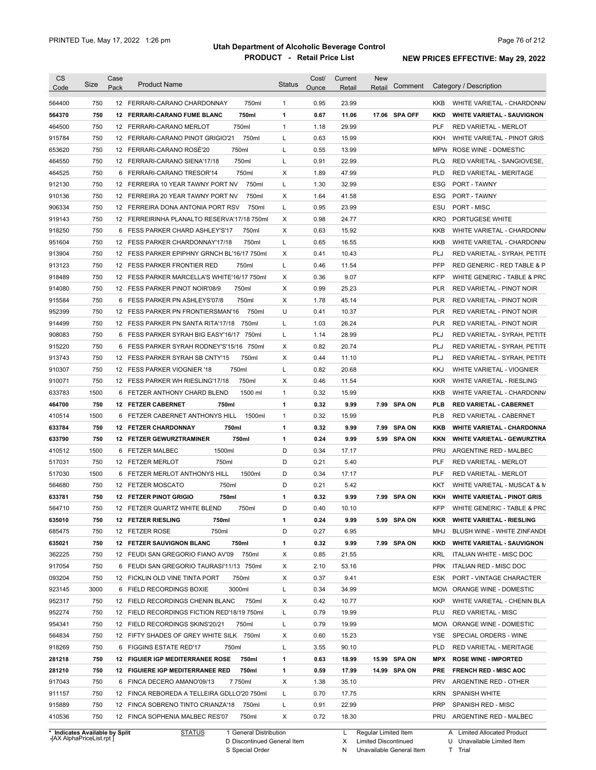# Utah Department of Alcoholic Beverage Control

## PRODUCT - Retail Price List

PRINTED Tue, May 17, 2022 1:26 pm

NEW PRICES EFFECTIVE: May 29, 2022

| CS Code | Size | Case Pack | Product Name | Status | Cost/ Ounce | Current Retail | New Retail | Comment | Category / Description |
|---|---|---|---|---|---|---|---|---|---|
| 564400 | 750 | 12 | FERRARI-CARANO CHARDONNAY 750ml | 1 | 0.95 | 23.99 | | | KKB WHITE VARIETAL - CHARDONNA |
| **564370** | **750** | **12** | **FERRARI-CARANO FUME BLANC 750ml** | **1** | **0.67** | **11.06** | **17.06** | **SPA OFF** | **KKD WHITE VARIETAL - SAUVIGNON** |
| 464500 | 750 | 12 | FERRARI-CARANO MERLOT 750ml | 1 | 1.18 | 29.99 | | | PLF RED VARIETAL - MERLOT |
| 915784 | 750 | 12 | FERRARI-CARANO PINOT GRIGIO'21 750ml | L | 0.63 | 15.99 | | | KKH WHITE VARIETAL - PINOT GRIS |
| 653620 | 750 | 12 | FERRARI-CARANO ROSÉ'20 750ml | L | 0.55 | 13.99 | | | MPW ROSE WINE - DOMESTIC |
| 464550 | 750 | 12 | FERRARI-CARANO SIENA'17/18 750ml | L | 0.91 | 22.99 | | | PLQ RED VARIETAL - SANGIOVESE, |
| 464525 | 750 | 6 | FERRARI-CARANO TRESOR'14 750ml | X | 1.89 | 47.99 | | | PLD RED VARIETAL - MERITAGE |
| 912130 | 750 | 12 | FERREIRA 10 YEAR TAWNY PORT NV 750ml | L | 1.30 | 32.99 | | | ESG PORT - TAWNY |
| 910136 | 750 | 12 | FERREIRA 20 YEAR TAWNY PORT NV 750ml | X | 1.64 | 41.58 | | | ESG PORT - TAWNY |
| 906334 | 750 | 12 | FERREIRA DONA ANTONIA PORT RSV 750ml | L | 0.95 | 23.99 | | | ESU PORT - MISC |
| 919143 | 750 | 12 | FERREIRINHA PLANALTO RESERVA'17/18 750ml | X | 0.98 | 24.77 | | | KRO PORTUGESE WHITE |
| 918250 | 750 | 6 | FESS PARKER CHARD ASHLEY'S'17 750ml | X | 0.63 | 15.92 | | | KKB WHITE VARIETAL - CHARDONNA |
| 951604 | 750 | 12 | FESS PARKER CHARDONNAY'17/18 750ml | L | 0.65 | 16.55 | | | KKB WHITE VARIETAL - CHARDONNA |
| 913904 | 750 | 12 | FESS PARKER EPIPHNY GRNCH BL'16/17 750ml | X | 0.41 | 10.43 | | | PLJ RED VARIETAL - SYRAH, PETITE |
| 913123 | 750 | 12 | FESS PARKER FRONTIER RED 750ml | L | 0.46 | 11.54 | | | PFP RED GENERIC - RED TABLE & P |
| 918489 | 750 | 12 | FESS PARKER MARCELLA'S WHITE'16/17 750ml | X | 0.36 | 9.07 | | | KFP WHITE GENERIC - TABLE & PRC |
| 914080 | 750 | 12 | FESS PARKER PINOT NOIR'08/9 750ml | X | 0.99 | 25.23 | | | PLR RED VARIETAL - PINOT NOIR |
| 915584 | 750 | 6 | FESS PARKER PN ASHLEYS'07/8 750ml | X | 1.78 | 45.14 | | | PLR RED VARIETAL - PINOT NOIR |
| 952399 | 750 | 12 | FESS PARKER PN FRONTIERSMAN'16 750ml | U | 0.41 | 10.37 | | | PLR RED VARIETAL - PINOT NOIR |
| 914499 | 750 | 12 | FESS PARKER PN SANTA RITA'17/18 750ml | L | 1.03 | 26.24 | | | PLR RED VARIETAL - PINOT NOIR |
| 908083 | 750 | 6 | FESS PARKER SYRAH BIG EASY'16/17 750ml | L | 1.14 | 28.99 | | | PLJ RED VARIETAL - SYRAH, PETITE |
| 915220 | 750 | 6 | FESS PARKER SYRAH RODNEY'S'15/16 750ml | X | 0.82 | 20.74 | | | PLJ RED VARIETAL - SYRAH, PETITE |
| 913743 | 750 | 12 | FESS PARKER SYRAH SB CNTY'15 750ml | X | 0.44 | 11.10 | | | PLJ RED VARIETAL - SYRAH, PETITE |
| 910307 | 750 | 12 | FESS PARKER VIOGNIER '18 750ml | L | 0.82 | 20.68 | | | KKJ WHITE VARIETAL - VIOGNIER |
| 910071 | 750 | 12 | FESS PARKER WH RIESLING'17/18 750ml | X | 0.46 | 11.54 | | | KKR WHITE VARIETAL - RIESLING |
| 633783 | 1500 | 6 | FETZER ANTHONY CHARD BLEND 1500 ml | 1 | 0.32 | 15.99 | | | KKB WHITE VARIETAL - CHARDONNA |
| **464700** | **750** | **12** | **FETZER CABERNET 750ml** | **1** | **0.32** | **9.99** | **7.99** | **SPA ON** | **PLB RED VARIETAL - CABERNET** |
| 410514 | 1500 | 6 | FETZER CABERNET ANTHONYS HILL 1500ml | 1 | 0.32 | 15.99 | | | PLB RED VARIETAL - CABERNET |
| **633784** | **750** | **12** | **FETZER CHARDONNAY 750ml** | **1** | **0.32** | **9.99** | **7.99** | **SPA ON** | **KKB WHITE VARIETAL - CHARDONNA** |
| **633790** | **750** | **12** | **FETZER GEWURZTRAMINER 750ml** | **1** | **0.24** | **9.99** | **5.99** | **SPA ON** | **KKN WHITE VARIETAL - GEWURZTRA** |
| 410512 | 1500 | 6 | FETZER MALBEC 1500ml | D | 0.34 | 17.17 | | | PRU ARGENTINE RED - MALBEC |
| 517031 | 750 | 12 | FETZER MERLOT 750ml | D | 0.21 | 5.40 | | | PLF RED VARIETAL - MERLOT |
| 517030 | 1500 | 6 | FETZER MERLOT ANTHONYS HILL 1500ml | D | 0.34 | 17.17 | | | PLF RED VARIETAL - MERLOT |
| 564680 | 750 | 12 | FETZER MOSCATO 750ml | D | 0.21 | 5.42 | | | KKT WHITE VARIETAL - MUSCAT & M |
| **633781** | **750** | **12** | **FETZER PINOT GRIGIO 750ml** | **1** | **0.32** | **9.99** | **7.99** | **SPA ON** | **KKH WHITE VARIETAL - PINOT GRIS** |
| 564710 | 750 | 12 | FETZER QUARTZ WHITE BLEND 750ml | D | 0.40 | 10.10 | | | KFP WHITE GENERIC - TABLE & PRC |
| **635010** | **750** | **12** | **FETZER RIESLING 750ml** | **1** | **0.24** | **9.99** | **5.99** | **SPA ON** | **KKR WHITE VARIETAL - RIESLING** |
| 685475 | 750 | 12 | FETZER ROSE 750ml | D | 0.27 | 6.95 | | | MHJ BLUSH WINE - WHITE ZINFANDE |
| **635021** | **750** | **12** | **FETZER SAUVIGNON BLANC 750ml** | **1** | **0.32** | **9.99** | **7.99** | **SPA ON** | **KKD WHITE VARIETAL - SAUVIGNON** |
| 362225 | 750 | 12 | FEUDI SAN GREGORIO FIANO AV'09 750ml | X | 0.85 | 21.55 | | | KRL ITALIAN WHITE - MISC DOC |
| 917054 | 750 | 6 | FEUDI SAN GREGORIO TAURASI'11/13 750ml | X | 2.10 | 53.16 | | | PRK ITALIAN RED - MISC DOC |
| 093204 | 750 | 12 | FICKLIN OLD VINE TINTA PORT 750ml | X | 0.37 | 9.41 | | | ESK PORT - VINTAGE CHARACTER |
| 923145 | 3000 | 6 | FIELD RECORDINGS BOXIE 3000ml | L | 0.34 | 34.99 | | | MOW ORANGE WINE - DOMESTIC |
| 952317 | 750 | 12 | FIELD RECORDINGS CHENIN BLANC 750ml | X | 0.42 | 10.77 | | | KKP WHITE VARIETAL - CHENIN BLA |
| 952274 | 750 | 12 | FIELD RECORDINGS FICTION RED'18/19 750ml | L | 0.79 | 19.99 | | | PLU RED VARIETAL - MISC |
| 954341 | 750 | 12 | FIELD RECORDINGS SKINS'20/21 750ml | L | 0.79 | 19.99 | | | MOW ORANGE WINE - DOMESTIC |
| 564834 | 750 | 12 | FIFTY SHADES OF GREY WHITE SILK 750ml | X | 0.60 | 15.23 | | | YSE SPECIAL ORDERS - WINE |
| 918269 | 750 | 6 | FIGGINS ESTATE RED'17 750ml | L | 3.55 | 90.10 | | | PLD RED VARIETAL - MERITAGE |
| **281218** | **750** | **12** | **FIGUIER IGP MEDITERRANEE ROSE 750ml** | **1** | **0.63** | **18.99** | **15.99** | **SPA ON** | **MPX ROSE WINE - IMPORTED** |
| **281210** | **750** | **12** | **FIGUIERE IGP MEDITERRANEE RED 750ml** | **1** | **0.59** | **17.99** | **14.99** | **SPA ON** | **PRE FRENCH RED - MISC AOC** |
| 917043 | 750 | 6 | FINCA DECERO AMANO'09/13 7 750ml | X | 1.38 | 35.10 | | | PRV ARGENTINE RED - OTHER |
| 911157 | 750 | 12 | FINCA REBOREDA A TELLEIRA GDLLO'20 750ml | L | 0.70 | 17.75 | | | KRN SPANISH WHITE |
| 915889 | 750 | 12 | FINCA SOBRENO TINTO CRIANZA'18 750ml | L | 0.91 | 22.99 | | | PRP SPANISH RED - MISC |
| 410536 | 750 | 12 | FINCA SOPHENIA MALBEC RES'07 750ml | X | 0.72 | 18.30 | | | PRU ARGENTINE RED - MALBEC |

\* Indicates Available by Split

STATUS: 1 General Distribution; D Discontinued General Item; S Special Order; L Regular Limited Item; X Limited Discontinued; N Unavailable General Item; A Limited Allocated Product; U Unavailable Limited Item; T Trial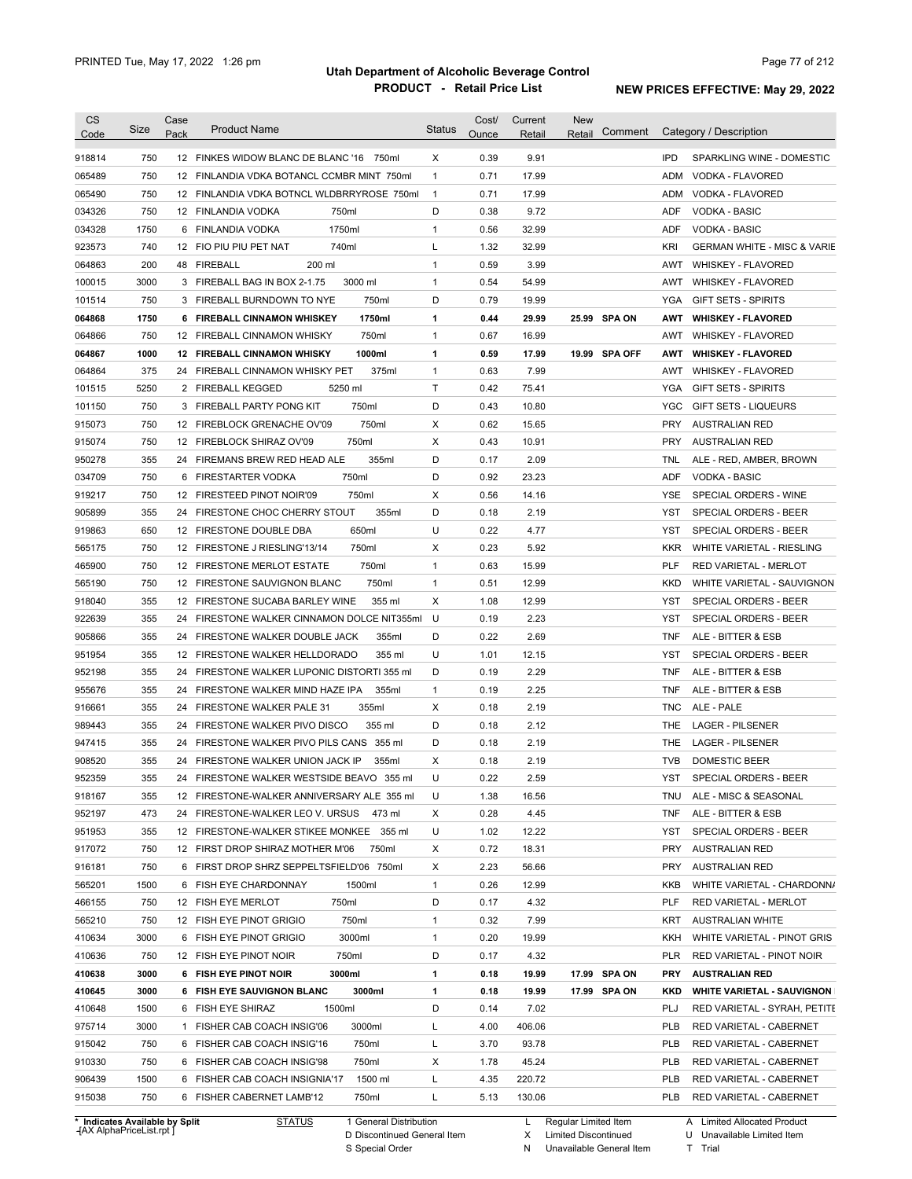| CS Code | Size | Case Pack | Product Name | Status | Cost/ Ounce | Current Retail | New Retail | Comment | Category / Description |
|---|---|---|---|---|---|---|---|---|---|
| 918814 | 750 | 12 | FINKES WIDOW BLANC DE BLANC '16 750ml | X | 0.39 | 9.91 | | | IPD SPARKLING WINE - DOMESTIC |
| 065489 | 750 | 12 | FINLANDIA VDKA BOTANCL CCMBR MINT 750ml | 1 | 0.71 | 17.99 | | | ADM VODKA - FLAVORED |
| 065490 | 750 | 12 | FINLANDIA VDKA BOTNCL WLDBRRYROSE 750ml | 1 | 0.71 | 17.99 | | | ADM VODKA - FLAVORED |
| 034326 | 750 | 12 | FINLANDIA VODKA 750ml | D | 0.38 | 9.72 | | | ADF VODKA - BASIC |
| 034328 | 1750 | 6 | FINLANDIA VODKA 1750ml | 1 | 0.56 | 32.99 | | | ADF VODKA - BASIC |
| 923573 | 740 | 12 | FIO PIU PIU PET NAT 740ml | L | 1.32 | 32.99 | | | KRI GERMAN WHITE - MISC & VARIE |
| 064863 | 200 | 48 | FIREBALL 200 ml | 1 | 0.59 | 3.99 | | | AWT WHISKEY - FLAVORED |
| 100015 | 3000 | 3 | FIREBALL BAG IN BOX 2-1.75 3000 ml | 1 | 0.54 | 54.99 | | | AWT WHISKEY - FLAVORED |
| 101514 | 750 | 3 | FIREBALL BURNDOWN TO NYE 750ml | D | 0.79 | 19.99 | | | YGA GIFT SETS - SPIRITS |
| **064868** | **1750** | **6** | **FIREBALL CINNAMON WHISKEY 1750ml** | **1** | **0.44** | **29.99** | **25.99** | **SPA ON** | **AWT WHISKEY - FLAVORED** |
| 064866 | 750 | 12 | FIREBALL CINNAMON WHISKY 750ml | 1 | 0.67 | 16.99 | | | AWT WHISKEY - FLAVORED |
| **064867** | **1000** | **12** | **FIREBALL CINNAMON WHISKY 1000ml** | **1** | **0.59** | **17.99** | **19.99** | **SPA OFF** | **AWT WHISKEY - FLAVORED** |
| 064864 | 375 | 24 | FIREBALL CINNAMON WHISKY PET 375ml | 1 | 0.63 | 7.99 | | | AWT WHISKEY - FLAVORED |
| 101515 | 5250 | 2 | FIREBALL KEGGED 5250 ml | T | 0.42 | 75.41 | | | YGA GIFT SETS - SPIRITS |
| 101150 | 750 | 3 | FIREBALL PARTY PONG KIT 750ml | D | 0.43 | 10.80 | | | YGC GIFT SETS - LIQUEURS |
| 915073 | 750 | 12 | FIREBLOCK GRENACHE OV'09 750ml | X | 0.62 | 15.65 | | | PRY AUSTRALIAN RED |
| 915074 | 750 | 12 | FIREBLOCK SHIRAZ OV'09 750ml | X | 0.43 | 10.91 | | | PRY AUSTRALIAN RED |
| 950278 | 355 | 24 | FIREMANS BREW RED HEAD ALE 355ml | D | 0.17 | 2.09 | | | TNL ALE - RED, AMBER, BROWN |
| 034709 | 750 | 6 | FIRESTARTER VODKA 750ml | D | 0.92 | 23.23 | | | ADF VODKA - BASIC |
| 919217 | 750 | 12 | FIRESTEED PINOT NOIR'09 750ml | X | 0.56 | 14.16 | | | YSE SPECIAL ORDERS - WINE |
| 905899 | 355 | 24 | FIRESTONE CHOC CHERRY STOUT 355ml | D | 0.18 | 2.19 | | | YST SPECIAL ORDERS - BEER |
| 919863 | 650 | 12 | FIRESTONE DOUBLE DBA 650ml | U | 0.22 | 4.77 | | | YST SPECIAL ORDERS - BEER |
| 565175 | 750 | 12 | FIRESTONE J RIESLING'13/14 750ml | X | 0.23 | 5.92 | | | KKR WHITE VARIETAL - RIESLING |
| 465900 | 750 | 12 | FIRESTONE MERLOT ESTATE 750ml | 1 | 0.63 | 15.99 | | | PLF RED VARIETAL - MERLOT |
| 565190 | 750 | 12 | FIRESTONE SAUVIGNON BLANC 750ml | 1 | 0.51 | 12.99 | | | KKD WHITE VARIETAL - SAUVIGNON |
| 918040 | 355 | 12 | FIRESTONE SUCABA BARLEY WINE 355 ml | X | 1.08 | 12.99 | | | YST SPECIAL ORDERS - BEER |
| 922639 | 355 | 24 | FIRESTONE WALKER CINNAMON DOLCE NIT355ml | U | 0.19 | 2.23 | | | YST SPECIAL ORDERS - BEER |
| 905866 | 355 | 24 | FIRESTONE WALKER DOUBLE JACK 355ml | D | 0.22 | 2.69 | | | TNF ALE - BITTER & ESB |
| 951954 | 355 | 12 | FIRESTONE WALKER HELLDORADO 355 ml | U | 1.01 | 12.15 | | | YST SPECIAL ORDERS - BEER |
| 952198 | 355 | 24 | FIRESTONE WALKER LUPONIC DISTORTI 355 ml | D | 0.19 | 2.29 | | | TNF ALE - BITTER & ESB |
| 955676 | 355 | 24 | FIRESTONE WALKER MIND HAZE IPA 355ml | 1 | 0.19 | 2.25 | | | TNF ALE - BITTER & ESB |
| 916661 | 355 | 24 | FIRESTONE WALKER PALE 31 355ml | X | 0.18 | 2.19 | | | TNC ALE - PALE |
| 989443 | 355 | 24 | FIRESTONE WALKER PIVO DISCO 355 ml | D | 0.18 | 2.12 | | | THE LAGER - PILSENER |
| 947415 | 355 | 24 | FIRESTONE WALKER PIVO PILS CANS 355 ml | D | 0.18 | 2.19 | | | THE LAGER - PILSENER |
| 908520 | 355 | 24 | FIRESTONE WALKER UNION JACK IP 355ml | X | 0.18 | 2.19 | | | TVB DOMESTIC BEER |
| 952359 | 355 | 24 | FIRESTONE WALKER WESTSIDE BEAVO 355 ml | U | 0.22 | 2.59 | | | YST SPECIAL ORDERS - BEER |
| 918167 | 355 | 12 | FIRESTONE-WALKER ANNIVERSARY ALE 355 ml | U | 1.38 | 16.56 | | | TNU ALE - MISC & SEASONAL |
| 952197 | 473 | 24 | FIRESTONE-WALKER LEO V. URSUS 473 ml | X | 0.28 | 4.45 | | | TNF ALE - BITTER & ESB |
| 951953 | 355 | 12 | FIRESTONE-WALKER STIKEE MONKEE 355 ml | U | 1.02 | 12.22 | | | YST SPECIAL ORDERS - BEER |
| 917072 | 750 | 12 | FIRST DROP SHIRAZ MOTHER M'06 750ml | X | 0.72 | 18.31 | | | PRY AUSTRALIAN RED |
| 916181 | 750 | 6 | FIRST DROP SHRZ SEPPELTSFIELD'06 750ml | X | 2.23 | 56.66 | | | PRY AUSTRALIAN RED |
| 565201 | 1500 | 6 | FISH EYE CHARDONNAY 1500ml | 1 | 0.26 | 12.99 | | | KKB WHITE VARIETAL - CHARDONNA |
| 466155 | 750 | 12 | FISH EYE MERLOT 750ml | D | 0.17 | 4.32 | | | PLF RED VARIETAL - MERLOT |
| 565210 | 750 | 12 | FISH EYE PINOT GRIGIO 750ml | 1 | 0.32 | 7.99 | | | KRT AUSTRALIAN WHITE |
| 410634 | 3000 | 6 | FISH EYE PINOT GRIGIO 3000ml | 1 | 0.20 | 19.99 | | | KKH WHITE VARIETAL - PINOT GRIS |
| 410636 | 750 | 12 | FISH EYE PINOT NOIR 750ml | D | 0.17 | 4.32 | | | PLR RED VARIETAL - PINOT NOIR |
| **410638** | **3000** | **6** | **FISH EYE PINOT NOIR 3000ml** | **1** | **0.18** | **19.99** | **17.99** | **SPA ON** | **PRY AUSTRALIAN RED** |
| **410645** | **3000** | **6** | **FISH EYE SAUVIGNON BLANC 3000ml** | **1** | **0.18** | **19.99** | **17.99** | **SPA ON** | **KKD WHITE VARIETAL - SAUVIGNON** |
| 410648 | 1500 | 6 | FISH EYE SHIRAZ 1500ml | D | 0.14 | 7.02 | | | PLJ RED VARIETAL - SYRAH, PETITE |
| 975714 | 3000 | 1 | FISHER CAB COACH INSIG'06 3000ml | L | 4.00 | 406.06 | | | PLB RED VARIETAL - CABERNET |
| 915042 | 750 | 6 | FISHER CAB COACH INSIG'16 750ml | L | 3.70 | 93.78 | | | PLB RED VARIETAL - CABERNET |
| 910330 | 750 | 6 | FISHER CAB COACH INSIG'98 750ml | X | 1.78 | 45.24 | | | PLB RED VARIETAL - CABERNET |
| 906439 | 1500 | 6 | FISHER CAB COACH INSIGNIA'17 1500 ml | L | 4.35 | 220.72 | | | PLB RED VARIETAL - CABERNET |
| 915038 | 750 | 6 | FISHER CABERNET LAMB'12 750ml | L | 5.13 | 130.06 | | | PLB RED VARIETAL - CABERNET |

\* Indicates Available by Split

STATUS: 1 General Distribution; D Discontinued General Item; S Special Order; L Regular Limited Item; X Limited Discontinued; N Unavailable General Item; A Limited Allocated Product; U Unavailable Limited Item; T Trial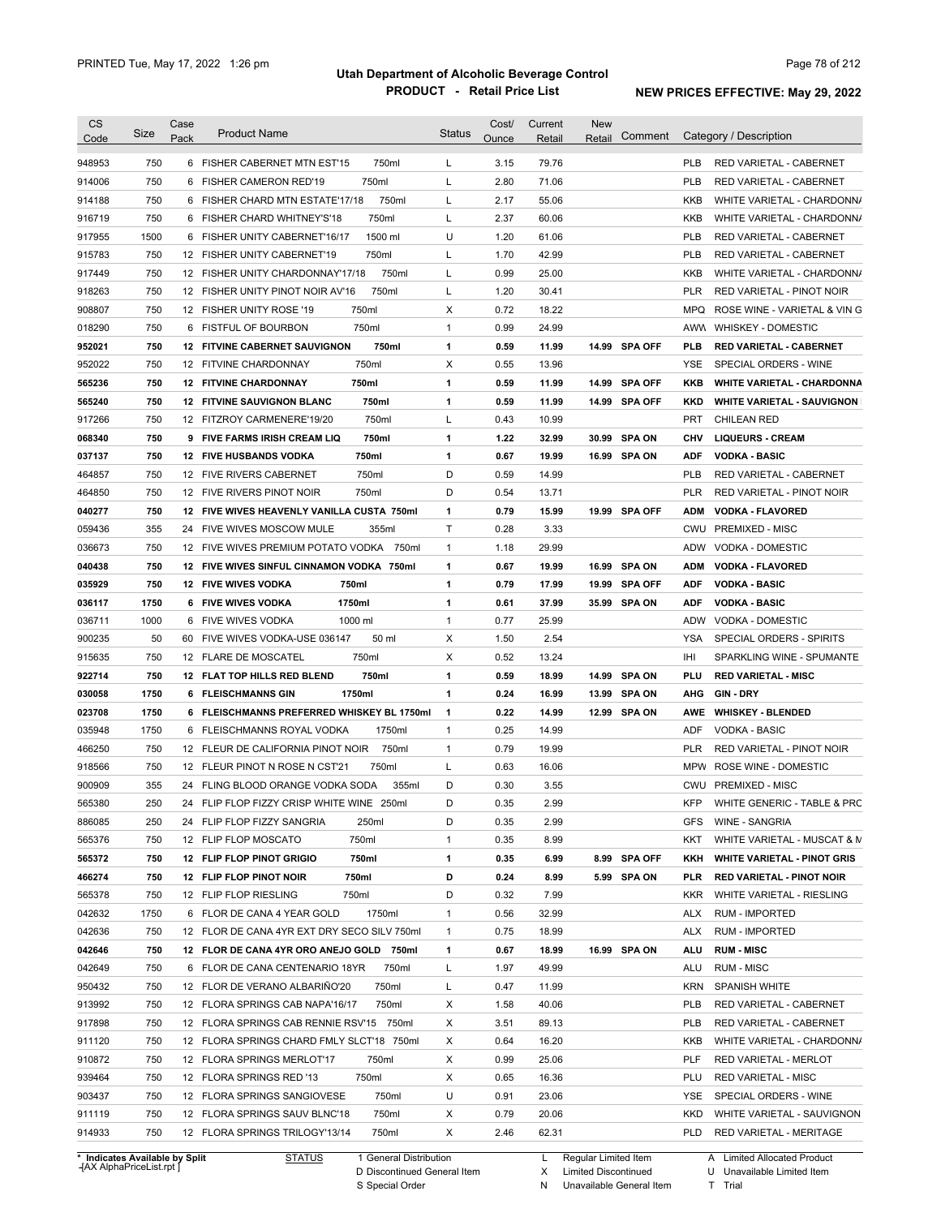# Utah Department of Alcoholic Beverage Control

## PRODUCT - Retail Price List

PRINTED Tue, May 17, 2022 1:26 pm

**NEW PRICES EFFECTIVE: May 29, 2022**

| CS Code | Size | Case Pack | Product Name | | Status | Cost/ Ounce | Current Retail | New Retail | Comment | Category / Description | |
|---|---|---|---|---|---|---|---|---|---|---|---|
| 948953 | 750 | 6 | FISHER CABERNET MTN EST'15 | 750ml | L | 3.15 | 79.76 | | | PLB | RED VARIETAL - CABERNET |
| 914006 | 750 | 6 | FISHER CAMERON RED'19 | 750ml | L | 2.80 | 71.06 | | | PLB | RED VARIETAL - CABERNET |
| 914188 | 750 | 6 | FISHER CHARD MTN ESTATE'17/18 | 750ml | L | 2.17 | 55.06 | | | KKB | WHITE VARIETAL - CHARDONNA |
| 916719 | 750 | 6 | FISHER CHARD WHITNEY'S'18 | 750ml | L | 2.37 | 60.06 | | | KKB | WHITE VARIETAL - CHARDONNA |
| 917955 | 1500 | 6 | FISHER UNITY CABERNET'16/17 | 1500 ml | U | 1.20 | 61.06 | | | PLB | RED VARIETAL - CABERNET |
| 915783 | 750 | 12 | FISHER UNITY CABERNET'19 | 750ml | L | 1.70 | 42.99 | | | PLB | RED VARIETAL - CABERNET |
| 917449 | 750 | 12 | FISHER UNITY CHARDONNAY'17/18 | 750ml | L | 0.99 | 25.00 | | | KKB | WHITE VARIETAL - CHARDONNA |
| 918263 | 750 | 12 | FISHER UNITY PINOT NOIR AV'16 | 750ml | L | 1.20 | 30.41 | | | PLR | RED VARIETAL - PINOT NOIR |
| 908807 | 750 | 12 | FISHER UNITY ROSE '19 | 750ml | X | 0.72 | 18.22 | | | MPQ | ROSE WINE - VARIETAL & VIN G |
| 018290 | 750 | 6 | FISTFUL OF BOURBON | 750ml | 1 | 0.99 | 24.99 | | | AWW | WHISKEY - DOMESTIC |
| **952021** | **750** | **12** | **FITVINE CABERNET SAUVIGNON** | **750ml** | **1** | **0.59** | **11.99** | **14.99** | **SPA OFF** | **PLB** | **RED VARIETAL - CABERNET** |
| 952022 | 750 | 12 | FITVINE CHARDONNAY | 750ml | X | 0.55 | 13.96 | | | YSE | SPECIAL ORDERS - WINE |
| **565236** | **750** | **12** | **FITVINE CHARDONNAY** | **750ml** | **1** | **0.59** | **11.99** | **14.99** | **SPA OFF** | **KKB** | **WHITE VARIETAL - CHARDONNA** |
| **565240** | **750** | **12** | **FITVINE SAUVIGNON BLANC** | **750ml** | **1** | **0.59** | **11.99** | **14.99** | **SPA OFF** | **KKD** | **WHITE VARIETAL - SAUVIGNON** |
| 917266 | 750 | 12 | FITZROY CARMENERE'19/20 | 750ml | L | 0.43 | 10.99 | | | PRT | CHILEAN RED |
| **068340** | **750** | **9** | **FIVE FARMS IRISH CREAM LIQ** | **750ml** | **1** | **1.22** | **32.99** | **30.99** | **SPA ON** | **CHV** | **LIQUEURS - CREAM** |
| **037137** | **750** | **12** | **FIVE HUSBANDS VODKA** | **750ml** | **1** | **0.67** | **19.99** | **16.99** | **SPA ON** | **ADF** | **VODKA - BASIC** |
| 464857 | 750 | 12 | FIVE RIVERS CABERNET | 750ml | D | 0.59 | 14.99 | | | PLB | RED VARIETAL - CABERNET |
| 464850 | 750 | 12 | FIVE RIVERS PINOT NOIR | 750ml | D | 0.54 | 13.71 | | | PLR | RED VARIETAL - PINOT NOIR |
| **040277** | **750** | **12** | **FIVE WIVES HEAVENLY VANILLA CUSTA** | **750ml** | **1** | **0.79** | **15.99** | **19.99** | **SPA OFF** | **ADM** | **VODKA - FLAVORED** |
| 059436 | 355 | 24 | FIVE WIVES MOSCOW MULE | 355ml | T | 0.28 | 3.33 | | | CWU | PREMIXED - MISC |
| 036673 | 750 | 12 | FIVE WIVES PREMIUM POTATO VODKA | 750ml | 1 | 1.18 | 29.99 | | | ADW | VODKA - DOMESTIC |
| **040438** | **750** | **12** | **FIVE WIVES SINFUL CINNAMON VODKA** | **750ml** | **1** | **0.67** | **19.99** | **16.99** | **SPA ON** | **ADM** | **VODKA - FLAVORED** |
| **035929** | **750** | **12** | **FIVE WIVES VODKA** | **750ml** | **1** | **0.79** | **17.99** | **19.99** | **SPA OFF** | **ADF** | **VODKA - BASIC** |
| **036117** | **1750** | **6** | **FIVE WIVES VODKA** | **1750ml** | **1** | **0.61** | **37.99** | **35.99** | **SPA ON** | **ADF** | **VODKA - BASIC** |
| 036711 | 1000 | 6 | FIVE WIVES VODKA | 1000 ml | 1 | 0.77 | 25.99 | | | ADW | VODKA - DOMESTIC |
| 900235 | 50 | 60 | FIVE WIVES VODKA-USE 036147 | 50 ml | X | 1.50 | 2.54 | | | YSA | SPECIAL ORDERS - SPIRITS |
| 915635 | 750 | 12 | FLARE DE MOSCATEL | 750ml | X | 0.52 | 13.24 | | | IHI | SPARKLING WINE - SPUMANTE |
| **922714** | **750** | **12** | **FLAT TOP HILLS RED BLEND** | **750ml** | **1** | **0.59** | **18.99** | **14.99** | **SPA ON** | **PLU** | **RED VARIETAL - MISC** |
| **030058** | **1750** | **6** | **FLEISCHMANNS GIN** | **1750ml** | **1** | **0.24** | **16.99** | **13.99** | **SPA ON** | **AHG** | **GIN - DRY** |
| **023708** | **1750** | **6** | **FLEISCHMANNS PREFERRED WHISKEY BL** | **1750ml** | **1** | **0.22** | **14.99** | **12.99** | **SPA ON** | **AWE** | **WHISKEY - BLENDED** |
| 035948 | 1750 | 6 | FLEISCHMANNS ROYAL VODKA | 1750ml | 1 | 0.25 | 14.99 | | | ADF | VODKA - BASIC |
| 466250 | 750 | 12 | FLEUR DE CALIFORNIA PINOT NOIR | 750ml | 1 | 0.79 | 19.99 | | | PLR | RED VARIETAL - PINOT NOIR |
| 918566 | 750 | 12 | FLEUR PINOT N ROSE N CST'21 | 750ml | L | 0.63 | 16.06 | | | MPW | ROSE WINE - DOMESTIC |
| 900909 | 355 | 24 | FLING BLOOD ORANGE VODKA SODA | 355ml | D | 0.30 | 3.55 | | | CWU | PREMIXED - MISC |
| 565380 | 250 | 24 | FLIP FLOP FIZZY CRISP WHITE WINE | 250ml | D | 0.35 | 2.99 | | | KFP | WHITE GENERIC - TABLE & PRC |
| 886085 | 250 | 24 | FLIP FLOP FIZZY SANGRIA | 250ml | D | 0.35 | 2.99 | | | GFS | WINE - SANGRIA |
| 565376 | 750 | 12 | FLIP FLOP MOSCATO | 750ml | 1 | 0.35 | 8.99 | | | KKT | WHITE VARIETAL - MUSCAT & M |
| **565372** | **750** | **12** | **FLIP FLOP PINOT GRIGIO** | **750ml** | **1** | **0.35** | **6.99** | **8.99** | **SPA OFF** | **KKH** | **WHITE VARIETAL - PINOT GRIS** |
| **466274** | **750** | **12** | **FLIP FLOP PINOT NOIR** | **750ml** | **D** | **0.24** | **8.99** | **5.99** | **SPA ON** | **PLR** | **RED VARIETAL - PINOT NOIR** |
| 565378 | 750 | 12 | FLIP FLOP RIESLING | 750ml | D | 0.32 | 7.99 | | | KKR | WHITE VARIETAL - RIESLING |
| 042632 | 1750 | 6 | FLOR DE CANA 4 YEAR GOLD | 1750ml | 1 | 0.56 | 32.99 | | | ALX | RUM - IMPORTED |
| 042636 | 750 | 12 | FLOR DE CANA 4YR EXT DRY SECO SILV | 750ml | 1 | 0.75 | 18.99 | | | ALX | RUM - IMPORTED |
| **042646** | **750** | **12** | **FLOR DE CANA 4YR ORO ANEJO GOLD** | **750ml** | **1** | **0.67** | **18.99** | **16.99** | **SPA ON** | **ALU** | **RUM - MISC** |
| 042649 | 750 | 6 | FLOR DE CANA CENTENARIO 18YR | 750ml | L | 1.97 | 49.99 | | | ALU | RUM - MISC |
| 950432 | 750 | 12 | FLOR DE VERANO ALBARIÑO'20 | 750ml | L | 0.47 | 11.99 | | | KRN | SPANISH WHITE |
| 913992 | 750 | 12 | FLORA SPRINGS CAB NAPA'16/17 | 750ml | X | 1.58 | 40.06 | | | PLB | RED VARIETAL - CABERNET |
| 917898 | 750 | 12 | FLORA SPRINGS CAB RENNIE RSV'15 | 750ml | X | 3.51 | 89.13 | | | PLB | RED VARIETAL - CABERNET |
| 911120 | 750 | 12 | FLORA SPRINGS CHARD FMLY SLCT'18 | 750ml | X | 0.64 | 16.20 | | | KKB | WHITE VARIETAL - CHARDONNA |
| 910872 | 750 | 12 | FLORA SPRINGS MERLOT'17 | 750ml | X | 0.99 | 25.06 | | | PLF | RED VARIETAL - MERLOT |
| 939464 | 750 | 12 | FLORA SPRINGS RED '13 | 750ml | X | 0.65 | 16.36 | | | PLU | RED VARIETAL - MISC |
| 903437 | 750 | 12 | FLORA SPRINGS SANGIOVESE | 750ml | U | 0.91 | 23.06 | | | YSE | SPECIAL ORDERS - WINE |
| 911119 | 750 | 12 | FLORA SPRINGS SAUV BLNC'18 | 750ml | X | 0.79 | 20.06 | | | KKD | WHITE VARIETAL - SAUVIGNON |
| 914933 | 750 | 12 | FLORA SPRINGS TRILOGY'13/14 | 750ml | X | 2.46 | 62.31 | | | PLD | RED VARIETAL - MERITAGE |

\* Indicates Available by Split

STATUS: 1 General Distribution; D Discontinued General Item; S Special Order; L Regular Limited Item; X Limited Discontinued; N Unavailable General Item; A Limited Allocated Product; U Unavailable Limited Item; T Trial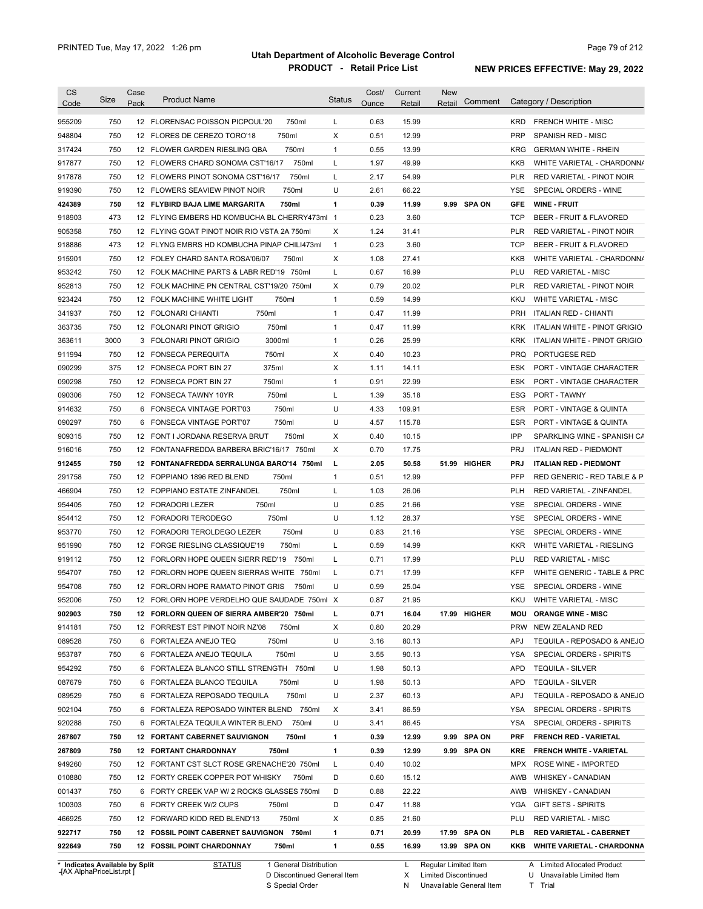# Utah Department of Alcoholic Beverage Control

## PRODUCT - Retail Price List

PRINTED Tue, May 17, 2022 1:26 pm

**NEW PRICES EFFECTIVE: May 29, 2022**

| CS Code | Size | Case Pack | Product Name | Status | Cost/ Ounce | Current Retail | New Retail | Comment | Category / Description |
|---|---|---|---|---|---|---|---|---|---|
| 955209 | 750 | 12 | FLORENSAC POISSON PICPOUL'20 750ml | L | 0.63 | 15.99 | | | KRD FRENCH WHITE - MISC |
| 948804 | 750 | 12 | FLORES DE CEREZO TORO'18 750ml | X | 0.51 | 12.99 | | | PRP SPANISH RED - MISC |
| 317424 | 750 | 12 | FLOWER GARDEN RIESLING QBA 750ml | 1 | 0.55 | 13.99 | | | KRG GERMAN WHITE - RHEIN |
| 917877 | 750 | 12 | FLOWERS CHARD SONOMA CST'16/17 750ml | L | 1.97 | 49.99 | | | KKB WHITE VARIETAL - CHARDONNA |
| 917878 | 750 | 12 | FLOWERS PINOT SONOMA CST'16/17 750ml | L | 2.17 | 54.99 | | | PLR RED VARIETAL - PINOT NOIR |
| 919390 | 750 | 12 | FLOWERS SEAVIEW PINOT NOIR 750ml | U | 2.61 | 66.22 | | | YSE SPECIAL ORDERS - WINE |
| **424389** | **750** | **12** | **FLYBIRD BAJA LIME MARGARITA 750ml** | **1** | **0.39** | **11.99** | **9.99** | **SPA ON** | **GFE WINE - FRUIT** |
| 918903 | 473 | 12 | FLYING EMBERS HD KOMBUCHA BL CHERRY473ml | 1 | 0.23 | 3.60 | | | TCP BEER - FRUIT & FLAVORED |
| 905358 | 750 | 12 | FLYING GOAT PINOT NOIR RIO VSTA 2A 750ml | X | 1.24 | 31.41 | | | PLR RED VARIETAL - PINOT NOIR |
| 918886 | 473 | 12 | FLYNG EMBRS HD KOMBUCHA PINAP CHILI473ml | 1 | 0.23 | 3.60 | | | TCP BEER - FRUIT & FLAVORED |
| 915901 | 750 | 12 | FOLEY CHARD SANTA ROSA'06/07 750ml | X | 1.08 | 27.41 | | | KKB WHITE VARIETAL - CHARDONNA |
| 953242 | 750 | 12 | FOLK MACHINE PARTS & LABR RED'19 750ml | L | 0.67 | 16.99 | | | PLU RED VARIETAL - MISC |
| 952813 | 750 | 12 | FOLK MACHINE PN CENTRAL CST'19/20 750ml | X | 0.79 | 20.02 | | | PLR RED VARIETAL - PINOT NOIR |
| 923424 | 750 | 12 | FOLK MACHINE WHITE LIGHT 750ml | 1 | 0.59 | 14.99 | | | KKU WHITE VARIETAL - MISC |
| 341937 | 750 | 12 | FOLONARI CHIANTI 750ml | 1 | 0.47 | 11.99 | | | PRH ITALIAN RED - CHIANTI |
| 363735 | 750 | 12 | FOLONARI PINOT GRIGIO 750ml | 1 | 0.47 | 11.99 | | | KRK ITALIAN WHITE - PINOT GRIGIO |
| 363611 | 3000 | 3 | FOLONARI PINOT GRIGIO 3000ml | 1 | 0.26 | 25.99 | | | KRK ITALIAN WHITE - PINOT GRIGIO |
| 911994 | 750 | 12 | FONSECA PEREQUITA 750ml | X | 0.40 | 10.23 | | | PRQ PORTUGESE RED |
| 090299 | 375 | 12 | FONSECA PORT BIN 27 375ml | X | 1.11 | 14.11 | | | ESK PORT - VINTAGE CHARACTER |
| 090298 | 750 | 12 | FONSECA PORT BIN 27 750ml | 1 | 0.91 | 22.99 | | | ESK PORT - VINTAGE CHARACTER |
| 090306 | 750 | 12 | FONSECA TAWNY 10YR 750ml | L | 1.39 | 35.18 | | | ESG PORT - TAWNY |
| 914632 | 750 | 6 | FONSECA VINTAGE PORT'03 750ml | U | 4.33 | 109.91 | | | ESR PORT - VINTAGE & QUINTA |
| 090297 | 750 | 6 | FONSECA VINTAGE PORT'07 750ml | U | 4.57 | 115.78 | | | ESR PORT - VINTAGE & QUINTA |
| 909315 | 750 | 12 | FONT I JORDANA RESERVA BRUT 750ml | X | 0.40 | 10.15 | | | IPP SPARKLING WINE - SPANISH CA |
| 916016 | 750 | 12 | FONTANAFREDDA BARBERA BRIC'16/17 750ml | X | 0.70 | 17.75 | | | PRJ ITALIAN RED - PIEDMONT |
| **912455** | **750** | **12** | **FONTANAFREDDA SERRALUNGA BARO'14 750ml** | **L** | **2.05** | **50.58** | **51.99** | **HIGHER** | **PRJ ITALIAN RED - PIEDMONT** |
| 291758 | 750 | 12 | FOPPIANO 1896 RED BLEND 750ml | 1 | 0.51 | 12.99 | | | PFP RED GENERIC - RED TABLE & P |
| 466904 | 750 | 12 | FOPPIANO ESTATE ZINFANDEL 750ml | L | 1.03 | 26.06 | | | PLH RED VARIETAL - ZINFANDEL |
| 954405 | 750 | 12 | FORADORI LEZER 750ml | U | 0.85 | 21.66 | | | YSE SPECIAL ORDERS - WINE |
| 954412 | 750 | 12 | FORADORI TERODEGO 750ml | U | 1.12 | 28.37 | | | YSE SPECIAL ORDERS - WINE |
| 953770 | 750 | 12 | FORADORI TEROLDEGO LEZER 750ml | U | 0.83 | 21.16 | | | YSE SPECIAL ORDERS - WINE |
| 951990 | 750 | 12 | FORGE RIESLING CLASSIQUE'19 750ml | L | 0.59 | 14.99 | | | KKR WHITE VARIETAL - RIESLING |
| 919112 | 750 | 12 | FORLORN HOPE QUEEN SIERR RED'19 750ml | L | 0.71 | 17.99 | | | PLU RED VARIETAL - MISC |
| 954707 | 750 | 12 | FORLORN HOPE QUEEN SIERRAS WHITE 750ml | L | 0.71 | 17.99 | | | KFP WHITE GENERIC - TABLE & PRC |
| 954708 | 750 | 12 | FORLORN HOPE RAMATO PINOT GRIS 750ml | U | 0.99 | 25.04 | | | YSE SPECIAL ORDERS - WINE |
| 952006 | 750 | 12 | FORLORN HOPE VERDELHO QUE SAUDADE 750ml | X | 0.87 | 21.95 | | | KKU WHITE VARIETAL - MISC |
| **902903** | **750** | **12** | **FORLORN QUEEN OF SIERRA AMBER'20 750ml** | **L** | **0.71** | **16.04** | **17.99** | **HIGHER** | **MOU ORANGE WINE - MISC** |
| 914181 | 750 | 12 | FORREST EST PINOT NOIR NZ'08 750ml | X | 0.80 | 20.29 | | | PRW NEW ZEALAND RED |
| 089528 | 750 | 6 | FORTALEZA ANEJO TEQ 750ml | U | 3.16 | 80.13 | | | APJ TEQUILA - REPOSADO & ANEJO |
| 953787 | 750 | 6 | FORTALEZA ANEJO TEQUILA 750ml | U | 3.55 | 90.13 | | | YSA SPECIAL ORDERS - SPIRITS |
| 954292 | 750 | 6 | FORTALEZA BLANCO STILL STRENGTH 750ml | U | 1.98 | 50.13 | | | APD TEQUILA - SILVER |
| 087679 | 750 | 6 | FORTALEZA BLANCO TEQUILA 750ml | U | 1.98 | 50.13 | | | APD TEQUILA - SILVER |
| 089529 | 750 | 6 | FORTALEZA REPOSADO TEQUILA 750ml | U | 2.37 | 60.13 | | | APJ TEQUILA - REPOSADO & ANEJO |
| 902104 | 750 | 6 | FORTALEZA REPOSADO WINTER BLEND 750ml | X | 3.41 | 86.59 | | | YSA SPECIAL ORDERS - SPIRITS |
| 920288 | 750 | 6 | FORTALEZA TEQUILA WINTER BLEND 750ml | U | 3.41 | 86.45 | | | YSA SPECIAL ORDERS - SPIRITS |
| **267807** | **750** | **12** | **FORTANT CABERNET SAUVIGNON 750ml** | **1** | **0.39** | **12.99** | **9.99** | **SPA ON** | **PRF FRENCH RED - VARIETAL** |
| **267809** | **750** | **12** | **FORTANT CHARDONNAY 750ml** | **1** | **0.39** | **12.99** | **9.99** | **SPA ON** | **KRE FRENCH WHITE - VARIETAL** |
| 949260 | 750 | 12 | FORTANT CST SLCT ROSE GRENACHE'20 750ml | L | 0.40 | 10.02 | | | MPX ROSE WINE - IMPORTED |
| 010880 | 750 | 12 | FORTY CREEK COPPER POT WHISKY 750ml | D | 0.60 | 15.12 | | | AWB WHISKEY - CANADIAN |
| 001437 | 750 | 6 | FORTY CREEK VAP W/ 2 ROCKS GLASSES 750ml | D | 0.88 | 22.22 | | | AWB WHISKEY - CANADIAN |
| 100303 | 750 | 6 | FORTY CREEK W/2 CUPS 750ml | D | 0.47 | 11.88 | | | YGA GIFT SETS - SPIRITS |
| 466925 | 750 | 12 | FORWARD KIDD RED BLEND'13 750ml | X | 0.85 | 21.60 | | | PLU RED VARIETAL - MISC |
| **922717** | **750** | **12** | **FOSSIL POINT CABERNET SAUVIGNON 750ml** | **1** | **0.71** | **20.99** | **17.99** | **SPA ON** | **PLB RED VARIETAL - CABERNET** |
| **922649** | **750** | **12** | **FOSSIL POINT CHARDONNAY 750ml** | **1** | **0.55** | **16.99** | **13.99** | **SPA ON** | **KKB WHITE VARIETAL - CHARDONNA** |

\* Indicates Available by Split

STATUS: 1 General Distribution; D Discontinued General Item; S Special Order; L Regular Limited Item; X Limited Discontinued; N Unavailable General Item; A Limited Allocated Product; U Unavailable Limited Item; T Trial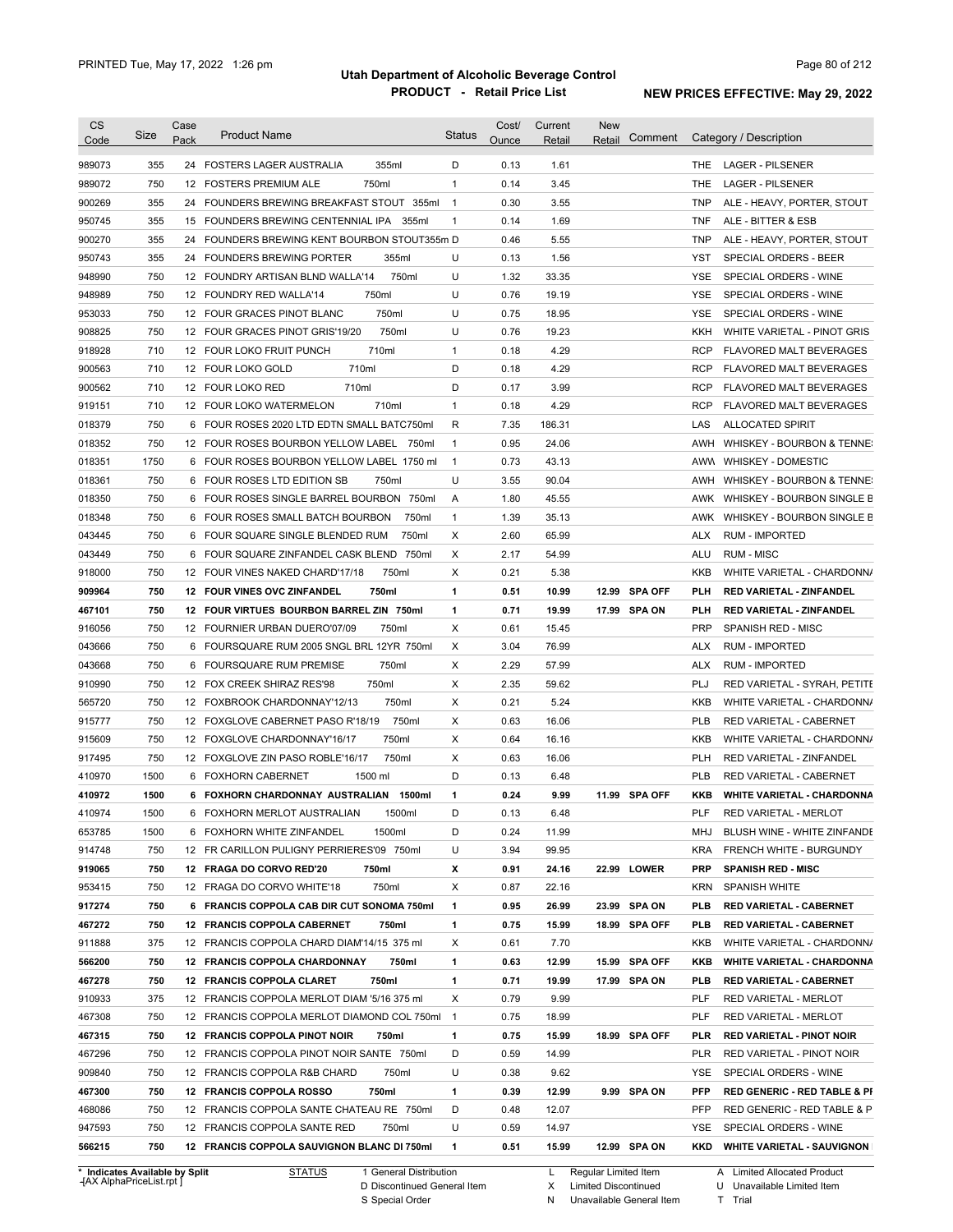# Utah Department of Alcoholic Beverage Control

## PRODUCT - Retail Price List

PRINTED Tue, May 17, 2022 1:26 pm

**NEW PRICES EFFECTIVE: May 29, 2022**

| CS Code | Size | Case Pack | Product Name | Status | Cost/ Ounce | Current Retail | New Retail | Comment | Category / Description |
|---|---|---|---|---|---|---|---|---|---|
| 989073 | 355 | 24 | FOSTERS LAGER AUSTRALIA 355ml | D | 0.13 | 1.61 | | | THE LAGER - PILSENER |
| 989072 | 750 | 12 | FOSTERS PREMIUM ALE 750ml | 1 | 0.14 | 3.45 | | | THE LAGER - PILSENER |
| 900269 | 355 | 24 | FOUNDERS BREWING BREAKFAST STOUT 355ml | 1 | 0.30 | 3.55 | | | TNP ALE - HEAVY, PORTER, STOUT |
| 950745 | 355 | 15 | FOUNDERS BREWING CENTENNIAL IPA 355ml | 1 | 0.14 | 1.69 | | | TNF ALE - BITTER & ESB |
| 900270 | 355 | 24 | FOUNDERS BREWING KENT BOURBON STOUT355m | D | 0.46 | 5.55 | | | TNP ALE - HEAVY, PORTER, STOUT |
| 950743 | 355 | 24 | FOUNDERS BREWING PORTER 355ml | U | 0.13 | 1.56 | | | YST SPECIAL ORDERS - BEER |
| 948990 | 750 | 12 | FOUNDRY ARTISAN BLND WALLA'14 750ml | U | 1.32 | 33.35 | | | YSE SPECIAL ORDERS - WINE |
| 948989 | 750 | 12 | FOUNDRY RED WALLA'14 750ml | U | 0.76 | 19.19 | | | YSE SPECIAL ORDERS - WINE |
| 953033 | 750 | 12 | FOUR GRACES PINOT BLANC 750ml | U | 0.75 | 18.95 | | | YSE SPECIAL ORDERS - WINE |
| 908825 | 750 | 12 | FOUR GRACES PINOT GRIS'19/20 750ml | U | 0.76 | 19.23 | | | KKH WHITE VARIETAL - PINOT GRIS |
| 918928 | 710 | 12 | FOUR LOKO FRUIT PUNCH 710ml | 1 | 0.18 | 4.29 | | | RCP FLAVORED MALT BEVERAGES |
| 900563 | 710 | 12 | FOUR LOKO GOLD 710ml | D | 0.18 | 4.29 | | | RCP FLAVORED MALT BEVERAGES |
| 900562 | 710 | 12 | FOUR LOKO RED 710ml | D | 0.17 | 3.99 | | | RCP FLAVORED MALT BEVERAGES |
| 919151 | 710 | 12 | FOUR LOKO WATERMELON 710ml | 1 | 0.18 | 4.29 | | | RCP FLAVORED MALT BEVERAGES |
| 018379 | 750 | 6 | FOUR ROSES 2020 LTD EDTN SMALL BATC750ml | R | 7.35 | 186.31 | | | LAS ALLOCATED SPIRIT |
| 018352 | 750 | 12 | FOUR ROSES BOURBON YELLOW LABEL 750ml | 1 | 0.95 | 24.06 | | | AWH WHISKEY - BOURBON & TENNE |
| 018351 | 1750 | 6 | FOUR ROSES BOURBON YELLOW LABEL 1750 ml | 1 | 0.73 | 43.13 | | | AWW WHISKEY - DOMESTIC |
| 018361 | 750 | 6 | FOUR ROSES LTD EDITION SB 750ml | U | 3.55 | 90.04 | | | AWH WHISKEY - BOURBON & TENNE |
| 018350 | 750 | 6 | FOUR ROSES SINGLE BARREL BOURBON 750ml | A | 1.80 | 45.55 | | | AWK WHISKEY - BOURBON SINGLE B |
| 018348 | 750 | 6 | FOUR ROSES SMALL BATCH BOURBON 750ml | 1 | 1.39 | 35.13 | | | AWK WHISKEY - BOURBON SINGLE B |
| 043445 | 750 | 6 | FOUR SQUARE SINGLE BLENDED RUM 750ml | X | 2.60 | 65.99 | | | ALX RUM - IMPORTED |
| 043449 | 750 | 6 | FOUR SQUARE ZINFANDEL CASK BLEND 750ml | X | 2.17 | 54.99 | | | ALU RUM - MISC |
| 918000 | 750 | 12 | FOUR VINES NAKED CHARD'17/18 750ml | X | 0.21 | 5.38 | | | KKB WHITE VARIETAL - CHARDONNA |
| **909964** | **750** | **12** | **FOUR VINES OVC ZINFANDEL 750ml** | **1** | **0.51** | **10.99** | **12.99** | **SPA OFF** | **PLH RED VARIETAL - ZINFANDEL** |
| **467101** | **750** | **12** | **FOUR VIRTUES BOURBON BARREL ZIN 750ml** | **1** | **0.71** | **19.99** | **17.99** | **SPA ON** | **PLH RED VARIETAL - ZINFANDEL** |
| 916056 | 750 | 12 | FOURNIER URBAN DUERO'07/09 750ml | X | 0.61 | 15.45 | | | PRP SPANISH RED - MISC |
| 043666 | 750 | 6 | FOURSQUARE RUM 2005 SNGL BRL 12YR 750ml | X | 3.04 | 76.99 | | | ALX RUM - IMPORTED |
| 043668 | 750 | 6 | FOURSQUARE RUM PREMISE 750ml | X | 2.29 | 57.99 | | | ALX RUM - IMPORTED |
| 910990 | 750 | 12 | FOX CREEK SHIRAZ RES'98 750ml | X | 2.35 | 59.62 | | | PLJ RED VARIETAL - SYRAH, PETITE |
| 565720 | 750 | 12 | FOXBROOK CHARDONNAY'12/13 750ml | X | 0.21 | 5.24 | | | KKB WHITE VARIETAL - CHARDONNA |
| 915777 | 750 | 12 | FOXGLOVE CABERNET PASO R'18/19 750ml | X | 0.63 | 16.06 | | | PLB RED VARIETAL - CABERNET |
| 915609 | 750 | 12 | FOXGLOVE CHARDONNAY'16/17 750ml | X | 0.64 | 16.16 | | | KKB WHITE VARIETAL - CHARDONNA |
| 917495 | 750 | 12 | FOXGLOVE ZIN PASO ROBLE'16/17 750ml | X | 0.63 | 16.06 | | | PLH RED VARIETAL - ZINFANDEL |
| 410970 | 1500 | 6 | FOXHORN CABERNET 1500 ml | D | 0.13 | 6.48 | | | PLB RED VARIETAL - CABERNET |
| **410972** | **1500** | **6** | **FOXHORN CHARDONNAY AUSTRALIAN 1500ml** | **1** | **0.24** | **9.99** | **11.99** | **SPA OFF** | **KKB WHITE VARIETAL - CHARDONNA** |
| 410974 | 1500 | 6 | FOXHORN MERLOT AUSTRALIAN 1500ml | D | 0.13 | 6.48 | | | PLF RED VARIETAL - MERLOT |
| 653785 | 1500 | 6 | FOXHORN WHITE ZINFANDEL 1500ml | D | 0.24 | 11.99 | | | MHJ BLUSH WINE - WHITE ZINFANDE |
| 914748 | 750 | 12 | FR CARILLON PULIGNY PERRIERES'09 750ml | U | 3.94 | 99.95 | | | KRA FRENCH WHITE - BURGUNDY |
| **919065** | **750** | **12** | **FRAGA DO CORVO RED'20 750ml** | **X** | **0.91** | **24.16** | **22.99** | **LOWER** | **PRP SPANISH RED - MISC** |
| 953415 | 750 | 12 | FRAGA DO CORVO WHITE'18 750ml | X | 0.87 | 22.16 | | | KRN SPANISH WHITE |
| **917274** | **750** | **6** | **FRANCIS COPPOLA CAB DIR CUT SONOMA 750ml** | **1** | **0.95** | **26.99** | **23.99** | **SPA ON** | **PLB RED VARIETAL - CABERNET** |
| **467272** | **750** | **12** | **FRANCIS COPPOLA CABERNET 750ml** | **1** | **0.75** | **15.99** | **18.99** | **SPA OFF** | **PLB RED VARIETAL - CABERNET** |
| 911888 | 375 | 12 | FRANCIS COPPOLA CHARD DIAM'14/15 375 ml | X | 0.61 | 7.70 | | | KKB WHITE VARIETAL - CHARDONNA |
| **566200** | **750** | **12** | **FRANCIS COPPOLA CHARDONNAY 750ml** | **1** | **0.63** | **12.99** | **15.99** | **SPA OFF** | **KKB WHITE VARIETAL - CHARDONNA** |
| **467278** | **750** | **12** | **FRANCIS COPPOLA CLARET 750ml** | **1** | **0.71** | **19.99** | **17.99** | **SPA ON** | **PLB RED VARIETAL - CABERNET** |
| 910933 | 375 | 12 | FRANCIS COPPOLA MERLOT DIAM '5/16 375 ml | X | 0.79 | 9.99 | | | PLF RED VARIETAL - MERLOT |
| 467308 | 750 | 12 | FRANCIS COPPOLA MERLOT DIAMOND COL 750ml | 1 | 0.75 | 18.99 | | | PLF RED VARIETAL - MERLOT |
| **467315** | **750** | **12** | **FRANCIS COPPOLA PINOT NOIR 750ml** | **1** | **0.75** | **15.99** | **18.99** | **SPA OFF** | **PLR RED VARIETAL - PINOT NOIR** |
| 467296 | 750 | 12 | FRANCIS COPPOLA PINOT NOIR SANTE 750ml | D | 0.59 | 14.99 | | | PLR RED VARIETAL - PINOT NOIR |
| 909840 | 750 | 12 | FRANCIS COPPOLA R&B CHARD 750ml | U | 0.38 | 9.62 | | | YSE SPECIAL ORDERS - WINE |
| **467300** | **750** | **12** | **FRANCIS COPPOLA ROSSO 750ml** | **1** | **0.39** | **12.99** | **9.99** | **SPA ON** | **PFP RED GENERIC - RED TABLE & PI** |
| 468086 | 750 | 12 | FRANCIS COPPOLA SANTE CHATEAU RE 750ml | D | 0.48 | 12.07 | | | PFP RED GENERIC - RED TABLE & P |
| 947593 | 750 | 12 | FRANCIS COPPOLA SANTE RED 750ml | U | 0.59 | 14.97 | | | YSE SPECIAL ORDERS - WINE |
| **566215** | **750** | **12** | **FRANCIS COPPOLA SAUVIGNON BLANC DI 750ml** | **1** | **0.51** | **15.99** | **12.99** | **SPA ON** | **KKD WHITE VARIETAL - SAUVIGNON** |

\* Indicates Available by Split

STATUS: 1 General Distribution; D Discontinued General Item; S Special Order; L Regular Limited Item; X Limited Discontinued; N Unavailable General Item; A Limited Allocated Product; U Unavailable Limited Item; T Trial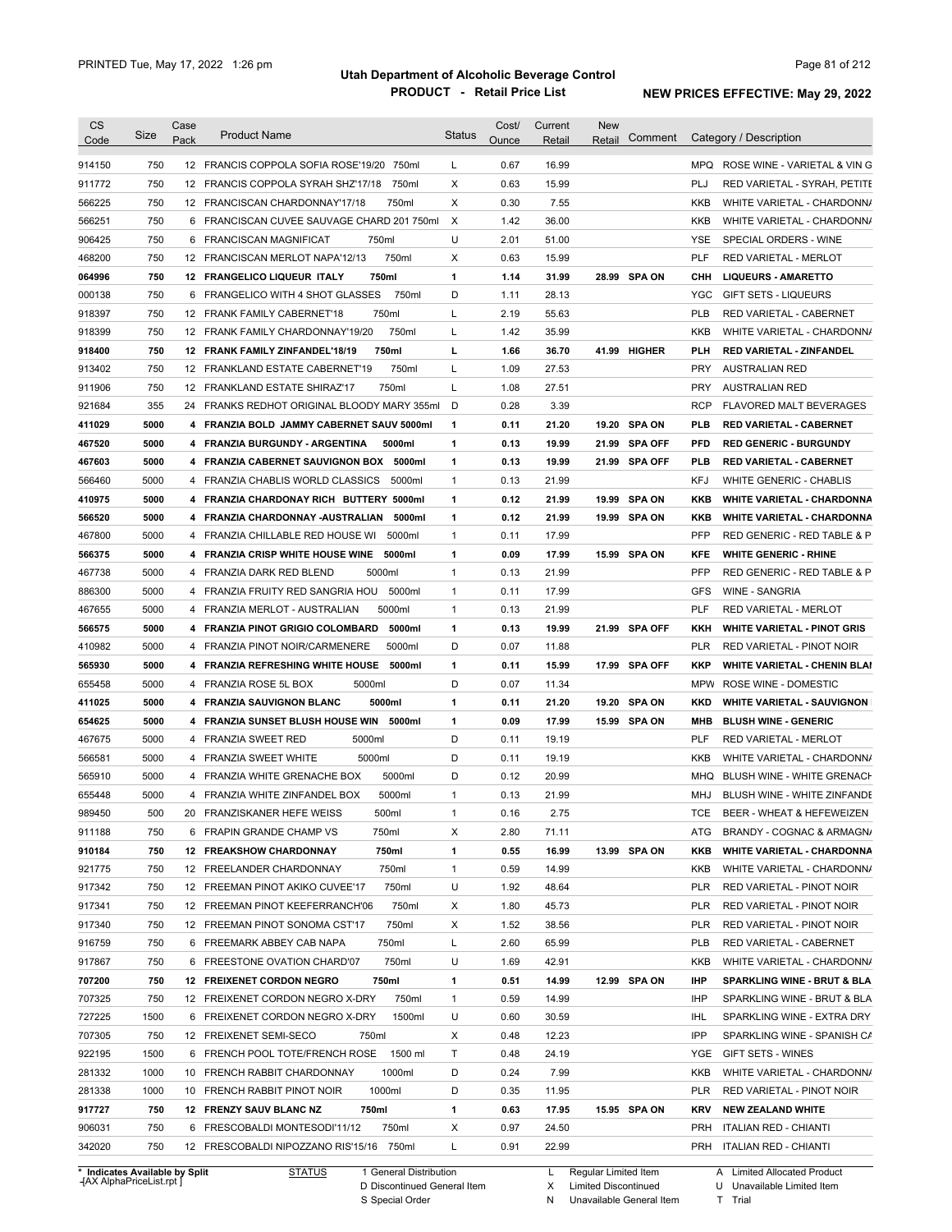# Utah Department of Alcoholic Beverage Control

## PRODUCT - Retail Price List

PRINTED Tue, May 17, 2022 1:26 pm

NEW PRICES EFFECTIVE: May 29, 2022

| CS Code | Size | Case Pack | Product Name | Status | Cost/ Ounce | Current Retail | New Retail | Comment | Category / Description |
|---|---|---|---|---|---|---|---|---|---|
| 914150 | 750 | 12 | FRANCIS COPPOLA SOFIA ROSE'19/20 750ml | L | 0.67 | 16.99 | | | MPQ ROSE WINE - VARIETAL & VIN G |
| 911772 | 750 | 12 | FRANCIS COPPOLA SYRAH SHZ'17/18 750ml | X | 0.63 | 15.99 | | | PLJ RED VARIETAL - SYRAH, PETITE |
| 566225 | 750 | 12 | FRANCISCAN CHARDONNAY'17/18 750ml | X | 0.30 | 7.55 | | | KKB WHITE VARIETAL - CHARDONNA |
| 566251 | 750 | 6 | FRANCISCAN CUVEE SAUVAGE CHARD 201 750ml | X | 1.42 | 36.00 | | | KKB WHITE VARIETAL - CHARDONNA |
| 906425 | 750 | 6 | FRANCISCAN MAGNIFICAT 750ml | U | 2.01 | 51.00 | | | YSE SPECIAL ORDERS - WINE |
| 468200 | 750 | 12 | FRANCISCAN MERLOT NAPA'12/13 750ml | X | 0.63 | 15.99 | | | PLF RED VARIETAL - MERLOT |
| **064996** | **750** | **12** | **FRANGELICO LIQUEUR ITALY 750ml** | **1** | **1.14** | **31.99** | **28.99** | **SPA ON** | **CHH LIQUEURS - AMARETTO** |
| 000138 | 750 | 6 | FRANGELICO WITH 4 SHOT GLASSES 750ml | D | 1.11 | 28.13 | | | YGC GIFT SETS - LIQUEURS |
| 918397 | 750 | 12 | FRANK FAMILY CABERNET'18 750ml | L | 2.19 | 55.63 | | | PLB RED VARIETAL - CABERNET |
| 918399 | 750 | 12 | FRANK FAMILY CHARDONNAY'19/20 750ml | L | 1.42 | 35.99 | | | KKB WHITE VARIETAL - CHARDONNA |
| **918400** | **750** | **12** | **FRANK FAMILY ZINFANDEL'18/19 750ml** | **L** | **1.66** | **36.70** | **41.99** | **HIGHER** | **PLH RED VARIETAL - ZINFANDEL** |
| 913402 | 750 | 12 | FRANKLAND ESTATE CABERNET'19 750ml | L | 1.09 | 27.53 | | | PRY AUSTRALIAN RED |
| 911906 | 750 | 12 | FRANKLAND ESTATE SHIRAZ'17 750ml | L | 1.08 | 27.51 | | | PRY AUSTRALIAN RED |
| 921684 | 355 | 24 | FRANKS REDHOT ORIGINAL BLOODY MARY 355ml | D | 0.28 | 3.39 | | | RCP FLAVORED MALT BEVERAGES |
| **411029** | **5000** | **4** | **FRANZIA BOLD JAMMY CABERNET SAUV 5000ml** | **1** | **0.11** | **21.20** | **19.20** | **SPA ON** | **PLB RED VARIETAL - CABERNET** |
| **467520** | **5000** | **4** | **FRANZIA BURGUNDY - ARGENTINA 5000ml** | **1** | **0.13** | **19.99** | **21.99** | **SPA OFF** | **PFD RED GENERIC - BURGUNDY** |
| **467603** | **5000** | **4** | **FRANZIA CABERNET SAUVINGON BOX 5000ml** | **1** | **0.13** | **19.99** | **21.99** | **SPA OFF** | **PLB RED VARIETAL - CABERNET** |
| 566460 | 5000 | 4 | FRANZIA CHABLIS WORLD CLASSICS 5000ml | 1 | 0.13 | 21.99 | | | KFJ WHITE GENERIC - CHABLIS |
| **410975** | **5000** | **4** | **FRANZIA CHARDONAY RICH BUTTERY 5000ml** | **1** | **0.12** | **21.99** | **19.99** | **SPA ON** | **KKB WHITE VARIETAL - CHARDONNA** |
| **566520** | **5000** | **4** | **FRANZIA CHARDONNAY -AUSTRALIAN 5000ml** | **1** | **0.12** | **21.99** | **19.99** | **SPA ON** | **KKB WHITE VARIETAL - CHARDONNA** |
| 467800 | 5000 | 4 | FRANZIA CHILLABLE RED HOUSE WI 5000ml | 1 | 0.11 | 17.99 | | | PFP RED GENERIC - RED TABLE & P |
| **566375** | **5000** | **4** | **FRANZIA CRISP WHITE HOUSE WINE 5000ml** | **1** | **0.09** | **17.99** | **15.99** | **SPA ON** | **KFE WHITE GENERIC - RHINE** |
| 467738 | 5000 | 4 | FRANZIA DARK RED BLEND 5000ml | 1 | 0.13 | 21.99 | | | PFP RED GENERIC - RED TABLE & P |
| 886300 | 5000 | 4 | FRANZIA FRUITY RED SANGRIA HOU 5000ml | 1 | 0.11 | 17.99 | | | GFS WINE - SANGRIA |
| 467655 | 5000 | 4 | FRANZIA MERLOT - AUSTRALIAN 5000ml | 1 | 0.13 | 21.99 | | | PLF RED VARIETAL - MERLOT |
| **566575** | **5000** | **4** | **FRANZIA PINOT GRIGIO COLOMBARD 5000ml** | **1** | **0.13** | **19.99** | **21.99** | **SPA OFF** | **KKH WHITE VARIETAL - PINOT GRIS** |
| 410982 | 5000 | 4 | FRANZIA PINOT NOIR/CARMENERE 5000ml | D | 0.07 | 11.88 | | | PLR RED VARIETAL - PINOT NOIR |
| **565930** | **5000** | **4** | **FRANZIA REFRESHING WHITE HOUSE 5000ml** | **1** | **0.11** | **15.99** | **17.99** | **SPA OFF** | **KKP WHITE VARIETAL - CHENIN BLAI** |
| 655458 | 5000 | 4 | FRANZIA ROSE 5L BOX 5000ml | D | 0.07 | 11.34 | | | MPW ROSE WINE - DOMESTIC |
| **411025** | **5000** | **4** | **FRANZIA SAUVIGNON BLANC 5000ml** | **1** | **0.11** | **21.20** | **19.20** | **SPA ON** | **KKD WHITE VARIETAL - SAUVIGNON** |
| **654625** | **5000** | **4** | **FRANZIA SUNSET BLUSH HOUSE WIN 5000ml** | **1** | **0.09** | **17.99** | **15.99** | **SPA ON** | **MHB BLUSH WINE - GENERIC** |
| 467675 | 5000 | 4 | FRANZIA SWEET RED 5000ml | D | 0.11 | 19.19 | | | PLF RED VARIETAL - MERLOT |
| 566581 | 5000 | 4 | FRANZIA SWEET WHITE 5000ml | D | 0.11 | 19.19 | | | KKB WHITE VARIETAL - CHARDONNA |
| 565910 | 5000 | 4 | FRANZIA WHITE GRENACHE BOX 5000ml | D | 0.12 | 20.99 | | | MHQ BLUSH WINE - WHITE GRENACH |
| 655448 | 5000 | 4 | FRANZIA WHITE ZINFANDEL BOX 5000ml | 1 | 0.13 | 21.99 | | | MHJ BLUSH WINE - WHITE ZINFANDE |
| 989450 | 500 | 20 | FRANZISKANER HEFE WEISS 500ml | 1 | 0.16 | 2.75 | | | TCE BEER - WHEAT & HEFEWEIZEN |
| 911188 | 750 | 6 | FRAPIN GRANDE CHAMP VS 750ml | X | 2.80 | 71.11 | | | ATG BRANDY - COGNAC & ARMAGNA |
| **910184** | **750** | **12** | **FREAKSHOW CHARDONNAY 750ml** | **1** | **0.55** | **16.99** | **13.99** | **SPA ON** | **KKB WHITE VARIETAL - CHARDONNA** |
| 921775 | 750 | 12 | FREELANDER CHARDONNAY 750ml | 1 | 0.59 | 14.99 | | | KKB WHITE VARIETAL - CHARDONNA |
| 917342 | 750 | 12 | FREEMAN PINOT AKIKO CUVEE'17 750ml | U | 1.92 | 48.64 | | | PLR RED VARIETAL - PINOT NOIR |
| 917341 | 750 | 12 | FREEMAN PINOT KEEFERRANCH'06 750ml | X | 1.80 | 45.73 | | | PLR RED VARIETAL - PINOT NOIR |
| 917340 | 750 | 12 | FREEMAN PINOT SONOMA CST'17 750ml | X | 1.52 | 38.56 | | | PLR RED VARIETAL - PINOT NOIR |
| 916759 | 750 | 6 | FREEMARK ABBEY CAB NAPA 750ml | L | 2.60 | 65.99 | | | PLB RED VARIETAL - CABERNET |
| 917867 | 750 | 6 | FREESTONE OVATION CHARD'07 750ml | U | 1.69 | 42.91 | | | KKB WHITE VARIETAL - CHARDONNA |
| **707200** | **750** | **12** | **FREIXENET CORDON NEGRO 750ml** | **1** | **0.51** | **14.99** | **12.99** | **SPA ON** | **IHP SPARKLING WINE - BRUT & BLA** |
| 707325 | 750 | 12 | FREIXENET CORDON NEGRO X-DRY 750ml | 1 | 0.59 | 14.99 | | | IHP SPARKLING WINE - BRUT & BLA |
| 727225 | 1500 | 6 | FREIXENET CORDON NEGRO X-DRY 1500ml | U | 0.60 | 30.59 | | | IHL SPARKLING WINE - EXTRA DRY |
| 707305 | 750 | 12 | FREIXENET SEMI-SECO 750ml | X | 0.48 | 12.23 | | | IPP SPARKLING WINE - SPANISH CA |
| 922195 | 1500 | 6 | FRENCH POOL TOTE/FRENCH ROSE 1500 ml | T | 0.48 | 24.19 | | | YGE GIFT SETS - WINES |
| 281332 | 1000 | 10 | FRENCH RABBIT CHARDONNAY 1000ml | D | 0.24 | 7.99 | | | KKB WHITE VARIETAL - CHARDONNA |
| 281338 | 1000 | 10 | FRENCH RABBIT PINOT NOIR 1000ml | D | 0.35 | 11.95 | | | PLR RED VARIETAL - PINOT NOIR |
| **917727** | **750** | **12** | **FRENZY SAUV BLANC NZ 750ml** | **1** | **0.63** | **17.95** | **15.95** | **SPA ON** | **KRV NEW ZEALAND WHITE** |
| 906031 | 750 | 6 | FRESCOBALDI MONTESODI'11/12 750ml | X | 0.97 | 24.50 | | | PRH ITALIAN RED - CHIANTI |
| 342020 | 750 | 12 | FRESCOBALDI NIPOZZANO RIS'15/16 750ml | L | 0.91 | 22.99 | | | PRH ITALIAN RED - CHIANTI |

\* Indicates Available by Split

STATUS: 1 General Distribution; D Discontinued General Item; S Special Order; L Regular Limited Item; X Limited Discontinued; N Unavailable General Item; A Limited Allocated Product; U Unavailable Limited Item; T Trial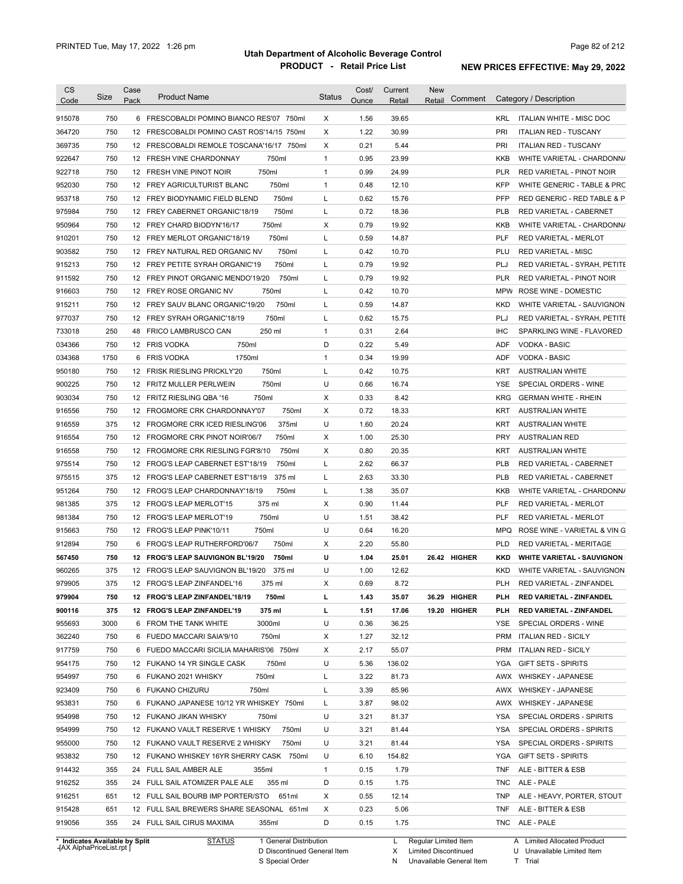PRINTED Tue, May 17, 2022 1:26 pm

# Utah Department of Alcoholic Beverage Control

## PRODUCT - Retail Price List

## NEW PRICES EFFECTIVE: May 29, 2022

| CS Code | Size | Case Pack | Product Name | Status | Cost/ Ounce | Current Retail | New Retail | Comment | Category / Description |
|---|---|---|---|---|---|---|---|---|---|
| 915078 | 750 | 6 | FRESCOBALDI POMINO BIANCO RES'07 750ml | X | 1.56 | 39.65 | | | KRL ITALIAN WHITE - MISC DOC |
| 364720 | 750 | 12 | FRESCOBALDI POMINO CAST ROS'14/15 750ml | X | 1.22 | 30.99 | | | PRI ITALIAN RED - TUSCANY |
| 369735 | 750 | 12 | FRESCOBALDI REMOLE TOSCANA'16/17 750ml | X | 0.21 | 5.44 | | | PRI ITALIAN RED - TUSCANY |
| 922647 | 750 | 12 | FRESH VINE CHARDONNAY 750ml | 1 | 0.95 | 23.99 | | | KKB WHITE VARIETAL - CHARDONN/ |
| 922718 | 750 | 12 | FRESH VINE PINOT NOIR 750ml | 1 | 0.99 | 24.99 | | | PLR RED VARIETAL - PINOT NOIR |
| 952030 | 750 | 12 | FREY AGRICULTURIST BLANC 750ml | 1 | 0.48 | 12.10 | | | KFP WHITE GENERIC - TABLE & PRC |
| 953718 | 750 | 12 | FREY BIODYNAMIC FIELD BLEND 750ml | L | 0.62 | 15.76 | | | PFP RED GENERIC - RED TABLE & P |
| 975984 | 750 | 12 | FREY CABERNET ORGANIC'18/19 750ml | L | 0.72 | 18.36 | | | PLB RED VARIETAL - CABERNET |
| 950964 | 750 | 12 | FREY CHARD BIODYN'16/17 750ml | X | 0.79 | 19.92 | | | KKB WHITE VARIETAL - CHARDONN/ |
| 910201 | 750 | 12 | FREY MERLOT ORGANIC'18/19 750ml | L | 0.59 | 14.87 | | | PLF RED VARIETAL - MERLOT |
| 903582 | 750 | 12 | FREY NATURAL RED ORGANIC NV 750ml | L | 0.42 | 10.70 | | | PLU RED VARIETAL - MISC |
| 915213 | 750 | 12 | FREY PETITE SYRAH ORGANIC'19 750ml | L | 0.79 | 19.92 | | | PLJ RED VARIETAL - SYRAH, PETITE |
| 911592 | 750 | 12 | FREY PINOT ORGANIC MENDO'19/20 750ml | L | 0.79 | 19.92 | | | PLR RED VARIETAL - PINOT NOIR |
| 916603 | 750 | 12 | FREY ROSE ORGANIC NV 750ml | L | 0.42 | 10.70 | | | MPW ROSE WINE - DOMESTIC |
| 915211 | 750 | 12 | FREY SAUV BLANC ORGANIC'19/20 750ml | L | 0.59 | 14.87 | | | KKD WHITE VARIETAL - SAUVIGNON |
| 977037 | 750 | 12 | FREY SYRAH ORGANIC'18/19 750ml | L | 0.62 | 15.75 | | | PLJ RED VARIETAL - SYRAH, PETITE |
| 733018 | 250 | 48 | FRICO LAMBRUSCO CAN 250 ml | 1 | 0.31 | 2.64 | | | IHC SPARKLING WINE - FLAVORED |
| 034366 | 750 | 12 | FRIS VODKA 750ml | D | 0.22 | 5.49 | | | ADF VODKA - BASIC |
| 034368 | 1750 | 6 | FRIS VODKA 1750ml | 1 | 0.34 | 19.99 | | | ADF VODKA - BASIC |
| 950180 | 750 | 12 | FRISK RIESLING PRICKLY'20 750ml | L | 0.42 | 10.75 | | | KRT AUSTRALIAN WHITE |
| 900225 | 750 | 12 | FRITZ MULLER PERLWEIN 750ml | U | 0.66 | 16.74 | | | YSE SPECIAL ORDERS - WINE |
| 903034 | 750 | 12 | FRITZ RIESLING QBA '16 750ml | X | 0.33 | 8.42 | | | KRG GERMAN WHITE - RHEIN |
| 916556 | 750 | 12 | FROGMORE CRK CHARDONNAY'07 750ml | X | 0.72 | 18.33 | | | KRT AUSTRALIAN WHITE |
| 916559 | 375 | 12 | FROGMORE CRK ICED RIESLING'06 375ml | U | 1.60 | 20.24 | | | KRT AUSTRALIAN WHITE |
| 916554 | 750 | 12 | FROGMORE CRK PINOT NOIR'06/7 750ml | X | 1.00 | 25.30 | | | PRY AUSTRALIAN RED |
| 916558 | 750 | 12 | FROGMORE CRK RIESLING FGR'8/10 750ml | X | 0.80 | 20.35 | | | KRT AUSTRALIAN WHITE |
| 975514 | 750 | 12 | FROG'S LEAP CABERNET EST'18/19 750ml | L | 2.62 | 66.37 | | | PLB RED VARIETAL - CABERNET |
| 975515 | 375 | 12 | FROG'S LEAP CABERNET EST'18/19 375 ml | L | 2.63 | 33.30 | | | PLB RED VARIETAL - CABERNET |
| 951264 | 750 | 12 | FROG'S LEAP CHARDONNAY'18/19 750ml | L | 1.38 | 35.07 | | | KKB WHITE VARIETAL - CHARDONN/ |
| 981385 | 375 | 12 | FROG'S LEAP MERLOT'15 375 ml | X | 0.90 | 11.44 | | | PLF RED VARIETAL - MERLOT |
| 981384 | 750 | 12 | FROG'S LEAP MERLOT'19 750ml | U | 1.51 | 38.42 | | | PLF RED VARIETAL - MERLOT |
| 915663 | 750 | 12 | FROG'S LEAP PINK'10/11 750ml | U | 0.64 | 16.20 | | | MPQ ROSE WINE - VARIETAL & VIN G |
| 912894 | 750 | 6 | FROG'S LEAP RUTHERFORD'06/7 750ml | X | 2.20 | 55.80 | | | PLD RED VARIETAL - MERITAGE |
| **567450** | **750** | **12** | **FROG'S LEAP SAUVIGNON BL'19/20 750ml** | **U** | **1.04** | **25.01** | **26.42** | **HIGHER** | **KKD WHITE VARIETAL - SAUVIGNON** |
| 960265 | 375 | 12 | FROG'S LEAP SAUVIGNON BL'19/20 375 ml | U | 1.00 | 12.62 | | | KKD WHITE VARIETAL - SAUVIGNON |
| 979905 | 375 | 12 | FROG'S LEAP ZINFANDEL'16 375 ml | X | 0.69 | 8.72 | | | PLH RED VARIETAL - ZINFANDEL |
| **979904** | **750** | **12** | **FROG'S LEAP ZINFANDEL'18/19 750ml** | **L** | **1.43** | **35.07** | **36.29** | **HIGHER** | **PLH RED VARIETAL - ZINFANDEL** |
| **900116** | **375** | **12** | **FROG'S LEAP ZINFANDEL'19 375 ml** | **L** | **1.51** | **17.06** | **19.20** | **HIGHER** | **PLH RED VARIETAL - ZINFANDEL** |
| 955693 | 3000 | 6 | FROM THE TANK WHITE 3000ml | U | 0.36 | 36.25 | | | YSE SPECIAL ORDERS - WINE |
| 362240 | 750 | 6 | FUEDO MACCARI SAIA'9/10 750ml | X | 1.27 | 32.12 | | | PRM ITALIAN RED - SICILY |
| 917759 | 750 | 6 | FUEDO MACCARI SICILIA MAHARIS'06 750ml | X | 2.17 | 55.07 | | | PRM ITALIAN RED - SICILY |
| 954175 | 750 | 12 | FUKANO 14 YR SINGLE CASK 750ml | U | 5.36 | 136.02 | | | YGA GIFT SETS - SPIRITS |
| 954997 | 750 | 6 | FUKANO 2021 WHISKY 750ml | L | 3.22 | 81.73 | | | AWX WHISKEY - JAPANESE |
| 923409 | 750 | 6 | FUKANO CHIZURU 750ml | L | 3.39 | 85.96 | | | AWX WHISKEY - JAPANESE |
| 953831 | 750 | 6 | FUKANO JAPANESE 10/12 YR WHISKEY 750ml | L | 3.87 | 98.02 | | | AWX WHISKEY - JAPANESE |
| 954998 | 750 | 12 | FUKANO JIKAN WHISKY 750ml | U | 3.21 | 81.37 | | | YSA SPECIAL ORDERS - SPIRITS |
| 954999 | 750 | 12 | FUKANO VAULT RESERVE 1 WHISKY 750ml | U | 3.21 | 81.44 | | | YSA SPECIAL ORDERS - SPIRITS |
| 955000 | 750 | 12 | FUKANO VAULT RESERVE 2 WHISKY 750ml | U | 3.21 | 81.44 | | | YSA SPECIAL ORDERS - SPIRITS |
| 953832 | 750 | 12 | FUKANO WHISKEY 16YR SHERRY CASK 750ml | U | 6.10 | 154.82 | | | YGA GIFT SETS - SPIRITS |
| 914432 | 355 | 24 | FULL SAIL AMBER ALE 355ml | 1 | 0.15 | 1.79 | | | TNF ALE - BITTER & ESB |
| 916252 | 355 | 24 | FULL SAIL ATOMIZER PALE ALE 355 ml | D | 0.15 | 1.75 | | | TNC ALE - PALE |
| 916251 | 651 | 12 | FULL SAIL BOURB IMP PORTER/STO 651ml | X | 0.55 | 12.14 | | | TNP ALE - HEAVY, PORTER, STOUT |
| 915428 | 651 | 12 | FULL SAIL BREWERS SHARE SEASONAL 651ml | X | 0.23 | 5.06 | | | TNF ALE - BITTER & ESB |
| 919056 | 355 | 24 | FULL SAIL CIRUS MAXIMA 355ml | D | 0.15 | 1.75 | | | TNC ALE - PALE |

\* Indicates Available by Split
[AX AlphaPriceList.rpt]

STATUS: 1 General Distribution; D Discontinued General Item; S Special Order; L Regular Limited Item; X Limited Discontinued; N Unavailable General Item; A Limited Allocated Product; U Unavailable Limited Item; T Trial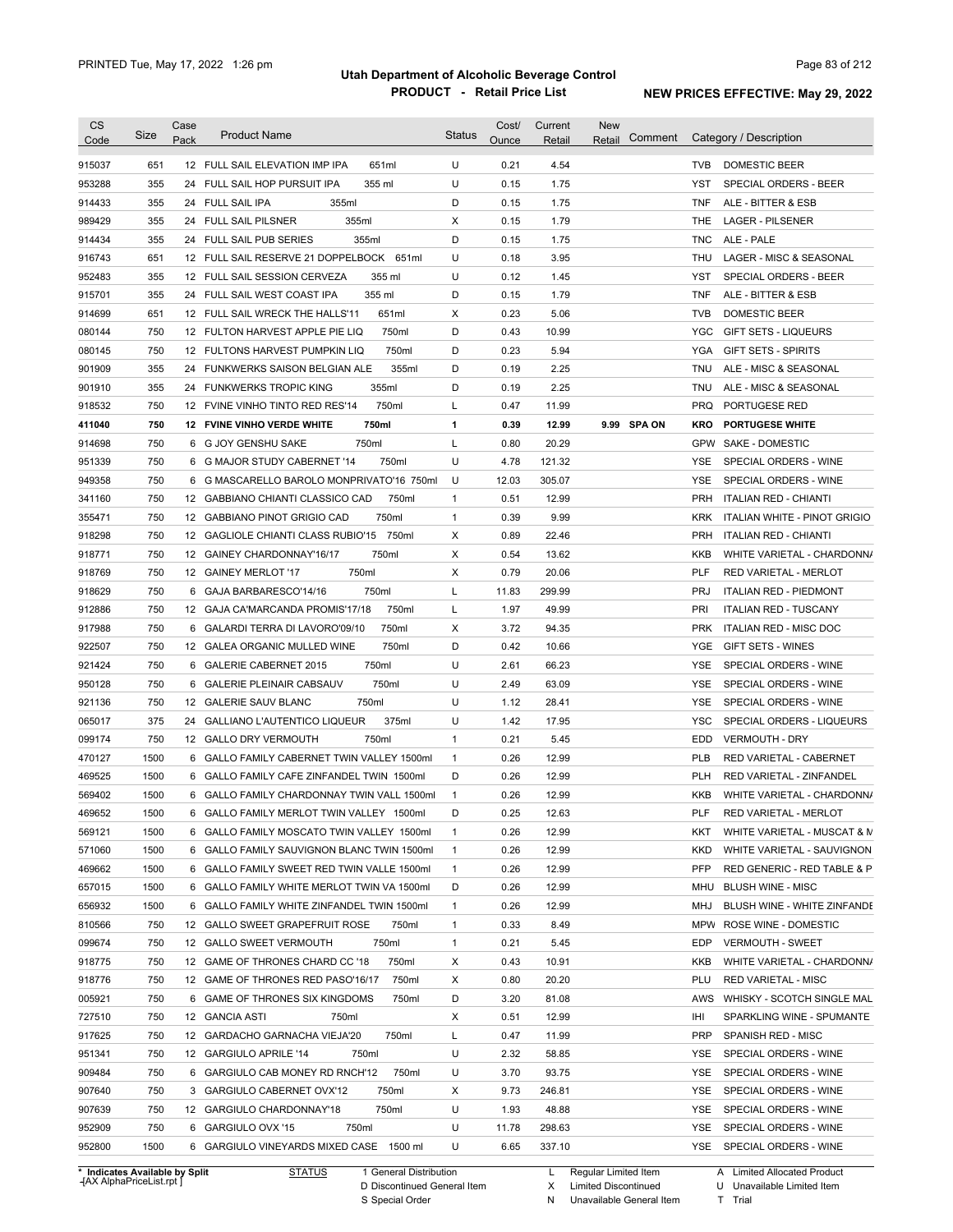# Utah Department of Alcoholic Beverage Control

## PRODUCT - Retail Price List

PRINTED Tue, May 17, 2022 1:26 pm

**NEW PRICES EFFECTIVE: May 29, 2022**

| CS Code | Size | Case Pack | Product Name | Status | Cost/ Ounce | Current Retail | New Retail | Comment | Category / Description |
|---|---|---|---|---|---|---|---|---|---|
| 915037 | 651 | 12 | FULL SAIL ELEVATION IMP IPA 651ml | U | 0.21 | 4.54 | | | TVB DOMESTIC BEER |
| 953288 | 355 | 24 | FULL SAIL HOP PURSUIT IPA 355 ml | U | 0.15 | 1.75 | | | YST SPECIAL ORDERS - BEER |
| 914433 | 355 | 24 | FULL SAIL IPA 355ml | D | 0.15 | 1.75 | | | TNF ALE - BITTER & ESB |
| 989429 | 355 | 24 | FULL SAIL PILSNER 355ml | X | 0.15 | 1.79 | | | THE LAGER - PILSENER |
| 914434 | 355 | 24 | FULL SAIL PUB SERIES 355ml | D | 0.15 | 1.75 | | | TNC ALE - PALE |
| 916743 | 651 | 12 | FULL SAIL RESERVE 21 DOPPELBOCK 651ml | U | 0.18 | 3.95 | | | THU LAGER - MISC & SEASONAL |
| 952483 | 355 | 12 | FULL SAIL SESSION CERVEZA 355 ml | U | 0.12 | 1.45 | | | YST SPECIAL ORDERS - BEER |
| 915701 | 355 | 24 | FULL SAIL WEST COAST IPA 355 ml | D | 0.15 | 1.79 | | | TNF ALE - BITTER & ESB |
| 914699 | 651 | 12 | FULL SAIL WRECK THE HALLS'11 651ml | X | 0.23 | 5.06 | | | TVB DOMESTIC BEER |
| 080144 | 750 | 12 | FULTON HARVEST APPLE PIE LIQ 750ml | D | 0.43 | 10.99 | | | YGC GIFT SETS - LIQUEURS |
| 080145 | 750 | 12 | FULTONS HARVEST PUMPKIN LIQ 750ml | D | 0.23 | 5.94 | | | YGA GIFT SETS - SPIRITS |
| 901909 | 355 | 24 | FUNKWERKS SAISON BELGIAN ALE 355ml | D | 0.19 | 2.25 | | | TNU ALE - MISC & SEASONAL |
| 901910 | 355 | 24 | FUNKWERKS TROPIC KING 355ml | D | 0.19 | 2.25 | | | TNU ALE - MISC & SEASONAL |
| 918532 | 750 | 12 | FVINE VINHO TINTO RED RES'14 750ml | L | 0.47 | 11.99 | | | PRQ PORTUGESE RED |
| **411040** | **750** | **12** | **FVINE VINHO VERDE WHITE 750ml** | **1** | **0.39** | **12.99** | **9.99** | **SPA ON** | **KRO PORTUGESE WHITE** |
| 914698 | 750 | 6 | G JOY GENSHU SAKE 750ml | L | 0.80 | 20.29 | | | GPW SAKE - DOMESTIC |
| 951339 | 750 | 6 | G MAJOR STUDY CABERNET '14 750ml | U | 4.78 | 121.32 | | | YSE SPECIAL ORDERS - WINE |
| 949358 | 750 | 6 | G MASCARELLO BAROLO MONPRIVATO'16 750ml | U | 12.03 | 305.07 | | | YSE SPECIAL ORDERS - WINE |
| 341160 | 750 | 12 | GABBIANO CHIANTI CLASSICO CAD 750ml | 1 | 0.51 | 12.99 | | | PRH ITALIAN RED - CHIANTI |
| 355471 | 750 | 12 | GABBIANO PINOT GRIGIO CAD 750ml | 1 | 0.39 | 9.99 | | | KRK ITALIAN WHITE - PINOT GRIGIO |
| 918298 | 750 | 12 | GAGLIOLE CHIANTI CLASS RUBIO'15 750ml | X | 0.89 | 22.46 | | | PRH ITALIAN RED - CHIANTI |
| 918771 | 750 | 12 | GAINEY CHARDONNAY'16/17 750ml | X | 0.54 | 13.62 | | | KKB WHITE VARIETAL - CHARDONNA |
| 918769 | 750 | 12 | GAINEY MERLOT '17 750ml | X | 0.79 | 20.06 | | | PLF RED VARIETAL - MERLOT |
| 918629 | 750 | 6 | GAJA BARBARESCO'14/16 750ml | L | 11.83 | 299.99 | | | PRJ ITALIAN RED - PIEDMONT |
| 912886 | 750 | 12 | GAJA CA'MARCANDA PROMIS'17/18 750ml | L | 1.97 | 49.99 | | | PRI ITALIAN RED - TUSCANY |
| 917988 | 750 | 6 | GALARDI TERRA DI LAVORO'09/10 750ml | X | 3.72 | 94.35 | | | PRK ITALIAN RED - MISC DOC |
| 922507 | 750 | 12 | GALEA ORGANIC MULLED WINE 750ml | D | 0.42 | 10.66 | | | YGE GIFT SETS - WINES |
| 921424 | 750 | 6 | GALERIE CABERNET 2015 750ml | U | 2.61 | 66.23 | | | YSE SPECIAL ORDERS - WINE |
| 950128 | 750 | 6 | GALERIE PLEINAIR CABSAUV 750ml | U | 2.49 | 63.09 | | | YSE SPECIAL ORDERS - WINE |
| 921136 | 750 | 12 | GALERIE SAUV BLANC 750ml | U | 1.12 | 28.41 | | | YSE SPECIAL ORDERS - WINE |
| 065017 | 375 | 24 | GALLIANO L'AUTENTICO LIQUEUR 375ml | U | 1.42 | 17.95 | | | YSC SPECIAL ORDERS - LIQUEURS |
| 099174 | 750 | 12 | GALLO DRY VERMOUTH 750ml | 1 | 0.21 | 5.45 | | | EDD VERMOUTH - DRY |
| 470127 | 1500 | 6 | GALLO FAMILY CABERNET TWIN VALLEY 1500ml | 1 | 0.26 | 12.99 | | | PLB RED VARIETAL - CABERNET |
| 469525 | 1500 | 6 | GALLO FAMILY CAFE ZINFANDEL TWIN 1500ml | D | 0.26 | 12.99 | | | PLH RED VARIETAL - ZINFANDEL |
| 569402 | 1500 | 6 | GALLO FAMILY CHARDONNAY TWIN VALL 1500ml | 1 | 0.26 | 12.99 | | | KKB WHITE VARIETAL - CHARDONNA |
| 469652 | 1500 | 6 | GALLO FAMILY MERLOT TWIN VALLEY 1500ml | D | 0.25 | 12.63 | | | PLF RED VARIETAL - MERLOT |
| 569121 | 1500 | 6 | GALLO FAMILY MOSCATO TWIN VALLEY 1500ml | 1 | 0.26 | 12.99 | | | KKT WHITE VARIETAL - MUSCAT & M |
| 571060 | 1500 | 6 | GALLO FAMILY SAUVIGNON BLANC TWIN 1500ml | 1 | 0.26 | 12.99 | | | KKD WHITE VARIETAL - SAUVIGNON |
| 469662 | 1500 | 6 | GALLO FAMILY SWEET RED TWIN VALLE 1500ml | 1 | 0.26 | 12.99 | | | PFP RED GENERIC - RED TABLE & P |
| 657015 | 1500 | 6 | GALLO FAMILY WHITE MERLOT TWIN VA 1500ml | D | 0.26 | 12.99 | | | MHU BLUSH WINE - MISC |
| 656932 | 1500 | 6 | GALLO FAMILY WHITE ZINFANDEL TWIN 1500ml | 1 | 0.26 | 12.99 | | | MHJ BLUSH WINE - WHITE ZINFANDE |
| 810566 | 750 | 12 | GALLO SWEET GRAPEFRUIT ROSE 750ml | 1 | 0.33 | 8.49 | | | MPW ROSE WINE - DOMESTIC |
| 099674 | 750 | 12 | GALLO SWEET VERMOUTH 750ml | 1 | 0.21 | 5.45 | | | EDP VERMOUTH - SWEET |
| 918775 | 750 | 12 | GAME OF THRONES CHARD CC '18 750ml | X | 0.43 | 10.91 | | | KKB WHITE VARIETAL - CHARDONNA |
| 918776 | 750 | 12 | GAME OF THRONES RED PASO'16/17 750ml | X | 0.80 | 20.20 | | | PLU RED VARIETAL - MISC |
| 005921 | 750 | 6 | GAME OF THRONES SIX KINGDOMS 750ml | D | 3.20 | 81.08 | | | AWS WHISKY - SCOTCH SINGLE MAL |
| 727510 | 750 | 12 | GANCIA ASTI 750ml | X | 0.51 | 12.99 | | | IHI SPARKLING WINE - SPUMANTE |
| 917625 | 750 | 12 | GARDACHO GARNACHA VIEJA'20 750ml | L | 0.47 | 11.99 | | | PRP SPANISH RED - MISC |
| 951341 | 750 | 12 | GARGIULO APRILE '14 750ml | U | 2.32 | 58.85 | | | YSE SPECIAL ORDERS - WINE |
| 909484 | 750 | 6 | GARGIULO CAB MONEY RD RNCH'12 750ml | U | 3.70 | 93.75 | | | YSE SPECIAL ORDERS - WINE |
| 907640 | 750 | 3 | GARGIULO CABERNET OVX'12 750ml | X | 9.73 | 246.81 | | | YSE SPECIAL ORDERS - WINE |
| 907639 | 750 | 12 | GARGIULO CHARDONNAY'18 750ml | U | 1.93 | 48.88 | | | YSE SPECIAL ORDERS - WINE |
| 952909 | 750 | 6 | GARGIULO OVX '15 750ml | U | 11.78 | 298.63 | | | YSE SPECIAL ORDERS - WINE |
| 952800 | 1500 | 6 | GARGIULO VINEYARDS MIXED CASE 1500 ml | U | 6.65 | 337.10 | | | YSE SPECIAL ORDERS - WINE |

\* Indicates Available by Split

| STATUS | | | |
|---|---|---|---|
| 1 General Distribution | L Regular Limited Item | A Limited Allocated Product |
| D Discontinued General Item | X Limited Discontinued | U Unavailable Limited Item |
| S Special Order | N Unavailable General Item | T Trial |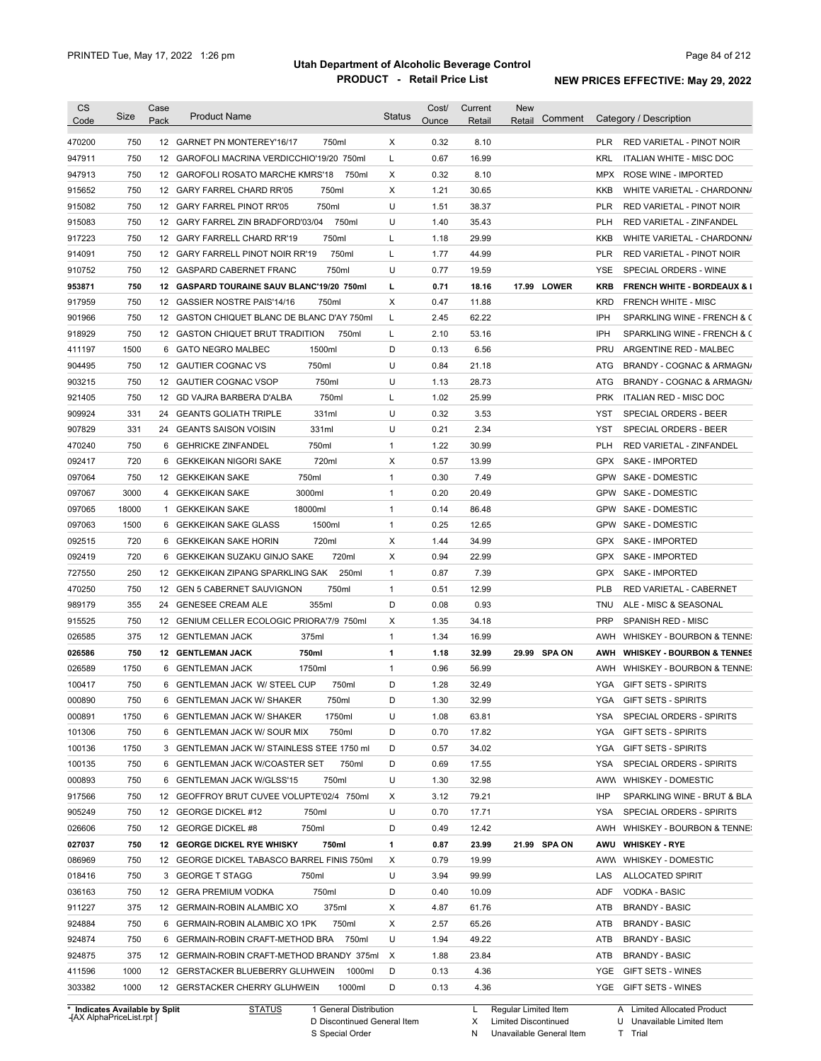# Utah Department of Alcoholic Beverage Control

## PRODUCT - Retail Price List

PRINTED Tue, May 17, 2022 1:26 pm

**NEW PRICES EFFECTIVE: May 29, 2022**

| CS Code | Size | Case Pack | Product Name | Status | Cost/ Ounce | Current Retail | New Retail | Comment | Category / Description |
|---|---|---|---|---|---|---|---|---|---|
| 470200 | 750 | 12 | GARNET PN MONTEREY'16/17 750ml | X | 0.32 | 8.10 | | | PLR RED VARIETAL - PINOT NOIR |
| 947911 | 750 | 12 | GAROFOLI MACRINA VERDICCHIO'19/20 750ml | L | 0.67 | 16.99 | | | KRL ITALIAN WHITE - MISC DOC |
| 947913 | 750 | 12 | GAROFOLI ROSATO MARCHE KMRS'18 750ml | X | 0.32 | 8.10 | | | MPX ROSE WINE - IMPORTED |
| 915652 | 750 | 12 | GARY FARREL CHARD RR'05 750ml | X | 1.21 | 30.65 | | | KKB WHITE VARIETAL - CHARDONNA |
| 915082 | 750 | 12 | GARY FARREL PINOT RR'05 750ml | U | 1.51 | 38.37 | | | PLR RED VARIETAL - PINOT NOIR |
| 915083 | 750 | 12 | GARY FARREL ZIN BRADFORD'03/04 750ml | U | 1.40 | 35.43 | | | PLH RED VARIETAL - ZINFANDEL |
| 917223 | 750 | 12 | GARY FARRELL CHARD RR'19 750ml | L | 1.18 | 29.99 | | | KKB WHITE VARIETAL - CHARDONNA |
| 914091 | 750 | 12 | GARY FARRELL PINOT NOIR RR'19 750ml | L | 1.77 | 44.99 | | | PLR RED VARIETAL - PINOT NOIR |
| 910752 | 750 | 12 | GASPARD CABERNET FRANC 750ml | U | 0.77 | 19.59 | | | YSE SPECIAL ORDERS - WINE |
| **953871** | **750** | **12** | **GASPARD TOURAINE SAUV BLANC'19/20 750ml** | **L** | **0.71** | **18.16** | **17.99** | **LOWER** | **KRB FRENCH WHITE - BORDEAUX & I** |
| 917959 | 750 | 12 | GASSIER NOSTRE PAIS'14/16 750ml | X | 0.47 | 11.88 | | | KRD FRENCH WHITE - MISC |
| 901966 | 750 | 12 | GASTON CHIQUET BLANC DE BLANC D'AY 750ml | L | 2.45 | 62.22 | | | IPH SPARKLING WINE - FRENCH & C |
| 918929 | 750 | 12 | GASTON CHIQUET BRUT TRADITION 750ml | L | 2.10 | 53.16 | | | IPH SPARKLING WINE - FRENCH & C |
| 411197 | 1500 | 6 | GATO NEGRO MALBEC 1500ml | D | 0.13 | 6.56 | | | PRU ARGENTINE RED - MALBEC |
| 904495 | 750 | 12 | GAUTIER COGNAC VS 750ml | U | 0.84 | 21.18 | | | ATG BRANDY - COGNAC & ARMAGNA |
| 903215 | 750 | 12 | GAUTIER COGNAC VSOP 750ml | U | 1.13 | 28.73 | | | ATG BRANDY - COGNAC & ARMAGNA |
| 921405 | 750 | 12 | GD VAJRA BARBERA D'ALBA 750ml | L | 1.02 | 25.99 | | | PRK ITALIAN RED - MISC DOC |
| 909924 | 331 | 24 | GEANTS GOLIATH TRIPLE 331ml | U | 0.32 | 3.53 | | | YST SPECIAL ORDERS - BEER |
| 907829 | 331 | 24 | GEANTS SAISON VOISIN 331ml | U | 0.21 | 2.34 | | | YST SPECIAL ORDERS - BEER |
| 470240 | 750 | 6 | GEHRICKE ZINFANDEL 750ml | 1 | 1.22 | 30.99 | | | PLH RED VARIETAL - ZINFANDEL |
| 092417 | 720 | 6 | GEKKEIKAN NIGORI SAKE 720ml | X | 0.57 | 13.99 | | | GPX SAKE - IMPORTED |
| 097064 | 750 | 12 | GEKKEIKAN SAKE 750ml | 1 | 0.30 | 7.49 | | | GPW SAKE - DOMESTIC |
| 097067 | 3000 | 4 | GEKKEIKAN SAKE 3000ml | 1 | 0.20 | 20.49 | | | GPW SAKE - DOMESTIC |
| 097065 | 18000 | 1 | GEKKEIKAN SAKE 18000ml | 1 | 0.14 | 86.48 | | | GPW SAKE - DOMESTIC |
| 097063 | 1500 | 6 | GEKKEIKAN SAKE GLASS 1500ml | 1 | 0.25 | 12.65 | | | GPW SAKE - DOMESTIC |
| 092515 | 720 | 6 | GEKKEIKAN SAKE HORIN 720ml | X | 1.44 | 34.99 | | | GPX SAKE - IMPORTED |
| 092419 | 720 | 6 | GEKKEIKAN SUZAKU GINJO SAKE 720ml | X | 0.94 | 22.99 | | | GPX SAKE - IMPORTED |
| 727550 | 250 | 12 | GEKKEIKAN ZIPANG SPARKLING SAK 250ml | 1 | 0.87 | 7.39 | | | GPX SAKE - IMPORTED |
| 470250 | 750 | 12 | GEN 5 CABERNET SAUVIGNON 750ml | 1 | 0.51 | 12.99 | | | PLB RED VARIETAL - CABERNET |
| 989179 | 355 | 24 | GENESEE CREAM ALE 355ml | D | 0.08 | 0.93 | | | TNU ALE - MISC & SEASONAL |
| 915525 | 750 | 12 | GENIUM CELLER ECOLOGIC PRIORA'7/9 750ml | X | 1.35 | 34.18 | | | PRP SPANISH RED - MISC |
| 026585 | 375 | 12 | GENTLEMAN JACK 375ml | 1 | 1.34 | 16.99 | | | AWH WHISKEY - BOURBON & TENNE |
| **026586** | **750** | **12** | **GENTLEMAN JACK 750ml** | **1** | **1.18** | **32.99** | **29.99** | **SPA ON** | **AWH WHISKEY - BOURBON & TENNES** |
| 026589 | 1750 | 6 | GENTLEMAN JACK 1750ml | 1 | 0.96 | 56.99 | | | AWH WHISKEY - BOURBON & TENNE |
| 100417 | 750 | 6 | GENTLEMAN JACK W/ STEEL CUP 750ml | D | 1.28 | 32.49 | | | YGA GIFT SETS - SPIRITS |
| 000890 | 750 | 6 | GENTLEMAN JACK W/ SHAKER 750ml | D | 1.30 | 32.99 | | | YGA GIFT SETS - SPIRITS |
| 000891 | 1750 | 6 | GENTLEMAN JACK W/ SHAKER 1750ml | U | 1.08 | 63.81 | | | YSA SPECIAL ORDERS - SPIRITS |
| 101306 | 750 | 6 | GENTLEMAN JACK W/ SOUR MIX 750ml | D | 0.70 | 17.82 | | | YGA GIFT SETS - SPIRITS |
| 100136 | 1750 | 3 | GENTLEMAN JACK W/ STAINLESS STEE 1750 ml | D | 0.57 | 34.02 | | | YGA GIFT SETS - SPIRITS |
| 100135 | 750 | 6 | GENTLEMAN JACK W/COASTER SET 750ml | D | 0.69 | 17.55 | | | YSA SPECIAL ORDERS - SPIRITS |
| 000893 | 750 | 6 | GENTLEMAN JACK W/GLSS'15 750ml | U | 1.30 | 32.98 | | | AWW WHISKEY - DOMESTIC |
| 917566 | 750 | 12 | GEOFFROY BRUT CUVEE VOLUPTE'02/4 750ml | X | 3.12 | 79.21 | | | IHP SPARKLING WINE - BRUT & BLA |
| 905249 | 750 | 12 | GEORGE DICKEL #12 750ml | U | 0.70 | 17.71 | | | YSA SPECIAL ORDERS - SPIRITS |
| 026606 | 750 | 12 | GEORGE DICKEL #8 750ml | D | 0.49 | 12.42 | | | AWH WHISKEY - BOURBON & TENNE |
| **027037** | **750** | **12** | **GEORGE DICKEL RYE WHISKY 750ml** | **1** | **0.87** | **23.99** | **21.99** | **SPA ON** | **AWU WHISKEY - RYE** |
| 086969 | 750 | 12 | GEORGE DICKEL TABASCO BARREL FINIS 750ml | X | 0.79 | 19.99 | | | AWW WHISKEY - DOMESTIC |
| 018416 | 750 | 3 | GEORGE T STAGG 750ml | U | 3.94 | 99.99 | | | LAS ALLOCATED SPIRIT |
| 036163 | 750 | 12 | GERA PREMIUM VODKA 750ml | D | 0.40 | 10.09 | | | ADF VODKA - BASIC |
| 911227 | 375 | 12 | GERMAIN-ROBIN ALAMBIC XO 375ml | X | 4.87 | 61.76 | | | ATB BRANDY - BASIC |
| 924884 | 750 | 6 | GERMAIN-ROBIN ALAMBIC XO 1PK 750ml | X | 2.57 | 65.26 | | | ATB BRANDY - BASIC |
| 924874 | 750 | 6 | GERMAIN-ROBIN CRAFT-METHOD BRA 750ml | U | 1.94 | 49.22 | | | ATB BRANDY - BASIC |
| 924875 | 375 | 12 | GERMAIN-ROBIN CRAFT-METHOD BRANDY 375ml | X | 1.88 | 23.84 | | | ATB BRANDY - BASIC |
| 411596 | 1000 | 12 | GERSTACKER BLUEBERRY GLUHWEIN 1000ml | D | 0.13 | 4.36 | | | YGE GIFT SETS - WINES |
| 303382 | 1000 | 12 | GERSTACKER CHERRY GLUHWEIN 1000ml | D | 0.13 | 4.36 | | | YGE GIFT SETS - WINES |

\* Indicates Available by Split
[AX AlphaPriceList.rpt]

STATUS: 1 General Distribution; D Discontinued General Item; S Special Order; L Regular Limited Item; X Limited Discontinued; N Unavailable General Item; A Limited Allocated Product; U Unavailable Limited Item; T Trial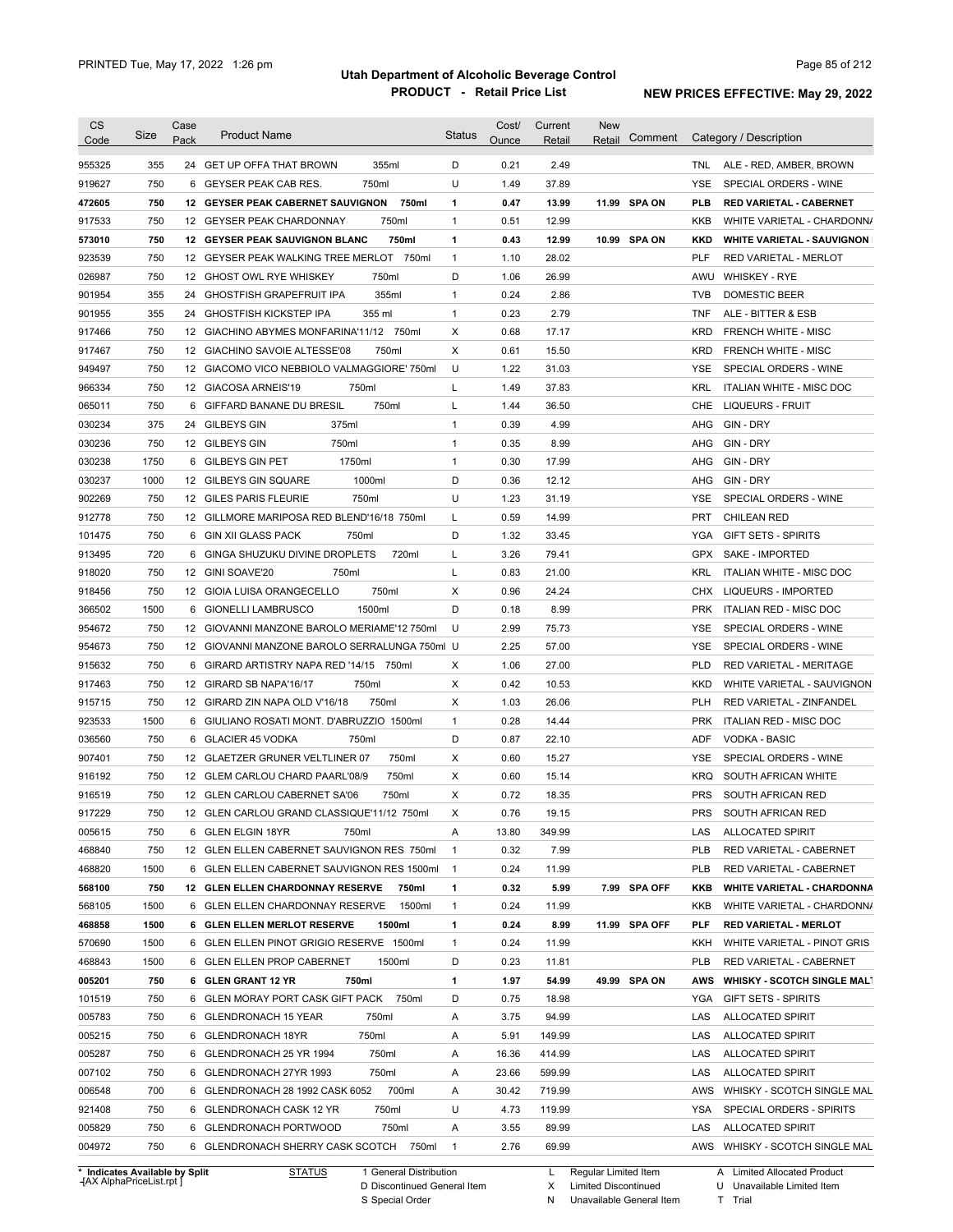# Utah Department of Alcoholic Beverage Control

## PRODUCT - Retail Price List

PRINTED Tue, May 17, 2022 1:26 pm

**NEW PRICES EFFECTIVE: May 29, 2022**

| CS Code | Size | Case Pack | Product Name | Status | Cost/ Ounce | Current Retail | New Retail | Comment | Category / Description |
|---|---|---|---|---|---|---|---|---|---|
| 955325 | 355 | 24 | GET UP OFFA THAT BROWN 355ml | D | 0.21 | 2.49 | | | TNL ALE - RED, AMBER, BROWN |
| 919627 | 750 | 6 | GEYSER PEAK CAB RES. 750ml | U | 1.49 | 37.89 | | | YSE SPECIAL ORDERS - WINE |
| **472605** | **750** | **12** | **GEYSER PEAK CABERNET SAUVIGNON 750ml** | **1** | **0.47** | **13.99** | **11.99** | **SPA ON** | **PLB RED VARIETAL - CABERNET** |
| 917533 | 750 | 12 | GEYSER PEAK CHARDONNAY 750ml | 1 | 0.51 | 12.99 | | | KKB WHITE VARIETAL - CHARDONNA |
| **573010** | **750** | **12** | **GEYSER PEAK SAUVIGNON BLANC 750ml** | **1** | **0.43** | **12.99** | **10.99** | **SPA ON** | **KKD WHITE VARIETAL - SAUVIGNON** |
| 923539 | 750 | 12 | GEYSER PEAK WALKING TREE MERLOT 750ml | 1 | 1.10 | 28.02 | | | PLF RED VARIETAL - MERLOT |
| 026987 | 750 | 12 | GHOST OWL RYE WHISKEY 750ml | D | 1.06 | 26.99 | | | AWU WHISKEY - RYE |
| 901954 | 355 | 24 | GHOSTFISH GRAPEFRUIT IPA 355ml | 1 | 0.24 | 2.86 | | | TVB DOMESTIC BEER |
| 901955 | 355 | 24 | GHOSTFISH KICKSTEP IPA 355 ml | 1 | 0.23 | 2.79 | | | TNF ALE - BITTER & ESB |
| 917466 | 750 | 12 | GIACHINO ABYMES MONFARINA'11/12 750ml | X | 0.68 | 17.17 | | | KRD FRENCH WHITE - MISC |
| 917467 | 750 | 12 | GIACHINO SAVOIE ALTESSE'08 750ml | X | 0.61 | 15.50 | | | KRD FRENCH WHITE - MISC |
| 949497 | 750 | 12 | GIACOMO VICO NEBBIOLO VALMAGGIORE' 750ml | U | 1.22 | 31.03 | | | YSE SPECIAL ORDERS - WINE |
| 966334 | 750 | 12 | GIACOSA ARNEIS'19 750ml | L | 1.49 | 37.83 | | | KRL ITALIAN WHITE - MISC DOC |
| 065011 | 750 | 6 | GIFFARD BANANE DU BRESIL 750ml | L | 1.44 | 36.50 | | | CHE LIQUEURS - FRUIT |
| 030234 | 375 | 24 | GILBEYS GIN 375ml | 1 | 0.39 | 4.99 | | | AHG GIN - DRY |
| 030236 | 750 | 12 | GILBEYS GIN 750ml | 1 | 0.35 | 8.99 | | | AHG GIN - DRY |
| 030238 | 1750 | 6 | GILBEYS GIN PET 1750ml | 1 | 0.30 | 17.99 | | | AHG GIN - DRY |
| 030237 | 1000 | 12 | GILBEYS GIN SQUARE 1000ml | D | 0.36 | 12.12 | | | AHG GIN - DRY |
| 902269 | 750 | 12 | GILES PARIS FLEURIE 750ml | U | 1.23 | 31.19 | | | YSE SPECIAL ORDERS - WINE |
| 912778 | 750 | 12 | GILLMORE MARIPOSA RED BLEND'16/18 750ml | L | 0.59 | 14.99 | | | PRT CHILEAN RED |
| 101475 | 750 | 6 | GIN XII GLASS PACK 750ml | D | 1.32 | 33.45 | | | YGA GIFT SETS - SPIRITS |
| 913495 | 720 | 6 | GINGA SHUZUKU DIVINE DROPLETS 720ml | L | 3.26 | 79.41 | | | GPX SAKE - IMPORTED |
| 918020 | 750 | 12 | GINI SOAVE'20 750ml | L | 0.83 | 21.00 | | | KRL ITALIAN WHITE - MISC DOC |
| 918456 | 750 | 12 | GIOIA LUISA ORANGECELLO 750ml | X | 0.96 | 24.24 | | | CHX LIQUEURS - IMPORTED |
| 366502 | 1500 | 6 | GIONELLI LAMBRUSCO 1500ml | D | 0.18 | 8.99 | | | PRK ITALIAN RED - MISC DOC |
| 954672 | 750 | 12 | GIOVANNI MANZONE BAROLO MERIAME'12 750ml | U | 2.99 | 75.73 | | | YSE SPECIAL ORDERS - WINE |
| 954673 | 750 | 12 | GIOVANNI MANZONE BAROLO SERRALUNGA 750ml | U | 2.25 | 57.00 | | | YSE SPECIAL ORDERS - WINE |
| 915632 | 750 | 6 | GIRARD ARTISTRY NAPA RED '14/15 750ml | X | 1.06 | 27.00 | | | PLD RED VARIETAL - MERITAGE |
| 917463 | 750 | 12 | GIRARD SB NAPA'16/17 750ml | X | 0.42 | 10.53 | | | KKD WHITE VARIETAL - SAUVIGNON |
| 915715 | 750 | 12 | GIRARD ZIN NAPA OLD V'16/18 750ml | X | 1.03 | 26.06 | | | PLH RED VARIETAL - ZINFANDEL |
| 923533 | 1500 | 6 | GIULIANO ROSATI MONT. D'ABRUZZIO 1500ml | 1 | 0.28 | 14.44 | | | PRK ITALIAN RED - MISC DOC |
| 036560 | 750 | 6 | GLACIER 45 VODKA 750ml | D | 0.87 | 22.10 | | | ADF VODKA - BASIC |
| 907401 | 750 | 12 | GLAETZER GRUNER VELTLINER 07 750ml | X | 0.60 | 15.27 | | | YSE SPECIAL ORDERS - WINE |
| 916192 | 750 | 12 | GLEM CARLOU CHARD PAARL'08/9 750ml | X | 0.60 | 15.14 | | | KRQ SOUTH AFRICAN WHITE |
| 916519 | 750 | 12 | GLEN CARLOU CABERNET SA'06 750ml | X | 0.72 | 18.35 | | | PRS SOUTH AFRICAN RED |
| 917229 | 750 | 12 | GLEN CARLOU GRAND CLASSIQUE'11/12 750ml | X | 0.76 | 19.15 | | | PRS SOUTH AFRICAN RED |
| 005615 | 750 | 6 | GLEN ELGIN 18YR 750ml | A | 13.80 | 349.99 | | | LAS ALLOCATED SPIRIT |
| 468840 | 750 | 12 | GLEN ELLEN CABERNET SAUVIGNON RES 750ml | 1 | 0.32 | 7.99 | | | PLB RED VARIETAL - CABERNET |
| 468820 | 1500 | 6 | GLEN ELLEN CABERNET SAUVIGNON RES 1500ml | 1 | 0.24 | 11.99 | | | PLB RED VARIETAL - CABERNET |
| **568100** | **750** | **12** | **GLEN ELLEN CHARDONNAY RESERVE 750ml** | **1** | **0.32** | **5.99** | **7.99** | **SPA OFF** | **KKB WHITE VARIETAL - CHARDONNA** |
| 568105 | 1500 | 6 | GLEN ELLEN CHARDONNAY RESERVE 1500ml | 1 | 0.24 | 11.99 | | | KKB WHITE VARIETAL - CHARDONNA |
| **468858** | **1500** | **6** | **GLEN ELLEN MERLOT RESERVE 1500ml** | **1** | **0.24** | **8.99** | **11.99** | **SPA OFF** | **PLF RED VARIETAL - MERLOT** |
| 570690 | 1500 | 6 | GLEN ELLEN PINOT GRIGIO RESERVE 1500ml | 1 | 0.24 | 11.99 | | | KKH WHITE VARIETAL - PINOT GRIS |
| 468843 | 1500 | 6 | GLEN ELLEN PROP CABERNET 1500ml | D | 0.23 | 11.81 | | | PLB RED VARIETAL - CABERNET |
| **005201** | **750** | **6** | **GLEN GRANT 12 YR 750ml** | **1** | **1.97** | **54.99** | **49.99** | **SPA ON** | **AWS WHISKY - SCOTCH SINGLE MALT** |
| 101519 | 750 | 6 | GLEN MORAY PORT CASK GIFT PACK 750ml | D | 0.75 | 18.98 | | | YGA GIFT SETS - SPIRITS |
| 005783 | 750 | 6 | GLENDRONACH 15 YEAR 750ml | A | 3.75 | 94.99 | | | LAS ALLOCATED SPIRIT |
| 005215 | 750 | 6 | GLENDRONACH 18YR 750ml | A | 5.91 | 149.99 | | | LAS ALLOCATED SPIRIT |
| 005287 | 750 | 6 | GLENDRONACH 25 YR 1994 750ml | A | 16.36 | 414.99 | | | LAS ALLOCATED SPIRIT |
| 007102 | 750 | 6 | GLENDRONACH 27YR 1993 750ml | A | 23.66 | 599.99 | | | LAS ALLOCATED SPIRIT |
| 006548 | 700 | 6 | GLENDRONACH 28 1992 CASK 6052 700ml | A | 30.42 | 719.99 | | | AWS WHISKY - SCOTCH SINGLE MAL |
| 921408 | 750 | 6 | GLENDRONACH CASK 12 YR 750ml | U | 4.73 | 119.99 | | | YSA SPECIAL ORDERS - SPIRITS |
| 005829 | 750 | 6 | GLENDRONACH PORTWOOD 750ml | A | 3.55 | 89.99 | | | LAS ALLOCATED SPIRIT |
| 004972 | 750 | 6 | GLENDRONACH SHERRY CASK SCOTCH 750ml | 1 | 2.76 | 69.99 | | | AWS WHISKY - SCOTCH SINGLE MAL |

\* Indicates Available by Split

| STATUS | | |
|---|---|---|
| 1 General Distribution | L Regular Limited Item | A Limited Allocated Product |
| D Discontinued General Item | X Limited Discontinued | U Unavailable Limited Item |
| S Special Order | N Unavailable General Item | T Trial |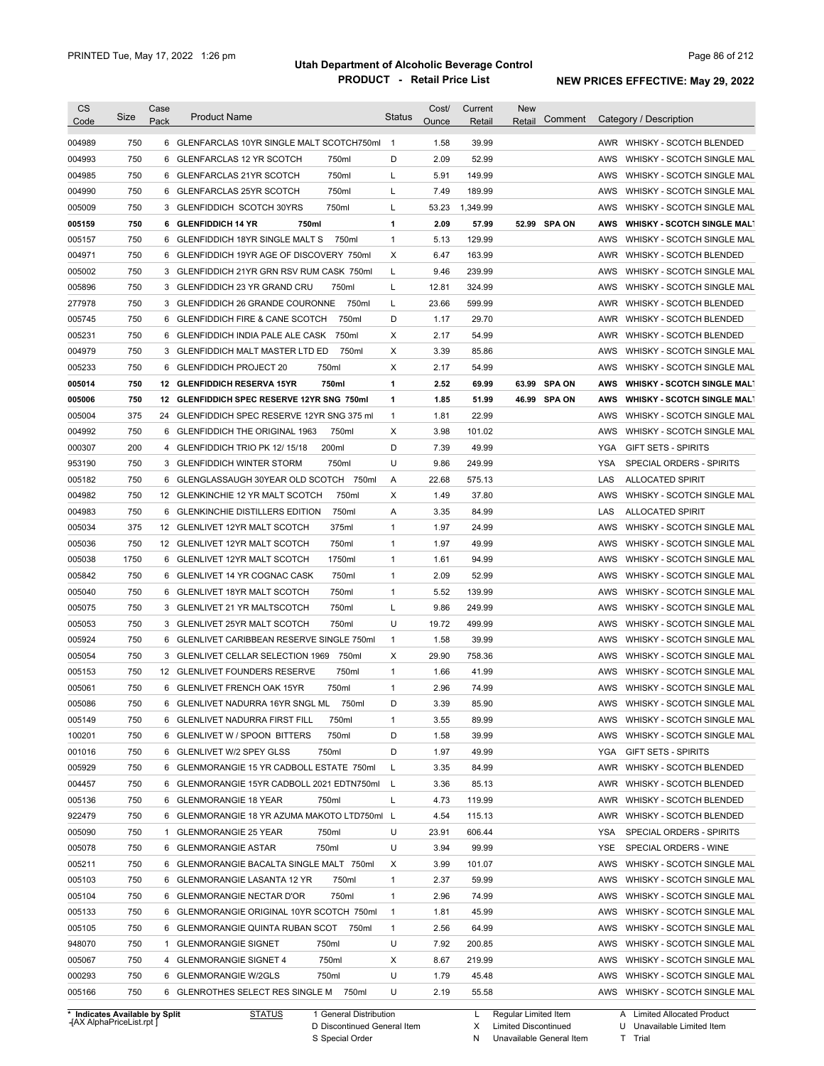PRINTED Tue, May 17, 2022 1:26 pm

**Utah Department of Alcoholic Beverage Control**
**PRODUCT - Retail Price List**

**NEW PRICES EFFECTIVE: May 29, 2022**

| CS Code | Size | Case Pack | Product Name | Status | Cost/ Ounce | Current Retail | New Retail | Comment | Category / Description |
|---|---|---|---|---|---|---|---|---|---|
| 004989 | 750 | 6 | GLENFARCLAS 10YR SINGLE MALT SCOTCH750ml | 1 | 1.58 | 39.99 | | | AWR WHISKY - SCOTCH BLENDED |
| 004993 | 750 | 6 | GLENFARCLAS 12 YR SCOTCH 750ml | D | 2.09 | 52.99 | | | AWS WHISKY - SCOTCH SINGLE MAL |
| 004985 | 750 | 6 | GLENFARCLAS 21YR SCOTCH 750ml | L | 5.91 | 149.99 | | | AWS WHISKY - SCOTCH SINGLE MAL |
| 004990 | 750 | 6 | GLENFARCLAS 25YR SCOTCH 750ml | L | 7.49 | 189.99 | | | AWS WHISKY - SCOTCH SINGLE MAL |
| 005009 | 750 | 3 | GLENFIDDICH SCOTCH 30YRS 750ml | L | 53.23 | 1,349.99 | | | AWS WHISKY - SCOTCH SINGLE MAL |
| **005159** | **750** | **6** | **GLENFIDDICH 14 YR 750ml** | **1** | **2.09** | **57.99** | **52.99** | **SPA ON** | **AWS WHISKY - SCOTCH SINGLE MALT** |
| 005157 | 750 | 6 | GLENFIDDICH 18YR SINGLE MALT S 750ml | 1 | 5.13 | 129.99 | | | AWS WHISKY - SCOTCH SINGLE MAL |
| 004971 | 750 | 6 | GLENFIDDICH 19YR AGE OF DISCOVERY 750ml | X | 6.47 | 163.99 | | | AWR WHISKY - SCOTCH BLENDED |
| 005002 | 750 | 3 | GLENFIDDICH 21YR GRN RSV RUM CASK 750ml | L | 9.46 | 239.99 | | | AWS WHISKY - SCOTCH SINGLE MAL |
| 005896 | 750 | 3 | GLENFIDDICH 23 YR GRAND CRU 750ml | L | 12.81 | 324.99 | | | AWS WHISKY - SCOTCH SINGLE MAL |
| 277978 | 750 | 3 | GLENFIDDICH 26 GRANDE COURONNE 750ml | L | 23.66 | 599.99 | | | AWR WHISKY - SCOTCH BLENDED |
| 005745 | 750 | 6 | GLENFIDDICH FIRE & CANE SCOTCH 750ml | D | 1.17 | 29.70 | | | AWR WHISKY - SCOTCH BLENDED |
| 005231 | 750 | 6 | GLENFIDDICH INDIA PALE ALE CASK 750ml | X | 2.17 | 54.99 | | | AWR WHISKY - SCOTCH BLENDED |
| 004979 | 750 | 3 | GLENFIDDICH MALT MASTER LTD ED 750ml | X | 3.39 | 85.86 | | | AWS WHISKY - SCOTCH SINGLE MAL |
| 005233 | 750 | 6 | GLENFIDDICH PROJECT 20 750ml | X | 2.17 | 54.99 | | | AWS WHISKY - SCOTCH SINGLE MAL |
| **005014** | **750** | **12** | **GLENFIDDICH RESERVA 15YR 750ml** | **1** | **2.52** | **69.99** | **63.99** | **SPA ON** | **AWS WHISKY - SCOTCH SINGLE MALT** |
| **005006** | **750** | **12** | **GLENFIDDICH SPEC RESERVE 12YR SNG 750ml** | **1** | **1.85** | **51.99** | **46.99** | **SPA ON** | **AWS WHISKY - SCOTCH SINGLE MALT** |
| 005004 | 375 | 24 | GLENFIDDICH SPEC RESERVE 12YR SNG 375 ml | 1 | 1.81 | 22.99 | | | AWS WHISKY - SCOTCH SINGLE MAL |
| 004992 | 750 | 6 | GLENFIDDICH THE ORIGINAL 1963 750ml | X | 3.98 | 101.02 | | | AWS WHISKY - SCOTCH SINGLE MAL |
| 000307 | 200 | 4 | GLENFIDDICH TRIO PK 12/ 15/18 200ml | D | 7.39 | 49.99 | | | YGA GIFT SETS - SPIRITS |
| 953190 | 750 | 3 | GLENFIDDICH WINTER STORM 750ml | U | 9.86 | 249.99 | | | YSA SPECIAL ORDERS - SPIRITS |
| 005182 | 750 | 6 | GLENGLASSAUGH 30YEAR OLD SCOTCH 750ml | A | 22.68 | 575.13 | | | LAS ALLOCATED SPIRIT |
| 004982 | 750 | 12 | GLENKINCHIE 12 YR MALT SCOTCH 750ml | X | 1.49 | 37.80 | | | AWS WHISKY - SCOTCH SINGLE MAL |
| 004983 | 750 | 6 | GLENKINCHIE DISTILLERS EDITION 750ml | A | 3.35 | 84.99 | | | LAS ALLOCATED SPIRIT |
| 005034 | 375 | 12 | GLENLIVET 12YR MALT SCOTCH 375ml | 1 | 1.97 | 24.99 | | | AWS WHISKY - SCOTCH SINGLE MAL |
| 005036 | 750 | 12 | GLENLIVET 12YR MALT SCOTCH 750ml | 1 | 1.97 | 49.99 | | | AWS WHISKY - SCOTCH SINGLE MAL |
| 005038 | 1750 | 6 | GLENLIVET 12YR MALT SCOTCH 1750ml | 1 | 1.61 | 94.99 | | | AWS WHISKY - SCOTCH SINGLE MAL |
| 005842 | 750 | 6 | GLENLIVET 14 YR COGNAC CASK 750ml | 1 | 2.09 | 52.99 | | | AWS WHISKY - SCOTCH SINGLE MAL |
| 005040 | 750 | 6 | GLENLIVET 18YR MALT SCOTCH 750ml | 1 | 5.52 | 139.99 | | | AWS WHISKY - SCOTCH SINGLE MAL |
| 005075 | 750 | 3 | GLENLIVET 21 YR MALTSCOTCH 750ml | L | 9.86 | 249.99 | | | AWS WHISKY - SCOTCH SINGLE MAL |
| 005053 | 750 | 3 | GLENLIVET 25YR MALT SCOTCH 750ml | U | 19.72 | 499.99 | | | AWS WHISKY - SCOTCH SINGLE MAL |
| 005924 | 750 | 6 | GLENLIVET CARIBBEAN RESERVE SINGLE 750ml | 1 | 1.58 | 39.99 | | | AWS WHISKY - SCOTCH SINGLE MAL |
| 005054 | 750 | 3 | GLENLIVET CELLAR SELECTION 1969 750ml | X | 29.90 | 758.36 | | | AWS WHISKY - SCOTCH SINGLE MAL |
| 005153 | 750 | 12 | GLENLIVET FOUNDERS RESERVE 750ml | 1 | 1.66 | 41.99 | | | AWS WHISKY - SCOTCH SINGLE MAL |
| 005061 | 750 | 6 | GLENLIVET FRENCH OAK 15YR 750ml | 1 | 2.96 | 74.99 | | | AWS WHISKY - SCOTCH SINGLE MAL |
| 005086 | 750 | 6 | GLENLIVET NADURRA 16YR SNGL ML 750ml | D | 3.39 | 85.90 | | | AWS WHISKY - SCOTCH SINGLE MAL |
| 005149 | 750 | 6 | GLENLIVET NADURRA FIRST FILL 750ml | 1 | 3.55 | 89.99 | | | AWS WHISKY - SCOTCH SINGLE MAL |
| 100201 | 750 | 6 | GLENLIVET W / SPOON BITTERS 750ml | D | 1.58 | 39.99 | | | AWS WHISKY - SCOTCH SINGLE MAL |
| 001016 | 750 | 6 | GLENLIVET W/2 SPEY GLSS 750ml | D | 1.97 | 49.99 | | | YGA GIFT SETS - SPIRITS |
| 005929 | 750 | 6 | GLENMORANGIE 15 YR CADBOLL ESTATE 750ml | L | 3.35 | 84.99 | | | AWR WHISKY - SCOTCH BLENDED |
| 004457 | 750 | 6 | GLENMORANGIE 15YR CADBOLL 2021 EDTN750ml | L | 3.36 | 85.13 | | | AWR WHISKY - SCOTCH BLENDED |
| 005136 | 750 | 6 | GLENMORANGIE 18 YEAR 750ml | L | 4.73 | 119.99 | | | AWR WHISKY - SCOTCH BLENDED |
| 922479 | 750 | 6 | GLENMORANGIE 18 YR AZUMA MAKOTO LTD750ml | L | 4.54 | 115.13 | | | AWR WHISKY - SCOTCH BLENDED |
| 005090 | 750 | 1 | GLENMORANGIE 25 YEAR 750ml | U | 23.91 | 606.44 | | | YSA SPECIAL ORDERS - SPIRITS |
| 005078 | 750 | 6 | GLENMORANGIE ASTAR 750ml | U | 3.94 | 99.99 | | | YSE SPECIAL ORDERS - WINE |
| 005211 | 750 | 6 | GLENMORANGIE BACALTA SINGLE MALT 750ml | X | 3.99 | 101.07 | | | AWS WHISKY - SCOTCH SINGLE MAL |
| 005103 | 750 | 6 | GLENMORANGIE LASANTA 12 YR 750ml | 1 | 2.37 | 59.99 | | | AWS WHISKY - SCOTCH SINGLE MAL |
| 005104 | 750 | 6 | GLENMORANGIE NECTAR D'OR 750ml | 1 | 2.96 | 74.99 | | | AWS WHISKY - SCOTCH SINGLE MAL |
| 005133 | 750 | 6 | GLENMORANGIE ORIGINAL 10YR SCOTCH 750ml | 1 | 1.81 | 45.99 | | | AWS WHISKY - SCOTCH SINGLE MAL |
| 005105 | 750 | 6 | GLENMORANGIE QUINTA RUBAN SCOT 750ml | 1 | 2.56 | 64.99 | | | AWS WHISKY - SCOTCH SINGLE MAL |
| 948070 | 750 | 1 | GLENMORANGIE SIGNET 750ml | U | 7.92 | 200.85 | | | AWS WHISKY - SCOTCH SINGLE MAL |
| 005067 | 750 | 4 | GLENMORANGIE SIGNET 4 750ml | X | 8.67 | 219.99 | | | AWS WHISKY - SCOTCH SINGLE MAL |
| 000293 | 750 | 6 | GLENMORANGIE W/2GLS 750ml | U | 1.79 | 45.48 | | | AWS WHISKY - SCOTCH SINGLE MAL |
| 005166 | 750 | 6 | GLENROTHES SELECT RES SINGLE M 750ml | U | 2.19 | 55.58 | | | AWS WHISKY - SCOTCH SINGLE MAL |

\* Indicates Available by Split
[AX AlphaPriceList.rpt]

STATUS: 1 General Distribution; D Discontinued General Item; S Special Order; L Regular Limited Item; X Limited Discontinued; N Unavailable General Item; A Limited Allocated Product; U Unavailable Limited Item; T Trial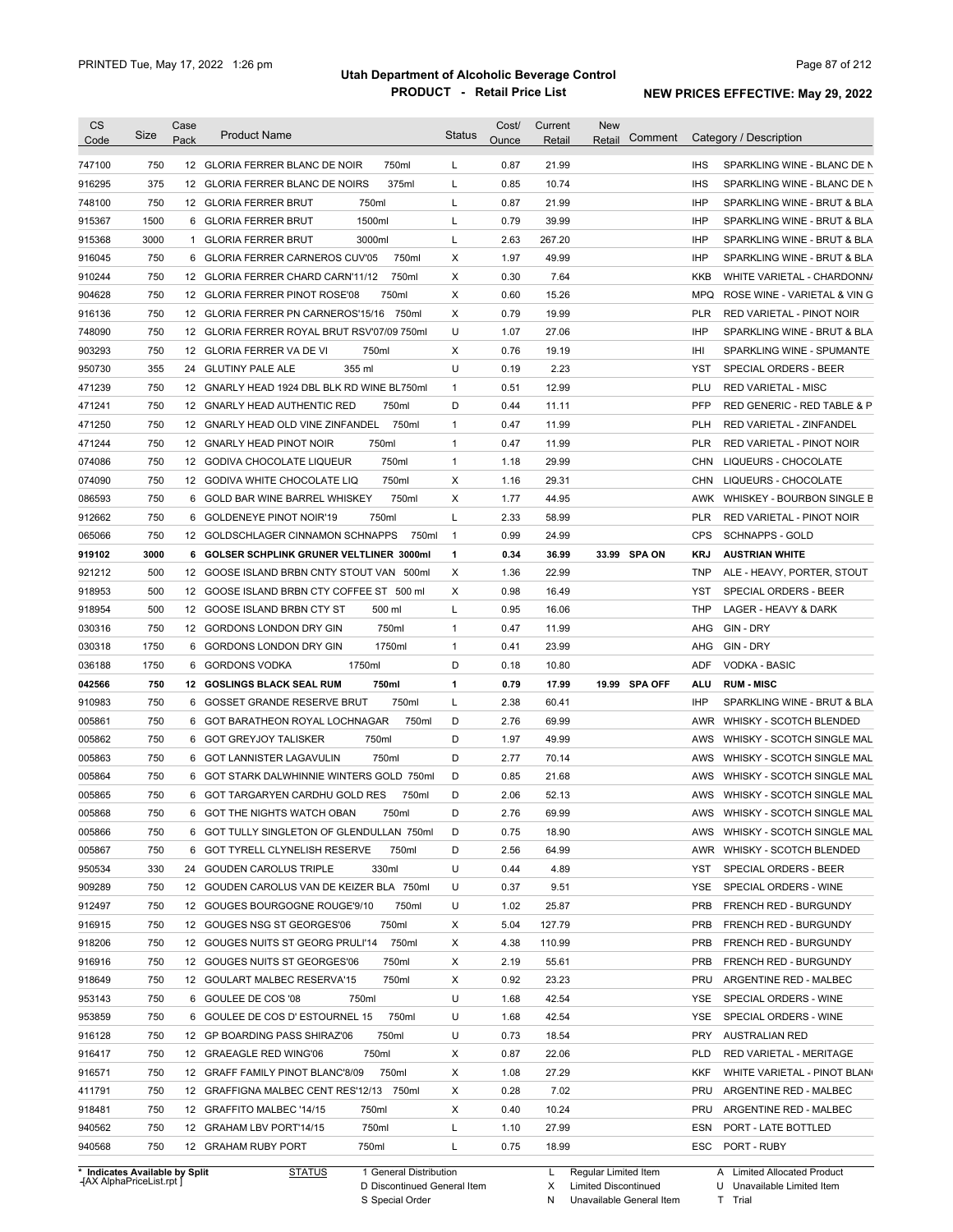# Utah Department of Alcoholic Beverage Control

## PRODUCT - Retail Price List

PRINTED Tue, May 17, 2022 1:26 pm

**NEW PRICES EFFECTIVE: May 29, 2022**

| CS Code | Size | Case Pack | Product Name | Status | Cost/ Ounce | Current Retail | New Retail | Comment | Category / Description |
|---|---|---|---|---|---|---|---|---|---|
| 747100 | 750 | 12 | GLORIA FERRER BLANC DE NOIR 750ml | L | 0.87 | 21.99 | | | IHS SPARKLING WINE - BLANC DE N |
| 916295 | 375 | 12 | GLORIA FERRER BLANC DE NOIRS 375ml | L | 0.85 | 10.74 | | | IHS SPARKLING WINE - BLANC DE N |
| 748100 | 750 | 12 | GLORIA FERRER BRUT 750ml | L | 0.87 | 21.99 | | | IHP SPARKLING WINE - BRUT & BLA |
| 915367 | 1500 | 6 | GLORIA FERRER BRUT 1500ml | L | 0.79 | 39.99 | | | IHP SPARKLING WINE - BRUT & BLA |
| 915368 | 3000 | 1 | GLORIA FERRER BRUT 3000ml | L | 2.63 | 267.20 | | | IHP SPARKLING WINE - BRUT & BLA |
| 916045 | 750 | 6 | GLORIA FERRER CARNEROS CUV'05 750ml | X | 1.97 | 49.99 | | | IHP SPARKLING WINE - BRUT & BLA |
| 910244 | 750 | 12 | GLORIA FERRER CHARD CARN'11/12 750ml | X | 0.30 | 7.64 | | | KKB WHITE VARIETAL - CHARDONN |
| 904628 | 750 | 12 | GLORIA FERRER PINOT ROSE'08 750ml | X | 0.60 | 15.26 | | | MPQ ROSE WINE - VARIETAL & VIN G |
| 916136 | 750 | 12 | GLORIA FERRER PN CARNEROS'15/16 750ml | X | 0.79 | 19.99 | | | PLR RED VARIETAL - PINOT NOIR |
| 748090 | 750 | 12 | GLORIA FERRER ROYAL BRUT RSV'07/09 750ml | U | 1.07 | 27.06 | | | IHP SPARKLING WINE - BRUT & BLA |
| 903293 | 750 | 12 | GLORIA FERRER VA DE VI 750ml | X | 0.76 | 19.19 | | | IHI SPARKLING WINE - SPUMANTE |
| 950730 | 355 | 24 | GLUTINY PALE ALE 355 ml | U | 0.19 | 2.23 | | | YST SPECIAL ORDERS - BEER |
| 471239 | 750 | 12 | GNARLY HEAD 1924 DBL BLK RD WINE BL750ml | 1 | 0.51 | 12.99 | | | PLU RED VARIETAL - MISC |
| 471241 | 750 | 12 | GNARLY HEAD AUTHENTIC RED 750ml | D | 0.44 | 11.11 | | | PFP RED GENERIC - RED TABLE & P |
| 471250 | 750 | 12 | GNARLY HEAD OLD VINE ZINFANDEL 750ml | 1 | 0.47 | 11.99 | | | PLH RED VARIETAL - ZINFANDEL |
| 471244 | 750 | 12 | GNARLY HEAD PINOT NOIR 750ml | 1 | 0.47 | 11.99 | | | PLR RED VARIETAL - PINOT NOIR |
| 074086 | 750 | 12 | GODIVA CHOCOLATE LIQUEUR 750ml | 1 | 1.18 | 29.99 | | | CHN LIQUEURS - CHOCOLATE |
| 074090 | 750 | 12 | GODIVA WHITE CHOCOLATE LIQ 750ml | X | 1.16 | 29.31 | | | CHN LIQUEURS - CHOCOLATE |
| 086593 | 750 | 6 | GOLD BAR WINE BARREL WHISKEY 750ml | X | 1.77 | 44.95 | | | AWK WHISKEY - BOURBON SINGLE B |
| 912662 | 750 | 6 | GOLDENEYE PINOT NOIR'19 750ml | L | 2.33 | 58.99 | | | PLR RED VARIETAL - PINOT NOIR |
| 065066 | 750 | 12 | GOLDSCHLAGER CINNAMON SCHNAPPS 750ml | 1 | 0.99 | 24.99 | | | CPS SCHNAPPS - GOLD |
| **919102** | **3000** | **6** | **GOLSER SCHPLINK GRUNER VELTLINER 3000ml** | **1** | **0.34** | **36.99** | **33.99** | **SPA ON** | **KRJ AUSTRIAN WHITE** |
| 921212 | 500 | 12 | GOOSE ISLAND BRBN CNTY STOUT VAN 500ml | X | 1.36 | 22.99 | | | TNP ALE - HEAVY, PORTER, STOUT |
| 918953 | 500 | 12 | GOOSE ISLAND BRBN CTY COFFEE ST 500 ml | X | 0.98 | 16.49 | | | YST SPECIAL ORDERS - BEER |
| 918954 | 500 | 12 | GOOSE ISLAND BRBN CTY ST 500 ml | L | 0.95 | 16.06 | | | THP LAGER - HEAVY & DARK |
| 030316 | 750 | 12 | GORDONS LONDON DRY GIN 750ml | 1 | 0.47 | 11.99 | | | AHG GIN - DRY |
| 030318 | 1750 | 6 | GORDONS LONDON DRY GIN 1750ml | 1 | 0.41 | 23.99 | | | AHG GIN - DRY |
| 036188 | 1750 | 6 | GORDONS VODKA 1750ml | D | 0.18 | 10.80 | | | ADF VODKA - BASIC |
| **042566** | **750** | **12** | **GOSLINGS BLACK SEAL RUM 750ml** | **1** | **0.79** | **17.99** | **19.99** | **SPA OFF** | **ALU RUM - MISC** |
| 910983 | 750 | 6 | GOSSET GRANDE RESERVE BRUT 750ml | L | 2.38 | 60.41 | | | IHP SPARKLING WINE - BRUT & BLA |
| 005861 | 750 | 6 | GOT BARATHEON ROYAL LOCHNAGAR 750ml | D | 2.76 | 69.99 | | | AWR WHISKY - SCOTCH BLENDED |
| 005862 | 750 | 6 | GOT GREYJOY TALISKER 750ml | D | 1.97 | 49.99 | | | AWS WHISKY - SCOTCH SINGLE MAL |
| 005863 | 750 | 6 | GOT LANNISTER LAGAVULIN 750ml | D | 2.77 | 70.14 | | | AWS WHISKY - SCOTCH SINGLE MAL |
| 005864 | 750 | 6 | GOT STARK DALWHINNIE WINTERS GOLD 750ml | D | 0.85 | 21.68 | | | AWS WHISKY - SCOTCH SINGLE MAL |
| 005865 | 750 | 6 | GOT TARGARYEN CARDHU GOLD RES 750ml | D | 2.06 | 52.13 | | | AWS WHISKY - SCOTCH SINGLE MAL |
| 005868 | 750 | 6 | GOT THE NIGHTS WATCH OBAN 750ml | D | 2.76 | 69.99 | | | AWS WHISKY - SCOTCH SINGLE MAL |
| 005866 | 750 | 6 | GOT TULLY SINGLETON OF GLENDULLAN 750ml | D | 0.75 | 18.90 | | | AWS WHISKY - SCOTCH SINGLE MAL |
| 005867 | 750 | 6 | GOT TYRELL CLYNELISH RESERVE 750ml | D | 2.56 | 64.99 | | | AWR WHISKY - SCOTCH BLENDED |
| 950534 | 330 | 24 | GOUDEN CAROLUS TRIPLE 330ml | U | 0.44 | 4.89 | | | YST SPECIAL ORDERS - BEER |
| 909289 | 750 | 12 | GOUDEN CAROLUS VAN DE KEIZER BLA 750ml | U | 0.37 | 9.51 | | | YSE SPECIAL ORDERS - WINE |
| 912497 | 750 | 12 | GOUGES BOURGOGNE ROUGE'9/10 750ml | U | 1.02 | 25.87 | | | PRB FRENCH RED - BURGUNDY |
| 916915 | 750 | 12 | GOUGES NSG ST GEORGES'06 750ml | X | 5.04 | 127.79 | | | PRB FRENCH RED - BURGUNDY |
| 918206 | 750 | 12 | GOUGES NUITS ST GEORG PRULI'14 750ml | X | 4.38 | 110.99 | | | PRB FRENCH RED - BURGUNDY |
| 916916 | 750 | 12 | GOUGES NUITS ST GEORGES'06 750ml | X | 2.19 | 55.61 | | | PRB FRENCH RED - BURGUNDY |
| 918649 | 750 | 12 | GOULART MALBEC RESERVA'15 750ml | X | 0.92 | 23.23 | | | PRU ARGENTINE RED - MALBEC |
| 953143 | 750 | 6 | GOULEE DE COS '08 750ml | U | 1.68 | 42.54 | | | YSE SPECIAL ORDERS - WINE |
| 953859 | 750 | 6 | GOULEE DE COS D' ESTOURNEL 15 750ml | U | 1.68 | 42.54 | | | YSE SPECIAL ORDERS - WINE |
| 916128 | 750 | 12 | GP BOARDING PASS SHIRAZ'06 750ml | U | 0.73 | 18.54 | | | PRY AUSTRALIAN RED |
| 916417 | 750 | 12 | GRAEAGLE RED WING'06 750ml | X | 0.87 | 22.06 | | | PLD RED VARIETAL - MERITAGE |
| 916571 | 750 | 12 | GRAFF FAMILY PINOT BLANC'8/09 750ml | X | 1.08 | 27.29 | | | KKF WHITE VARIETAL - PINOT BLAN |
| 411791 | 750 | 12 | GRAFFIGNA MALBEC CENT RES'12/13 750ml | X | 0.28 | 7.02 | | | PRU ARGENTINE RED - MALBEC |
| 918481 | 750 | 12 | GRAFFITO MALBEC '14/15 750ml | X | 0.40 | 10.24 | | | PRU ARGENTINE RED - MALBEC |
| 940562 | 750 | 12 | GRAHAM LBV PORT'14/15 750ml | L | 1.10 | 27.99 | | | ESN PORT - LATE BOTTLED |
| 940568 | 750 | 12 | GRAHAM RUBY PORT 750ml | L | 0.75 | 18.99 | | | ESC PORT - RUBY |

\* Indicates Available by Split

STATUS: 1 General Distribution; D Discontinued General Item; S Special Order; L Regular Limited Item; X Limited Discontinued; N Unavailable General Item; A Limited Allocated Product; U Unavailable Limited Item; T Trial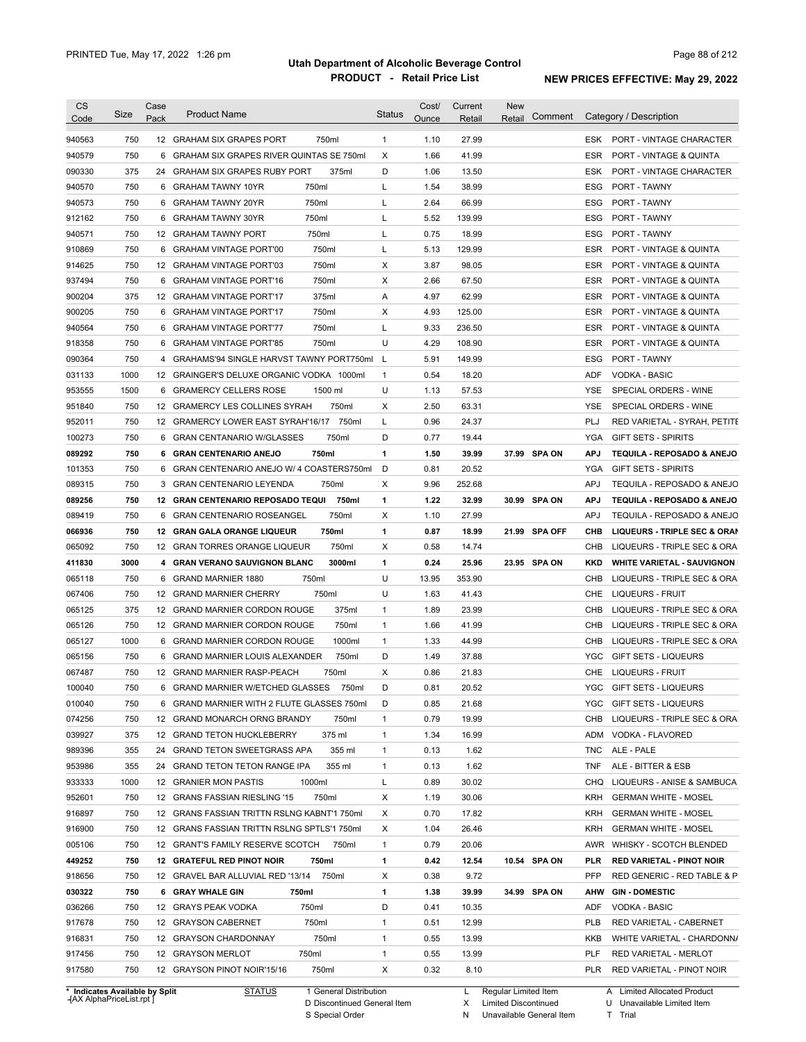# Utah Department of Alcoholic Beverage Control

## PRODUCT - Retail Price List

PRINTED Tue, May 17, 2022 1:26 pm

**NEW PRICES EFFECTIVE: May 29, 2022**

| CS Code | Size | Case Pack | Product Name | Status | Cost/ Ounce | Current Retail | New Retail | Comment | Category / Description |
|---|---|---|---|---|---|---|---|---|---|
| 940563 | 750 | 12 | GRAHAM SIX GRAPES PORT 750ml | 1 | 1.10 | 27.99 | | | ESK PORT - VINTAGE CHARACTER |
| 940579 | 750 | 6 | GRAHAM SIX GRAPES RIVER QUINTAS SE 750ml | X | 1.66 | 41.99 | | | ESR PORT - VINTAGE & QUINTA |
| 090330 | 375 | 24 | GRAHAM SIX GRAPES RUBY PORT 375ml | D | 1.06 | 13.50 | | | ESK PORT - VINTAGE CHARACTER |
| 940570 | 750 | 6 | GRAHAM TAWNY 10YR 750ml | L | 1.54 | 38.99 | | | ESG PORT - TAWNY |
| 940573 | 750 | 6 | GRAHAM TAWNY 20YR 750ml | L | 2.64 | 66.99 | | | ESG PORT - TAWNY |
| 912162 | 750 | 6 | GRAHAM TAWNY 30YR 750ml | L | 5.52 | 139.99 | | | ESG PORT - TAWNY |
| 940571 | 750 | 12 | GRAHAM TAWNY PORT 750ml | L | 0.75 | 18.99 | | | ESG PORT - TAWNY |
| 910869 | 750 | 6 | GRAHAM VINTAGE PORT'00 750ml | L | 5.13 | 129.99 | | | ESR PORT - VINTAGE & QUINTA |
| 914625 | 750 | 12 | GRAHAM VINTAGE PORT'03 750ml | X | 3.87 | 98.05 | | | ESR PORT - VINTAGE & QUINTA |
| 937494 | 750 | 6 | GRAHAM VINTAGE PORT'16 750ml | X | 2.66 | 67.50 | | | ESR PORT - VINTAGE & QUINTA |
| 900204 | 375 | 12 | GRAHAM VINTAGE PORT'17 375ml | A | 4.97 | 62.99 | | | ESR PORT - VINTAGE & QUINTA |
| 900205 | 750 | 6 | GRAHAM VINTAGE PORT'17 750ml | X | 4.93 | 125.00 | | | ESR PORT - VINTAGE & QUINTA |
| 940564 | 750 | 6 | GRAHAM VINTAGE PORT'77 750ml | L | 9.33 | 236.50 | | | ESR PORT - VINTAGE & QUINTA |
| 918358 | 750 | 6 | GRAHAM VINTAGE PORT'85 750ml | U | 4.29 | 108.90 | | | ESR PORT - VINTAGE & QUINTA |
| 090364 | 750 | 4 | GRAHAMS'94 SINGLE HARVST TAWNY PORT750ml | L | 5.91 | 149.99 | | | ESG PORT - TAWNY |
| 031133 | 1000 | 12 | GRAINGER'S DELUXE ORGANIC VODKA 1000ml | 1 | 0.54 | 18.20 | | | ADF VODKA - BASIC |
| 953555 | 1500 | 6 | GRAMERCY CELLERS ROSE 1500 ml | U | 1.13 | 57.53 | | | YSE SPECIAL ORDERS - WINE |
| 951840 | 750 | 12 | GRAMERCY LES COLLINES SYRAH 750ml | X | 2.50 | 63.31 | | | YSE SPECIAL ORDERS - WINE |
| 952011 | 750 | 12 | GRAMERCY LOWER EAST SYRAH'16/17 750ml | L | 0.96 | 24.37 | | | PLJ RED VARIETAL - SYRAH, PETITE |
| 100273 | 750 | 6 | GRAN CENTANARIO W/GLASSES 750ml | D | 0.77 | 19.44 | | | YGA GIFT SETS - SPIRITS |
| **089292** | **750** | **6** | **GRAN CENTENARIO ANEJO 750ml** | **1** | **1.50** | **39.99** | **37.99** | **SPA ON** | **APJ TEQUILA - REPOSADO & ANEJO** |
| 101353 | 750 | 6 | GRAN CENTENARIO ANEJO W/ 4 COASTERS750ml | D | 0.81 | 20.52 | | | YGA GIFT SETS - SPIRITS |
| 089315 | 750 | 3 | GRAN CENTENARIO LEYENDA 750ml | X | 9.96 | 252.68 | | | APJ TEQUILA - REPOSADO & ANEJO |
| **089256** | **750** | **12** | **GRAN CENTENARIO REPOSADO TEQUI 750ml** | **1** | **1.22** | **32.99** | **30.99** | **SPA ON** | **APJ TEQUILA - REPOSADO & ANEJO** |
| 089419 | 750 | 6 | GRAN CENTENARIO ROSEANGEL 750ml | X | 1.10 | 27.99 | | | APJ TEQUILA - REPOSADO & ANEJO |
| **066936** | **750** | **12** | **GRAN GALA ORANGE LIQUEUR 750ml** | **1** | **0.87** | **18.99** | **21.99** | **SPA OFF** | **CHB LIQUEURS - TRIPLE SEC & ORAN** |
| 065092 | 750 | 12 | GRAN TORRES ORANGE LIQUEUR 750ml | X | 0.58 | 14.74 | | | CHB LIQUEURS - TRIPLE SEC & ORA |
| **411830** | **3000** | **4** | **GRAN VERANO SAUVIGNON BLANC 3000ml** | **1** | **0.24** | **25.96** | **23.95** | **SPA ON** | **KKD WHITE VARIETAL - SAUVIGNON** |
| 065118 | 750 | 6 | GRAND MARNIER 1880 750ml | U | 13.95 | 353.90 | | | CHB LIQUEURS - TRIPLE SEC & ORA |
| 067406 | 750 | 12 | GRAND MARNIER CHERRY 750ml | U | 1.63 | 41.43 | | | CHE LIQUEURS - FRUIT |
| 065125 | 375 | 12 | GRAND MARNIER CORDON ROUGE 375ml | 1 | 1.89 | 23.99 | | | CHB LIQUEURS - TRIPLE SEC & ORA |
| 065126 | 750 | 12 | GRAND MARNIER CORDON ROUGE 750ml | 1 | 1.66 | 41.99 | | | CHB LIQUEURS - TRIPLE SEC & ORA |
| 065127 | 1000 | 6 | GRAND MARNIER CORDON ROUGE 1000ml | 1 | 1.33 | 44.99 | | | CHB LIQUEURS - TRIPLE SEC & ORA |
| 065156 | 750 | 6 | GRAND MARNIER LOUIS ALEXANDER 750ml | D | 1.49 | 37.88 | | | YGC GIFT SETS - LIQUEURS |
| 067487 | 750 | 12 | GRAND MARNIER RASP-PEACH 750ml | X | 0.86 | 21.83 | | | CHE LIQUEURS - FRUIT |
| 100040 | 750 | 6 | GRAND MARNIER W/ETCHED GLASSES 750ml | D | 0.81 | 20.52 | | | YGC GIFT SETS - LIQUEURS |
| 010040 | 750 | 6 | GRAND MARNIER WITH 2 FLUTE GLASSES 750ml | D | 0.85 | 21.68 | | | YGC GIFT SETS - LIQUEURS |
| 074256 | 750 | 12 | GRAND MONARCH ORNG BRANDY 750ml | 1 | 0.79 | 19.99 | | | CHB LIQUEURS - TRIPLE SEC & ORA |
| 039927 | 375 | 12 | GRAND TETON HUCKLEBERRY 375 ml | 1 | 1.34 | 16.99 | | | ADM VODKA - FLAVORED |
| 989396 | 355 | 24 | GRAND TETON SWEETGRASS APA 355 ml | 1 | 0.13 | 1.62 | | | TNC ALE - PALE |
| 953986 | 355 | 24 | GRAND TETON TETON RANGE IPA 355 ml | 1 | 0.13 | 1.62 | | | TNF ALE - BITTER & ESB |
| 933333 | 1000 | 12 | GRANIER MON PASTIS 1000ml | L | 0.89 | 30.02 | | | CHQ LIQUEURS - ANISE & SAMBUCA |
| 952601 | 750 | 12 | GRANS FASSIAN RIESLING '15 750ml | X | 1.19 | 30.06 | | | KRH GERMAN WHITE - MOSEL |
| 916897 | 750 | 12 | GRANS FASSIAN TRITTN RSLNG KABNT'1 750ml | X | 0.70 | 17.82 | | | KRH GERMAN WHITE - MOSEL |
| 916900 | 750 | 12 | GRANS FASSIAN TRITTN RSLNG SPTLS'1 750ml | X | 1.04 | 26.46 | | | KRH GERMAN WHITE - MOSEL |
| 005106 | 750 | 12 | GRANT'S FAMILY RESERVE SCOTCH 750ml | 1 | 0.79 | 20.06 | | | AWR WHISKY - SCOTCH BLENDED |
| **449252** | **750** | **12** | **GRATEFUL RED PINOT NOIR 750ml** | **1** | **0.42** | **12.54** | **10.54** | **SPA ON** | **PLR RED VARIETAL - PINOT NOIR** |
| 918656 | 750 | 12 | GRAVEL BAR ALLUVIAL RED '13/14 750ml | X | 0.38 | 9.72 | | | PFP RED GENERIC - RED TABLE & P |
| **030322** | **750** | **6** | **GRAY WHALE GIN 750ml** | **1** | **1.38** | **39.99** | **34.99** | **SPA ON** | **AHW GIN - DOMESTIC** |
| 036266 | 750 | 12 | GRAYS PEAK VODKA 750ml | D | 0.41 | 10.35 | | | ADF VODKA - BASIC |
| 917678 | 750 | 12 | GRAYSON CABERNET 750ml | 1 | 0.51 | 12.99 | | | PLB RED VARIETAL - CABERNET |
| 916831 | 750 | 12 | GRAYSON CHARDONNAY 750ml | 1 | 0.55 | 13.99 | | | KKB WHITE VARIETAL - CHARDONNA |
| 917456 | 750 | 12 | GRAYSON MERLOT 750ml | 1 | 0.55 | 13.99 | | | PLF RED VARIETAL - MERLOT |
| 917580 | 750 | 12 | GRAYSON PINOT NOIR'15/16 750ml | X | 0.32 | 8.10 | | | PLR RED VARIETAL - PINOT NOIR |

\* Indicates Available by Split

| STATUS | | |
|---|---|---|
| 1 General Distribution | L Regular Limited Item | A Limited Allocated Product |
| D Discontinued General Item | X Limited Discontinued | U Unavailable Limited Item |
| S Special Order | N Unavailable General Item | T Trial |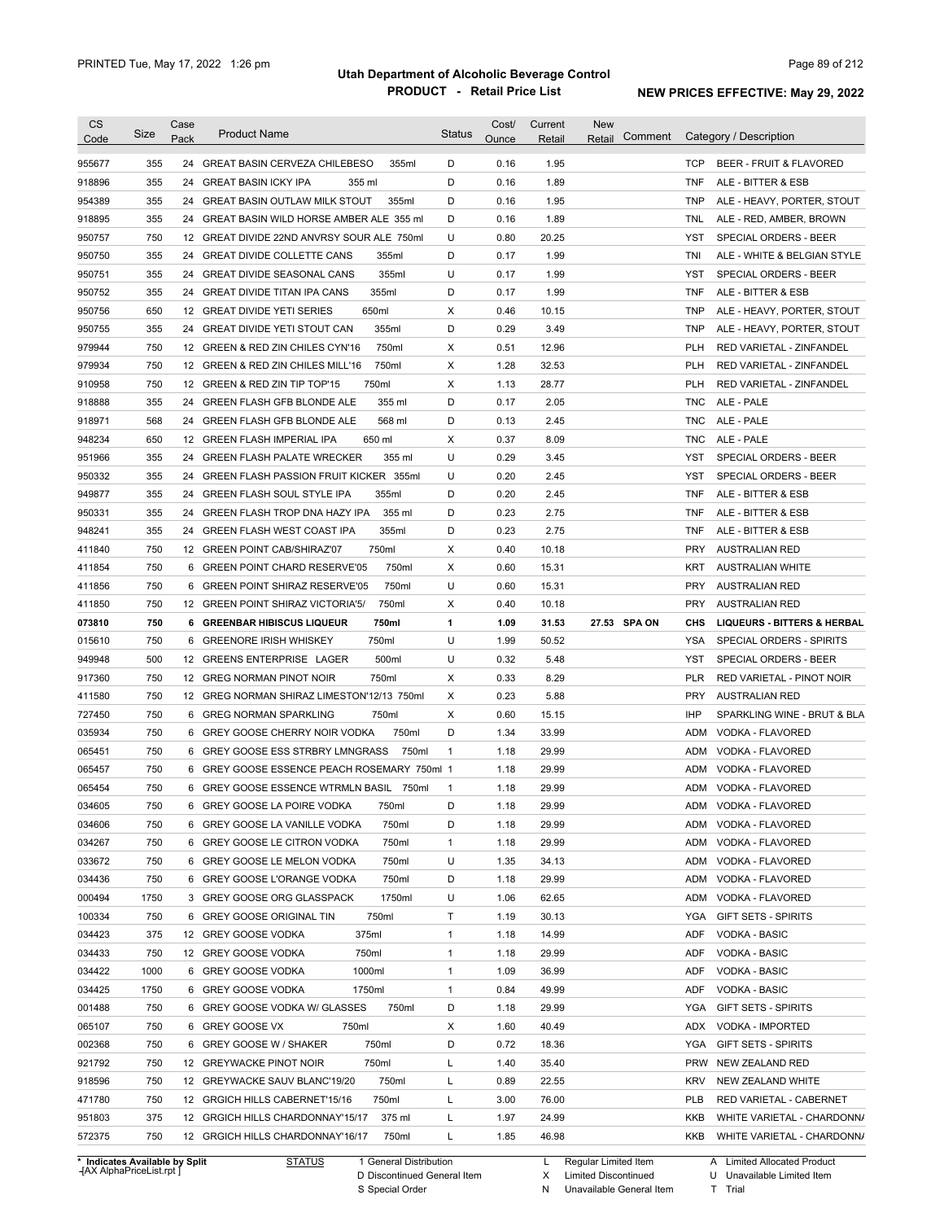# Utah Department of Alcoholic Beverage Control

## PRODUCT - Retail Price List

PRINTED Tue, May 17, 2022 1:26 pm

NEW PRICES EFFECTIVE: May 29, 2022

| CS Code | Size | Case Pack | Product Name | Status | Cost/ Ounce | Current Retail | New Retail | Comment | Category / Description |
|---|---|---|---|---|---|---|---|---|---|
| 955677 | 355 | 24 | GREAT BASIN CERVEZA CHILEBESO 355ml | D | 0.16 | 1.95 | | | TCP BEER - FRUIT & FLAVORED |
| 918896 | 355 | 24 | GREAT BASIN ICKY IPA 355 ml | D | 0.16 | 1.89 | | | TNF ALE - BITTER & ESB |
| 954389 | 355 | 24 | GREAT BASIN OUTLAW MILK STOUT 355ml | D | 0.16 | 1.95 | | | TNP ALE - HEAVY, PORTER, STOUT |
| 918895 | 355 | 24 | GREAT BASIN WILD HORSE AMBER ALE 355 ml | D | 0.16 | 1.89 | | | TNL ALE - RED, AMBER, BROWN |
| 950757 | 750 | 12 | GREAT DIVIDE 22ND ANVRSY SOUR ALE 750ml | U | 0.80 | 20.25 | | | YST SPECIAL ORDERS - BEER |
| 950750 | 355 | 24 | GREAT DIVIDE COLLETTE CANS 355ml | D | 0.17 | 1.99 | | | TNI ALE - WHITE & BELGIAN STYLE |
| 950751 | 355 | 24 | GREAT DIVIDE SEASONAL CANS 355ml | U | 0.17 | 1.99 | | | YST SPECIAL ORDERS - BEER |
| 950752 | 355 | 24 | GREAT DIVIDE TITAN IPA CANS 355ml | D | 0.17 | 1.99 | | | TNF ALE - BITTER & ESB |
| 950756 | 650 | 12 | GREAT DIVIDE YETI SERIES 650ml | X | 0.46 | 10.15 | | | TNP ALE - HEAVY, PORTER, STOUT |
| 950755 | 355 | 24 | GREAT DIVIDE YETI STOUT CAN 355ml | D | 0.29 | 3.49 | | | TNP ALE - HEAVY, PORTER, STOUT |
| 979944 | 750 | 12 | GREEN & RED ZIN CHILES CYN'16 750ml | X | 0.51 | 12.96 | | | PLH RED VARIETAL - ZINFANDEL |
| 979934 | 750 | 12 | GREEN & RED ZIN CHILES MILL'16 750ml | X | 1.28 | 32.53 | | | PLH RED VARIETAL - ZINFANDEL |
| 910958 | 750 | 12 | GREEN & RED ZIN TIP TOP'15 750ml | X | 1.13 | 28.77 | | | PLH RED VARIETAL - ZINFANDEL |
| 918888 | 355 | 24 | GREEN FLASH GFB BLONDE ALE 355 ml | D | 0.17 | 2.05 | | | TNC ALE - PALE |
| 918971 | 568 | 24 | GREEN FLASH GFB BLONDE ALE 568 ml | D | 0.13 | 2.45 | | | TNC ALE - PALE |
| 948234 | 650 | 12 | GREEN FLASH IMPERIAL IPA 650 ml | X | 0.37 | 8.09 | | | TNC ALE - PALE |
| 951966 | 355 | 24 | GREEN FLASH PALATE WRECKER 355 ml | U | 0.29 | 3.45 | | | YST SPECIAL ORDERS - BEER |
| 950332 | 355 | 24 | GREEN FLASH PASSION FRUIT KICKER 355ml | U | 0.20 | 2.45 | | | YST SPECIAL ORDERS - BEER |
| 949877 | 355 | 24 | GREEN FLASH SOUL STYLE IPA 355ml | D | 0.20 | 2.45 | | | TNF ALE - BITTER & ESB |
| 950331 | 355 | 24 | GREEN FLASH TROP DNA HAZY IPA 355 ml | D | 0.23 | 2.75 | | | TNF ALE - BITTER & ESB |
| 948241 | 355 | 24 | GREEN FLASH WEST COAST IPA 355ml | D | 0.23 | 2.75 | | | TNF ALE - BITTER & ESB |
| 411840 | 750 | 12 | GREEN POINT CAB/SHIRAZ'07 750ml | X | 0.40 | 10.18 | | | PRY AUSTRALIAN RED |
| 411854 | 750 | 6 | GREEN POINT CHARD RESERVE'05 750ml | X | 0.60 | 15.31 | | | KRT AUSTRALIAN WHITE |
| 411856 | 750 | 6 | GREEN POINT SHIRAZ RESERVE'05 750ml | U | 0.60 | 15.31 | | | PRY AUSTRALIAN RED |
| 411850 | 750 | 12 | GREEN POINT SHIRAZ VICTORIA'5/ 750ml | X | 0.40 | 10.18 | | | PRY AUSTRALIAN RED |
| **073810** | **750** | **6** | **GREENBAR HIBISCUS LIQUEUR 750ml** | **1** | **1.09** | **31.53** | **27.53** | **SPA ON** | **CHS LIQUEURS - BITTERS & HERBAL** |
| 015610 | 750 | 6 | GREENORE IRISH WHISKEY 750ml | U | 1.99 | 50.52 | | | YSA SPECIAL ORDERS - SPIRITS |
| 949948 | 500 | 12 | GREENS ENTERPRISE LAGER 500ml | U | 0.32 | 5.48 | | | YST SPECIAL ORDERS - BEER |
| 917360 | 750 | 12 | GREG NORMAN PINOT NOIR 750ml | X | 0.33 | 8.29 | | | PLR RED VARIETAL - PINOT NOIR |
| 411580 | 750 | 12 | GREG NORMAN SHIRAZ LIMESTON'12/13 750ml | X | 0.23 | 5.88 | | | PRY AUSTRALIAN RED |
| 727450 | 750 | 6 | GREG NORMAN SPARKLING 750ml | X | 0.60 | 15.15 | | | IHP SPARKLING WINE - BRUT & BLA |
| 035934 | 750 | 6 | GREY GOOSE CHERRY NOIR VODKA 750ml | D | 1.34 | 33.99 | | | ADM VODKA - FLAVORED |
| 065451 | 750 | 6 | GREY GOOSE ESS STRBRY LMNGRASS 750ml | 1 | 1.18 | 29.99 | | | ADM VODKA - FLAVORED |
| 065457 | 750 | 6 | GREY GOOSE ESSENCE PEACH ROSEMARY 750ml | 1 | 1.18 | 29.99 | | | ADM VODKA - FLAVORED |
| 065454 | 750 | 6 | GREY GOOSE ESSENCE WTRMLN BASIL 750ml | 1 | 1.18 | 29.99 | | | ADM VODKA - FLAVORED |
| 034605 | 750 | 6 | GREY GOOSE LA POIRE VODKA 750ml | D | 1.18 | 29.99 | | | ADM VODKA - FLAVORED |
| 034606 | 750 | 6 | GREY GOOSE LA VANILLE VODKA 750ml | D | 1.18 | 29.99 | | | ADM VODKA - FLAVORED |
| 034267 | 750 | 6 | GREY GOOSE LE CITRON VODKA 750ml | 1 | 1.18 | 29.99 | | | ADM VODKA - FLAVORED |
| 033672 | 750 | 6 | GREY GOOSE LE MELON VODKA 750ml | U | 1.35 | 34.13 | | | ADM VODKA - FLAVORED |
| 034436 | 750 | 6 | GREY GOOSE L'ORANGE VODKA 750ml | D | 1.18 | 29.99 | | | ADM VODKA - FLAVORED |
| 000494 | 1750 | 3 | GREY GOOSE ORG GLASSPACK 1750ml | U | 1.06 | 62.65 | | | ADM VODKA - FLAVORED |
| 100334 | 750 | 6 | GREY GOOSE ORIGINAL TIN 750ml | T | 1.19 | 30.13 | | | YGA GIFT SETS - SPIRITS |
| 034423 | 375 | 12 | GREY GOOSE VODKA 375ml | 1 | 1.18 | 14.99 | | | ADF VODKA - BASIC |
| 034433 | 750 | 12 | GREY GOOSE VODKA 750ml | 1 | 1.18 | 29.99 | | | ADF VODKA - BASIC |
| 034422 | 1000 | 6 | GREY GOOSE VODKA 1000ml | 1 | 1.09 | 36.99 | | | ADF VODKA - BASIC |
| 034425 | 1750 | 6 | GREY GOOSE VODKA 1750ml | 1 | 0.84 | 49.99 | | | ADF VODKA - BASIC |
| 001488 | 750 | 6 | GREY GOOSE VODKA W/ GLASSES 750ml | D | 1.18 | 29.99 | | | YGA GIFT SETS - SPIRITS |
| 065107 | 750 | 6 | GREY GOOSE VX 750ml | X | 1.60 | 40.49 | | | ADX VODKA - IMPORTED |
| 002368 | 750 | 6 | GREY GOOSE W / SHAKER 750ml | D | 0.72 | 18.36 | | | YGA GIFT SETS - SPIRITS |
| 921792 | 750 | 12 | GREYWACKE PINOT NOIR 750ml | L | 1.40 | 35.40 | | | PRW NEW ZEALAND RED |
| 918596 | 750 | 12 | GREYWACKE SAUV BLANC'19/20 750ml | L | 0.89 | 22.55 | | | KRV NEW ZEALAND WHITE |
| 471780 | 750 | 12 | GRGICH HILLS CABERNET'15/16 750ml | L | 3.00 | 76.00 | | | PLB RED VARIETAL - CABERNET |
| 951803 | 375 | 12 | GRGICH HILLS CHARDONNAY'15/17 375 ml | L | 1.97 | 24.99 | | | KKB WHITE VARIETAL - CHARDONNA |
| 572375 | 750 | 12 | GRGICH HILLS CHARDONNAY'16/17 750ml | L | 1.85 | 46.98 | | | KKB WHITE VARIETAL - CHARDONNA |

\* Indicates Available by Split

STATUS: 1 General Distribution; D Discontinued General Item; S Special Order; L Regular Limited Item; X Limited Discontinued; N Unavailable General Item; A Limited Allocated Product; U Unavailable Limited Item; T Trial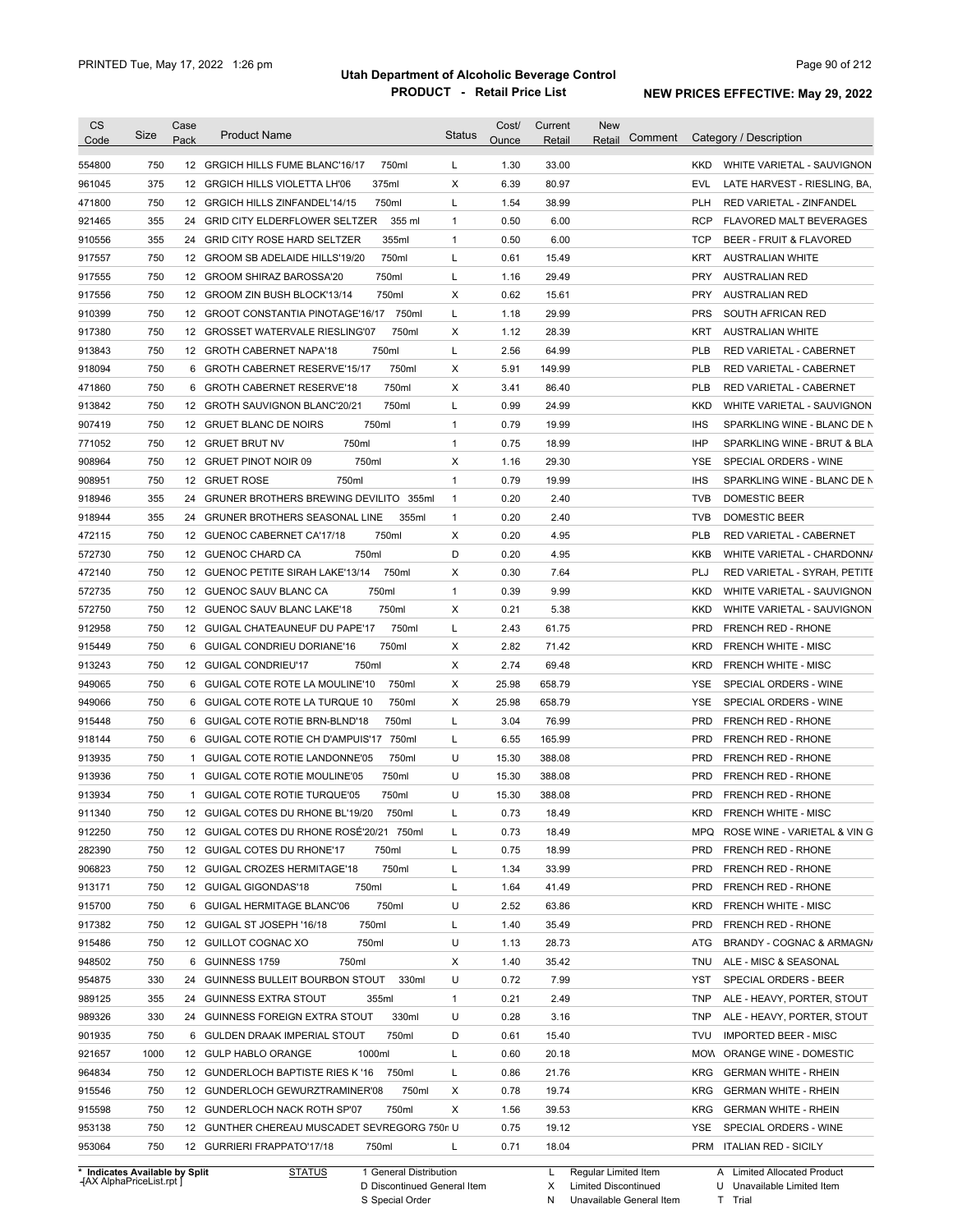**Utah Department of Alcoholic Beverage Control**

**PRODUCT - Retail Price List**

PRINTED Tue, May 17, 2022 1:26 pm

**NEW PRICES EFFECTIVE: May 29, 2022**

| CS Code | Size | Case Pack | Product Name | Status | Cost/ Ounce | Current Retail | New Retail | Comment | Category / Description |
|---|---|---|---|---|---|---|---|---|---|
| 554800 | 750 | 12 | GRGICH HILLS FUME BLANC'16/17 750ml | L | 1.30 | 33.00 | | | KKD WHITE VARIETAL - SAUVIGNON |
| 961045 | 375 | 12 | GRGICH HILLS VIOLETTA LH'06 375ml | X | 6.39 | 80.97 | | | EVL LATE HARVEST - RIESLING, BA, |
| 471800 | 750 | 12 | GRGICH HILLS ZINFANDEL'14/15 750ml | L | 1.54 | 38.99 | | | PLH RED VARIETAL - ZINFANDEL |
| 921465 | 355 | 24 | GRID CITY ELDERFLOWER SELTZER 355 ml | 1 | 0.50 | 6.00 | | | RCP FLAVORED MALT BEVERAGES |
| 910556 | 355 | 24 | GRID CITY ROSE HARD SELTZER 355ml | 1 | 0.50 | 6.00 | | | TCP BEER - FRUIT & FLAVORED |
| 917557 | 750 | 12 | GROOM SB ADELAIDE HILLS'19/20 750ml | L | 0.61 | 15.49 | | | KRT AUSTRALIAN WHITE |
| 917555 | 750 | 12 | GROOM SHIRAZ BAROSSA'20 750ml | L | 1.16 | 29.49 | | | PRY AUSTRALIAN RED |
| 917556 | 750 | 12 | GROOM ZIN BUSH BLOCK'13/14 750ml | X | 0.62 | 15.61 | | | PRY AUSTRALIAN RED |
| 910399 | 750 | 12 | GROOT CONSTANTIA PINOTAGE'16/17 750ml | L | 1.18 | 29.99 | | | PRS SOUTH AFRICAN RED |
| 917380 | 750 | 12 | GROSSET WATERVALE RIESLING'07 750ml | X | 1.12 | 28.39 | | | KRT AUSTRALIAN WHITE |
| 913843 | 750 | 12 | GROTH CABERNET NAPA'18 750ml | L | 2.56 | 64.99 | | | PLB RED VARIETAL - CABERNET |
| 918094 | 750 | 6 | GROTH CABERNET RESERVE'15/17 750ml | X | 5.91 | 149.99 | | | PLB RED VARIETAL - CABERNET |
| 471860 | 750 | 6 | GROTH CABERNET RESERVE'18 750ml | X | 3.41 | 86.40 | | | PLB RED VARIETAL - CABERNET |
| 913842 | 750 | 12 | GROTH SAUVIGNON BLANC'20/21 750ml | L | 0.99 | 24.99 | | | KKD WHITE VARIETAL - SAUVIGNON |
| 907419 | 750 | 12 | GRUET BLANC DE NOIRS 750ml | 1 | 0.79 | 19.99 | | | IHS SPARKLING WINE - BLANC DE N |
| 771052 | 750 | 12 | GRUET BRUT NV 750ml | 1 | 0.75 | 18.99 | | | IHP SPARKLING WINE - BRUT & BLA |
| 908964 | 750 | 12 | GRUET PINOT NOIR 09 750ml | X | 1.16 | 29.30 | | | YSE SPECIAL ORDERS - WINE |
| 908951 | 750 | 12 | GRUET ROSE 750ml | 1 | 0.79 | 19.99 | | | IHS SPARKLING WINE - BLANC DE N |
| 918946 | 355 | 24 | GRUNER BROTHERS BREWING DEVILITO 355ml | 1 | 0.20 | 2.40 | | | TVB DOMESTIC BEER |
| 918944 | 355 | 24 | GRUNER BROTHERS SEASONAL LINE 355ml | 1 | 0.20 | 2.40 | | | TVB DOMESTIC BEER |
| 472115 | 750 | 12 | GUENOC CABERNET CA'17/18 750ml | X | 0.20 | 4.95 | | | PLB RED VARIETAL - CABERNET |
| 572730 | 750 | 12 | GUENOC CHARD CA 750ml | D | 0.20 | 4.95 | | | KKB WHITE VARIETAL - CHARDONNA |
| 472140 | 750 | 12 | GUENOC PETITE SIRAH LAKE'13/14 750ml | X | 0.30 | 7.64 | | | PLJ RED VARIETAL - SYRAH, PETITE |
| 572735 | 750 | 12 | GUENOC SAUV BLANC CA 750ml | 1 | 0.39 | 9.99 | | | KKD WHITE VARIETAL - SAUVIGNON |
| 572750 | 750 | 12 | GUENOC SAUV BLANC LAKE'18 750ml | X | 0.21 | 5.38 | | | KKD WHITE VARIETAL - SAUVIGNON |
| 912958 | 750 | 12 | GUIGAL CHATEAUNEUF DU PAPE'17 750ml | L | 2.43 | 61.75 | | | PRD FRENCH RED - RHONE |
| 915449 | 750 | 6 | GUIGAL CONDRIEU DORIANE'16 750ml | X | 2.82 | 71.42 | | | KRD FRENCH WHITE - MISC |
| 913243 | 750 | 12 | GUIGAL CONDRIEU'17 750ml | X | 2.74 | 69.48 | | | KRD FRENCH WHITE - MISC |
| 949065 | 750 | 6 | GUIGAL COTE ROTE LA MOULINE'10 750ml | X | 25.98 | 658.79 | | | YSE SPECIAL ORDERS - WINE |
| 949066 | 750 | 6 | GUIGAL COTE ROTE LA TURQUE 10 750ml | X | 25.98 | 658.79 | | | YSE SPECIAL ORDERS - WINE |
| 915448 | 750 | 6 | GUIGAL COTE ROTIE BRN-BLND'18 750ml | L | 3.04 | 76.99 | | | PRD FRENCH RED - RHONE |
| 918144 | 750 | 6 | GUIGAL COTE ROTIE CH D'AMPUIS'17 750ml | L | 6.55 | 165.99 | | | PRD FRENCH RED - RHONE |
| 913935 | 750 | 1 | GUIGAL COTE ROTIE LANDONNE'05 750ml | U | 15.30 | 388.08 | | | PRD FRENCH RED - RHONE |
| 913936 | 750 | 1 | GUIGAL COTE ROTIE MOULINE'05 750ml | U | 15.30 | 388.08 | | | PRD FRENCH RED - RHONE |
| 913934 | 750 | 1 | GUIGAL COTE ROTIE TURQUE'05 750ml | U | 15.30 | 388.08 | | | PRD FRENCH RED - RHONE |
| 911340 | 750 | 12 | GUIGAL COTES DU RHONE BL'19/20 750ml | L | 0.73 | 18.49 | | | KRD FRENCH WHITE - MISC |
| 912250 | 750 | 12 | GUIGAL COTES DU RHONE ROSÉ'20/21 750ml | L | 0.73 | 18.49 | | | MPQ ROSE WINE - VARIETAL & VIN G |
| 282390 | 750 | 12 | GUIGAL COTES DU RHONE'17 750ml | L | 0.75 | 18.99 | | | PRD FRENCH RED - RHONE |
| 906823 | 750 | 12 | GUIGAL CROZES HERMITAGE'18 750ml | L | 1.34 | 33.99 | | | PRD FRENCH RED - RHONE |
| 913171 | 750 | 12 | GUIGAL GIGONDAS'18 750ml | L | 1.64 | 41.49 | | | PRD FRENCH RED - RHONE |
| 915700 | 750 | 6 | GUIGAL HERMITAGE BLANC'06 750ml | U | 2.52 | 63.86 | | | KRD FRENCH WHITE - MISC |
| 917382 | 750 | 12 | GUIGAL ST JOSEPH '16/18 750ml | L | 1.40 | 35.49 | | | PRD FRENCH RED - RHONE |
| 915486 | 750 | 12 | GUILLOT COGNAC XO 750ml | U | 1.13 | 28.73 | | | ATG BRANDY - COGNAC & ARMAGNA |
| 948502 | 750 | 6 | GUINNESS 1759 750ml | X | 1.40 | 35.42 | | | TNU ALE - MISC & SEASONAL |
| 954875 | 330 | 24 | GUINNESS BULLEIT BOURBON STOUT 330ml | U | 0.72 | 7.99 | | | YST SPECIAL ORDERS - BEER |
| 989125 | 355 | 24 | GUINNESS EXTRA STOUT 355ml | 1 | 0.21 | 2.49 | | | TNP ALE - HEAVY, PORTER, STOUT |
| 989326 | 330 | 24 | GUINNESS FOREIGN EXTRA STOUT 330ml | U | 0.28 | 3.16 | | | TNP ALE - HEAVY, PORTER, STOUT |
| 901935 | 750 | 6 | GULDEN DRAAK IMPERIAL STOUT 750ml | D | 0.61 | 15.40 | | | TVU IMPORTED BEER - MISC |
| 921657 | 1000 | 12 | GULP HABLO ORANGE 1000ml | L | 0.60 | 20.18 | | | MOW ORANGE WINE - DOMESTIC |
| 964834 | 750 | 12 | GUNDERLOCH BAPTISTE RIES K '16 750ml | L | 0.86 | 21.76 | | | KRG GERMAN WHITE - RHEIN |
| 915546 | 750 | 12 | GUNDERLOCH GEWURZTRAMINER'08 750ml | X | 0.78 | 19.74 | | | KRG GERMAN WHITE - RHEIN |
| 915598 | 750 | 12 | GUNDERLOCH NACK ROTH SP'07 750ml | X | 1.56 | 39.53 | | | KRG GERMAN WHITE - RHEIN |
| 953138 | 750 | 12 | GUNTHER CHEREAU MUSCADET SEVREGORG 750ml | U | 0.75 | 19.12 | | | YSE SPECIAL ORDERS - WINE |
| 953064 | 750 | 12 | GURRIERI FRAPPATO'17/18 750ml | L | 0.71 | 18.04 | | | PRM ITALIAN RED - SICILY |

\* Indicates Available by Split

STATUS: 1 General Distribution; D Discontinued General Item; S Special Order; L Regular Limited Item; X Limited Discontinued; N Unavailable General Item; A Limited Allocated Product; U Unavailable Limited Item; T Trial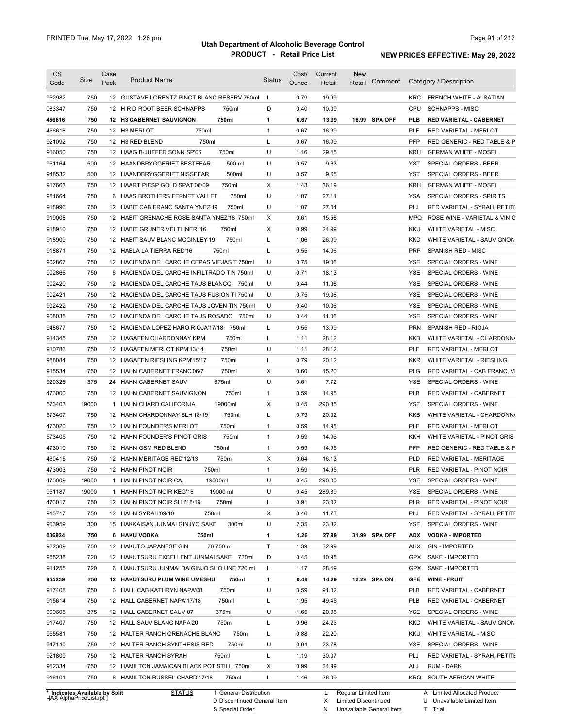| CS Code | Size | Case Pack | Product Name | Status | Cost/ Ounce | Current Retail | New Retail | Comment | Category / Description |
|---|---|---|---|---|---|---|---|---|---|
| 952982 | 750 | 12 | GUSTAVE LORENTZ PINOT BLANC RESERV 750ml | L | 0.79 | 19.99 | | | KRC FRENCH WHITE - ALSATIAN |
| 083347 | 750 | 12 | H R D ROOT BEER SCHNAPPS 750ml | D | 0.40 | 10.09 | | | CPU SCHNAPPS - MISC |
| **456616** | **750** | **12** | **H3 CABERNET SAUVIGNON 750ml** | **1** | **0.67** | **13.99** | **16.99** | **SPA OFF** | **PLB RED VARIETAL - CABERNET** |
| 456618 | 750 | 12 | H3 MERLOT 750ml | 1 | 0.67 | 16.99 | | | PLF RED VARIETAL - MERLOT |
| 921092 | 750 | 12 | H3 RED BLEND 750ml | L | 0.67 | 16.99 | | | PFP RED GENERIC - RED TABLE & P |
| 916050 | 750 | 12 | HAAG B-JUFFER SONN SP'06 750ml | U | 1.16 | 29.45 | | | KRH GERMAN WHITE - MOSEL |
| 951164 | 500 | 12 | HAANDBRYGGERIET BESTEFAR 500 ml | U | 0.57 | 9.63 | | | YST SPECIAL ORDERS - BEER |
| 948532 | 500 | 12 | HAANDBRYGGERIET NISSEFAR 500ml | U | 0.57 | 9.65 | | | YST SPECIAL ORDERS - BEER |
| 917663 | 750 | 12 | HAART PIESP GOLD SPAT'08/09 750ml | X | 1.43 | 36.19 | | | KRH GERMAN WHITE - MOSEL |
| 951664 | 750 | 6 | HAAS BROTHERS FERNET VALLET 750ml | U | 1.07 | 27.11 | | | YSA SPECIAL ORDERS - SPIRITS |
| 918996 | 750 | 12 | HABIT CAB FRANC SANTA YNEZ'19 750ml | U | 1.07 | 27.04 | | | PLJ RED VARIETAL - SYRAH, PETITE |
| 919008 | 750 | 12 | HABIT GRENACHE ROSÉ SANTA YNEZ'18 750ml | X | 0.61 | 15.56 | | | MPQ ROSE WINE - VARIETAL & VIN G |
| 918910 | 750 | 12 | HABIT GRUNER VELTLINER '16 750ml | X | 0.99 | 24.99 | | | KKU WHITE VARIETAL - MISC |
| 918909 | 750 | 12 | HABIT SAUV BLANC MCGINLEY'19 750ml | L | 1.06 | 26.99 | | | KKD WHITE VARIETAL - SAUVIGNON |
| 918871 | 750 | 12 | HABLA LA TIERRA RED'16 750ml | L | 0.55 | 14.06 | | | PRP SPANISH RED - MISC |
| 902867 | 750 | 12 | HACIENDA DEL CARCHE CEPAS VIEJAS T 750ml | U | 0.75 | 19.06 | | | YSE SPECIAL ORDERS - WINE |
| 902866 | 750 | 6 | HACIENDA DEL CARCHE INFILTRADO TIN 750ml | U | 0.71 | 18.13 | | | YSE SPECIAL ORDERS - WINE |
| 902420 | 750 | 12 | HACIENDA DEL CARCHE TAUS BLANCO 750ml | U | 0.44 | 11.06 | | | YSE SPECIAL ORDERS - WINE |
| 902421 | 750 | 12 | HACIENDA DEL CARCHE TAUS FUSION TI 750ml | U | 0.75 | 19.06 | | | YSE SPECIAL ORDERS - WINE |
| 902422 | 750 | 12 | HACIENDA DEL CARCHE TAUS JOVEN TIN 750ml | U | 0.40 | 10.06 | | | YSE SPECIAL ORDERS - WINE |
| 908035 | 750 | 12 | HACIENDA DEL CARCHE TAUS ROSADO 750ml | U | 0.44 | 11.06 | | | YSE SPECIAL ORDERS - WINE |
| 948677 | 750 | 12 | HACIENDA LOPEZ HARO RIOJA'17/18 750ml | L | 0.55 | 13.99 | | | PRN SPANISH RED - RIOJA |
| 914345 | 750 | 12 | HAGAFEN CHARDONNAY KPM 750ml | L | 1.11 | 28.12 | | | KKB WHITE VARIETAL - CHARDONNA |
| 910786 | 750 | 12 | HAGAFEN MERLOT KPM'13/14 750ml | U | 1.11 | 28.12 | | | PLF RED VARIETAL - MERLOT |
| 958084 | 750 | 12 | HAGAFEN RIESLING KPM'15/17 750ml | L | 0.79 | 20.12 | | | KKR WHITE VARIETAL - RIESLING |
| 915534 | 750 | 12 | HAHN CABERNET FRANC'06/7 750ml | X | 0.60 | 15.20 | | | PLG RED VARIETAL - CAB FRANC, VI |
| 920326 | 375 | 24 | HAHN CABERNET SAUV 375ml | U | 0.61 | 7.72 | | | YSE SPECIAL ORDERS - WINE |
| 473000 | 750 | 12 | HAHN CABERNET SAUVIGNON 750ml | 1 | 0.59 | 14.95 | | | PLB RED VARIETAL - CABERNET |
| 573403 | 19000 | 1 | HAHN CHARD CALIFORNIA 19000ml | X | 0.45 | 290.85 | | | YSE SPECIAL ORDERS - WINE |
| 573407 | 750 | 12 | HAHN CHARDONNAY SLH'18/19 750ml | L | 0.79 | 20.02 | | | KKB WHITE VARIETAL - CHARDONNA |
| 473020 | 750 | 12 | HAHN FOUNDER'S MERLOT 750ml | 1 | 0.59 | 14.95 | | | PLF RED VARIETAL - MERLOT |
| 573405 | 750 | 12 | HAHN FOUNDER'S PINOT GRIS 750ml | 1 | 0.59 | 14.96 | | | KKH WHITE VARIETAL - PINOT GRIS |
| 473010 | 750 | 12 | HAHN GSM RED BLEND 750ml | 1 | 0.59 | 14.95 | | | PFP RED GENERIC - RED TABLE & P |
| 460415 | 750 | 12 | HAHN MERITAGE RED'12/13 750ml | X | 0.64 | 16.13 | | | PLD RED VARIETAL - MERITAGE |
| 473003 | 750 | 12 | HAHN PINOT NOIR 750ml | 1 | 0.59 | 14.95 | | | PLR RED VARIETAL - PINOT NOIR |
| 473009 | 19000 | 1 | HAHN PINOT NOIR CA. 19000ml | U | 0.45 | 290.00 | | | YSE SPECIAL ORDERS - WINE |
| 951187 | 19000 | 1 | HAHN PINOT NOIR KEG'18 19000 ml | U | 0.45 | 289.39 | | | YSE SPECIAL ORDERS - WINE |
| 473017 | 750 | 12 | HAHN PINOT NOIR SLH'18/19 750ml | L | 0.91 | 23.02 | | | PLR RED VARIETAL - PINOT NOIR |
| 913717 | 750 | 12 | HAHN SYRAH'09/10 750ml | X | 0.46 | 11.73 | | | PLJ RED VARIETAL - SYRAH, PETITE |
| 903959 | 300 | 15 | HAKKAISAN JUNMAI GINJYO SAKE 300ml | U | 2.35 | 23.82 | | | YSE SPECIAL ORDERS - WINE |
| **036924** | **750** | **6** | **HAKU VODKA 750ml** | **1** | **1.26** | **27.99** | **31.99** | **SPA OFF** | **ADX VODKA - IMPORTED** |
| 922309 | 700 | 12 | HAKUTO JAPANESE GIN 70 700 ml | T | 1.39 | 32.99 | | | AHX GIN - IMPORTED |
| 955238 | 720 | 12 | HAKUTSURU EXCELLENT JUNMAI SAKE 720ml | D | 0.45 | 10.95 | | | GPX SAKE - IMPORTED |
| 911255 | 720 | 6 | HAKUTSURU JUNMAI DAIGINJO SHO UNE 720 ml | L | 1.17 | 28.49 | | | GPX SAKE - IMPORTED |
| **955239** | **750** | **12** | **HAKUTSURU PLUM WINE UMESHU 750ml** | **1** | **0.48** | **14.29** | **12.29** | **SPA ON** | **GFE WINE - FRUIT** |
| 917408 | 750 | 6 | HALL CAB KATHRYN NAPA'08 750ml | U | 3.59 | 91.02 | | | PLB RED VARIETAL - CABERNET |
| 915614 | 750 | 12 | HALL CABERNET NAPA'17/18 750ml | L | 1.95 | 49.45 | | | PLB RED VARIETAL - CABERNET |
| 909605 | 375 | 12 | HALL CABERNET SAUV 07 375ml | U | 1.65 | 20.95 | | | YSE SPECIAL ORDERS - WINE |
| 917407 | 750 | 12 | HALL SAUV BLANC NAPA'20 750ml | L | 0.96 | 24.23 | | | KKD WHITE VARIETAL - SAUVIGNON |
| 955581 | 750 | 12 | HALTER RANCH GRENACHE BLANC 750ml | L | 0.88 | 22.20 | | | KKU WHITE VARIETAL - MISC |
| 947140 | 750 | 12 | HALTER RANCH SYNTHESIS RED 750ml | U | 0.94 | 23.78 | | | YSE SPECIAL ORDERS - WINE |
| 921800 | 750 | 12 | HALTER RANCH SYRAH 750ml | L | 1.19 | 30.07 | | | PLJ RED VARIETAL - SYRAH, PETITE |
| 952334 | 750 | 12 | HAMILTON JAMAICAN BLACK POT STILL 750ml | X | 0.99 | 24.99 | | | ALJ RUM - DARK |
| 916101 | 750 | 6 | HAMILTON RUSSEL CHARD'17/18 750ml | L | 1.46 | 36.99 | | | KRQ SOUTH AFRICAN WHITE |

\* Indicates Available by Split

STATUS: 1 General Distribution; D Discontinued General Item; S Special Order; L Regular Limited Item; X Limited Discontinued; N Unavailable General Item; A Limited Allocated Product; U Unavailable Limited Item; T Trial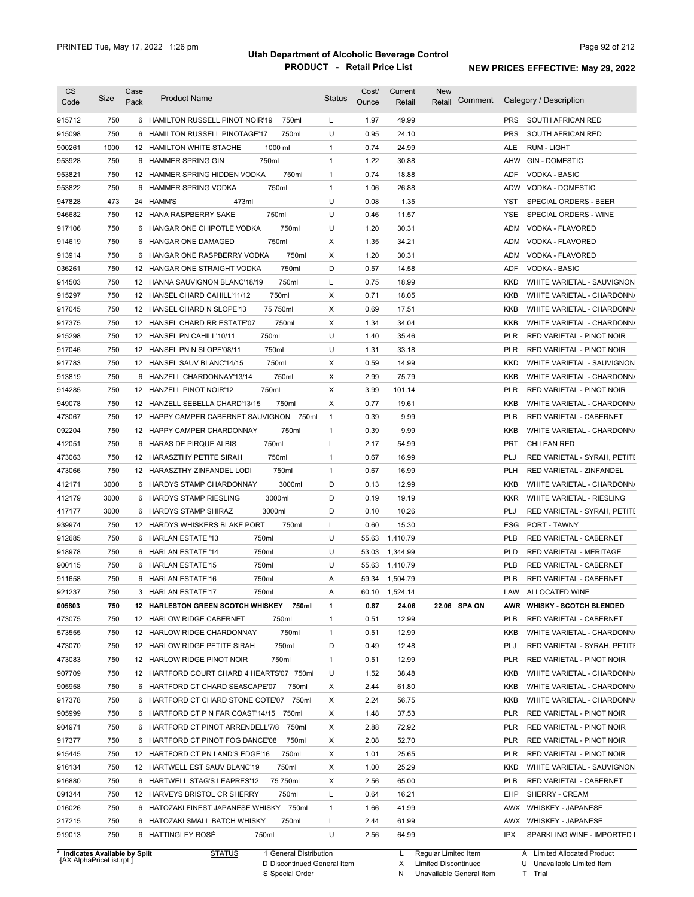# Utah Department of Alcoholic Beverage Control
## PRODUCT - Retail Price List

PRINTED Tue, May 17, 2022 1:26 pm

**NEW PRICES EFFECTIVE: May 29, 2022**

| CS Code | Size | Case Pack | Product Name | Status | Cost/ Ounce | Current Retail | New Retail | Comment | Category / Description |
|---|---|---|---|---|---|---|---|---|---|
| 915712 | 750 | 6 | HAMILTON RUSSELL PINOT NOIR'19 750ml | L | 1.97 | 49.99 | | | PRS SOUTH AFRICAN RED |
| 915098 | 750 | 6 | HAMILTON RUSSELL PINOTAGE'17 750ml | U | 0.95 | 24.10 | | | PRS SOUTH AFRICAN RED |
| 900261 | 1000 | 12 | HAMILTON WHITE STACHE 1000 ml | 1 | 0.74 | 24.99 | | | ALE RUM - LIGHT |
| 953928 | 750 | 6 | HAMMER SPRING GIN 750ml | 1 | 1.22 | 30.88 | | | AHW GIN - DOMESTIC |
| 953821 | 750 | 12 | HAMMER SPRING HIDDEN VODKA 750ml | 1 | 0.74 | 18.88 | | | ADF VODKA - BASIC |
| 953822 | 750 | 6 | HAMMER SPRING VODKA 750ml | 1 | 1.06 | 26.88 | | | ADW VODKA - DOMESTIC |
| 947828 | 473 | 24 | HAMM'S 473ml | U | 0.08 | 1.35 | | | YST SPECIAL ORDERS - BEER |
| 946682 | 750 | 12 | HANA RASPBERRY SAKE 750ml | U | 0.46 | 11.57 | | | YSE SPECIAL ORDERS - WINE |
| 917106 | 750 | 6 | HANGAR ONE CHIPOTLE VODKA 750ml | U | 1.20 | 30.31 | | | ADM VODKA - FLAVORED |
| 914619 | 750 | 6 | HANGAR ONE DAMAGED 750ml | X | 1.35 | 34.21 | | | ADM VODKA - FLAVORED |
| 913914 | 750 | 6 | HANGAR ONE RASPBERRY VODKA 750ml | X | 1.20 | 30.31 | | | ADM VODKA - FLAVORED |
| 036261 | 750 | 12 | HANGAR ONE STRAIGHT VODKA 750ml | D | 0.57 | 14.58 | | | ADF VODKA - BASIC |
| 914503 | 750 | 12 | HANNA SAUVIGNON BLANC'18/19 750ml | L | 0.75 | 18.99 | | | KKD WHITE VARIETAL - SAUVIGNON |
| 915297 | 750 | 12 | HANSEL CHARD CAHILL'11/12 750ml | X | 0.71 | 18.05 | | | KKB WHITE VARIETAL - CHARDONNA |
| 917045 | 750 | 12 | HANSEL CHARD N SLOPE'13 75 750ml | X | 0.69 | 17.51 | | | KKB WHITE VARIETAL - CHARDONNA |
| 917375 | 750 | 12 | HANSEL CHARD RR ESTATE'07 750ml | X | 1.34 | 34.04 | | | KKB WHITE VARIETAL - CHARDONNA |
| 915298 | 750 | 12 | HANSEL PN CAHILL'10/11 750ml | U | 1.40 | 35.46 | | | PLR RED VARIETAL - PINOT NOIR |
| 917046 | 750 | 12 | HANSEL PN N SLOPE'08/11 750ml | U | 1.31 | 33.18 | | | PLR RED VARIETAL - PINOT NOIR |
| 917783 | 750 | 12 | HANSEL SAUV BLANC'14/15 750ml | X | 0.59 | 14.99 | | | KKD WHITE VARIETAL - SAUVIGNON |
| 913819 | 750 | 6 | HANZELL CHARDONNAY'13/14 750ml | X | 2.99 | 75.79 | | | KKB WHITE VARIETAL - CHARDONNA |
| 914285 | 750 | 12 | HANZELL PINOT NOIR'12 750ml | X | 3.99 | 101.14 | | | PLR RED VARIETAL - PINOT NOIR |
| 949078 | 750 | 12 | HANZELL SEBELLA CHARD'13/15 750ml | X | 0.77 | 19.61 | | | KKB WHITE VARIETAL - CHARDONNA |
| 473067 | 750 | 12 | HAPPY CAMPER CABERNET SAUVIGNON 750ml | 1 | 0.39 | 9.99 | | | PLB RED VARIETAL - CABERNET |
| 092204 | 750 | 12 | HAPPY CAMPER CHARDONNAY 750ml | 1 | 0.39 | 9.99 | | | KKB WHITE VARIETAL - CHARDONNA |
| 412051 | 750 | 6 | HARAS DE PIRQUE ALBIS 750ml | L | 2.17 | 54.99 | | | PRT CHILEAN RED |
| 473063 | 750 | 12 | HARASZTHY PETITE SIRAH 750ml | 1 | 0.67 | 16.99 | | | PLJ RED VARIETAL - SYRAH, PETITE |
| 473066 | 750 | 12 | HARASZTHY ZINFANDEL LODI 750ml | 1 | 0.67 | 16.99 | | | PLH RED VARIETAL - ZINFANDEL |
| 412171 | 3000 | 6 | HARDYS STAMP CHARDONNAY 3000ml | D | 0.13 | 12.99 | | | KKB WHITE VARIETAL - CHARDONNA |
| 412179 | 3000 | 6 | HARDYS STAMP RIESLING 3000ml | D | 0.19 | 19.19 | | | KKR WHITE VARIETAL - RIESLING |
| 417177 | 3000 | 6 | HARDYS STAMP SHIRAZ 3000ml | D | 0.10 | 10.26 | | | PLJ RED VARIETAL - SYRAH, PETITE |
| 939974 | 750 | 12 | HARDYS WHISKERS BLAKE PORT 750ml | L | 0.60 | 15.30 | | | ESG PORT - TAWNY |
| 912685 | 750 | 6 | HARLAN ESTATE '13 750ml | U | 55.63 | 1,410.79 | | | PLB RED VARIETAL - CABERNET |
| 918978 | 750 | 6 | HARLAN ESTATE '14 750ml | U | 53.03 | 1,344.99 | | | PLD RED VARIETAL - MERITAGE |
| 900115 | 750 | 6 | HARLAN ESTATE'15 750ml | U | 55.63 | 1,410.79 | | | PLB RED VARIETAL - CABERNET |
| 911658 | 750 | 6 | HARLAN ESTATE'16 750ml | A | 59.34 | 1,504.79 | | | PLB RED VARIETAL - CABERNET |
| 921237 | 750 | 3 | HARLAN ESTATE'17 750ml | A | 60.10 | 1,524.14 | | | LAW ALLOCATED WINE |
| **005803** | **750** | **12** | **HARLESTON GREEN SCOTCH WHISKEY 750ml** | **1** | **0.87** | **24.06** | **22.06** | **SPA ON** | **AWR WHISKY - SCOTCH BLENDED** |
| 473075 | 750 | 12 | HARLOW RIDGE CABERNET 750ml | 1 | 0.51 | 12.99 | | | PLB RED VARIETAL - CABERNET |
| 573555 | 750 | 12 | HARLOW RIDGE CHARDONNAY 750ml | 1 | 0.51 | 12.99 | | | KKB WHITE VARIETAL - CHARDONNA |
| 473070 | 750 | 12 | HARLOW RIDGE PETITE SIRAH 750ml | D | 0.49 | 12.48 | | | PLJ RED VARIETAL - SYRAH, PETITE |
| 473083 | 750 | 12 | HARLOW RIDGE PINOT NOIR 750ml | 1 | 0.51 | 12.99 | | | PLR RED VARIETAL - PINOT NOIR |
| 907709 | 750 | 12 | HARTFORD COURT CHARD 4 HEARTS'07 750ml | U | 1.52 | 38.48 | | | KKB WHITE VARIETAL - CHARDONNA |
| 905958 | 750 | 6 | HARTFORD CT CHARD SEASCAPE'07 750ml | X | 2.44 | 61.80 | | | KKB WHITE VARIETAL - CHARDONNA |
| 917378 | 750 | 6 | HARTFORD CT CHARD STONE COTE'07 750ml | X | 2.24 | 56.75 | | | KKB WHITE VARIETAL - CHARDONNA |
| 905999 | 750 | 6 | HARTFORD CT P N FAR COAST'14/15 750ml | X | 1.48 | 37.53 | | | PLR RED VARIETAL - PINOT NOIR |
| 904971 | 750 | 6 | HARTFORD CT PINOT ARRENDELL'7/8 750ml | X | 2.88 | 72.92 | | | PLR RED VARIETAL - PINOT NOIR |
| 917377 | 750 | 6 | HARTFORD CT PINOT FOG DANCE'08 750ml | X | 2.08 | 52.70 | | | PLR RED VARIETAL - PINOT NOIR |
| 915445 | 750 | 12 | HARTFORD CT PN LAND'S EDGE'16 750ml | X | 1.01 | 25.65 | | | PLR RED VARIETAL - PINOT NOIR |
| 916134 | 750 | 12 | HARTWELL EST SAUV BLANC'19 750ml | X | 1.00 | 25.29 | | | KKD WHITE VARIETAL - SAUVIGNON |
| 916880 | 750 | 6 | HARTWELL STAG'S LEAPRES'12 75 750ml | X | 2.56 | 65.00 | | | PLB RED VARIETAL - CABERNET |
| 091344 | 750 | 12 | HARVEYS BRISTOL CR SHERRY 750ml | L | 0.64 | 16.21 | | | EHP SHERRY - CREAM |
| 016026 | 750 | 6 | HATOZAKI FINEST JAPANESE WHISKY 750ml | 1 | 1.66 | 41.99 | | | AWX WHISKEY - JAPANESE |
| 217215 | 750 | 6 | HATOZAKI SMALL BATCH WHISKY 750ml | L | 2.44 | 61.99 | | | AWX WHISKEY - JAPANESE |
| 919013 | 750 | 6 | HATTINGLEY ROSÉ 750ml | U | 2.56 | 64.99 | | | IPX SPARKLING WINE - IMPORTED I |

\* Indicates Available by Split

STATUS: 1 General Distribution; D Discontinued General Item; S Special Order; L Regular Limited Item; X Limited Discontinued; N Unavailable General Item; A Limited Allocated Product; U Unavailable Limited Item; T Trial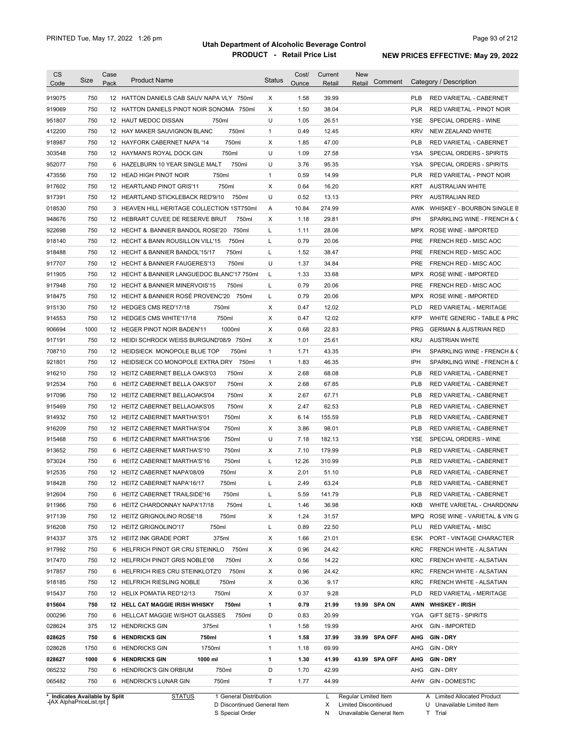# Utah Department of Alcoholic Beverage Control

## PRODUCT - Retail Price List

PRINTED Tue, May 17, 2022 1:26 pm

**NEW PRICES EFFECTIVE: May 29, 2022**

| CS Code | Size | Case Pack | Product Name | Status | Cost/ Ounce | Current Retail | New Retail | Comment | Category / Description |
|---|---|---|---|---|---|---|---|---|---|
| 919075 | 750 | 12 | HATTON DANIELS CAB SAUV NAPA VLY 750ml | X | 1.58 | 39.99 | | | PLB RED VARIETAL - CABERNET |
| 919069 | 750 | 12 | HATTON DANIELS PINOT NOIR SONOMA 750ml | X | 1.50 | 38.04 | | | PLR RED VARIETAL - PINOT NOIR |
| 951807 | 750 | 12 | HAUT MEDOC DISSAN 750ml | U | 1.05 | 26.51 | | | YSE SPECIAL ORDERS - WINE |
| 412200 | 750 | 12 | HAY MAKER SAUVIGNON BLANC 750ml | 1 | 0.49 | 12.45 | | | KRV NEW ZEALAND WHITE |
| 918987 | 750 | 12 | HAYFORK CABERNET NAPA '14 750ml | X | 1.85 | 47.00 | | | PLB RED VARIETAL - CABERNET |
| 303548 | 750 | 12 | HAYMAN'S ROYAL DOCK GIN 750ml | U | 1.09 | 27.58 | | | YSA SPECIAL ORDERS - SPIRITS |
| 952077 | 750 | 6 | HAZELBURN 10 YEAR SINGLE MALT 750ml | U | 3.76 | 95.35 | | | YSA SPECIAL ORDERS - SPIRITS |
| 473556 | 750 | 12 | HEAD HIGH PINOT NOIR 750ml | 1 | 0.59 | 14.99 | | | PLR RED VARIETAL - PINOT NOIR |
| 917602 | 750 | 12 | HEARTLAND PINOT GRIS'11 750ml | X | 0.64 | 16.20 | | | KRT AUSTRALIAN WHITE |
| 917391 | 750 | 12 | HEARTLAND STICKLEBACK RED'9/10 750ml | U | 0.52 | 13.13 | | | PRY AUSTRALIAN RED |
| 018530 | 750 | 3 | HEAVEN HILL HERITAGE COLLECTION 1ST750ml | A | 10.84 | 274.99 | | | AWK WHISKEY - BOURBON SINGLE B |
| 948676 | 750 | 12 | HEBRART CUVEE DE RESERVE BRUT 750ml | X | 1.18 | 29.81 | | | IPH SPARKLING WINE - FRENCH & C |
| 922698 | 750 | 12 | HECHT & BANNIER BANDOL ROSE'20 750ml | L | 1.11 | 28.06 | | | MPX ROSE WINE - IMPORTED |
| 918140 | 750 | 12 | HECHT & BANN ROUSILLON VILL'15 750ml | L | 0.79 | 20.06 | | | PRE FRENCH RED - MISC AOC |
| 918488 | 750 | 12 | HECHT & BANNIER BANDOL'15/17 750ml | L | 1.52 | 38.47 | | | PRE FRENCH RED - MISC AOC |
| 917707 | 750 | 12 | HECHT & BANNIER FAUGERES'13 750ml | U | 1.37 | 34.84 | | | PRE FRENCH RED - MISC AOC |
| 911905 | 750 | 12 | HECHT & BANNIER LANGUEDOC BLANC'17 750ml | L | 1.33 | 33.68 | | | MPX ROSE WINE - IMPORTED |
| 917948 | 750 | 12 | HECHT & BANNIER MINERVOIS'15 750ml | L | 0.79 | 20.06 | | | PRE FRENCH RED - MISC AOC |
| 918475 | 750 | 12 | HECHT & BANNIER ROSÉ PROVENC'20 750ml | L | 0.79 | 20.06 | | | MPX ROSE WINE - IMPORTED |
| 915130 | 750 | 12 | HEDGES CMS RED'17/18 750ml | X | 0.47 | 12.02 | | | PLD RED VARIETAL - MERITAGE |
| 914553 | 750 | 12 | HEDGES CMS WHITE'17/18 750ml | X | 0.47 | 12.02 | | | KFP WHITE GENERIC - TABLE & PRC |
| 906694 | 1000 | 12 | HEGER PINOT NOIR BADEN'11 1000ml | X | 0.68 | 22.83 | | | PRG GERMAN & AUSTRIAN RED |
| 917191 | 750 | 12 | HEIDI SCHROCK WEISS BURGUND'08/9 750ml | X | 1.01 | 25.61 | | | KRJ AUSTRIAN WHITE |
| 708710 | 750 | 12 | HEIDSIECK MONOPOLE BLUE TOP 750ml | 1 | 1.71 | 43.35 | | | IPH SPARKLING WINE - FRENCH & C |
| 921801 | 750 | 12 | HEIDSIECK CO MONOPOLE EXTRA DRY 750ml | 1 | 1.83 | 46.35 | | | IPH SPARKLING WINE - FRENCH & C |
| 916210 | 750 | 12 | HEITZ CABERNET BELLA OAKS'03 750ml | X | 2.68 | 68.08 | | | PLB RED VARIETAL - CABERNET |
| 912534 | 750 | 6 | HEITZ CABERNET BELLA OAKS'07 750ml | X | 2.68 | 67.85 | | | PLB RED VARIETAL - CABERNET |
| 917096 | 750 | 12 | HEITZ CABERNET BELLAOAKS'04 750ml | X | 2.67 | 67.71 | | | PLB RED VARIETAL - CABERNET |
| 915469 | 750 | 12 | HEITZ CABERNET BELLAOAKS'05 750ml | X | 2.47 | 62.53 | | | PLB RED VARIETAL - CABERNET |
| 914932 | 750 | 12 | HEITZ CABERNET MARTHA'S'01 750ml | X | 6.14 | 155.59 | | | PLB RED VARIETAL - CABERNET |
| 916209 | 750 | 12 | HEITZ CABERNET MARTHA'S'04 750ml | X | 3.86 | 98.01 | | | PLB RED VARIETAL - CABERNET |
| 915468 | 750 | 6 | HEITZ CABERNET MARTHA'S'06 750ml | U | 7.18 | 182.13 | | | YSE SPECIAL ORDERS - WINE |
| 913652 | 750 | 6 | HEITZ CABERNET MARTHA'S'10 750ml | X | 7.10 | 179.99 | | | PLB RED VARIETAL - CABERNET |
| 973024 | 750 | 6 | HEITZ CABERNET MARTHA'S'16 750ml | L | 12.26 | 310.99 | | | PLB RED VARIETAL - CABERNET |
| 912535 | 750 | 12 | HEITZ CABERNET NAPA'08/09 750ml | X | 2.01 | 51.10 | | | PLB RED VARIETAL - CABERNET |
| 918428 | 750 | 12 | HEITZ CABERNET NAPA'16/17 750ml | L | 2.49 | 63.24 | | | PLB RED VARIETAL - CABERNET |
| 912604 | 750 | 6 | HEITZ CABERNET TRAILSIDE'16 750ml | L | 5.59 | 141.79 | | | PLB RED VARIETAL - CABERNET |
| 911966 | 750 | 6 | HEITZ CHARDONNAY NAPA'17/18 750ml | L | 1.46 | 36.98 | | | KKB WHITE VARIETAL - CHARDONN/ |
| 917139 | 750 | 12 | HEITZ GRIGNOLINO ROSE'18 750ml | X | 1.24 | 31.57 | | | MPQ ROSE WINE - VARIETAL & VIN G |
| 916208 | 750 | 12 | HEITZ GRIGNOLINO'17 750ml | L | 0.89 | 22.50 | | | PLU RED VARIETAL - MISC |
| 914337 | 375 | 12 | HEITZ INK GRADE PORT 375ml | X | 1.66 | 21.01 | | | ESK PORT - VINTAGE CHARACTER |
| 917992 | 750 | 6 | HELFRICH PINOT GR CRU STEINKLO 750ml | X | 0.96 | 24.42 | | | KRC FRENCH WHITE - ALSATIAN |
| 917470 | 750 | 12 | HELFRICH PINOT GRIS NOBLE'08 750ml | X | 0.56 | 14.22 | | | KRC FRENCH WHITE - ALSATIAN |
| 917857 | 750 | 6 | HELFRICH RIES CRU STEINKLOTZ'0 750ml | X | 0.96 | 24.42 | | | KRC FRENCH WHITE - ALSATIAN |
| 918185 | 750 | 12 | HELFRICH RIESLING NOBLE 750ml | X | 0.36 | 9.17 | | | KRC FRENCH WHITE - ALSATIAN |
| 915437 | 750 | 12 | HELIX POMATIA RED'12/13 750ml | X | 0.37 | 9.28 | | | PLD RED VARIETAL - MERITAGE |
| **015604** | **750** | **12** | **HELL CAT MAGGIE IRISH WHISKY 750ml** | **1** | **0.79** | **21.99** | **19.99** | **SPA ON** | **AWN WHISKEY - IRISH** |
| 000296 | 750 | 6 | HELLCAT MAGGIE W/SHOT GLASSES 750ml | D | 0.83 | 20.99 | | | YGA GIFT SETS - SPIRITS |
| 028624 | 375 | 12 | HENDRICKS GIN 375ml | 1 | 1.58 | 19.99 | | | AHX GIN - IMPORTED |
| **028625** | **750** | **6** | **HENDRICKS GIN 750ml** | **1** | **1.58** | **37.99** | **39.99** | **SPA OFF** | **AHG GIN - DRY** |
| 028628 | 1750 | 6 | HENDRICKS GIN 1750ml | 1 | 1.18 | 69.99 | | | AHG GIN - DRY |
| **028627** | **1000** | **6** | **HENDRICKS GIN 1000 ml** | **1** | **1.30** | **41.99** | **43.99** | **SPA OFF** | **AHG GIN - DRY** |
| 065232 | 750 | 6 | HENDRICK'S GIN ORBIUM 750ml | D | 1.70 | 42.99 | | | AHG GIN - DRY |
| 065482 | 750 | 6 | HENDRICK'S LUNAR GIN 750ml | T | 1.77 | 44.99 | | | AHW GIN - DOMESTIC |

\* Indicates Available by Split

STATUS: 1 General Distribution; D Discontinued General Item; S Special Order; L Regular Limited Item; X Limited Discontinued; N Unavailable General Item; A Limited Allocated Product; U Unavailable Limited Item; T Trial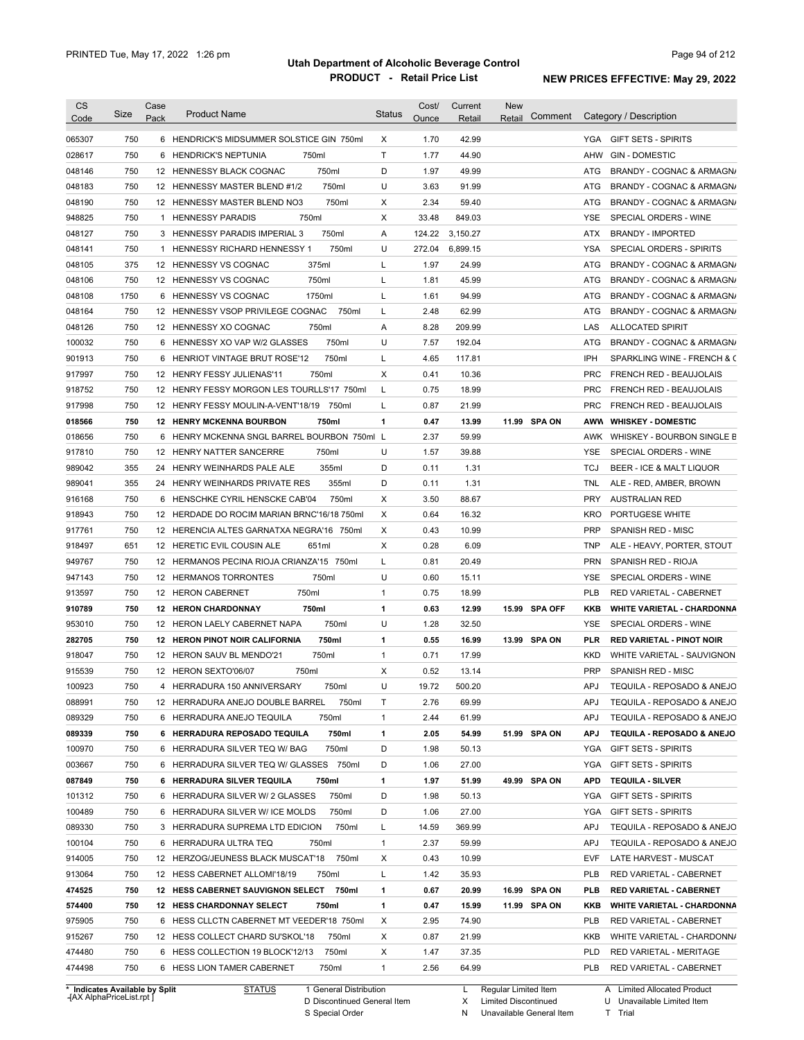# Utah Department of Alcoholic Beverage Control

## PRODUCT - Retail Price List

PRINTED Tue, May 17, 2022 1:26 pm

**NEW PRICES EFFECTIVE: May 29, 2022**

| CS Code | Size | Case Pack | Product Name | Status | Cost/ Ounce | Current Retail | New Retail | Comment | Category / Description |
|---|---|---|---|---|---|---|---|---|---|
| 065307 | 750 | 6 | HENDRICK'S MIDSUMMER SOLSTICE GIN 750ml | X | 1.70 | 42.99 | | | YGA GIFT SETS - SPIRITS |
| 028617 | 750 | 6 | HENDRICK'S NEPTUNIA 750ml | T | 1.77 | 44.90 | | | AHW GIN - DOMESTIC |
| 048146 | 750 | 12 | HENNESSY BLACK COGNAC 750ml | D | 1.97 | 49.99 | | | ATG BRANDY - COGNAC & ARMAGNA |
| 048183 | 750 | 12 | HENNESSY MASTER BLEND #1/2 750ml | U | 3.63 | 91.99 | | | ATG BRANDY - COGNAC & ARMAGNA |
| 048190 | 750 | 12 | HENNESSY MASTER BLEND NO3 750ml | X | 2.34 | 59.40 | | | ATG BRANDY - COGNAC & ARMAGNA |
| 948825 | 750 | 1 | HENNESSY PARADIS 750ml | X | 33.48 | 849.03 | | | YSE SPECIAL ORDERS - WINE |
| 048127 | 750 | 3 | HENNESSY PARADIS IMPERIAL 3 750ml | A | 124.22 | 3,150.27 | | | ATX BRANDY - IMPORTED |
| 048141 | 750 | 1 | HENNESSY RICHARD HENNESSY 1 750ml | U | 272.04 | 6,899.15 | | | YSA SPECIAL ORDERS - SPIRITS |
| 048105 | 375 | 12 | HENNESSY VS COGNAC 375ml | L | 1.97 | 24.99 | | | ATG BRANDY - COGNAC & ARMAGNA |
| 048106 | 750 | 12 | HENNESSY VS COGNAC 750ml | L | 1.81 | 45.99 | | | ATG BRANDY - COGNAC & ARMAGNA |
| 048108 | 1750 | 6 | HENNESSY VS COGNAC 1750ml | L | 1.61 | 94.99 | | | ATG BRANDY - COGNAC & ARMAGNA |
| 048164 | 750 | 12 | HENNESSY VSOP PRIVILEGE COGNAC 750ml | L | 2.48 | 62.99 | | | ATG BRANDY - COGNAC & ARMAGNA |
| 048126 | 750 | 12 | HENNESSY XO COGNAC 750ml | A | 8.28 | 209.99 | | | LAS ALLOCATED SPIRIT |
| 100032 | 750 | 6 | HENNESSY XO VAP W/2 GLASSES 750ml | U | 7.57 | 192.04 | | | ATG BRANDY - COGNAC & ARMAGNA |
| 901913 | 750 | 6 | HENRIOT VINTAGE BRUT ROSE'12 750ml | L | 4.65 | 117.81 | | | IPH SPARKLING WINE - FRENCH & C |
| 917997 | 750 | 12 | HENRY FESSY JULIENAS'11 750ml | X | 0.41 | 10.36 | | | PRC FRENCH RED - BEAUJOLAIS |
| 918752 | 750 | 12 | HENRY FESSY MORGON LES TOURLLS'17 750ml | L | 0.75 | 18.99 | | | PRC FRENCH RED - BEAUJOLAIS |
| 917998 | 750 | 12 | HENRY FESSY MOULIN-A-VENT'18/19 750ml | L | 0.87 | 21.99 | | | PRC FRENCH RED - BEAUJOLAIS |
| **018566** | **750** | **12** | **HENRY MCKENNA BOURBON 750ml** | **1** | **0.47** | **13.99** | **11.99** | **SPA ON** | **AWW WHISKEY - DOMESTIC** |
| 018656 | 750 | 6 | HENRY MCKENNA SNGL BARREL BOURBON 750ml | L | 2.37 | 59.99 | | | AWK WHISKEY - BOURBON SINGLE B |
| 917810 | 750 | 12 | HENRY NATTER SANCERRE 750ml | U | 1.57 | 39.88 | | | YSE SPECIAL ORDERS - WINE |
| 989042 | 355 | 24 | HENRY WEINHARDS PALE ALE 355ml | D | 0.11 | 1.31 | | | TCJ BEER - ICE & MALT LIQUOR |
| 989041 | 355 | 24 | HENRY WEINHARDS PRIVATE RES 355ml | D | 0.11 | 1.31 | | | TNL ALE - RED, AMBER, BROWN |
| 916168 | 750 | 6 | HENSCHKE CYRIL HENSCKE CAB'04 750ml | X | 3.50 | 88.67 | | | PRY AUSTRALIAN RED |
| 918943 | 750 | 12 | HERDADE DO ROCIM MARIAN BRNC'16/18 750ml | X | 0.64 | 16.32 | | | KRO PORTUGESE WHITE |
| 917761 | 750 | 12 | HERENCIA ALTES GARNATXA NEGRA'16 750ml | X | 0.43 | 10.99 | | | PRP SPANISH RED - MISC |
| 918497 | 651 | 12 | HERETIC EVIL COUSIN ALE 651ml | X | 0.28 | 6.09 | | | TNP ALE - HEAVY, PORTER, STOUT |
| 949767 | 750 | 12 | HERMANOS PECINA RIOJA CRIANZA'15 750ml | L | 0.81 | 20.49 | | | PRN SPANISH RED - RIOJA |
| 947143 | 750 | 12 | HERMANOS TORRONTES 750ml | U | 0.60 | 15.11 | | | YSE SPECIAL ORDERS - WINE |
| 913597 | 750 | 12 | HERON CABERNET 750ml | 1 | 0.75 | 18.99 | | | PLB RED VARIETAL - CABERNET |
| **910789** | **750** | **12** | **HERON CHARDONNAY 750ml** | **1** | **0.63** | **12.99** | **15.99** | **SPA OFF** | **KKB WHITE VARIETAL - CHARDONNA** |
| 953010 | 750 | 12 | HERON LAELY CABERNET NAPA 750ml | U | 1.28 | 32.50 | | | YSE SPECIAL ORDERS - WINE |
| **282705** | **750** | **12** | **HERON PINOT NOIR CALIFORNIA 750ml** | **1** | **0.55** | **16.99** | **13.99** | **SPA ON** | **PLR RED VARIETAL - PINOT NOIR** |
| 918047 | 750 | 12 | HERON SAUV BL MENDO'21 750ml | 1 | 0.71 | 17.99 | | | KKD WHITE VARIETAL - SAUVIGNON |
| 915539 | 750 | 12 | HERON SEXTO'06/07 750ml | X | 0.52 | 13.14 | | | PRP SPANISH RED - MISC |
| 100923 | 750 | 4 | HERRADURA 150 ANNIVERSARY 750ml | U | 19.72 | 500.20 | | | APJ TEQUILA - REPOSADO & ANEJO |
| 088991 | 750 | 12 | HERRADURA ANEJO DOUBLE BARREL 750ml | T | 2.76 | 69.99 | | | APJ TEQUILA - REPOSADO & ANEJO |
| 089329 | 750 | 6 | HERRADURA ANEJO TEQUILA 750ml | 1 | 2.44 | 61.99 | | | APJ TEQUILA - REPOSADO & ANEJO |
| **089339** | **750** | **6** | **HERRADURA REPOSADO TEQUILA 750ml** | **1** | **2.05** | **54.99** | **51.99** | **SPA ON** | **APJ TEQUILA - REPOSADO & ANEJO** |
| 100970 | 750 | 6 | HERRADURA SILVER TEQ W/ BAG 750ml | D | 1.98 | 50.13 | | | YGA GIFT SETS - SPIRITS |
| 003667 | 750 | 6 | HERRADURA SILVER TEQ W/ GLASSES 750ml | D | 1.06 | 27.00 | | | YGA GIFT SETS - SPIRITS |
| **087849** | **750** | **6** | **HERRADURA SILVER TEQUILA 750ml** | **1** | **1.97** | **51.99** | **49.99** | **SPA ON** | **APD TEQUILA - SILVER** |
| 101312 | 750 | 6 | HERRADURA SILVER W/ 2 GLASSES 750ml | D | 1.98 | 50.13 | | | YGA GIFT SETS - SPIRITS |
| 100489 | 750 | 6 | HERRADURA SILVER W/ ICE MOLDS 750ml | D | 1.06 | 27.00 | | | YGA GIFT SETS - SPIRITS |
| 089330 | 750 | 3 | HERRADURA SUPREMA LTD EDICION 750ml | L | 14.59 | 369.99 | | | APJ TEQUILA - REPOSADO & ANEJO |
| 100104 | 750 | 6 | HERRADURA ULTRA TEQ 750ml | 1 | 2.37 | 59.99 | | | APJ TEQUILA - REPOSADO & ANEJO |
| 914005 | 750 | 12 | HERZOG/JEUNESS BLACK MUSCAT'18 750ml | X | 0.43 | 10.99 | | | EVF LATE HARVEST - MUSCAT |
| 913064 | 750 | 12 | HESS CABERNET ALLOMI'18/19 750ml | L | 1.42 | 35.93 | | | PLB RED VARIETAL - CABERNET |
| **474525** | **750** | **12** | **HESS CABERNET SAUVIGNON SELECT 750ml** | **1** | **0.67** | **20.99** | **16.99** | **SPA ON** | **PLB RED VARIETAL - CABERNET** |
| **574400** | **750** | **12** | **HESS CHARDONNAY SELECT 750ml** | **1** | **0.47** | **15.99** | **11.99** | **SPA ON** | **KKB WHITE VARIETAL - CHARDONNA** |
| 975905 | 750 | 6 | HESS CLLCTN CABERNET MT VEEDER'18 750ml | X | 2.95 | 74.90 | | | PLB RED VARIETAL - CABERNET |
| 915267 | 750 | 12 | HESS COLLECT CHARD SU'SKOL'18 750ml | X | 0.87 | 21.99 | | | KKB WHITE VARIETAL - CHARDONNA |
| 474480 | 750 | 6 | HESS COLLECTION 19 BLOCK'12/13 750ml | X | 1.47 | 37.35 | | | PLD RED VARIETAL - MERITAGE |
| 474498 | 750 | 6 | HESS LION TAMER CABERNET 750ml | 1 | 2.56 | 64.99 | | | PLB RED VARIETAL - CABERNET |

\* Indicates Available by Split

STATUS: 1 General Distribution; D Discontinued General Item; S Special Order; L Regular Limited Item; X Limited Discontinued; N Unavailable General Item; A Limited Allocated Product; U Unavailable Limited Item; T Trial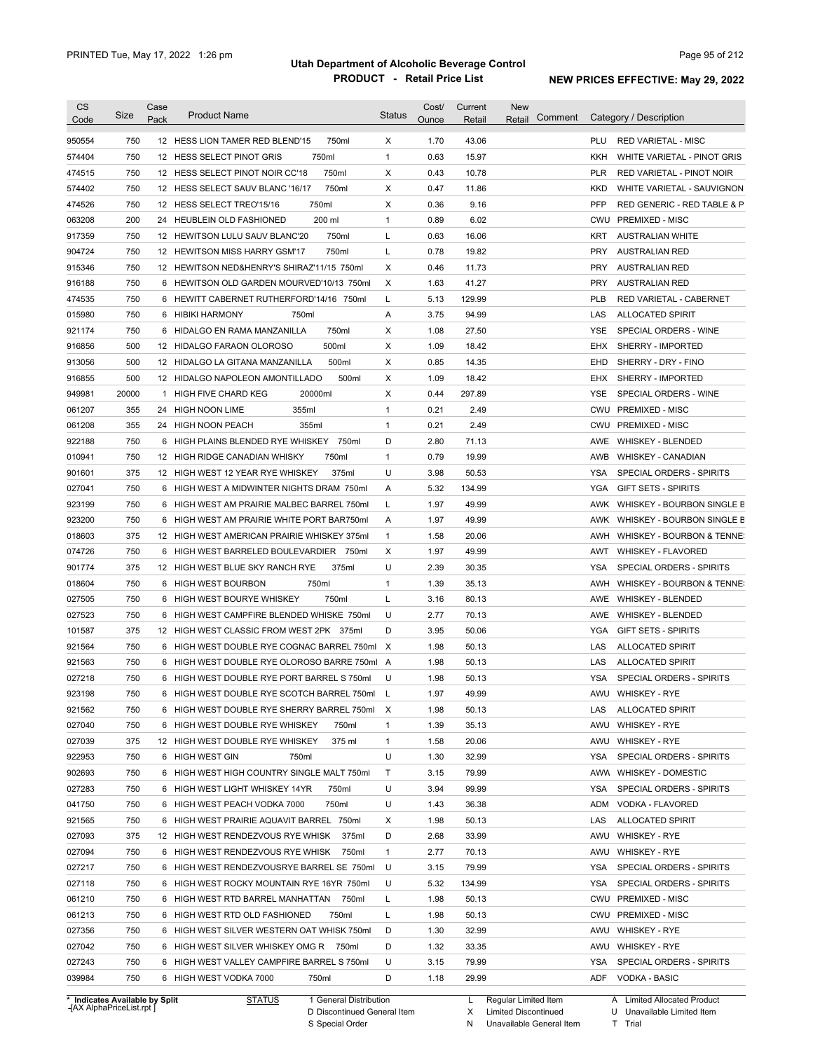# Utah Department of Alcoholic Beverage Control

## PRODUCT - Retail Price List

PRINTED Tue, May 17, 2022 1:26 pm

**NEW PRICES EFFECTIVE: May 29, 2022**

| CS Code | Size | Case Pack | Product Name | Status | Cost/ Ounce | Current Retail | New Retail | Comment | Category / Description |
|---|---|---|---|---|---|---|---|---|---|
| 950554 | 750 | 12 | HESS LION TAMER RED BLEND'15 750ml | X | 1.70 | 43.06 | | | PLU RED VARIETAL - MISC |
| 574404 | 750 | 12 | HESS SELECT PINOT GRIS 750ml | 1 | 0.63 | 15.97 | | | KKH WHITE VARIETAL - PINOT GRIS |
| 474515 | 750 | 12 | HESS SELECT PINOT NOIR CC'18 750ml | X | 0.43 | 10.78 | | | PLR RED VARIETAL - PINOT NOIR |
| 574402 | 750 | 12 | HESS SELECT SAUV BLANC '16/17 750ml | X | 0.47 | 11.86 | | | KKD WHITE VARIETAL - SAUVIGNON |
| 474526 | 750 | 12 | HESS SELECT TREO'15/16 750ml | X | 0.36 | 9.16 | | | PFP RED GENERIC - RED TABLE & P |
| 063208 | 200 | 24 | HEUBLEIN OLD FASHIONED 200 ml | 1 | 0.89 | 6.02 | | | CWU PREMIXED - MISC |
| 917359 | 750 | 12 | HEWITSON LULU SAUV BLANC'20 750ml | L | 0.63 | 16.06 | | | KRT AUSTRALIAN WHITE |
| 904724 | 750 | 12 | HEWITSON MISS HARRY GSM'17 750ml | L | 0.78 | 19.82 | | | PRY AUSTRALIAN RED |
| 915346 | 750 | 12 | HEWITSON NED&HENRY'S SHIRAZ'11/15 750ml | X | 0.46 | 11.73 | | | PRY AUSTRALIAN RED |
| 916188 | 750 | 6 | HEWITSON OLD GARDEN MOURVED'10/13 750ml | X | 1.63 | 41.27 | | | PRY AUSTRALIAN RED |
| 474535 | 750 | 6 | HEWITT CABERNET RUTHERFORD'14/16 750ml | L | 5.13 | 129.99 | | | PLB RED VARIETAL - CABERNET |
| 015980 | 750 | 6 | HIBIKI HARMONY 750ml | A | 3.75 | 94.99 | | | LAS ALLOCATED SPIRIT |
| 921174 | 750 | 6 | HIDALGO EN RAMA MANZANILLA 750ml | X | 1.08 | 27.50 | | | YSE SPECIAL ORDERS - WINE |
| 916856 | 500 | 12 | HIDALGO FARAON OLOROSO 500ml | X | 1.09 | 18.42 | | | EHX SHERRY - IMPORTED |
| 913056 | 500 | 12 | HIDALGO LA GITANA MANZANILLA 500ml | X | 0.85 | 14.35 | | | EHD SHERRY - DRY - FINO |
| 916855 | 500 | 12 | HIDALGO NAPOLEON AMONTILLADO 500ml | X | 1.09 | 18.42 | | | EHX SHERRY - IMPORTED |
| 949981 | 20000 | 1 | HIGH FIVE CHARD KEG 20000ml | X | 0.44 | 297.89 | | | YSE SPECIAL ORDERS - WINE |
| 061207 | 355 | 24 | HIGH NOON LIME 355ml | 1 | 0.21 | 2.49 | | | CWU PREMIXED - MISC |
| 061208 | 355 | 24 | HIGH NOON PEACH 355ml | 1 | 0.21 | 2.49 | | | CWU PREMIXED - MISC |
| 922188 | 750 | 6 | HIGH PLAINS BLENDED RYE WHISKEY 750ml | D | 2.80 | 71.13 | | | AWE WHISKEY - BLENDED |
| 010941 | 750 | 12 | HIGH RIDGE CANADIAN WHISKY 750ml | 1 | 0.79 | 19.99 | | | AWB WHISKEY - CANADIAN |
| 901601 | 375 | 12 | HIGH WEST 12 YEAR RYE WHISKEY 375ml | U | 3.98 | 50.53 | | | YSA SPECIAL ORDERS - SPIRITS |
| 027041 | 750 | 6 | HIGH WEST A MIDWINTER NIGHTS DRAM 750ml | A | 5.32 | 134.99 | | | YGA GIFT SETS - SPIRITS |
| 923199 | 750 | 6 | HIGH WEST AM PRAIRIE MALBEC BARREL 750ml | L | 1.97 | 49.99 | | | AWK WHISKEY - BOURBON SINGLE B |
| 923200 | 750 | 6 | HIGH WEST AM PRAIRIE WHITE PORT BAR750ml | A | 1.97 | 49.99 | | | AWK WHISKEY - BOURBON SINGLE B |
| 018603 | 375 | 12 | HIGH WEST AMERICAN PRAIRIE WHISKEY 375ml | 1 | 1.58 | 20.06 | | | AWH WHISKEY - BOURBON & TENNE: |
| 074726 | 750 | 6 | HIGH WEST BARRELED BOULEVARDIER 750ml | X | 1.97 | 49.99 | | | AWT WHISKEY - FLAVORED |
| 901774 | 375 | 12 | HIGH WEST BLUE SKY RANCH RYE 375ml | U | 2.39 | 30.35 | | | YSA SPECIAL ORDERS - SPIRITS |
| 018604 | 750 | 6 | HIGH WEST BOURBON 750ml | 1 | 1.39 | 35.13 | | | AWH WHISKEY - BOURBON & TENNE: |
| 027505 | 750 | 6 | HIGH WEST BOURYE WHISKEY 750ml | L | 3.16 | 80.13 | | | AWE WHISKEY - BLENDED |
| 027523 | 750 | 6 | HIGH WEST CAMPFIRE BLENDED WHISKE 750ml | U | 2.77 | 70.13 | | | AWE WHISKEY - BLENDED |
| 101587 | 375 | 12 | HIGH WEST CLASSIC FROM WEST 2PK 375ml | D | 3.95 | 50.06 | | | YGA GIFT SETS - SPIRITS |
| 921564 | 750 | 6 | HIGH WEST DOUBLE RYE COGNAC BARREL 750ml | X | 1.98 | 50.13 | | | LAS ALLOCATED SPIRIT |
| 921563 | 750 | 6 | HIGH WEST DOUBLE RYE OLOROSO BARRE 750ml | A | 1.98 | 50.13 | | | LAS ALLOCATED SPIRIT |
| 027218 | 750 | 6 | HIGH WEST DOUBLE RYE PORT BARREL S 750ml | U | 1.98 | 50.13 | | | YSA SPECIAL ORDERS - SPIRITS |
| 923198 | 750 | 6 | HIGH WEST DOUBLE RYE SCOTCH BARREL 750ml | L | 1.97 | 49.99 | | | AWU WHISKEY - RYE |
| 921562 | 750 | 6 | HIGH WEST DOUBLE RYE SHERRY BARREL 750ml | X | 1.98 | 50.13 | | | LAS ALLOCATED SPIRIT |
| 027040 | 750 | 6 | HIGH WEST DOUBLE RYE WHISKEY 750ml | 1 | 1.39 | 35.13 | | | AWU WHISKEY - RYE |
| 027039 | 375 | 12 | HIGH WEST DOUBLE RYE WHISKEY 375 ml | 1 | 1.58 | 20.06 | | | AWU WHISKEY - RYE |
| 922953 | 750 | 6 | HIGH WEST GIN 750ml | U | 1.30 | 32.99 | | | YSA SPECIAL ORDERS - SPIRITS |
| 902693 | 750 | 6 | HIGH WEST HIGH COUNTRY SINGLE MALT 750ml | T | 3.15 | 79.99 | | | AWW WHISKEY - DOMESTIC |
| 027283 | 750 | 6 | HIGH WEST LIGHT WHISKEY 14YR 750ml | U | 3.94 | 99.99 | | | YSA SPECIAL ORDERS - SPIRITS |
| 041750 | 750 | 6 | HIGH WEST PEACH VODKA 7000 750ml | U | 1.43 | 36.38 | | | ADM VODKA - FLAVORED |
| 921565 | 750 | 6 | HIGH WEST PRAIRIE AQUAVIT BARREL 750ml | X | 1.98 | 50.13 | | | LAS ALLOCATED SPIRIT |
| 027093 | 375 | 12 | HIGH WEST RENDEZVOUS RYE WHISK 375ml | D | 2.68 | 33.99 | | | AWU WHISKEY - RYE |
| 027094 | 750 | 6 | HIGH WEST RENDEZVOUS RYE WHISK 750ml | 1 | 2.77 | 70.13 | | | AWU WHISKEY - RYE |
| 027217 | 750 | 6 | HIGH WEST RENDEZVOUSRYE BARREL SE 750ml | U | 3.15 | 79.99 | | | YSA SPECIAL ORDERS - SPIRITS |
| 027118 | 750 | 6 | HIGH WEST ROCKY MOUNTAIN RYE 16YR 750ml | U | 5.32 | 134.99 | | | YSA SPECIAL ORDERS - SPIRITS |
| 061210 | 750 | 6 | HIGH WEST RTD BARREL MANHATTAN 750ml | L | 1.98 | 50.13 | | | CWU PREMIXED - MISC |
| 061213 | 750 | 6 | HIGH WEST RTD OLD FASHIONED 750ml | L | 1.98 | 50.13 | | | CWU PREMIXED - MISC |
| 027356 | 750 | 6 | HIGH WEST SILVER WESTERN OAT WHISK 750ml | D | 1.30 | 32.99 | | | AWU WHISKEY - RYE |
| 027042 | 750 | 6 | HIGH WEST SILVER WHISKEY OMG R 750ml | D | 1.32 | 33.35 | | | AWU WHISKEY - RYE |
| 027243 | 750 | 6 | HIGH WEST VALLEY CAMPFIRE BARREL S 750ml | U | 3.15 | 79.99 | | | YSA SPECIAL ORDERS - SPIRITS |
| 039984 | 750 | 6 | HIGH WEST VODKA 7000 750ml | D | 1.18 | 29.99 | | | ADF VODKA - BASIC |

\* Indicates Available by Split

STATUS: 1 General Distribution; D Discontinued General Item; S Special Order; L Regular Limited Item; X Limited Discontinued; N Unavailable General Item; A Limited Allocated Product; U Unavailable Limited Item; T Trial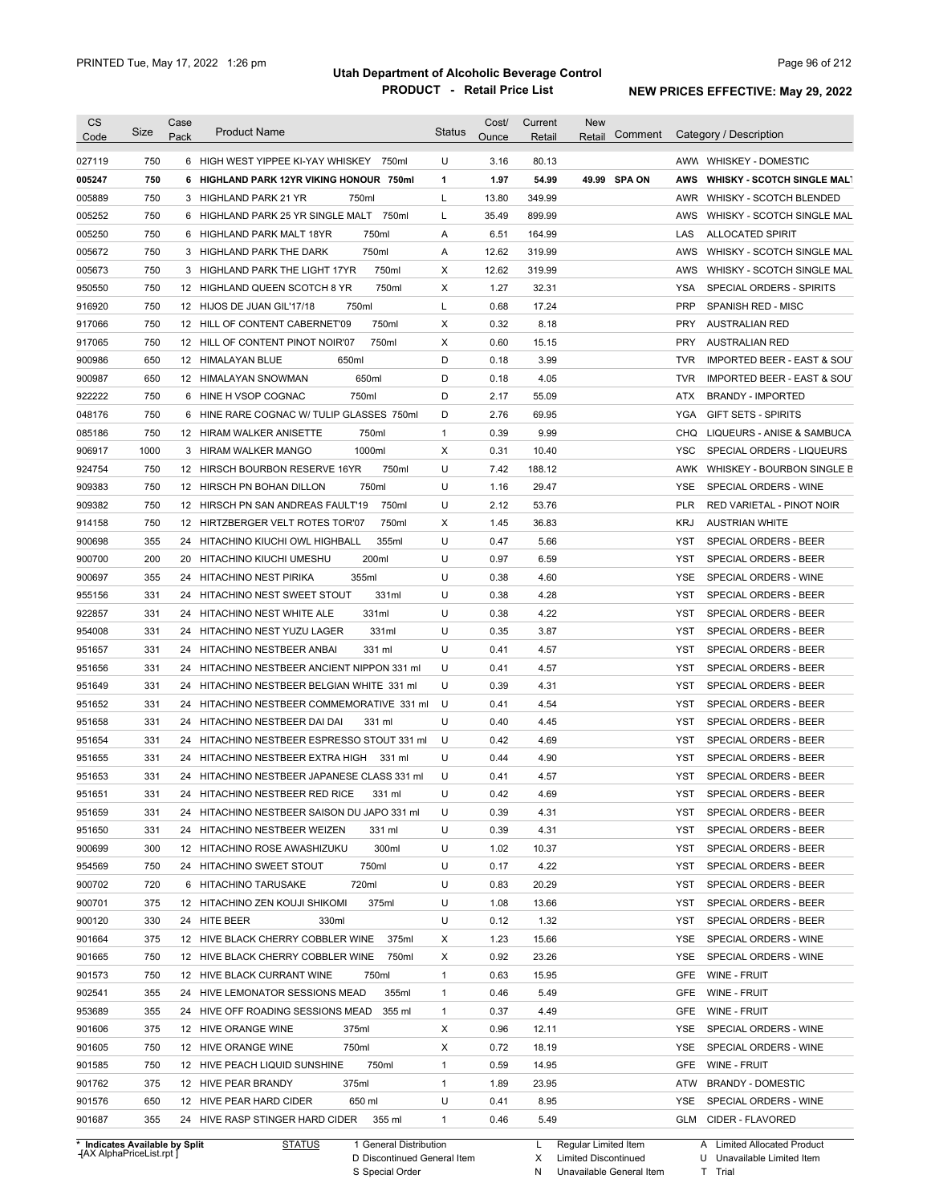# Utah Department of Alcoholic Beverage Control

## PRODUCT - Retail Price List

PRINTED Tue, May 17, 2022 1:26 pm

**NEW PRICES EFFECTIVE: May 29, 2022**

| CS Code | Size | Case Pack | Product Name | Status | Cost/ Ounce | Current Retail | New Retail | Comment | Category / Description |
|---|---|---|---|---|---|---|---|---|---|
| 027119 | 750 | 6 | HIGH WEST YIPPEE KI-YAY WHISKEY 750ml | U | 3.16 | 80.13 | | | AWW WHISKEY - DOMESTIC |
| **005247** | **750** | **6** | **HIGHLAND PARK 12YR VIKING HONOUR 750ml** | **1** | **1.97** | **54.99** | **49.99** | **SPA ON** | **AWS WHISKY - SCOTCH SINGLE MALT** |
| 005889 | 750 | 3 | HIGHLAND PARK 21 YR 750ml | L | 13.80 | 349.99 | | | AWR WHISKY - SCOTCH BLENDED |
| 005252 | 750 | 6 | HIGHLAND PARK 25 YR SINGLE MALT 750ml | L | 35.49 | 899.99 | | | AWS WHISKY - SCOTCH SINGLE MAL |
| 005250 | 750 | 6 | HIGHLAND PARK MALT 18YR 750ml | A | 6.51 | 164.99 | | | LAS ALLOCATED SPIRIT |
| 005672 | 750 | 3 | HIGHLAND PARK THE DARK 750ml | A | 12.62 | 319.99 | | | AWS WHISKY - SCOTCH SINGLE MAL |
| 005673 | 750 | 3 | HIGHLAND PARK THE LIGHT 17YR 750ml | X | 12.62 | 319.99 | | | AWS WHISKY - SCOTCH SINGLE MAL |
| 950550 | 750 | 12 | HIGHLAND QUEEN SCOTCH 8 YR 750ml | X | 1.27 | 32.31 | | | YSA SPECIAL ORDERS - SPIRITS |
| 916920 | 750 | 12 | HIJOS DE JUAN GIL'17/18 750ml | L | 0.68 | 17.24 | | | PRP SPANISH RED - MISC |
| 917066 | 750 | 12 | HILL OF CONTENT CABERNET'09 750ml | X | 0.32 | 8.18 | | | PRY AUSTRALIAN RED |
| 917065 | 750 | 12 | HILL OF CONTENT PINOT NOIR'07 750ml | X | 0.60 | 15.15 | | | PRY AUSTRALIAN RED |
| 900986 | 650 | 12 | HIMALAYAN BLUE 650ml | D | 0.18 | 3.99 | | | TVR IMPORTED BEER - EAST & SOUT |
| 900987 | 650 | 12 | HIMALAYAN SNOWMAN 650ml | D | 0.18 | 4.05 | | | TVR IMPORTED BEER - EAST & SOUT |
| 922222 | 750 | 6 | HINE H VSOP COGNAC 750ml | D | 2.17 | 55.09 | | | ATX BRANDY - IMPORTED |
| 048176 | 750 | 6 | HINE RARE COGNAC W/ TULIP GLASSES 750ml | D | 2.76 | 69.95 | | | YGA GIFT SETS - SPIRITS |
| 085186 | 750 | 12 | HIRAM WALKER ANISETTE 750ml | 1 | 0.39 | 9.99 | | | CHQ LIQUEURS - ANISE & SAMBUCA |
| 906917 | 1000 | 3 | HIRAM WALKER MANGO 1000ml | X | 0.31 | 10.40 | | | YSC SPECIAL ORDERS - LIQUEURS |
| 924754 | 750 | 12 | HIRSCH BOURBON RESERVE 16YR 750ml | U | 7.42 | 188.12 | | | AWK WHISKEY - BOURBON SINGLE B |
| 909383 | 750 | 12 | HIRSCH PN BOHAN DILLON 750ml | U | 1.16 | 29.47 | | | YSE SPECIAL ORDERS - WINE |
| 909382 | 750 | 12 | HIRSCH PN SAN ANDREAS FAULT'19 750ml | U | 2.12 | 53.76 | | | PLR RED VARIETAL - PINOT NOIR |
| 914158 | 750 | 12 | HIRTZBERGER VELT ROTES TOR'07 750ml | X | 1.45 | 36.83 | | | KRJ AUSTRIAN WHITE |
| 900698 | 355 | 24 | HITACHINO KIUCHI OWL HIGHBALL 355ml | U | 0.47 | 5.66 | | | YST SPECIAL ORDERS - BEER |
| 900700 | 200 | 20 | HITACHINO KIUCHI UMESHU 200ml | U | 0.97 | 6.59 | | | YST SPECIAL ORDERS - BEER |
| 900697 | 355 | 24 | HITACHINO NEST PIRIKA 355ml | U | 0.38 | 4.60 | | | YSE SPECIAL ORDERS - WINE |
| 955156 | 331 | 24 | HITACHINO NEST SWEET STOUT 331ml | U | 0.38 | 4.28 | | | YST SPECIAL ORDERS - BEER |
| 922857 | 331 | 24 | HITACHINO NEST WHITE ALE 331ml | U | 0.38 | 4.22 | | | YST SPECIAL ORDERS - BEER |
| 954008 | 331 | 24 | HITACHINO NEST YUZU LAGER 331ml | U | 0.35 | 3.87 | | | YST SPECIAL ORDERS - BEER |
| 951657 | 331 | 24 | HITACHINO NESTBEER ANBAI 331 ml | U | 0.41 | 4.57 | | | YST SPECIAL ORDERS - BEER |
| 951656 | 331 | 24 | HITACHINO NESTBEER ANCIENT NIPPON 331 ml | U | 0.41 | 4.57 | | | YST SPECIAL ORDERS - BEER |
| 951649 | 331 | 24 | HITACHINO NESTBEER BELGIAN WHITE 331 ml | U | 0.39 | 4.31 | | | YST SPECIAL ORDERS - BEER |
| 951652 | 331 | 24 | HITACHINO NESTBEER COMMEMORATIVE 331 ml | U | 0.41 | 4.54 | | | YST SPECIAL ORDERS - BEER |
| 951658 | 331 | 24 | HITACHINO NESTBEER DAI DAI 331 ml | U | 0.40 | 4.45 | | | YST SPECIAL ORDERS - BEER |
| 951654 | 331 | 24 | HITACHINO NESTBEER ESPRESSO STOUT 331 ml | U | 0.42 | 4.69 | | | YST SPECIAL ORDERS - BEER |
| 951655 | 331 | 24 | HITACHINO NESTBEER EXTRA HIGH 331 ml | U | 0.44 | 4.90 | | | YST SPECIAL ORDERS - BEER |
| 951653 | 331 | 24 | HITACHINO NESTBEER JAPANESE CLASS 331 ml | U | 0.41 | 4.57 | | | YST SPECIAL ORDERS - BEER |
| 951651 | 331 | 24 | HITACHINO NESTBEER RED RICE 331 ml | U | 0.42 | 4.69 | | | YST SPECIAL ORDERS - BEER |
| 951659 | 331 | 24 | HITACHINO NESTBEER SAISON DU JAPO 331 ml | U | 0.39 | 4.31 | | | YST SPECIAL ORDERS - BEER |
| 951650 | 331 | 24 | HITACHINO NESTBEER WEIZEN 331 ml | U | 0.39 | 4.31 | | | YST SPECIAL ORDERS - BEER |
| 900699 | 300 | 12 | HITACHINO ROSE AWASHIZUKU 300ml | U | 1.02 | 10.37 | | | YST SPECIAL ORDERS - BEER |
| 954569 | 750 | 24 | HITACHINO SWEET STOUT 750ml | U | 0.17 | 4.22 | | | YST SPECIAL ORDERS - BEER |
| 900702 | 720 | 6 | HITACHINO TARUSAKE 720ml | U | 0.83 | 20.29 | | | YST SPECIAL ORDERS - BEER |
| 900701 | 375 | 12 | HITACHINO ZEN KOUJI SHIKOMI 375ml | U | 1.08 | 13.66 | | | YST SPECIAL ORDERS - BEER |
| 900120 | 330 | 24 | HITE BEER 330ml | U | 0.12 | 1.32 | | | YST SPECIAL ORDERS - BEER |
| 901664 | 375 | 12 | HIVE BLACK CHERRY COBBLER WINE 375ml | X | 1.23 | 15.66 | | | YSE SPECIAL ORDERS - WINE |
| 901665 | 750 | 12 | HIVE BLACK CHERRY COBBLER WINE 750ml | X | 0.92 | 23.26 | | | YSE SPECIAL ORDERS - WINE |
| 901573 | 750 | 12 | HIVE BLACK CURRANT WINE 750ml | 1 | 0.63 | 15.95 | | | GFE WINE - FRUIT |
| 902541 | 355 | 24 | HIVE LEMONATOR SESSIONS MEAD 355ml | 1 | 0.46 | 5.49 | | | GFE WINE - FRUIT |
| 953689 | 355 | 24 | HIVE OFF ROADING SESSIONS MEAD 355 ml | 1 | 0.37 | 4.49 | | | GFE WINE - FRUIT |
| 901606 | 375 | 12 | HIVE ORANGE WINE 375ml | X | 0.96 | 12.11 | | | YSE SPECIAL ORDERS - WINE |
| 901605 | 750 | 12 | HIVE ORANGE WINE 750ml | X | 0.72 | 18.19 | | | YSE SPECIAL ORDERS - WINE |
| 901585 | 750 | 12 | HIVE PEACH LIQUID SUNSHINE 750ml | 1 | 0.59 | 14.95 | | | GFE WINE - FRUIT |
| 901762 | 375 | 12 | HIVE PEAR BRANDY 375ml | 1 | 1.89 | 23.95 | | | ATW BRANDY - DOMESTIC |
| 901576 | 650 | 12 | HIVE PEAR HARD CIDER 650 ml | U | 0.41 | 8.95 | | | YSE SPECIAL ORDERS - WINE |
| 901687 | 355 | 24 | HIVE RASP STINGER HARD CIDER 355 ml | 1 | 0.46 | 5.49 | | | GLM CIDER - FLAVORED |

\* Indicates Available by Split

STATUS: 1 General Distribution; D Discontinued General Item; S Special Order; L Regular Limited Item; X Limited Discontinued; N Unavailable General Item; A Limited Allocated Product; U Unavailable Limited Item; T Trial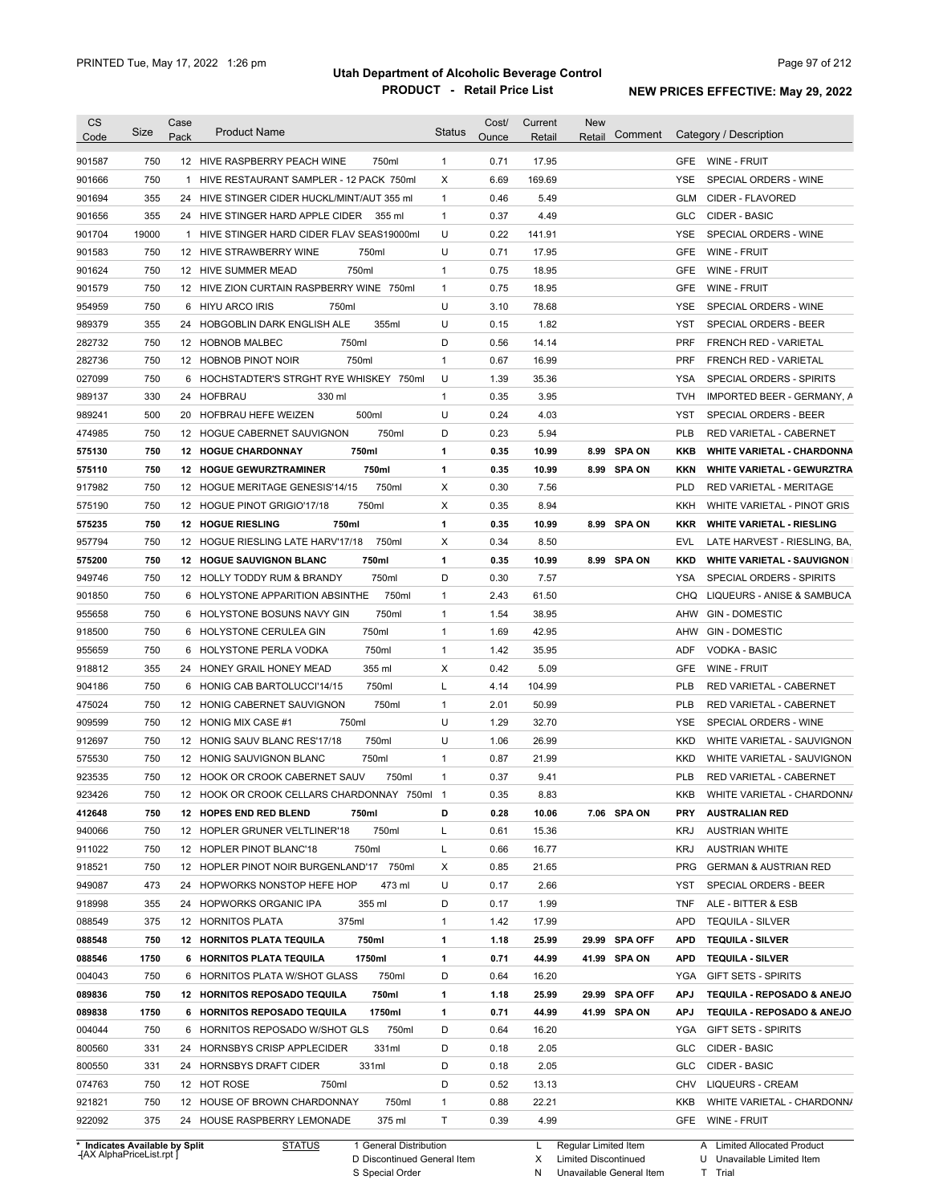# Utah Department of Alcoholic Beverage Control

## PRODUCT - Retail Price List

PRINTED Tue, May 17, 2022 1:26 pm

**NEW PRICES EFFECTIVE: May 29, 2022**

| CS Code | Size | Case Pack | Product Name | | Status | Cost/ Ounce | Current Retail | New Retail | Comment | Category / Description | |
|---|---|---|---|---|---|---|---|---|---|---|---|
| 901587 | 750 | 12 | HIVE RASPBERRY PEACH WINE | 750ml | 1 | 0.71 | 17.95 | | | GFE | WINE - FRUIT |
| 901666 | 750 | 1 | HIVE RESTAURANT SAMPLER - 12 PACK | 750ml | X | 6.69 | 169.69 | | | YSE | SPECIAL ORDERS - WINE |
| 901694 | 355 | 24 | HIVE STINGER CIDER HUCKL/MINT/AUT | 355 ml | 1 | 0.46 | 5.49 | | | GLM | CIDER - FLAVORED |
| 901656 | 355 | 24 | HIVE STINGER HARD APPLE CIDER | 355 ml | 1 | 0.37 | 4.49 | | | GLC | CIDER - BASIC |
| 901704 | 19000 | 1 | HIVE STINGER HARD CIDER FLAV SEAS | 19000ml | U | 0.22 | 141.91 | | | YSE | SPECIAL ORDERS - WINE |
| 901583 | 750 | 12 | HIVE STRAWBERRY WINE | 750ml | U | 0.71 | 17.95 | | | GFE | WINE - FRUIT |
| 901624 | 750 | 12 | HIVE SUMMER MEAD | 750ml | 1 | 0.75 | 18.95 | | | GFE | WINE - FRUIT |
| 901579 | 750 | 12 | HIVE ZION CURTAIN RASPBERRY WINE | 750ml | 1 | 0.75 | 18.95 | | | GFE | WINE - FRUIT |
| 954959 | 750 | 6 | HIYU ARCO IRIS | 750ml | U | 3.10 | 78.68 | | | YSE | SPECIAL ORDERS - WINE |
| 989379 | 355 | 24 | HOBGOBLIN DARK ENGLISH ALE | 355ml | U | 0.15 | 1.82 | | | YST | SPECIAL ORDERS - BEER |
| 282732 | 750 | 12 | HOBNOB MALBEC | 750ml | D | 0.56 | 14.14 | | | PRF | FRENCH RED - VARIETAL |
| 282736 | 750 | 12 | HOBNOB PINOT NOIR | 750ml | 1 | 0.67 | 16.99 | | | PRF | FRENCH RED - VARIETAL |
| 027099 | 750 | 6 | HOCHSTADTER'S STRGHT RYE WHISKEY | 750ml | U | 1.39 | 35.36 | | | YSA | SPECIAL ORDERS - SPIRITS |
| 989137 | 330 | 24 | HOFBRAU | 330 ml | 1 | 0.35 | 3.95 | | | TVH | IMPORTED BEER - GERMANY, A |
| 989241 | 500 | 20 | HOFBRAU HEFE WEIZEN | 500ml | U | 0.24 | 4.03 | | | YST | SPECIAL ORDERS - BEER |
| 474985 | 750 | 12 | HOGUE CABERNET SAUVIGNON | 750ml | D | 0.23 | 5.94 | | | PLB | RED VARIETAL - CABERNET |
| **575130** | **750** | **12** | **HOGUE CHARDONNAY** | **750ml** | **1** | **0.35** | **10.99** | **8.99** | **SPA ON** | **KKB** | **WHITE VARIETAL - CHARDONNA** |
| **575110** | **750** | **12** | **HOGUE GEWURZTRAMINER** | **750ml** | **1** | **0.35** | **10.99** | **8.99** | **SPA ON** | **KKN** | **WHITE VARIETAL - GEWURZTRA** |
| 917982 | 750 | 12 | HOGUE MERITAGE GENESIS'14/15 | 750ml | X | 0.30 | 7.56 | | | PLD | RED VARIETAL - MERITAGE |
| 575190 | 750 | 12 | HOGUE PINOT GRIGIO'17/18 | 750ml | X | 0.35 | 8.94 | | | KKH | WHITE VARIETAL - PINOT GRIS |
| **575235** | **750** | **12** | **HOGUE RIESLING** | **750ml** | **1** | **0.35** | **10.99** | **8.99** | **SPA ON** | **KKR** | **WHITE VARIETAL - RIESLING** |
| 957794 | 750 | 12 | HOGUE RIESLING LATE HARV'17/18 | 750ml | X | 0.34 | 8.50 | | | EVL | LATE HARVEST - RIESLING, BA, |
| **575200** | **750** | **12** | **HOGUE SAUVIGNON BLANC** | **750ml** | **1** | **0.35** | **10.99** | **8.99** | **SPA ON** | **KKD** | **WHITE VARIETAL - SAUVIGNON** |
| 949746 | 750 | 12 | HOLLY TODDY RUM & BRANDY | 750ml | D | 0.30 | 7.57 | | | YSA | SPECIAL ORDERS - SPIRITS |
| 901850 | 750 | 6 | HOLYSTONE APPARITION ABSINTHE | 750ml | 1 | 2.43 | 61.50 | | | CHQ | LIQUEURS - ANISE & SAMBUCA |
| 955658 | 750 | 6 | HOLYSTONE BOSUNS NAVY GIN | 750ml | 1 | 1.54 | 38.95 | | | AHW | GIN - DOMESTIC |
| 918500 | 750 | 6 | HOLYSTONE CERULEA GIN | 750ml | 1 | 1.69 | 42.95 | | | AHW | GIN - DOMESTIC |
| 955659 | 750 | 6 | HOLYSTONE PERLA VODKA | 750ml | 1 | 1.42 | 35.95 | | | ADF | VODKA - BASIC |
| 918812 | 355 | 24 | HONEY GRAIL HONEY MEAD | 355 ml | X | 0.42 | 5.09 | | | GFE | WINE - FRUIT |
| 904186 | 750 | 6 | HONIG CAB BARTOLUCCI'14/15 | 750ml | L | 4.14 | 104.99 | | | PLB | RED VARIETAL - CABERNET |
| 475024 | 750 | 12 | HONIG CABERNET SAUVIGNON | 750ml | 1 | 2.01 | 50.99 | | | PLB | RED VARIETAL - CABERNET |
| 909599 | 750 | 12 | HONIG MIX CASE #1 | 750ml | U | 1.29 | 32.70 | | | YSE | SPECIAL ORDERS - WINE |
| 912697 | 750 | 12 | HONIG SAUV BLANC RES'17/18 | 750ml | U | 1.06 | 26.99 | | | KKD | WHITE VARIETAL - SAUVIGNON |
| 575530 | 750 | 12 | HONIG SAUVIGNON BLANC | 750ml | 1 | 0.87 | 21.99 | | | KKD | WHITE VARIETAL - SAUVIGNON |
| 923535 | 750 | 12 | HOOK OR CROOK CABERNET SAUV | 750ml | 1 | 0.37 | 9.41 | | | PLB | RED VARIETAL - CABERNET |
| 923426 | 750 | 12 | HOOK OR CROOK CELLARS CHARDONNAY | 750ml | 1 | 0.35 | 8.83 | | | KKB | WHITE VARIETAL - CHARDONNA |
| **412648** | **750** | **12** | **HOPES END RED BLEND** | **750ml** | **D** | **0.28** | **10.06** | **7.06** | **SPA ON** | **PRY** | **AUSTRALIAN RED** |
| 940066 | 750 | 12 | HOPLER GRUNER VELTLINER'18 | 750ml | L | 0.61 | 15.36 | | | KRJ | AUSTRIAN WHITE |
| 911022 | 750 | 12 | HOPLER PINOT BLANC'18 | 750ml | L | 0.66 | 16.77 | | | KRJ | AUSTRIAN WHITE |
| 918521 | 750 | 12 | HOPLER PINOT NOIR BURGENLAND'17 | 750ml | X | 0.85 | 21.65 | | | PRG | GERMAN & AUSTRIAN RED |
| 949087 | 473 | 24 | HOPWORKS NONSTOP HEFE HOP | 473 ml | U | 0.17 | 2.66 | | | YST | SPECIAL ORDERS - BEER |
| 918998 | 355 | 24 | HOPWORKS ORGANIC IPA | 355 ml | D | 0.17 | 1.99 | | | TNF | ALE - BITTER & ESB |
| 088549 | 375 | 12 | HORNITOS PLATA | 375ml | 1 | 1.42 | 17.99 | | | APD | TEQUILA - SILVER |
| **088548** | **750** | **12** | **HORNITOS PLATA TEQUILA** | **750ml** | **1** | **1.18** | **25.99** | **29.99** | **SPA OFF** | **APD** | **TEQUILA - SILVER** |
| **088546** | **1750** | **6** | **HORNITOS PLATA TEQUILA** | **1750ml** | **1** | **0.71** | **44.99** | **41.99** | **SPA ON** | **APD** | **TEQUILA - SILVER** |
| 004043 | 750 | 6 | HORNITOS PLATA W/SHOT GLASS | 750ml | D | 0.64 | 16.20 | | | YGA | GIFT SETS - SPIRITS |
| **089836** | **750** | **12** | **HORNITOS REPOSADO TEQUILA** | **750ml** | **1** | **1.18** | **25.99** | **29.99** | **SPA OFF** | **APJ** | **TEQUILA - REPOSADO & ANEJO** |
| **089838** | **1750** | **6** | **HORNITOS REPOSADO TEQUILA** | **1750ml** | **1** | **0.71** | **44.99** | **41.99** | **SPA ON** | **APJ** | **TEQUILA - REPOSADO & ANEJO** |
| 004044 | 750 | 6 | HORNITOS REPOSADO W/SHOT GLS | 750ml | D | 0.64 | 16.20 | | | YGA | GIFT SETS - SPIRITS |
| 800560 | 331 | 24 | HORNSBYS CRISP APPLECIDER | 331ml | D | 0.18 | 2.05 | | | GLC | CIDER - BASIC |
| 800550 | 331 | 24 | HORNSBYS DRAFT CIDER | 331ml | D | 0.18 | 2.05 | | | GLC | CIDER - BASIC |
| 074763 | 750 | 12 | HOT ROSE | 750ml | D | 0.52 | 13.13 | | | CHV | LIQUEURS - CREAM |
| 921821 | 750 | 12 | HOUSE OF BROWN CHARDONNAY | 750ml | 1 | 0.88 | 22.21 | | | KKB | WHITE VARIETAL - CHARDONNA |
| 922092 | 375 | 24 | HOUSE RASPBERRY LEMONADE | 375 ml | T | 0.39 | 4.99 | | | GFE | WINE - FRUIT |

\* Indicates Available by Split

STATUS: 1 General Distribution; D Discontinued General Item; S Special Order; L Regular Limited Item; X Limited Discontinued; N Unavailable General Item; A Limited Allocated Product; U Unavailable Limited Item; T Trial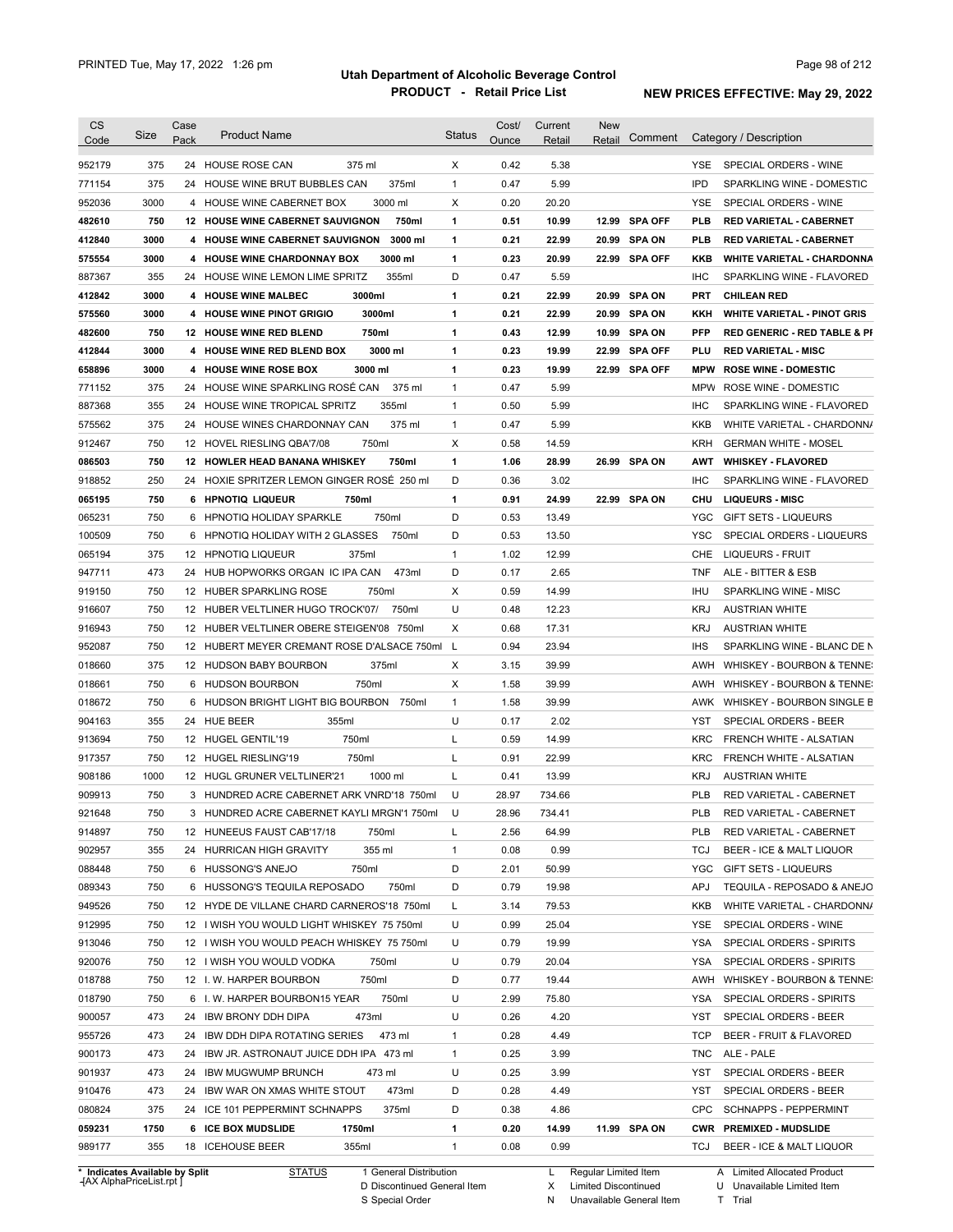# Utah Department of Alcoholic Beverage Control

## PRODUCT - Retail Price List

PRINTED Tue, May 17, 2022 1:26 pm

**NEW PRICES EFFECTIVE: May 29, 2022**

| CS Code | Size | Case Pack | Product Name | Status | Cost/ Ounce | Current Retail | New Retail | Comment | Category / Description |
|---|---|---|---|---|---|---|---|---|---|
| 952179 | 375 | 24 | HOUSE ROSE CAN 375 ml | X | 0.42 | 5.38 | | | YSE SPECIAL ORDERS - WINE |
| 771154 | 375 | 24 | HOUSE WINE BRUT BUBBLES CAN 375ml | 1 | 0.47 | 5.99 | | | IPD SPARKLING WINE - DOMESTIC |
| 952036 | 3000 | 4 | HOUSE WINE CABERNET BOX 3000 ml | X | 0.20 | 20.20 | | | YSE SPECIAL ORDERS - WINE |
| **482610** | **750** | **12** | **HOUSE WINE CABERNET SAUVIGNON 750ml** | **1** | **0.51** | **10.99** | **12.99** | **SPA OFF** | **PLB RED VARIETAL - CABERNET** |
| **412840** | **3000** | **4** | **HOUSE WINE CABERNET SAUVIGNON 3000 ml** | **1** | **0.21** | **22.99** | **20.99** | **SPA ON** | **PLB RED VARIETAL - CABERNET** |
| **575554** | **3000** | **4** | **HOUSE WINE CHARDONNAY BOX 3000 ml** | **1** | **0.23** | **20.99** | **22.99** | **SPA OFF** | **KKB WHITE VARIETAL - CHARDONNA** |
| 887367 | 355 | 24 | HOUSE WINE LEMON LIME SPRITZ 355ml | D | 0.47 | 5.59 | | | IHC SPARKLING WINE - FLAVORED |
| **412842** | **3000** | **4** | **HOUSE WINE MALBEC 3000ml** | **1** | **0.21** | **22.99** | **20.99** | **SPA ON** | **PRT CHILEAN RED** |
| **575560** | **3000** | **4** | **HOUSE WINE PINOT GRIGIO 3000ml** | **1** | **0.21** | **22.99** | **20.99** | **SPA ON** | **KKH WHITE VARIETAL - PINOT GRIS** |
| **482600** | **750** | **12** | **HOUSE WINE RED BLEND 750ml** | **1** | **0.43** | **12.99** | **10.99** | **SPA ON** | **PFP RED GENERIC - RED TABLE & PI** |
| **412844** | **3000** | **4** | **HOUSE WINE RED BLEND BOX 3000 ml** | **1** | **0.23** | **19.99** | **22.99** | **SPA OFF** | **PLU RED VARIETAL - MISC** |
| **658896** | **3000** | **4** | **HOUSE WINE ROSE BOX 3000 ml** | **1** | **0.23** | **19.99** | **22.99** | **SPA OFF** | **MPW ROSE WINE - DOMESTIC** |
| 771152 | 375 | 24 | HOUSE WINE SPARKLING ROSÉ CAN 375 ml | 1 | 0.47 | 5.99 | | | MPW ROSE WINE - DOMESTIC |
| 887368 | 355 | 24 | HOUSE WINE TROPICAL SPRITZ 355ml | 1 | 0.50 | 5.99 | | | IHC SPARKLING WINE - FLAVORED |
| 575562 | 375 | 24 | HOUSE WINES CHARDONNAY CAN 375 ml | 1 | 0.47 | 5.99 | | | KKB WHITE VARIETAL - CHARDONNA |
| 912467 | 750 | 12 | HOVEL RIESLING QBA'7/08 750ml | X | 0.58 | 14.59 | | | KRH GERMAN WHITE - MOSEL |
| **086503** | **750** | **12** | **HOWLER HEAD BANANA WHISKEY 750ml** | **1** | **1.06** | **28.99** | **26.99** | **SPA ON** | **AWT WHISKEY - FLAVORED** |
| 918852 | 250 | 24 | HOXIE SPRITZER LEMON GINGER ROSÉ 250 ml | D | 0.36 | 3.02 | | | IHC SPARKLING WINE - FLAVORED |
| **065195** | **750** | **6** | **HPNOTIQ LIQUEUR 750ml** | **1** | **0.91** | **24.99** | **22.99** | **SPA ON** | **CHU LIQUEURS - MISC** |
| 065231 | 750 | 6 | HPNOTIQ HOLIDAY SPARKLE 750ml | D | 0.53 | 13.49 | | | YGC GIFT SETS - LIQUEURS |
| 100509 | 750 | 6 | HPNOTIQ HOLIDAY WITH 2 GLASSES 750ml | D | 0.53 | 13.50 | | | YSC SPECIAL ORDERS - LIQUEURS |
| 065194 | 375 | 12 | HPNOTIQ LIQUEUR 375ml | 1 | 1.02 | 12.99 | | | CHE LIQUEURS - FRUIT |
| 947711 | 473 | 24 | HUB HOPWORKS ORGAN IC IPA CAN 473ml | D | 0.17 | 2.65 | | | TNF ALE - BITTER & ESB |
| 919150 | 750 | 12 | HUBER SPARKLING ROSE 750ml | X | 0.59 | 14.99 | | | IHU SPARKLING WINE - MISC |
| 916607 | 750 | 12 | HUBER VELTLINER HUGO TROCK'07/ 750ml | U | 0.48 | 12.23 | | | KRJ AUSTRIAN WHITE |
| 916943 | 750 | 12 | HUBER VELTLINER OBERE STEIGEN'08 750ml | X | 0.68 | 17.31 | | | KRJ AUSTRIAN WHITE |
| 952087 | 750 | 12 | HUBERT MEYER CREMANT ROSE D'ALSACE 750ml | L | 0.94 | 23.94 | | | IHS SPARKLING WINE - BLANC DE N |
| 018660 | 375 | 12 | HUDSON BABY BOURBON 375ml | X | 3.15 | 39.99 | | | AWH WHISKEY - BOURBON & TENNE |
| 018661 | 750 | 6 | HUDSON BOURBON 750ml | X | 1.58 | 39.99 | | | AWH WHISKEY - BOURBON & TENNE |
| 018672 | 750 | 6 | HUDSON BRIGHT LIGHT BIG BOURBON 750ml | 1 | 1.58 | 39.99 | | | AWK WHISKEY - BOURBON SINGLE B |
| 904163 | 355 | 24 | HUE BEER 355ml | U | 0.17 | 2.02 | | | YST SPECIAL ORDERS - BEER |
| 913694 | 750 | 12 | HUGEL GENTIL'19 750ml | L | 0.59 | 14.99 | | | KRC FRENCH WHITE - ALSATIAN |
| 917357 | 750 | 12 | HUGEL RIESLING'19 750ml | L | 0.91 | 22.99 | | | KRC FRENCH WHITE - ALSATIAN |
| 908186 | 1000 | 12 | HUGL GRUNER VELTLINER'21 1000 ml | L | 0.41 | 13.99 | | | KRJ AUSTRIAN WHITE |
| 909913 | 750 | 3 | HUNDRED ACRE CABERNET ARK VNRD'18 750ml | U | 28.97 | 734.66 | | | PLB RED VARIETAL - CABERNET |
| 921648 | 750 | 3 | HUNDRED ACRE CABERNET KAYLI MRGN'1 750ml | U | 28.96 | 734.41 | | | PLB RED VARIETAL - CABERNET |
| 914897 | 750 | 12 | HUNEEUS FAUST CAB'17/18 750ml | L | 2.56 | 64.99 | | | PLB RED VARIETAL - CABERNET |
| 902957 | 355 | 24 | HURRICAN HIGH GRAVITY 355 ml | 1 | 0.08 | 0.99 | | | TCJ BEER - ICE & MALT LIQUOR |
| 088448 | 750 | 6 | HUSSONG'S ANEJO 750ml | D | 2.01 | 50.99 | | | YGC GIFT SETS - LIQUEURS |
| 089343 | 750 | 6 | HUSSONG'S TEQUILA REPOSADO 750ml | D | 0.79 | 19.98 | | | APJ TEQUILA - REPOSADO & ANEJO |
| 949526 | 750 | 12 | HYDE DE VILLANE CHARD CARNEROS'18 750ml | L | 3.14 | 79.53 | | | KKB WHITE VARIETAL - CHARDONNA |
| 912995 | 750 | 12 | I WISH YOU WOULD LIGHT WHISKEY 75 750ml | U | 0.99 | 25.04 | | | YSE SPECIAL ORDERS - WINE |
| 913046 | 750 | 12 | I WISH YOU WOULD PEACH WHISKEY 75 750ml | U | 0.79 | 19.99 | | | YSA SPECIAL ORDERS - SPIRITS |
| 920076 | 750 | 12 | I WISH YOU WOULD VODKA 750ml | U | 0.79 | 20.04 | | | YSA SPECIAL ORDERS - SPIRITS |
| 018788 | 750 | 12 | I. W. HARPER BOURBON 750ml | D | 0.77 | 19.44 | | | AWH WHISKEY - BOURBON & TENNE |
| 018790 | 750 | 6 | I. W. HARPER BOURBON15 YEAR 750ml | U | 2.99 | 75.80 | | | YSA SPECIAL ORDERS - SPIRITS |
| 900057 | 473 | 24 | IBW BRONY DDH DIPA 473ml | U | 0.26 | 4.20 | | | YST SPECIAL ORDERS - BEER |
| 955726 | 473 | 24 | IBW DDH DIPA ROTATING SERIES 473 ml | 1 | 0.28 | 4.49 | | | TCP BEER - FRUIT & FLAVORED |
| 900173 | 473 | 24 | IBW JR. ASTRONAUT JUICE DDH IPA 473 ml | 1 | 0.25 | 3.99 | | | TNC ALE - PALE |
| 901937 | 473 | 24 | IBW MUGWUMP BRUNCH 473 ml | U | 0.25 | 3.99 | | | YST SPECIAL ORDERS - BEER |
| 910476 | 473 | 24 | IBW WAR ON XMAS WHITE STOUT 473ml | D | 0.28 | 4.49 | | | YST SPECIAL ORDERS - BEER |
| 080824 | 375 | 24 | ICE 101 PEPPERMINT SCHNAPPS 375ml | D | 0.38 | 4.86 | | | CPC SCHNAPPS - PEPPERMINT |
| **059231** | **1750** | **6** | **ICE BOX MUDSLIDE 1750ml** | **1** | **0.20** | **14.99** | **11.99** | **SPA ON** | **CWR PREMIXED - MUDSLIDE** |
| 989177 | 355 | 18 | ICEHOUSE BEER 355ml | 1 | 0.08 | 0.99 | | | TCJ BEER - ICE & MALT LIQUOR |

\* Indicates Available by Split

STATUS: 1 General Distribution; D Discontinued General Item; S Special Order; L Regular Limited Item; X Limited Discontinued; N Unavailable General Item; A Limited Allocated Product; U Unavailable Limited Item; T Trial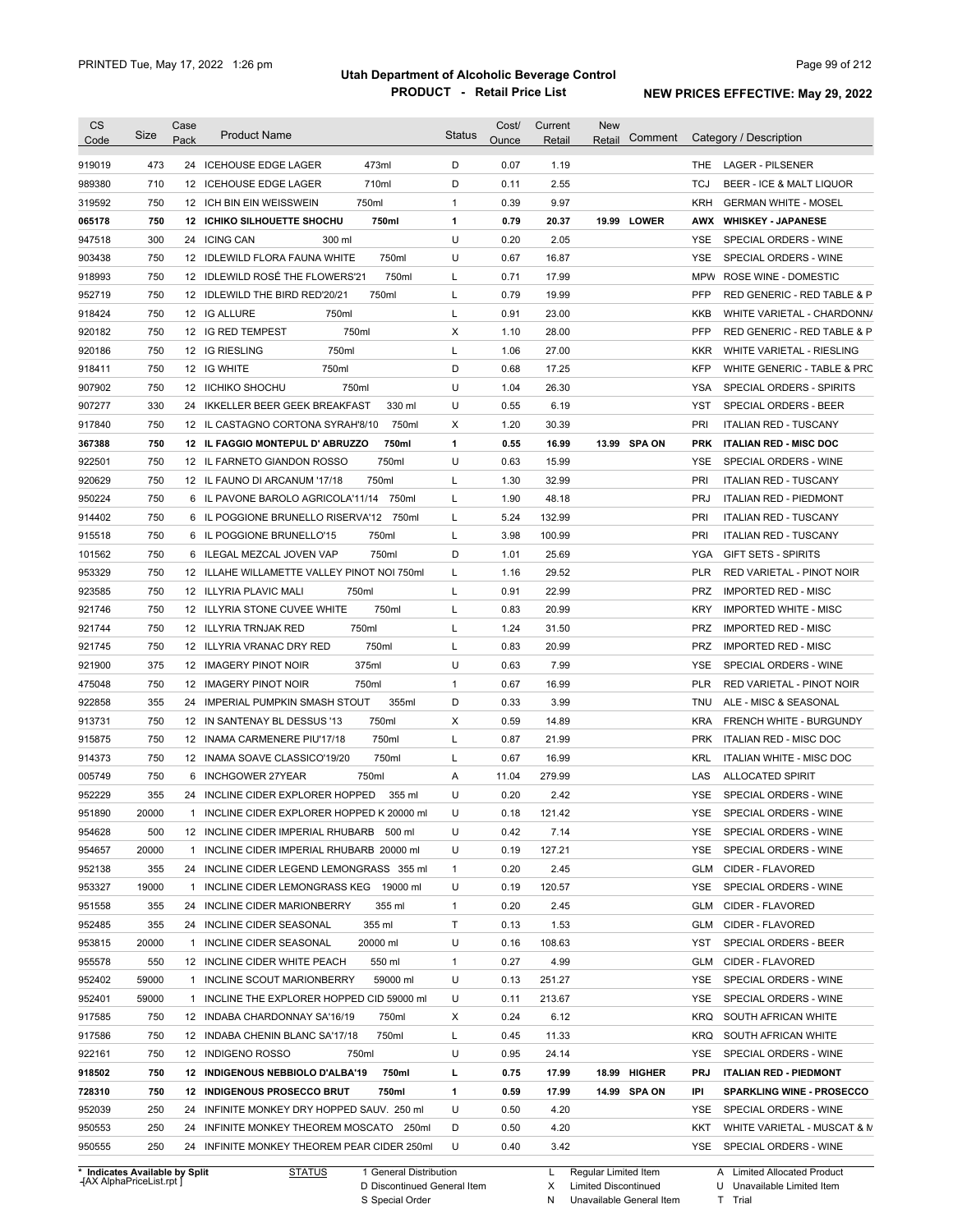# Utah Department of Alcoholic Beverage Control

## PRODUCT - Retail Price List

PRINTED Tue, May 17, 2022 1:26 pm

**NEW PRICES EFFECTIVE: May 29, 2022**

| CS Code | Size | Case Pack | Product Name | Status | Cost/ Ounce | Current Retail | New Retail | Comment | Category / Description |
|---|---|---|---|---|---|---|---|---|---|
| 919019 | 473 | 24 | ICEHOUSE EDGE LAGER 473ml | D | 0.07 | 1.19 | | | THE LAGER - PILSENER |
| 989380 | 710 | 12 | ICEHOUSE EDGE LAGER 710ml | D | 0.11 | 2.55 | | | TCJ BEER - ICE & MALT LIQUOR |
| 319592 | 750 | 12 | ICH BIN EIN WEISSWEIN 750ml | 1 | 0.39 | 9.97 | | | KRH GERMAN WHITE - MOSEL |
| **065178** | **750** | **12** | **ICHIKO SILHOUETTE SHOCHU 750ml** | **1** | **0.79** | **20.37** | **19.99** | **LOWER** | **AWX WHISKEY - JAPANESE** |
| 947518 | 300 | 24 | ICING CAN 300 ml | U | 0.20 | 2.05 | | | YSE SPECIAL ORDERS - WINE |
| 903438 | 750 | 12 | IDLEWILD FLORA FAUNA WHITE 750ml | U | 0.67 | 16.87 | | | YSE SPECIAL ORDERS - WINE |
| 918993 | 750 | 12 | IDLEWILD ROSÉ THE FLOWERS'21 750ml | L | 0.71 | 17.99 | | | MPW ROSE WINE - DOMESTIC |
| 952719 | 750 | 12 | IDLEWILD THE BIRD RED'20/21 750ml | L | 0.79 | 19.99 | | | PFP RED GENERIC - RED TABLE & P |
| 918424 | 750 | 12 | IG ALLURE 750ml | L | 0.91 | 23.00 | | | KKB WHITE VARIETAL - CHARDONNA |
| 920182 | 750 | 12 | IG RED TEMPEST 750ml | X | 1.10 | 28.00 | | | PFP RED GENERIC - RED TABLE & P |
| 920186 | 750 | 12 | IG RIESLING 750ml | L | 1.06 | 27.00 | | | KKR WHITE VARIETAL - RIESLING |
| 918411 | 750 | 12 | IG WHITE 750ml | D | 0.68 | 17.25 | | | KFP WHITE GENERIC - TABLE & PRC |
| 907902 | 750 | 12 | IICHIKO SHOCHU 750ml | U | 1.04 | 26.30 | | | YSA SPECIAL ORDERS - SPIRITS |
| 907277 | 330 | 24 | IKKELLER BEER GEEK BREAKFAST 330 ml | U | 0.55 | 6.19 | | | YST SPECIAL ORDERS - BEER |
| 917840 | 750 | 12 | IL CASTAGNO CORTONA SYRAH'8/10 750ml | X | 1.20 | 30.39 | | | PRI ITALIAN RED - TUSCANY |
| **367388** | **750** | **12** | **IL FAGGIO MONTEPUL D' ABRUZZO 750ml** | **1** | **0.55** | **16.99** | **13.99** | **SPA ON** | **PRK ITALIAN RED - MISC DOC** |
| 922501 | 750 | 12 | IL FARNETO GIANDON ROSSO 750ml | U | 0.63 | 15.99 | | | YSE SPECIAL ORDERS - WINE |
| 920629 | 750 | 12 | IL FAUNO DI ARCANUM '17/18 750ml | L | 1.30 | 32.99 | | | PRI ITALIAN RED - TUSCANY |
| 950224 | 750 | 6 | IL PAVONE BAROLO AGRICOLA'11/14 750ml | L | 1.90 | 48.18 | | | PRJ ITALIAN RED - PIEDMONT |
| 914402 | 750 | 6 | IL POGGIONE BRUNELLO RISERVA'12 750ml | L | 5.24 | 132.99 | | | PRI ITALIAN RED - TUSCANY |
| 915518 | 750 | 6 | IL POGGIONE BRUNELLO'15 750ml | L | 3.98 | 100.99 | | | PRI ITALIAN RED - TUSCANY |
| 101562 | 750 | 6 | ILEGAL MEZCAL JOVEN VAP 750ml | D | 1.01 | 25.69 | | | YGA GIFT SETS - SPIRITS |
| 953329 | 750 | 12 | ILLAHE WILLAMETTE VALLEY PINOT NOI 750ml | L | 1.16 | 29.52 | | | PLR RED VARIETAL - PINOT NOIR |
| 923585 | 750 | 12 | ILLYRIA PLAVIC MALI 750ml | L | 0.91 | 22.99 | | | PRZ IMPORTED RED - MISC |
| 921746 | 750 | 12 | ILLYRIA STONE CUVEE WHITE 750ml | L | 0.83 | 20.99 | | | KRY IMPORTED WHITE - MISC |
| 921744 | 750 | 12 | ILLYRIA TRNJAK RED 750ml | L | 1.24 | 31.50 | | | PRZ IMPORTED RED - MISC |
| 921745 | 750 | 12 | ILLYRIA VRANAC DRY RED 750ml | L | 0.83 | 20.99 | | | PRZ IMPORTED RED - MISC |
| 921900 | 375 | 12 | IMAGERY PINOT NOIR 375ml | U | 0.63 | 7.99 | | | YSE SPECIAL ORDERS - WINE |
| 475048 | 750 | 12 | IMAGERY PINOT NOIR 750ml | 1 | 0.67 | 16.99 | | | PLR RED VARIETAL - PINOT NOIR |
| 922858 | 355 | 24 | IMPERIAL PUMPKIN SMASH STOUT 355ml | D | 0.33 | 3.99 | | | TNU ALE - MISC & SEASONAL |
| 913731 | 750 | 12 | IN SANTENAY BL DESSUS '13 750ml | X | 0.59 | 14.89 | | | KRA FRENCH WHITE - BURGUNDY |
| 915875 | 750 | 12 | INAMA CARMENERE PIU'17/18 750ml | L | 0.87 | 21.99 | | | PRK ITALIAN RED - MISC DOC |
| 914373 | 750 | 12 | INAMA SOAVE CLASSICO'19/20 750ml | L | 0.67 | 16.99 | | | KRL ITALIAN WHITE - MISC DOC |
| 005749 | 750 | 6 | INCHGOWER 27YEAR 750ml | A | 11.04 | 279.99 | | | LAS ALLOCATED SPIRIT |
| 952229 | 355 | 24 | INCLINE CIDER EXPLORER HOPPED 355 ml | U | 0.20 | 2.42 | | | YSE SPECIAL ORDERS - WINE |
| 951890 | 20000 | 1 | INCLINE CIDER EXPLORER HOPPED K 20000 ml | U | 0.18 | 121.42 | | | YSE SPECIAL ORDERS - WINE |
| 954628 | 500 | 12 | INCLINE CIDER IMPERIAL RHUBARB 500 ml | U | 0.42 | 7.14 | | | YSE SPECIAL ORDERS - WINE |
| 954657 | 20000 | 1 | INCLINE CIDER IMPERIAL RHUBARB 20000 ml | U | 0.19 | 127.21 | | | YSE SPECIAL ORDERS - WINE |
| 952138 | 355 | 24 | INCLINE CIDER LEGEND LEMONGRASS 355 ml | 1 | 0.20 | 2.45 | | | GLM CIDER - FLAVORED |
| 953327 | 19000 | 1 | INCLINE CIDER LEMONGRASS KEG 19000 ml | U | 0.19 | 120.57 | | | YSE SPECIAL ORDERS - WINE |
| 951558 | 355 | 24 | INCLINE CIDER MARIONBERRY 355 ml | 1 | 0.20 | 2.45 | | | GLM CIDER - FLAVORED |
| 952485 | 355 | 24 | INCLINE CIDER SEASONAL 355 ml | T | 0.13 | 1.53 | | | GLM CIDER - FLAVORED |
| 953815 | 20000 | 1 | INCLINE CIDER SEASONAL 20000 ml | U | 0.16 | 108.63 | | | YST SPECIAL ORDERS - BEER |
| 955578 | 550 | 12 | INCLINE CIDER WHITE PEACH 550 ml | 1 | 0.27 | 4.99 | | | GLM CIDER - FLAVORED |
| 952402 | 59000 | 1 | INCLINE SCOUT MARIONBERRY 59000 ml | U | 0.13 | 251.27 | | | YSE SPECIAL ORDERS - WINE |
| 952401 | 59000 | 1 | INCLINE THE EXPLORER HOPPED CID 59000 ml | U | 0.11 | 213.67 | | | YSE SPECIAL ORDERS - WINE |
| 917585 | 750 | 12 | INDABA CHARDONNAY SA'16/19 750ml | X | 0.24 | 6.12 | | | KRQ SOUTH AFRICAN WHITE |
| 917586 | 750 | 12 | INDABA CHENIN BLANC SA'17/18 750ml | L | 0.45 | 11.33 | | | KRQ SOUTH AFRICAN WHITE |
| 922161 | 750 | 12 | INDIGENO ROSSO 750ml | U | 0.95 | 24.14 | | | YSE SPECIAL ORDERS - WINE |
| **918502** | **750** | **12** | **INDIGENOUS NEBBIOLO D'ALBA'19 750ml** | **L** | **0.75** | **17.99** | **18.99** | **HIGHER** | **PRJ ITALIAN RED - PIEDMONT** |
| **728310** | **750** | **12** | **INDIGENOUS PROSECCO BRUT 750ml** | **1** | **0.59** | **17.99** | **14.99** | **SPA ON** | **IPI SPARKLING WINE - PROSECCO** |
| 952039 | 250 | 24 | INFINITE MONKEY DRY HOPPED SAUV. 250 ml | U | 0.50 | 4.20 | | | YSE SPECIAL ORDERS - WINE |
| 950553 | 250 | 24 | INFINITE MONKEY THEOREM MOSCATO 250ml | D | 0.50 | 4.20 | | | KKT WHITE VARIETAL - MUSCAT & M |
| 950555 | 250 | 24 | INFINITE MONKEY THEOREM PEAR CIDER 250ml | U | 0.40 | 3.42 | | | YSE SPECIAL ORDERS - WINE |

\* Indicates Available by Split

STATUS: 1 General Distribution; D Discontinued General Item; S Special Order; L Regular Limited Item; X Limited Discontinued; N Unavailable General Item; A Limited Allocated Product; U Unavailable Limited Item; T Trial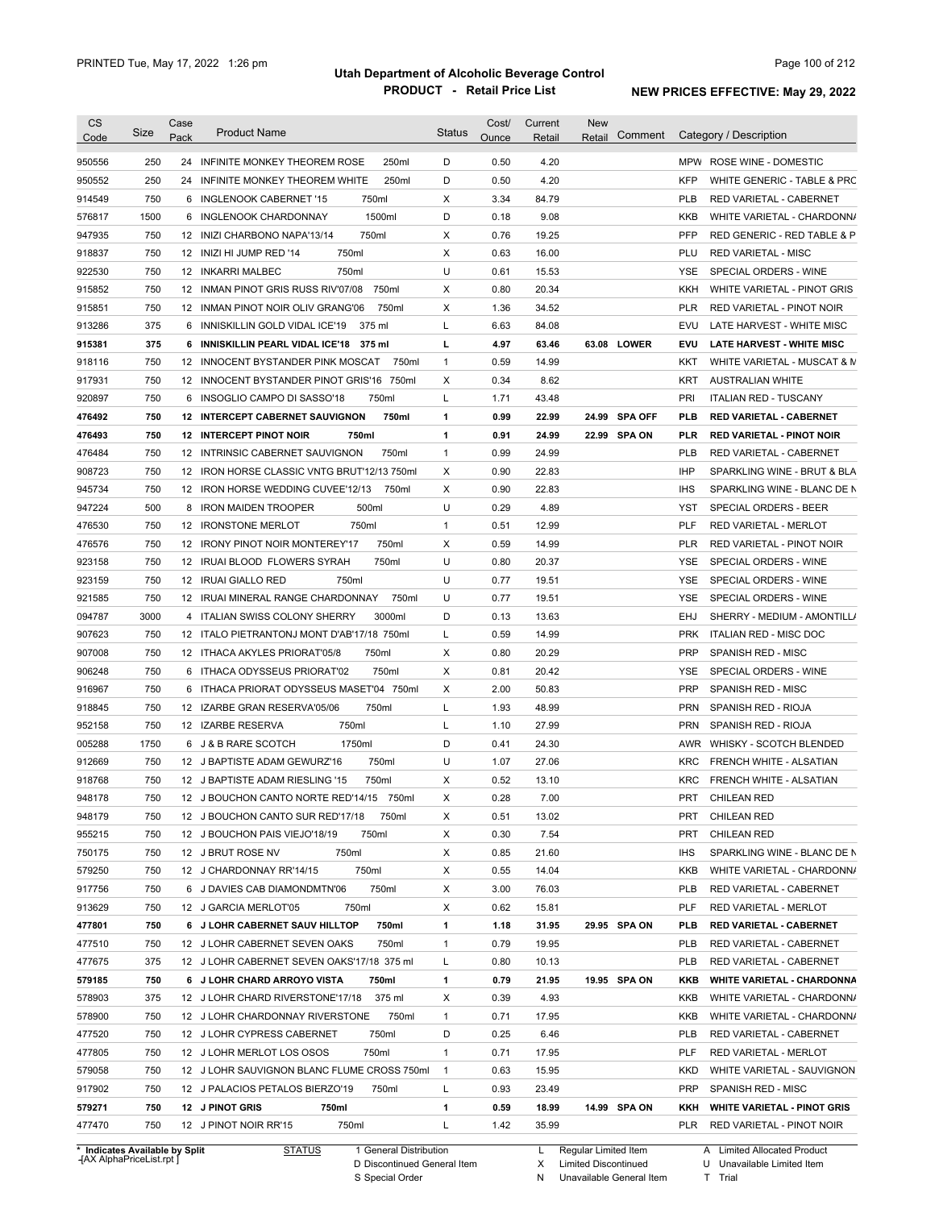# Utah Department of Alcoholic Beverage Control

## PRODUCT - Retail Price List

PRINTED Tue, May 17, 2022 1:26 pm

**NEW PRICES EFFECTIVE: May 29, 2022**

| CS Code | Size | Case Pack | Product Name | Status | Cost/ Ounce | Current Retail | New Retail | Comment | Category / Description |
|---|---|---|---|---|---|---|---|---|---|
| 950556 | 250 | 24 | INFINITE MONKEY THEOREM ROSE 250ml | D | 0.50 | 4.20 | | | MPW ROSE WINE - DOMESTIC |
| 950552 | 250 | 24 | INFINITE MONKEY THEOREM WHITE 250ml | D | 0.50 | 4.20 | | | KFP WHITE GENERIC - TABLE & PRC |
| 914549 | 750 | 6 | INGLENOOK CABERNET '15 750ml | X | 3.34 | 84.79 | | | PLB RED VARIETAL - CABERNET |
| 576817 | 1500 | 6 | INGLENOOK CHARDONNAY 1500ml | D | 0.18 | 9.08 | | | KKB WHITE VARIETAL - CHARDONNA |
| 947935 | 750 | 12 | INIZI CHARBONO NAPA'13/14 750ml | X | 0.76 | 19.25 | | | PFP RED GENERIC - RED TABLE & P |
| 918837 | 750 | 12 | INIZI HI JUMP RED '14 750ml | X | 0.63 | 16.00 | | | PLU RED VARIETAL - MISC |
| 922530 | 750 | 12 | INKARRI MALBEC 750ml | U | 0.61 | 15.53 | | | YSE SPECIAL ORDERS - WINE |
| 915852 | 750 | 12 | INMAN PINOT GRIS RUSS RIV'07/08 750ml | X | 0.80 | 20.34 | | | KKH WHITE VARIETAL - PINOT GRIS |
| 915851 | 750 | 12 | INMAN PINOT NOIR OLIV GRANG'06 750ml | X | 1.36 | 34.52 | | | PLR RED VARIETAL - PINOT NOIR |
| 913286 | 375 | 6 | INNISKILLIN GOLD VIDAL ICE'19 375 ml | L | 6.63 | 84.08 | | | EVU LATE HARVEST - WHITE MISC |
| **915381** | **375** | **6** | **INNISKILLIN PEARL VIDAL ICE'18 375 ml** | **L** | **4.97** | **63.46** | **63.08** | **LOWER** | **EVU LATE HARVEST - WHITE MISC** |
| 918116 | 750 | 12 | INNOCENT BYSTANDER PINK MOSCAT 750ml | 1 | 0.59 | 14.99 | | | KKT WHITE VARIETAL - MUSCAT & M |
| 917931 | 750 | 12 | INNOCENT BYSTANDER PINOT GRIS'16 750ml | X | 0.34 | 8.62 | | | KRT AUSTRALIAN WHITE |
| 920897 | 750 | 6 | INSOGLIO CAMPO DI SASSO'18 750ml | L | 1.71 | 43.48 | | | PRI ITALIAN RED - TUSCANY |
| **476492** | **750** | **12** | **INTERCEPT CABERNET SAUVIGNON 750ml** | **1** | **0.99** | **22.99** | **24.99** | **SPA OFF** | **PLB RED VARIETAL - CABERNET** |
| **476493** | **750** | **12** | **INTERCEPT PINOT NOIR 750ml** | **1** | **0.91** | **24.99** | **22.99** | **SPA ON** | **PLR RED VARIETAL - PINOT NOIR** |
| 476484 | 750 | 12 | INTRINSIC CABERNET SAUVIGNON 750ml | 1 | 0.99 | 24.99 | | | PLB RED VARIETAL - CABERNET |
| 908723 | 750 | 12 | IRON HORSE CLASSIC VNTG BRUT'12/13 750ml | X | 0.90 | 22.83 | | | IHP SPARKLING WINE - BRUT & BLA |
| 945734 | 750 | 12 | IRON HORSE WEDDING CUVEE'12/13 750ml | X | 0.90 | 22.83 | | | IHS SPARKLING WINE - BLANC DE N |
| 947224 | 500 | 8 | IRON MAIDEN TROOPER 500ml | U | 0.29 | 4.89 | | | YST SPECIAL ORDERS - BEER |
| 476530 | 750 | 12 | IRONSTONE MERLOT 750ml | 1 | 0.51 | 12.99 | | | PLF RED VARIETAL - MERLOT |
| 476576 | 750 | 12 | IRONY PINOT NOIR MONTEREY'17 750ml | X | 0.59 | 14.99 | | | PLR RED VARIETAL - PINOT NOIR |
| 923158 | 750 | 12 | IRUAI BLOOD FLOWERS SYRAH 750ml | U | 0.80 | 20.37 | | | YSE SPECIAL ORDERS - WINE |
| 923159 | 750 | 12 | IRUAI GIALLO RED 750ml | U | 0.77 | 19.51 | | | YSE SPECIAL ORDERS - WINE |
| 921585 | 750 | 12 | IRUAI MINERAL RANGE CHARDONNAY 750ml | U | 0.77 | 19.51 | | | YSE SPECIAL ORDERS - WINE |
| 094787 | 3000 | 4 | ITALIAN SWISS COLONY SHERRY 3000ml | D | 0.13 | 13.63 | | | EHJ SHERRY - MEDIUM - AMONTILL/ |
| 907623 | 750 | 12 | ITALO PIETRANTONJ MONT D'AB'17/18 750ml | L | 0.59 | 14.99 | | | PRK ITALIAN RED - MISC DOC |
| 907008 | 750 | 12 | ITHACA AKYLES PRIORAT'05/8 750ml | X | 0.80 | 20.29 | | | PRP SPANISH RED - MISC |
| 906248 | 750 | 6 | ITHACA ODYSSEUS PRIORAT'02 750ml | X | 0.81 | 20.42 | | | YSE SPECIAL ORDERS - WINE |
| 916967 | 750 | 6 | ITHACA PRIORAT ODYSSEUS MASET'04 750ml | X | 2.00 | 50.83 | | | PRP SPANISH RED - MISC |
| 918845 | 750 | 12 | IZARBE GRAN RESERVA'05/06 750ml | L | 1.93 | 48.99 | | | PRN SPANISH RED - RIOJA |
| 952158 | 750 | 12 | IZARBE RESERVA 750ml | L | 1.10 | 27.99 | | | PRN SPANISH RED - RIOJA |
| 005288 | 1750 | 6 | J & B RARE SCOTCH 1750ml | D | 0.41 | 24.30 | | | AWR WHISKY - SCOTCH BLENDED |
| 912669 | 750 | 12 | J BAPTISTE ADAM GEWURZ'16 750ml | U | 1.07 | 27.06 | | | KRC FRENCH WHITE - ALSATIAN |
| 918768 | 750 | 12 | J BAPTISTE ADAM RIESLING '15 750ml | X | 0.52 | 13.10 | | | KRC FRENCH WHITE - ALSATIAN |
| 948178 | 750 | 12 | J BOUCHON CANTO NORTE RED'14/15 750ml | X | 0.28 | 7.00 | | | PRT CHILEAN RED |
| 948179 | 750 | 12 | J BOUCHON CANTO SUR RED'17/18 750ml | X | 0.51 | 13.02 | | | PRT CHILEAN RED |
| 955215 | 750 | 12 | J BOUCHON PAIS VIEJO'18/19 750ml | X | 0.30 | 7.54 | | | PRT CHILEAN RED |
| 750175 | 750 | 12 | J BRUT ROSE NV 750ml | X | 0.85 | 21.60 | | | IHS SPARKLING WINE - BLANC DE N |
| 579250 | 750 | 12 | J CHARDONNAY RR'14/15 750ml | X | 0.55 | 14.04 | | | KKB WHITE VARIETAL - CHARDONNA |
| 917756 | 750 | 6 | J DAVIES CAB DIAMONDMTN'06 750ml | X | 3.00 | 76.03 | | | PLB RED VARIETAL - CABERNET |
| 913629 | 750 | 12 | J GARCIA MERLOT'05 750ml | X | 0.62 | 15.81 | | | PLF RED VARIETAL - MERLOT |
| **477801** | **750** | **6** | **J LOHR CABERNET SAUV HILLTOP 750ml** | **1** | **1.18** | **31.95** | **29.95** | **SPA ON** | **PLB RED VARIETAL - CABERNET** |
| 477510 | 750 | 12 | J LOHR CABERNET SEVEN OAKS 750ml | 1 | 0.79 | 19.95 | | | PLB RED VARIETAL - CABERNET |
| 477675 | 375 | 12 | J LOHR CABERNET SEVEN OAKS'17/18 375 ml | L | 0.80 | 10.13 | | | PLB RED VARIETAL - CABERNET |
| **579185** | **750** | **6** | **J LOHR CHARD ARROYO VISTA 750ml** | **1** | **0.79** | **21.95** | **19.95** | **SPA ON** | **KKB WHITE VARIETAL - CHARDONNA** |
| 578903 | 375 | 12 | J LOHR CHARD RIVERSTONE'17/18 375 ml | X | 0.39 | 4.93 | | | KKB WHITE VARIETAL - CHARDONNA |
| 578900 | 750 | 12 | J LOHR CHARDONNAY RIVERSTONE 750ml | 1 | 0.71 | 17.95 | | | KKB WHITE VARIETAL - CHARDONNA |
| 477520 | 750 | 12 | J LOHR CYPRESS CABERNET 750ml | D | 0.25 | 6.46 | | | PLB RED VARIETAL - CABERNET |
| 477805 | 750 | 12 | J LOHR MERLOT LOS OSOS 750ml | 1 | 0.71 | 17.95 | | | PLF RED VARIETAL - MERLOT |
| 579058 | 750 | 12 | J LOHR SAUVIGNON BLANC FLUME CROSS 750ml | 1 | 0.63 | 15.95 | | | KKD WHITE VARIETAL - SAUVIGNON |
| 917902 | 750 | 12 | J PALACIOS PETALOS BIERZO'19 750ml | L | 0.93 | 23.49 | | | PRP SPANISH RED - MISC |
| **579271** | **750** | **12** | **J PINOT GRIS 750ml** | **1** | **0.59** | **18.99** | **14.99** | **SPA ON** | **KKH WHITE VARIETAL - PINOT GRIS** |
| 477470 | 750 | 12 | J PINOT NOIR RR'15 750ml | L | 1.42 | 35.99 | | | PLR RED VARIETAL - PINOT NOIR |

\* Indicates Available by Split

STATUS: 1 General Distribution; D Discontinued General Item; S Special Order; L Regular Limited Item; X Limited Discontinued; N Unavailable General Item; A Limited Allocated Product; U Unavailable Limited Item; T Trial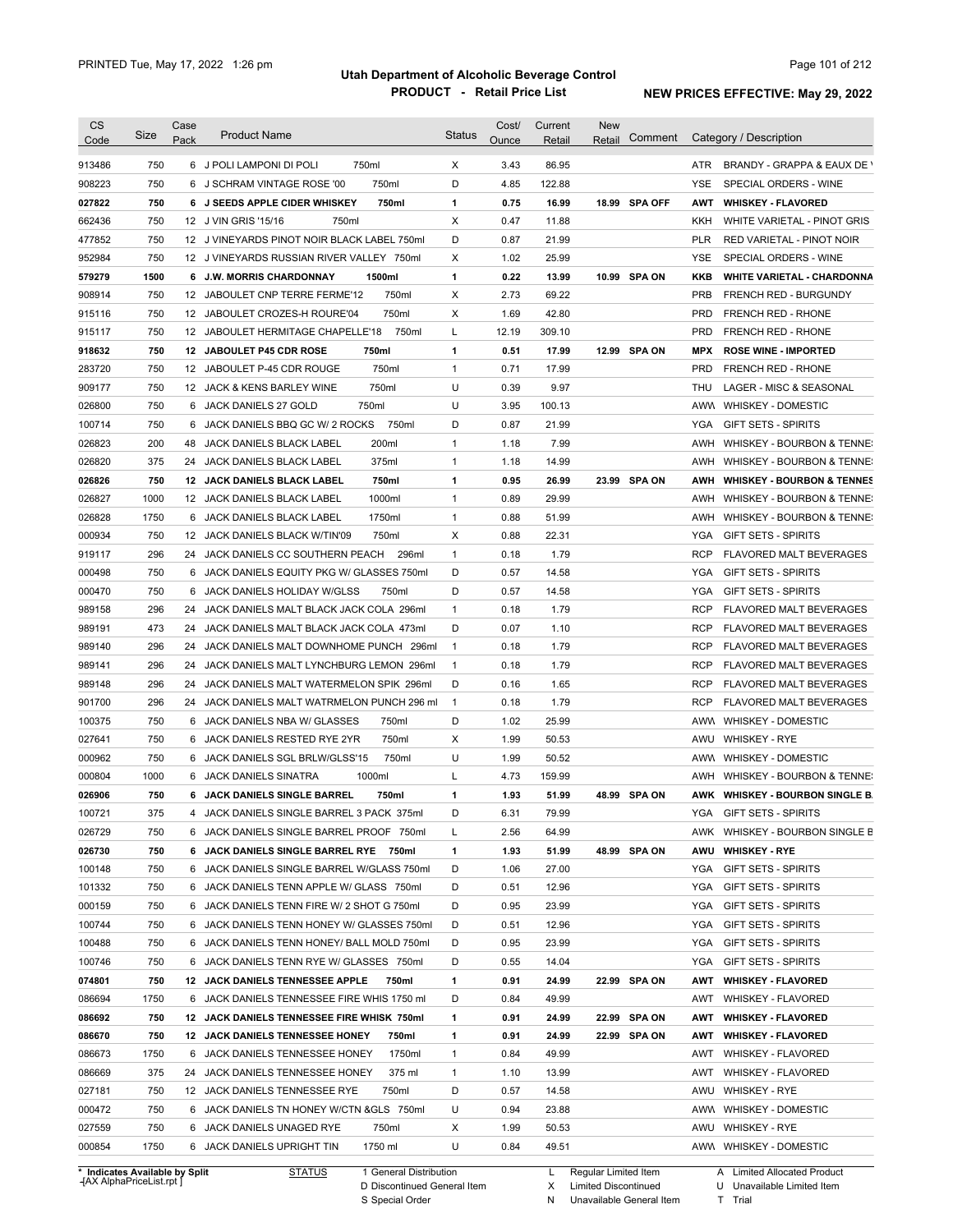# Utah Department of Alcoholic Beverage Control

## PRODUCT - Retail Price List

PRINTED Tue, May 17, 2022 1:26 pm

**NEW PRICES EFFECTIVE: May 29, 2022**

| CS Code | Size | Case Pack | Product Name | Status | Cost/ Ounce | Current Retail | New Retail | Comment | Category / Description |
|---|---|---|---|---|---|---|---|---|---|
| 913486 | 750 | 6 | J POLI LAMPONI DI POLI 750ml | X | 3.43 | 86.95 | | | ATR BRANDY - GRAPPA & EAUX DE V |
| 908223 | 750 | 6 | J SCHRAM VINTAGE ROSE '00 750ml | D | 4.85 | 122.88 | | | YSE SPECIAL ORDERS - WINE |
| **027822** | **750** | **6** | **J SEEDS APPLE CIDER WHISKEY 750ml** | **1** | **0.75** | **16.99** | **18.99** | **SPA OFF** | **AWT WHISKEY - FLAVORED** |
| 662436 | 750 | 12 | J VIN GRIS '15/16 750ml | X | 0.47 | 11.88 | | | KKH WHITE VARIETAL - PINOT GRIS |
| 477852 | 750 | 12 | J VINEYARDS PINOT NOIR BLACK LABEL 750ml | D | 0.87 | 21.99 | | | PLR RED VARIETAL - PINOT NOIR |
| 952984 | 750 | 12 | J VINEYARDS RUSSIAN RIVER VALLEY 750ml | X | 1.02 | 25.99 | | | YSE SPECIAL ORDERS - WINE |
| **579279** | **1500** | **6** | **J.W. MORRIS CHARDONNAY 1500ml** | **1** | **0.22** | **13.99** | **10.99** | **SPA ON** | **KKB WHITE VARIETAL - CHARDONNA** |
| 908914 | 750 | 12 | JABOULET CNP TERRE FERME'12 750ml | X | 2.73 | 69.22 | | | PRB FRENCH RED - BURGUNDY |
| 915116 | 750 | 12 | JABOULET CROZES-H ROURE'04 750ml | X | 1.69 | 42.80 | | | PRD FRENCH RED - RHONE |
| 915117 | 750 | 12 | JABOULET HERMITAGE CHAPELLE'18 750ml | L | 12.19 | 309.10 | | | PRD FRENCH RED - RHONE |
| **918632** | **750** | **12** | **JABOULET P45 CDR ROSE 750ml** | **1** | **0.51** | **17.99** | **12.99** | **SPA ON** | **MPX ROSE WINE - IMPORTED** |
| 283720 | 750 | 12 | JABOULET P-45 CDR ROUGE 750ml | 1 | 0.71 | 17.99 | | | PRD FRENCH RED - RHONE |
| 909177 | 750 | 12 | JACK & KENS BARLEY WINE 750ml | U | 0.39 | 9.97 | | | THU LAGER - MISC & SEASONAL |
| 026800 | 750 | 6 | JACK DANIELS 27 GOLD 750ml | U | 3.95 | 100.13 | | | AWW WHISKEY - DOMESTIC |
| 100714 | 750 | 6 | JACK DANIELS BBQ GC W/ 2 ROCKS 750ml | D | 0.87 | 21.99 | | | YGA GIFT SETS - SPIRITS |
| 026823 | 200 | 48 | JACK DANIELS BLACK LABEL 200ml | 1 | 1.18 | 7.99 | | | AWH WHISKEY - BOURBON & TENNE |
| 026820 | 375 | 24 | JACK DANIELS BLACK LABEL 375ml | 1 | 1.18 | 14.99 | | | AWH WHISKEY - BOURBON & TENNE |
| **026826** | **750** | **12** | **JACK DANIELS BLACK LABEL 750ml** | **1** | **0.95** | **26.99** | **23.99** | **SPA ON** | **AWH WHISKEY - BOURBON & TENNES** |
| 026827 | 1000 | 12 | JACK DANIELS BLACK LABEL 1000ml | 1 | 0.89 | 29.99 | | | AWH WHISKEY - BOURBON & TENNE |
| 026828 | 1750 | 6 | JACK DANIELS BLACK LABEL 1750ml | 1 | 0.88 | 51.99 | | | AWH WHISKEY - BOURBON & TENNE |
| 000934 | 750 | 12 | JACK DANIELS BLACK W/TIN'09 750ml | X | 0.88 | 22.31 | | | YGA GIFT SETS - SPIRITS |
| 919117 | 296 | 24 | JACK DANIELS CC SOUTHERN PEACH 296ml | 1 | 0.18 | 1.79 | | | RCP FLAVORED MALT BEVERAGES |
| 000498 | 750 | 6 | JACK DANIELS EQUITY PKG W/ GLASSES 750ml | D | 0.57 | 14.58 | | | YGA GIFT SETS - SPIRITS |
| 000470 | 750 | 6 | JACK DANIELS HOLIDAY W/GLSS 750ml | D | 0.57 | 14.58 | | | YGA GIFT SETS - SPIRITS |
| 989158 | 296 | 24 | JACK DANIELS MALT BLACK JACK COLA 296ml | 1 | 0.18 | 1.79 | | | RCP FLAVORED MALT BEVERAGES |
| 989191 | 473 | 24 | JACK DANIELS MALT BLACK JACK COLA 473ml | D | 0.07 | 1.10 | | | RCP FLAVORED MALT BEVERAGES |
| 989140 | 296 | 24 | JACK DANIELS MALT DOWNHOME PUNCH 296ml | 1 | 0.18 | 1.79 | | | RCP FLAVORED MALT BEVERAGES |
| 989141 | 296 | 24 | JACK DANIELS MALT LYNCHBURG LEMON 296ml | 1 | 0.18 | 1.79 | | | RCP FLAVORED MALT BEVERAGES |
| 989148 | 296 | 24 | JACK DANIELS MALT WATERMELON SPIK 296ml | D | 0.16 | 1.65 | | | RCP FLAVORED MALT BEVERAGES |
| 901700 | 296 | 24 | JACK DANIELS MALT WATRMELON PUNCH 296 ml | 1 | 0.18 | 1.79 | | | RCP FLAVORED MALT BEVERAGES |
| 100375 | 750 | 6 | JACK DANIELS NBA W/ GLASSES 750ml | D | 1.02 | 25.99 | | | AWW WHISKEY - DOMESTIC |
| 027641 | 750 | 6 | JACK DANIELS RESTED RYE 2YR 750ml | X | 1.99 | 50.53 | | | AWU WHISKEY - RYE |
| 000962 | 750 | 6 | JACK DANIELS SGL BRLW/GLSS'15 750ml | U | 1.99 | 50.52 | | | AWW WHISKEY - DOMESTIC |
| 000804 | 1000 | 6 | JACK DANIELS SINATRA 1000ml | L | 4.73 | 159.99 | | | AWH WHISKEY - BOURBON & TENNE |
| **026906** | **750** | **6** | **JACK DANIELS SINGLE BARREL 750ml** | **1** | **1.93** | **51.99** | **48.99** | **SPA ON** | **AWK WHISKEY - BOURBON SINGLE B** |
| 100721 | 375 | 4 | JACK DANIELS SINGLE BARREL 3 PACK 375ml | D | 6.31 | 79.99 | | | YGA GIFT SETS - SPIRITS |
| 026729 | 750 | 6 | JACK DANIELS SINGLE BARREL PROOF 750ml | L | 2.56 | 64.99 | | | AWK WHISKEY - BOURBON SINGLE B |
| **026730** | **750** | **6** | **JACK DANIELS SINGLE BARREL RYE 750ml** | **1** | **1.93** | **51.99** | **48.99** | **SPA ON** | **AWU WHISKEY - RYE** |
| 100148 | 750 | 6 | JACK DANIELS SINGLE BARREL W/GLASS 750ml | D | 1.06 | 27.00 | | | YGA GIFT SETS - SPIRITS |
| 101332 | 750 | 6 | JACK DANIELS TENN APPLE W/ GLASS 750ml | D | 0.51 | 12.96 | | | YGA GIFT SETS - SPIRITS |
| 000159 | 750 | 6 | JACK DANIELS TENN FIRE W/ 2 SHOT G 750ml | D | 0.95 | 23.99 | | | YGA GIFT SETS - SPIRITS |
| 100744 | 750 | 6 | JACK DANIELS TENN HONEY W/ GLASSES 750ml | D | 0.51 | 12.96 | | | YGA GIFT SETS - SPIRITS |
| 100488 | 750 | 6 | JACK DANIELS TENN HONEY/ BALL MOLD 750ml | D | 0.95 | 23.99 | | | YGA GIFT SETS - SPIRITS |
| 100746 | 750 | 6 | JACK DANIELS TENN RYE W/ GLASSES 750ml | D | 0.55 | 14.04 | | | YGA GIFT SETS - SPIRITS |
| **074801** | **750** | **12** | **JACK DANIELS TENNESSEE APPLE 750ml** | **1** | **0.91** | **24.99** | **22.99** | **SPA ON** | **AWT WHISKEY - FLAVORED** |
| 086694 | 1750 | 6 | JACK DANIELS TENNESSEE FIRE WHIS 1750 ml | D | 0.84 | 49.99 | | | AWT WHISKEY - FLAVORED |
| **086692** | **750** | **12** | **JACK DANIELS TENNESSEE FIRE WHISK 750ml** | **1** | **0.91** | **24.99** | **22.99** | **SPA ON** | **AWT WHISKEY - FLAVORED** |
| **086670** | **750** | **12** | **JACK DANIELS TENNESSEE HONEY 750ml** | **1** | **0.91** | **24.99** | **22.99** | **SPA ON** | **AWT WHISKEY - FLAVORED** |
| 086673 | 1750 | 6 | JACK DANIELS TENNESSEE HONEY 1750ml | 1 | 0.84 | 49.99 | | | AWT WHISKEY - FLAVORED |
| 086669 | 375 | 24 | JACK DANIELS TENNESSEE HONEY 375 ml | 1 | 1.10 | 13.99 | | | AWT WHISKEY - FLAVORED |
| 027181 | 750 | 12 | JACK DANIELS TENNESSEE RYE 750ml | D | 0.57 | 14.58 | | | AWU WHISKEY - RYE |
| 000472 | 750 | 6 | JACK DANIELS TN HONEY W/CTN &GLS 750ml | U | 0.94 | 23.88 | | | AWW WHISKEY - DOMESTIC |
| 027559 | 750 | 6 | JACK DANIELS UNAGED RYE 750ml | X | 1.99 | 50.53 | | | AWU WHISKEY - RYE |
| 000854 | 1750 | 6 | JACK DANIELS UPRIGHT TIN 1750 ml | U | 0.84 | 49.51 | | | AWW WHISKEY - DOMESTIC |

\* Indicates Available by Split

STATUS: 1 General Distribution; D Discontinued General Item; S Special Order; L Regular Limited Item; X Limited Discontinued; N Unavailable General Item; A Limited Allocated Product; U Unavailable Limited Item; T Trial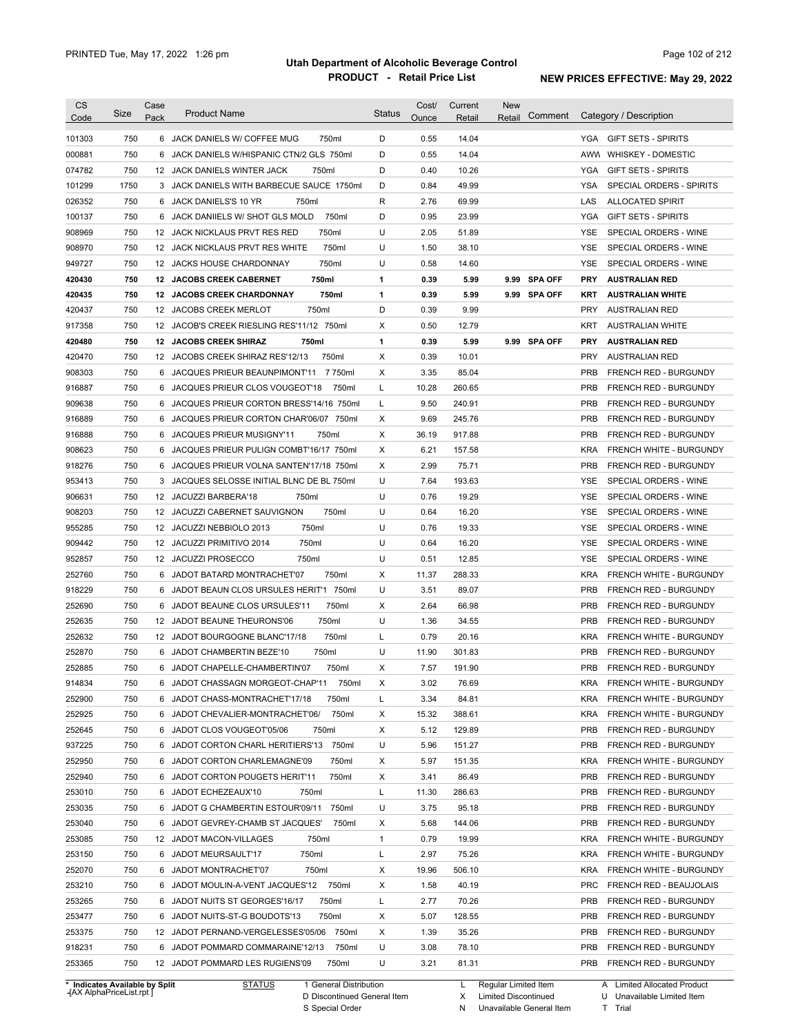# Utah Department of Alcoholic Beverage Control

## PRODUCT - Retail Price List

PRINTED Tue, May 17, 2022 1:26 pm

**NEW PRICES EFFECTIVE: May 29, 2022**

| CS Code | Size | Case Pack | Product Name | Status | Cost/ Ounce | Current Retail | New Retail | Comment | Category / Description |
|---|---|---|---|---|---|---|---|---|---|
| 101303 | 750 | 6 | JACK DANIELS W/ COFFEE MUG 750ml | D | 0.55 | 14.04 | | | YGA GIFT SETS - SPIRITS |
| 000881 | 750 | 6 | JACK DANIELS W/HISPANIC CTN/2 GLS 750ml | D | 0.55 | 14.04 | | | AWW WHISKEY - DOMESTIC |
| 074782 | 750 | 12 | JACK DANIELS WINTER JACK 750ml | D | 0.40 | 10.26 | | | YGA GIFT SETS - SPIRITS |
| 101299 | 1750 | 3 | JACK DANIELS WITH BARBECUE SAUCE 1750ml | D | 0.84 | 49.99 | | | YSA SPECIAL ORDERS - SPIRITS |
| 026352 | 750 | 6 | JACK DANIELS'S 10 YR 750ml | R | 2.76 | 69.99 | | | LAS ALLOCATED SPIRIT |
| 100137 | 750 | 6 | JACK DANIIELS W/ SHOT GLS MOLD 750ml | D | 0.95 | 23.99 | | | YGA GIFT SETS - SPIRITS |
| 908969 | 750 | 12 | JACK NICKLAUS PRVT RES RED 750ml | U | 2.05 | 51.89 | | | YSE SPECIAL ORDERS - WINE |
| 908970 | 750 | 12 | JACK NICKLAUS PRVT RES WHITE 750ml | U | 1.50 | 38.10 | | | YSE SPECIAL ORDERS - WINE |
| 949727 | 750 | 12 | JACKS HOUSE CHARDONNAY 750ml | U | 0.58 | 14.60 | | | YSE SPECIAL ORDERS - WINE |
| **420430** | **750** | **12** | **JACOBS CREEK CABERNET 750ml** | **1** | **0.39** | **5.99** | **9.99** | **SPA OFF** | **PRY AUSTRALIAN RED** |
| **420435** | **750** | **12** | **JACOBS CREEK CHARDONNAY 750ml** | **1** | **0.39** | **5.99** | **9.99** | **SPA OFF** | **KRT AUSTRALIAN WHITE** |
| 420437 | 750 | 12 | JACOBS CREEK MERLOT 750ml | D | 0.39 | 9.99 | | | PRY AUSTRALIAN RED |
| 917358 | 750 | 12 | JACOB'S CREEK RIESLING RES'11/12 750ml | X | 0.50 | 12.79 | | | KRT AUSTRALIAN WHITE |
| **420480** | **750** | **12** | **JACOBS CREEK SHIRAZ 750ml** | **1** | **0.39** | **5.99** | **9.99** | **SPA OFF** | **PRY AUSTRALIAN RED** |
| 420470 | 750 | 12 | JACOBS CREEK SHIRAZ RES'12/13 750ml | X | 0.39 | 10.01 | | | PRY AUSTRALIAN RED |
| 908303 | 750 | 6 | JACQUES PRIEUR BEAUNPIMONT'11 7 750ml | X | 3.35 | 85.04 | | | PRB FRENCH RED - BURGUNDY |
| 916887 | 750 | 6 | JACQUES PRIEUR CLOS VOUGEOT'18 750ml | L | 10.28 | 260.65 | | | PRB FRENCH RED - BURGUNDY |
| 909638 | 750 | 6 | JACQUES PRIEUR CORTON BRESS'14/16 750ml | L | 9.50 | 240.91 | | | PRB FRENCH RED - BURGUNDY |
| 916889 | 750 | 6 | JACQUES PRIEUR CORTON CHAR'06/07 750ml | X | 9.69 | 245.76 | | | PRB FRENCH RED - BURGUNDY |
| 916888 | 750 | 6 | JACQUES PRIEUR MUSIGNY'11 750ml | X | 36.19 | 917.88 | | | PRB FRENCH RED - BURGUNDY |
| 908623 | 750 | 6 | JACQUES PRIEUR PULIGN COMBT'16/17 750ml | X | 6.21 | 157.58 | | | KRA FRENCH WHITE - BURGUNDY |
| 918276 | 750 | 6 | JACQUES PRIEUR VOLNA SANTEN'17/18 750ml | X | 2.99 | 75.71 | | | PRB FRENCH RED - BURGUNDY |
| 953413 | 750 | 3 | JACQUES SELOSSE INITIAL BLNC DE BL 750ml | U | 7.64 | 193.63 | | | YSE SPECIAL ORDERS - WINE |
| 906631 | 750 | 12 | JACUZZI BARBERA'18 750ml | U | 0.76 | 19.29 | | | YSE SPECIAL ORDERS - WINE |
| 908203 | 750 | 12 | JACUZZI CABERNET SAUVIGNON 750ml | U | 0.64 | 16.20 | | | YSE SPECIAL ORDERS - WINE |
| 955285 | 750 | 12 | JACUZZI NEBBIOLO 2013 750ml | U | 0.76 | 19.33 | | | YSE SPECIAL ORDERS - WINE |
| 909442 | 750 | 12 | JACUZZI PRIMITIVO 2014 750ml | U | 0.64 | 16.20 | | | YSE SPECIAL ORDERS - WINE |
| 952857 | 750 | 12 | JACUZZI PROSECCO 750ml | U | 0.51 | 12.85 | | | YSE SPECIAL ORDERS - WINE |
| 252760 | 750 | 6 | JADOT BATARD MONTRACHET'07 750ml | X | 11.37 | 288.33 | | | KRA FRENCH WHITE - BURGUNDY |
| 918229 | 750 | 6 | JADOT BEAUN CLOS URSULES HERIT'1 750ml | U | 3.51 | 89.07 | | | PRB FRENCH RED - BURGUNDY |
| 252690 | 750 | 6 | JADOT BEAUNE CLOS URSULES'11 750ml | X | 2.64 | 66.98 | | | PRB FRENCH RED - BURGUNDY |
| 252635 | 750 | 12 | JADOT BEAUNE THEURONS'06 750ml | U | 1.36 | 34.55 | | | PRB FRENCH RED - BURGUNDY |
| 252632 | 750 | 12 | JADOT BOURGOGNE BLANC'17/18 750ml | L | 0.79 | 20.16 | | | KRA FRENCH WHITE - BURGUNDY |
| 252870 | 750 | 6 | JADOT CHAMBERTIN BEZE'10 750ml | U | 11.90 | 301.83 | | | PRB FRENCH RED - BURGUNDY |
| 252885 | 750 | 6 | JADOT CHAPELLE-CHAMBERTIN'07 750ml | X | 7.57 | 191.90 | | | PRB FRENCH RED - BURGUNDY |
| 914834 | 750 | 6 | JADOT CHASSAGN MORGEOT-CHAP'11 750ml | X | 3.02 | 76.69 | | | KRA FRENCH WHITE - BURGUNDY |
| 252900 | 750 | 6 | JADOT CHASS-MONTRACHET'17/18 750ml | L | 3.34 | 84.81 | | | KRA FRENCH WHITE - BURGUNDY |
| 252925 | 750 | 6 | JADOT CHEVALIER-MONTRACHET'06/ 750ml | X | 15.32 | 388.61 | | | KRA FRENCH WHITE - BURGUNDY |
| 252645 | 750 | 6 | JADOT CLOS VOUGEOT'05/06 750ml | X | 5.12 | 129.89 | | | PRB FRENCH RED - BURGUNDY |
| 937225 | 750 | 6 | JADOT CORTON CHARL HERITIERS'13 750ml | U | 5.96 | 151.27 | | | PRB FRENCH RED - BURGUNDY |
| 252950 | 750 | 6 | JADOT CORTON CHARLEMAGNE'09 750ml | X | 5.97 | 151.35 | | | KRA FRENCH WHITE - BURGUNDY |
| 252940 | 750 | 6 | JADOT CORTON POUGETS HERIT'11 750ml | X | 3.41 | 86.49 | | | PRB FRENCH RED - BURGUNDY |
| 253010 | 750 | 6 | JADOT ECHEZEAUX'10 750ml | L | 11.30 | 286.63 | | | PRB FRENCH RED - BURGUNDY |
| 253035 | 750 | 6 | JADOT G CHAMBERTIN ESTOUR'09/11 750ml | U | 3.75 | 95.18 | | | PRB FRENCH RED - BURGUNDY |
| 253040 | 750 | 6 | JADOT GEVREY-CHAMB ST JACQUES' 750ml | X | 5.68 | 144.06 | | | PRB FRENCH RED - BURGUNDY |
| 253085 | 750 | 12 | JADOT MACON-VILLAGES 750ml | 1 | 0.79 | 19.99 | | | KRA FRENCH WHITE - BURGUNDY |
| 253150 | 750 | 6 | JADOT MEURSAULT'17 750ml | L | 2.97 | 75.26 | | | KRA FRENCH WHITE - BURGUNDY |
| 252070 | 750 | 6 | JADOT MONTRACHET'07 750ml | X | 19.96 | 506.10 | | | KRA FRENCH WHITE - BURGUNDY |
| 253210 | 750 | 6 | JADOT MOULIN-A-VENT JACQUES'12 750ml | X | 1.58 | 40.19 | | | PRC FRENCH RED - BEAUJOLAIS |
| 253265 | 750 | 6 | JADOT NUITS ST GEORGES'16/17 750ml | L | 2.77 | 70.26 | | | PRB FRENCH RED - BURGUNDY |
| 253477 | 750 | 6 | JADOT NUITS-ST-G BOUDOTS'13 750ml | X | 5.07 | 128.55 | | | PRB FRENCH RED - BURGUNDY |
| 253375 | 750 | 12 | JADOT PERNAND-VERGELESSES'05/06 750ml | X | 1.39 | 35.26 | | | PRB FRENCH RED - BURGUNDY |
| 918231 | 750 | 6 | JADOT POMMARD COMMARAINE'12/13 750ml | U | 3.08 | 78.10 | | | PRB FRENCH RED - BURGUNDY |
| 253365 | 750 | 12 | JADOT POMMARD LES RUGIENS'09 750ml | U | 3.21 | 81.31 | | | PRB FRENCH RED - BURGUNDY |

\* Indicates Available by Split

| STATUS | | | |
|---|---|---|---|
| 1 General Distribution | L Regular Limited Item | A Limited Allocated Product |
| D Discontinued General Item | X Limited Discontinued | U Unavailable Limited Item |
| S Special Order | N Unavailable General Item | T Trial |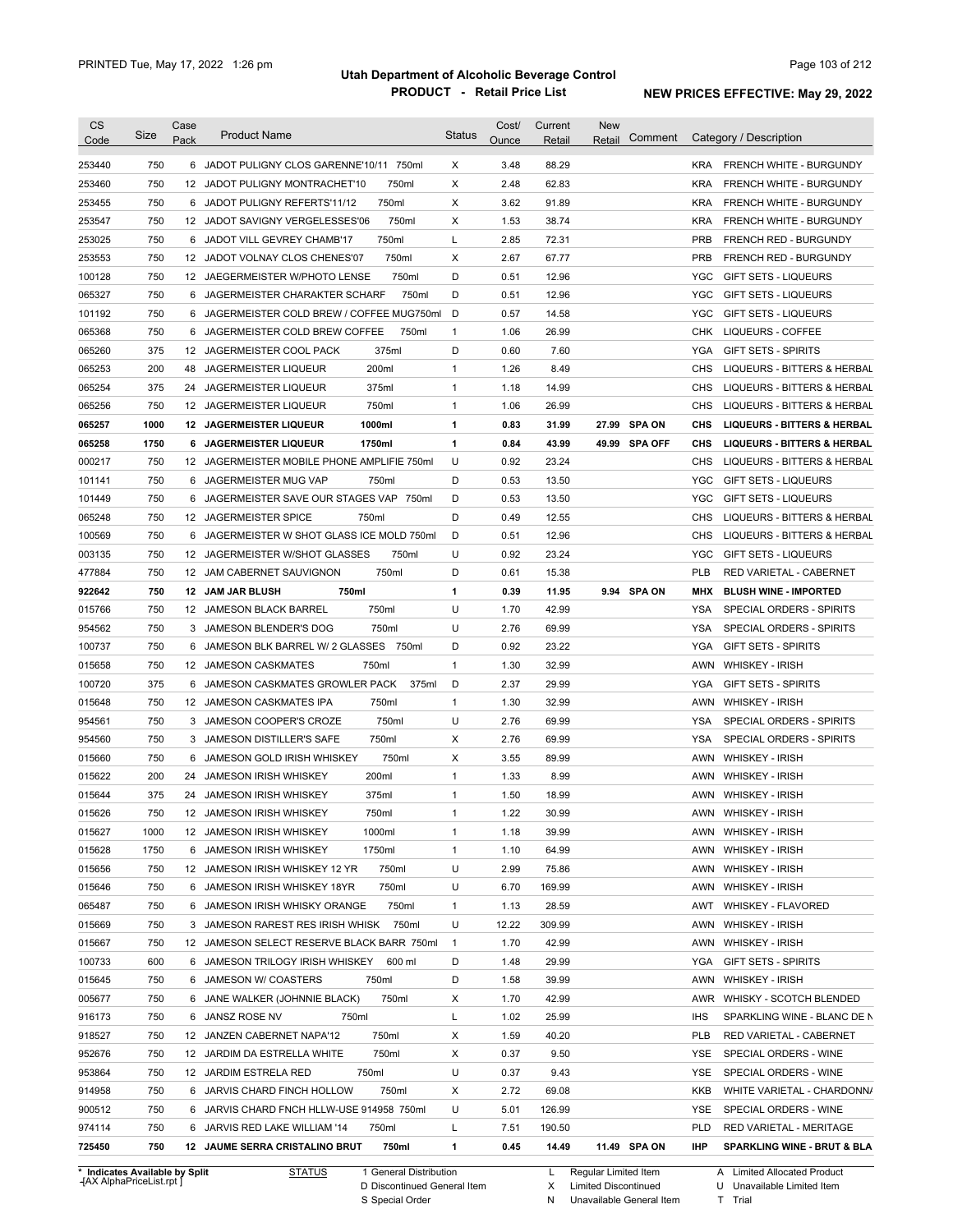# Utah Department of Alcoholic Beverage Control

## PRODUCT - Retail Price List

PRINTED Tue, May 17, 2022 1:26 pm

**NEW PRICES EFFECTIVE: May 29, 2022**

| CS Code | Size | Case Pack | Product Name | Status | Cost/ Ounce | Current Retail | New Retail | Comment | Category / Description |
|---|---|---|---|---|---|---|---|---|---|
| 253440 | 750 | 6 | JADOT PULIGNY CLOS GARENNE'10/11 750ml | X | 3.48 | 88.29 | | | KRA FRENCH WHITE - BURGUNDY |
| 253460 | 750 | 12 | JADOT PULIGNY MONTRACHET'10 750ml | X | 2.48 | 62.83 | | | KRA FRENCH WHITE - BURGUNDY |
| 253455 | 750 | 6 | JADOT PULIGNY REFERTS'11/12 750ml | X | 3.62 | 91.89 | | | KRA FRENCH WHITE - BURGUNDY |
| 253547 | 750 | 12 | JADOT SAVIGNY VERGELESSES'06 750ml | X | 1.53 | 38.74 | | | KRA FRENCH WHITE - BURGUNDY |
| 253025 | 750 | 6 | JADOT VILL GEVREY CHAMB'17 750ml | L | 2.85 | 72.31 | | | PRB FRENCH RED - BURGUNDY |
| 253553 | 750 | 12 | JADOT VOLNAY CLOS CHENES'07 750ml | X | 2.67 | 67.77 | | | PRB FRENCH RED - BURGUNDY |
| 100128 | 750 | 12 | JAEGERMEISTER W/PHOTO LENSE 750ml | D | 0.51 | 12.96 | | | YGC GIFT SETS - LIQUEURS |
| 065327 | 750 | 6 | JAGERMEISTER CHARAKTER SCHARF 750ml | D | 0.51 | 12.96 | | | YGC GIFT SETS - LIQUEURS |
| 101192 | 750 | 6 | JAGERMEISTER COLD BREW / COFFEE MUG750ml | D | 0.57 | 14.58 | | | YGC GIFT SETS - LIQUEURS |
| 065368 | 750 | 6 | JAGERMEISTER COLD BREW COFFEE 750ml | 1 | 1.06 | 26.99 | | | CHK LIQUEURS - COFFEE |
| 065260 | 375 | 12 | JAGERMEISTER COOL PACK 375ml | D | 0.60 | 7.60 | | | YGA GIFT SETS - SPIRITS |
| 065253 | 200 | 48 | JAGERMEISTER LIQUEUR 200ml | 1 | 1.26 | 8.49 | | | CHS LIQUEURS - BITTERS & HERBAL |
| 065254 | 375 | 24 | JAGERMEISTER LIQUEUR 375ml | 1 | 1.18 | 14.99 | | | CHS LIQUEURS - BITTERS & HERBAL |
| 065256 | 750 | 12 | JAGERMEISTER LIQUEUR 750ml | 1 | 1.06 | 26.99 | | | CHS LIQUEURS - BITTERS & HERBAL |
| **065257** | **1000** | **12** | **JAGERMEISTER LIQUEUR 1000ml** | **1** | **0.83** | **31.99** | **27.99** | **SPA ON** | **CHS LIQUEURS - BITTERS & HERBAL** |
| **065258** | **1750** | **6** | **JAGERMEISTER LIQUEUR 1750ml** | **1** | **0.84** | **43.99** | **49.99** | **SPA OFF** | **CHS LIQUEURS - BITTERS & HERBAL** |
| 000217 | 750 | 12 | JAGERMEISTER MOBILE PHONE AMPLIFIE 750ml | U | 0.92 | 23.24 | | | CHS LIQUEURS - BITTERS & HERBAL |
| 101141 | 750 | 6 | JAGERMEISTER MUG VAP 750ml | D | 0.53 | 13.50 | | | YGC GIFT SETS - LIQUEURS |
| 101449 | 750 | 6 | JAGERMEISTER SAVE OUR STAGES VAP 750ml | D | 0.53 | 13.50 | | | YGC GIFT SETS - LIQUEURS |
| 065248 | 750 | 12 | JAGERMEISTER SPICE 750ml | D | 0.49 | 12.55 | | | CHS LIQUEURS - BITTERS & HERBAL |
| 100569 | 750 | 6 | JAGERMEISTER W SHOT GLASS ICE MOLD 750ml | D | 0.51 | 12.96 | | | CHS LIQUEURS - BITTERS & HERBAL |
| 003135 | 750 | 12 | JAGERMEISTER W/SHOT GLASSES 750ml | U | 0.92 | 23.24 | | | YGC GIFT SETS - LIQUEURS |
| 477884 | 750 | 12 | JAM CABERNET SAUVIGNON 750ml | D | 0.61 | 15.38 | | | PLB RED VARIETAL - CABERNET |
| **922642** | **750** | **12** | **JAM JAR BLUSH 750ml** | **1** | **0.39** | **11.95** | **9.94** | **SPA ON** | **MHX BLUSH WINE - IMPORTED** |
| 015766 | 750 | 12 | JAMESON BLACK BARREL 750ml | U | 1.70 | 42.99 | | | YSA SPECIAL ORDERS - SPIRITS |
| 954562 | 750 | 3 | JAMESON BLENDER'S DOG 750ml | U | 2.76 | 69.99 | | | YSA SPECIAL ORDERS - SPIRITS |
| 100737 | 750 | 6 | JAMESON BLK BARREL W/ 2 GLASSES 750ml | D | 0.92 | 23.22 | | | YGA GIFT SETS - SPIRITS |
| 015658 | 750 | 12 | JAMESON CASKMATES 750ml | 1 | 1.30 | 32.99 | | | AWN WHISKEY - IRISH |
| 100720 | 375 | 6 | JAMESON CASKMATES GROWLER PACK 375ml | D | 2.37 | 29.99 | | | YGA GIFT SETS - SPIRITS |
| 015648 | 750 | 12 | JAMESON CASKMATES IPA 750ml | 1 | 1.30 | 32.99 | | | AWN WHISKEY - IRISH |
| 954561 | 750 | 3 | JAMESON COOPER'S CROZE 750ml | U | 2.76 | 69.99 | | | YSA SPECIAL ORDERS - SPIRITS |
| 954560 | 750 | 3 | JAMESON DISTILLER'S SAFE 750ml | X | 2.76 | 69.99 | | | YSA SPECIAL ORDERS - SPIRITS |
| 015660 | 750 | 6 | JAMESON GOLD IRISH WHISKEY 750ml | X | 3.55 | 89.99 | | | AWN WHISKEY - IRISH |
| 015622 | 200 | 24 | JAMESON IRISH WHISKEY 200ml | 1 | 1.33 | 8.99 | | | AWN WHISKEY - IRISH |
| 015644 | 375 | 24 | JAMESON IRISH WHISKEY 375ml | 1 | 1.50 | 18.99 | | | AWN WHISKEY - IRISH |
| 015626 | 750 | 12 | JAMESON IRISH WHISKEY 750ml | 1 | 1.22 | 30.99 | | | AWN WHISKEY - IRISH |
| 015627 | 1000 | 12 | JAMESON IRISH WHISKEY 1000ml | 1 | 1.18 | 39.99 | | | AWN WHISKEY - IRISH |
| 015628 | 1750 | 6 | JAMESON IRISH WHISKEY 1750ml | 1 | 1.10 | 64.99 | | | AWN WHISKEY - IRISH |
| 015656 | 750 | 12 | JAMESON IRISH WHISKEY 12 YR 750ml | U | 2.99 | 75.86 | | | AWN WHISKEY - IRISH |
| 015646 | 750 | 6 | JAMESON IRISH WHISKEY 18YR 750ml | U | 6.70 | 169.99 | | | AWN WHISKEY - IRISH |
| 065487 | 750 | 6 | JAMESON IRISH WHISKY ORANGE 750ml | 1 | 1.13 | 28.59 | | | AWT WHISKEY - FLAVORED |
| 015669 | 750 | 3 | JAMESON RAREST RES IRISH WHISK 750ml | U | 12.22 | 309.99 | | | AWN WHISKEY - IRISH |
| 015667 | 750 | 12 | JAMESON SELECT RESERVE BLACK BARR 750ml | 1 | 1.70 | 42.99 | | | AWN WHISKEY - IRISH |
| 100733 | 600 | 6 | JAMESON TRILOGY IRISH WHISKEY 600 ml | D | 1.48 | 29.99 | | | YGA GIFT SETS - SPIRITS |
| 015645 | 750 | 6 | JAMESON W/ COASTERS 750ml | D | 1.58 | 39.99 | | | AWN WHISKEY - IRISH |
| 005677 | 750 | 6 | JANE WALKER (JOHNNIE BLACK) 750ml | X | 1.70 | 42.99 | | | AWR WHISKY - SCOTCH BLENDED |
| 916173 | 750 | 6 | JANSZ ROSE NV 750ml | L | 1.02 | 25.99 | | | IHS SPARKLING WINE - BLANC DE N |
| 918527 | 750 | 12 | JANZEN CABERNET NAPA'12 750ml | X | 1.59 | 40.20 | | | PLB RED VARIETAL - CABERNET |
| 952676 | 750 | 12 | JARDIM DA ESTRELLA WHITE 750ml | X | 0.37 | 9.50 | | | YSE SPECIAL ORDERS - WINE |
| 953864 | 750 | 12 | JARDIM ESTRELA RED 750ml | U | 0.37 | 9.43 | | | YSE SPECIAL ORDERS - WINE |
| 914958 | 750 | 6 | JARVIS CHARD FINCH HOLLOW 750ml | X | 2.72 | 69.08 | | | KKB WHITE VARIETAL - CHARDONN/ |
| 900512 | 750 | 6 | JARVIS CHARD FNCH HLLW-USE 914958 750ml | U | 5.01 | 126.99 | | | YSE SPECIAL ORDERS - WINE |
| 974114 | 750 | 6 | JARVIS RED LAKE WILLIAM '14 750ml | L | 7.51 | 190.50 | | | PLD RED VARIETAL - MERITAGE |
| **725450** | **750** | **12** | **JAUME SERRA CRISTALINO BRUT 750ml** | **1** | **0.45** | **14.49** | **11.49** | **SPA ON** | **IHP SPARKLING WINE - BRUT & BLA** |

\* Indicates Available by Split

STATUS: 1 General Distribution; D Discontinued General Item; S Special Order; L Regular Limited Item; X Limited Discontinued; N Unavailable General Item; A Limited Allocated Product; U Unavailable Limited Item; T Trial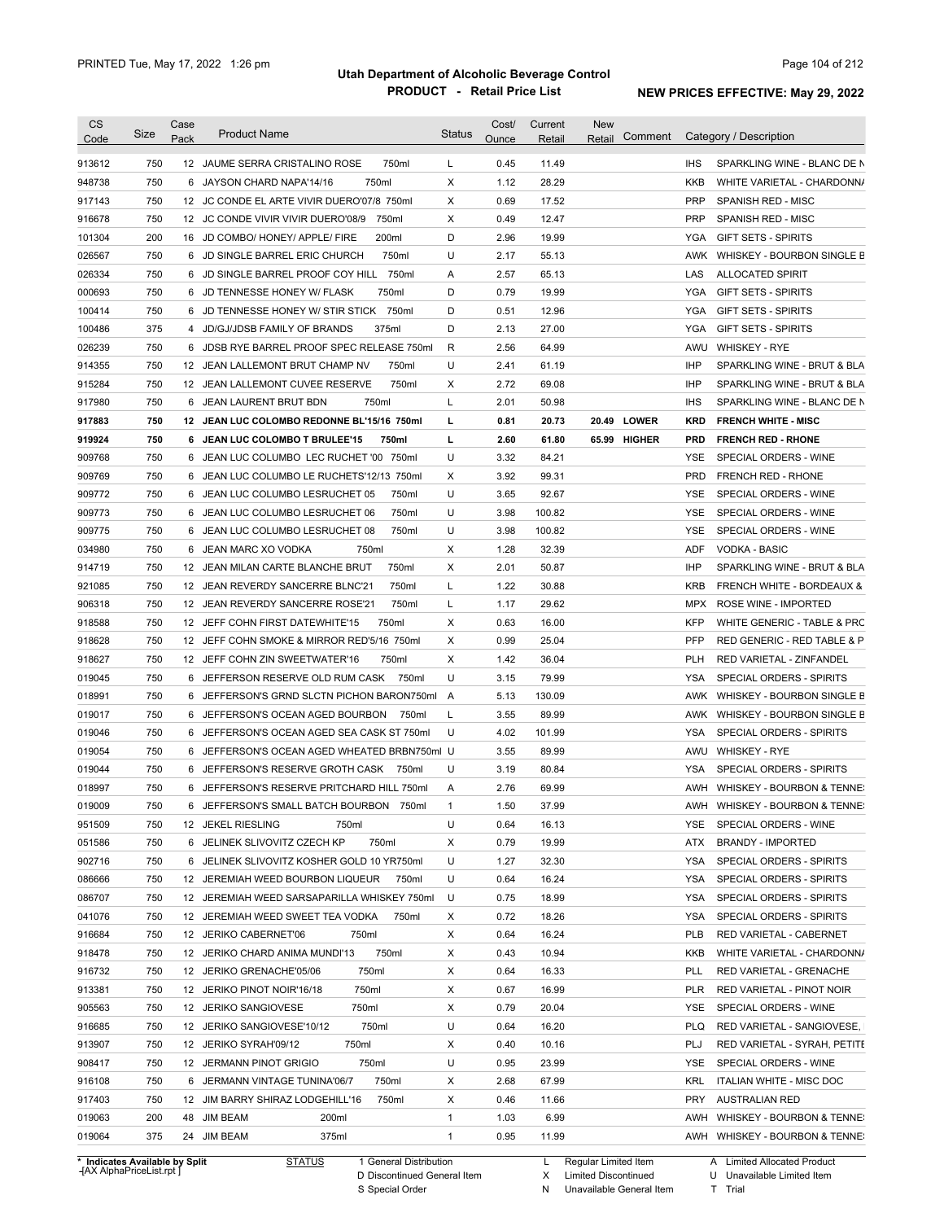| CS Code | Size | Case Pack | Product Name | Status | Cost/ Ounce | Current Retail | New Retail | Comment | Category / Description |
|---|---|---|---|---|---|---|---|---|---|
| 913612 | 750 | 12 | JAUME SERRA CRISTALINO ROSE 750ml | L | 0.45 | 11.49 | | | IHS SPARKLING WINE - BLANC DE N |
| 948738 | 750 | 6 | JAYSON CHARD NAPA'14/16 750ml | X | 1.12 | 28.29 | | | KKB WHITE VARIETAL - CHARDONN/ |
| 917143 | 750 | 12 | JC CONDE EL ARTE VIVIR DUERO'07/8 750ml | X | 0.69 | 17.52 | | | PRP SPANISH RED - MISC |
| 916678 | 750 | 12 | JC CONDE VIVIR VIVIR DUERO'08/9 750ml | X | 0.49 | 12.47 | | | PRP SPANISH RED - MISC |
| 101304 | 200 | 16 | JD COMBO/ HONEY/ APPLE/ FIRE 200ml | D | 2.96 | 19.99 | | | YGA GIFT SETS - SPIRITS |
| 026567 | 750 | 6 | JD SINGLE BARREL ERIC CHURCH 750ml | U | 2.17 | 55.13 | | | AWK WHISKEY - BOURBON SINGLE B |
| 026334 | 750 | 6 | JD SINGLE BARREL PROOF COY HILL 750ml | A | 2.57 | 65.13 | | | LAS ALLOCATED SPIRIT |
| 000693 | 750 | 6 | JD TENNESSE HONEY W/ FLASK 750ml | D | 0.79 | 19.99 | | | YGA GIFT SETS - SPIRITS |
| 100414 | 750 | 6 | JD TENNESSE HONEY W/ STIR STICK 750ml | D | 0.51 | 12.96 | | | YGA GIFT SETS - SPIRITS |
| 100486 | 375 | 4 | JD/GJ/JDSB FAMILY OF BRANDS 375ml | D | 2.13 | 27.00 | | | YGA GIFT SETS - SPIRITS |
| 026239 | 750 | 6 | JDSB RYE BARREL PROOF SPEC RELEASE 750ml | R | 2.56 | 64.99 | | | AWU WHISKEY - RYE |
| 914355 | 750 | 12 | JEAN LALLEMONT BRUT CHAMP NV 750ml | U | 2.41 | 61.19 | | | IHP SPARKLING WINE - BRUT & BLA |
| 915284 | 750 | 12 | JEAN LALLEMONT CUVEE RESERVE 750ml | X | 2.72 | 69.08 | | | IHP SPARKLING WINE - BRUT & BLA |
| 917980 | 750 | 6 | JEAN LAURENT BRUT BDN 750ml | L | 2.01 | 50.98 | | | IHS SPARKLING WINE - BLANC DE N |
| **917883** | **750** | **12** | **JEAN LUC COLOMBO REDONNE BL'15/16 750ml** | **L** | **0.81** | **20.73** | **20.49** | **LOWER** | **KRD FRENCH WHITE - MISC** |
| **919924** | **750** | **6** | **JEAN LUC COLOMBO T BRULEE'15 750ml** | **L** | **2.60** | **61.80** | **65.99** | **HIGHER** | **PRD FRENCH RED - RHONE** |
| 909768 | 750 | 6 | JEAN LUC COLUMBO LEC RUCHET '00 750ml | U | 3.32 | 84.21 | | | YSE SPECIAL ORDERS - WINE |
| 909769 | 750 | 6 | JEAN LUC COLUMBO LE RUCHETS'12/13 750ml | X | 3.92 | 99.31 | | | PRD FRENCH RED - RHONE |
| 909772 | 750 | 6 | JEAN LUC COLUMBO LESRUCHET 05 750ml | U | 3.65 | 92.67 | | | YSE SPECIAL ORDERS - WINE |
| 909773 | 750 | 6 | JEAN LUC COLUMBO LESRUCHET 06 750ml | U | 3.98 | 100.82 | | | YSE SPECIAL ORDERS - WINE |
| 909775 | 750 | 6 | JEAN LUC COLUMBO LESRUCHET 08 750ml | U | 3.98 | 100.82 | | | YSE SPECIAL ORDERS - WINE |
| 034980 | 750 | 6 | JEAN MARC XO VODKA 750ml | X | 1.28 | 32.39 | | | ADF VODKA - BASIC |
| 914719 | 750 | 12 | JEAN MILAN CARTE BLANCHE BRUT 750ml | X | 2.01 | 50.87 | | | IHP SPARKLING WINE - BRUT & BLA |
| 921085 | 750 | 12 | JEAN REVERDY SANCERRE BLNC'21 750ml | L | 1.22 | 30.88 | | | KRB FRENCH WHITE - BORDEAUX & |
| 906318 | 750 | 12 | JEAN REVERDY SANCERRE ROSE'21 750ml | L | 1.17 | 29.62 | | | MPX ROSE WINE - IMPORTED |
| 918588 | 750 | 12 | JEFF COHN FIRST DATEWHITE'15 750ml | X | 0.63 | 16.00 | | | KFP WHITE GENERIC - TABLE & PRC |
| 918628 | 750 | 12 | JEFF COHN SMOKE & MIRROR RED'5/16 750ml | X | 0.99 | 25.04 | | | PFP RED GENERIC - RED TABLE & P |
| 918627 | 750 | 12 | JEFF COHN ZIN SWEETWATER'16 750ml | X | 1.42 | 36.04 | | | PLH RED VARIETAL - ZINFANDEL |
| 019045 | 750 | 6 | JEFFERSON RESERVE OLD RUM CASK 750ml | U | 3.15 | 79.99 | | | YSA SPECIAL ORDERS - SPIRITS |
| 018991 | 750 | 6 | JEFFERSON'S GRND SLCTN PICHON BARON750ml | A | 5.13 | 130.09 | | | AWK WHISKEY - BOURBON SINGLE B |
| 019017 | 750 | 6 | JEFFERSON'S OCEAN AGED BOURBON 750ml | L | 3.55 | 89.99 | | | AWK WHISKEY - BOURBON SINGLE B |
| 019046 | 750 | 6 | JEFFERSON'S OCEAN AGED SEA CASK ST 750ml | U | 4.02 | 101.99 | | | YSA SPECIAL ORDERS - SPIRITS |
| 019054 | 750 | 6 | JEFFERSON'S OCEAN AGED WHEATED BRBN750ml | U | 3.55 | 89.99 | | | AWU WHISKEY - RYE |
| 019044 | 750 | 6 | JEFFERSON'S RESERVE GROTH CASK 750ml | U | 3.19 | 80.84 | | | YSA SPECIAL ORDERS - SPIRITS |
| 018997 | 750 | 6 | JEFFERSON'S RESERVE PRITCHARD HILL 750ml | A | 2.76 | 69.99 | | | AWH WHISKEY - BOURBON & TENNE: |
| 019009 | 750 | 6 | JEFFERSON'S SMALL BATCH BOURBON 750ml | 1 | 1.50 | 37.99 | | | AWH WHISKEY - BOURBON & TENNE: |
| 951509 | 750 | 12 | JEKEL RIESLING 750ml | U | 0.64 | 16.13 | | | YSE SPECIAL ORDERS - WINE |
| 051586 | 750 | 6 | JELINEK SLIVOVITZ CZECH KP 750ml | X | 0.79 | 19.99 | | | ATX BRANDY - IMPORTED |
| 902716 | 750 | 6 | JELINEK SLIVOVITZ KOSHER GOLD 10 YR750ml | U | 1.27 | 32.30 | | | YSA SPECIAL ORDERS - SPIRITS |
| 086666 | 750 | 12 | JEREMIAH WEED BOURBON LIQUEUR 750ml | U | 0.64 | 16.24 | | | YSA SPECIAL ORDERS - SPIRITS |
| 086707 | 750 | 12 | JEREMIAH WEED SARSAPARILLA WHISKEY 750ml | U | 0.75 | 18.99 | | | YSA SPECIAL ORDERS - SPIRITS |
| 041076 | 750 | 12 | JEREMIAH WEED SWEET TEA VODKA 750ml | X | 0.72 | 18.26 | | | YSA SPECIAL ORDERS - SPIRITS |
| 916684 | 750 | 12 | JERIKO CABERNET'06 750ml | X | 0.64 | 16.24 | | | PLB RED VARIETAL - CABERNET |
| 918478 | 750 | 12 | JERIKO CHARD ANIMA MUNDI'13 750ml | X | 0.43 | 10.94 | | | KKB WHITE VARIETAL - CHARDONN/ |
| 916732 | 750 | 12 | JERIKO GRENACHE'05/06 750ml | X | 0.64 | 16.33 | | | PLL RED VARIETAL - GRENACHE |
| 913381 | 750 | 12 | JERIKO PINOT NOIR'16/18 750ml | X | 0.67 | 16.99 | | | PLR RED VARIETAL - PINOT NOIR |
| 905563 | 750 | 12 | JERIKO SANGIOVESE 750ml | X | 0.79 | 20.04 | | | YSE SPECIAL ORDERS - WINE |
| 916685 | 750 | 12 | JERIKO SANGIOVESE'10/12 750ml | U | 0.64 | 16.20 | | | PLQ RED VARIETAL - SANGIOVESE, |
| 913907 | 750 | 12 | JERIKO SYRAH'09/12 750ml | X | 0.40 | 10.16 | | | PLJ RED VARIETAL - SYRAH, PETITE |
| 908417 | 750 | 12 | JERMANN PINOT GRIGIO 750ml | U | 0.95 | 23.99 | | | YSE SPECIAL ORDERS - WINE |
| 916108 | 750 | 6 | JERMANN VINTAGE TUNINA'06/7 750ml | X | 2.68 | 67.99 | | | KRL ITALIAN WHITE - MISC DOC |
| 917403 | 750 | 12 | JIM BARRY SHIRAZ LODGEHILL'16 750ml | X | 0.46 | 11.66 | | | PRY AUSTRALIAN RED |
| 019063 | 200 | 48 | JIM BEAM 200ml | 1 | 1.03 | 6.99 | | | AWH WHISKEY - BOURBON & TENNE: |
| 019064 | 375 | 24 | JIM BEAM 375ml | 1 | 0.95 | 11.99 | | | AWH WHISKEY - BOURBON & TENNE: |

\* Indicates Available by Split

STATUS: 1 General Distribution; D Discontinued General Item; S Special Order; L Regular Limited Item; X Limited Discontinued; N Unavailable General Item; A Limited Allocated Product; U Unavailable Limited Item; T Trial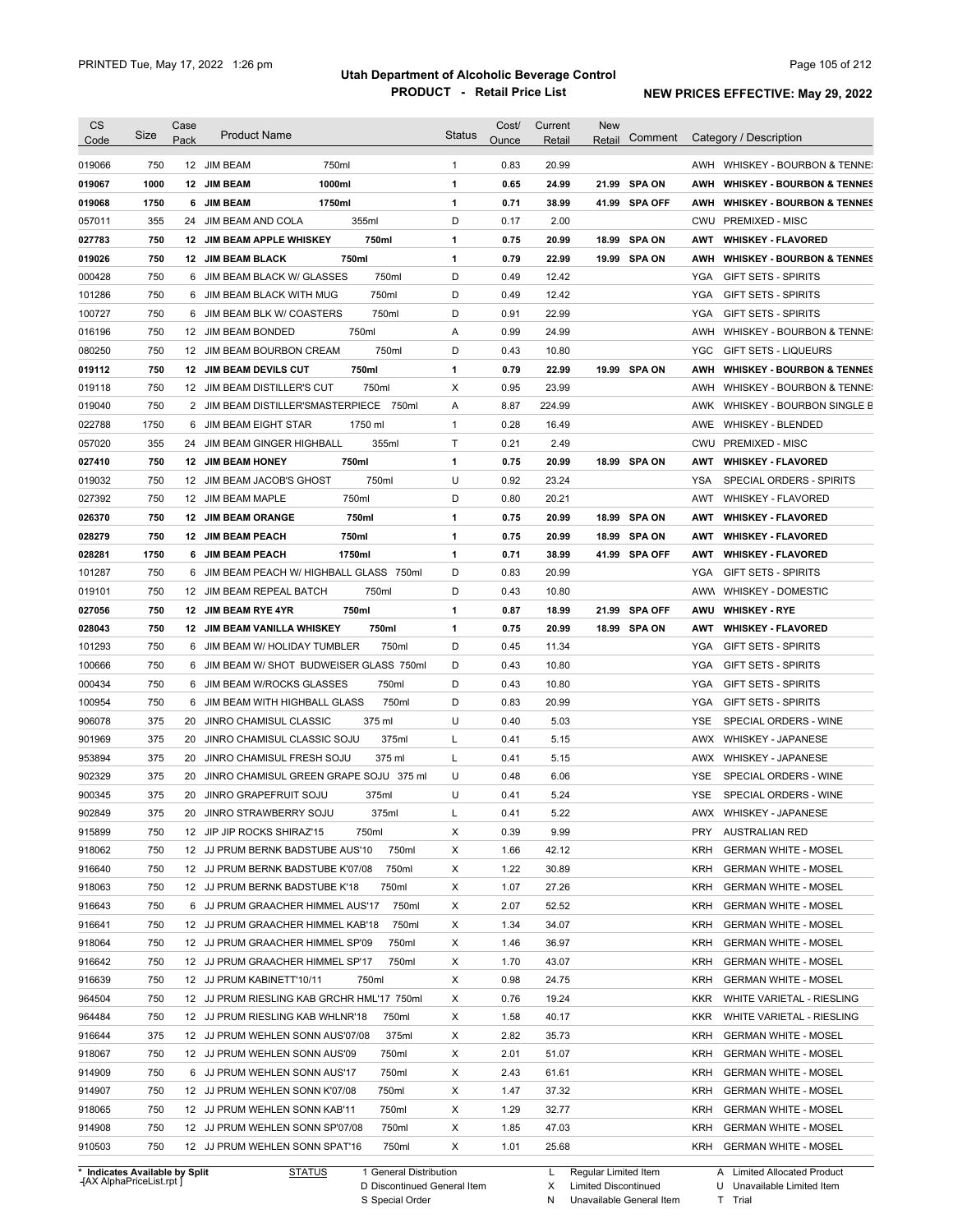# Utah Department of Alcoholic Beverage Control

## PRODUCT - Retail Price List

PRINTED Tue, May 17, 2022 1:26 pm

**NEW PRICES EFFECTIVE: May 29, 2022**

| CS Code | Size | Case Pack | Product Name | | Status | Cost/ Ounce | Current Retail | New Retail | Comment | Category / Description |
|---|---|---|---|---|---|---|---|---|---|---|
| 019066 | 750 | 12 | JIM BEAM | 750ml | 1 | 0.83 | 20.99 | | | AWH WHISKEY - BOURBON & TENNES |
| **019067** | **1000** | **12** | **JIM BEAM** | **1000ml** | **1** | **0.65** | **24.99** | **21.99** | **SPA ON** | **AWH WHISKEY - BOURBON & TENNES** |
| **019068** | **1750** | **6** | **JIM BEAM** | **1750ml** | **1** | **0.71** | **38.99** | **41.99** | **SPA OFF** | **AWH WHISKEY - BOURBON & TENNES** |
| 057011 | 355 | 24 | JIM BEAM AND COLA | 355ml | D | 0.17 | 2.00 | | | CWU PREMIXED - MISC |
| **027783** | **750** | **12** | **JIM BEAM APPLE WHISKEY** | **750ml** | **1** | **0.75** | **20.99** | **18.99** | **SPA ON** | **AWT WHISKEY - FLAVORED** |
| **019026** | **750** | **12** | **JIM BEAM BLACK** | **750ml** | **1** | **0.79** | **22.99** | **19.99** | **SPA ON** | **AWH WHISKEY - BOURBON & TENNES** |
| 000428 | 750 | 6 | JIM BEAM BLACK W/ GLASSES | 750ml | D | 0.49 | 12.42 | | | YGA GIFT SETS - SPIRITS |
| 101286 | 750 | 6 | JIM BEAM BLACK WITH MUG | 750ml | D | 0.49 | 12.42 | | | YGA GIFT SETS - SPIRITS |
| 100727 | 750 | 6 | JIM BEAM BLK W/ COASTERS | 750ml | D | 0.91 | 22.99 | | | YGA GIFT SETS - SPIRITS |
| 016196 | 750 | 12 | JIM BEAM BONDED | 750ml | A | 0.99 | 24.99 | | | AWH WHISKEY - BOURBON & TENNES |
| 080250 | 750 | 12 | JIM BEAM BOURBON CREAM | 750ml | D | 0.43 | 10.80 | | | YGC GIFT SETS - LIQUEURS |
| **019112** | **750** | **12** | **JIM BEAM DEVILS CUT** | **750ml** | **1** | **0.79** | **22.99** | **19.99** | **SPA ON** | **AWH WHISKEY - BOURBON & TENNES** |
| 019118 | 750 | 12 | JIM BEAM DISTILLER'S CUT | 750ml | X | 0.95 | 23.99 | | | AWH WHISKEY - BOURBON & TENNES |
| 019040 | 750 | 2 | JIM BEAM DISTILLER'SMASTERPIECE | 750ml | A | 8.87 | 224.99 | | | AWK WHISKEY - BOURBON SINGLE B |
| 022788 | 1750 | 6 | JIM BEAM EIGHT STAR | 1750 ml | 1 | 0.28 | 16.49 | | | AWE WHISKEY - BLENDED |
| 057020 | 355 | 24 | JIM BEAM GINGER HIGHBALL | 355ml | T | 0.21 | 2.49 | | | CWU PREMIXED - MISC |
| **027410** | **750** | **12** | **JIM BEAM HONEY** | **750ml** | **1** | **0.75** | **20.99** | **18.99** | **SPA ON** | **AWT WHISKEY - FLAVORED** |
| 019032 | 750 | 12 | JIM BEAM JACOB'S GHOST | 750ml | U | 0.92 | 23.24 | | | YSA SPECIAL ORDERS - SPIRITS |
| 027392 | 750 | 12 | JIM BEAM MAPLE | 750ml | D | 0.80 | 20.21 | | | AWT WHISKEY - FLAVORED |
| **026370** | **750** | **12** | **JIM BEAM ORANGE** | **750ml** | **1** | **0.75** | **20.99** | **18.99** | **SPA ON** | **AWT WHISKEY - FLAVORED** |
| **028279** | **750** | **12** | **JIM BEAM PEACH** | **750ml** | **1** | **0.75** | **20.99** | **18.99** | **SPA ON** | **AWT WHISKEY - FLAVORED** |
| **028281** | **1750** | **6** | **JIM BEAM PEACH** | **1750ml** | **1** | **0.71** | **38.99** | **41.99** | **SPA OFF** | **AWT WHISKEY - FLAVORED** |
| 101287 | 750 | 6 | JIM BEAM PEACH W/ HIGHBALL GLASS | 750ml | D | 0.83 | 20.99 | | | YGA GIFT SETS - SPIRITS |
| 019101 | 750 | 12 | JIM BEAM REPEAL BATCH | 750ml | D | 0.43 | 10.80 | | | AWW WHISKEY - DOMESTIC |
| **027056** | **750** | **12** | **JIM BEAM RYE 4YR** | **750ml** | **1** | **0.87** | **18.99** | **21.99** | **SPA OFF** | **AWU WHISKEY - RYE** |
| **028043** | **750** | **12** | **JIM BEAM VANILLA WHISKEY** | **750ml** | **1** | **0.75** | **20.99** | **18.99** | **SPA ON** | **AWT WHISKEY - FLAVORED** |
| 101293 | 750 | 6 | JIM BEAM W/ HOLIDAY TUMBLER | 750ml | D | 0.45 | 11.34 | | | YGA GIFT SETS - SPIRITS |
| 100666 | 750 | 6 | JIM BEAM W/ SHOT BUDWEISER GLASS | 750ml | D | 0.43 | 10.80 | | | YGA GIFT SETS - SPIRITS |
| 000434 | 750 | 6 | JIM BEAM W/ROCKS GLASSES | 750ml | D | 0.43 | 10.80 | | | YGA GIFT SETS - SPIRITS |
| 100954 | 750 | 6 | JIM BEAM WITH HIGHBALL GLASS | 750ml | D | 0.83 | 20.99 | | | YGA GIFT SETS - SPIRITS |
| 906078 | 375 | 20 | JINRO CHAMISUL CLASSIC | 375 ml | U | 0.40 | 5.03 | | | YSE SPECIAL ORDERS - WINE |
| 901969 | 375 | 20 | JINRO CHAMISUL CLASSIC SOJU | 375ml | L | 0.41 | 5.15 | | | AWX WHISKEY - JAPANESE |
| 953894 | 375 | 20 | JINRO CHAMISUL FRESH SOJU | 375 ml | L | 0.41 | 5.15 | | | AWX WHISKEY - JAPANESE |
| 902329 | 375 | 20 | JINRO CHAMISUL GREEN GRAPE SOJU | 375 ml | U | 0.48 | 6.06 | | | YSE SPECIAL ORDERS - WINE |
| 900345 | 375 | 20 | JINRO GRAPEFRUIT SOJU | 375ml | U | 0.41 | 5.24 | | | YSE SPECIAL ORDERS - WINE |
| 902849 | 375 | 20 | JINRO STRAWBERRY SOJU | 375ml | L | 0.41 | 5.22 | | | AWX WHISKEY - JAPANESE |
| 915899 | 750 | 12 | JIP JIP ROCKS SHIRAZ'15 | 750ml | X | 0.39 | 9.99 | | | PRY AUSTRALIAN RED |
| 918062 | 750 | 12 | JJ PRUM BERNK BADSTUBE AUS'10 | 750ml | X | 1.66 | 42.12 | | | KRH GERMAN WHITE - MOSEL |
| 916640 | 750 | 12 | JJ PRUM BERNK BADSTUBE K'07/08 | 750ml | X | 1.22 | 30.89 | | | KRH GERMAN WHITE - MOSEL |
| 918063 | 750 | 12 | JJ PRUM BERNK BADSTUBE K'18 | 750ml | X | 1.07 | 27.26 | | | KRH GERMAN WHITE - MOSEL |
| 916643 | 750 | 6 | JJ PRUM GRAACHER HIMMEL AUS'17 | 750ml | X | 2.07 | 52.52 | | | KRH GERMAN WHITE - MOSEL |
| 916641 | 750 | 12 | JJ PRUM GRAACHER HIMMEL KAB'18 | 750ml | X | 1.34 | 34.07 | | | KRH GERMAN WHITE - MOSEL |
| 918064 | 750 | 12 | JJ PRUM GRAACHER HIMMEL SP'09 | 750ml | X | 1.46 | 36.97 | | | KRH GERMAN WHITE - MOSEL |
| 916642 | 750 | 12 | JJ PRUM GRAACHER HIMMEL SP'17 | 750ml | X | 1.70 | 43.07 | | | KRH GERMAN WHITE - MOSEL |
| 916639 | 750 | 12 | JJ PRUM KABINETT'10/11 | 750ml | X | 0.98 | 24.75 | | | KRH GERMAN WHITE - MOSEL |
| 964504 | 750 | 12 | JJ PRUM RIESLING KAB GRCHR HML'17 | 750ml | X | 0.76 | 19.24 | | | KKR WHITE VARIETAL - RIESLING |
| 964484 | 750 | 12 | JJ PRUM RIESLING KAB WHLNR'18 | 750ml | X | 1.58 | 40.17 | | | KKR WHITE VARIETAL - RIESLING |
| 916644 | 375 | 12 | JJ PRUM WEHLEN SONN AUS'07/08 | 375ml | X | 2.82 | 35.73 | | | KRH GERMAN WHITE - MOSEL |
| 918067 | 750 | 12 | JJ PRUM WEHLEN SONN AUS'09 | 750ml | X | 2.01 | 51.07 | | | KRH GERMAN WHITE - MOSEL |
| 914909 | 750 | 6 | JJ PRUM WEHLEN SONN AUS'17 | 750ml | X | 2.43 | 61.61 | | | KRH GERMAN WHITE - MOSEL |
| 914907 | 750 | 12 | JJ PRUM WEHLEN SONN K'07/08 | 750ml | X | 1.47 | 37.32 | | | KRH GERMAN WHITE - MOSEL |
| 918065 | 750 | 12 | JJ PRUM WEHLEN SONN KAB'11 | 750ml | X | 1.29 | 32.77 | | | KRH GERMAN WHITE - MOSEL |
| 914908 | 750 | 12 | JJ PRUM WEHLEN SONN SP'07/08 | 750ml | X | 1.85 | 47.03 | | | KRH GERMAN WHITE - MOSEL |
| 910503 | 750 | 12 | JJ PRUM WEHLEN SONN SPAT'16 | 750ml | X | 1.01 | 25.68 | | | KRH GERMAN WHITE - MOSEL |

\* Indicates Available by Split

[AX AlphaPriceList.rpt]

STATUS: 1 General Distribution; D Discontinued General Item; S Special Order; L Regular Limited Item; X Limited Discontinued; N Unavailable General Item; A Limited Allocated Product; U Unavailable Limited Item; T Trial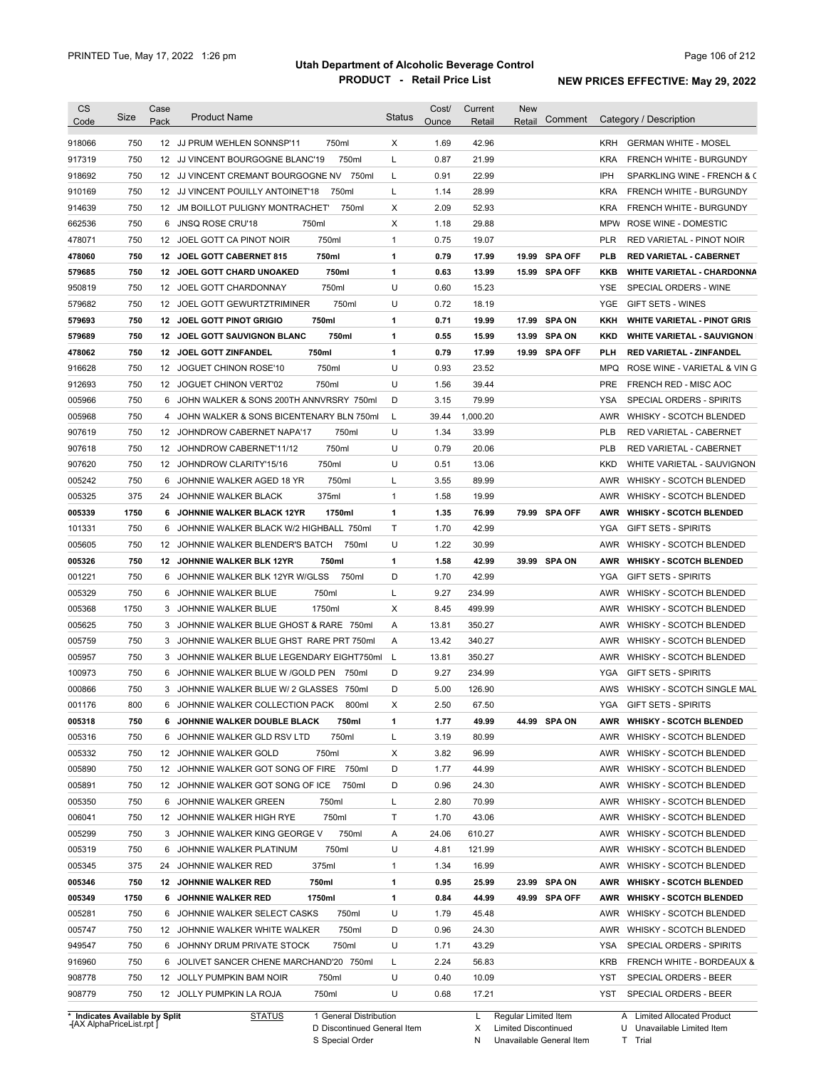# Utah Department of Alcoholic Beverage Control

## PRODUCT - Retail Price List

PRINTED Tue, May 17, 2022 1:26 pm

**NEW PRICES EFFECTIVE: May 29, 2022**

| CS Code | Size | Case Pack | Product Name | | Status | Cost/ Ounce | Current Retail | New Retail | Comment | Category / Description | |
|---|---|---|---|---|---|---|---|---|---|---|---|
| 918066 | 750 | 12 | JJ PRUM WEHLEN SONNSP'11 | 750ml | X | 1.69 | 42.96 | | | KRH | GERMAN WHITE - MOSEL |
| 917319 | 750 | 12 | JJ VINCENT BOURGOGNE BLANC'19 | 750ml | L | 0.87 | 21.99 | | | KRA | FRENCH WHITE - BURGUNDY |
| 918692 | 750 | 12 | JJ VINCENT CREMANT BOURGOGNE NV | 750ml | L | 0.91 | 22.99 | | | IPH | SPARKLING WINE - FRENCH & C |
| 910169 | 750 | 12 | JJ VINCENT POUILLY ANTOINET'18 | 750ml | L | 1.14 | 28.99 | | | KRA | FRENCH WHITE - BURGUNDY |
| 914639 | 750 | 12 | JM BOILLOT PULIGNY MONTRACHET' | 750ml | X | 2.09 | 52.93 | | | KRA | FRENCH WHITE - BURGUNDY |
| 662536 | 750 | 6 | JNSQ ROSE CRU'18 | 750ml | X | 1.18 | 29.88 | | | MPW | ROSE WINE - DOMESTIC |
| 478071 | 750 | 12 | JOEL GOTT CA PINOT NOIR | 750ml | 1 | 0.75 | 19.07 | | | PLR | RED VARIETAL - PINOT NOIR |
| **478060** | **750** | **12** | **JOEL GOTT CABERNET 815** | **750ml** | **1** | **0.79** | **17.99** | **19.99** | **SPA OFF** | **PLB** | **RED VARIETAL - CABERNET** |
| **579685** | **750** | **12** | **JOEL GOTT CHARD UNOAKED** | **750ml** | **1** | **0.63** | **13.99** | **15.99** | **SPA OFF** | **KKB** | **WHITE VARIETAL - CHARDONNA** |
| 950819 | 750 | 12 | JOEL GOTT CHARDONNAY | 750ml | U | 0.60 | 15.23 | | | YSE | SPECIAL ORDERS - WINE |
| 579682 | 750 | 12 | JOEL GOTT GEWURTZTRIMINER | 750ml | U | 0.72 | 18.19 | | | YGE | GIFT SETS - WINES |
| **579693** | **750** | **12** | **JOEL GOTT PINOT GRIGIO** | **750ml** | **1** | **0.71** | **19.99** | **17.99** | **SPA ON** | **KKH** | **WHITE VARIETAL - PINOT GRIS** |
| **579689** | **750** | **12** | **JOEL GOTT SAUVIGNON BLANC** | **750ml** | **1** | **0.55** | **15.99** | **13.99** | **SPA ON** | **KKD** | **WHITE VARIETAL - SAUVIGNON** |
| **478062** | **750** | **12** | **JOEL GOTT ZINFANDEL** | **750ml** | **1** | **0.79** | **17.99** | **19.99** | **SPA OFF** | **PLH** | **RED VARIETAL - ZINFANDEL** |
| 916628 | 750 | 12 | JOGUET CHINON ROSE'10 | 750ml | U | 0.93 | 23.52 | | | MPQ | ROSE WINE - VARIETAL & VIN G |
| 912693 | 750 | 12 | JOGUET CHINON VERT'02 | 750ml | U | 1.56 | 39.44 | | | PRE | FRENCH RED - MISC AOC |
| 005966 | 750 | 6 | JOHN WALKER & SONS 200TH ANNVRSRY | 750ml | D | 3.15 | 79.99 | | | YSA | SPECIAL ORDERS - SPIRITS |
| 005968 | 750 | 4 | JOHN WALKER & SONS BICENTENARY BLN | 750ml | L | 39.44 | 1,000.20 | | | AWR | WHISKY - SCOTCH BLENDED |
| 907619 | 750 | 12 | JOHNDROW CABERNET NAPA'17 | 750ml | U | 1.34 | 33.99 | | | PLB | RED VARIETAL - CABERNET |
| 907618 | 750 | 12 | JOHNDROW CABERNET'11/12 | 750ml | U | 0.79 | 20.06 | | | PLB | RED VARIETAL - CABERNET |
| 907620 | 750 | 12 | JOHNDROW CLARITY'15/16 | 750ml | U | 0.51 | 13.06 | | | KKD | WHITE VARIETAL - SAUVIGNON |
| 005242 | 750 | 6 | JOHNNIE WALKER AGED 18 YR | 750ml | L | 3.55 | 89.99 | | | AWR | WHISKY - SCOTCH BLENDED |
| 005325 | 375 | 24 | JOHNNIE WALKER BLACK | 375ml | 1 | 1.58 | 19.99 | | | AWR | WHISKY - SCOTCH BLENDED |
| **005339** | **1750** | **6** | **JOHNNIE WALKER BLACK 12YR** | **1750ml** | **1** | **1.35** | **76.99** | **79.99** | **SPA OFF** | **AWR** | **WHISKY - SCOTCH BLENDED** |
| 101331 | 750 | 6 | JOHNNIE WALKER BLACK W/2 HIGHBALL | 750ml | T | 1.70 | 42.99 | | | YGA | GIFT SETS - SPIRITS |
| 005605 | 750 | 12 | JOHNNIE WALKER BLENDER'S BATCH | 750ml | U | 1.22 | 30.99 | | | AWR | WHISKY - SCOTCH BLENDED |
| **005326** | **750** | **12** | **JOHNNIE WALKER BLK 12YR** | **750ml** | **1** | **1.58** | **42.99** | **39.99** | **SPA ON** | **AWR** | **WHISKY - SCOTCH BLENDED** |
| 001221 | 750 | 6 | JOHNNIE WALKER BLK 12YR W/GLSS | 750ml | D | 1.70 | 42.99 | | | YGA | GIFT SETS - SPIRITS |
| 005329 | 750 | 6 | JOHNNIE WALKER BLUE | 750ml | L | 9.27 | 234.99 | | | AWR | WHISKY - SCOTCH BLENDED |
| 005368 | 1750 | 3 | JOHNNIE WALKER BLUE | 1750ml | X | 8.45 | 499.99 | | | AWR | WHISKY - SCOTCH BLENDED |
| 005625 | 750 | 3 | JOHNNIE WALKER BLUE GHOST & RARE | 750ml | A | 13.81 | 350.27 | | | AWR | WHISKY - SCOTCH BLENDED |
| 005759 | 750 | 3 | JOHNNIE WALKER BLUE GHST RARE PRT | 750ml | A | 13.42 | 340.27 | | | AWR | WHISKY - SCOTCH BLENDED |
| 005957 | 750 | 3 | JOHNNIE WALKER BLUE LEGENDARY EIGHT | 750ml | L | 13.81 | 350.27 | | | AWR | WHISKY - SCOTCH BLENDED |
| 100973 | 750 | 6 | JOHNNIE WALKER BLUE W /GOLD PEN | 750ml | D | 9.27 | 234.99 | | | YGA | GIFT SETS - SPIRITS |
| 000866 | 750 | 3 | JOHNNIE WALKER BLUE W/ 2 GLASSES | 750ml | D | 5.00 | 126.90 | | | AWS | WHISKY - SCOTCH SINGLE MAL |
| 001176 | 800 | 6 | JOHNNIE WALKER COLLECTION PACK | 800ml | X | 2.50 | 67.50 | | | YGA | GIFT SETS - SPIRITS |
| **005318** | **750** | **6** | **JOHNNIE WALKER DOUBLE BLACK** | **750ml** | **1** | **1.77** | **49.99** | **44.99** | **SPA ON** | **AWR** | **WHISKY - SCOTCH BLENDED** |
| 005316 | 750 | 6 | JOHNNIE WALKER GLD RSV LTD | 750ml | L | 3.19 | 80.99 | | | AWR | WHISKY - SCOTCH BLENDED |
| 005332 | 750 | 12 | JOHNNIE WALKER GOLD | 750ml | X | 3.82 | 96.99 | | | AWR | WHISKY - SCOTCH BLENDED |
| 005890 | 750 | 12 | JOHNNIE WALKER GOT SONG OF FIRE | 750ml | D | 1.77 | 44.99 | | | AWR | WHISKY - SCOTCH BLENDED |
| 005891 | 750 | 12 | JOHNNIE WALKER GOT SONG OF ICE | 750ml | D | 0.96 | 24.30 | | | AWR | WHISKY - SCOTCH BLENDED |
| 005350 | 750 | 6 | JOHNNIE WALKER GREEN | 750ml | L | 2.80 | 70.99 | | | AWR | WHISKY - SCOTCH BLENDED |
| 006041 | 750 | 12 | JOHNNIE WALKER HIGH RYE | 750ml | T | 1.70 | 43.06 | | | AWR | WHISKY - SCOTCH BLENDED |
| 005299 | 750 | 3 | JOHNNIE WALKER KING GEORGE V | 750ml | A | 24.06 | 610.27 | | | AWR | WHISKY - SCOTCH BLENDED |
| 005319 | 750 | 6 | JOHNNIE WALKER PLATINUM | 750ml | U | 4.81 | 121.99 | | | AWR | WHISKY - SCOTCH BLENDED |
| 005345 | 375 | 24 | JOHNNIE WALKER RED | 375ml | 1 | 1.34 | 16.99 | | | AWR | WHISKY - SCOTCH BLENDED |
| **005346** | **750** | **12** | **JOHNNIE WALKER RED** | **750ml** | **1** | **0.95** | **25.99** | **23.99** | **SPA ON** | **AWR** | **WHISKY - SCOTCH BLENDED** |
| **005349** | **1750** | **6** | **JOHNNIE WALKER RED** | **1750ml** | **1** | **0.84** | **44.99** | **49.99** | **SPA OFF** | **AWR** | **WHISKY - SCOTCH BLENDED** |
| 005281 | 750 | 6 | JOHNNIE WALKER SELECT CASKS | 750ml | U | 1.79 | 45.48 | | | AWR | WHISKY - SCOTCH BLENDED |
| 005747 | 750 | 12 | JOHNNIE WALKER WHITE WALKER | 750ml | D | 0.96 | 24.30 | | | AWR | WHISKY - SCOTCH BLENDED |
| 949547 | 750 | 6 | JOHNNY DRUM PRIVATE STOCK | 750ml | U | 1.71 | 43.29 | | | YSA | SPECIAL ORDERS - SPIRITS |
| 916960 | 750 | 6 | JOLIVET SANCER CHENE MARCHAND'20 | 750ml | L | 2.24 | 56.83 | | | KRB | FRENCH WHITE - BORDEAUX & |
| 908778 | 750 | 12 | JOLLY PUMPKIN BAM NOIR | 750ml | U | 0.40 | 10.09 | | | YST | SPECIAL ORDERS - BEER |
| 908779 | 750 | 12 | JOLLY PUMPKIN LA ROJA | 750ml | U | 0.68 | 17.21 | | | YST | SPECIAL ORDERS - BEER |

\* Indicates Available by Split

| STATUS | | | |
|---|---|---|---|
| 1 General Distribution | L Regular Limited Item | A Limited Allocated Product |
| D Discontinued General Item | X Limited Discontinued | U Unavailable Limited Item |
| S Special Order | N Unavailable General Item | T Trial |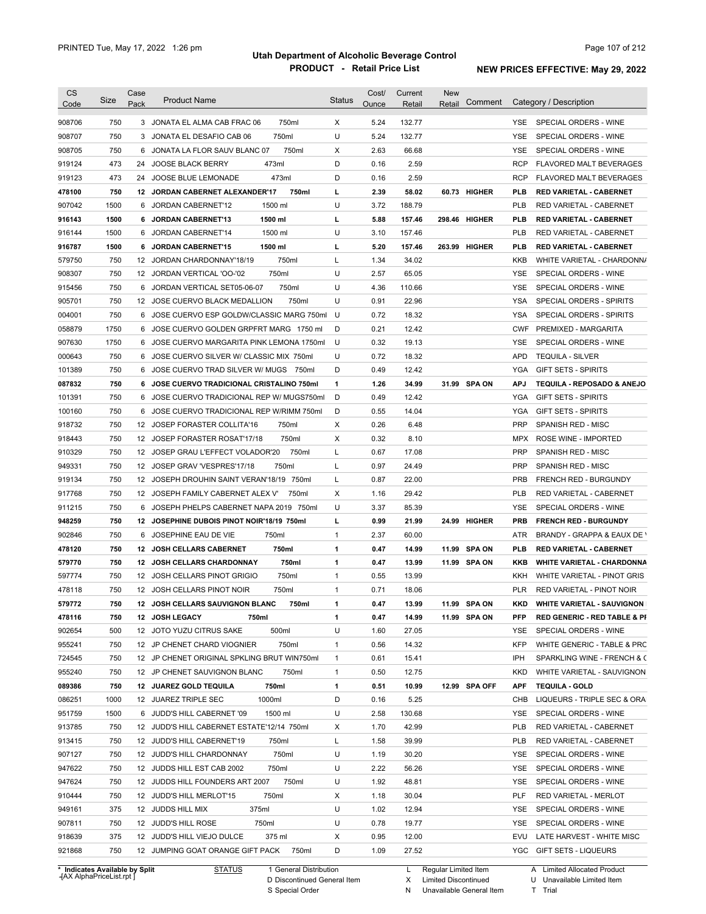# Utah Department of Alcoholic Beverage Control

## PRODUCT - Retail Price List

PRINTED Tue, May 17, 2022 1:26 pm

NEW PRICES EFFECTIVE: May 29, 2022

| CS Code | Size | Case Pack | Product Name | Status | Cost/ Ounce | Current Retail | New Retail | Comment | Category / Description |
|---|---|---|---|---|---|---|---|---|---|
| 908706 | 750 | 3 | JONATA EL ALMA CAB FRAC 06 750ml | X | 5.24 | 132.77 | | | YSE SPECIAL ORDERS - WINE |
| 908707 | 750 | 3 | JONATA EL DESAFIO CAB 06 750ml | U | 5.24 | 132.77 | | | YSE SPECIAL ORDERS - WINE |
| 908705 | 750 | 6 | JONATA LA FLOR SAUV BLANC 07 750ml | X | 2.63 | 66.68 | | | YSE SPECIAL ORDERS - WINE |
| 919124 | 473 | 24 | JOOSE BLACK BERRY 473ml | D | 0.16 | 2.59 | | | RCP FLAVORED MALT BEVERAGES |
| 919123 | 473 | 24 | JOOSE BLUE LEMONADE 473ml | D | 0.16 | 2.59 | | | RCP FLAVORED MALT BEVERAGES |
| **478100** | **750** | **12** | **JORDAN CABERNET ALEXANDER'17 750ml** | **L** | **2.39** | **58.02** | **60.73** | **HIGHER** | **PLB RED VARIETAL - CABERNET** |
| 907042 | 1500 | 6 | JORDAN CABERNET'12 1500 ml | U | 3.72 | 188.79 | | | PLB RED VARIETAL - CABERNET |
| **916143** | **1500** | **6** | **JORDAN CABERNET'13 1500 ml** | **L** | **5.88** | **157.46** | **298.46** | **HIGHER** | **PLB RED VARIETAL - CABERNET** |
| 916144 | 1500 | 6 | JORDAN CABERNET'14 1500 ml | U | 3.10 | 157.46 | | | PLB RED VARIETAL - CABERNET |
| **916787** | **1500** | **6** | **JORDAN CABERNET'15 1500 ml** | **L** | **5.20** | **157.46** | **263.99** | **HIGHER** | **PLB RED VARIETAL - CABERNET** |
| 579750 | 750 | 12 | JORDAN CHARDONNAY'18/19 750ml | L | 1.34 | 34.02 | | | KKB WHITE VARIETAL - CHARDONNA |
| 908307 | 750 | 12 | JORDAN VERTICAL 'OO-'02 750ml | U | 2.57 | 65.05 | | | YSE SPECIAL ORDERS - WINE |
| 915456 | 750 | 6 | JORDAN VERTICAL SET05-06-07 750ml | U | 4.36 | 110.66 | | | YSE SPECIAL ORDERS - WINE |
| 905701 | 750 | 12 | JOSE CUERVO BLACK MEDALLION 750ml | U | 0.91 | 22.96 | | | YSA SPECIAL ORDERS - SPIRITS |
| 004001 | 750 | 6 | JOSE CUERVO ESP GOLDW/CLASSIC MARG 750ml | U | 0.72 | 18.32 | | | YSA SPECIAL ORDERS - SPIRITS |
| 058879 | 1750 | 6 | JOSE CUERVO GOLDEN GRPFRT MARG 1750 ml | D | 0.21 | 12.42 | | | CWF PREMIXED - MARGARITA |
| 907630 | 1750 | 6 | JOSE CUERVO MARGARITA PINK LEMONA 1750ml | U | 0.32 | 19.13 | | | YSE SPECIAL ORDERS - WINE |
| 000643 | 750 | 6 | JOSE CUERVO SILVER W/ CLASSIC MIX 750ml | U | 0.72 | 18.32 | | | APD TEQUILA - SILVER |
| 101389 | 750 | 6 | JOSE CUERVO TRAD SILVER W/ MUGS 750ml | D | 0.49 | 12.42 | | | YGA GIFT SETS - SPIRITS |
| **087832** | **750** | **6** | **JOSE CUERVO TRADICIONAL CRISTALINO 750ml** | **1** | **1.26** | **34.99** | **31.99** | **SPA ON** | **APJ TEQUILA - REPOSADO & ANEJO** |
| 101391 | 750 | 6 | JOSE CUERVO TRADICIONAL REP W/ MUGS750ml | D | 0.49 | 12.42 | | | YGA GIFT SETS - SPIRITS |
| 100160 | 750 | 6 | JOSE CUERVO TRADICIONAL REP W/RIMM 750ml | D | 0.55 | 14.04 | | | YGA GIFT SETS - SPIRITS |
| 918732 | 750 | 12 | JOSEP FORASTER COLLITA'16 750ml | X | 0.26 | 6.48 | | | PRP SPANISH RED - MISC |
| 918443 | 750 | 12 | JOSEP FORASTER ROSAT'17/18 750ml | X | 0.32 | 8.10 | | | MPX ROSE WINE - IMPORTED |
| 910329 | 750 | 12 | JOSEP GRAU L'EFFECT VOLADOR'20 750ml | L | 0.67 | 17.08 | | | PRP SPANISH RED - MISC |
| 949331 | 750 | 12 | JOSEP GRAV 'VESPRES'17/18 750ml | L | 0.97 | 24.49 | | | PRP SPANISH RED - MISC |
| 919134 | 750 | 12 | JOSEPH DROUHIN SAINT VERAN'18/19 750ml | L | 0.87 | 22.00 | | | PRB FRENCH RED - BURGUNDY |
| 917768 | 750 | 12 | JOSEPH FAMILY CABERNET ALEX V' 750ml | X | 1.16 | 29.42 | | | PLB RED VARIETAL - CABERNET |
| 911215 | 750 | 6 | JOSEPH PHELPS CABERNET NAPA 2019 750ml | U | 3.37 | 85.39 | | | YSE SPECIAL ORDERS - WINE |
| **948259** | **750** | **12** | **JOSEPHINE DUBOIS PINOT NOIR'18/19 750ml** | **L** | **0.99** | **21.99** | **24.99** | **HIGHER** | **PRB FRENCH RED - BURGUNDY** |
| 902846 | 750 | 6 | JOSEPHINE EAU DE VIE 750ml | 1 | 2.37 | 60.00 | | | ATR BRANDY - GRAPPA & EAUX DE V |
| **478120** | **750** | **12** | **JOSH CELLARS CABERNET 750ml** | **1** | **0.47** | **14.99** | **11.99** | **SPA ON** | **PLB RED VARIETAL - CABERNET** |
| **579770** | **750** | **12** | **JOSH CELLARS CHARDONNAY 750ml** | **1** | **0.47** | **13.99** | **11.99** | **SPA ON** | **KKB WHITE VARIETAL - CHARDONNA** |
| 597774 | 750 | 12 | JOSH CELLARS PINOT GRIGIO 750ml | 1 | 0.55 | 13.99 | | | KKH WHITE VARIETAL - PINOT GRIS |
| 478118 | 750 | 12 | JOSH CELLARS PINOT NOIR 750ml | 1 | 0.71 | 18.06 | | | PLR RED VARIETAL - PINOT NOIR |
| **579772** | **750** | **12** | **JOSH CELLARS SAUVIGNON BLANC 750ml** | **1** | **0.47** | **13.99** | **11.99** | **SPA ON** | **KKD WHITE VARIETAL - SAUVIGNON** |
| **478116** | **750** | **12** | **JOSH LEGACY 750ml** | **1** | **0.47** | **14.99** | **11.99** | **SPA ON** | **PFP RED GENERIC - RED TABLE & PF** |
| 902654 | 500 | 12 | JOTO YUZU CITRUS SAKE 500ml | U | 1.60 | 27.05 | | | YSE SPECIAL ORDERS - WINE |
| 955241 | 750 | 12 | JP CHENET CHARD VIOGNIER 750ml | 1 | 0.56 | 14.32 | | | KFP WHITE GENERIC - TABLE & PRC |
| 724545 | 750 | 12 | JP CHENET ORIGINAL SPKLING BRUT WIN750ml | 1 | 0.61 | 15.41 | | | IPH SPARKLING WINE - FRENCH & C |
| 955240 | 750 | 12 | JP CHENET SAUVIGNON BLANC 750ml | 1 | 0.50 | 12.75 | | | KKD WHITE VARIETAL - SAUVIGNON |
| **089386** | **750** | **12** | **JUAREZ GOLD TEQUILA 750ml** | **1** | **0.51** | **10.99** | **12.99** | **SPA OFF** | **APF TEQUILA - GOLD** |
| 086251 | 1000 | 12 | JUAREZ TRIPLE SEC 1000ml | D | 0.16 | 5.25 | | | CHB LIQUEURS - TRIPLE SEC & ORA |
| 951759 | 1500 | 6 | JUDD'S HILL CABERNET '09 1500 ml | U | 2.58 | 130.68 | | | YSE SPECIAL ORDERS - WINE |
| 913785 | 750 | 12 | JUDD'S HILL CABERNET ESTATE'12/14 750ml | X | 1.70 | 42.99 | | | PLB RED VARIETAL - CABERNET |
| 913415 | 750 | 12 | JUDD'S HILL CABERNET'19 750ml | L | 1.58 | 39.99 | | | PLB RED VARIETAL - CABERNET |
| 907127 | 750 | 12 | JUDD'S HILL CHARDONNAY 750ml | U | 1.19 | 30.20 | | | YSE SPECIAL ORDERS - WINE |
| 947622 | 750 | 12 | JUDDS HILL EST CAB 2002 750ml | U | 2.22 | 56.26 | | | YSE SPECIAL ORDERS - WINE |
| 947624 | 750 | 12 | JUDDS HILL FOUNDERS ART 2007 750ml | U | 1.92 | 48.81 | | | YSE SPECIAL ORDERS - WINE |
| 910444 | 750 | 12 | JUDD'S HILL MERLOT'15 750ml | X | 1.18 | 30.04 | | | PLF RED VARIETAL - MERLOT |
| 949161 | 375 | 12 | JUDDS HILL MIX 375ml | U | 1.02 | 12.94 | | | YSE SPECIAL ORDERS - WINE |
| 907811 | 750 | 12 | JUDD'S HILL ROSE 750ml | U | 0.78 | 19.77 | | | YSE SPECIAL ORDERS - WINE |
| 918639 | 375 | 12 | JUDD'S HILL VIEJO DULCE 375 ml | X | 0.95 | 12.00 | | | EVU LATE HARVEST - WHITE MISC |
| 921868 | 750 | 12 | JUMPING GOAT ORANGE GIFT PACK 750ml | D | 1.09 | 27.52 | | | YGC GIFT SETS - LIQUEURS |

\* Indicates Available by Split

STATUS: 1 General Distribution; D Discontinued General Item; S Special Order; L Regular Limited Item; X Limited Discontinued; N Unavailable General Item; A Limited Allocated Product; U Unavailable Limited Item; T Trial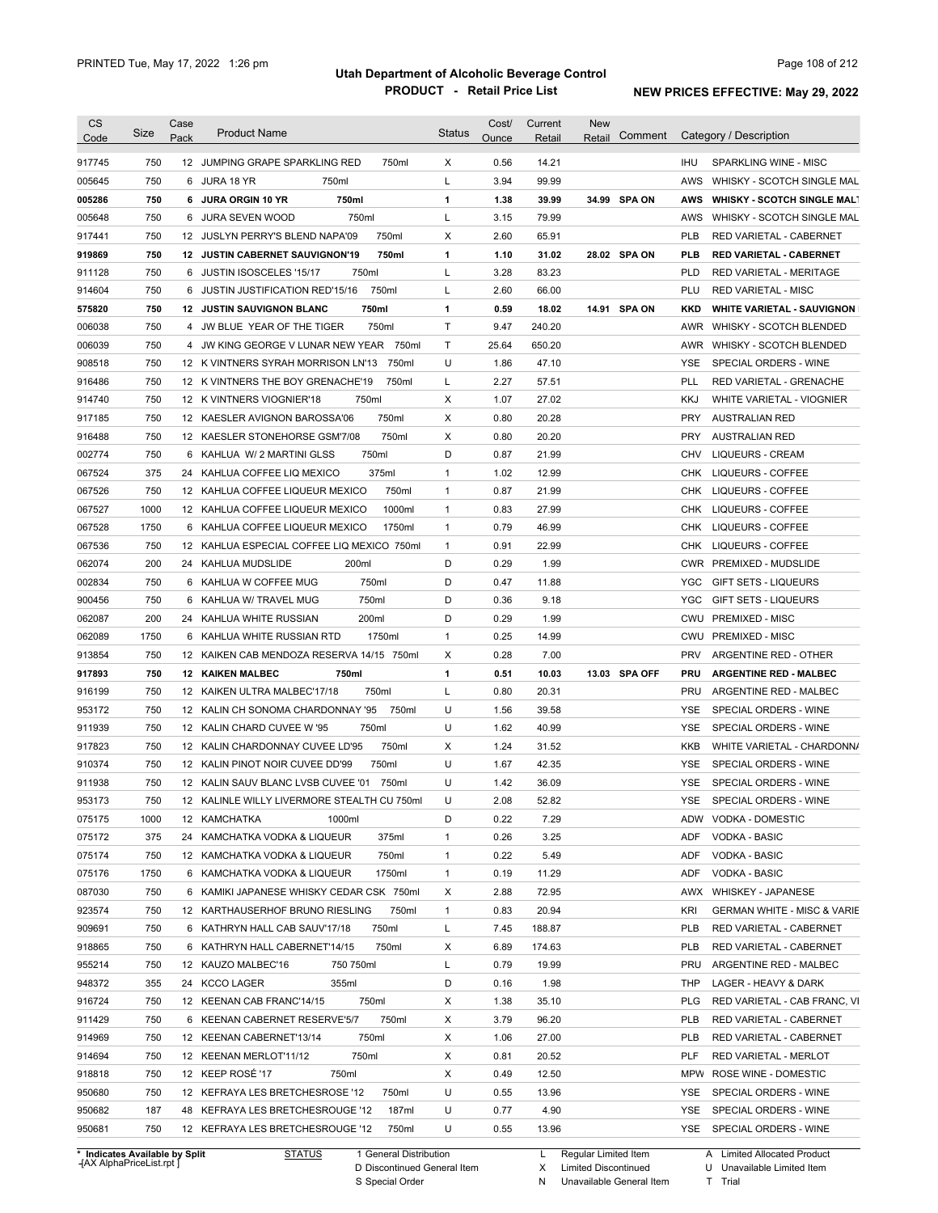# Utah Department of Alcoholic Beverage Control

## PRODUCT - Retail Price List

PRINTED Tue, May 17, 2022 1:26 pm

**NEW PRICES EFFECTIVE: May 29, 2022**

| CS Code | Size | Case Pack | Product Name | Status | Cost/ Ounce | Current Retail | New Retail | Comment | Category / Description |
|---|---|---|---|---|---|---|---|---|---|
| 917745 | 750 | 12 | JUMPING GRAPE SPARKLING RED 750ml | X | 0.56 | 14.21 | | | IHU SPARKLING WINE - MISC |
| 005645 | 750 | 6 | JURA 18 YR 750ml | L | 3.94 | 99.99 | | | AWS WHISKY - SCOTCH SINGLE MAL |
| **005286** | **750** | **6** | **JURA ORGIN 10 YR 750ml** | **1** | **1.38** | **39.99** | **34.99** | **SPA ON** | **AWS WHISKY - SCOTCH SINGLE MALT** |
| 005648 | 750 | 6 | JURA SEVEN WOOD 750ml | L | 3.15 | 79.99 | | | AWS WHISKY - SCOTCH SINGLE MAL |
| 917441 | 750 | 12 | JUSLYN PERRY'S BLEND NAPA'09 750ml | X | 2.60 | 65.91 | | | PLB RED VARIETAL - CABERNET |
| **919869** | **750** | **12** | **JUSTIN CABERNET SAUVIGNON'19 750ml** | **1** | **1.10** | **31.02** | **28.02** | **SPA ON** | **PLB RED VARIETAL - CABERNET** |
| 911128 | 750 | 6 | JUSTIN ISOSCELES '15/17 750ml | L | 3.28 | 83.23 | | | PLD RED VARIETAL - MERITAGE |
| 914604 | 750 | 6 | JUSTIN JUSTIFICATION RED'15/16 750ml | L | 2.60 | 66.00 | | | PLU RED VARIETAL - MISC |
| **575820** | **750** | **12** | **JUSTIN SAUVIGNON BLANC 750ml** | **1** | **0.59** | **18.02** | **14.91** | **SPA ON** | **KKD WHITE VARIETAL - SAUVIGNON** |
| 006038 | 750 | 4 | JW BLUE YEAR OF THE TIGER 750ml | T | 9.47 | 240.20 | | | AWR WHISKY - SCOTCH BLENDED |
| 006039 | 750 | 4 | JW KING GEORGE V LUNAR NEW YEAR 750ml | T | 25.64 | 650.20 | | | AWR WHISKY - SCOTCH BLENDED |
| 908518 | 750 | 12 | K VINTNERS SYRAH MORRISON LN'13 750ml | U | 1.86 | 47.10 | | | YSE SPECIAL ORDERS - WINE |
| 916486 | 750 | 12 | K VINTNERS THE BOY GRENACHE'19 750ml | L | 2.27 | 57.51 | | | PLL RED VARIETAL - GRENACHE |
| 914740 | 750 | 12 | K VINTNERS VIOGNIER'18 750ml | X | 1.07 | 27.02 | | | KKJ WHITE VARIETAL - VIOGNIER |
| 917185 | 750 | 12 | KAESLER AVIGNON BAROSSA'06 750ml | X | 0.80 | 20.28 | | | PRY AUSTRALIAN RED |
| 916488 | 750 | 12 | KAESLER STONEHORSE GSM'7/08 750ml | X | 0.80 | 20.20 | | | PRY AUSTRALIAN RED |
| 002774 | 750 | 6 | KAHLUA W/ 2 MARTINI GLSS 750ml | D | 0.87 | 21.99 | | | CHV LIQUEURS - CREAM |
| 067524 | 375 | 24 | KAHLUA COFFEE LIQ MEXICO 375ml | 1 | 1.02 | 12.99 | | | CHK LIQUEURS - COFFEE |
| 067526 | 750 | 12 | KAHLUA COFFEE LIQUEUR MEXICO 750ml | 1 | 0.87 | 21.99 | | | CHK LIQUEURS - COFFEE |
| 067527 | 1000 | 12 | KAHLUA COFFEE LIQUEUR MEXICO 1000ml | 1 | 0.83 | 27.99 | | | CHK LIQUEURS - COFFEE |
| 067528 | 1750 | 6 | KAHLUA COFFEE LIQUEUR MEXICO 1750ml | 1 | 0.79 | 46.99 | | | CHK LIQUEURS - COFFEE |
| 067536 | 750 | 12 | KAHLUA ESPECIAL COFFEE LIQ MEXICO 750ml | 1 | 0.91 | 22.99 | | | CHK LIQUEURS - COFFEE |
| 062074 | 200 | 24 | KAHLUA MUDSLIDE 200ml | D | 0.29 | 1.99 | | | CWR PREMIXED - MUDSLIDE |
| 002834 | 750 | 6 | KAHLUA W COFFEE MUG 750ml | D | 0.47 | 11.88 | | | YGC GIFT SETS - LIQUEURS |
| 900456 | 750 | 6 | KAHLUA W/ TRAVEL MUG 750ml | D | 0.36 | 9.18 | | | YGC GIFT SETS - LIQUEURS |
| 062087 | 200 | 24 | KAHLUA WHITE RUSSIAN 200ml | D | 0.29 | 1.99 | | | CWU PREMIXED - MISC |
| 062089 | 1750 | 6 | KAHLUA WHITE RUSSIAN RTD 1750ml | 1 | 0.25 | 14.99 | | | CWU PREMIXED - MISC |
| 913854 | 750 | 12 | KAIKEN CAB MENDOZA RESERVA 14/15 750ml | X | 0.28 | 7.00 | | | PRV ARGENTINE RED - OTHER |
| **917893** | **750** | **12** | **KAIKEN MALBEC 750ml** | **1** | **0.51** | **10.03** | **13.03** | **SPA OFF** | **PRU ARGENTINE RED - MALBEC** |
| 916199 | 750 | 12 | KAIKEN ULTRA MALBEC'17/18 750ml | L | 0.80 | 20.31 | | | PRU ARGENTINE RED - MALBEC |
| 953172 | 750 | 12 | KALIN CH SONOMA CHARDONNAY '95 750ml | U | 1.56 | 39.58 | | | YSE SPECIAL ORDERS - WINE |
| 911939 | 750 | 12 | KALIN CHARD CUVEE W '95 750ml | U | 1.62 | 40.99 | | | YSE SPECIAL ORDERS - WINE |
| 917823 | 750 | 12 | KALIN CHARDONNAY CUVEE LD'95 750ml | X | 1.24 | 31.52 | | | KKB WHITE VARIETAL - CHARDONNA |
| 910374 | 750 | 12 | KALIN PINOT NOIR CUVEE DD'99 750ml | U | 1.67 | 42.35 | | | YSE SPECIAL ORDERS - WINE |
| 911938 | 750 | 12 | KALIN SAUV BLANC LVSB CUVEE '01 750ml | U | 1.42 | 36.09 | | | YSE SPECIAL ORDERS - WINE |
| 953173 | 750 | 12 | KALINLE WILLY LIVERMORE STEALTH CU 750ml | U | 2.08 | 52.82 | | | YSE SPECIAL ORDERS - WINE |
| 075175 | 1000 | 12 | KAMCHATKA 1000ml | D | 0.22 | 7.29 | | | ADW VODKA - DOMESTIC |
| 075172 | 375 | 24 | KAMCHATKA VODKA & LIQUEUR 375ml | 1 | 0.26 | 3.25 | | | ADF VODKA - BASIC |
| 075174 | 750 | 12 | KAMCHATKA VODKA & LIQUEUR 750ml | 1 | 0.22 | 5.49 | | | ADF VODKA - BASIC |
| 075176 | 1750 | 6 | KAMCHATKA VODKA & LIQUEUR 1750ml | 1 | 0.19 | 11.29 | | | ADF VODKA - BASIC |
| 087030 | 750 | 6 | KAMIKI JAPANESE WHISKY CEDAR CSK 750ml | X | 2.88 | 72.95 | | | AWX WHISKEY - JAPANESE |
| 923574 | 750 | 12 | KARTHAUSERHOF BRUNO RIESLING 750ml | 1 | 0.83 | 20.94 | | | KRI GERMAN WHITE - MISC & VARIE |
| 909691 | 750 | 6 | KATHRYN HALL CAB SAUV'17/18 750ml | L | 7.45 | 188.87 | | | PLB RED VARIETAL - CABERNET |
| 918865 | 750 | 6 | KATHRYN HALL CABERNET'14/15 750ml | X | 6.89 | 174.63 | | | PLB RED VARIETAL - CABERNET |
| 955214 | 750 | 12 | KAUZO MALBEC'16 750 750ml | L | 0.79 | 19.99 | | | PRU ARGENTINE RED - MALBEC |
| 948372 | 355 | 24 | KCCO LAGER 355ml | D | 0.16 | 1.98 | | | THP LAGER - HEAVY & DARK |
| 916724 | 750 | 12 | KEENAN CAB FRANC'14/15 750ml | X | 1.38 | 35.10 | | | PLG RED VARIETAL - CAB FRANC, VI |
| 911429 | 750 | 6 | KEENAN CABERNET RESERVE'5/7 750ml | X | 3.79 | 96.20 | | | PLB RED VARIETAL - CABERNET |
| 914969 | 750 | 12 | KEENAN CABERNET'13/14 750ml | X | 1.06 | 27.00 | | | PLB RED VARIETAL - CABERNET |
| 914694 | 750 | 12 | KEENAN MERLOT'11/12 750ml | X | 0.81 | 20.52 | | | PLF RED VARIETAL - MERLOT |
| 918818 | 750 | 12 | KEEP ROSÉ '17 750ml | X | 0.49 | 12.50 | | | MPW ROSE WINE - DOMESTIC |
| 950680 | 750 | 12 | KEFRAYA LES BRETCHESROSE '12 750ml | U | 0.55 | 13.96 | | | YSE SPECIAL ORDERS - WINE |
| 950682 | 187 | 48 | KEFRAYA LES BRETCHESROUGE '12 187ml | U | 0.77 | 4.90 | | | YSE SPECIAL ORDERS - WINE |
| 950681 | 750 | 12 | KEFRAYA LES BRETCHESROUGE '12 750ml | U | 0.55 | 13.96 | | | YSE SPECIAL ORDERS - WINE |

\* Indicates Available by Split

STATUS: 1 General Distribution; D Discontinued General Item; S Special Order; L Regular Limited Item; X Limited Discontinued; N Unavailable General Item; A Limited Allocated Product; U Unavailable Limited Item; T Trial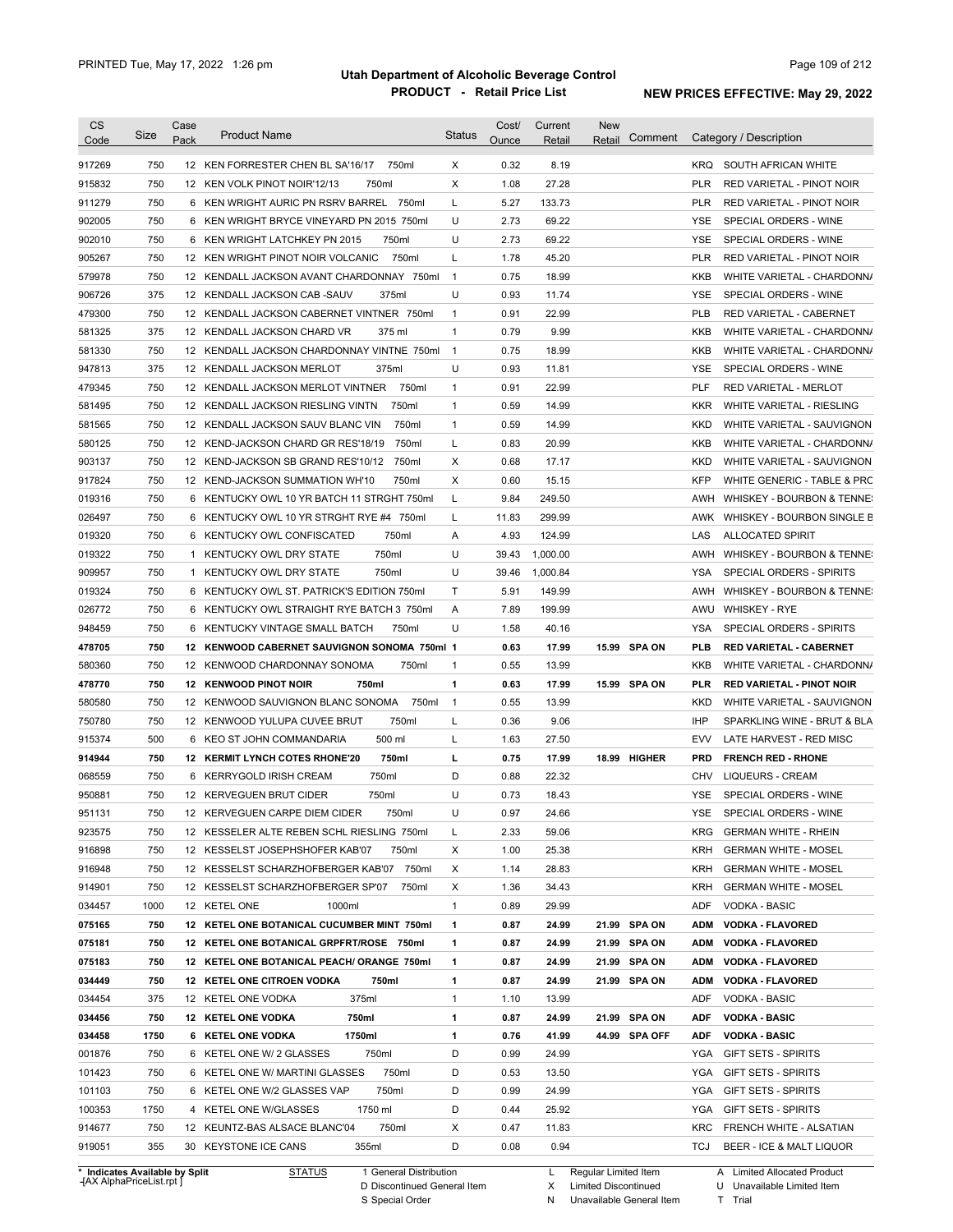# Utah Department of Alcoholic Beverage Control

## PRODUCT - Retail Price List

PRINTED Tue, May 17, 2022 1:26 pm

**NEW PRICES EFFECTIVE: May 29, 2022**

| CS Code | Size | Case Pack | Product Name | Status | Cost/ Ounce | Current Retail | New Retail | Comment | Category / Description |
|---|---|---|---|---|---|---|---|---|---|
| 917269 | 750 | 12 | KEN FORRESTER CHEN BL SA'16/17 750ml | X | 0.32 | 8.19 | | | KRQ SOUTH AFRICAN WHITE |
| 915832 | 750 | 12 | KEN VOLK PINOT NOIR'12/13 750ml | X | 1.08 | 27.28 | | | PLR RED VARIETAL - PINOT NOIR |
| 911279 | 750 | 6 | KEN WRIGHT AURIC PN RSRV BARREL 750ml | L | 5.27 | 133.73 | | | PLR RED VARIETAL - PINOT NOIR |
| 902005 | 750 | 6 | KEN WRIGHT BRYCE VINEYARD PN 2015 750ml | U | 2.73 | 69.22 | | | YSE SPECIAL ORDERS - WINE |
| 902010 | 750 | 6 | KEN WRIGHT LATCHKEY PN 2015 750ml | U | 2.73 | 69.22 | | | YSE SPECIAL ORDERS - WINE |
| 905267 | 750 | 12 | KEN WRIGHT PINOT NOIR VOLCANIC 750ml | L | 1.78 | 45.20 | | | PLR RED VARIETAL - PINOT NOIR |
| 579978 | 750 | 12 | KENDALL JACKSON AVANT CHARDONNAY 750ml | 1 | 0.75 | 18.99 | | | KKB WHITE VARIETAL - CHARDONNA |
| 906726 | 375 | 12 | KENDALL JACKSON CAB -SAUV 375ml | U | 0.93 | 11.74 | | | YSE SPECIAL ORDERS - WINE |
| 479300 | 750 | 12 | KENDALL JACKSON CABERNET VINTNER 750ml | 1 | 0.91 | 22.99 | | | PLB RED VARIETAL - CABERNET |
| 581325 | 375 | 12 | KENDALL JACKSON CHARD VR 375 ml | 1 | 0.79 | 9.99 | | | KKB WHITE VARIETAL - CHARDONNA |
| 581330 | 750 | 12 | KENDALL JACKSON CHARDONNAY VINTNE 750ml | 1 | 0.75 | 18.99 | | | KKB WHITE VARIETAL - CHARDONNA |
| 947813 | 375 | 12 | KENDALL JACKSON MERLOT 375ml | U | 0.93 | 11.81 | | | YSE SPECIAL ORDERS - WINE |
| 479345 | 750 | 12 | KENDALL JACKSON MERLOT VINTNER 750ml | 1 | 0.91 | 22.99 | | | PLF RED VARIETAL - MERLOT |
| 581495 | 750 | 12 | KENDALL JACKSON RIESLING VINTN 750ml | 1 | 0.59 | 14.99 | | | KKR WHITE VARIETAL - RIESLING |
| 581565 | 750 | 12 | KENDALL JACKSON SAUV BLANC VIN 750ml | 1 | 0.59 | 14.99 | | | KKD WHITE VARIETAL - SAUVIGNON |
| 580125 | 750 | 12 | KEND-JACKSON CHARD GR RES'18/19 750ml | L | 0.83 | 20.99 | | | KKB WHITE VARIETAL - CHARDONNA |
| 903137 | 750 | 12 | KEND-JACKSON SB GRAND RES'10/12 750ml | X | 0.68 | 17.17 | | | KKD WHITE VARIETAL - SAUVIGNON |
| 917824 | 750 | 12 | KEND-JACKSON SUMMATION WH'10 750ml | X | 0.60 | 15.15 | | | KFP WHITE GENERIC - TABLE & PRC |
| 019316 | 750 | 6 | KENTUCKY OWL 10 YR BATCH 11 STRGHT 750ml | L | 9.84 | 249.50 | | | AWH WHISKEY - BOURBON & TENNE |
| 026497 | 750 | 6 | KENTUCKY OWL 10 YR STRGHT RYE #4 750ml | L | 11.83 | 299.99 | | | AWK WHISKEY - BOURBON SINGLE B |
| 019320 | 750 | 6 | KENTUCKY OWL CONFISCATED 750ml | A | 4.93 | 124.99 | | | LAS ALLOCATED SPIRIT |
| 019322 | 750 | 1 | KENTUCKY OWL DRY STATE 750ml | U | 39.43 | 1,000.00 | | | AWH WHISKEY - BOURBON & TENNE |
| 909957 | 750 | 1 | KENTUCKY OWL DRY STATE 750ml | U | 39.46 | 1,000.84 | | | YSA SPECIAL ORDERS - SPIRITS |
| 019324 | 750 | 6 | KENTUCKY OWL ST. PATRICK'S EDITION 750ml | T | 5.91 | 149.99 | | | AWH WHISKEY - BOURBON & TENNE |
| 026772 | 750 | 6 | KENTUCKY OWL STRAIGHT RYE BATCH 3 750ml | A | 7.89 | 199.99 | | | AWU WHISKEY - RYE |
| 948459 | 750 | 6 | KENTUCKY VINTAGE SMALL BATCH 750ml | U | 1.58 | 40.16 | | | YSA SPECIAL ORDERS - SPIRITS |
| **478705** | **750** | **12** | **KENWOOD CABERNET SAUVIGNON SONOMA 750ml** | **1** | **0.63** | **17.99** | **15.99** | **SPA ON** | **PLB RED VARIETAL - CABERNET** |
| 580360 | 750 | 12 | KENWOOD CHARDONNAY SONOMA 750ml | 1 | 0.55 | 13.99 | | | KKB WHITE VARIETAL - CHARDONNA |
| **478770** | **750** | **12** | **KENWOOD PINOT NOIR 750ml** | **1** | **0.63** | **17.99** | **15.99** | **SPA ON** | **PLR RED VARIETAL - PINOT NOIR** |
| 580580 | 750 | 12 | KENWOOD SAUVIGNON BLANC SONOMA 750ml | 1 | 0.55 | 13.99 | | | KKD WHITE VARIETAL - SAUVIGNON |
| 750780 | 750 | 12 | KENWOOD YULUPA CUVEE BRUT 750ml | L | 0.36 | 9.06 | | | IHP SPARKLING WINE - BRUT & BLA |
| 915374 | 500 | 6 | KEO ST JOHN COMMANDARIA 500 ml | L | 1.63 | 27.50 | | | EVV LATE HARVEST - RED MISC |
| **914944** | **750** | **12** | **KERMIT LYNCH COTES RHONE'20 750ml** | **L** | **0.75** | **17.99** | **18.99** | **HIGHER** | **PRD FRENCH RED - RHONE** |
| 068559 | 750 | 6 | KERRYGOLD IRISH CREAM 750ml | D | 0.88 | 22.32 | | | CHV LIQUEURS - CREAM |
| 950881 | 750 | 12 | KERVEGUEN BRUT CIDER 750ml | U | 0.73 | 18.43 | | | YSE SPECIAL ORDERS - WINE |
| 951131 | 750 | 12 | KERVEGUEN CARPE DIEM CIDER 750ml | U | 0.97 | 24.66 | | | YSE SPECIAL ORDERS - WINE |
| 923575 | 750 | 12 | KESSELER ALTE REBEN SCHL RIESLING 750ml | L | 2.33 | 59.06 | | | KRG GERMAN WHITE - RHEIN |
| 916898 | 750 | 12 | KESSELST JOSEPHSHOFER KAB'07 750ml | X | 1.00 | 25.38 | | | KRH GERMAN WHITE - MOSEL |
| 916948 | 750 | 12 | KESSELST SCHARZHOFBERGER KAB'07 750ml | X | 1.14 | 28.83 | | | KRH GERMAN WHITE - MOSEL |
| 914901 | 750 | 12 | KESSELST SCHARZHOFBERGER SP'07 750ml | X | 1.36 | 34.43 | | | KRH GERMAN WHITE - MOSEL |
| 034457 | 1000 | 12 | KETEL ONE 1000ml | 1 | 0.89 | 29.99 | | | ADF VODKA - BASIC |
| **075165** | **750** | **12** | **KETEL ONE BOTANICAL CUCUMBER MINT 750ml** | **1** | **0.87** | **24.99** | **21.99** | **SPA ON** | **ADM VODKA - FLAVORED** |
| **075181** | **750** | **12** | **KETEL ONE BOTANICAL GRPFRT/ROSE 750ml** | **1** | **0.87** | **24.99** | **21.99** | **SPA ON** | **ADM VODKA - FLAVORED** |
| **075183** | **750** | **12** | **KETEL ONE BOTANICAL PEACH/ ORANGE 750ml** | **1** | **0.87** | **24.99** | **21.99** | **SPA ON** | **ADM VODKA - FLAVORED** |
| **034449** | **750** | **12** | **KETEL ONE CITROEN VODKA 750ml** | **1** | **0.87** | **24.99** | **21.99** | **SPA ON** | **ADM VODKA - FLAVORED** |
| 034454 | 375 | 12 | KETEL ONE VODKA 375ml | 1 | 1.10 | 13.99 | | | ADF VODKA - BASIC |
| **034456** | **750** | **12** | **KETEL ONE VODKA 750ml** | **1** | **0.87** | **24.99** | **21.99** | **SPA ON** | **ADF VODKA - BASIC** |
| **034458** | **1750** | **6** | **KETEL ONE VODKA 1750ml** | **1** | **0.76** | **41.99** | **44.99** | **SPA OFF** | **ADF VODKA - BASIC** |
| 001876 | 750 | 6 | KETEL ONE W/ 2 GLASSES 750ml | D | 0.99 | 24.99 | | | YGA GIFT SETS - SPIRITS |
| 101423 | 750 | 6 | KETEL ONE W/ MARTINI GLASSES 750ml | D | 0.53 | 13.50 | | | YGA GIFT SETS - SPIRITS |
| 101103 | 750 | 6 | KETEL ONE W/2 GLASSES VAP 750ml | D | 0.99 | 24.99 | | | YGA GIFT SETS - SPIRITS |
| 100353 | 1750 | 4 | KETEL ONE W/GLASSES 1750 ml | D | 0.44 | 25.92 | | | YGA GIFT SETS - SPIRITS |
| 914677 | 750 | 12 | KEUNTZ-BAS ALSACE BLANC'04 750ml | X | 0.47 | 11.83 | | | KRC FRENCH WHITE - ALSATIAN |
| 919051 | 355 | 30 | KEYSTONE ICE CANS 355ml | D | 0.08 | 0.94 | | | TCJ BEER - ICE & MALT LIQUOR |

\* Indicates Available by Split

STATUS: 1 General Distribution; D Discontinued General Item; S Special Order; L Regular Limited Item; X Limited Discontinued; N Unavailable General Item; A Limited Allocated Product; U Unavailable Limited Item; T Trial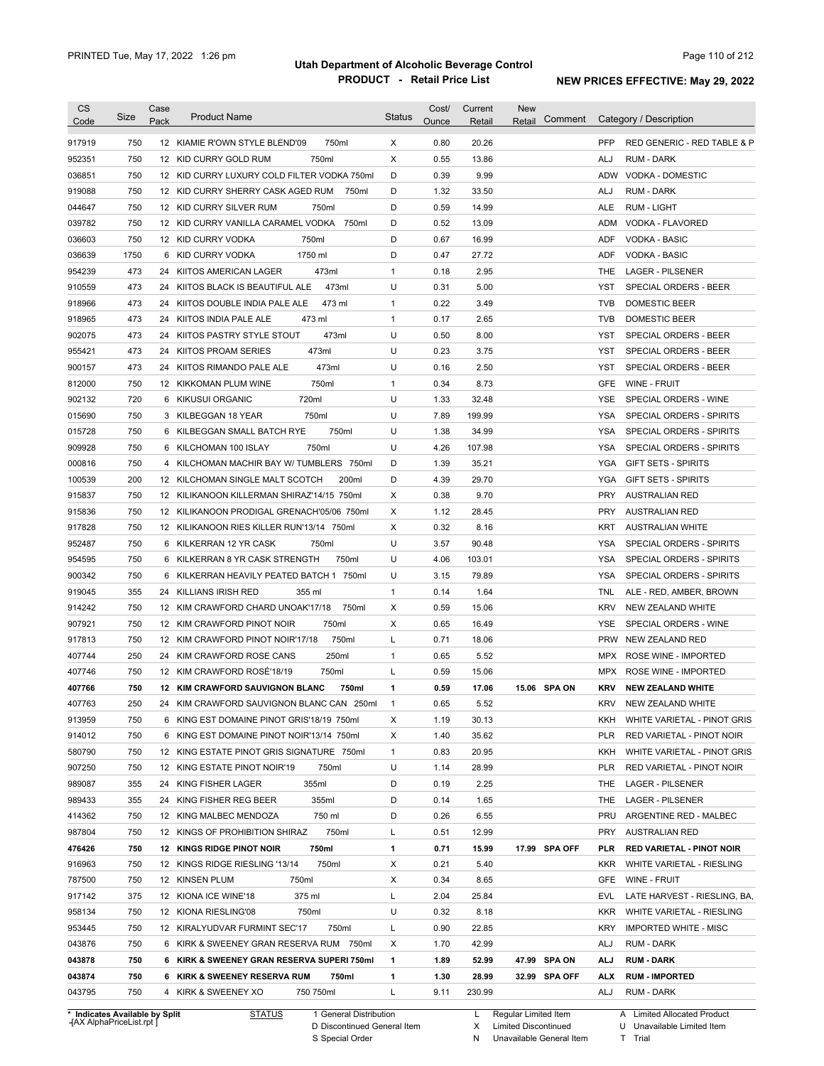**Utah Department of Alcoholic Beverage Control**

**PRODUCT - Retail Price List**

PRINTED Tue, May 17, 2022 1:26 pm

**NEW PRICES EFFECTIVE: May 29, 2022**

| CS Code | Size | Case Pack | Product Name | Status | Cost/ Ounce | Current Retail | New Retail | Comment | Category / Description |
|---|---|---|---|---|---|---|---|---|---|
| 917919 | 750 | 12 | KIAMIE R'OWN STYLE BLEND'09 750ml | X | 0.80 | 20.26 | | | PFP RED GENERIC - RED TABLE & P |
| 952351 | 750 | 12 | KID CURRY GOLD RUM 750ml | X | 0.55 | 13.86 | | | ALJ RUM - DARK |
| 036851 | 750 | 12 | KID CURRY LUXURY COLD FILTER VODKA 750ml | D | 0.39 | 9.99 | | | ADW VODKA - DOMESTIC |
| 919088 | 750 | 12 | KID CURRY SHERRY CASK AGED RUM 750ml | D | 1.32 | 33.50 | | | ALJ RUM - DARK |
| 044647 | 750 | 12 | KID CURRY SILVER RUM 750ml | D | 0.59 | 14.99 | | | ALE RUM - LIGHT |
| 039782 | 750 | 12 | KID CURRY VANILLA CARAMEL VODKA 750ml | D | 0.52 | 13.09 | | | ADM VODKA - FLAVORED |
| 036603 | 750 | 12 | KID CURRY VODKA 750ml | D | 0.67 | 16.99 | | | ADF VODKA - BASIC |
| 036639 | 1750 | 6 | KID CURRY VODKA 1750 ml | D | 0.47 | 27.72 | | | ADF VODKA - BASIC |
| 954239 | 473 | 24 | KIITOS AMERICAN LAGER 473ml | 1 | 0.18 | 2.95 | | | THE LAGER - PILSENER |
| 910559 | 473 | 24 | KIITOS BLACK IS BEAUTIFUL ALE 473ml | U | 0.31 | 5.00 | | | YST SPECIAL ORDERS - BEER |
| 918966 | 473 | 24 | KIITOS DOUBLE INDIA PALE ALE 473 ml | 1 | 0.22 | 3.49 | | | TVB DOMESTIC BEER |
| 918965 | 473 | 24 | KIITOS INDIA PALE ALE 473 ml | 1 | 0.17 | 2.65 | | | TVB DOMESTIC BEER |
| 902075 | 473 | 24 | KIITOS PASTRY STYLE STOUT 473ml | U | 0.50 | 8.00 | | | YST SPECIAL ORDERS - BEER |
| 955421 | 473 | 24 | KIITOS PROAM SERIES 473ml | U | 0.23 | 3.75 | | | YST SPECIAL ORDERS - BEER |
| 900157 | 473 | 24 | KIITOS RIMANDO PALE ALE 473ml | U | 0.16 | 2.50 | | | YST SPECIAL ORDERS - BEER |
| 812000 | 750 | 12 | KIKKOMAN PLUM WINE 750ml | 1 | 0.34 | 8.73 | | | GFE WINE - FRUIT |
| 902132 | 720 | 6 | KIKUSUI ORGANIC 720ml | U | 1.33 | 32.48 | | | YSE SPECIAL ORDERS - WINE |
| 015690 | 750 | 3 | KILBEGGAN 18 YEAR 750ml | U | 7.89 | 199.99 | | | YSA SPECIAL ORDERS - SPIRITS |
| 015728 | 750 | 6 | KILBEGGAN SMALL BATCH RYE 750ml | U | 1.38 | 34.99 | | | YSA SPECIAL ORDERS - SPIRITS |
| 909928 | 750 | 6 | KILCHOMAN 100 ISLAY 750ml | U | 4.26 | 107.98 | | | YSA SPECIAL ORDERS - SPIRITS |
| 000816 | 750 | 4 | KILCHOMAN MACHIR BAY W/ TUMBLERS 750ml | D | 1.39 | 35.21 | | | YGA GIFT SETS - SPIRITS |
| 100539 | 200 | 12 | KILCHOMAN SINGLE MALT SCOTCH 200ml | D | 4.39 | 29.70 | | | YGA GIFT SETS - SPIRITS |
| 915837 | 750 | 12 | KILIKANOON KILLERMAN SHIRAZ'14/15 750ml | X | 0.38 | 9.70 | | | PRY AUSTRALIAN RED |
| 915836 | 750 | 12 | KILIKANOON PRODIGAL GRENACH'05/06 750ml | X | 1.12 | 28.45 | | | PRY AUSTRALIAN RED |
| 917828 | 750 | 12 | KILIKANOON RIES KILLER RUN'13/14 750ml | X | 0.32 | 8.16 | | | KRT AUSTRALIAN WHITE |
| 952487 | 750 | 6 | KILKERRAN 12 YR CASK 750ml | U | 3.57 | 90.48 | | | YSA SPECIAL ORDERS - SPIRITS |
| 954595 | 750 | 6 | KILKERRAN 8 YR CASK STRENGTH 750ml | U | 4.06 | 103.01 | | | YSA SPECIAL ORDERS - SPIRITS |
| 900342 | 750 | 6 | KILKERRAN HEAVILY PEATED BATCH 1 750ml | U | 3.15 | 79.89 | | | YSA SPECIAL ORDERS - SPIRITS |
| 919045 | 355 | 24 | KILLIANS IRISH RED 355 ml | 1 | 0.14 | 1.64 | | | TNL ALE - RED, AMBER, BROWN |
| 914242 | 750 | 12 | KIM CRAWFORD CHARD UNOAK'17/18 750ml | X | 0.59 | 15.06 | | | KRV NEW ZEALAND WHITE |
| 907921 | 750 | 12 | KIM CRAWFORD PINOT NOIR 750ml | X | 0.65 | 16.49 | | | YSE SPECIAL ORDERS - WINE |
| 917813 | 750 | 12 | KIM CRAWFORD PINOT NOIR'17/18 750ml | L | 0.71 | 18.06 | | | PRW NEW ZEALAND RED |
| 407744 | 250 | 24 | KIM CRAWFORD ROSE CANS 250ml | 1 | 0.65 | 5.52 | | | MPX ROSE WINE - IMPORTED |
| 407746 | 750 | 12 | KIM CRAWFORD ROSÉ'18/19 750ml | L | 0.59 | 15.06 | | | MPX ROSE WINE - IMPORTED |
| **407766** | **750** | **12** | **KIM CRAWFORD SAUVIGNON BLANC 750ml** | **1** | **0.59** | **17.06** | **15.06** | **SPA ON** | **KRV NEW ZEALAND WHITE** |
| 407763 | 250 | 24 | KIM CRAWFORD SAUVIGNON BLANC CAN 250ml | 1 | 0.65 | 5.52 | | | KRV NEW ZEALAND WHITE |
| 913959 | 750 | 6 | KING EST DOMAINE PINOT GRIS'18/19 750ml | X | 1.19 | 30.13 | | | KKH WHITE VARIETAL - PINOT GRIS |
| 914012 | 750 | 6 | KING EST DOMAINE PINOT NOIR'13/14 750ml | X | 1.40 | 35.62 | | | PLR RED VARIETAL - PINOT NOIR |
| 580790 | 750 | 12 | KING ESTATE PINOT GRIS SIGNATURE 750ml | 1 | 0.83 | 20.95 | | | KKH WHITE VARIETAL - PINOT GRIS |
| 907250 | 750 | 12 | KING ESTATE PINOT NOIR'19 750ml | U | 1.14 | 28.99 | | | PLR RED VARIETAL - PINOT NOIR |
| 989087 | 355 | 24 | KING FISHER LAGER 355ml | D | 0.19 | 2.25 | | | THE LAGER - PILSENER |
| 989433 | 355 | 24 | KING FISHER REG BEER 355ml | D | 0.14 | 1.65 | | | THE LAGER - PILSENER |
| 414362 | 750 | 12 | KING MALBEC MENDOZA 750 ml | D | 0.26 | 6.55 | | | PRU ARGENTINE RED - MALBEC |
| 987804 | 750 | 12 | KINGS OF PROHIBITION SHIRAZ 750ml | L | 0.51 | 12.99 | | | PRY AUSTRALIAN RED |
| **476426** | **750** | **12** | **KINGS RIDGE PINOT NOIR 750ml** | **1** | **0.71** | **15.99** | **17.99** | **SPA OFF** | **PLR RED VARIETAL - PINOT NOIR** |
| 916963 | 750 | 12 | KINGS RIDGE RIESLING '13/14 750ml | X | 0.21 | 5.40 | | | KKR WHITE VARIETAL - RIESLING |
| 787500 | 750 | 12 | KINSEN PLUM 750ml | X | 0.34 | 8.65 | | | GFE WINE - FRUIT |
| 917142 | 375 | 12 | KIONA ICE WINE'18 375 ml | L | 2.04 | 25.84 | | | EVL LATE HARVEST - RIESLING, BA, |
| 958134 | 750 | 12 | KIONA RIESLING'08 750ml | U | 0.32 | 8.18 | | | KKR WHITE VARIETAL - RIESLING |
| 953445 | 750 | 12 | KIRALYUDVAR FURMINT SEC'17 750ml | L | 0.90 | 22.85 | | | KRY IMPORTED WHITE - MISC |
| 043876 | 750 | 6 | KIRK & SWEENEY GRAN RESERVA RUM 750ml | X | 1.70 | 42.99 | | | ALJ RUM - DARK |
| **043878** | **750** | **6** | **KIRK & SWEENEY GRAN RESERVA SUPERI 750ml** | **1** | **1.89** | **52.99** | **47.99** | **SPA ON** | **ALJ RUM - DARK** |
| **043874** | **750** | **6** | **KIRK & SWEENEY RESERVA RUM 750ml** | **1** | **1.30** | **28.99** | **32.99** | **SPA OFF** | **ALX RUM - IMPORTED** |
| 043795 | 750 | 4 | KIRK & SWEENEY XO 750 750ml | L | 9.11 | 230.99 | | | ALJ RUM - DARK |

\* Indicates Available by Split

STATUS: 1 General Distribution; D Discontinued General Item; S Special Order; L Regular Limited Item; X Limited Discontinued; N Unavailable General Item; A Limited Allocated Product; U Unavailable Limited Item; T Trial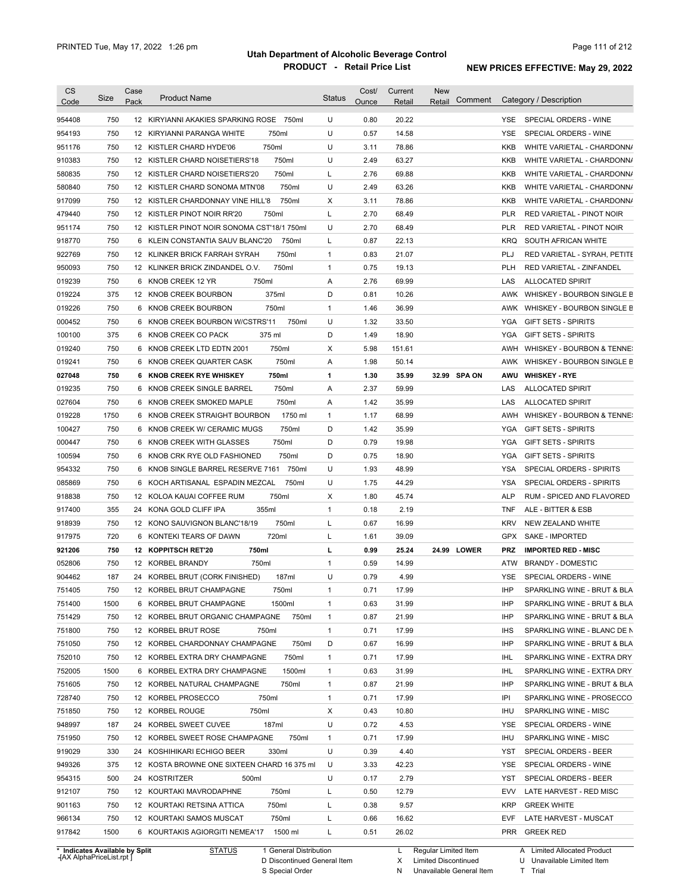# Utah Department of Alcoholic Beverage Control

## PRODUCT - Retail Price List

PRINTED Tue, May 17, 2022 1:26 pm

**NEW PRICES EFFECTIVE: May 29, 2022**

| CS Code | Size | Case Pack | Product Name | Status | Cost/ Ounce | Current Retail | New Retail | Comment | Category / Description |
|---|---|---|---|---|---|---|---|---|---|
| 954408 | 750 | 12 | KIRYIANNI AKAKIES SPARKING ROSE 750ml | U | 0.80 | 20.22 | | | YSE SPECIAL ORDERS - WINE |
| 954193 | 750 | 12 | KIRYIANNI PARANGA WHITE 750ml | U | 0.57 | 14.58 | | | YSE SPECIAL ORDERS - WINE |
| 951176 | 750 | 12 | KISTLER CHARD HYDE'06 750ml | U | 3.11 | 78.86 | | | KKB WHITE VARIETAL - CHARDONNA |
| 910383 | 750 | 12 | KISTLER CHARD NOISETIERS'18 750ml | U | 2.49 | 63.27 | | | KKB WHITE VARIETAL - CHARDONNA |
| 580835 | 750 | 12 | KISTLER CHARD NOISETIERS'20 750ml | L | 2.76 | 69.88 | | | KKB WHITE VARIETAL - CHARDONNA |
| 580840 | 750 | 12 | KISTLER CHARD SONOMA MTN'08 750ml | U | 2.49 | 63.26 | | | KKB WHITE VARIETAL - CHARDONNA |
| 917099 | 750 | 12 | KISTLER CHARDONNAY VINE HILL'8 750ml | X | 3.11 | 78.86 | | | KKB WHITE VARIETAL - CHARDONNA |
| 479440 | 750 | 12 | KISTLER PINOT NOIR RR'20 750ml | L | 2.70 | 68.49 | | | PLR RED VARIETAL - PINOT NOIR |
| 951174 | 750 | 12 | KISTLER PINOT NOIR SONOMA CST'18/1 750ml | U | 2.70 | 68.49 | | | PLR RED VARIETAL - PINOT NOIR |
| 918770 | 750 | 6 | KLEIN CONSTANTIA SAUV BLANC'20 750ml | L | 0.87 | 22.13 | | | KRQ SOUTH AFRICAN WHITE |
| 922769 | 750 | 12 | KLINKER BRICK FARRAH SYRAH 750ml | 1 | 0.83 | 21.07 | | | PLJ RED VARIETAL - SYRAH, PETITE |
| 950093 | 750 | 12 | KLINKER BRICK ZINDANDEL O.V. 750ml | 1 | 0.75 | 19.13 | | | PLH RED VARIETAL - ZINFANDEL |
| 019239 | 750 | 6 | KNOB CREEK 12 YR 750ml | A | 2.76 | 69.99 | | | LAS ALLOCATED SPIRIT |
| 019224 | 375 | 12 | KNOB CREEK BOURBON 375ml | D | 0.81 | 10.26 | | | AWK WHISKEY - BOURBON SINGLE B |
| 019226 | 750 | 6 | KNOB CREEK BOURBON 750ml | 1 | 1.46 | 36.99 | | | AWK WHISKEY - BOURBON SINGLE B |
| 000452 | 750 | 6 | KNOB CREEK BOURBON W/CSTRS'11 750ml | U | 1.32 | 33.50 | | | YGA GIFT SETS - SPIRITS |
| 100100 | 375 | 6 | KNOB CREEK CO PACK 375 ml | D | 1.49 | 18.90 | | | YGA GIFT SETS - SPIRITS |
| 019240 | 750 | 6 | KNOB CREEK LTD EDTN 2001 750ml | X | 5.98 | 151.61 | | | AWH WHISKEY - BOURBON & TENNE |
| 019241 | 750 | 6 | KNOB CREEK QUARTER CASK 750ml | A | 1.98 | 50.14 | | | AWK WHISKEY - BOURBON SINGLE B |
| **027048** | **750** | **6** | **KNOB CREEK RYE WHISKEY 750ml** | **1** | **1.30** | **35.99** | **32.99** | **SPA ON** | **AWU WHISKEY - RYE** |
| 019235 | 750 | 6 | KNOB CREEK SINGLE BARREL 750ml | A | 2.37 | 59.99 | | | LAS ALLOCATED SPIRIT |
| 027604 | 750 | 6 | KNOB CREEK SMOKED MAPLE 750ml | A | 1.42 | 35.99 | | | LAS ALLOCATED SPIRIT |
| 019228 | 1750 | 6 | KNOB CREEK STRAIGHT BOURBON 1750 ml | 1 | 1.17 | 68.99 | | | AWH WHISKEY - BOURBON & TENNE |
| 100427 | 750 | 6 | KNOB CREEK W/ CERAMIC MUGS 750ml | D | 1.42 | 35.99 | | | YGA GIFT SETS - SPIRITS |
| 000447 | 750 | 6 | KNOB CREEK WITH GLASSES 750ml | D | 0.79 | 19.98 | | | YGA GIFT SETS - SPIRITS |
| 100594 | 750 | 6 | KNOB CRK RYE OLD FASHIONED 750ml | D | 0.75 | 18.90 | | | YGA GIFT SETS - SPIRITS |
| 954332 | 750 | 6 | KNOB SINGLE BARREL RESERVE 7161 750ml | U | 1.93 | 48.99 | | | YSA SPECIAL ORDERS - SPIRITS |
| 085869 | 750 | 6 | KOCH ARTISANAL ESPADIN MEZCAL 750ml | U | 1.75 | 44.29 | | | YSA SPECIAL ORDERS - SPIRITS |
| 918838 | 750 | 12 | KOLOA KAUAI COFFEE RUM 750ml | X | 1.80 | 45.74 | | | ALP RUM - SPICED AND FLAVORED |
| 917400 | 355 | 24 | KONA GOLD CLIFF IPA 355ml | 1 | 0.18 | 2.19 | | | TNF ALE - BITTER & ESB |
| 918939 | 750 | 12 | KONO SAUVIGNON BLANC'18/19 750ml | L | 0.67 | 16.99 | | | KRV NEW ZEALAND WHITE |
| 917975 | 720 | 6 | KONTEKI TEARS OF DAWN 720ml | L | 1.61 | 39.09 | | | GPX SAKE - IMPORTED |
| **921206** | **750** | **12** | **KOPPITSCH RET'20 750ml** | **L** | **0.99** | **25.24** | **24.99** | **LOWER** | **PRZ IMPORTED RED - MISC** |
| 052806 | 750 | 12 | KORBEL BRANDY 750ml | 1 | 0.59 | 14.99 | | | ATW BRANDY - DOMESTIC |
| 904462 | 187 | 24 | KORBEL BRUT (CORK FINISHED) 187ml | U | 0.79 | 4.99 | | | YSE SPECIAL ORDERS - WINE |
| 751405 | 750 | 12 | KORBEL BRUT CHAMPAGNE 750ml | 1 | 0.71 | 17.99 | | | IHP SPARKLING WINE - BRUT & BLA |
| 751400 | 1500 | 6 | KORBEL BRUT CHAMPAGNE 1500ml | 1 | 0.63 | 31.99 | | | IHP SPARKLING WINE - BRUT & BLA |
| 751429 | 750 | 12 | KORBEL BRUT ORGANIC CHAMPAGNE 750ml | 1 | 0.87 | 21.99 | | | IHP SPARKLING WINE - BRUT & BLA |
| 751800 | 750 | 12 | KORBEL BRUT ROSE 750ml | 1 | 0.71 | 17.99 | | | IHS SPARKLING WINE - BLANC DE N |
| 751050 | 750 | 12 | KORBEL CHARDONNAY CHAMPAGNE 750ml | D | 0.67 | 16.99 | | | IHP SPARKLING WINE - BRUT & BLA |
| 752010 | 750 | 12 | KORBEL EXTRA DRY CHAMPAGNE 750ml | 1 | 0.71 | 17.99 | | | IHL SPARKLING WINE - EXTRA DRY |
| 752005 | 1500 | 6 | KORBEL EXTRA DRY CHAMPAGNE 1500ml | 1 | 0.63 | 31.99 | | | IHL SPARKLING WINE - EXTRA DRY |
| 751605 | 750 | 12 | KORBEL NATURAL CHAMPAGNE 750ml | 1 | 0.87 | 21.99 | | | IHP SPARKLING WINE - BRUT & BLA |
| 728740 | 750 | 12 | KORBEL PROSECCO 750ml | 1 | 0.71 | 17.99 | | | IPI SPARKLING WINE - PROSECCO |
| 751850 | 750 | 12 | KORBEL ROUGE 750ml | X | 0.43 | 10.80 | | | IHU SPARKLING WINE - MISC |
| 948997 | 187 | 24 | KORBEL SWEET CUVEE 187ml | U | 0.72 | 4.53 | | | YSE SPECIAL ORDERS - WINE |
| 751950 | 750 | 12 | KORBEL SWEET ROSE CHAMPAGNE 750ml | 1 | 0.71 | 17.99 | | | IHU SPARKLING WINE - MISC |
| 919029 | 330 | 24 | KOSHIHIKARI ECHIGO BEER 330ml | U | 0.39 | 4.40 | | | YST SPECIAL ORDERS - BEER |
| 949326 | 375 | 12 | KOSTA BROWNE ONE SIXTEEN CHARD 16 375 ml | U | 3.33 | 42.23 | | | YSE SPECIAL ORDERS - WINE |
| 954315 | 500 | 24 | KOSTRITZER 500ml | U | 0.17 | 2.79 | | | YST SPECIAL ORDERS - BEER |
| 912107 | 750 | 12 | KOURTAKI MAVRODAPHNE 750ml | L | 0.50 | 12.79 | | | EVV LATE HARVEST - RED MISC |
| 901163 | 750 | 12 | KOURTAKI RETSINA ATTICA 750ml | L | 0.38 | 9.57 | | | KRP GREEK WHITE |
| 966134 | 750 | 12 | KOURTAKI SAMOS MUSCAT 750ml | L | 0.66 | 16.62 | | | EVF LATE HARVEST - MUSCAT |
| 917842 | 1500 | 6 | KOURTAKIS AGIORGITI NEMEA'17 1500 ml | L | 0.51 | 26.02 | | | PRR GREEK RED |

\* Indicates Available by Split

STATUS: 1 General Distribution; D Discontinued General Item; S Special Order; L Regular Limited Item; X Limited Discontinued; N Unavailable General Item; A Limited Allocated Product; U Unavailable Limited Item; T Trial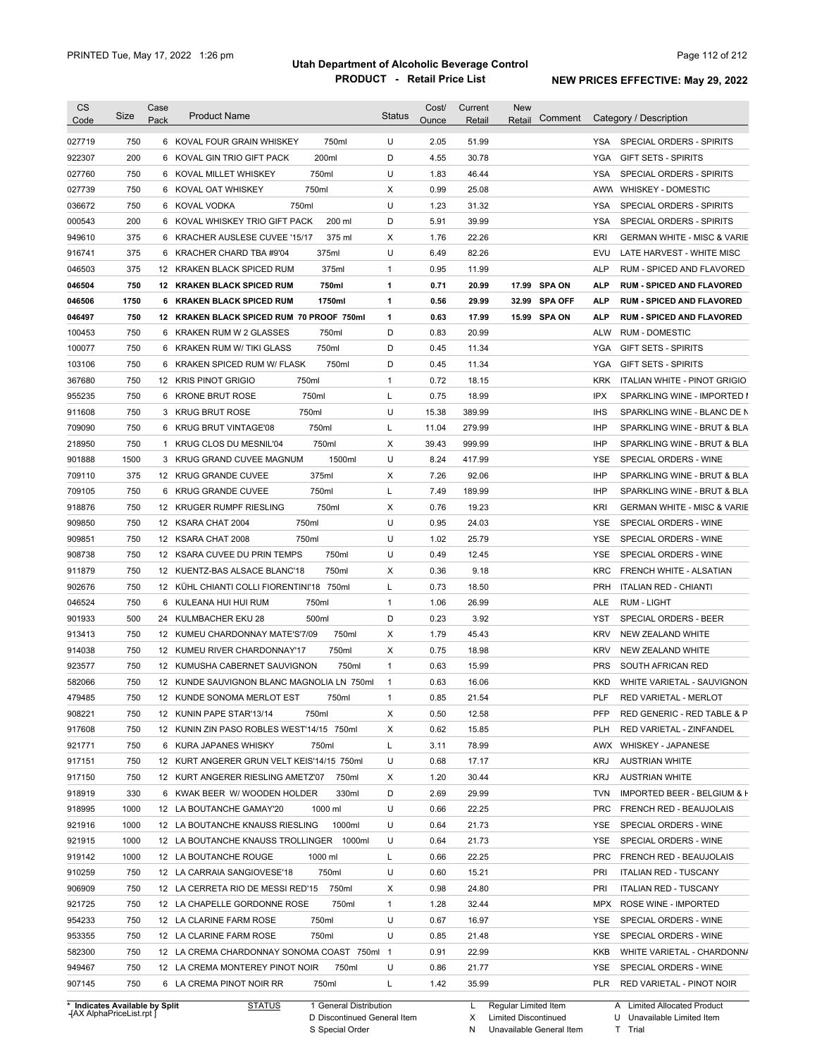# Utah Department of Alcoholic Beverage Control

## PRODUCT - Retail Price List

PRINTED Tue, May 17, 2022 1:26 pm

**NEW PRICES EFFECTIVE: May 29, 2022**

| CS Code | Size | Case Pack | Product Name | | Status | Cost/ Ounce | Current Retail | New Retail | Comment | Category / Description | |
|---|---|---|---|---|---|---|---|---|---|---|---|
| 027719 | 750 | 6 | KOVAL FOUR GRAIN WHISKEY | 750ml | U | 2.05 | 51.99 | | | YSA | SPECIAL ORDERS - SPIRITS |
| 922307 | 200 | 6 | KOVAL GIN TRIO GIFT PACK | 200ml | D | 4.55 | 30.78 | | | YGA | GIFT SETS - SPIRITS |
| 027760 | 750 | 6 | KOVAL MILLET WHISKEY | 750ml | U | 1.83 | 46.44 | | | YSA | SPECIAL ORDERS - SPIRITS |
| 027739 | 750 | 6 | KOVAL OAT WHISKEY | 750ml | X | 0.99 | 25.08 | | | AWW | WHISKEY - DOMESTIC |
| 036672 | 750 | 6 | KOVAL VODKA | 750ml | U | 1.23 | 31.32 | | | YSA | SPECIAL ORDERS - SPIRITS |
| 000543 | 200 | 6 | KOVAL WHISKEY TRIO GIFT PACK | 200 ml | D | 5.91 | 39.99 | | | YSA | SPECIAL ORDERS - SPIRITS |
| 949610 | 375 | 6 | KRACHER AUSLESE CUVEE '15/17 | 375 ml | X | 1.76 | 22.26 | | | KRI | GERMAN WHITE - MISC & VARIE |
| 916741 | 375 | 6 | KRACHER CHARD TBA #9'04 | 375ml | U | 6.49 | 82.26 | | | EVU | LATE HARVEST - WHITE MISC |
| 046503 | 375 | 12 | KRAKEN BLACK SPICED RUM | 375ml | 1 | 0.95 | 11.99 | | | ALP | RUM - SPICED AND FLAVORED |
| **046504** | **750** | **12** | **KRAKEN BLACK SPICED RUM** | **750ml** | **1** | **0.71** | **20.99** | **17.99** | **SPA ON** | **ALP** | **RUM - SPICED AND FLAVORED** |
| **046506** | **1750** | **6** | **KRAKEN BLACK SPICED RUM** | **1750ml** | **1** | **0.56** | **29.99** | **32.99** | **SPA OFF** | **ALP** | **RUM - SPICED AND FLAVORED** |
| **046497** | **750** | **12** | **KRAKEN BLACK SPICED RUM 70 PROOF** | **750ml** | **1** | **0.63** | **17.99** | **15.99** | **SPA ON** | **ALP** | **RUM - SPICED AND FLAVORED** |
| 100453 | 750 | 6 | KRAKEN RUM W 2 GLASSES | 750ml | D | 0.83 | 20.99 | | | ALW | RUM - DOMESTIC |
| 100077 | 750 | 6 | KRAKEN RUM W/ TIKI GLASS | 750ml | D | 0.45 | 11.34 | | | YGA | GIFT SETS - SPIRITS |
| 103106 | 750 | 6 | KRAKEN SPICED RUM W/ FLASK | 750ml | D | 0.45 | 11.34 | | | YGA | GIFT SETS - SPIRITS |
| 367680 | 750 | 12 | KRIS PINOT GRIGIO | 750ml | 1 | 0.72 | 18.15 | | | KRK | ITALIAN WHITE - PINOT GRIGIO |
| 955235 | 750 | 6 | KRONE BRUT ROSE | 750ml | L | 0.75 | 18.99 | | | IPX | SPARKLING WINE - IMPORTED I |
| 911608 | 750 | 3 | KRUG BRUT ROSE | 750ml | U | 15.38 | 389.99 | | | IHS | SPARKLING WINE - BLANC DE N |
| 709090 | 750 | 6 | KRUG BRUT VINTAGE'08 | 750ml | L | 11.04 | 279.99 | | | IHP | SPARKLING WINE - BRUT & BLA |
| 218950 | 750 | 1 | KRUG CLOS DU MESNIL'04 | 750ml | X | 39.43 | 999.99 | | | IHP | SPARKLING WINE - BRUT & BLA |
| 901888 | 1500 | 3 | KRUG GRAND CUVEE MAGNUM | 1500ml | U | 8.24 | 417.99 | | | YSE | SPECIAL ORDERS - WINE |
| 709110 | 375 | 12 | KRUG GRANDE CUVEE | 375ml | X | 7.26 | 92.06 | | | IHP | SPARKLING WINE - BRUT & BLA |
| 709105 | 750 | 6 | KRUG GRANDE CUVEE | 750ml | L | 7.49 | 189.99 | | | IHP | SPARKLING WINE - BRUT & BLA |
| 918876 | 750 | 12 | KRUGER RUMPF RIESLING | 750ml | X | 0.76 | 19.23 | | | KRI | GERMAN WHITE - MISC & VARIE |
| 909850 | 750 | 12 | KSARA CHAT 2004 | 750ml | U | 0.95 | 24.03 | | | YSE | SPECIAL ORDERS - WINE |
| 909851 | 750 | 12 | KSARA CHAT 2008 | 750ml | U | 1.02 | 25.79 | | | YSE | SPECIAL ORDERS - WINE |
| 908738 | 750 | 12 | KSARA CUVEE DU PRIN TEMPS | 750ml | U | 0.49 | 12.45 | | | YSE | SPECIAL ORDERS - WINE |
| 911879 | 750 | 12 | KUENTZ-BAS ALSACE BLANC'18 | 750ml | X | 0.36 | 9.18 | | | KRC | FRENCH WHITE - ALSATIAN |
| 902676 | 750 | 12 | KÜHL CHIANTI COLLI FIORENTINI'18 | 750ml | L | 0.73 | 18.50 | | | PRH | ITALIAN RED - CHIANTI |
| 046524 | 750 | 6 | KULEANA HUI HUI RUM | 750ml | 1 | 1.06 | 26.99 | | | ALE | RUM - LIGHT |
| 901933 | 500 | 24 | KULMBACHER EKU 28 | 500ml | D | 0.23 | 3.92 | | | YST | SPECIAL ORDERS - BEER |
| 913413 | 750 | 12 | KUMEU CHARDONNAY MATE'S'7/09 | 750ml | X | 1.79 | 45.43 | | | KRV | NEW ZEALAND WHITE |
| 914038 | 750 | 12 | KUMEU RIVER CHARDONNAY'17 | 750ml | X | 0.75 | 18.98 | | | KRV | NEW ZEALAND WHITE |
| 923577 | 750 | 12 | KUMUSHA CABERNET SAUVIGNON | 750ml | 1 | 0.63 | 15.99 | | | PRS | SOUTH AFRICAN RED |
| 582066 | 750 | 12 | KUNDE SAUVIGNON BLANC MAGNOLIA LN | 750ml | 1 | 0.63 | 16.06 | | | KKD | WHITE VARIETAL - SAUVIGNON |
| 479485 | 750 | 12 | KUNDE SONOMA MERLOT EST | 750ml | 1 | 0.85 | 21.54 | | | PLF | RED VARIETAL - MERLOT |
| 908221 | 750 | 12 | KUNIN PAPE STAR'13/14 | 750ml | X | 0.50 | 12.58 | | | PFP | RED GENERIC - RED TABLE & P |
| 917608 | 750 | 12 | KUNIN ZIN PASO ROBLES WEST'14/15 | 750ml | X | 0.62 | 15.85 | | | PLH | RED VARIETAL - ZINFANDEL |
| 921771 | 750 | 6 | KURA JAPANES WHISKY | 750ml | L | 3.11 | 78.99 | | | AWX | WHISKEY - JAPANESE |
| 917151 | 750 | 12 | KURT ANGERER GRUN VELT KEIS'14/15 | 750ml | U | 0.68 | 17.17 | | | KRJ | AUSTRIAN WHITE |
| 917150 | 750 | 12 | KURT ANGERER RIESLING AMETZ'07 | 750ml | X | 1.20 | 30.44 | | | KRJ | AUSTRIAN WHITE |
| 918919 | 330 | 6 | KWAK BEER W/ WOODEN HOLDER | 330ml | D | 2.69 | 29.99 | | | TVN | IMPORTED BEER - BELGIUM & H |
| 918995 | 1000 | 12 | LA BOUTANCHE GAMAY'20 | 1000 ml | U | 0.66 | 22.25 | | | PRC | FRENCH RED - BEAUJOLAIS |
| 921916 | 1000 | 12 | LA BOUTANCHE KNAUSS RIESLING | 1000ml | U | 0.64 | 21.73 | | | YSE | SPECIAL ORDERS - WINE |
| 921915 | 1000 | 12 | LA BOUTANCHE KNAUSS TROLLINGER | 1000ml | U | 0.64 | 21.73 | | | YSE | SPECIAL ORDERS - WINE |
| 919142 | 1000 | 12 | LA BOUTANCHE ROUGE | 1000 ml | L | 0.66 | 22.25 | | | PRC | FRENCH RED - BEAUJOLAIS |
| 910259 | 750 | 12 | LA CARRAIA SANGIOVESE'18 | 750ml | U | 0.60 | 15.21 | | | PRI | ITALIAN RED - TUSCANY |
| 906909 | 750 | 12 | LA CERRETA RIO DE MESSI RED'15 | 750ml | X | 0.98 | 24.80 | | | PRI | ITALIAN RED - TUSCANY |
| 921725 | 750 | 12 | LA CHAPELLE GORDONNE ROSE | 750ml | 1 | 1.28 | 32.44 | | | MPX | ROSE WINE - IMPORTED |
| 954233 | 750 | 12 | LA CLARINE FARM ROSE | 750ml | U | 0.67 | 16.97 | | | YSE | SPECIAL ORDERS - WINE |
| 953355 | 750 | 12 | LA CLARINE FARM ROSE | 750ml | U | 0.85 | 21.48 | | | YSE | SPECIAL ORDERS - WINE |
| 582300 | 750 | 12 | LA CREMA CHARDONNAY SONOMA COAST | 750ml | 1 | 0.91 | 22.99 | | | KKB | WHITE VARIETAL - CHARDONNA |
| 949467 | 750 | 12 | LA CREMA MONTEREY PINOT NOIR | 750ml | U | 0.86 | 21.77 | | | YSE | SPECIAL ORDERS - WINE |
| 907145 | 750 | 6 | LA CREMA PINOT NOIR RR | 750ml | L | 1.42 | 35.99 | | | PLR | RED VARIETAL - PINOT NOIR |

\* Indicates Available by Split

| STATUS | | | |
|---|---|---|---|
| 1 General Distribution | L Regular Limited Item | A Limited Allocated Product |
| D Discontinued General Item | X Limited Discontinued | U Unavailable Limited Item |
| S Special Order | N Unavailable General Item | T Trial |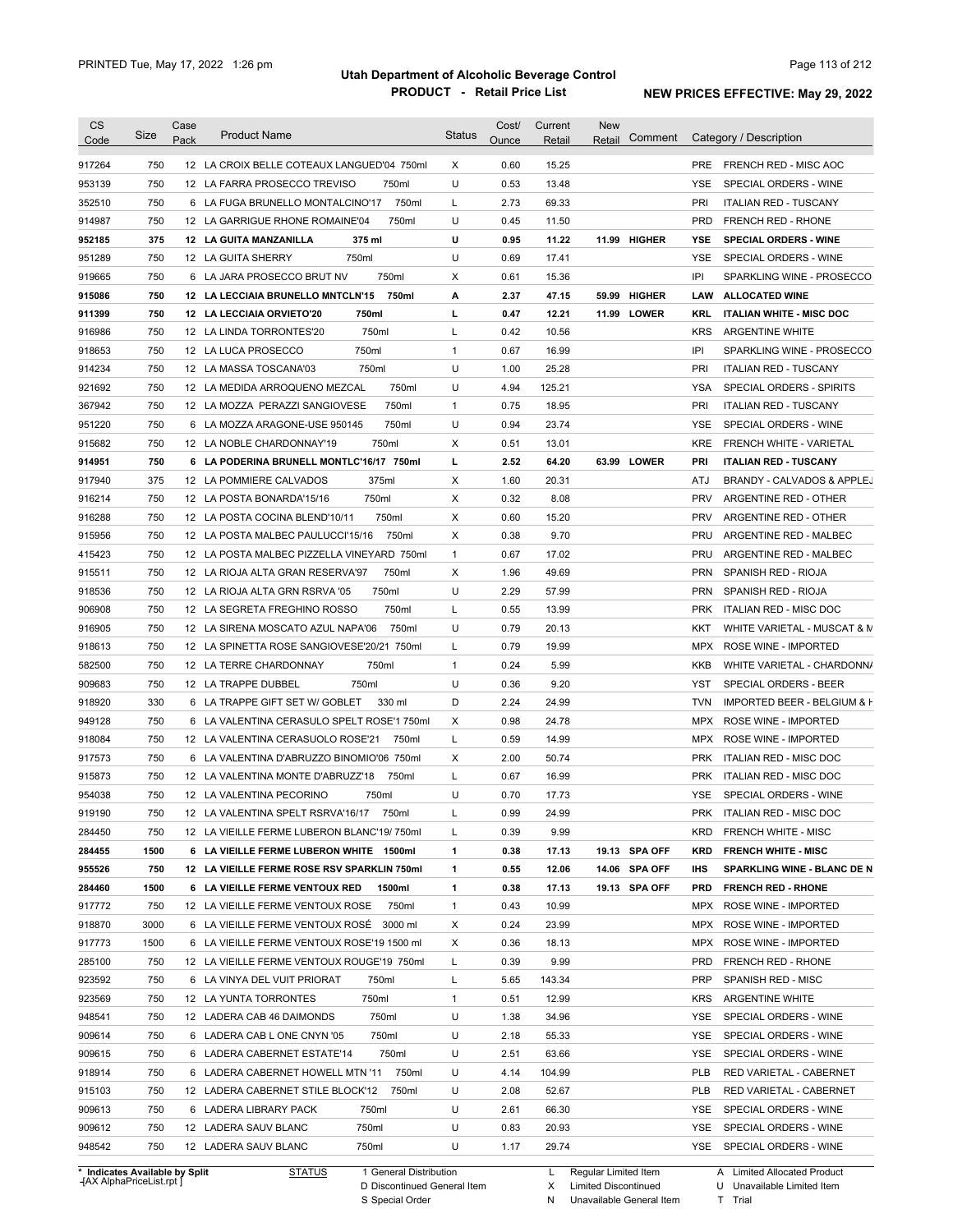# Utah Department of Alcoholic Beverage Control
## PRODUCT - Retail Price List

PRINTED Tue, May 17, 2022 1:26 pm

**NEW PRICES EFFECTIVE: May 29, 2022**

| CS Code | Size | Case Pack | Product Name | Status | Cost/ Ounce | Current Retail | New Retail | Comment | Category / Description |
|---|---|---|---|---|---|---|---|---|---|
| 917264 | 750 | 12 | LA CROIX BELLE COTEAUX LANGUED'04 750ml | X | 0.60 | 15.25 | | | PRE FRENCH RED - MISC AOC |
| 953139 | 750 | 12 | LA FARRA PROSECCO TREVISO 750ml | U | 0.53 | 13.48 | | | YSE SPECIAL ORDERS - WINE |
| 352510 | 750 | 6 | LA FUGA BRUNELLO MONTALCINO'17 750ml | L | 2.73 | 69.33 | | | PRI ITALIAN RED - TUSCANY |
| 914987 | 750 | 12 | LA GARRIGUE RHONE ROMAINE'04 750ml | U | 0.45 | 11.50 | | | PRD FRENCH RED - RHONE |
| **952185** | **375** | **12** | **LA GUITA MANZANILLA 375 ml** | **U** | **0.95** | **11.22** | **11.99** | **HIGHER** | **YSE SPECIAL ORDERS - WINE** |
| 951289 | 750 | 12 | LA GUITA SHERRY 750ml | U | 0.69 | 17.41 | | | YSE SPECIAL ORDERS - WINE |
| 919665 | 750 | 6 | LA JARA PROSECCO BRUT NV 750ml | X | 0.61 | 15.36 | | | IPI SPARKLING WINE - PROSECCO |
| **915086** | **750** | **12** | **LA LECCIAIA BRUNELLO MNTCLN'15 750ml** | **A** | **2.37** | **47.15** | **59.99** | **HIGHER** | **LAW ALLOCATED WINE** |
| **911399** | **750** | **12** | **LA LECCIAIA ORVIETO'20 750ml** | **L** | **0.47** | **12.21** | **11.99** | **LOWER** | **KRL ITALIAN WHITE - MISC DOC** |
| 916986 | 750 | 12 | LA LINDA TORRONTES'20 750ml | L | 0.42 | 10.56 | | | KRS ARGENTINE WHITE |
| 918653 | 750 | 12 | LA LUCA PROSECCO 750ml | 1 | 0.67 | 16.99 | | | IPI SPARKLING WINE - PROSECCO |
| 914234 | 750 | 12 | LA MASSA TOSCANA'03 750ml | U | 1.00 | 25.28 | | | PRI ITALIAN RED - TUSCANY |
| 921692 | 750 | 12 | LA MEDIDA ARROQUENO MEZCAL 750ml | U | 4.94 | 125.21 | | | YSA SPECIAL ORDERS - SPIRITS |
| 367942 | 750 | 12 | LA MOZZA PERAZZI SANGIOVESE 750ml | 1 | 0.75 | 18.95 | | | PRI ITALIAN RED - TUSCANY |
| 951220 | 750 | 6 | LA MOZZA ARAGONE-USE 950145 750ml | U | 0.94 | 23.74 | | | YSE SPECIAL ORDERS - WINE |
| 915682 | 750 | 12 | LA NOBLE CHARDONNAY'19 750ml | X | 0.51 | 13.01 | | | KRE FRENCH WHITE - VARIETAL |
| **914951** | **750** | **6** | **LA PODERINA BRUNELL MONTLC'16/17 750ml** | **L** | **2.52** | **64.20** | **63.99** | **LOWER** | **PRI ITALIAN RED - TUSCANY** |
| 917940 | 375 | 12 | LA POMMIERE CALVADOS 375ml | X | 1.60 | 20.31 | | | ATJ BRANDY - CALVADOS & APPLEJ |
| 916214 | 750 | 12 | LA POSTA BONARDA'15/16 750ml | X | 0.32 | 8.08 | | | PRV ARGENTINE RED - OTHER |
| 916288 | 750 | 12 | LA POSTA COCINA BLEND'10/11 750ml | X | 0.60 | 15.20 | | | PRV ARGENTINE RED - OTHER |
| 915956 | 750 | 12 | LA POSTA MALBEC PAULUCCI'15/16 750ml | X | 0.38 | 9.70 | | | PRU ARGENTINE RED - MALBEC |
| 415423 | 750 | 12 | LA POSTA MALBEC PIZZELLA VINEYARD 750ml | 1 | 0.67 | 17.02 | | | PRU ARGENTINE RED - MALBEC |
| 915511 | 750 | 12 | LA RIOJA ALTA GRAN RESERVA'97 750ml | X | 1.96 | 49.69 | | | PRN SPANISH RED - RIOJA |
| 918536 | 750 | 12 | LA RIOJA ALTA GRN RSRVA '05 750ml | U | 2.29 | 57.99 | | | PRN SPANISH RED - RIOJA |
| 906908 | 750 | 12 | LA SEGRETA FREGHINO ROSSO 750ml | L | 0.55 | 13.99 | | | PRK ITALIAN RED - MISC DOC |
| 916905 | 750 | 12 | LA SIRENA MOSCATO AZUL NAPA'06 750ml | U | 0.79 | 20.13 | | | KKT WHITE VARIETAL - MUSCAT & M |
| 918613 | 750 | 12 | LA SPINETTA ROSE SANGIOVESE'20/21 750ml | L | 0.79 | 19.99 | | | MPX ROSE WINE - IMPORTED |
| 582500 | 750 | 12 | LA TERRE CHARDONNAY 750ml | 1 | 0.24 | 5.99 | | | KKB WHITE VARIETAL - CHARDONNA |
| 909683 | 750 | 12 | LA TRAPPE DUBBEL 750ml | U | 0.36 | 9.20 | | | YST SPECIAL ORDERS - BEER |
| 918920 | 330 | 6 | LA TRAPPE GIFT SET W/ GOBLET 330 ml | D | 2.24 | 24.99 | | | TVN IMPORTED BEER - BELGIUM & H |
| 949128 | 750 | 6 | LA VALENTINA CERASULO SPELT ROSE'1 750ml | X | 0.98 | 24.78 | | | MPX ROSE WINE - IMPORTED |
| 918084 | 750 | 12 | LA VALENTINA CERASUOLO ROSE'21 750ml | L | 0.59 | 14.99 | | | MPX ROSE WINE - IMPORTED |
| 917573 | 750 | 6 | LA VALENTINA D'ABRUZZO BINOMIO'06 750ml | X | 2.00 | 50.74 | | | PRK ITALIAN RED - MISC DOC |
| 915873 | 750 | 12 | LA VALENTINA MONTE D'ABRUZZ'18 750ml | L | 0.67 | 16.99 | | | PRK ITALIAN RED - MISC DOC |
| 954038 | 750 | 12 | LA VALENTINA PECORINO 750ml | U | 0.70 | 17.73 | | | YSE SPECIAL ORDERS - WINE |
| 919190 | 750 | 12 | LA VALENTINA SPELT RSRVA'16/17 750ml | L | 0.99 | 24.99 | | | PRK ITALIAN RED - MISC DOC |
| 284450 | 750 | 12 | LA VIEILLE FERME LUBERON BLANC'19/ 750ml | L | 0.39 | 9.99 | | | KRD FRENCH WHITE - MISC |
| **284455** | **1500** | **6** | **LA VIEILLE FERME LUBERON WHITE 1500ml** | **1** | **0.38** | **17.13** | **19.13** | **SPA OFF** | **KRD FRENCH WHITE - MISC** |
| **955526** | **750** | **12** | **LA VIEILLE FERME ROSE RSV SPARKLIN 750ml** | **1** | **0.55** | **12.06** | **14.06** | **SPA OFF** | **IHS SPARKLING WINE - BLANC DE N** |
| **284460** | **1500** | **6** | **LA VIEILLE FERME VENTOUX RED 1500ml** | **1** | **0.38** | **17.13** | **19.13** | **SPA OFF** | **PRD FRENCH RED - RHONE** |
| 917772 | 750 | 12 | LA VIEILLE FERME VENTOUX ROSE 750ml | 1 | 0.43 | 10.99 | | | MPX ROSE WINE - IMPORTED |
| 918870 | 3000 | 6 | LA VIEILLE FERME VENTOUX ROSÉ 3000 ml | X | 0.24 | 23.99 | | | MPX ROSE WINE - IMPORTED |
| 917773 | 1500 | 6 | LA VIEILLE FERME VENTOUX ROSE'19 1500 ml | X | 0.36 | 18.13 | | | MPX ROSE WINE - IMPORTED |
| 285100 | 750 | 12 | LA VIEILLE FERME VENTOUX ROUGE'19 750ml | L | 0.39 | 9.99 | | | PRD FRENCH RED - RHONE |
| 923592 | 750 | 6 | LA VINYA DEL VUIT PRIORAT 750ml | L | 5.65 | 143.34 | | | PRP SPANISH RED - MISC |
| 923569 | 750 | 12 | LA YUNTA TORRONTES 750ml | 1 | 0.51 | 12.99 | | | KRS ARGENTINE WHITE |
| 948541 | 750 | 12 | LADERA CAB 46 DAIMONDS 750ml | U | 1.38 | 34.96 | | | YSE SPECIAL ORDERS - WINE |
| 909614 | 750 | 6 | LADERA CAB L ONE CNYN '05 750ml | U | 2.18 | 55.33 | | | YSE SPECIAL ORDERS - WINE |
| 909615 | 750 | 6 | LADERA CABERNET ESTATE'14 750ml | U | 2.51 | 63.66 | | | YSE SPECIAL ORDERS - WINE |
| 918914 | 750 | 6 | LADERA CABERNET HOWELL MTN '11 750ml | U | 4.14 | 104.99 | | | PLB RED VARIETAL - CABERNET |
| 915103 | 750 | 12 | LADERA CABERNET STILE BLOCK'12 750ml | U | 2.08 | 52.67 | | | PLB RED VARIETAL - CABERNET |
| 909613 | 750 | 6 | LADERA LIBRARY PACK 750ml | U | 2.61 | 66.30 | | | YSE SPECIAL ORDERS - WINE |
| 909612 | 750 | 12 | LADERA SAUV BLANC 750ml | U | 0.83 | 20.93 | | | YSE SPECIAL ORDERS - WINE |
| 948542 | 750 | 12 | LADERA SAUV BLANC 750ml | U | 1.17 | 29.74 | | | YSE SPECIAL ORDERS - WINE |

\* Indicates Available by Split
[AX AlphaPriceList.rpt]

STATUS: 1 General Distribution; D Discontinued General Item; S Special Order; L Regular Limited Item; X Limited Discontinued; N Unavailable General Item; A Limited Allocated Product; U Unavailable Limited Item; T Trial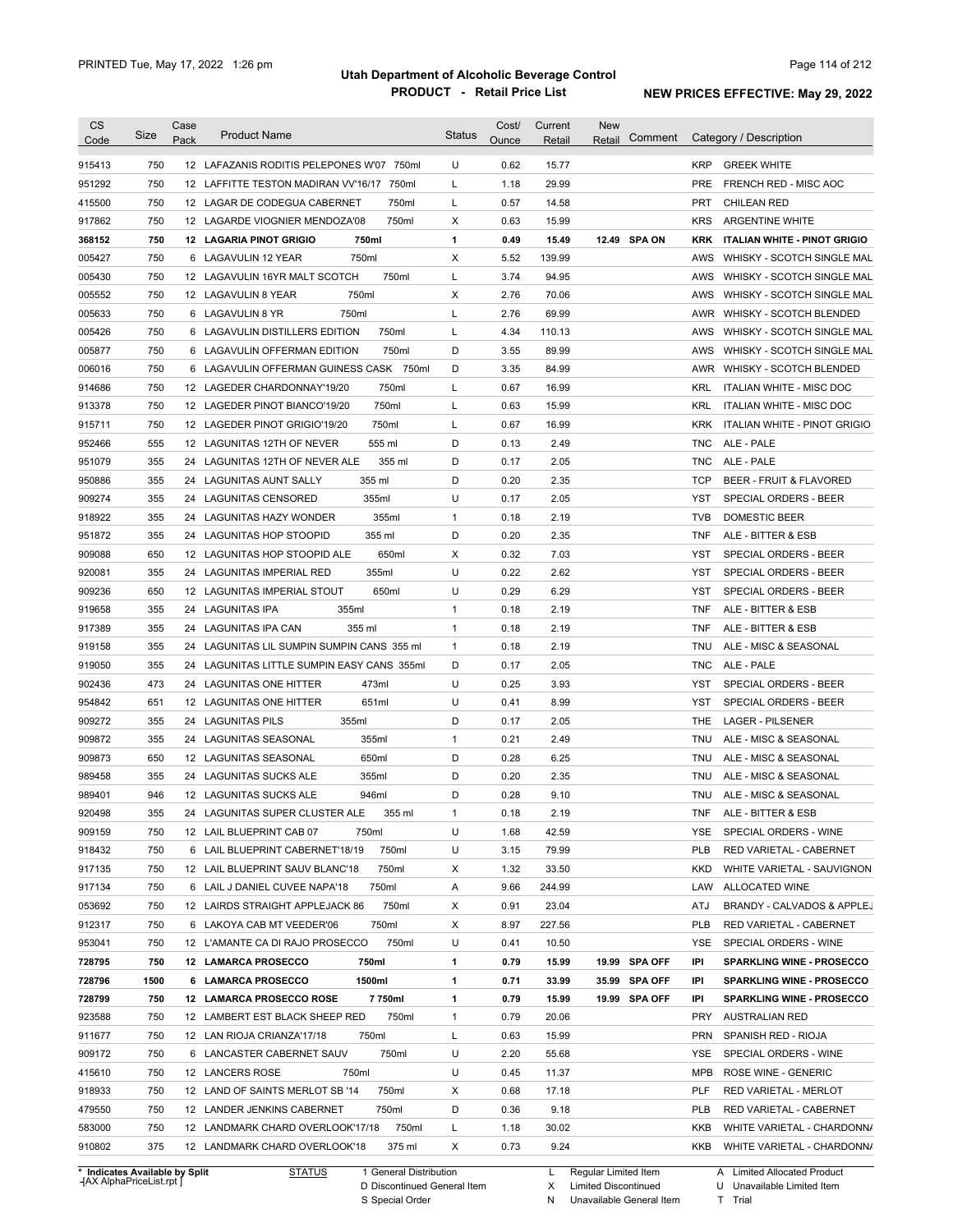# Utah Department of Alcoholic Beverage Control

## PRODUCT - Retail Price List

PRINTED Tue, May 17, 2022 1:26 pm

**NEW PRICES EFFECTIVE: May 29, 2022**

| CS Code | Size | Case Pack | Product Name | Status | Cost/ Ounce | Current Retail | New Retail | Comment | Category / Description |
|---|---|---|---|---|---|---|---|---|---|
| 915413 | 750 | 12 | LAFAZANIS RODITIS PELEPONES W'07 750ml | U | 0.62 | 15.77 | | | KRP GREEK WHITE |
| 951292 | 750 | 12 | LAFFITTE TESTON MADIRAN VV'16/17 750ml | L | 1.18 | 29.99 | | | PRE FRENCH RED - MISC AOC |
| 415500 | 750 | 12 | LAGAR DE CODEGUA CABERNET 750ml | L | 0.57 | 14.58 | | | PRT CHILEAN RED |
| 917862 | 750 | 12 | LAGARDE VIOGNIER MENDOZA'08 750ml | X | 0.63 | 15.99 | | | KRS ARGENTINE WHITE |
| **368152** | **750** | **12** | **LAGARIA PINOT GRIGIO 750ml** | **1** | **0.49** | **15.49** | **12.49** | **SPA ON** | **KRK ITALIAN WHITE - PINOT GRIGIO** |
| 005427 | 750 | 6 | LAGAVULIN 12 YEAR 750ml | X | 5.52 | 139.99 | | | AWS WHISKY - SCOTCH SINGLE MAL |
| 005430 | 750 | 12 | LAGAVULIN 16YR MALT SCOTCH 750ml | L | 3.74 | 94.95 | | | AWS WHISKY - SCOTCH SINGLE MAL |
| 005552 | 750 | 12 | LAGAVULIN 8 YEAR 750ml | X | 2.76 | 70.06 | | | AWS WHISKY - SCOTCH SINGLE MAL |
| 005633 | 750 | 6 | LAGAVULIN 8 YR 750ml | L | 2.76 | 69.99 | | | AWR WHISKY - SCOTCH BLENDED |
| 005426 | 750 | 6 | LAGAVULIN DISTILLERS EDITION 750ml | L | 4.34 | 110.13 | | | AWS WHISKY - SCOTCH SINGLE MAL |
| 005877 | 750 | 6 | LAGAVULIN OFFERMAN EDITION 750ml | D | 3.55 | 89.99 | | | AWS WHISKY - SCOTCH SINGLE MAL |
| 006016 | 750 | 6 | LAGAVULIN OFFERMAN GUINESS CASK 750ml | D | 3.35 | 84.99 | | | AWR WHISKY - SCOTCH BLENDED |
| 914686 | 750 | 12 | LAGEDER CHARDONNAY'19/20 750ml | L | 0.67 | 16.99 | | | KRL ITALIAN WHITE - MISC DOC |
| 913378 | 750 | 12 | LAGEDER PINOT BIANCO'19/20 750ml | L | 0.63 | 15.99 | | | KRL ITALIAN WHITE - MISC DOC |
| 915711 | 750 | 12 | LAGEDER PINOT GRIGIO'19/20 750ml | L | 0.67 | 16.99 | | | KRK ITALIAN WHITE - PINOT GRIGIO |
| 952466 | 555 | 12 | LAGUNITAS 12TH OF NEVER 555 ml | D | 0.13 | 2.49 | | | TNC ALE - PALE |
| 951079 | 355 | 24 | LAGUNITAS 12TH OF NEVER ALE 355 ml | D | 0.17 | 2.05 | | | TNC ALE - PALE |
| 950886 | 355 | 24 | LAGUNITAS AUNT SALLY 355 ml | D | 0.20 | 2.35 | | | TCP BEER - FRUIT & FLAVORED |
| 909274 | 355 | 24 | LAGUNITAS CENSORED 355ml | U | 0.17 | 2.05 | | | YST SPECIAL ORDERS - BEER |
| 918922 | 355 | 24 | LAGUNITAS HAZY WONDER 355ml | 1 | 0.18 | 2.19 | | | TVB DOMESTIC BEER |
| 951872 | 355 | 24 | LAGUNITAS HOP STOOPID 355 ml | D | 0.20 | 2.35 | | | TNF ALE - BITTER & ESB |
| 909088 | 650 | 12 | LAGUNITAS HOP STOOPID ALE 650ml | X | 0.32 | 7.03 | | | YST SPECIAL ORDERS - BEER |
| 920081 | 355 | 24 | LAGUNITAS IMPERIAL RED 355ml | U | 0.22 | 2.62 | | | YST SPECIAL ORDERS - BEER |
| 909236 | 650 | 12 | LAGUNITAS IMPERIAL STOUT 650ml | U | 0.29 | 6.29 | | | YST SPECIAL ORDERS - BEER |
| 919658 | 355 | 24 | LAGUNITAS IPA 355ml | 1 | 0.18 | 2.19 | | | TNF ALE - BITTER & ESB |
| 917389 | 355 | 24 | LAGUNITAS IPA CAN 355 ml | 1 | 0.18 | 2.19 | | | TNF ALE - BITTER & ESB |
| 919158 | 355 | 24 | LAGUNITAS LIL SUMPIN SUMPIN CANS 355 ml | 1 | 0.18 | 2.19 | | | TNU ALE - MISC & SEASONAL |
| 919050 | 355 | 24 | LAGUNITAS LITTLE SUMPIN EASY CANS 355ml | D | 0.17 | 2.05 | | | TNC ALE - PALE |
| 902436 | 473 | 24 | LAGUNITAS ONE HITTER 473ml | U | 0.25 | 3.93 | | | YST SPECIAL ORDERS - BEER |
| 954842 | 651 | 12 | LAGUNITAS ONE HITTER 651ml | U | 0.41 | 8.99 | | | YST SPECIAL ORDERS - BEER |
| 909272 | 355 | 24 | LAGUNITAS PILS 355ml | D | 0.17 | 2.05 | | | THE LAGER - PILSENER |
| 909872 | 355 | 24 | LAGUNITAS SEASONAL 355ml | 1 | 0.21 | 2.49 | | | TNU ALE - MISC & SEASONAL |
| 909873 | 650 | 12 | LAGUNITAS SEASONAL 650ml | D | 0.28 | 6.25 | | | TNU ALE - MISC & SEASONAL |
| 989458 | 355 | 24 | LAGUNITAS SUCKS ALE 355ml | D | 0.20 | 2.35 | | | TNU ALE - MISC & SEASONAL |
| 989401 | 946 | 12 | LAGUNITAS SUCKS ALE 946ml | D | 0.28 | 9.10 | | | TNU ALE - MISC & SEASONAL |
| 920498 | 355 | 24 | LAGUNITAS SUPER CLUSTER ALE 355 ml | 1 | 0.18 | 2.19 | | | TNF ALE - BITTER & ESB |
| 909159 | 750 | 12 | LAIL BLUEPRINT CAB 07 750ml | U | 1.68 | 42.59 | | | YSE SPECIAL ORDERS - WINE |
| 918432 | 750 | 6 | LAIL BLUEPRINT CABERNET'18/19 750ml | U | 3.15 | 79.99 | | | PLB RED VARIETAL - CABERNET |
| 917135 | 750 | 12 | LAIL BLUEPRINT SAUV BLANC'18 750ml | X | 1.32 | 33.50 | | | KKD WHITE VARIETAL - SAUVIGNON |
| 917134 | 750 | 6 | LAIL J DANIEL CUVEE NAPA'18 750ml | A | 9.66 | 244.99 | | | LAW ALLOCATED WINE |
| 053692 | 750 | 12 | LAIRDS STRAIGHT APPLEJACK 86 750ml | X | 0.91 | 23.04 | | | ATJ BRANDY - CALVADOS & APPLEJ |
| 912317 | 750 | 6 | LAKOYA CAB MT VEEDER'06 750ml | X | 8.97 | 227.56 | | | PLB RED VARIETAL - CABERNET |
| 953041 | 750 | 12 | L'AMANTE CA DI RAJO PROSECCO 750ml | U | 0.41 | 10.50 | | | YSE SPECIAL ORDERS - WINE |
| **728795** | **750** | **12** | **LAMARCA PROSECCO 750ml** | **1** | **0.79** | **15.99** | **19.99** | **SPA OFF** | **IPI SPARKLING WINE - PROSECCO** |
| **728796** | **1500** | **6** | **LAMARCA PROSECCO 1500ml** | **1** | **0.71** | **33.99** | **35.99** | **SPA OFF** | **IPI SPARKLING WINE - PROSECCO** |
| **728799** | **750** | **12** | **LAMARCA PROSECCO ROSE 7 750ml** | **1** | **0.79** | **15.99** | **19.99** | **SPA OFF** | **IPI SPARKLING WINE - PROSECCO** |
| 923588 | 750 | 12 | LAMBERT EST BLACK SHEEP RED 750ml | 1 | 0.79 | 20.06 | | | PRY AUSTRALIAN RED |
| 911677 | 750 | 12 | LAN RIOJA CRIANZA'17/18 750ml | L | 0.63 | 15.99 | | | PRN SPANISH RED - RIOJA |
| 909172 | 750 | 6 | LANCASTER CABERNET SAUV 750ml | U | 2.20 | 55.68 | | | YSE SPECIAL ORDERS - WINE |
| 415610 | 750 | 12 | LANCERS ROSE 750ml | U | 0.45 | 11.37 | | | MPB ROSE WINE - GENERIC |
| 918933 | 750 | 12 | LAND OF SAINTS MERLOT SB '14 750ml | X | 0.68 | 17.18 | | | PLF RED VARIETAL - MERLOT |
| 479550 | 750 | 12 | LANDER JENKINS CABERNET 750ml | D | 0.36 | 9.18 | | | PLB RED VARIETAL - CABERNET |
| 583000 | 750 | 12 | LANDMARK CHARD OVERLOOK'17/18 750ml | L | 1.18 | 30.02 | | | KKB WHITE VARIETAL - CHARDONNA |
| 910802 | 375 | 12 | LANDMARK CHARD OVERLOOK'18 375 ml | X | 0.73 | 9.24 | | | KKB WHITE VARIETAL - CHARDONNA |

\* Indicates Available by Split

STATUS: 1 General Distribution; D Discontinued General Item; S Special Order; L Regular Limited Item; X Limited Discontinued; N Unavailable General Item; A Limited Allocated Product; U Unavailable Limited Item; T Trial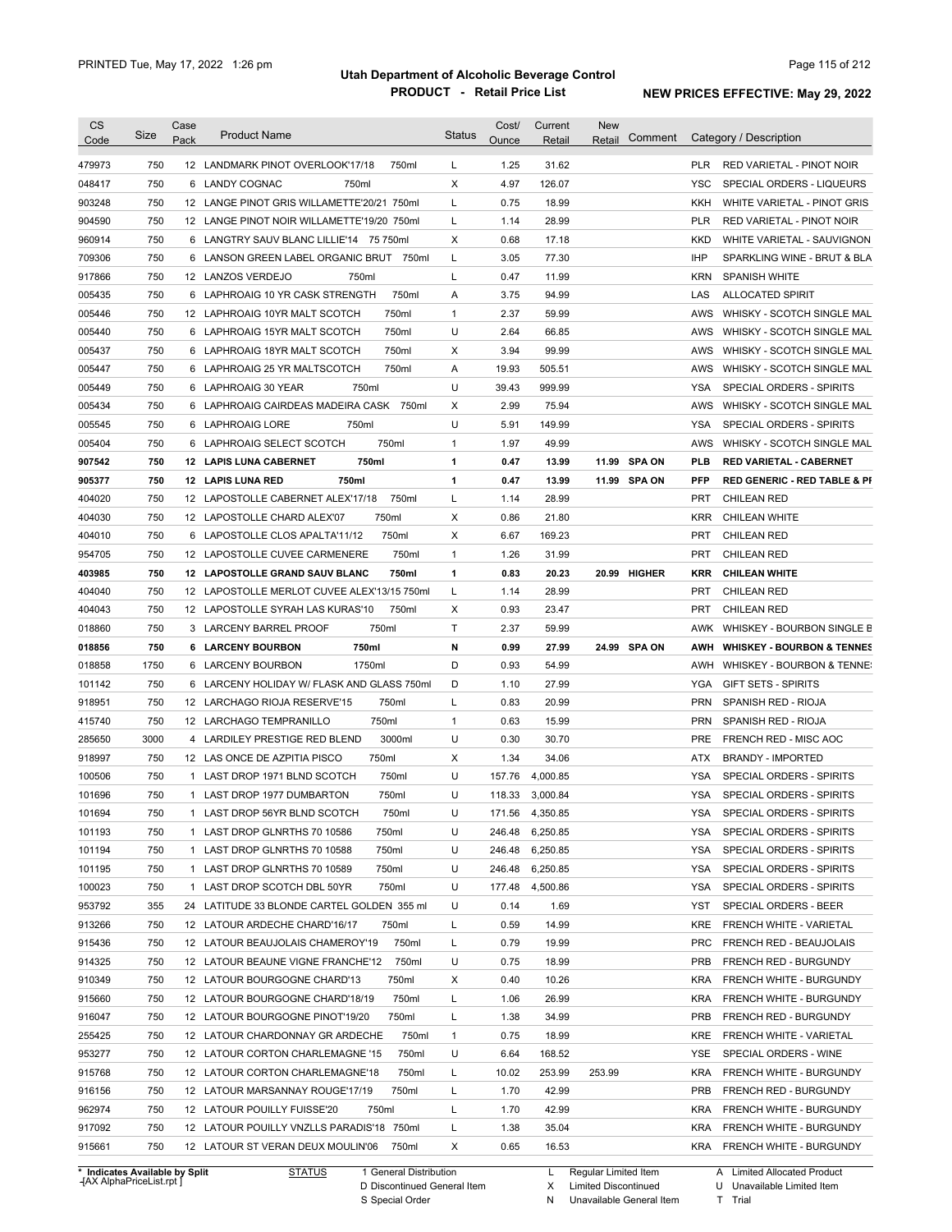# Utah Department of Alcoholic Beverage Control

## PRODUCT - Retail Price List

PRINTED Tue, May 17, 2022 1:26 pm

**NEW PRICES EFFECTIVE: May 29, 2022**

| CS Code | Size | Case Pack | Product Name | Status | Cost/ Ounce | Current Retail | New Retail | Comment | Category / Description |
|---|---|---|---|---|---|---|---|---|---|
| 479973 | 750 | 12 | LANDMARK PINOT OVERLOOK'17/18 750ml | L | 1.25 | 31.62 | | | PLR RED VARIETAL - PINOT NOIR |
| 048417 | 750 | 6 | LANDY COGNAC 750ml | X | 4.97 | 126.07 | | | YSC SPECIAL ORDERS - LIQUEURS |
| 903248 | 750 | 12 | LANGE PINOT GRIS WILLAMETTE'20/21 750ml | L | 0.75 | 18.99 | | | KKH WHITE VARIETAL - PINOT GRIS |
| 904590 | 750 | 12 | LANGE PINOT NOIR WILLAMETTE'19/20 750ml | L | 1.14 | 28.99 | | | PLR RED VARIETAL - PINOT NOIR |
| 960914 | 750 | 6 | LANGTRY SAUV BLANC LILLIE'14 75 750ml | X | 0.68 | 17.18 | | | KKD WHITE VARIETAL - SAUVIGNON |
| 709306 | 750 | 6 | LANSON GREEN LABEL ORGANIC BRUT 750ml | L | 3.05 | 77.30 | | | IHP SPARKLING WINE - BRUT & BLA |
| 917866 | 750 | 12 | LANZOS VERDEJO 750ml | L | 0.47 | 11.99 | | | KRN SPANISH WHITE |
| 005435 | 750 | 6 | LAPHROAIG 10 YR CASK STRENGTH 750ml | A | 3.75 | 94.99 | | | LAS ALLOCATED SPIRIT |
| 005446 | 750 | 12 | LAPHROAIG 10YR MALT SCOTCH 750ml | 1 | 2.37 | 59.99 | | | AWS WHISKY - SCOTCH SINGLE MAL |
| 005440 | 750 | 6 | LAPHROAIG 15YR MALT SCOTCH 750ml | U | 2.64 | 66.85 | | | AWS WHISKY - SCOTCH SINGLE MAL |
| 005437 | 750 | 6 | LAPHROAIG 18YR MALT SCOTCH 750ml | X | 3.94 | 99.99 | | | AWS WHISKY - SCOTCH SINGLE MAL |
| 005447 | 750 | 6 | LAPHROAIG 25 YR MALTSCOTCH 750ml | A | 19.93 | 505.51 | | | AWS WHISKY - SCOTCH SINGLE MAL |
| 005449 | 750 | 6 | LAPHROAIG 30 YEAR 750ml | U | 39.43 | 999.99 | | | YSA SPECIAL ORDERS - SPIRITS |
| 005434 | 750 | 6 | LAPHROAIG CAIRDEAS MADEIRA CASK 750ml | X | 2.99 | 75.94 | | | AWS WHISKY - SCOTCH SINGLE MAL |
| 005545 | 750 | 6 | LAPHROAIG LORE 750ml | U | 5.91 | 149.99 | | | YSA SPECIAL ORDERS - SPIRITS |
| 005404 | 750 | 6 | LAPHROAIG SELECT SCOTCH 750ml | 1 | 1.97 | 49.99 | | | AWS WHISKY - SCOTCH SINGLE MAL |
| **907542** | **750** | **12** | **LAPIS LUNA CABERNET 750ml** | **1** | **0.47** | **13.99** | **11.99** | **SPA ON** | **PLB RED VARIETAL - CABERNET** |
| **905377** | **750** | **12** | **LAPIS LUNA RED 750ml** | **1** | **0.47** | **13.99** | **11.99** | **SPA ON** | **PFP RED GENERIC - RED TABLE & PI** |
| 404020 | 750 | 12 | LAPOSTOLLE CABERNET ALEX'17/18 750ml | L | 1.14 | 28.99 | | | PRT CHILEAN RED |
| 404030 | 750 | 12 | LAPOSTOLLE CHARD ALEX'07 750ml | X | 0.86 | 21.80 | | | KRR CHILEAN WHITE |
| 404010 | 750 | 6 | LAPOSTOLLE CLOS APALTA'11/12 750ml | X | 6.67 | 169.23 | | | PRT CHILEAN RED |
| 954705 | 750 | 12 | LAPOSTOLLE CUVEE CARMENERE 750ml | 1 | 1.26 | 31.99 | | | PRT CHILEAN RED |
| **403985** | **750** | **12** | **LAPOSTOLLE GRAND SAUV BLANC 750ml** | **1** | **0.83** | **20.23** | **20.99** | **HIGHER** | **KRR CHILEAN WHITE** |
| 404040 | 750 | 12 | LAPOSTOLLE MERLOT CUVEE ALEX'13/15 750ml | L | 1.14 | 28.99 | | | PRT CHILEAN RED |
| 404043 | 750 | 12 | LAPOSTOLLE SYRAH LAS KURAS'10 750ml | X | 0.93 | 23.47 | | | PRT CHILEAN RED |
| 018860 | 750 | 3 | LARCENY BARREL PROOF 750ml | T | 2.37 | 59.99 | | | AWK WHISKEY - BOURBON SINGLE B |
| **018856** | **750** | **6** | **LARCENY BOURBON 750ml** | **N** | **0.99** | **27.99** | **24.99** | **SPA ON** | **AWH WHISKEY - BOURBON & TENNES** |
| 018858 | 1750 | 6 | LARCENY BOURBON 1750ml | D | 0.93 | 54.99 | | | AWH WHISKEY - BOURBON & TENNE |
| 101142 | 750 | 6 | LARCENY HOLIDAY W/ FLASK AND GLASS 750ml | D | 1.10 | 27.99 | | | YGA GIFT SETS - SPIRITS |
| 918951 | 750 | 12 | LARCHAGO RIOJA RESERVE'15 750ml | L | 0.83 | 20.99 | | | PRN SPANISH RED - RIOJA |
| 415740 | 750 | 12 | LARCHAGO TEMPRANILLO 750ml | 1 | 0.63 | 15.99 | | | PRN SPANISH RED - RIOJA |
| 285650 | 3000 | 4 | LARDILEY PRESTIGE RED BLEND 3000ml | U | 0.30 | 30.70 | | | PRE FRENCH RED - MISC AOC |
| 918997 | 750 | 12 | LAS ONCE DE AZPITIA PISCO 750ml | X | 1.34 | 34.06 | | | ATX BRANDY - IMPORTED |
| 100506 | 750 | 1 | LAST DROP 1971 BLND SCOTCH 750ml | U | 157.76 | 4,000.85 | | | YSA SPECIAL ORDERS - SPIRITS |
| 101696 | 750 | 1 | LAST DROP 1977 DUMBARTON 750ml | U | 118.33 | 3,000.84 | | | YSA SPECIAL ORDERS - SPIRITS |
| 101694 | 750 | 1 | LAST DROP 56YR BLND SCOTCH 750ml | U | 171.56 | 4,350.85 | | | YSA SPECIAL ORDERS - SPIRITS |
| 101193 | 750 | 1 | LAST DROP GLNRTHS 70 10586 750ml | U | 246.48 | 6,250.85 | | | YSA SPECIAL ORDERS - SPIRITS |
| 101194 | 750 | 1 | LAST DROP GLNRTHS 70 10588 750ml | U | 246.48 | 6,250.85 | | | YSA SPECIAL ORDERS - SPIRITS |
| 101195 | 750 | 1 | LAST DROP GLNRTHS 70 10589 750ml | U | 246.48 | 6,250.85 | | | YSA SPECIAL ORDERS - SPIRITS |
| 100023 | 750 | 1 | LAST DROP SCOTCH DBL 50YR 750ml | U | 177.48 | 4,500.86 | | | YSA SPECIAL ORDERS - SPIRITS |
| 953792 | 355 | 24 | LATITUDE 33 BLONDE CARTEL GOLDEN 355 ml | U | 0.14 | 1.69 | | | YST SPECIAL ORDERS - BEER |
| 913266 | 750 | 12 | LATOUR ARDECHE CHARD'16/17 750ml | L | 0.59 | 14.99 | | | KRE FRENCH WHITE - VARIETAL |
| 915436 | 750 | 12 | LATOUR BEAUJOLAIS CHAMEROY'19 750ml | L | 0.79 | 19.99 | | | PRC FRENCH RED - BEAUJOLAIS |
| 914325 | 750 | 12 | LATOUR BEAUNE VIGNE FRANCHE'12 750ml | U | 0.75 | 18.99 | | | PRB FRENCH RED - BURGUNDY |
| 910349 | 750 | 12 | LATOUR BOURGOGNE CHARD'13 750ml | X | 0.40 | 10.26 | | | KRA FRENCH WHITE - BURGUNDY |
| 915660 | 750 | 12 | LATOUR BOURGOGNE CHARD'18/19 750ml | L | 1.06 | 26.99 | | | KRA FRENCH WHITE - BURGUNDY |
| 916047 | 750 | 12 | LATOUR BOURGOGNE PINOT'19/20 750ml | L | 1.38 | 34.99 | | | PRB FRENCH RED - BURGUNDY |
| 255425 | 750 | 12 | LATOUR CHARDONNAY GR ARDECHE 750ml | 1 | 0.75 | 18.99 | | | KRE FRENCH WHITE - VARIETAL |
| 953277 | 750 | 12 | LATOUR CORTON CHARLEMAGNE '15 750ml | U | 6.64 | 168.52 | | | YSE SPECIAL ORDERS - WINE |
| 915768 | 750 | 12 | LATOUR CORTON CHARLEMAGNE'18 750ml | L | 10.02 | 253.99 | 253.99 | | KRA FRENCH WHITE - BURGUNDY |
| 916156 | 750 | 12 | LATOUR MARSANNAY ROUGE'17/19 750ml | L | 1.70 | 42.99 | | | PRB FRENCH RED - BURGUNDY |
| 962974 | 750 | 12 | LATOUR POUILLY FUISSE'20 750ml | L | 1.70 | 42.99 | | | KRA FRENCH WHITE - BURGUNDY |
| 917092 | 750 | 12 | LATOUR POUILLY VNZLLS PARADIS'18 750ml | L | 1.38 | 35.04 | | | KRA FRENCH WHITE - BURGUNDY |
| 915661 | 750 | 12 | LATOUR ST VERAN DEUX MOULIN'06 750ml | X | 0.65 | 16.53 | | | KRA FRENCH WHITE - BURGUNDY |

\* Indicates Available by Split

STATUS: 1 General Distribution; D Discontinued General Item; S Special Order; L Regular Limited Item; X Limited Discontinued; N Unavailable General Item; A Limited Allocated Product; U Unavailable Limited Item; T Trial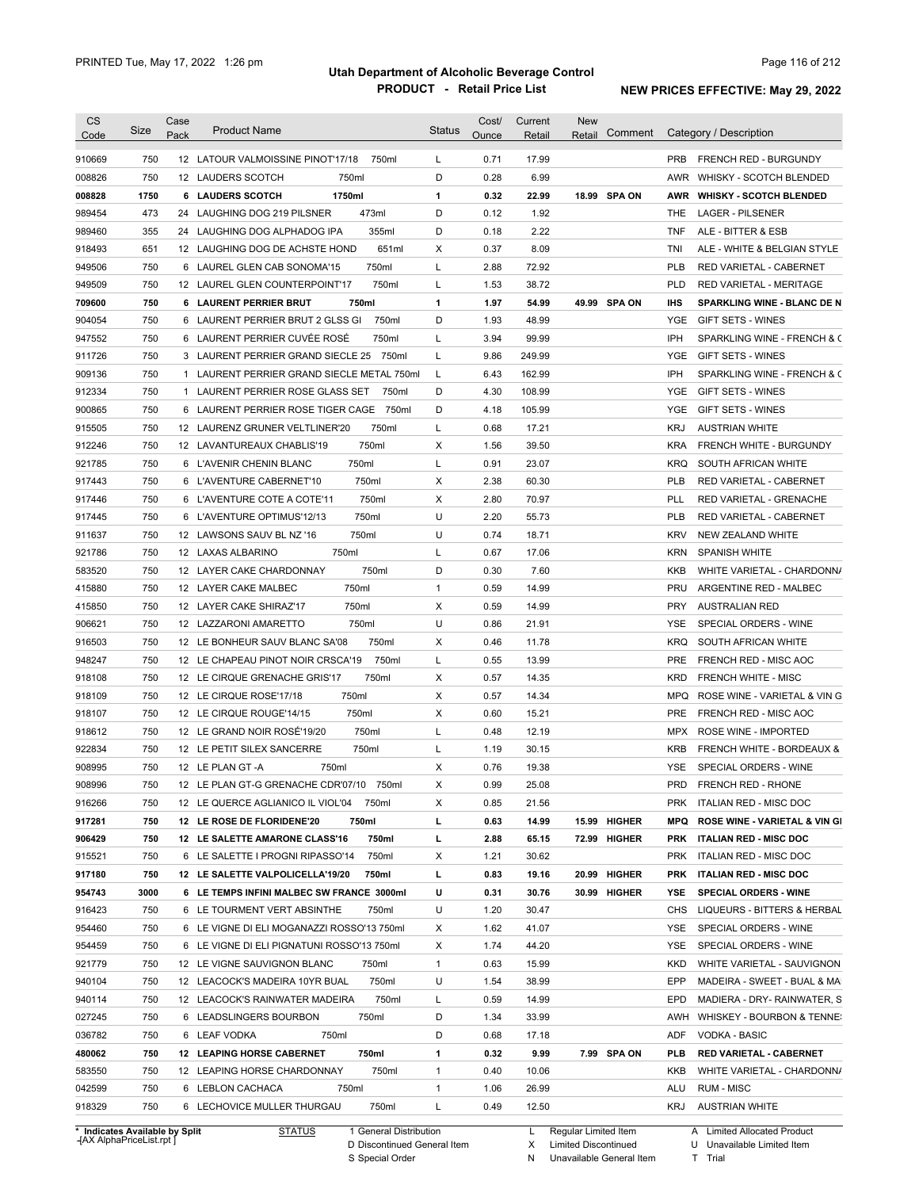# Utah Department of Alcoholic Beverage Control

## PRODUCT - Retail Price List

PRINTED Tue, May 17, 2022 1:26 pm

NEW PRICES EFFECTIVE: May 29, 2022

| CS Code | Size | Case Pack | Product Name | Status | Cost/ Ounce | Current Retail | New Retail | Comment | Category / Description |
|---|---|---|---|---|---|---|---|---|---|
| 910669 | 750 | 12 | LATOUR VALMOISSINE PINOT'17/18 750ml | L | 0.71 | 17.99 | | | PRB FRENCH RED - BURGUNDY |
| 008826 | 750 | 12 | LAUDERS SCOTCH 750ml | D | 0.28 | 6.99 | | | AWR WHISKY - SCOTCH BLENDED |
| **008828** | **1750** | **6** | **LAUDERS SCOTCH 1750ml** | **1** | **0.32** | **22.99** | **18.99** | **SPA ON** | **AWR WHISKY - SCOTCH BLENDED** |
| 989454 | 473 | 24 | LAUGHING DOG 219 PILSNER 473ml | D | 0.12 | 1.92 | | | THE LAGER - PILSENER |
| 989460 | 355 | 24 | LAUGHING DOG ALPHADOG IPA 355ml | D | 0.18 | 2.22 | | | TNF ALE - BITTER & ESB |
| 918493 | 651 | 12 | LAUGHING DOG DE ACHSTE HOND 651ml | X | 0.37 | 8.09 | | | TNI ALE - WHITE & BELGIAN STYLE |
| 949506 | 750 | 6 | LAUREL GLEN CAB SONOMA'15 750ml | L | 2.88 | 72.92 | | | PLB RED VARIETAL - CABERNET |
| 949509 | 750 | 12 | LAUREL GLEN COUNTERPOINT'17 750ml | L | 1.53 | 38.72 | | | PLD RED VARIETAL - MERITAGE |
| **709600** | **750** | **6** | **LAURENT PERRIER BRUT 750ml** | **1** | **1.97** | **54.99** | **49.99** | **SPA ON** | **IHS SPARKLING WINE - BLANC DE N** |
| 904054 | 750 | 6 | LAURENT PERRIER BRUT 2 GLSS GI 750ml | D | 1.93 | 48.99 | | | YGE GIFT SETS - WINES |
| 947552 | 750 | 6 | LAURENT PERRIER CUVÉE ROSÉ 750ml | L | 3.94 | 99.99 | | | IPH SPARKLING WINE - FRENCH & C |
| 911726 | 750 | 3 | LAURENT PERRIER GRAND SIECLE 25 750ml | L | 9.86 | 249.99 | | | YGE GIFT SETS - WINES |
| 909136 | 750 | 1 | LAURENT PERRIER GRAND SIECLE METAL 750ml | L | 6.43 | 162.99 | | | IPH SPARKLING WINE - FRENCH & C |
| 912334 | 750 | 1 | LAURENT PERRIER ROSE GLASS SET 750ml | D | 4.30 | 108.99 | | | YGE GIFT SETS - WINES |
| 900865 | 750 | 6 | LAURENT PERRIER ROSE TIGER CAGE 750ml | D | 4.18 | 105.99 | | | YGE GIFT SETS - WINES |
| 915505 | 750 | 12 | LAURENZ GRUNER VELTLINER'20 750ml | L | 0.68 | 17.21 | | | KRJ AUSTRIAN WHITE |
| 912246 | 750 | 12 | LAVANTUREAUX CHABLIS'19 750ml | X | 1.56 | 39.50 | | | KRA FRENCH WHITE - BURGUNDY |
| 921785 | 750 | 6 | L'AVENIR CHENIN BLANC 750ml | L | 0.91 | 23.07 | | | KRQ SOUTH AFRICAN WHITE |
| 917443 | 750 | 6 | L'AVENTURE CABERNET'10 750ml | X | 2.38 | 60.30 | | | PLB RED VARIETAL - CABERNET |
| 917446 | 750 | 6 | L'AVENTURE COTE A COTE'11 750ml | X | 2.80 | 70.97 | | | PLL RED VARIETAL - GRENACHE |
| 917445 | 750 | 6 | L'AVENTURE OPTIMUS'12/13 750ml | U | 2.20 | 55.73 | | | PLB RED VARIETAL - CABERNET |
| 911637 | 750 | 12 | LAWSONS SAUV BL NZ '16 750ml | U | 0.74 | 18.71 | | | KRV NEW ZEALAND WHITE |
| 921786 | 750 | 12 | LAXAS ALBARINO 750ml | L | 0.67 | 17.06 | | | KRN SPANISH WHITE |
| 583520 | 750 | 12 | LAYER CAKE CHARDONNAY 750ml | D | 0.30 | 7.60 | | | KKB WHITE VARIETAL - CHARDONNA |
| 415880 | 750 | 12 | LAYER CAKE MALBEC 750ml | 1 | 0.59 | 14.99 | | | PRU ARGENTINE RED - MALBEC |
| 415850 | 750 | 12 | LAYER CAKE SHIRAZ'17 750ml | X | 0.59 | 14.99 | | | PRY AUSTRALIAN RED |
| 906621 | 750 | 12 | LAZZARONI AMARETTO 750ml | U | 0.86 | 21.91 | | | YSE SPECIAL ORDERS - WINE |
| 916503 | 750 | 12 | LE BONHEUR SAUV BLANC SA'08 750ml | X | 0.46 | 11.78 | | | KRQ SOUTH AFRICAN WHITE |
| 948247 | 750 | 12 | LE CHAPEAU PINOT NOIR CRSCA'19 750ml | L | 0.55 | 13.99 | | | PRE FRENCH RED - MISC AOC |
| 918108 | 750 | 12 | LE CIRQUE GRENACHE GRIS'17 750ml | X | 0.57 | 14.35 | | | KRD FRENCH WHITE - MISC |
| 918109 | 750 | 12 | LE CIRQUE ROSE'17/18 750ml | X | 0.57 | 14.34 | | | MPQ ROSE WINE - VARIETAL & VIN G |
| 918107 | 750 | 12 | LE CIRQUE ROUGE'14/15 750ml | X | 0.60 | 15.21 | | | PRE FRENCH RED - MISC AOC |
| 918612 | 750 | 12 | LE GRAND NOIR ROSÉ'19/20 750ml | L | 0.48 | 12.19 | | | MPX ROSE WINE - IMPORTED |
| 922834 | 750 | 12 | LE PETIT SILEX SANCERRE 750ml | L | 1.19 | 30.15 | | | KRB FRENCH WHITE - BORDEAUX & |
| 908995 | 750 | 12 | LE PLAN GT -A 750ml | X | 0.76 | 19.38 | | | YSE SPECIAL ORDERS - WINE |
| 908996 | 750 | 12 | LE PLAN GT-G GRENACHE CDR'07/10 750ml | X | 0.99 | 25.08 | | | PRD FRENCH RED - RHONE |
| 916266 | 750 | 12 | LE QUERCE AGLIANICO IL VIOL'04 750ml | X | 0.85 | 21.56 | | | PRK ITALIAN RED - MISC DOC |
| **917281** | **750** | **12** | **LE ROSE DE FLORIDENE'20 750ml** | **L** | **0.63** | **14.99** | **15.99** | **HIGHER** | **MPQ ROSE WINE - VARIETAL & VIN GI** |
| **906429** | **750** | **12** | **LE SALETTE AMARONE CLASS'16 750ml** | **L** | **2.88** | **65.15** | **72.99** | **HIGHER** | **PRK ITALIAN RED - MISC DOC** |
| 915521 | 750 | 6 | LE SALETTE I PROGNI RIPASSO'14 750ml | X | 1.21 | 30.62 | | | PRK ITALIAN RED - MISC DOC |
| **917180** | **750** | **12** | **LE SALETTE VALPOLICELLA'19/20 750ml** | **L** | **0.83** | **19.16** | **20.99** | **HIGHER** | **PRK ITALIAN RED - MISC DOC** |
| **954743** | **3000** | **6** | **LE TEMPS INFINI MALBEC SW FRANCE 3000ml** | **U** | **0.31** | **30.76** | **30.99** | **HIGHER** | **YSE SPECIAL ORDERS - WINE** |
| 916423 | 750 | 6 | LE TOURMENT VERT ABSINTHE 750ml | U | 1.20 | 30.47 | | | CHS LIQUEURS - BITTERS & HERBAL |
| 954460 | 750 | 6 | LE VIGNE DI ELI MOGANAZZI ROSSO'13 750ml | X | 1.62 | 41.07 | | | YSE SPECIAL ORDERS - WINE |
| 954459 | 750 | 6 | LE VIGNE DI ELI PIGNATUNI ROSSO'13 750ml | X | 1.74 | 44.20 | | | YSE SPECIAL ORDERS - WINE |
| 921779 | 750 | 12 | LE VIGNE SAUVIGNON BLANC 750ml | 1 | 0.63 | 15.99 | | | KKD WHITE VARIETAL - SAUVIGNON |
| 940104 | 750 | 12 | LEACOCK'S MADEIRA 10YR BUAL 750ml | U | 1.54 | 38.99 | | | EPP MADEIRA - SWEET - BUAL & MA |
| 940114 | 750 | 12 | LEACOCK'S RAINWATER MADEIRA 750ml | L | 0.59 | 14.99 | | | EPD MADIERA - DRY- RAINWATER, S |
| 027245 | 750 | 6 | LEADSLINGERS BOURBON 750ml | D | 1.34 | 33.99 | | | AWH WHISKEY - BOURBON & TENNE |
| 036782 | 750 | 6 | LEAF VODKA 750ml | D | 0.68 | 17.18 | | | ADF VODKA - BASIC |
| **480062** | **750** | **12** | **LEAPING HORSE CABERNET 750ml** | **1** | **0.32** | **9.99** | **7.99** | **SPA ON** | **PLB RED VARIETAL - CABERNET** |
| 583550 | 750 | 12 | LEAPING HORSE CHARDONNAY 750ml | 1 | 0.40 | 10.06 | | | KKB WHITE VARIETAL - CHARDONNA |
| 042599 | 750 | 6 | LEBLON CACHACA 750ml | 1 | 1.06 | 26.99 | | | ALU RUM - MISC |
| 918329 | 750 | 6 | LECHOVICE MULLER THURGAU 750ml | L | 0.49 | 12.50 | | | KRJ AUSTRIAN WHITE |

\* Indicates Available by Split

STATUS: 1 General Distribution; D Discontinued General Item; S Special Order; L Regular Limited Item; X Limited Discontinued; N Unavailable General Item; A Limited Allocated Product; U Unavailable Limited Item; T Trial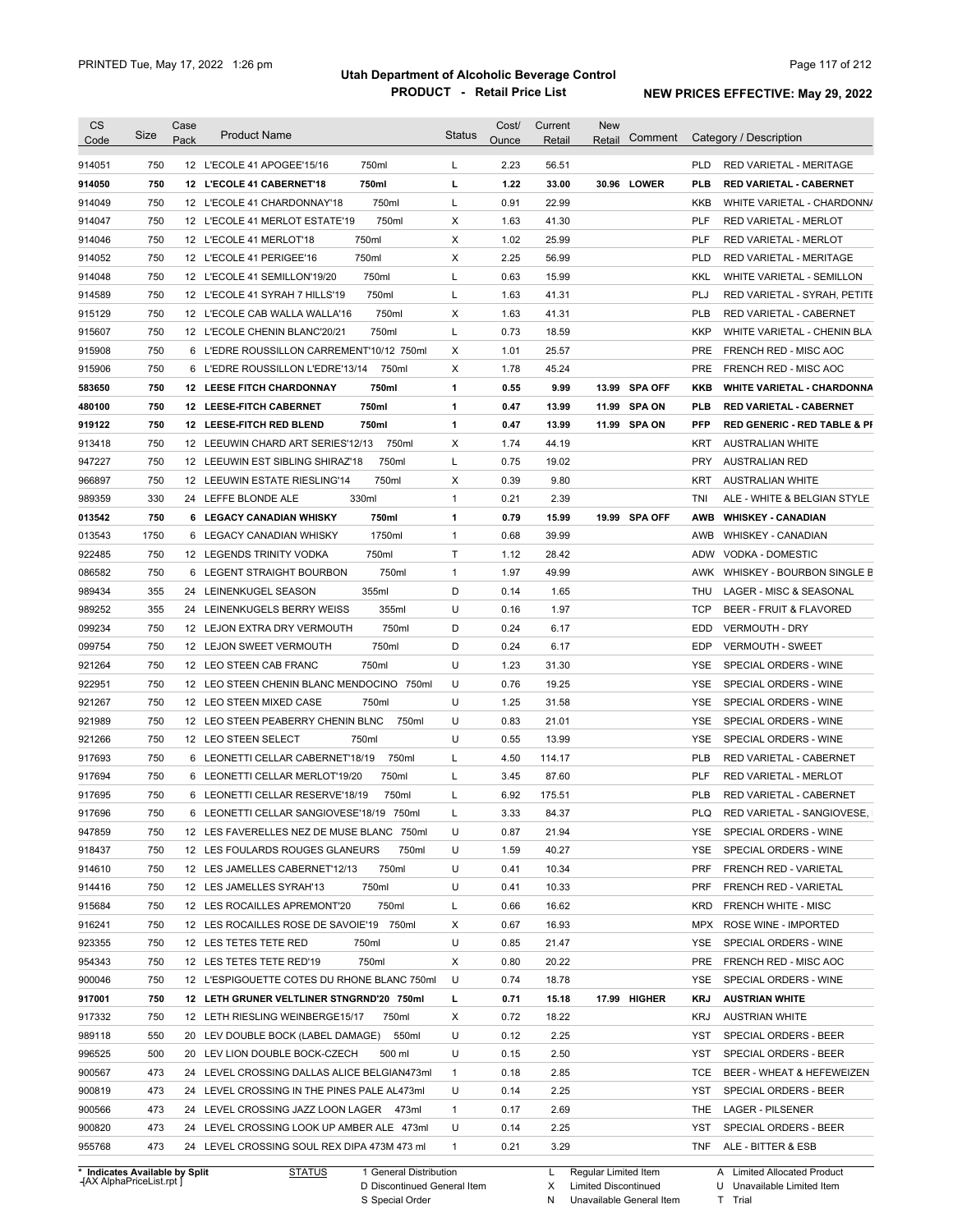# Utah Department of Alcoholic Beverage Control

## PRODUCT - Retail Price List

PRINTED Tue, May 17, 2022 1:26 pm

NEW PRICES EFFECTIVE: May 29, 2022

| CS Code | Size | Case Pack | Product Name | Status | Cost/ Ounce | Current Retail | New Retail | Comment | Category / Description |
|---|---|---|---|---|---|---|---|---|---|
| 914051 | 750 | 12 | L'ECOLE 41 APOGEE'15/16 750ml | L | 2.23 | 56.51 | | | PLD RED VARIETAL - MERITAGE |
| **914050** | **750** | **12** | **L'ECOLE 41 CABERNET'18 750ml** | **L** | **1.22** | **33.00** | **30.96** | **LOWER** | **PLB RED VARIETAL - CABERNET** |
| 914049 | 750 | 12 | L'ECOLE 41 CHARDONNAY'18 750ml | L | 0.91 | 22.99 | | | KKB WHITE VARIETAL - CHARDONNA |
| 914047 | 750 | 12 | L'ECOLE 41 MERLOT ESTATE'19 750ml | X | 1.63 | 41.30 | | | PLF RED VARIETAL - MERLOT |
| 914046 | 750 | 12 | L'ECOLE 41 MERLOT'18 750ml | X | 1.02 | 25.99 | | | PLF RED VARIETAL - MERLOT |
| 914052 | 750 | 12 | L'ECOLE 41 PERIGEE'16 750ml | X | 2.25 | 56.99 | | | PLD RED VARIETAL - MERITAGE |
| 914048 | 750 | 12 | L'ECOLE 41 SEMILLON'19/20 750ml | L | 0.63 | 15.99 | | | KKL WHITE VARIETAL - SEMILLON |
| 914589 | 750 | 12 | L'ECOLE 41 SYRAH 7 HILLS'19 750ml | L | 1.63 | 41.31 | | | PLJ RED VARIETAL - SYRAH, PETITE |
| 915129 | 750 | 12 | L'ECOLE CAB WALLA WALLA'16 750ml | X | 1.63 | 41.31 | | | PLB RED VARIETAL - CABERNET |
| 915607 | 750 | 12 | L'ECOLE CHENIN BLANC'20/21 750ml | L | 0.73 | 18.59 | | | KKP WHITE VARIETAL - CHENIN BLA |
| 915908 | 750 | 6 | L'EDRE ROUSSILLON CARREMENT'10/12 750ml | X | 1.01 | 25.57 | | | PRE FRENCH RED - MISC AOC |
| 915906 | 750 | 6 | L'EDRE ROUSSILLON L'EDRE'13/14 750ml | X | 1.78 | 45.24 | | | PRE FRENCH RED - MISC AOC |
| **583650** | **750** | **12** | **LEESE FITCH CHARDONNAY 750ml** | **1** | **0.55** | **9.99** | **13.99** | **SPA OFF** | **KKB WHITE VARIETAL - CHARDONNA** |
| **480100** | **750** | **12** | **LEESE-FITCH CABERNET 750ml** | **1** | **0.47** | **13.99** | **11.99** | **SPA ON** | **PLB RED VARIETAL - CABERNET** |
| **919122** | **750** | **12** | **LEESE-FITCH RED BLEND 750ml** | **1** | **0.47** | **13.99** | **11.99** | **SPA ON** | **PFP RED GENERIC - RED TABLE & PI** |
| 913418 | 750 | 12 | LEEUWIN CHARD ART SERIES'12/13 750ml | X | 1.74 | 44.19 | | | KRT AUSTRALIAN WHITE |
| 947227 | 750 | 12 | LEEUWIN EST SIBLING SHIRAZ'18 750ml | L | 0.75 | 19.02 | | | PRY AUSTRALIAN RED |
| 966897 | 750 | 12 | LEEUWIN ESTATE RIESLING'14 750ml | X | 0.39 | 9.80 | | | KRT AUSTRALIAN WHITE |
| 989359 | 330 | 24 | LEFFE BLONDE ALE 330ml | 1 | 0.21 | 2.39 | | | TNI ALE - WHITE & BELGIAN STYLE |
| **013542** | **750** | **6** | **LEGACY CANADIAN WHISKY 750ml** | **1** | **0.79** | **15.99** | **19.99** | **SPA OFF** | **AWB WHISKEY - CANADIAN** |
| 013543 | 1750 | 6 | LEGACY CANADIAN WHISKY 1750ml | 1 | 0.68 | 39.99 | | | AWB WHISKEY - CANADIAN |
| 922485 | 750 | 12 | LEGENDS TRINITY VODKA 750ml | T | 1.12 | 28.42 | | | ADW VODKA - DOMESTIC |
| 086582 | 750 | 6 | LEGENT STRAIGHT BOURBON 750ml | 1 | 1.97 | 49.99 | | | AWK WHISKEY - BOURBON SINGLE B |
| 989434 | 355 | 24 | LEINENKUGEL SEASON 355ml | D | 0.14 | 1.65 | | | THU LAGER - MISC & SEASONAL |
| 989252 | 355 | 24 | LEINENKUGELS BERRY WEISS 355ml | U | 0.16 | 1.97 | | | TCP BEER - FRUIT & FLAVORED |
| 099234 | 750 | 12 | LEJON EXTRA DRY VERMOUTH 750ml | D | 0.24 | 6.17 | | | EDD VERMOUTH - DRY |
| 099754 | 750 | 12 | LEJON SWEET VERMOUTH 750ml | D | 0.24 | 6.17 | | | EDP VERMOUTH - SWEET |
| 921264 | 750 | 12 | LEO STEEN CAB FRANC 750ml | U | 1.23 | 31.30 | | | YSE SPECIAL ORDERS - WINE |
| 922951 | 750 | 12 | LEO STEEN CHENIN BLANC MENDOCINO 750ml | U | 0.76 | 19.25 | | | YSE SPECIAL ORDERS - WINE |
| 921267 | 750 | 12 | LEO STEEN MIXED CASE 750ml | U | 1.25 | 31.58 | | | YSE SPECIAL ORDERS - WINE |
| 921989 | 750 | 12 | LEO STEEN PEABERRY CHENIN BLNC 750ml | U | 0.83 | 21.01 | | | YSE SPECIAL ORDERS - WINE |
| 921266 | 750 | 12 | LEO STEEN SELECT 750ml | U | 0.55 | 13.99 | | | YSE SPECIAL ORDERS - WINE |
| 917693 | 750 | 6 | LEONETTI CELLAR CABERNET'18/19 750ml | L | 4.50 | 114.17 | | | PLB RED VARIETAL - CABERNET |
| 917694 | 750 | 6 | LEONETTI CELLAR MERLOT'19/20 750ml | L | 3.45 | 87.60 | | | PLF RED VARIETAL - MERLOT |
| 917695 | 750 | 6 | LEONETTI CELLAR RESERVE'18/19 750ml | L | 6.92 | 175.51 | | | PLB RED VARIETAL - CABERNET |
| 917696 | 750 | 6 | LEONETTI CELLAR SANGIOVESE'18/19 750ml | L | 3.33 | 84.37 | | | PLQ RED VARIETAL - SANGIOVESE, |
| 947859 | 750 | 12 | LES FAVERELLES NEZ DE MUSE BLANC 750ml | U | 0.87 | 21.94 | | | YSE SPECIAL ORDERS - WINE |
| 918437 | 750 | 12 | LES FOULARDS ROUGES GLANEURS 750ml | U | 1.59 | 40.27 | | | YSE SPECIAL ORDERS - WINE |
| 914610 | 750 | 12 | LES JAMELLES CABERNET'12/13 750ml | U | 0.41 | 10.34 | | | PRF FRENCH RED - VARIETAL |
| 914416 | 750 | 12 | LES JAMELLES SYRAH'13 750ml | U | 0.41 | 10.33 | | | PRF FRENCH RED - VARIETAL |
| 915684 | 750 | 12 | LES ROCAILLES APREMONT'20 750ml | L | 0.66 | 16.62 | | | KRD FRENCH WHITE - MISC |
| 916241 | 750 | 12 | LES ROCAILLES ROSE DE SAVOIE'19 750ml | X | 0.67 | 16.93 | | | MPX ROSE WINE - IMPORTED |
| 923355 | 750 | 12 | LES TETES TETE RED 750ml | U | 0.85 | 21.47 | | | YSE SPECIAL ORDERS - WINE |
| 954343 | 750 | 12 | LES TETES TETE RED'19 750ml | X | 0.80 | 20.22 | | | PRE FRENCH RED - MISC AOC |
| 900046 | 750 | 12 | L'ESPIGOUETTE COTES DU RHONE BLANC 750ml | U | 0.74 | 18.78 | | | YSE SPECIAL ORDERS - WINE |
| **917001** | **750** | **12** | **LETH GRUNER VELTLINER STNGRND'20 750ml** | **L** | **0.71** | **15.18** | **17.99** | **HIGHER** | **KRJ AUSTRIAN WHITE** |
| 917332 | 750 | 12 | LETH RIESLING WEINBERGE15/17 750ml | X | 0.72 | 18.22 | | | KRJ AUSTRIAN WHITE |
| 989118 | 550 | 20 | LEV DOUBLE BOCK (LABEL DAMAGE) 550ml | U | 0.12 | 2.25 | | | YST SPECIAL ORDERS - BEER |
| 996525 | 500 | 20 | LEV LION DOUBLE BOCK-CZECH 500 ml | U | 0.15 | 2.50 | | | YST SPECIAL ORDERS - BEER |
| 900567 | 473 | 24 | LEVEL CROSSING DALLAS ALICE BELGIAN473ml | 1 | 0.18 | 2.85 | | | TCE BEER - WHEAT & HEFEWEIZEN |
| 900819 | 473 | 24 | LEVEL CROSSING IN THE PINES PALE AL473ml | U | 0.14 | 2.25 | | | YST SPECIAL ORDERS - BEER |
| 900566 | 473 | 24 | LEVEL CROSSING JAZZ LOON LAGER 473ml | 1 | 0.17 | 2.69 | | | THE LAGER - PILSENER |
| 900820 | 473 | 24 | LEVEL CROSSING LOOK UP AMBER ALE 473ml | U | 0.14 | 2.25 | | | YST SPECIAL ORDERS - BEER |
| 955768 | 473 | 24 | LEVEL CROSSING SOUL REX DIPA 473M 473 ml | 1 | 0.21 | 3.29 | | | TNF ALE - BITTER & ESB |

\* Indicates Available by Split

STATUS: 1 General Distribution; D Discontinued General Item; S Special Order; L Regular Limited Item; X Limited Discontinued; N Unavailable General Item; A Limited Allocated Product; U Unavailable Limited Item; T Trial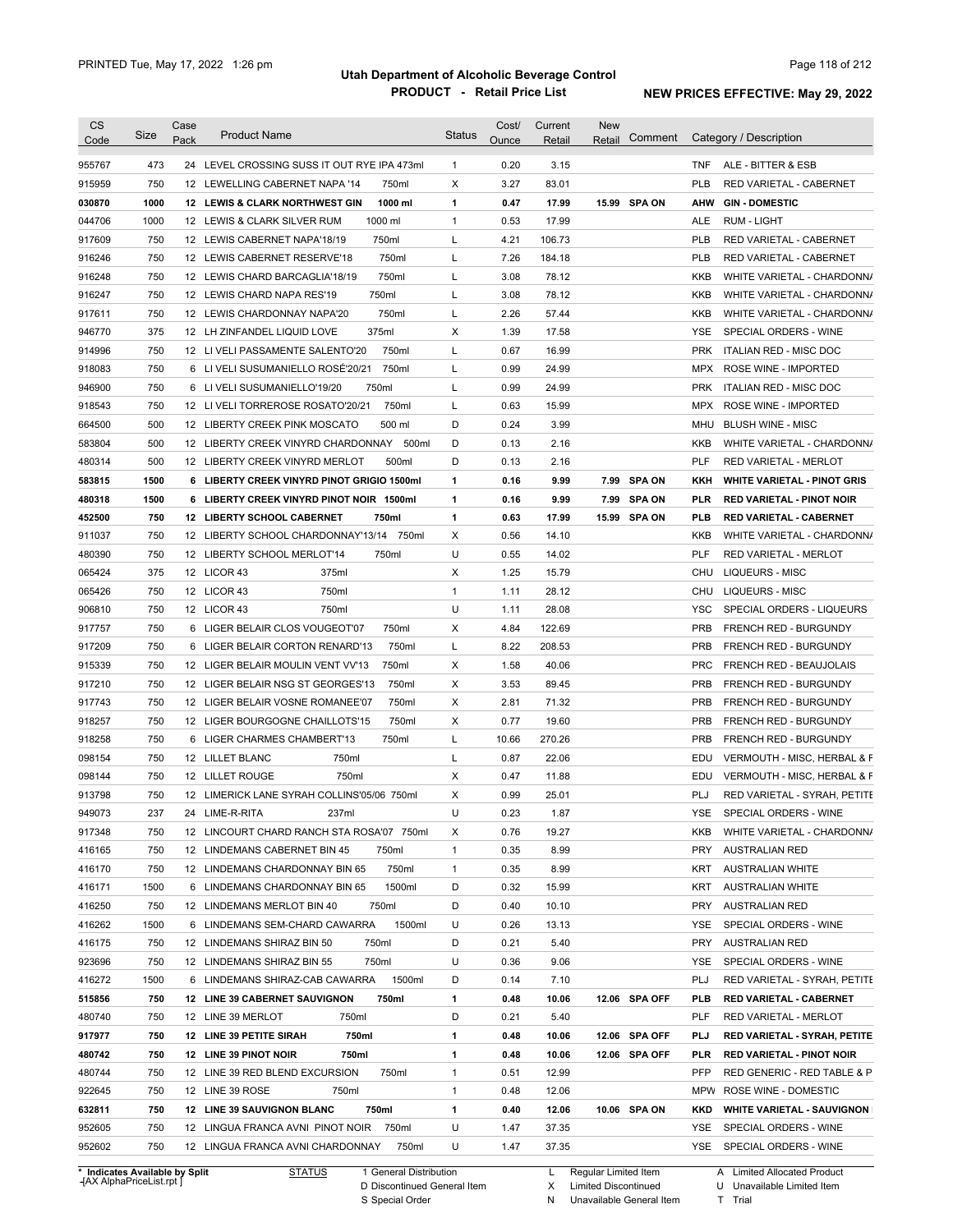| CS Code | Size | Case Pack | Product Name | Status | Cost/ Ounce | Current Retail | New Retail | Comment | Category / Description |
|---|---|---|---|---|---|---|---|---|---|
| 955767 | 473 | 24 | LEVEL CROSSING SUSS IT OUT RYE IPA 473ml | 1 | 0.20 | 3.15 | | | TNF ALE - BITTER & ESB |
| 915959 | 750 | 12 | LEWELLING CABERNET NAPA '14 750ml | X | 3.27 | 83.01 | | | PLB RED VARIETAL - CABERNET |
| **030870** | **1000** | **12** | **LEWIS & CLARK NORTHWEST GIN 1000 ml** | **1** | **0.47** | **17.99** | **15.99** | **SPA ON** | **AHW GIN - DOMESTIC** |
| 044706 | 1000 | 12 | LEWIS & CLARK SILVER RUM 1000 ml | 1 | 0.53 | 17.99 | | | ALE RUM - LIGHT |
| 917609 | 750 | 12 | LEWIS CABERNET NAPA'18/19 750ml | L | 4.21 | 106.73 | | | PLB RED VARIETAL - CABERNET |
| 916246 | 750 | 12 | LEWIS CABERNET RESERVE'18 750ml | L | 7.26 | 184.18 | | | PLB RED VARIETAL - CABERNET |
| 916248 | 750 | 12 | LEWIS CHARD BARCAGLIA'18/19 750ml | L | 3.08 | 78.12 | | | KKB WHITE VARIETAL - CHARDONNA |
| 916247 | 750 | 12 | LEWIS CHARD NAPA RES'19 750ml | L | 3.08 | 78.12 | | | KKB WHITE VARIETAL - CHARDONNA |
| 917611 | 750 | 12 | LEWIS CHARDONNAY NAPA'20 750ml | L | 2.26 | 57.44 | | | KKB WHITE VARIETAL - CHARDONNA |
| 946770 | 375 | 12 | LH ZINFANDEL LIQUID LOVE 375ml | X | 1.39 | 17.58 | | | YSE SPECIAL ORDERS - WINE |
| 914996 | 750 | 12 | LI VELI PASSAMENTE SALENTO'20 750ml | L | 0.67 | 16.99 | | | PRK ITALIAN RED - MISC DOC |
| 918083 | 750 | 6 | LI VELI SUSUMANIELLO ROSÉ'20/21 750ml | L | 0.99 | 24.99 | | | MPX ROSE WINE - IMPORTED |
| 946900 | 750 | 6 | LI VELI SUSUMANIELLO'19/20 750ml | L | 0.99 | 24.99 | | | PRK ITALIAN RED - MISC DOC |
| 918543 | 750 | 12 | LI VELI TORREROSE ROSATO'20/21 750ml | L | 0.63 | 15.99 | | | MPX ROSE WINE - IMPORTED |
| 664500 | 500 | 12 | LIBERTY CREEK PINK MOSCATO 500 ml | D | 0.24 | 3.99 | | | MHU BLUSH WINE - MISC |
| 583804 | 500 | 12 | LIBERTY CREEK VINYRD CHARDONNAY 500ml | D | 0.13 | 2.16 | | | KKB WHITE VARIETAL - CHARDONNA |
| 480314 | 500 | 12 | LIBERTY CREEK VINYRD MERLOT 500ml | D | 0.13 | 2.16 | | | PLF RED VARIETAL - MERLOT |
| **583815** | **1500** | **6** | **LIBERTY CREEK VINYRD PINOT GRIGIO 1500ml** | **1** | **0.16** | **9.99** | **7.99** | **SPA ON** | **KKH WHITE VARIETAL - PINOT GRIS** |
| **480318** | **1500** | **6** | **LIBERTY CREEK VINYRD PINOT NOIR 1500ml** | **1** | **0.16** | **9.99** | **7.99** | **SPA ON** | **PLR RED VARIETAL - PINOT NOIR** |
| **452500** | **750** | **12** | **LIBERTY SCHOOL CABERNET 750ml** | **1** | **0.63** | **17.99** | **15.99** | **SPA ON** | **PLB RED VARIETAL - CABERNET** |
| 911037 | 750 | 12 | LIBERTY SCHOOL CHARDONNAY'13/14 750ml | X | 0.56 | 14.10 | | | KKB WHITE VARIETAL - CHARDONNA |
| 480390 | 750 | 12 | LIBERTY SCHOOL MERLOT'14 750ml | U | 0.55 | 14.02 | | | PLF RED VARIETAL - MERLOT |
| 065424 | 375 | 12 | LICOR 43 375ml | X | 1.25 | 15.79 | | | CHU LIQUEURS - MISC |
| 065426 | 750 | 12 | LICOR 43 750ml | 1 | 1.11 | 28.12 | | | CHU LIQUEURS - MISC |
| 906810 | 750 | 12 | LICOR 43 750ml | U | 1.11 | 28.08 | | | YSC SPECIAL ORDERS - LIQUEURS |
| 917757 | 750 | 6 | LIGER BELAIR CLOS VOUGEOT'07 750ml | X | 4.84 | 122.69 | | | PRB FRENCH RED - BURGUNDY |
| 917209 | 750 | 6 | LIGER BELAIR CORTON RENARD'13 750ml | L | 8.22 | 208.53 | | | PRB FRENCH RED - BURGUNDY |
| 915339 | 750 | 12 | LIGER BELAIR MOULIN VENT VV'13 750ml | X | 1.58 | 40.06 | | | PRC FRENCH RED - BEAUJOLAIS |
| 917210 | 750 | 12 | LIGER BELAIR NSG ST GEORGES'13 750ml | X | 3.53 | 89.45 | | | PRB FRENCH RED - BURGUNDY |
| 917743 | 750 | 12 | LIGER BELAIR VOSNE ROMANEE'07 750ml | X | 2.81 | 71.32 | | | PRB FRENCH RED - BURGUNDY |
| 918257 | 750 | 12 | LIGER BOURGOGNE CHAILLOTS'15 750ml | X | 0.77 | 19.60 | | | PRB FRENCH RED - BURGUNDY |
| 918258 | 750 | 6 | LIGER CHARMES CHAMBERT'13 750ml | L | 10.66 | 270.26 | | | PRB FRENCH RED - BURGUNDY |
| 098154 | 750 | 12 | LILLET BLANC 750ml | L | 0.87 | 22.06 | | | EDU VERMOUTH - MISC, HERBAL & F |
| 098144 | 750 | 12 | LILLET ROUGE 750ml | X | 0.47 | 11.88 | | | EDU VERMOUTH - MISC, HERBAL & F |
| 913798 | 750 | 12 | LIMERICK LANE SYRAH COLLINS'05/06 750ml | X | 0.99 | 25.01 | | | PLJ RED VARIETAL - SYRAH, PETITE |
| 949073 | 237 | 24 | LIME-R-RITA 237ml | U | 0.23 | 1.87 | | | YSE SPECIAL ORDERS - WINE |
| 917348 | 750 | 12 | LINCOURT CHARD RANCH STA ROSA'07 750ml | X | 0.76 | 19.27 | | | KKB WHITE VARIETAL - CHARDONNA |
| 416165 | 750 | 12 | LINDEMANS CABERNET BIN 45 750ml | 1 | 0.35 | 8.99 | | | PRY AUSTRALIAN RED |
| 416170 | 750 | 12 | LINDEMANS CHARDONNAY BIN 65 750ml | 1 | 0.35 | 8.99 | | | KRT AUSTRALIAN WHITE |
| 416171 | 1500 | 6 | LINDEMANS CHARDONNAY BIN 65 1500ml | D | 0.32 | 15.99 | | | KRT AUSTRALIAN WHITE |
| 416250 | 750 | 12 | LINDEMANS MERLOT BIN 40 750ml | D | 0.40 | 10.10 | | | PRY AUSTRALIAN RED |
| 416262 | 1500 | 6 | LINDEMANS SEM-CHARD CAWARRA 1500ml | U | 0.26 | 13.13 | | | YSE SPECIAL ORDERS - WINE |
| 416175 | 750 | 12 | LINDEMANS SHIRAZ BIN 50 750ml | D | 0.21 | 5.40 | | | PRY AUSTRALIAN RED |
| 923696 | 750 | 12 | LINDEMANS SHIRAZ BIN 55 750ml | U | 0.36 | 9.06 | | | YSE SPECIAL ORDERS - WINE |
| 416272 | 1500 | 6 | LINDEMANS SHIRAZ-CAB CAWARRA 1500ml | D | 0.14 | 7.10 | | | PLJ RED VARIETAL - SYRAH, PETITE |
| **515856** | **750** | **12** | **LINE 39 CABERNET SAUVIGNON 750ml** | **1** | **0.48** | **10.06** | **12.06** | **SPA OFF** | **PLB RED VARIETAL - CABERNET** |
| 480740 | 750 | 12 | LINE 39 MERLOT 750ml | D | 0.21 | 5.40 | | | PLF RED VARIETAL - MERLOT |
| **917977** | **750** | **12** | **LINE 39 PETITE SIRAH 750ml** | **1** | **0.48** | **10.06** | **12.06** | **SPA OFF** | **PLJ RED VARIETAL - SYRAH, PETITE** |
| **480742** | **750** | **12** | **LINE 39 PINOT NOIR 750ml** | **1** | **0.48** | **10.06** | **12.06** | **SPA OFF** | **PLR RED VARIETAL - PINOT NOIR** |
| 480744 | 750 | 12 | LINE 39 RED BLEND EXCURSION 750ml | 1 | 0.51 | 12.99 | | | PFP RED GENERIC - RED TABLE & P |
| 922645 | 750 | 12 | LINE 39 ROSE 750ml | 1 | 0.48 | 12.06 | | | MPW ROSE WINE - DOMESTIC |
| **632811** | **750** | **12** | **LINE 39 SAUVIGNON BLANC 750ml** | **1** | **0.40** | **12.06** | **10.06** | **SPA ON** | **KKD WHITE VARIETAL - SAUVIGNON** |
| 952605 | 750 | 12 | LINGUA FRANCA AVNI PINOT NOIR 750ml | U | 1.47 | 37.35 | | | YSE SPECIAL ORDERS - WINE |
| 952602 | 750 | 12 | LINGUA FRANCA AVNI CHARDONNAY 750ml | U | 1.47 | 37.35 | | | YSE SPECIAL ORDERS - WINE |

\* Indicates Available by Split

STATUS: 1 General Distribution; D Discontinued General Item; S Special Order; L Regular Limited Item; X Limited Discontinued; N Unavailable General Item; A Limited Allocated Product; U Unavailable Limited Item; T Trial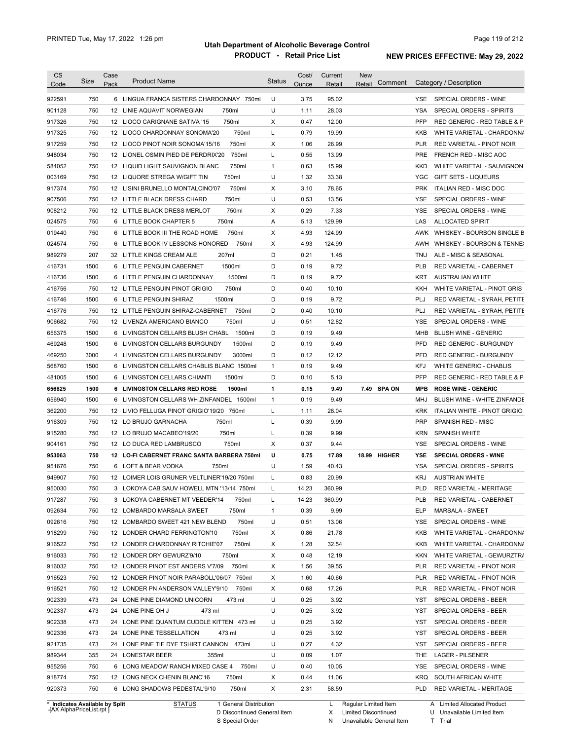# Utah Department of Alcoholic Beverage Control

## PRODUCT - Retail Price List

PRINTED Tue, May 17, 2022 1:26 pm

**NEW PRICES EFFECTIVE: May 29, 2022**

| CS Code | Size | Case Pack | Product Name | Status | Cost/ Ounce | Current Retail | New Retail | Comment | Category / Description |
|---|---|---|---|---|---|---|---|---|---|
| 922591 | 750 | 6 | LINGUA FRANCA SISTERS CHARDONNAY 750ml | U | 3.75 | 95.02 | | | YSE SPECIAL ORDERS - WINE |
| 901128 | 750 | 12 | LINIE AQUAVIT NORWEGIAN 750ml | U | 1.11 | 28.03 | | | YSA SPECIAL ORDERS - SPIRITS |
| 917326 | 750 | 12 | LIOCO CARIGNANE SATIVA '15 750ml | X | 0.47 | 12.00 | | | PFP RED GENERIC - RED TABLE & P |
| 917325 | 750 | 12 | LIOCO CHARDONNAY SONOMA'20 750ml | L | 0.79 | 19.99 | | | KKB WHITE VARIETAL - CHARDONNA |
| 917259 | 750 | 12 | LIOCO PINOT NOIR SONOMA'15/16 750ml | X | 1.06 | 26.99 | | | PLR RED VARIETAL - PINOT NOIR |
| 948034 | 750 | 12 | LIONEL OSMIN PIED DE PERDRIX'20 750ml | L | 0.55 | 13.99 | | | PRE FRENCH RED - MISC AOC |
| 584052 | 750 | 12 | LIQUID LIGHT SAUVIGNON BLANC 750ml | 1 | 0.63 | 15.99 | | | KKD WHITE VARIETAL - SAUVIGNON |
| 003169 | 750 | 12 | LIQUORE STREGA W/GIFT TIN 750ml | U | 1.32 | 33.38 | | | YGC GIFT SETS - LIQUEURS |
| 917374 | 750 | 12 | LISINI BRUNELLO MONTALCINO'07 750ml | X | 3.10 | 78.65 | | | PRK ITALIAN RED - MISC DOC |
| 907506 | 750 | 12 | LITTLE BLACK DRESS CHARD 750ml | U | 0.53 | 13.56 | | | YSE SPECIAL ORDERS - WINE |
| 908212 | 750 | 12 | LITTLE BLACK DRESS MERLOT 750ml | X | 0.29 | 7.33 | | | YSE SPECIAL ORDERS - WINE |
| 024575 | 750 | 6 | LITTLE BOOK CHAPTER 5 750ml | A | 5.13 | 129.99 | | | LAS ALLOCATED SPIRIT |
| 019440 | 750 | 6 | LITTLE BOOK III THE ROAD HOME 750ml | X | 4.93 | 124.99 | | | AWK WHISKEY - BOURBON SINGLE B |
| 024574 | 750 | 6 | LITTLE BOOK IV LESSONS HONORED 750ml | X | 4.93 | 124.99 | | | AWH WHISKEY - BOURBON & TENNE |
| 989279 | 207 | 32 | LITTLE KINGS CREAM ALE 207ml | D | 0.21 | 1.45 | | | TNU ALE - MISC & SEASONAL |
| 416731 | 1500 | 6 | LITTLE PENGUIN CABERNET 1500ml | D | 0.19 | 9.72 | | | PLB RED VARIETAL - CABERNET |
| 416736 | 1500 | 6 | LITTLE PENGUIN CHARDONNAY 1500ml | D | 0.19 | 9.72 | | | KRT AUSTRALIAN WHITE |
| 416756 | 750 | 12 | LITTLE PENGUIN PINOT GRIGIO 750ml | D | 0.40 | 10.10 | | | KKH WHITE VARIETAL - PINOT GRIS |
| 416746 | 1500 | 6 | LITTLE PENGUIN SHIRAZ 1500ml | D | 0.19 | 9.72 | | | PLJ RED VARIETAL - SYRAH, PETITE |
| 416776 | 750 | 12 | LITTLE PENGUIN SHIRAZ-CABERNET 750ml | D | 0.40 | 10.10 | | | PLJ RED VARIETAL - SYRAH, PETITE |
| 906682 | 750 | 12 | LIVENZA AMERICANO BIANCO 750ml | U | 0.51 | 12.82 | | | YSE SPECIAL ORDERS - WINE |
| 656375 | 1500 | 6 | LIVINGSTON CELLARS BLUSH CHABL 1500ml | D | 0.19 | 9.49 | | | MHB BLUSH WINE - GENERIC |
| 469248 | 1500 | 6 | LIVINGSTON CELLARS BURGUNDY 1500ml | D | 0.19 | 9.49 | | | PFD RED GENERIC - BURGUNDY |
| 469250 | 3000 | 4 | LIVINGSTON CELLARS BURGUNDY 3000ml | D | 0.12 | 12.12 | | | PFD RED GENERIC - BURGUNDY |
| 568760 | 1500 | 6 | LIVINGSTON CELLARS CHABLIS BLANC 1500ml | 1 | 0.19 | 9.49 | | | KFJ WHITE GENERIC - CHABLIS |
| 481005 | 1500 | 6 | LIVINGSTON CELLARS CHIANTI 1500ml | D | 0.10 | 5.13 | | | PFP RED GENERIC - RED TABLE & P |
| **656825** | **1500** | **6** | **LIVINGSTON CELLARS RED ROSE 1500ml** | **1** | **0.15** | **9.49** | **7.49** | **SPA ON** | **MPB ROSE WINE - GENERIC** |
| 656940 | 1500 | 6 | LIVINGSTON CELLARS WH ZINFANDEL 1500ml | 1 | 0.19 | 9.49 | | | MHJ BLUSH WINE - WHITE ZINFANDE |
| 362200 | 750 | 12 | LIVIO FELLUGA PINOT GRIGIO'19/20 750ml | L | 1.11 | 28.04 | | | KRK ITALIAN WHITE - PINOT GRIGIO |
| 916309 | 750 | 12 | LO BRUJO GARNACHA 750ml | L | 0.39 | 9.99 | | | PRP SPANISH RED - MISC |
| 915280 | 750 | 12 | LO BRUJO MACABEO'19/20 750ml | L | 0.39 | 9.99 | | | KRN SPANISH WHITE |
| 904161 | 750 | 12 | LO DUCA RED LAMBRUSCO 750ml | X | 0.37 | 9.44 | | | YSE SPECIAL ORDERS - WINE |
| **953063** | **750** | **12** | **LO-FI CABERNET FRANC SANTA BARBERA 750ml** | **U** | **0.75** | **17.89** | **18.99** | **HIGHER** | **YSE SPECIAL ORDERS - WINE** |
| 951676 | 750 | 6 | LOFT & BEAR VODKA 750ml | U | 1.59 | 40.43 | | | YSA SPECIAL ORDERS - SPIRITS |
| 949907 | 750 | 12 | LOIMER LOIS GRUNER VELTLINER'19/20 750ml | L | 0.83 | 20.99 | | | KRJ AUSTRIAN WHITE |
| 950030 | 750 | 3 | LOKOYA CAB SAUV HOWELL MTN '13/14 750ml | L | 14.23 | 360.99 | | | PLD RED VARIETAL - MERITAGE |
| 917287 | 750 | 3 | LOKOYA CABERNET MT VEEDER'14 750ml | L | 14.23 | 360.99 | | | PLB RED VARIETAL - CABERNET |
| 092634 | 750 | 12 | LOMBARDO MARSALA SWEET 750ml | 1 | 0.39 | 9.99 | | | ELP MARSALA - SWEET |
| 092616 | 750 | 12 | LOMBARDO SWEET 421 NEW BLEND 750ml | U | 0.51 | 13.06 | | | YSE SPECIAL ORDERS - WINE |
| 918299 | 750 | 12 | LONDER CHARD FERRINGTON'10 750ml | X | 0.86 | 21.78 | | | KKB WHITE VARIETAL - CHARDONNA |
| 916522 | 750 | 12 | LONDER CHARDONNAY RITCHIE'07 750ml | X | 1.28 | 32.54 | | | KKB WHITE VARIETAL - CHARDONNA |
| 916033 | 750 | 12 | LONDER DRY GEWURZ'9/10 750ml | X | 0.48 | 12.19 | | | KKN WHITE VARIETAL - GEWURZTRA |
| 916032 | 750 | 12 | LONDER PINOT EST ANDERS V'7/09 750ml | X | 1.56 | 39.55 | | | PLR RED VARIETAL - PINOT NOIR |
| 916523 | 750 | 12 | LONDER PINOT NOIR PARABOLL'06/07 750ml | X | 1.60 | 40.66 | | | PLR RED VARIETAL - PINOT NOIR |
| 916521 | 750 | 12 | LONDER PN ANDERSON VALLEY'9/10 750ml | X | 0.68 | 17.26 | | | PLR RED VARIETAL - PINOT NOIR |
| 902339 | 473 | 24 | LONE PINE DIAMOND UNICORN 473 ml | U | 0.25 | 3.92 | | | YST SPECIAL ORDERS - BEER |
| 902337 | 473 | 24 | LONE PINE OH J 473 ml | U | 0.25 | 3.92 | | | YST SPECIAL ORDERS - BEER |
| 902338 | 473 | 24 | LONE PINE QUANTUM CUDDLE KITTEN 473 ml | U | 0.25 | 3.92 | | | YST SPECIAL ORDERS - BEER |
| 902336 | 473 | 24 | LONE PINE TESSELLATION 473 ml | U | 0.25 | 3.92 | | | YST SPECIAL ORDERS - BEER |
| 921735 | 473 | 24 | LONE PINE TIE DYE TSHIRT CANNON 473ml | U | 0.27 | 4.32 | | | YST SPECIAL ORDERS - BEER |
| 989344 | 355 | 24 | LONESTAR BEER 355ml | U | 0.09 | 1.07 | | | THE LAGER - PILSENER |
| 955256 | 750 | 6 | LONG MEADOW RANCH MIXED CASE 4 750ml | U | 0.40 | 10.05 | | | YSE SPECIAL ORDERS - WINE |
| 918774 | 750 | 12 | LONG NECK CHENIN BLANC'16 750ml | X | 0.44 | 11.06 | | | KRQ SOUTH AFRICAN WHITE |
| 920373 | 750 | 6 | LONG SHADOWS PEDESTAL'9/10 750ml | X | 2.31 | 58.59 | | | PLD RED VARIETAL - MERITAGE |

\* Indicates Available by Split

| STATUS | | |
|---|---|---|
| 1 General Distribution | L Regular Limited Item | A Limited Allocated Product |
| D Discontinued General Item | X Limited Discontinued | U Unavailable Limited Item |
| S Special Order | N Unavailable General Item | T Trial |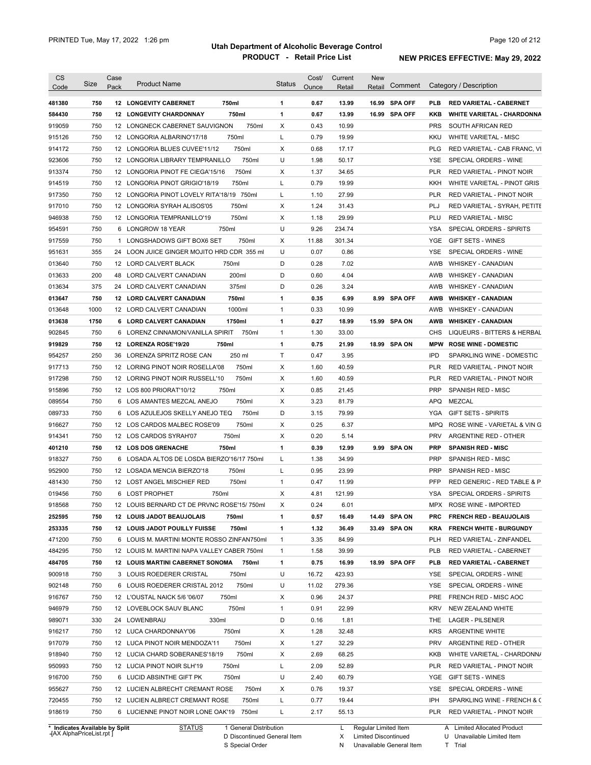# Utah Department of Alcoholic Beverage Control

**PRODUCT - Retail Price List**

PRINTED Tue, May 17, 2022 1:26 pm

**NEW PRICES EFFECTIVE: May 29, 2022**

| CS Code | Size | Case Pack | Product Name | Status | Cost/ Ounce | Current Retail | New Retail | Comment | Category / Description |
|---|---|---|---|---|---|---|---|---|---|
| **481380** | **750** | **12** | **LONGEVITY CABERNET 750ml** | **1** | **0.67** | **13.99** | **16.99** | **SPA OFF** | **PLB RED VARIETAL - CABERNET** |
| **584430** | **750** | **12** | **LONGEVITY CHARDONNAY 750ml** | **1** | **0.67** | **13.99** | **16.99** | **SPA OFF** | **KKB WHITE VARIETAL - CHARDONNA** |
| 919059 | 750 | 12 | LONGNECK CABERNET SAUVIGNON 750ml | X | 0.43 | 10.99 | | | PRS SOUTH AFRICAN RED |
| 915126 | 750 | 12 | LONGORIA ALBARINO'17/18 750ml | L | 0.79 | 19.99 | | | KKU WHITE VARIETAL - MISC |
| 914172 | 750 | 12 | LONGORIA BLUES CUVEE'11/12 750ml | X | 0.68 | 17.17 | | | PLG RED VARIETAL - CAB FRANC, VI |
| 923606 | 750 | 12 | LONGORIA LIBRARY TEMPRANILLO 750ml | U | 1.98 | 50.17 | | | YSE SPECIAL ORDERS - WINE |
| 913374 | 750 | 12 | LONGORIA PINOT FE CIEGA'15/16 750ml | X | 1.37 | 34.65 | | | PLR RED VARIETAL - PINOT NOIR |
| 914519 | 750 | 12 | LONGORIA PINOT GRIGIO'18/19 750ml | L | 0.79 | 19.99 | | | KKH WHITE VARIETAL - PINOT GRIS |
| 917350 | 750 | 12 | LONGORIA PINOT LOVELY RITA'18/19 750ml | L | 1.10 | 27.99 | | | PLR RED VARIETAL - PINOT NOIR |
| 917010 | 750 | 12 | LONGORIA SYRAH ALISOS'05 750ml | X | 1.24 | 31.43 | | | PLJ RED VARIETAL - SYRAH, PETITE |
| 946938 | 750 | 12 | LONGORIA TEMPRANILLO'19 750ml | X | 1.18 | 29.99 | | | PLU RED VARIETAL - MISC |
| 954591 | 750 | 6 | LONGROW 18 YEAR 750ml | U | 9.26 | 234.74 | | | YSA SPECIAL ORDERS - SPIRITS |
| 917559 | 750 | 1 | LONGSHADOWS GIFT BOX6 SET 750ml | X | 11.88 | 301.34 | | | YGE GIFT SETS - WINES |
| 951631 | 355 | 24 | LOON JUICE GINGER MOJITO HRD CDR 355 ml | U | 0.07 | 0.86 | | | YSE SPECIAL ORDERS - WINE |
| 013640 | 750 | 12 | LORD CALVERT BLACK 750ml | D | 0.28 | 7.02 | | | AWB WHISKEY - CANADIAN |
| 013633 | 200 | 48 | LORD CALVERT CANADIAN 200ml | D | 0.60 | 4.04 | | | AWB WHISKEY - CANADIAN |
| 013634 | 375 | 24 | LORD CALVERT CANADIAN 375ml | D | 0.26 | 3.24 | | | AWB WHISKEY - CANADIAN |
| **013647** | **750** | **12** | **LORD CALVERT CANADIAN 750ml** | **1** | **0.35** | **6.99** | **8.99** | **SPA OFF** | **AWB WHISKEY - CANADIAN** |
| 013648 | 1000 | 12 | LORD CALVERT CANADIAN 1000ml | 1 | 0.33 | 10.99 | | | AWB WHISKEY - CANADIAN |
| **013638** | **1750** | **6** | **LORD CALVERT CANADIAN 1750ml** | **1** | **0.27** | **18.99** | **15.99** | **SPA ON** | **AWB WHISKEY - CANADIAN** |
| 902845 | 750 | 6 | LORENZ CINNAMON/VANILLA SPIRIT 750ml | 1 | 1.30 | 33.00 | | | CHS LIQUEURS - BITTERS & HERBAL |
| **919829** | **750** | **12** | **LORENZA ROSE'19/20 750ml** | **1** | **0.75** | **21.99** | **18.99** | **SPA ON** | **MPW ROSE WINE - DOMESTIC** |
| 954257 | 250 | 36 | LORENZA SPRITZ ROSE CAN 250 ml | T | 0.47 | 3.95 | | | IPD SPARKLING WINE - DOMESTIC |
| 917713 | 750 | 12 | LORING PINOT NOIR ROSELLA'08 750ml | X | 1.60 | 40.59 | | | PLR RED VARIETAL - PINOT NOIR |
| 917298 | 750 | 12 | LORING PINOT NOIR RUSSELL'10 750ml | X | 1.60 | 40.59 | | | PLR RED VARIETAL - PINOT NOIR |
| 915896 | 750 | 12 | LOS 800 PRIORAT'10/12 750ml | X | 0.85 | 21.45 | | | PRP SPANISH RED - MISC |
| 089554 | 750 | 6 | LOS AMANTES MEZCAL ANEJO 750ml | X | 3.23 | 81.79 | | | APQ MEZCAL |
| 089733 | 750 | 6 | LOS AZULEJOS SKELLY ANEJO TEQ 750ml | D | 3.15 | 79.99 | | | YGA GIFT SETS - SPIRITS |
| 916627 | 750 | 12 | LOS CARDOS MALBEC ROSE'09 750ml | X | 0.25 | 6.37 | | | MPQ ROSE WINE - VARIETAL & VIN G |
| 914341 | 750 | 12 | LOS CARDOS SYRAH'07 750ml | X | 0.20 | 5.14 | | | PRV ARGENTINE RED - OTHER |
| **401210** | **750** | **12** | **LOS DOS GRENACHE 750ml** | **1** | **0.39** | **12.99** | **9.99** | **SPA ON** | **PRP SPANISH RED - MISC** |
| 918327 | 750 | 6 | LOSADA ALTOS DE LOSDA BIERZO'16/17 750ml | L | 1.38 | 34.99 | | | PRP SPANISH RED - MISC |
| 952900 | 750 | 12 | LOSADA MENCIA BIERZO'18 750ml | L | 0.95 | 23.99 | | | PRP SPANISH RED - MISC |
| 481430 | 750 | 12 | LOST ANGEL MISCHIEF RED 750ml | 1 | 0.47 | 11.99 | | | PFP RED GENERIC - RED TABLE & P |
| 019456 | 750 | 6 | LOST PROPHET 750ml | X | 4.81 | 121.99 | | | YSA SPECIAL ORDERS - SPIRITS |
| 918568 | 750 | 12 | LOUIS BERNARD CT DE PRVNC ROSE'15/ 750ml | X | 0.24 | 6.01 | | | MPX ROSE WINE - IMPORTED |
| **252595** | **750** | **12** | **LOUIS JADOT BEAUJOLAIS 750ml** | **1** | **0.57** | **16.49** | **14.49** | **SPA ON** | **PRC FRENCH RED - BEAUJOLAIS** |
| **253335** | **750** | **12** | **LOUIS JADOT POUILLY FUISSE 750ml** | **1** | **1.32** | **36.49** | **33.49** | **SPA ON** | **KRA FRENCH WHITE - BURGUNDY** |
| 471200 | 750 | 6 | LOUIS M. MARTINI MONTE ROSSO ZINFAN750ml | 1 | 3.35 | 84.99 | | | PLH RED VARIETAL - ZINFANDEL |
| 484295 | 750 | 12 | LOUIS M. MARTINI NAPA VALLEY CABER 750ml | 1 | 1.58 | 39.99 | | | PLB RED VARIETAL - CABERNET |
| **484705** | **750** | **12** | **LOUIS MARTINI CABERNET SONOMA 750ml** | **1** | **0.75** | **16.99** | **18.99** | **SPA OFF** | **PLB RED VARIETAL - CABERNET** |
| 900918 | 750 | 3 | LOUIS ROEDERER CRISTAL 750ml | U | 16.72 | 423.93 | | | YSE SPECIAL ORDERS - WINE |
| 902148 | 750 | 6 | LOUIS ROEDERER CRISTAL 2012 750ml | U | 11.02 | 279.36 | | | YSE SPECIAL ORDERS - WINE |
| 916767 | 750 | 12 | L'OUSTAL NAICK 5/6 '06/07 750ml | X | 0.96 | 24.37 | | | PRE FRENCH RED - MISC AOC |
| 946979 | 750 | 12 | LOVEBLOCK SAUV BLANC 750ml | 1 | 0.91 | 22.99 | | | KRV NEW ZEALAND WHITE |
| 989071 | 330 | 24 | LOWENBRAU 330ml | D | 0.16 | 1.81 | | | THE LAGER - PILSENER |
| 916217 | 750 | 12 | LUCA CHARDONNAY'06 750ml | X | 1.28 | 32.48 | | | KRS ARGENTINE WHITE |
| 917079 | 750 | 12 | LUCA PINOT NOIR MENDOZA'11 750ml | X | 1.27 | 32.29 | | | PRV ARGENTINE RED - OTHER |
| 918940 | 750 | 12 | LUCIA CHARD SOBERANES'18/19 750ml | X | 2.69 | 68.25 | | | KKB WHITE VARIETAL - CHARDONNA |
| 950993 | 750 | 12 | LUCIA PINOT NOIR SLH'19 750ml | L | 2.09 | 52.89 | | | PLR RED VARIETAL - PINOT NOIR |
| 916700 | 750 | 6 | LUCID ABSINTHE GIFT PK 750ml | U | 2.40 | 60.79 | | | YGE GIFT SETS - WINES |
| 955627 | 750 | 12 | LUCIEN ALBRECHT CREMANT ROSE 750ml | X | 0.76 | 19.37 | | | YSE SPECIAL ORDERS - WINE |
| 720455 | 750 | 12 | LUCIEN ALBRECT CREMANT ROSE 750ml | L | 0.77 | 19.44 | | | IPH SPARKLING WINE - FRENCH & C |
| 918619 | 750 | 6 | LUCIENNE PINOT NOIR LONE OAK'19 750ml | L | 2.17 | 55.13 | | | PLR RED VARIETAL - PINOT NOIR |

\* Indicates Available by Split

STATUS: 1 General Distribution; D Discontinued General Item; S Special Order; L Regular Limited Item; X Limited Discontinued; N Unavailable General Item; A Limited Allocated Product; U Unavailable Limited Item; T Trial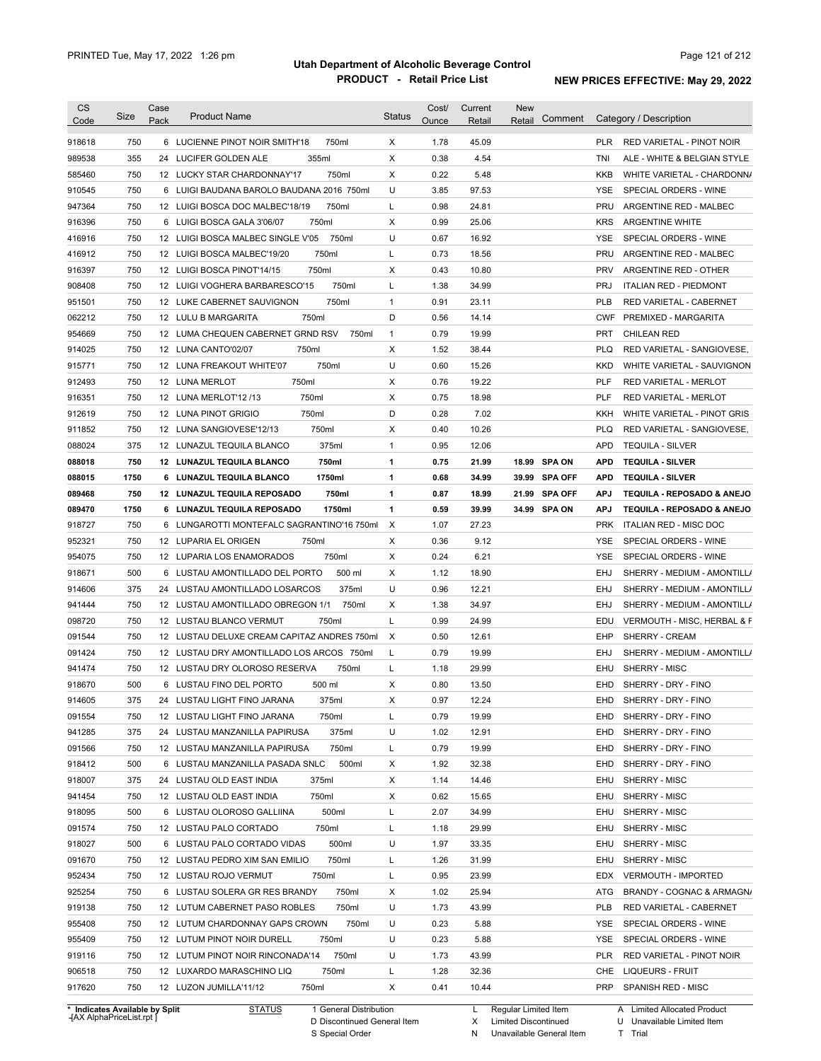# Utah Department of Alcoholic Beverage Control

## PRODUCT - Retail Price List

PRINTED Tue, May 17, 2022 1:26 pm

**NEW PRICES EFFECTIVE: May 29, 2022**

| CS Code | Size | Case Pack | Product Name | Status | Cost/ Ounce | Current Retail | New Retail | Comment | Category / Description |
|---|---|---|---|---|---|---|---|---|---|
| 918618 | 750 | 6 | LUCIENNE PINOT NOIR SMITH'18 750ml | X | 1.78 | 45.09 | | | PLR RED VARIETAL - PINOT NOIR |
| 989538 | 355 | 24 | LUCIFER GOLDEN ALE 355ml | X | 0.38 | 4.54 | | | TNI ALE - WHITE & BELGIAN STYLE |
| 585460 | 750 | 12 | LUCKY STAR CHARDONNAY'17 750ml | X | 0.22 | 5.48 | | | KKB WHITE VARIETAL - CHARDONNA |
| 910545 | 750 | 6 | LUIGI BAUDANA BAROLO BAUDANA 2016 750ml | U | 3.85 | 97.53 | | | YSE SPECIAL ORDERS - WINE |
| 947364 | 750 | 12 | LUIGI BOSCA DOC MALBEC'18/19 750ml | L | 0.98 | 24.81 | | | PRU ARGENTINE RED - MALBEC |
| 916396 | 750 | 6 | LUIGI BOSCA GALA 3'06/07 750ml | X | 0.99 | 25.06 | | | KRS ARGENTINE WHITE |
| 416916 | 750 | 12 | LUIGI BOSCA MALBEC SINGLE V'05 750ml | U | 0.67 | 16.92 | | | YSE SPECIAL ORDERS - WINE |
| 416912 | 750 | 12 | LUIGI BOSCA MALBEC'19/20 750ml | L | 0.73 | 18.56 | | | PRU ARGENTINE RED - MALBEC |
| 916397 | 750 | 12 | LUIGI BOSCA PINOT'14/15 750ml | X | 0.43 | 10.80 | | | PRV ARGENTINE RED - OTHER |
| 908408 | 750 | 12 | LUIGI VOGHERA BARBARESCO'15 750ml | L | 1.38 | 34.99 | | | PRJ ITALIAN RED - PIEDMONT |
| 951501 | 750 | 12 | LUKE CABERNET SAUVIGNON 750ml | 1 | 0.91 | 23.11 | | | PLB RED VARIETAL - CABERNET |
| 062212 | 750 | 12 | LULU B MARGARITA 750ml | D | 0.56 | 14.14 | | | CWF PREMIXED - MARGARITA |
| 954669 | 750 | 12 | LUMA CHEQUEN CABERNET GRND RSV 750ml | 1 | 0.79 | 19.99 | | | PRT CHILEAN RED |
| 914025 | 750 | 12 | LUNA CANTO'02/07 750ml | X | 1.52 | 38.44 | | | PLQ RED VARIETAL - SANGIOVESE, |
| 915771 | 750 | 12 | LUNA FREAKOUT WHITE'07 750ml | U | 0.60 | 15.26 | | | KKD WHITE VARIETAL - SAUVIGNON |
| 912493 | 750 | 12 | LUNA MERLOT 750ml | X | 0.76 | 19.22 | | | PLF RED VARIETAL - MERLOT |
| 916351 | 750 | 12 | LUNA MERLOT'12 /13 750ml | X | 0.75 | 18.98 | | | PLF RED VARIETAL - MERLOT |
| 912619 | 750 | 12 | LUNA PINOT GRIGIO 750ml | D | 0.28 | 7.02 | | | KKH WHITE VARIETAL - PINOT GRIS |
| 911852 | 750 | 12 | LUNA SANGIOVESE'12/13 750ml | X | 0.40 | 10.26 | | | PLQ RED VARIETAL - SANGIOVESE, |
| 088024 | 375 | 12 | LUNAZUL TEQUILA BLANCO 375ml | 1 | 0.95 | 12.06 | | | APD TEQUILA - SILVER |
| **088018** | **750** | **12** | **LUNAZUL TEQUILA BLANCO 750ml** | **1** | **0.75** | **21.99** | **18.99** | **SPA ON** | **APD TEQUILA - SILVER** |
| **088015** | **1750** | **6** | **LUNAZUL TEQUILA BLANCO 1750ml** | **1** | **0.68** | **34.99** | **39.99** | **SPA OFF** | **APD TEQUILA - SILVER** |
| **089468** | **750** | **12** | **LUNAZUL TEQUILA REPOSADO 750ml** | **1** | **0.87** | **18.99** | **21.99** | **SPA OFF** | **APJ TEQUILA - REPOSADO & ANEJO** |
| **089470** | **1750** | **6** | **LUNAZUL TEQUILA REPOSADO 1750ml** | **1** | **0.59** | **39.99** | **34.99** | **SPA ON** | **APJ TEQUILA - REPOSADO & ANEJO** |
| 918727 | 750 | 6 | LUNGAROTTI MONTEFALC SAGRANTINO'16 750ml | X | 1.07 | 27.23 | | | PRK ITALIAN RED - MISC DOC |
| 952321 | 750 | 12 | LUPARIA EL ORIGEN 750ml | X | 0.36 | 9.12 | | | YSE SPECIAL ORDERS - WINE |
| 954075 | 750 | 12 | LUPARIA LOS ENAMORADOS 750ml | X | 0.24 | 6.21 | | | YSE SPECIAL ORDERS - WINE |
| 918671 | 500 | 6 | LUSTAU AMONTILLADO DEL PORTO 500 ml | X | 1.12 | 18.90 | | | EHJ SHERRY - MEDIUM - AMONTILLA |
| 914606 | 375 | 24 | LUSTAU AMONTILLADO LOSARCOS 375ml | U | 0.96 | 12.21 | | | EHJ SHERRY - MEDIUM - AMONTILLA |
| 941444 | 750 | 12 | LUSTAU AMONTILLADO OBREGON 1/1 750ml | X | 1.38 | 34.97 | | | EHJ SHERRY - MEDIUM - AMONTILLA |
| 098720 | 750 | 12 | LUSTAU BLANCO VERMUT 750ml | L | 0.99 | 24.99 | | | EDU VERMOUTH - MISC, HERBAL & F |
| 091544 | 750 | 12 | LUSTAU DELUXE CREAM CAPITAZ ANDRES 750ml | X | 0.50 | 12.61 | | | EHP SHERRY - CREAM |
| 091424 | 750 | 12 | LUSTAU DRY AMONTILLADO LOS ARCOS 750ml | L | 0.79 | 19.99 | | | EHJ SHERRY - MEDIUM - AMONTILLA |
| 941474 | 750 | 12 | LUSTAU DRY OLOROSO RESERVA 750ml | L | 1.18 | 29.99 | | | EHU SHERRY - MISC |
| 918670 | 500 | 6 | LUSTAU FINO DEL PORTO 500 ml | X | 0.80 | 13.50 | | | EHD SHERRY - DRY - FINO |
| 914605 | 375 | 24 | LUSTAU LIGHT FINO JARANA 375ml | X | 0.97 | 12.24 | | | EHD SHERRY - DRY - FINO |
| 091554 | 750 | 12 | LUSTAU LIGHT FINO JARANA 750ml | L | 0.79 | 19.99 | | | EHD SHERRY - DRY - FINO |
| 941285 | 375 | 24 | LUSTAU MANZANILLA PAPIRUSA 375ml | U | 1.02 | 12.91 | | | EHD SHERRY - DRY - FINO |
| 091566 | 750 | 12 | LUSTAU MANZANILLA PAPIRUSA 750ml | L | 0.79 | 19.99 | | | EHD SHERRY - DRY - FINO |
| 918412 | 500 | 6 | LUSTAU MANZANILLA PASADA SNLC 500ml | X | 1.92 | 32.38 | | | EHD SHERRY - DRY - FINO |
| 918007 | 375 | 24 | LUSTAU OLD EAST INDIA 375ml | X | 1.14 | 14.46 | | | EHU SHERRY - MISC |
| 941454 | 750 | 12 | LUSTAU OLD EAST INDIA 750ml | X | 0.62 | 15.65 | | | EHU SHERRY - MISC |
| 918095 | 500 | 6 | LUSTAU OLOROSO GALLIINA 500ml | L | 2.07 | 34.99 | | | EHU SHERRY - MISC |
| 091574 | 750 | 12 | LUSTAU PALO CORTADO 750ml | L | 1.18 | 29.99 | | | EHU SHERRY - MISC |
| 918027 | 500 | 6 | LUSTAU PALO CORTADO VIDAS 500ml | U | 1.97 | 33.35 | | | EHU SHERRY - MISC |
| 091670 | 750 | 12 | LUSTAU PEDRO XIM SAN EMILIO 750ml | L | 1.26 | 31.99 | | | EHU SHERRY - MISC |
| 952434 | 750 | 12 | LUSTAU ROJO VERMUT 750ml | L | 0.95 | 23.99 | | | EDX VERMOUTH - IMPORTED |
| 925254 | 750 | 6 | LUSTAU SOLERA GR RES BRANDY 750ml | X | 1.02 | 25.94 | | | ATG BRANDY - COGNAC & ARMAGNA |
| 919138 | 750 | 12 | LUTUM CABERNET PASO ROBLES 750ml | U | 1.73 | 43.99 | | | PLB RED VARIETAL - CABERNET |
| 955408 | 750 | 12 | LUTUM CHARDONNAY GAPS CROWN 750ml | U | 0.23 | 5.88 | | | YSE SPECIAL ORDERS - WINE |
| 955409 | 750 | 12 | LUTUM PINOT NOIR DURELL 750ml | U | 0.23 | 5.88 | | | YSE SPECIAL ORDERS - WINE |
| 919116 | 750 | 12 | LUTUM PINOT NOIR RINCONADA'14 750ml | U | 1.73 | 43.99 | | | PLR RED VARIETAL - PINOT NOIR |
| 906518 | 750 | 12 | LUXARDO MARASCHINO LIQ 750ml | L | 1.28 | 32.36 | | | CHE LIQUEURS - FRUIT |
| 917620 | 750 | 12 | LUZON JUMILLA'11/12 750ml | X | 0.41 | 10.44 | | | PRP SPANISH RED - MISC |

\* Indicates Available by Split

STATUS: 1 General Distribution; D Discontinued General Item; S Special Order; L Regular Limited Item; X Limited Discontinued; N Unavailable General Item; A Limited Allocated Product; U Unavailable Limited Item; T Trial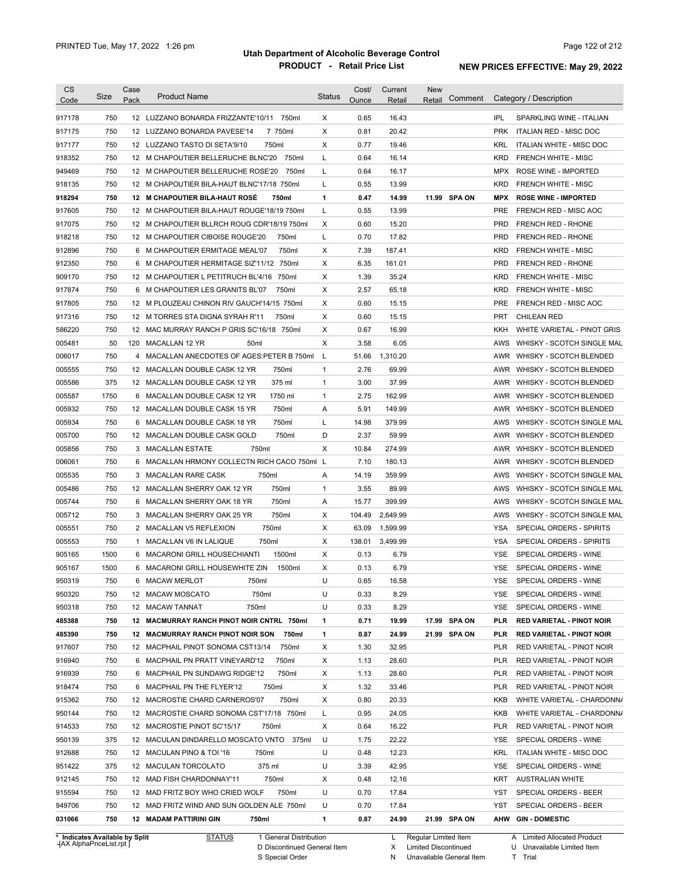# Utah Department of Alcoholic Beverage Control

## PRODUCT - Retail Price List

PRINTED Tue, May 17, 2022 1:26 pm

**NEW PRICES EFFECTIVE: May 29, 2022**

| CS Code | Size | Case Pack | Product Name | Status | Cost/ Ounce | Current Retail | New Retail | Comment | Category / Description |
|---|---|---|---|---|---|---|---|---|---|
| 917178 | 750 | 12 | LUZZANO BONARDA FRIZZANTE'10/11 750ml | X | 0.65 | 16.43 | | | IPL SPARKLING WINE - ITALIAN |
| 917175 | 750 | 12 | LUZZANO BONARDA PAVESE'14 7 750ml | X | 0.81 | 20.42 | | | PRK ITALIAN RED - MISC DOC |
| 917177 | 750 | 12 | LUZZANO TASTO DI SETA'9/10 750ml | X | 0.77 | 19.46 | | | KRL ITALIAN WHITE - MISC DOC |
| 918352 | 750 | 12 | M CHAPOUTIER BELLERUCHE BLNC'20 750ml | L | 0.64 | 16.14 | | | KRD FRENCH WHITE - MISC |
| 949469 | 750 | 12 | M CHAPOUTIER BELLERUCHE ROSE'20 750ml | L | 0.64 | 16.17 | | | MPX ROSE WINE - IMPORTED |
| 918135 | 750 | 12 | M CHAPOUTIER BILA-HAUT BLNC'17/18 750ml | L | 0.55 | 13.99 | | | KRD FRENCH WHITE - MISC |
| **918294** | **750** | **12** | **M CHAPOUTIER BILA-HAUT ROSÉ 750ml** | **1** | **0.47** | **14.99** | **11.99** | **SPA ON** | **MPX ROSE WINE - IMPORTED** |
| 917605 | 750 | 12 | M CHAPOUTIER BILA-HAUT ROUGE'18/19 750ml | L | 0.55 | 13.99 | | | PRE FRENCH RED - MISC AOC |
| 917075 | 750 | 12 | M CHAPOUTIER BLLRCH ROUG CDR'18/19 750ml | X | 0.60 | 15.20 | | | PRD FRENCH RED - RHONE |
| 918218 | 750 | 12 | M CHAPOUTIER CIBOISE ROUGE'20 750ml | L | 0.70 | 17.82 | | | PRD FRENCH RED - RHONE |
| 912896 | 750 | 6 | M CHAPOUTIER ERMITAGE MEAL'07 750ml | X | 7.39 | 187.41 | | | KRD FRENCH WHITE - MISC |
| 912350 | 750 | 6 | M CHAPOUTIER HERMITAGE SIZ'11/12 750ml | X | 6.35 | 161.01 | | | PRD FRENCH RED - RHONE |
| 909170 | 750 | 12 | M CHAPOUTIER L PETITRUCH BL'4/16 750ml | X | 1.39 | 35.24 | | | KRD FRENCH WHITE - MISC |
| 917874 | 750 | 6 | M CHAPOUTIER LES GRANITS BL'07 750ml | X | 2.57 | 65.18 | | | KRD FRENCH WHITE - MISC |
| 917805 | 750 | 12 | M PLOUZEAU CHINON RIV GAUCH'14/15 750ml | X | 0.60 | 15.15 | | | PRE FRENCH RED - MISC AOC |
| 917316 | 750 | 12 | M TORRES STA DIGNA SYRAH R'11 750ml | X | 0.60 | 15.15 | | | PRT CHILEAN RED |
| 586220 | 750 | 12 | MAC MURRAY RANCH P GRIS SC'16/18 750ml | X | 0.67 | 16.99 | | | KKH WHITE VARIETAL - PINOT GRIS |
| 005481 | 50 | 120 | MACALLAN 12 YR 50ml | X | 3.58 | 6.05 | | | AWS WHISKY - SCOTCH SINGLE MAL |
| 006017 | 750 | 4 | MACALLAN ANECDOTES OF AGES:PETER B 750ml | L | 51.66 | 1,310.20 | | | AWR WHISKY - SCOTCH BLENDED |
| 005555 | 750 | 12 | MACALLAN DOUBLE CASK 12 YR 750ml | 1 | 2.76 | 69.99 | | | AWR WHISKY - SCOTCH BLENDED |
| 005586 | 375 | 12 | MACALLAN DOUBLE CASK 12 YR 375 ml | 1 | 3.00 | 37.99 | | | AWR WHISKY - SCOTCH BLENDED |
| 005587 | 1750 | 6 | MACALLAN DOUBLE CASK 12 YR 1750 ml | 1 | 2.75 | 162.99 | | | AWR WHISKY - SCOTCH BLENDED |
| 005932 | 750 | 12 | MACALLAN DOUBLE CASK 15 YR 750ml | A | 5.91 | 149.99 | | | AWR WHISKY - SCOTCH BLENDED |
| 005934 | 750 | 6 | MACALLAN DOUBLE CASK 18 YR 750ml | L | 14.98 | 379.99 | | | AWS WHISKY - SCOTCH SINGLE MAL |
| 005700 | 750 | 12 | MACALLAN DOUBLE CASK GOLD 750ml | D | 2.37 | 59.99 | | | AWR WHISKY - SCOTCH BLENDED |
| 005856 | 750 | 3 | MACALLAN ESTATE 750ml | X | 10.84 | 274.99 | | | AWR WHISKY - SCOTCH BLENDED |
| 006061 | 750 | 6 | MACALLAN HRMONY COLLECTN RICH CACO 750ml | L | 7.10 | 180.13 | | | AWR WHISKY - SCOTCH BLENDED |
| 005535 | 750 | 3 | MACALLAN RARE CASK 750ml | A | 14.19 | 359.99 | | | AWS WHISKY - SCOTCH SINGLE MAL |
| 005486 | 750 | 12 | MACALLAN SHERRY OAK 12 YR 750ml | 1 | 3.55 | 89.99 | | | AWS WHISKY - SCOTCH SINGLE MAL |
| 005744 | 750 | 6 | MACALLAN SHERRY OAK 18 YR 750ml | A | 15.77 | 399.99 | | | AWS WHISKY - SCOTCH SINGLE MAL |
| 005712 | 750 | 3 | MACALLAN SHERRY OAK 25 YR 750ml | X | 104.49 | 2,649.99 | | | AWS WHISKY - SCOTCH SINGLE MAL |
| 005551 | 750 | 2 | MACALLAN V5 REFLEXION 750ml | X | 63.09 | 1,599.99 | | | YSA SPECIAL ORDERS - SPIRITS |
| 005553 | 750 | 1 | MACALLAN V6 IN LALIQUE 750ml | X | 138.01 | 3,499.99 | | | YSA SPECIAL ORDERS - SPIRITS |
| 905165 | 1500 | 6 | MACARONI GRILL HOUSECHIANTI 1500ml | X | 0.13 | 6.79 | | | YSE SPECIAL ORDERS - WINE |
| 905167 | 1500 | 6 | MACARONI GRILL HOUSEWHITE ZIN 1500ml | X | 0.13 | 6.79 | | | YSE SPECIAL ORDERS - WINE |
| 950319 | 750 | 6 | MACAW MERLOT 750ml | U | 0.65 | 16.58 | | | YSE SPECIAL ORDERS - WINE |
| 950320 | 750 | 12 | MACAW MOSCATO 750ml | U | 0.33 | 8.29 | | | YSE SPECIAL ORDERS - WINE |
| 950318 | 750 | 12 | MACAW TANNAT 750ml | U | 0.33 | 8.29 | | | YSE SPECIAL ORDERS - WINE |
| **485388** | **750** | **12** | **MACMURRAY RANCH PINOT NOIR CNTRL 750ml** | **1** | **0.71** | **19.99** | **17.99** | **SPA ON** | **PLR RED VARIETAL - PINOT NOIR** |
| **485390** | **750** | **12** | **MACMURRAY RANCH PINOT NOIR SON 750ml** | **1** | **0.87** | **24.99** | **21.99** | **SPA ON** | **PLR RED VARIETAL - PINOT NOIR** |
| 917607 | 750 | 12 | MACPHAIL PINOT SONOMA CST13/14 750ml | X | 1.30 | 32.95 | | | PLR RED VARIETAL - PINOT NOIR |
| 916940 | 750 | 6 | MACPHAIL PN PRATT VINEYARD'12 750ml | X | 1.13 | 28.60 | | | PLR RED VARIETAL - PINOT NOIR |
| 916939 | 750 | 6 | MACPHAIL PN SUNDAWG RIDGE'12 750ml | X | 1.13 | 28.60 | | | PLR RED VARIETAL - PINOT NOIR |
| 918474 | 750 | 6 | MACPHAIL PN THE FLYER'12 750ml | X | 1.32 | 33.46 | | | PLR RED VARIETAL - PINOT NOIR |
| 915362 | 750 | 12 | MACROSTIE CHARD CARNEROS'07 750ml | X | 0.80 | 20.33 | | | KKB WHITE VARIETAL - CHARDONNA |
| 950144 | 750 | 12 | MACROSTIE CHARD SONOMA CST'17/18 750ml | L | 0.95 | 24.05 | | | KKB WHITE VARIETAL - CHARDONNA |
| 914533 | 750 | 12 | MACROSTIE PINOT SC'15/17 750ml | X | 0.64 | 16.22 | | | PLR RED VARIETAL - PINOT NOIR |
| 950139 | 375 | 12 | MACULAN DINDARELLO MOSCATO VNTO 375ml | U | 1.75 | 22.22 | | | YSE SPECIAL ORDERS - WINE |
| 912688 | 750 | 12 | MACULAN PINO & TOI '16 750ml | U | 0.48 | 12.23 | | | KRL ITALIAN WHITE - MISC DOC |
| 951422 | 375 | 12 | MACULAN TORCOLATO 375 ml | U | 3.39 | 42.95 | | | YSE SPECIAL ORDERS - WINE |
| 912145 | 750 | 12 | MAD FISH CHARDONNAY'11 750ml | X | 0.48 | 12.16 | | | KRT AUSTRALIAN WHITE |
| 915594 | 750 | 12 | MAD FRITZ BOY WHO CRIED WOLF 750ml | U | 0.70 | 17.84 | | | YST SPECIAL ORDERS - BEER |
| 949706 | 750 | 12 | MAD FRITZ WIND AND SUN GOLDEN ALE 750ml | U | 0.70 | 17.84 | | | YST SPECIAL ORDERS - BEER |
| **031066** | **750** | **12** | **MADAM PATTIRINI GIN 750ml** | **1** | **0.87** | **24.99** | **21.99** | **SPA ON** | **AHW GIN - DOMESTIC** |

\* Indicates Available by Split

STATUS: 1 General Distribution; D Discontinued General Item; S Special Order; L Regular Limited Item; X Limited Discontinued; N Unavailable General Item; A Limited Allocated Product; U Unavailable Limited Item; T Trial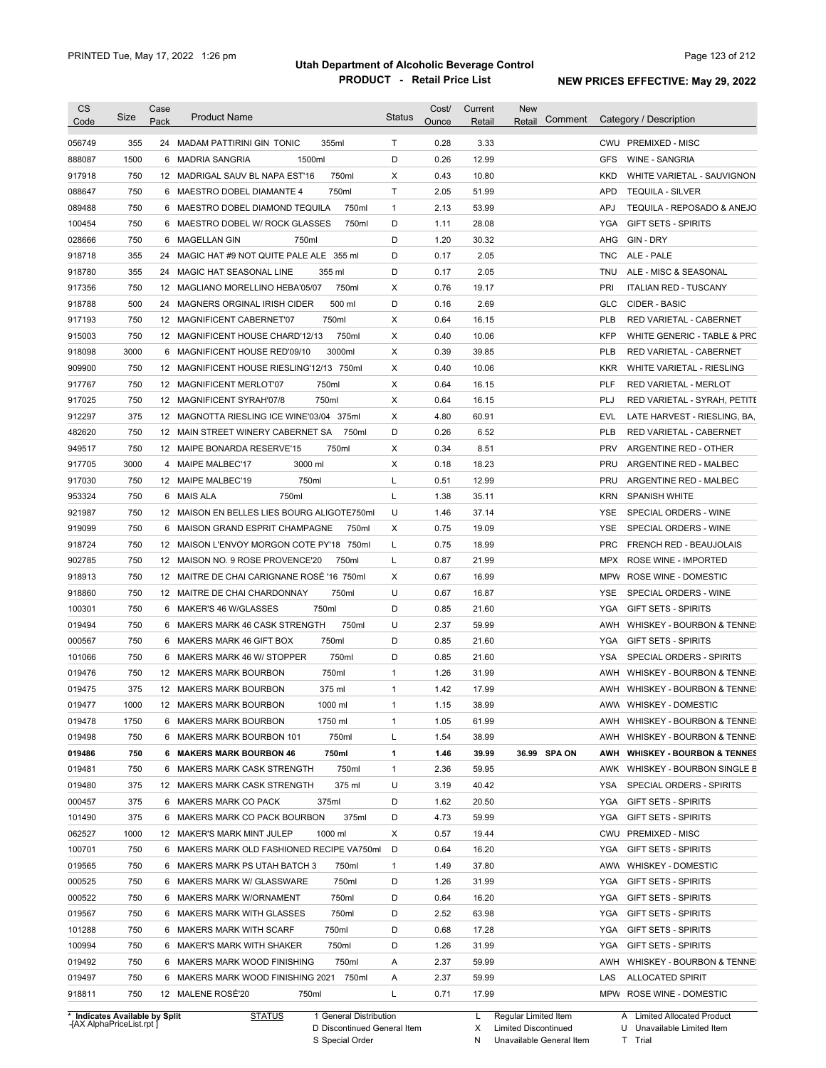# Utah Department of Alcoholic Beverage Control

## PRODUCT - Retail Price List

PRINTED Tue, May 17, 2022 1:26 pm

**NEW PRICES EFFECTIVE: May 29, 2022**

| CS Code | Size | Case Pack | Product Name | Status | Cost/ Ounce | Current Retail | New Retail | Comment | Category / Description |
|---|---|---|---|---|---|---|---|---|---|
| 056749 | 355 | 24 | MADAM PATTIRINI GIN TONIC 355ml | T | 0.28 | 3.33 | | | CWU PREMIXED - MISC |
| 888087 | 1500 | 6 | MADRIA SANGRIA 1500ml | D | 0.26 | 12.99 | | | GFS WINE - SANGRIA |
| 917918 | 750 | 12 | MADRIGAL SAUV BL NAPA EST'16 750ml | X | 0.43 | 10.80 | | | KKD WHITE VARIETAL - SAUVIGNON |
| 088647 | 750 | 6 | MAESTRO DOBEL DIAMANTE 4 750ml | T | 2.05 | 51.99 | | | APD TEQUILA - SILVER |
| 089488 | 750 | 6 | MAESTRO DOBEL DIAMOND TEQUILA 750ml | 1 | 2.13 | 53.99 | | | APJ TEQUILA - REPOSADO & ANEJO |
| 100454 | 750 | 6 | MAESTRO DOBEL W/ ROCK GLASSES 750ml | D | 1.11 | 28.08 | | | YGA GIFT SETS - SPIRITS |
| 028666 | 750 | 6 | MAGELLAN GIN 750ml | D | 1.20 | 30.32 | | | AHG GIN - DRY |
| 918718 | 355 | 24 | MAGIC HAT #9 NOT QUITE PALE ALE 355 ml | D | 0.17 | 2.05 | | | TNC ALE - PALE |
| 918780 | 355 | 24 | MAGIC HAT SEASONAL LINE 355 ml | D | 0.17 | 2.05 | | | TNU ALE - MISC & SEASONAL |
| 917356 | 750 | 12 | MAGLIANO MORELLINO HEBA'05/07 750ml | X | 0.76 | 19.17 | | | PRI ITALIAN RED - TUSCANY |
| 918788 | 500 | 24 | MAGNERS ORGINAL IRISH CIDER 500 ml | D | 0.16 | 2.69 | | | GLC CIDER - BASIC |
| 917193 | 750 | 12 | MAGNIFICENT CABERNET'07 750ml | X | 0.64 | 16.15 | | | PLB RED VARIETAL - CABERNET |
| 915003 | 750 | 12 | MAGNIFICENT HOUSE CHARD'12/13 750ml | X | 0.40 | 10.06 | | | KFP WHITE GENERIC - TABLE & PRC |
| 918098 | 3000 | 6 | MAGNIFICENT HOUSE RED'09/10 3000ml | X | 0.39 | 39.85 | | | PLB RED VARIETAL - CABERNET |
| 909900 | 750 | 12 | MAGNIFICENT HOUSE RIESLING'12/13 750ml | X | 0.40 | 10.06 | | | KKR WHITE VARIETAL - RIESLING |
| 917767 | 750 | 12 | MAGNIFICENT MERLOT'07 750ml | X | 0.64 | 16.15 | | | PLF RED VARIETAL - MERLOT |
| 917025 | 750 | 12 | MAGNIFICENT SYRAH'07/8 750ml | X | 0.64 | 16.15 | | | PLJ RED VARIETAL - SYRAH, PETITE |
| 912297 | 375 | 12 | MAGNOTTA RIESLING ICE WINE'03/04 375ml | X | 4.80 | 60.91 | | | EVL LATE HARVEST - RIESLING, BA, |
| 482620 | 750 | 12 | MAIN STREET WINERY CABERNET SA 750ml | D | 0.26 | 6.52 | | | PLB RED VARIETAL - CABERNET |
| 949517 | 750 | 12 | MAIPE BONARDA RESERVE'15 750ml | X | 0.34 | 8.51 | | | PRV ARGENTINE RED - OTHER |
| 917705 | 3000 | 4 | MAIPE MALBEC'17 3000 ml | X | 0.18 | 18.23 | | | PRU ARGENTINE RED - MALBEC |
| 917030 | 750 | 12 | MAIPE MALBEC'19 750ml | L | 0.51 | 12.99 | | | PRU ARGENTINE RED - MALBEC |
| 953324 | 750 | 6 | MAIS ALA 750ml | L | 1.38 | 35.11 | | | KRN SPANISH WHITE |
| 921987 | 750 | 12 | MAISON EN BELLES LIES BOURG ALIGOTE750ml | U | 1.46 | 37.14 | | | YSE SPECIAL ORDERS - WINE |
| 919099 | 750 | 6 | MAISON GRAND ESPRIT CHAMPAGNE 750ml | X | 0.75 | 19.09 | | | YSE SPECIAL ORDERS - WINE |
| 918724 | 750 | 12 | MAISON L'ENVOY MORGON COTE PY'18 750ml | L | 0.75 | 18.99 | | | PRC FRENCH RED - BEAUJOLAIS |
| 902785 | 750 | 12 | MAISON NO. 9 ROSE PROVENCE'20 750ml | L | 0.87 | 21.99 | | | MPX ROSE WINE - IMPORTED |
| 918913 | 750 | 12 | MAITRE DE CHAI CARIGNANE ROSÉ '16 750ml | X | 0.67 | 16.99 | | | MPW ROSE WINE - DOMESTIC |
| 918860 | 750 | 12 | MAITRE DE CHAI CHARDONNAY 750ml | U | 0.67 | 16.87 | | | YSE SPECIAL ORDERS - WINE |
| 100301 | 750 | 6 | MAKER'S 46 W/GLASSES 750ml | D | 0.85 | 21.60 | | | YGA GIFT SETS - SPIRITS |
| 019494 | 750 | 6 | MAKERS MARK 46 CASK STRENGTH 750ml | U | 2.37 | 59.99 | | | AWH WHISKEY - BOURBON & TENNE: |
| 000567 | 750 | 6 | MAKERS MARK 46 GIFT BOX 750ml | D | 0.85 | 21.60 | | | YGA GIFT SETS - SPIRITS |
| 101066 | 750 | 6 | MAKERS MARK 46 W/ STOPPER 750ml | D | 0.85 | 21.60 | | | YSA SPECIAL ORDERS - SPIRITS |
| 019476 | 750 | 12 | MAKERS MARK BOURBON 750ml | 1 | 1.26 | 31.99 | | | AWH WHISKEY - BOURBON & TENNE: |
| 019475 | 375 | 12 | MAKERS MARK BOURBON 375 ml | 1 | 1.42 | 17.99 | | | AWH WHISKEY - BOURBON & TENNE: |
| 019477 | 1000 | 12 | MAKERS MARK BOURBON 1000 ml | 1 | 1.15 | 38.99 | | | AWW WHISKEY - DOMESTIC |
| 019478 | 1750 | 6 | MAKERS MARK BOURBON 1750 ml | 1 | 1.05 | 61.99 | | | AWH WHISKEY - BOURBON & TENNE: |
| 019498 | 750 | 6 | MAKERS MARK BOURBON 101 750ml | L | 1.54 | 38.99 | | | AWH WHISKEY - BOURBON & TENNE: |
| **019486** | **750** | **6** | **MAKERS MARK BOURBON 46 750ml** | **1** | **1.46** | **39.99** | **36.99** | **SPA ON** | **AWH WHISKEY - BOURBON & TENNES** |
| 019481 | 750 | 6 | MAKERS MARK CASK STRENGTH 750ml | 1 | 2.36 | 59.95 | | | AWK WHISKEY - BOURBON SINGLE B |
| 019480 | 375 | 12 | MAKERS MARK CASK STRENGTH 375 ml | U | 3.19 | 40.42 | | | YSA SPECIAL ORDERS - SPIRITS |
| 000457 | 375 | 6 | MAKERS MARK CO PACK 375ml | D | 1.62 | 20.50 | | | YGA GIFT SETS - SPIRITS |
| 101490 | 375 | 6 | MAKERS MARK CO PACK BOURBON 375ml | D | 4.73 | 59.99 | | | YGA GIFT SETS - SPIRITS |
| 062527 | 1000 | 12 | MAKER'S MARK MINT JULEP 1000 ml | X | 0.57 | 19.44 | | | CWU PREMIXED - MISC |
| 100701 | 750 | 6 | MAKERS MARK OLD FASHIONED RECIPE VA750ml | D | 0.64 | 16.20 | | | YGA GIFT SETS - SPIRITS |
| 019565 | 750 | 6 | MAKERS MARK PS UTAH BATCH 3 750ml | 1 | 1.49 | 37.80 | | | AWW WHISKEY - DOMESTIC |
| 000525 | 750 | 6 | MAKERS MARK W/ GLASSWARE 750ml | D | 1.26 | 31.99 | | | YGA GIFT SETS - SPIRITS |
| 000522 | 750 | 6 | MAKERS MARK W/ORNAMENT 750ml | D | 0.64 | 16.20 | | | YGA GIFT SETS - SPIRITS |
| 019567 | 750 | 6 | MAKERS MARK WITH GLASSES 750ml | D | 2.52 | 63.98 | | | YGA GIFT SETS - SPIRITS |
| 101288 | 750 | 6 | MAKERS MARK WITH SCARF 750ml | D | 0.68 | 17.28 | | | YGA GIFT SETS - SPIRITS |
| 100994 | 750 | 6 | MAKER'S MARK WITH SHAKER 750ml | D | 1.26 | 31.99 | | | YGA GIFT SETS - SPIRITS |
| 019492 | 750 | 6 | MAKERS MARK WOOD FINISHING 750ml | A | 2.37 | 59.99 | | | AWH WHISKEY - BOURBON & TENNE: |
| 019497 | 750 | 6 | MAKERS MARK WOOD FINISHING 2021 750ml | A | 2.37 | 59.99 | | | LAS ALLOCATED SPIRIT |
| 918811 | 750 | 12 | MALENE ROSÉ'20 750ml | L | 0.71 | 17.99 | | | MPW ROSE WINE - DOMESTIC |

\* Indicates Available by Split

STATUS: 1 General Distribution, D Discontinued General Item, S Special Order, L Regular Limited Item, X Limited Discontinued, N Unavailable General Item, A Limited Allocated Product, U Unavailable Limited Item, T Trial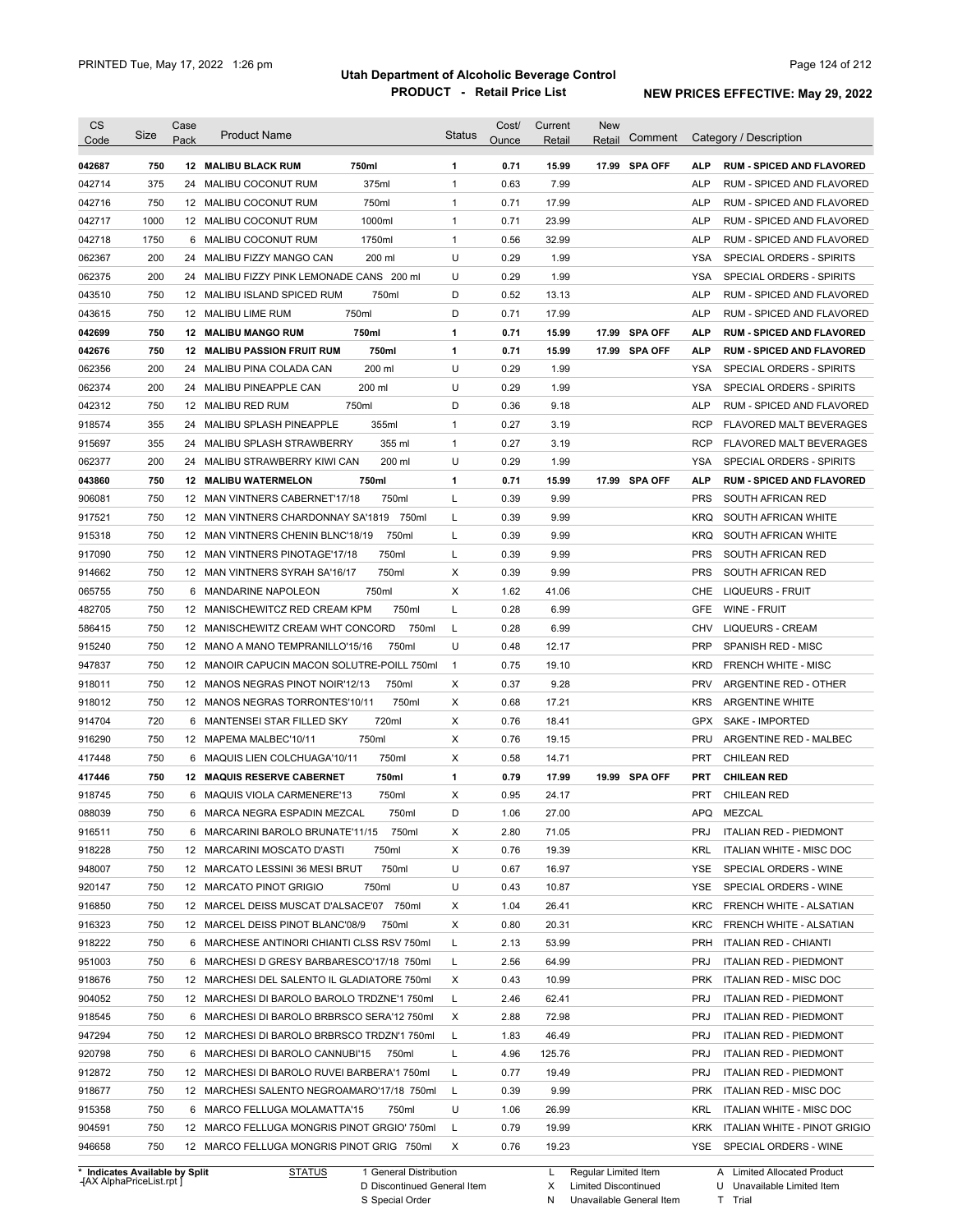# Utah Department of Alcoholic Beverage Control

## PRODUCT - Retail Price List

PRINTED Tue, May 17, 2022 1:26 pm

NEW PRICES EFFECTIVE: May 29, 2022

| CS Code | Size | Case Pack | Product Name | | Status | Cost/ Ounce | Current Retail | New Retail | Comment | Category / Description | |
|---|---|---|---|---|---|---|---|---|---|---|---|
| **042687** | **750** | **12** | **MALIBU BLACK RUM** | **750ml** | **1** | **0.71** | **15.99** | **17.99** | **SPA OFF** | **ALP** | **RUM - SPICED AND FLAVORED** |
| 042714 | 375 | 24 | MALIBU COCONUT RUM | 375ml | 1 | 0.63 | 7.99 | | | ALP | RUM - SPICED AND FLAVORED |
| 042716 | 750 | 12 | MALIBU COCONUT RUM | 750ml | 1 | 0.71 | 17.99 | | | ALP | RUM - SPICED AND FLAVORED |
| 042717 | 1000 | 12 | MALIBU COCONUT RUM | 1000ml | 1 | 0.71 | 23.99 | | | ALP | RUM - SPICED AND FLAVORED |
| 042718 | 1750 | 6 | MALIBU COCONUT RUM | 1750ml | 1 | 0.56 | 32.99 | | | ALP | RUM - SPICED AND FLAVORED |
| 062367 | 200 | 24 | MALIBU FIZZY MANGO CAN | 200 ml | U | 0.29 | 1.99 | | | YSA | SPECIAL ORDERS - SPIRITS |
| 062375 | 200 | 24 | MALIBU FIZZY PINK LEMONADE CANS | 200 ml | U | 0.29 | 1.99 | | | YSA | SPECIAL ORDERS - SPIRITS |
| 043510 | 750 | 12 | MALIBU ISLAND SPICED RUM | 750ml | D | 0.52 | 13.13 | | | ALP | RUM - SPICED AND FLAVORED |
| 043615 | 750 | 12 | MALIBU LIME RUM | 750ml | D | 0.71 | 17.99 | | | ALP | RUM - SPICED AND FLAVORED |
| **042699** | **750** | **12** | **MALIBU MANGO RUM** | **750ml** | **1** | **0.71** | **15.99** | **17.99** | **SPA OFF** | **ALP** | **RUM - SPICED AND FLAVORED** |
| **042676** | **750** | **12** | **MALIBU PASSION FRUIT RUM** | **750ml** | **1** | **0.71** | **15.99** | **17.99** | **SPA OFF** | **ALP** | **RUM - SPICED AND FLAVORED** |
| 062356 | 200 | 24 | MALIBU PINA COLADA CAN | 200 ml | U | 0.29 | 1.99 | | | YSA | SPECIAL ORDERS - SPIRITS |
| 062374 | 200 | 24 | MALIBU PINEAPPLE CAN | 200 ml | U | 0.29 | 1.99 | | | YSA | SPECIAL ORDERS - SPIRITS |
| 042312 | 750 | 12 | MALIBU RED RUM | 750ml | D | 0.36 | 9.18 | | | ALP | RUM - SPICED AND FLAVORED |
| 918574 | 355 | 24 | MALIBU SPLASH PINEAPPLE | 355ml | 1 | 0.27 | 3.19 | | | RCP | FLAVORED MALT BEVERAGES |
| 915697 | 355 | 24 | MALIBU SPLASH STRAWBERRY | 355 ml | 1 | 0.27 | 3.19 | | | RCP | FLAVORED MALT BEVERAGES |
| 062377 | 200 | 24 | MALIBU STRAWBERRY KIWI CAN | 200 ml | U | 0.29 | 1.99 | | | YSA | SPECIAL ORDERS - SPIRITS |
| **043860** | **750** | **12** | **MALIBU WATERMELON** | **750ml** | **1** | **0.71** | **15.99** | **17.99** | **SPA OFF** | **ALP** | **RUM - SPICED AND FLAVORED** |
| 906081 | 750 | 12 | MAN VINTNERS CABERNET'17/18 | 750ml | L | 0.39 | 9.99 | | | PRS | SOUTH AFRICAN RED |
| 917521 | 750 | 12 | MAN VINTNERS CHARDONNAY SA'1819 | 750ml | L | 0.39 | 9.99 | | | KRQ | SOUTH AFRICAN WHITE |
| 915318 | 750 | 12 | MAN VINTNERS CHENIN BLNC'18/19 | 750ml | L | 0.39 | 9.99 | | | KRQ | SOUTH AFRICAN WHITE |
| 917090 | 750 | 12 | MAN VINTNERS PINOTAGE'17/18 | 750ml | L | 0.39 | 9.99 | | | PRS | SOUTH AFRICAN RED |
| 914662 | 750 | 12 | MAN VINTNERS SYRAH SA'16/17 | 750ml | X | 0.39 | 9.99 | | | PRS | SOUTH AFRICAN RED |
| 065755 | 750 | 6 | MANDARINE NAPOLEON | 750ml | X | 1.62 | 41.06 | | | CHE | LIQUEURS - FRUIT |
| 482705 | 750 | 12 | MANISCHEWITZ RED CREAM KPM | 750ml | L | 0.28 | 6.99 | | | GFE | WINE - FRUIT |
| 586415 | 750 | 12 | MANISCHEWITZ CREAM WHT CONCORD | 750ml | L | 0.28 | 6.99 | | | CHV | LIQUEURS - CREAM |
| 915240 | 750 | 12 | MANO A MANO TEMPRANILLO'15/16 | 750ml | U | 0.48 | 12.17 | | | PRP | SPANISH RED - MISC |
| 947837 | 750 | 12 | MANOIR CAPUCIN MACON SOLUTRE-POILL | 750ml | 1 | 0.75 | 19.10 | | | KRD | FRENCH WHITE - MISC |
| 918011 | 750 | 12 | MANOS NEGRAS PINOT NOIR'12/13 | 750ml | X | 0.37 | 9.28 | | | PRV | ARGENTINE RED - OTHER |
| 918012 | 750 | 12 | MANOS NEGRAS TORRONTES'10/11 | 750ml | X | 0.68 | 17.21 | | | KRS | ARGENTINE WHITE |
| 914704 | 720 | 6 | MANTENSEI STAR FILLED SKY | 720ml | X | 0.76 | 18.41 | | | GPX | SAKE - IMPORTED |
| 916290 | 750 | 12 | MAPEMA MALBEC'10/11 | 750ml | X | 0.76 | 19.15 | | | PRU | ARGENTINE RED - MALBEC |
| 417448 | 750 | 6 | MAQUIS LIEN COLCHUAGA'10/11 | 750ml | X | 0.58 | 14.71 | | | PRT | CHILEAN RED |
| **417446** | **750** | **12** | **MAQUIS RESERVE CABERNET** | **750ml** | **1** | **0.79** | **17.99** | **19.99** | **SPA OFF** | **PRT** | **CHILEAN RED** |
| 918745 | 750 | 6 | MAQUIS VIOLA CARMENERE'13 | 750ml | X | 0.95 | 24.17 | | | PRT | CHILEAN RED |
| 088039 | 750 | 6 | MARCA NEGRA ESPADIN MEZCAL | 750ml | D | 1.06 | 27.00 | | | APQ | MEZCAL |
| 916511 | 750 | 6 | MARCARINI BAROLO BRUNATE'11/15 | 750ml | X | 2.80 | 71.05 | | | PRJ | ITALIAN RED - PIEDMONT |
| 918228 | 750 | 12 | MARCARINI MOSCATO D'ASTI | 750ml | X | 0.76 | 19.39 | | | KRL | ITALIAN WHITE - MISC DOC |
| 948007 | 750 | 12 | MARCATO LESSINI 36 MESI BRUT | 750ml | U | 0.67 | 16.97 | | | YSE | SPECIAL ORDERS - WINE |
| 920147 | 750 | 12 | MARCATO PINOT GRIGIO | 750ml | U | 0.43 | 10.87 | | | YSE | SPECIAL ORDERS - WINE |
| 916850 | 750 | 12 | MARCEL DEISS MUSCAT D'ALSACE'07 | 750ml | X | 1.04 | 26.41 | | | KRC | FRENCH WHITE - ALSATIAN |
| 916323 | 750 | 12 | MARCEL DEISS PINOT BLANC'08/9 | 750ml | X | 0.80 | 20.31 | | | KRC | FRENCH WHITE - ALSATIAN |
| 918222 | 750 | 6 | MARCHESE ANTINORI CHIANTI CLSS RSV | 750ml | L | 2.13 | 53.99 | | | PRH | ITALIAN RED - CHIANTI |
| 951003 | 750 | 6 | MARCHESI D GRESY BARBARESCO'17/18 | 750ml | L | 2.56 | 64.99 | | | PRJ | ITALIAN RED - PIEDMONT |
| 918676 | 750 | 12 | MARCHESI DEL SALENTO IL GLADIATORE | 750ml | X | 0.43 | 10.99 | | | PRK | ITALIAN RED - MISC DOC |
| 904052 | 750 | 12 | MARCHESI DI BAROLO BAROLO TRDZNE'1 | 750ml | L | 2.46 | 62.41 | | | PRJ | ITALIAN RED - PIEDMONT |
| 918545 | 750 | 6 | MARCHESI DI BAROLO BRBRSCO SERA'12 | 750ml | X | 2.88 | 72.98 | | | PRJ | ITALIAN RED - PIEDMONT |
| 947294 | 750 | 12 | MARCHESI DI BAROLO BRBRSCO TRDZN'1 | 750ml | L | 1.83 | 46.49 | | | PRJ | ITALIAN RED - PIEDMONT |
| 920798 | 750 | 6 | MARCHESI DI BAROLO CANNUBI'15 | 750ml | L | 4.96 | 125.76 | | | PRJ | ITALIAN RED - PIEDMONT |
| 912872 | 750 | 12 | MARCHESI DI BAROLO RUVEI BARBERA'1 | 750ml | L | 0.77 | 19.49 | | | PRJ | ITALIAN RED - PIEDMONT |
| 918677 | 750 | 12 | MARCHESI SALENTO NEGROAMARO'17/18 | 750ml | L | 0.39 | 9.99 | | | PRK | ITALIAN RED - MISC DOC |
| 915358 | 750 | 6 | MARCO FELLUGA MOLAMATTA'15 | 750ml | U | 1.06 | 26.99 | | | KRL | ITALIAN WHITE - MISC DOC |
| 904591 | 750 | 12 | MARCO FELLUGA MONGRIS PINOT GRGIO' | 750ml | L | 0.79 | 19.99 | | | KRK | ITALIAN WHITE - PINOT GRIGIO |
| 946658 | 750 | 12 | MARCO FELLUGA MONGRIS PINOT GRIG | 750ml | X | 0.76 | 19.23 | | | YSE | SPECIAL ORDERS - WINE |

\* Indicates Available by Split

STATUS: 1 General Distribution; D Discontinued General Item; S Special Order; L Regular Limited Item; X Limited Discontinued; N Unavailable General Item; A Limited Allocated Product; U Unavailable Limited Item; T Trial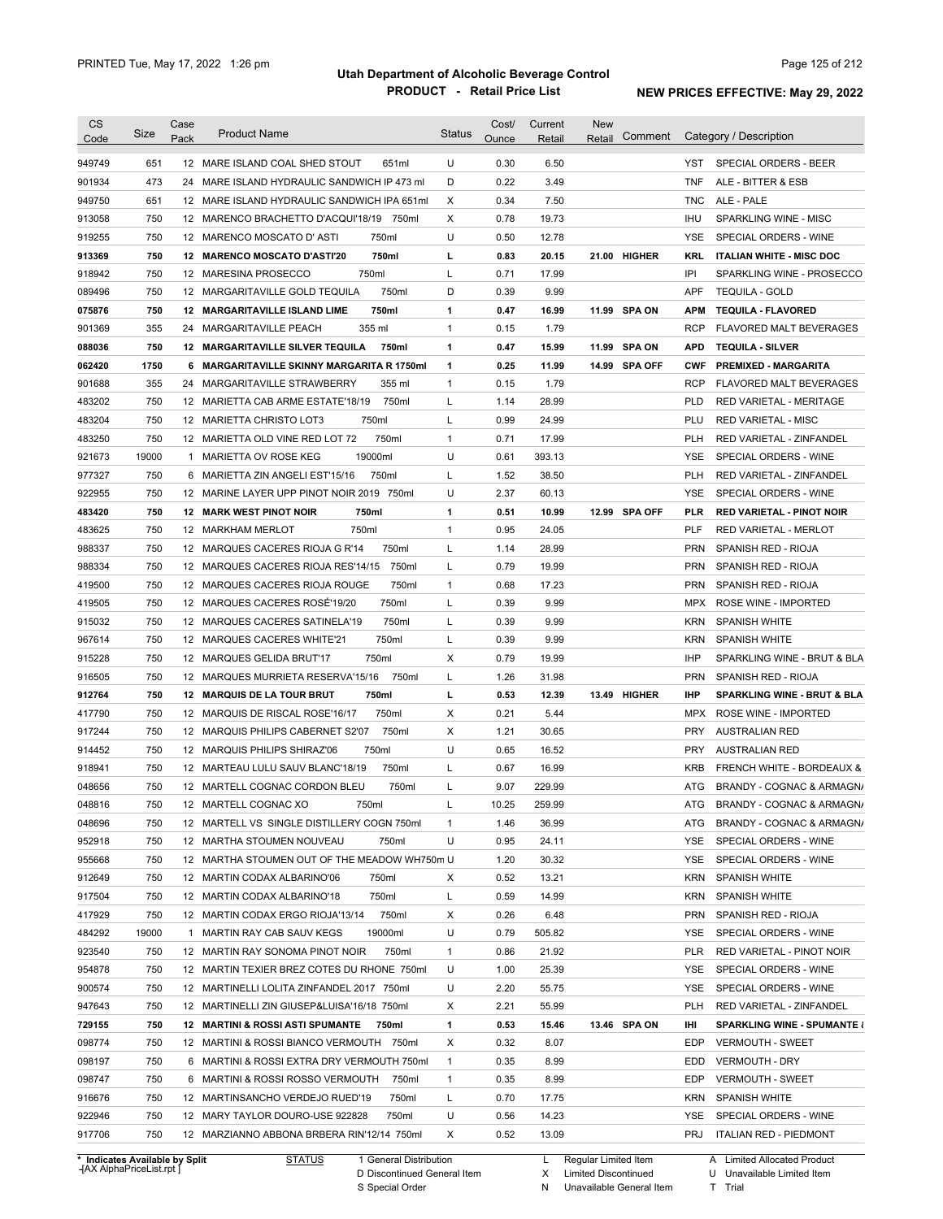| CS Code | Size | Case Pack | Product Name | Status | Cost/ Ounce | Current Retail | New Retail | Comment | Category / Description |
|---|---|---|---|---|---|---|---|---|---|
| 949749 | 651 | 12 | MARE ISLAND COAL SHED STOUT 651ml | U | 0.30 | 6.50 | | | YST SPECIAL ORDERS - BEER |
| 901934 | 473 | 24 | MARE ISLAND HYDRAULIC SANDWICH IP 473 ml | D | 0.22 | 3.49 | | | TNF ALE - BITTER & ESB |
| 949750 | 651 | 12 | MARE ISLAND HYDRAULIC SANDWICH IPA 651ml | X | 0.34 | 7.50 | | | TNC ALE - PALE |
| 913058 | 750 | 12 | MARENCO BRACHETTO D'ACQUI'18/19 750ml | X | 0.78 | 19.73 | | | IHU SPARKLING WINE - MISC |
| 919255 | 750 | 12 | MARENCO MOSCATO D' ASTI 750ml | U | 0.50 | 12.78 | | | YSE SPECIAL ORDERS - WINE |
| **913369** | **750** | **12** | **MARENCO MOSCATO D'ASTI'20 750ml** | **L** | **0.83** | **20.15** | **21.00** | **HIGHER** | **KRL ITALIAN WHITE - MISC DOC** |
| 918942 | 750 | 12 | MARESINA PROSECCO 750ml | L | 0.71 | 17.99 | | | IPI SPARKLING WINE - PROSECCO |
| 089496 | 750 | 12 | MARGARITAVILLE GOLD TEQUILA 750ml | D | 0.39 | 9.99 | | | APF TEQUILA - GOLD |
| **075876** | **750** | **12** | **MARGARITAVILLE ISLAND LIME 750ml** | **1** | **0.47** | **16.99** | **11.99** | **SPA ON** | **APM TEQUILA - FLAVORED** |
| 901369 | 355 | 24 | MARGARITAVILLE PEACH 355 ml | 1 | 0.15 | 1.79 | | | RCP FLAVORED MALT BEVERAGES |
| **088036** | **750** | **12** | **MARGARITAVILLE SILVER TEQUILA 750ml** | **1** | **0.47** | **15.99** | **11.99** | **SPA ON** | **APD TEQUILA - SILVER** |
| **062420** | **1750** | **6** | **MARGARITAVILLE SKINNY MARGARITA R 1750ml** | **1** | **0.25** | **11.99** | **14.99** | **SPA OFF** | **CWF PREMIXED - MARGARITA** |
| 901688 | 355 | 24 | MARGARITAVILLE STRAWBERRY 355 ml | 1 | 0.15 | 1.79 | | | RCP FLAVORED MALT BEVERAGES |
| 483202 | 750 | 12 | MARIETTA CAB ARME ESTATE'18/19 750ml | L | 1.14 | 28.99 | | | PLD RED VARIETAL - MERITAGE |
| 483204 | 750 | 12 | MARIETTA CHRISTO LOT3 750ml | L | 0.99 | 24.99 | | | PLU RED VARIETAL - MISC |
| 483250 | 750 | 12 | MARIETTA OLD VINE RED LOT 72 750ml | 1 | 0.71 | 17.99 | | | PLH RED VARIETAL - ZINFANDEL |
| 921673 | 19000 | 1 | MARIETTA OV ROSE KEG 19000ml | U | 0.61 | 393.13 | | | YSE SPECIAL ORDERS - WINE |
| 977327 | 750 | 6 | MARIETTA ZIN ANGELI EST'15/16 750ml | L | 1.52 | 38.50 | | | PLH RED VARIETAL - ZINFANDEL |
| 922955 | 750 | 12 | MARINE LAYER UPP PINOT NOIR 2019 750ml | U | 2.37 | 60.13 | | | YSE SPECIAL ORDERS - WINE |
| **483420** | **750** | **12** | **MARK WEST PINOT NOIR 750ml** | **1** | **0.51** | **10.99** | **12.99** | **SPA OFF** | **PLR RED VARIETAL - PINOT NOIR** |
| 483625 | 750 | 12 | MARKHAM MERLOT 750ml | 1 | 0.95 | 24.05 | | | PLF RED VARIETAL - MERLOT |
| 988337 | 750 | 12 | MARQUES CACERES RIOJA G R'14 750ml | L | 1.14 | 28.99 | | | PRN SPANISH RED - RIOJA |
| 988334 | 750 | 12 | MARQUES CACERES RIOJA RES'14/15 750ml | L | 0.79 | 19.99 | | | PRN SPANISH RED - RIOJA |
| 419500 | 750 | 12 | MARQUES CACERES RIOJA ROUGE 750ml | 1 | 0.68 | 17.23 | | | PRN SPANISH RED - RIOJA |
| 419505 | 750 | 12 | MARQUES CACERES ROSÉ'19/20 750ml | L | 0.39 | 9.99 | | | MPX ROSE WINE - IMPORTED |
| 915032 | 750 | 12 | MARQUES CACERES SATINELA'19 750ml | L | 0.39 | 9.99 | | | KRN SPANISH WHITE |
| 967614 | 750 | 12 | MARQUES CACERES WHITE'21 750ml | L | 0.39 | 9.99 | | | KRN SPANISH WHITE |
| 915228 | 750 | 12 | MARQUES GELIDA BRUT'17 750ml | X | 0.79 | 19.99 | | | IHP SPARKLING WINE - BRUT & BLA |
| 916505 | 750 | 12 | MARQUES MURRIETA RESERVA'15/16 750ml | L | 1.26 | 31.98 | | | PRN SPANISH RED - RIOJA |
| **912764** | **750** | **12** | **MARQUIS DE LA TOUR BRUT 750ml** | **L** | **0.53** | **12.39** | **13.49** | **HIGHER** | **IHP SPARKLING WINE - BRUT & BLA** |
| 417790 | 750 | 12 | MARQUIS DE RISCAL ROSE'16/17 750ml | X | 0.21 | 5.44 | | | MPX ROSE WINE - IMPORTED |
| 917244 | 750 | 12 | MARQUIS PHILIPS CABERNET S2'07 750ml | X | 1.21 | 30.65 | | | PRY AUSTRALIAN RED |
| 914452 | 750 | 12 | MARQUIS PHILIPS SHIRAZ'06 750ml | U | 0.65 | 16.52 | | | PRY AUSTRALIAN RED |
| 918941 | 750 | 12 | MARTEAU LULU SAUV BLANC'18/19 750ml | L | 0.67 | 16.99 | | | KRB FRENCH WHITE - BORDEAUX & |
| 048656 | 750 | 12 | MARTELL COGNAC CORDON BLEU 750ml | L | 9.07 | 229.99 | | | ATG BRANDY - COGNAC & ARMAGN/ |
| 048816 | 750 | 12 | MARTELL COGNAC XO 750ml | L | 10.25 | 259.99 | | | ATG BRANDY - COGNAC & ARMAGN/ |
| 048696 | 750 | 12 | MARTELL VS SINGLE DISTILLERY COGN 750ml | 1 | 1.46 | 36.99 | | | ATG BRANDY - COGNAC & ARMAGN/ |
| 952918 | 750 | 12 | MARTHA STOUMEN NOUVEAU 750ml | U | 0.95 | 24.11 | | | YSE SPECIAL ORDERS - WINE |
| 955668 | 750 | 12 | MARTHA STOUMEN OUT OF THE MEADOW WH750m | U | 1.20 | 30.32 | | | YSE SPECIAL ORDERS - WINE |
| 912649 | 750 | 12 | MARTIN CODAX ALBARINO'06 750ml | X | 0.52 | 13.21 | | | KRN SPANISH WHITE |
| 917504 | 750 | 12 | MARTIN CODAX ALBARINO'18 750ml | L | 0.59 | 14.99 | | | KRN SPANISH WHITE |
| 417929 | 750 | 12 | MARTIN CODAX ERGO RIOJA'13/14 750ml | X | 0.26 | 6.48 | | | PRN SPANISH RED - RIOJA |
| 484292 | 19000 | 1 | MARTIN RAY CAB SAUV KEGS 19000ml | U | 0.79 | 505.82 | | | YSE SPECIAL ORDERS - WINE |
| 923540 | 750 | 12 | MARTIN RAY SONOMA PINOT NOIR 750ml | 1 | 0.86 | 21.92 | | | PLR RED VARIETAL - PINOT NOIR |
| 954878 | 750 | 12 | MARTIN TEXIER BREZ COTES DU RHONE 750ml | U | 1.00 | 25.39 | | | YSE SPECIAL ORDERS - WINE |
| 900574 | 750 | 12 | MARTINELLI LOLITA ZINFANDEL 2017 750ml | U | 2.20 | 55.75 | | | YSE SPECIAL ORDERS - WINE |
| 947643 | 750 | 12 | MARTINELLI ZIN GIUSEP&LUISA'16/18 750ml | X | 2.21 | 55.99 | | | PLH RED VARIETAL - ZINFANDEL |
| **729155** | **750** | **12** | **MARTINI & ROSSI ASTI SPUMANTE 750ml** | **1** | **0.53** | **15.46** | **13.46** | **SPA ON** | **IHI SPARKLING WINE - SPUMANTE &** |
| 098774 | 750 | 12 | MARTINI & ROSSI BIANCO VERMOUTH 750ml | X | 0.32 | 8.07 | | | EDP VERMOUTH - SWEET |
| 098197 | 750 | 6 | MARTINI & ROSSI EXTRA DRY VERMOUTH 750ml | 1 | 0.35 | 8.99 | | | EDD VERMOUTH - DRY |
| 098747 | 750 | 6 | MARTINI & ROSSI ROSSO VERMOUTH 750ml | 1 | 0.35 | 8.99 | | | EDP VERMOUTH - SWEET |
| 916676 | 750 | 12 | MARTINSANCHO VERDEJO RUED'19 750ml | L | 0.70 | 17.75 | | | KRN SPANISH WHITE |
| 922946 | 750 | 12 | MARY TAYLOR DOURO-USE 922828 750ml | U | 0.56 | 14.23 | | | YSE SPECIAL ORDERS - WINE |
| 917706 | 750 | 12 | MARZIANNO ABBONA BRBERA RIN'12/14 750ml | X | 0.52 | 13.09 | | | PRJ ITALIAN RED - PIEDMONT |

\* Indicates Available by Split

STATUS: 1 General Distribution; D Discontinued General Item; S Special Order; L Regular Limited Item; X Limited Discontinued; N Unavailable General Item; A Limited Allocated Product; U Unavailable Limited Item; T Trial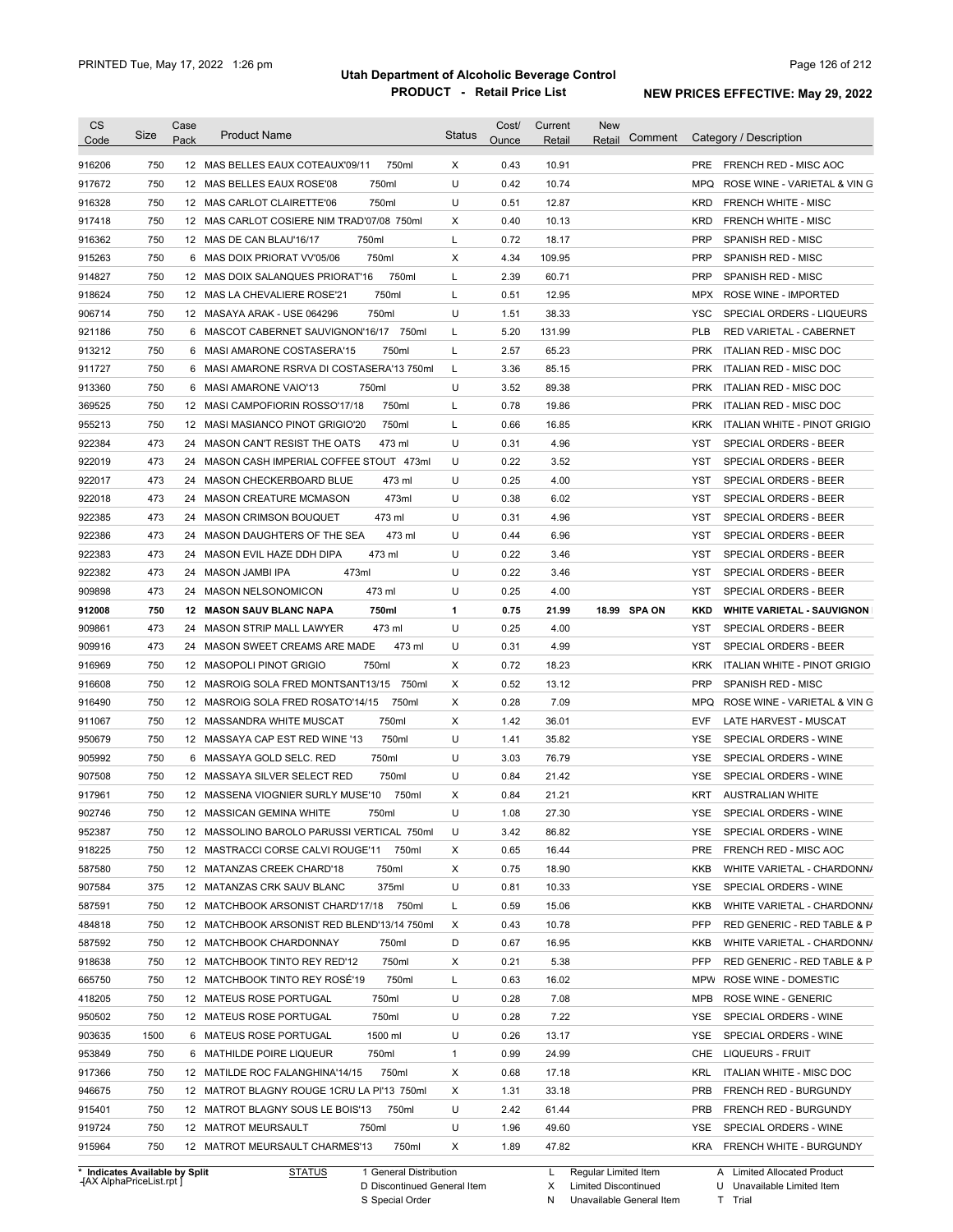# Utah Department of Alcoholic Beverage Control

## PRODUCT - Retail Price List

PRINTED Tue, May 17, 2022 1:26 pm

NEW PRICES EFFECTIVE: May 29, 2022

| CS Code | Size | Case Pack | Product Name | Status | Cost/ Ounce | Current Retail | New Retail | Comment | Category / Description |
|---|---|---|---|---|---|---|---|---|---|
| 916206 | 750 | 12 | MAS BELLES EAUX COTEAUX'09/11 750ml | X | 0.43 | 10.91 | | | PRE FRENCH RED - MISC AOC |
| 917672 | 750 | 12 | MAS BELLES EAUX ROSE'08 750ml | U | 0.42 | 10.74 | | | MPQ ROSE WINE - VARIETAL & VIN G |
| 916328 | 750 | 12 | MAS CARLOT CLAIRETTE'06 750ml | U | 0.51 | 12.87 | | | KRD FRENCH WHITE - MISC |
| 917418 | 750 | 12 | MAS CARLOT COSIERE NIM TRAD'07/08 750ml | X | 0.40 | 10.13 | | | KRD FRENCH WHITE - MISC |
| 916362 | 750 | 12 | MAS DE CAN BLAU'16/17 750ml | L | 0.72 | 18.17 | | | PRP SPANISH RED - MISC |
| 915263 | 750 | 6 | MAS DOIX PRIORAT VV'05/06 750ml | X | 4.34 | 109.95 | | | PRP SPANISH RED - MISC |
| 914827 | 750 | 12 | MAS DOIX SALANQUES PRIORAT'16 750ml | L | 2.39 | 60.71 | | | PRP SPANISH RED - MISC |
| 918624 | 750 | 12 | MAS LA CHEVALIERE ROSE'21 750ml | L | 0.51 | 12.95 | | | MPX ROSE WINE - IMPORTED |
| 906714 | 750 | 12 | MASAYA ARAK - USE 064296 750ml | U | 1.51 | 38.33 | | | YSC SPECIAL ORDERS - LIQUEURS |
| 921186 | 750 | 6 | MASCOT CABERNET SAUVIGNON'16/17 750ml | L | 5.20 | 131.99 | | | PLB RED VARIETAL - CABERNET |
| 913212 | 750 | 6 | MASI AMARONE COSTASERA'15 750ml | L | 2.57 | 65.23 | | | PRK ITALIAN RED - MISC DOC |
| 911727 | 750 | 6 | MASI AMARONE RSRVA DI COSTASERA'13 750ml | L | 3.36 | 85.15 | | | PRK ITALIAN RED - MISC DOC |
| 913360 | 750 | 6 | MASI AMARONE VAIO'13 750ml | U | 3.52 | 89.38 | | | PRK ITALIAN RED - MISC DOC |
| 369525 | 750 | 12 | MASI CAMPOFIORIN ROSSO'17/18 750ml | L | 0.78 | 19.86 | | | PRK ITALIAN RED - MISC DOC |
| 955213 | 750 | 12 | MASI MASIANCO PINOT GRIGIO'20 750ml | L | 0.66 | 16.85 | | | KRK ITALIAN WHITE - PINOT GRIGIO |
| 922384 | 473 | 24 | MASON CAN'T RESIST THE OATS 473 ml | U | 0.31 | 4.96 | | | YST SPECIAL ORDERS - BEER |
| 922019 | 473 | 24 | MASON CASH IMPERIAL COFFEE STOUT 473ml | U | 0.22 | 3.52 | | | YST SPECIAL ORDERS - BEER |
| 922017 | 473 | 24 | MASON CHECKERBOARD BLUE 473 ml | U | 0.25 | 4.00 | | | YST SPECIAL ORDERS - BEER |
| 922018 | 473 | 24 | MASON CREATURE MCMASON 473ml | U | 0.38 | 6.02 | | | YST SPECIAL ORDERS - BEER |
| 922385 | 473 | 24 | MASON CRIMSON BOUQUET 473 ml | U | 0.31 | 4.96 | | | YST SPECIAL ORDERS - BEER |
| 922386 | 473 | 24 | MASON DAUGHTERS OF THE SEA 473 ml | U | 0.44 | 6.96 | | | YST SPECIAL ORDERS - BEER |
| 922383 | 473 | 24 | MASON EVIL HAZE DDH DIPA 473 ml | U | 0.22 | 3.46 | | | YST SPECIAL ORDERS - BEER |
| 922382 | 473 | 24 | MASON JAMBI IPA 473ml | U | 0.22 | 3.46 | | | YST SPECIAL ORDERS - BEER |
| 909898 | 473 | 24 | MASON NELSONOMICON 473 ml | U | 0.25 | 4.00 | | | YST SPECIAL ORDERS - BEER |
| **912008** | **750** | **12** | **MASON SAUV BLANC NAPA 750ml** | **1** | **0.75** | **21.99** | **18.99** | **SPA ON** | **KKD WHITE VARIETAL - SAUVIGNON** |
| 909861 | 473 | 24 | MASON STRIP MALL LAWYER 473 ml | U | 0.25 | 4.00 | | | YST SPECIAL ORDERS - BEER |
| 909916 | 473 | 24 | MASON SWEET CREAMS ARE MADE 473 ml | U | 0.31 | 4.99 | | | YST SPECIAL ORDERS - BEER |
| 916969 | 750 | 12 | MASOPOLI PINOT GRIGIO 750ml | X | 0.72 | 18.23 | | | KRK ITALIAN WHITE - PINOT GRIGIO |
| 916608 | 750 | 12 | MASROIG SOLA FRED MONTSANT13/15 750ml | X | 0.52 | 13.12 | | | PRP SPANISH RED - MISC |
| 916490 | 750 | 12 | MASROIG SOLA FRED ROSATO'14/15 750ml | X | 0.28 | 7.09 | | | MPQ ROSE WINE - VARIETAL & VIN G |
| 911067 | 750 | 12 | MASSANDRA WHITE MUSCAT 750ml | X | 1.42 | 36.01 | | | EVF LATE HARVEST - MUSCAT |
| 950679 | 750 | 12 | MASSAYA CAP EST RED WINE '13 750ml | U | 1.41 | 35.82 | | | YSE SPECIAL ORDERS - WINE |
| 905992 | 750 | 6 | MASSAYA GOLD SELC. RED 750ml | U | 3.03 | 76.79 | | | YSE SPECIAL ORDERS - WINE |
| 907508 | 750 | 12 | MASSAYA SILVER SELECT RED 750ml | U | 0.84 | 21.42 | | | YSE SPECIAL ORDERS - WINE |
| 917961 | 750 | 12 | MASSENA VIOGNIER SURLY MUSE'10 750ml | X | 0.84 | 21.21 | | | KRT AUSTRALIAN WHITE |
| 902746 | 750 | 12 | MASSICAN GEMINA WHITE 750ml | U | 1.08 | 27.30 | | | YSE SPECIAL ORDERS - WINE |
| 952387 | 750 | 12 | MASSOLINO BAROLO PARUSSI VERTICAL 750ml | U | 3.42 | 86.82 | | | YSE SPECIAL ORDERS - WINE |
| 918225 | 750 | 12 | MASTRACCI CORSE CALVI ROUGE'11 750ml | X | 0.65 | 16.44 | | | PRE FRENCH RED - MISC AOC |
| 587580 | 750 | 12 | MATANZAS CREEK CHARD'18 750ml | X | 0.75 | 18.90 | | | KKB WHITE VARIETAL - CHARDONNA |
| 907584 | 375 | 12 | MATANZAS CRK SAUV BLANC 375ml | U | 0.81 | 10.33 | | | YSE SPECIAL ORDERS - WINE |
| 587591 | 750 | 12 | MATCHBOOK ARSONIST CHARD'17/18 750ml | L | 0.59 | 15.06 | | | KKB WHITE VARIETAL - CHARDONNA |
| 484818 | 750 | 12 | MATCHBOOK ARSONIST RED BLEND'13/14 750ml | X | 0.43 | 10.78 | | | PFP RED GENERIC - RED TABLE & P |
| 587592 | 750 | 12 | MATCHBOOK CHARDONNAY 750ml | D | 0.67 | 16.95 | | | KKB WHITE VARIETAL - CHARDONNA |
| 918638 | 750 | 12 | MATCHBOOK TINTO REY RED'12 750ml | X | 0.21 | 5.38 | | | PFP RED GENERIC - RED TABLE & P |
| 665750 | 750 | 12 | MATCHBOOK TINTO REY ROSÉ'19 750ml | L | 0.63 | 16.02 | | | MPW ROSE WINE - DOMESTIC |
| 418205 | 750 | 12 | MATEUS ROSE PORTUGAL 750ml | U | 0.28 | 7.08 | | | MPB ROSE WINE - GENERIC |
| 950502 | 750 | 12 | MATEUS ROSE PORTUGAL 750ml | U | 0.28 | 7.22 | | | YSE SPECIAL ORDERS - WINE |
| 903635 | 1500 | 6 | MATEUS ROSE PORTUGAL 1500 ml | U | 0.26 | 13.17 | | | YSE SPECIAL ORDERS - WINE |
| 953849 | 750 | 6 | MATHILDE POIRE LIQUEUR 750ml | 1 | 0.99 | 24.99 | | | CHE LIQUEURS - FRUIT |
| 917366 | 750 | 12 | MATILDE ROC FALANGHINA'14/15 750ml | X | 0.68 | 17.18 | | | KRL ITALIAN WHITE - MISC DOC |
| 946675 | 750 | 12 | MATROT BLAGNY ROUGE 1CRU LA PI'13 750ml | X | 1.31 | 33.18 | | | PRB FRENCH RED - BURGUNDY |
| 915401 | 750 | 12 | MATROT BLAGNY SOUS LE BOIS'13 750ml | U | 2.42 | 61.44 | | | PRB FRENCH RED - BURGUNDY |
| 919724 | 750 | 12 | MATROT MEURSAULT 750ml | U | 1.96 | 49.60 | | | YSE SPECIAL ORDERS - WINE |
| 915964 | 750 | 12 | MATROT MEURSAULT CHARMES'13 750ml | X | 1.89 | 47.82 | | | KRA FRENCH WHITE - BURGUNDY |

\* Indicates Available by Split

STATUS: 1 General Distribution; D Discontinued General Item; S Special Order; L Regular Limited Item; X Limited Discontinued; N Unavailable General Item; A Limited Allocated Product; U Unavailable Limited Item; T Trial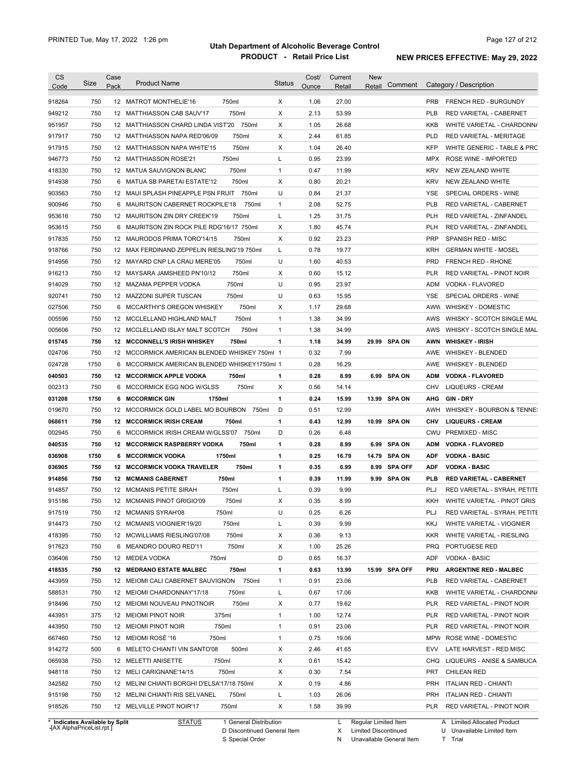# Utah Department of Alcoholic Beverage Control

## PRODUCT - Retail Price List

PRINTED Tue, May 17, 2022 1:26 pm

**NEW PRICES EFFECTIVE: May 29, 2022**

| CS Code | Size | Case Pack | Product Name | | Status | Cost/ Ounce | Current Retail | New Retail | Comment | Category / Description | |
|---|---|---|---|---|---|---|---|---|---|---|---|
| 918264 | 750 | 12 | MATROT MONTHELIE'16 | 750ml | X | 1.06 | 27.00 | | | PRB | FRENCH RED - BURGUNDY |
| 949212 | 750 | 12 | MATTHIASSON CAB SAUV'17 | 750ml | X | 2.13 | 53.99 | | | PLB | RED VARIETAL - CABERNET |
| 951957 | 750 | 12 | MATTHIASSON CHARD LINDA VIST'20 | 750ml | X | 1.05 | 26.68 | | | KKB | WHITE VARIETAL - CHARDONNA |
| 917917 | 750 | 12 | MATTHIASSON NAPA RED'06/09 | 750ml | X | 2.44 | 61.85 | | | PLD | RED VARIETAL - MERITAGE |
| 917915 | 750 | 12 | MATTHIASSON NAPA WHITE'15 | 750ml | X | 1.04 | 26.40 | | | KFP | WHITE GENERIC - TABLE & PRC |
| 946773 | 750 | 12 | MATTHIASSON ROSE'21 | 750ml | L | 0.95 | 23.99 | | | MPX | ROSE WINE - IMPORTED |
| 418330 | 750 | 12 | MATUA SAUVIGNON BLANC | 750ml | 1 | 0.47 | 11.99 | | | KRV | NEW ZEALAND WHITE |
| 914938 | 750 | 6 | MATUA SB PARETAI ESTATE'12 | 750ml | X | 0.80 | 20.21 | | | KRV | NEW ZEALAND WHITE |
| 903563 | 750 | 12 | MAUI SPLASH PINEAPPLE PSN FRUIT | 750ml | U | 0.84 | 21.37 | | | YSE | SPECIAL ORDERS - WINE |
| 900946 | 750 | 6 | MAURITSON CABERNET ROCKPILE'18 | 750ml | 1 | 2.08 | 52.75 | | | PLB | RED VARIETAL - CABERNET |
| 953616 | 750 | 12 | MAURITSON ZIN DRY CREEK'19 | 750ml | L | 1.25 | 31.75 | | | PLH | RED VARIETAL - ZINFANDEL |
| 953615 | 750 | 6 | MAURITSON ZIN ROCK PILE RDG'16/17 | 750ml | X | 1.80 | 45.74 | | | PLH | RED VARIETAL - ZINFANDEL |
| 917835 | 750 | 12 | MAURODOS PRIMA TORO'14/15 | 750ml | X | 0.92 | 23.23 | | | PRP | SPANISH RED - MISC |
| 918766 | 750 | 12 | MAX FERDINAND ZEPPELIN RIESLING'19 | 750ml | L | 0.78 | 19.77 | | | KRH | GERMAN WHITE - MOSEL |
| 914956 | 750 | 12 | MAYARD CNP LA CRAU MERE'05 | 750ml | U | 1.60 | 40.53 | | | PRD | FRENCH RED - RHONE |
| 916213 | 750 | 12 | MAYSARA JAMSHEED PN'10/12 | 750ml | X | 0.60 | 15.12 | | | PLR | RED VARIETAL - PINOT NOIR |
| 914029 | 750 | 12 | MAZAMA PEPPER VODKA | 750ml | U | 0.95 | 23.97 | | | ADM | VODKA - FLAVORED |
| 920741 | 750 | 12 | MAZZONI SUPER TUSCAN | 750ml | U | 0.63 | 15.95 | | | YSE | SPECIAL ORDERS - WINE |
| 027506 | 750 | 6 | MCCARTHY'S OREGON WHISKEY | 750ml | X | 1.17 | 29.68 | | | AWW | WHISKEY - DOMESTIC |
| 005596 | 750 | 12 | MCCLELLAND HIGHLAND MALT | 750ml | 1 | 1.38 | 34.99 | | | AWS | WHISKY - SCOTCH SINGLE MAL |
| 005606 | 750 | 12 | MCCLELLAND ISLAY MALT SCOTCH | 750ml | 1 | 1.38 | 34.99 | | | AWS | WHISKY - SCOTCH SINGLE MAL |
| **015745** | **750** | **12** | **MCCONNELL'S IRISH WHISKEY** | **750ml** | **1** | **1.18** | **34.99** | **29.99** | **SPA ON** | **AWN** | **WHISKEY - IRISH** |
| 024706 | 750 | 12 | MCCORMICK AMERICAN BLENDED WHISKEY | 750ml | 1 | 0.32 | 7.99 | | | AWE | WHISKEY - BLENDED |
| 024728 | 1750 | 6 | MCCORMICK AMERICAN BLENDED WHISKEY | 1750ml | 1 | 0.28 | 16.29 | | | AWE | WHISKEY - BLENDED |
| **040503** | **750** | **12** | **MCCORMICK APPLE VODKA** | **750ml** | **1** | **0.28** | **8.99** | **6.99** | **SPA ON** | **ADM** | **VODKA - FLAVORED** |
| 002313 | 750 | 6 | MCCORMICK EGG NOG W/GLSS | 750ml | X | 0.56 | 14.14 | | | CHV | LIQUEURS - CREAM |
| **031208** | **1750** | **6** | **MCCORMICK GIN** | **1750ml** | **1** | **0.24** | **15.99** | **13.99** | **SPA ON** | **AHG** | **GIN - DRY** |
| 019670 | 750 | 12 | MCCORMICK GOLD LABEL MO BOURBON | 750ml | D | 0.51 | 12.99 | | | AWH | WHISKEY - BOURBON & TENNE |
| **068611** | **750** | **12** | **MCCORMICK IRISH CREAM** | **750ml** | **1** | **0.43** | **12.99** | **10.99** | **SPA ON** | **CHV** | **LIQUEURS - CREAM** |
| 002945 | 750 | 6 | MCCORMICK IRISH CREAM W/GLSS'07 | 750ml | D | 0.26 | 6.48 | | | CWU | PREMIXED - MISC |
| **040535** | **750** | **12** | **MCCORMICK RASPBERRY VODKA** | **750ml** | **1** | **0.28** | **8.99** | **6.99** | **SPA ON** | **ADM** | **VODKA - FLAVORED** |
| **036908** | **1750** | **6** | **MCCORMICK VODKA** | **1750ml** | **1** | **0.25** | **16.79** | **14.79** | **SPA ON** | **ADF** | **VODKA - BASIC** |
| **036905** | **750** | **12** | **MCCORMICK VODKA TRAVELER** | **750ml** | **1** | **0.35** | **6.99** | **8.99** | **SPA OFF** | **ADF** | **VODKA - BASIC** |
| **914856** | **750** | **12** | **MCMANIS CABERNET** | **750ml** | **1** | **0.39** | **11.99** | **9.99** | **SPA ON** | **PLB** | **RED VARIETAL - CABERNET** |
| 914857 | 750 | 12 | MCMANIS PETITE SIRAH | 750ml | L | 0.39 | 9.99 | | | PLJ | RED VARIETAL - SYRAH, PETITE |
| 915186 | 750 | 12 | MCMANIS PINOT GRIGIO'09 | 750ml | X | 0.35 | 8.99 | | | KKH | WHITE VARIETAL - PINOT GRIS |
| 917519 | 750 | 12 | MCMANIS SYRAH'08 | 750ml | U | 0.25 | 6.26 | | | PLJ | RED VARIETAL - SYRAH, PETITE |
| 914473 | 750 | 12 | MCMANIS VIOGNIER'19/20 | 750ml | L | 0.39 | 9.99 | | | KKJ | WHITE VARIETAL - VIOGNIER |
| 418395 | 750 | 12 | MCWILLIAMS RIESLING'07/08 | 750ml | X | 0.36 | 9.13 | | | KKR | WHITE VARIETAL - RIESLING |
| 917623 | 750 | 6 | MEANDRO DOURO RED'11 | 750ml | X | 1.00 | 25.26 | | | PRQ | PORTUGESE RED |
| 036406 | 750 | 12 | MEDEA VODKA | 750ml | D | 0.65 | 16.37 | | | ADF | VODKA - BASIC |
| **418535** | **750** | **12** | **MEDRANO ESTATE MALBEC** | **750ml** | **1** | **0.63** | **13.99** | **15.99** | **SPA OFF** | **PRU** | **ARGENTINE RED - MALBEC** |
| 443959 | 750 | 12 | MEIOMI CALI CABERNET SAUVIGNON | 750ml | 1 | 0.91 | 23.06 | | | PLB | RED VARIETAL - CABERNET |
| 588531 | 750 | 12 | MEIOMI CHARDONNAY'17/18 | 750ml | L | 0.67 | 17.06 | | | KKB | WHITE VARIETAL - CHARDONNA |
| 918496 | 750 | 12 | MEIOMI NOUVEAU PINOTNOIR | 750ml | X | 0.77 | 19.62 | | | PLR | RED VARIETAL - PINOT NOIR |
| 443951 | 375 | 12 | MEIOMI PINOT NOIR | 375ml | 1 | 1.00 | 12.74 | | | PLR | RED VARIETAL - PINOT NOIR |
| 443950 | 750 | 12 | MEIOMI PINOT NOIR | 750ml | 1 | 0.91 | 23.06 | | | PLR | RED VARIETAL - PINOT NOIR |
| 667460 | 750 | 12 | MEIOMI ROSÉ '16 | 750ml | 1 | 0.75 | 19.06 | | | MPW | ROSE WINE - DOMESTIC |
| 914272 | 500 | 6 | MELETO CHIANTI VIN SANTO'08 | 500ml | X | 2.46 | 41.65 | | | EVV | LATE HARVEST - RED MISC |
| 065938 | 750 | 12 | MELETTI ANISETTE | 750ml | X | 0.61 | 15.42 | | | CHQ | LIQUEURS - ANISE & SAMBUCA |
| 948118 | 750 | 12 | MELI CARIGNANE'14/15 | 750ml | X | 0.30 | 7.54 | | | PRT | CHILEAN RED |
| 342582 | 750 | 12 | MELINI CHIANTI BORGHI D'ELSA'17/18 | 750ml | X | 0.19 | 4.86 | | | PRH | ITALIAN RED - CHIANTI |
| 915198 | 750 | 12 | MELINI CHIANTI RIS SELVANEL | 750ml | L | 1.03 | 26.06 | | | PRH | ITALIAN RED - CHIANTI |
| 918526 | 750 | 12 | MELVILLE PINOT NOIR'17 | 750ml | X | 1.58 | 39.99 | | | PLR | RED VARIETAL - PINOT NOIR |

\* Indicates Available by Split

STATUS: 1 General Distribution; D Discontinued General Item; S Special Order; L Regular Limited Item; X Limited Discontinued; N Unavailable General Item; A Limited Allocated Product; U Unavailable Limited Item; T Trial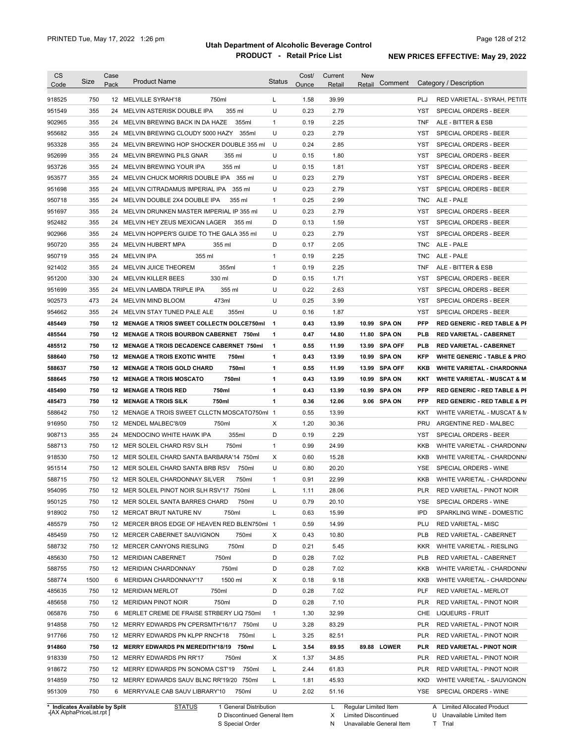# Utah Department of Alcoholic Beverage Control

## PRODUCT - Retail Price List

PRINTED Tue, May 17, 2022 1:26 pm

NEW PRICES EFFECTIVE: May 29, 2022

| CS Code | Size | Case Pack | Product Name | Status | Cost/ Ounce | Current Retail | New Retail | Comment | Category / Description |
|---|---|---|---|---|---|---|---|---|---|
| 918525 | 750 | 12 | MELVILLE SYRAH'18 750ml | L | 1.58 | 39.99 | | | PLJ RED VARIETAL - SYRAH, PETITE |
| 951549 | 355 | 24 | MELVIN ASTERISK DOUBLE IPA 355 ml | U | 0.23 | 2.79 | | | YST SPECIAL ORDERS - BEER |
| 902965 | 355 | 24 | MELVIN BREWING BACK IN DA HAZE 355ml | 1 | 0.19 | 2.25 | | | TNF ALE - BITTER & ESB |
| 955682 | 355 | 24 | MELVIN BREWING CLOUDY 5000 HAZY 355ml | U | 0.23 | 2.79 | | | YST SPECIAL ORDERS - BEER |
| 953328 | 355 | 24 | MELVIN BREWING HOP SHOCKER DOUBLE 355 ml | U | 0.24 | 2.85 | | | YST SPECIAL ORDERS - BEER |
| 952699 | 355 | 24 | MELVIN BREWING PILS GNAR 355 ml | U | 0.15 | 1.80 | | | YST SPECIAL ORDERS - BEER |
| 953726 | 355 | 24 | MELVIN BREWING YOUR IPA 355 ml | U | 0.15 | 1.81 | | | YST SPECIAL ORDERS - BEER |
| 953577 | 355 | 24 | MELVIN CHUCK MORRIS DOUBLE IPA 355 ml | U | 0.23 | 2.79 | | | YST SPECIAL ORDERS - BEER |
| 951698 | 355 | 24 | MELVIN CITRADAMUS IMPERIAL IPA 355 ml | U | 0.23 | 2.79 | | | YST SPECIAL ORDERS - BEER |
| 950718 | 355 | 24 | MELVIN DOUBLE 2X4 DOUBLE IPA 355 ml | 1 | 0.25 | 2.99 | | | TNC ALE - PALE |
| 951697 | 355 | 24 | MELVIN DRUNKEN MASTER IMPERIAL IP 355 ml | U | 0.23 | 2.79 | | | YST SPECIAL ORDERS - BEER |
| 952482 | 355 | 24 | MELVIN HEY ZEUS MEXICAN LAGER 355 ml | D | 0.13 | 1.59 | | | YST SPECIAL ORDERS - BEER |
| 902966 | 355 | 24 | MELVIN HOPPER'S GUIDE TO THE GALA 355 ml | U | 0.23 | 2.79 | | | YST SPECIAL ORDERS - BEER |
| 950720 | 355 | 24 | MELVIN HUBERT MPA 355 ml | D | 0.17 | 2.05 | | | TNC ALE - PALE |
| 950719 | 355 | 24 | MELVIN IPA 355 ml | 1 | 0.19 | 2.25 | | | TNC ALE - PALE |
| 921402 | 355 | 24 | MELVIN JUICE THEOREM 355ml | 1 | 0.19 | 2.25 | | | TNF ALE - BITTER & ESB |
| 951200 | 330 | 24 | MELVIN KILLER BEES 330 ml | D | 0.15 | 1.71 | | | YST SPECIAL ORDERS - BEER |
| 951699 | 355 | 24 | MELVIN LAMBDA TRIPLE IPA 355 ml | U | 0.22 | 2.63 | | | YST SPECIAL ORDERS - BEER |
| 902573 | 473 | 24 | MELVIN MIND BLOOM 473ml | U | 0.25 | 3.99 | | | YST SPECIAL ORDERS - BEER |
| 954662 | 355 | 24 | MELVIN STAY TUNED PALE ALE 355ml | U | 0.16 | 1.87 | | | YST SPECIAL ORDERS - BEER |
| **485449** | **750** | **12** | **MENAGE A TRIOS SWEET COLLECTN DOLCE750ml** | **1** | **0.43** | **13.99** | **10.99** | **SPA ON** | **PFP RED GENERIC - RED TABLE & PI** |
| **485544** | **750** | **12** | **MENAGE A TROIS BOURBON CABERNET 750ml** | **1** | **0.47** | **14.80** | **11.80** | **SPA ON** | **PLB RED VARIETAL - CABERNET** |
| **485512** | **750** | **12** | **MENAGE A TROIS DECADENCE CABERNET 750ml** | **1** | **0.55** | **11.99** | **13.99** | **SPA OFF** | **PLB RED VARIETAL - CABERNET** |
| **588640** | **750** | **12** | **MENAGE A TROIS EXOTIC WHITE 750ml** | **1** | **0.43** | **13.99** | **10.99** | **SPA ON** | **KFP WHITE GENERIC - TABLE & PRO** |
| **588637** | **750** | **12** | **MENAGE A TROIS GOLD CHARD 750ml** | **1** | **0.55** | **11.99** | **13.99** | **SPA OFF** | **KKB WHITE VARIETAL - CHARDONNA** |
| **588645** | **750** | **12** | **MENAGE A TROIS MOSCATO 750ml** | **1** | **0.43** | **13.99** | **10.99** | **SPA ON** | **KKT WHITE VARIETAL - MUSCAT & M** |
| **485490** | **750** | **12** | **MENAGE A TROIS RED 750ml** | **1** | **0.43** | **13.99** | **10.99** | **SPA ON** | **PFP RED GENERIC - RED TABLE & PI** |
| **485473** | **750** | **12** | **MENAGE A TROIS SILK 750ml** | **1** | **0.36** | **12.06** | **9.06** | **SPA ON** | **PFP RED GENERIC - RED TABLE & PI** |
| 588642 | 750 | 12 | MENAGE A TROIS SWEET CLLCTN MOSCATO750ml | 1 | 0.55 | 13.99 | | | KKT WHITE VARIETAL - MUSCAT & M |
| 916950 | 750 | 12 | MENDEL MALBEC'8/09 750ml | X | 1.20 | 30.36 | | | PRU ARGENTINE RED - MALBEC |
| 908713 | 355 | 24 | MENDOCINO WHITE HAWK IPA 355ml | D | 0.19 | 2.29 | | | YST SPECIAL ORDERS - BEER |
| 588713 | 750 | 12 | MER SOLEIL CHARD RSV SLH 750ml | 1 | 0.99 | 24.99 | | | KKB WHITE VARIETAL - CHARDONNA |
| 918530 | 750 | 12 | MER SOLEIL CHARD SANTA BARBARA'14 750ml | X | 0.60 | 15.28 | | | KKB WHITE VARIETAL - CHARDONNA |
| 951514 | 750 | 12 | MER SOLEIL CHARD SANTA BRB RSV 750ml | U | 0.80 | 20.20 | | | YSE SPECIAL ORDERS - WINE |
| 588715 | 750 | 12 | MER SOLEIL CHARDONNAY SILVER 750ml | 1 | 0.91 | 22.99 | | | KKB WHITE VARIETAL - CHARDONNA |
| 954095 | 750 | 12 | MER SOLEIL PINOT NOIR SLH RSV'17 750ml | L | 1.11 | 28.06 | | | PLR RED VARIETAL - PINOT NOIR |
| 950125 | 750 | 12 | MER SOLEIL SANTA BARRES CHARD 750ml | U | 0.79 | 20.10 | | | YSE SPECIAL ORDERS - WINE |
| 918902 | 750 | 12 | MERCAT BRUT NATURE NV 750ml | L | 0.63 | 15.99 | | | IPD SPARKLING WINE - DOMESTIC |
| 485579 | 750 | 12 | MERCER BROS EDGE OF HEAVEN RED BLEN750ml | 1 | 0.59 | 14.99 | | | PLU RED VARIETAL - MISC |
| 485459 | 750 | 12 | MERCER CABERNET SAUVIGNON 750ml | X | 0.43 | 10.80 | | | PLB RED VARIETAL - CABERNET |
| 588732 | 750 | 12 | MERCER CANYONS RIESLING 750ml | D | 0.21 | 5.45 | | | KKR WHITE VARIETAL - RIESLING |
| 485630 | 750 | 12 | MERIDIAN CABERNET 750ml | D | 0.28 | 7.02 | | | PLB RED VARIETAL - CABERNET |
| 588755 | 750 | 12 | MERIDIAN CHARDONNAY 750ml | D | 0.28 | 7.02 | | | KKB WHITE VARIETAL - CHARDONNA |
| 588774 | 1500 | 6 | MERIDIAN CHARDONNAY'17 1500 ml | X | 0.18 | 9.18 | | | KKB WHITE VARIETAL - CHARDONNA |
| 485635 | 750 | 12 | MERIDIAN MERLOT 750ml | D | 0.28 | 7.02 | | | PLF RED VARIETAL - MERLOT |
| 485658 | 750 | 12 | MERIDIAN PINOT NOIR 750ml | D | 0.28 | 7.10 | | | PLR RED VARIETAL - PINOT NOIR |
| 065876 | 750 | 6 | MERLET CREME DE FRAISE STRBERY LIQ 750ml | 1 | 1.30 | 32.99 | | | CHE LIQUEURS - FRUIT |
| 914858 | 750 | 12 | MERRY EDWARDS PN CPERSMTH'16/17 750ml | U | 3.28 | 83.29 | | | PLR RED VARIETAL - PINOT NOIR |
| 917766 | 750 | 12 | MERRY EDWARDS PN KLPP RNCH'18 750ml | L | 3.25 | 82.51 | | | PLR RED VARIETAL - PINOT NOIR |
| **914860** | **750** | **12** | **MERRY EDWARDS PN MEREDITH'18/19 750ml** | **L** | **3.54** | **89.95** | **89.88** | **LOWER** | **PLR RED VARIETAL - PINOT NOIR** |
| 918339 | 750 | 12 | MERRY EDWARDS PN RR'17 750ml | X | 1.37 | 34.85 | | | PLR RED VARIETAL - PINOT NOIR |
| 918672 | 750 | 12 | MERRY EDWARDS PN SONOMA CST'19 750ml | L | 2.44 | 61.83 | | | PLR RED VARIETAL - PINOT NOIR |
| 914859 | 750 | 12 | MERRY EDWARDS SAUV BLNC RR'19/20 750ml | L | 1.81 | 45.93 | | | KKD WHITE VARIETAL - SAUVIGNON |
| 951309 | 750 | 6 | MERRYVALE CAB SAUV LIBRARY'10 750ml | U | 2.02 | 51.16 | | | YSE SPECIAL ORDERS - WINE |

\* Indicates Available by Split

STATUS: 1 General Distribution; D Discontinued General Item; S Special Order; L Regular Limited Item; X Limited Discontinued; N Unavailable General Item; A Limited Allocated Product; U Unavailable Limited Item; T Trial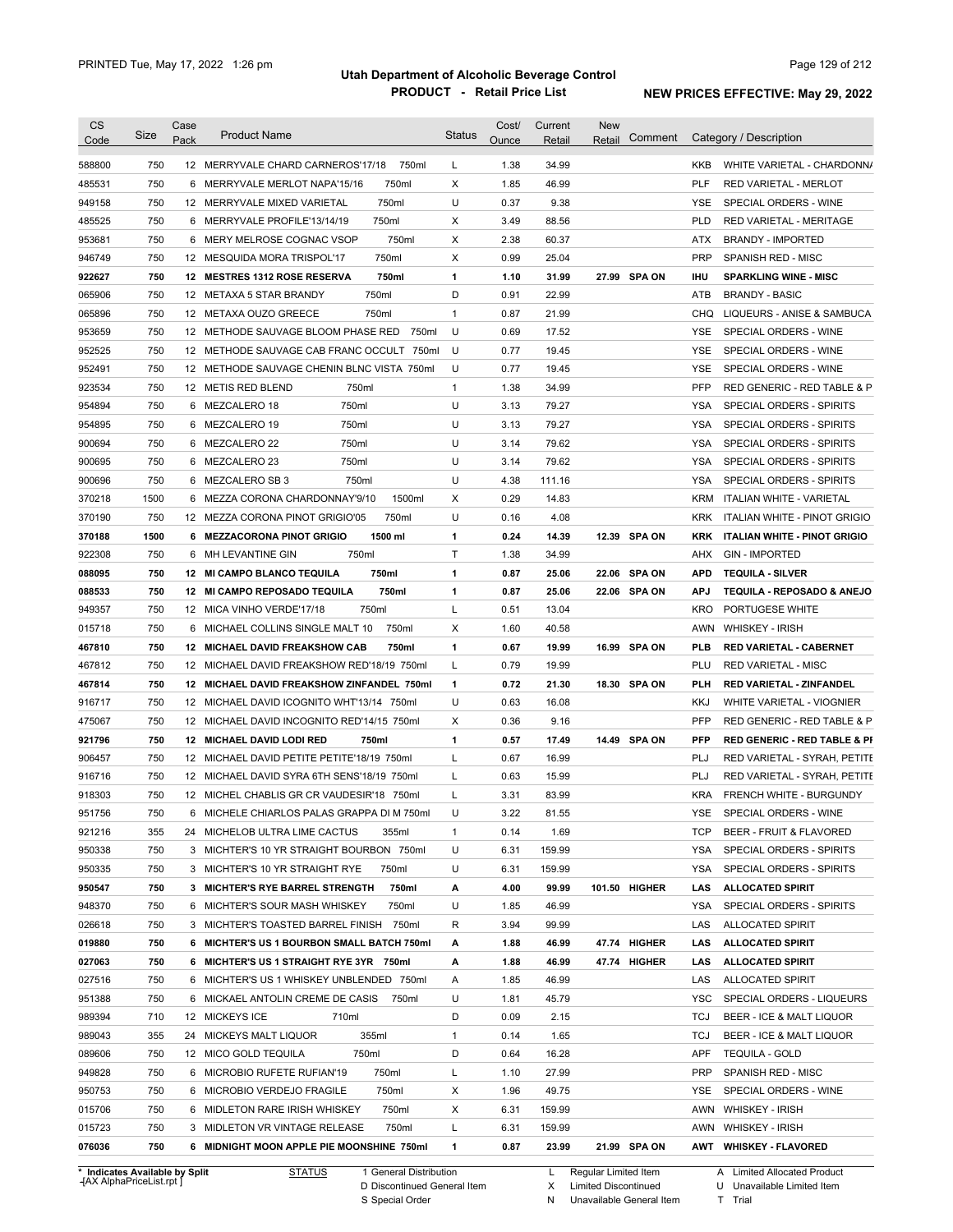# Utah Department of Alcoholic Beverage Control

## PRODUCT - Retail Price List

PRINTED Tue, May 17, 2022 1:26 pm

**NEW PRICES EFFECTIVE: May 29, 2022**

| CS Code | Size | Case Pack | Product Name | Status | Cost/ Ounce | Current Retail | New Retail | Comment | Category / Description |
|---|---|---|---|---|---|---|---|---|---|
| 588800 | 750 | 12 | MERRYVALE CHARD CARNEROS'17/18 750ml | L | 1.38 | 34.99 | | | KKB WHITE VARIETAL - CHARDONNA |
| 485531 | 750 | 6 | MERRYVALE MERLOT NAPA'15/16 750ml | X | 1.85 | 46.99 | | | PLF RED VARIETAL - MERLOT |
| 949158 | 750 | 12 | MERRYVALE MIXED VARIETAL 750ml | U | 0.37 | 9.38 | | | YSE SPECIAL ORDERS - WINE |
| 485525 | 750 | 6 | MERRYVALE PROFILE'13/14/19 750ml | X | 3.49 | 88.56 | | | PLD RED VARIETAL - MERITAGE |
| 953681 | 750 | 6 | MERY MELROSE COGNAC VSOP 750ml | X | 2.38 | 60.37 | | | ATX BRANDY - IMPORTED |
| 946749 | 750 | 12 | MESQUIDA MORA TRISPOL'17 750ml | X | 0.99 | 25.04 | | | PRP SPANISH RED - MISC |
| **922627** | **750** | **12** | **MESTRES 1312 ROSE RESERVA 750ml** | **1** | **1.10** | **31.99** | **27.99** | **SPA ON** | **IHU SPARKLING WINE - MISC** |
| 065906 | 750 | 12 | METAXA 5 STAR BRANDY 750ml | D | 0.91 | 22.99 | | | ATB BRANDY - BASIC |
| 065896 | 750 | 12 | METAXA OUZO GREECE 750ml | 1 | 0.87 | 21.99 | | | CHQ LIQUEURS - ANISE & SAMBUCA |
| 953659 | 750 | 12 | METHODE SAUVAGE BLOOM PHASE RED 750ml | U | 0.69 | 17.52 | | | YSE SPECIAL ORDERS - WINE |
| 952525 | 750 | 12 | METHODE SAUVAGE CAB FRANC OCCULT 750ml | U | 0.77 | 19.45 | | | YSE SPECIAL ORDERS - WINE |
| 952491 | 750 | 12 | METHODE SAUVAGE CHENIN BLNC VISTA 750ml | U | 0.77 | 19.45 | | | YSE SPECIAL ORDERS - WINE |
| 923534 | 750 | 12 | METIS RED BLEND 750ml | 1 | 1.38 | 34.99 | | | PFP RED GENERIC - RED TABLE & P |
| 954894 | 750 | 6 | MEZCALERO 18 750ml | U | 3.13 | 79.27 | | | YSA SPECIAL ORDERS - SPIRITS |
| 954895 | 750 | 6 | MEZCALERO 19 750ml | U | 3.13 | 79.27 | | | YSA SPECIAL ORDERS - SPIRITS |
| 900694 | 750 | 6 | MEZCALERO 22 750ml | U | 3.14 | 79.62 | | | YSA SPECIAL ORDERS - SPIRITS |
| 900695 | 750 | 6 | MEZCALERO 23 750ml | U | 3.14 | 79.62 | | | YSA SPECIAL ORDERS - SPIRITS |
| 900696 | 750 | 6 | MEZCALERO SB 3 750ml | U | 4.38 | 111.16 | | | YSA SPECIAL ORDERS - SPIRITS |
| 370218 | 1500 | 6 | MEZZA CORONA CHARDONNAY'9/10 1500ml | X | 0.29 | 14.83 | | | KRM ITALIAN WHITE - VARIETAL |
| 370190 | 750 | 12 | MEZZA CORONA PINOT GRIGIO'05 750ml | U | 0.16 | 4.08 | | | KRK ITALIAN WHITE - PINOT GRIGIO |
| **370188** | **1500** | **6** | **MEZZACORONA PINOT GRIGIO 1500 ml** | **1** | **0.24** | **14.39** | **12.39** | **SPA ON** | **KRK ITALIAN WHITE - PINOT GRIGIO** |
| 922308 | 750 | 6 | MH LEVANTINE GIN 750ml | T | 1.38 | 34.99 | | | AHX GIN - IMPORTED |
| **088095** | **750** | **12** | **MI CAMPO BLANCO TEQUILA 750ml** | **1** | **0.87** | **25.06** | **22.06** | **SPA ON** | **APD TEQUILA - SILVER** |
| **088533** | **750** | **12** | **MI CAMPO REPOSADO TEQUILA 750ml** | **1** | **0.87** | **25.06** | **22.06** | **SPA ON** | **APJ TEQUILA - REPOSADO & ANEJO** |
| 949357 | 750 | 12 | MICA VINHO VERDE'17/18 750ml | L | 0.51 | 13.04 | | | KRO PORTUGESE WHITE |
| 015718 | 750 | 6 | MICHAEL COLLINS SINGLE MALT 10 750ml | X | 1.60 | 40.58 | | | AWN WHISKEY - IRISH |
| **467810** | **750** | **12** | **MICHAEL DAVID FREAKSHOW CAB 750ml** | **1** | **0.67** | **19.99** | **16.99** | **SPA ON** | **PLB RED VARIETAL - CABERNET** |
| 467812 | 750 | 12 | MICHAEL DAVID FREAKSHOW RED'18/19 750ml | L | 0.79 | 19.99 | | | PLU RED VARIETAL - MISC |
| **467814** | **750** | **12** | **MICHAEL DAVID FREAKSHOW ZINFANDEL 750ml** | **1** | **0.72** | **21.30** | **18.30** | **SPA ON** | **PLH RED VARIETAL - ZINFANDEL** |
| 916717 | 750 | 12 | MICHAEL DAVID ICOGNITO WHT'13/14 750ml | U | 0.63 | 16.08 | | | KKJ WHITE VARIETAL - VIOGNIER |
| 475067 | 750 | 12 | MICHAEL DAVID INCOGNITO RED'14/15 750ml | X | 0.36 | 9.16 | | | PFP RED GENERIC - RED TABLE & P |
| **921796** | **750** | **12** | **MICHAEL DAVID LODI RED 750ml** | **1** | **0.57** | **17.49** | **14.49** | **SPA ON** | **PFP RED GENERIC - RED TABLE & PI** |
| 906457 | 750 | 12 | MICHAEL DAVID PETITE PETITE'18/19 750ml | L | 0.67 | 16.99 | | | PLJ RED VARIETAL - SYRAH, PETITE |
| 916716 | 750 | 12 | MICHAEL DAVID SYRA 6TH SENS'18/19 750ml | L | 0.63 | 15.99 | | | PLJ RED VARIETAL - SYRAH, PETITE |
| 918303 | 750 | 12 | MICHEL CHABLIS GR CR VAUDESIR'18 750ml | L | 3.31 | 83.99 | | | KRA FRENCH WHITE - BURGUNDY |
| 951756 | 750 | 6 | MICHELE CHIARLOS PALAS GRAPPA DI M 750ml | U | 3.22 | 81.55 | | | YSE SPECIAL ORDERS - WINE |
| 921216 | 355 | 24 | MICHELOB ULTRA LIME CACTUS 355ml | 1 | 0.14 | 1.69 | | | TCP BEER - FRUIT & FLAVORED |
| 950338 | 750 | 3 | MICHTER'S 10 YR STRAIGHT BOURBON 750ml | U | 6.31 | 159.99 | | | YSA SPECIAL ORDERS - SPIRITS |
| 950335 | 750 | 3 | MICHTER'S 10 YR STRAIGHT RYE 750ml | U | 6.31 | 159.99 | | | YSA SPECIAL ORDERS - SPIRITS |
| **950547** | **750** | **3** | **MICHTER'S RYE BARREL STRENGTH 750ml** | **A** | **4.00** | **99.99** | **101.50** | **HIGHER** | **LAS ALLOCATED SPIRIT** |
| 948370 | 750 | 6 | MICHTER'S SOUR MASH WHISKEY 750ml | U | 1.85 | 46.99 | | | YSA SPECIAL ORDERS - SPIRITS |
| 026618 | 750 | 3 | MICHTER'S TOASTED BARREL FINISH 750ml | R | 3.94 | 99.99 | | | LAS ALLOCATED SPIRIT |
| **019880** | **750** | **6** | **MICHTER'S US 1 BOURBON SMALL BATCH 750ml** | **A** | **1.88** | **46.99** | **47.74** | **HIGHER** | **LAS ALLOCATED SPIRIT** |
| **027063** | **750** | **6** | **MICHTER'S US 1 STRAIGHT RYE 3YR 750ml** | **A** | **1.88** | **46.99** | **47.74** | **HIGHER** | **LAS ALLOCATED SPIRIT** |
| 027516 | 750 | 6 | MICHTER'S US 1 WHISKEY UNBLENDED 750ml | A | 1.85 | 46.99 | | | LAS ALLOCATED SPIRIT |
| 951388 | 750 | 6 | MICKAEL ANTOLIN CREME DE CASIS 750ml | U | 1.81 | 45.79 | | | YSC SPECIAL ORDERS - LIQUEURS |
| 989394 | 710 | 12 | MICKEYS ICE 710ml | D | 0.09 | 2.15 | | | TCJ BEER - ICE & MALT LIQUOR |
| 989043 | 355 | 24 | MICKEYS MALT LIQUOR 355ml | 1 | 0.14 | 1.65 | | | TCJ BEER - ICE & MALT LIQUOR |
| 089606 | 750 | 12 | MICO GOLD TEQUILA 750ml | D | 0.64 | 16.28 | | | APF TEQUILA - GOLD |
| 949828 | 750 | 6 | MICROBIO RUFETE RUFIAN'19 750ml | L | 1.10 | 27.99 | | | PRP SPANISH RED - MISC |
| 950753 | 750 | 6 | MICROBIO VERDEJO FRAGILE 750ml | X | 1.96 | 49.75 | | | YSE SPECIAL ORDERS - WINE |
| 015706 | 750 | 6 | MIDLETON RARE IRISH WHISKEY 750ml | X | 6.31 | 159.99 | | | AWN WHISKEY - IRISH |
| 015723 | 750 | 3 | MIDLETON VR VINTAGE RELEASE 750ml | L | 6.31 | 159.99 | | | AWN WHISKEY - IRISH |
| **076036** | **750** | **6** | **MIDNIGHT MOON APPLE PIE MOONSHINE 750ml** | **1** | **0.87** | **23.99** | **21.99** | **SPA ON** | **AWT WHISKEY - FLAVORED** |

\* Indicates Available by Split

| STATUS | | | |
|---|---|---|---|
| 1 General Distribution | L Regular Limited Item | A Limited Allocated Product |
| D Discontinued General Item | X Limited Discontinued | U Unavailable Limited Item |
| S Special Order | N Unavailable General Item | T Trial |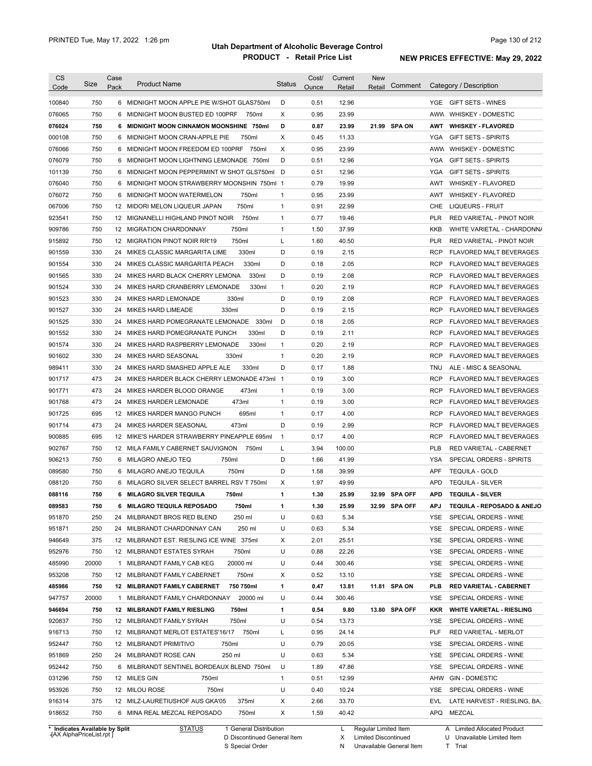# Utah Department of Alcoholic Beverage Control

## PRODUCT - Retail Price List

PRINTED Tue, May 17, 2022 1:26 pm

**NEW PRICES EFFECTIVE: May 29, 2022**

| CS Code | Size | Case Pack | Product Name | Status | Cost/ Ounce | Current Retail | New Retail | Comment | Category / Description |
|---|---|---|---|---|---|---|---|---|---|
| 100840 | 750 | 6 | MIDNIGHT MOON APPLE PIE W/SHOT GLAS750ml | D | 0.51 | 12.96 | | | YGE GIFT SETS - WINES |
| 076065 | 750 | 6 | MIDNIGHT MOON BUSTED ED 100PRF 750ml | X | 0.95 | 23.99 | | | AWW WHISKEY - DOMESTIC |
| **076024** | **750** | **6** | **MIDNIGHT MOON CINNAMON MOONSHINE 750ml** | **D** | **0.87** | **23.99** | **21.99** | **SPA ON** | **AWT WHISKEY - FLAVORED** |
| 000108 | 750 | 6 | MIDNIGHT MOON CRAN-APPLE PIE 750ml | X | 0.45 | 11.33 | | | YGA GIFT SETS - SPIRITS |
| 076066 | 750 | 6 | MIDNIGHT MOON FREEDOM ED 100PRF 750ml | X | 0.95 | 23.99 | | | AWW WHISKEY - DOMESTIC |
| 076079 | 750 | 6 | MIDNIGHT MOON LIGHTNING LEMONADE 750ml | D | 0.51 | 12.96 | | | YGA GIFT SETS - SPIRITS |
| 101139 | 750 | 6 | MIDNIGHT MOON PEPPERMINT W SHOT GLS750ml | D | 0.51 | 12.96 | | | YGA GIFT SETS - SPIRITS |
| 076040 | 750 | 6 | MIDNIGHT MOON STRAWBERRY MOONSHIN 750ml | 1 | 0.79 | 19.99 | | | AWT WHISKEY - FLAVORED |
| 076072 | 750 | 6 | MIDNIGHT MOON WATERMELON 750ml | 1 | 0.95 | 23.99 | | | AWT WHISKEY - FLAVORED |
| 067006 | 750 | 12 | MIDORI MELON LIQUEUR JAPAN 750ml | 1 | 0.91 | 22.99 | | | CHE LIQUEURS - FRUIT |
| 923541 | 750 | 12 | MIGNANELLI HIGHLAND PINOT NOIR 750ml | 1 | 0.77 | 19.46 | | | PLR RED VARIETAL - PINOT NOIR |
| 909786 | 750 | 12 | MIGRATION CHARDONNAY 750ml | 1 | 1.50 | 37.99 | | | KKB WHITE VARIETAL - CHARDONNA |
| 915892 | 750 | 12 | MIGRATION PINOT NOIR RR'19 750ml | L | 1.60 | 40.50 | | | PLR RED VARIETAL - PINOT NOIR |
| 901559 | 330 | 24 | MIKES CLASSIC MARGARITA LIME 330ml | D | 0.19 | 2.15 | | | RCP FLAVORED MALT BEVERAGES |
| 901554 | 330 | 24 | MIKES CLASSIC MARGARITA PEACH 330ml | D | 0.18 | 2.05 | | | RCP FLAVORED MALT BEVERAGES |
| 901565 | 330 | 24 | MIKES HARD BLACK CHERRY LEMONA 330ml | D | 0.19 | 2.08 | | | RCP FLAVORED MALT BEVERAGES |
| 901524 | 330 | 24 | MIKES HARD CRANBERRY LEMONADE 330ml | 1 | 0.20 | 2.19 | | | RCP FLAVORED MALT BEVERAGES |
| 901523 | 330 | 24 | MIKES HARD LEMONADE 330ml | D | 0.19 | 2.08 | | | RCP FLAVORED MALT BEVERAGES |
| 901527 | 330 | 24 | MIKES HARD LIMEADE 330ml | D | 0.19 | 2.15 | | | RCP FLAVORED MALT BEVERAGES |
| 901525 | 330 | 24 | MIKES HARD POMEGRANATE LEMONADE 330ml | D | 0.18 | 2.05 | | | RCP FLAVORED MALT BEVERAGES |
| 901552 | 330 | 24 | MIKES HARD POMEGRANATE PUNCH 330ml | D | 0.19 | 2.11 | | | RCP FLAVORED MALT BEVERAGES |
| 901574 | 330 | 24 | MIKES HARD RASPBERRY LEMONADE 330ml | 1 | 0.20 | 2.19 | | | RCP FLAVORED MALT BEVERAGES |
| 901602 | 330 | 24 | MIKES HARD SEASONAL 330ml | 1 | 0.20 | 2.19 | | | RCP FLAVORED MALT BEVERAGES |
| 989411 | 330 | 24 | MIKES HARD SMASHED APPLE ALE 330ml | D | 0.17 | 1.88 | | | TNU ALE - MISC & SEASONAL |
| 901717 | 473 | 24 | MIKES HARDER BLACK CHERRY LEMONADE 473ml | 1 | 0.19 | 3.00 | | | RCP FLAVORED MALT BEVERAGES |
| 901771 | 473 | 24 | MIKES HARDER BLOOD ORANGE 473ml | 1 | 0.19 | 3.00 | | | RCP FLAVORED MALT BEVERAGES |
| 901768 | 473 | 24 | MIKES HARDER LEMONADE 473ml | 1 | 0.19 | 3.00 | | | RCP FLAVORED MALT BEVERAGES |
| 901725 | 695 | 12 | MIKES HARDER MANGO PUNCH 695ml | 1 | 0.17 | 4.00 | | | RCP FLAVORED MALT BEVERAGES |
| 901714 | 473 | 24 | MIKES HARDER SEASONAL 473ml | D | 0.19 | 2.99 | | | RCP FLAVORED MALT BEVERAGES |
| 900885 | 695 | 12 | MIKE'S HARDER STRAWBERRY PINEAPPLE 695ml | 1 | 0.17 | 4.00 | | | RCP FLAVORED MALT BEVERAGES |
| 902767 | 750 | 12 | MILA FAMILY CABERNET SAUVIGNON 750ml | L | 3.94 | 100.00 | | | PLB RED VARIETAL - CABERNET |
| 906213 | 750 | 6 | MILAGRO ANEJO TEQ 750ml | D | 1.66 | 41.99 | | | YSA SPECIAL ORDERS - SPIRITS |
| 089580 | 750 | 6 | MILAGRO ANEJO TEQUILA 750ml | D | 1.58 | 39.99 | | | APF TEQUILA - GOLD |
| 088120 | 750 | 6 | MILAGRO SILVER SELECT BARREL RSV T 750ml | X | 1.97 | 49.99 | | | APD TEQUILA - SILVER |
| **088116** | **750** | **6** | **MILAGRO SILVER TEQUILA 750ml** | **1** | **1.30** | **25.99** | **32.99** | **SPA OFF** | **APD TEQUILA - SILVER** |
| **089583** | **750** | **6** | **MILAGRO TEQUILA REPOSADO 750ml** | **1** | **1.30** | **25.99** | **32.99** | **SPA OFF** | **APJ TEQUILA - REPOSADO & ANEJO** |
| 951870 | 250 | 24 | MILBRANDT BROS RED BLEND 250 ml | U | 0.63 | 5.34 | | | YSE SPECIAL ORDERS - WINE |
| 951871 | 250 | 24 | MILBRANDT CHARDONNAY CAN 250 ml | U | 0.63 | 5.34 | | | YSE SPECIAL ORDERS - WINE |
| 946649 | 375 | 12 | MILBRANDT EST. RIESLING ICE WINE 375ml | X | 2.01 | 25.51 | | | YSE SPECIAL ORDERS - WINE |
| 952976 | 750 | 12 | MILBRANDT ESTATES SYRAH 750ml | U | 0.88 | 22.26 | | | YSE SPECIAL ORDERS - WINE |
| 485990 | 20000 | 1 | MILBRANDT FAMILY CAB KEG 20000 ml | U | 0.44 | 300.46 | | | YSE SPECIAL ORDERS - WINE |
| 953208 | 750 | 12 | MILBRANDT FAMILY CABERNET 750ml | X | 0.52 | 13.10 | | | YSE SPECIAL ORDERS - WINE |
| **485986** | **750** | **12** | **MILBRANDT FAMILY CABERNET 750 750ml** | **1** | **0.47** | **13.81** | **11.81** | **SPA ON** | **PLB RED VARIETAL - CABERNET** |
| 947757 | 20000 | 1 | MILBRANDT FAMILY CHARDONNAY 20000 ml | U | 0.44 | 300.46 | | | YSE SPECIAL ORDERS - WINE |
| **946694** | **750** | **12** | **MILBRANDT FAMILY RIESLING 750ml** | **1** | **0.54** | **9.80** | **13.80** | **SPA OFF** | **KKR WHITE VARIETAL - RIESLING** |
| 920837 | 750 | 12 | MILBRANDT FAMILY SYRAH 750ml | U | 0.54 | 13.73 | | | YSE SPECIAL ORDERS - WINE |
| 916713 | 750 | 12 | MILBRANDT MERLOT ESTATES'16/17 750ml | L | 0.95 | 24.14 | | | PLF RED VARIETAL - MERLOT |
| 952447 | 750 | 12 | MILBRANDT PRIMITIVO 750ml | U | 0.79 | 20.05 | | | YSE SPECIAL ORDERS - WINE |
| 951869 | 250 | 24 | MILBRANDT ROSE CAN 250 ml | U | 0.63 | 5.34 | | | YSE SPECIAL ORDERS - WINE |
| 952442 | 750 | 6 | MILBRANDT SENTINEL BORDEAUX BLEND 750ml | U | 1.89 | 47.86 | | | YSE SPECIAL ORDERS - WINE |
| 031296 | 750 | 12 | MILES GIN 750ml | 1 | 0.51 | 12.99 | | | AHW GIN - DOMESTIC |
| 953926 | 750 | 12 | MILOU ROSE 750ml | U | 0.40 | 10.24 | | | YSE SPECIAL ORDERS - WINE |
| 916314 | 375 | 12 | MILZ-LAURETIUSHOF AUS GKA'05 375ml | X | 2.66 | 33.70 | | | EVL LATE HARVEST - RIESLING, BA, |
| 918652 | 750 | 6 | MINA REAL MEZCAL REPOSADO 750ml | X | 1.59 | 40.42 | | | APQ MEZCAL |

\* Indicates Available by Split

| STATUS | | | |
|---|---|---|---|
| 1 General Distribution | L Regular Limited Item | A Limited Allocated Product |
| D Discontinued General Item | X Limited Discontinued | U Unavailable Limited Item |
| S Special Order | N Unavailable General Item | T Trial |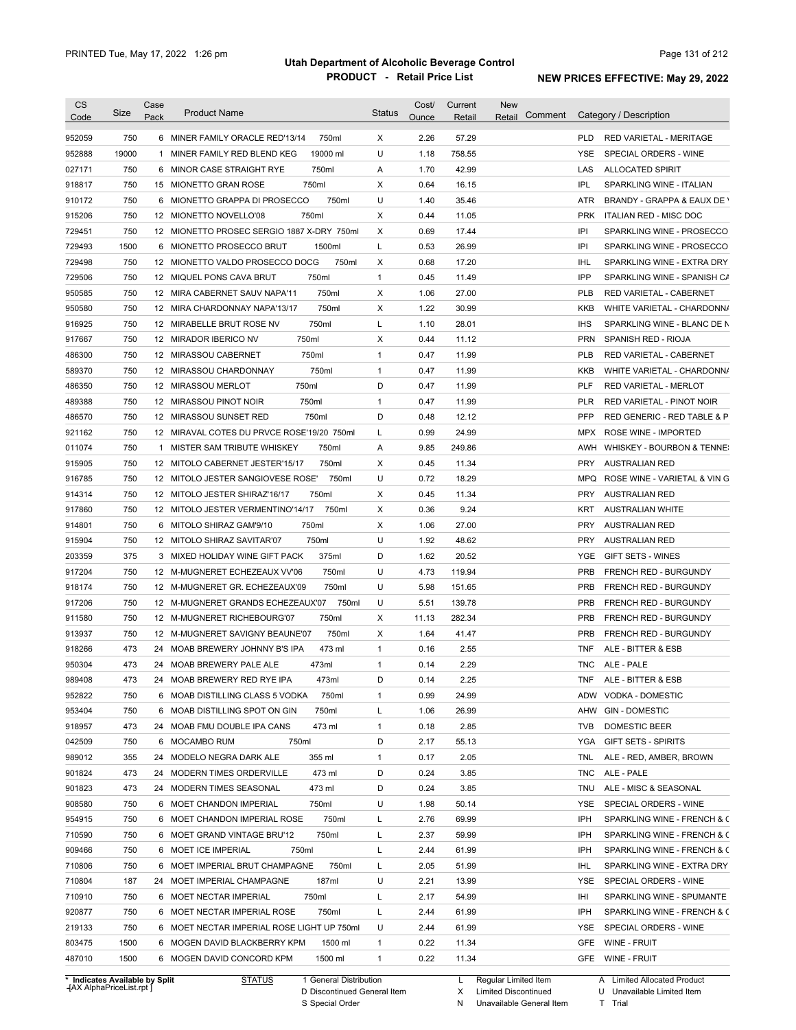# Utah Department of Alcoholic Beverage Control

## PRODUCT - Retail Price List

PRINTED Tue, May 17, 2022 1:26 pm

**NEW PRICES EFFECTIVE: May 29, 2022**

| CS Code | Size | Case Pack | Product Name | Status | Cost/ Ounce | Current Retail | New Retail | Comment | Category / Description |
|---|---|---|---|---|---|---|---|---|---|
| 952059 | 750 | 6 | MINER FAMILY ORACLE RED'13/14 750ml | X | 2.26 | 57.29 | | | PLD RED VARIETAL - MERITAGE |
| 952888 | 19000 | 1 | MINER FAMILY RED BLEND KEG 19000 ml | U | 1.18 | 758.55 | | | YSE SPECIAL ORDERS - WINE |
| 027171 | 750 | 6 | MINOR CASE STRAIGHT RYE 750ml | A | 1.70 | 42.99 | | | LAS ALLOCATED SPIRIT |
| 918817 | 750 | 15 | MIONETTO GRAN ROSE 750ml | X | 0.64 | 16.15 | | | IPL SPARKLING WINE - ITALIAN |
| 910172 | 750 | 6 | MIONETTO GRAPPA DI PROSECCO 750ml | U | 1.40 | 35.46 | | | ATR BRANDY - GRAPPA & EAUX DE V |
| 915206 | 750 | 12 | MIONETTO NOVELLO'08 750ml | X | 0.44 | 11.05 | | | PRK ITALIAN RED - MISC DOC |
| 729451 | 750 | 12 | MIONETTO PROSEC SERGIO 1887 X-DRY 750ml | X | 0.69 | 17.44 | | | IPI SPARKLING WINE - PROSECCO |
| 729493 | 1500 | 6 | MIONETTO PROSECCO BRUT 1500ml | L | 0.53 | 26.99 | | | IPI SPARKLING WINE - PROSECCO |
| 729498 | 750 | 12 | MIONETTO VALDO PROSECCO DOCG 750ml | X | 0.68 | 17.20 | | | IHL SPARKLING WINE - EXTRA DRY |
| 729506 | 750 | 12 | MIQUEL PONS CAVA BRUT 750ml | 1 | 0.45 | 11.49 | | | IPP SPARKLING WINE - SPANISH CA |
| 950585 | 750 | 12 | MIRA CABERNET SAUV NAPA'11 750ml | X | 1.06 | 27.00 | | | PLB RED VARIETAL - CABERNET |
| 950580 | 750 | 12 | MIRA CHARDONNAY NAPA'13/17 750ml | X | 1.22 | 30.99 | | | KKB WHITE VARIETAL - CHARDONNA |
| 916925 | 750 | 12 | MIRABELLE BRUT ROSE NV 750ml | L | 1.10 | 28.01 | | | IHS SPARKLING WINE - BLANC DE N |
| 917667 | 750 | 12 | MIRADOR IBERICO NV 750ml | X | 0.44 | 11.12 | | | PRN SPANISH RED - RIOJA |
| 486300 | 750 | 12 | MIRASSOU CABERNET 750ml | 1 | 0.47 | 11.99 | | | PLB RED VARIETAL - CABERNET |
| 589370 | 750 | 12 | MIRASSOU CHARDONNAY 750ml | 1 | 0.47 | 11.99 | | | KKB WHITE VARIETAL - CHARDONNA |
| 486350 | 750 | 12 | MIRASSOU MERLOT 750ml | D | 0.47 | 11.99 | | | PLF RED VARIETAL - MERLOT |
| 489388 | 750 | 12 | MIRASSOU PINOT NOIR 750ml | 1 | 0.47 | 11.99 | | | PLR RED VARIETAL - PINOT NOIR |
| 486570 | 750 | 12 | MIRASSOU SUNSET RED 750ml | D | 0.48 | 12.12 | | | PFP RED GENERIC - RED TABLE & P |
| 921162 | 750 | 12 | MIRAVAL COTES DU PRVCE ROSE'19/20 750ml | L | 0.99 | 24.99 | | | MPX ROSE WINE - IMPORTED |
| 011074 | 750 | 1 | MISTER SAM TRIBUTE WHISKEY 750ml | A | 9.85 | 249.86 | | | AWH WHISKEY - BOURBON & TENNE |
| 915905 | 750 | 12 | MITOLO CABERNET JESTER'15/17 750ml | X | 0.45 | 11.34 | | | PRY AUSTRALIAN RED |
| 916785 | 750 | 12 | MITOLO JESTER SANGIOVESE ROSE' 750ml | U | 0.72 | 18.29 | | | MPQ ROSE WINE - VARIETAL & VIN G |
| 914314 | 750 | 12 | MITOLO JESTER SHIRAZ'16/17 750ml | X | 0.45 | 11.34 | | | PRY AUSTRALIAN RED |
| 917860 | 750 | 12 | MITOLO JESTER VERMENTINO'14/17 750ml | X | 0.36 | 9.24 | | | KRT AUSTRALIAN WHITE |
| 914801 | 750 | 6 | MITOLO SHIRAZ GAM'9/10 750ml | X | 1.06 | 27.00 | | | PRY AUSTRALIAN RED |
| 915904 | 750 | 12 | MITOLO SHIRAZ SAVITAR'07 750ml | U | 1.92 | 48.62 | | | PRY AUSTRALIAN RED |
| 203359 | 375 | 3 | MIXED HOLIDAY WINE GIFT PACK 375ml | D | 1.62 | 20.52 | | | YGE GIFT SETS - WINES |
| 917204 | 750 | 12 | M-MUGNERET ECHEZEAUX VV'06 750ml | U | 4.73 | 119.94 | | | PRB FRENCH RED - BURGUNDY |
| 918174 | 750 | 12 | M-MUGNERET GR. ECHEZEAUX'09 750ml | U | 5.98 | 151.65 | | | PRB FRENCH RED - BURGUNDY |
| 917206 | 750 | 12 | M-MUGNERET GRANDS ECHEZEAUX'07 750ml | U | 5.51 | 139.78 | | | PRB FRENCH RED - BURGUNDY |
| 911580 | 750 | 12 | M-MUGNERET RICHEBOURG'07 750ml | X | 11.13 | 282.34 | | | PRB FRENCH RED - BURGUNDY |
| 913937 | 750 | 12 | M-MUGNERET SAVIGNY BEAUNE'07 750ml | X | 1.64 | 41.47 | | | PRB FRENCH RED - BURGUNDY |
| 918266 | 473 | 24 | MOAB BREWERY JOHNNY B'S IPA 473 ml | 1 | 0.16 | 2.55 | | | TNF ALE - BITTER & ESB |
| 950304 | 473 | 24 | MOAB BREWERY PALE ALE 473ml | 1 | 0.14 | 2.29 | | | TNC ALE - PALE |
| 989408 | 473 | 24 | MOAB BREWERY RED RYE IPA 473ml | D | 0.14 | 2.25 | | | TNF ALE - BITTER & ESB |
| 952822 | 750 | 6 | MOAB DISTILLING CLASS 5 VODKA 750ml | 1 | 0.99 | 24.99 | | | ADW VODKA - DOMESTIC |
| 953404 | 750 | 6 | MOAB DISTILLING SPOT ON GIN 750ml | L | 1.06 | 26.99 | | | AHW GIN - DOMESTIC |
| 918957 | 473 | 24 | MOAB FMU DOUBLE IPA CANS 473 ml | 1 | 0.18 | 2.85 | | | TVB DOMESTIC BEER |
| 042509 | 750 | 6 | MOCAMBO RUM 750ml | D | 2.17 | 55.13 | | | YGA GIFT SETS - SPIRITS |
| 989012 | 355 | 24 | MODELO NEGRA DARK ALE 355 ml | 1 | 0.17 | 2.05 | | | TNL ALE - RED, AMBER, BROWN |
| 901824 | 473 | 24 | MODERN TIMES ORDERVILLE 473 ml | D | 0.24 | 3.85 | | | TNC ALE - PALE |
| 901823 | 473 | 24 | MODERN TIMES SEASONAL 473 ml | D | 0.24 | 3.85 | | | TNU ALE - MISC & SEASONAL |
| 908580 | 750 | 6 | MOET CHANDON IMPERIAL 750ml | U | 1.98 | 50.14 | | | YSE SPECIAL ORDERS - WINE |
| 954915 | 750 | 6 | MOET CHANDON IMPERIAL ROSE 750ml | L | 2.76 | 69.99 | | | IPH SPARKLING WINE - FRENCH & C |
| 710590 | 750 | 6 | MOET GRAND VINTAGE BRU'12 750ml | L | 2.37 | 59.99 | | | IPH SPARKLING WINE - FRENCH & C |
| 909466 | 750 | 6 | MOET ICE IMPERIAL 750ml | L | 2.44 | 61.99 | | | IPH SPARKLING WINE - FRENCH & C |
| 710806 | 750 | 6 | MOET IMPERIAL BRUT CHAMPAGNE 750ml | L | 2.05 | 51.99 | | | IHL SPARKLING WINE - EXTRA DRY |
| 710804 | 187 | 24 | MOET IMPERIAL CHAMPAGNE 187ml | U | 2.21 | 13.99 | | | YSE SPECIAL ORDERS - WINE |
| 710910 | 750 | 6 | MOET NECTAR IMPERIAL 750ml | L | 2.17 | 54.99 | | | IHI SPARKLING WINE - SPUMANTE |
| 920877 | 750 | 6 | MOET NECTAR IMPERIAL ROSE 750ml | L | 2.44 | 61.99 | | | IPH SPARKLING WINE - FRENCH & C |
| 219133 | 750 | 6 | MOET NECTAR IMPERIAL ROSE LIGHT UP 750ml | U | 2.44 | 61.99 | | | YSE SPECIAL ORDERS - WINE |
| 803475 | 1500 | 6 | MOGEN DAVID BLACKBERRY KPM 1500 ml | 1 | 0.22 | 11.34 | | | GFE WINE - FRUIT |
| 487010 | 1500 | 6 | MOGEN DAVID CONCORD KPM 1500 ml | 1 | 0.22 | 11.34 | | | GFE WINE - FRUIT |

\* Indicates Available by Split

STATUS: 1 General Distribution; D Discontinued General Item; S Special Order; L Regular Limited Item; X Limited Discontinued; N Unavailable General Item; A Limited Allocated Product; U Unavailable Limited Item; T Trial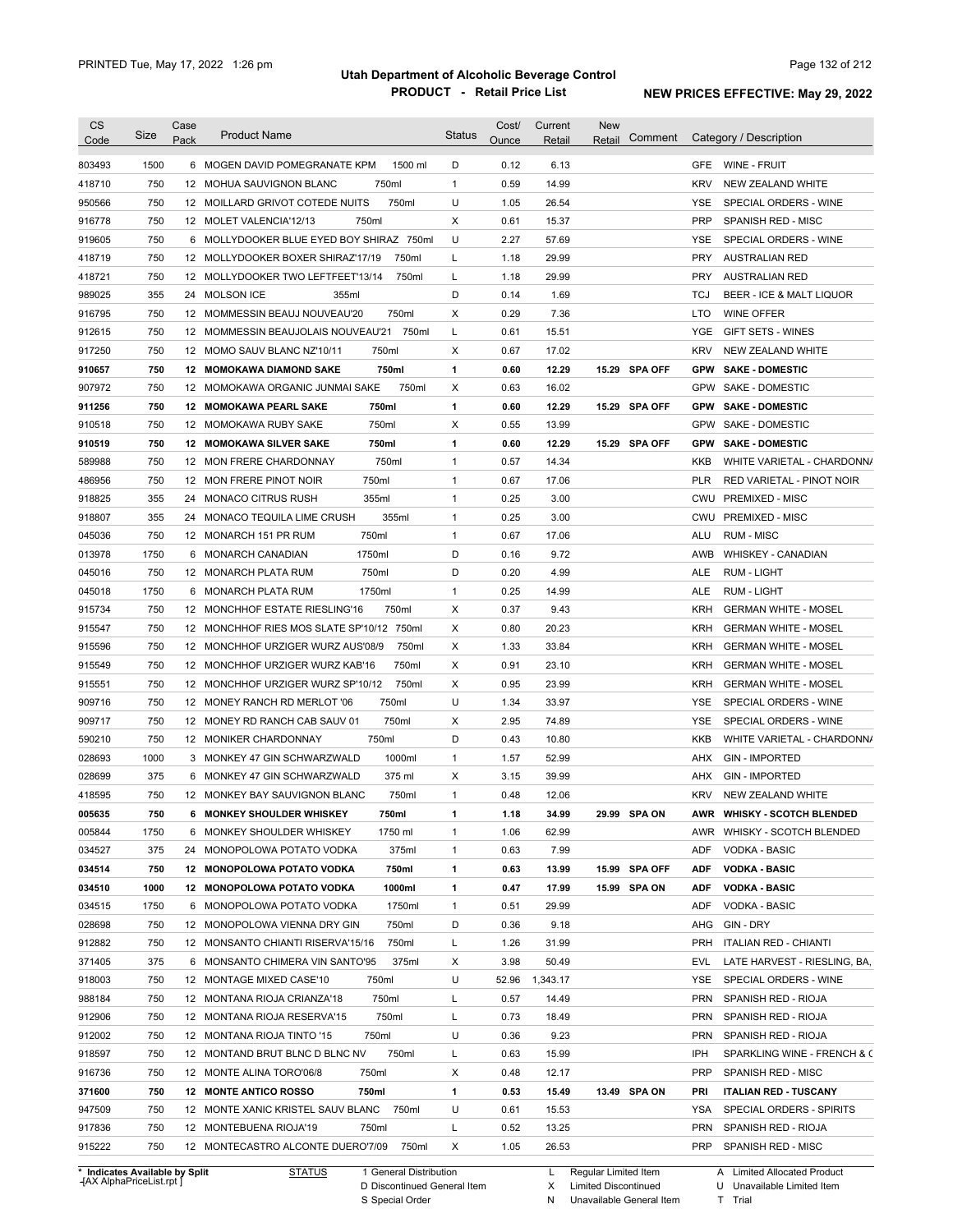# Utah Department of Alcoholic Beverage Control

## PRODUCT - Retail Price List

PRINTED Tue, May 17, 2022 1:26 pm

NEW PRICES EFFECTIVE: May 29, 2022

| CS Code | Size | Case Pack | Product Name | | Status | Cost/ Ounce | Current Retail | New Retail | Comment | Category / Description | |
|---|---|---|---|---|---|---|---|---|---|---|---|
| 803493 | 1500 | 6 | MOGEN DAVID POMEGRANATE KPM | 1500 ml | D | 0.12 | 6.13 | | | GFE | WINE - FRUIT |
| 418710 | 750 | 12 | MOHUA SAUVIGNON BLANC | 750ml | 1 | 0.59 | 14.99 | | | KRV | NEW ZEALAND WHITE |
| 950566 | 750 | 12 | MOILLARD GRIVOT COTEDE NUITS | 750ml | U | 1.05 | 26.54 | | | YSE | SPECIAL ORDERS - WINE |
| 916778 | 750 | 12 | MOLET VALENCIA'12/13 | 750ml | X | 0.61 | 15.37 | | | PRP | SPANISH RED - MISC |
| 919605 | 750 | 6 | MOLLYDOOKER BLUE EYED BOY SHIRAZ | 750ml | U | 2.27 | 57.69 | | | YSE | SPECIAL ORDERS - WINE |
| 418719 | 750 | 12 | MOLLYDOOKER BOXER SHIRAZ'17/19 | 750ml | L | 1.18 | 29.99 | | | PRY | AUSTRALIAN RED |
| 418721 | 750 | 12 | MOLLYDOOKER TWO LEFTFEET'13/14 | 750ml | L | 1.18 | 29.99 | | | PRY | AUSTRALIAN RED |
| 989025 | 355 | 24 | MOLSON ICE | 355ml | D | 0.14 | 1.69 | | | TCJ | BEER - ICE & MALT LIQUOR |
| 916795 | 750 | 12 | MOMMESSIN BEAUJ NOUVEAU'20 | 750ml | X | 0.29 | 7.36 | | | LTO | WINE OFFER |
| 912615 | 750 | 12 | MOMMESSIN BEAUJOLAIS NOUVEAU'21 | 750ml | L | 0.61 | 15.51 | | | YGE | GIFT SETS - WINES |
| 917250 | 750 | 12 | MOMO SAUV BLANC NZ'10/11 | 750ml | X | 0.67 | 17.02 | | | KRV | NEW ZEALAND WHITE |
| **910657** | **750** | **12** | **MOMOKAWA DIAMOND SAKE** | **750ml** | **1** | **0.60** | **12.29** | **15.29** | **SPA OFF** | **GPW** | **SAKE - DOMESTIC** |
| 907972 | 750 | 12 | MOMOKAWA ORGANIC JUNMAI SAKE | 750ml | X | 0.63 | 16.02 | | | GPW | SAKE - DOMESTIC |
| **911256** | **750** | **12** | **MOMOKAWA PEARL SAKE** | **750ml** | **1** | **0.60** | **12.29** | **15.29** | **SPA OFF** | **GPW** | **SAKE - DOMESTIC** |
| 910518 | 750 | 12 | MOMOKAWA RUBY SAKE | 750ml | X | 0.55 | 13.99 | | | GPW | SAKE - DOMESTIC |
| **910519** | **750** | **12** | **MOMOKAWA SILVER SAKE** | **750ml** | **1** | **0.60** | **12.29** | **15.29** | **SPA OFF** | **GPW** | **SAKE - DOMESTIC** |
| 589988 | 750 | 12 | MON FRERE CHARDONNAY | 750ml | 1 | 0.57 | 14.34 | | | KKB | WHITE VARIETAL - CHARDONNA |
| 486956 | 750 | 12 | MON FRERE PINOT NOIR | 750ml | 1 | 0.67 | 17.06 | | | PLR | RED VARIETAL - PINOT NOIR |
| 918825 | 355 | 24 | MONACO CITRUS RUSH | 355ml | 1 | 0.25 | 3.00 | | | CWU | PREMIXED - MISC |
| 918807 | 355 | 24 | MONACO TEQUILA LIME CRUSH | 355ml | 1 | 0.25 | 3.00 | | | CWU | PREMIXED - MISC |
| 045036 | 750 | 12 | MONARCH 151 PR RUM | 750ml | 1 | 0.67 | 17.06 | | | ALU | RUM - MISC |
| 013978 | 1750 | 6 | MONARCH CANADIAN | 1750ml | D | 0.16 | 9.72 | | | AWB | WHISKEY - CANADIAN |
| 045016 | 750 | 12 | MONARCH PLATA RUM | 750ml | D | 0.20 | 4.99 | | | ALE | RUM - LIGHT |
| 045018 | 1750 | 6 | MONARCH PLATA RUM | 1750ml | 1 | 0.25 | 14.99 | | | ALE | RUM - LIGHT |
| 915734 | 750 | 12 | MONCHHOF ESTATE RIESLING'16 | 750ml | X | 0.37 | 9.43 | | | KRH | GERMAN WHITE - MOSEL |
| 915547 | 750 | 12 | MONCHHOF RIES MOS SLATE SP'10/12 | 750ml | X | 0.80 | 20.23 | | | KRH | GERMAN WHITE - MOSEL |
| 915596 | 750 | 12 | MONCHHOF URZIGER WURZ AUS'08/9 | 750ml | X | 1.33 | 33.84 | | | KRH | GERMAN WHITE - MOSEL |
| 915549 | 750 | 12 | MONCHHOF URZIGER WURZ KAB'16 | 750ml | X | 0.91 | 23.10 | | | KRH | GERMAN WHITE - MOSEL |
| 915551 | 750 | 12 | MONCHHOF URZIGER WURZ SP'10/12 | 750ml | X | 0.95 | 23.99 | | | KRH | GERMAN WHITE - MOSEL |
| 909716 | 750 | 12 | MONEY RANCH RD MERLOT '06 | 750ml | U | 1.34 | 33.97 | | | YSE | SPECIAL ORDERS - WINE |
| 909717 | 750 | 12 | MONEY RD RANCH CAB SAUV 01 | 750ml | X | 2.95 | 74.89 | | | YSE | SPECIAL ORDERS - WINE |
| 590210 | 750 | 12 | MONIKER CHARDONNAY | 750ml | D | 0.43 | 10.80 | | | KKB | WHITE VARIETAL - CHARDONNA |
| 028693 | 1000 | 3 | MONKEY 47 GIN SCHWARZWALD | 1000ml | 1 | 1.57 | 52.99 | | | AHX | GIN - IMPORTED |
| 028699 | 375 | 6 | MONKEY 47 GIN SCHWARZWALD | 375 ml | X | 3.15 | 39.99 | | | AHX | GIN - IMPORTED |
| 418595 | 750 | 12 | MONKEY BAY SAUVIGNON BLANC | 750ml | 1 | 0.48 | 12.06 | | | KRV | NEW ZEALAND WHITE |
| **005635** | **750** | **6** | **MONKEY SHOULDER WHISKEY** | **750ml** | **1** | **1.18** | **34.99** | **29.99** | **SPA ON** | **AWR** | **WHISKY - SCOTCH BLENDED** |
| 005844 | 1750 | 6 | MONKEY SHOULDER WHISKEY | 1750 ml | 1 | 1.06 | 62.99 | | | AWR | WHISKY - SCOTCH BLENDED |
| 034527 | 375 | 24 | MONOPOLOWA POTATO VODKA | 375ml | 1 | 0.63 | 7.99 | | | ADF | VODKA - BASIC |
| **034514** | **750** | **12** | **MONOPOLOWA POTATO VODKA** | **750ml** | **1** | **0.63** | **13.99** | **15.99** | **SPA OFF** | **ADF** | **VODKA - BASIC** |
| **034510** | **1000** | **12** | **MONOPOLOWA POTATO VODKA** | **1000ml** | **1** | **0.47** | **17.99** | **15.99** | **SPA ON** | **ADF** | **VODKA - BASIC** |
| 034515 | 1750 | 6 | MONOPOLOWA POTATO VODKA | 1750ml | 1 | 0.51 | 29.99 | | | ADF | VODKA - BASIC |
| 028698 | 750 | 12 | MONOPOLOWA VIENNA DRY GIN | 750ml | D | 0.36 | 9.18 | | | AHG | GIN - DRY |
| 912882 | 750 | 12 | MONSANTO CHIANTI RISERVA'15/16 | 750ml | L | 1.26 | 31.99 | | | PRH | ITALIAN RED - CHIANTI |
| 371405 | 375 | 6 | MONSANTO CHIMERA VIN SANTO'95 | 375ml | X | 3.98 | 50.49 | | | EVL | LATE HARVEST - RIESLING, BA, |
| 918003 | 750 | 12 | MONTAGE MIXED CASE'10 | 750ml | U | 52.96 | 1,343.17 | | | YSE | SPECIAL ORDERS - WINE |
| 988184 | 750 | 12 | MONTANA RIOJA CRIANZA'18 | 750ml | L | 0.57 | 14.49 | | | PRN | SPANISH RED - RIOJA |
| 912906 | 750 | 12 | MONTANA RIOJA RESERVA'15 | 750ml | L | 0.73 | 18.49 | | | PRN | SPANISH RED - RIOJA |
| 912002 | 750 | 12 | MONTANA RIOJA TINTO '15 | 750ml | U | 0.36 | 9.23 | | | PRN | SPANISH RED - RIOJA |
| 918597 | 750 | 12 | MONTAND BRUT BLNC D BLNC NV | 750ml | L | 0.63 | 15.99 | | | IPH | SPARKLING WINE - FRENCH & C |
| 916736 | 750 | 12 | MONTE ALINA TORO'06/8 | 750ml | X | 0.48 | 12.17 | | | PRP | SPANISH RED - MISC |
| **371600** | **750** | **12** | **MONTE ANTICO ROSSO** | **750ml** | **1** | **0.53** | **15.49** | **13.49** | **SPA ON** | **PRI** | **ITALIAN RED - TUSCANY** |
| 947509 | 750 | 12 | MONTE XANIC KRISTEL SAUV BLANC | 750ml | U | 0.61 | 15.53 | | | YSA | SPECIAL ORDERS - SPIRITS |
| 917836 | 750 | 12 | MONTEBUENA RIOJA'19 | 750ml | L | 0.52 | 13.25 | | | PRN | SPANISH RED - RIOJA |
| 915222 | 750 | 12 | MONTECASTRO ALCONTE DUERO'7/09 | 750ml | X | 1.05 | 26.53 | | | PRP | SPANISH RED - MISC |

\* Indicates Available by Split

STATUS: 1 General Distribution; D Discontinued General Item; S Special Order; L Regular Limited Item; X Limited Discontinued; N Unavailable General Item; A Limited Allocated Product; U Unavailable Limited Item; T Trial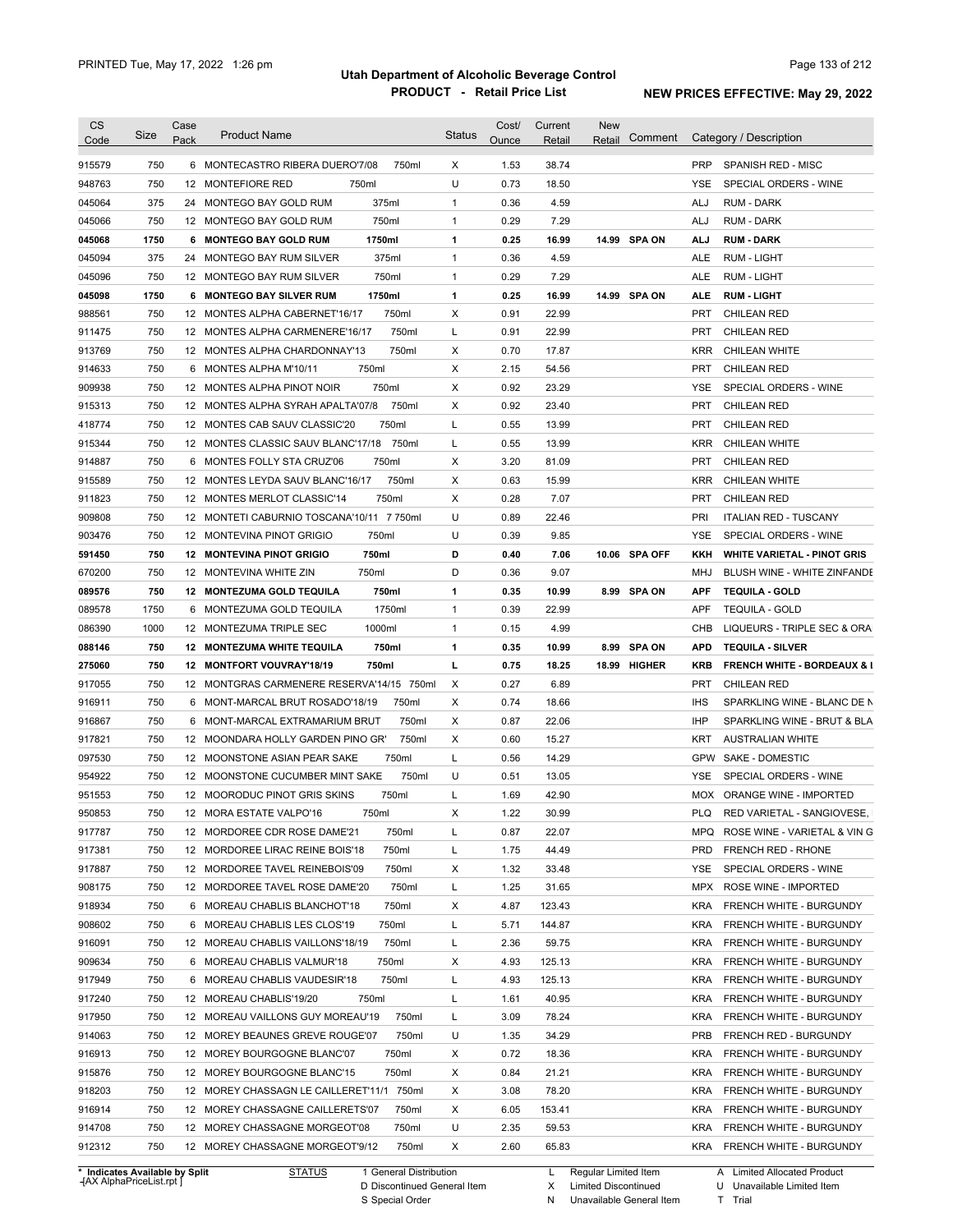# Utah Department of Alcoholic Beverage Control

## PRODUCT - Retail Price List

PRINTED Tue, May 17, 2022 1:26 pm

**NEW PRICES EFFECTIVE: May 29, 2022**

| CS Code | Size | Case Pack | Product Name | Status | Cost/ Ounce | Current Retail | New Retail | Comment | Category / Description |
|---|---|---|---|---|---|---|---|---|---|
| 915579 | 750 | 6 | MONTECASTRO RIBERA DUERO'7/08 750ml | X | 1.53 | 38.74 | | | PRP SPANISH RED - MISC |
| 948763 | 750 | 12 | MONTEFIORE RED 750ml | U | 0.73 | 18.50 | | | YSE SPECIAL ORDERS - WINE |
| 045064 | 375 | 24 | MONTEGO BAY GOLD RUM 375ml | 1 | 0.36 | 4.59 | | | ALJ RUM - DARK |
| 045066 | 750 | 12 | MONTEGO BAY GOLD RUM 750ml | 1 | 0.29 | 7.29 | | | ALJ RUM - DARK |
| **045068** | **1750** | **6** | **MONTEGO BAY GOLD RUM 1750ml** | **1** | **0.25** | **16.99** | **14.99** | **SPA ON** | **ALJ RUM - DARK** |
| 045094 | 375 | 24 | MONTEGO BAY RUM SILVER 375ml | 1 | 0.36 | 4.59 | | | ALE RUM - LIGHT |
| 045096 | 750 | 12 | MONTEGO BAY RUM SILVER 750ml | 1 | 0.29 | 7.29 | | | ALE RUM - LIGHT |
| **045098** | **1750** | **6** | **MONTEGO BAY SILVER RUM 1750ml** | **1** | **0.25** | **16.99** | **14.99** | **SPA ON** | **ALE RUM - LIGHT** |
| 988561 | 750 | 12 | MONTES ALPHA CABERNET'16/17 750ml | X | 0.91 | 22.99 | | | PRT CHILEAN RED |
| 911475 | 750 | 12 | MONTES ALPHA CARMENERE'16/17 750ml | L | 0.91 | 22.99 | | | PRT CHILEAN RED |
| 913769 | 750 | 12 | MONTES ALPHA CHARDONNAY'13 750ml | X | 0.70 | 17.87 | | | KRR CHILEAN WHITE |
| 914633 | 750 | 6 | MONTES ALPHA M'10/11 750ml | X | 2.15 | 54.56 | | | PRT CHILEAN RED |
| 909938 | 750 | 12 | MONTES ALPHA PINOT NOIR 750ml | X | 0.92 | 23.29 | | | YSE SPECIAL ORDERS - WINE |
| 915313 | 750 | 12 | MONTES ALPHA SYRAH APALTA'07/8 750ml | X | 0.92 | 23.40 | | | PRT CHILEAN RED |
| 418774 | 750 | 12 | MONTES CAB SAUV CLASSIC'20 750ml | L | 0.55 | 13.99 | | | PRT CHILEAN RED |
| 915344 | 750 | 12 | MONTES CLASSIC SAUV BLANC'17/18 750ml | L | 0.55 | 13.99 | | | KRR CHILEAN WHITE |
| 914887 | 750 | 6 | MONTES FOLLY STA CRUZ'06 750ml | X | 3.20 | 81.09 | | | PRT CHILEAN RED |
| 915589 | 750 | 12 | MONTES LEYDA SAUV BLANC'16/17 750ml | X | 0.63 | 15.99 | | | KRR CHILEAN WHITE |
| 911823 | 750 | 12 | MONTES MERLOT CLASSIC'14 750ml | X | 0.28 | 7.07 | | | PRT CHILEAN RED |
| 909808 | 750 | 12 | MONTETI CABURNIO TOSCANA'10/11 7 750ml | U | 0.89 | 22.46 | | | PRI ITALIAN RED - TUSCANY |
| 903476 | 750 | 12 | MONTEVINA PINOT GRIGIO 750ml | U | 0.39 | 9.85 | | | YSE SPECIAL ORDERS - WINE |
| **591450** | **750** | **12** | **MONTEVINA PINOT GRIGIO 750ml** | **D** | **0.40** | **7.06** | **10.06** | **SPA OFF** | **KKH WHITE VARIETAL - PINOT GRIS** |
| 670200 | 750 | 12 | MONTEVINA WHITE ZIN 750ml | D | 0.36 | 9.07 | | | MHJ BLUSH WINE - WHITE ZINFANDE |
| **089576** | **750** | **12** | **MONTEZUMA GOLD TEQUILA 750ml** | **1** | **0.35** | **10.99** | **8.99** | **SPA ON** | **APF TEQUILA - GOLD** |
| 089578 | 1750 | 6 | MONTEZUMA GOLD TEQUILA 1750ml | 1 | 0.39 | 22.99 | | | APF TEQUILA - GOLD |
| 086390 | 1000 | 12 | MONTEZUMA TRIPLE SEC 1000ml | 1 | 0.15 | 4.99 | | | CHB LIQUEURS - TRIPLE SEC & ORA |
| **088146** | **750** | **12** | **MONTEZUMA WHITE TEQUILA 750ml** | **1** | **0.35** | **10.99** | **8.99** | **SPA ON** | **APD TEQUILA - SILVER** |
| **275060** | **750** | **12** | **MONTFORT VOUVRAY'18/19 750ml** | **L** | **0.75** | **18.25** | **18.99** | **HIGHER** | **KRB FRENCH WHITE - BORDEAUX & I** |
| 917055 | 750 | 12 | MONTGRAS CARMENERE RESERVA'14/15 750ml | X | 0.27 | 6.89 | | | PRT CHILEAN RED |
| 916911 | 750 | 6 | MONT-MARCAL BRUT ROSADO'18/19 750ml | X | 0.74 | 18.66 | | | IHS SPARKLING WINE - BLANC DE N |
| 916867 | 750 | 6 | MONT-MARCAL EXTRAMARIUM BRUT 750ml | X | 0.87 | 22.06 | | | IHP SPARKLING WINE - BRUT & BLA |
| 917821 | 750 | 12 | MOONDARA HOLLY GARDEN PINO GR' 750ml | X | 0.60 | 15.27 | | | KRT AUSTRALIAN WHITE |
| 097530 | 750 | 12 | MOONSTONE ASIAN PEAR SAKE 750ml | L | 0.56 | 14.29 | | | GPW SAKE - DOMESTIC |
| 954922 | 750 | 12 | MOONSTONE CUCUMBER MINT SAKE 750ml | U | 0.51 | 13.05 | | | YSE SPECIAL ORDERS - WINE |
| 951553 | 750 | 12 | MOORODUC PINOT GRIS SKINS 750ml | L | 1.69 | 42.90 | | | MOX ORANGE WINE - IMPORTED |
| 950853 | 750 | 12 | MORA ESTATE VALPO'16 750ml | X | 1.22 | 30.99 | | | PLQ RED VARIETAL - SANGIOVESE, |
| 917787 | 750 | 12 | MORDOREE CDR ROSE DAME'21 750ml | L | 0.87 | 22.07 | | | MPQ ROSE WINE - VARIETAL & VIN G |
| 917381 | 750 | 12 | MORDOREE LIRAC REINE BOIS'18 750ml | L | 1.75 | 44.49 | | | PRD FRENCH RED - RHONE |
| 917887 | 750 | 12 | MORDOREE TAVEL REINEBOIS'09 750ml | X | 1.32 | 33.48 | | | YSE SPECIAL ORDERS - WINE |
| 908175 | 750 | 12 | MORDOREE TAVEL ROSE DAME'20 750ml | L | 1.25 | 31.65 | | | MPX ROSE WINE - IMPORTED |
| 918934 | 750 | 6 | MOREAU CHABLIS BLANCHOT'18 750ml | X | 4.87 | 123.43 | | | KRA FRENCH WHITE - BURGUNDY |
| 908602 | 750 | 6 | MOREAU CHABLIS LES CLOS'19 750ml | L | 5.71 | 144.87 | | | KRA FRENCH WHITE - BURGUNDY |
| 916091 | 750 | 12 | MOREAU CHABLIS VAILLONS'18/19 750ml | L | 2.36 | 59.75 | | | KRA FRENCH WHITE - BURGUNDY |
| 909634 | 750 | 6 | MOREAU CHABLIS VALMUR'18 750ml | X | 4.93 | 125.13 | | | KRA FRENCH WHITE - BURGUNDY |
| 917949 | 750 | 6 | MOREAU CHABLIS VAUDESIR'18 750ml | L | 4.93 | 125.13 | | | KRA FRENCH WHITE - BURGUNDY |
| 917240 | 750 | 12 | MOREAU CHABLIS'19/20 750ml | L | 1.61 | 40.95 | | | KRA FRENCH WHITE - BURGUNDY |
| 917950 | 750 | 12 | MOREAU VAILLONS GUY MOREAU'19 750ml | L | 3.09 | 78.24 | | | KRA FRENCH WHITE - BURGUNDY |
| 914063 | 750 | 12 | MOREY BEAUNES GREVE ROUGE'07 750ml | U | 1.35 | 34.29 | | | PRB FRENCH RED - BURGUNDY |
| 916913 | 750 | 12 | MOREY BOURGOGNE BLANC'07 750ml | X | 0.72 | 18.36 | | | KRA FRENCH WHITE - BURGUNDY |
| 915876 | 750 | 12 | MOREY BOURGOGNE BLANC'15 750ml | X | 0.84 | 21.21 | | | KRA FRENCH WHITE - BURGUNDY |
| 918203 | 750 | 12 | MOREY CHASSAGN LE CAILLERET'11/1 750ml | X | 3.08 | 78.20 | | | KRA FRENCH WHITE - BURGUNDY |
| 916914 | 750 | 12 | MOREY CHASSAGNE CAILLERETS'07 750ml | X | 6.05 | 153.41 | | | KRA FRENCH WHITE - BURGUNDY |
| 914708 | 750 | 12 | MOREY CHASSAGNE MORGEOT'08 750ml | U | 2.35 | 59.53 | | | KRA FRENCH WHITE - BURGUNDY |
| 912312 | 750 | 12 | MOREY CHASSAGNE MORGEOT'9/12 750ml | X | 2.60 | 65.83 | | | KRA FRENCH WHITE - BURGUNDY |

\* Indicates Available by Split

STATUS: 1 General Distribution; D Discontinued General Item; S Special Order; L Regular Limited Item; X Limited Discontinued; N Unavailable General Item; A Limited Allocated Product; U Unavailable Limited Item; T Trial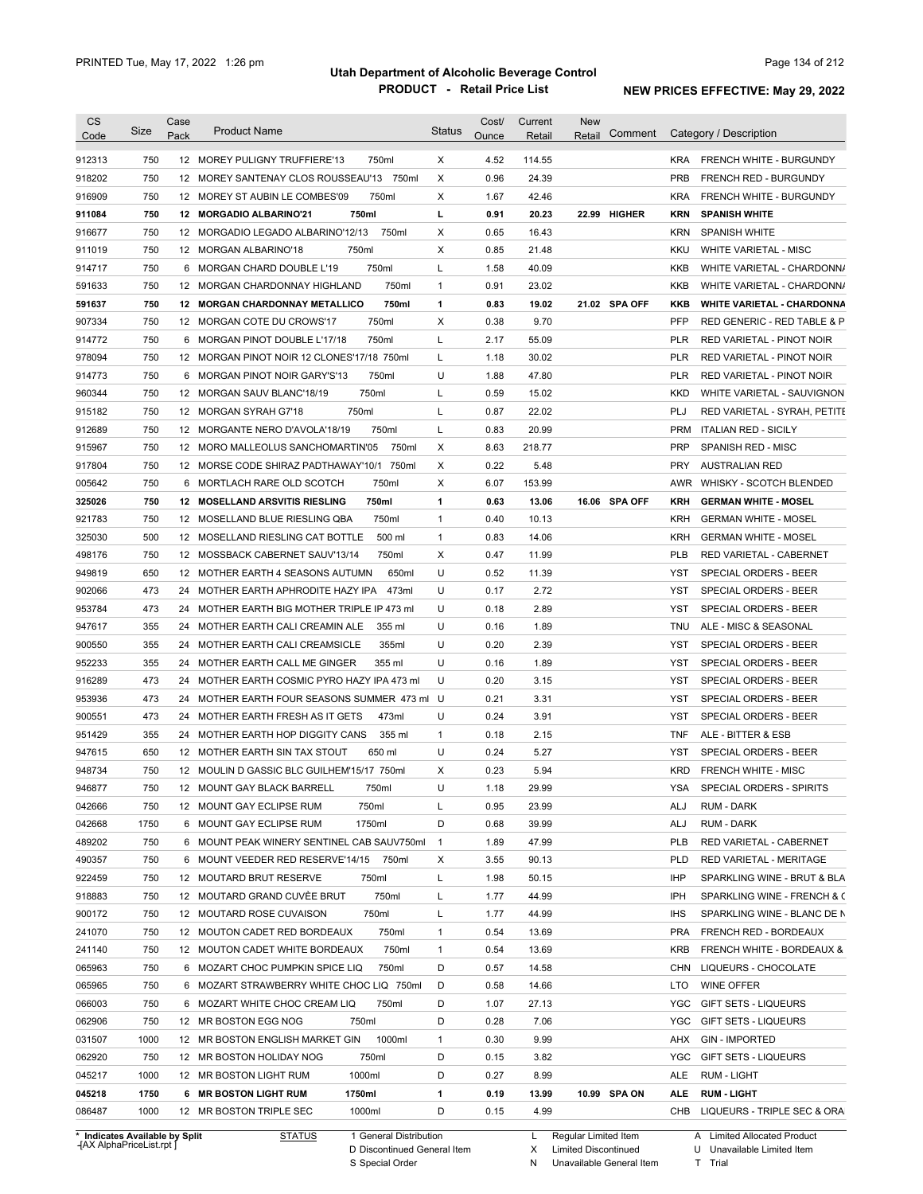PRINTED Tue, May 17, 2022 1:26 pm

**Utah Department of Alcoholic Beverage Control**
**PRODUCT - Retail Price List**
**NEW PRICES EFFECTIVE: May 29, 2022**

| CS Code | Size | Case Pack | Product Name | Status | Cost/ Ounce | Current Retail | New Retail | Comment | Category / Description |
|---|---|---|---|---|---|---|---|---|---|
| 912313 | 750 | 12 | MOREY PULIGNY TRUFFIERE'13 750ml | X | 4.52 | 114.55 | | | KRA FRENCH WHITE - BURGUNDY |
| 918202 | 750 | 12 | MOREY SANTENAY CLOS ROUSSEAU'13 750ml | X | 0.96 | 24.39 | | | PRB FRENCH RED - BURGUNDY |
| 916909 | 750 | 12 | MOREY ST AUBIN LE COMBES'09 750ml | X | 1.67 | 42.46 | | | KRA FRENCH WHITE - BURGUNDY |
| **911084** | **750** | **12** | **MORGADIO ALBARINO'21 750ml** | **L** | **0.91** | **20.23** | **22.99** | **HIGHER** | **KRN SPANISH WHITE** |
| 916677 | 750 | 12 | MORGADIO LEGADO ALBARINO'12/13 750ml | X | 0.65 | 16.43 | | | KRN SPANISH WHITE |
| 911019 | 750 | 12 | MORGAN ALBARINO'18 750ml | X | 0.85 | 21.48 | | | KKU WHITE VARIETAL - MISC |
| 914717 | 750 | 6 | MORGAN CHARD DOUBLE L'19 750ml | L | 1.58 | 40.09 | | | KKB WHITE VARIETAL - CHARDONNA |
| 591633 | 750 | 12 | MORGAN CHARDONNAY HIGHLAND 750ml | 1 | 0.91 | 23.02 | | | KKB WHITE VARIETAL - CHARDONNA |
| **591637** | **750** | **12** | **MORGAN CHARDONNAY METALLICO 750ml** | **1** | **0.83** | **19.02** | **21.02** | **SPA OFF** | **KKB WHITE VARIETAL - CHARDONNA** |
| 907334 | 750 | 12 | MORGAN COTE DU CROWS'17 750ml | X | 0.38 | 9.70 | | | PFP RED GENERIC - RED TABLE & P |
| 914772 | 750 | 6 | MORGAN PINOT DOUBLE L'17/18 750ml | L | 2.17 | 55.09 | | | PLR RED VARIETAL - PINOT NOIR |
| 978094 | 750 | 12 | MORGAN PINOT NOIR 12 CLONES'17/18 750ml | L | 1.18 | 30.02 | | | PLR RED VARIETAL - PINOT NOIR |
| 914773 | 750 | 6 | MORGAN PINOT NOIR GARY'S'13 750ml | U | 1.88 | 47.80 | | | PLR RED VARIETAL - PINOT NOIR |
| 960344 | 750 | 12 | MORGAN SAUV BLANC'18/19 750ml | L | 0.59 | 15.02 | | | KKD WHITE VARIETAL - SAUVIGNON |
| 915182 | 750 | 12 | MORGAN SYRAH G7'18 750ml | L | 0.87 | 22.02 | | | PLJ RED VARIETAL - SYRAH, PETITE |
| 912689 | 750 | 12 | MORGANTE NERO D'AVOLA'18/19 750ml | L | 0.83 | 20.99 | | | PRM ITALIAN RED - SICILY |
| 915967 | 750 | 12 | MORO MALLEOLUS SANCHOMARTIN'05 750ml | X | 8.63 | 218.77 | | | PRP SPANISH RED - MISC |
| 917804 | 750 | 12 | MORSE CODE SHIRAZ PADTHAWAY'10/1 750ml | X | 0.22 | 5.48 | | | PRY AUSTRALIAN RED |
| 005642 | 750 | 6 | MORTLACH RARE OLD SCOTCH 750ml | X | 6.07 | 153.99 | | | AWR WHISKY - SCOTCH BLENDED |
| **325026** | **750** | **12** | **MOSELLAND ARSVITIS RIESLING 750ml** | **1** | **0.63** | **13.06** | **16.06** | **SPA OFF** | **KRH GERMAN WHITE - MOSEL** |
| 921783 | 750 | 12 | MOSELLAND BLUE RIESLING QBA 750ml | 1 | 0.40 | 10.13 | | | KRH GERMAN WHITE - MOSEL |
| 325030 | 500 | 12 | MOSELLAND RIESLING CAT BOTTLE 500 ml | 1 | 0.83 | 14.06 | | | KRH GERMAN WHITE - MOSEL |
| 498176 | 750 | 12 | MOSSBACK CABERNET SAUV'13/14 750ml | X | 0.47 | 11.99 | | | PLB RED VARIETAL - CABERNET |
| 949819 | 650 | 12 | MOTHER EARTH 4 SEASONS AUTUMN 650ml | U | 0.52 | 11.39 | | | YST SPECIAL ORDERS - BEER |
| 902066 | 473 | 24 | MOTHER EARTH APHRODITE HAZY IPA 473ml | U | 0.17 | 2.72 | | | YST SPECIAL ORDERS - BEER |
| 953784 | 473 | 24 | MOTHER EARTH BIG MOTHER TRIPLE IP 473 ml | U | 0.18 | 2.89 | | | YST SPECIAL ORDERS - BEER |
| 947617 | 355 | 24 | MOTHER EARTH CALI CREAMIN ALE 355 ml | U | 0.16 | 1.89 | | | TNU ALE - MISC & SEASONAL |
| 900550 | 355 | 24 | MOTHER EARTH CALI CREAMSICLE 355ml | U | 0.20 | 2.39 | | | YST SPECIAL ORDERS - BEER |
| 952233 | 355 | 24 | MOTHER EARTH CALL ME GINGER 355 ml | U | 0.16 | 1.89 | | | YST SPECIAL ORDERS - BEER |
| 916289 | 473 | 24 | MOTHER EARTH COSMIC PYRO HAZY IPA 473 ml | U | 0.20 | 3.15 | | | YST SPECIAL ORDERS - BEER |
| 953936 | 473 | 24 | MOTHER EARTH FOUR SEASONS SUMMER 473 ml | U | 0.21 | 3.31 | | | YST SPECIAL ORDERS - BEER |
| 900551 | 473 | 24 | MOTHER EARTH FRESH AS IT GETS 473ml | U | 0.24 | 3.91 | | | YST SPECIAL ORDERS - BEER |
| 951429 | 355 | 24 | MOTHER EARTH HOP DIGGITY CANS 355 ml | 1 | 0.18 | 2.15 | | | TNF ALE - BITTER & ESB |
| 947615 | 650 | 12 | MOTHER EARTH SIN TAX STOUT 650 ml | U | 0.24 | 5.27 | | | YST SPECIAL ORDERS - BEER |
| 948734 | 750 | 12 | MOULIN D GASSIC BLC GUILHEM'15/17 750ml | X | 0.23 | 5.94 | | | KRD FRENCH WHITE - MISC |
| 946877 | 750 | 12 | MOUNT GAY BLACK BARRELL 750ml | U | 1.18 | 29.99 | | | YSA SPECIAL ORDERS - SPIRITS |
| 042666 | 750 | 12 | MOUNT GAY ECLIPSE RUM 750ml | L | 0.95 | 23.99 | | | ALJ RUM - DARK |
| 042668 | 1750 | 6 | MOUNT GAY ECLIPSE RUM 1750ml | D | 0.68 | 39.99 | | | ALJ RUM - DARK |
| 489202 | 750 | 6 | MOUNT PEAK WINERY SENTINEL CAB SAUV750ml | 1 | 1.89 | 47.99 | | | PLB RED VARIETAL - CABERNET |
| 490357 | 750 | 6 | MOUNT VEEDER RED RESERVE'14/15 750ml | X | 3.55 | 90.13 | | | PLD RED VARIETAL - MERITAGE |
| 922459 | 750 | 12 | MOUTARD BRUT RESERVE 750ml | L | 1.98 | 50.15 | | | IHP SPARKLING WINE - BRUT & BLA |
| 918883 | 750 | 12 | MOUTARD GRAND CUVÈE BRUT 750ml | L | 1.77 | 44.99 | | | IPH SPARKLING WINE - FRENCH & C |
| 900172 | 750 | 12 | MOUTARD ROSE CUVAISON 750ml | L | 1.77 | 44.99 | | | IHS SPARKLING WINE - BLANC DE N |
| 241070 | 750 | 12 | MOUTON CADET RED BORDEAUX 750ml | 1 | 0.54 | 13.69 | | | PRA FRENCH RED - BORDEAUX |
| 241140 | 750 | 12 | MOUTON CADET WHITE BORDEAUX 750ml | 1 | 0.54 | 13.69 | | | KRB FRENCH WHITE - BORDEAUX & |
| 065963 | 750 | 6 | MOZART CHOC PUMPKIN SPICE LIQ 750ml | D | 0.57 | 14.58 | | | CHN LIQUEURS - CHOCOLATE |
| 065965 | 750 | 6 | MOZART STRAWBERRY WHITE CHOC LIQ 750ml | D | 0.58 | 14.66 | | | LTO WINE OFFER |
| 066003 | 750 | 6 | MOZART WHITE CHOC CREAM LIQ 750ml | D | 1.07 | 27.13 | | | YGC GIFT SETS - LIQUEURS |
| 062906 | 750 | 12 | MR BOSTON EGG NOG 750ml | D | 0.28 | 7.06 | | | YGC GIFT SETS - LIQUEURS |
| 031507 | 1000 | 12 | MR BOSTON ENGLISH MARKET GIN 1000ml | 1 | 0.30 | 9.99 | | | AHX GIN - IMPORTED |
| 062920 | 750 | 12 | MR BOSTON HOLIDAY NOG 750ml | D | 0.15 | 3.82 | | | YGC GIFT SETS - LIQUEURS |
| 045217 | 1000 | 12 | MR BOSTON LIGHT RUM 1000ml | D | 0.27 | 8.99 | | | ALE RUM - LIGHT |
| **045218** | **1750** | **6** | **MR BOSTON LIGHT RUM 1750ml** | **1** | **0.19** | **13.99** | **10.99** | **SPA ON** | **ALE RUM - LIGHT** |
| 086487 | 1000 | 12 | MR BOSTON TRIPLE SEC 1000ml | D | 0.15 | 4.99 | | | CHB LIQUEURS - TRIPLE SEC & ORA |

\* Indicates Available by Split

STATUS: 1 General Distribution; D Discontinued General Item; S Special Order; L Regular Limited Item; X Limited Discontinued; N Unavailable General Item; A Limited Allocated Product; U Unavailable Limited Item; T Trial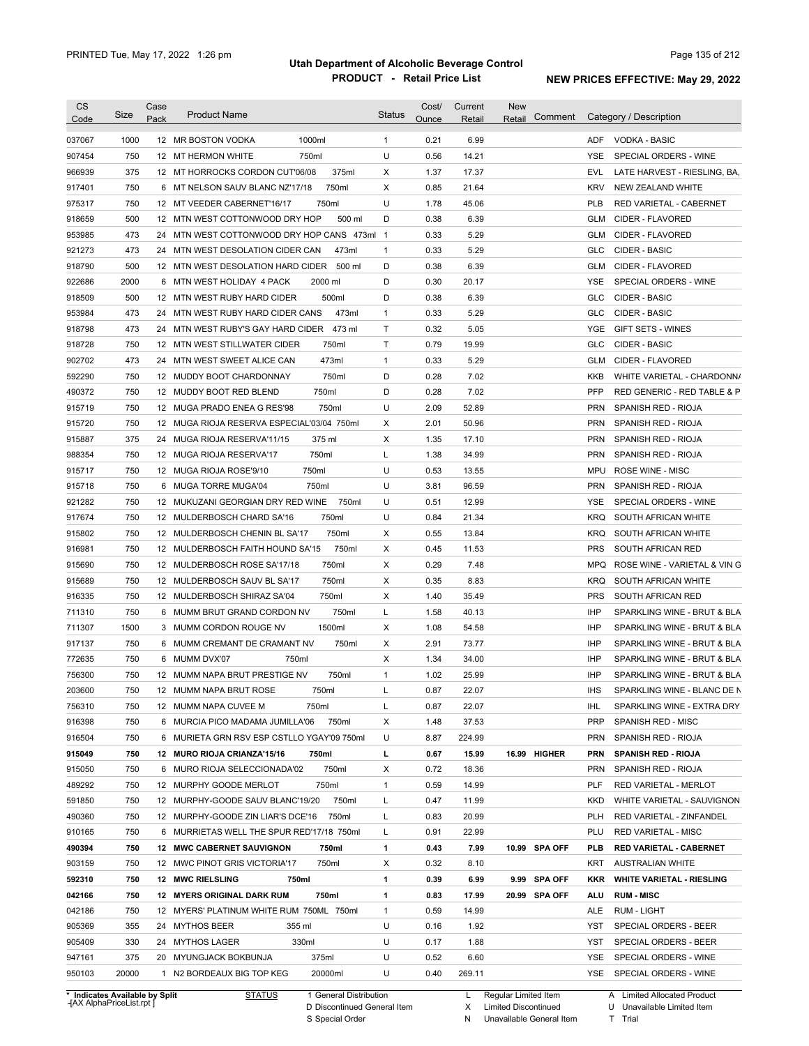# Utah Department of Alcoholic Beverage Control

## PRODUCT - Retail Price List

PRINTED Tue, May 17, 2022 1:26 pm

NEW PRICES EFFECTIVE: May 29, 2022

| CS Code | Size | Case Pack | Product Name | Status | Cost/ Ounce | Current Retail | New Retail | Comment | Category / Description |
|---|---|---|---|---|---|---|---|---|---|
| 037067 | 1000 | 12 | MR BOSTON VODKA 1000ml | 1 | 0.21 | 6.99 | | | ADF VODKA - BASIC |
| 907454 | 750 | 12 | MT HERMON WHITE 750ml | U | 0.56 | 14.21 | | | YSE SPECIAL ORDERS - WINE |
| 966939 | 375 | 12 | MT HORROCKS CORDON CUT'06/08 375ml | X | 1.37 | 17.37 | | | EVL LATE HARVEST - RIESLING, BA, |
| 917401 | 750 | 6 | MT NELSON SAUV BLANC NZ'17/18 750ml | X | 0.85 | 21.64 | | | KRV NEW ZEALAND WHITE |
| 975317 | 750 | 12 | MT VEEDER CABERNET'16/17 750ml | U | 1.78 | 45.06 | | | PLB RED VARIETAL - CABERNET |
| 918659 | 500 | 12 | MTN WEST COTTONWOOD DRY HOP 500 ml | D | 0.38 | 6.39 | | | GLM CIDER - FLAVORED |
| 953985 | 473 | 24 | MTN WEST COTTONWOOD DRY HOP CANS 473ml | 1 | 0.33 | 5.29 | | | GLM CIDER - FLAVORED |
| 921273 | 473 | 24 | MTN WEST DESOLATION CIDER CAN 473ml | 1 | 0.33 | 5.29 | | | GLC CIDER - BASIC |
| 918790 | 500 | 12 | MTN WEST DESOLATION HARD CIDER 500 ml | D | 0.38 | 6.39 | | | GLM CIDER - FLAVORED |
| 922686 | 2000 | 6 | MTN WEST HOLIDAY 4 PACK 2000 ml | D | 0.30 | 20.17 | | | YSE SPECIAL ORDERS - WINE |
| 918509 | 500 | 12 | MTN WEST RUBY HARD CIDER 500ml | D | 0.38 | 6.39 | | | GLC CIDER - BASIC |
| 953984 | 473 | 24 | MTN WEST RUBY HARD CIDER CANS 473ml | 1 | 0.33 | 5.29 | | | GLC CIDER - BASIC |
| 918798 | 473 | 24 | MTN WEST RUBY'S GAY HARD CIDER 473 ml | T | 0.32 | 5.05 | | | YGE GIFT SETS - WINES |
| 918728 | 750 | 12 | MTN WEST STILLWATER CIDER 750ml | T | 0.79 | 19.99 | | | GLC CIDER - BASIC |
| 902702 | 473 | 24 | MTN WEST SWEET ALICE CAN 473ml | 1 | 0.33 | 5.29 | | | GLM CIDER - FLAVORED |
| 592290 | 750 | 12 | MUDDY BOOT CHARDONNAY 750ml | D | 0.28 | 7.02 | | | KKB WHITE VARIETAL - CHARDONNA |
| 490372 | 750 | 12 | MUDDY BOOT RED BLEND 750ml | D | 0.28 | 7.02 | | | PFP RED GENERIC - RED TABLE & P |
| 915719 | 750 | 12 | MUGA PRADO ENEA G RES'98 750ml | U | 2.09 | 52.89 | | | PRN SPANISH RED - RIOJA |
| 915720 | 750 | 12 | MUGA RIOJA RESERVA ESPECIAL'03/04 750ml | X | 2.01 | 50.96 | | | PRN SPANISH RED - RIOJA |
| 915887 | 375 | 24 | MUGA RIOJA RESERVA'11/15 375 ml | X | 1.35 | 17.10 | | | PRN SPANISH RED - RIOJA |
| 988354 | 750 | 12 | MUGA RIOJA RESERVA'17 750ml | L | 1.38 | 34.99 | | | PRN SPANISH RED - RIOJA |
| 915717 | 750 | 12 | MUGA RIOJA ROSE'9/10 750ml | U | 0.53 | 13.55 | | | MPU ROSE WINE - MISC |
| 915718 | 750 | 6 | MUGA TORRE MUGA'04 750ml | U | 3.81 | 96.59 | | | PRN SPANISH RED - RIOJA |
| 921282 | 750 | 12 | MUKUZANI GEORGIAN DRY RED WINE 750ml | U | 0.51 | 12.99 | | | YSE SPECIAL ORDERS - WINE |
| 917674 | 750 | 12 | MULDERBOSCH CHARD SA'16 750ml | U | 0.84 | 21.34 | | | KRQ SOUTH AFRICAN WHITE |
| 915802 | 750 | 12 | MULDERBOSCH CHENIN BL SA'17 750ml | X | 0.55 | 13.84 | | | KRQ SOUTH AFRICAN WHITE |
| 916981 | 750 | 12 | MULDERBOSCH FAITH HOUND SA'15 750ml | X | 0.45 | 11.53 | | | PRS SOUTH AFRICAN RED |
| 915690 | 750 | 12 | MULDERBOSCH ROSE SA'17/18 750ml | X | 0.29 | 7.48 | | | MPQ ROSE WINE - VARIETAL & VIN G |
| 915689 | 750 | 12 | MULDERBOSCH SAUV BL SA'17 750ml | X | 0.35 | 8.83 | | | KRQ SOUTH AFRICAN WHITE |
| 916335 | 750 | 12 | MULDERBOSCH SHIRAZ SA'04 750ml | X | 1.40 | 35.49 | | | PRS SOUTH AFRICAN RED |
| 711310 | 750 | 6 | MUMM BRUT GRAND CORDON NV 750ml | L | 1.58 | 40.13 | | | IHP SPARKLING WINE - BRUT & BLA |
| 711307 | 1500 | 3 | MUMM CORDON ROUGE NV 1500ml | X | 1.08 | 54.58 | | | IHP SPARKLING WINE - BRUT & BLA |
| 917137 | 750 | 6 | MUMM CREMANT DE CRAMANT NV 750ml | X | 2.91 | 73.77 | | | IHP SPARKLING WINE - BRUT & BLA |
| 772635 | 750 | 6 | MUMM DVX'07 750ml | X | 1.34 | 34.00 | | | IHP SPARKLING WINE - BRUT & BLA |
| 756300 | 750 | 12 | MUMM NAPA BRUT PRESTIGE NV 750ml | 1 | 1.02 | 25.99 | | | IHP SPARKLING WINE - BRUT & BLA |
| 203600 | 750 | 12 | MUMM NAPA BRUT ROSE 750ml | L | 0.87 | 22.07 | | | IHS SPARKLING WINE - BLANC DE N |
| 756310 | 750 | 12 | MUMM NAPA CUVEE M 750ml | L | 0.87 | 22.07 | | | IHL SPARKLING WINE - EXTRA DRY |
| 916398 | 750 | 6 | MURCIA PICO MADAMA JUMILLA'06 750ml | X | 1.48 | 37.53 | | | PRP SPANISH RED - MISC |
| 916504 | 750 | 6 | MURIETA GRN RSV ESP CSTLLO YGAY'09 750ml | U | 8.87 | 224.99 | | | PRN SPANISH RED - RIOJA |
| **915049** | **750** | **12** | **MURO RIOJA CRIANZA'15/16 750ml** | **L** | **0.67** | **15.99** | **16.99** | **HIGHER** | **PRN SPANISH RED - RIOJA** |
| 915050 | 750 | 6 | MURO RIOJA SELECCIONADA'02 750ml | X | 0.72 | 18.36 | | | PRN SPANISH RED - RIOJA |
| 489292 | 750 | 12 | MURPHY GOODE MERLOT 750ml | 1 | 0.59 | 14.99 | | | PLF RED VARIETAL - MERLOT |
| 591850 | 750 | 12 | MURPHY-GOODE SAUV BLANC'19/20 750ml | L | 0.47 | 11.99 | | | KKD WHITE VARIETAL - SAUVIGNON |
| 490360 | 750 | 12 | MURPHY-GOODE ZIN LIAR'S DCE'16 750ml | L | 0.83 | 20.99 | | | PLH RED VARIETAL - ZINFANDEL |
| 910165 | 750 | 6 | MURRIETAS WELL THE SPUR RED'17/18 750ml | L | 0.91 | 22.99 | | | PLU RED VARIETAL - MISC |
| **490394** | **750** | **12** | **MWC CABERNET SAUVIGNON 750ml** | **1** | **0.43** | **7.99** | **10.99** | **SPA OFF** | **PLB RED VARIETAL - CABERNET** |
| 903159 | 750 | 12 | MWC PINOT GRIS VICTORIA'17 750ml | X | 0.32 | 8.10 | | | KRT AUSTRALIAN WHITE |
| **592310** | **750** | **12** | **MWC RIELSLING 750ml** | **1** | **0.39** | **6.99** | **9.99** | **SPA OFF** | **KKR WHITE VARIETAL - RIESLING** |
| **042166** | **750** | **12** | **MYERS ORIGINAL DARK RUM 750ml** | **1** | **0.83** | **17.99** | **20.99** | **SPA OFF** | **ALU RUM - MISC** |
| 042186 | 750 | 12 | MYERS' PLATINUM WHITE RUM 750ML 750ml | 1 | 0.59 | 14.99 | | | ALE RUM - LIGHT |
| 905369 | 355 | 24 | MYTHOS BEER 355 ml | U | 0.16 | 1.92 | | | YST SPECIAL ORDERS - BEER |
| 905409 | 330 | 24 | MYTHOS LAGER 330ml | U | 0.17 | 1.88 | | | YST SPECIAL ORDERS - BEER |
| 947161 | 375 | 20 | MYUNGJACK BOKBUNJA 375ml | U | 0.52 | 6.60 | | | YSE SPECIAL ORDERS - WINE |
| 950103 | 20000 | 1 | N2 BORDEAUX BIG TOP KEG 20000ml | U | 0.40 | 269.11 | | | YSE SPECIAL ORDERS - WINE |

\* Indicates Available by Split
-[AX AlphaPriceList.rpt ]

STATUS: 1 General Distribution; D Discontinued General Item; S Special Order; L Regular Limited Item; X Limited Discontinued; N Unavailable General Item; A Limited Allocated Product; U Unavailable Limited Item; T Trial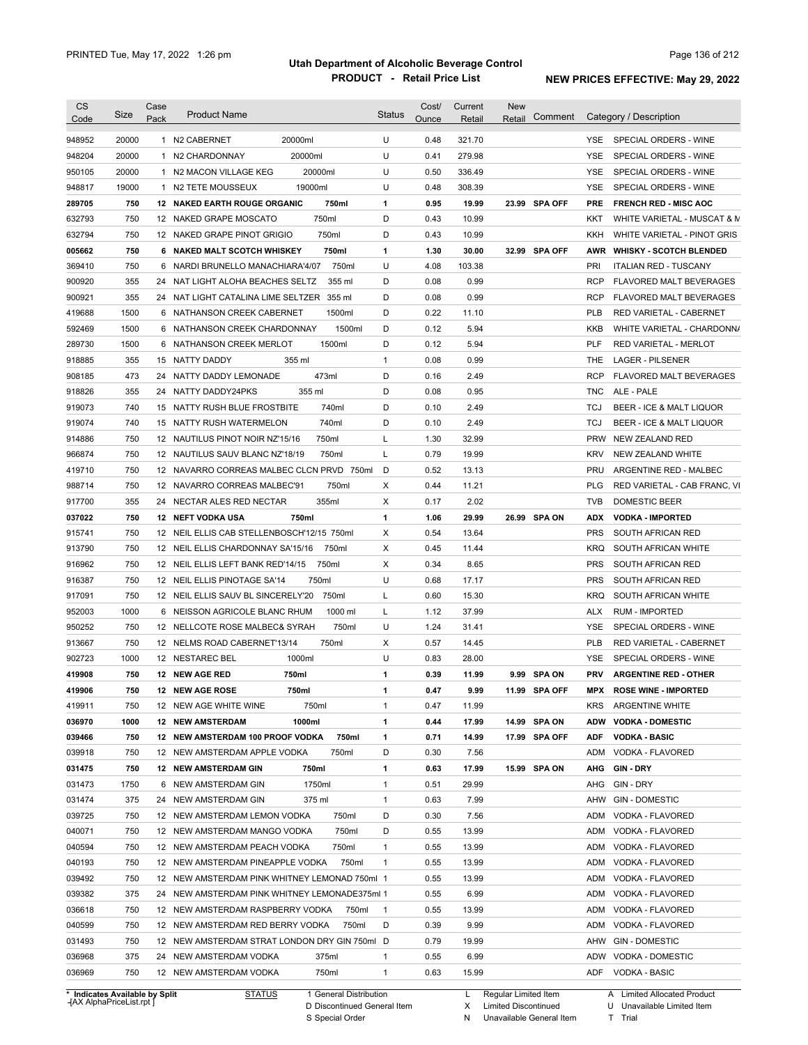# Utah Department of Alcoholic Beverage Control

## PRODUCT - Retail Price List

PRINTED Tue, May 17, 2022 1:26 pm

**NEW PRICES EFFECTIVE: May 29, 2022**

| CS Code | Size | Case Pack | Product Name | Status | Cost/ Ounce | Current Retail | New Retail | Comment | Category / Description |
|---|---|---|---|---|---|---|---|---|---|
| 948952 | 20000 | 1 | N2 CABERNET 20000ml | U | 0.48 | 321.70 | | | YSE SPECIAL ORDERS - WINE |
| 948204 | 20000 | 1 | N2 CHARDONNAY 20000ml | U | 0.41 | 279.98 | | | YSE SPECIAL ORDERS - WINE |
| 950105 | 20000 | 1 | N2 MACON VILLAGE KEG 20000ml | U | 0.50 | 336.49 | | | YSE SPECIAL ORDERS - WINE |
| 948817 | 19000 | 1 | N2 TETE MOUSSEUX 19000ml | U | 0.48 | 308.39 | | | YSE SPECIAL ORDERS - WINE |
| **289705** | **750** | **12** | **NAKED EARTH ROUGE ORGANIC 750ml** | **1** | **0.95** | **19.99** | **23.99** | **SPA OFF** | **PRE FRENCH RED - MISC AOC** |
| 632793 | 750 | 12 | NAKED GRAPE MOSCATO 750ml | D | 0.43 | 10.99 | | | KKT WHITE VARIETAL - MUSCAT & M |
| 632794 | 750 | 12 | NAKED GRAPE PINOT GRIGIO 750ml | D | 0.43 | 10.99 | | | KKH WHITE VARIETAL - PINOT GRIS |
| **005662** | **750** | **6** | **NAKED MALT SCOTCH WHISKEY 750ml** | **1** | **1.30** | **30.00** | **32.99** | **SPA OFF** | **AWR WHISKY - SCOTCH BLENDED** |
| 369410 | 750 | 6 | NARDI BRUNELLO MANACHIARA'4/07 750ml | U | 4.08 | 103.38 | | | PRI ITALIAN RED - TUSCANY |
| 900920 | 355 | 24 | NAT LIGHT ALOHA BEACHES SELTZ 355 ml | D | 0.08 | 0.99 | | | RCP FLAVORED MALT BEVERAGES |
| 900921 | 355 | 24 | NAT LIGHT CATALINA LIME SELTZER 355 ml | D | 0.08 | 0.99 | | | RCP FLAVORED MALT BEVERAGES |
| 419688 | 1500 | 6 | NATHANSON CREEK CABERNET 1500ml | D | 0.22 | 11.10 | | | PLB RED VARIETAL - CABERNET |
| 592469 | 1500 | 6 | NATHANSON CREEK CHARDONNAY 1500ml | D | 0.12 | 5.94 | | | KKB WHITE VARIETAL - CHARDONNA |
| 289730 | 1500 | 6 | NATHANSON CREEK MERLOT 1500ml | D | 0.12 | 5.94 | | | PLF RED VARIETAL - MERLOT |
| 918885 | 355 | 15 | NATTY DADDY 355 ml | 1 | 0.08 | 0.99 | | | THE LAGER - PILSENER |
| 908185 | 473 | 24 | NATTY DADDY LEMONADE 473ml | D | 0.16 | 2.49 | | | RCP FLAVORED MALT BEVERAGES |
| 918826 | 355 | 24 | NATTY DADDY24PKS 355 ml | D | 0.08 | 0.95 | | | TNC ALE - PALE |
| 919073 | 740 | 15 | NATTY RUSH BLUE FROSTBITE 740ml | D | 0.10 | 2.49 | | | TCJ BEER - ICE & MALT LIQUOR |
| 919074 | 740 | 15 | NATTY RUSH WATERMELON 740ml | D | 0.10 | 2.49 | | | TCJ BEER - ICE & MALT LIQUOR |
| 914886 | 750 | 12 | NAUTILUS PINOT NOIR NZ'15/16 750ml | L | 1.30 | 32.99 | | | PRW NEW ZEALAND RED |
| 966874 | 750 | 12 | NAUTILUS SAUV BLANC NZ'18/19 750ml | L | 0.79 | 19.99 | | | KRV NEW ZEALAND WHITE |
| 419710 | 750 | 12 | NAVARRO CORREAS MALBEC CLCN PRVD 750ml | D | 0.52 | 13.13 | | | PRU ARGENTINE RED - MALBEC |
| 988714 | 750 | 12 | NAVARRO CORREAS MALBEC'91 750ml | X | 0.44 | 11.21 | | | PLG RED VARIETAL - CAB FRANC, VI |
| 917700 | 355 | 24 | NECTAR ALES RED NECTAR 355ml | X | 0.17 | 2.02 | | | TVB DOMESTIC BEER |
| **037022** | **750** | **12** | **NEFT VODKA USA 750ml** | **1** | **1.06** | **29.99** | **26.99** | **SPA ON** | **ADX VODKA - IMPORTED** |
| 915741 | 750 | 12 | NEIL ELLIS CAB STELLENBOSCH'12/15 750ml | X | 0.54 | 13.64 | | | PRS SOUTH AFRICAN RED |
| 913790 | 750 | 12 | NEIL ELLIS CHARDONNAY SA'15/16 750ml | X | 0.45 | 11.44 | | | KRQ SOUTH AFRICAN WHITE |
| 916962 | 750 | 12 | NEIL ELLIS LEFT BANK RED'14/15 750ml | X | 0.34 | 8.65 | | | PRS SOUTH AFRICAN RED |
| 916387 | 750 | 12 | NEIL ELLIS PINOTAGE SA'14 750ml | U | 0.68 | 17.17 | | | PRS SOUTH AFRICAN RED |
| 917091 | 750 | 12 | NEIL ELLIS SAUV BL SINCERELY'20 750ml | L | 0.60 | 15.30 | | | KRQ SOUTH AFRICAN WHITE |
| 952003 | 1000 | 6 | NEISSON AGRICOLE BLANC RHUM 1000 ml | L | 1.12 | 37.99 | | | ALX RUM - IMPORTED |
| 950252 | 750 | 12 | NELLCOTE ROSE MALBEC& SYRAH 750ml | U | 1.24 | 31.41 | | | YSE SPECIAL ORDERS - WINE |
| 913667 | 750 | 12 | NELMS ROAD CABERNET'13/14 750ml | X | 0.57 | 14.45 | | | PLB RED VARIETAL - CABERNET |
| 902723 | 1000 | 12 | NESTAREC BEL 1000ml | U | 0.83 | 28.00 | | | YSE SPECIAL ORDERS - WINE |
| **419908** | **750** | **12** | **NEW AGE RED 750ml** | **1** | **0.39** | **11.99** | **9.99** | **SPA ON** | **PRV ARGENTINE RED - OTHER** |
| **419906** | **750** | **12** | **NEW AGE ROSE 750ml** | **1** | **0.47** | **9.99** | **11.99** | **SPA OFF** | **MPX ROSE WINE - IMPORTED** |
| 419911 | 750 | 12 | NEW AGE WHITE WINE 750ml | 1 | 0.47 | 11.99 | | | KRS ARGENTINE WHITE |
| **036970** | **1000** | **12** | **NEW AMSTERDAM 1000ml** | **1** | **0.44** | **17.99** | **14.99** | **SPA ON** | **ADW VODKA - DOMESTIC** |
| **039466** | **750** | **12** | **NEW AMSTERDAM 100 PROOF VODKA 750ml** | **1** | **0.71** | **14.99** | **17.99** | **SPA OFF** | **ADF VODKA - BASIC** |
| 039918 | 750 | 12 | NEW AMSTERDAM APPLE VODKA 750ml | D | 0.30 | 7.56 | | | ADM VODKA - FLAVORED |
| **031475** | **750** | **12** | **NEW AMSTERDAM GIN 750ml** | **1** | **0.63** | **17.99** | **15.99** | **SPA ON** | **AHG GIN - DRY** |
| 031473 | 1750 | 6 | NEW AMSTERDAM GIN 1750ml | 1 | 0.51 | 29.99 | | | AHG GIN - DRY |
| 031474 | 375 | 24 | NEW AMSTERDAM GIN 375 ml | 1 | 0.63 | 7.99 | | | AHW GIN - DOMESTIC |
| 039725 | 750 | 12 | NEW AMSTERDAM LEMON VODKA 750ml | D | 0.30 | 7.56 | | | ADM VODKA - FLAVORED |
| 040071 | 750 | 12 | NEW AMSTERDAM MANGO VODKA 750ml | D | 0.55 | 13.99 | | | ADM VODKA - FLAVORED |
| 040594 | 750 | 12 | NEW AMSTERDAM PEACH VODKA 750ml | 1 | 0.55 | 13.99 | | | ADM VODKA - FLAVORED |
| 040193 | 750 | 12 | NEW AMSTERDAM PINEAPPLE VODKA 750ml | 1 | 0.55 | 13.99 | | | ADM VODKA - FLAVORED |
| 039492 | 750 | 12 | NEW AMSTERDAM PINK WHITNEY LEMONAD 750ml | 1 | 0.55 | 13.99 | | | ADM VODKA - FLAVORED |
| 039382 | 375 | 24 | NEW AMSTERDAM PINK WHITNEY LEMONADE375ml | 1 | 0.55 | 6.99 | | | ADM VODKA - FLAVORED |
| 036618 | 750 | 12 | NEW AMSTERDAM RASPBERRY VODKA 750ml | 1 | 0.55 | 13.99 | | | ADM VODKA - FLAVORED |
| 040599 | 750 | 12 | NEW AMSTERDAM RED BERRY VODKA 750ml | D | 0.39 | 9.99 | | | ADM VODKA - FLAVORED |
| 031493 | 750 | 12 | NEW AMSTERDAM STRAT LONDON DRY GIN 750ml | D | 0.79 | 19.99 | | | AHW GIN - DOMESTIC |
| 036968 | 375 | 24 | NEW AMSTERDAM VODKA 375ml | 1 | 0.55 | 6.99 | | | ADW VODKA - DOMESTIC |
| 036969 | 750 | 12 | NEW AMSTERDAM VODKA 750ml | 1 | 0.63 | 15.99 | | | ADF VODKA - BASIC |

\* Indicates Available by Split

STATUS: 1 General Distribution; D Discontinued General Item; S Special Order; L Regular Limited Item; X Limited Discontinued; N Unavailable General Item; A Limited Allocated Product; U Unavailable Limited Item; T Trial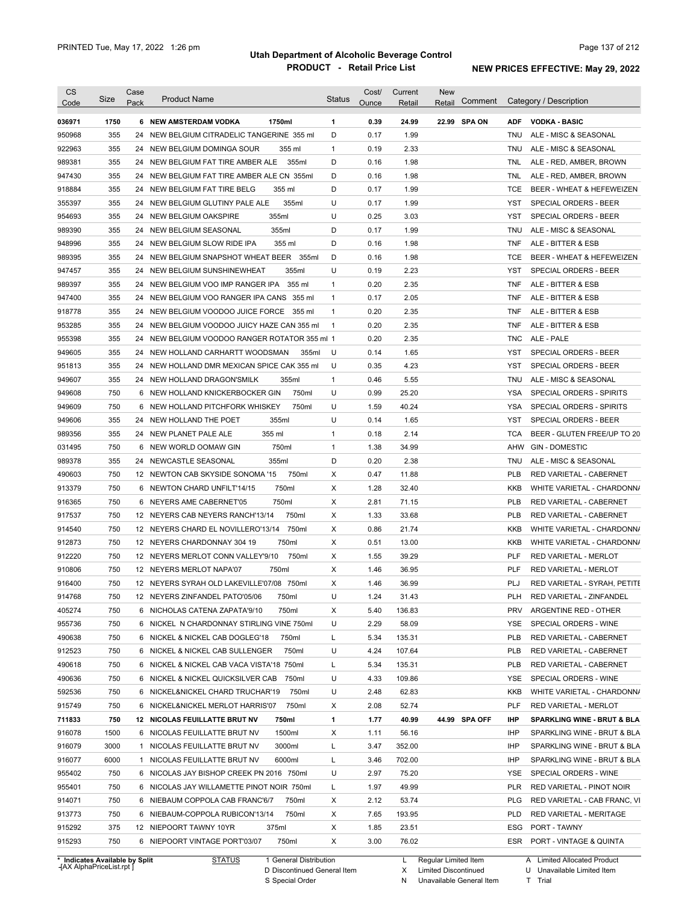# Utah Department of Alcoholic Beverage Control

**PRODUCT - Retail Price List**

PRINTED Tue, May 17, 2022 1:26 pm

**NEW PRICES EFFECTIVE: May 29, 2022**

| CS Code | Size | Case Pack | Product Name | Status | Cost/ Ounce | Current Retail | New Retail | Comment | Category / Description |
|---|---|---|---|---|---|---|---|---|---|
| **036971** | **1750** | **6** | **NEW AMSTERDAM VODKA 1750ml** | **1** | **0.39** | **24.99** | **22.99** | **SPA ON** | **ADF VODKA - BASIC** |
| 950968 | 355 | 24 | NEW BELGIUM CITRADELIC TANGERINE 355 ml | D | 0.17 | 1.99 | | | TNU ALE - MISC & SEASONAL |
| 922963 | 355 | 24 | NEW BELGIUM DOMINGA SOUR 355 ml | 1 | 0.19 | 2.33 | | | TNU ALE - MISC & SEASONAL |
| 989381 | 355 | 24 | NEW BELGIUM FAT TIRE AMBER ALE 355ml | D | 0.16 | 1.98 | | | TNL ALE - RED, AMBER, BROWN |
| 947430 | 355 | 24 | NEW BELGIUM FAT TIRE AMBER ALE CN 355ml | D | 0.16 | 1.98 | | | TNL ALE - RED, AMBER, BROWN |
| 918884 | 355 | 24 | NEW BELGIUM FAT TIRE BELG 355 ml | D | 0.17 | 1.99 | | | TCE BEER - WHEAT & HEFEWEIZEN |
| 355397 | 355 | 24 | NEW BELGIUM GLUTINY PALE ALE 355ml | U | 0.17 | 1.99 | | | YST SPECIAL ORDERS - BEER |
| 954693 | 355 | 24 | NEW BELGIUM OAKSPIRE 355ml | U | 0.25 | 3.03 | | | YST SPECIAL ORDERS - BEER |
| 989390 | 355 | 24 | NEW BELGIUM SEASONAL 355ml | D | 0.17 | 1.99 | | | TNU ALE - MISC & SEASONAL |
| 948996 | 355 | 24 | NEW BELGIUM SLOW RIDE IPA 355 ml | D | 0.16 | 1.98 | | | TNF ALE - BITTER & ESB |
| 989395 | 355 | 24 | NEW BELGIUM SNAPSHOT WHEAT BEER 355ml | D | 0.16 | 1.98 | | | TCE BEER - WHEAT & HEFEWEIZEN |
| 947457 | 355 | 24 | NEW BELGIUM SUNSHINEWHEAT 355ml | U | 0.19 | 2.23 | | | YST SPECIAL ORDERS - BEER |
| 989397 | 355 | 24 | NEW BELGIUM VOO IMP RANGER IPA 355 ml | 1 | 0.20 | 2.35 | | | TNF ALE - BITTER & ESB |
| 947400 | 355 | 24 | NEW BELGIUM VOO RANGER IPA CANS 355 ml | 1 | 0.17 | 2.05 | | | TNF ALE - BITTER & ESB |
| 918778 | 355 | 24 | NEW BELGIUM VOODOO JUICE FORCE 355 ml | 1 | 0.20 | 2.35 | | | TNF ALE - BITTER & ESB |
| 953285 | 355 | 24 | NEW BELGIUM VOODOO JUICY HAZE CAN 355 ml | 1 | 0.20 | 2.35 | | | TNF ALE - BITTER & ESB |
| 955398 | 355 | 24 | NEW BELGIUM VOODOO RANGER ROTATOR 355 ml | 1 | 0.20 | 2.35 | | | TNC ALE - PALE |
| 949605 | 355 | 24 | NEW HOLLAND CARHARTT WOODSMAN 355ml | U | 0.14 | 1.65 | | | YST SPECIAL ORDERS - BEER |
| 951813 | 355 | 24 | NEW HOLLAND DMR MEXICAN SPICE CAK 355 ml | U | 0.35 | 4.23 | | | YST SPECIAL ORDERS - BEER |
| 949607 | 355 | 24 | NEW HOLLAND DRAGON'SMILK 355ml | 1 | 0.46 | 5.55 | | | TNU ALE - MISC & SEASONAL |
| 949608 | 750 | 6 | NEW HOLLAND KNICKERBOCKER GIN 750ml | U | 0.99 | 25.20 | | | YSA SPECIAL ORDERS - SPIRITS |
| 949609 | 750 | 6 | NEW HOLLAND PITCHFORK WHISKEY 750ml | U | 1.59 | 40.24 | | | YSA SPECIAL ORDERS - SPIRITS |
| 949606 | 355 | 24 | NEW HOLLAND THE POET 355ml | U | 0.14 | 1.65 | | | YST SPECIAL ORDERS - BEER |
| 989356 | 355 | 24 | NEW PLANET PALE ALE 355 ml | 1 | 0.18 | 2.14 | | | TCA BEER - GLUTEN FREE/UP TO 20 |
| 031495 | 750 | 6 | NEW WORLD OOMAW GIN 750ml | 1 | 1.38 | 34.99 | | | AHW GIN - DOMESTIC |
| 989378 | 355 | 24 | NEWCASTLE SEASONAL 355ml | D | 0.20 | 2.38 | | | TNU ALE - MISC & SEASONAL |
| 490603 | 750 | 12 | NEWTON CAB SKYSIDE SONOMA '15 750ml | X | 0.47 | 11.88 | | | PLB RED VARIETAL - CABERNET |
| 913379 | 750 | 6 | NEWTON CHARD UNFILT'14/15 750ml | X | 1.28 | 32.40 | | | KKB WHITE VARIETAL - CHARDONNA |
| 916365 | 750 | 6 | NEYERS AME CABERNET'05 750ml | X | 2.81 | 71.15 | | | PLB RED VARIETAL - CABERNET |
| 917537 | 750 | 12 | NEYERS CAB NEYERS RANCH'13/14 750ml | X | 1.33 | 33.68 | | | PLB RED VARIETAL - CABERNET |
| 914540 | 750 | 12 | NEYERS CHARD EL NOVILLERO'13/14 750ml | X | 0.86 | 21.74 | | | KKB WHITE VARIETAL - CHARDONNA |
| 912873 | 750 | 12 | NEYERS CHARDONNAY 304 19 750ml | X | 0.51 | 13.00 | | | KKB WHITE VARIETAL - CHARDONNA |
| 912220 | 750 | 12 | NEYERS MERLOT CONN VALLEY'9/10 750ml | X | 1.55 | 39.29 | | | PLF RED VARIETAL - MERLOT |
| 910806 | 750 | 12 | NEYERS MERLOT NAPA'07 750ml | X | 1.46 | 36.95 | | | PLF RED VARIETAL - MERLOT |
| 916400 | 750 | 12 | NEYERS SYRAH OLD LAKEVILLE'07/08 750ml | X | 1.46 | 36.99 | | | PLJ RED VARIETAL - SYRAH, PETITE |
| 914768 | 750 | 12 | NEYERS ZINFANDEL PATO'05/06 750ml | U | 1.24 | 31.43 | | | PLH RED VARIETAL - ZINFANDEL |
| 405274 | 750 | 6 | NICHOLAS CATENA ZAPATA'9/10 750ml | X | 5.40 | 136.83 | | | PRV ARGENTINE RED - OTHER |
| 955736 | 750 | 6 | NICKEL N CHARDONNAY STIRLING VINE 750ml | U | 2.29 | 58.09 | | | YSE SPECIAL ORDERS - WINE |
| 490638 | 750 | 6 | NICKEL & NICKEL CAB DOGLEG'18 750ml | L | 5.34 | 135.31 | | | PLB RED VARIETAL - CABERNET |
| 912523 | 750 | 6 | NICKEL & NICKEL CAB SULLENGER 750ml | U | 4.24 | 107.64 | | | PLB RED VARIETAL - CABERNET |
| 490618 | 750 | 6 | NICKEL & NICKEL CAB VACA VISTA'18 750ml | L | 5.34 | 135.31 | | | PLB RED VARIETAL - CABERNET |
| 490636 | 750 | 6 | NICKEL & NICKEL QUICKSILVER CAB 750ml | U | 4.33 | 109.86 | | | YSE SPECIAL ORDERS - WINE |
| 592536 | 750 | 6 | NICKEL&NICKEL CHARD TRUCHAR'19 750ml | U | 2.48 | 62.83 | | | KKB WHITE VARIETAL - CHARDONNA |
| 915749 | 750 | 6 | NICKEL&NICKEL MERLOT HARRIS'07 750ml | X | 2.08 | 52.74 | | | PLF RED VARIETAL - MERLOT |
| **711833** | **750** | **12** | **NICOLAS FEUILLATTE BRUT NV 750ml** | **1** | **1.77** | **40.99** | **44.99** | **SPA OFF** | **IHP SPARKLING WINE - BRUT & BLA** |
| 916078 | 1500 | 6 | NICOLAS FEUILLATTE BRUT NV 1500ml | X | 1.11 | 56.16 | | | IHP SPARKLING WINE - BRUT & BLA |
| 916079 | 3000 | 1 | NICOLAS FEUILLATTE BRUT NV 3000ml | L | 3.47 | 352.00 | | | IHP SPARKLING WINE - BRUT & BLA |
| 916077 | 6000 | 1 | NICOLAS FEUILLATTE BRUT NV 6000ml | L | 3.46 | 702.00 | | | IHP SPARKLING WINE - BRUT & BLA |
| 955402 | 750 | 6 | NICOLAS JAY BISHOP CREEK PN 2016 750ml | U | 2.97 | 75.20 | | | YSE SPECIAL ORDERS - WINE |
| 955401 | 750 | 6 | NICOLAS JAY WILLAMETTE PINOT NOIR 750ml | L | 1.97 | 49.99 | | | PLR RED VARIETAL - PINOT NOIR |
| 914071 | 750 | 6 | NIEBAUM COPPOLA CAB FRANC'6/7 750ml | X | 2.12 | 53.74 | | | PLG RED VARIETAL - CAB FRANC, VI |
| 913773 | 750 | 6 | NIEBAUM-COPPOLA RUBICON'13/14 750ml | X | 7.65 | 193.95 | | | PLD RED VARIETAL - MERITAGE |
| 915292 | 375 | 12 | NIEPOORT TAWNY 10YR 375ml | X | 1.85 | 23.51 | | | ESG PORT - TAWNY |
| 915293 | 750 | 6 | NIEPOORT VINTAGE PORT'03/07 750ml | X | 3.00 | 76.02 | | | ESR PORT - VINTAGE & QUINTA |

\* Indicates Available by Split

| STATUS | | | |
|---|---|---|---|
| 1 General Distribution | L Regular Limited Item | A Limited Allocated Product |
| D Discontinued General Item | X Limited Discontinued | U Unavailable Limited Item |
| S Special Order | N Unavailable General Item | T Trial |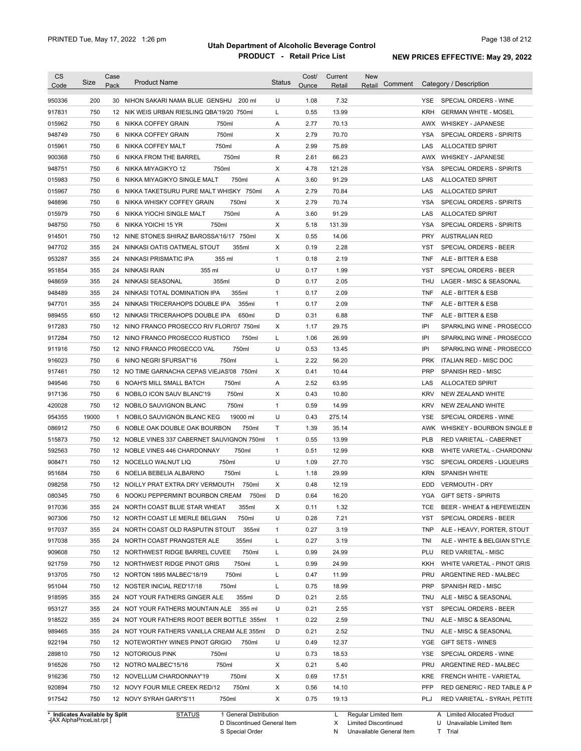# Utah Department of Alcoholic Beverage Control

**PRODUCT - Retail Price List**

PRINTED Tue, May 17, 2022 1:26 pm

**NEW PRICES EFFECTIVE: May 29, 2022**

| CS Code | Size | Case Pack | Product Name | Status | Cost/ Ounce | Current Retail | New Retail | Comment | Category / Description |
|---|---|---|---|---|---|---|---|---|---|
| 950336 | 200 | 30 | NIHON SAKARI NAMA BLUE GENSHU 200 ml | U | 1.08 | 7.32 | | | YSE SPECIAL ORDERS - WINE |
| 917831 | 750 | 12 | NIK WEIS URBAN RIESLING QBA'19/20 750ml | L | 0.55 | 13.99 | | | KRH GERMAN WHITE - MOSEL |
| 015962 | 750 | 6 | NIKKA COFFEY GRAIN 750ml | A | 2.77 | 70.13 | | | AWX WHISKEY - JAPANESE |
| 948749 | 750 | 6 | NIKKA COFFEY GRAIN 750ml | X | 2.79 | 70.70 | | | YSA SPECIAL ORDERS - SPIRITS |
| 015961 | 750 | 6 | NIKKA COFFEY MALT 750ml | A | 2.99 | 75.89 | | | LAS ALLOCATED SPIRIT |
| 900368 | 750 | 6 | NIKKA FROM THE BARREL 750ml | R | 2.61 | 66.23 | | | AWX WHISKEY - JAPANESE |
| 948751 | 750 | 6 | NIKKA MIYAGIKYO 12 750ml | X | 4.78 | 121.28 | | | YSA SPECIAL ORDERS - SPIRITS |
| 015983 | 750 | 6 | NIKKA MIYAGIKYO SINGLE MALT 750ml | A | 3.60 | 91.29 | | | LAS ALLOCATED SPIRIT |
| 015967 | 750 | 6 | NIKKA TAKETSURU PURE MALT WHISKY 750ml | A | 2.79 | 70.84 | | | LAS ALLOCATED SPIRIT |
| 948896 | 750 | 6 | NIKKA WHISKY COFFEY GRAIN 750ml | X | 2.79 | 70.74 | | | YSA SPECIAL ORDERS - SPIRITS |
| 015979 | 750 | 6 | NIKKA YIOCHI SINGLE MALT 750ml | A | 3.60 | 91.29 | | | LAS ALLOCATED SPIRIT |
| 948750 | 750 | 6 | NIKKA YOICHI 15 YR 750ml | X | 5.18 | 131.39 | | | YSA SPECIAL ORDERS - SPIRITS |
| 914501 | 750 | 12 | NINE STONES SHIRAZ BAROSSA'16/17 750ml | X | 0.55 | 14.06 | | | PRY AUSTRALIAN RED |
| 947702 | 355 | 24 | NINKASI OATIS OATMEAL STOUT 355ml | X | 0.19 | 2.28 | | | YST SPECIAL ORDERS - BEER |
| 953287 | 355 | 24 | NINKASI PRISMATIC IPA 355 ml | 1 | 0.18 | 2.19 | | | TNF ALE - BITTER & ESB |
| 951854 | 355 | 24 | NINKASI RAIN 355 ml | U | 0.17 | 1.99 | | | YST SPECIAL ORDERS - BEER |
| 948659 | 355 | 24 | NINKASI SEASONAL 355ml | D | 0.17 | 2.05 | | | THU LAGER - MISC & SEASONAL |
| 948489 | 355 | 24 | NINKASI TOTAL DOMINATION IPA 355ml | 1 | 0.17 | 2.09 | | | TNF ALE - BITTER & ESB |
| 947701 | 355 | 24 | NINKASI TRICERAHOPS DOUBLE IPA 355ml | 1 | 0.17 | 2.09 | | | TNF ALE - BITTER & ESB |
| 989455 | 650 | 12 | NINKASI TRICERAHOPS DOUBLE IPA 650ml | D | 0.31 | 6.88 | | | TNF ALE - BITTER & ESB |
| 917283 | 750 | 12 | NINO FRANCO PROSECCO RIV FLORI'07 750ml | X | 1.17 | 29.75 | | | IPI SPARKLING WINE - PROSECCO |
| 917284 | 750 | 12 | NINO FRANCO PROSECCO RUSTICO 750ml | L | 1.06 | 26.99 | | | IPI SPARKLING WINE - PROSECCO |
| 911916 | 750 | 12 | NINO FRANCO PROSECCO VAL 750ml | U | 0.53 | 13.45 | | | IPI SPARKLING WINE - PROSECCO |
| 916023 | 750 | 6 | NINO NEGRI SFURSAT'16 750ml | L | 2.22 | 56.20 | | | PRK ITALIAN RED - MISC DOC |
| 917461 | 750 | 12 | NO TIME GARNACHA CEPAS VIEJAS'08 750ml | X | 0.41 | 10.44 | | | PRP SPANISH RED - MISC |
| 949546 | 750 | 6 | NOAH'S MILL SMALL BATCH 750ml | A | 2.52 | 63.95 | | | LAS ALLOCATED SPIRIT |
| 917136 | 750 | 6 | NOBILO ICON SAUV BLANC'19 750ml | X | 0.43 | 10.80 | | | KRV NEW ZEALAND WHITE |
| 420028 | 750 | 12 | NOBILO SAUVIGNON BLANC 750ml | 1 | 0.59 | 14.99 | | | KRV NEW ZEALAND WHITE |
| 954355 | 19000 | 1 | NOBILO SAUVIGNON BLANC KEG 19000 ml | U | 0.43 | 275.14 | | | YSE SPECIAL ORDERS - WINE |
| 086912 | 750 | 6 | NOBLE OAK DOUBLE OAK BOURBON 750ml | T | 1.39 | 35.14 | | | AWK WHISKEY - BOURBON SINGLE B |
| 515873 | 750 | 12 | NOBLE VINES 337 CABERNET SAUVIGNON 750ml | 1 | 0.55 | 13.99 | | | PLB RED VARIETAL - CABERNET |
| 592563 | 750 | 12 | NOBLE VINES 446 CHARDONNAY 750ml | 1 | 0.51 | 12.99 | | | KKB WHITE VARIETAL - CHARDONNA |
| 908471 | 750 | 12 | NOCELLO WALNUT LIQ 750ml | U | 1.09 | 27.70 | | | YSC SPECIAL ORDERS - LIQUEURS |
| 951684 | 750 | 6 | NOELIA BEBELIA ALBARINO 750ml | L | 1.18 | 29.99 | | | KRN SPANISH WHITE |
| 098258 | 750 | 12 | NOILLY PRAT EXTRA DRY VERMOUTH 750ml | X | 0.48 | 12.19 | | | EDD VERMOUTH - DRY |
| 080345 | 750 | 6 | NOOKU PEPPERMINT BOURBON CREAM 750ml | D | 0.64 | 16.20 | | | YGA GIFT SETS - SPIRITS |
| 917036 | 355 | 24 | NORTH COAST BLUE STAR WHEAT 355ml | X | 0.11 | 1.32 | | | TCE BEER - WHEAT & HEFEWEIZEN |
| 907306 | 750 | 12 | NORTH COAST LE MERLE BELGIAN 750ml | U | 0.28 | 7.21 | | | YST SPECIAL ORDERS - BEER |
| 917037 | 355 | 24 | NORTH COAST OLD RASPUTIN STOUT 355ml | 1 | 0.27 | 3.19 | | | TNP ALE - HEAVY, PORTER, STOUT |
| 917038 | 355 | 24 | NORTH COAST PRANQSTER ALE 355ml | L | 0.27 | 3.19 | | | TNI ALE - WHITE & BELGIAN STYLE |
| 909608 | 750 | 12 | NORTHWEST RIDGE BARREL CUVEE 750ml | L | 0.99 | 24.99 | | | PLU RED VARIETAL - MISC |
| 921759 | 750 | 12 | NORTHWEST RIDGE PINOT GRIS 750ml | L | 0.99 | 24.99 | | | KKH WHITE VARIETAL - PINOT GRIS |
| 913705 | 750 | 12 | NORTON 1895 MALBEC'18/19 750ml | L | 0.47 | 11.99 | | | PRU ARGENTINE RED - MALBEC |
| 951044 | 750 | 12 | NOSTER INICIAL RED'17/18 750ml | L | 0.75 | 18.99 | | | PRP SPANISH RED - MISC |
| 918595 | 355 | 24 | NOT YOUR FATHERS GINGER ALE 355ml | D | 0.21 | 2.55 | | | TNU ALE - MISC & SEASONAL |
| 953127 | 355 | 24 | NOT YOUR FATHERS MOUNTAIN ALE 355 ml | U | 0.21 | 2.55 | | | YST SPECIAL ORDERS - BEER |
| 918522 | 355 | 24 | NOT YOUR FATHERS ROOT BEER BOTTLE 355ml | 1 | 0.22 | 2.59 | | | TNU ALE - MISC & SEASONAL |
| 989465 | 355 | 24 | NOT YOUR FATHERS VANILLA CREAM ALE 355ml | D | 0.21 | 2.52 | | | TNU ALE - MISC & SEASONAL |
| 922194 | 750 | 12 | NOTEWORTHY WINES PINOT GRIGIO 750ml | U | 0.49 | 12.37 | | | YGE GIFT SETS - WINES |
| 289810 | 750 | 12 | NOTORIOUS PINK 750ml | U | 0.73 | 18.53 | | | YSE SPECIAL ORDERS - WINE |
| 916526 | 750 | 12 | NOTRO MALBEC'15/16 750ml | X | 0.21 | 5.40 | | | PRU ARGENTINE RED - MALBEC |
| 916236 | 750 | 12 | NOVELLUM CHARDONNAY'19 750ml | X | 0.69 | 17.51 | | | KRE FRENCH WHITE - VARIETAL |
| 920894 | 750 | 12 | NOVY FOUR MILE CREEK RED/12 750ml | X | 0.56 | 14.10 | | | PFP RED GENERIC - RED TABLE & P |
| 917542 | 750 | 12 | NOVY SYRAH GARY'S'11 750ml | X | 0.75 | 19.13 | | | PLJ RED VARIETAL - SYRAH, PETITE |

\* Indicates Available by Split

STATUS: 1 General Distribution; D Discontinued General Item; S Special Order; L Regular Limited Item; X Limited Discontinued; N Unavailable General Item; A Limited Allocated Product; U Unavailable Limited Item; T Trial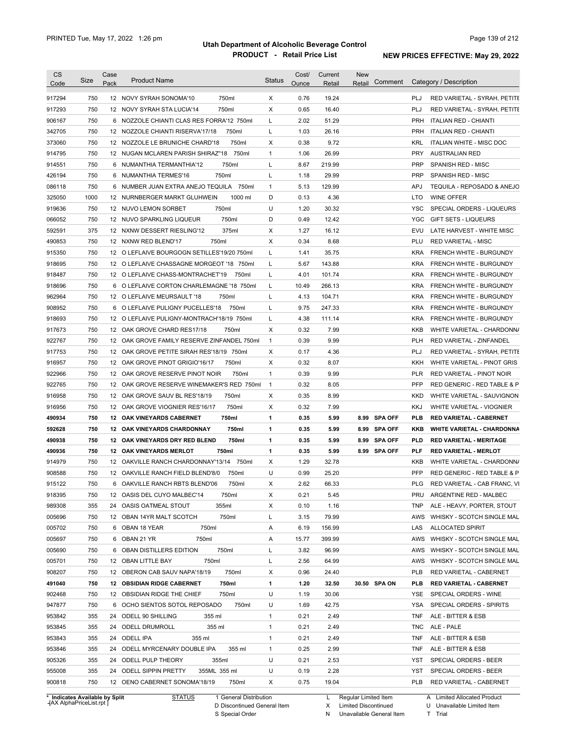# Utah Department of Alcoholic Beverage Control

## PRODUCT - Retail Price List

PRINTED Tue, May 17, 2022 1:26 pm

NEW PRICES EFFECTIVE: May 29, 2022

| CS Code | Size | Case Pack | Product Name | Status | Cost/ Ounce | Current Retail | New Retail | Comment | Category / Description |
|---|---|---|---|---|---|---|---|---|---|
| 917294 | 750 | 12 | NOVY SYRAH SONOMA'10 750ml | X | 0.76 | 19.24 | | | PLJ RED VARIETAL - SYRAH, PETITE |
| 917293 | 750 | 12 | NOVY SYRAH STA LUCIA'14 750ml | X | 0.65 | 16.40 | | | PLJ RED VARIETAL - SYRAH, PETITE |
| 906167 | 750 | 6 | NOZZOLE CHIANTI CLAS RES FORRA'12 750ml | L | 2.02 | 51.29 | | | PRH ITALIAN RED - CHIANTI |
| 342705 | 750 | 12 | NOZZOLE CHIANTI RISERVA'17/18 750ml | L | 1.03 | 26.16 | | | PRH ITALIAN RED - CHIANTI |
| 373060 | 750 | 12 | NOZZOLE LE BRUNICHE CHARD'18 750ml | X | 0.38 | 9.72 | | | KRL ITALIAN WHITE - MISC DOC |
| 914795 | 750 | 12 | NUGAN MCLAREN PARISH SHIRAZ"18 750ml | 1 | 1.06 | 26.99 | | | PRY AUSTRALIAN RED |
| 914551 | 750 | 6 | NUMANTHIA TERMANTHIA'12 750ml | L | 8.67 | 219.99 | | | PRP SPANISH RED - MISC |
| 426194 | 750 | 6 | NUMANTHIA TERMES'16 750ml | L | 1.18 | 29.99 | | | PRP SPANISH RED - MISC |
| 086118 | 750 | 6 | NUMBER JUAN EXTRA ANEJO TEQUILA 750ml | 1 | 5.13 | 129.99 | | | APJ TEQUILA - REPOSADO & ANEJO |
| 325050 | 1000 | 12 | NURNBERGER MARKT GLUHWEIN 1000 ml | D | 0.13 | 4.36 | | | LTO WINE OFFER |
| 919636 | 750 | 12 | NUVO LEMON SORBET 750ml | U | 1.20 | 30.32 | | | YSC SPECIAL ORDERS - LIQUEURS |
| 066052 | 750 | 12 | NUVO SPARKLING LIQUEUR 750ml | D | 0.49 | 12.42 | | | YGC GIFT SETS - LIQUEURS |
| 592591 | 375 | 12 | NXNW DESSERT RIESLING'12 375ml | X | 1.27 | 16.12 | | | EVU LATE HARVEST - WHITE MISC |
| 490853 | 750 | 12 | NXNW RED BLEND'17 750ml | X | 0.34 | 8.68 | | | PLU RED VARIETAL - MISC |
| 915350 | 750 | 12 | O LEFLAIVE BOURGOGN SETILLES'19/20 750ml | L | 1.41 | 35.75 | | | KRA FRENCH WHITE - BURGUNDY |
| 918695 | 750 | 12 | O LEFLAIVE CHASSAGNE MORGEOT '18 750ml | L | 5.67 | 143.88 | | | KRA FRENCH WHITE - BURGUNDY |
| 918487 | 750 | 12 | O LEFLAIVE CHASS-MONTRACHET'19 750ml | L | 4.01 | 101.74 | | | KRA FRENCH WHITE - BURGUNDY |
| 918696 | 750 | 6 | O LEFLAIVE CORTON CHARLEMAGNE '18 750ml | L | 10.49 | 266.13 | | | KRA FRENCH WHITE - BURGUNDY |
| 962964 | 750 | 12 | O LEFLAIVE MEURSAULT '18 750ml | L | 4.13 | 104.71 | | | KRA FRENCH WHITE - BURGUNDY |
| 908952 | 750 | 6 | O LEFLAIVE PULIGNY PUCELLES'18 750ml | L | 9.75 | 247.33 | | | KRA FRENCH WHITE - BURGUNDY |
| 918693 | 750 | 12 | O LEFLAIVE PULIGNY-MONTRACH'18/19 750ml | L | 4.38 | 111.14 | | | KRA FRENCH WHITE - BURGUNDY |
| 917673 | 750 | 12 | OAK GROVE CHARD RES17/18 750ml | X | 0.32 | 7.99 | | | KKB WHITE VARIETAL - CHARDONNA |
| 922767 | 750 | 12 | OAK GROVE FAMILY RESERVE ZINFANDEL 750ml | 1 | 0.39 | 9.99 | | | PLH RED VARIETAL - ZINFANDEL |
| 917753 | 750 | 12 | OAK GROVE PETITE SIRAH RES'18/19 750ml | X | 0.17 | 4.36 | | | PLJ RED VARIETAL - SYRAH, PETITE |
| 916957 | 750 | 12 | OAK GROVE PINOT GRIGIO'16/17 750ml | X | 0.32 | 8.07 | | | KKH WHITE VARIETAL - PINOT GRIS |
| 922966 | 750 | 12 | OAK GROVE RESERVE PINOT NOIR 750ml | 1 | 0.39 | 9.99 | | | PLR RED VARIETAL - PINOT NOIR |
| 922765 | 750 | 12 | OAK GROVE RESERVE WINEMAKER'S RED 750ml | 1 | 0.32 | 8.05 | | | PFP RED GENERIC - RED TABLE & P |
| 916958 | 750 | 12 | OAK GROVE SAUV BL RES'18/19 750ml | X | 0.35 | 8.99 | | | KKD WHITE VARIETAL - SAUVIGNON |
| 916956 | 750 | 12 | OAK GROVE VIOGNIER RES'16/17 750ml | X | 0.32 | 7.99 | | | KKJ WHITE VARIETAL - VIOGNIER |
| **490934** | **750** | **12** | **OAK VINEYARDS CABERNET 750ml** | **1** | **0.35** | **5.99** | **8.99** | **SPA OFF** | **PLB RED VARIETAL - CABERNET** |
| **592628** | **750** | **12** | **OAK VINEYARDS CHARDONNAY 750ml** | **1** | **0.35** | **5.99** | **8.99** | **SPA OFF** | **KKB WHITE VARIETAL - CHARDONNA** |
| **490938** | **750** | **12** | **OAK VINEYARDS DRY RED BLEND 750ml** | **1** | **0.35** | **5.99** | **8.99** | **SPA OFF** | **PLD RED VARIETAL - MERITAGE** |
| **490936** | **750** | **12** | **OAK VINEYARDS MERLOT 750ml** | **1** | **0.35** | **5.99** | **8.99** | **SPA OFF** | **PLF RED VARIETAL - MERLOT** |
| 914979 | 750 | 12 | OAKVILLE RANCH CHARDONNAY'13/14 750ml | X | 1.29 | 32.78 | | | KKB WHITE VARIETAL - CHARDONNA |
| 908588 | 750 | 12 | OAKVILLE RANCH FIELD BLEND'8/0 750ml | U | 0.99 | 25.20 | | | PFP RED GENERIC - RED TABLE & P |
| 915122 | 750 | 6 | OAKVILLE RANCH RBTS BLEND'06 750ml | X | 2.62 | 66.33 | | | PLG RED VARIETAL - CAB FRANC, VI |
| 918395 | 750 | 12 | OASIS DEL CUYO MALBEC'14 750ml | X | 0.21 | 5.45 | | | PRU ARGENTINE RED - MALBEC |
| 989308 | 355 | 24 | OASIS OATMEAL STOUT 355ml | X | 0.10 | 1.16 | | | TNP ALE - HEAVY, PORTER, STOUT |
| 005696 | 750 | 12 | OBAN 14YR MALT SCOTCH 750ml | L | 3.15 | 79.99 | | | AWS WHISKY - SCOTCH SINGLE MAL |
| 005702 | 750 | 6 | OBAN 18 YEAR 750ml | A | 6.19 | 156.99 | | | LAS ALLOCATED SPIRIT |
| 005697 | 750 | 6 | OBAN 21 YR 750ml | A | 15.77 | 399.99 | | | AWS WHISKY - SCOTCH SINGLE MAL |
| 005690 | 750 | 6 | OBAN DISTILLERS EDITION 750ml | L | 3.82 | 96.99 | | | AWS WHISKY - SCOTCH SINGLE MAL |
| 005701 | 750 | 12 | OBAN LITTLE BAY 750ml | L | 2.56 | 64.99 | | | AWS WHISKY - SCOTCH SINGLE MAL |
| 908207 | 750 | 12 | OBERON CAB SAUV NAPA'18/19 750ml | X | 0.96 | 24.40 | | | PLB RED VARIETAL - CABERNET |
| **491040** | **750** | **12** | **OBSIDIAN RIDGE CABERNET 750ml** | **1** | **1.20** | **32.50** | **30.50** | **SPA ON** | **PLB RED VARIETAL - CABERNET** |
| 902468 | 750 | 12 | OBSIDIAN RIDGE THE CHIEF 750ml | U | 1.19 | 30.06 | | | YSE SPECIAL ORDERS - WINE |
| 947877 | 750 | 6 | OCHO SIENTOS SOTOL REPOSADO 750ml | U | 1.69 | 42.75 | | | YSA SPECIAL ORDERS - SPIRITS |
| 953842 | 355 | 24 | ODELL 90 SHILLING 355 ml | 1 | 0.21 | 2.49 | | | TNF ALE - BITTER & ESB |
| 953845 | 355 | 24 | ODELL DRUMROLL 355 ml | 1 | 0.21 | 2.49 | | | TNC ALE - PALE |
| 953843 | 355 | 24 | ODELL IPA 355 ml | 1 | 0.21 | 2.49 | | | TNF ALE - BITTER & ESB |
| 953846 | 355 | 24 | ODELL MYRCENARY DOUBLE IPA 355 ml | 1 | 0.25 | 2.99 | | | TNF ALE - BITTER & ESB |
| 905326 | 355 | 24 | ODELL PULP THEORY 355ml | U | 0.21 | 2.53 | | | YST SPECIAL ORDERS - BEER |
| 955008 | 355 | 24 | ODELL SIPPIN PRETTY 355ML 355 ml | U | 0.19 | 2.28 | | | YST SPECIAL ORDERS - BEER |
| 900818 | 750 | 12 | OENO CABERNET SONOMA'18/19 750ml | X | 0.75 | 19.04 | | | PLB RED VARIETAL - CABERNET |

\* Indicates Available by Split

| STATUS | | | |
|---|---|---|---|
| 1 General Distribution | L Regular Limited Item | A Limited Allocated Product |
| D Discontinued General Item | X Limited Discontinued | U Unavailable Limited Item |
| S Special Order | N Unavailable General Item | T Trial |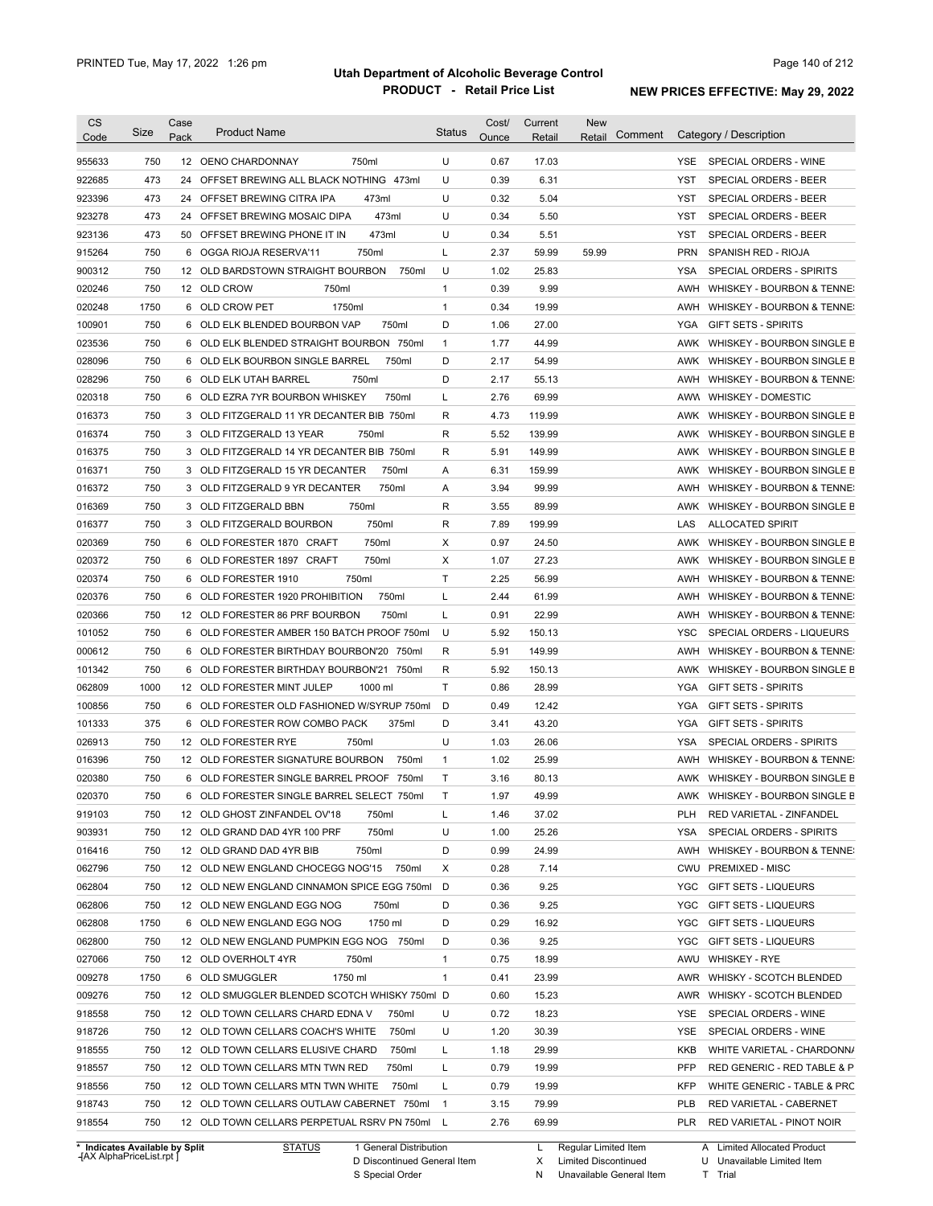# Utah Department of Alcoholic Beverage Control

## PRODUCT - Retail Price List

PRINTED Tue, May 17, 2022 1:26 pm

**NEW PRICES EFFECTIVE: May 29, 2022**

| CS Code | Size | Case Pack | Product Name | Status | Cost/ Ounce | Current Retail | New Retail | Comment | Category / Description |
|---|---|---|---|---|---|---|---|---|---|
| 955633 | 750 | 12 | OENO CHARDONNAY 750ml | U | 0.67 | 17.03 | | | YSE SPECIAL ORDERS - WINE |
| 922685 | 473 | 24 | OFFSET BREWING ALL BLACK NOTHING 473ml | U | 0.39 | 6.31 | | | YST SPECIAL ORDERS - BEER |
| 923396 | 473 | 24 | OFFSET BREWING CITRA IPA 473ml | U | 0.32 | 5.04 | | | YST SPECIAL ORDERS - BEER |
| 923278 | 473 | 24 | OFFSET BREWING MOSAIC DIPA 473ml | U | 0.34 | 5.50 | | | YST SPECIAL ORDERS - BEER |
| 923136 | 473 | 50 | OFFSET BREWING PHONE IT IN 473ml | U | 0.34 | 5.51 | | | YST SPECIAL ORDERS - BEER |
| 915264 | 750 | 6 | OGGA RIOJA RESERVA'11 750ml | L | 2.37 | 59.99 | 59.99 | | PRN SPANISH RED - RIOJA |
| 900312 | 750 | 12 | OLD BARDSTOWN STRAIGHT BOURBON 750ml | U | 1.02 | 25.83 | | | YSA SPECIAL ORDERS - SPIRITS |
| 020246 | 750 | 12 | OLD CROW 750ml | 1 | 0.39 | 9.99 | | | AWH WHISKEY - BOURBON & TENNE |
| 020248 | 1750 | 6 | OLD CROW PET 1750ml | 1 | 0.34 | 19.99 | | | AWH WHISKEY - BOURBON & TENNE |
| 100901 | 750 | 6 | OLD ELK BLENDED BOURBON VAP 750ml | D | 1.06 | 27.00 | | | YGA GIFT SETS - SPIRITS |
| 023536 | 750 | 6 | OLD ELK BLENDED STRAIGHT BOURBON 750ml | 1 | 1.77 | 44.99 | | | AWK WHISKEY - BOURBON SINGLE B |
| 028096 | 750 | 6 | OLD ELK BOURBON SINGLE BARREL 750ml | D | 2.17 | 54.99 | | | AWK WHISKEY - BOURBON SINGLE B |
| 028296 | 750 | 6 | OLD ELK UTAH BARREL 750ml | D | 2.17 | 55.13 | | | AWH WHISKEY - BOURBON & TENNE |
| 020318 | 750 | 6 | OLD EZRA 7YR BOURBON WHISKEY 750ml | L | 2.76 | 69.99 | | | AWW WHISKEY - DOMESTIC |
| 016373 | 750 | 3 | OLD FITZGERALD 11 YR DECANTER BIB 750ml | R | 4.73 | 119.99 | | | AWK WHISKEY - BOURBON SINGLE B |
| 016374 | 750 | 3 | OLD FITZGERALD 13 YEAR 750ml | R | 5.52 | 139.99 | | | AWK WHISKEY - BOURBON SINGLE B |
| 016375 | 750 | 3 | OLD FITZGERALD 14 YR DECANTER BIB 750ml | R | 5.91 | 149.99 | | | AWK WHISKEY - BOURBON SINGLE B |
| 016371 | 750 | 3 | OLD FITZGERALD 15 YR DECANTER 750ml | A | 6.31 | 159.99 | | | AWK WHISKEY - BOURBON SINGLE B |
| 016372 | 750 | 3 | OLD FITZGERALD 9 YR DECANTER 750ml | A | 3.94 | 99.99 | | | AWH WHISKEY - BOURBON & TENNE |
| 016369 | 750 | 3 | OLD FITZGERALD BBN 750ml | R | 3.55 | 89.99 | | | AWK WHISKEY - BOURBON SINGLE B |
| 016377 | 750 | 3 | OLD FITZGERALD BOURBON 750ml | R | 7.89 | 199.99 | | | LAS ALLOCATED SPIRIT |
| 020369 | 750 | 6 | OLD FORESTER 1870 CRAFT 750ml | X | 0.97 | 24.50 | | | AWK WHISKEY - BOURBON SINGLE B |
| 020372 | 750 | 6 | OLD FORESTER 1897 CRAFT 750ml | X | 1.07 | 27.23 | | | AWK WHISKEY - BOURBON SINGLE B |
| 020374 | 750 | 6 | OLD FORESTER 1910 750ml | T | 2.25 | 56.99 | | | AWH WHISKEY - BOURBON & TENNE |
| 020376 | 750 | 6 | OLD FORESTER 1920 PROHIBITION 750ml | L | 2.44 | 61.99 | | | AWH WHISKEY - BOURBON & TENNE |
| 020366 | 750 | 12 | OLD FORESTER 86 PRF BOURBON 750ml | L | 0.91 | 22.99 | | | AWH WHISKEY - BOURBON & TENNE |
| 101052 | 750 | 6 | OLD FORESTER AMBER 150 BATCH PROOF 750ml | U | 5.92 | 150.13 | | | YSC SPECIAL ORDERS - LIQUEURS |
| 000612 | 750 | 6 | OLD FORESTER BIRTHDAY BOURBON'20 750ml | R | 5.91 | 149.99 | | | AWH WHISKEY - BOURBON & TENNE |
| 101342 | 750 | 6 | OLD FORESTER BIRTHDAY BOURBON'21 750ml | R | 5.92 | 150.13 | | | AWK WHISKEY - BOURBON SINGLE B |
| 062809 | 1000 | 12 | OLD FORESTER MINT JULEP 1000 ml | T | 0.86 | 28.99 | | | YGA GIFT SETS - SPIRITS |
| 100856 | 750 | 6 | OLD FORESTER OLD FASHIONED W/SYRUP 750ml | D | 0.49 | 12.42 | | | YGA GIFT SETS - SPIRITS |
| 101333 | 375 | 6 | OLD FORESTER ROW COMBO PACK 375ml | D | 3.41 | 43.20 | | | YGA GIFT SETS - SPIRITS |
| 026913 | 750 | 12 | OLD FORESTER RYE 750ml | U | 1.03 | 26.06 | | | YSA SPECIAL ORDERS - SPIRITS |
| 016396 | 750 | 12 | OLD FORESTER SIGNATURE BOURBON 750ml | 1 | 1.02 | 25.99 | | | AWH WHISKEY - BOURBON & TENNE |
| 020380 | 750 | 6 | OLD FORESTER SINGLE BARREL PROOF 750ml | T | 3.16 | 80.13 | | | AWK WHISKEY - BOURBON SINGLE B |
| 020370 | 750 | 6 | OLD FORESTER SINGLE BARREL SELECT 750ml | T | 1.97 | 49.99 | | | AWK WHISKEY - BOURBON SINGLE B |
| 919103 | 750 | 12 | OLD GHOST ZINFANDEL OV'18 750ml | L | 1.46 | 37.02 | | | PLH RED VARIETAL - ZINFANDEL |
| 903931 | 750 | 12 | OLD GRAND DAD 4YR 100 PRF 750ml | U | 1.00 | 25.26 | | | YSA SPECIAL ORDERS - SPIRITS |
| 016416 | 750 | 12 | OLD GRAND DAD 4YR BIB 750ml | D | 0.99 | 24.99 | | | AWH WHISKEY - BOURBON & TENNE |
| 062796 | 750 | 12 | OLD NEW ENGLAND CHOCEGG NOG'15 750ml | X | 0.28 | 7.14 | | | CWU PREMIXED - MISC |
| 062804 | 750 | 12 | OLD NEW ENGLAND CINNAMON SPICE EGG 750ml | D | 0.36 | 9.25 | | | YGC GIFT SETS - LIQUEURS |
| 062806 | 750 | 12 | OLD NEW ENGLAND EGG NOG 750ml | D | 0.36 | 9.25 | | | YGC GIFT SETS - LIQUEURS |
| 062808 | 1750 | 6 | OLD NEW ENGLAND EGG NOG 1750 ml | D | 0.29 | 16.92 | | | YGC GIFT SETS - LIQUEURS |
| 062800 | 750 | 12 | OLD NEW ENGLAND PUMPKIN EGG NOG 750ml | D | 0.36 | 9.25 | | | YGC GIFT SETS - LIQUEURS |
| 027066 | 750 | 12 | OLD OVERHOLT 4YR 750ml | 1 | 0.75 | 18.99 | | | AWU WHISKEY - RYE |
| 009278 | 1750 | 6 | OLD SMUGGLER 1750 ml | 1 | 0.41 | 23.99 | | | AWR WHISKY - SCOTCH BLENDED |
| 009276 | 750 | 12 | OLD SMUGGLER BLENDED SCOTCH WHISKY 750ml | D | 0.60 | 15.23 | | | AWR WHISKY - SCOTCH BLENDED |
| 918558 | 750 | 12 | OLD TOWN CELLARS CHARD EDNA V 750ml | U | 0.72 | 18.23 | | | YSE SPECIAL ORDERS - WINE |
| 918726 | 750 | 12 | OLD TOWN CELLARS COACH'S WHITE 750ml | U | 1.20 | 30.39 | | | YSE SPECIAL ORDERS - WINE |
| 918555 | 750 | 12 | OLD TOWN CELLARS ELUSIVE CHARD 750ml | L | 1.18 | 29.99 | | | KKB WHITE VARIETAL - CHARDONN/ |
| 918557 | 750 | 12 | OLD TOWN CELLARS MTN TWN RED 750ml | L | 0.79 | 19.99 | | | PFP RED GENERIC - RED TABLE & P |
| 918556 | 750 | 12 | OLD TOWN CELLARS MTN TWN WHITE 750ml | L | 0.79 | 19.99 | | | KFP WHITE GENERIC - TABLE & PRC |
| 918743 | 750 | 12 | OLD TOWN CELLARS OUTLAW CABERNET 750ml | 1 | 3.15 | 79.99 | | | PLB RED VARIETAL - CABERNET |
| 918554 | 750 | 12 | OLD TOWN CELLARS PERPETUAL RSRV PN 750ml | L | 2.76 | 69.99 | | | PLR RED VARIETAL - PINOT NOIR |

\* Indicates Available by Split

STATUS: 1 General Distribution; D Discontinued General Item; S Special Order; L Regular Limited Item; X Limited Discontinued; N Unavailable General Item; A Limited Allocated Product; U Unavailable Limited Item; T Trial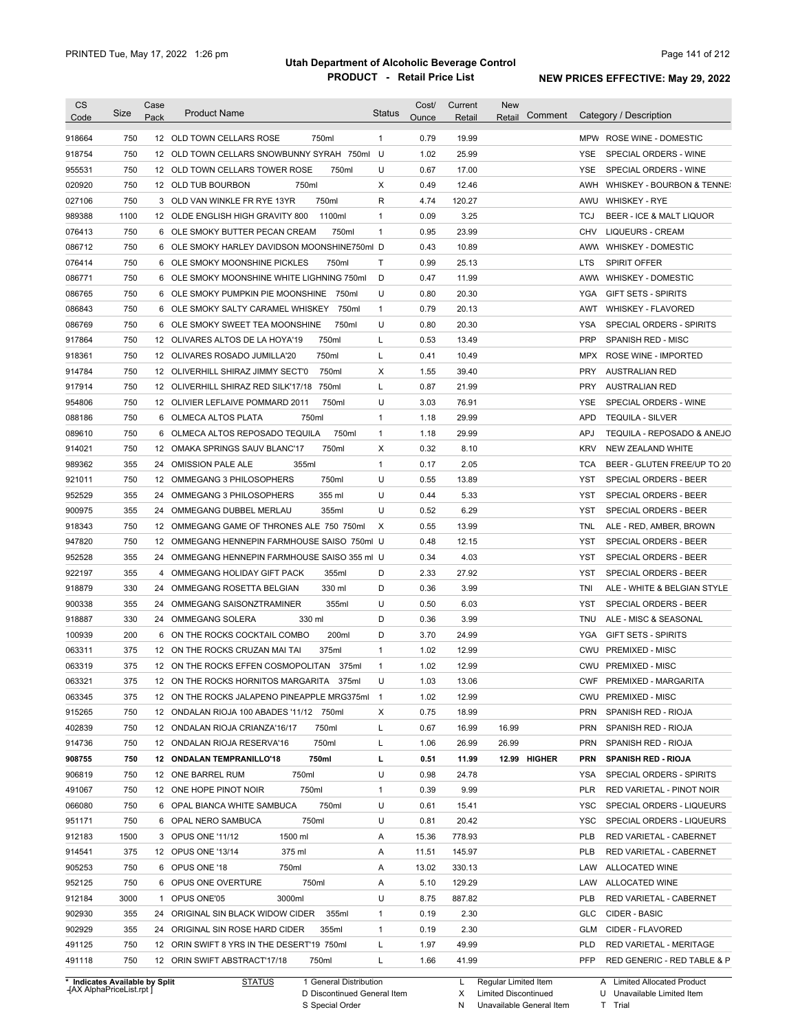# Utah Department of Alcoholic Beverage Control

## PRODUCT - Retail Price List

PRINTED Tue, May 17, 2022 1:26 pm

NEW PRICES EFFECTIVE: May 29, 2022

| CS Code | Size | Case Pack | Product Name | Status | Cost/ Ounce | Current Retail | New Retail | Comment | Category / Description |
|---|---|---|---|---|---|---|---|---|---|
| 918664 | 750 | 12 | OLD TOWN CELLARS ROSE 750ml | 1 | 0.79 | 19.99 | | | MPW ROSE WINE - DOMESTIC |
| 918754 | 750 | 12 | OLD TOWN CELLARS SNOWBUNNY SYRAH 750ml | U | 1.02 | 25.99 | | | YSE SPECIAL ORDERS - WINE |
| 955531 | 750 | 12 | OLD TOWN CELLARS TOWER ROSE 750ml | U | 0.67 | 17.00 | | | YSE SPECIAL ORDERS - WINE |
| 020920 | 750 | 12 | OLD TUB BOURBON 750ml | X | 0.49 | 12.46 | | | AWH WHISKEY - BOURBON & TENNE |
| 027106 | 750 | 3 | OLD VAN WINKLE FR RYE 13YR 750ml | R | 4.74 | 120.27 | | | AWU WHISKEY - RYE |
| 989388 | 1100 | 12 | OLDE ENGLISH HIGH GRAVITY 800 1100ml | 1 | 0.09 | 3.25 | | | TCJ BEER - ICE & MALT LIQUOR |
| 076413 | 750 | 6 | OLE SMOKY BUTTER PECAN CREAM 750ml | 1 | 0.95 | 23.99 | | | CHV LIQUEURS - CREAM |
| 086712 | 750 | 6 | OLE SMOKY HARLEY DAVIDSON MOONSHINE750ml | D | 0.43 | 10.89 | | | AWW WHISKEY - DOMESTIC |
| 076414 | 750 | 6 | OLE SMOKY MOONSHINE PICKLES 750ml | T | 0.99 | 25.13 | | | LTS SPIRIT OFFER |
| 086771 | 750 | 6 | OLE SMOKY MOONSHINE WHITE LIGHNING 750ml | D | 0.47 | 11.99 | | | AWW WHISKEY - DOMESTIC |
| 086765 | 750 | 6 | OLE SMOKY PUMPKIN PIE MOONSHINE 750ml | U | 0.80 | 20.30 | | | YGA GIFT SETS - SPIRITS |
| 086843 | 750 | 6 | OLE SMOKY SALTY CARAMEL WHISKEY 750ml | 1 | 0.79 | 20.13 | | | AWT WHISKEY - FLAVORED |
| 086769 | 750 | 6 | OLE SMOKY SWEET TEA MOONSHINE 750ml | U | 0.80 | 20.30 | | | YSA SPECIAL ORDERS - SPIRITS |
| 917864 | 750 | 12 | OLIVARES ALTOS DE LA HOYA'19 750ml | L | 0.53 | 13.49 | | | PRP SPANISH RED - MISC |
| 918361 | 750 | 12 | OLIVARES ROSADO JUMILLA'20 750ml | L | 0.41 | 10.49 | | | MPX ROSE WINE - IMPORTED |
| 914784 | 750 | 12 | OLIVERHILL SHIRAZ JIMMY SECT'0 750ml | X | 1.55 | 39.40 | | | PRY AUSTRALIAN RED |
| 917914 | 750 | 12 | OLIVERHILL SHIRAZ RED SILK'17/18 750ml | L | 0.87 | 21.99 | | | PRY AUSTRALIAN RED |
| 954806 | 750 | 12 | OLIVIER LEFLAIVE POMMARD 2011 750ml | U | 3.03 | 76.91 | | | YSE SPECIAL ORDERS - WINE |
| 088186 | 750 | 6 | OLMECA ALTOS PLATA 750ml | 1 | 1.18 | 29.99 | | | APD TEQUILA - SILVER |
| 089610 | 750 | 6 | OLMECA ALTOS REPOSADO TEQUILA 750ml | 1 | 1.18 | 29.99 | | | APJ TEQUILA - REPOSADO & ANEJO |
| 914021 | 750 | 12 | OMAKA SPRINGS SAUV BLANC'17 750ml | X | 0.32 | 8.10 | | | KRV NEW ZEALAND WHITE |
| 989362 | 355 | 24 | OMISSION PALE ALE 355ml | 1 | 0.17 | 2.05 | | | TCA BEER - GLUTEN FREE/UP TO 20 |
| 921011 | 750 | 12 | OMMEGANG 3 PHILOSOPHERS 750ml | U | 0.55 | 13.89 | | | YST SPECIAL ORDERS - BEER |
| 952529 | 355 | 24 | OMMEGANG 3 PHILOSOPHERS 355 ml | U | 0.44 | 5.33 | | | YST SPECIAL ORDERS - BEER |
| 900975 | 355 | 24 | OMMEGANG DUBBEL MERLAU 355ml | U | 0.52 | 6.29 | | | YST SPECIAL ORDERS - BEER |
| 918343 | 750 | 12 | OMMEGANG GAME OF THRONES ALE 750 750ml | X | 0.55 | 13.99 | | | TNL ALE - RED, AMBER, BROWN |
| 947820 | 750 | 12 | OMMEGANG HENNEPIN FARMHOUSE SAISO 750ml | U | 0.48 | 12.15 | | | YST SPECIAL ORDERS - BEER |
| 952528 | 355 | 24 | OMMEGANG HENNEPIN FARMHOUSE SAISO 355 ml | U | 0.34 | 4.03 | | | YST SPECIAL ORDERS - BEER |
| 922197 | 355 | 4 | OMMEGANG HOLIDAY GIFT PACK 355ml | D | 2.33 | 27.92 | | | YST SPECIAL ORDERS - BEER |
| 918879 | 330 | 24 | OMMEGANG ROSETTA BELGIAN 330 ml | D | 0.36 | 3.99 | | | TNI ALE - WHITE & BELGIAN STYLE |
| 900338 | 355 | 24 | OMMEGANG SAISONZTRAMINER 355ml | U | 0.50 | 6.03 | | | YST SPECIAL ORDERS - BEER |
| 918887 | 330 | 24 | OMMEGANG SOLERA 330 ml | D | 0.36 | 3.99 | | | TNU ALE - MISC & SEASONAL |
| 100939 | 200 | 6 | ON THE ROCKS COCKTAIL COMBO 200ml | D | 3.70 | 24.99 | | | YGA GIFT SETS - SPIRITS |
| 063311 | 375 | 12 | ON THE ROCKS CRUZAN MAI TAI 375ml | 1 | 1.02 | 12.99 | | | CWU PREMIXED - MISC |
| 063319 | 375 | 12 | ON THE ROCKS EFFEN COSMOPOLITAN 375ml | 1 | 1.02 | 12.99 | | | CWU PREMIXED - MISC |
| 063321 | 375 | 12 | ON THE ROCKS HORNITOS MARGARITA 375ml | U | 1.03 | 13.06 | | | CWF PREMIXED - MARGARITA |
| 063345 | 375 | 12 | ON THE ROCKS JALAPENO PINEAPPLE MRG375ml | 1 | 1.02 | 12.99 | | | CWU PREMIXED - MISC |
| 915265 | 750 | 12 | ONDALAN RIOJA 100 ABADES '11/12 750ml | X | 0.75 | 18.99 | | | PRN SPANISH RED - RIOJA |
| 402839 | 750 | 12 | ONDALAN RIOJA CRIANZA'16/17 750ml | L | 0.67 | 16.99 | 16.99 | | PRN SPANISH RED - RIOJA |
| 914736 | 750 | 12 | ONDALAN RIOJA RESERVA'16 750ml | L | 1.06 | 26.99 | 26.99 | | PRN SPANISH RED - RIOJA |
| **908755** | **750** | **12** | **ONDALAN TEMPRANILLO'18 750ml** | **L** | **0.51** | **11.99** | **12.99** | **HIGHER** | **PRN SPANISH RED - RIOJA** |
| 906819 | 750 | 12 | ONE BARREL RUM 750ml | U | 0.98 | 24.78 | | | YSA SPECIAL ORDERS - SPIRITS |
| 491067 | 750 | 12 | ONE HOPE PINOT NOIR 750ml | 1 | 0.39 | 9.99 | | | PLR RED VARIETAL - PINOT NOIR |
| 066080 | 750 | 6 | OPAL BIANCA WHITE SAMBUCA 750ml | U | 0.61 | 15.41 | | | YSC SPECIAL ORDERS - LIQUEURS |
| 951171 | 750 | 6 | OPAL NERO SAMBUCA 750ml | U | 0.81 | 20.42 | | | YSC SPECIAL ORDERS - LIQUEURS |
| 912183 | 1500 | 3 | OPUS ONE '11/12 1500 ml | A | 15.36 | 778.93 | | | PLB RED VARIETAL - CABERNET |
| 914541 | 375 | 12 | OPUS ONE '13/14 375 ml | A | 11.51 | 145.97 | | | PLB RED VARIETAL - CABERNET |
| 905253 | 750 | 6 | OPUS ONE '18 750ml | A | 13.02 | 330.13 | | | LAW ALLOCATED WINE |
| 952125 | 750 | 6 | OPUS ONE OVERTURE 750ml | A | 5.10 | 129.29 | | | LAW ALLOCATED WINE |
| 912184 | 3000 | 1 | OPUS ONE'05 3000ml | U | 8.75 | 887.82 | | | PLB RED VARIETAL - CABERNET |
| 902930 | 355 | 24 | ORIGINAL SIN BLACK WIDOW CIDER 355ml | 1 | 0.19 | 2.30 | | | GLC CIDER - BASIC |
| 902929 | 355 | 24 | ORIGINAL SIN ROSE HARD CIDER 355ml | 1 | 0.19 | 2.30 | | | GLM CIDER - FLAVORED |
| 491125 | 750 | 12 | ORIN SWIFT 8 YRS IN THE DESERT'19 750ml | L | 1.97 | 49.99 | | | PLD RED VARIETAL - MERITAGE |
| 491118 | 750 | 12 | ORIN SWIFT ABSTRACT'17/18 750ml | L | 1.66 | 41.99 | | | PFP RED GENERIC - RED TABLE & P |

\* Indicates Available by Split
-[AX AlphaPriceList.rpt ]

STATUS
1 General Distribution
D Discontinued General Item
S Special Order
L Regular Limited Item
X Limited Discontinued
N Unavailable General Item
A Limited Allocated Product
U Unavailable Limited Item
T Trial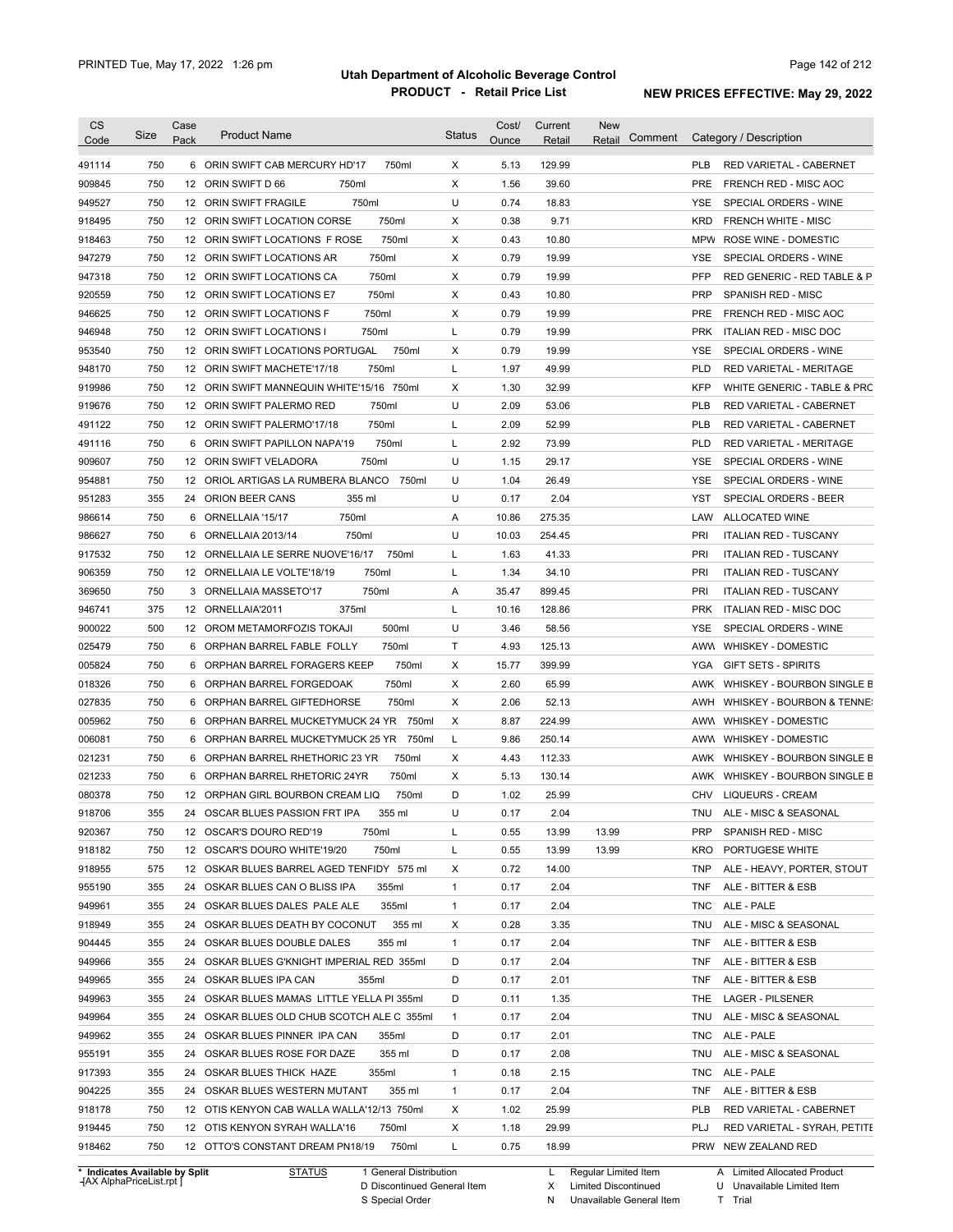# Utah Department of Alcoholic Beverage Control

## PRODUCT - Retail Price List

PRINTED Tue, May 17, 2022 1:26 pm

**NEW PRICES EFFECTIVE: May 29, 2022**

| CS Code | Size | Case Pack | Product Name | Status | Cost/ Ounce | Current Retail | New Retail | Comment | Category / Description |
|---|---|---|---|---|---|---|---|---|---|
| 491114 | 750 | 6 | ORIN SWIFT CAB MERCURY HD'17 750ml | X | 5.13 | 129.99 | | | PLB RED VARIETAL - CABERNET |
| 909845 | 750 | 12 | ORIN SWIFT D 66 750ml | X | 1.56 | 39.60 | | | PRE FRENCH RED - MISC AOC |
| 949527 | 750 | 12 | ORIN SWIFT FRAGILE 750ml | U | 0.74 | 18.83 | | | YSE SPECIAL ORDERS - WINE |
| 918495 | 750 | 12 | ORIN SWIFT LOCATION CORSE 750ml | X | 0.38 | 9.71 | | | KRD FRENCH WHITE - MISC |
| 918463 | 750 | 12 | ORIN SWIFT LOCATIONS F ROSE 750ml | X | 0.43 | 10.80 | | | MPW ROSE WINE - DOMESTIC |
| 947279 | 750 | 12 | ORIN SWIFT LOCATIONS AR 750ml | X | 0.79 | 19.99 | | | YSE SPECIAL ORDERS - WINE |
| 947318 | 750 | 12 | ORIN SWIFT LOCATIONS CA 750ml | X | 0.79 | 19.99 | | | PFP RED GENERIC - RED TABLE & P |
| 920559 | 750 | 12 | ORIN SWIFT LOCATIONS E7 750ml | X | 0.43 | 10.80 | | | PRP SPANISH RED - MISC |
| 946625 | 750 | 12 | ORIN SWIFT LOCATIONS F 750ml | X | 0.79 | 19.99 | | | PRE FRENCH RED - MISC AOC |
| 946948 | 750 | 12 | ORIN SWIFT LOCATIONS I 750ml | L | 0.79 | 19.99 | | | PRK ITALIAN RED - MISC DOC |
| 953540 | 750 | 12 | ORIN SWIFT LOCATIONS PORTUGAL 750ml | X | 0.79 | 19.99 | | | YSE SPECIAL ORDERS - WINE |
| 948170 | 750 | 12 | ORIN SWIFT MACHETE'17/18 750ml | L | 1.97 | 49.99 | | | PLD RED VARIETAL - MERITAGE |
| 919986 | 750 | 12 | ORIN SWIFT MANNEQUIN WHITE'15/16 750ml | X | 1.30 | 32.99 | | | KFP WHITE GENERIC - TABLE & PRC |
| 919676 | 750 | 12 | ORIN SWIFT PALERMO RED 750ml | U | 2.09 | 53.06 | | | PLB RED VARIETAL - CABERNET |
| 491122 | 750 | 12 | ORIN SWIFT PALERMO'17/18 750ml | L | 2.09 | 52.99 | | | PLB RED VARIETAL - CABERNET |
| 491116 | 750 | 6 | ORIN SWIFT PAPILLON NAPA'19 750ml | L | 2.92 | 73.99 | | | PLD RED VARIETAL - MERITAGE |
| 909607 | 750 | 12 | ORIN SWIFT VELADORA 750ml | U | 1.15 | 29.17 | | | YSE SPECIAL ORDERS - WINE |
| 954881 | 750 | 12 | ORIOL ARTIGAS LA RUMBERA BLANCO 750ml | U | 1.04 | 26.49 | | | YSE SPECIAL ORDERS - WINE |
| 951283 | 355 | 24 | ORION BEER CANS 355 ml | U | 0.17 | 2.04 | | | YST SPECIAL ORDERS - BEER |
| 986614 | 750 | 6 | ORNELLAIA '15/17 750ml | A | 10.86 | 275.35 | | | LAW ALLOCATED WINE |
| 986627 | 750 | 6 | ORNELLAIA 2013/14 750ml | U | 10.03 | 254.45 | | | PRI ITALIAN RED - TUSCANY |
| 917532 | 750 | 12 | ORNELLAIA LE SERRE NUOVE'16/17 750ml | L | 1.63 | 41.33 | | | PRI ITALIAN RED - TUSCANY |
| 906359 | 750 | 12 | ORNELLAIA LE VOLTE'18/19 750ml | L | 1.34 | 34.10 | | | PRI ITALIAN RED - TUSCANY |
| 369650 | 750 | 3 | ORNELLAIA MASSETO'17 750ml | A | 35.47 | 899.45 | | | PRI ITALIAN RED - TUSCANY |
| 946741 | 375 | 12 | ORNELLAIA'2011 375ml | L | 10.16 | 128.86 | | | PRK ITALIAN RED - MISC DOC |
| 900022 | 500 | 12 | OROM METAMORFOZIS TOKAJI 500ml | U | 3.46 | 58.56 | | | YSE SPECIAL ORDERS - WINE |
| 025479 | 750 | 6 | ORPHAN BARREL FABLE FOLLY 750ml | T | 4.93 | 125.13 | | | AWW WHISKEY - DOMESTIC |
| 005824 | 750 | 6 | ORPHAN BARREL FORAGERS KEEP 750ml | X | 15.77 | 399.99 | | | YGA GIFT SETS - SPIRITS |
| 018326 | 750 | 6 | ORPHAN BARREL FORGEDOAK 750ml | X | 2.60 | 65.99 | | | AWK WHISKEY - BOURBON SINGLE B |
| 027835 | 750 | 6 | ORPHAN BARREL GIFTEDHORSE 750ml | X | 2.06 | 52.13 | | | AWH WHISKEY - BOURBON & TENNE |
| 005962 | 750 | 6 | ORPHAN BARREL MUCKETYMUCK 24 YR 750ml | X | 8.87 | 224.99 | | | AWW WHISKEY - DOMESTIC |
| 006081 | 750 | 6 | ORPHAN BARREL MUCKETYMUCK 25 YR 750ml | L | 9.86 | 250.14 | | | AWW WHISKEY - DOMESTIC |
| 021231 | 750 | 6 | ORPHAN BARREL RHETHORIC 23 YR 750ml | X | 4.43 | 112.33 | | | AWK WHISKEY - BOURBON SINGLE B |
| 021233 | 750 | 6 | ORPHAN BARREL RHETORIC 24YR 750ml | X | 5.13 | 130.14 | | | AWK WHISKEY - BOURBON SINGLE B |
| 080378 | 750 | 12 | ORPHAN GIRL BOURBON CREAM LIQ 750ml | D | 1.02 | 25.99 | | | CHV LIQUEURS - CREAM |
| 918706 | 355 | 24 | OSCAR BLUES PASSION FRT IPA 355 ml | U | 0.17 | 2.04 | | | TNU ALE - MISC & SEASONAL |
| 920367 | 750 | 12 | OSCAR'S DOURO RED'19 750ml | L | 0.55 | 13.99 | 13.99 | | PRP SPANISH RED - MISC |
| 918182 | 750 | 12 | OSCAR'S DOURO WHITE'19/20 750ml | L | 0.55 | 13.99 | 13.99 | | KRO PORTUGESE WHITE |
| 918955 | 575 | 12 | OSKAR BLUES BARREL AGED TENFIDY 575 ml | X | 0.72 | 14.00 | | | TNP ALE - HEAVY, PORTER, STOUT |
| 955190 | 355 | 24 | OSKAR BLUES CAN O BLISS IPA 355ml | 1 | 0.17 | 2.04 | | | TNF ALE - BITTER & ESB |
| 949961 | 355 | 24 | OSKAR BLUES DALES PALE ALE 355ml | 1 | 0.17 | 2.04 | | | TNC ALE - PALE |
| 918949 | 355 | 24 | OSKAR BLUES DEATH BY COCONUT 355 ml | X | 0.28 | 3.35 | | | TNU ALE - MISC & SEASONAL |
| 904445 | 355 | 24 | OSKAR BLUES DOUBLE DALES 355 ml | 1 | 0.17 | 2.04 | | | TNF ALE - BITTER & ESB |
| 949966 | 355 | 24 | OSKAR BLUES G'KNIGHT IMPERIAL RED 355ml | D | 0.17 | 2.04 | | | TNF ALE - BITTER & ESB |
| 949965 | 355 | 24 | OSKAR BLUES IPA CAN 355ml | D | 0.17 | 2.01 | | | TNF ALE - BITTER & ESB |
| 949963 | 355 | 24 | OSKAR BLUES MAMAS LITTLE YELLA PI 355ml | D | 0.11 | 1.35 | | | THE LAGER - PILSENER |
| 949964 | 355 | 24 | OSKAR BLUES OLD CHUB SCOTCH ALE C 355ml | 1 | 0.17 | 2.04 | | | TNU ALE - MISC & SEASONAL |
| 949962 | 355 | 24 | OSKAR BLUES PINNER IPA CAN 355ml | D | 0.17 | 2.01 | | | TNC ALE - PALE |
| 955191 | 355 | 24 | OSKAR BLUES ROSE FOR DAZE 355 ml | D | 0.17 | 2.08 | | | TNU ALE - MISC & SEASONAL |
| 917393 | 355 | 24 | OSKAR BLUES THICK HAZE 355ml | 1 | 0.18 | 2.15 | | | TNC ALE - PALE |
| 904225 | 355 | 24 | OSKAR BLUES WESTERN MUTANT 355 ml | 1 | 0.17 | 2.04 | | | TNF ALE - BITTER & ESB |
| 918178 | 750 | 12 | OTIS KENYON CAB WALLA WALLA'12/13 750ml | X | 1.02 | 25.99 | | | PLB RED VARIETAL - CABERNET |
| 919445 | 750 | 12 | OTIS KENYON SYRAH WALLA'16 750ml | X | 1.18 | 29.99 | | | PLJ RED VARIETAL - SYRAH, PETITE |
| 918462 | 750 | 12 | OTTO'S CONSTANT DREAM PN18/19 750ml | L | 0.75 | 18.99 | | | PRW NEW ZEALAND RED |

\* Indicates Available by Split

STATUS: 1 General Distribution; D Discontinued General Item; S Special Order; L Regular Limited Item; X Limited Discontinued; N Unavailable General Item; A Limited Allocated Product; U Unavailable Limited Item; T Trial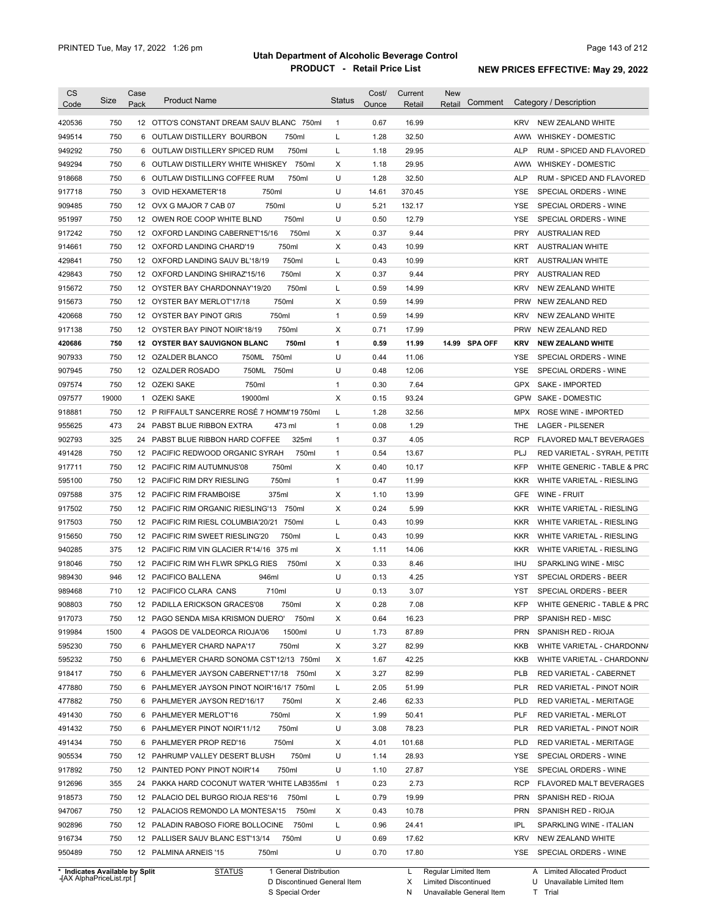# Utah Department of Alcoholic Beverage Control

## PRODUCT - Retail Price List

PRINTED Tue, May 17, 2022 1:26 pm

**NEW PRICES EFFECTIVE: May 29, 2022**

| CS Code | Size | Case Pack | Product Name | Status | Cost/ Ounce | Current Retail | New Retail | Comment | Category / Description |
|---|---|---|---|---|---|---|---|---|---|
| 420536 | 750 | 12 | OTTO'S CONSTANT DREAM SAUV BLANC 750ml | 1 | 0.67 | 16.99 | | | KRV NEW ZEALAND WHITE |
| 949514 | 750 | 6 | OUTLAW DISTILLERY BOURBON 750ml | L | 1.28 | 32.50 | | | AWW WHISKEY - DOMESTIC |
| 949292 | 750 | 6 | OUTLAW DISTILLERY SPICED RUM 750ml | L | 1.18 | 29.95 | | | ALP RUM - SPICED AND FLAVORED |
| 949294 | 750 | 6 | OUTLAW DISTILLERY WHITE WHISKEY 750ml | X | 1.18 | 29.95 | | | AWW WHISKEY - DOMESTIC |
| 918668 | 750 | 6 | OUTLAW DISTILLING COFFEE RUM 750ml | U | 1.28 | 32.50 | | | ALP RUM - SPICED AND FLAVORED |
| 917718 | 750 | 3 | OVID HEXAMETER'18 750ml | U | 14.61 | 370.45 | | | YSE SPECIAL ORDERS - WINE |
| 909485 | 750 | 12 | OVX G MAJOR 7 CAB 07 750ml | U | 5.21 | 132.17 | | | YSE SPECIAL ORDERS - WINE |
| 951997 | 750 | 12 | OWEN ROE COOP WHITE BLND 750ml | U | 0.50 | 12.79 | | | YSE SPECIAL ORDERS - WINE |
| 917242 | 750 | 12 | OXFORD LANDING CABERNET'15/16 750ml | X | 0.37 | 9.44 | | | PRY AUSTRALIAN RED |
| 914661 | 750 | 12 | OXFORD LANDING CHARD'19 750ml | X | 0.43 | 10.99 | | | KRT AUSTRALIAN WHITE |
| 429841 | 750 | 12 | OXFORD LANDING SAUV BL'18/19 750ml | L | 0.43 | 10.99 | | | KRT AUSTRALIAN WHITE |
| 429843 | 750 | 12 | OXFORD LANDING SHIRAZ'15/16 750ml | X | 0.37 | 9.44 | | | PRY AUSTRALIAN RED |
| 915672 | 750 | 12 | OYSTER BAY CHARDONNAY'19/20 750ml | L | 0.59 | 14.99 | | | KRV NEW ZEALAND WHITE |
| 915673 | 750 | 12 | OYSTER BAY MERLOT'17/18 750ml | X | 0.59 | 14.99 | | | PRW NEW ZEALAND RED |
| 420668 | 750 | 12 | OYSTER BAY PINOT GRIS 750ml | 1 | 0.59 | 14.99 | | | KRV NEW ZEALAND WHITE |
| 917138 | 750 | 12 | OYSTER BAY PINOT NOIR'18/19 750ml | X | 0.71 | 17.99 | | | PRW NEW ZEALAND RED |
| **420686** | **750** | **12** | **OYSTER BAY SAUVIGNON BLANC 750ml** | **1** | **0.59** | **11.99** | **14.99** | **SPA OFF** | **KRV NEW ZEALAND WHITE** |
| 907933 | 750 | 12 | OZALDER BLANCO 750ML 750ml | U | 0.44 | 11.06 | | | YSE SPECIAL ORDERS - WINE |
| 907945 | 750 | 12 | OZALDER ROSADO 750ML 750ml | U | 0.48 | 12.06 | | | YSE SPECIAL ORDERS - WINE |
| 097574 | 750 | 12 | OZEKI SAKE 750ml | 1 | 0.30 | 7.64 | | | GPX SAKE - IMPORTED |
| 097577 | 19000 | 1 | OZEKI SAKE 19000ml | X | 0.15 | 93.24 | | | GPW SAKE - DOMESTIC |
| 918881 | 750 | 12 | P RIFFAULT SANCERRE ROSÉ 7 HOMM'19 750ml | L | 1.28 | 32.56 | | | MPX ROSE WINE - IMPORTED |
| 955625 | 473 | 24 | PABST BLUE RIBBON EXTRA 473 ml | 1 | 0.08 | 1.29 | | | THE LAGER - PILSENER |
| 902793 | 325 | 24 | PABST BLUE RIBBON HARD COFFEE 325ml | 1 | 0.37 | 4.05 | | | RCP FLAVORED MALT BEVERAGES |
| 491428 | 750 | 12 | PACIFIC REDWOOD ORGANIC SYRAH 750ml | 1 | 0.54 | 13.67 | | | PLJ RED VARIETAL - SYRAH, PETITE |
| 917711 | 750 | 12 | PACIFIC RIM AUTUMNUS'08 750ml | X | 0.40 | 10.17 | | | KFP WHITE GENERIC - TABLE & PRC |
| 595100 | 750 | 12 | PACIFIC RIM DRY RIESLING 750ml | 1 | 0.47 | 11.99 | | | KKR WHITE VARIETAL - RIESLING |
| 097588 | 375 | 12 | PACIFIC RIM FRAMBOISE 375ml | X | 1.10 | 13.99 | | | GFE WINE - FRUIT |
| 917502 | 750 | 12 | PACIFIC RIM ORGANIC RIESLING'13 750ml | X | 0.24 | 5.99 | | | KKR WHITE VARIETAL - RIESLING |
| 917503 | 750 | 12 | PACIFIC RIM RIESL COLUMBIA'20/21 750ml | L | 0.43 | 10.99 | | | KKR WHITE VARIETAL - RIESLING |
| 915650 | 750 | 12 | PACIFIC RIM SWEET RIESLING'20 750ml | L | 0.43 | 10.99 | | | KKR WHITE VARIETAL - RIESLING |
| 940285 | 375 | 12 | PACIFIC RIM VIN GLACIER R'14/16 375 ml | X | 1.11 | 14.06 | | | KKR WHITE VARIETAL - RIESLING |
| 918046 | 750 | 12 | PACIFIC RIM WH FLWR SPKLG RIES 750ml | X | 0.33 | 8.46 | | | IHU SPARKLING WINE - MISC |
| 989430 | 946 | 12 | PACIFICO BALLENA 946ml | U | 0.13 | 4.25 | | | YST SPECIAL ORDERS - BEER |
| 989468 | 710 | 12 | PACIFICO CLARA CANS 710ml | U | 0.13 | 3.07 | | | YST SPECIAL ORDERS - BEER |
| 908803 | 750 | 12 | PADILLA ERICKSON GRACES'08 750ml | X | 0.28 | 7.08 | | | KFP WHITE GENERIC - TABLE & PRC |
| 917073 | 750 | 12 | PAGO SENDA MISA KRISMON DUERO' 750ml | X | 0.64 | 16.23 | | | PRP SPANISH RED - MISC |
| 919984 | 1500 | 4 | PAGOS DE VALDEORCA RIOJA'06 1500ml | U | 1.73 | 87.89 | | | PRN SPANISH RED - RIOJA |
| 595230 | 750 | 6 | PAHLMEYER CHARD NAPA'17 750ml | X | 3.27 | 82.99 | | | KKB WHITE VARIETAL - CHARDONNA |
| 595232 | 750 | 6 | PAHLMEYER CHARD SONOMA CST'12/13 750ml | X | 1.67 | 42.25 | | | KKB WHITE VARIETAL - CHARDONNA |
| 918417 | 750 | 6 | PAHLMEYER JAYSON CABERNET'17/18 750ml | X | 3.27 | 82.99 | | | PLB RED VARIETAL - CABERNET |
| 477880 | 750 | 6 | PAHLMEYER JAYSON PINOT NOIR'16/17 750ml | L | 2.05 | 51.99 | | | PLR RED VARIETAL - PINOT NOIR |
| 477882 | 750 | 6 | PAHLMEYER JAYSON RED'16/17 750ml | X | 2.46 | 62.33 | | | PLD RED VARIETAL - MERITAGE |
| 491430 | 750 | 6 | PAHLMEYER MERLOT'16 750ml | X | 1.99 | 50.41 | | | PLF RED VARIETAL - MERLOT |
| 491432 | 750 | 6 | PAHLMEYER PINOT NOIR'11/12 750ml | U | 3.08 | 78.23 | | | PLR RED VARIETAL - PINOT NOIR |
| 491434 | 750 | 6 | PAHLMEYER PROP RED'16 750ml | X | 4.01 | 101.68 | | | PLD RED VARIETAL - MERITAGE |
| 905534 | 750 | 12 | PAHRUMP VALLEY DESERT BLUSH 750ml | U | 1.14 | 28.93 | | | YSE SPECIAL ORDERS - WINE |
| 917892 | 750 | 12 | PAINTED PONY PINOT NOIR'14 750ml | U | 1.10 | 27.87 | | | YSE SPECIAL ORDERS - WINE |
| 912696 | 355 | 24 | PAKKA HARD COCONUT WATER 'WHITE LAB355ml | 1 | 0.23 | 2.73 | | | RCP FLAVORED MALT BEVERAGES |
| 918573 | 750 | 12 | PALACIO DEL BURGO RIOJA RES'16 750ml | L | 0.79 | 19.99 | | | PRN SPANISH RED - RIOJA |
| 947067 | 750 | 12 | PALACIOS REMONDO LA MONTESA'15 750ml | X | 0.43 | 10.78 | | | PRN SPANISH RED - RIOJA |
| 902896 | 750 | 12 | PALADIN RABOSO FIORE BOLLOCINE 750ml | L | 0.96 | 24.41 | | | IPL SPARKLING WINE - ITALIAN |
| 916734 | 750 | 12 | PALLISER SAUV BLANC EST'13/14 750ml | U | 0.69 | 17.62 | | | KRV NEW ZEALAND WHITE |
| 950489 | 750 | 12 | PALMINA ARNEIS '15 750ml | U | 0.70 | 17.80 | | | YSE SPECIAL ORDERS - WINE |

\* Indicates Available by Split

STATUS: 1 General Distribution; D Discontinued General Item; S Special Order; L Regular Limited Item; X Limited Discontinued; N Unavailable General Item; A Limited Allocated Product; U Unavailable Limited Item; T Trial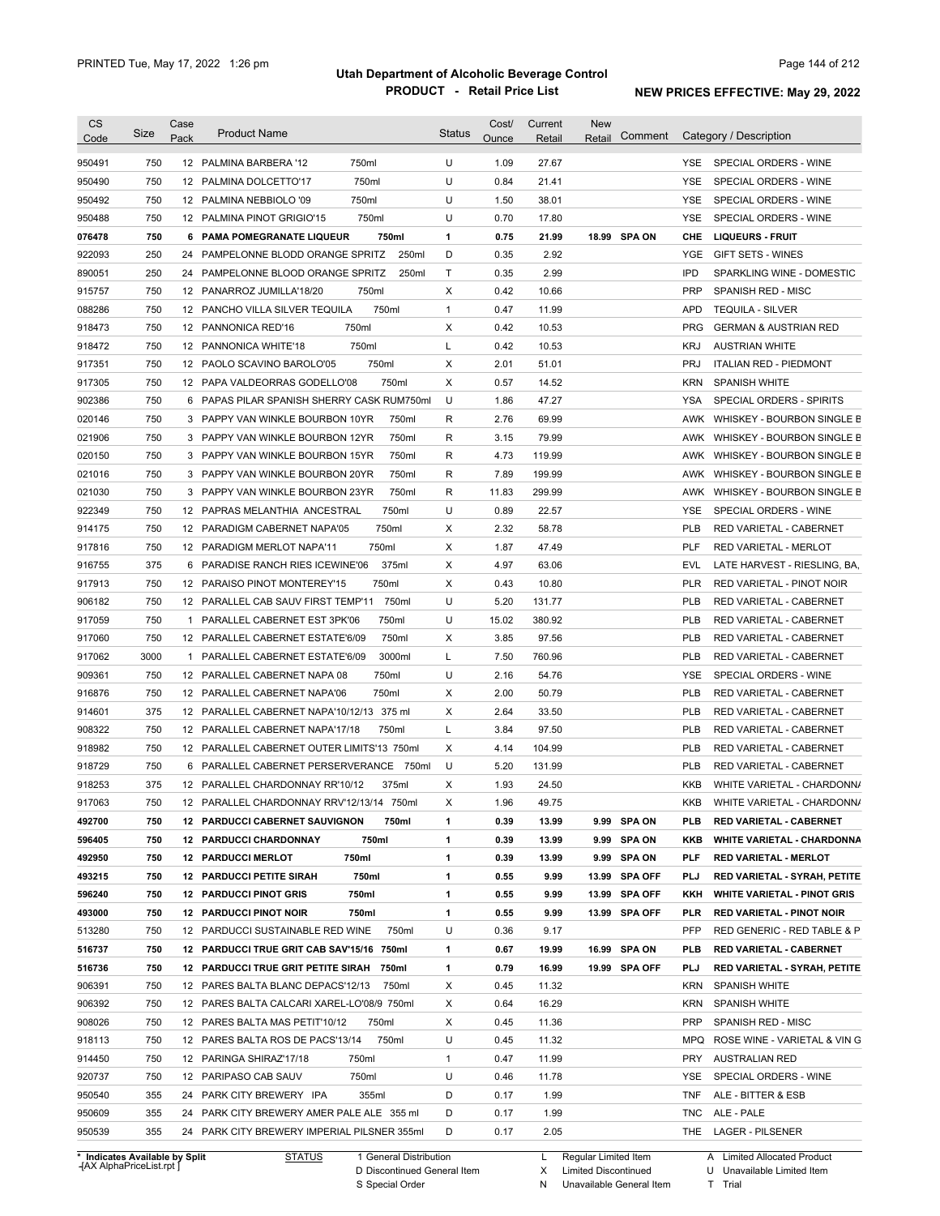**Utah Department of Alcoholic Beverage Control**

**PRODUCT - Retail Price List**

PRINTED Tue, May 17, 2022 1:26 pm

**NEW PRICES EFFECTIVE: May 29, 2022**

| CS Code | Size | Case Pack | Product Name | Status | Cost/ Ounce | Current Retail | New Retail | Comment | Category / Description |
|---|---|---|---|---|---|---|---|---|---|
| 950491 | 750 | 12 | PALMINA BARBERA '12 750ml | U | 1.09 | 27.67 | | | YSE SPECIAL ORDERS - WINE |
| 950490 | 750 | 12 | PALMINA DOLCETTO'17 750ml | U | 0.84 | 21.41 | | | YSE SPECIAL ORDERS - WINE |
| 950492 | 750 | 12 | PALMINA NEBBIOLO '09 750ml | U | 1.50 | 38.01 | | | YSE SPECIAL ORDERS - WINE |
| 950488 | 750 | 12 | PALMINA PINOT GRIGIO'15 750ml | U | 0.70 | 17.80 | | | YSE SPECIAL ORDERS - WINE |
| **076478** | **750** | **6** | **PAMA POMEGRANATE LIQUEUR 750ml** | **1** | **0.75** | **21.99** | **18.99** | **SPA ON** | **CHE LIQUEURS - FRUIT** |
| 922093 | 250 | 24 | PAMPELONNE BLODD ORANGE SPRITZ 250ml | D | 0.35 | 2.92 | | | YGE GIFT SETS - WINES |
| 890051 | 250 | 24 | PAMPELONNE BLOOD ORANGE SPRITZ 250ml | T | 0.35 | 2.99 | | | IPD SPARKLING WINE - DOMESTIC |
| 915757 | 750 | 12 | PANARROZ JUMILLA'18/20 750ml | X | 0.42 | 10.66 | | | PRP SPANISH RED - MISC |
| 088286 | 750 | 12 | PANCHO VILLA SILVER TEQUILA 750ml | 1 | 0.47 | 11.99 | | | APD TEQUILA - SILVER |
| 918473 | 750 | 12 | PANNONICA RED'16 750ml | X | 0.42 | 10.53 | | | PRG GERMAN & AUSTRIAN RED |
| 918472 | 750 | 12 | PANNONICA WHITE'18 750ml | L | 0.42 | 10.53 | | | KRJ AUSTRIAN WHITE |
| 917351 | 750 | 12 | PAOLO SCAVINO BAROLO'05 750ml | X | 2.01 | 51.01 | | | PRJ ITALIAN RED - PIEDMONT |
| 917305 | 750 | 12 | PAPA VALDEORRAS GODELLO'08 750ml | X | 0.57 | 14.52 | | | KRN SPANISH WHITE |
| 902386 | 750 | 6 | PAPAS PILAR SPANISH SHERRY CASK RUM750ml | U | 1.86 | 47.27 | | | YSA SPECIAL ORDERS - SPIRITS |
| 020146 | 750 | 3 | PAPPY VAN WINKLE BOURBON 10YR 750ml | R | 2.76 | 69.99 | | | AWK WHISKEY - BOURBON SINGLE B |
| 021906 | 750 | 3 | PAPPY VAN WINKLE BOURBON 12YR 750ml | R | 3.15 | 79.99 | | | AWK WHISKEY - BOURBON SINGLE B |
| 020150 | 750 | 3 | PAPPY VAN WINKLE BOURBON 15YR 750ml | R | 4.73 | 119.99 | | | AWK WHISKEY - BOURBON SINGLE B |
| 021016 | 750 | 3 | PAPPY VAN WINKLE BOURBON 20YR 750ml | R | 7.89 | 199.99 | | | AWK WHISKEY - BOURBON SINGLE B |
| 021030 | 750 | 3 | PAPPY VAN WINKLE BOURBON 23YR 750ml | R | 11.83 | 299.99 | | | AWK WHISKEY - BOURBON SINGLE B |
| 922349 | 750 | 12 | PAPRAS MELANTHIA ANCESTRAL 750ml | U | 0.89 | 22.57 | | | YSE SPECIAL ORDERS - WINE |
| 914175 | 750 | 12 | PARADIGM CABERNET NAPA'05 750ml | X | 2.32 | 58.78 | | | PLB RED VARIETAL - CABERNET |
| 917816 | 750 | 12 | PARADIGM MERLOT NAPA'11 750ml | X | 1.87 | 47.49 | | | PLF RED VARIETAL - MERLOT |
| 916755 | 375 | 6 | PARADISE RANCH RIES ICEWINE'06 375ml | X | 4.97 | 63.06 | | | EVL LATE HARVEST - RIESLING, BA, |
| 917913 | 750 | 12 | PARAISO PINOT MONTEREY'15 750ml | X | 0.43 | 10.80 | | | PLR RED VARIETAL - PINOT NOIR |
| 906182 | 750 | 12 | PARALLEL CAB SAUV FIRST TEMP'11 750ml | U | 5.20 | 131.77 | | | PLB RED VARIETAL - CABERNET |
| 917059 | 750 | 1 | PARALLEL CABERNET EST 3PK'06 750ml | U | 15.02 | 380.92 | | | PLB RED VARIETAL - CABERNET |
| 917060 | 750 | 12 | PARALLEL CABERNET ESTATE'6/09 750ml | X | 3.85 | 97.56 | | | PLB RED VARIETAL - CABERNET |
| 917062 | 3000 | 1 | PARALLEL CABERNET ESTATE'6/09 3000ml | L | 7.50 | 760.96 | | | PLB RED VARIETAL - CABERNET |
| 909361 | 750 | 12 | PARALLEL CABERNET NAPA 08 750ml | U | 2.16 | 54.76 | | | YSE SPECIAL ORDERS - WINE |
| 916876 | 750 | 12 | PARALLEL CABERNET NAPA'06 750ml | X | 2.00 | 50.79 | | | PLB RED VARIETAL - CABERNET |
| 914601 | 375 | 12 | PARALLEL CABERNET NAPA'10/12/13 375 ml | X | 2.64 | 33.50 | | | PLB RED VARIETAL - CABERNET |
| 908322 | 750 | 12 | PARALLEL CABERNET NAPA'17/18 750ml | L | 3.84 | 97.50 | | | PLB RED VARIETAL - CABERNET |
| 918982 | 750 | 12 | PARALLEL CABERNET OUTER LIMITS'13 750ml | X | 4.14 | 104.99 | | | PLB RED VARIETAL - CABERNET |
| 918729 | 750 | 6 | PARALLEL CABERNET PERSERVERANCE 750ml | U | 5.20 | 131.99 | | | PLB RED VARIETAL - CABERNET |
| 918253 | 375 | 12 | PARALLEL CHARDONNAY RR'10/12 375ml | X | 1.93 | 24.50 | | | KKB WHITE VARIETAL - CHARDONNA |
| 917063 | 750 | 12 | PARALLEL CHARDONNAY RRV'12/13/14 750ml | X | 1.96 | 49.75 | | | KKB WHITE VARIETAL - CHARDONNA |
| **492700** | **750** | **12** | **PARDUCCI CABERNET SAUVIGNON 750ml** | **1** | **0.39** | **13.99** | **9.99** | **SPA ON** | **PLB RED VARIETAL - CABERNET** |
| **596405** | **750** | **12** | **PARDUCCI CHARDONNAY 750ml** | **1** | **0.39** | **13.99** | **9.99** | **SPA ON** | **KKB WHITE VARIETAL - CHARDONNA** |
| **492950** | **750** | **12** | **PARDUCCI MERLOT 750ml** | **1** | **0.39** | **13.99** | **9.99** | **SPA ON** | **PLF RED VARIETAL - MERLOT** |
| **493215** | **750** | **12** | **PARDUCCI PETITE SIRAH 750ml** | **1** | **0.55** | **9.99** | **13.99** | **SPA OFF** | **PLJ RED VARIETAL - SYRAH, PETITE** |
| **596240** | **750** | **12** | **PARDUCCI PINOT GRIS 750ml** | **1** | **0.55** | **9.99** | **13.99** | **SPA OFF** | **KKH WHITE VARIETAL - PINOT GRIS** |
| **493000** | **750** | **12** | **PARDUCCI PINOT NOIR 750ml** | **1** | **0.55** | **9.99** | **13.99** | **SPA OFF** | **PLR RED VARIETAL - PINOT NOIR** |
| 513280 | 750 | 12 | PARDUCCI SUSTAINABLE RED WINE 750ml | U | 0.36 | 9.17 | | | PFP RED GENERIC - RED TABLE & P |
| **516737** | **750** | **12** | **PARDUCCI TRUE GRIT CAB SAV'15/16 750ml** | **1** | **0.67** | **19.99** | **16.99** | **SPA ON** | **PLB RED VARIETAL - CABERNET** |
| **516736** | **750** | **12** | **PARDUCCI TRUE GRIT PETITE SIRAH 750ml** | **1** | **0.79** | **16.99** | **19.99** | **SPA OFF** | **PLJ RED VARIETAL - SYRAH, PETITE** |
| 906391 | 750 | 12 | PARES BALTA BLANC DEPACS'12/13 750ml | X | 0.45 | 11.32 | | | KRN SPANISH WHITE |
| 906392 | 750 | 12 | PARES BALTA CALCARI XAREL-LO'08/9 750ml | X | 0.64 | 16.29 | | | KRN SPANISH WHITE |
| 908026 | 750 | 12 | PARES BALTA MAS PETIT'10/12 750ml | X | 0.45 | 11.36 | | | PRP SPANISH RED - MISC |
| 918113 | 750 | 12 | PARES BALTA ROS DE PACS'13/14 750ml | U | 0.45 | 11.32 | | | MPQ ROSE WINE - VARIETAL & VIN G |
| 914450 | 750 | 12 | PARINGA SHIRAZ'17/18 750ml | 1 | 0.47 | 11.99 | | | PRY AUSTRALIAN RED |
| 920737 | 750 | 12 | PARIPASO CAB SAUV 750ml | U | 0.46 | 11.78 | | | YSE SPECIAL ORDERS - WINE |
| 950540 | 355 | 24 | PARK CITY BREWERY IPA 355ml | D | 0.17 | 1.99 | | | TNF ALE - BITTER & ESB |
| 950609 | 355 | 24 | PARK CITY BREWERY AMER PALE ALE 355 ml | D | 0.17 | 1.99 | | | TNC ALE - PALE |
| 950539 | 355 | 24 | PARK CITY BREWERY IMPERIAL PILSNER 355ml | D | 0.17 | 2.05 | | | THE LAGER - PILSENER |

\* Indicates Available by Split

STATUS: 1 General Distribution; D Discontinued General Item; S Special Order; L Regular Limited Item; X Limited Discontinued; N Unavailable General Item; A Limited Allocated Product; U Unavailable Limited Item; T Trial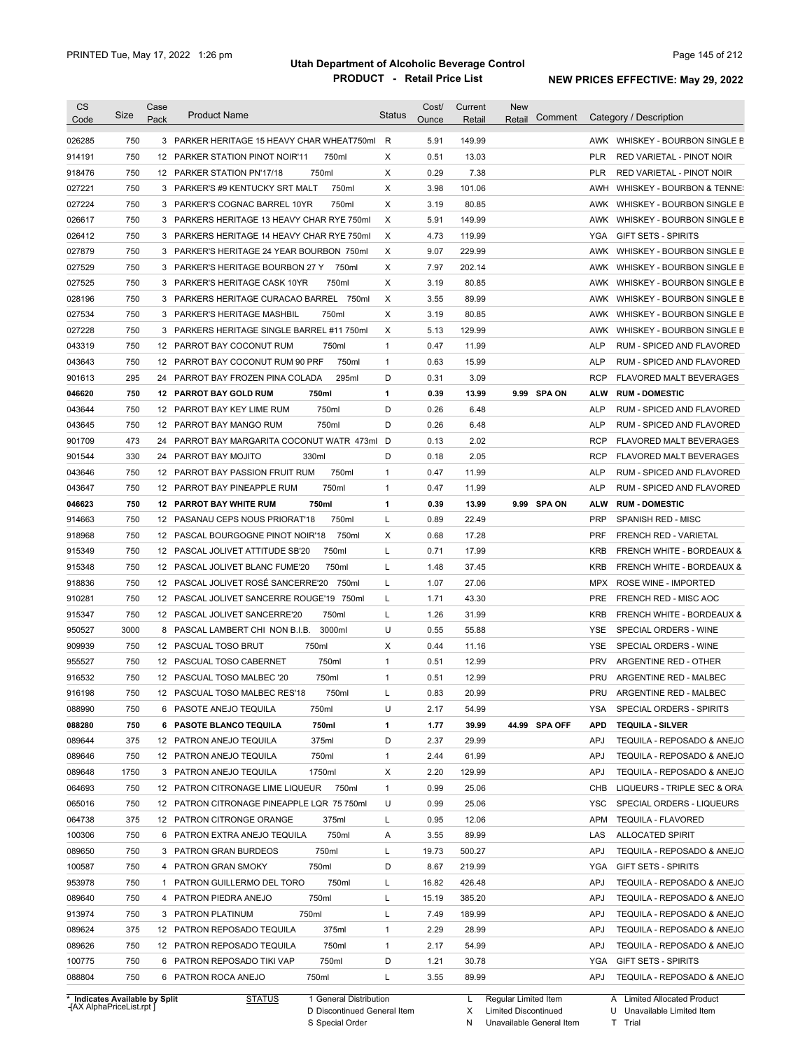# Utah Department of Alcoholic Beverage Control

## PRODUCT - Retail Price List

PRINTED Tue, May 17, 2022 1:26 pm

**NEW PRICES EFFECTIVE: May 29, 2022**

| CS Code | Size | Case Pack | Product Name | Status | Cost/ Ounce | Current Retail | New Retail | Comment | Category / Description |
|---|---|---|---|---|---|---|---|---|---|
| 026285 | 750 | 3 | PARKER HERITAGE 15 HEAVY CHAR WHEAT750ml | R | 5.91 | 149.99 | | | AWK WHISKEY - BOURBON SINGLE B |
| 914191 | 750 | 12 | PARKER STATION PINOT NOIR'11 750ml | X | 0.51 | 13.03 | | | PLR RED VARIETAL - PINOT NOIR |
| 918476 | 750 | 12 | PARKER STATION PN'17/18 750ml | X | 0.29 | 7.38 | | | PLR RED VARIETAL - PINOT NOIR |
| 027221 | 750 | 3 | PARKER'S #9 KENTUCKY SRT MALT 750ml | X | 3.98 | 101.06 | | | AWH WHISKEY - BOURBON & TENNE |
| 027224 | 750 | 3 | PARKER'S COGNAC BARREL 10YR 750ml | X | 3.19 | 80.85 | | | AWK WHISKEY - BOURBON SINGLE B |
| 026617 | 750 | 3 | PARKERS HERITAGE 13 HEAVY CHAR RYE 750ml | X | 5.91 | 149.99 | | | AWK WHISKEY - BOURBON SINGLE B |
| 026412 | 750 | 3 | PARKERS HERITAGE 14 HEAVY CHAR RYE 750ml | X | 4.73 | 119.99 | | | YGA GIFT SETS - SPIRITS |
| 027879 | 750 | 3 | PARKER'S HERITAGE 24 YEAR BOURBON 750ml | X | 9.07 | 229.99 | | | AWK WHISKEY - BOURBON SINGLE B |
| 027529 | 750 | 3 | PARKER'S HERITAGE BOURBON 27 Y 750ml | X | 7.97 | 202.14 | | | AWK WHISKEY - BOURBON SINGLE B |
| 027525 | 750 | 3 | PARKER'S HERITAGE CASK 10YR 750ml | X | 3.19 | 80.85 | | | AWK WHISKEY - BOURBON SINGLE B |
| 028196 | 750 | 3 | PARKERS HERITAGE CURACAO BARREL 750ml | X | 3.55 | 89.99 | | | AWK WHISKEY - BOURBON SINGLE B |
| 027534 | 750 | 3 | PARKER'S HERITAGE MASHBIL 750ml | X | 3.19 | 80.85 | | | AWK WHISKEY - BOURBON SINGLE B |
| 027228 | 750 | 3 | PARKERS HERITAGE SINGLE BARREL #11 750ml | X | 5.13 | 129.99 | | | AWK WHISKEY - BOURBON SINGLE B |
| 043319 | 750 | 12 | PARROT BAY COCONUT RUM 750ml | 1 | 0.47 | 11.99 | | | ALP RUM - SPICED AND FLAVORED |
| 043643 | 750 | 12 | PARROT BAY COCONUT RUM 90 PRF 750ml | 1 | 0.63 | 15.99 | | | ALP RUM - SPICED AND FLAVORED |
| 901613 | 295 | 24 | PARROT BAY FROZEN PINA COLADA 295ml | D | 0.31 | 3.09 | | | RCP FLAVORED MALT BEVERAGES |
| **046620** | **750** | **12** | **PARROT BAY GOLD RUM 750ml** | **1** | **0.39** | **13.99** | **9.99** | **SPA ON** | **ALW RUM - DOMESTIC** |
| 043644 | 750 | 12 | PARROT BAY KEY LIME RUM 750ml | D | 0.26 | 6.48 | | | ALP RUM - SPICED AND FLAVORED |
| 043645 | 750 | 12 | PARROT BAY MANGO RUM 750ml | D | 0.26 | 6.48 | | | ALP RUM - SPICED AND FLAVORED |
| 901709 | 473 | 24 | PARROT BAY MARGARITA COCONUT WATR 473ml | D | 0.13 | 2.02 | | | RCP FLAVORED MALT BEVERAGES |
| 901544 | 330 | 24 | PARROT BAY MOJITO 330ml | D | 0.18 | 2.05 | | | RCP FLAVORED MALT BEVERAGES |
| 043646 | 750 | 12 | PARROT BAY PASSION FRUIT RUM 750ml | 1 | 0.47 | 11.99 | | | ALP RUM - SPICED AND FLAVORED |
| 043647 | 750 | 12 | PARROT BAY PINEAPPLE RUM 750ml | 1 | 0.47 | 11.99 | | | ALP RUM - SPICED AND FLAVORED |
| **046623** | **750** | **12** | **PARROT BAY WHITE RUM 750ml** | **1** | **0.39** | **13.99** | **9.99** | **SPA ON** | **ALW RUM - DOMESTIC** |
| 914663 | 750 | 12 | PASANAU CEPS NOUS PRIORAT'18 750ml | L | 0.89 | 22.49 | | | PRP SPANISH RED - MISC |
| 918968 | 750 | 12 | PASCAL BOURGOGNE PINOT NOIR'18 750ml | X | 0.68 | 17.28 | | | PRF FRENCH RED - VARIETAL |
| 915349 | 750 | 12 | PASCAL JOLIVET ATTITUDE SB'20 750ml | L | 0.71 | 17.99 | | | KRB FRENCH WHITE - BORDEAUX & |
| 915348 | 750 | 12 | PASCAL JOLIVET BLANC FUME'20 750ml | L | 1.48 | 37.45 | | | KRB FRENCH WHITE - BORDEAUX & |
| 918836 | 750 | 12 | PASCAL JOLIVET ROSÉ SANCERRE'20 750ml | L | 1.07 | 27.06 | | | MPX ROSE WINE - IMPORTED |
| 910281 | 750 | 12 | PASCAL JOLIVET SANCERRE ROUGE'19 750ml | L | 1.71 | 43.30 | | | PRE FRENCH RED - MISC AOC |
| 915347 | 750 | 12 | PASCAL JOLIVET SANCERRE'20 750ml | L | 1.26 | 31.99 | | | KRB FRENCH WHITE - BORDEAUX & |
| 950527 | 3000 | 8 | PASCAL LAMBERT CHI NON B.I.B. 3000ml | U | 0.55 | 55.88 | | | YSE SPECIAL ORDERS - WINE |
| 909939 | 750 | 12 | PASCUAL TOSO BRUT 750ml | X | 0.44 | 11.16 | | | YSE SPECIAL ORDERS - WINE |
| 955527 | 750 | 12 | PASCUAL TOSO CABERNET 750ml | 1 | 0.51 | 12.99 | | | PRV ARGENTINE RED - OTHER |
| 916532 | 750 | 12 | PASCUAL TOSO MALBEC '20 750ml | 1 | 0.51 | 12.99 | | | PRU ARGENTINE RED - MALBEC |
| 916198 | 750 | 12 | PASCUAL TOSO MALBEC RES'18 750ml | L | 0.83 | 20.99 | | | PRU ARGENTINE RED - MALBEC |
| 088990 | 750 | 6 | PASOTE ANEJO TEQUILA 750ml | U | 2.17 | 54.99 | | | YSA SPECIAL ORDERS - SPIRITS |
| **088280** | **750** | **6** | **PASOTE BLANCO TEQUILA 750ml** | **1** | **1.77** | **39.99** | **44.99** | **SPA OFF** | **APD TEQUILA - SILVER** |
| 089644 | 375 | 12 | PATRON ANEJO TEQUILA 375ml | D | 2.37 | 29.99 | | | APJ TEQUILA - REPOSADO & ANEJO |
| 089646 | 750 | 12 | PATRON ANEJO TEQUILA 750ml | 1 | 2.44 | 61.99 | | | APJ TEQUILA - REPOSADO & ANEJO |
| 089648 | 1750 | 3 | PATRON ANEJO TEQUILA 1750ml | X | 2.20 | 129.99 | | | APJ TEQUILA - REPOSADO & ANEJO |
| 064693 | 750 | 12 | PATRON CITRONAGE LIME LIQUEUR 750ml | 1 | 0.99 | 25.06 | | | CHB LIQUEURS - TRIPLE SEC & ORA |
| 065016 | 750 | 12 | PATRON CITRONAGE PINEAPPLE LQR 75 750ml | U | 0.99 | 25.06 | | | YSC SPECIAL ORDERS - LIQUEURS |
| 064738 | 375 | 12 | PATRON CITRONGE ORANGE 375ml | L | 0.95 | 12.06 | | | APM TEQUILA - FLAVORED |
| 100306 | 750 | 6 | PATRON EXTRA ANEJO TEQUILA 750ml | A | 3.55 | 89.99 | | | LAS ALLOCATED SPIRIT |
| 089650 | 750 | 3 | PATRON GRAN BURDEOS 750ml | L | 19.73 | 500.27 | | | APJ TEQUILA - REPOSADO & ANEJO |
| 100587 | 750 | 4 | PATRON GRAN SMOKY 750ml | D | 8.67 | 219.99 | | | YGA GIFT SETS - SPIRITS |
| 953978 | 750 | 1 | PATRON GUILLERMO DEL TORO 750ml | L | 16.82 | 426.48 | | | APJ TEQUILA - REPOSADO & ANEJO |
| 089640 | 750 | 4 | PATRON PIEDRA ANEJO 750ml | L | 15.19 | 385.20 | | | APJ TEQUILA - REPOSADO & ANEJO |
| 913974 | 750 | 3 | PATRON PLATINUM 750ml | L | 7.49 | 189.99 | | | APJ TEQUILA - REPOSADO & ANEJO |
| 089624 | 375 | 12 | PATRON REPOSADO TEQUILA 375ml | 1 | 2.29 | 28.99 | | | APJ TEQUILA - REPOSADO & ANEJO |
| 089626 | 750 | 12 | PATRON REPOSADO TEQUILA 750ml | 1 | 2.17 | 54.99 | | | APJ TEQUILA - REPOSADO & ANEJO |
| 100775 | 750 | 6 | PATRON REPOSADO TIKI VAP 750ml | D | 1.21 | 30.78 | | | YGA GIFT SETS - SPIRITS |
| 088804 | 750 | 6 | PATRON ROCA ANEJO 750ml | L | 3.55 | 89.99 | | | APJ TEQUILA - REPOSADO & ANEJO |

\* Indicates Available by Split

STATUS: 1 General Distribution; D Discontinued General Item; S Special Order; L Regular Limited Item; X Limited Discontinued; N Unavailable General Item; A Limited Allocated Product; U Unavailable Limited Item; T Trial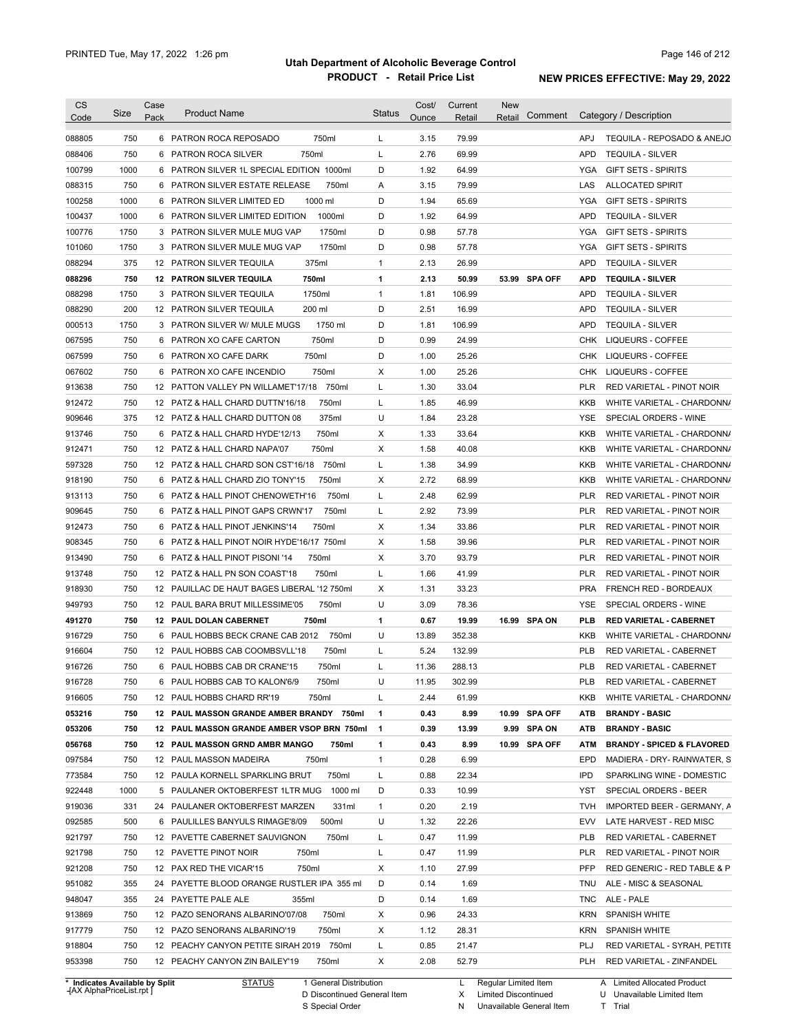# Utah Department of Alcoholic Beverage Control

## PRODUCT - Retail Price List

PRINTED Tue, May 17, 2022 1:26 pm

**NEW PRICES EFFECTIVE: May 29, 2022**

| CS Code | Size | Case Pack | Product Name | Status | Cost/ Ounce | Current Retail | New Retail | Comment | Category / Description |
|---|---|---|---|---|---|---|---|---|---|
| 088805 | 750 | 6 | PATRON ROCA REPOSADO 750ml | L | 3.15 | 79.99 | | | APJ TEQUILA - REPOSADO & ANEJO |
| 088406 | 750 | 6 | PATRON ROCA SILVER 750ml | L | 2.76 | 69.99 | | | APD TEQUILA - SILVER |
| 100799 | 1000 | 6 | PATRON SILVER 1L SPECIAL EDITION 1000ml | D | 1.92 | 64.99 | | | YGA GIFT SETS - SPIRITS |
| 088315 | 750 | 6 | PATRON SILVER ESTATE RELEASE 750ml | A | 3.15 | 79.99 | | | LAS ALLOCATED SPIRIT |
| 100258 | 1000 | 6 | PATRON SILVER LIMITED ED 1000 ml | D | 1.94 | 65.69 | | | YGA GIFT SETS - SPIRITS |
| 100437 | 1000 | 6 | PATRON SILVER LIMITED EDITION 1000ml | D | 1.92 | 64.99 | | | APD TEQUILA - SILVER |
| 100776 | 1750 | 3 | PATRON SILVER MULE MUG VAP 1750ml | D | 0.98 | 57.78 | | | YGA GIFT SETS - SPIRITS |
| 101060 | 1750 | 3 | PATRON SILVER MULE MUG VAP 1750ml | D | 0.98 | 57.78 | | | YGA GIFT SETS - SPIRITS |
| 088294 | 375 | 12 | PATRON SILVER TEQUILA 375ml | 1 | 2.13 | 26.99 | | | APD TEQUILA - SILVER |
| **088296** | **750** | **12** | **PATRON SILVER TEQUILA 750ml** | **1** | **2.13** | **50.99** | **53.99** | **SPA OFF** | **APD TEQUILA - SILVER** |
| 088298 | 1750 | 3 | PATRON SILVER TEQUILA 1750ml | 1 | 1.81 | 106.99 | | | APD TEQUILA - SILVER |
| 088290 | 200 | 12 | PATRON SILVER TEQUILA 200 ml | D | 2.51 | 16.99 | | | APD TEQUILA - SILVER |
| 000513 | 1750 | 3 | PATRON SILVER W/ MULE MUGS 1750 ml | D | 1.81 | 106.99 | | | APD TEQUILA - SILVER |
| 067595 | 750 | 6 | PATRON XO CAFE CARTON 750ml | D | 0.99 | 24.99 | | | CHK LIQUEURS - COFFEE |
| 067599 | 750 | 6 | PATRON XO CAFE DARK 750ml | D | 1.00 | 25.26 | | | CHK LIQUEURS - COFFEE |
| 067602 | 750 | 6 | PATRON XO CAFE INCENDIO 750ml | X | 1.00 | 25.26 | | | CHK LIQUEURS - COFFEE |
| 913638 | 750 | 12 | PATTON VALLEY PN WILLAMET'17/18 750ml | L | 1.30 | 33.04 | | | PLR RED VARIETAL - PINOT NOIR |
| 912472 | 750 | 12 | PATZ & HALL CHARD DUTTN'16/18 750ml | L | 1.85 | 46.99 | | | KKB WHITE VARIETAL - CHARDONNA |
| 909646 | 375 | 12 | PATZ & HALL CHARD DUTTON 08 375ml | U | 1.84 | 23.28 | | | YSE SPECIAL ORDERS - WINE |
| 913746 | 750 | 6 | PATZ & HALL CHARD HYDE'12/13 750ml | X | 1.33 | 33.64 | | | KKB WHITE VARIETAL - CHARDONNA |
| 912471 | 750 | 12 | PATZ & HALL CHARD NAPA'07 750ml | X | 1.58 | 40.08 | | | KKB WHITE VARIETAL - CHARDONNA |
| 597328 | 750 | 12 | PATZ & HALL CHARD SON CST'16/18 750ml | L | 1.38 | 34.99 | | | KKB WHITE VARIETAL - CHARDONNA |
| 918190 | 750 | 6 | PATZ & HALL CHARD ZIO TONY'15 750ml | X | 2.72 | 68.99 | | | KKB WHITE VARIETAL - CHARDONNA |
| 913113 | 750 | 6 | PATZ & HALL PINOT CHENOWETH'16 750ml | L | 2.48 | 62.99 | | | PLR RED VARIETAL - PINOT NOIR |
| 909645 | 750 | 6 | PATZ & HALL PINOT GAPS CRWN'17 750ml | L | 2.92 | 73.99 | | | PLR RED VARIETAL - PINOT NOIR |
| 912473 | 750 | 6 | PATZ & HALL PINOT JENKINS'14 750ml | X | 1.34 | 33.86 | | | PLR RED VARIETAL - PINOT NOIR |
| 908345 | 750 | 6 | PATZ & HALL PINOT NOIR HYDE'16/17 750ml | X | 1.58 | 39.96 | | | PLR RED VARIETAL - PINOT NOIR |
| 913490 | 750 | 6 | PATZ & HALL PINOT PISONI '14 750ml | X | 3.70 | 93.79 | | | PLR RED VARIETAL - PINOT NOIR |
| 913748 | 750 | 12 | PATZ & HALL PN SON COAST'18 750ml | L | 1.66 | 41.99 | | | PLR RED VARIETAL - PINOT NOIR |
| 918930 | 750 | 12 | PAUILLAC DE HAUT BAGES LIBERAL '12 750ml | X | 1.31 | 33.23 | | | PRA FRENCH RED - BORDEAUX |
| 949793 | 750 | 12 | PAUL BARA BRUT MILLESSIME'05 750ml | U | 3.09 | 78.36 | | | YSE SPECIAL ORDERS - WINE |
| **491270** | **750** | **12** | **PAUL DOLAN CABERNET 750ml** | **1** | **0.67** | **19.99** | **16.99** | **SPA ON** | **PLB RED VARIETAL - CABERNET** |
| 916729 | 750 | 6 | PAUL HOBBS BECK CRANE CAB 2012 750ml | U | 13.89 | 352.38 | | | KKB WHITE VARIETAL - CHARDONNA |
| 916604 | 750 | 12 | PAUL HOBBS CAB COOMBSVLL'18 750ml | L | 5.24 | 132.99 | | | PLB RED VARIETAL - CABERNET |
| 916726 | 750 | 6 | PAUL HOBBS CAB DR CRANE'15 750ml | L | 11.36 | 288.13 | | | PLB RED VARIETAL - CABERNET |
| 916728 | 750 | 6 | PAUL HOBBS CAB TO KALON'6/9 750ml | U | 11.95 | 302.99 | | | PLB RED VARIETAL - CABERNET |
| 916605 | 750 | 12 | PAUL HOBBS CHARD RR'19 750ml | L | 2.44 | 61.99 | | | KKB WHITE VARIETAL - CHARDONNA |
| **053216** | **750** | **12** | **PAUL MASSON GRANDE AMBER BRANDY 750ml** | **1** | **0.43** | **8.99** | **10.99** | **SPA OFF** | **ATB BRANDY - BASIC** |
| **053206** | **750** | **12** | **PAUL MASSON GRANDE AMBER VSOP BRN 750ml** | **1** | **0.39** | **13.99** | **9.99** | **SPA ON** | **ATB BRANDY - BASIC** |
| **056768** | **750** | **12** | **PAUL MASSON GRND AMBR MANGO 750ml** | **1** | **0.43** | **8.99** | **10.99** | **SPA OFF** | **ATM BRANDY - SPICED & FLAVORED** |
| 097584 | 750 | 12 | PAUL MASSON MADEIRA 750ml | 1 | 0.28 | 6.99 | | | EPD MADIERA - DRY- RAINWATER, S |
| 773584 | 750 | 12 | PAULA KORNELL SPARKLING BRUT 750ml | L | 0.88 | 22.34 | | | IPD SPARKLING WINE - DOMESTIC |
| 922448 | 1000 | 5 | PAULANER OKTOBERFEST 1LTR MUG 1000 ml | D | 0.33 | 10.99 | | | YST SPECIAL ORDERS - BEER |
| 919036 | 331 | 24 | PAULANER OKTOBERFEST MARZEN 331ml | 1 | 0.20 | 2.19 | | | TVH IMPORTED BEER - GERMANY, A |
| 092585 | 500 | 6 | PAULILLES BANYULS RIMAGE'8/09 500ml | U | 1.32 | 22.26 | | | EVV LATE HARVEST - RED MISC |
| 921797 | 750 | 12 | PAVETTE CABERNET SAUVIGNON 750ml | L | 0.47 | 11.99 | | | PLB RED VARIETAL - CABERNET |
| 921798 | 750 | 12 | PAVETTE PINOT NOIR 750ml | L | 0.47 | 11.99 | | | PLR RED VARIETAL - PINOT NOIR |
| 921208 | 750 | 12 | PAX RED THE VICAR'15 750ml | X | 1.10 | 27.99 | | | PFP RED GENERIC - RED TABLE & P |
| 951082 | 355 | 24 | PAYETTE BLOOD ORANGE RUSTLER IPA 355 ml | D | 0.14 | 1.69 | | | TNU ALE - MISC & SEASONAL |
| 948047 | 355 | 24 | PAYETTE PALE ALE 355ml | D | 0.14 | 1.69 | | | TNC ALE - PALE |
| 913869 | 750 | 12 | PAZO SENORANS ALBARINO'07/08 750ml | X | 0.96 | 24.33 | | | KRN SPANISH WHITE |
| 917779 | 750 | 12 | PAZO SENORANS ALBARINO'19 750ml | X | 1.12 | 28.31 | | | KRN SPANISH WHITE |
| 918804 | 750 | 12 | PEACHY CANYON PETITE SIRAH 2019 750ml | L | 0.85 | 21.47 | | | PLJ RED VARIETAL - SYRAH, PETITE |
| 953398 | 750 | 12 | PEACHY CANYON ZIN BAILEY'19 750ml | X | 2.08 | 52.79 | | | PLH RED VARIETAL - ZINFANDEL |

\* Indicates Available by Split

| STATUS | | |
|---|---|---|
| 1 General Distribution | L Regular Limited Item | A Limited Allocated Product |
| D Discontinued General Item | X Limited Discontinued | U Unavailable Limited Item |
| S Special Order | N Unavailable General Item | T Trial |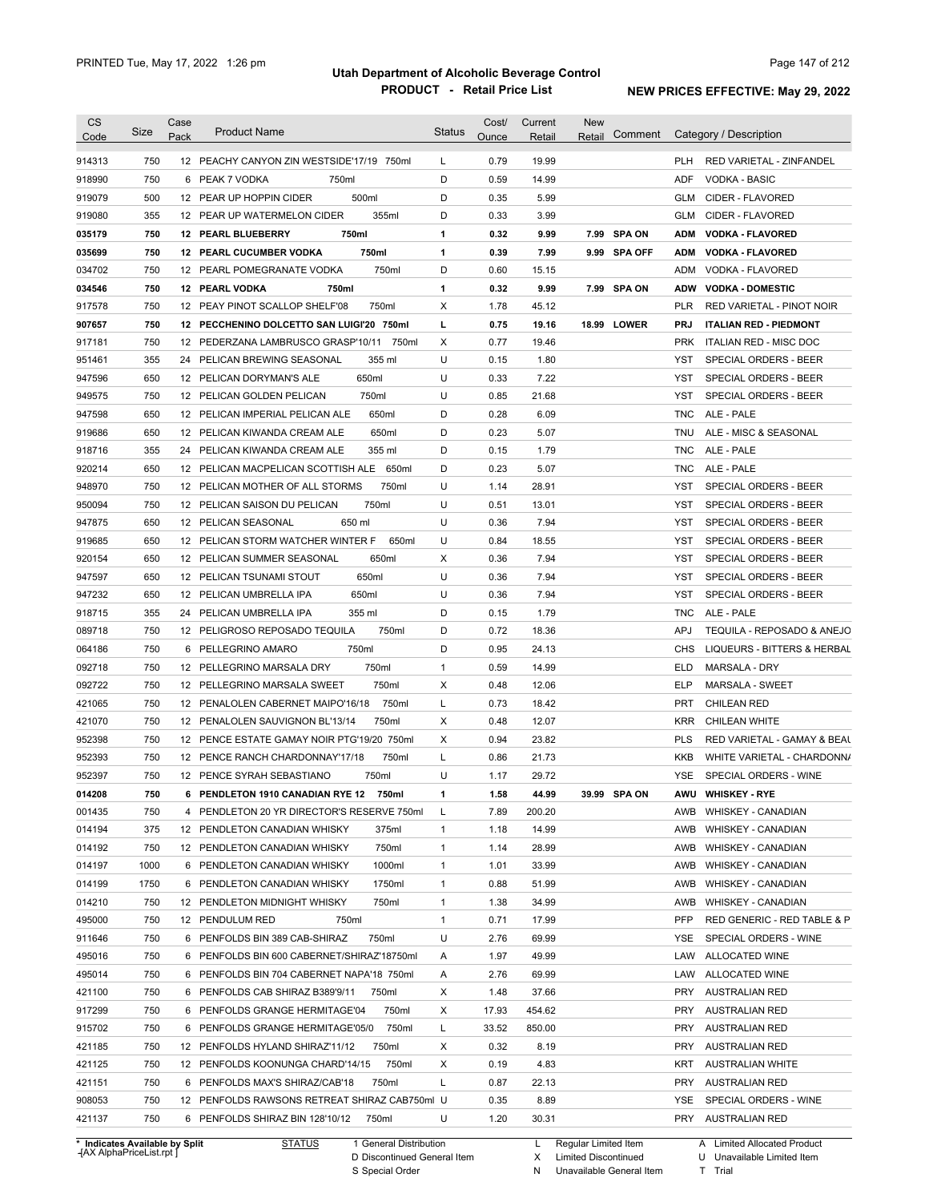# Utah Department of Alcoholic Beverage Control

## PRODUCT - Retail Price List

PRINTED Tue, May 17, 2022 1:26 pm

**NEW PRICES EFFECTIVE: May 29, 2022**

| CS Code | Size | Case Pack | Product Name | Status | Cost/ Ounce | Current Retail | New Retail | Comment | Category / Description |
|---|---|---|---|---|---|---|---|---|---|
| 914313 | 750 | 12 | PEACHY CANYON ZIN WESTSIDE'17/19 750ml | L | 0.79 | 19.99 | | | PLH RED VARIETAL - ZINFANDEL |
| 918990 | 750 | 6 | PEAK 7 VODKA 750ml | D | 0.59 | 14.99 | | | ADF VODKA - BASIC |
| 919079 | 500 | 12 | PEAR UP HOPPIN CIDER 500ml | D | 0.35 | 5.99 | | | GLM CIDER - FLAVORED |
| 919080 | 355 | 12 | PEAR UP WATERMELON CIDER 355ml | D | 0.33 | 3.99 | | | GLM CIDER - FLAVORED |
| **035179** | **750** | **12** | **PEARL BLUEBERRY 750ml** | **1** | **0.32** | **9.99** | **7.99** | **SPA ON** | **ADM VODKA - FLAVORED** |
| **035699** | **750** | **12** | **PEARL CUCUMBER VODKA 750ml** | **1** | **0.39** | **7.99** | **9.99** | **SPA OFF** | **ADM VODKA - FLAVORED** |
| 034702 | 750 | 12 | PEARL POMEGRANATE VODKA 750ml | D | 0.60 | 15.15 | | | ADM VODKA - FLAVORED |
| **034546** | **750** | **12** | **PEARL VODKA 750ml** | **1** | **0.32** | **9.99** | **7.99** | **SPA ON** | **ADW VODKA - DOMESTIC** |
| 917578 | 750 | 12 | PEAY PINOT SCALLOP SHELF'08 750ml | X | 1.78 | 45.12 | | | PLR RED VARIETAL - PINOT NOIR |
| **907657** | **750** | **12** | **PECCHENINO DOLCETTO SAN LUIGI'20 750ml** | **L** | **0.75** | **19.16** | **18.99** | **LOWER** | **PRJ ITALIAN RED - PIEDMONT** |
| 917181 | 750 | 12 | PEDERZANA LAMBRUSCO GRASP'10/11 750ml | X | 0.77 | 19.46 | | | PRK ITALIAN RED - MISC DOC |
| 951461 | 355 | 24 | PELICAN BREWING SEASONAL 355 ml | U | 0.15 | 1.80 | | | YST SPECIAL ORDERS - BEER |
| 947596 | 650 | 12 | PELICAN DORYMAN'S ALE 650ml | U | 0.33 | 7.22 | | | YST SPECIAL ORDERS - BEER |
| 949575 | 750 | 12 | PELICAN GOLDEN PELICAN 750ml | U | 0.85 | 21.68 | | | YST SPECIAL ORDERS - BEER |
| 947598 | 650 | 12 | PELICAN IMPERIAL PELICAN ALE 650ml | D | 0.28 | 6.09 | | | TNC ALE - PALE |
| 919686 | 650 | 12 | PELICAN KIWANDA CREAM ALE 650ml | D | 0.23 | 5.07 | | | TNU ALE - MISC & SEASONAL |
| 918716 | 355 | 24 | PELICAN KIWANDA CREAM ALE 355 ml | D | 0.15 | 1.79 | | | TNC ALE - PALE |
| 920214 | 650 | 12 | PELICAN MACPELICAN SCOTTISH ALE 650ml | D | 0.23 | 5.07 | | | TNC ALE - PALE |
| 948970 | 750 | 12 | PELICAN MOTHER OF ALL STORMS 750ml | U | 1.14 | 28.91 | | | YST SPECIAL ORDERS - BEER |
| 950094 | 750 | 12 | PELICAN SAISON DU PELICAN 750ml | U | 0.51 | 13.01 | | | YST SPECIAL ORDERS - BEER |
| 947875 | 650 | 12 | PELICAN SEASONAL 650 ml | U | 0.36 | 7.94 | | | YST SPECIAL ORDERS - BEER |
| 919685 | 650 | 12 | PELICAN STORM WATCHER WINTER F 650ml | U | 0.84 | 18.55 | | | YST SPECIAL ORDERS - BEER |
| 920154 | 650 | 12 | PELICAN SUMMER SEASONAL 650ml | X | 0.36 | 7.94 | | | YST SPECIAL ORDERS - BEER |
| 947597 | 650 | 12 | PELICAN TSUNAMI STOUT 650ml | U | 0.36 | 7.94 | | | YST SPECIAL ORDERS - BEER |
| 947232 | 650 | 12 | PELICAN UMBRELLA IPA 650ml | U | 0.36 | 7.94 | | | YST SPECIAL ORDERS - BEER |
| 918715 | 355 | 24 | PELICAN UMBRELLA IPA 355 ml | D | 0.15 | 1.79 | | | TNC ALE - PALE |
| 089718 | 750 | 12 | PELIGROSO REPOSADO TEQUILA 750ml | D | 0.72 | 18.36 | | | APJ TEQUILA - REPOSADO & ANEJO |
| 064186 | 750 | 6 | PELLEGRINO AMARO 750ml | D | 0.95 | 24.13 | | | CHS LIQUEURS - BITTERS & HERBAL |
| 092718 | 750 | 12 | PELLEGRINO MARSALA DRY 750ml | 1 | 0.59 | 14.99 | | | ELD MARSALA - DRY |
| 092722 | 750 | 12 | PELLEGRINO MARSALA SWEET 750ml | X | 0.48 | 12.06 | | | ELP MARSALA - SWEET |
| 421065 | 750 | 12 | PENALOLEN CABERNET MAIPO'16/18 750ml | L | 0.73 | 18.42 | | | PRT CHILEAN RED |
| 421070 | 750 | 12 | PENALOLEN SAUVIGNON BL'13/14 750ml | X | 0.48 | 12.07 | | | KRR CHILEAN WHITE |
| 952398 | 750 | 12 | PENCE ESTATE GAMAY NOIR PTG'19/20 750ml | X | 0.94 | 23.82 | | | PLS RED VARIETAL - GAMAY & BEAU |
| 952393 | 750 | 12 | PENCE RANCH CHARDONNAY'17/18 750ml | L | 0.86 | 21.73 | | | KKB WHITE VARIETAL - CHARDONNA |
| 952397 | 750 | 12 | PENCE SYRAH SEBASTIANO 750ml | U | 1.17 | 29.72 | | | YSE SPECIAL ORDERS - WINE |
| **014208** | **750** | **6** | **PENDLETON 1910 CANADIAN RYE 12 750ml** | **1** | **1.58** | **44.99** | **39.99** | **SPA ON** | **AWU WHISKEY - RYE** |
| 001435 | 750 | 4 | PENDLETON 20 YR DIRECTOR'S RESERVE 750ml | L | 7.89 | 200.20 | | | AWB WHISKEY - CANADIAN |
| 014194 | 375 | 12 | PENDLETON CANADIAN WHISKY 375ml | 1 | 1.18 | 14.99 | | | AWB WHISKEY - CANADIAN |
| 014192 | 750 | 12 | PENDLETON CANADIAN WHISKY 750ml | 1 | 1.14 | 28.99 | | | AWB WHISKEY - CANADIAN |
| 014197 | 1000 | 6 | PENDLETON CANADIAN WHISKY 1000ml | 1 | 1.01 | 33.99 | | | AWB WHISKEY - CANADIAN |
| 014199 | 1750 | 6 | PENDLETON CANADIAN WHISKY 1750ml | 1 | 0.88 | 51.99 | | | AWB WHISKEY - CANADIAN |
| 014210 | 750 | 12 | PENDLETON MIDNIGHT WHISKY 750ml | 1 | 1.38 | 34.99 | | | AWB WHISKEY - CANADIAN |
| 495000 | 750 | 12 | PENDULUM RED 750ml | 1 | 0.71 | 17.99 | | | PFP RED GENERIC - RED TABLE & P |
| 911646 | 750 | 6 | PENFOLDS BIN 389 CAB-SHIRAZ 750ml | U | 2.76 | 69.99 | | | YSE SPECIAL ORDERS - WINE |
| 495016 | 750 | 6 | PENFOLDS BIN 600 CABERNET/SHIRAZ'18750ml | A | 1.97 | 49.99 | | | LAW ALLOCATED WINE |
| 495014 | 750 | 6 | PENFOLDS BIN 704 CABERNET NAPA'18 750ml | A | 2.76 | 69.99 | | | LAW ALLOCATED WINE |
| 421100 | 750 | 6 | PENFOLDS CAB SHIRAZ B389'9/11 750ml | X | 1.48 | 37.66 | | | PRY AUSTRALIAN RED |
| 917299 | 750 | 6 | PENFOLDS GRANGE HERMITAGE'04 750ml | X | 17.93 | 454.62 | | | PRY AUSTRALIAN RED |
| 915702 | 750 | 6 | PENFOLDS GRANGE HERMITAGE'05/0 750ml | L | 33.52 | 850.00 | | | PRY AUSTRALIAN RED |
| 421185 | 750 | 12 | PENFOLDS HYLAND SHIRAZ'11/12 750ml | X | 0.32 | 8.19 | | | PRY AUSTRALIAN RED |
| 421125 | 750 | 12 | PENFOLDS KOONUNGA CHARD'14/15 750ml | X | 0.19 | 4.83 | | | KRT AUSTRALIAN WHITE |
| 421151 | 750 | 6 | PENFOLDS MAX'S SHIRAZ/CAB'18 750ml | L | 0.87 | 22.13 | | | PRY AUSTRALIAN RED |
| 908053 | 750 | 12 | PENFOLDS RAWSONS RETREAT SHIRAZ CAB750ml | U | 0.35 | 8.89 | | | YSE SPECIAL ORDERS - WINE |
| 421137 | 750 | 6 | PENFOLDS SHIRAZ BIN 128'10/12 750ml | U | 1.20 | 30.31 | | | PRY AUSTRALIAN RED |

\* Indicates Available by Split

STATUS: 1 General Distribution; D Discontinued General Item; S Special Order; L Regular Limited Item; X Limited Discontinued; N Unavailable General Item; A Limited Allocated Product; U Unavailable Limited Item; T Trial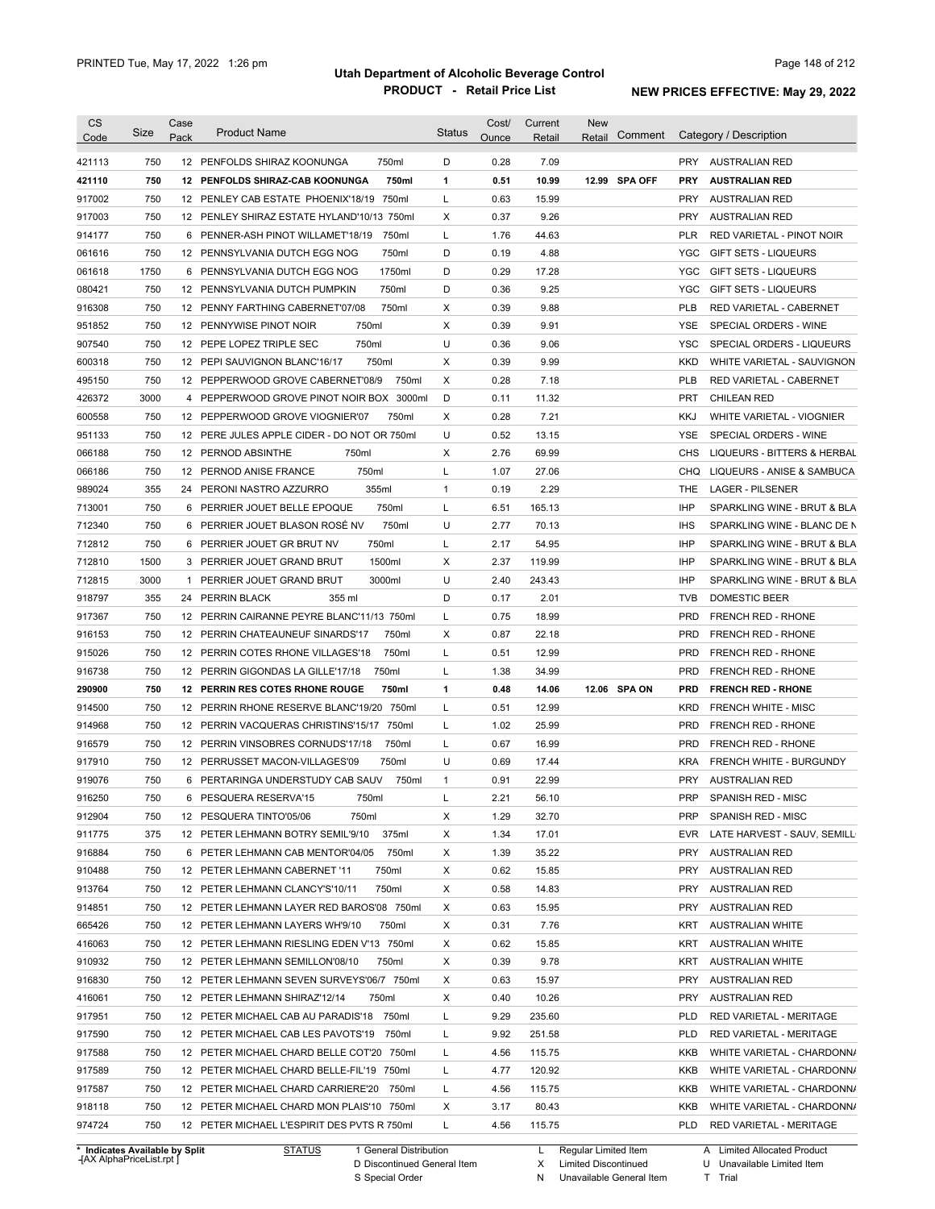# Utah Department of Alcoholic Beverage Control

## PRODUCT - Retail Price List

PRINTED Tue, May 17, 2022 1:26 pm

NEW PRICES EFFECTIVE: May 29, 2022

| CS Code | Size | Case Pack | Product Name | Status | Cost/ Ounce | Current Retail | New Retail | Comment | Category / Description |
|---|---|---|---|---|---|---|---|---|---|
| 421113 | 750 | 12 | PENFOLDS SHIRAZ KOONUNGA 750ml | D | 0.28 | 7.09 | | | PRY AUSTRALIAN RED |
| **421110** | **750** | **12** | **PENFOLDS SHIRAZ-CAB KOONUNGA 750ml** | **1** | **0.51** | **10.99** | **12.99** | **SPA OFF** | **PRY AUSTRALIAN RED** |
| 917002 | 750 | 12 | PENLEY CAB ESTATE PHOENIX'18/19 750ml | L | 0.63 | 15.99 | | | PRY AUSTRALIAN RED |
| 917003 | 750 | 12 | PENLEY SHIRAZ ESTATE HYLAND'10/13 750ml | X | 0.37 | 9.26 | | | PRY AUSTRALIAN RED |
| 914177 | 750 | 6 | PENNER-ASH PINOT WILLAMET'18/19 750ml | L | 1.76 | 44.63 | | | PLR RED VARIETAL - PINOT NOIR |
| 061616 | 750 | 12 | PENNSYLVANIA DUTCH EGG NOG 750ml | D | 0.19 | 4.88 | | | YGC GIFT SETS - LIQUEURS |
| 061618 | 1750 | 6 | PENNSYLVANIA DUTCH EGG NOG 1750ml | D | 0.29 | 17.28 | | | YGC GIFT SETS - LIQUEURS |
| 080421 | 750 | 12 | PENNSYLVANIA DUTCH PUMPKIN 750ml | D | 0.36 | 9.25 | | | YGC GIFT SETS - LIQUEURS |
| 916308 | 750 | 12 | PENNY FARTHING CABERNET'07/08 750ml | X | 0.39 | 9.88 | | | PLB RED VARIETAL - CABERNET |
| 951852 | 750 | 12 | PENNYWISE PINOT NOIR 750ml | X | 0.39 | 9.91 | | | YSE SPECIAL ORDERS - WINE |
| 907540 | 750 | 12 | PEPE LOPEZ TRIPLE SEC 750ml | U | 0.36 | 9.06 | | | YSC SPECIAL ORDERS - LIQUEURS |
| 600318 | 750 | 12 | PEPI SAUVIGNON BLANC'16/17 750ml | X | 0.39 | 9.99 | | | KKD WHITE VARIETAL - SAUVIGNON |
| 495150 | 750 | 12 | PEPPERWOOD GROVE CABERNET'08/9 750ml | X | 0.28 | 7.18 | | | PLB RED VARIETAL - CABERNET |
| 426372 | 3000 | 4 | PEPPERWOOD GROVE PINOT NOIR BOX 3000ml | D | 0.11 | 11.32 | | | PRT CHILEAN RED |
| 600558 | 750 | 12 | PEPPERWOOD GROVE VIOGNIER'07 750ml | X | 0.28 | 7.21 | | | KKJ WHITE VARIETAL - VIOGNIER |
| 951133 | 750 | 12 | PERE JULES APPLE CIDER - DO NOT OR 750ml | U | 0.52 | 13.15 | | | YSE SPECIAL ORDERS - WINE |
| 066188 | 750 | 12 | PERNOD ABSINTHE 750ml | X | 2.76 | 69.99 | | | CHS LIQUEURS - BITTERS & HERBAL |
| 066186 | 750 | 12 | PERNOD ANISE FRANCE 750ml | L | 1.07 | 27.06 | | | CHQ LIQUEURS - ANISE & SAMBUCA |
| 989024 | 355 | 24 | PERONI NASTRO AZZURRO 355ml | 1 | 0.19 | 2.29 | | | THE LAGER - PILSENER |
| 713001 | 750 | 6 | PERRIER JOUET BELLE EPOQUE 750ml | L | 6.51 | 165.13 | | | IHP SPARKLING WINE - BRUT & BLA |
| 712340 | 750 | 6 | PERRIER JOUET BLASON ROSÉ NV 750ml | U | 2.77 | 70.13 | | | IHS SPARKLING WINE - BLANC DE N |
| 712812 | 750 | 6 | PERRIER JOUET GR BRUT NV 750ml | L | 2.17 | 54.95 | | | IHP SPARKLING WINE - BRUT & BLA |
| 712810 | 1500 | 3 | PERRIER JOUET GRAND BRUT 1500ml | X | 2.37 | 119.99 | | | IHP SPARKLING WINE - BRUT & BLA |
| 712815 | 3000 | 1 | PERRIER JOUET GRAND BRUT 3000ml | U | 2.40 | 243.43 | | | IHP SPARKLING WINE - BRUT & BLA |
| 918797 | 355 | 24 | PERRIN BLACK 355 ml | D | 0.17 | 2.01 | | | TVB DOMESTIC BEER |
| 917367 | 750 | 12 | PERRIN CAIRANNE PEYRE BLANC'11/13 750ml | L | 0.75 | 18.99 | | | PRD FRENCH RED - RHONE |
| 916153 | 750 | 12 | PERRIN CHATEAUNEUF SINARDS'17 750ml | X | 0.87 | 22.18 | | | PRD FRENCH RED - RHONE |
| 915026 | 750 | 12 | PERRIN COTES RHONE VILLAGES'18 750ml | L | 0.51 | 12.99 | | | PRD FRENCH RED - RHONE |
| 916738 | 750 | 12 | PERRIN GIGONDAS LA GILLE'17/18 750ml | L | 1.38 | 34.99 | | | PRD FRENCH RED - RHONE |
| **290900** | **750** | **12** | **PERRIN RES COTES RHONE ROUGE 750ml** | **1** | **0.48** | **14.06** | **12.06** | **SPA ON** | **PRD FRENCH RED - RHONE** |
| 914500 | 750 | 12 | PERRIN RHONE RESERVE BLANC'19/20 750ml | L | 0.51 | 12.99 | | | KRD FRENCH WHITE - MISC |
| 914968 | 750 | 12 | PERRIN VACQUERAS CHRISTINS'15/17 750ml | L | 1.02 | 25.99 | | | PRD FRENCH RED - RHONE |
| 916579 | 750 | 12 | PERRIN VINSOBRES CORNUDS'17/18 750ml | L | 0.67 | 16.99 | | | PRD FRENCH RED - RHONE |
| 917910 | 750 | 12 | PERRUSSET MACON-VILLAGES'09 750ml | U | 0.69 | 17.44 | | | KRA FRENCH WHITE - BURGUNDY |
| 919076 | 750 | 6 | PERTARINGA UNDERSTUDY CAB SAUV 750ml | 1 | 0.91 | 22.99 | | | PRY AUSTRALIAN RED |
| 916250 | 750 | 6 | PESQUERA RESERVA'15 750ml | L | 2.21 | 56.10 | | | PRP SPANISH RED - MISC |
| 912904 | 750 | 12 | PESQUERA TINTO'05/06 750ml | X | 1.29 | 32.70 | | | PRP SPANISH RED - MISC |
| 911775 | 375 | 12 | PETER LEHMANN BOTRY SEMIL'9/10 375ml | X | 1.34 | 17.01 | | | EVR LATE HARVEST - SAUV, SEMILL |
| 916884 | 750 | 6 | PETER LEHMANN CAB MENTOR'04/05 750ml | X | 1.39 | 35.22 | | | PRY AUSTRALIAN RED |
| 910488 | 750 | 12 | PETER LEHMANN CABERNET '11 750ml | X | 0.62 | 15.85 | | | PRY AUSTRALIAN RED |
| 913764 | 750 | 12 | PETER LEHMANN CLANCY'S'10/11 750ml | X | 0.58 | 14.83 | | | PRY AUSTRALIAN RED |
| 914851 | 750 | 12 | PETER LEHMANN LAYER RED BAROS'08 750ml | X | 0.63 | 15.95 | | | PRY AUSTRALIAN RED |
| 665426 | 750 | 12 | PETER LEHMANN LAYERS WH'9/10 750ml | X | 0.31 | 7.76 | | | KRT AUSTRALIAN WHITE |
| 416063 | 750 | 12 | PETER LEHMANN RIESLING EDEN V'13 750ml | X | 0.62 | 15.85 | | | KRT AUSTRALIAN WHITE |
| 910932 | 750 | 12 | PETER LEHMANN SEMILLON'08/10 750ml | X | 0.39 | 9.78 | | | KRT AUSTRALIAN WHITE |
| 916830 | 750 | 12 | PETER LEHMANN SEVEN SURVEYS'06/7 750ml | X | 0.63 | 15.97 | | | PRY AUSTRALIAN RED |
| 416061 | 750 | 12 | PETER LEHMANN SHIRAZ'12/14 750ml | X | 0.40 | 10.26 | | | PRY AUSTRALIAN RED |
| 917951 | 750 | 12 | PETER MICHAEL CAB AU PARADIS'18 750ml | L | 9.29 | 235.60 | | | PLD RED VARIETAL - MERITAGE |
| 917590 | 750 | 12 | PETER MICHAEL CAB LES PAVOTS'19 750ml | L | 9.92 | 251.58 | | | PLD RED VARIETAL - MERITAGE |
| 917588 | 750 | 12 | PETER MICHAEL CHARD BELLE COT'20 750ml | L | 4.56 | 115.75 | | | KKB WHITE VARIETAL - CHARDONNA |
| 917589 | 750 | 12 | PETER MICHAEL CHARD BELLE-FIL'19 750ml | L | 4.77 | 120.92 | | | KKB WHITE VARIETAL - CHARDONNA |
| 917587 | 750 | 12 | PETER MICHAEL CHARD CARRIERE'20 750ml | L | 4.56 | 115.75 | | | KKB WHITE VARIETAL - CHARDONNA |
| 918118 | 750 | 12 | PETER MICHAEL CHARD MON PLAIS'10 750ml | X | 3.17 | 80.43 | | | KKB WHITE VARIETAL - CHARDONNA |
| 974724 | 750 | 12 | PETER MICHAEL L'ESPIRIT DES PVTS R 750ml | L | 4.56 | 115.75 | | | PLD RED VARIETAL - MERITAGE |

\* Indicates Available by Split

STATUS: 1 General Distribution; D Discontinued General Item; S Special Order; L Regular Limited Item; X Limited Discontinued; N Unavailable General Item; A Limited Allocated Product; U Unavailable Limited Item; T Trial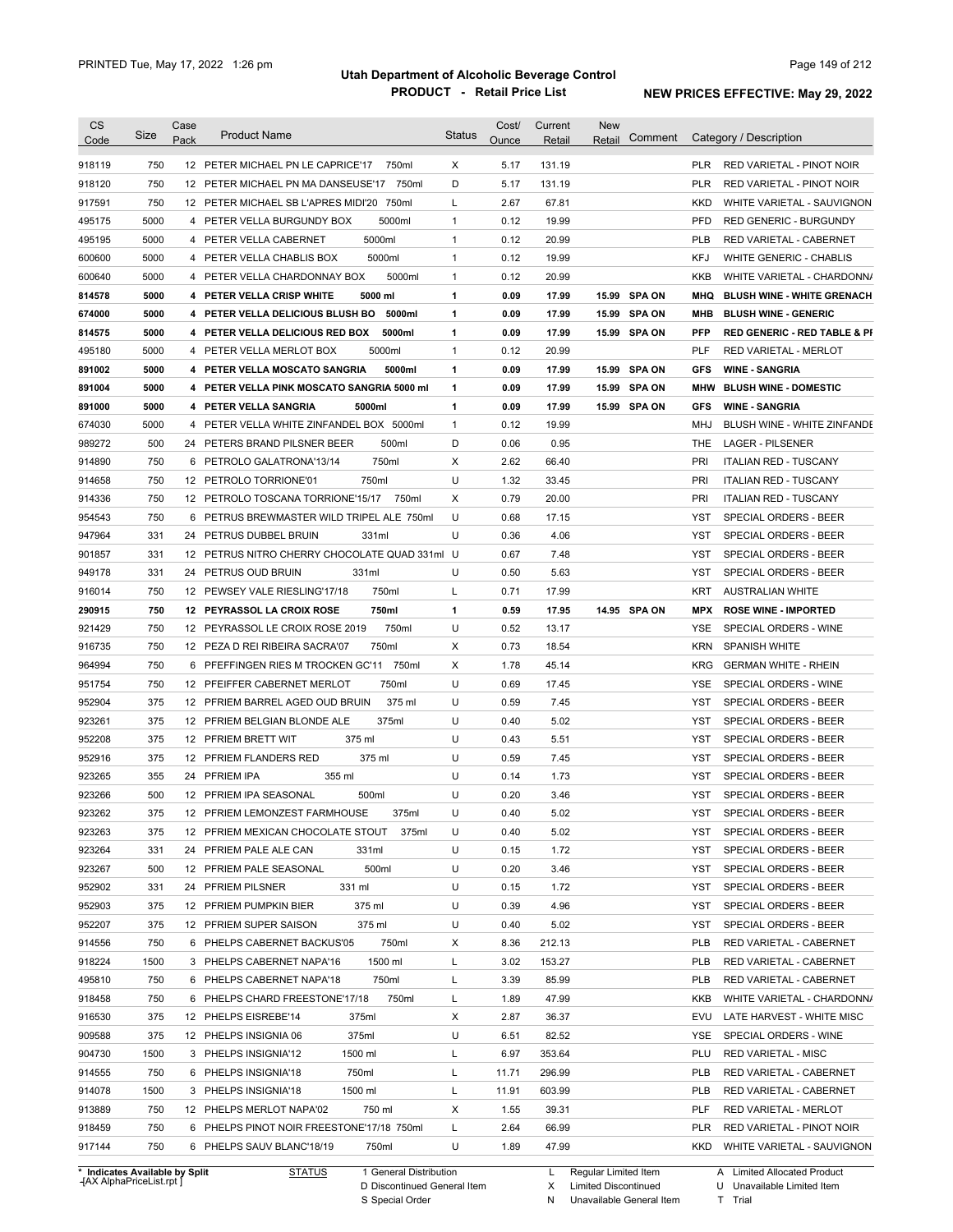# Utah Department of Alcoholic Beverage Control

## PRODUCT - Retail Price List

PRINTED Tue, May 17, 2022 1:26 pm

**NEW PRICES EFFECTIVE: May 29, 2022**

| CS Code | Size | Case Pack | Product Name | Status | Cost/ Ounce | Current Retail | New Retail | Comment | Category / Description |
|---|---|---|---|---|---|---|---|---|---|
| 918119 | 750 | 12 | PETER MICHAEL PN LE CAPRICE'17 750ml | X | 5.17 | 131.19 | | | PLR RED VARIETAL - PINOT NOIR |
| 918120 | 750 | 12 | PETER MICHAEL PN MA DANSEUSE'17 750ml | D | 5.17 | 131.19 | | | PLR RED VARIETAL - PINOT NOIR |
| 917591 | 750 | 12 | PETER MICHAEL SB L'APRES MIDI'20 750ml | L | 2.67 | 67.81 | | | KKD WHITE VARIETAL - SAUVIGNON |
| 495175 | 5000 | 4 | PETER VELLA BURGUNDY BOX 5000ml | 1 | 0.12 | 19.99 | | | PFD RED GENERIC - BURGUNDY |
| 495195 | 5000 | 4 | PETER VELLA CABERNET 5000ml | 1 | 0.12 | 20.99 | | | PLB RED VARIETAL - CABERNET |
| 600600 | 5000 | 4 | PETER VELLA CHABLIS BOX 5000ml | 1 | 0.12 | 19.99 | | | KFJ WHITE GENERIC - CHABLIS |
| 600640 | 5000 | 4 | PETER VELLA CHARDONNAY BOX 5000ml | 1 | 0.12 | 20.99 | | | KKB WHITE VARIETAL - CHARDONNA |
| **814578** | **5000** | **4** | **PETER VELLA CRISP WHITE 5000 ml** | **1** | **0.09** | **17.99** | **15.99** | **SPA ON** | **MHQ BLUSH WINE - WHITE GRENACH** |
| **674000** | **5000** | **4** | **PETER VELLA DELICIOUS BLUSH BO 5000ml** | **1** | **0.09** | **17.99** | **15.99** | **SPA ON** | **MHB BLUSH WINE - GENERIC** |
| **814575** | **5000** | **4** | **PETER VELLA DELICIOUS RED BOX 5000ml** | **1** | **0.09** | **17.99** | **15.99** | **SPA ON** | **PFP RED GENERIC - RED TABLE & PI** |
| 495180 | 5000 | 4 | PETER VELLA MERLOT BOX 5000ml | 1 | 0.12 | 20.99 | | | PLF RED VARIETAL - MERLOT |
| **891002** | **5000** | **4** | **PETER VELLA MOSCATO SANGRIA 5000ml** | **1** | **0.09** | **17.99** | **15.99** | **SPA ON** | **GFS WINE - SANGRIA** |
| **891004** | **5000** | **4** | **PETER VELLA PINK MOSCATO SANGRIA 5000 ml** | **1** | **0.09** | **17.99** | **15.99** | **SPA ON** | **MHW BLUSH WINE - DOMESTIC** |
| **891000** | **5000** | **4** | **PETER VELLA SANGRIA 5000ml** | **1** | **0.09** | **17.99** | **15.99** | **SPA ON** | **GFS WINE - SANGRIA** |
| 674030 | 5000 | 4 | PETER VELLA WHITE ZINFANDEL BOX 5000ml | 1 | 0.12 | 19.99 | | | MHJ BLUSH WINE - WHITE ZINFANDE |
| 989272 | 500 | 24 | PETERS BRAND PILSNER BEER 500ml | D | 0.06 | 0.95 | | | THE LAGER - PILSENER |
| 914890 | 750 | 6 | PETROLO GALATRONA'13/14 750ml | X | 2.62 | 66.40 | | | PRI ITALIAN RED - TUSCANY |
| 914658 | 750 | 12 | PETROLO TORRIONE'01 750ml | U | 1.32 | 33.45 | | | PRI ITALIAN RED - TUSCANY |
| 914336 | 750 | 12 | PETROLO TOSCANA TORRIONE'15/17 750ml | X | 0.79 | 20.00 | | | PRI ITALIAN RED - TUSCANY |
| 954543 | 750 | 6 | PETRUS BREWMASTER WILD TRIPEL ALE 750ml | U | 0.68 | 17.15 | | | YST SPECIAL ORDERS - BEER |
| 947964 | 331 | 24 | PETRUS DUBBEL BRUIN 331ml | U | 0.36 | 4.06 | | | YST SPECIAL ORDERS - BEER |
| 901857 | 331 | 12 | PETRUS NITRO CHERRY CHOCOLATE QUAD 331ml | U | 0.67 | 7.48 | | | YST SPECIAL ORDERS - BEER |
| 949178 | 331 | 24 | PETRUS OUD BRUIN 331ml | U | 0.50 | 5.63 | | | YST SPECIAL ORDERS - BEER |
| 916014 | 750 | 12 | PEWSEY VALE RIESLING'17/18 750ml | L | 0.71 | 17.99 | | | KRT AUSTRALIAN WHITE |
| **290915** | **750** | **12** | **PEYRASSOL LA CROIX ROSE 750ml** | **1** | **0.59** | **17.95** | **14.95** | **SPA ON** | **MPX ROSE WINE - IMPORTED** |
| 921429 | 750 | 12 | PEYRASSOL LE CROIX ROSE 2019 750ml | U | 0.52 | 13.17 | | | YSE SPECIAL ORDERS - WINE |
| 916735 | 750 | 12 | PEZA D REI RIBEIRA SACRA'07 750ml | X | 0.73 | 18.54 | | | KRN SPANISH WHITE |
| 964994 | 750 | 6 | PFEFFINGEN RIES M TROCKEN GC'11 750ml | X | 1.78 | 45.14 | | | KRG GERMAN WHITE - RHEIN |
| 951754 | 750 | 12 | PFEIFFER CABERNET MERLOT 750ml | U | 0.69 | 17.45 | | | YSE SPECIAL ORDERS - WINE |
| 952904 | 375 | 12 | PFRIEM BARREL AGED OUD BRUIN 375 ml | U | 0.59 | 7.45 | | | YST SPECIAL ORDERS - BEER |
| 923261 | 375 | 12 | PFRIEM BELGIAN BLONDE ALE 375ml | U | 0.40 | 5.02 | | | YST SPECIAL ORDERS - BEER |
| 952208 | 375 | 12 | PFRIEM BRETT WIT 375 ml | U | 0.43 | 5.51 | | | YST SPECIAL ORDERS - BEER |
| 952916 | 375 | 12 | PFRIEM FLANDERS RED 375 ml | U | 0.59 | 7.45 | | | YST SPECIAL ORDERS - BEER |
| 923265 | 355 | 24 | PFRIEM IPA 355 ml | U | 0.14 | 1.73 | | | YST SPECIAL ORDERS - BEER |
| 923266 | 500 | 12 | PFRIEM IPA SEASONAL 500ml | U | 0.20 | 3.46 | | | YST SPECIAL ORDERS - BEER |
| 923262 | 375 | 12 | PFRIEM LEMONZEST FARMHOUSE 375ml | U | 0.40 | 5.02 | | | YST SPECIAL ORDERS - BEER |
| 923263 | 375 | 12 | PFRIEM MEXICAN CHOCOLATE STOUT 375ml | U | 0.40 | 5.02 | | | YST SPECIAL ORDERS - BEER |
| 923264 | 331 | 24 | PFRIEM PALE ALE CAN 331ml | U | 0.15 | 1.72 | | | YST SPECIAL ORDERS - BEER |
| 923267 | 500 | 12 | PFRIEM PALE SEASONAL 500ml | U | 0.20 | 3.46 | | | YST SPECIAL ORDERS - BEER |
| 952902 | 331 | 24 | PFRIEM PILSNER 331 ml | U | 0.15 | 1.72 | | | YST SPECIAL ORDERS - BEER |
| 952903 | 375 | 12 | PFRIEM PUMPKIN BIER 375 ml | U | 0.39 | 4.96 | | | YST SPECIAL ORDERS - BEER |
| 952207 | 375 | 12 | PFRIEM SUPER SAISON 375 ml | U | 0.40 | 5.02 | | | YST SPECIAL ORDERS - BEER |
| 914556 | 750 | 6 | PHELPS CABERNET BACKUS'05 750ml | X | 8.36 | 212.13 | | | PLB RED VARIETAL - CABERNET |
| 918224 | 1500 | 3 | PHELPS CABERNET NAPA'16 1500 ml | L | 3.02 | 153.27 | | | PLB RED VARIETAL - CABERNET |
| 495810 | 750 | 6 | PHELPS CABERNET NAPA'18 750ml | L | 3.39 | 85.99 | | | PLB RED VARIETAL - CABERNET |
| 918458 | 750 | 6 | PHELPS CHARD FREESTONE'17/18 750ml | L | 1.89 | 47.99 | | | KKB WHITE VARIETAL - CHARDONNA |
| 916530 | 375 | 12 | PHELPS EISREBE'14 375ml | X | 2.87 | 36.37 | | | EVU LATE HARVEST - WHITE MISC |
| 909588 | 375 | 12 | PHELPS INSIGNIA 06 375ml | U | 6.51 | 82.52 | | | YSE SPECIAL ORDERS - WINE |
| 904730 | 1500 | 3 | PHELPS INSIGNIA'12 1500 ml | L | 6.97 | 353.64 | | | PLU RED VARIETAL - MISC |
| 914555 | 750 | 6 | PHELPS INSIGNIA'18 750ml | L | 11.71 | 296.99 | | | PLB RED VARIETAL - CABERNET |
| 914078 | 1500 | 3 | PHELPS INSIGNIA'18 1500 ml | L | 11.91 | 603.99 | | | PLB RED VARIETAL - CABERNET |
| 913889 | 750 | 12 | PHELPS MERLOT NAPA'02 750 ml | X | 1.55 | 39.31 | | | PLF RED VARIETAL - MERLOT |
| 918459 | 750 | 6 | PHELPS PINOT NOIR FREESTONE'17/18 750ml | L | 2.64 | 66.99 | | | PLR RED VARIETAL - PINOT NOIR |
| 917144 | 750 | 6 | PHELPS SAUV BLANC'18/19 750ml | U | 1.89 | 47.99 | | | KKD WHITE VARIETAL - SAUVIGNON |

\* Indicates Available by Split

STATUS: 1 General Distribution; D Discontinued General Item; S Special Order; L Regular Limited Item; X Limited Discontinued; N Unavailable General Item; A Limited Allocated Product; U Unavailable Limited Item; T Trial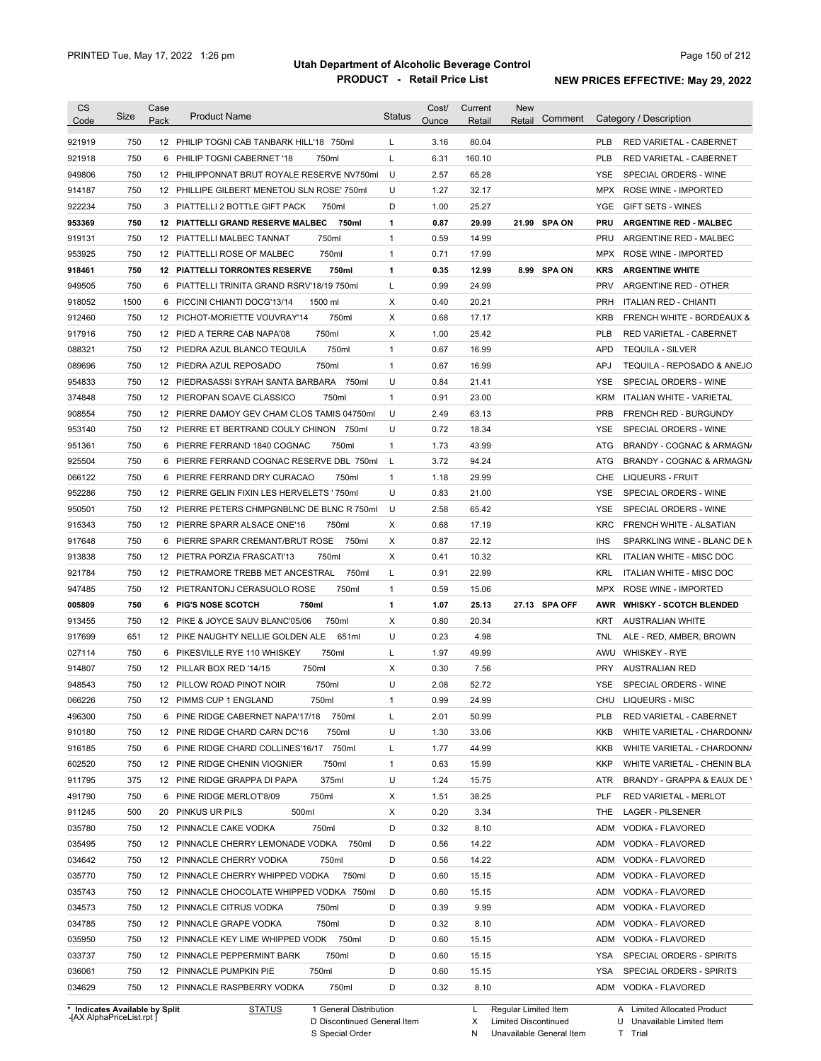# Utah Department of Alcoholic Beverage Control

## PRODUCT - Retail Price List

PRINTED Tue, May 17, 2022 1:26 pm

**NEW PRICES EFFECTIVE: May 29, 2022**

| CS Code | Size | Case Pack | Product Name | Status | Cost/ Ounce | Current Retail | New Retail | Comment | Category / Description |
|---|---|---|---|---|---|---|---|---|---|
| 921919 | 750 | 12 | PHILIP TOGNI CAB TANBARK HILL'18 750ml | L | 3.16 | 80.04 | | | PLB RED VARIETAL - CABERNET |
| 921918 | 750 | 6 | PHILIP TOGNI CABERNET '18 750ml | L | 6.31 | 160.10 | | | PLB RED VARIETAL - CABERNET |
| 949806 | 750 | 12 | PHILIPPONNAT BRUT ROYALE RESERVE NV750ml | U | 2.57 | 65.28 | | | YSE SPECIAL ORDERS - WINE |
| 914187 | 750 | 12 | PHILLIPE GILBERT MENETOU SLN ROSE' 750ml | U | 1.27 | 32.17 | | | MPX ROSE WINE - IMPORTED |
| 922234 | 750 | 3 | PIATTELLI 2 BOTTLE GIFT PACK 750ml | D | 1.00 | 25.27 | | | YGE GIFT SETS - WINES |
| **953369** | **750** | **12** | **PIATTELLI GRAND RESERVE MALBEC 750ml** | **1** | **0.87** | **29.99** | **21.99** | **SPA ON** | **PRU ARGENTINE RED - MALBEC** |
| 919131 | 750 | 12 | PIATTELLI MALBEC TANNAT 750ml | 1 | 0.59 | 14.99 | | | PRU ARGENTINE RED - MALBEC |
| 953925 | 750 | 12 | PIATTELLI ROSE OF MALBEC 750ml | 1 | 0.71 | 17.99 | | | MPX ROSE WINE - IMPORTED |
| **918461** | **750** | **12** | **PIATTELLI TORRONTES RESERVE 750ml** | **1** | **0.35** | **12.99** | **8.99** | **SPA ON** | **KRS ARGENTINE WHITE** |
| 949505 | 750 | 6 | PIATTELLI TRINITA GRAND RSRV'18/19 750ml | L | 0.99 | 24.99 | | | PRV ARGENTINE RED - OTHER |
| 918052 | 1500 | 6 | PICCINI CHIANTI DOCG'13/14 1500 ml | X | 0.40 | 20.21 | | | PRH ITALIAN RED - CHIANTI |
| 912460 | 750 | 12 | PICHOT-MORIETTE VOUVRAY'14 750ml | X | 0.68 | 17.17 | | | KRB FRENCH WHITE - BORDEAUX & |
| 917916 | 750 | 12 | PIED A TERRE CAB NAPA'08 750ml | X | 1.00 | 25.42 | | | PLB RED VARIETAL - CABERNET |
| 088321 | 750 | 12 | PIEDRA AZUL BLANCO TEQUILA 750ml | 1 | 0.67 | 16.99 | | | APD TEQUILA - SILVER |
| 089696 | 750 | 12 | PIEDRA AZUL REPOSADO 750ml | 1 | 0.67 | 16.99 | | | APJ TEQUILA - REPOSADO & ANEJO |
| 954833 | 750 | 12 | PIEDRASASSI SYRAH SANTA BARBARA 750ml | U | 0.84 | 21.41 | | | YSE SPECIAL ORDERS - WINE |
| 374848 | 750 | 12 | PIEROPAN SOAVE CLASSICO 750ml | 1 | 0.91 | 23.00 | | | KRM ITALIAN WHITE - VARIETAL |
| 908554 | 750 | 12 | PIERRE DAMOY GEV CHAM CLOS TAMIS 04750ml | U | 2.49 | 63.13 | | | PRB FRENCH RED - BURGUNDY |
| 953140 | 750 | 12 | PIERRE ET BERTRAND COULY CHINON 750ml | U | 0.72 | 18.34 | | | YSE SPECIAL ORDERS - WINE |
| 951361 | 750 | 6 | PIERRE FERRAND 1840 COGNAC 750ml | 1 | 1.73 | 43.99 | | | ATG BRANDY - COGNAC & ARMAGNA |
| 925504 | 750 | 6 | PIERRE FERRAND COGNAC RESERVE DBL 750ml | L | 3.72 | 94.24 | | | ATG BRANDY - COGNAC & ARMAGNA |
| 066122 | 750 | 6 | PIERRE FERRAND DRY CURACAO 750ml | 1 | 1.18 | 29.99 | | | CHE LIQUEURS - FRUIT |
| 952286 | 750 | 12 | PIERRE GELIN FIXIN LES HERVELETS ' 750ml | U | 0.83 | 21.00 | | | YSE SPECIAL ORDERS - WINE |
| 950501 | 750 | 12 | PIERRE PETERS CHMPGNBLNC DE BLNC R 750ml | U | 2.58 | 65.42 | | | YSE SPECIAL ORDERS - WINE |
| 915343 | 750 | 12 | PIERRE SPARR ALSACE ONE'16 750ml | X | 0.68 | 17.19 | | | KRC FRENCH WHITE - ALSATIAN |
| 917648 | 750 | 6 | PIERRE SPARR CREMANT/BRUT ROSE 750ml | X | 0.87 | 22.12 | | | IHS SPARKLING WINE - BLANC DE N |
| 913838 | 750 | 12 | PIETRA PORZIA FRASCATI'13 750ml | X | 0.41 | 10.32 | | | KRL ITALIAN WHITE - MISC DOC |
| 921784 | 750 | 12 | PIETRAMORE TREBB MET ANCESTRAL 750ml | L | 0.91 | 22.99 | | | KRL ITALIAN WHITE - MISC DOC |
| 947485 | 750 | 12 | PIETRANTONJ CERASUOLO ROSE 750ml | 1 | 0.59 | 15.06 | | | MPX ROSE WINE - IMPORTED |
| **005809** | **750** | **6** | **PIG'S NOSE SCOTCH 750ml** | **1** | **1.07** | **25.13** | **27.13** | **SPA OFF** | **AWR WHISKY - SCOTCH BLENDED** |
| 913455 | 750 | 12 | PIKE & JOYCE SAUV BLANC'05/06 750ml | X | 0.80 | 20.34 | | | KRT AUSTRALIAN WHITE |
| 917699 | 651 | 12 | PIKE NAUGHTY NELLIE GOLDEN ALE 651ml | U | 0.23 | 4.98 | | | TNL ALE - RED, AMBER, BROWN |
| 027114 | 750 | 6 | PIKESVILLE RYE 110 WHISKEY 750ml | L | 1.97 | 49.99 | | | AWU WHISKEY - RYE |
| 914807 | 750 | 12 | PILLAR BOX RED '14/15 750ml | X | 0.30 | 7.56 | | | PRY AUSTRALIAN RED |
| 948543 | 750 | 12 | PILLOW ROAD PINOT NOIR 750ml | U | 2.08 | 52.72 | | | YSE SPECIAL ORDERS - WINE |
| 066226 | 750 | 12 | PIMMS CUP 1 ENGLAND 750ml | 1 | 0.99 | 24.99 | | | CHU LIQUEURS - MISC |
| 496300 | 750 | 6 | PINE RIDGE CABERNET NAPA'17/18 750ml | L | 2.01 | 50.99 | | | PLB RED VARIETAL - CABERNET |
| 910180 | 750 | 12 | PINE RIDGE CHARD CARN DC'16 750ml | U | 1.30 | 33.06 | | | KKB WHITE VARIETAL - CHARDONNA |
| 916185 | 750 | 6 | PINE RIDGE CHARD COLLINES'16/17 750ml | L | 1.77 | 44.99 | | | KKB WHITE VARIETAL - CHARDONNA |
| 602520 | 750 | 12 | PINE RIDGE CHENIN VIOGNIER 750ml | 1 | 0.63 | 15.99 | | | KKP WHITE VARIETAL - CHENIN BLA |
| 911795 | 375 | 12 | PINE RIDGE GRAPPA DI PAPA 375ml | U | 1.24 | 15.75 | | | ATR BRANDY - GRAPPA & EAUX DE V |
| 491790 | 750 | 6 | PINE RIDGE MERLOT'8/09 750ml | X | 1.51 | 38.25 | | | PLF RED VARIETAL - MERLOT |
| 911245 | 500 | 20 | PINKUS UR PILS 500ml | X | 0.20 | 3.34 | | | THE LAGER - PILSENER |
| 035780 | 750 | 12 | PINNACLE CAKE VODKA 750ml | D | 0.32 | 8.10 | | | ADM VODKA - FLAVORED |
| 035495 | 750 | 12 | PINNACLE CHERRY LEMONADE VODKA 750ml | D | 0.56 | 14.22 | | | ADM VODKA - FLAVORED |
| 034642 | 750 | 12 | PINNACLE CHERRY VODKA 750ml | D | 0.56 | 14.22 | | | ADM VODKA - FLAVORED |
| 035770 | 750 | 12 | PINNACLE CHERRY WHIPPED VODKA 750ml | D | 0.60 | 15.15 | | | ADM VODKA - FLAVORED |
| 035743 | 750 | 12 | PINNACLE CHOCOLATE WHIPPED VODKA 750ml | D | 0.60 | 15.15 | | | ADM VODKA - FLAVORED |
| 034573 | 750 | 12 | PINNACLE CITRUS VODKA 750ml | D | 0.39 | 9.99 | | | ADM VODKA - FLAVORED |
| 034785 | 750 | 12 | PINNACLE GRAPE VODKA 750ml | D | 0.32 | 8.10 | | | ADM VODKA - FLAVORED |
| 035950 | 750 | 12 | PINNACLE KEY LIME WHIPPED VODK 750ml | D | 0.60 | 15.15 | | | ADM VODKA - FLAVORED |
| 033737 | 750 | 12 | PINNACLE PEPPERMINT BARK 750ml | D | 0.60 | 15.15 | | | YSA SPECIAL ORDERS - SPIRITS |
| 036061 | 750 | 12 | PINNACLE PUMPKIN PIE 750ml | D | 0.60 | 15.15 | | | YSA SPECIAL ORDERS - SPIRITS |
| 034629 | 750 | 12 | PINNACLE RASPBERRY VODKA 750ml | D | 0.32 | 8.10 | | | ADM VODKA - FLAVORED |

\* Indicates Available by Split

| STATUS | | | |
|---|---|---|---|
| 1 General Distribution | L Regular Limited Item | A Limited Allocated Product | |
| D Discontinued General Item | X Limited Discontinued | U Unavailable Limited Item | |
| S Special Order | N Unavailable General Item | T Trial | |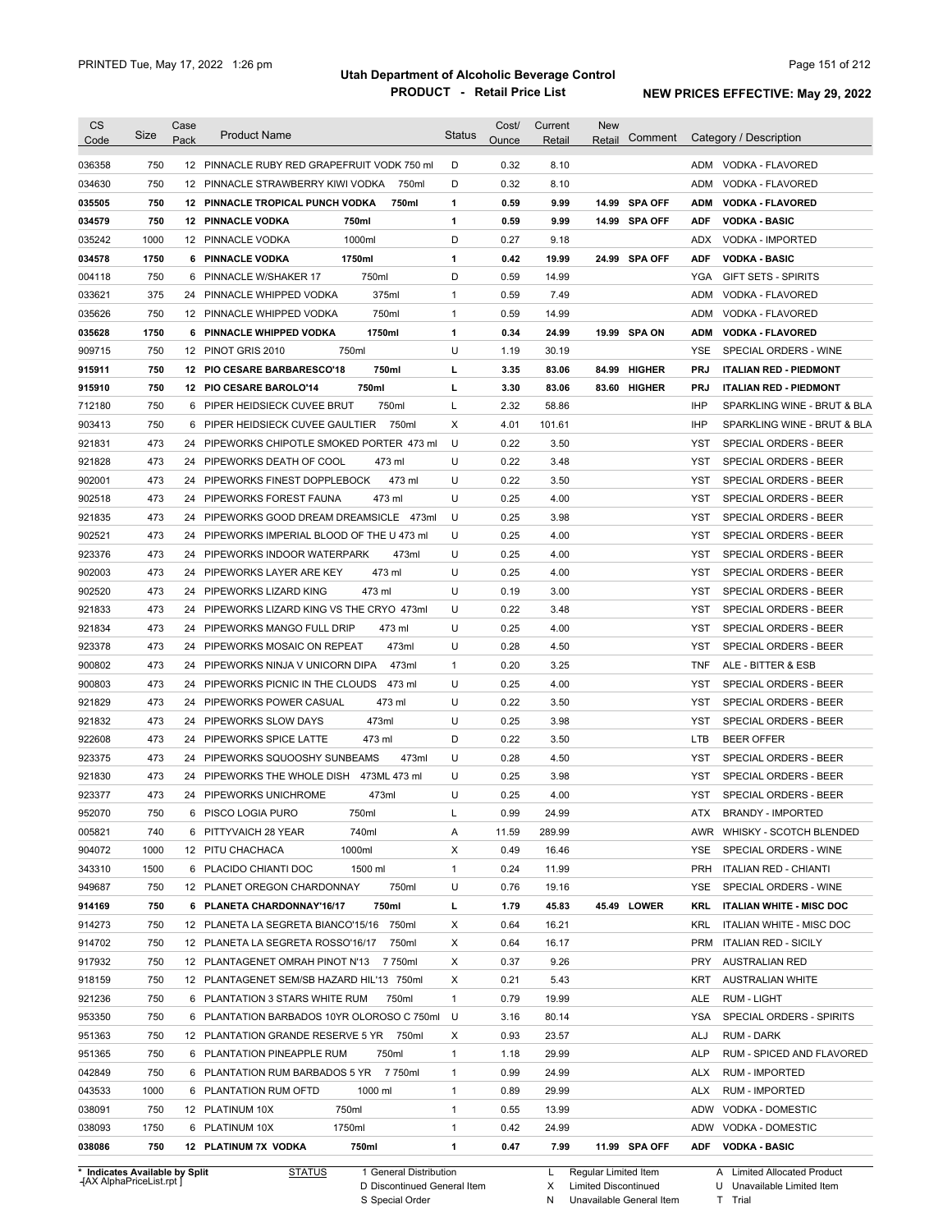| CS Code | Size | Case Pack | Product Name | Status | Cost/ Ounce | Current Retail | New Retail | Comment | Category / Description |
|---|---|---|---|---|---|---|---|---|---|
| 036358 | 750 | 12 | PINNACLE RUBY RED GRAPEFRUIT VODK 750 ml | D | 0.32 | 8.10 | | | ADM VODKA - FLAVORED |
| 034630 | 750 | 12 | PINNACLE STRAWBERRY KIWI VODKA 750ml | D | 0.32 | 8.10 | | | ADM VODKA - FLAVORED |
| **035505** | **750** | **12** | **PINNACLE TROPICAL PUNCH VODKA 750ml** | **1** | **0.59** | **9.99** | **14.99** | **SPA OFF** | **ADM VODKA - FLAVORED** |
| **034579** | **750** | **12** | **PINNACLE VODKA 750ml** | **1** | **0.59** | **9.99** | **14.99** | **SPA OFF** | **ADF VODKA - BASIC** |
| 035242 | 1000 | 12 | PINNACLE VODKA 1000ml | D | 0.27 | 9.18 | | | ADX VODKA - IMPORTED |
| **034578** | **1750** | **6** | **PINNACLE VODKA 1750ml** | **1** | **0.42** | **19.99** | **24.99** | **SPA OFF** | **ADF VODKA - BASIC** |
| 004118 | 750 | 6 | PINNACLE W/SHAKER 17 750ml | D | 0.59 | 14.99 | | | YGA GIFT SETS - SPIRITS |
| 033621 | 375 | 24 | PINNACLE WHIPPED VODKA 375ml | 1 | 0.59 | 7.49 | | | ADM VODKA - FLAVORED |
| 035626 | 750 | 12 | PINNACLE WHIPPED VODKA 750ml | 1 | 0.59 | 14.99 | | | ADM VODKA - FLAVORED |
| **035628** | **1750** | **6** | **PINNACLE WHIPPED VODKA 1750ml** | **1** | **0.34** | **24.99** | **19.99** | **SPA ON** | **ADM VODKA - FLAVORED** |
| 909715 | 750 | 12 | PINOT GRIS 2010 750ml | U | 1.19 | 30.19 | | | YSE SPECIAL ORDERS - WINE |
| **915911** | **750** | **12** | **PIO CESARE BARBARESCO'18 750ml** | **L** | **3.35** | **83.06** | **84.99** | **HIGHER** | **PRJ ITALIAN RED - PIEDMONT** |
| **915910** | **750** | **12** | **PIO CESARE BAROLO'14 750ml** | **L** | **3.30** | **83.06** | **83.60** | **HIGHER** | **PRJ ITALIAN RED - PIEDMONT** |
| 712180 | 750 | 6 | PIPER HEIDSIECK CUVEE BRUT 750ml | L | 2.32 | 58.86 | | | IHP SPARKLING WINE - BRUT & BLA |
| 903413 | 750 | 6 | PIPER HEIDSIECK CUVEE GAULTIER 750ml | X | 4.01 | 101.61 | | | IHP SPARKLING WINE - BRUT & BLA |
| 921831 | 473 | 24 | PIPEWORKS CHIPOTLE SMOKED PORTER 473 ml | U | 0.22 | 3.50 | | | YST SPECIAL ORDERS - BEER |
| 921828 | 473 | 24 | PIPEWORKS DEATH OF COOL 473 ml | U | 0.22 | 3.48 | | | YST SPECIAL ORDERS - BEER |
| 902001 | 473 | 24 | PIPEWORKS FINEST DOPPLEBOCK 473 ml | U | 0.22 | 3.50 | | | YST SPECIAL ORDERS - BEER |
| 902518 | 473 | 24 | PIPEWORKS FOREST FAUNA 473 ml | U | 0.25 | 4.00 | | | YST SPECIAL ORDERS - BEER |
| 921835 | 473 | 24 | PIPEWORKS GOOD DREAM DREAMSICLE 473ml | U | 0.25 | 3.98 | | | YST SPECIAL ORDERS - BEER |
| 902521 | 473 | 24 | PIPEWORKS IMPERIAL BLOOD OF THE U 473 ml | U | 0.25 | 4.00 | | | YST SPECIAL ORDERS - BEER |
| 923376 | 473 | 24 | PIPEWORKS INDOOR WATERPARK 473ml | U | 0.25 | 4.00 | | | YST SPECIAL ORDERS - BEER |
| 902003 | 473 | 24 | PIPEWORKS LAYER ARE KEY 473 ml | U | 0.25 | 4.00 | | | YST SPECIAL ORDERS - BEER |
| 902520 | 473 | 24 | PIPEWORKS LIZARD KING 473 ml | U | 0.19 | 3.00 | | | YST SPECIAL ORDERS - BEER |
| 921833 | 473 | 24 | PIPEWORKS LIZARD KING VS THE CRYO 473ml | U | 0.22 | 3.48 | | | YST SPECIAL ORDERS - BEER |
| 921834 | 473 | 24 | PIPEWORKS MANGO FULL DRIP 473 ml | U | 0.25 | 4.00 | | | YST SPECIAL ORDERS - BEER |
| 923378 | 473 | 24 | PIPEWORKS MOSAIC ON REPEAT 473ml | U | 0.28 | 4.50 | | | YST SPECIAL ORDERS - BEER |
| 900802 | 473 | 24 | PIPEWORKS NINJA V UNICORN DIPA 473ml | 1 | 0.20 | 3.25 | | | TNF ALE - BITTER & ESB |
| 900803 | 473 | 24 | PIPEWORKS PICNIC IN THE CLOUDS 473 ml | U | 0.25 | 4.00 | | | YST SPECIAL ORDERS - BEER |
| 921829 | 473 | 24 | PIPEWORKS POWER CASUAL 473 ml | U | 0.22 | 3.50 | | | YST SPECIAL ORDERS - BEER |
| 921832 | 473 | 24 | PIPEWORKS SLOW DAYS 473ml | U | 0.25 | 3.98 | | | YST SPECIAL ORDERS - BEER |
| 922608 | 473 | 24 | PIPEWORKS SPICE LATTE 473 ml | D | 0.22 | 3.50 | | | LTB BEER OFFER |
| 923375 | 473 | 24 | PIPEWORKS SQUOOSHY SUNBEAMS 473ml | U | 0.28 | 4.50 | | | YST SPECIAL ORDERS - BEER |
| 921830 | 473 | 24 | PIPEWORKS THE WHOLE DISH 473ML 473 ml | U | 0.25 | 3.98 | | | YST SPECIAL ORDERS - BEER |
| 923377 | 473 | 24 | PIPEWORKS UNICHROME 473ml | U | 0.25 | 4.00 | | | YST SPECIAL ORDERS - BEER |
| 952070 | 750 | 6 | PISCO LOGIA PURO 750ml | L | 0.99 | 24.99 | | | ATX BRANDY - IMPORTED |
| 005821 | 740 | 6 | PITTYVAICH 28 YEAR 740ml | A | 11.59 | 289.99 | | | AWR WHISKY - SCOTCH BLENDED |
| 904072 | 1000 | 12 | PITU CHACHACA 1000ml | X | 0.49 | 16.46 | | | YSE SPECIAL ORDERS - WINE |
| 343310 | 1500 | 6 | PLACIDO CHIANTI DOC 1500 ml | 1 | 0.24 | 11.99 | | | PRH ITALIAN RED - CHIANTI |
| 949687 | 750 | 12 | PLANET OREGON CHARDONNAY 750ml | U | 0.76 | 19.16 | | | YSE SPECIAL ORDERS - WINE |
| **914169** | **750** | **6** | **PLANETA CHARDONNAY'16/17 750ml** | **L** | **1.79** | **45.83** | **45.49** | **LOWER** | **KRL ITALIAN WHITE - MISC DOC** |
| 914273 | 750 | 12 | PLANETA LA SEGRETA BIANCO'15/16 750ml | X | 0.64 | 16.21 | | | KRL ITALIAN WHITE - MISC DOC |
| 914702 | 750 | 12 | PLANETA LA SEGRETA ROSSO'16/17 750ml | X | 0.64 | 16.17 | | | PRM ITALIAN RED - SICILY |
| 917932 | 750 | 12 | PLANTAGENET OMRAH PINOT N'13 7 750ml | X | 0.37 | 9.26 | | | PRY AUSTRALIAN RED |
| 918159 | 750 | 12 | PLANTAGENET SEM/SB HAZARD HIL'13 750ml | X | 0.21 | 5.43 | | | KRT AUSTRALIAN WHITE |
| 921236 | 750 | 6 | PLANTATION 3 STARS WHITE RUM 750ml | 1 | 0.79 | 19.99 | | | ALE RUM - LIGHT |
| 953350 | 750 | 6 | PLANTATION BARBADOS 10YR OLOROSO C 750ml | U | 3.16 | 80.14 | | | YSA SPECIAL ORDERS - SPIRITS |
| 951363 | 750 | 12 | PLANTATION GRANDE RESERVE 5 YR 750ml | X | 0.93 | 23.57 | | | ALJ RUM - DARK |
| 951365 | 750 | 6 | PLANTATION PINEAPPLE RUM 750ml | 1 | 1.18 | 29.99 | | | ALP RUM - SPICED AND FLAVORED |
| 042849 | 750 | 6 | PLANTATION RUM BARBADOS 5 YR 7 750ml | 1 | 0.99 | 24.99 | | | ALX RUM - IMPORTED |
| 043533 | 1000 | 6 | PLANTATION RUM OFTD 1000 ml | 1 | 0.89 | 29.99 | | | ALX RUM - IMPORTED |
| 038091 | 750 | 12 | PLATINUM 10X 750ml | 1 | 0.55 | 13.99 | | | ADW VODKA - DOMESTIC |
| 038093 | 1750 | 6 | PLATINUM 10X 1750ml | 1 | 0.42 | 24.99 | | | ADW VODKA - DOMESTIC |
| **038086** | **750** | **12** | **PLATINUM 7X VODKA 750ml** | **1** | **0.47** | **7.99** | **11.99** | **SPA OFF** | **ADF VODKA - BASIC** |

\* Indicates Available by Split

STATUS: 1 General Distribution; D Discontinued General Item; S Special Order; L Regular Limited Item; X Limited Discontinued; N Unavailable General Item; A Limited Allocated Product; U Unavailable Limited Item; T Trial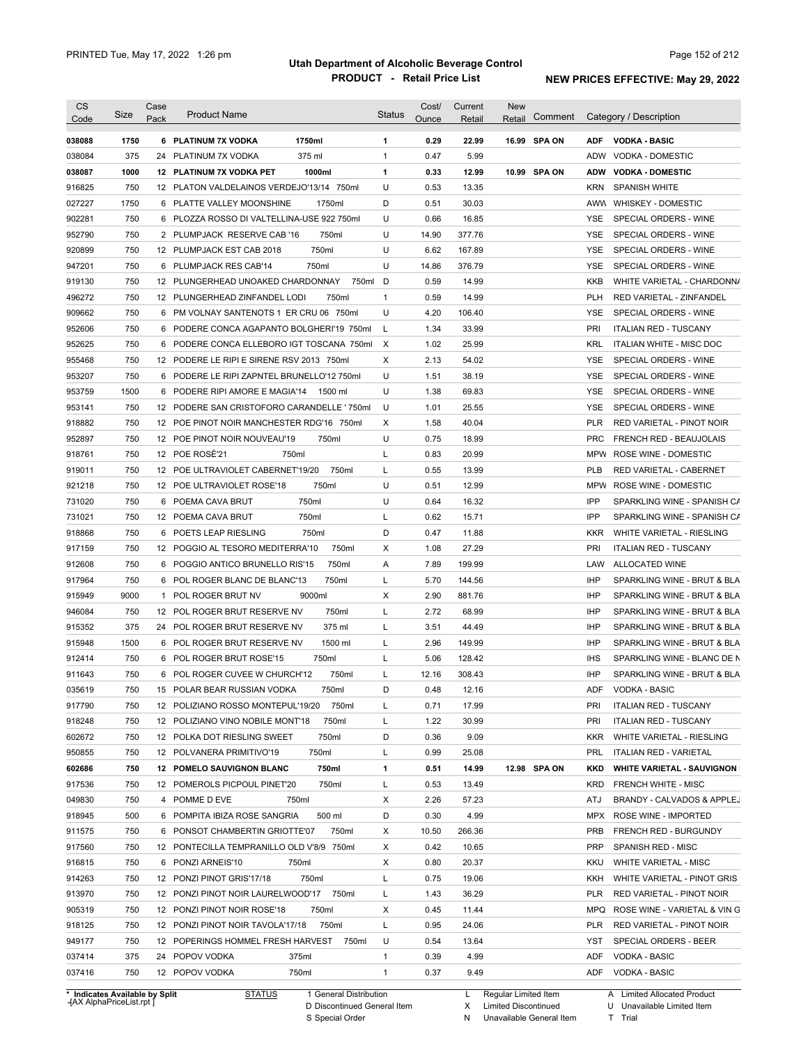# Utah Department of Alcoholic Beverage Control

## PRODUCT - Retail Price List

PRINTED Tue, May 17, 2022 1:26 pm

NEW PRICES EFFECTIVE: May 29, 2022

| CS Code | Size | Case Pack | Product Name | | Status | Cost/ Ounce | Current Retail | New Retail | Comment | Category / Description |
|---|---|---|---|---|---|---|---|---|---|---|
| **038088** | **1750** | **6** | **PLATINUM 7X VODKA** | **1750ml** | **1** | **0.29** | **22.99** | **16.99** | **SPA ON** | **ADF VODKA - BASIC** |
| 038084 | 375 | 24 | PLATINUM 7X VODKA | 375 ml | 1 | 0.47 | 5.99 | | | ADW VODKA - DOMESTIC |
| **038087** | **1000** | **12** | **PLATINUM 7X VODKA PET** | **1000ml** | **1** | **0.33** | **12.99** | **10.99** | **SPA ON** | **ADW VODKA - DOMESTIC** |
| 916825 | 750 | 12 | PLATON VALDELAINOS VERDEJO'13/14 | 750ml | U | 0.53 | 13.35 | | | KRN SPANISH WHITE |
| 027227 | 1750 | 6 | PLATTE VALLEY MOONSHINE | 1750ml | D | 0.51 | 30.03 | | | AWW WHISKEY - DOMESTIC |
| 902281 | 750 | 6 | PLOZZA ROSSO DI VALTELLINA-USE 922 | 750ml | U | 0.66 | 16.85 | | | YSE SPECIAL ORDERS - WINE |
| 952790 | 750 | 2 | PLUMPJACK RESERVE CAB '16 | 750ml | U | 14.90 | 377.76 | | | YSE SPECIAL ORDERS - WINE |
| 920899 | 750 | 12 | PLUMPJACK EST CAB 2018 | 750ml | U | 6.62 | 167.89 | | | YSE SPECIAL ORDERS - WINE |
| 947201 | 750 | 6 | PLUMPJACK RES CAB'14 | 750ml | U | 14.86 | 376.79 | | | YSE SPECIAL ORDERS - WINE |
| 919130 | 750 | 12 | PLUNGERHEAD UNOAKED CHARDONNAY | 750ml | D | 0.59 | 14.99 | | | KKB WHITE VARIETAL - CHARDONNA |
| 496272 | 750 | 12 | PLUNGERHEAD ZINFANDEL LODI | 750ml | 1 | 0.59 | 14.99 | | | PLH RED VARIETAL - ZINFANDEL |
| 909662 | 750 | 6 | PM VOLNAY SANTENOTS 1 ER CRU 06 | 750ml | U | 4.20 | 106.40 | | | YSE SPECIAL ORDERS - WINE |
| 952606 | 750 | 6 | PODERE CONCA AGAPANTO BOLGHERI'19 | 750ml | L | 1.34 | 33.99 | | | PRI ITALIAN RED - TUSCANY |
| 952625 | 750 | 6 | PODERE CONCA ELLEBORO IGT TOSCANA | 750ml | X | 1.02 | 25.99 | | | KRL ITALIAN WHITE - MISC DOC |
| 955468 | 750 | 12 | PODERE LE RIPI E SIRENE RSV 2013 | 750ml | X | 2.13 | 54.02 | | | YSE SPECIAL ORDERS - WINE |
| 953207 | 750 | 6 | PODERE LE RIPI ZAPNTEL BRUNELLO'12 | 750ml | U | 1.51 | 38.19 | | | YSE SPECIAL ORDERS - WINE |
| 953759 | 1500 | 6 | PODERE RIPI AMORE E MAGIA'14 | 1500 ml | U | 1.38 | 69.83 | | | YSE SPECIAL ORDERS - WINE |
| 953141 | 750 | 12 | PODERE SAN CRISTOFORO CARANDELLE ' | 750ml | U | 1.01 | 25.55 | | | YSE SPECIAL ORDERS - WINE |
| 918882 | 750 | 12 | POE PINOT NOIR MANCHESTER RDG'16 | 750ml | X | 1.58 | 40.04 | | | PLR RED VARIETAL - PINOT NOIR |
| 952897 | 750 | 12 | POE PINOT NOIR NOUVEAU'19 | 750ml | U | 0.75 | 18.99 | | | PRC FRENCH RED - BEAUJOLAIS |
| 918761 | 750 | 12 | POE ROSÉ'21 | 750ml | L | 0.83 | 20.99 | | | MPW ROSE WINE - DOMESTIC |
| 919011 | 750 | 12 | POE ULTRAVIOLET CABERNET'19/20 | 750ml | L | 0.55 | 13.99 | | | PLB RED VARIETAL - CABERNET |
| 921218 | 750 | 12 | POE ULTRAVIOLET ROSE'18 | 750ml | U | 0.51 | 12.99 | | | MPW ROSE WINE - DOMESTIC |
| 731020 | 750 | 6 | POEMA CAVA BRUT | 750ml | U | 0.64 | 16.32 | | | IPP SPARKLING WINE - SPANISH CA |
| 731021 | 750 | 12 | POEMA CAVA BRUT | 750ml | L | 0.62 | 15.71 | | | IPP SPARKLING WINE - SPANISH CA |
| 918868 | 750 | 6 | POETS LEAP RIESLING | 750ml | D | 0.47 | 11.88 | | | KKR WHITE VARIETAL - RIESLING |
| 917159 | 750 | 12 | POGGIO AL TESORO MEDITERRA'10 | 750ml | X | 1.08 | 27.29 | | | PRI ITALIAN RED - TUSCANY |
| 912608 | 750 | 6 | POGGIO ANTICO BRUNELLO RIS'15 | 750ml | A | 7.89 | 199.99 | | | LAW ALLOCATED WINE |
| 917964 | 750 | 6 | POL ROGER BLANC DE BLANC'13 | 750ml | L | 5.70 | 144.56 | | | IHP SPARKLING WINE - BRUT & BLA |
| 915949 | 9000 | 1 | POL ROGER BRUT NV | 9000ml | X | 2.90 | 881.76 | | | IHP SPARKLING WINE - BRUT & BLA |
| 946084 | 750 | 12 | POL ROGER BRUT RESERVE NV | 750ml | L | 2.72 | 68.99 | | | IHP SPARKLING WINE - BRUT & BLA |
| 915352 | 375 | 24 | POL ROGER BRUT RESERVE NV | 375 ml | L | 3.51 | 44.49 | | | IHP SPARKLING WINE - BRUT & BLA |
| 915948 | 1500 | 6 | POL ROGER BRUT RESERVE NV | 1500 ml | L | 2.96 | 149.99 | | | IHP SPARKLING WINE - BRUT & BLA |
| 912414 | 750 | 6 | POL ROGER BRUT ROSE'15 | 750ml | L | 5.06 | 128.42 | | | IHS SPARKLING WINE - BLANC DE N |
| 911643 | 750 | 6 | POL ROGER CUVEE W CHURCH'12 | 750ml | L | 12.16 | 308.43 | | | IHP SPARKLING WINE - BRUT & BLA |
| 035619 | 750 | 15 | POLAR BEAR RUSSIAN VODKA | 750ml | D | 0.48 | 12.16 | | | ADF VODKA - BASIC |
| 917790 | 750 | 12 | POLIZIANO ROSSO MONTEPUL'19/20 | 750ml | L | 0.71 | 17.99 | | | PRI ITALIAN RED - TUSCANY |
| 918248 | 750 | 12 | POLIZIANO VINO NOBILE MONT'18 | 750ml | L | 1.22 | 30.99 | | | PRI ITALIAN RED - TUSCANY |
| 602672 | 750 | 12 | POLKA DOT RIESLING SWEET | 750ml | D | 0.36 | 9.09 | | | KKR WHITE VARIETAL - RIESLING |
| 950855 | 750 | 12 | POLVANERA PRIMITIVO'19 | 750ml | L | 0.99 | 25.08 | | | PRL ITALIAN RED - VARIETAL |
| **602686** | **750** | **12** | **POMELO SAUVIGNON BLANC** | **750ml** | **1** | **0.51** | **14.99** | **12.98** | **SPA ON** | **KKD WHITE VARIETAL - SAUVIGNON** |
| 917536 | 750 | 12 | POMEROLS PICPOUL PINET'20 | 750ml | L | 0.53 | 13.49 | | | KRD FRENCH WHITE - MISC |
| 049830 | 750 | 4 | POMME D EVE | 750ml | X | 2.26 | 57.23 | | | ATJ BRANDY - CALVADOS & APPLEJ |
| 918945 | 500 | 6 | POMPITA IBIZA ROSE SANGRIA | 500 ml | D | 0.30 | 4.99 | | | MPX ROSE WINE - IMPORTED |
| 911575 | 750 | 6 | PONSOT CHAMBERTIN GRIOTTE'07 | 750ml | X | 10.50 | 266.36 | | | PRB FRENCH RED - BURGUNDY |
| 917560 | 750 | 12 | PONTECILLA TEMPRANILLO OLD V'8/9 | 750ml | X | 0.42 | 10.65 | | | PRP SPANISH RED - MISC |
| 916815 | 750 | 6 | PONZI ARNEIS'10 | 750ml | X | 0.80 | 20.37 | | | KKU WHITE VARIETAL - MISC |
| 914263 | 750 | 12 | PONZI PINOT GRIS'17/18 | 750ml | L | 0.75 | 19.06 | | | KKH WHITE VARIETAL - PINOT GRIS |
| 913970 | 750 | 12 | PONZI PINOT NOIR LAURELWOOD'17 | 750ml | L | 1.43 | 36.29 | | | PLR RED VARIETAL - PINOT NOIR |
| 905319 | 750 | 12 | PONZI PINOT NOIR ROSE'18 | 750ml | X | 0.45 | 11.44 | | | MPQ ROSE WINE - VARIETAL & VIN G |
| 918125 | 750 | 12 | PONZI PINOT NOIR TAVOLA'17/18 | 750ml | L | 0.95 | 24.06 | | | PLR RED VARIETAL - PINOT NOIR |
| 949177 | 750 | 12 | POPERINGS HOMMEL FRESH HARVEST | 750ml | U | 0.54 | 13.64 | | | YST SPECIAL ORDERS - BEER |
| 037414 | 375 | 24 | POPOV VODKA | 375ml | 1 | 0.39 | 4.99 | | | ADF VODKA - BASIC |
| 037416 | 750 | 12 | POPOV VODKA | 750ml | 1 | 0.37 | 9.49 | | | ADF VODKA - BASIC |

\* Indicates Available by Split

STATUS: 1 General Distribution; D Discontinued General Item; S Special Order; L Regular Limited Item; X Limited Discontinued; N Unavailable General Item; A Limited Allocated Product; U Unavailable Limited Item; T Trial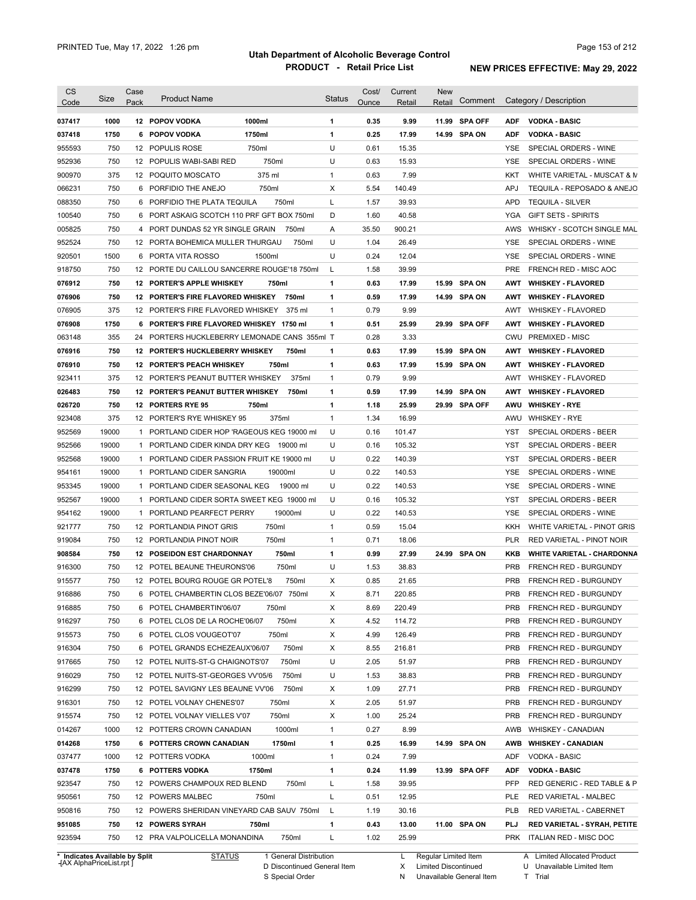# Utah Department of Alcoholic Beverage Control

## PRODUCT - Retail Price List

PRINTED Tue, May 17, 2022 1:26 pm

**NEW PRICES EFFECTIVE: May 29, 2022**

| CS Code | Size | Case Pack | Product Name | Status | Cost/ Ounce | Current Retail | New Retail | Comment | Category / Description |
|---|---|---|---|---|---|---|---|---|---|
| **037417** | **1000** | **12** | **POPOV VODKA 1000ml** | **1** | **0.35** | **9.99** | **11.99** | **SPA OFF** | **ADF VODKA - BASIC** |
| **037418** | **1750** | **6** | **POPOV VODKA 1750ml** | **1** | **0.25** | **17.99** | **14.99** | **SPA ON** | **ADF VODKA - BASIC** |
| 955593 | 750 | 12 | POPULIS ROSE 750ml | U | 0.61 | 15.35 | | | YSE SPECIAL ORDERS - WINE |
| 952936 | 750 | 12 | POPULIS WABI-SABI RED 750ml | U | 0.63 | 15.93 | | | YSE SPECIAL ORDERS - WINE |
| 900970 | 375 | 12 | POQUITO MOSCATO 375 ml | 1 | 0.63 | 7.99 | | | KKT WHITE VARIETAL - MUSCAT & M |
| 066231 | 750 | 6 | PORFIDIO THE ANEJO 750ml | X | 5.54 | 140.49 | | | APJ TEQUILA - REPOSADO & ANEJO |
| 088350 | 750 | 6 | PORFIDIO THE PLATA TEQUILA 750ml | L | 1.57 | 39.93 | | | APD TEQUILA - SILVER |
| 100540 | 750 | 6 | PORT ASKAIG SCOTCH 110 PRF GFT BOX 750ml | D | 1.60 | 40.58 | | | YGA GIFT SETS - SPIRITS |
| 005825 | 750 | 4 | PORT DUNDAS 52 YR SINGLE GRAIN 750ml | A | 35.50 | 900.21 | | | AWS WHISKY - SCOTCH SINGLE MAL |
| 952524 | 750 | 12 | PORTA BOHEMICA MULLER THURGAU 750ml | U | 1.04 | 26.49 | | | YSE SPECIAL ORDERS - WINE |
| 920501 | 1500 | 6 | PORTA VITA ROSSO 1500ml | U | 0.24 | 12.04 | | | YSE SPECIAL ORDERS - WINE |
| 918750 | 750 | 12 | PORTE DU CAILLOU SANCERRE ROUGE'18 750ml | L | 1.58 | 39.99 | | | PRE FRENCH RED - MISC AOC |
| **076912** | **750** | **12** | **PORTER'S APPLE WHISKEY 750ml** | **1** | **0.63** | **17.99** | **15.99** | **SPA ON** | **AWT WHISKEY - FLAVORED** |
| **076906** | **750** | **12** | **PORTER'S FIRE FLAVORED WHISKEY 750ml** | **1** | **0.59** | **17.99** | **14.99** | **SPA ON** | **AWT WHISKEY - FLAVORED** |
| 076905 | 375 | 12 | PORTER'S FIRE FLAVORED WHISKEY 375 ml | 1 | 0.79 | 9.99 | | | AWT WHISKEY - FLAVORED |
| **076908** | **1750** | **6** | **PORTER'S FIRE FLAVORED WHISKEY 1750 ml** | **1** | **0.51** | **25.99** | **29.99** | **SPA OFF** | **AWT WHISKEY - FLAVORED** |
| 063148 | 355 | 24 | PORTERS HUCKLEBERRY LEMONADE CANS 355ml | T | 0.28 | 3.33 | | | CWU PREMIXED - MISC |
| **076916** | **750** | **12** | **PORTER'S HUCKLEBERRY WHISKEY 750ml** | **1** | **0.63** | **17.99** | **15.99** | **SPA ON** | **AWT WHISKEY - FLAVORED** |
| **076910** | **750** | **12** | **PORTER'S PEACH WHISKEY 750ml** | **1** | **0.63** | **17.99** | **15.99** | **SPA ON** | **AWT WHISKEY - FLAVORED** |
| 923411 | 375 | 12 | PORTER'S PEANUT BUTTER WHISKEY 375ml | 1 | 0.79 | 9.99 | | | AWT WHISKEY - FLAVORED |
| **026483** | **750** | **12** | **PORTER'S PEANUT BUTTER WHISKEY 750ml** | **1** | **0.59** | **17.99** | **14.99** | **SPA ON** | **AWT WHISKEY - FLAVORED** |
| **026720** | **750** | **12** | **PORTERS RYE 95 750ml** | **1** | **1.18** | **25.99** | **29.99** | **SPA OFF** | **AWU WHISKEY - RYE** |
| 923408 | 375 | 12 | PORTER'S RYE WHISKEY 95 375ml | 1 | 1.34 | 16.99 | | | AWU WHISKEY - RYE |
| 952569 | 19000 | 1 | PORTLAND CIDER HOP 'RAGEOUS KEG 19000 ml | U | 0.16 | 101.47 | | | YST SPECIAL ORDERS - BEER |
| 952566 | 19000 | 1 | PORTLAND CIDER KINDA DRY KEG 19000 ml | U | 0.16 | 105.32 | | | YST SPECIAL ORDERS - BEER |
| 952568 | 19000 | 1 | PORTLAND CIDER PASSION FRUIT KE 19000 ml | U | 0.22 | 140.39 | | | YST SPECIAL ORDERS - BEER |
| 954161 | 19000 | 1 | PORTLAND CIDER SANGRIA 19000ml | U | 0.22 | 140.53 | | | YSE SPECIAL ORDERS - WINE |
| 953345 | 19000 | 1 | PORTLAND CIDER SEASONAL KEG 19000 ml | U | 0.22 | 140.53 | | | YSE SPECIAL ORDERS - WINE |
| 952567 | 19000 | 1 | PORTLAND CIDER SORTA SWEET KEG 19000 ml | U | 0.16 | 105.32 | | | YST SPECIAL ORDERS - BEER |
| 954162 | 19000 | 1 | PORTLAND PEARFECT PERRY 19000ml | U | 0.22 | 140.53 | | | YSE SPECIAL ORDERS - WINE |
| 921777 | 750 | 12 | PORTLANDIA PINOT GRIS 750ml | 1 | 0.59 | 15.04 | | | KKH WHITE VARIETAL - PINOT GRIS |
| 919084 | 750 | 12 | PORTLANDIA PINOT NOIR 750ml | 1 | 0.71 | 18.06 | | | PLR RED VARIETAL - PINOT NOIR |
| **908584** | **750** | **12** | **POSEIDON EST CHARDONNAY 750ml** | **1** | **0.99** | **27.99** | **24.99** | **SPA ON** | **KKB WHITE VARIETAL - CHARDONNA** |
| 916300 | 750 | 12 | POTEL BEAUNE THEURONS'06 750ml | U | 1.53 | 38.83 | | | PRB FRENCH RED - BURGUNDY |
| 915577 | 750 | 12 | POTEL BOURG ROUGE GR POTEL'8 750ml | X | 0.85 | 21.65 | | | PRB FRENCH RED - BURGUNDY |
| 916886 | 750 | 6 | POTEL CHAMBERTIN CLOS BEZE'06/07 750ml | X | 8.71 | 220.85 | | | PRB FRENCH RED - BURGUNDY |
| 916885 | 750 | 6 | POTEL CHAMBERTIN'06/07 750ml | X | 8.69 | 220.49 | | | PRB FRENCH RED - BURGUNDY |
| 916297 | 750 | 6 | POTEL CLOS DE LA ROCHE'06/07 750ml | X | 4.52 | 114.72 | | | PRB FRENCH RED - BURGUNDY |
| 915573 | 750 | 6 | POTEL CLOS VOUGEOT'07 750ml | X | 4.99 | 126.49 | | | PRB FRENCH RED - BURGUNDY |
| 916304 | 750 | 6 | POTEL GRANDS ECHEZEAUX'06/07 750ml | X | 8.55 | 216.81 | | | PRB FRENCH RED - BURGUNDY |
| 917665 | 750 | 12 | POTEL NUITS-ST-G CHAIGNOTS'07 750ml | U | 2.05 | 51.97 | | | PRB FRENCH RED - BURGUNDY |
| 916029 | 750 | 12 | POTEL NUITS-ST-GEORGES VV'05/6 750ml | U | 1.53 | 38.83 | | | PRB FRENCH RED - BURGUNDY |
| 916299 | 750 | 12 | POTEL SAVIGNY LES BEAUNE VV'06 750ml | X | 1.09 | 27.71 | | | PRB FRENCH RED - BURGUNDY |
| 916301 | 750 | 12 | POTEL VOLNAY CHENES'07 750ml | X | 2.05 | 51.97 | | | PRB FRENCH RED - BURGUNDY |
| 915574 | 750 | 12 | POTEL VOLNAY VIELLES V'07 750ml | X | 1.00 | 25.24 | | | PRB FRENCH RED - BURGUNDY |
| 014267 | 1000 | 12 | POTTERS CROWN CANADIAN 1000ml | 1 | 0.27 | 8.99 | | | AWB WHISKEY - CANADIAN |
| **014268** | **1750** | **6** | **POTTERS CROWN CANADIAN 1750ml** | **1** | **0.25** | **16.99** | **14.99** | **SPA ON** | **AWB WHISKEY - CANADIAN** |
| 037477 | 1000 | 12 | POTTERS VODKA 1000ml | 1 | 0.24 | 7.99 | | | ADF VODKA - BASIC |
| **037478** | **1750** | **6** | **POTTERS VODKA 1750ml** | **1** | **0.24** | **11.99** | **13.99** | **SPA OFF** | **ADF VODKA - BASIC** |
| 923547 | 750 | 12 | POWERS CHAMPOUX RED BLEND 750ml | L | 1.58 | 39.95 | | | PFP RED GENERIC - RED TABLE & P |
| 950561 | 750 | 12 | POWERS MALBEC 750ml | L | 0.51 | 12.95 | | | PLE RED VARIETAL - MALBEC |
| 950816 | 750 | 12 | POWERS SHERIDAN VINEYARD CAB SAUV 750ml | L | 1.19 | 30.16 | | | PLB RED VARIETAL - CABERNET |
| **951085** | **750** | **12** | **POWERS SYRAH 750ml** | **1** | **0.43** | **13.00** | **11.00** | **SPA ON** | **PLJ RED VARIETAL - SYRAH, PETITE** |
| 923594 | 750 | 12 | PRA VALPOLICELLA MONANDINA 750ml | L | 1.02 | 25.99 | | | PRK ITALIAN RED - MISC DOC |

\* Indicates Available by Split

STATUS: 1 General Distribution; D Discontinued General Item; S Special Order; L Regular Limited Item; X Limited Discontinued; N Unavailable General Item; A Limited Allocated Product; U Unavailable Limited Item; T Trial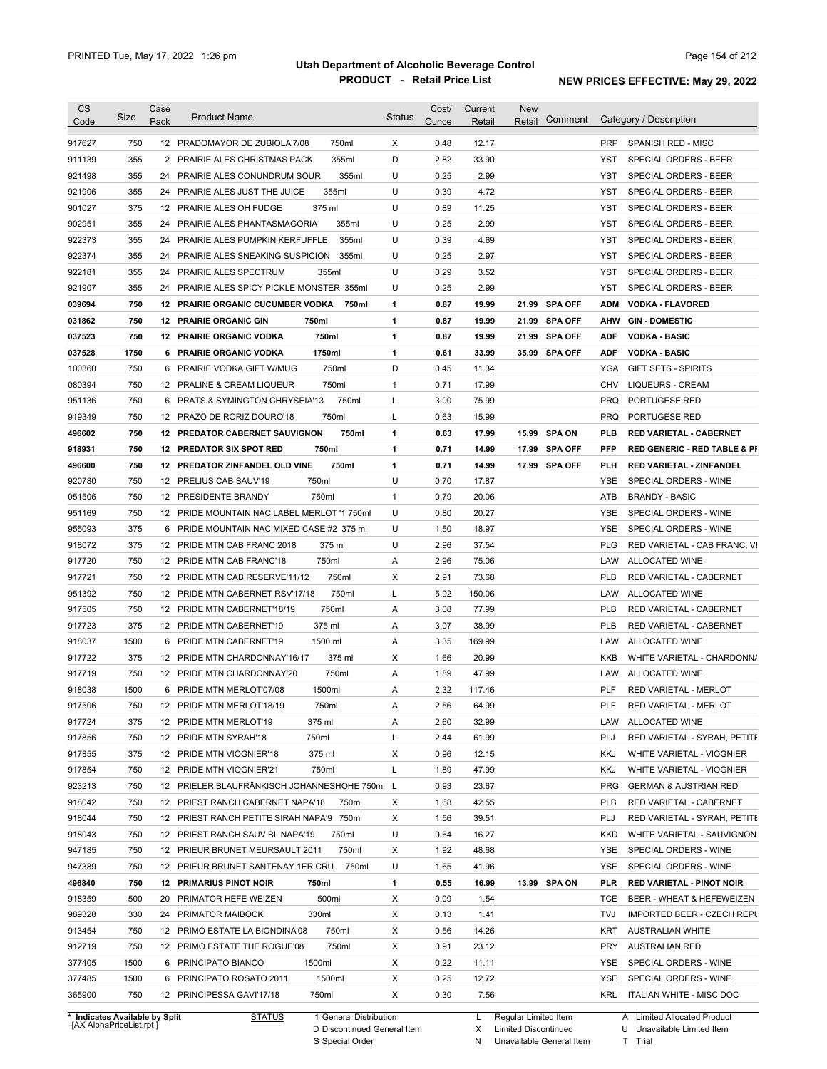| CS Code | Size | Case Pack | Product Name | Status | Cost/ Ounce | Current Retail | New Retail | Comment | Category / Description |
|---|---|---|---|---|---|---|---|---|---|
| 917627 | 750 | 12 | PRADOMAYOR DE ZUBIOLA'7/08 750ml | X | 0.48 | 12.17 | | | PRP SPANISH RED - MISC |
| 911139 | 355 | 2 | PRAIRIE ALES CHRISTMAS PACK 355ml | D | 2.82 | 33.90 | | | YST SPECIAL ORDERS - BEER |
| 921498 | 355 | 24 | PRAIRIE ALES CONUNDRUM SOUR 355ml | U | 0.25 | 2.99 | | | YST SPECIAL ORDERS - BEER |
| 921906 | 355 | 24 | PRAIRIE ALES JUST THE JUICE 355ml | U | 0.39 | 4.72 | | | YST SPECIAL ORDERS - BEER |
| 901027 | 375 | 12 | PRAIRIE ALES OH FUDGE 375 ml | U | 0.89 | 11.25 | | | YST SPECIAL ORDERS - BEER |
| 902951 | 355 | 24 | PRAIRIE ALES PHANTASMAGORIA 355ml | U | 0.25 | 2.99 | | | YST SPECIAL ORDERS - BEER |
| 922373 | 355 | 24 | PRAIRIE ALES PUMPKIN KERFUFFLE 355ml | U | 0.39 | 4.69 | | | YST SPECIAL ORDERS - BEER |
| 922374 | 355 | 24 | PRAIRIE ALES SNEAKING SUSPICION 355ml | U | 0.25 | 2.97 | | | YST SPECIAL ORDERS - BEER |
| 922181 | 355 | 24 | PRAIRIE ALES SPECTRUM 355ml | U | 0.29 | 3.52 | | | YST SPECIAL ORDERS - BEER |
| 921907 | 355 | 24 | PRAIRIE ALES SPICY PICKLE MONSTER 355ml | U | 0.25 | 2.99 | | | YST SPECIAL ORDERS - BEER |
| **039694** | **750** | **12** | **PRAIRIE ORGANIC CUCUMBER VODKA 750ml** | **1** | **0.87** | **19.99** | **21.99** | **SPA OFF** | **ADM VODKA - FLAVORED** |
| **031862** | **750** | **12** | **PRAIRIE ORGANIC GIN 750ml** | **1** | **0.87** | **19.99** | **21.99** | **SPA OFF** | **AHW GIN - DOMESTIC** |
| **037523** | **750** | **12** | **PRAIRIE ORGANIC VODKA 750ml** | **1** | **0.87** | **19.99** | **21.99** | **SPA OFF** | **ADF VODKA - BASIC** |
| **037528** | **1750** | **6** | **PRAIRIE ORGANIC VODKA 1750ml** | **1** | **0.61** | **33.99** | **35.99** | **SPA OFF** | **ADF VODKA - BASIC** |
| 100360 | 750 | 6 | PRAIRIE VODKA GIFT W/MUG 750ml | D | 0.45 | 11.34 | | | YGA GIFT SETS - SPIRITS |
| 080394 | 750 | 12 | PRALINE & CREAM LIQUEUR 750ml | 1 | 0.71 | 17.99 | | | CHV LIQUEURS - CREAM |
| 951136 | 750 | 6 | PRATS & SYMINGTON CHRYSEIA'13 750ml | L | 3.00 | 75.99 | | | PRQ PORTUGESE RED |
| 919349 | 750 | 12 | PRAZO DE RORIZ DOURO'18 750ml | L | 0.63 | 15.99 | | | PRQ PORTUGESE RED |
| **496602** | **750** | **12** | **PREDATOR CABERNET SAUVIGNON 750ml** | **1** | **0.63** | **17.99** | **15.99** | **SPA ON** | **PLB RED VARIETAL - CABERNET** |
| **918931** | **750** | **12** | **PREDATOR SIX SPOT RED 750ml** | **1** | **0.71** | **14.99** | **17.99** | **SPA OFF** | **PFP RED GENERIC - RED TABLE & PI** |
| **496680** | **750** | **12** | **PREDATOR ZINFANDEL OLD VINE 750ml** | **1** | **0.71** | **14.99** | **17.99** | **SPA OFF** | **PLH RED VARIETAL - ZINFANDEL** |
| 920780 | 750 | 12 | PRELIUS CAB SAUV'19 750ml | U | 0.70 | 17.87 | | | YSE SPECIAL ORDERS - WINE |
| 051506 | 750 | 12 | PRESIDENTE BRANDY 750ml | 1 | 0.79 | 20.06 | | | ATB BRANDY - BASIC |
| 951169 | 750 | 12 | PRIDE MOUNTAIN NAC LABEL MERLOT '1 750ml | U | 0.80 | 20.27 | | | YSE SPECIAL ORDERS - WINE |
| 955093 | 375 | 6 | PRIDE MOUNTAIN NAC MIXED CASE #2 375 ml | U | 1.50 | 18.97 | | | YSE SPECIAL ORDERS - WINE |
| 918072 | 375 | 12 | PRIDE MTN CAB FRANC 2018 375 ml | U | 2.96 | 37.54 | | | PLG RED VARIETAL - CAB FRANC, VI |
| 917720 | 750 | 12 | PRIDE MTN CAB FRANC'18 750ml | A | 2.96 | 75.06 | | | LAW ALLOCATED WINE |
| 917721 | 750 | 12 | PRIDE MTN CAB RESERVE'11/12 750ml | X | 2.91 | 73.68 | | | PLB RED VARIETAL - CABERNET |
| 951392 | 750 | 12 | PRIDE MTN CABERNET RSV'17/18 750ml | L | 5.92 | 150.06 | | | LAW ALLOCATED WINE |
| 917505 | 750 | 12 | PRIDE MTN CABERNET'18/19 750ml | A | 3.08 | 77.99 | | | PLB RED VARIETAL - CABERNET |
| 917723 | 375 | 12 | PRIDE MTN CABERNET'19 375 ml | A | 3.07 | 38.99 | | | PLB RED VARIETAL - CABERNET |
| 918037 | 1500 | 6 | PRIDE MTN CABERNET'19 1500 ml | A | 3.35 | 169.99 | | | LAW ALLOCATED WINE |
| 917722 | 375 | 12 | PRIDE MTN CHARDONNAY'16/17 375 ml | X | 1.66 | 20.99 | | | KKB WHITE VARIETAL - CHARDONNA |
| 917719 | 750 | 12 | PRIDE MTN CHARDONNAY'20 750ml | A | 1.89 | 47.99 | | | LAW ALLOCATED WINE |
| 918038 | 1500 | 6 | PRIDE MTN MERLOT'07/08 1500ml | A | 2.32 | 117.46 | | | PLF RED VARIETAL - MERLOT |
| 917506 | 750 | 12 | PRIDE MTN MERLOT'18/19 750ml | A | 2.56 | 64.99 | | | PLF RED VARIETAL - MERLOT |
| 917724 | 375 | 12 | PRIDE MTN MERLOT'19 375 ml | A | 2.60 | 32.99 | | | LAW ALLOCATED WINE |
| 917856 | 750 | 12 | PRIDE MTN SYRAH'18 750ml | L | 2.44 | 61.99 | | | PLJ RED VARIETAL - SYRAH, PETITE |
| 917855 | 375 | 12 | PRIDE MTN VIOGNIER'18 375 ml | X | 0.96 | 12.15 | | | KKJ WHITE VARIETAL - VIOGNIER |
| 917854 | 750 | 12 | PRIDE MTN VIOGNIER'21 750ml | L | 1.89 | 47.99 | | | KKJ WHITE VARIETAL - VIOGNIER |
| 923213 | 750 | 12 | PRIELER BLAUFRÄNKISCH JOHANNESHOHE 750ml | L | 0.93 | 23.67 | | | PRG GERMAN & AUSTRIAN RED |
| 918042 | 750 | 12 | PRIEST RANCH CABERNET NAPA'18 750ml | X | 1.68 | 42.55 | | | PLB RED VARIETAL - CABERNET |
| 918044 | 750 | 12 | PRIEST RANCH PETITE SIRAH NAPA'9 750ml | X | 1.56 | 39.51 | | | PLJ RED VARIETAL - SYRAH, PETITE |
| 918043 | 750 | 12 | PRIEST RANCH SAUV BL NAPA'19 750ml | U | 0.64 | 16.27 | | | KKD WHITE VARIETAL - SAUVIGNON |
| 947185 | 750 | 12 | PRIEUR BRUNET MEURSAULT 2011 750ml | X | 1.92 | 48.68 | | | YSE SPECIAL ORDERS - WINE |
| 947389 | 750 | 12 | PRIEUR BRUNET SANTENAY 1ER CRU 750ml | U | 1.65 | 41.96 | | | YSE SPECIAL ORDERS - WINE |
| **496840** | **750** | **12** | **PRIMARIUS PINOT NOIR 750ml** | **1** | **0.55** | **16.99** | **13.99** | **SPA ON** | **PLR RED VARIETAL - PINOT NOIR** |
| 918359 | 500 | 20 | PRIMATOR HEFE WEIZEN 500ml | X | 0.09 | 1.54 | | | TCE BEER - WHEAT & HEFEWEIZEN |
| 989328 | 330 | 24 | PRIMATOR MAIBOCK 330ml | X | 0.13 | 1.41 | | | TVJ IMPORTED BEER - CZECH REPU |
| 913454 | 750 | 12 | PRIMO ESTATE LA BIONDINA'08 750ml | X | 0.56 | 14.26 | | | KRT AUSTRALIAN WHITE |
| 912719 | 750 | 12 | PRIMO ESTATE THE ROGUE'08 750ml | X | 0.91 | 23.12 | | | PRY AUSTRALIAN RED |
| 377405 | 1500 | 6 | PRINCIPATO BIANCO 1500ml | X | 0.22 | 11.11 | | | YSE SPECIAL ORDERS - WINE |
| 377485 | 1500 | 6 | PRINCIPATO ROSATO 2011 1500ml | X | 0.25 | 12.72 | | | YSE SPECIAL ORDERS - WINE |
| 365900 | 750 | 12 | PRINCIPESSA GAVI'17/18 750ml | X | 0.30 | 7.56 | | | KRL ITALIAN WHITE - MISC DOC |

\* Indicates Available by Split

STATUS: 1 General Distribution; D Discontinued General Item; S Special Order; L Regular Limited Item; X Limited Discontinued; N Unavailable General Item; A Limited Allocated Product; U Unavailable Limited Item; T Trial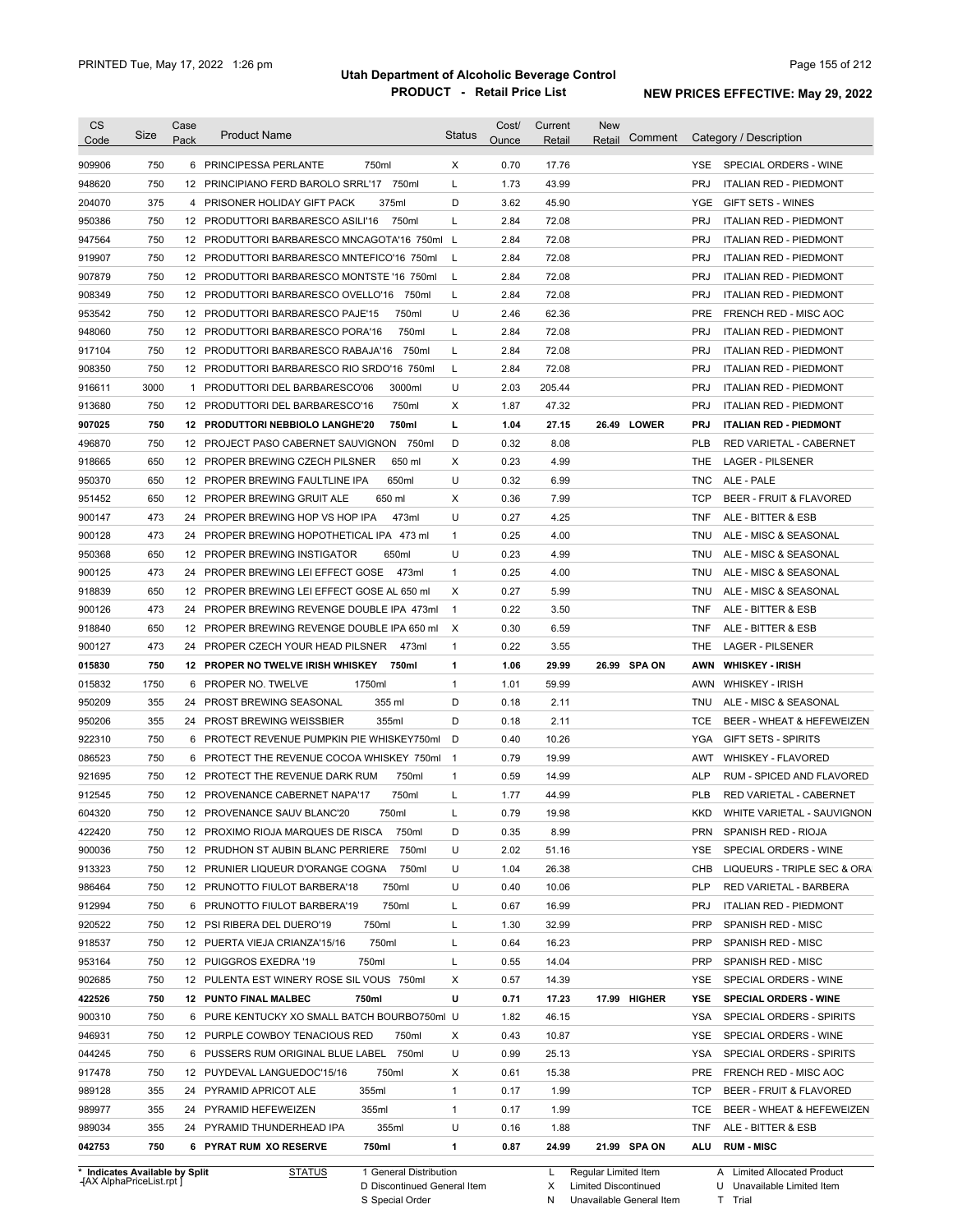# Utah Department of Alcoholic Beverage Control

## PRODUCT - Retail Price List

PRINTED Tue, May 17, 2022 1:26 pm

**NEW PRICES EFFECTIVE: May 29, 2022**

| CS Code | Size | Case Pack | Product Name | Status | Cost/ Ounce | Current Retail | New Retail | Comment | Category / Description |
|---|---|---|---|---|---|---|---|---|---|
| 909906 | 750 | 6 | PRINCIPESSA PERLANTE 750ml | X | 0.70 | 17.76 | | | YSE SPECIAL ORDERS - WINE |
| 948620 | 750 | 12 | PRINCIPIANO FERD BAROLO SRRL'17 750ml | L | 1.73 | 43.99 | | | PRJ ITALIAN RED - PIEDMONT |
| 204070 | 375 | 4 | PRISONER HOLIDAY GIFT PACK 375ml | D | 3.62 | 45.90 | | | YGE GIFT SETS - WINES |
| 950386 | 750 | 12 | PRODUTTORI BARBARESCO ASILI'16 750ml | L | 2.84 | 72.08 | | | PRJ ITALIAN RED - PIEDMONT |
| 947564 | 750 | 12 | PRODUTTORI BARBARESCO MNCAGOTA'16 750ml | L | 2.84 | 72.08 | | | PRJ ITALIAN RED - PIEDMONT |
| 919907 | 750 | 12 | PRODUTTORI BARBARESCO MNTEFICO'16 750ml | L | 2.84 | 72.08 | | | PRJ ITALIAN RED - PIEDMONT |
| 907879 | 750 | 12 | PRODUTTORI BARBARESCO MONTSTE '16 750ml | L | 2.84 | 72.08 | | | PRJ ITALIAN RED - PIEDMONT |
| 908349 | 750 | 12 | PRODUTTORI BARBARESCO OVELLO'16 750ml | L | 2.84 | 72.08 | | | PRJ ITALIAN RED - PIEDMONT |
| 953542 | 750 | 12 | PRODUTTORI BARBARESCO PAJE'15 750ml | U | 2.46 | 62.36 | | | PRE FRENCH RED - MISC AOC |
| 948060 | 750 | 12 | PRODUTTORI BARBARESCO PORA'16 750ml | L | 2.84 | 72.08 | | | PRJ ITALIAN RED - PIEDMONT |
| 917104 | 750 | 12 | PRODUTTORI BARBARESCO RABAJA'16 750ml | L | 2.84 | 72.08 | | | PRJ ITALIAN RED - PIEDMONT |
| 908350 | 750 | 12 | PRODUTTORI BARBARESCO RIO SRDO'16 750ml | L | 2.84 | 72.08 | | | PRJ ITALIAN RED - PIEDMONT |
| 916611 | 3000 | 1 | PRODUTTORI DEL BARBARESCO'06 3000ml | U | 2.03 | 205.44 | | | PRJ ITALIAN RED - PIEDMONT |
| 913680 | 750 | 12 | PRODUTTORI DEL BARBARESCO'16 750ml | X | 1.87 | 47.32 | | | PRJ ITALIAN RED - PIEDMONT |
| **907025** | **750** | **12** | **PRODUTTORI NEBBIOLO LANGHE'20 750ml** | **L** | **1.04** | **27.15** | **26.49** | **LOWER** | **PRJ ITALIAN RED - PIEDMONT** |
| 496870 | 750 | 12 | PROJECT PASO CABERNET SAUVIGNON 750ml | D | 0.32 | 8.08 | | | PLB RED VARIETAL - CABERNET |
| 918665 | 650 | 12 | PROPER BREWING CZECH PILSNER 650 ml | X | 0.23 | 4.99 | | | THE LAGER - PILSENER |
| 950370 | 650 | 12 | PROPER BREWING FAULTLINE IPA 650ml | U | 0.32 | 6.99 | | | TNC ALE - PALE |
| 951452 | 650 | 12 | PROPER BREWING GRUIT ALE 650 ml | X | 0.36 | 7.99 | | | TCP BEER - FRUIT & FLAVORED |
| 900147 | 473 | 24 | PROPER BREWING HOP VS HOP IPA 473ml | U | 0.27 | 4.25 | | | TNF ALE - BITTER & ESB |
| 900128 | 473 | 24 | PROPER BREWING HOPOTHETICAL IPA 473 ml | 1 | 0.25 | 4.00 | | | TNU ALE - MISC & SEASONAL |
| 950368 | 650 | 12 | PROPER BREWING INSTIGATOR 650ml | U | 0.23 | 4.99 | | | TNU ALE - MISC & SEASONAL |
| 900125 | 473 | 24 | PROPER BREWING LEI EFFECT GOSE 473ml | 1 | 0.25 | 4.00 | | | TNU ALE - MISC & SEASONAL |
| 918839 | 650 | 12 | PROPER BREWING LEI EFFECT GOSE AL 650 ml | X | 0.27 | 5.99 | | | TNU ALE - MISC & SEASONAL |
| 900126 | 473 | 24 | PROPER BREWING REVENGE DOUBLE IPA 473ml | 1 | 0.22 | 3.50 | | | TNF ALE - BITTER & ESB |
| 918840 | 650 | 12 | PROPER BREWING REVENGE DOUBLE IPA 650 ml | X | 0.30 | 6.59 | | | TNF ALE - BITTER & ESB |
| 900127 | 473 | 24 | PROPER CZECH YOUR HEAD PILSNER 473ml | 1 | 0.22 | 3.55 | | | THE LAGER - PILSENER |
| **015830** | **750** | **12** | **PROPER NO TWELVE IRISH WHISKEY 750ml** | **1** | **1.06** | **29.99** | **26.99** | **SPA ON** | **AWN WHISKEY - IRISH** |
| 015832 | 1750 | 6 | PROPER NO. TWELVE 1750ml | 1 | 1.01 | 59.99 | | | AWN WHISKEY - IRISH |
| 950209 | 355 | 24 | PROST BREWING SEASONAL 355 ml | D | 0.18 | 2.11 | | | TNU ALE - MISC & SEASONAL |
| 950206 | 355 | 24 | PROST BREWING WEISSBIER 355ml | D | 0.18 | 2.11 | | | TCE BEER - WHEAT & HEFEWEIZEN |
| 922310 | 750 | 6 | PROTECT REVENUE PUMPKIN PIE WHISKEY750ml | D | 0.40 | 10.26 | | | YGA GIFT SETS - SPIRITS |
| 086523 | 750 | 6 | PROTECT THE REVENUE COCOA WHISKEY 750ml | 1 | 0.79 | 19.99 | | | AWT WHISKEY - FLAVORED |
| 921695 | 750 | 12 | PROTECT THE REVENUE DARK RUM 750ml | 1 | 0.59 | 14.99 | | | ALP RUM - SPICED AND FLAVORED |
| 912545 | 750 | 12 | PROVENANCE CABERNET NAPA'17 750ml | L | 1.77 | 44.99 | | | PLB RED VARIETAL - CABERNET |
| 604320 | 750 | 12 | PROVENANCE SAUV BLANC'20 750ml | L | 0.79 | 19.98 | | | KKD WHITE VARIETAL - SAUVIGNON |
| 422420 | 750 | 12 | PROXIMO RIOJA MARQUES DE RISCA 750ml | D | 0.35 | 8.99 | | | PRN SPANISH RED - RIOJA |
| 900036 | 750 | 12 | PRUDHON ST AUBIN BLANC PERRIERE 750ml | U | 2.02 | 51.16 | | | YSE SPECIAL ORDERS - WINE |
| 913323 | 750 | 12 | PRUNIER LIQUEUR D'ORANGE COGNA 750ml | U | 1.04 | 26.38 | | | CHB LIQUEURS - TRIPLE SEC & ORA |
| 986464 | 750 | 12 | PRUNOTTO FIULOT BARBERA'18 750ml | U | 0.40 | 10.06 | | | PLP RED VARIETAL - BARBERA |
| 912994 | 750 | 6 | PRUNOTTO FIULOT BARBERA'19 750ml | L | 0.67 | 16.99 | | | PRJ ITALIAN RED - PIEDMONT |
| 920522 | 750 | 12 | PSI RIBERA DEL DUERO'19 750ml | L | 1.30 | 32.99 | | | PRP SPANISH RED - MISC |
| 918537 | 750 | 12 | PUERTA VIEJA CRIANZA'15/16 750ml | L | 0.64 | 16.23 | | | PRP SPANISH RED - MISC |
| 953164 | 750 | 12 | PUIGGROS EXEDRA '19 750ml | L | 0.55 | 14.04 | | | PRP SPANISH RED - MISC |
| 902685 | 750 | 12 | PULENTA EST WINERY ROSE SIL VOUS 750ml | X | 0.57 | 14.39 | | | YSE SPECIAL ORDERS - WINE |
| **422526** | **750** | **12** | **PUNTO FINAL MALBEC 750ml** | **U** | **0.71** | **17.23** | **17.99** | **HIGHER** | **YSE SPECIAL ORDERS - WINE** |
| 900310 | 750 | 6 | PURE KENTUCKY XO SMALL BATCH BOURBO750ml | U | 1.82 | 46.15 | | | YSA SPECIAL ORDERS - SPIRITS |
| 946931 | 750 | 12 | PURPLE COWBOY TENACIOUS RED 750ml | X | 0.43 | 10.87 | | | YSE SPECIAL ORDERS - WINE |
| 044245 | 750 | 6 | PUSSERS RUM ORIGINAL BLUE LABEL 750ml | U | 0.99 | 25.13 | | | YSA SPECIAL ORDERS - SPIRITS |
| 917478 | 750 | 12 | PUYDEVAL LANGUEDOC'15/16 750ml | X | 0.61 | 15.38 | | | PRE FRENCH RED - MISC AOC |
| 989128 | 355 | 24 | PYRAMID APRICOT ALE 355ml | 1 | 0.17 | 1.99 | | | TCP BEER - FRUIT & FLAVORED |
| 989977 | 355 | 24 | PYRAMID HEFEWEIZEN 355ml | 1 | 0.17 | 1.99 | | | TCE BEER - WHEAT & HEFEWEIZEN |
| 989034 | 355 | 24 | PYRAMID THUNDERHEAD IPA 355ml | U | 0.16 | 1.88 | | | TNF ALE - BITTER & ESB |
| **042753** | **750** | **6** | **PYRAT RUM XO RESERVE 750ml** | **1** | **0.87** | **24.99** | **21.99** | **SPA ON** | **ALU RUM - MISC** |

\* Indicates Available by Split

STATUS: 1 General Distribution; D Discontinued General Item; S Special Order; L Regular Limited Item; X Limited Discontinued; N Unavailable General Item; A Limited Allocated Product; U Unavailable Limited Item; T Trial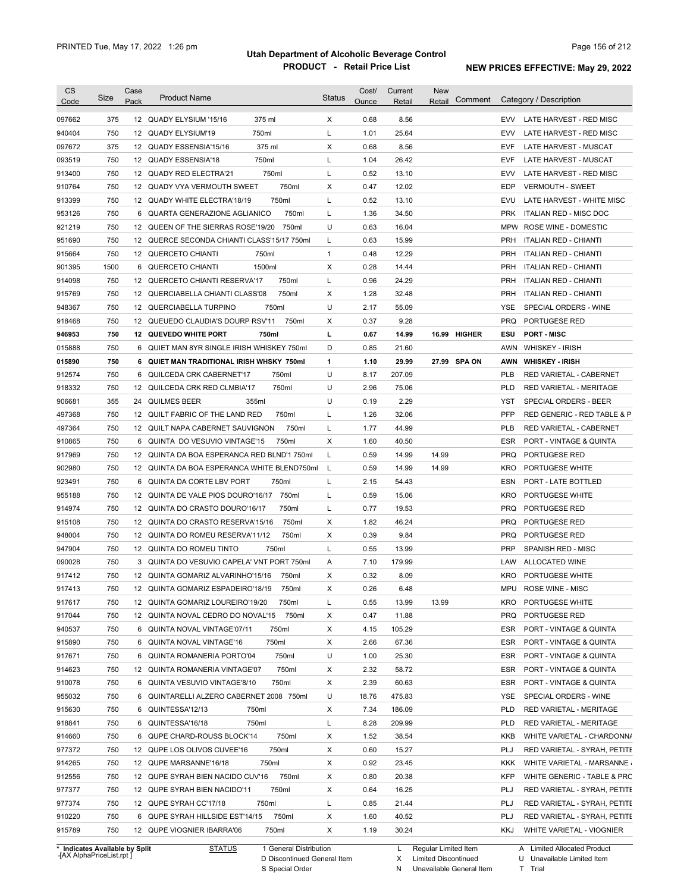| CS Code | Size | Case Pack | Product Name | Status | Cost/ Ounce | Current Retail | New Retail | Comment | Category / Description |
|---|---|---|---|---|---|---|---|---|---|
| 097662 | 375 | 12 | QUADY ELYSIUM '15/16 375 ml | X | 0.68 | 8.56 | | | EVV LATE HARVEST - RED MISC |
| 940404 | 750 | 12 | QUADY ELYSIUM'19 750ml | L | 1.01 | 25.64 | | | EVV LATE HARVEST - RED MISC |
| 097672 | 375 | 12 | QUADY ESSENSIA'15/16 375 ml | X | 0.68 | 8.56 | | | EVF LATE HARVEST - MUSCAT |
| 093519 | 750 | 12 | QUADY ESSENSIA'18 750ml | L | 1.04 | 26.42 | | | EVF LATE HARVEST - MUSCAT |
| 913400 | 750 | 12 | QUADY RED ELECTRA'21 750ml | L | 0.52 | 13.10 | | | EVV LATE HARVEST - RED MISC |
| 910764 | 750 | 12 | QUADY VYA VERMOUTH SWEET 750ml | X | 0.47 | 12.02 | | | EDP VERMOUTH - SWEET |
| 913399 | 750 | 12 | QUADY WHITE ELECTRA'18/19 750ml | L | 0.52 | 13.10 | | | EVU LATE HARVEST - WHITE MISC |
| 953126 | 750 | 6 | QUARTA GENERAZIONE AGLIANICO 750ml | L | 1.36 | 34.50 | | | PRK ITALIAN RED - MISC DOC |
| 921219 | 750 | 12 | QUEEN OF THE SIERRAS ROSE'19/20 750ml | U | 0.63 | 16.04 | | | MPW ROSE WINE - DOMESTIC |
| 951690 | 750 | 12 | QUERCE SECONDA CHIANTI CLASS'15/17 750ml | L | 0.63 | 15.99 | | | PRH ITALIAN RED - CHIANTI |
| 915664 | 750 | 12 | QUERCETO CHIANTI 750ml | 1 | 0.48 | 12.29 | | | PRH ITALIAN RED - CHIANTI |
| 901395 | 1500 | 6 | QUERCETO CHIANTI 1500ml | X | 0.28 | 14.44 | | | PRH ITALIAN RED - CHIANTI |
| 914098 | 750 | 12 | QUERCETO CHIANTI RESERVA'17 750ml | L | 0.96 | 24.29 | | | PRH ITALIAN RED - CHIANTI |
| 915769 | 750 | 12 | QUERCIABELLA CHIANTI CLASS'08 750ml | X | 1.28 | 32.48 | | | PRH ITALIAN RED - CHIANTI |
| 948367 | 750 | 12 | QUERCIABELLA TURPINO 750ml | U | 2.17 | 55.09 | | | YSE SPECIAL ORDERS - WINE |
| 918468 | 750 | 12 | QUEUEDO CLAUDIA'S DOURP RSV'11 750ml | X | 0.37 | 9.28 | | | PRQ PORTUGESE RED |
| **946953** | **750** | **12** | **QUEVEDO WHITE PORT 750ml** | **L** | **0.67** | **14.99** | **16.99** | **HIGHER** | **ESU PORT - MISC** |
| 015888 | 750 | 6 | QUIET MAN 8YR SINGLE IRISH WHISKEY 750ml | D | 0.85 | 21.60 | | | AWN WHISKEY - IRISH |
| **015890** | **750** | **6** | **QUIET MAN TRADITIONAL IRISH WHSKY 750ml** | **1** | **1.10** | **29.99** | **27.99** | **SPA ON** | **AWN WHISKEY - IRISH** |
| 912574 | 750 | 6 | QUILCEDA CRK CABERNET'17 750ml | U | 8.17 | 207.09 | | | PLB RED VARIETAL - CABERNET |
| 918332 | 750 | 12 | QUILCEDA CRK RED CLMBIA'17 750ml | U | 2.96 | 75.06 | | | PLD RED VARIETAL - MERITAGE |
| 906681 | 355 | 24 | QUILMES BEER 355ml | U | 0.19 | 2.29 | | | YST SPECIAL ORDERS - BEER |
| 497368 | 750 | 12 | QUILT FABRIC OF THE LAND RED 750ml | L | 1.26 | 32.06 | | | PFP RED GENERIC - RED TABLE & P |
| 497364 | 750 | 12 | QUILT NAPA CABERNET SAUVIGNON 750ml | L | 1.77 | 44.99 | | | PLB RED VARIETAL - CABERNET |
| 910865 | 750 | 6 | QUINTA DO VESUVIO VINTAGE'15 750ml | X | 1.60 | 40.50 | | | ESR PORT - VINTAGE & QUINTA |
| 917969 | 750 | 12 | QUINTA DA BOA ESPERANCA RED BLND'1 750ml | L | 0.59 | 14.99 | 14.99 | | PRQ PORTUGESE RED |
| 902980 | 750 | 12 | QUINTA DA BOA ESPERANCA WHITE BLEND750ml | L | 0.59 | 14.99 | 14.99 | | KRO PORTUGESE WHITE |
| 923491 | 750 | 6 | QUINTA DA CORTE LBV PORT 750ml | L | 2.15 | 54.43 | | | ESN PORT - LATE BOTTLED |
| 955188 | 750 | 12 | QUINTA DE VALE PIOS DOURO'16/17 750ml | L | 0.59 | 15.06 | | | KRO PORTUGESE WHITE |
| 914974 | 750 | 12 | QUINTA DO CRASTO DOURO'16/17 750ml | L | 0.77 | 19.53 | | | PRQ PORTUGESE RED |
| 915108 | 750 | 12 | QUINTA DO CRASTO RESERVA'15/16 750ml | X | 1.82 | 46.24 | | | PRQ PORTUGESE RED |
| 948004 | 750 | 12 | QUINTA DO ROMEU RESERVA'11/12 750ml | X | 0.39 | 9.84 | | | PRQ PORTUGESE RED |
| 947904 | 750 | 12 | QUINTA DO ROMEU TINTO 750ml | L | 0.55 | 13.99 | | | PRP SPANISH RED - MISC |
| 090028 | 750 | 3 | QUINTA DO VESUVIO CAPELA' VNT PORT 750ml | A | 7.10 | 179.99 | | | LAW ALLOCATED WINE |
| 917412 | 750 | 12 | QUINTA GOMARIZ ALVARINHO'15/16 750ml | X | 0.32 | 8.09 | | | KRO PORTUGESE WHITE |
| 917413 | 750 | 12 | QUINTA GOMARIZ ESPADEIRO'18/19 750ml | X | 0.26 | 6.48 | | | MPU ROSE WINE - MISC |
| 917617 | 750 | 12 | QUINTA GOMARIZ LOUREIRO'19/20 750ml | L | 0.55 | 13.99 | 13.99 | | KRO PORTUGESE WHITE |
| 917044 | 750 | 12 | QUINTA NOVAL CEDRO DO NOVAL'15 750ml | X | 0.47 | 11.88 | | | PRQ PORTUGESE RED |
| 940537 | 750 | 6 | QUINTA NOVAL VINTAGE'07/11 750ml | X | 4.15 | 105.29 | | | ESR PORT - VINTAGE & QUINTA |
| 915890 | 750 | 6 | QUINTA NOVAL VINTAGE'16 750ml | X | 2.66 | 67.36 | | | ESR PORT - VINTAGE & QUINTA |
| 917671 | 750 | 6 | QUINTA ROMANERIA PORTO'04 750ml | U | 1.00 | 25.30 | | | ESR PORT - VINTAGE & QUINTA |
| 914623 | 750 | 12 | QUINTA ROMANERIA VINTAGE'07 750ml | X | 2.32 | 58.72 | | | ESR PORT - VINTAGE & QUINTA |
| 910078 | 750 | 6 | QUINTA VESUVIO VINTAGE'8/10 750ml | X | 2.39 | 60.63 | | | ESR PORT - VINTAGE & QUINTA |
| 955032 | 750 | 6 | QUINTARELLI ALZERO CABERNET 2008 750ml | U | 18.76 | 475.83 | | | YSE SPECIAL ORDERS - WINE |
| 915630 | 750 | 6 | QUINTESSA'12/13 750ml | X | 7.34 | 186.09 | | | PLD RED VARIETAL - MERITAGE |
| 918841 | 750 | 6 | QUINTESSA'16/18 750ml | L | 8.28 | 209.99 | | | PLD RED VARIETAL - MERITAGE |
| 914660 | 750 | 6 | QUPE CHARD-ROUSS BLOCK'14 750ml | X | 1.52 | 38.54 | | | KKB WHITE VARIETAL - CHARDONNA |
| 977372 | 750 | 12 | QUPE LOS OLIVOS CUVEE'16 750ml | X | 0.60 | 15.27 | | | PLJ RED VARIETAL - SYRAH, PETITE |
| 914265 | 750 | 12 | QUPE MARSANNE'16/18 750ml | X | 0.92 | 23.45 | | | KKK WHITE VARIETAL - MARSANNE |
| 912556 | 750 | 12 | QUPE SYRAH BIEN NACIDO CUV'16 750ml | X | 0.80 | 20.38 | | | KFP WHITE GENERIC - TABLE & PRC |
| 977377 | 750 | 12 | QUPE SYRAH BIEN NACIDO'11 750ml | X | 0.64 | 16.25 | | | PLJ RED VARIETAL - SYRAH, PETITE |
| 977374 | 750 | 12 | QUPE SYRAH CC'17/18 750ml | L | 0.85 | 21.44 | | | PLJ RED VARIETAL - SYRAH, PETITE |
| 910220 | 750 | 6 | QUPE SYRAH HILLSIDE EST'14/15 750ml | X | 1.60 | 40.52 | | | PLJ RED VARIETAL - SYRAH, PETITE |
| 915789 | 750 | 12 | QUPE VIOGNIER IBARRA'06 750ml | X | 1.19 | 30.24 | | | KKJ WHITE VARIETAL - VIOGNIER |

\* Indicates Available by Split

STATUS: 1 General Distribution; D Discontinued General Item; S Special Order; L Regular Limited Item; X Limited Discontinued; N Unavailable General Item; A Limited Allocated Product; U Unavailable Limited Item; T Trial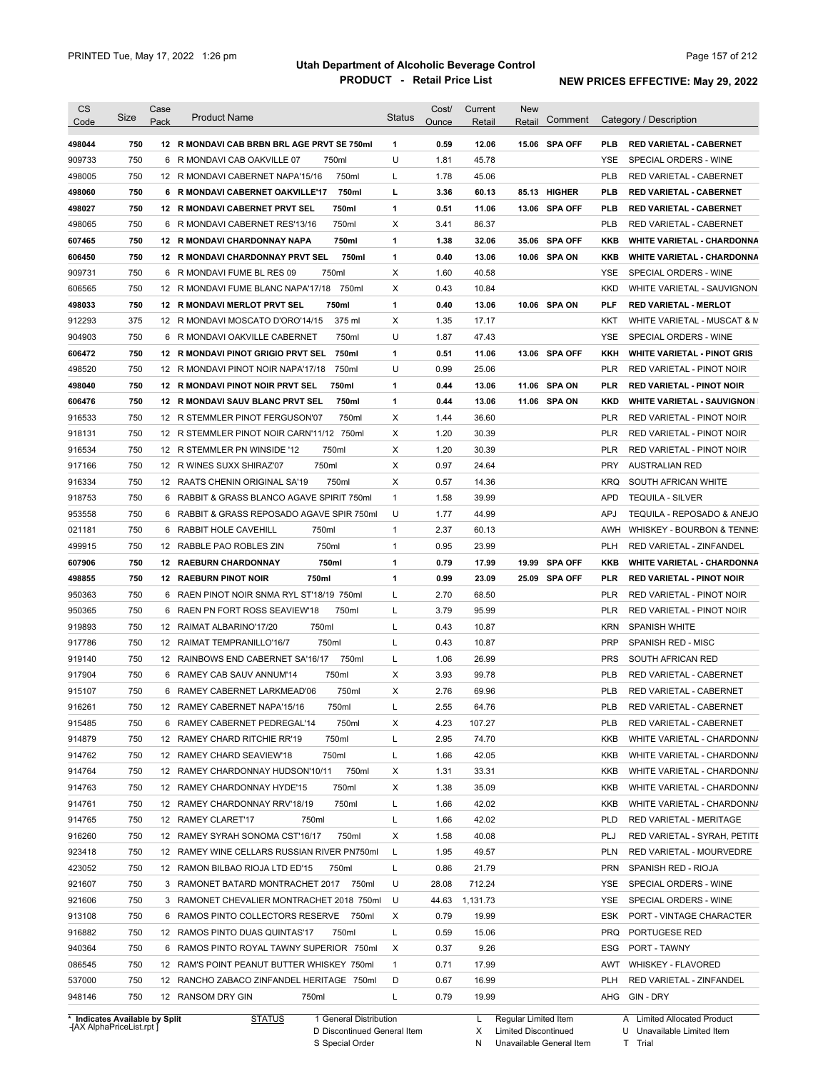# Utah Department of Alcoholic Beverage Control

## PRODUCT - Retail Price List

PRINTED Tue, May 17, 2022 1:26 pm

**NEW PRICES EFFECTIVE: May 29, 2022**

| CS Code | Size | Case Pack | Product Name | Status | Cost/ Ounce | Current Retail | New Retail | Comment | Category / Description |
|---|---|---|---|---|---|---|---|---|---|
| **498044** | **750** | **12** | **R MONDAVI CAB BRBN BRL AGE PRVT SE 750ml** | **1** | **0.59** | **12.06** | **15.06** | **SPA OFF** | **PLB RED VARIETAL - CABERNET** |
| 909733 | 750 | 6 | R MONDAVI CAB OAKVILLE 07 750ml | U | 1.81 | 45.78 | | | YSE SPECIAL ORDERS - WINE |
| 498005 | 750 | 12 | R MONDAVI CABERNET NAPA'15/16 750ml | L | 1.78 | 45.06 | | | PLB RED VARIETAL - CABERNET |
| **498060** | **750** | **6** | **R MONDAVI CABERNET OAKVILLE'17 750ml** | **L** | **3.36** | **60.13** | **85.13** | **HIGHER** | **PLB RED VARIETAL - CABERNET** |
| **498027** | **750** | **12** | **R MONDAVI CABERNET PRVT SEL 750ml** | **1** | **0.51** | **11.06** | **13.06** | **SPA OFF** | **PLB RED VARIETAL - CABERNET** |
| 498065 | 750 | 6 | R MONDAVI CABERNET RES'13/16 750ml | X | 3.41 | 86.37 | | | PLB RED VARIETAL - CABERNET |
| **607465** | **750** | **12** | **R MONDAVI CHARDONNAY NAPA 750ml** | **1** | **1.38** | **32.06** | **35.06** | **SPA OFF** | **KKB WHITE VARIETAL - CHARDONNA** |
| **606450** | **750** | **12** | **R MONDAVI CHARDONNAY PRVT SEL 750ml** | **1** | **0.40** | **13.06** | **10.06** | **SPA ON** | **KKB WHITE VARIETAL - CHARDONNA** |
| 909731 | 750 | 6 | R MONDAVI FUME BL RES 09 750ml | X | 1.60 | 40.58 | | | YSE SPECIAL ORDERS - WINE |
| 606565 | 750 | 12 | R MONDAVI FUME BLANC NAPA'17/18 750ml | X | 0.43 | 10.84 | | | KKD WHITE VARIETAL - SAUVIGNON |
| **498033** | **750** | **12** | **R MONDAVI MERLOT PRVT SEL 750ml** | **1** | **0.40** | **13.06** | **10.06** | **SPA ON** | **PLF RED VARIETAL - MERLOT** |
| 912293 | 375 | 12 | R MONDAVI MOSCATO D'ORO'14/15 375 ml | X | 1.35 | 17.17 | | | KKT WHITE VARIETAL - MUSCAT & M |
| 904903 | 750 | 6 | R MONDAVI OAKVILLE CABERNET 750ml | U | 1.87 | 47.43 | | | YSE SPECIAL ORDERS - WINE |
| **606472** | **750** | **12** | **R MONDAVI PINOT GRIGIO PRVT SEL 750ml** | **1** | **0.51** | **11.06** | **13.06** | **SPA OFF** | **KKH WHITE VARIETAL - PINOT GRIS** |
| 498520 | 750 | 12 | R MONDAVI PINOT NOIR NAPA'17/18 750ml | U | 0.99 | 25.06 | | | PLR RED VARIETAL - PINOT NOIR |
| **498040** | **750** | **12** | **R MONDAVI PINOT NOIR PRVT SEL 750ml** | **1** | **0.44** | **13.06** | **11.06** | **SPA ON** | **PLR RED VARIETAL - PINOT NOIR** |
| **606476** | **750** | **12** | **R MONDAVI SAUV BLANC PRVT SEL 750ml** | **1** | **0.44** | **13.06** | **11.06** | **SPA ON** | **KKD WHITE VARIETAL - SAUVIGNON** |
| 916533 | 750 | 12 | R STEMMLER PINOT FERGUSON'07 750ml | X | 1.44 | 36.60 | | | PLR RED VARIETAL - PINOT NOIR |
| 918131 | 750 | 12 | R STEMMLER PINOT NOIR CARN'11/12 750ml | X | 1.20 | 30.39 | | | PLR RED VARIETAL - PINOT NOIR |
| 916534 | 750 | 12 | R STEMMLER PN WINSIDE '12 750ml | X | 1.20 | 30.39 | | | PLR RED VARIETAL - PINOT NOIR |
| 917166 | 750 | 12 | R WINES SUXX SHIRAZ'07 750ml | X | 0.97 | 24.64 | | | PRY AUSTRALIAN RED |
| 916334 | 750 | 12 | RAATS CHENIN ORIGINAL SA'19 750ml | X | 0.57 | 14.36 | | | KRQ SOUTH AFRICAN WHITE |
| 918753 | 750 | 6 | RABBIT & GRASS BLANCO AGAVE SPIRIT 750ml | 1 | 1.58 | 39.99 | | | APD TEQUILA - SILVER |
| 953558 | 750 | 6 | RABBIT & GRASS REPOSADO AGAVE SPIR 750ml | U | 1.77 | 44.99 | | | APJ TEQUILA - REPOSADO & ANEJO |
| 021181 | 750 | 6 | RABBIT HOLE CAVEHILL 750ml | 1 | 2.37 | 60.13 | | | AWH WHISKEY - BOURBON & TENNE |
| 499915 | 750 | 12 | RABBLE PAO ROBLES ZIN 750ml | 1 | 0.95 | 23.99 | | | PLH RED VARIETAL - ZINFANDEL |
| **607906** | **750** | **12** | **RAEBURN CHARDONNAY 750ml** | **1** | **0.79** | **17.99** | **19.99** | **SPA OFF** | **KKB WHITE VARIETAL - CHARDONNA** |
| **498855** | **750** | **12** | **RAEBURN PINOT NOIR 750ml** | **1** | **0.99** | **23.09** | **25.09** | **SPA OFF** | **PLR RED VARIETAL - PINOT NOIR** |
| 950363 | 750 | 6 | RAEN PINOT NOIR SNMA RYL ST'18/19 750ml | L | 2.70 | 68.50 | | | PLR RED VARIETAL - PINOT NOIR |
| 950365 | 750 | 6 | RAEN PN FORT ROSS SEAVIEW'18 750ml | L | 3.79 | 95.99 | | | PLR RED VARIETAL - PINOT NOIR |
| 919893 | 750 | 12 | RAIMAT ALBARINO'17/20 750ml | L | 0.43 | 10.87 | | | KRN SPANISH WHITE |
| 917786 | 750 | 12 | RAIMAT TEMPRANILLO'16/7 750ml | L | 0.43 | 10.87 | | | PRP SPANISH RED - MISC |
| 919140 | 750 | 12 | RAINBOWS END CABERNET SA'16/17 750ml | L | 1.06 | 26.99 | | | PRS SOUTH AFRICAN RED |
| 917904 | 750 | 6 | RAMEY CAB SAUV ANNUM'14 750ml | X | 3.93 | 99.78 | | | PLB RED VARIETAL - CABERNET |
| 915107 | 750 | 6 | RAMEY CABERNET LARKMEAD'06 750ml | X | 2.76 | 69.96 | | | PLB RED VARIETAL - CABERNET |
| 916261 | 750 | 12 | RAMEY CABERNET NAPA'15/16 750ml | L | 2.55 | 64.76 | | | PLB RED VARIETAL - CABERNET |
| 915485 | 750 | 6 | RAMEY CABERNET PEDREGAL'14 750ml | X | 4.23 | 107.27 | | | PLB RED VARIETAL - CABERNET |
| 914879 | 750 | 12 | RAMEY CHARD RITCHIE RR'19 750ml | L | 2.95 | 74.70 | | | KKB WHITE VARIETAL - CHARDONNA |
| 914762 | 750 | 12 | RAMEY CHARD SEAVIEW'18 750ml | L | 1.66 | 42.05 | | | KKB WHITE VARIETAL - CHARDONNA |
| 914764 | 750 | 12 | RAMEY CHARDONNAY HUDSON'10/11 750ml | X | 1.31 | 33.31 | | | KKB WHITE VARIETAL - CHARDONNA |
| 914763 | 750 | 12 | RAMEY CHARDONNAY HYDE'15 750ml | X | 1.38 | 35.09 | | | KKB WHITE VARIETAL - CHARDONNA |
| 914761 | 750 | 12 | RAMEY CHARDONNAY RRV'18/19 750ml | L | 1.66 | 42.02 | | | KKB WHITE VARIETAL - CHARDONNA |
| 914765 | 750 | 12 | RAMEY CLARET'17 750ml | L | 1.66 | 42.02 | | | PLD RED VARIETAL - MERITAGE |
| 916260 | 750 | 12 | RAMEY SYRAH SONOMA CST'16/17 750ml | X | 1.58 | 40.08 | | | PLJ RED VARIETAL - SYRAH, PETITE |
| 923418 | 750 | 12 | RAMEY WINE CELLARS RUSSIAN RIVER PN750ml | L | 1.95 | 49.57 | | | PLN RED VARIETAL - MOURVEDRE |
| 423052 | 750 | 12 | RAMON BILBAO RIOJA LTD ED'15 750ml | L | 0.86 | 21.79 | | | PRN SPANISH RED - RIOJA |
| 921607 | 750 | 3 | RAMONET BATARD MONTRACHET 2017 750ml | U | 28.08 | 712.24 | | | YSE SPECIAL ORDERS - WINE |
| 921606 | 750 | 3 | RAMONET CHEVALIER MONTRACHET 2018 750ml | U | 44.63 | 1,131.73 | | | YSE SPECIAL ORDERS - WINE |
| 913108 | 750 | 6 | RAMOS PINTO COLLECTORS RESERVE 750ml | X | 0.79 | 19.99 | | | ESK PORT - VINTAGE CHARACTER |
| 916882 | 750 | 12 | RAMOS PINTO DUAS QUINTAS'17 750ml | L | 0.59 | 15.06 | | | PRQ PORTUGESE RED |
| 940364 | 750 | 6 | RAMOS PINTO ROYAL TAWNY SUPERIOR 750ml | X | 0.37 | 9.26 | | | ESG PORT - TAWNY |
| 086545 | 750 | 12 | RAM'S POINT PEANUT BUTTER WHISKEY 750ml | 1 | 0.71 | 17.99 | | | AWT WHISKEY - FLAVORED |
| 537000 | 750 | 12 | RANCHO ZABACO ZINFANDEL HERITAGE 750ml | D | 0.67 | 16.99 | | | PLH RED VARIETAL - ZINFANDEL |
| 948146 | 750 | 12 | RANSOM DRY GIN 750ml | L | 0.79 | 19.99 | | | AHG GIN - DRY |

\* Indicates Available by Split

STATUS: 1 General Distribution; D Discontinued General Item; S Special Order; L Regular Limited Item; X Limited Discontinued; N Unavailable General Item; A Limited Allocated Product; U Unavailable Limited Item; T Trial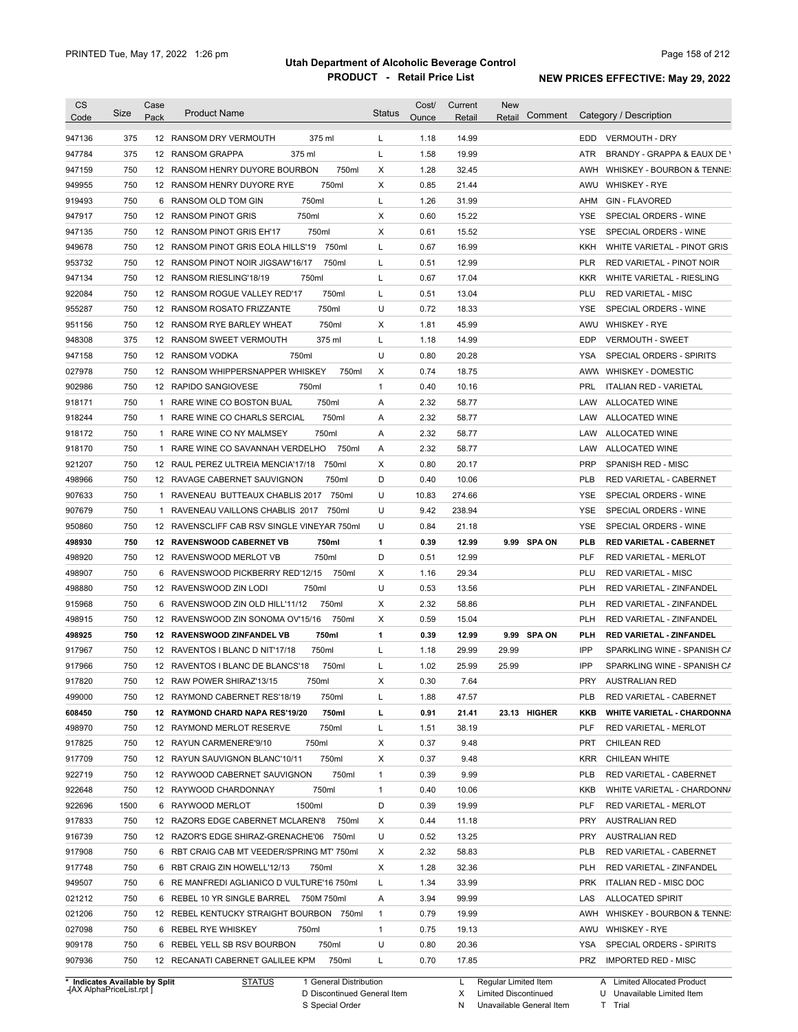# Utah Department of Alcoholic Beverage Control

## PRODUCT - Retail Price List

PRINTED Tue, May 17, 2022 1:26 pm

**NEW PRICES EFFECTIVE: May 29, 2022**

| CS Code | Size | Case Pack | Product Name | Status | Cost/ Ounce | Current Retail | New Retail | Comment | Category / Description |
|---|---|---|---|---|---|---|---|---|---|
| 947136 | 375 | 12 | RANSOM DRY VERMOUTH 375 ml | L | 1.18 | 14.99 | | | EDD VERMOUTH - DRY |
| 947784 | 375 | 12 | RANSOM GRAPPA 375 ml | L | 1.58 | 19.99 | | | ATR BRANDY - GRAPPA & EAUX DE V |
| 947159 | 750 | 12 | RANSOM HENRY DUYORE BOURBON 750ml | X | 1.28 | 32.45 | | | AWH WHISKEY - BOURBON & TENNE |
| 949955 | 750 | 12 | RANSOM HENRY DUYORE RYE 750ml | X | 0.85 | 21.44 | | | AWU WHISKEY - RYE |
| 919493 | 750 | 6 | RANSOM OLD TOM GIN 750ml | L | 1.26 | 31.99 | | | AHM GIN - FLAVORED |
| 947917 | 750 | 12 | RANSOM PINOT GRIS 750ml | X | 0.60 | 15.22 | | | YSE SPECIAL ORDERS - WINE |
| 947135 | 750 | 12 | RANSOM PINOT GRIS EH'17 750ml | X | 0.61 | 15.52 | | | YSE SPECIAL ORDERS - WINE |
| 949678 | 750 | 12 | RANSOM PINOT GRIS EOLA HILLS'19 750ml | L | 0.67 | 16.99 | | | KKH WHITE VARIETAL - PINOT GRIS |
| 953732 | 750 | 12 | RANSOM PINOT NOIR JIGSAW'16/17 750ml | L | 0.51 | 12.99 | | | PLR RED VARIETAL - PINOT NOIR |
| 947134 | 750 | 12 | RANSOM RIESLING'18/19 750ml | L | 0.67 | 17.04 | | | KKR WHITE VARIETAL - RIESLING |
| 922084 | 750 | 12 | RANSOM ROGUE VALLEY RED'17 750ml | L | 0.51 | 13.04 | | | PLU RED VARIETAL - MISC |
| 955287 | 750 | 12 | RANSOM ROSATO FRIZZANTE 750ml | U | 0.72 | 18.33 | | | YSE SPECIAL ORDERS - WINE |
| 951156 | 750 | 12 | RANSOM RYE BARLEY WHEAT 750ml | X | 1.81 | 45.99 | | | AWU WHISKEY - RYE |
| 948308 | 375 | 12 | RANSOM SWEET VERMOUTH 375 ml | L | 1.18 | 14.99 | | | EDP VERMOUTH - SWEET |
| 947158 | 750 | 12 | RANSOM VODKA 750ml | U | 0.80 | 20.28 | | | YSA SPECIAL ORDERS - SPIRITS |
| 027978 | 750 | 12 | RANSOM WHIPPERSNAPPER WHISKEY 750ml | X | 0.74 | 18.75 | | | AWW WHISKEY - DOMESTIC |
| 902986 | 750 | 12 | RAPIDO SANGIOVESE 750ml | 1 | 0.40 | 10.16 | | | PRL ITALIAN RED - VARIETAL |
| 918171 | 750 | 1 | RARE WINE CO BOSTON BUAL 750ml | A | 2.32 | 58.77 | | | LAW ALLOCATED WINE |
| 918244 | 750 | 1 | RARE WINE CO CHARLS SERCIAL 750ml | A | 2.32 | 58.77 | | | LAW ALLOCATED WINE |
| 918172 | 750 | 1 | RARE WINE CO NY MALMSEY 750ml | A | 2.32 | 58.77 | | | LAW ALLOCATED WINE |
| 918170 | 750 | 1 | RARE WINE CO SAVANNAH VERDELHO 750ml | A | 2.32 | 58.77 | | | LAW ALLOCATED WINE |
| 921207 | 750 | 12 | RAUL PEREZ ULTREIA MENCIA'17/18 750ml | X | 0.80 | 20.17 | | | PRP SPANISH RED - MISC |
| 498966 | 750 | 12 | RAVAGE CABERNET SAUVIGNON 750ml | D | 0.40 | 10.06 | | | PLB RED VARIETAL - CABERNET |
| 907633 | 750 | 1 | RAVENEAU BUTTEAUX CHABLIS 2017 750ml | U | 10.83 | 274.66 | | | YSE SPECIAL ORDERS - WINE |
| 907679 | 750 | 1 | RAVENEAU VAILLONS CHABLIS 2017 750ml | U | 9.42 | 238.94 | | | YSE SPECIAL ORDERS - WINE |
| 950860 | 750 | 12 | RAVENSCLIFF CAB RSV SINGLE VINEYAR 750ml | U | 0.84 | 21.18 | | | YSE SPECIAL ORDERS - WINE |
| **498930** | **750** | **12** | **RAVENSWOOD CABERNET VB 750ml** | **1** | **0.39** | **12.99** | **9.99** | **SPA ON** | **PLB RED VARIETAL - CABERNET** |
| 498920 | 750 | 12 | RAVENSWOOD MERLOT VB 750ml | D | 0.51 | 12.99 | | | PLF RED VARIETAL - MERLOT |
| 498907 | 750 | 6 | RAVENSWOOD PICKBERRY RED'12/15 750ml | X | 1.16 | 29.34 | | | PLU RED VARIETAL - MISC |
| 498880 | 750 | 12 | RAVENSWOOD ZIN LODI 750ml | U | 0.53 | 13.56 | | | PLH RED VARIETAL - ZINFANDEL |
| 915968 | 750 | 6 | RAVENSWOOD ZIN OLD HILL'11/12 750ml | X | 2.32 | 58.86 | | | PLH RED VARIETAL - ZINFANDEL |
| 498915 | 750 | 12 | RAVENSWOOD ZIN SONOMA OV'15/16 750ml | X | 0.59 | 15.04 | | | PLH RED VARIETAL - ZINFANDEL |
| **498925** | **750** | **12** | **RAVENSWOOD ZINFANDEL VB 750ml** | **1** | **0.39** | **12.99** | **9.99** | **SPA ON** | **PLH RED VARIETAL - ZINFANDEL** |
| 917967 | 750 | 12 | RAVENTOS I BLANC D NIT'17/18 750ml | L | 1.18 | 29.99 | 29.99 | | IPP SPARKLING WINE - SPANISH CA |
| 917966 | 750 | 12 | RAVENTOS I BLANC DE BLANCS'18 750ml | L | 1.02 | 25.99 | 25.99 | | IPP SPARKLING WINE - SPANISH CA |
| 917820 | 750 | 12 | RAW POWER SHIRAZ'13/15 750ml | X | 0.30 | 7.64 | | | PRY AUSTRALIAN RED |
| 499000 | 750 | 12 | RAYMOND CABERNET RES'18/19 750ml | L | 1.88 | 47.57 | | | PLB RED VARIETAL - CABERNET |
| **608450** | **750** | **12** | **RAYMOND CHARD NAPA RES'19/20 750ml** | **L** | **0.91** | **21.41** | **23.13** | **HIGHER** | **KKB WHITE VARIETAL - CHARDONNA** |
| 498970 | 750 | 12 | RAYMOND MERLOT RESERVE 750ml | L | 1.51 | 38.19 | | | PLF RED VARIETAL - MERLOT |
| 917825 | 750 | 12 | RAYUN CARMENERE'9/10 750ml | X | 0.37 | 9.48 | | | PRT CHILEAN RED |
| 917709 | 750 | 12 | RAYUN SAUVIGNON BLANC'10/11 750ml | X | 0.37 | 9.48 | | | KRR CHILEAN WHITE |
| 922719 | 750 | 12 | RAYWOOD CABERNET SAUVIGNON 750ml | 1 | 0.39 | 9.99 | | | PLB RED VARIETAL - CABERNET |
| 922648 | 750 | 12 | RAYWOOD CHARDONNAY 750ml | 1 | 0.40 | 10.06 | | | KKB WHITE VARIETAL - CHARDONNA |
| 922696 | 1500 | 6 | RAYWOOD MERLOT 1500ml | D | 0.39 | 19.99 | | | PLF RED VARIETAL - MERLOT |
| 917833 | 750 | 12 | RAZORS EDGE CABERNET MCLAREN'8 750ml | X | 0.44 | 11.18 | | | PRY AUSTRALIAN RED |
| 916739 | 750 | 12 | RAZOR'S EDGE SHIRAZ-GRENACHE'06 750ml | U | 0.52 | 13.25 | | | PRY AUSTRALIAN RED |
| 917908 | 750 | 6 | RBT CRAIG CAB MT VEEDER/SPRING MT' 750ml | X | 2.32 | 58.83 | | | PLB RED VARIETAL - CABERNET |
| 917748 | 750 | 6 | RBT CRAIG ZIN HOWELL'12/13 750ml | X | 1.28 | 32.36 | | | PLH RED VARIETAL - ZINFANDEL |
| 949507 | 750 | 6 | RE MANFREDI AGLIANICO D VULTURE'16 750ml | L | 1.34 | 33.99 | | | PRK ITALIAN RED - MISC DOC |
| 021212 | 750 | 6 | REBEL 10 YR SINGLE BARREL 750M 750ml | A | 3.94 | 99.99 | | | LAS ALLOCATED SPIRIT |
| 021206 | 750 | 12 | REBEL KENTUCKY STRAIGHT BOURBON 750ml | 1 | 0.79 | 19.99 | | | AWH WHISKEY - BOURBON & TENNE |
| 027098 | 750 | 6 | REBEL RYE WHISKEY 750ml | 1 | 0.75 | 19.13 | | | AWU WHISKEY - RYE |
| 909178 | 750 | 6 | REBEL YELL SB RSV BOURBON 750ml | U | 0.80 | 20.36 | | | YSA SPECIAL ORDERS - SPIRITS |
| 907936 | 750 | 12 | RECANATI CABERNET GALILEE KPM 750ml | L | 0.70 | 17.85 | | | PRZ IMPORTED RED - MISC |

\* Indicates Available by Split

STATUS: 1 General Distribution; D Discontinued General Item; S Special Order; L Regular Limited Item; X Limited Discontinued; N Unavailable General Item; A Limited Allocated Product; U Unavailable Limited Item; T Trial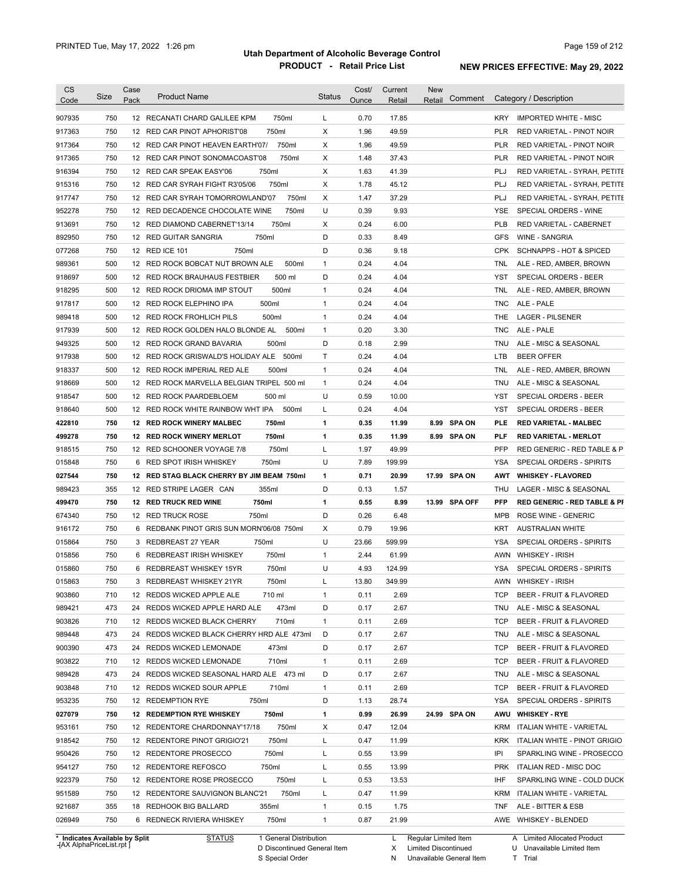# Utah Department of Alcoholic Beverage Control

## PRODUCT - Retail Price List

PRINTED Tue, May 17, 2022 1:26 pm

NEW PRICES EFFECTIVE: May 29, 2022

| CS Code | Size | Case Pack | Product Name | Status | Cost/ Ounce | Current Retail | New Retail | Comment | Category / Description |
|---|---|---|---|---|---|---|---|---|---|
| 907935 | 750 | 12 | RECANATI CHARD GALILEE KPM 750ml | L | 0.70 | 17.85 | | | KRY IMPORTED WHITE - MISC |
| 917363 | 750 | 12 | RED CAR PINOT APHORIST'08 750ml | X | 1.96 | 49.59 | | | PLR RED VARIETAL - PINOT NOIR |
| 917364 | 750 | 12 | RED CAR PINOT HEAVEN EARTH'07/ 750ml | X | 1.96 | 49.59 | | | PLR RED VARIETAL - PINOT NOIR |
| 917365 | 750 | 12 | RED CAR PINOT SONOMACOAST'08 750ml | X | 1.48 | 37.43 | | | PLR RED VARIETAL - PINOT NOIR |
| 916394 | 750 | 12 | RED CAR SPEAK EASY'06 750ml | X | 1.63 | 41.39 | | | PLJ RED VARIETAL - SYRAH, PETITE |
| 915316 | 750 | 12 | RED CAR SYRAH FIGHT R3'05/06 750ml | X | 1.78 | 45.12 | | | PLJ RED VARIETAL - SYRAH, PETITE |
| 917747 | 750 | 12 | RED CAR SYRAH TOMORROWLAND'07 750ml | X | 1.47 | 37.29 | | | PLJ RED VARIETAL - SYRAH, PETITE |
| 952278 | 750 | 12 | RED DECADENCE CHOCOLATE WINE 750ml | U | 0.39 | 9.93 | | | YSE SPECIAL ORDERS - WINE |
| 913691 | 750 | 12 | RED DIAMOND CABERNET'13/14 750ml | X | 0.24 | 6.00 | | | PLB RED VARIETAL - CABERNET |
| 892950 | 750 | 12 | RED GUITAR SANGRIA 750ml | D | 0.33 | 8.49 | | | GFS WINE - SANGRIA |
| 077268 | 750 | 12 | RED ICE 101 750ml | D | 0.36 | 9.18 | | | CPK SCHNAPPS - HOT & SPICED |
| 989361 | 500 | 12 | RED ROCK BOBCAT NUT BROWN ALE 500ml | 1 | 0.24 | 4.04 | | | TNL ALE - RED, AMBER, BROWN |
| 918697 | 500 | 12 | RED ROCK BRAUHAUS FESTBIER 500 ml | D | 0.24 | 4.04 | | | YST SPECIAL ORDERS - BEER |
| 918295 | 500 | 12 | RED ROCK DRIOMA IMP STOUT 500ml | 1 | 0.24 | 4.04 | | | TNL ALE - RED, AMBER, BROWN |
| 917817 | 500 | 12 | RED ROCK ELEPHINO IPA 500ml | 1 | 0.24 | 4.04 | | | TNC ALE - PALE |
| 989418 | 500 | 12 | RED ROCK FROHLICH PILS 500ml | 1 | 0.24 | 4.04 | | | THE LAGER - PILSENER |
| 917939 | 500 | 12 | RED ROCK GOLDEN HALO BLONDE AL 500ml | 1 | 0.20 | 3.30 | | | TNC ALE - PALE |
| 949325 | 500 | 12 | RED ROCK GRAND BAVARIA 500ml | D | 0.18 | 2.99 | | | TNU ALE - MISC & SEASONAL |
| 917938 | 500 | 12 | RED ROCK GRISWALD'S HOLIDAY ALE 500ml | T | 0.24 | 4.04 | | | LTB BEER OFFER |
| 918337 | 500 | 12 | RED ROCK IMPERIAL RED ALE 500ml | 1 | 0.24 | 4.04 | | | TNL ALE - RED, AMBER, BROWN |
| 918669 | 500 | 12 | RED ROCK MARVELLA BELGIAN TRIPEL 500 ml | 1 | 0.24 | 4.04 | | | TNU ALE - MISC & SEASONAL |
| 918547 | 500 | 12 | RED ROCK PAARDEBLOEM 500 ml | U | 0.59 | 10.00 | | | YST SPECIAL ORDERS - BEER |
| 918640 | 500 | 12 | RED ROCK WHITE RAINBOW WHT IPA 500ml | L | 0.24 | 4.04 | | | YST SPECIAL ORDERS - BEER |
| **422810** | **750** | **12** | **RED ROCK WINERY MALBEC 750ml** | **1** | **0.35** | **11.99** | **8.99** | **SPA ON** | **PLE RED VARIETAL - MALBEC** |
| **499278** | **750** | **12** | **RED ROCK WINERY MERLOT 750ml** | **1** | **0.35** | **11.99** | **8.99** | **SPA ON** | **PLF RED VARIETAL - MERLOT** |
| 918515 | 750 | 12 | RED SCHOONER VOYAGE 7/8 750ml | L | 1.97 | 49.99 | | | PFP RED GENERIC - RED TABLE & P |
| 015848 | 750 | 6 | RED SPOT IRISH WHISKEY 750ml | U | 7.89 | 199.99 | | | YSA SPECIAL ORDERS - SPIRITS |
| **027544** | **750** | **12** | **RED STAG BLACK CHERRY BY JIM BEAM 750ml** | **1** | **0.71** | **20.99** | **17.99** | **SPA ON** | **AWT WHISKEY - FLAVORED** |
| 989423 | 355 | 12 | RED STRIPE LAGER CAN 355ml | D | 0.13 | 1.57 | | | THU LAGER - MISC & SEASONAL |
| **499470** | **750** | **12** | **RED TRUCK RED WINE 750ml** | **1** | **0.55** | **8.99** | **13.99** | **SPA OFF** | **PFP RED GENERIC - RED TABLE & PI** |
| 674340 | 750 | 12 | RED TRUCK ROSE 750ml | D | 0.26 | 6.48 | | | MPB ROSE WINE - GENERIC |
| 916172 | 750 | 6 | REDBANK PINOT GRIS SUN MORN'06/08 750ml | X | 0.79 | 19.96 | | | KRT AUSTRALIAN WHITE |
| 015864 | 750 | 3 | REDBREAST 27 YEAR 750ml | U | 23.66 | 599.99 | | | YSA SPECIAL ORDERS - SPIRITS |
| 015856 | 750 | 6 | REDBREAST IRISH WHISKEY 750ml | 1 | 2.44 | 61.99 | | | AWN WHISKEY - IRISH |
| 015860 | 750 | 6 | REDBREAST WHISKEY 15YR 750ml | U | 4.93 | 124.99 | | | YSA SPECIAL ORDERS - SPIRITS |
| 015863 | 750 | 3 | REDBREAST WHISKEY 21YR 750ml | L | 13.80 | 349.99 | | | AWN WHISKEY - IRISH |
| 903860 | 710 | 12 | REDDS WICKED APPLE ALE 710 ml | 1 | 0.11 | 2.69 | | | TCP BEER - FRUIT & FLAVORED |
| 989421 | 473 | 24 | REDDS WICKED APPLE HARD ALE 473ml | D | 0.17 | 2.67 | | | TNU ALE - MISC & SEASONAL |
| 903826 | 710 | 12 | REDDS WICKED BLACK CHERRY 710ml | 1 | 0.11 | 2.69 | | | TCP BEER - FRUIT & FLAVORED |
| 989448 | 473 | 24 | REDDS WICKED BLACK CHERRY HRD ALE 473ml | D | 0.17 | 2.67 | | | TNU ALE - MISC & SEASONAL |
| 900390 | 473 | 24 | REDDS WICKED LEMONADE 473ml | D | 0.17 | 2.67 | | | TCP BEER - FRUIT & FLAVORED |
| 903822 | 710 | 12 | REDDS WICKED LEMONADE 710ml | 1 | 0.11 | 2.69 | | | TCP BEER - FRUIT & FLAVORED |
| 989428 | 473 | 24 | REDDS WICKED SEASONAL HARD ALE 473 ml | D | 0.17 | 2.67 | | | TNU ALE - MISC & SEASONAL |
| 903848 | 710 | 12 | REDDS WICKED SOUR APPLE 710ml | 1 | 0.11 | 2.69 | | | TCP BEER - FRUIT & FLAVORED |
| 953235 | 750 | 12 | REDEMPTION RYE 750ml | D | 1.13 | 28.74 | | | YSA SPECIAL ORDERS - SPIRITS |
| **027079** | **750** | **12** | **REDEMPTION RYE WHISKEY 750ml** | **1** | **0.99** | **26.99** | **24.99** | **SPA ON** | **AWU WHISKEY - RYE** |
| 953161 | 750 | 12 | REDENTORE CHARDONNAY'17/18 750ml | X | 0.47 | 12.04 | | | KRM ITALIAN WHITE - VARIETAL |
| 918542 | 750 | 12 | REDENTORE PINOT GRIGIO'21 750ml | L | 0.47 | 11.99 | | | KRK ITALIAN WHITE - PINOT GRIGIO |
| 950426 | 750 | 12 | REDENTORE PROSECCO 750ml | L | 0.55 | 13.99 | | | IPI SPARKLING WINE - PROSECCO |
| 954127 | 750 | 12 | REDENTORE REFOSCO 750ml | L | 0.55 | 13.99 | | | PRK ITALIAN RED - MISC DOC |
| 922379 | 750 | 12 | REDENTORE ROSE PROSECCO 750ml | L | 0.53 | 13.53 | | | IHF SPARKLING WINE - COLD DUCK |
| 951589 | 750 | 12 | REDENTORE SAUVIGNON BLANC'21 750ml | L | 0.47 | 11.99 | | | KRM ITALIAN WHITE - VARIETAL |
| 921687 | 355 | 18 | REDHOOK BIG BALLARD 355ml | 1 | 0.15 | 1.75 | | | TNF ALE - BITTER & ESB |
| 026949 | 750 | 6 | REDNECK RIVIERA WHISKEY 750ml | 1 | 0.87 | 21.99 | | | AWE WHISKEY - BLENDED |

\* Indicates Available by Split

STATUS: 1 General Distribution; D Discontinued General Item; S Special Order; L Regular Limited Item; X Limited Discontinued; N Unavailable General Item; A Limited Allocated Product; U Unavailable Limited Item; T Trial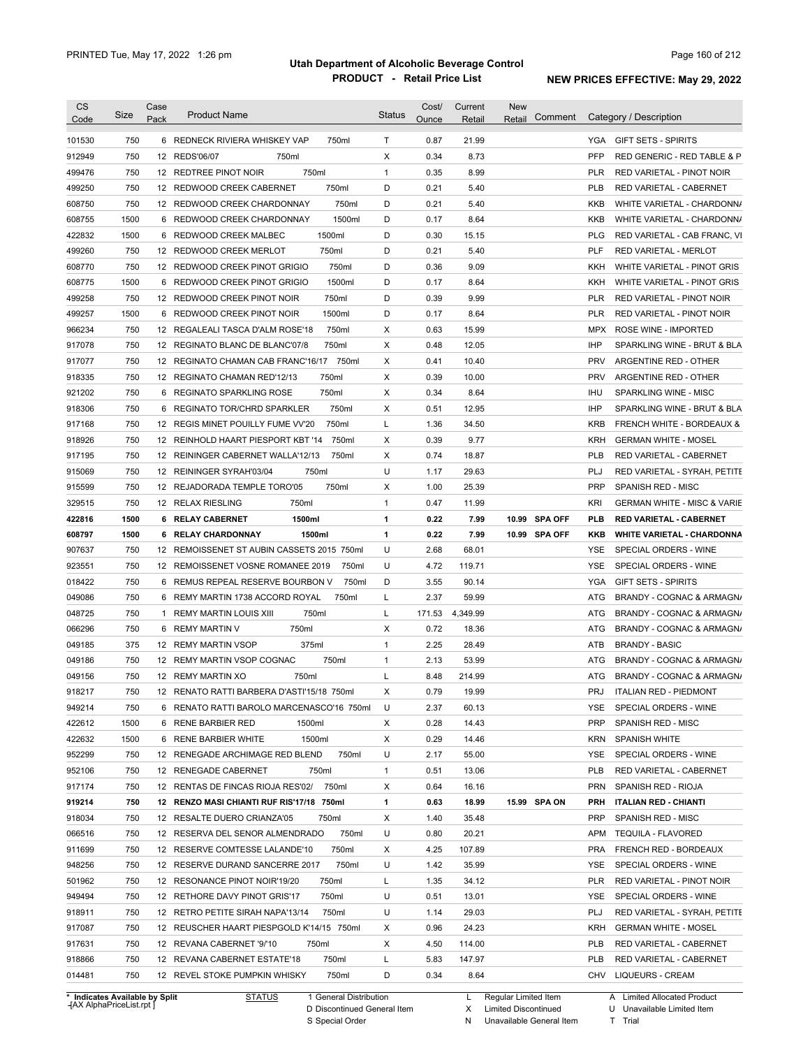# Utah Department of Alcoholic Beverage Control

## PRODUCT - Retail Price List

PRINTED Tue, May 17, 2022 1:26 pm

**NEW PRICES EFFECTIVE: May 29, 2022**

| CS Code | Size | Case Pack | Product Name | Status | Cost/ Ounce | Current Retail | New Retail | Comment | Category / Description |
|---|---|---|---|---|---|---|---|---|---|
| 101530 | 750 | 6 | REDNECK RIVIERA WHISKEY VAP 750ml | T | 0.87 | 21.99 | | | YGA GIFT SETS - SPIRITS |
| 912949 | 750 | 12 | REDS'06/07 750ml | X | 0.34 | 8.73 | | | PFP RED GENERIC - RED TABLE & P |
| 499476 | 750 | 12 | REDTREE PINOT NOIR 750ml | 1 | 0.35 | 8.99 | | | PLR RED VARIETAL - PINOT NOIR |
| 499250 | 750 | 12 | REDWOOD CREEK CABERNET 750ml | D | 0.21 | 5.40 | | | PLB RED VARIETAL - CABERNET |
| 608750 | 750 | 12 | REDWOOD CREEK CHARDONNAY 750ml | D | 0.21 | 5.40 | | | KKB WHITE VARIETAL - CHARDONNA |
| 608755 | 1500 | 6 | REDWOOD CREEK CHARDONNAY 1500ml | D | 0.17 | 8.64 | | | KKB WHITE VARIETAL - CHARDONNA |
| 422832 | 1500 | 6 | REDWOOD CREEK MALBEC 1500ml | D | 0.30 | 15.15 | | | PLG RED VARIETAL - CAB FRANC, VI |
| 499260 | 750 | 12 | REDWOOD CREEK MERLOT 750ml | D | 0.21 | 5.40 | | | PLF RED VARIETAL - MERLOT |
| 608770 | 750 | 12 | REDWOOD CREEK PINOT GRIGIO 750ml | D | 0.36 | 9.09 | | | KKH WHITE VARIETAL - PINOT GRIS |
| 608775 | 1500 | 6 | REDWOOD CREEK PINOT GRIGIO 1500ml | D | 0.17 | 8.64 | | | KKH WHITE VARIETAL - PINOT GRIS |
| 499258 | 750 | 12 | REDWOOD CREEK PINOT NOIR 750ml | D | 0.39 | 9.99 | | | PLR RED VARIETAL - PINOT NOIR |
| 499257 | 1500 | 6 | REDWOOD CREEK PINOT NOIR 1500ml | D | 0.17 | 8.64 | | | PLR RED VARIETAL - PINOT NOIR |
| 966234 | 750 | 12 | REGALEALI TASCA D'ALM ROSE'18 750ml | X | 0.63 | 15.99 | | | MPX ROSE WINE - IMPORTED |
| 917078 | 750 | 12 | REGINATO BLANC DE BLANC'07/8 750ml | X | 0.48 | 12.05 | | | IHP SPARKLING WINE - BRUT & BLA |
| 917077 | 750 | 12 | REGINATO CHAMAN CAB FRANC'16/17 750ml | X | 0.41 | 10.40 | | | PRV ARGENTINE RED - OTHER |
| 918335 | 750 | 12 | REGINATO CHAMAN RED'12/13 750ml | X | 0.39 | 10.00 | | | PRV ARGENTINE RED - OTHER |
| 921202 | 750 | 6 | REGINATO SPARKLING ROSE 750ml | X | 0.34 | 8.64 | | | IHU SPARKLING WINE - MISC |
| 918306 | 750 | 6 | REGINATO TOR/CHRD SPARKLER 750ml | X | 0.51 | 12.95 | | | IHP SPARKLING WINE - BRUT & BLA |
| 917168 | 750 | 12 | REGIS MINET POUILLY FUME VV'20 750ml | L | 1.36 | 34.50 | | | KRB FRENCH WHITE - BORDEAUX & |
| 918926 | 750 | 12 | REINHOLD HAART PIESPORT KBT '14 750ml | X | 0.39 | 9.77 | | | KRH GERMAN WHITE - MOSEL |
| 917195 | 750 | 12 | REININGER CABERNET WALLA'12/13 750ml | X | 0.74 | 18.87 | | | PLB RED VARIETAL - CABERNET |
| 915069 | 750 | 12 | REININGER SYRAH'03/04 750ml | U | 1.17 | 29.63 | | | PLJ RED VARIETAL - SYRAH, PETITE |
| 915599 | 750 | 12 | REJADORADA TEMPLE TORO'05 750ml | X | 1.00 | 25.39 | | | PRP SPANISH RED - MISC |
| 329515 | 750 | 12 | RELAX RIESLING 750ml | 1 | 0.47 | 11.99 | | | KRI GERMAN WHITE - MISC & VARIE |
| **422816** | **1500** | **6** | **RELAY CABERNET 1500ml** | **1** | **0.22** | **7.99** | **10.99** | **SPA OFF** | **PLB RED VARIETAL - CABERNET** |
| **608797** | **1500** | **6** | **RELAY CHARDONNAY 1500ml** | **1** | **0.22** | **7.99** | **10.99** | **SPA OFF** | **KKB WHITE VARIETAL - CHARDONNA** |
| 907637 | 750 | 12 | REMOISSENET ST AUBIN CASSETS 2015 750ml | U | 2.68 | 68.01 | | | YSE SPECIAL ORDERS - WINE |
| 923551 | 750 | 12 | REMOISSENET VOSNE ROMANEE 2019 750ml | U | 4.72 | 119.71 | | | YSE SPECIAL ORDERS - WINE |
| 018422 | 750 | 6 | REMUS REPEAL RESERVE BOURBON V 750ml | D | 3.55 | 90.14 | | | YGA GIFT SETS - SPIRITS |
| 049086 | 750 | 6 | REMY MARTIN 1738 ACCORD ROYAL 750ml | L | 2.37 | 59.99 | | | ATG BRANDY - COGNAC & ARMAGNA |
| 048725 | 750 | 1 | REMY MARTIN LOUIS XIII 750ml | L | 171.53 | 4,349.99 | | | ATG BRANDY - COGNAC & ARMAGNA |
| 066296 | 750 | 6 | REMY MARTIN V 750ml | X | 0.72 | 18.36 | | | ATG BRANDY - COGNAC & ARMAGNA |
| 049185 | 375 | 12 | REMY MARTIN VSOP 375ml | 1 | 2.25 | 28.49 | | | ATB BRANDY - BASIC |
| 049186 | 750 | 12 | REMY MARTIN VSOP COGNAC 750ml | 1 | 2.13 | 53.99 | | | ATG BRANDY - COGNAC & ARMAGNA |
| 049156 | 750 | 12 | REMY MARTIN XO 750ml | L | 8.48 | 214.99 | | | ATG BRANDY - COGNAC & ARMAGNA |
| 918217 | 750 | 12 | RENATO RATTI BARBERA D'ASTI'15/18 750ml | X | 0.79 | 19.99 | | | PRJ ITALIAN RED - PIEDMONT |
| 949214 | 750 | 6 | RENATO RATTI BAROLO MARCENASCO'16 750ml | U | 2.37 | 60.13 | | | YSE SPECIAL ORDERS - WINE |
| 422612 | 1500 | 6 | RENE BARBIER RED 1500ml | X | 0.28 | 14.43 | | | PRP SPANISH RED - MISC |
| 422632 | 1500 | 6 | RENE BARBIER WHITE 1500ml | X | 0.29 | 14.46 | | | KRN SPANISH WHITE |
| 952299 | 750 | 12 | RENEGADE ARCHIMAGE RED BLEND 750ml | U | 2.17 | 55.00 | | | YSE SPECIAL ORDERS - WINE |
| 952106 | 750 | 12 | RENEGADE CABERNET 750ml | 1 | 0.51 | 13.06 | | | PLB RED VARIETAL - CABERNET |
| 917174 | 750 | 12 | RENTAS DE FINCAS RIOJA RES'02/ 750ml | X | 0.64 | 16.16 | | | PRN SPANISH RED - RIOJA |
| **919214** | **750** | **12** | **RENZO MASI CHIANTI RUF RIS'17/18 750ml** | **1** | **0.63** | **18.99** | **15.99** | **SPA ON** | **PRH ITALIAN RED - CHIANTI** |
| 918034 | 750 | 12 | RESALTE DUERO CRIANZA'05 750ml | X | 1.40 | 35.48 | | | PRP SPANISH RED - MISC |
| 066516 | 750 | 12 | RESERVA DEL SENOR ALMENDRADO 750ml | U | 0.80 | 20.21 | | | APM TEQUILA - FLAVORED |
| 911699 | 750 | 12 | RESERVE COMTESSE LALANDE'10 750ml | X | 4.25 | 107.89 | | | PRA FRENCH RED - BORDEAUX |
| 948256 | 750 | 12 | RESERVE DURAND SANCERRE 2017 750ml | U | 1.42 | 35.99 | | | YSE SPECIAL ORDERS - WINE |
| 501962 | 750 | 12 | RESONANCE PINOT NOIR'19/20 750ml | L | 1.35 | 34.12 | | | PLR RED VARIETAL - PINOT NOIR |
| 949494 | 750 | 12 | RETHORE DAVY PINOT GRIS'17 750ml | U | 0.51 | 13.01 | | | YSE SPECIAL ORDERS - WINE |
| 918911 | 750 | 12 | RETRO PETITE SIRAH NAPA'13/14 750ml | U | 1.14 | 29.03 | | | PLJ RED VARIETAL - SYRAH, PETITE |
| 917087 | 750 | 12 | REUSCHER HAART PIESPGOLD K'14/15 750ml | X | 0.96 | 24.23 | | | KRH GERMAN WHITE - MOSEL |
| 917631 | 750 | 12 | REVANA CABERNET '9/'10 750ml | X | 4.50 | 114.00 | | | PLB RED VARIETAL - CABERNET |
| 918866 | 750 | 12 | REVANA CABERNET ESTATE'18 750ml | L | 5.83 | 147.97 | | | PLB RED VARIETAL - CABERNET |
| 014481 | 750 | 12 | REVEL STOKE PUMPKIN WHISKY 750ml | D | 0.34 | 8.64 | | | CHV LIQUEURS - CREAM |

\* Indicates Available by Split

STATUS: 1 General Distribution; D Discontinued General Item; S Special Order; L Regular Limited Item; X Limited Discontinued; N Unavailable General Item; A Limited Allocated Product; U Unavailable Limited Item; T Trial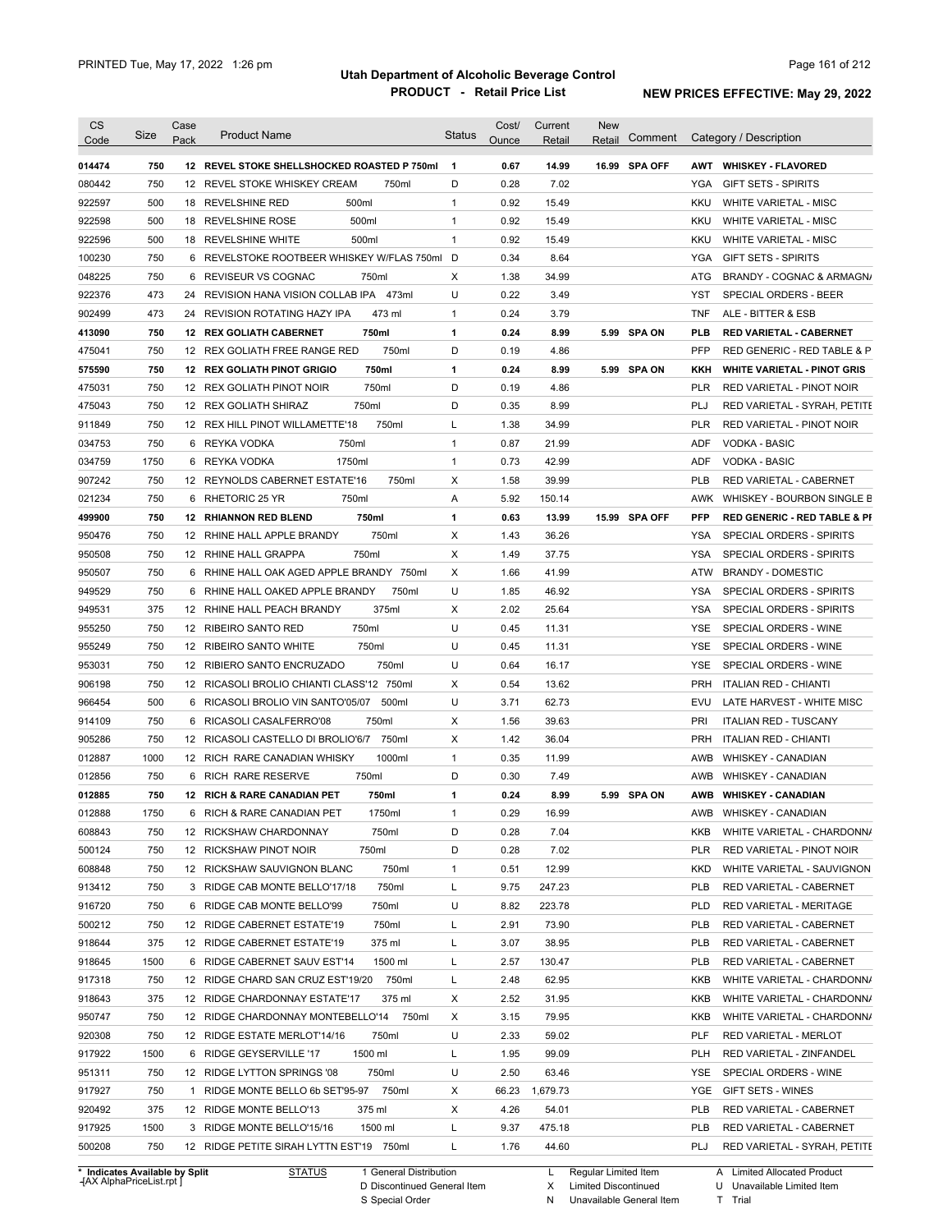# Utah Department of Alcoholic Beverage Control

## PRODUCT - Retail Price List

PRINTED Tue, May 17, 2022 1:26 pm

**NEW PRICES EFFECTIVE: May 29, 2022**

| CS Code | Size | Case Pack | Product Name | Status | Cost/ Ounce | Current Retail | New Retail | Comment | Category / Description |
|---|---|---|---|---|---|---|---|---|---|
| **014474** | **750** | **12** | **REVEL STOKE SHELLSHOCKED ROASTED P 750ml** | **1** | **0.67** | **14.99** | **16.99** | **SPA OFF** | **AWT WHISKEY - FLAVORED** |
| 080442 | 750 | 12 | REVEL STOKE WHISKEY CREAM 750ml | D | 0.28 | 7.02 | | | YGA GIFT SETS - SPIRITS |
| 922597 | 500 | 18 | REVELSHINE RED 500ml | 1 | 0.92 | 15.49 | | | KKU WHITE VARIETAL - MISC |
| 922598 | 500 | 18 | REVELSHINE ROSE 500ml | 1 | 0.92 | 15.49 | | | KKU WHITE VARIETAL - MISC |
| 922596 | 500 | 18 | REVELSHINE WHITE 500ml | 1 | 0.92 | 15.49 | | | KKU WHITE VARIETAL - MISC |
| 100230 | 750 | 6 | REVELSTOKE ROOTBEER WHISKEY W/FLAS 750ml | D | 0.34 | 8.64 | | | YGA GIFT SETS - SPIRITS |
| 048225 | 750 | 6 | REVISEUR VS COGNAC 750ml | X | 1.38 | 34.99 | | | ATG BRANDY - COGNAC & ARMAGN/ |
| 922376 | 473 | 24 | REVISION HANA VISION COLLAB IPA 473ml | U | 0.22 | 3.49 | | | YST SPECIAL ORDERS - BEER |
| 902499 | 473 | 24 | REVISION ROTATING HAZY IPA 473 ml | 1 | 0.24 | 3.79 | | | TNF ALE - BITTER & ESB |
| **413090** | **750** | **12** | **REX GOLIATH CABERNET 750ml** | **1** | **0.24** | **8.99** | **5.99** | **SPA ON** | **PLB RED VARIETAL - CABERNET** |
| 475041 | 750 | 12 | REX GOLIATH FREE RANGE RED 750ml | D | 0.19 | 4.86 | | | PFP RED GENERIC - RED TABLE & P |
| **575590** | **750** | **12** | **REX GOLIATH PINOT GRIGIO 750ml** | **1** | **0.24** | **8.99** | **5.99** | **SPA ON** | **KKH WHITE VARIETAL - PINOT GRIS** |
| 475031 | 750 | 12 | REX GOLIATH PINOT NOIR 750ml | D | 0.19 | 4.86 | | | PLR RED VARIETAL - PINOT NOIR |
| 475043 | 750 | 12 | REX GOLIATH SHIRAZ 750ml | D | 0.35 | 8.99 | | | PLJ RED VARIETAL - SYRAH, PETITE |
| 911849 | 750 | 12 | REX HILL PINOT WILLAMETTE'18 750ml | L | 1.38 | 34.99 | | | PLR RED VARIETAL - PINOT NOIR |
| 034753 | 750 | 6 | REYKA VODKA 750ml | 1 | 0.87 | 21.99 | | | ADF VODKA - BASIC |
| 034759 | 1750 | 6 | REYKA VODKA 1750ml | 1 | 0.73 | 42.99 | | | ADF VODKA - BASIC |
| 907242 | 750 | 12 | REYNOLDS CABERNET ESTATE'16 750ml | X | 1.58 | 39.99 | | | PLB RED VARIETAL - CABERNET |
| 021234 | 750 | 6 | RHETORIC 25 YR 750ml | A | 5.92 | 150.14 | | | AWK WHISKEY - BOURBON SINGLE B |
| **499900** | **750** | **12** | **RHIANNON RED BLEND 750ml** | **1** | **0.63** | **13.99** | **15.99** | **SPA OFF** | **PFP RED GENERIC - RED TABLE & PI** |
| 950476 | 750 | 12 | RHINE HALL APPLE BRANDY 750ml | X | 1.43 | 36.26 | | | YSA SPECIAL ORDERS - SPIRITS |
| 950508 | 750 | 12 | RHINE HALL GRAPPA 750ml | X | 1.49 | 37.75 | | | YSA SPECIAL ORDERS - SPIRITS |
| 950507 | 750 | 6 | RHINE HALL OAK AGED APPLE BRANDY 750ml | X | 1.66 | 41.99 | | | ATW BRANDY - DOMESTIC |
| 949529 | 750 | 6 | RHINE HALL OAKED APPLE BRANDY 750ml | U | 1.85 | 46.92 | | | YSA SPECIAL ORDERS - SPIRITS |
| 949531 | 375 | 12 | RHINE HALL PEACH BRANDY 375ml | X | 2.02 | 25.64 | | | YSA SPECIAL ORDERS - SPIRITS |
| 955250 | 750 | 12 | RIBEIRO SANTO RED 750ml | U | 0.45 | 11.31 | | | YSE SPECIAL ORDERS - WINE |
| 955249 | 750 | 12 | RIBEIRO SANTO WHITE 750ml | U | 0.45 | 11.31 | | | YSE SPECIAL ORDERS - WINE |
| 953031 | 750 | 12 | RIBIERO SANTO ENCRUZADO 750ml | U | 0.64 | 16.17 | | | YSE SPECIAL ORDERS - WINE |
| 906198 | 750 | 12 | RICASOLI BROLIO CHIANTI CLASS'12 750ml | X | 0.54 | 13.62 | | | PRH ITALIAN RED - CHIANTI |
| 966454 | 500 | 6 | RICASOLI BROLIO VIN SANTO'05/07 500ml | U | 3.71 | 62.73 | | | EVU LATE HARVEST - WHITE MISC |
| 914109 | 750 | 6 | RICASOLI CASALFERRO'08 750ml | X | 1.56 | 39.63 | | | PRI ITALIAN RED - TUSCANY |
| 905286 | 750 | 12 | RICASOLI CASTELLO DI BROLIO'6/7 750ml | X | 1.42 | 36.04 | | | PRH ITALIAN RED - CHIANTI |
| 012887 | 1000 | 12 | RICH RARE CANADIAN WHISKY 1000ml | 1 | 0.35 | 11.99 | | | AWB WHISKEY - CANADIAN |
| 012856 | 750 | 6 | RICH RARE RESERVE 750ml | D | 0.30 | 7.49 | | | AWB WHISKEY - CANADIAN |
| **012885** | **750** | **12** | **RICH & RARE CANADIAN PET 750ml** | **1** | **0.24** | **8.99** | **5.99** | **SPA ON** | **AWB WHISKEY - CANADIAN** |
| 012888 | 1750 | 6 | RICH & RARE CANADIAN PET 1750ml | 1 | 0.29 | 16.99 | | | AWB WHISKEY - CANADIAN |
| 608843 | 750 | 12 | RICKSHAW CHARDONNAY 750ml | D | 0.28 | 7.04 | | | KKB WHITE VARIETAL - CHARDONN/ |
| 500124 | 750 | 12 | RICKSHAW PINOT NOIR 750ml | D | 0.28 | 7.02 | | | PLR RED VARIETAL - PINOT NOIR |
| 608848 | 750 | 12 | RICKSHAW SAUVIGNON BLANC 750ml | 1 | 0.51 | 12.99 | | | KKD WHITE VARIETAL - SAUVIGNON |
| 913412 | 750 | 3 | RIDGE CAB MONTE BELLO'17/18 750ml | L | 9.75 | 247.23 | | | PLB RED VARIETAL - CABERNET |
| 916720 | 750 | 6 | RIDGE CAB MONTE BELLO'99 750ml | U | 8.82 | 223.78 | | | PLD RED VARIETAL - MERITAGE |
| 500212 | 750 | 12 | RIDGE CABERNET ESTATE'19 750ml | L | 2.91 | 73.90 | | | PLB RED VARIETAL - CABERNET |
| 918644 | 375 | 12 | RIDGE CABERNET ESTATE'19 375 ml | L | 3.07 | 38.95 | | | PLB RED VARIETAL - CABERNET |
| 918645 | 1500 | 6 | RIDGE CABERNET SAUV EST'14 1500 ml | L | 2.57 | 130.47 | | | PLB RED VARIETAL - CABERNET |
| 917318 | 750 | 12 | RIDGE CHARD SAN CRUZ EST'19/20 750ml | L | 2.48 | 62.95 | | | KKB WHITE VARIETAL - CHARDONN/ |
| 918643 | 375 | 12 | RIDGE CHARDONNAY ESTATE'17 375 ml | X | 2.52 | 31.95 | | | KKB WHITE VARIETAL - CHARDONN/ |
| 950747 | 750 | 12 | RIDGE CHARDONNAY MONTEBELLO'14 750ml | X | 3.15 | 79.95 | | | KKB WHITE VARIETAL - CHARDONN/ |
| 920308 | 750 | 12 | RIDGE ESTATE MERLOT'14/16 750ml | U | 2.33 | 59.02 | | | PLF RED VARIETAL - MERLOT |
| 917922 | 1500 | 6 | RIDGE GEYSERVILLE '17 1500 ml | L | 1.95 | 99.09 | | | PLH RED VARIETAL - ZINFANDEL |
| 951311 | 750 | 12 | RIDGE LYTTON SPRINGS '08 750ml | U | 2.50 | 63.46 | | | YSE SPECIAL ORDERS - WINE |
| 917927 | 750 | 1 | RIDGE MONTE BELLO 6b SET'95-97 750ml | X | 66.23 | 1,679.73 | | | YGE GIFT SETS - WINES |
| 920492 | 375 | 12 | RIDGE MONTE BELLO'13 375 ml | X | 4.26 | 54.01 | | | PLB RED VARIETAL - CABERNET |
| 917925 | 1500 | 3 | RIDGE MONTE BELLO'15/16 1500 ml | L | 9.37 | 475.18 | | | PLB RED VARIETAL - CABERNET |
| 500208 | 750 | 12 | RIDGE PETITE SIRAH LYTTN EST'19 750ml | L | 1.76 | 44.60 | | | PLJ RED VARIETAL - SYRAH, PETITE |

\* Indicates Available by Split

STATUS: 1 General Distribution; D Discontinued General Item; S Special Order; L Regular Limited Item; X Limited Discontinued; N Unavailable General Item; A Limited Allocated Product; U Unavailable Limited Item; T Trial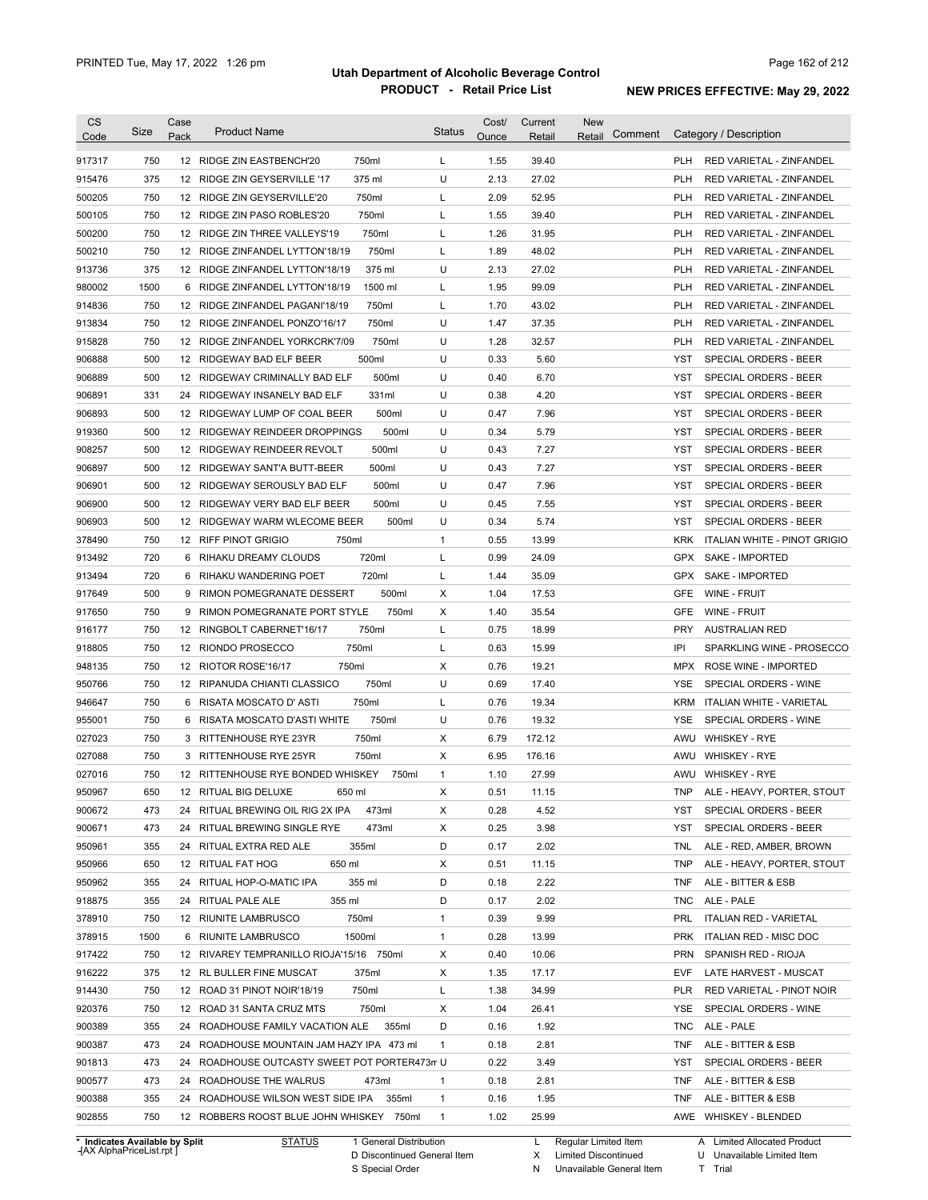# Utah Department of Alcoholic Beverage Control

## PRODUCT - Retail Price List

PRINTED Tue, May 17, 2022 1:26 pm

**NEW PRICES EFFECTIVE: May 29, 2022**

| CS Code | Size | Case Pack | Product Name | | Status | Cost/ Ounce | Current Retail | New Retail | Comment | Category / Description | |
|---|---|---|---|---|---|---|---|---|---|---|---|
| 917317 | 750 | 12 | RIDGE ZIN EASTBENCH'20 | 750ml | L | 1.55 | 39.40 | | | PLH | RED VARIETAL - ZINFANDEL |
| 915476 | 375 | 12 | RIDGE ZIN GEYSERVILLE '17 | 375 ml | U | 2.13 | 27.02 | | | PLH | RED VARIETAL - ZINFANDEL |
| 500205 | 750 | 12 | RIDGE ZIN GEYSERVILLE'20 | 750ml | L | 2.09 | 52.95 | | | PLH | RED VARIETAL - ZINFANDEL |
| 500105 | 750 | 12 | RIDGE ZIN PASO ROBLES'20 | 750ml | L | 1.55 | 39.40 | | | PLH | RED VARIETAL - ZINFANDEL |
| 500200 | 750 | 12 | RIDGE ZIN THREE VALLEYS'19 | 750ml | L | 1.26 | 31.95 | | | PLH | RED VARIETAL - ZINFANDEL |
| 500210 | 750 | 12 | RIDGE ZINFANDEL LYTTON'18/19 | 750ml | L | 1.89 | 48.02 | | | PLH | RED VARIETAL - ZINFANDEL |
| 913736 | 375 | 12 | RIDGE ZINFANDEL LYTTON'18/19 | 375 ml | U | 2.13 | 27.02 | | | PLH | RED VARIETAL - ZINFANDEL |
| 980002 | 1500 | 6 | RIDGE ZINFANDEL LYTTON'18/19 | 1500 ml | L | 1.95 | 99.09 | | | PLH | RED VARIETAL - ZINFANDEL |
| 914836 | 750 | 12 | RIDGE ZINFANDEL PAGANI'18/19 | 750ml | L | 1.70 | 43.02 | | | PLH | RED VARIETAL - ZINFANDEL |
| 913834 | 750 | 12 | RIDGE ZINFANDEL PONZO'16/17 | 750ml | U | 1.47 | 37.35 | | | PLH | RED VARIETAL - ZINFANDEL |
| 915828 | 750 | 12 | RIDGE ZINFANDEL YORKCRK'7/09 | 750ml | U | 1.28 | 32.57 | | | PLH | RED VARIETAL - ZINFANDEL |
| 906888 | 500 | 12 | RIDGEWAY BAD ELF BEER | 500ml | U | 0.33 | 5.60 | | | YST | SPECIAL ORDERS - BEER |
| 906889 | 500 | 12 | RIDGEWAY CRIMINALLY BAD ELF | 500ml | U | 0.40 | 6.70 | | | YST | SPECIAL ORDERS - BEER |
| 906891 | 331 | 24 | RIDGEWAY INSANELY BAD ELF | 331ml | U | 0.38 | 4.20 | | | YST | SPECIAL ORDERS - BEER |
| 906893 | 500 | 12 | RIDGEWAY LUMP OF COAL BEER | 500ml | U | 0.47 | 7.96 | | | YST | SPECIAL ORDERS - BEER |
| 919360 | 500 | 12 | RIDGEWAY REINDEER DROPPINGS | 500ml | U | 0.34 | 5.79 | | | YST | SPECIAL ORDERS - BEER |
| 908257 | 500 | 12 | RIDGEWAY REINDEER REVOLT | 500ml | U | 0.43 | 7.27 | | | YST | SPECIAL ORDERS - BEER |
| 906897 | 500 | 12 | RIDGEWAY SANT'A BUTT-BEER | 500ml | U | 0.43 | 7.27 | | | YST | SPECIAL ORDERS - BEER |
| 906901 | 500 | 12 | RIDGEWAY SEROUSLY BAD ELF | 500ml | U | 0.47 | 7.96 | | | YST | SPECIAL ORDERS - BEER |
| 906900 | 500 | 12 | RIDGEWAY VERY BAD ELF BEER | 500ml | U | 0.45 | 7.55 | | | YST | SPECIAL ORDERS - BEER |
| 906903 | 500 | 12 | RIDGEWAY WARM WLECOME BEER | 500ml | U | 0.34 | 5.74 | | | YST | SPECIAL ORDERS - BEER |
| 378490 | 750 | 12 | RIFF PINOT GRIGIO | 750ml | 1 | 0.55 | 13.99 | | | KRK | ITALIAN WHITE - PINOT GRIGIO |
| 913492 | 720 | 6 | RIHAKU DREAMY CLOUDS | 720ml | L | 0.99 | 24.09 | | | GPX | SAKE - IMPORTED |
| 913494 | 720 | 6 | RIHAKU WANDERING POET | 720ml | L | 1.44 | 35.09 | | | GPX | SAKE - IMPORTED |
| 917649 | 500 | 9 | RIMON POMEGRANATE DESSERT | 500ml | X | 1.04 | 17.53 | | | GFE | WINE - FRUIT |
| 917650 | 750 | 9 | RIMON POMEGRANATE PORT STYLE | 750ml | X | 1.40 | 35.54 | | | GFE | WINE - FRUIT |
| 916177 | 750 | 12 | RINGBOLT CABERNET'16/17 | 750ml | L | 0.75 | 18.99 | | | PRY | AUSTRALIAN RED |
| 918805 | 750 | 12 | RIONDO PROSECCO | 750ml | L | 0.63 | 15.99 | | | IPI | SPARKLING WINE - PROSECCO |
| 948135 | 750 | 12 | RIOTOR ROSE'16/17 | 750ml | X | 0.76 | 19.21 | | | MPX | ROSE WINE - IMPORTED |
| 950766 | 750 | 12 | RIPANUDA CHIANTI CLASSICO | 750ml | U | 0.69 | 17.40 | | | YSE | SPECIAL ORDERS - WINE |
| 946647 | 750 | 6 | RISATA MOSCATO D' ASTI | 750ml | L | 0.76 | 19.34 | | | KRM | ITALIAN WHITE - VARIETAL |
| 955001 | 750 | 6 | RISATA MOSCATO D'ASTI WHITE | 750ml | U | 0.76 | 19.32 | | | YSE | SPECIAL ORDERS - WINE |
| 027023 | 750 | 3 | RITTENHOUSE RYE 23YR | 750ml | X | 6.79 | 172.12 | | | AWU | WHISKEY - RYE |
| 027088 | 750 | 3 | RITTENHOUSE RYE 25YR | 750ml | X | 6.95 | 176.16 | | | AWU | WHISKEY - RYE |
| 027016 | 750 | 12 | RITTENHOUSE RYE BONDED WHISKEY | 750ml | 1 | 1.10 | 27.99 | | | AWU | WHISKEY - RYE |
| 950967 | 650 | 12 | RITUAL BIG DELUXE | 650 ml | X | 0.51 | 11.15 | | | TNP | ALE - HEAVY, PORTER, STOUT |
| 900672 | 473 | 24 | RITUAL BREWING OIL RIG 2X IPA | 473ml | X | 0.28 | 4.52 | | | YST | SPECIAL ORDERS - BEER |
| 900671 | 473 | 24 | RITUAL BREWING SINGLE RYE | 473ml | X | 0.25 | 3.98 | | | YST | SPECIAL ORDERS - BEER |
| 950961 | 355 | 24 | RITUAL EXTRA RED ALE | 355ml | D | 0.17 | 2.02 | | | TNL | ALE - RED, AMBER, BROWN |
| 950966 | 650 | 12 | RITUAL FAT HOG | 650 ml | X | 0.51 | 11.15 | | | TNP | ALE - HEAVY, PORTER, STOUT |
| 950962 | 355 | 24 | RITUAL HOP-O-MATIC IPA | 355 ml | D | 0.18 | 2.22 | | | TNF | ALE - BITTER & ESB |
| 918875 | 355 | 24 | RITUAL PALE ALE | 355 ml | D | 0.17 | 2.02 | | | TNC | ALE - PALE |
| 378910 | 750 | 12 | RIUNITE LAMBRUSCO | 750ml | 1 | 0.39 | 9.99 | | | PRL | ITALIAN RED - VARIETAL |
| 378915 | 1500 | 6 | RIUNITE LAMBRUSCO | 1500ml | 1 | 0.28 | 13.99 | | | PRK | ITALIAN RED - MISC DOC |
| 917422 | 750 | 12 | RIVAREY TEMPRANILLO RIOJA'15/16 | 750ml | X | 0.40 | 10.06 | | | PRN | SPANISH RED - RIOJA |
| 916222 | 375 | 12 | RL BULLER FINE MUSCAT | 375ml | X | 1.35 | 17.17 | | | EVF | LATE HARVEST - MUSCAT |
| 914430 | 750 | 12 | ROAD 31 PINOT NOIR'18/19 | 750ml | L | 1.38 | 34.99 | | | PLR | RED VARIETAL - PINOT NOIR |
| 920376 | 750 | 12 | ROAD 31 SANTA CRUZ MTS | 750ml | X | 1.04 | 26.41 | | | YSE | SPECIAL ORDERS - WINE |
| 900389 | 355 | 24 | ROADHOUSE FAMILY VACATION ALE | 355ml | D | 0.16 | 1.92 | | | TNC | ALE - PALE |
| 900387 | 473 | 24 | ROADHOUSE MOUNTAIN JAM HAZY IPA | 473 ml | 1 | 0.18 | 2.81 | | | TNF | ALE - BITTER & ESB |
| 901813 | 473 | 24 | ROADHOUSE OUTCASTY SWEET POT PORTER | 473ml | U | 0.22 | 3.49 | | | YST | SPECIAL ORDERS - BEER |
| 900577 | 473 | 24 | ROADHOUSE THE WALRUS | 473ml | 1 | 0.18 | 2.81 | | | TNF | ALE - BITTER & ESB |
| 900388 | 355 | 24 | ROADHOUSE WILSON WEST SIDE IPA | 355ml | 1 | 0.16 | 1.95 | | | TNF | ALE - BITTER & ESB |
| 902855 | 750 | 12 | ROBBERS ROOST BLUE JOHN WHISKEY | 750ml | 1 | 1.02 | 25.99 | | | AWE | WHISKEY - BLENDED |

\* Indicates Available by Split

| STATUS | | | |
|---|---|---|---|
| 1 General Distribution | L Regular Limited Item | A Limited Allocated Product |
| D Discontinued General Item | X Limited Discontinued | U Unavailable Limited Item |
| S Special Order | N Unavailable General Item | T Trial |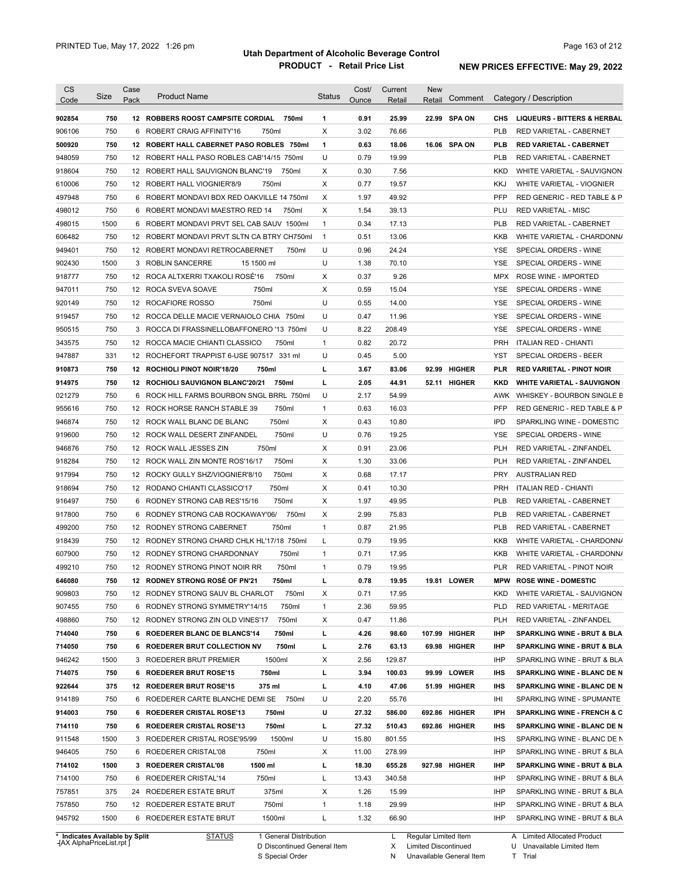# Utah Department of Alcoholic Beverage Control

## PRODUCT - Retail Price List

PRINTED Tue, May 17, 2022 1:26 pm

**NEW PRICES EFFECTIVE: May 29, 2022**

| CS Code | Size | Case Pack | Product Name | Status | Cost/ Ounce | Current Retail | New Retail | Comment | Category / Description |
|---|---|---|---|---|---|---|---|---|---|
| **902854** | **750** | **12** | **ROBBERS ROOST CAMPSITE CORDIAL 750ml** | **1** | **0.91** | **25.99** | **22.99** | **SPA ON** | **CHS LIQUEURS - BITTERS & HERBAL** |
| 906106 | 750 | 6 | ROBERT CRAIG AFFINITY'16 750ml | X | 3.02 | 76.66 | | | PLB RED VARIETAL - CABERNET |
| **500920** | **750** | **12** | **ROBERT HALL CABERNET PASO ROBLES 750ml** | **1** | **0.63** | **18.06** | **16.06** | **SPA ON** | **PLB RED VARIETAL - CABERNET** |
| 948059 | 750 | 12 | ROBERT HALL PASO ROBLES CAB'14/15 750ml | U | 0.79 | 19.99 | | | PLB RED VARIETAL - CABERNET |
| 918604 | 750 | 12 | ROBERT HALL SAUVIGNON BLANC'19 750ml | X | 0.30 | 7.56 | | | KKD WHITE VARIETAL - SAUVIGNON |
| 610006 | 750 | 12 | ROBERT HALL VIOGNIER'8/9 750ml | X | 0.77 | 19.57 | | | KKJ WHITE VARIETAL - VIOGNIER |
| 497948 | 750 | 6 | ROBERT MONDAVI BDX RED OAKVILLE 14 750ml | X | 1.97 | 49.92 | | | PFP RED GENERIC - RED TABLE & P |
| 498012 | 750 | 6 | ROBERT MONDAVI MAESTRO RED 14 750ml | X | 1.54 | 39.13 | | | PLU RED VARIETAL - MISC |
| 498015 | 1500 | 6 | ROBERT MONDAVI PRVT SEL CAB SAUV 1500ml | 1 | 0.34 | 17.13 | | | PLB RED VARIETAL - CABERNET |
| 606482 | 750 | 12 | ROBERT MONDAVI PRVT SLTN CA BTRY CH750ml | 1 | 0.51 | 13.06 | | | KKB WHITE VARIETAL - CHARDONNA |
| 949401 | 750 | 12 | ROBERT MONDAVI RETROCABERNET 750ml | U | 0.96 | 24.24 | | | YSE SPECIAL ORDERS - WINE |
| 902430 | 1500 | 3 | ROBLIN SANCERRE 15 1500 ml | U | 1.38 | 70.10 | | | YSE SPECIAL ORDERS - WINE |
| 918777 | 750 | 12 | ROCA ALTXERRI TXAKOLI ROSÉ'16 750ml | X | 0.37 | 9.26 | | | MPX ROSE WINE - IMPORTED |
| 947011 | 750 | 12 | ROCA SVEVA SOAVE 750ml | X | 0.59 | 15.04 | | | YSE SPECIAL ORDERS - WINE |
| 920149 | 750 | 12 | ROCAFIORE ROSSO 750ml | U | 0.55 | 14.00 | | | YSE SPECIAL ORDERS - WINE |
| 919457 | 750 | 12 | ROCCA DELLE MACIE VERNAIOLO CHIA 750ml | U | 0.47 | 11.96 | | | YSE SPECIAL ORDERS - WINE |
| 950515 | 750 | 3 | ROCCA DI FRASSINELLOBAFFONERO '13 750ml | U | 8.22 | 208.49 | | | YSE SPECIAL ORDERS - WINE |
| 343575 | 750 | 12 | ROCCA MACIE CHIANTI CLASSICO 750ml | 1 | 0.82 | 20.72 | | | PRH ITALIAN RED - CHIANTI |
| 947887 | 331 | 12 | ROCHEFORT TRAPPIST 6-USE 907517 331 ml | U | 0.45 | 5.00 | | | YST SPECIAL ORDERS - BEER |
| **910873** | **750** | **12** | **ROCHIOLI PINOT NOIR'18/20 750ml** | **L** | **3.67** | **83.06** | **92.99** | **HIGHER** | **PLR RED VARIETAL - PINOT NOIR** |
| **914975** | **750** | **12** | **ROCHIOLI SAUVIGNON BLANC'20/21 750ml** | **L** | **2.05** | **44.91** | **52.11** | **HIGHER** | **KKD WHITE VARIETAL - SAUVIGNON** |
| 021279 | 750 | 6 | ROCK HILL FARMS BOURBON SNGL BRRL 750ml | U | 2.17 | 54.99 | | | AWK WHISKEY - BOURBON SINGLE B |
| 955616 | 750 | 12 | ROCK HORSE RANCH STABLE 39 750ml | 1 | 0.63 | 16.03 | | | PFP RED GENERIC - RED TABLE & P |
| 946874 | 750 | 12 | ROCK WALL BLANC DE BLANC 750ml | X | 0.43 | 10.80 | | | IPD SPARKLING WINE - DOMESTIC |
| 919600 | 750 | 12 | ROCK WALL DESERT ZINFANDEL 750ml | U | 0.76 | 19.25 | | | YSE SPECIAL ORDERS - WINE |
| 946876 | 750 | 12 | ROCK WALL JESSES ZIN 750ml | X | 0.91 | 23.06 | | | PLH RED VARIETAL - ZINFANDEL |
| 918284 | 750 | 12 | ROCK WALL ZIN MONTE ROS'16/17 750ml | X | 1.30 | 33.06 | | | PLH RED VARIETAL - ZINFANDEL |
| 917994 | 750 | 12 | ROCKY GULLY SHZ/VIOGNIER'8/10 750ml | X | 0.68 | 17.17 | | | PRY AUSTRALIAN RED |
| 918694 | 750 | 12 | RODANO CHIANTI CLASSICO'17 750ml | X | 0.41 | 10.30 | | | PRH ITALIAN RED - CHIANTI |
| 916497 | 750 | 6 | RODNEY STRONG CAB RES'15/16 750ml | X | 1.97 | 49.95 | | | PLB RED VARIETAL - CABERNET |
| 917800 | 750 | 6 | RODNEY STRONG CAB ROCKAWAY'06/ 750ml | X | 2.99 | 75.83 | | | PLB RED VARIETAL - CABERNET |
| 499200 | 750 | 12 | RODNEY STRONG CABERNET 750ml | 1 | 0.87 | 21.95 | | | PLB RED VARIETAL - CABERNET |
| 918439 | 750 | 12 | RODNEY STRONG CHARD CHLK HL'17/18 750ml | L | 0.79 | 19.95 | | | KKB WHITE VARIETAL - CHARDONNA |
| 607900 | 750 | 12 | RODNEY STRONG CHARDONNAY 750ml | 1 | 0.71 | 17.95 | | | KKB WHITE VARIETAL - CHARDONNA |
| 499210 | 750 | 12 | RODNEY STRONG PINOT NOIR RR 750ml | 1 | 0.79 | 19.95 | | | PLR RED VARIETAL - PINOT NOIR |
| **646080** | **750** | **12** | **RODNEY STRONG ROSÉ OF PN'21 750ml** | **L** | **0.78** | **19.95** | **19.81** | **LOWER** | **MPW ROSE WINE - DOMESTIC** |
| 909803 | 750 | 12 | RODNEY STRONG SAUV BL CHARLOT 750ml | X | 0.71 | 17.95 | | | KKD WHITE VARIETAL - SAUVIGNON |
| 907455 | 750 | 6 | RODNEY STRONG SYMMETRY'14/15 750ml | 1 | 2.36 | 59.95 | | | PLD RED VARIETAL - MERITAGE |
| 498860 | 750 | 12 | RODNEY STRONG ZIN OLD VINES'17 750ml | X | 0.47 | 11.86 | | | PLH RED VARIETAL - ZINFANDEL |
| **714040** | **750** | **6** | **ROEDERER BLANC DE BLANCS'14 750ml** | **L** | **4.26** | **98.60** | **107.99** | **HIGHER** | **IHP SPARKLING WINE - BRUT & BLA** |
| **714050** | **750** | **6** | **ROEDERER BRUT COLLECTION NV 750ml** | **L** | **2.76** | **63.13** | **69.98** | **HIGHER** | **IHP SPARKLING WINE - BRUT & BLA** |
| 946242 | 1500 | 3 | ROEDERER BRUT PREMIER 1500ml | X | 2.56 | 129.87 | | | IHP SPARKLING WINE - BRUT & BLA |
| **714075** | **750** | **6** | **ROEDERER BRUT ROSE'15 750ml** | **L** | **3.94** | **100.03** | **99.99** | **LOWER** | **IHS SPARKLING WINE - BLANC DE N** |
| **922644** | **375** | **12** | **ROEDERER BRUT ROSE'15 375 ml** | **L** | **4.10** | **47.06** | **51.99** | **HIGHER** | **IHS SPARKLING WINE - BLANC DE N** |
| 914189 | 750 | 6 | ROEDERER CARTE BLANCHE DEMI SE 750ml | U | 2.20 | 55.76 | | | IHI SPARKLING WINE - SPUMANTE |
| **914003** | **750** | **6** | **ROEDERER CRISTAL ROSE'13 750ml** | **U** | **27.32** | **586.00** | **692.86** | **HIGHER** | **IPH SPARKLING WINE - FRENCH & C** |
| **714110** | **750** | **6** | **ROEDERER CRISTAL ROSE'13 750ml** | **L** | **27.32** | **510.43** | **692.86** | **HIGHER** | **IHS SPARKLING WINE - BLANC DE N** |
| 911548 | 1500 | 3 | ROEDERER CRISTAL ROSE'95/99 1500ml | U | 15.80 | 801.55 | | | IHS SPARKLING WINE - BLANC DE N |
| 946405 | 750 | 6 | ROEDERER CRISTAL'08 750ml | X | 11.00 | 278.99 | | | IHP SPARKLING WINE - BRUT & BLA |
| **714102** | **1500** | **3** | **ROEDERER CRISTAL'08 1500 ml** | **L** | **18.30** | **655.28** | **927.98** | **HIGHER** | **IHP SPARKLING WINE - BRUT & BLA** |
| 714100 | 750 | 6 | ROEDERER CRISTAL'14 750ml | L | 13.43 | 340.58 | | | IHP SPARKLING WINE - BRUT & BLA |
| 757851 | 375 | 24 | ROEDERER ESTATE BRUT 375ml | X | 1.26 | 15.99 | | | IHP SPARKLING WINE - BRUT & BLA |
| 757850 | 750 | 12 | ROEDERER ESTATE BRUT 750ml | 1 | 1.18 | 29.99 | | | IHP SPARKLING WINE - BRUT & BLA |
| 945792 | 1500 | 6 | ROEDERER ESTATE BRUT 1500ml | L | 1.32 | 66.90 | | | IHP SPARKLING WINE - BRUT & BLA |

\* Indicates Available by Split
-[AX AlphaPriceList.rpt ]

STATUS: 1 General Distribution; D Discontinued General Item; S Special Order; L Regular Limited Item; X Limited Discontinued; N Unavailable General Item; A Limited Allocated Product; U Unavailable Limited Item; T Trial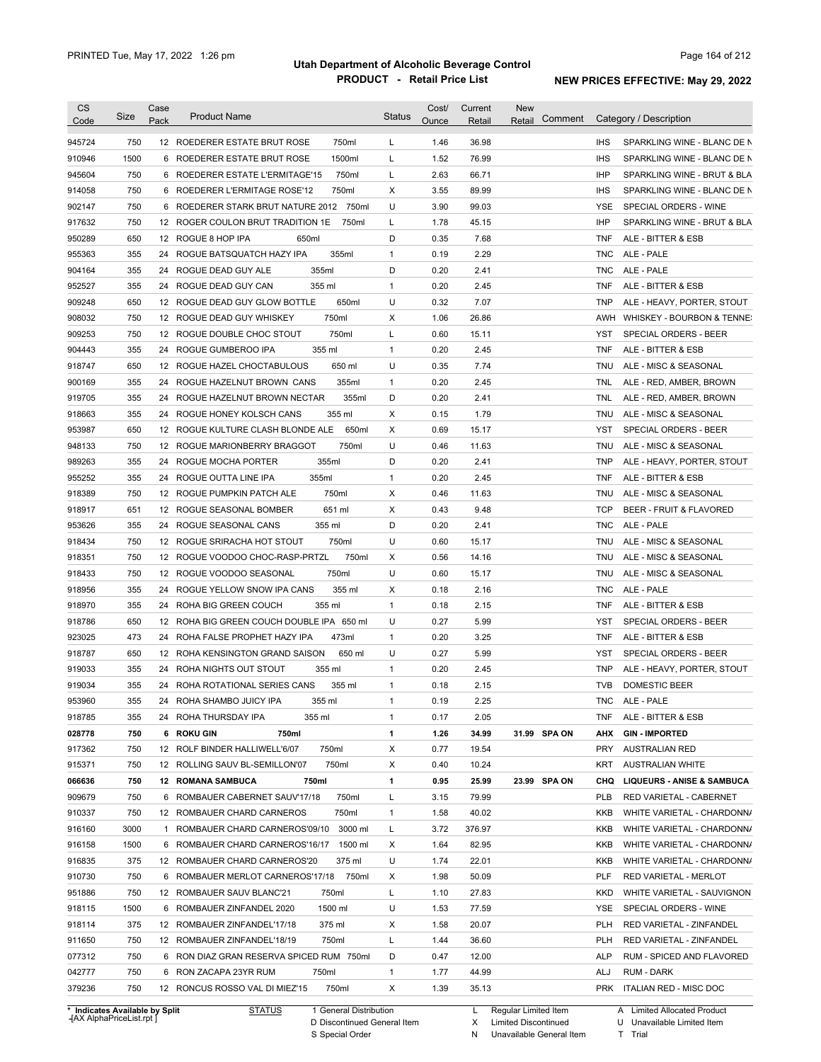# Utah Department of Alcoholic Beverage Control

## PRODUCT - Retail Price List

PRINTED Tue, May 17, 2022 1:26 pm

**NEW PRICES EFFECTIVE: May 29, 2022**

| CS Code | Size | Case Pack | Product Name | | Status | Cost/ Ounce | Current Retail | New Retail | Comment | Category / Description | |
|---|---|---|---|---|---|---|---|---|---|---|---|
| 945724 | 750 | 12 | ROEDERER ESTATE BRUT ROSE | 750ml | L | 1.46 | 36.98 | | | IHS | SPARKLING WINE - BLANC DE N |
| 910946 | 1500 | 6 | ROEDERER ESTATE BRUT ROSE | 1500ml | L | 1.52 | 76.99 | | | IHS | SPARKLING WINE - BLANC DE N |
| 945604 | 750 | 6 | ROEDERER ESTATE L'ERMITAGE'15 | 750ml | L | 2.63 | 66.71 | | | IHP | SPARKLING WINE - BRUT & BLA |
| 914058 | 750 | 6 | ROEDERER L'ERMITAGE ROSE'12 | 750ml | X | 3.55 | 89.99 | | | IHS | SPARKLING WINE - BLANC DE N |
| 902147 | 750 | 6 | ROEDERER STARK BRUT NATURE 2012 | 750ml | U | 3.90 | 99.03 | | | YSE | SPECIAL ORDERS - WINE |
| 917632 | 750 | 12 | ROGER COULON BRUT TRADITION 1E | 750ml | L | 1.78 | 45.15 | | | IHP | SPARKLING WINE - BRUT & BLA |
| 950289 | 650 | 12 | ROGUE 8 HOP IPA | 650ml | D | 0.35 | 7.68 | | | TNF | ALE - BITTER & ESB |
| 955363 | 355 | 24 | ROGUE BATSQUATCH HAZY IPA | 355ml | 1 | 0.19 | 2.29 | | | TNC | ALE - PALE |
| 904164 | 355 | 24 | ROGUE DEAD GUY ALE | 355ml | D | 0.20 | 2.41 | | | TNC | ALE - PALE |
| 952527 | 355 | 24 | ROGUE DEAD GUY CAN | 355 ml | 1 | 0.20 | 2.45 | | | TNF | ALE - BITTER & ESB |
| 909248 | 650 | 12 | ROGUE DEAD GUY GLOW BOTTLE | 650ml | U | 0.32 | 7.07 | | | TNP | ALE - HEAVY, PORTER, STOUT |
| 908032 | 750 | 12 | ROGUE DEAD GUY WHISKEY | 750ml | X | 1.06 | 26.86 | | | AWH | WHISKEY - BOURBON & TENNE: |
| 909253 | 750 | 12 | ROGUE DOUBLE CHOC STOUT | 750ml | L | 0.60 | 15.11 | | | YST | SPECIAL ORDERS - BEER |
| 904443 | 355 | 24 | ROGUE GUMBEROO IPA | 355 ml | 1 | 0.20 | 2.45 | | | TNF | ALE - BITTER & ESB |
| 918747 | 650 | 12 | ROGUE HAZEL CHOCTABULOUS | 650 ml | U | 0.35 | 7.74 | | | TNU | ALE - MISC & SEASONAL |
| 900169 | 355 | 24 | ROGUE HAZELNUT BROWN CANS | 355ml | 1 | 0.20 | 2.45 | | | TNL | ALE - RED, AMBER, BROWN |
| 919705 | 355 | 24 | ROGUE HAZELNUT BROWN NECTAR | 355ml | D | 0.20 | 2.41 | | | TNL | ALE - RED, AMBER, BROWN |
| 918663 | 355 | 24 | ROGUE HONEY KOLSCH CANS | 355 ml | X | 0.15 | 1.79 | | | TNU | ALE - MISC & SEASONAL |
| 953987 | 650 | 12 | ROGUE KULTURE CLASH BLONDE ALE | 650ml | X | 0.69 | 15.17 | | | YST | SPECIAL ORDERS - BEER |
| 948133 | 750 | 12 | ROGUE MARIONBERRY BRAGGOT | 750ml | U | 0.46 | 11.63 | | | TNU | ALE - MISC & SEASONAL |
| 989263 | 355 | 24 | ROGUE MOCHA PORTER | 355ml | D | 0.20 | 2.41 | | | TNP | ALE - HEAVY, PORTER, STOUT |
| 955252 | 355 | 24 | ROGUE OUTTA LINE IPA | 355ml | 1 | 0.20 | 2.45 | | | TNF | ALE - BITTER & ESB |
| 918389 | 750 | 12 | ROGUE PUMPKIN PATCH ALE | 750ml | X | 0.46 | 11.63 | | | TNU | ALE - MISC & SEASONAL |
| 918917 | 651 | 12 | ROGUE SEASONAL BOMBER | 651 ml | X | 0.43 | 9.48 | | | TCP | BEER - FRUIT & FLAVORED |
| 953626 | 355 | 24 | ROGUE SEASONAL CANS | 355 ml | D | 0.20 | 2.41 | | | TNC | ALE - PALE |
| 918434 | 750 | 12 | ROGUE SRIRACHA HOT STOUT | 750ml | U | 0.60 | 15.17 | | | TNU | ALE - MISC & SEASONAL |
| 918351 | 750 | 12 | ROGUE VOODOO CHOC-RASP-PRTZL | 750ml | X | 0.56 | 14.16 | | | TNU | ALE - MISC & SEASONAL |
| 918433 | 750 | 12 | ROGUE VOODOO SEASONAL | 750ml | U | 0.60 | 15.17 | | | TNU | ALE - MISC & SEASONAL |
| 918956 | 355 | 24 | ROGUE YELLOW SNOW IPA CANS | 355 ml | X | 0.18 | 2.16 | | | TNC | ALE - PALE |
| 918970 | 355 | 24 | ROHA BIG GREEN COUCH | 355 ml | 1 | 0.18 | 2.15 | | | TNF | ALE - BITTER & ESB |
| 918786 | 650 | 12 | ROHA BIG GREEN COUCH DOUBLE IPA | 650 ml | U | 0.27 | 5.99 | | | YST | SPECIAL ORDERS - BEER |
| 923025 | 473 | 24 | ROHA FALSE PROPHET HAZY IPA | 473ml | 1 | 0.20 | 3.25 | | | TNF | ALE - BITTER & ESB |
| 918787 | 650 | 12 | ROHA KENSINGTON GRAND SAISON | 650 ml | U | 0.27 | 5.99 | | | YST | SPECIAL ORDERS - BEER |
| 919033 | 355 | 24 | ROHA NIGHTS OUT STOUT | 355 ml | 1 | 0.20 | 2.45 | | | TNP | ALE - HEAVY, PORTER, STOUT |
| 919034 | 355 | 24 | ROHA ROTATIONAL SERIES CANS | 355 ml | 1 | 0.18 | 2.15 | | | TVB | DOMESTIC BEER |
| 953960 | 355 | 24 | ROHA SHAMBO JUICY IPA | 355 ml | 1 | 0.19 | 2.25 | | | TNC | ALE - PALE |
| 918785 | 355 | 24 | ROHA THURSDAY IPA | 355 ml | 1 | 0.17 | 2.05 | | | TNF | ALE - BITTER & ESB |
| **028778** | **750** | **6** | **ROKU GIN** | **750ml** | **1** | **1.26** | **34.99** | **31.99** | **SPA ON** | **AHX** | **GIN - IMPORTED** |
| 917362 | 750 | 12 | ROLF BINDER HALLIWELL'6/07 | 750ml | X | 0.77 | 19.54 | | | PRY | AUSTRALIAN RED |
| 915371 | 750 | 12 | ROLLING SAUV BL-SEMILLON'07 | 750ml | X | 0.40 | 10.24 | | | KRT | AUSTRALIAN WHITE |
| **066636** | **750** | **12** | **ROMANA SAMBUCA** | **750ml** | **1** | **0.95** | **25.99** | **23.99** | **SPA ON** | **CHQ** | **LIQUEURS - ANISE & SAMBUCA** |
| 909679 | 750 | 6 | ROMBAUER CABERNET SAUV'17/18 | 750ml | L | 3.15 | 79.99 | | | PLB | RED VARIETAL - CABERNET |
| 910337 | 750 | 12 | ROMBAUER CHARD CARNEROS | 750ml | 1 | 1.58 | 40.02 | | | KKB | WHITE VARIETAL - CHARDONNA |
| 916160 | 3000 | 1 | ROMBAUER CHARD CARNEROS'09/10 | 3000 ml | L | 3.72 | 376.97 | | | KKB | WHITE VARIETAL - CHARDONNA |
| 916158 | 1500 | 6 | ROMBAUER CHARD CARNEROS'16/17 | 1500 ml | X | 1.64 | 82.95 | | | KKB | WHITE VARIETAL - CHARDONNA |
| 916835 | 375 | 12 | ROMBAUER CHARD CARNEROS'20 | 375 ml | U | 1.74 | 22.01 | | | KKB | WHITE VARIETAL - CHARDONNA |
| 910730 | 750 | 6 | ROMBAUER MERLOT CARNEROS'17/18 | 750ml | X | 1.98 | 50.09 | | | PLF | RED VARIETAL - MERLOT |
| 951886 | 750 | 12 | ROMBAUER SAUV BLANC'21 | 750ml | L | 1.10 | 27.83 | | | KKD | WHITE VARIETAL - SAUVIGNON |
| 918115 | 1500 | 6 | ROMBAUER ZINFANDEL 2020 | 1500 ml | U | 1.53 | 77.59 | | | YSE | SPECIAL ORDERS - WINE |
| 918114 | 375 | 12 | ROMBAUER ZINFANDEL'17/18 | 375 ml | X | 1.58 | 20.07 | | | PLH | RED VARIETAL - ZINFANDEL |
| 911650 | 750 | 12 | ROMBAUER ZINFANDEL'18/19 | 750ml | L | 1.44 | 36.60 | | | PLH | RED VARIETAL - ZINFANDEL |
| 077312 | 750 | 6 | RON DIAZ GRAN RESERVA SPICED RUM | 750ml | D | 0.47 | 12.00 | | | ALP | RUM - SPICED AND FLAVORED |
| 042777 | 750 | 6 | RON ZACAPA 23YR RUM | 750ml | 1 | 1.77 | 44.99 | | | ALJ | RUM - DARK |
| 379236 | 750 | 12 | RONCUS ROSSO VAL DI MIEZ'15 | 750ml | X | 1.39 | 35.13 | | | PRK | ITALIAN RED - MISC DOC |

\* Indicates Available by Split

STATUS: 1 General Distribution; D Discontinued General Item; S Special Order; L Regular Limited Item; X Limited Discontinued; N Unavailable General Item; A Limited Allocated Product; U Unavailable Limited Item; T Trial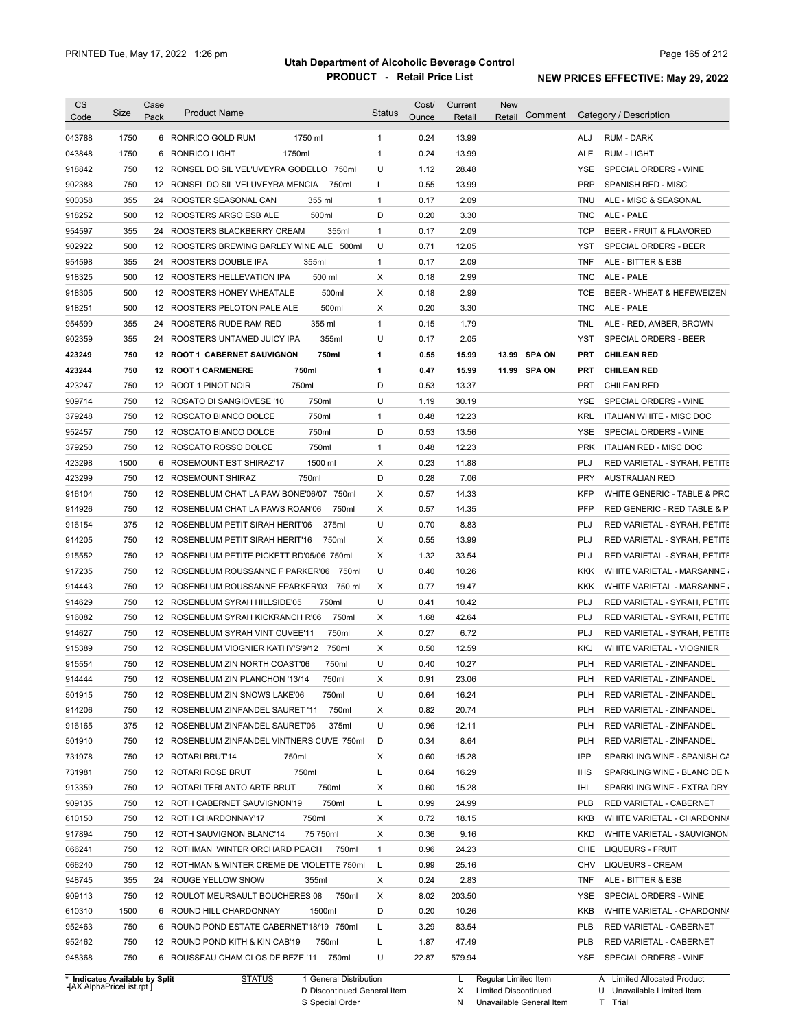# Utah Department of Alcoholic Beverage Control

## PRODUCT - Retail Price List

PRINTED Tue, May 17, 2022 1:26 pm

**NEW PRICES EFFECTIVE: May 29, 2022**

| CS Code | Size | Case Pack | Product Name | Status | Cost/ Ounce | Current Retail | New Retail | Comment | Category / Description | |
|---|---|---|---|---|---|---|---|---|---|---|
| 043788 | 1750 | 6 | RONRICO GOLD RUM 1750 ml | 1 | 0.24 | 13.99 | | | ALJ | RUM - DARK |
| 043848 | 1750 | 6 | RONRICO LIGHT 1750ml | 1 | 0.24 | 13.99 | | | ALE | RUM - LIGHT |
| 918842 | 750 | 12 | RONSEL DO SIL VEL'UVEYRA GODELLO 750ml | U | 1.12 | 28.48 | | | YSE | SPECIAL ORDERS - WINE |
| 902388 | 750 | 12 | RONSEL DO SIL VELUVEYRA MENCIA 750ml | L | 0.55 | 13.99 | | | PRP | SPANISH RED - MISC |
| 900358 | 355 | 24 | ROOSTER SEASONAL CAN 355 ml | 1 | 0.17 | 2.09 | | | TNU | ALE - MISC & SEASONAL |
| 918252 | 500 | 12 | ROOSTERS ARGO ESB ALE 500ml | D | 0.20 | 3.30 | | | TNC | ALE - PALE |
| 954597 | 355 | 24 | ROOSTERS BLACKBERRY CREAM 355ml | 1 | 0.17 | 2.09 | | | TCP | BEER - FRUIT & FLAVORED |
| 902922 | 500 | 12 | ROOSTERS BREWING BARLEY WINE ALE 500ml | U | 0.71 | 12.05 | | | YST | SPECIAL ORDERS - BEER |
| 954598 | 355 | 24 | ROOSTERS DOUBLE IPA 355ml | 1 | 0.17 | 2.09 | | | TNF | ALE - BITTER & ESB |
| 918325 | 500 | 12 | ROOSTERS HELLEVATION IPA 500 ml | X | 0.18 | 2.99 | | | TNC | ALE - PALE |
| 918305 | 500 | 12 | ROOSTERS HONEY WHEATALE 500ml | X | 0.18 | 2.99 | | | TCE | BEER - WHEAT & HEFEWEIZEN |
| 918251 | 500 | 12 | ROOSTERS PELOTON PALE ALE 500ml | X | 0.20 | 3.30 | | | TNC | ALE - PALE |
| 954599 | 355 | 24 | ROOSTERS RUDE RAM RED 355 ml | 1 | 0.15 | 1.79 | | | TNL | ALE - RED, AMBER, BROWN |
| 902359 | 355 | 24 | ROOSTERS UNTAMED JUICY IPA 355ml | U | 0.17 | 2.05 | | | YST | SPECIAL ORDERS - BEER |
| **423249** | **750** | **12** | **ROOT 1 CABERNET SAUVIGNON 750ml** | **1** | **0.55** | **15.99** | **13.99** | **SPA ON** | **PRT** | **CHILEAN RED** |
| **423244** | **750** | **12** | **ROOT 1 CARMENERE 750ml** | **1** | **0.47** | **15.99** | **11.99** | **SPA ON** | **PRT** | **CHILEAN RED** |
| 423247 | 750 | 12 | ROOT 1 PINOT NOIR 750ml | D | 0.53 | 13.37 | | | PRT | CHILEAN RED |
| 909714 | 750 | 12 | ROSATO DI SANGIOVESE '10 750ml | U | 1.19 | 30.19 | | | YSE | SPECIAL ORDERS - WINE |
| 379248 | 750 | 12 | ROSCATO BIANCO DOLCE 750ml | 1 | 0.48 | 12.23 | | | KRL | ITALIAN WHITE - MISC DOC |
| 952457 | 750 | 12 | ROSCATO BIANCO DOLCE 750ml | D | 0.53 | 13.56 | | | YSE | SPECIAL ORDERS - WINE |
| 379250 | 750 | 12 | ROSCATO ROSSO DOLCE 750ml | 1 | 0.48 | 12.23 | | | PRK | ITALIAN RED - MISC DOC |
| 423298 | 1500 | 6 | ROSEMOUNT EST SHIRAZ'17 1500 ml | X | 0.23 | 11.88 | | | PLJ | RED VARIETAL - SYRAH, PETITE |
| 423299 | 750 | 12 | ROSEMOUNT SHIRAZ 750ml | D | 0.28 | 7.06 | | | PRY | AUSTRALIAN RED |
| 916104 | 750 | 12 | ROSENBLUM CHAT LA PAW BONE'06/07 750ml | X | 0.57 | 14.33 | | | KFP | WHITE GENERIC - TABLE & PRC |
| 914926 | 750 | 12 | ROSENBLUM CHAT LA PAWS ROAN'06 750ml | X | 0.57 | 14.35 | | | PFP | RED GENERIC - RED TABLE & P |
| 916154 | 375 | 12 | ROSENBLUM PETIT SIRAH HERIT'06 375ml | U | 0.70 | 8.83 | | | PLJ | RED VARIETAL - SYRAH, PETITE |
| 914205 | 750 | 12 | ROSENBLUM PETIT SIRAH HERIT'16 750ml | X | 0.55 | 13.99 | | | PLJ | RED VARIETAL - SYRAH, PETITE |
| 915552 | 750 | 12 | ROSENBLUM PETITE PICKETT RD'05/06 750ml | X | 1.32 | 33.54 | | | PLJ | RED VARIETAL - SYRAH, PETITE |
| 917235 | 750 | 12 | ROSENBLUM ROUSSANNE F PARKER'06 750ml | U | 0.40 | 10.26 | | | KKK | WHITE VARIETAL - MARSANNE |
| 914443 | 750 | 12 | ROSENBLUM ROUSSANNE FPARKER'03 750 ml | X | 0.77 | 19.47 | | | KKK | WHITE VARIETAL - MARSANNE |
| 914629 | 750 | 12 | ROSENBLUM SYRAH HILLSIDE'05 750ml | U | 0.41 | 10.42 | | | PLJ | RED VARIETAL - SYRAH, PETITE |
| 916082 | 750 | 12 | ROSENBLUM SYRAH KICKRANCH R'06 750ml | X | 1.68 | 42.64 | | | PLJ | RED VARIETAL - SYRAH, PETITE |
| 914627 | 750 | 12 | ROSENBLUM SYRAH VINT CUVEE'11 750ml | X | 0.27 | 6.72 | | | PLJ | RED VARIETAL - SYRAH, PETITE |
| 915389 | 750 | 12 | ROSENBLUM VIOGNIER KATHY'S'9/12 750ml | X | 0.50 | 12.59 | | | KKJ | WHITE VARIETAL - VIOGNIER |
| 915554 | 750 | 12 | ROSENBLUM ZIN NORTH COAST'06 750ml | U | 0.40 | 10.27 | | | PLH | RED VARIETAL - ZINFANDEL |
| 914444 | 750 | 12 | ROSENBLUM ZIN PLANCHON '13/14 750ml | X | 0.91 | 23.06 | | | PLH | RED VARIETAL - ZINFANDEL |
| 501915 | 750 | 12 | ROSENBLUM ZIN SNOWS LAKE'06 750ml | U | 0.64 | 16.24 | | | PLH | RED VARIETAL - ZINFANDEL |
| 914206 | 750 | 12 | ROSENBLUM ZINFANDEL SAURET '11 750ml | X | 0.82 | 20.74 | | | PLH | RED VARIETAL - ZINFANDEL |
| 916165 | 375 | 12 | ROSENBLUM ZINFANDEL SAURET'06 375ml | U | 0.96 | 12.11 | | | PLH | RED VARIETAL - ZINFANDEL |
| 501910 | 750 | 12 | ROSENBLUM ZINFANDEL VINTNERS CUVE 750ml | D | 0.34 | 8.64 | | | PLH | RED VARIETAL - ZINFANDEL |
| 731978 | 750 | 12 | ROTARI BRUT'14 750ml | X | 0.60 | 15.28 | | | IPP | SPARKLING WINE - SPANISH CA |
| 731981 | 750 | 12 | ROTARI ROSE BRUT 750ml | L | 0.64 | 16.29 | | | IHS | SPARKLING WINE - BLANC DE N |
| 913359 | 750 | 12 | ROTARI TERLANTO ARTE BRUT 750ml | X | 0.60 | 15.28 | | | IHL | SPARKLING WINE - EXTRA DRY |
| 909135 | 750 | 12 | ROTH CABERNET SAUVIGNON'19 750ml | L | 0.99 | 24.99 | | | PLB | RED VARIETAL - CABERNET |
| 610150 | 750 | 12 | ROTH CHARDONNAY'17 750ml | X | 0.72 | 18.15 | | | KKB | WHITE VARIETAL - CHARDONNA |
| 917894 | 750 | 12 | ROTH SAUVIGNON BLANC'14 75 750ml | X | 0.36 | 9.16 | | | KKD | WHITE VARIETAL - SAUVIGNON |
| 066241 | 750 | 12 | ROTHMAN WINTER ORCHARD PEACH 750ml | 1 | 0.96 | 24.23 | | | CHE | LIQUEURS - FRUIT |
| 066240 | 750 | 12 | ROTHMAN & WINTER CREME DE VIOLETTE 750ml | L | 0.99 | 25.16 | | | CHV | LIQUEURS - CREAM |
| 948745 | 355 | 24 | ROUGE YELLOW SNOW 355ml | X | 0.24 | 2.83 | | | TNF | ALE - BITTER & ESB |
| 909113 | 750 | 12 | ROULOT MEURSAULT BOUCHERES 08 750ml | X | 8.02 | 203.50 | | | YSE | SPECIAL ORDERS - WINE |
| 610310 | 1500 | 6 | ROUND HILL CHARDONNAY 1500ml | D | 0.20 | 10.26 | | | KKB | WHITE VARIETAL - CHARDONNA |
| 952463 | 750 | 6 | ROUND POND ESTATE CABERNET'18/19 750ml | L | 3.29 | 83.54 | | | PLB | RED VARIETAL - CABERNET |
| 952462 | 750 | 12 | ROUND POND KITH & KIN CAB'19 750ml | L | 1.87 | 47.49 | | | PLB | RED VARIETAL - CABERNET |
| 948368 | 750 | 6 | ROUSSEAU CHAM CLOS DE BEZE '11 750ml | U | 22.87 | 579.94 | | | YSE | SPECIAL ORDERS - WINE |

\* Indicates Available by Split

STATUS: 1 General Distribution; D Discontinued General Item; S Special Order; L Regular Limited Item; X Limited Discontinued; N Unavailable General Item; A Limited Allocated Product; U Unavailable Limited Item; T Trial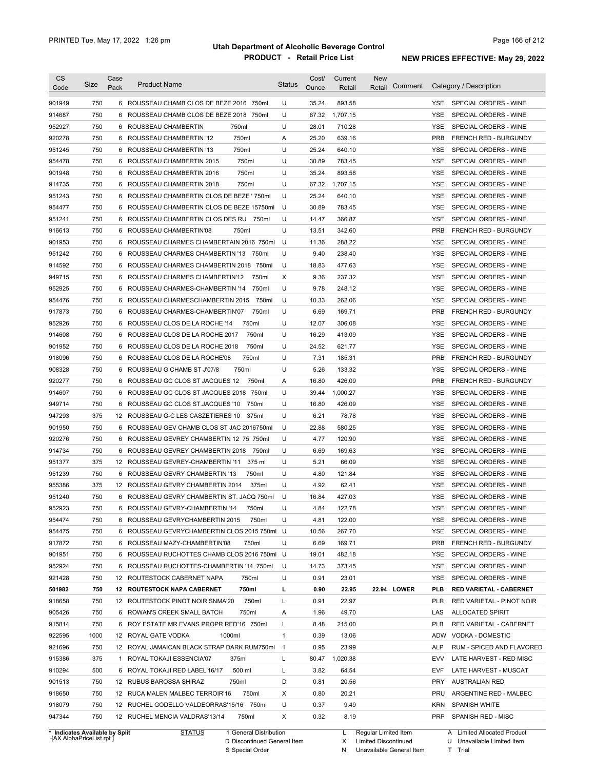# Utah Department of Alcoholic Beverage Control

## PRODUCT - Retail Price List

PRINTED Tue, May 17, 2022 1:26 pm

**NEW PRICES EFFECTIVE: May 29, 2022**

| CS Code | Size | Case Pack | Product Name | Status | Cost/ Ounce | Current Retail | New Retail | Comment | Category / Description |
|---|---|---|---|---|---|---|---|---|---|
| 901949 | 750 | 6 | ROUSSEAU CHAMB CLOS DE BEZE 2016 750ml | U | 35.24 | 893.58 | | | YSE SPECIAL ORDERS - WINE |
| 914687 | 750 | 6 | ROUSSEAU CHAMB CLOS DE BEZE 2018 750ml | U | 67.32 | 1,707.15 | | | YSE SPECIAL ORDERS - WINE |
| 952927 | 750 | 6 | ROUSSEAU CHAMBERTIN 750ml | U | 28.01 | 710.28 | | | YSE SPECIAL ORDERS - WINE |
| 920278 | 750 | 6 | ROUSSEAU CHAMBERTIN '12 750ml | A | 25.20 | 639.16 | | | PRB FRENCH RED - BURGUNDY |
| 951245 | 750 | 6 | ROUSSEAU CHAMBERTIN '13 750ml | U | 25.24 | 640.10 | | | YSE SPECIAL ORDERS - WINE |
| 954478 | 750 | 6 | ROUSSEAU CHAMBERTIN 2015 750ml | U | 30.89 | 783.45 | | | YSE SPECIAL ORDERS - WINE |
| 901948 | 750 | 6 | ROUSSEAU CHAMBERTIN 2016 750ml | U | 35.24 | 893.58 | | | YSE SPECIAL ORDERS - WINE |
| 914735 | 750 | 6 | ROUSSEAU CHAMBERTIN 2018 750ml | U | 67.32 | 1,707.15 | | | YSE SPECIAL ORDERS - WINE |
| 951243 | 750 | 6 | ROUSSEAU CHAMBERTIN CLOS DE BEZE ' 750ml | U | 25.24 | 640.10 | | | YSE SPECIAL ORDERS - WINE |
| 954477 | 750 | 6 | ROUSSEAU CHAMBERTIN CLOS DE BEZE 15750ml | U | 30.89 | 783.45 | | | YSE SPECIAL ORDERS - WINE |
| 951241 | 750 | 6 | ROUSSEAU CHAMBERTIN CLOS DES RU 750ml | U | 14.47 | 366.87 | | | YSE SPECIAL ORDERS - WINE |
| 916613 | 750 | 6 | ROUSSEAU CHAMBERTIN'08 750ml | U | 13.51 | 342.60 | | | PRB FRENCH RED - BURGUNDY |
| 901953 | 750 | 6 | ROUSSEAU CHARMES CHAMBERTAIN 2016 750ml | U | 11.36 | 288.22 | | | YSE SPECIAL ORDERS - WINE |
| 951242 | 750 | 6 | ROUSSEAU CHARMES CHAMBERTIN '13 750ml | U | 9.40 | 238.40 | | | YSE SPECIAL ORDERS - WINE |
| 914592 | 750 | 6 | ROUSSEAU CHARMES CHAMBERTIN 2018 750ml | U | 18.83 | 477.63 | | | YSE SPECIAL ORDERS - WINE |
| 949715 | 750 | 6 | ROUSSEAU CHARMES CHAMBERTIN'12 750ml | X | 9.36 | 237.32 | | | YSE SPECIAL ORDERS - WINE |
| 952925 | 750 | 6 | ROUSSEAU CHARMES-CHAMBERTIN '14 750ml | U | 9.78 | 248.12 | | | YSE SPECIAL ORDERS - WINE |
| 954476 | 750 | 6 | ROUSSEAU CHARMESCHAMBERTIN 2015 750ml | U | 10.33 | 262.06 | | | YSE SPECIAL ORDERS - WINE |
| 917873 | 750 | 6 | ROUSSEAU CHARMES-CHAMBERTIN'07 750ml | U | 6.69 | 169.71 | | | PRB FRENCH RED - BURGUNDY |
| 952926 | 750 | 6 | ROUSSEAU CLOS DE LA ROCHE '14 750ml | U | 12.07 | 306.08 | | | YSE SPECIAL ORDERS - WINE |
| 914608 | 750 | 6 | ROUSSEAU CLOS DE LA ROCHE 2017 750ml | U | 16.29 | 413.09 | | | YSE SPECIAL ORDERS - WINE |
| 901952 | 750 | 6 | ROUSSEAU CLOS DE LA ROCHE 2018 750ml | U | 24.52 | 621.77 | | | YSE SPECIAL ORDERS - WINE |
| 918096 | 750 | 6 | ROUSSEAU CLOS DE LA ROCHE'08 750ml | U | 7.31 | 185.31 | | | PRB FRENCH RED - BURGUNDY |
| 908328 | 750 | 6 | ROUSSEAU G CHAMB ST J'07/8 750ml | U | 5.26 | 133.32 | | | YSE SPECIAL ORDERS - WINE |
| 920277 | 750 | 6 | ROUSSEAU GC CLOS ST JACQUES 12 750ml | A | 16.80 | 426.09 | | | PRB FRENCH RED - BURGUNDY |
| 914607 | 750 | 6 | ROUSSEAU GC CLOS ST JACQUES 2018 750ml | U | 39.44 | 1,000.27 | | | YSE SPECIAL ORDERS - WINE |
| 949714 | 750 | 6 | ROUSSEAU GC CLOS ST.JACQUES '10 750ml | U | 16.80 | 426.09 | | | YSE SPECIAL ORDERS - WINE |
| 947293 | 375 | 12 | ROUSSEAU G-C LES CASZETIERES 10 375ml | U | 6.21 | 78.78 | | | YSE SPECIAL ORDERS - WINE |
| 901950 | 750 | 6 | ROUSSEAU GEV CHAMB CLOS ST JAC 2016750ml | U | 22.88 | 580.25 | | | YSE SPECIAL ORDERS - WINE |
| 920276 | 750 | 6 | ROUSSEAU GEVREY CHAMBERTIN 12 75 750ml | U | 4.77 | 120.90 | | | YSE SPECIAL ORDERS - WINE |
| 914734 | 750 | 6 | ROUSSEAU GEVREY CHAMBERTIN 2018 750ml | U | 6.69 | 169.63 | | | YSE SPECIAL ORDERS - WINE |
| 951377 | 375 | 12 | ROUSSEAU GEVREY-CHAMBERTIN '11 375 ml | U | 5.21 | 66.09 | | | YSE SPECIAL ORDERS - WINE |
| 951239 | 750 | 6 | ROUSSEAU GEVRY CHAMBERTIN '13 750ml | U | 4.80 | 121.84 | | | YSE SPECIAL ORDERS - WINE |
| 955386 | 375 | 12 | ROUSSEAU GEVRY CHAMBERTIN 2014 375ml | U | 4.92 | 62.41 | | | YSE SPECIAL ORDERS - WINE |
| 951240 | 750 | 6 | ROUSSEAU GEVRY CHAMBERTIN ST. JACQ 750ml | U | 16.84 | 427.03 | | | YSE SPECIAL ORDERS - WINE |
| 952923 | 750 | 6 | ROUSSEAU GEVRY-CHAMBERTIN '14 750ml | U | 4.84 | 122.78 | | | YSE SPECIAL ORDERS - WINE |
| 954474 | 750 | 6 | ROUSSEAU GEVRYCHAMBERTIN 2015 750ml | U | 4.81 | 122.00 | | | YSE SPECIAL ORDERS - WINE |
| 954475 | 750 | 6 | ROUSSEAU GEVRYCHAMBERTIN CLOS 2015 750ml | U | 10.56 | 267.70 | | | YSE SPECIAL ORDERS - WINE |
| 917872 | 750 | 6 | ROUSSEAU MAZY-CHAMBERTIN'08 750ml | U | 6.69 | 169.71 | | | PRB FRENCH RED - BURGUNDY |
| 901951 | 750 | 6 | ROUSSEAU RUCHOTTES CHAMB CLOS 2016 750ml | U | 19.01 | 482.18 | | | YSE SPECIAL ORDERS - WINE |
| 952924 | 750 | 6 | ROUSSEAU RUCHOTTES-CHAMBERTIN '14 750ml | U | 14.73 | 373.45 | | | YSE SPECIAL ORDERS - WINE |
| 921428 | 750 | 12 | ROUTESTOCK CABERNET NAPA 750ml | U | 0.91 | 23.01 | | | YSE SPECIAL ORDERS - WINE |
| **501982** | **750** | **12** | **ROUTESTOCK NAPA CABERNET 750ml** | **L** | **0.90** | **22.95** | **22.94** | **LOWER** | **PLB RED VARIETAL - CABERNET** |
| 918658 | 750 | 12 | ROUTESTOCK PINOT NOIR SNMA'20 750ml | L | 0.91 | 22.97 | | | PLR RED VARIETAL - PINOT NOIR |
| 905426 | 750 | 6 | ROWAN'S CREEK SMALL BATCH 750ml | A | 1.96 | 49.70 | | | LAS ALLOCATED SPIRIT |
| 915814 | 750 | 6 | ROY ESTATE MR EVANS PROPR RED'16 750ml | L | 8.48 | 215.00 | | | PLB RED VARIETAL - CABERNET |
| 922595 | 1000 | 12 | ROYAL GATE VODKA 1000ml | 1 | 0.39 | 13.06 | | | ADW VODKA - DOMESTIC |
| 921696 | 750 | 12 | ROYAL JAMAICAN BLACK STRAP DARK RUM750ml | 1 | 0.95 | 23.99 | | | ALP RUM - SPICED AND FLAVORED |
| 915386 | 375 | 1 | ROYAL TOKAJI ESSENCIA'07 375ml | L | 80.47 | 1,020.38 | | | EVV LATE HARVEST - RED MISC |
| 910294 | 500 | 6 | ROYAL TOKAJI RED LABEL'16/17 500 ml | L | 3.82 | 64.54 | | | EVF LATE HARVEST - MUSCAT |
| 901513 | 750 | 12 | RUBUS BAROSSA SHIRAZ 750ml | D | 0.81 | 20.56 | | | PRY AUSTRALIAN RED |
| 918650 | 750 | 12 | RUCA MALEN MALBEC TERROIR'16 750ml | X | 0.80 | 20.21 | | | PRU ARGENTINE RED - MALBEC |
| 918079 | 750 | 12 | RUCHEL GODELLO VALDEORRAS'15/16 750ml | U | 0.37 | 9.49 | | | KRN SPANISH WHITE |
| 947344 | 750 | 12 | RUCHEL MENCIA VALDRAS'13/14 750ml | X | 0.32 | 8.19 | | | PRP SPANISH RED - MISC |

\* Indicates Available by Split

STATUS: 1 General Distribution; D Discontinued General Item; S Special Order; L Regular Limited Item; X Limited Discontinued; N Unavailable General Item; A Limited Allocated Product; U Unavailable Limited Item; T Trial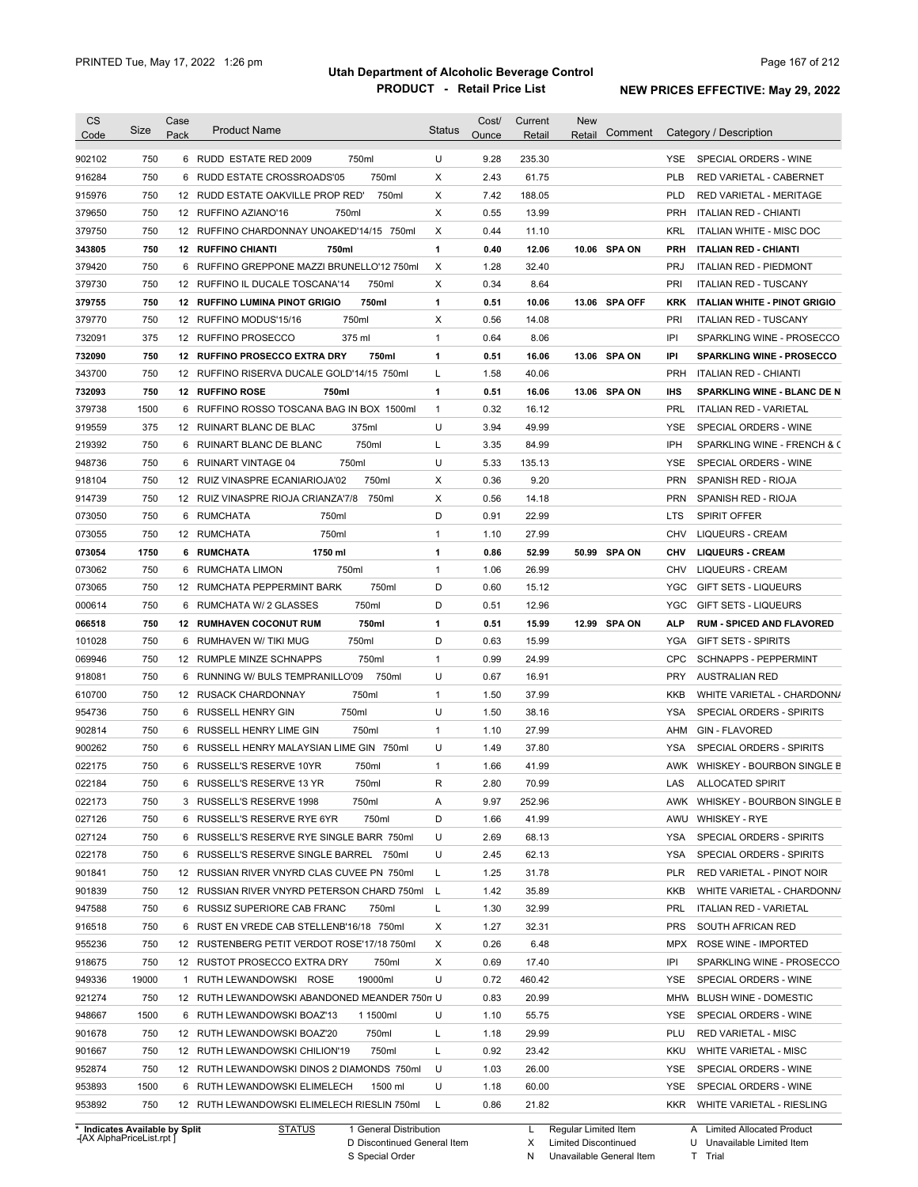# Utah Department of Alcoholic Beverage Control

**PRODUCT - Retail Price List**

PRINTED Tue, May 17, 2022 1:26 pm

**NEW PRICES EFFECTIVE: May 29, 2022**

| CS Code | Size | Case Pack | Product Name | | Status | Cost/ Ounce | Current Retail | New Retail | Comment | Category / Description | |
|---|---|---|---|---|---|---|---|---|---|---|---|
| 902102 | 750 | 6 | RUDD ESTATE RED 2009 | 750ml | U | 9.28 | 235.30 | | | YSE | SPECIAL ORDERS - WINE |
| 916284 | 750 | 6 | RUDD ESTATE CROSSROADS'05 | 750ml | X | 2.43 | 61.75 | | | PLB | RED VARIETAL - CABERNET |
| 915976 | 750 | 12 | RUDD ESTATE OAKVILLE PROP RED' | 750ml | X | 7.42 | 188.05 | | | PLD | RED VARIETAL - MERITAGE |
| 379650 | 750 | 12 | RUFFINO AZIANO'16 | 750ml | X | 0.55 | 13.99 | | | PRH | ITALIAN RED - CHIANTI |
| 379750 | 750 | 12 | RUFFINO CHARDONNAY UNOAKED'14/15 | 750ml | X | 0.44 | 11.10 | | | KRL | ITALIAN WHITE - MISC DOC |
| **343805** | **750** | **12** | **RUFFINO CHIANTI** | **750ml** | **1** | **0.40** | **12.06** | **10.06** | **SPA ON** | **PRH** | **ITALIAN RED - CHIANTI** |
| 379420 | 750 | 6 | RUFFINO GREPPONE MAZZI BRUNELLO'12 | 750ml | X | 1.28 | 32.40 | | | PRJ | ITALIAN RED - PIEDMONT |
| 379730 | 750 | 12 | RUFFINO IL DUCALE TOSCANA'14 | 750ml | X | 0.34 | 8.64 | | | PRI | ITALIAN RED - TUSCANY |
| **379755** | **750** | **12** | **RUFFINO LUMINA PINOT GRIGIO** | **750ml** | **1** | **0.51** | **10.06** | **13.06** | **SPA OFF** | **KRK** | **ITALIAN WHITE - PINOT GRIGIO** |
| 379770 | 750 | 12 | RUFFINO MODUS'15/16 | 750ml | X | 0.56 | 14.08 | | | PRI | ITALIAN RED - TUSCANY |
| 732091 | 375 | 12 | RUFFINO PROSECCO | 375 ml | 1 | 0.64 | 8.06 | | | IPI | SPARKLING WINE - PROSECCO |
| **732090** | **750** | **12** | **RUFFINO PROSECCO EXTRA DRY** | **750ml** | **1** | **0.51** | **16.06** | **13.06** | **SPA ON** | **IPI** | **SPARKLING WINE - PROSECCO** |
| 343700 | 750 | 12 | RUFFINO RISERVA DUCALE GOLD'14/15 | 750ml | L | 1.58 | 40.06 | | | PRH | ITALIAN RED - CHIANTI |
| **732093** | **750** | **12** | **RUFFINO ROSE** | **750ml** | **1** | **0.51** | **16.06** | **13.06** | **SPA ON** | **IHS** | **SPARKLING WINE - BLANC DE N** |
| 379738 | 1500 | 6 | RUFFINO ROSSO TOSCANA BAG IN BOX | 1500ml | 1 | 0.32 | 16.12 | | | PRL | ITALIAN RED - VARIETAL |
| 919559 | 375 | 12 | RUINART BLANC DE BLAC | 375ml | U | 3.94 | 49.99 | | | YSE | SPECIAL ORDERS - WINE |
| 219392 | 750 | 6 | RUINART BLANC DE BLANC | 750ml | L | 3.35 | 84.99 | | | IPH | SPARKLING WINE - FRENCH & C |
| 948736 | 750 | 6 | RUINART VINTAGE 04 | 750ml | U | 5.33 | 135.13 | | | YSE | SPECIAL ORDERS - WINE |
| 918104 | 750 | 12 | RUIZ VINASPRE ECANIARIOJA'02 | 750ml | X | 0.36 | 9.20 | | | PRN | SPANISH RED - RIOJA |
| 914739 | 750 | 12 | RUIZ VINASPRE RIOJA CRIANZA'7/8 | 750ml | X | 0.56 | 14.18 | | | PRN | SPANISH RED - RIOJA |
| 073050 | 750 | 6 | RUMCHATA | 750ml | D | 0.91 | 22.99 | | | LTS | SPIRIT OFFER |
| 073055 | 750 | 12 | RUMCHATA | 750ml | 1 | 1.10 | 27.99 | | | CHV | LIQUEURS - CREAM |
| **073054** | **1750** | **6** | **RUMCHATA** | **1750 ml** | **1** | **0.86** | **52.99** | **50.99** | **SPA ON** | **CHV** | **LIQUEURS - CREAM** |
| 073062 | 750 | 6 | RUMCHATA LIMON | 750ml | 1 | 1.06 | 26.99 | | | CHV | LIQUEURS - CREAM |
| 073065 | 750 | 12 | RUMCHATA PEPPERMINT BARK | 750ml | D | 0.60 | 15.12 | | | YGC | GIFT SETS - LIQUEURS |
| 000614 | 750 | 6 | RUMCHATA W/ 2 GLASSES | 750ml | D | 0.51 | 12.96 | | | YGC | GIFT SETS - LIQUEURS |
| **066518** | **750** | **12** | **RUMHAVEN COCONUT RUM** | **750ml** | **1** | **0.51** | **15.99** | **12.99** | **SPA ON** | **ALP** | **RUM - SPICED AND FLAVORED** |
| 101028 | 750 | 6 | RUMHAVEN W/ TIKI MUG | 750ml | D | 0.63 | 15.99 | | | YGA | GIFT SETS - SPIRITS |
| 069946 | 750 | 12 | RUMPLE MINZE SCHNAPPS | 750ml | 1 | 0.99 | 24.99 | | | CPC | SCHNAPPS - PEPPERMINT |
| 918081 | 750 | 6 | RUNNING W/ BULS TEMPRANILLO'09 | 750ml | U | 0.67 | 16.91 | | | PRY | AUSTRALIAN RED |
| 610700 | 750 | 12 | RUSACK CHARDONNAY | 750ml | 1 | 1.50 | 37.99 | | | KKB | WHITE VARIETAL - CHARDONNA |
| 954736 | 750 | 6 | RUSSELL HENRY GIN | 750ml | U | 1.50 | 38.16 | | | YSA | SPECIAL ORDERS - SPIRITS |
| 902814 | 750 | 6 | RUSSELL HENRY LIME GIN | 750ml | 1 | 1.10 | 27.99 | | | AHM | GIN - FLAVORED |
| 900262 | 750 | 6 | RUSSELL HENRY MALAYSIAN LIME GIN | 750ml | U | 1.49 | 37.80 | | | YSA | SPECIAL ORDERS - SPIRITS |
| 022175 | 750 | 6 | RUSSELL'S RESERVE 10YR | 750ml | 1 | 1.66 | 41.99 | | | AWK | WHISKEY - BOURBON SINGLE B |
| 022184 | 750 | 6 | RUSSELL'S RESERVE 13 YR | 750ml | R | 2.80 | 70.99 | | | LAS | ALLOCATED SPIRIT |
| 022173 | 750 | 3 | RUSSELL'S RESERVE 1998 | 750ml | A | 9.97 | 252.96 | | | AWK | WHISKEY - BOURBON SINGLE B |
| 027126 | 750 | 6 | RUSSELL'S RESERVE RYE 6YR | 750ml | D | 1.66 | 41.99 | | | AWU | WHISKEY - RYE |
| 027124 | 750 | 6 | RUSSELL'S RESERVE RYE SINGLE BARR | 750ml | U | 2.69 | 68.13 | | | YSA | SPECIAL ORDERS - SPIRITS |
| 022178 | 750 | 6 | RUSSELL'S RESERVE SINGLE BARREL | 750ml | U | 2.45 | 62.13 | | | YSA | SPECIAL ORDERS - SPIRITS |
| 901841 | 750 | 12 | RUSSIAN RIVER VNYRD CLAS CUVEE PN | 750ml | L | 1.25 | 31.78 | | | PLR | RED VARIETAL - PINOT NOIR |
| 901839 | 750 | 12 | RUSSIAN RIVER VNYRD PETERSON CHARD | 750ml | L | 1.42 | 35.89 | | | KKB | WHITE VARIETAL - CHARDONNA |
| 947588 | 750 | 6 | RUSSIZ SUPERIORE CAB FRANC | 750ml | L | 1.30 | 32.99 | | | PRL | ITALIAN RED - VARIETAL |
| 916518 | 750 | 6 | RUST EN VREDE CAB STELLENB'16/18 | 750ml | X | 1.27 | 32.31 | | | PRS | SOUTH AFRICAN RED |
| 955236 | 750 | 12 | RUSTENBERG PETIT VERDOT ROSE'17/18 | 750ml | X | 0.26 | 6.48 | | | MPX | ROSE WINE - IMPORTED |
| 918675 | 750 | 12 | RUSTOT PROSECCO EXTRA DRY | 750ml | X | 0.69 | 17.40 | | | IPI | SPARKLING WINE - PROSECCO |
| 949336 | 19000 | 1 | RUTH LEWANDOWSKI ROSE | 19000ml | U | 0.72 | 460.42 | | | YSE | SPECIAL ORDERS - WINE |
| 921274 | 750 | 12 | RUTH LEWANDOWSKI ABANDONED MEANDER | 750m | U | 0.83 | 20.99 | | | MHW | BLUSH WINE - DOMESTIC |
| 948667 | 1500 | 6 | RUTH LEWANDOWSKI BOAZ'13 | 1 1500ml | U | 1.10 | 55.75 | | | YSE | SPECIAL ORDERS - WINE |
| 901678 | 750 | 12 | RUTH LEWANDOWSKI BOAZ'20 | 750ml | L | 1.18 | 29.99 | | | PLU | RED VARIETAL - MISC |
| 901667 | 750 | 12 | RUTH LEWANDOWSKI CHILION'19 | 750ml | L | 0.92 | 23.42 | | | KKU | WHITE VARIETAL - MISC |
| 952874 | 750 | 12 | RUTH LEWANDOWSKI DINOS 2 DIAMONDS | 750ml | U | 1.03 | 26.00 | | | YSE | SPECIAL ORDERS - WINE |
| 953893 | 1500 | 6 | RUTH LEWANDOWSKI ELIMELECH | 1500 ml | U | 1.18 | 60.00 | | | YSE | SPECIAL ORDERS - WINE |
| 953892 | 750 | 12 | RUTH LEWANDOWSKI ELIMELECH RIESLIN | 750ml | L | 0.86 | 21.82 | | | KKR | WHITE VARIETAL - RIESLING |

\* Indicates Available by Split

STATUS: 1 General Distribution; D Discontinued General Item; S Special Order; L Regular Limited Item; X Limited Discontinued; N Unavailable General Item; A Limited Allocated Product; U Unavailable Limited Item; T Trial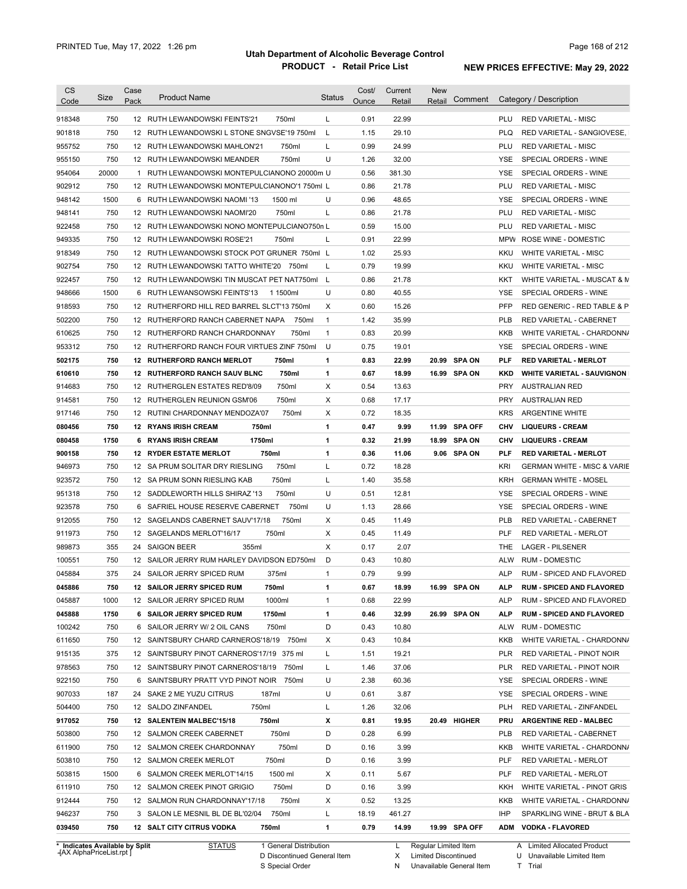# Utah Department of Alcoholic Beverage Control

## PRODUCT - Retail Price List

PRINTED Tue, May 17, 2022 1:26 pm

**NEW PRICES EFFECTIVE: May 29, 2022**

| CS Code | Size | Case Pack | Product Name | Status | Cost/ Ounce | Current Retail | New Retail | Comment | Category / Description |
|---|---|---|---|---|---|---|---|---|---|
| 918348 | 750 | 12 | RUTH LEWANDOWSKI FEINTS'21 750ml | L | 0.91 | 22.99 | | | PLU RED VARIETAL - MISC |
| 901818 | 750 | 12 | RUTH LEWANDOWSKI L STONE SNGVSE'19 750ml | L | 1.15 | 29.10 | | | PLQ RED VARIETAL - SANGIOVESE, |
| 955752 | 750 | 12 | RUTH LEWANDOWSKI MAHLON'21 750ml | L | 0.99 | 24.99 | | | PLU RED VARIETAL - MISC |
| 955150 | 750 | 12 | RUTH LEWANDOWSKI MEANDER 750ml | U | 1.26 | 32.00 | | | YSE SPECIAL ORDERS - WINE |
| 954064 | 20000 | 1 | RUTH LEWANDOWSKI MONTEPULCIANONO 20000m | U | 0.56 | 381.30 | | | YSE SPECIAL ORDERS - WINE |
| 902912 | 750 | 12 | RUTH LEWANDOWSKI MONTEPULCIANONO'1 750ml | L | 0.86 | 21.78 | | | PLU RED VARIETAL - MISC |
| 948142 | 1500 | 6 | RUTH LEWANDOWSKI NAOMI '13 1500 ml | U | 0.96 | 48.65 | | | YSE SPECIAL ORDERS - WINE |
| 948141 | 750 | 12 | RUTH LEWANDOWSKI NAOMI'20 750ml | L | 0.86 | 21.78 | | | PLU RED VARIETAL - MISC |
| 922458 | 750 | 12 | RUTH LEWANDOWSKI NONO MONTEPULCIANO750n | L | 0.59 | 15.00 | | | PLU RED VARIETAL - MISC |
| 949335 | 750 | 12 | RUTH LEWANDOWSKI ROSE'21 750ml | L | 0.91 | 22.99 | | | MPW ROSE WINE - DOMESTIC |
| 918349 | 750 | 12 | RUTH LEWANDOWSKI STOCK POT GRUNER 750ml | L | 1.02 | 25.93 | | | KKU WHITE VARIETAL - MISC |
| 902754 | 750 | 12 | RUTH LEWANDOWSKI TATTO WHITE'20 750ml | L | 0.79 | 19.99 | | | KKU WHITE VARIETAL - MISC |
| 922457 | 750 | 12 | RUTH LEWANDOWSKI TIN MUSCAT PET NAT750ml | L | 0.86 | 21.78 | | | KKT WHITE VARIETAL - MUSCAT & M |
| 948666 | 1500 | 6 | RUTH LEWANSOWSKI FEINTS'13 1 1500ml | U | 0.80 | 40.55 | | | YSE SPECIAL ORDERS - WINE |
| 918593 | 750 | 12 | RUTHERFORD HILL RED BARREL SLCT'13 750ml | X | 0.60 | 15.26 | | | PFP RED GENERIC - RED TABLE & P |
| 502200 | 750 | 12 | RUTHERFORD RANCH CABERNET NAPA 750ml | 1 | 1.42 | 35.99 | | | PLB RED VARIETAL - CABERNET |
| 610625 | 750 | 12 | RUTHERFORD RANCH CHARDONNAY 750ml | 1 | 0.83 | 20.99 | | | KKB WHITE VARIETAL - CHARDONNA |
| 953312 | 750 | 12 | RUTHERFORD RANCH FOUR VIRTUES ZINF 750ml | U | 0.75 | 19.01 | | | YSE SPECIAL ORDERS - WINE |
| **502175** | **750** | **12** | **RUTHERFORD RANCH MERLOT 750ml** | **1** | **0.83** | **22.99** | **20.99** | **SPA ON** | **PLF RED VARIETAL - MERLOT** |
| **610610** | **750** | **12** | **RUTHERFORD RANCH SAUV BLNC 750ml** | **1** | **0.67** | **18.99** | **16.99** | **SPA ON** | **KKD WHITE VARIETAL - SAUVIGNON** |
| 914683 | 750 | 12 | RUTHERGLEN ESTATES RED'8/09 750ml | X | 0.54 | 13.63 | | | PRY AUSTRALIAN RED |
| 914581 | 750 | 12 | RUTHERGLEN REUNION GSM'06 750ml | X | 0.68 | 17.17 | | | PRY AUSTRALIAN RED |
| 917146 | 750 | 12 | RUTINI CHARDONNAY MENDOZA'07 750ml | X | 0.72 | 18.35 | | | KRS ARGENTINE WHITE |
| **080456** | **750** | **12** | **RYANS IRISH CREAM 750ml** | **1** | **0.47** | **9.99** | **11.99** | **SPA OFF** | **CHV LIQUEURS - CREAM** |
| **080458** | **1750** | **6** | **RYANS IRISH CREAM 1750ml** | **1** | **0.32** | **21.99** | **18.99** | **SPA ON** | **CHV LIQUEURS - CREAM** |
| **900158** | **750** | **12** | **RYDER ESTATE MERLOT 750ml** | **1** | **0.36** | **11.06** | **9.06** | **SPA ON** | **PLF RED VARIETAL - MERLOT** |
| 946973 | 750 | 12 | SA PRUM SOLITAR DRY RIESLING 750ml | L | 0.72 | 18.28 | | | KRI GERMAN WHITE - MISC & VARIE |
| 923572 | 750 | 12 | SA PRUM SONN RIESLING KAB 750ml | L | 1.40 | 35.58 | | | KRH GERMAN WHITE - MOSEL |
| 951318 | 750 | 12 | SADDLEWORTH HILLS SHIRAZ '13 750ml | U | 0.51 | 12.81 | | | YSE SPECIAL ORDERS - WINE |
| 923578 | 750 | 6 | SAFRIEL HOUSE RESERVE CABERNET 750ml | U | 1.13 | 28.66 | | | YSE SPECIAL ORDERS - WINE |
| 912055 | 750 | 12 | SAGELANDS CABERNET SAUV'17/18 750ml | X | 0.45 | 11.49 | | | PLB RED VARIETAL - CABERNET |
| 911973 | 750 | 12 | SAGELANDS MERLOT'16/17 750ml | X | 0.45 | 11.49 | | | PLF RED VARIETAL - MERLOT |
| 989873 | 355 | 24 | SAIGON BEER 355ml | X | 0.17 | 2.07 | | | THE LAGER - PILSENER |
| 100551 | 750 | 12 | SAILOR JERRY RUM HARLEY DAVIDSON ED750ml | D | 0.43 | 10.80 | | | ALW RUM - DOMESTIC |
| 045884 | 375 | 24 | SAILOR JERRY SPICED RUM 375ml | 1 | 0.79 | 9.99 | | | ALP RUM - SPICED AND FLAVORED |
| **045886** | **750** | **12** | **SAILOR JERRY SPICED RUM 750ml** | **1** | **0.67** | **18.99** | **16.99** | **SPA ON** | **ALP RUM - SPICED AND FLAVORED** |
| 045887 | 1000 | 12 | SAILOR JERRY SPICED RUM 1000ml | 1 | 0.68 | 22.99 | | | ALP RUM - SPICED AND FLAVORED |
| **045888** | **1750** | **6** | **SAILOR JERRY SPICED RUM 1750ml** | **1** | **0.46** | **32.99** | **26.99** | **SPA ON** | **ALP RUM - SPICED AND FLAVORED** |
| 100242 | 750 | 6 | SAILOR JERRY W/ 2 OIL CANS 750ml | D | 0.43 | 10.80 | | | ALW RUM - DOMESTIC |
| 611650 | 750 | 12 | SAINTSBURY CHARD CARNEROS'18/19 750ml | X | 0.43 | 10.84 | | | KKB WHITE VARIETAL - CHARDONNA |
| 915135 | 375 | 12 | SAINTSBURY PINOT CARNEROS'17/19 375 ml | L | 1.51 | 19.21 | | | PLR RED VARIETAL - PINOT NOIR |
| 978563 | 750 | 12 | SAINTSBURY PINOT CARNEROS'18/19 750ml | L | 1.46 | 37.06 | | | PLR RED VARIETAL - PINOT NOIR |
| 922150 | 750 | 6 | SAINTSBURY PRATT VYD PINOT NOIR 750ml | U | 2.38 | 60.36 | | | YSE SPECIAL ORDERS - WINE |
| 907033 | 187 | 24 | SAKE 2 ME YUZU CITRUS 187ml | U | 0.61 | 3.87 | | | YSE SPECIAL ORDERS - WINE |
| 504400 | 750 | 12 | SALDO ZINFANDEL 750ml | L | 1.26 | 32.06 | | | PLH RED VARIETAL - ZINFANDEL |
| **917052** | **750** | **12** | **SALENTEIN MALBEC'15/18 750ml** | **X** | **0.81** | **19.95** | **20.49** | **HIGHER** | **PRU ARGENTINE RED - MALBEC** |
| 503800 | 750 | 12 | SALMON CREEK CABERNET 750ml | D | 0.28 | 6.99 | | | PLB RED VARIETAL - CABERNET |
| 611900 | 750 | 12 | SALMON CREEK CHARDONNAY 750ml | D | 0.16 | 3.99 | | | KKB WHITE VARIETAL - CHARDONNA |
| 503810 | 750 | 12 | SALMON CREEK MERLOT 750ml | D | 0.16 | 3.99 | | | PLF RED VARIETAL - MERLOT |
| 503815 | 1500 | 6 | SALMON CREEK MERLOT'14/15 1500 ml | X | 0.11 | 5.67 | | | PLF RED VARIETAL - MERLOT |
| 611910 | 750 | 12 | SALMON CREEK PINOT GRIGIO 750ml | D | 0.16 | 3.99 | | | KKH WHITE VARIETAL - PINOT GRIS |
| 912444 | 750 | 12 | SALMON RUN CHARDONNAY'17/18 750ml | X | 0.52 | 13.25 | | | KKB WHITE VARIETAL - CHARDONNA |
| 946237 | 750 | 3 | SALON LE MESNIL BL DE BL'02/04 750ml | L | 18.19 | 461.27 | | | IHP SPARKLING WINE - BRUT & BLA |
| **039450** | **750** | **12** | **SALT CITY CITRUS VODKA 750ml** | **1** | **0.79** | **14.99** | **19.99** | **SPA OFF** | **ADM VODKA - FLAVORED** |

\* Indicates Available by Split

STATUS: 1 General Distribution; D Discontinued General Item; S Special Order; L Regular Limited Item; X Limited Discontinued; N Unavailable General Item; A Limited Allocated Product; U Unavailable Limited Item; T Trial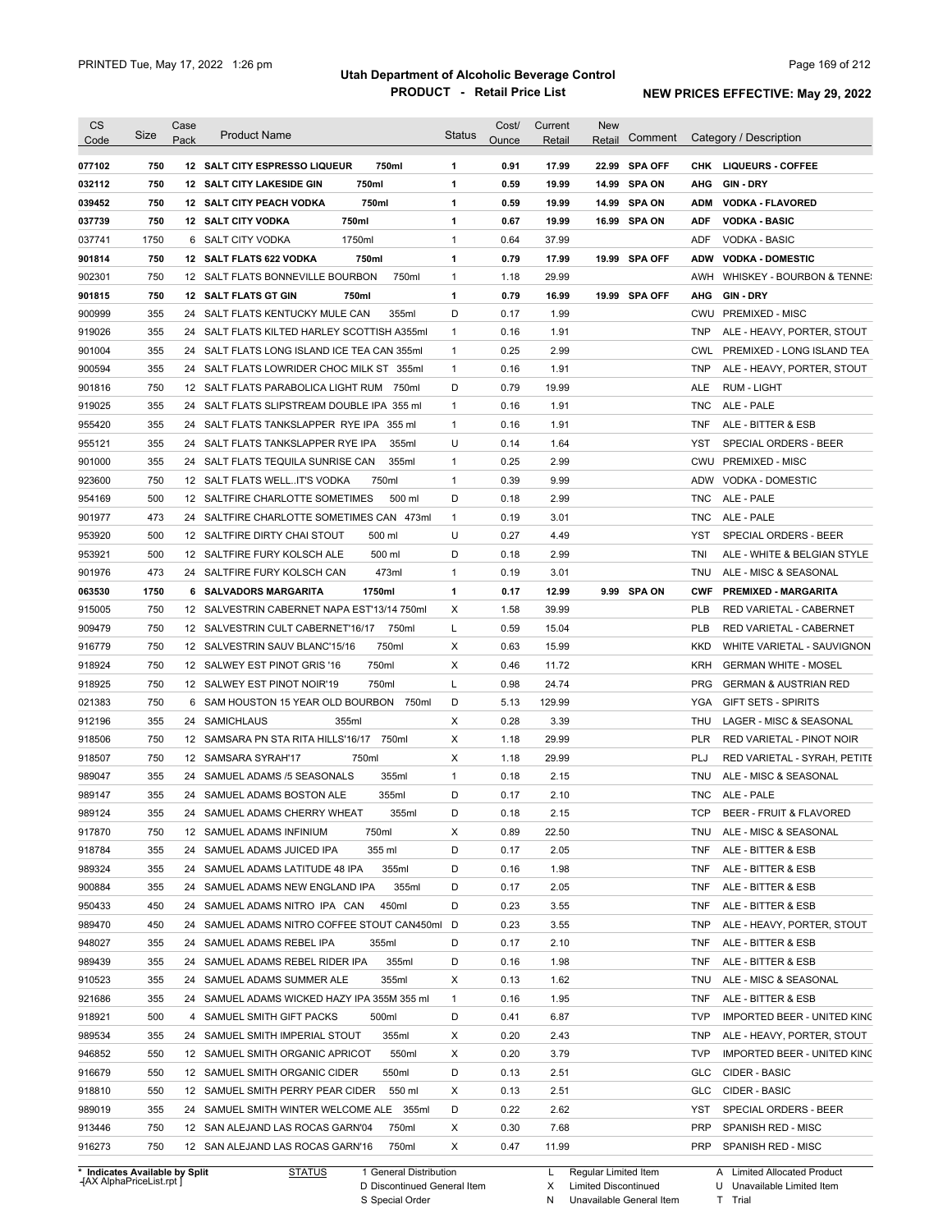# Utah Department of Alcoholic Beverage Control

## PRODUCT - Retail Price List

PRINTED Tue, May 17, 2022 1:26 pm

**NEW PRICES EFFECTIVE: May 29, 2022**

| CS Code | Size | Case Pack | Product Name | Status | Cost/ Ounce | Current Retail | New Retail | Comment | Category / Description |
|---|---|---|---|---|---|---|---|---|---|
| **077102** | **750** | **12** | **SALT CITY ESPRESSO LIQUEUR 750ml** | **1** | **0.91** | **17.99** | **22.99** | **SPA OFF** | **CHK LIQUEURS - COFFEE** |
| **032112** | **750** | **12** | **SALT CITY LAKESIDE GIN 750ml** | **1** | **0.59** | **19.99** | **14.99** | **SPA ON** | **AHG GIN - DRY** |
| **039452** | **750** | **12** | **SALT CITY PEACH VODKA 750ml** | **1** | **0.59** | **19.99** | **14.99** | **SPA ON** | **ADM VODKA - FLAVORED** |
| **037739** | **750** | **12** | **SALT CITY VODKA 750ml** | **1** | **0.67** | **19.99** | **16.99** | **SPA ON** | **ADF VODKA - BASIC** |
| 037741 | 1750 | 6 | SALT CITY VODKA 1750ml | 1 | 0.64 | 37.99 | | | ADF VODKA - BASIC |
| **901814** | **750** | **12** | **SALT FLATS 622 VODKA 750ml** | **1** | **0.79** | **17.99** | **19.99** | **SPA OFF** | **ADW VODKA - DOMESTIC** |
| 902301 | 750 | 12 | SALT FLATS BONNEVILLE BOURBON 750ml | 1 | 1.18 | 29.99 | | | AWH WHISKEY - BOURBON & TENNE |
| **901815** | **750** | **12** | **SALT FLATS GT GIN 750ml** | **1** | **0.79** | **16.99** | **19.99** | **SPA OFF** | **AHG GIN - DRY** |
| 900999 | 355 | 24 | SALT FLATS KENTUCKY MULE CAN 355ml | D | 0.17 | 1.99 | | | CWU PREMIXED - MISC |
| 919026 | 355 | 24 | SALT FLATS KILTED HARLEY SCOTTISH A355ml | 1 | 0.16 | 1.91 | | | TNP ALE - HEAVY, PORTER, STOUT |
| 901004 | 355 | 24 | SALT FLATS LONG ISLAND ICE TEA CAN 355ml | 1 | 0.25 | 2.99 | | | CWL PREMIXED - LONG ISLAND TEA |
| 900594 | 355 | 24 | SALT FLATS LOWRIDER CHOC MILK ST 355ml | 1 | 0.16 | 1.91 | | | TNP ALE - HEAVY, PORTER, STOUT |
| 901816 | 750 | 12 | SALT FLATS PARABOLICA LIGHT RUM 750ml | D | 0.79 | 19.99 | | | ALE RUM - LIGHT |
| 919025 | 355 | 24 | SALT FLATS SLIPSTREAM DOUBLE IPA 355 ml | 1 | 0.16 | 1.91 | | | TNC ALE - PALE |
| 955420 | 355 | 24 | SALT FLATS TANKSLAPPER RYE IPA 355 ml | 1 | 0.16 | 1.91 | | | TNF ALE - BITTER & ESB |
| 955121 | 355 | 24 | SALT FLATS TANKSLAPPER RYE IPA 355ml | U | 0.14 | 1.64 | | | YST SPECIAL ORDERS - BEER |
| 901000 | 355 | 24 | SALT FLATS TEQUILA SUNRISE CAN 355ml | 1 | 0.25 | 2.99 | | | CWU PREMIXED - MISC |
| 923600 | 750 | 12 | SALT FLATS WELL..IT'S VODKA 750ml | 1 | 0.39 | 9.99 | | | ADW VODKA - DOMESTIC |
| 954169 | 500 | 12 | SALTFIRE CHARLOTTE SOMETIMES 500 ml | D | 0.18 | 2.99 | | | TNC ALE - PALE |
| 901977 | 473 | 24 | SALTFIRE CHARLOTTE SOMETIMES CAN 473ml | 1 | 0.19 | 3.01 | | | TNC ALE - PALE |
| 953920 | 500 | 12 | SALTFIRE DIRTY CHAI STOUT 500 ml | U | 0.27 | 4.49 | | | YST SPECIAL ORDERS - BEER |
| 953921 | 500 | 12 | SALTFIRE FURY KOLSCH ALE 500 ml | D | 0.18 | 2.99 | | | TNI ALE - WHITE & BELGIAN STYLE |
| 901976 | 473 | 24 | SALTFIRE FURY KOLSCH CAN 473ml | 1 | 0.19 | 3.01 | | | TNU ALE - MISC & SEASONAL |
| **063530** | **1750** | **6** | **SALVADORS MARGARITA 1750ml** | **1** | **0.17** | **12.99** | **9.99** | **SPA ON** | **CWF PREMIXED - MARGARITA** |
| 915005 | 750 | 12 | SALVESTRIN CABERNET NAPA EST'13/14 750ml | X | 1.58 | 39.99 | | | PLB RED VARIETAL - CABERNET |
| 909479 | 750 | 12 | SALVESTRIN CULT CABERNET'16/17 750ml | L | 0.59 | 15.04 | | | PLB RED VARIETAL - CABERNET |
| 916779 | 750 | 12 | SALVESTRIN SAUV BLANC'15/16 750ml | X | 0.63 | 15.99 | | | KKD WHITE VARIETAL - SAUVIGNON |
| 918924 | 750 | 12 | SALWEY EST PINOT GRIS '16 750ml | X | 0.46 | 11.72 | | | KRH GERMAN WHITE - MOSEL |
| 918925 | 750 | 12 | SALWEY EST PINOT NOIR'19 750ml | L | 0.98 | 24.74 | | | PRG GERMAN & AUSTRIAN RED |
| 021383 | 750 | 6 | SAM HOUSTON 15 YEAR OLD BOURBON 750ml | D | 5.13 | 129.99 | | | YGA GIFT SETS - SPIRITS |
| 912196 | 355 | 24 | SAMICHLAUS 355ml | X | 0.28 | 3.39 | | | THU LAGER - MISC & SEASONAL |
| 918506 | 750 | 12 | SAMSARA PN STA RITA HILLS'16/17 750ml | X | 1.18 | 29.99 | | | PLR RED VARIETAL - PINOT NOIR |
| 918507 | 750 | 12 | SAMSARA SYRAH'17 750ml | X | 1.18 | 29.99 | | | PLJ RED VARIETAL - SYRAH, PETITE |
| 989047 | 355 | 24 | SAMUEL ADAMS /5 SEASONALS 355ml | 1 | 0.18 | 2.15 | | | TNU ALE - MISC & SEASONAL |
| 989147 | 355 | 24 | SAMUEL ADAMS BOSTON ALE 355ml | D | 0.17 | 2.10 | | | TNC ALE - PALE |
| 989124 | 355 | 24 | SAMUEL ADAMS CHERRY WHEAT 355ml | D | 0.18 | 2.15 | | | TCP BEER - FRUIT & FLAVORED |
| 917870 | 750 | 12 | SAMUEL ADAMS INFINIUM 750ml | X | 0.89 | 22.50 | | | TNU ALE - MISC & SEASONAL |
| 918784 | 355 | 24 | SAMUEL ADAMS JUICED IPA 355 ml | D | 0.17 | 2.05 | | | TNF ALE - BITTER & ESB |
| 989324 | 355 | 24 | SAMUEL ADAMS LATITUDE 48 IPA 355ml | D | 0.16 | 1.98 | | | TNF ALE - BITTER & ESB |
| 900884 | 355 | 24 | SAMUEL ADAMS NEW ENGLAND IPA 355ml | D | 0.17 | 2.05 | | | TNF ALE - BITTER & ESB |
| 950433 | 450 | 24 | SAMUEL ADAMS NITRO IPA CAN 450ml | D | 0.23 | 3.55 | | | TNF ALE - BITTER & ESB |
| 989470 | 450 | 24 | SAMUEL ADAMS NITRO COFFEE STOUT CAN450ml | D | 0.23 | 3.55 | | | TNP ALE - HEAVY, PORTER, STOUT |
| 948027 | 355 | 24 | SAMUEL ADAMS REBEL IPA 355ml | D | 0.17 | 2.10 | | | TNF ALE - BITTER & ESB |
| 989439 | 355 | 24 | SAMUEL ADAMS REBEL RIDER IPA 355ml | D | 0.16 | 1.98 | | | TNF ALE - BITTER & ESB |
| 910523 | 355 | 24 | SAMUEL ADAMS SUMMER ALE 355ml | X | 0.13 | 1.62 | | | TNU ALE - MISC & SEASONAL |
| 921686 | 355 | 24 | SAMUEL ADAMS WICKED HAZY IPA 355M 355 ml | 1 | 0.16 | 1.95 | | | TNF ALE - BITTER & ESB |
| 918921 | 500 | 4 | SAMUEL SMITH GIFT PACKS 500ml | D | 0.41 | 6.87 | | | TVP IMPORTED BEER - UNITED KING |
| 989534 | 355 | 24 | SAMUEL SMITH IMPERIAL STOUT 355ml | X | 0.20 | 2.43 | | | TNP ALE - HEAVY, PORTER, STOUT |
| 946852 | 550 | 12 | SAMUEL SMITH ORGANIC APRICOT 550ml | X | 0.20 | 3.79 | | | TVP IMPORTED BEER - UNITED KING |
| 916679 | 550 | 12 | SAMUEL SMITH ORGANIC CIDER 550ml | D | 0.13 | 2.51 | | | GLC CIDER - BASIC |
| 918810 | 550 | 12 | SAMUEL SMITH PERRY PEAR CIDER 550 ml | X | 0.13 | 2.51 | | | GLC CIDER - BASIC |
| 989019 | 355 | 24 | SAMUEL SMITH WINTER WELCOME ALE 355ml | D | 0.22 | 2.62 | | | YST SPECIAL ORDERS - BEER |
| 913446 | 750 | 12 | SAN ALEJAND LAS ROCAS GARN'04 750ml | X | 0.30 | 7.68 | | | PRP SPANISH RED - MISC |
| 916273 | 750 | 12 | SAN ALEJAND LAS ROCAS GARN'16 750ml | X | 0.47 | 11.99 | | | PRP SPANISH RED - MISC |

\* Indicates Available by Split
-[AX AlphaPriceList.rpt ]

STATUS: 1 General Distribution; D Discontinued General Item; S Special Order; L Regular Limited Item; X Limited Discontinued; N Unavailable General Item; A Limited Allocated Product; U Unavailable Limited Item; T Trial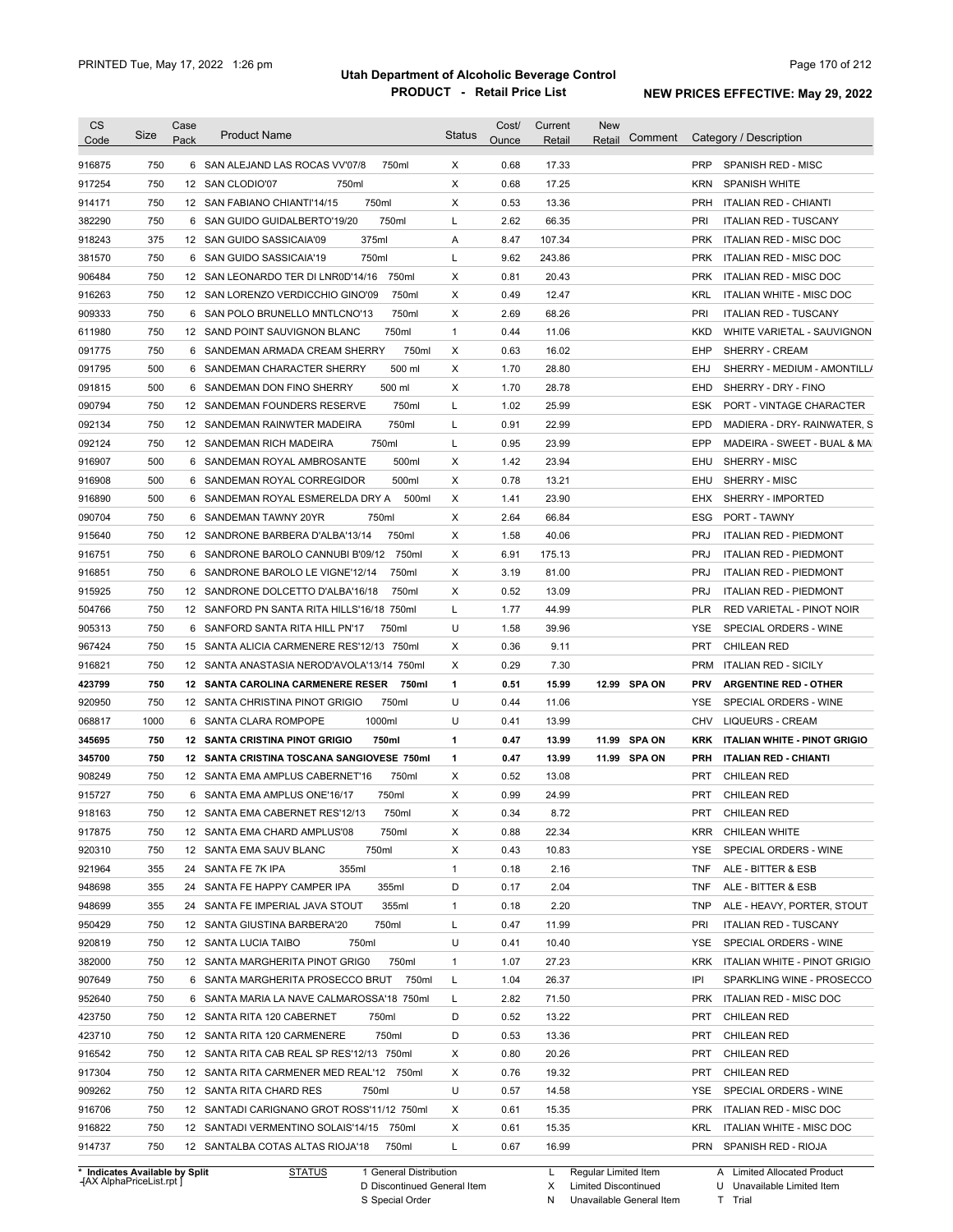| CS Code | Size | Case Pack | Product Name | Status | Cost/ Ounce | Current Retail | New Retail | Comment | Category / Description |
|---|---|---|---|---|---|---|---|---|---|
| 916875 | 750 | 6 | SAN ALEJAND LAS ROCAS VV'07/8 750ml | X | 0.68 | 17.33 | | | PRP SPANISH RED - MISC |
| 917254 | 750 | 12 | SAN CLODIO'07 750ml | X | 0.68 | 17.25 | | | KRN SPANISH WHITE |
| 914171 | 750 | 12 | SAN FABIANO CHIANTI'14/15 750ml | X | 0.53 | 13.36 | | | PRH ITALIAN RED - CHIANTI |
| 382290 | 750 | 6 | SAN GUIDO GUIDALBERTO'19/20 750ml | L | 2.62 | 66.35 | | | PRI ITALIAN RED - TUSCANY |
| 918243 | 375 | 12 | SAN GUIDO SASSICAIA'09 375ml | A | 8.47 | 107.34 | | | PRK ITALIAN RED - MISC DOC |
| 381570 | 750 | 6 | SAN GUIDO SASSICAIA'19 750ml | L | 9.62 | 243.86 | | | PRK ITALIAN RED - MISC DOC |
| 906484 | 750 | 12 | SAN LEONARDO TER DI LNR0D'14/16 750ml | X | 0.81 | 20.43 | | | PRK ITALIAN RED - MISC DOC |
| 916263 | 750 | 12 | SAN LORENZO VERDICCHIO GINO'09 750ml | X | 0.49 | 12.47 | | | KRL ITALIAN WHITE - MISC DOC |
| 909333 | 750 | 6 | SAN POLO BRUNELLO MNTLCNO'13 750ml | X | 2.69 | 68.26 | | | PRI ITALIAN RED - TUSCANY |
| 611980 | 750 | 12 | SAND POINT SAUVIGNON BLANC 750ml | 1 | 0.44 | 11.06 | | | KKD WHITE VARIETAL - SAUVIGNON |
| 091775 | 750 | 6 | SANDEMAN ARMADA CREAM SHERRY 750ml | X | 0.63 | 16.02 | | | EHP SHERRY - CREAM |
| 091795 | 500 | 6 | SANDEMAN CHARACTER SHERRY 500 ml | X | 1.70 | 28.80 | | | EHJ SHERRY - MEDIUM - AMONTILL/ |
| 091815 | 500 | 6 | SANDEMAN DON FINO SHERRY 500 ml | X | 1.70 | 28.78 | | | EHD SHERRY - DRY - FINO |
| 090794 | 750 | 12 | SANDEMAN FOUNDERS RESERVE 750ml | L | 1.02 | 25.99 | | | ESK PORT - VINTAGE CHARACTER |
| 092134 | 750 | 12 | SANDEMAN RAINWTER MADEIRA 750ml | L | 0.91 | 22.99 | | | EPD MADIERA - DRY- RAINWATER, S |
| 092124 | 750 | 12 | SANDEMAN RICH MADEIRA 750ml | L | 0.95 | 23.99 | | | EPP MADEIRA - SWEET - BUAL & MA |
| 916907 | 500 | 6 | SANDEMAN ROYAL AMBROSANTE 500ml | X | 1.42 | 23.94 | | | EHU SHERRY - MISC |
| 916908 | 500 | 6 | SANDEMAN ROYAL CORREGIDOR 500ml | X | 0.78 | 13.21 | | | EHU SHERRY - MISC |
| 916890 | 500 | 6 | SANDEMAN ROYAL ESMERELDA DRY A 500ml | X | 1.41 | 23.90 | | | EHX SHERRY - IMPORTED |
| 090704 | 750 | 6 | SANDEMAN TAWNY 20YR 750ml | X | 2.64 | 66.84 | | | ESG PORT - TAWNY |
| 915640 | 750 | 12 | SANDRONE BARBERA D'ALBA'13/14 750ml | X | 1.58 | 40.06 | | | PRJ ITALIAN RED - PIEDMONT |
| 916751 | 750 | 6 | SANDRONE BAROLO CANNUBI B'09/12 750ml | X | 6.91 | 175.13 | | | PRJ ITALIAN RED - PIEDMONT |
| 916851 | 750 | 6 | SANDRONE BAROLO LE VIGNE'12/14 750ml | X | 3.19 | 81.00 | | | PRJ ITALIAN RED - PIEDMONT |
| 915925 | 750 | 12 | SANDRONE DOLCETTO D'ALBA'16/18 750ml | X | 0.52 | 13.09 | | | PRJ ITALIAN RED - PIEDMONT |
| 504766 | 750 | 12 | SANFORD PN SANTA RITA HILLS'16/18 750ml | L | 1.77 | 44.99 | | | PLR RED VARIETAL - PINOT NOIR |
| 905313 | 750 | 6 | SANFORD SANTA RITA HILL PN'17 750ml | U | 1.58 | 39.96 | | | YSE SPECIAL ORDERS - WINE |
| 967424 | 750 | 15 | SANTA ALICIA CARMENERE RES'12/13 750ml | X | 0.36 | 9.11 | | | PRT CHILEAN RED |
| 916821 | 750 | 12 | SANTA ANASTASIA NEROD'AVOLA'13/14 750ml | X | 0.29 | 7.30 | | | PRM ITALIAN RED - SICILY |
| **423799** | **750** | **12** | **SANTA CAROLINA CARMENERE RESER 750ml** | **1** | **0.51** | **15.99** | **12.99** | **SPA ON** | **PRV ARGENTINE RED - OTHER** |
| 920950 | 750 | 12 | SANTA CHRISTINA PINOT GRIGIO 750ml | U | 0.44 | 11.06 | | | YSE SPECIAL ORDERS - WINE |
| 068817 | 1000 | 6 | SANTA CLARA ROMPOPE 1000ml | U | 0.41 | 13.99 | | | CHV LIQUEURS - CREAM |
| **345695** | **750** | **12** | **SANTA CRISTINA PINOT GRIGIO 750ml** | **1** | **0.47** | **13.99** | **11.99** | **SPA ON** | **KRK ITALIAN WHITE - PINOT GRIGIO** |
| **345700** | **750** | **12** | **SANTA CRISTINA TOSCANA SANGIOVESE 750ml** | **1** | **0.47** | **13.99** | **11.99** | **SPA ON** | **PRH ITALIAN RED - CHIANTI** |
| 908249 | 750 | 12 | SANTA EMA AMPLUS CABERNET'16 750ml | X | 0.52 | 13.08 | | | PRT CHILEAN RED |
| 915727 | 750 | 6 | SANTA EMA AMPLUS ONE'16/17 750ml | X | 0.99 | 24.99 | | | PRT CHILEAN RED |
| 918163 | 750 | 12 | SANTA EMA CABERNET RES'12/13 750ml | X | 0.34 | 8.72 | | | PRT CHILEAN RED |
| 917875 | 750 | 12 | SANTA EMA CHARD AMPLUS'08 750ml | X | 0.88 | 22.34 | | | KRR CHILEAN WHITE |
| 920310 | 750 | 12 | SANTA EMA SAUV BLANC 750ml | X | 0.43 | 10.83 | | | YSE SPECIAL ORDERS - WINE |
| 921964 | 355 | 24 | SANTA FE 7K IPA 355ml | 1 | 0.18 | 2.16 | | | TNF ALE - BITTER & ESB |
| 948698 | 355 | 24 | SANTA FE HAPPY CAMPER IPA 355ml | D | 0.17 | 2.04 | | | TNF ALE - BITTER & ESB |
| 948699 | 355 | 24 | SANTA FE IMPERIAL JAVA STOUT 355ml | 1 | 0.18 | 2.20 | | | TNP ALE - HEAVY, PORTER, STOUT |
| 950429 | 750 | 12 | SANTA GIUSTINA BARBERA'20 750ml | L | 0.47 | 11.99 | | | PRI ITALIAN RED - TUSCANY |
| 920819 | 750 | 12 | SANTA LUCIA TAIBO 750ml | U | 0.41 | 10.40 | | | YSE SPECIAL ORDERS - WINE |
| 382000 | 750 | 12 | SANTA MARGHERITA PINOT GRIG0 750ml | 1 | 1.07 | 27.23 | | | KRK ITALIAN WHITE - PINOT GRIGIO |
| 907649 | 750 | 6 | SANTA MARGHERITA PROSECCO BRUT 750ml | L | 1.04 | 26.37 | | | IPI SPARKLING WINE - PROSECCO |
| 952640 | 750 | 6 | SANTA MARIA LA NAVE CALMAROSSA'18 750ml | L | 2.82 | 71.50 | | | PRK ITALIAN RED - MISC DOC |
| 423750 | 750 | 12 | SANTA RITA 120 CABERNET 750ml | D | 0.52 | 13.22 | | | PRT CHILEAN RED |
| 423710 | 750 | 12 | SANTA RITA 120 CARMENERE 750ml | D | 0.53 | 13.36 | | | PRT CHILEAN RED |
| 916542 | 750 | 12 | SANTA RITA CAB REAL SP RES'12/13 750ml | X | 0.80 | 20.26 | | | PRT CHILEAN RED |
| 917304 | 750 | 12 | SANTA RITA CARMENER MED REAL'12 750ml | X | 0.76 | 19.32 | | | PRT CHILEAN RED |
| 909262 | 750 | 12 | SANTA RITA CHARD RES 750ml | U | 0.57 | 14.58 | | | YSE SPECIAL ORDERS - WINE |
| 916706 | 750 | 12 | SANTADI CARIGNANO GROT ROSS'11/12 750ml | X | 0.61 | 15.35 | | | PRK ITALIAN RED - MISC DOC |
| 916822 | 750 | 12 | SANTADI VERMENTINO SOLAIS'14/15 750ml | X | 0.61 | 15.35 | | | KRL ITALIAN WHITE - MISC DOC |
| 914737 | 750 | 12 | SANTALBA COTAS ALTAS RIOJA'18 750ml | L | 0.67 | 16.99 | | | PRN SPANISH RED - RIOJA |

\* Indicates Available by Split

STATUS: 1 General Distribution; D Discontinued General Item; S Special Order; L Regular Limited Item; X Limited Discontinued; N Unavailable General Item; A Limited Allocated Product; U Unavailable Limited Item; T Trial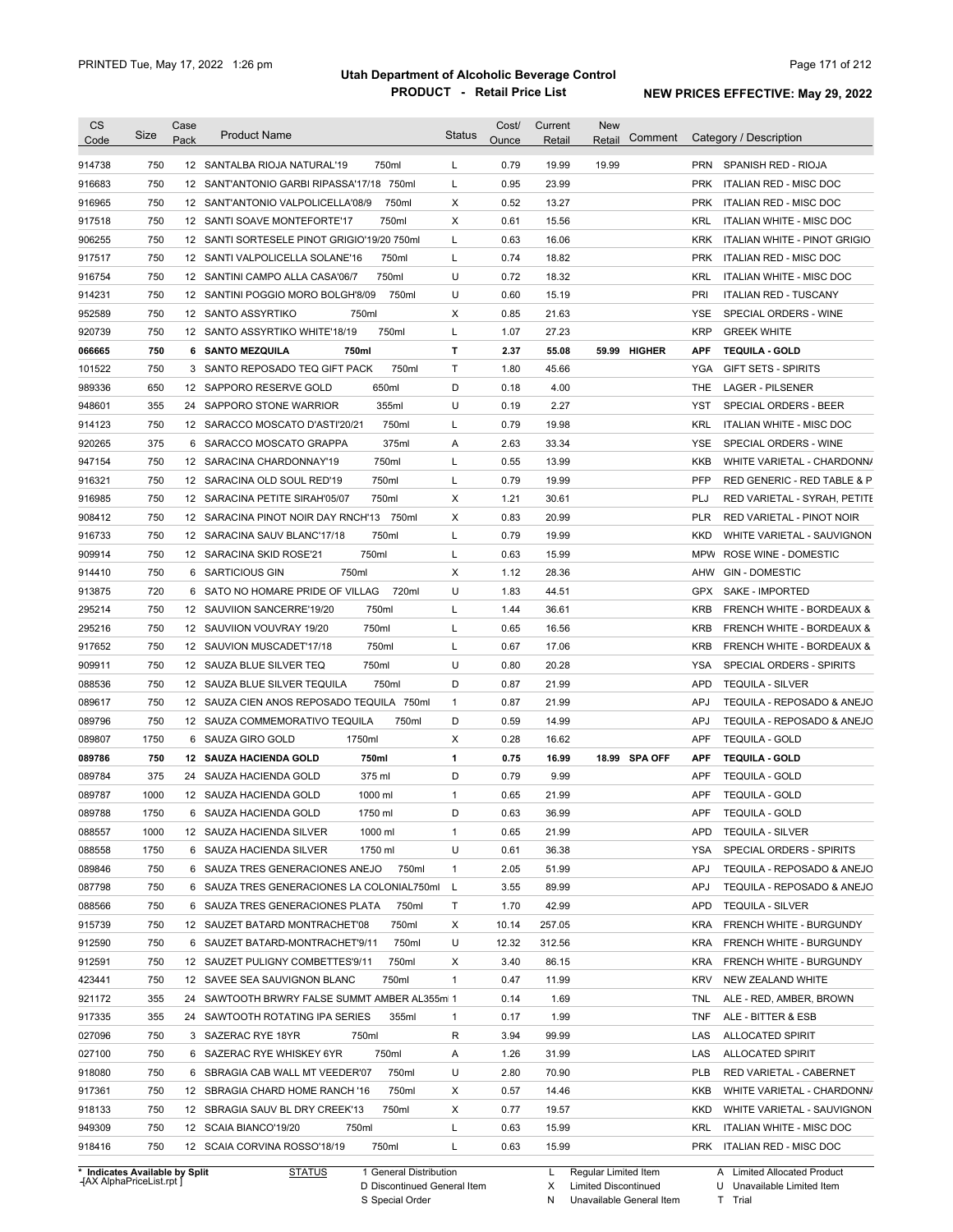# Utah Department of Alcoholic Beverage Control

## PRODUCT - Retail Price List

PRINTED Tue, May 17, 2022 1:26 pm

**NEW PRICES EFFECTIVE: May 29, 2022**

| CS Code | Size | Case Pack | Product Name | Status | Cost/ Ounce | Current Retail | New Retail | Comment | Category / Description |
|---|---|---|---|---|---|---|---|---|---|
| 914738 | 750 | 12 | SANTALBA RIOJA NATURAL'19 750ml | L | 0.79 | 19.99 | 19.99 | | PRN SPANISH RED - RIOJA |
| 916683 | 750 | 12 | SANT'ANTONIO GARBI RIPASSA'17/18 750ml | L | 0.95 | 23.99 | | | PRK ITALIAN RED - MISC DOC |
| 916965 | 750 | 12 | SANT'ANTONIO VALPOLICELLA'08/9 750ml | X | 0.52 | 13.27 | | | PRK ITALIAN RED - MISC DOC |
| 917518 | 750 | 12 | SANTI SOAVE MONTEFORTE'17 750ml | X | 0.61 | 15.56 | | | KRL ITALIAN WHITE - MISC DOC |
| 906255 | 750 | 12 | SANTI SORTESELE PINOT GRIGIO'19/20 750ml | L | 0.63 | 16.06 | | | KRK ITALIAN WHITE - PINOT GRIGIO |
| 917517 | 750 | 12 | SANTI VALPOLICELLA SOLANE'16 750ml | L | 0.74 | 18.82 | | | PRK ITALIAN RED - MISC DOC |
| 916754 | 750 | 12 | SANTINI CAMPO ALLA CASA'06/7 750ml | U | 0.72 | 18.32 | | | KRL ITALIAN WHITE - MISC DOC |
| 914231 | 750 | 12 | SANTINI POGGIO MORO BOLGH'8/09 750ml | U | 0.60 | 15.19 | | | PRI ITALIAN RED - TUSCANY |
| 952589 | 750 | 12 | SANTO ASSYRTIKO 750ml | X | 0.85 | 21.63 | | | YSE SPECIAL ORDERS - WINE |
| 920739 | 750 | 12 | SANTO ASSYRTIKO WHITE'18/19 750ml | L | 1.07 | 27.23 | | | KRP GREEK WHITE |
| **066665** | **750** | **6** | **SANTO MEZQUILA 750ml** | **T** | **2.37** | **55.08** | **59.99** | **HIGHER** | **APF TEQUILA - GOLD** |
| 101522 | 750 | 3 | SANTO REPOSADO TEQ GIFT PACK 750ml | T | 1.80 | 45.66 | | | YGA GIFT SETS - SPIRITS |
| 989336 | 650 | 12 | SAPPORO RESERVE GOLD 650ml | D | 0.18 | 4.00 | | | THE LAGER - PILSENER |
| 948601 | 355 | 24 | SAPPORO STONE WARRIOR 355ml | U | 0.19 | 2.27 | | | YST SPECIAL ORDERS - BEER |
| 914123 | 750 | 12 | SARACCO MOSCATO D'ASTI'20/21 750ml | L | 0.79 | 19.98 | | | KRL ITALIAN WHITE - MISC DOC |
| 920265 | 375 | 6 | SARACCO MOSCATO GRAPPA 375ml | A | 2.63 | 33.34 | | | YSE SPECIAL ORDERS - WINE |
| 947154 | 750 | 12 | SARACINA CHARDONNAY'19 750ml | L | 0.55 | 13.99 | | | KKB WHITE VARIETAL - CHARDONNA |
| 916321 | 750 | 12 | SARACINA OLD SOUL RED'19 750ml | L | 0.79 | 19.99 | | | PFP RED GENERIC - RED TABLE & P |
| 916985 | 750 | 12 | SARACINA PETITE SIRAH'05/07 750ml | X | 1.21 | 30.61 | | | PLJ RED VARIETAL - SYRAH, PETITE |
| 908412 | 750 | 12 | SARACINA PINOT NOIR DAY RNCH'13 750ml | X | 0.83 | 20.99 | | | PLR RED VARIETAL - PINOT NOIR |
| 916733 | 750 | 12 | SARACINA SAUV BLANC'17/18 750ml | L | 0.79 | 19.99 | | | KKD WHITE VARIETAL - SAUVIGNON |
| 909914 | 750 | 12 | SARACINA SKID ROSE'21 750ml | L | 0.63 | 15.99 | | | MPW ROSE WINE - DOMESTIC |
| 914410 | 750 | 6 | SARTICIOUS GIN 750ml | X | 1.12 | 28.36 | | | AHW GIN - DOMESTIC |
| 913875 | 720 | 6 | SATO NO HOMARE PRIDE OF VILLAG 720ml | U | 1.83 | 44.51 | | | GPX SAKE - IMPORTED |
| 295214 | 750 | 12 | SAUVIION SANCERRE'19/20 750ml | L | 1.44 | 36.61 | | | KRB FRENCH WHITE - BORDEAUX & |
| 295216 | 750 | 12 | SAUVIION VOUVRAY 19/20 750ml | L | 0.65 | 16.56 | | | KRB FRENCH WHITE - BORDEAUX & |
| 917652 | 750 | 12 | SAUVION MUSCADET'17/18 750ml | L | 0.67 | 17.06 | | | KRB FRENCH WHITE - BORDEAUX & |
| 909911 | 750 | 12 | SAUZA BLUE SILVER TEQ 750ml | U | 0.80 | 20.28 | | | YSA SPECIAL ORDERS - SPIRITS |
| 088536 | 750 | 12 | SAUZA BLUE SILVER TEQUILA 750ml | D | 0.87 | 21.99 | | | APD TEQUILA - SILVER |
| 089617 | 750 | 12 | SAUZA CIEN ANOS REPOSADO TEQUILA 750ml | 1 | 0.87 | 21.99 | | | APJ TEQUILA - REPOSADO & ANEJO |
| 089796 | 750 | 12 | SAUZA COMMEMORATIVO TEQUILA 750ml | D | 0.59 | 14.99 | | | APJ TEQUILA - REPOSADO & ANEJO |
| 089807 | 1750 | 6 | SAUZA GIRO GOLD 1750ml | X | 0.28 | 16.62 | | | APF TEQUILA - GOLD |
| **089786** | **750** | **12** | **SAUZA HACIENDA GOLD 750ml** | **1** | **0.75** | **16.99** | **18.99** | **SPA OFF** | **APF TEQUILA - GOLD** |
| 089784 | 375 | 24 | SAUZA HACIENDA GOLD 375 ml | D | 0.79 | 9.99 | | | APF TEQUILA - GOLD |
| 089787 | 1000 | 12 | SAUZA HACIENDA GOLD 1000 ml | 1 | 0.65 | 21.99 | | | APF TEQUILA - GOLD |
| 089788 | 1750 | 6 | SAUZA HACIENDA GOLD 1750 ml | D | 0.63 | 36.99 | | | APF TEQUILA - GOLD |
| 088557 | 1000 | 12 | SAUZA HACIENDA SILVER 1000 ml | 1 | 0.65 | 21.99 | | | APD TEQUILA - SILVER |
| 088558 | 1750 | 6 | SAUZA HACIENDA SILVER 1750 ml | U | 0.61 | 36.38 | | | YSA SPECIAL ORDERS - SPIRITS |
| 089846 | 750 | 6 | SAUZA TRES GENERACIONES ANEJO 750ml | 1 | 2.05 | 51.99 | | | APJ TEQUILA - REPOSADO & ANEJO |
| 087798 | 750 | 6 | SAUZA TRES GENERACIONES LA COLONIAL750ml | L | 3.55 | 89.99 | | | APJ TEQUILA - REPOSADO & ANEJO |
| 088566 | 750 | 6 | SAUZA TRES GENERACIONES PLATA 750ml | T | 1.70 | 42.99 | | | APD TEQUILA - SILVER |
| 915739 | 750 | 12 | SAUZET BATARD MONTRACHET'08 750ml | X | 10.14 | 257.05 | | | KRA FRENCH WHITE - BURGUNDY |
| 912590 | 750 | 6 | SAUZET BATARD-MONTRACHET'9/11 750ml | U | 12.32 | 312.56 | | | KRA FRENCH WHITE - BURGUNDY |
| 912591 | 750 | 12 | SAUZET PULIGNY COMBETTES'9/11 750ml | X | 3.40 | 86.15 | | | KRA FRENCH WHITE - BURGUNDY |
| 423441 | 750 | 12 | SAVEE SEA SAUVIGNON BLANC 750ml | 1 | 0.47 | 11.99 | | | KRV NEW ZEALAND WHITE |
| 921172 | 355 | 24 | SAWTOOTH BRWRY FALSE SUMMT AMBER AL355ml | 1 | 0.14 | 1.69 | | | TNL ALE - RED, AMBER, BROWN |
| 917335 | 355 | 24 | SAWTOOTH ROTATING IPA SERIES 355ml | 1 | 0.17 | 1.99 | | | TNF ALE - BITTER & ESB |
| 027096 | 750 | 3 | SAZERAC RYE 18YR 750ml | R | 3.94 | 99.99 | | | LAS ALLOCATED SPIRIT |
| 027100 | 750 | 6 | SAZERAC RYE WHISKEY 6YR 750ml | A | 1.26 | 31.99 | | | LAS ALLOCATED SPIRIT |
| 918080 | 750 | 6 | SBRAGIA CAB WALL MT VEEDER'07 750ml | U | 2.80 | 70.90 | | | PLB RED VARIETAL - CABERNET |
| 917361 | 750 | 12 | SBRAGIA CHARD HOME RANCH '16 750ml | X | 0.57 | 14.46 | | | KKB WHITE VARIETAL - CHARDONNA |
| 918133 | 750 | 12 | SBRAGIA SAUV BL DRY CREEK'13 750ml | X | 0.77 | 19.57 | | | KKD WHITE VARIETAL - SAUVIGNON |
| 949309 | 750 | 12 | SCAIA BIANCO'19/20 750ml | L | 0.63 | 15.99 | | | KRL ITALIAN WHITE - MISC DOC |
| 918416 | 750 | 12 | SCAIA CORVINA ROSSO'18/19 750ml | L | 0.63 | 15.99 | | | PRK ITALIAN RED - MISC DOC |

\* Indicates Available by Split

STATUS: 1 General Distribution; D Discontinued General Item; S Special Order; L Regular Limited Item; X Limited Discontinued; N Unavailable General Item; A Limited Allocated Product; U Unavailable Limited Item; T Trial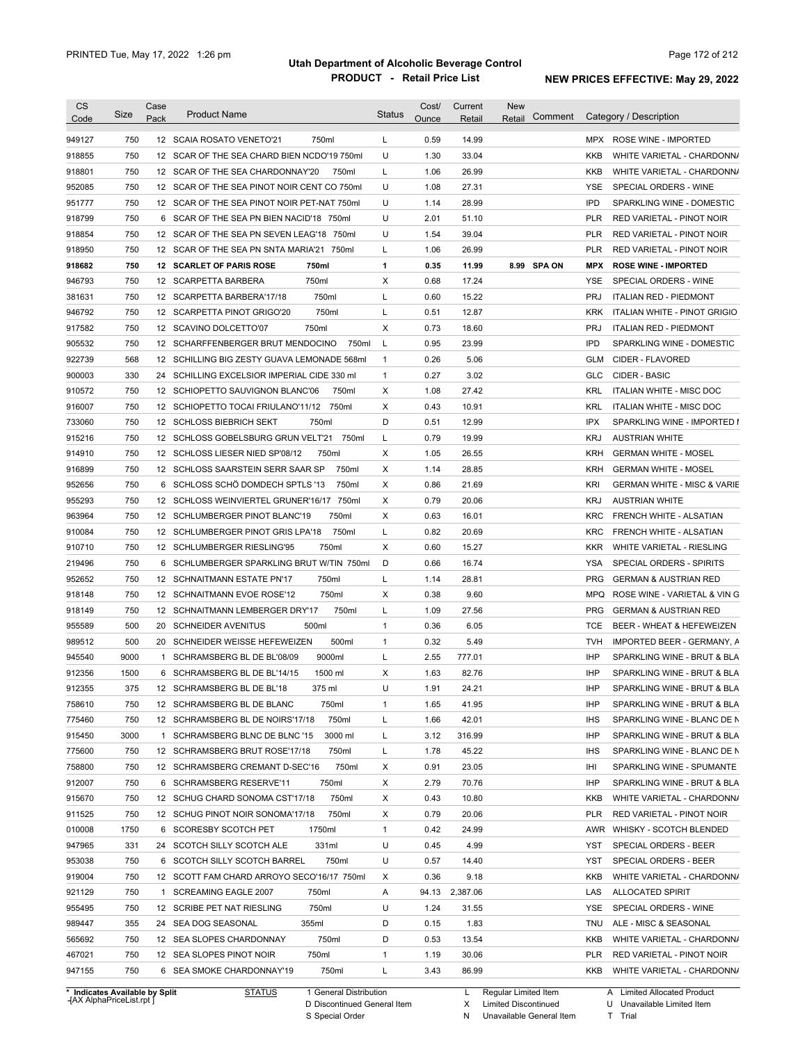# Utah Department of Alcoholic Beverage Control

## PRODUCT - Retail Price List

PRINTED Tue, May 17, 2022 1:26 pm

**NEW PRICES EFFECTIVE: May 29, 2022**

| CS Code | Size | Case Pack | Product Name | Status | Cost/ Ounce | Current Retail | New Retail | Comment | Category / Description |
|---|---|---|---|---|---|---|---|---|---|
| 949127 | 750 | 12 | SCAIA ROSATO VENETO'21 750ml | L | 0.59 | 14.99 | | | MPX ROSE WINE - IMPORTED |
| 918855 | 750 | 12 | SCAR OF THE SEA CHARD BIEN NCDO'19 750ml | U | 1.30 | 33.04 | | | KKB WHITE VARIETAL - CHARDONNA |
| 918801 | 750 | 12 | SCAR OF THE SEA CHARDONNAY'20 750ml | L | 1.06 | 26.99 | | | KKB WHITE VARIETAL - CHARDONNA |
| 952085 | 750 | 12 | SCAR OF THE SEA PINOT NOIR CENT CO 750ml | U | 1.08 | 27.31 | | | YSE SPECIAL ORDERS - WINE |
| 951777 | 750 | 12 | SCAR OF THE SEA PINOT NOIR PET-NAT 750ml | U | 1.14 | 28.99 | | | IPD SPARKLING WINE - DOMESTIC |
| 918799 | 750 | 6 | SCAR OF THE SEA PN BIEN NACID'18 750ml | U | 2.01 | 51.10 | | | PLR RED VARIETAL - PINOT NOIR |
| 918854 | 750 | 12 | SCAR OF THE SEA PN SEVEN LEAG'18 750ml | U | 1.54 | 39.04 | | | PLR RED VARIETAL - PINOT NOIR |
| 918950 | 750 | 12 | SCAR OF THE SEA PN SNTA MARIA'21 750ml | L | 1.06 | 26.99 | | | PLR RED VARIETAL - PINOT NOIR |
| **918682** | **750** | **12** | **SCARLET OF PARIS ROSE 750ml** | **1** | **0.35** | **11.99** | **8.99** | **SPA ON** | **MPX ROSE WINE - IMPORTED** |
| 946793 | 750 | 12 | SCARPETTA BARBERA 750ml | X | 0.68 | 17.24 | | | YSE SPECIAL ORDERS - WINE |
| 381631 | 750 | 12 | SCARPETTA BARBERA'17/18 750ml | L | 0.60 | 15.22 | | | PRJ ITALIAN RED - PIEDMONT |
| 946792 | 750 | 12 | SCARPETTA PINOT GRIGO'20 750ml | L | 0.51 | 12.87 | | | KRK ITALIAN WHITE - PINOT GRIGIO |
| 917582 | 750 | 12 | SCAVINO DOLCETTO'07 750ml | X | 0.73 | 18.60 | | | PRJ ITALIAN RED - PIEDMONT |
| 905532 | 750 | 12 | SCHARFFENBERGER BRUT MENDOCINO 750ml | L | 0.95 | 23.99 | | | IPD SPARKLING WINE - DOMESTIC |
| 922739 | 568 | 12 | SCHILLING BIG ZESTY GUAVA LEMONADE 568ml | 1 | 0.26 | 5.06 | | | GLM CIDER - FLAVORED |
| 900003 | 330 | 24 | SCHILLING EXCELSIOR IMPERIAL CIDE 330 ml | 1 | 0.27 | 3.02 | | | GLC CIDER - BASIC |
| 910572 | 750 | 12 | SCHIOPETTO SAUVIGNON BLANC'06 750ml | X | 1.08 | 27.42 | | | KRL ITALIAN WHITE - MISC DOC |
| 916007 | 750 | 12 | SCHIOPETTO TOCAI FRIULANO'11/12 750ml | X | 0.43 | 10.91 | | | KRL ITALIAN WHITE - MISC DOC |
| 733060 | 750 | 12 | SCHLOSS BIEBRICH SEKT 750ml | D | 0.51 | 12.99 | | | IPX SPARKLING WINE - IMPORTED I |
| 915216 | 750 | 12 | SCHLOSS GOBELSBURG GRUN VELT'21 750ml | L | 0.79 | 19.99 | | | KRJ AUSTRIAN WHITE |
| 914910 | 750 | 12 | SCHLOSS LIESER NIED SP'08/12 750ml | X | 1.05 | 26.55 | | | KRH GERMAN WHITE - MOSEL |
| 916899 | 750 | 12 | SCHLOSS SAARSTEIN SERR SAAR SP 750ml | X | 1.14 | 28.85 | | | KRH GERMAN WHITE - MOSEL |
| 952656 | 750 | 6 | SCHLOSS SCHÖ DOMDECH SPTLS '13 750ml | X | 0.86 | 21.69 | | | KRI GERMAN WHITE - MISC & VARIE |
| 955293 | 750 | 12 | SCHLOSS WEINVIERTEL GRUNER'16/17 750ml | X | 0.79 | 20.06 | | | KRJ AUSTRIAN WHITE |
| 963964 | 750 | 12 | SCHLUMBERGER PINOT BLANC'19 750ml | X | 0.63 | 16.01 | | | KRC FRENCH WHITE - ALSATIAN |
| 910084 | 750 | 12 | SCHLUMBERGER PINOT GRIS LPA'18 750ml | L | 0.82 | 20.69 | | | KRC FRENCH WHITE - ALSATIAN |
| 910710 | 750 | 12 | SCHLUMBERGER RIESLING'95 750ml | X | 0.60 | 15.27 | | | KKR WHITE VARIETAL - RIESLING |
| 219496 | 750 | 6 | SCHLUMBERGER SPARKLING BRUT W/TIN 750ml | D | 0.66 | 16.74 | | | YSA SPECIAL ORDERS - SPIRITS |
| 952652 | 750 | 12 | SCHNAITMANN ESTATE PN'17 750ml | L | 1.14 | 28.81 | | | PRG GERMAN & AUSTRIAN RED |
| 918148 | 750 | 12 | SCHNAITMANN EVOE ROSE'12 750ml | X | 0.38 | 9.60 | | | MPQ ROSE WINE - VARIETAL & VIN G |
| 918149 | 750 | 12 | SCHNAITMANN LEMBERGER DRY'17 750ml | L | 1.09 | 27.56 | | | PRG GERMAN & AUSTRIAN RED |
| 955589 | 500 | 20 | SCHNEIDER AVENITUS 500ml | 1 | 0.36 | 6.05 | | | TCE BEER - WHEAT & HEFEWEIZEN |
| 989512 | 500 | 20 | SCHNEIDER WEISSE HEFEWEIZEN 500ml | 1 | 0.32 | 5.49 | | | TVH IMPORTED BEER - GERMANY, A |
| 945540 | 9000 | 1 | SCHRAMSBERG BL DE BL'08/09 9000ml | L | 2.55 | 777.01 | | | IHP SPARKLING WINE - BRUT & BLA |
| 912356 | 1500 | 6 | SCHRAMSBERG BL DE BL'14/15 1500 ml | X | 1.63 | 82.76 | | | IHP SPARKLING WINE - BRUT & BLA |
| 912355 | 375 | 12 | SCHRAMSBERG BL DE BL'18 375 ml | U | 1.91 | 24.21 | | | IHP SPARKLING WINE - BRUT & BLA |
| 758610 | 750 | 12 | SCHRAMSBERG BL DE BLANC 750ml | 1 | 1.65 | 41.95 | | | IHP SPARKLING WINE - BRUT & BLA |
| 775460 | 750 | 12 | SCHRAMSBERG BL DE NOIRS'17/18 750ml | L | 1.66 | 42.01 | | | IHS SPARKLING WINE - BLANC DE N |
| 915450 | 3000 | 1 | SCHRAMSBERG BLNC DE BLNC '15 3000 ml | L | 3.12 | 316.99 | | | IHP SPARKLING WINE - BRUT & BLA |
| 775600 | 750 | 12 | SCHRAMSBERG BRUT ROSE'17/18 750ml | L | 1.78 | 45.22 | | | IHS SPARKLING WINE - BLANC DE N |
| 758800 | 750 | 12 | SCHRAMSBERG CREMANT D-SEC'16 750ml | X | 0.91 | 23.05 | | | IHI SPARKLING WINE - SPUMANTE |
| 912007 | 750 | 6 | SCHRAMSBERG RESERVE'11 750ml | X | 2.79 | 70.76 | | | IHP SPARKLING WINE - BRUT & BLA |
| 915670 | 750 | 12 | SCHUG CHARD SONOMA CST'17/18 750ml | X | 0.43 | 10.80 | | | KKB WHITE VARIETAL - CHARDONNA |
| 911525 | 750 | 12 | SCHUG PINOT NOIR SONOMA'17/18 750ml | X | 0.79 | 20.06 | | | PLR RED VARIETAL - PINOT NOIR |
| 010008 | 1750 | 6 | SCORESBY SCOTCH PET 1750ml | 1 | 0.42 | 24.99 | | | AWR WHISKY - SCOTCH BLENDED |
| 947965 | 331 | 24 | SCOTCH SILLY SCOTCH ALE 331ml | U | 0.45 | 4.99 | | | YST SPECIAL ORDERS - BEER |
| 953038 | 750 | 6 | SCOTCH SILLY SCOTCH BARREL 750ml | U | 0.57 | 14.40 | | | YST SPECIAL ORDERS - BEER |
| 919004 | 750 | 12 | SCOTT FAM CHARD ARROYO SECO'16/17 750ml | X | 0.36 | 9.18 | | | KKB WHITE VARIETAL - CHARDONNA |
| 921129 | 750 | 1 | SCREAMING EAGLE 2007 750ml | A | 94.13 | 2,387.06 | | | LAS ALLOCATED SPIRIT |
| 955495 | 750 | 12 | SCRIBE PET NAT RIESLING 750ml | U | 1.24 | 31.55 | | | YSE SPECIAL ORDERS - WINE |
| 989447 | 355 | 24 | SEA DOG SEASONAL 355ml | D | 0.15 | 1.83 | | | TNU ALE - MISC & SEASONAL |
| 565692 | 750 | 12 | SEA SLOPES CHARDONNAY 750ml | D | 0.53 | 13.54 | | | KKB WHITE VARIETAL - CHARDONNA |
| 467021 | 750 | 12 | SEA SLOPES PINOT NOIR 750ml | 1 | 1.19 | 30.06 | | | PLR RED VARIETAL - PINOT NOIR |
| 947155 | 750 | 6 | SEA SMOKE CHARDONNAY'19 750ml | L | 3.43 | 86.99 | | | KKB WHITE VARIETAL - CHARDONNA |

\* Indicates Available by Split

STATUS: 1 General Distribution; D Discontinued General Item; S Special Order; L Regular Limited Item; X Limited Discontinued; N Unavailable General Item; A Limited Allocated Product; U Unavailable Limited Item; T Trial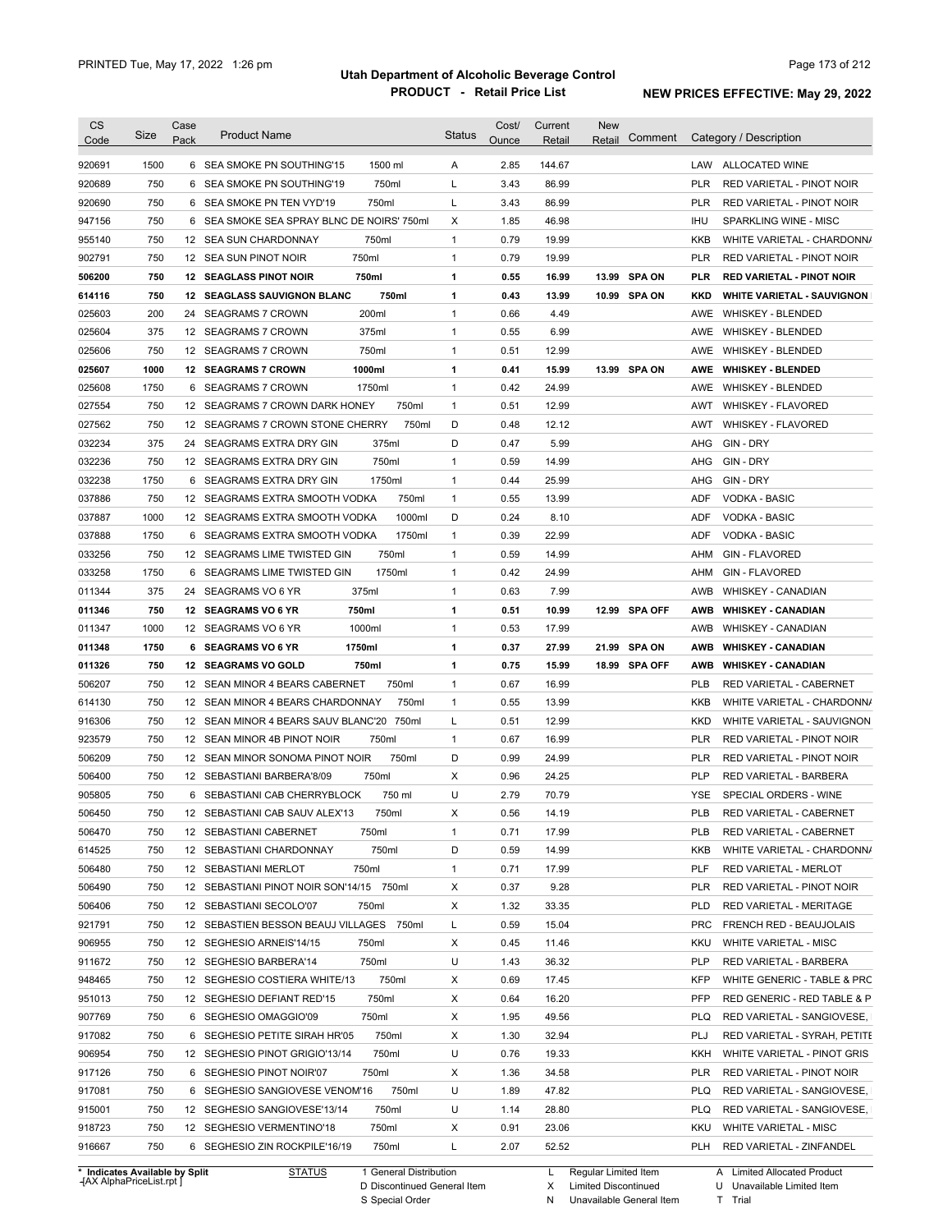# Utah Department of Alcoholic Beverage Control

## PRODUCT - Retail Price List

PRINTED Tue, May 17, 2022 1:26 pm

**NEW PRICES EFFECTIVE: May 29, 2022**

| CS Code | Size | Case Pack | Product Name | Status | Cost/ Ounce | Current Retail | New Retail | Comment | Category / Description |
|---|---|---|---|---|---|---|---|---|---|
| 920691 | 1500 | 6 | SEA SMOKE PN SOUTHING'15 1500 ml | A | 2.85 | 144.67 | | | LAW ALLOCATED WINE |
| 920689 | 750 | 6 | SEA SMOKE PN SOUTHING'19 750ml | L | 3.43 | 86.99 | | | PLR RED VARIETAL - PINOT NOIR |
| 920690 | 750 | 6 | SEA SMOKE PN TEN VYD'19 750ml | L | 3.43 | 86.99 | | | PLR RED VARIETAL - PINOT NOIR |
| 947156 | 750 | 6 | SEA SMOKE SEA SPRAY BLNC DE NOIRS' 750ml | X | 1.85 | 46.98 | | | IHU SPARKLING WINE - MISC |
| 955140 | 750 | 12 | SEA SUN CHARDONNAY 750ml | 1 | 0.79 | 19.99 | | | KKB WHITE VARIETAL - CHARDONNA |
| 902791 | 750 | 12 | SEA SUN PINOT NOIR 750ml | 1 | 0.79 | 19.99 | | | PLR RED VARIETAL - PINOT NOIR |
| **506200** | **750** | **12** | **SEAGLASS PINOT NOIR 750ml** | **1** | **0.55** | **16.99** | **13.99** | **SPA ON** | **PLR RED VARIETAL - PINOT NOIR** |
| **614116** | **750** | **12** | **SEAGLASS SAUVIGNON BLANC 750ml** | **1** | **0.43** | **13.99** | **10.99** | **SPA ON** | **KKD WHITE VARIETAL - SAUVIGNON** |
| 025603 | 200 | 24 | SEAGRAMS 7 CROWN 200ml | 1 | 0.66 | 4.49 | | | AWE WHISKEY - BLENDED |
| 025604 | 375 | 12 | SEAGRAMS 7 CROWN 375ml | 1 | 0.55 | 6.99 | | | AWE WHISKEY - BLENDED |
| 025606 | 750 | 12 | SEAGRAMS 7 CROWN 750ml | 1 | 0.51 | 12.99 | | | AWE WHISKEY - BLENDED |
| **025607** | **1000** | **12** | **SEAGRAMS 7 CROWN 1000ml** | **1** | **0.41** | **15.99** | **13.99** | **SPA ON** | **AWE WHISKEY - BLENDED** |
| 025608 | 1750 | 6 | SEAGRAMS 7 CROWN 1750ml | 1 | 0.42 | 24.99 | | | AWE WHISKEY - BLENDED |
| 027554 | 750 | 12 | SEAGRAMS 7 CROWN DARK HONEY 750ml | 1 | 0.51 | 12.99 | | | AWT WHISKEY - FLAVORED |
| 027562 | 750 | 12 | SEAGRAMS 7 CROWN STONE CHERRY 750ml | D | 0.48 | 12.12 | | | AWT WHISKEY - FLAVORED |
| 032234 | 375 | 24 | SEAGRAMS EXTRA DRY GIN 375ml | D | 0.47 | 5.99 | | | AHG GIN - DRY |
| 032236 | 750 | 12 | SEAGRAMS EXTRA DRY GIN 750ml | 1 | 0.59 | 14.99 | | | AHG GIN - DRY |
| 032238 | 1750 | 6 | SEAGRAMS EXTRA DRY GIN 1750ml | 1 | 0.44 | 25.99 | | | AHG GIN - DRY |
| 037886 | 750 | 12 | SEAGRAMS EXTRA SMOOTH VODKA 750ml | 1 | 0.55 | 13.99 | | | ADF VODKA - BASIC |
| 037887 | 1000 | 12 | SEAGRAMS EXTRA SMOOTH VODKA 1000ml | D | 0.24 | 8.10 | | | ADF VODKA - BASIC |
| 037888 | 1750 | 6 | SEAGRAMS EXTRA SMOOTH VODKA 1750ml | 1 | 0.39 | 22.99 | | | ADF VODKA - BASIC |
| 033256 | 750 | 12 | SEAGRAMS LIME TWISTED GIN 750ml | 1 | 0.59 | 14.99 | | | AHM GIN - FLAVORED |
| 033258 | 1750 | 6 | SEAGRAMS LIME TWISTED GIN 1750ml | 1 | 0.42 | 24.99 | | | AHM GIN - FLAVORED |
| 011344 | 375 | 24 | SEAGRAMS VO 6 YR 375ml | 1 | 0.63 | 7.99 | | | AWB WHISKEY - CANADIAN |
| **011346** | **750** | **12** | **SEAGRAMS VO 6 YR 750ml** | **1** | **0.51** | **10.99** | **12.99** | **SPA OFF** | **AWB WHISKEY - CANADIAN** |
| 011347 | 1000 | 12 | SEAGRAMS VO 6 YR 1000ml | 1 | 0.53 | 17.99 | | | AWB WHISKEY - CANADIAN |
| **011348** | **1750** | **6** | **SEAGRAMS VO 6 YR 1750ml** | **1** | **0.37** | **27.99** | **21.99** | **SPA ON** | **AWB WHISKEY - CANADIAN** |
| **011326** | **750** | **12** | **SEAGRAMS VO GOLD 750ml** | **1** | **0.75** | **15.99** | **18.99** | **SPA OFF** | **AWB WHISKEY - CANADIAN** |
| 506207 | 750 | 12 | SEAN MINOR 4 BEARS CABERNET 750ml | 1 | 0.67 | 16.99 | | | PLB RED VARIETAL - CABERNET |
| 614130 | 750 | 12 | SEAN MINOR 4 BEARS CHARDONNAY 750ml | 1 | 0.55 | 13.99 | | | KKB WHITE VARIETAL - CHARDONNA |
| 916306 | 750 | 12 | SEAN MINOR 4 BEARS SAUV BLANC'20 750ml | L | 0.51 | 12.99 | | | KKD WHITE VARIETAL - SAUVIGNON |
| 923579 | 750 | 12 | SEAN MINOR 4B PINOT NOIR 750ml | 1 | 0.67 | 16.99 | | | PLR RED VARIETAL - PINOT NOIR |
| 506209 | 750 | 12 | SEAN MINOR SONOMA PINOT NOIR 750ml | D | 0.99 | 24.99 | | | PLR RED VARIETAL - PINOT NOIR |
| 506400 | 750 | 12 | SEBASTIANI BARBERA'8/09 750ml | X | 0.96 | 24.25 | | | PLP RED VARIETAL - BARBERA |
| 905805 | 750 | 6 | SEBASTIANI CAB CHERRYBLOCK 750 ml | U | 2.79 | 70.79 | | | YSE SPECIAL ORDERS - WINE |
| 506450 | 750 | 12 | SEBASTIANI CAB SAUV ALEX'13 750ml | X | 0.56 | 14.19 | | | PLB RED VARIETAL - CABERNET |
| 506470 | 750 | 12 | SEBASTIANI CABERNET 750ml | 1 | 0.71 | 17.99 | | | PLB RED VARIETAL - CABERNET |
| 614525 | 750 | 12 | SEBASTIANI CHARDONNAY 750ml | D | 0.59 | 14.99 | | | KKB WHITE VARIETAL - CHARDONNA |
| 506480 | 750 | 12 | SEBASTIANI MERLOT 750ml | 1 | 0.71 | 17.99 | | | PLF RED VARIETAL - MERLOT |
| 506490 | 750 | 12 | SEBASTIANI PINOT NOIR SON'14/15 750ml | X | 0.37 | 9.28 | | | PLR RED VARIETAL - PINOT NOIR |
| 506406 | 750 | 12 | SEBASTIANI SECOLO'07 750ml | X | 1.32 | 33.35 | | | PLD RED VARIETAL - MERITAGE |
| 921791 | 750 | 12 | SEBASTIEN BESSON BEAUJ VILLAGES 750ml | L | 0.59 | 15.04 | | | PRC FRENCH RED - BEAUJOLAIS |
| 906955 | 750 | 12 | SEGHESIO ARNEIS'14/15 750ml | X | 0.45 | 11.46 | | | KKU WHITE VARIETAL - MISC |
| 911672 | 750 | 12 | SEGHESIO BARBERA'14 750ml | U | 1.43 | 36.32 | | | PLP RED VARIETAL - BARBERA |
| 948465 | 750 | 12 | SEGHESIO COSTIERA WHITE/13 750ml | X | 0.69 | 17.45 | | | KFP WHITE GENERIC - TABLE & PRC |
| 951013 | 750 | 12 | SEGHESIO DEFIANT RED'15 750ml | X | 0.64 | 16.20 | | | PFP RED GENERIC - RED TABLE & P |
| 907769 | 750 | 6 | SEGHESIO OMAGGIO'09 750ml | X | 1.95 | 49.56 | | | PLQ RED VARIETAL - SANGIOVESE, |
| 917082 | 750 | 6 | SEGHESIO PETITE SIRAH HR'05 750ml | X | 1.30 | 32.94 | | | PLJ RED VARIETAL - SYRAH, PETITE |
| 906954 | 750 | 12 | SEGHESIO PINOT GRIGIO'13/14 750ml | U | 0.76 | 19.33 | | | KKH WHITE VARIETAL - PINOT GRIS |
| 917126 | 750 | 6 | SEGHESIO PINOT NOIR'07 750ml | X | 1.36 | 34.58 | | | PLR RED VARIETAL - PINOT NOIR |
| 917081 | 750 | 6 | SEGHESIO SANGIOVESE VENOM'16 750ml | U | 1.89 | 47.82 | | | PLQ RED VARIETAL - SANGIOVESE, |
| 915001 | 750 | 12 | SEGHESIO SANGIOVESE'13/14 750ml | U | 1.14 | 28.80 | | | PLQ RED VARIETAL - SANGIOVESE, |
| 918723 | 750 | 12 | SEGHESIO VERMENTINO'18 750ml | X | 0.91 | 23.06 | | | KKU WHITE VARIETAL - MISC |
| 916667 | 750 | 6 | SEGHESIO ZIN ROCKPILE'16/19 750ml | L | 2.07 | 52.52 | | | PLH RED VARIETAL - ZINFANDEL |

\* Indicates Available by Split
[AX AlphaPriceList.rpt ]

STATUS: 1 General Distribution; D Discontinued General Item; S Special Order; L Regular Limited Item; X Limited Discontinued; N Unavailable General Item; A Limited Allocated Product; U Unavailable Limited Item; T Trial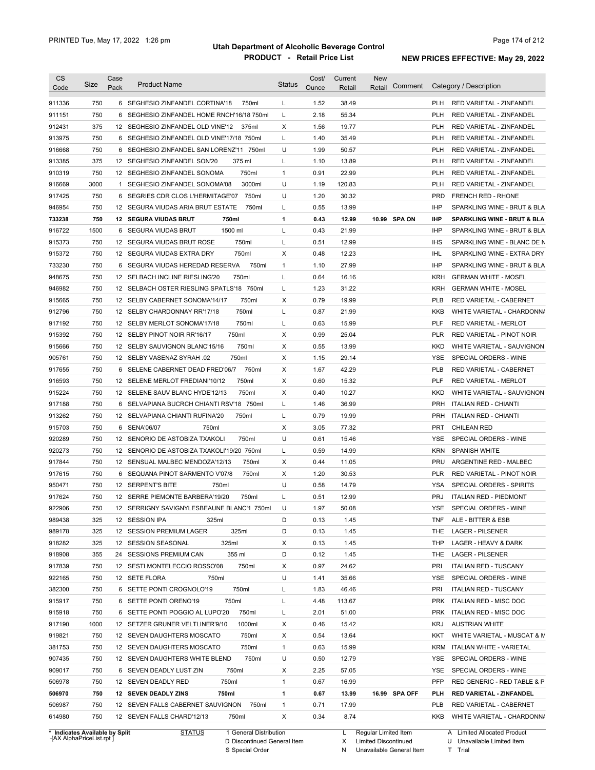# Utah Department of Alcoholic Beverage Control

## PRODUCT - Retail Price List

PRINTED Tue, May 17, 2022 1:26 pm

**NEW PRICES EFFECTIVE: May 29, 2022**

| CS Code | Size | Case Pack | Product Name | Status | Cost/ Ounce | Current Retail | New Retail | Comment | Category / Description |
|---|---|---|---|---|---|---|---|---|---|
| 911336 | 750 | 6 | SEGHESIO ZINFANDEL CORTINA'18 750ml | L | 1.52 | 38.49 | | | PLH RED VARIETAL - ZINFANDEL |
| 911151 | 750 | 6 | SEGHESIO ZINFANDEL HOME RNCH'16/18 750ml | L | 2.18 | 55.34 | | | PLH RED VARIETAL - ZINFANDEL |
| 912431 | 375 | 12 | SEGHESIO ZINFANDEL OLD VINE'12 375ml | X | 1.56 | 19.77 | | | PLH RED VARIETAL - ZINFANDEL |
| 913975 | 750 | 6 | SEGHESIO ZINFANDEL OLD VINE'17/18 750ml | L | 1.40 | 35.49 | | | PLH RED VARIETAL - ZINFANDEL |
| 916668 | 750 | 6 | SEGHESIO ZINFANDEL SAN LORENZ'11 750ml | U | 1.99 | 50.57 | | | PLH RED VARIETAL - ZINFANDEL |
| 913385 | 375 | 12 | SEGHESIO ZINFANDEL SON'20 375 ml | L | 1.10 | 13.89 | | | PLH RED VARIETAL - ZINFANDEL |
| 910319 | 750 | 12 | SEGHESIO ZINFANDEL SONOMA 750ml | 1 | 0.91 | 22.99 | | | PLH RED VARIETAL - ZINFANDEL |
| 916669 | 3000 | 1 | SEGHESIO ZINFANDEL SONOMA'08 3000ml | U | 1.19 | 120.83 | | | PLH RED VARIETAL - ZINFANDEL |
| 917425 | 750 | 6 | SEGRIES CDR CLOS L'HERMITAGE'07 750ml | U | 1.20 | 30.32 | | | PRD FRENCH RED - RHONE |
| 946954 | 750 | 12 | SEGURA VIUDAS ARIA BRUT ESTATE 750ml | L | 0.55 | 13.99 | | | IHP SPARKLING WINE - BRUT & BLA |
| **733238** | **750** | **12** | **SEGURA VIUDAS BRUT 750ml** | **1** | **0.43** | **12.99** | **10.99** | **SPA ON** | **IHP SPARKLING WINE - BRUT & BLA** |
| 916722 | 1500 | 6 | SEGURA VIUDAS BRUT 1500 ml | L | 0.43 | 21.99 | | | IHP SPARKLING WINE - BRUT & BLA |
| 915373 | 750 | 12 | SEGURA VIUDAS BRUT ROSE 750ml | L | 0.51 | 12.99 | | | IHS SPARKLING WINE - BLANC DE N |
| 915372 | 750 | 12 | SEGURA VIUDAS EXTRA DRY 750ml | X | 0.48 | 12.23 | | | IHL SPARKLING WINE - EXTRA DRY |
| 733230 | 750 | 6 | SEGURA VIUDAS HEREDAD RESERVA 750ml | 1 | 1.10 | 27.99 | | | IHP SPARKLING WINE - BRUT & BLA |
| 948675 | 750 | 12 | SELBACH INCLINE RIESLING'20 750ml | L | 0.64 | 16.16 | | | KRH GERMAN WHITE - MOSEL |
| 946982 | 750 | 12 | SELBACH OSTER RIESLING SPATLS'18 750ml | L | 1.23 | 31.22 | | | KRH GERMAN WHITE - MOSEL |
| 915665 | 750 | 12 | SELBY CABERNET SONOMA'14/17 750ml | X | 0.79 | 19.99 | | | PLB RED VARIETAL - CABERNET |
| 912796 | 750 | 12 | SELBY CHARDONNAY RR'17/18 750ml | L | 0.87 | 21.99 | | | KKB WHITE VARIETAL - CHARDONNA |
| 917192 | 750 | 12 | SELBY MERLOT SONOMA'17/18 750ml | L | 0.63 | 15.99 | | | PLF RED VARIETAL - MERLOT |
| 915392 | 750 | 12 | SELBY PINOT NOIR RR'16/17 750ml | X | 0.99 | 25.04 | | | PLR RED VARIETAL - PINOT NOIR |
| 915666 | 750 | 12 | SELBY SAUVIGNON BLANC'15/16 750ml | X | 0.55 | 13.99 | | | KKD WHITE VARIETAL - SAUVIGNON |
| 905761 | 750 | 12 | SELBY VASENAZ SYRAH .02 750ml | X | 1.15 | 29.14 | | | YSE SPECIAL ORDERS - WINE |
| 917655 | 750 | 6 | SELENE CABERNET DEAD FRED'06/7 750ml | X | 1.67 | 42.29 | | | PLB RED VARIETAL - CABERNET |
| 916593 | 750 | 12 | SELENE MERLOT FREDIANI'10/12 750ml | X | 0.60 | 15.32 | | | PLF RED VARIETAL - MERLOT |
| 915224 | 750 | 12 | SELENE SAUV BLANC HYDE'12/13 750ml | X | 0.40 | 10.27 | | | KKD WHITE VARIETAL - SAUVIGNON |
| 917188 | 750 | 6 | SELVAPIANA BUCRCH CHIANTI RSV'18 750ml | L | 1.46 | 36.99 | | | PRH ITALIAN RED - CHIANTI |
| 913262 | 750 | 12 | SELVAPIANA CHIANTI RUFINA'20 750ml | L | 0.79 | 19.99 | | | PRH ITALIAN RED - CHIANTI |
| 915703 | 750 | 6 | SENA'06/07 750ml | X | 3.05 | 77.32 | | | PRT CHILEAN RED |
| 920289 | 750 | 12 | SENORIO DE ASTOBIZA TXAKOLI 750ml | U | 0.61 | 15.46 | | | YSE SPECIAL ORDERS - WINE |
| 920273 | 750 | 12 | SENORIO DE ASTOBIZA TXAKOLI'19/20 750ml | L | 0.59 | 14.99 | | | KRN SPANISH WHITE |
| 917844 | 750 | 12 | SENSUAL MALBEC MENDOZA'12/13 750ml | X | 0.44 | 11.05 | | | PRU ARGENTINE RED - MALBEC |
| 917615 | 750 | 6 | SEQUANA PINOT SARMENTO V'07/8 750ml | X | 1.20 | 30.53 | | | PLR RED VARIETAL - PINOT NOIR |
| 950471 | 750 | 12 | SERPENT'S BITE 750ml | U | 0.58 | 14.79 | | | YSA SPECIAL ORDERS - SPIRITS |
| 917624 | 750 | 12 | SERRE PIEMONTE BARBERA'19/20 750ml | L | 0.51 | 12.99 | | | PRJ ITALIAN RED - PIEDMONT |
| 922906 | 750 | 12 | SERRIGNY SAVIGNYLESBEAUNE BLANC'1 750ml | U | 1.97 | 50.08 | | | YSE SPECIAL ORDERS - WINE |
| 989438 | 325 | 12 | SESSION IPA 325ml | D | 0.13 | 1.45 | | | TNF ALE - BITTER & ESB |
| 989178 | 325 | 12 | SESSION PREMIUM LAGER 325ml | D | 0.13 | 1.45 | | | THE LAGER - PILSENER |
| 918282 | 325 | 12 | SESSION SEASONAL 325ml | X | 0.13 | 1.45 | | | THP LAGER - HEAVY & DARK |
| 918908 | 355 | 24 | SESSIONS PREMIUM CAN 355 ml | D | 0.12 | 1.45 | | | THE LAGER - PILSENER |
| 917839 | 750 | 12 | SESTI MONTELECCIO ROSSO'08 750ml | X | 0.97 | 24.62 | | | PRI ITALIAN RED - TUSCANY |
| 922165 | 750 | 12 | SETE FLORA 750ml | U | 1.41 | 35.66 | | | YSE SPECIAL ORDERS - WINE |
| 382300 | 750 | 6 | SETTE PONTI CROGNOLO'19 750ml | L | 1.83 | 46.46 | | | PRI ITALIAN RED - TUSCANY |
| 915917 | 750 | 6 | SETTE PONTI ORENO'19 750ml | L | 4.48 | 113.67 | | | PRK ITALIAN RED - MISC DOC |
| 915918 | 750 | 6 | SETTE PONTI POGGIO AL LUPO'20 750ml | L | 2.01 | 51.00 | | | PRK ITALIAN RED - MISC DOC |
| 917190 | 1000 | 12 | SETZER GRUNER VELTLINER'9/10 1000ml | X | 0.46 | 15.42 | | | KRJ AUSTRIAN WHITE |
| 919821 | 750 | 12 | SEVEN DAUGHTERS MOSCATO 750ml | X | 0.54 | 13.64 | | | KKT WHITE VARIETAL - MUSCAT & M |
| 381753 | 750 | 12 | SEVEN DAUGHTERS MOSCATO 750ml | 1 | 0.63 | 15.99 | | | KRM ITALIAN WHITE - VARIETAL |
| 907435 | 750 | 12 | SEVEN DAUGHTERS WHITE BLEND 750ml | U | 0.50 | 12.79 | | | YSE SPECIAL ORDERS - WINE |
| 909017 | 750 | 6 | SEVEN DEADLY LUST ZIN 750ml | X | 2.25 | 57.05 | | | YSE SPECIAL ORDERS - WINE |
| 506978 | 750 | 12 | SEVEN DEADLY RED 750ml | 1 | 0.67 | 16.99 | | | PFP RED GENERIC - RED TABLE & P |
| **506970** | **750** | **12** | **SEVEN DEADLY ZINS 750ml** | **1** | **0.67** | **13.99** | **16.99** | **SPA OFF** | **PLH RED VARIETAL - ZINFANDEL** |
| 506987 | 750 | 12 | SEVEN FALLS CABERNET SAUVIGNON 750ml | 1 | 0.71 | 17.99 | | | PLB RED VARIETAL - CABERNET |
| 614980 | 750 | 12 | SEVEN FALLS CHARD'12/13 750ml | X | 0.34 | 8.74 | | | KKB WHITE VARIETAL - CHARDONNA |

\* Indicates Available by Split
[AX AlphaPriceList.rpt]

STATUS: 1 General Distribution; D Discontinued General Item; S Special Order; L Regular Limited Item; X Limited Discontinued; N Unavailable General Item; A Limited Allocated Product; U Unavailable Limited Item; T Trial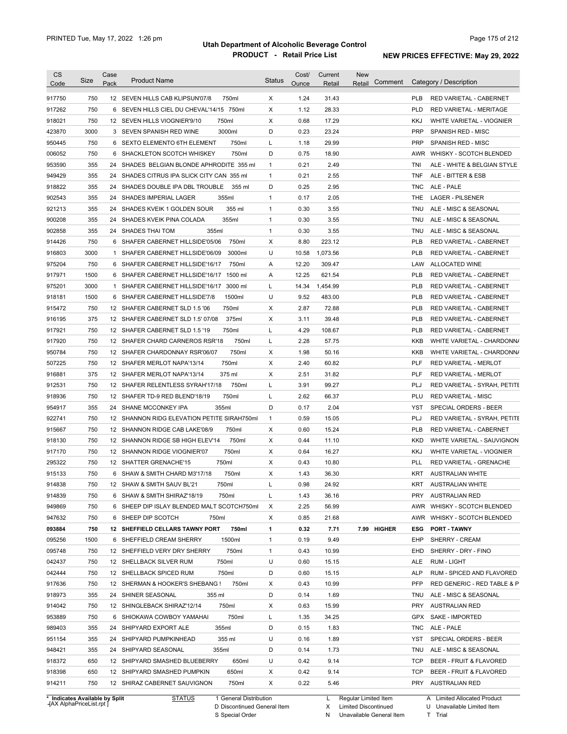# Utah Department of Alcoholic Beverage Control

## PRODUCT - Retail Price List

PRINTED Tue, May 17, 2022 1:26 pm

**NEW PRICES EFFECTIVE: May 29, 2022**

| CS Code | Size | Case Pack | Product Name | Status | Cost/ Ounce | Current Retail | New Retail | Comment | Category / Description |
|---|---|---|---|---|---|---|---|---|---|
| 917750 | 750 | 12 | SEVEN HILLS CAB KLIPSUN'07/8 750ml | X | 1.24 | 31.43 | | | PLB RED VARIETAL - CABERNET |
| 917262 | 750 | 6 | SEVEN HILLS CIEL DU CHEVAL'14/15 750ml | X | 1.12 | 28.33 | | | PLD RED VARIETAL - MERITAGE |
| 918021 | 750 | 12 | SEVEN HILLS VIOGNIER'9/10 750ml | X | 0.68 | 17.29 | | | KKJ WHITE VARIETAL - VIOGNIER |
| 423870 | 3000 | 3 | SEVEN SPANISH RED WINE 3000ml | D | 0.23 | 23.24 | | | PRP SPANISH RED - MISC |
| 950445 | 750 | 6 | SEXTO ELEMENTO 6TH ELEMENT 750ml | L | 1.18 | 29.99 | | | PRP SPANISH RED - MISC |
| 006052 | 750 | 6 | SHACKLETON SCOTCH WHISKEY 750ml | D | 0.75 | 18.90 | | | AWR WHISKY - SCOTCH BLENDED |
| 953590 | 355 | 24 | SHADES BELGIAN BLONDE APHRODITE 355 ml | 1 | 0.21 | 2.49 | | | TNI ALE - WHITE & BELGIAN STYLE |
| 949429 | 355 | 24 | SHADES CITRUS IPA SLICK CITY CAN 355 ml | 1 | 0.21 | 2.55 | | | TNF ALE - BITTER & ESB |
| 918822 | 355 | 24 | SHADES DOUBLE IPA DBL TROUBLE 355 ml | D | 0.25 | 2.95 | | | TNC ALE - PALE |
| 902543 | 355 | 24 | SHADES IMPERIAL LAGER 355ml | 1 | 0.17 | 2.05 | | | THE LAGER - PILSENER |
| 921213 | 355 | 24 | SHADES KVEIK 1 GOLDEN SOUR 355 ml | 1 | 0.30 | 3.55 | | | TNU ALE - MISC & SEASONAL |
| 900208 | 355 | 24 | SHADES KVEIK PINA COLADA 355ml | 1 | 0.30 | 3.55 | | | TNU ALE - MISC & SEASONAL |
| 902858 | 355 | 24 | SHADES THAI TOM 355ml | 1 | 0.30 | 3.55 | | | TNU ALE - MISC & SEASONAL |
| 914426 | 750 | 6 | SHAFER CABERNET HILLSIDE'05/06 750ml | X | 8.80 | 223.12 | | | PLB RED VARIETAL - CABERNET |
| 916803 | 3000 | 1 | SHAFER CABERNET HILLSIDE'06/09 3000ml | U | 10.58 | 1,073.56 | | | PLB RED VARIETAL - CABERNET |
| 975204 | 750 | 6 | SHAFER CABERNET HILLSIDE'16/17 750ml | A | 12.20 | 309.47 | | | LAW ALLOCATED WINE |
| 917971 | 1500 | 6 | SHAFER CABERNET HILLSIDE'16/17 1500 ml | A | 12.25 | 621.54 | | | PLB RED VARIETAL - CABERNET |
| 975201 | 3000 | 1 | SHAFER CABERNET HILLSIDE'16/17 3000 ml | L | 14.34 | 1,454.99 | | | PLB RED VARIETAL - CABERNET |
| 918181 | 1500 | 6 | SHAFER CABERNET HILLSIDE'7/8 1500ml | U | 9.52 | 483.00 | | | PLB RED VARIETAL - CABERNET |
| 915472 | 750 | 12 | SHAFER CABERNET SLD 1.5 '06 750ml | X | 2.87 | 72.88 | | | PLB RED VARIETAL - CABERNET |
| 916195 | 375 | 12 | SHAFER CABERNET SLD 1.5' 07/08 375ml | X | 3.11 | 39.48 | | | PLB RED VARIETAL - CABERNET |
| 917921 | 750 | 12 | SHAFER CABERNET SLD 1.5 '19 750ml | L | 4.29 | 108.67 | | | PLB RED VARIETAL - CABERNET |
| 917920 | 750 | 12 | SHAFER CHARD CARNEROS RSR'18 750ml | L | 2.28 | 57.75 | | | KKB WHITE VARIETAL - CHARDONNA |
| 950784 | 750 | 12 | SHAFER CHARDONNAY RSR'06/07 750ml | X | 1.98 | 50.16 | | | KKB WHITE VARIETAL - CHARDONNA |
| 507225 | 750 | 12 | SHAFER MERLOT NAPA'13/14 750ml | X | 2.40 | 60.82 | | | PLF RED VARIETAL - MERLOT |
| 916881 | 375 | 12 | SHAFER MERLOT NAPA'13/14 375 ml | X | 2.51 | 31.82 | | | PLF RED VARIETAL - MERLOT |
| 912531 | 750 | 12 | SHAFER RELENTLESS SYRAH'17/18 750ml | L | 3.91 | 99.27 | | | PLJ RED VARIETAL - SYRAH, PETITE |
| 918936 | 750 | 12 | SHAFER TD-9 RED BLEND'18/19 750ml | L | 2.62 | 66.37 | | | PLU RED VARIETAL - MISC |
| 954917 | 355 | 24 | SHANE MCCONKEY IPA 355ml | D | 0.17 | 2.04 | | | YST SPECIAL ORDERS - BEER |
| 922741 | 750 | 12 | SHANNON RIDG ELEVATION PETITE SIRAH750ml | 1 | 0.59 | 15.05 | | | PLJ RED VARIETAL - SYRAH, PETITE |
| 915667 | 750 | 12 | SHANNON RIDGE CAB LAKE'08/9 750ml | X | 0.60 | 15.24 | | | PLB RED VARIETAL - CABERNET |
| 918130 | 750 | 12 | SHANNON RIDGE SB HIGH ELEV'14 750ml | X | 0.44 | 11.10 | | | KKD WHITE VARIETAL - SAUVIGNON |
| 917170 | 750 | 12 | SHANNON RIDGE VIOGNIER'07 750ml | X | 0.64 | 16.27 | | | KKJ WHITE VARIETAL - VIOGNIER |
| 295322 | 750 | 12 | SHATTER GRENACHE'15 750ml | X | 0.43 | 10.80 | | | PLL RED VARIETAL - GRENACHE |
| 915133 | 750 | 6 | SHAW & SMITH CHARD M3'17/18 750ml | X | 1.43 | 36.30 | | | KRT AUSTRALIAN WHITE |
| 914838 | 750 | 12 | SHAW & SMITH SAUV BL'21 750ml | L | 0.98 | 24.92 | | | KRT AUSTRALIAN WHITE |
| 914839 | 750 | 6 | SHAW & SMITH SHIRAZ'18/19 750ml | L | 1.43 | 36.16 | | | PRY AUSTRALIAN RED |
| 949869 | 750 | 6 | SHEEP DIP ISLAY BLENDED MALT SCOTCH750ml | X | 2.25 | 56.99 | | | AWR WHISKY - SCOTCH BLENDED |
| 947632 | 750 | 6 | SHEEP DIP SCOTCH 750ml | X | 0.85 | 21.68 | | | AWR WHISKY - SCOTCH BLENDED |
| **093884** | **750** | **12** | **SHEFFIELD CELLARS TAWNY PORT 750ml** | **1** | **0.32** | **7.71** | **7.99** | **HIGHER** | **ESG PORT - TAWNY** |
| 095256 | 1500 | 6 | SHEFFIELD CREAM SHERRY 1500ml | 1 | 0.19 | 9.49 | | | EHP SHERRY - CREAM |
| 095748 | 750 | 12 | SHEFFIELD VERY DRY SHERRY 750ml | 1 | 0.43 | 10.99 | | | EHD SHERRY - DRY - FINO |
| 042437 | 750 | 12 | SHELLBACK SILVER RUM 750ml | U | 0.60 | 15.15 | | | ALE RUM - LIGHT |
| 042444 | 750 | 12 | SHELLBACK SPICED RUM 750ml | D | 0.60 | 15.15 | | | ALP RUM - SPICED AND FLAVORED |
| 917636 | 750 | 12 | SHERMAN & HOOKER'S SHEBANG ! 750ml | X | 0.43 | 10.99 | | | PFP RED GENERIC - RED TABLE & P |
| 918973 | 355 | 24 | SHINER SEASONAL 355 ml | D | 0.14 | 1.69 | | | TNU ALE - MISC & SEASONAL |
| 914042 | 750 | 12 | SHINGLEBACK SHIRAZ'12/14 750ml | X | 0.63 | 15.99 | | | PRY AUSTRALIAN RED |
| 953889 | 750 | 6 | SHIOKAWA COWBOY YAMAHAI 750ml | L | 1.35 | 34.25 | | | GPX SAKE - IMPORTED |
| 989403 | 355 | 24 | SHIPYARD EXPORT ALE 355ml | D | 0.15 | 1.83 | | | TNC ALE - PALE |
| 951154 | 355 | 24 | SHIPYARD PUMPKINHEAD 355 ml | U | 0.16 | 1.89 | | | YST SPECIAL ORDERS - BEER |
| 948421 | 355 | 24 | SHIPYARD SEASONAL 355ml | D | 0.14 | 1.73 | | | TNU ALE - MISC & SEASONAL |
| 918372 | 650 | 12 | SHIPYARD SMASHED BLUEBERRY 650ml | U | 0.42 | 9.14 | | | TCP BEER - FRUIT & FLAVORED |
| 918398 | 650 | 12 | SHIPYARD SMASHED PUMPKIN 650ml | X | 0.42 | 9.14 | | | TCP BEER - FRUIT & FLAVORED |
| 914211 | 750 | 12 | SHIRAZ CABERNET SAUVIGNON 750ml | X | 0.22 | 5.46 | | | PRY AUSTRALIAN RED |

\* Indicates Available by Split
[AX AlphaPriceList.rpt]

STATUS: 1 General Distribution; D Discontinued General Item; S Special Order; L Regular Limited Item; X Limited Discontinued; N Unavailable General Item; A Limited Allocated Product; U Unavailable Limited Item; T Trial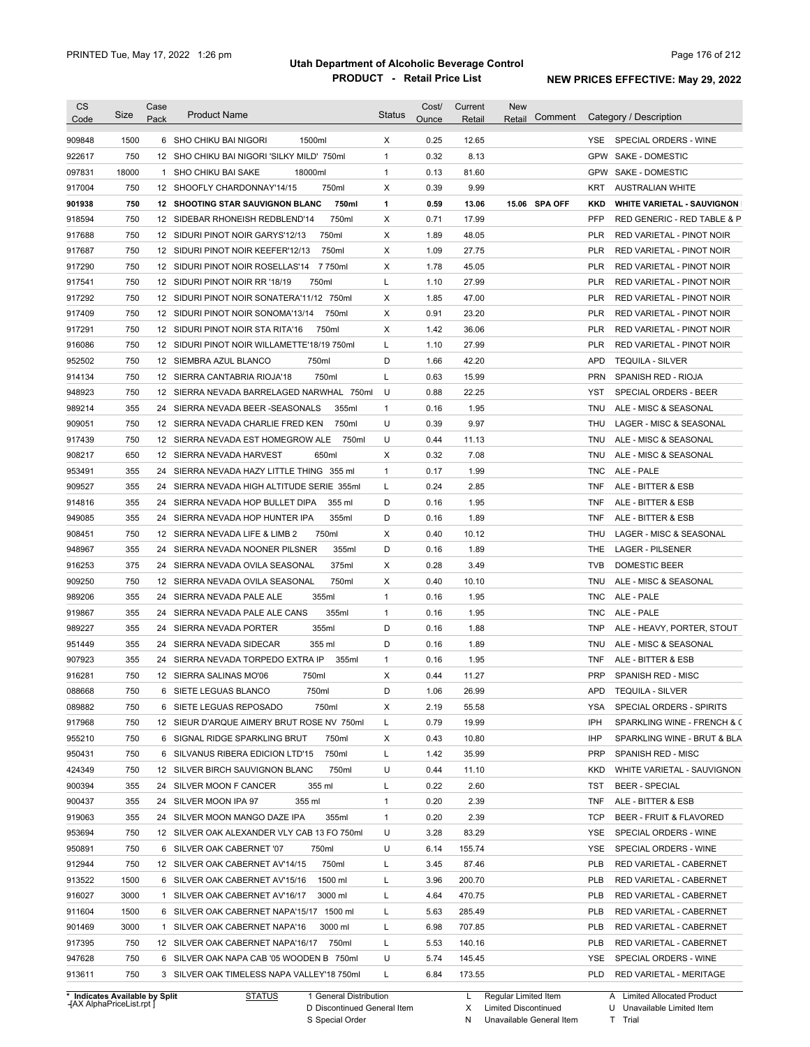# Utah Department of Alcoholic Beverage Control

## PRODUCT - Retail Price List

PRINTED Tue, May 17, 2022 1:26 pm

**NEW PRICES EFFECTIVE: May 29, 2022**

| CS Code | Size | Case Pack | Product Name | Status | Cost/ Ounce | Current Retail | New Retail | Comment | Category / Description |
|---|---|---|---|---|---|---|---|---|---|
| 909848 | 1500 | 6 | SHO CHIKU BAI NIGORI 1500ml | X | 0.25 | 12.65 | | | YSE SPECIAL ORDERS - WINE |
| 922617 | 750 | 12 | SHO CHIKU BAI NIGORI 'SILKY MILD' 750ml | 1 | 0.32 | 8.13 | | | GPW SAKE - DOMESTIC |
| 097831 | 18000 | 1 | SHO CHIKU BAI SAKE 18000ml | 1 | 0.13 | 81.60 | | | GPW SAKE - DOMESTIC |
| 917004 | 750 | 12 | SHOOFLY CHARDONNAY'14/15 750ml | X | 0.39 | 9.99 | | | KRT AUSTRALIAN WHITE |
| **901938** | **750** | **12** | **SHOOTING STAR SAUVIGNON BLANC 750ml** | **1** | **0.59** | **13.06** | **15.06** | **SPA OFF** | **KKD WHITE VARIETAL - SAUVIGNON** |
| 918594 | 750 | 12 | SIDEBAR RHONEISH REDBLEND'14 750ml | X | 0.71 | 17.99 | | | PFP RED GENERIC - RED TABLE & P |
| 917688 | 750 | 12 | SIDURI PINOT NOIR GARYS'12/13 750ml | X | 1.89 | 48.05 | | | PLR RED VARIETAL - PINOT NOIR |
| 917687 | 750 | 12 | SIDURI PINOT NOIR KEEFER'12/13 750ml | X | 1.09 | 27.75 | | | PLR RED VARIETAL - PINOT NOIR |
| 917290 | 750 | 12 | SIDURI PINOT NOIR ROSELLAS'14 7 750ml | X | 1.78 | 45.05 | | | PLR RED VARIETAL - PINOT NOIR |
| 917541 | 750 | 12 | SIDURI PINOT NOIR RR '18/19 750ml | L | 1.10 | 27.99 | | | PLR RED VARIETAL - PINOT NOIR |
| 917292 | 750 | 12 | SIDURI PINOT NOIR SONATERA'11/12 750ml | X | 1.85 | 47.00 | | | PLR RED VARIETAL - PINOT NOIR |
| 917409 | 750 | 12 | SIDURI PINOT NOIR SONOMA'13/14 750ml | X | 0.91 | 23.20 | | | PLR RED VARIETAL - PINOT NOIR |
| 917291 | 750 | 12 | SIDURI PINOT NOIR STA RITA'16 750ml | X | 1.42 | 36.06 | | | PLR RED VARIETAL - PINOT NOIR |
| 916086 | 750 | 12 | SIDURI PINOT NOIR WILLAMETTE'18/19 750ml | L | 1.10 | 27.99 | | | PLR RED VARIETAL - PINOT NOIR |
| 952502 | 750 | 12 | SIEMBRA AZUL BLANCO 750ml | D | 1.66 | 42.20 | | | APD TEQUILA - SILVER |
| 914134 | 750 | 12 | SIERRA CANTABRIA RIOJA'18 750ml | L | 0.63 | 15.99 | | | PRN SPANISH RED - RIOJA |
| 948923 | 750 | 12 | SIERRA NEVADA BARRELAGED NARWHAL 750ml | U | 0.88 | 22.25 | | | YST SPECIAL ORDERS - BEER |
| 989214 | 355 | 24 | SIERRA NEVADA BEER -SEASONALS 355ml | 1 | 0.16 | 1.95 | | | TNU ALE - MISC & SEASONAL |
| 909051 | 750 | 12 | SIERRA NEVADA CHARLIE FRED KEN 750ml | U | 0.39 | 9.97 | | | THU LAGER - MISC & SEASONAL |
| 917439 | 750 | 12 | SIERRA NEVADA EST HOMEGROW ALE 750ml | U | 0.44 | 11.13 | | | TNU ALE - MISC & SEASONAL |
| 908217 | 650 | 12 | SIERRA NEVADA HARVEST 650ml | X | 0.32 | 7.08 | | | TNU ALE - MISC & SEASONAL |
| 953491 | 355 | 24 | SIERRA NEVADA HAZY LITTLE THING 355 ml | 1 | 0.17 | 1.99 | | | TNC ALE - PALE |
| 909527 | 355 | 24 | SIERRA NEVADA HIGH ALTITUDE SERIE 355ml | L | 0.24 | 2.85 | | | TNF ALE - BITTER & ESB |
| 914816 | 355 | 24 | SIERRA NEVADA HOP BULLET DIPA 355 ml | D | 0.16 | 1.95 | | | TNF ALE - BITTER & ESB |
| 949085 | 355 | 24 | SIERRA NEVADA HOP HUNTER IPA 355ml | D | 0.16 | 1.89 | | | TNF ALE - BITTER & ESB |
| 908451 | 750 | 12 | SIERRA NEVADA LIFE & LIMB 2 750ml | X | 0.40 | 10.12 | | | THU LAGER - MISC & SEASONAL |
| 948967 | 355 | 24 | SIERRA NEVADA NOONER PILSNER 355ml | D | 0.16 | 1.89 | | | THE LAGER - PILSENER |
| 916253 | 375 | 24 | SIERRA NEVADA OVILA SEASONAL 375ml | X | 0.28 | 3.49 | | | TVB DOMESTIC BEER |
| 909250 | 750 | 12 | SIERRA NEVADA OVILA SEASONAL 750ml | X | 0.40 | 10.10 | | | TNU ALE - MISC & SEASONAL |
| 989206 | 355 | 24 | SIERRA NEVADA PALE ALE 355ml | 1 | 0.16 | 1.95 | | | TNC ALE - PALE |
| 919867 | 355 | 24 | SIERRA NEVADA PALE ALE CANS 355ml | 1 | 0.16 | 1.95 | | | TNC ALE - PALE |
| 989227 | 355 | 24 | SIERRA NEVADA PORTER 355ml | D | 0.16 | 1.88 | | | TNP ALE - HEAVY, PORTER, STOUT |
| 951449 | 355 | 24 | SIERRA NEVADA SIDECAR 355 ml | D | 0.16 | 1.89 | | | TNU ALE - MISC & SEASONAL |
| 907923 | 355 | 24 | SIERRA NEVADA TORPEDO EXTRA IP 355ml | 1 | 0.16 | 1.95 | | | TNF ALE - BITTER & ESB |
| 916281 | 750 | 12 | SIERRA SALINAS MO'06 750ml | X | 0.44 | 11.27 | | | PRP SPANISH RED - MISC |
| 088668 | 750 | 6 | SIETE LEGUAS BLANCO 750ml | D | 1.06 | 26.99 | | | APD TEQUILA - SILVER |
| 089882 | 750 | 6 | SIETE LEGUAS REPOSADO 750ml | X | 2.19 | 55.58 | | | YSA SPECIAL ORDERS - SPIRITS |
| 917968 | 750 | 12 | SIEUR D'ARQUE AIMERY BRUT ROSE NV 750ml | L | 0.79 | 19.99 | | | IPH SPARKLING WINE - FRENCH & C |
| 955210 | 750 | 6 | SIGNAL RIDGE SPARKLING BRUT 750ml | X | 0.43 | 10.80 | | | IHP SPARKLING WINE - BRUT & BLA |
| 950431 | 750 | 6 | SILVANUS RIBERA EDICION LTD'15 750ml | L | 1.42 | 35.99 | | | PRP SPANISH RED - MISC |
| 424349 | 750 | 12 | SILVER BIRCH SAUVIGNON BLANC 750ml | U | 0.44 | 11.10 | | | KKD WHITE VARIETAL - SAUVIGNON |
| 900394 | 355 | 24 | SILVER MOON F CANCER 355 ml | L | 0.22 | 2.60 | | | TST BEER - SPECIAL |
| 900437 | 355 | 24 | SILVER MOON IPA 97 355 ml | 1 | 0.20 | 2.39 | | | TNF ALE - BITTER & ESB |
| 919063 | 355 | 24 | SILVER MOON MANGO DAZE IPA 355ml | 1 | 0.20 | 2.39 | | | TCP BEER - FRUIT & FLAVORED |
| 953694 | 750 | 12 | SILVER OAK ALEXANDER VLY CAB 13 FO 750ml | U | 3.28 | 83.29 | | | YSE SPECIAL ORDERS - WINE |
| 950891 | 750 | 6 | SILVER OAK CABERNET '07 750ml | U | 6.14 | 155.74 | | | YSE SPECIAL ORDERS - WINE |
| 912944 | 750 | 12 | SILVER OAK CABERNET AV'14/15 750ml | L | 3.45 | 87.46 | | | PLB RED VARIETAL - CABERNET |
| 913522 | 1500 | 6 | SILVER OAK CABERNET AV'15/16 1500 ml | L | 3.96 | 200.70 | | | PLB RED VARIETAL - CABERNET |
| 916027 | 3000 | 1 | SILVER OAK CABERNET AV'16/17 3000 ml | L | 4.64 | 470.75 | | | PLB RED VARIETAL - CABERNET |
| 911604 | 1500 | 6 | SILVER OAK CABERNET NAPA'15/17 1500 ml | L | 5.63 | 285.49 | | | PLB RED VARIETAL - CABERNET |
| 901469 | 3000 | 1 | SILVER OAK CABERNET NAPA'16 3000 ml | L | 6.98 | 707.85 | | | PLB RED VARIETAL - CABERNET |
| 917395 | 750 | 12 | SILVER OAK CABERNET NAPA'16/17 750ml | L | 5.53 | 140.16 | | | PLB RED VARIETAL - CABERNET |
| 947628 | 750 | 6 | SILVER OAK NAPA CAB '05 WOODEN B 750ml | U | 5.74 | 145.45 | | | YSE SPECIAL ORDERS - WINE |
| 913611 | 750 | 3 | SILVER OAK TIMELESS NAPA VALLEY'18 750ml | L | 6.84 | 173.55 | | | PLD RED VARIETAL - MERITAGE |

\* Indicates Available by Split

STATUS: 1 General Distribution; D Discontinued General Item; S Special Order; L Regular Limited Item; X Limited Discontinued; N Unavailable General Item; A Limited Allocated Product; U Unavailable Limited Item; T Trial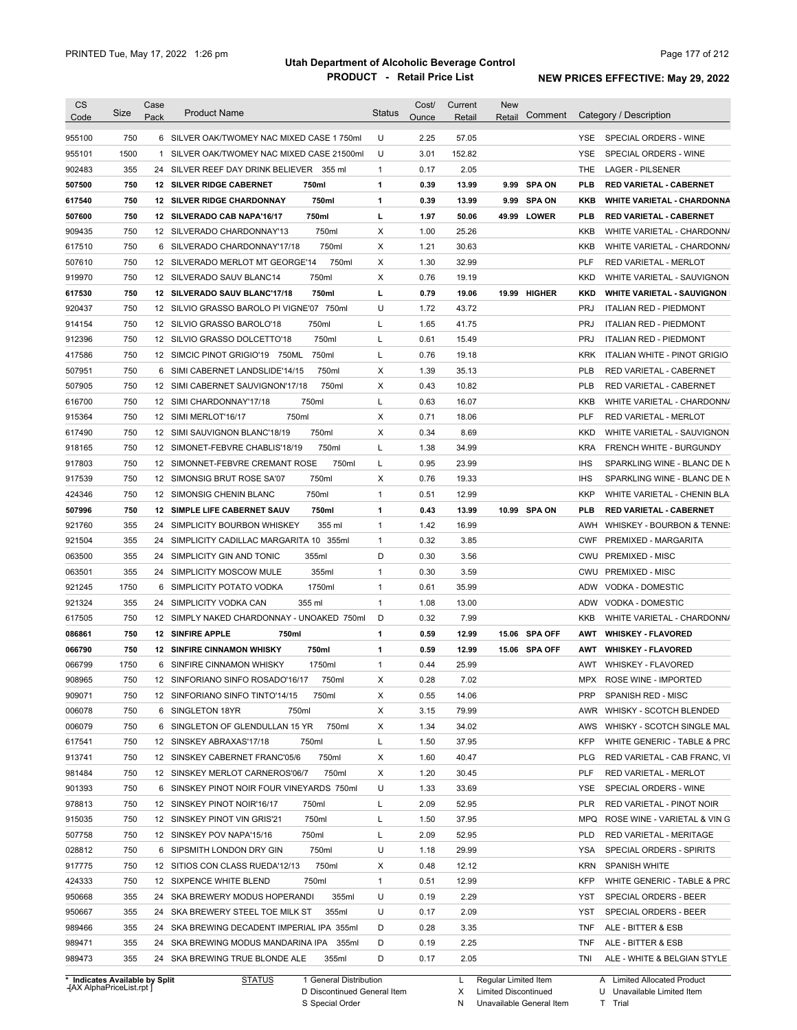# Utah Department of Alcoholic Beverage Control

## PRODUCT - Retail Price List

PRINTED Tue, May 17, 2022 1:26 pm

**NEW PRICES EFFECTIVE: May 29, 2022**

| CS Code | Size | Case Pack | Product Name | Status | Cost/ Ounce | Current Retail | New Retail | Comment | Category / Description |
|---|---|---|---|---|---|---|---|---|---|
| 955100 | 750 | 6 | SILVER OAK/TWOMEY NAC MIXED CASE 1 750ml | U | 2.25 | 57.05 | | | YSE SPECIAL ORDERS - WINE |
| 955101 | 1500 | 1 | SILVER OAK/TWOMEY NAC MIXED CASE 21500ml | U | 3.01 | 152.82 | | | YSE SPECIAL ORDERS - WINE |
| 902483 | 355 | 24 | SILVER REEF DAY DRINK BELIEVER 355 ml | 1 | 0.17 | 2.05 | | | THE LAGER - PILSENER |
| **507500** | **750** | **12** | **SILVER RIDGE CABERNET 750ml** | **1** | **0.39** | **13.99** | **9.99** | **SPA ON** | **PLB RED VARIETAL - CABERNET** |
| **617540** | **750** | **12** | **SILVER RIDGE CHARDONNAY 750ml** | **1** | **0.39** | **13.99** | **9.99** | **SPA ON** | **KKB WHITE VARIETAL - CHARDONNA** |
| **507600** | **750** | **12** | **SILVERADO CAB NAPA'16/17 750ml** | **L** | **1.97** | **50.06** | **49.99** | **LOWER** | **PLB RED VARIETAL - CABERNET** |
| 909435 | 750 | 12 | SILVERADO CHARDONNAY'13 750ml | X | 1.00 | 25.26 | | | KKB WHITE VARIETAL - CHARDONNA |
| 617510 | 750 | 6 | SILVERADO CHARDONNAY'17/18 750ml | X | 1.21 | 30.63 | | | KKB WHITE VARIETAL - CHARDONNA |
| 507610 | 750 | 12 | SILVERADO MERLOT MT GEORGE'14 750ml | X | 1.30 | 32.99 | | | PLF RED VARIETAL - MERLOT |
| 919970 | 750 | 12 | SILVERADO SAUV BLANC14 750ml | X | 0.76 | 19.19 | | | KKD WHITE VARIETAL - SAUVIGNON |
| **617530** | **750** | **12** | **SILVERADO SAUV BLANC'17/18 750ml** | **L** | **0.79** | **19.06** | **19.99** | **HIGHER** | **KKD WHITE VARIETAL - SAUVIGNON** |
| 920437 | 750 | 12 | SILVIO GRASSO BAROLO PI VIGNE'07 750ml | U | 1.72 | 43.72 | | | PRJ ITALIAN RED - PIEDMONT |
| 914154 | 750 | 12 | SILVIO GRASSO BAROLO'18 750ml | L | 1.65 | 41.75 | | | PRJ ITALIAN RED - PIEDMONT |
| 912396 | 750 | 12 | SILVIO GRASSO DOLCETTO'18 750ml | L | 0.61 | 15.49 | | | PRJ ITALIAN RED - PIEDMONT |
| 417586 | 750 | 12 | SIMCIC PINOT GRIGIO'19 750ML 750ml | L | 0.76 | 19.18 | | | KRK ITALIAN WHITE - PINOT GRIGIO |
| 507951 | 750 | 6 | SIMI CABERNET LANDSLIDE'14/15 750ml | X | 1.39 | 35.13 | | | PLB RED VARIETAL - CABERNET |
| 507905 | 750 | 12 | SIMI CABERNET SAUVIGNON'17/18 750ml | X | 0.43 | 10.82 | | | PLB RED VARIETAL - CABERNET |
| 616700 | 750 | 12 | SIMI CHARDONNAY'17/18 750ml | L | 0.63 | 16.07 | | | KKB WHITE VARIETAL - CHARDONNA |
| 915364 | 750 | 12 | SIMI MERLOT'16/17 750ml | X | 0.71 | 18.06 | | | PLF RED VARIETAL - MERLOT |
| 617490 | 750 | 12 | SIMI SAUVIGNON BLANC'18/19 750ml | X | 0.34 | 8.69 | | | KKD WHITE VARIETAL - SAUVIGNON |
| 918165 | 750 | 12 | SIMONET-FEBVRE CHABLIS'18/19 750ml | L | 1.38 | 34.99 | | | KRA FRENCH WHITE - BURGUNDY |
| 917803 | 750 | 12 | SIMONNET-FEBVRE CREMANT ROSE 750ml | L | 0.95 | 23.99 | | | IHS SPARKLING WINE - BLANC DE N |
| 917539 | 750 | 12 | SIMONSIG BRUT ROSE SA'07 750ml | X | 0.76 | 19.33 | | | IHS SPARKLING WINE - BLANC DE N |
| 424346 | 750 | 12 | SIMONSIG CHENIN BLANC 750ml | 1 | 0.51 | 12.99 | | | KKP WHITE VARIETAL - CHENIN BLA |
| **507996** | **750** | **12** | **SIMPLE LIFE CABERNET SAUV 750ml** | **1** | **0.43** | **13.99** | **10.99** | **SPA ON** | **PLB RED VARIETAL - CABERNET** |
| 921760 | 355 | 24 | SIMPLICITY BOURBON WHISKEY 355 ml | 1 | 1.42 | 16.99 | | | AWH WHISKEY - BOURBON & TENNE |
| 921504 | 355 | 24 | SIMPLICITY CADILLAC MARGARITA 10 355ml | 1 | 0.32 | 3.85 | | | CWF PREMIXED - MARGARITA |
| 063500 | 355 | 24 | SIMPLICITY GIN AND TONIC 355ml | D | 0.30 | 3.56 | | | CWU PREMIXED - MISC |
| 063501 | 355 | 24 | SIMPLICITY MOSCOW MULE 355ml | 1 | 0.30 | 3.59 | | | CWU PREMIXED - MISC |
| 921245 | 1750 | 6 | SIMPLICITY POTATO VODKA 1750ml | 1 | 0.61 | 35.99 | | | ADW VODKA - DOMESTIC |
| 921324 | 355 | 24 | SIMPLICITY VODKA CAN 355 ml | 1 | 1.08 | 13.00 | | | ADW VODKA - DOMESTIC |
| 617505 | 750 | 12 | SIMPLY NAKED CHARDONNAY - UNOAKED 750ml | D | 0.32 | 7.99 | | | KKB WHITE VARIETAL - CHARDONNA |
| **086861** | **750** | **12** | **SINFIRE APPLE 750ml** | **1** | **0.59** | **12.99** | **15.06** | **SPA OFF** | **AWT WHISKEY - FLAVORED** |
| **066790** | **750** | **12** | **SINFIRE CINNAMON WHISKY 750ml** | **1** | **0.59** | **12.99** | **15.06** | **SPA OFF** | **AWT WHISKEY - FLAVORED** |
| 066799 | 1750 | 6 | SINFIRE CINNAMON WHISKY 1750ml | 1 | 0.44 | 25.99 | | | AWT WHISKEY - FLAVORED |
| 908965 | 750 | 12 | SINFORIANO SINFO ROSADO'16/17 750ml | X | 0.28 | 7.02 | | | MPX ROSE WINE - IMPORTED |
| 909071 | 750 | 12 | SINFORIANO SINFO TINTO'14/15 750ml | X | 0.55 | 14.06 | | | PRP SPANISH RED - MISC |
| 006078 | 750 | 6 | SINGLETON 18YR 750ml | X | 3.15 | 79.99 | | | AWR WHISKY - SCOTCH BLENDED |
| 006079 | 750 | 6 | SINGLETON OF GLENDULLAN 15 YR 750ml | X | 1.34 | 34.02 | | | AWS WHISKY - SCOTCH SINGLE MAL |
| 617541 | 750 | 12 | SINSKEY ABRAXAS'17/18 750ml | L | 1.50 | 37.95 | | | KFP WHITE GENERIC - TABLE & PRC |
| 913741 | 750 | 12 | SINSKEY CABERNET FRANC'05/6 750ml | X | 1.60 | 40.47 | | | PLG RED VARIETAL - CAB FRANC, VI |
| 981484 | 750 | 12 | SINSKEY MERLOT CARNEROS'06/7 750ml | X | 1.20 | 30.45 | | | PLF RED VARIETAL - MERLOT |
| 901393 | 750 | 6 | SINSKEY PINOT NOIR FOUR VINEYARDS 750ml | U | 1.33 | 33.69 | | | YSE SPECIAL ORDERS - WINE |
| 978813 | 750 | 12 | SINSKEY PINOT NOIR'16/17 750ml | L | 2.09 | 52.95 | | | PLR RED VARIETAL - PINOT NOIR |
| 915035 | 750 | 12 | SINSKEY PINOT VIN GRIS'21 750ml | L | 1.50 | 37.95 | | | MPQ ROSE WINE - VARIETAL & VIN G |
| 507758 | 750 | 12 | SINSKEY POV NAPA'15/16 750ml | L | 2.09 | 52.95 | | | PLD RED VARIETAL - MERITAGE |
| 028812 | 750 | 6 | SIPSMITH LONDON DRY GIN 750ml | U | 1.18 | 29.99 | | | YSA SPECIAL ORDERS - SPIRITS |
| 917775 | 750 | 12 | SITIOS CON CLASS RUEDA'12/13 750ml | X | 0.48 | 12.12 | | | KRN SPANISH WHITE |
| 424333 | 750 | 12 | SIXPENCE WHITE BLEND 750ml | 1 | 0.51 | 12.99 | | | KFP WHITE GENERIC - TABLE & PRC |
| 950668 | 355 | 24 | SKA BREWERY MODUS HOPERANDI 355ml | U | 0.19 | 2.29 | | | YST SPECIAL ORDERS - BEER |
| 950667 | 355 | 24 | SKA BREWERY STEEL TOE MILK ST 355ml | U | 0.17 | 2.09 | | | YST SPECIAL ORDERS - BEER |
| 989466 | 355 | 24 | SKA BREWING DECADENT IMPERIAL IPA 355ml | D | 0.28 | 3.35 | | | TNF ALE - BITTER & ESB |
| 989471 | 355 | 24 | SKA BREWING MODUS MANDARINA IPA 355ml | D | 0.19 | 2.25 | | | TNF ALE - BITTER & ESB |
| 989473 | 355 | 24 | SKA BREWING TRUE BLONDE ALE 355ml | D | 0.17 | 2.05 | | | TNI ALE - WHITE & BELGIAN STYLE |

\* Indicates Available by Split

STATUS: 1 General Distribution; D Discontinued General Item; S Special Order; L Regular Limited Item; X Limited Discontinued; N Unavailable General Item; A Limited Allocated Product; U Unavailable Limited Item; T Trial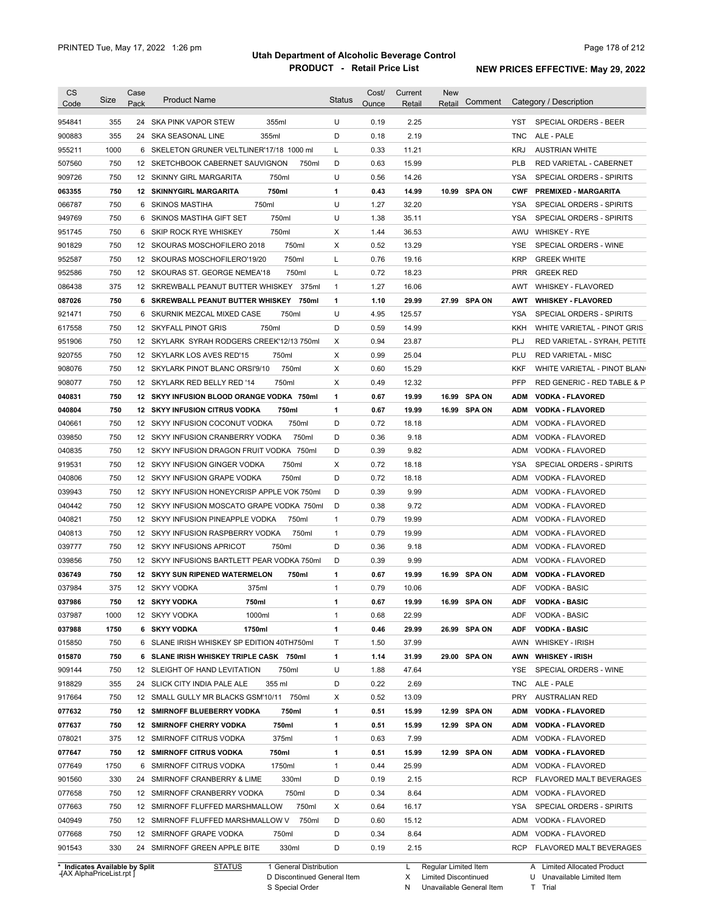# Utah Department of Alcoholic Beverage Control

## PRODUCT - Retail Price List

PRINTED Tue, May 17, 2022 1:26 pm

NEW PRICES EFFECTIVE: May 29, 2022

| CS Code | Size | Case Pack | Product Name | Status | Cost/ Ounce | Current Retail | New Retail | Comment | Category / Description |
|---|---|---|---|---|---|---|---|---|---|
| 954841 | 355 | 24 | SKA PINK VAPOR STEW 355ml | U | 0.19 | 2.25 | | | YST SPECIAL ORDERS - BEER |
| 900883 | 355 | 24 | SKA SEASONAL LINE 355ml | D | 0.18 | 2.19 | | | TNC ALE - PALE |
| 955211 | 1000 | 6 | SKELETON GRUNER VELTLINER'17/18 1000 ml | L | 0.33 | 11.21 | | | KRJ AUSTRIAN WHITE |
| 507560 | 750 | 12 | SKETCHBOOK CABERNET SAUVIGNON 750ml | D | 0.63 | 15.99 | | | PLB RED VARIETAL - CABERNET |
| 909726 | 750 | 12 | SKINNY GIRL MARGARITA 750ml | U | 0.56 | 14.26 | | | YSA SPECIAL ORDERS - SPIRITS |
| **063355** | **750** | **12** | **SKINNYGIRL MARGARITA 750ml** | **1** | **0.43** | **14.99** | **10.99** | **SPA ON** | **CWF PREMIXED - MARGARITA** |
| 066787 | 750 | 6 | SKINOS MASTIHA 750ml | U | 1.27 | 32.20 | | | YSA SPECIAL ORDERS - SPIRITS |
| 949769 | 750 | 6 | SKINOS MASTIHA GIFT SET 750ml | U | 1.38 | 35.11 | | | YSA SPECIAL ORDERS - SPIRITS |
| 951745 | 750 | 6 | SKIP ROCK RYE WHISKEY 750ml | X | 1.44 | 36.53 | | | AWU WHISKEY - RYE |
| 901829 | 750 | 12 | SKOURAS MOSCHOFILERO 2018 750ml | X | 0.52 | 13.29 | | | YSE SPECIAL ORDERS - WINE |
| 952587 | 750 | 12 | SKOURAS MOSCHOFILERO'19/20 750ml | L | 0.76 | 19.16 | | | KRP GREEK WHITE |
| 952586 | 750 | 12 | SKOURAS ST. GEORGE NEMEA'18 750ml | L | 0.72 | 18.23 | | | PRR GREEK RED |
| 086438 | 375 | 12 | SKREWBALL PEANUT BUTTER WHISKEY 375ml | 1 | 1.27 | 16.06 | | | AWT WHISKEY - FLAVORED |
| **087026** | **750** | **6** | **SKREWBALL PEANUT BUTTER WHISKEY 750ml** | **1** | **1.10** | **29.99** | **27.99** | **SPA ON** | **AWT WHISKEY - FLAVORED** |
| 921471 | 750 | 6 | SKURNIK MEZCAL MIXED CASE 750ml | U | 4.95 | 125.57 | | | YSA SPECIAL ORDERS - SPIRITS |
| 617558 | 750 | 12 | SKYFALL PINOT GRIS 750ml | D | 0.59 | 14.99 | | | KKH WHITE VARIETAL - PINOT GRIS |
| 951906 | 750 | 12 | SKYLARK SYRAH RODGERS CREEK'12/13 750ml | X | 0.94 | 23.87 | | | PLJ RED VARIETAL - SYRAH, PETITE |
| 920755 | 750 | 12 | SKYLARK LOS AVES RED'15 750ml | X | 0.99 | 25.04 | | | PLU RED VARIETAL - MISC |
| 908076 | 750 | 12 | SKYLARK PINOT BLANC ORSI'9/10 750ml | X | 0.60 | 15.29 | | | KKF WHITE VARIETAL - PINOT BLAN |
| 908077 | 750 | 12 | SKYLARK RED BELLY RED '14 750ml | X | 0.49 | 12.32 | | | PFP RED GENERIC - RED TABLE & P |
| **040831** | **750** | **12** | **SKYY INFUSION BLOOD ORANGE VODKA 750ml** | **1** | **0.67** | **19.99** | **16.99** | **SPA ON** | **ADM VODKA - FLAVORED** |
| **040804** | **750** | **12** | **SKYY INFUSION CITRUS VODKA 750ml** | **1** | **0.67** | **19.99** | **16.99** | **SPA ON** | **ADM VODKA - FLAVORED** |
| 040661 | 750 | 12 | SKYY INFUSION COCONUT VODKA 750ml | D | 0.72 | 18.18 | | | ADM VODKA - FLAVORED |
| 039850 | 750 | 12 | SKYY INFUSION CRANBERRY VODKA 750ml | D | 0.36 | 9.18 | | | ADM VODKA - FLAVORED |
| 040835 | 750 | 12 | SKYY INFUSION DRAGON FRUIT VODKA 750ml | D | 0.39 | 9.82 | | | ADM VODKA - FLAVORED |
| 919531 | 750 | 12 | SKYY INFUSION GINGER VODKA 750ml | X | 0.72 | 18.18 | | | YSA SPECIAL ORDERS - SPIRITS |
| 040806 | 750 | 12 | SKYY INFUSION GRAPE VODKA 750ml | D | 0.72 | 18.18 | | | ADM VODKA - FLAVORED |
| 039943 | 750 | 12 | SKYY INFUSION HONEYCRISP APPLE VOK 750ml | D | 0.39 | 9.99 | | | ADM VODKA - FLAVORED |
| 040442 | 750 | 12 | SKYY INFUSION MOSCATO GRAPE VODKA 750ml | D | 0.38 | 9.72 | | | ADM VODKA - FLAVORED |
| 040821 | 750 | 12 | SKYY INFUSION PINEAPPLE VODKA 750ml | 1 | 0.79 | 19.99 | | | ADM VODKA - FLAVORED |
| 040813 | 750 | 12 | SKYY INFUSION RASPBERRY VODKA 750ml | 1 | 0.79 | 19.99 | | | ADM VODKA - FLAVORED |
| 039777 | 750 | 12 | SKYY INFUSIONS APRICOT 750ml | D | 0.36 | 9.18 | | | ADM VODKA - FLAVORED |
| 039856 | 750 | 12 | SKYY INFUSIONS BARTLETT PEAR VODKA 750ml | D | 0.39 | 9.99 | | | ADM VODKA - FLAVORED |
| **036749** | **750** | **12** | **SKYY SUN RIPENED WATERMELON 750ml** | **1** | **0.67** | **19.99** | **16.99** | **SPA ON** | **ADM VODKA - FLAVORED** |
| 037984 | 375 | 12 | SKYY VODKA 375ml | 1 | 0.79 | 10.06 | | | ADF VODKA - BASIC |
| **037986** | **750** | **12** | **SKYY VODKA 750ml** | **1** | **0.67** | **19.99** | **16.99** | **SPA ON** | **ADF VODKA - BASIC** |
| 037987 | 1000 | 12 | SKYY VODKA 1000ml | 1 | 0.68 | 22.99 | | | ADF VODKA - BASIC |
| **037988** | **1750** | **6** | **SKYY VODKA 1750ml** | **1** | **0.46** | **29.99** | **26.99** | **SPA ON** | **ADF VODKA - BASIC** |
| 015850 | 750 | 6 | SLANE IRISH WHISKEY SP EDITION 40TH750ml | T | 1.50 | 37.99 | | | AWN WHISKEY - IRISH |
| **015870** | **750** | **6** | **SLANE IRISH WHISKEY TRIPLE CASK 750ml** | **1** | **1.14** | **31.99** | **29.00** | **SPA ON** | **AWN WHISKEY - IRISH** |
| 909144 | 750 | 12 | SLEIGHT OF HAND LEVITATION 750ml | U | 1.88 | 47.64 | | | YSE SPECIAL ORDERS - WINE |
| 918829 | 355 | 24 | SLICK CITY INDIA PALE ALE 355 ml | D | 0.22 | 2.69 | | | TNC ALE - PALE |
| 917664 | 750 | 12 | SMALL GULLY MR BLACKS GSM'10/11 750ml | X | 0.52 | 13.09 | | | PRY AUSTRALIAN RED |
| **077632** | **750** | **12** | **SMIRNOFF BLUEBERRY VODKA 750ml** | **1** | **0.51** | **15.99** | **12.99** | **SPA ON** | **ADM VODKA - FLAVORED** |
| **077637** | **750** | **12** | **SMIRNOFF CHERRY VODKA 750ml** | **1** | **0.51** | **15.99** | **12.99** | **SPA ON** | **ADM VODKA - FLAVORED** |
| 078021 | 375 | 12 | SMIRNOFF CITRUS VODKA 375ml | 1 | 0.63 | 7.99 | | | ADM VODKA - FLAVORED |
| **077647** | **750** | **12** | **SMIRNOFF CITRUS VODKA 750ml** | **1** | **0.51** | **15.99** | **12.99** | **SPA ON** | **ADM VODKA - FLAVORED** |
| 077649 | 1750 | 6 | SMIRNOFF CITRUS VODKA 1750ml | 1 | 0.44 | 25.99 | | | ADM VODKA - FLAVORED |
| 901560 | 330 | 24 | SMIRNOFF CRANBERRY & LIME 330ml | D | 0.19 | 2.15 | | | RCP FLAVORED MALT BEVERAGES |
| 077658 | 750 | 12 | SMIRNOFF CRANBERRY VODKA 750ml | D | 0.34 | 8.64 | | | ADM VODKA - FLAVORED |
| 077663 | 750 | 12 | SMIRNOFF FLUFFED MARSHMALLOW 750ml | X | 0.64 | 16.17 | | | YSA SPECIAL ORDERS - SPIRITS |
| 040949 | 750 | 12 | SMIRNOFF FLUFFED MARSHMALLOW V 750ml | D | 0.60 | 15.12 | | | ADM VODKA - FLAVORED |
| 077668 | 750 | 12 | SMIRNOFF GRAPE VODKA 750ml | D | 0.34 | 8.64 | | | ADM VODKA - FLAVORED |
| 901543 | 330 | 24 | SMIRNOFF GREEN APPLE BITE 330ml | D | 0.19 | 2.15 | | | RCP FLAVORED MALT BEVERAGES |

\* Indicates Available by Split

STATUS: 1 General Distribution; D Discontinued General Item; S Special Order; L Regular Limited Item; X Limited Discontinued; N Unavailable General Item; A Limited Allocated Product; U Unavailable Limited Item; T Trial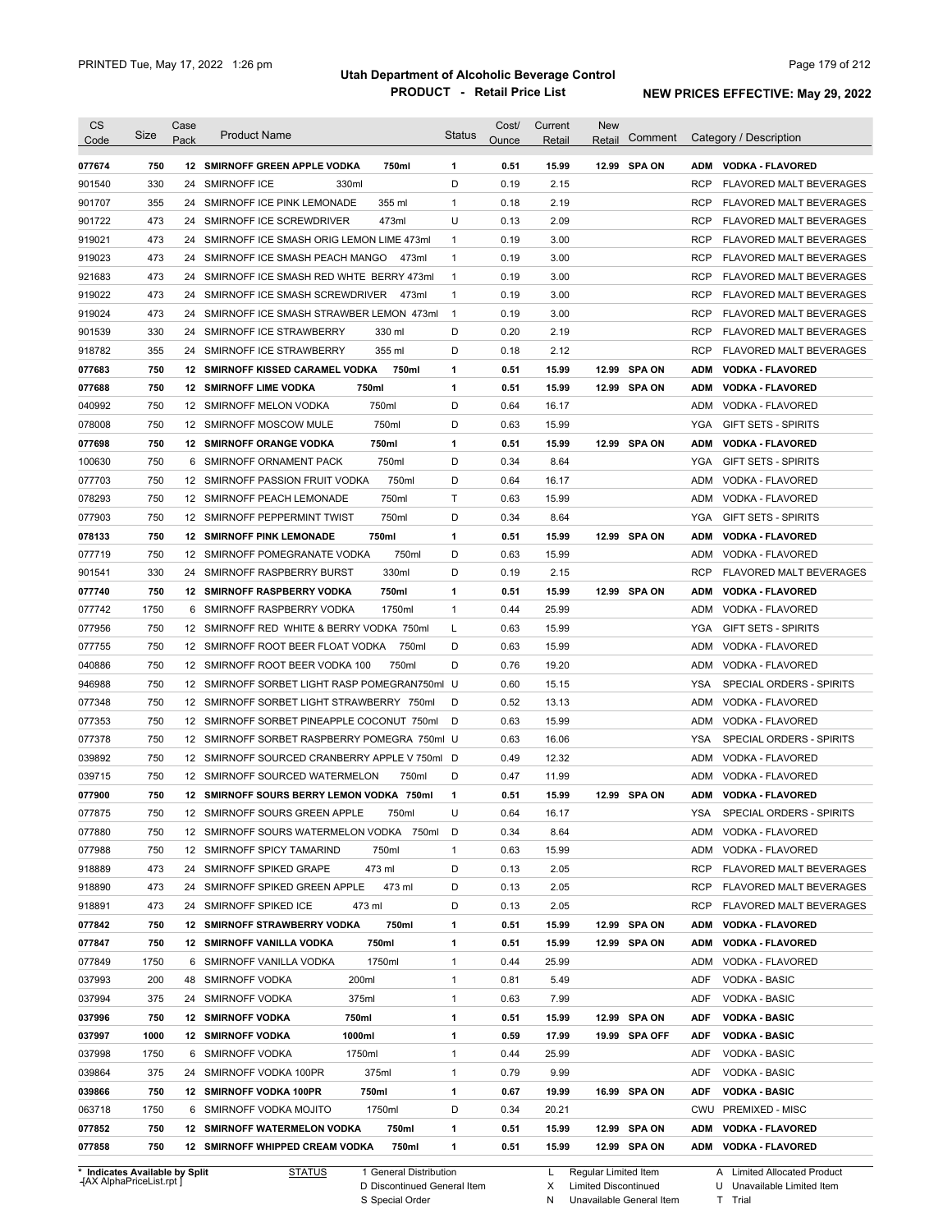PRINTED Tue, May 17, 2022 1:26 pm

# Utah Department of Alcoholic Beverage Control

## PRODUCT - Retail Price List

**NEW PRICES EFFECTIVE: May 29, 2022**

| CS Code | Size | Case Pack | Product Name | Status | Cost/ Ounce | Current Retail | New Retail | Comment | Category / Description |
|---|---|---|---|---|---|---|---|---|---|
| **077674** | **750** | **12** | **SMIRNOFF GREEN APPLE VODKA 750ml** | **1** | **0.51** | **15.99** | **12.99** | **SPA ON** | **ADM VODKA - FLAVORED** |
| 901540 | 330 | 24 | SMIRNOFF ICE 330ml | D | 0.19 | 2.15 | | | RCP FLAVORED MALT BEVERAGES |
| 901707 | 355 | 24 | SMIRNOFF ICE PINK LEMONADE 355 ml | 1 | 0.18 | 2.19 | | | RCP FLAVORED MALT BEVERAGES |
| 901722 | 473 | 24 | SMIRNOFF ICE SCREWDRIVER 473ml | U | 0.13 | 2.09 | | | RCP FLAVORED MALT BEVERAGES |
| 919021 | 473 | 24 | SMIRNOFF ICE SMASH ORIG LEMON LIME 473ml | 1 | 0.19 | 3.00 | | | RCP FLAVORED MALT BEVERAGES |
| 919023 | 473 | 24 | SMIRNOFF ICE SMASH PEACH MANGO 473ml | 1 | 0.19 | 3.00 | | | RCP FLAVORED MALT BEVERAGES |
| 921683 | 473 | 24 | SMIRNOFF ICE SMASH RED WHTE BERRY 473ml | 1 | 0.19 | 3.00 | | | RCP FLAVORED MALT BEVERAGES |
| 919022 | 473 | 24 | SMIRNOFF ICE SMASH SCREWDRIVER 473ml | 1 | 0.19 | 3.00 | | | RCP FLAVORED MALT BEVERAGES |
| 919024 | 473 | 24 | SMIRNOFF ICE SMASH STRAWBER LEMON 473ml | 1 | 0.19 | 3.00 | | | RCP FLAVORED MALT BEVERAGES |
| 901539 | 330 | 24 | SMIRNOFF ICE STRAWBERRY 330 ml | D | 0.20 | 2.19 | | | RCP FLAVORED MALT BEVERAGES |
| 918782 | 355 | 24 | SMIRNOFF ICE STRAWBERRY 355 ml | D | 0.18 | 2.12 | | | RCP FLAVORED MALT BEVERAGES |
| **077683** | **750** | **12** | **SMIRNOFF KISSED CARAMEL VODKA 750ml** | **1** | **0.51** | **15.99** | **12.99** | **SPA ON** | **ADM VODKA - FLAVORED** |
| **077688** | **750** | **12** | **SMIRNOFF LIME VODKA 750ml** | **1** | **0.51** | **15.99** | **12.99** | **SPA ON** | **ADM VODKA - FLAVORED** |
| 040992 | 750 | 12 | SMIRNOFF MELON VODKA 750ml | D | 0.64 | 16.17 | | | ADM VODKA - FLAVORED |
| 078008 | 750 | 12 | SMIRNOFF MOSCOW MULE 750ml | D | 0.63 | 15.99 | | | YGA GIFT SETS - SPIRITS |
| **077698** | **750** | **12** | **SMIRNOFF ORANGE VODKA 750ml** | **1** | **0.51** | **15.99** | **12.99** | **SPA ON** | **ADM VODKA - FLAVORED** |
| 100630 | 750 | 6 | SMIRNOFF ORNAMENT PACK 750ml | D | 0.34 | 8.64 | | | YGA GIFT SETS - SPIRITS |
| 077703 | 750 | 12 | SMIRNOFF PASSION FRUIT VODKA 750ml | D | 0.64 | 16.17 | | | ADM VODKA - FLAVORED |
| 078293 | 750 | 12 | SMIRNOFF PEACH LEMONADE 750ml | T | 0.63 | 15.99 | | | ADM VODKA - FLAVORED |
| 077903 | 750 | 12 | SMIRNOFF PEPPERMINT TWIST 750ml | D | 0.34 | 8.64 | | | YGA GIFT SETS - SPIRITS |
| **078133** | **750** | **12** | **SMIRNOFF PINK LEMONADE 750ml** | **1** | **0.51** | **15.99** | **12.99** | **SPA ON** | **ADM VODKA - FLAVORED** |
| 077719 | 750 | 12 | SMIRNOFF POMEGRANATE VODKA 750ml | D | 0.63 | 15.99 | | | ADM VODKA - FLAVORED |
| 901541 | 330 | 24 | SMIRNOFF RASPBERRY BURST 330ml | D | 0.19 | 2.15 | | | RCP FLAVORED MALT BEVERAGES |
| **077740** | **750** | **12** | **SMIRNOFF RASPBERRY VODKA 750ml** | **1** | **0.51** | **15.99** | **12.99** | **SPA ON** | **ADM VODKA - FLAVORED** |
| 077742 | 1750 | 6 | SMIRNOFF RASPBERRY VODKA 1750ml | 1 | 0.44 | 25.99 | | | ADM VODKA - FLAVORED |
| 077956 | 750 | 12 | SMIRNOFF RED WHITE & BERRY VODKA 750ml | L | 0.63 | 15.99 | | | YGA GIFT SETS - SPIRITS |
| 077755 | 750 | 12 | SMIRNOFF ROOT BEER FLOAT VODKA 750ml | D | 0.63 | 15.99 | | | ADM VODKA - FLAVORED |
| 040886 | 750 | 12 | SMIRNOFF ROOT BEER VODKA 100 750ml | D | 0.76 | 19.20 | | | ADM VODKA - FLAVORED |
| 946988 | 750 | 12 | SMIRNOFF SORBET LIGHT RASP POMEGRAN750ml | U | 0.60 | 15.15 | | | YSA SPECIAL ORDERS - SPIRITS |
| 077348 | 750 | 12 | SMIRNOFF SORBET LIGHT STRAWBERRY 750ml | D | 0.52 | 13.13 | | | ADM VODKA - FLAVORED |
| 077353 | 750 | 12 | SMIRNOFF SORBET PINEAPPLE COCONUT 750ml | D | 0.63 | 15.99 | | | ADM VODKA - FLAVORED |
| 077378 | 750 | 12 | SMIRNOFF SORBET RASPBERRY POMEGRA 750ml | U | 0.63 | 16.06 | | | YSA SPECIAL ORDERS - SPIRITS |
| 039892 | 750 | 12 | SMIRNOFF SOURCED CRANBERRY APPLE V 750ml | D | 0.49 | 12.32 | | | ADM VODKA - FLAVORED |
| 039715 | 750 | 12 | SMIRNOFF SOURCED WATERMELON 750ml | D | 0.47 | 11.99 | | | ADM VODKA - FLAVORED |
| **077900** | **750** | **12** | **SMIRNOFF SOURS BERRY LEMON VODKA 750ml** | **1** | **0.51** | **15.99** | **12.99** | **SPA ON** | **ADM VODKA - FLAVORED** |
| 077875 | 750 | 12 | SMIRNOFF SOURS GREEN APPLE 750ml | U | 0.64 | 16.17 | | | YSA SPECIAL ORDERS - SPIRITS |
| 077880 | 750 | 12 | SMIRNOFF SOURS WATERMELON VODKA 750ml | D | 0.34 | 8.64 | | | ADM VODKA - FLAVORED |
| 077988 | 750 | 12 | SMIRNOFF SPICY TAMARIND 750ml | 1 | 0.63 | 15.99 | | | ADM VODKA - FLAVORED |
| 918889 | 473 | 24 | SMIRNOFF SPIKED GRAPE 473 ml | D | 0.13 | 2.05 | | | RCP FLAVORED MALT BEVERAGES |
| 918890 | 473 | 24 | SMIRNOFF SPIKED GREEN APPLE 473 ml | D | 0.13 | 2.05 | | | RCP FLAVORED MALT BEVERAGES |
| 918891 | 473 | 24 | SMIRNOFF SPIKED ICE 473 ml | D | 0.13 | 2.05 | | | RCP FLAVORED MALT BEVERAGES |
| **077842** | **750** | **12** | **SMIRNOFF STRAWBERRY VODKA 750ml** | **1** | **0.51** | **15.99** | **12.99** | **SPA ON** | **ADM VODKA - FLAVORED** |
| **077847** | **750** | **12** | **SMIRNOFF VANILLA VODKA 750ml** | **1** | **0.51** | **15.99** | **12.99** | **SPA ON** | **ADM VODKA - FLAVORED** |
| 077849 | 1750 | 6 | SMIRNOFF VANILLA VODKA 1750ml | 1 | 0.44 | 25.99 | | | ADM VODKA - FLAVORED |
| 037993 | 200 | 48 | SMIRNOFF VODKA 200ml | 1 | 0.81 | 5.49 | | | ADF VODKA - BASIC |
| 037994 | 375 | 24 | SMIRNOFF VODKA 375ml | 1 | 0.63 | 7.99 | | | ADF VODKA - BASIC |
| **037996** | **750** | **12** | **SMIRNOFF VODKA 750ml** | **1** | **0.51** | **15.99** | **12.99** | **SPA ON** | **ADF VODKA - BASIC** |
| **037997** | **1000** | **12** | **SMIRNOFF VODKA 1000ml** | **1** | **0.59** | **17.99** | **19.99** | **SPA OFF** | **ADF VODKA - BASIC** |
| 037998 | 1750 | 6 | SMIRNOFF VODKA 1750ml | 1 | 0.44 | 25.99 | | | ADF VODKA - BASIC |
| 039864 | 375 | 24 | SMIRNOFF VODKA 100PR 375ml | 1 | 0.79 | 9.99 | | | ADF VODKA - BASIC |
| **039866** | **750** | **12** | **SMIRNOFF VODKA 100PR 750ml** | **1** | **0.67** | **19.99** | **16.99** | **SPA ON** | **ADF VODKA - BASIC** |
| 063718 | 1750 | 6 | SMIRNOFF VODKA MOJITO 1750ml | D | 0.34 | 20.21 | | | CWU PREMIXED - MISC |
| **077852** | **750** | **12** | **SMIRNOFF WATERMELON VODKA 750ml** | **1** | **0.51** | **15.99** | **12.99** | **SPA ON** | **ADM VODKA - FLAVORED** |
| **077858** | **750** | **12** | **SMIRNOFF WHIPPED CREAM VODKA 750ml** | **1** | **0.51** | **15.99** | **12.99** | **SPA ON** | **ADM VODKA - FLAVORED** |

\* Indicates Available by Split

STATUS: 1 General Distribution; D Discontinued General Item; S Special Order; L Regular Limited Item; X Limited Discontinued; N Unavailable General Item; A Limited Allocated Product; U Unavailable Limited Item; T Trial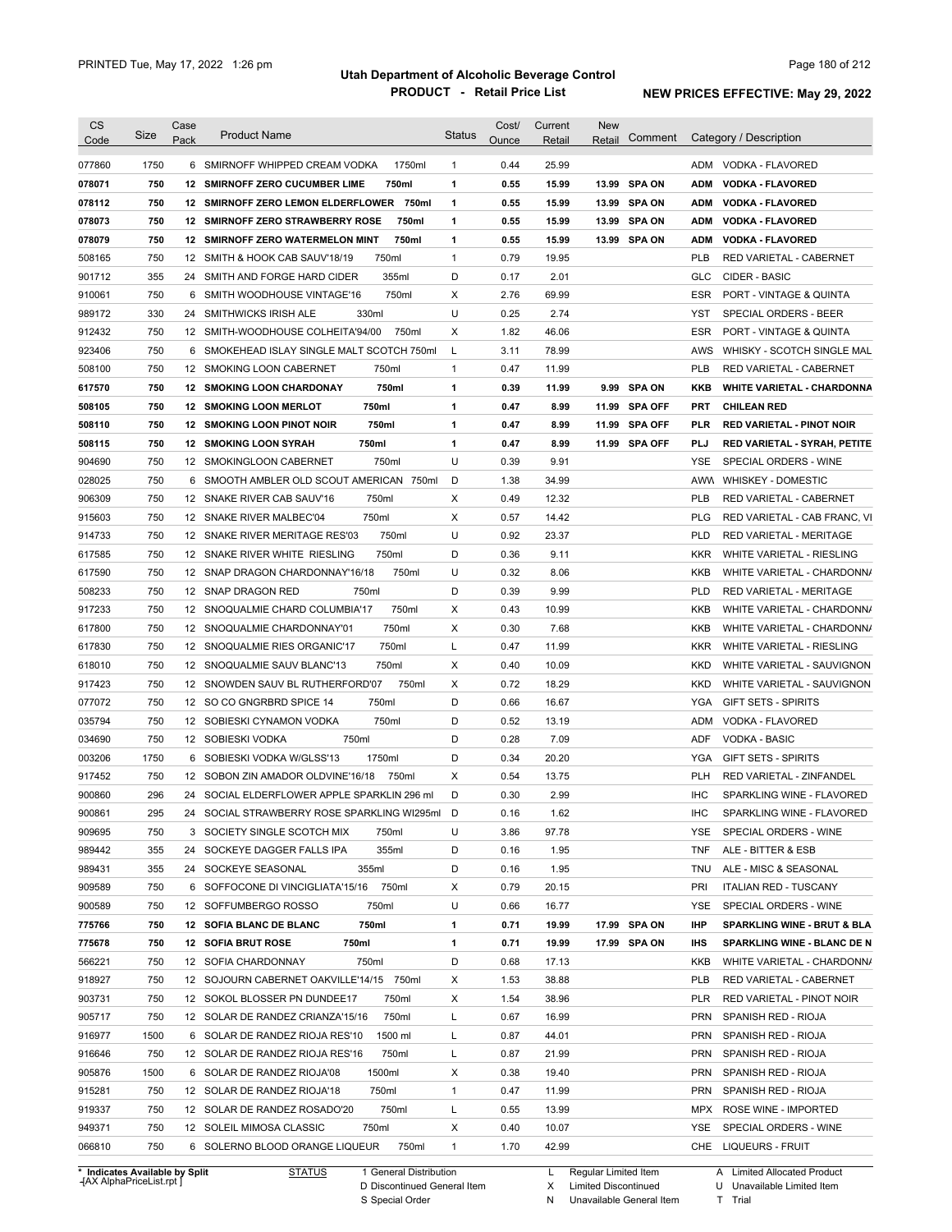# Utah Department of Alcoholic Beverage Control

## PRODUCT - Retail Price List

PRINTED Tue, May 17, 2022 1:26 pm

**NEW PRICES EFFECTIVE: May 29, 2022**

| CS Code | Size | Case Pack | Product Name | Status | Cost/ Ounce | Current Retail | New Retail | Comment | Category / Description |
|---|---|---|---|---|---|---|---|---|---|
| 077860 | 1750 | 6 | SMIRNOFF WHIPPED CREAM VODKA 1750ml | 1 | 0.44 | 25.99 | | | ADM VODKA - FLAVORED |
| **078071** | **750** | **12** | **SMIRNOFF ZERO CUCUMBER LIME 750ml** | **1** | **0.55** | **15.99** | **13.99** | **SPA ON** | **ADM VODKA - FLAVORED** |
| **078112** | **750** | **12** | **SMIRNOFF ZERO LEMON ELDERFLOWER 750ml** | **1** | **0.55** | **15.99** | **13.99** | **SPA ON** | **ADM VODKA - FLAVORED** |
| **078073** | **750** | **12** | **SMIRNOFF ZERO STRAWBERRY ROSE 750ml** | **1** | **0.55** | **15.99** | **13.99** | **SPA ON** | **ADM VODKA - FLAVORED** |
| **078079** | **750** | **12** | **SMIRNOFF ZERO WATERMELON MINT 750ml** | **1** | **0.55** | **15.99** | **13.99** | **SPA ON** | **ADM VODKA - FLAVORED** |
| 508165 | 750 | 12 | SMITH & HOOK CAB SAUV'18/19 750ml | 1 | 0.79 | 19.95 | | | PLB RED VARIETAL - CABERNET |
| 901712 | 355 | 24 | SMITH AND FORGE HARD CIDER 355ml | D | 0.17 | 2.01 | | | GLC CIDER - BASIC |
| 910061 | 750 | 6 | SMITH WOODHOUSE VINTAGE'16 750ml | X | 2.76 | 69.99 | | | ESR PORT - VINTAGE & QUINTA |
| 989172 | 330 | 24 | SMITHWICKS IRISH ALE 330ml | U | 0.25 | 2.74 | | | YST SPECIAL ORDERS - BEER |
| 912432 | 750 | 12 | SMITH-WOODHOUSE COLHEITA'94/00 750ml | X | 1.82 | 46.06 | | | ESR PORT - VINTAGE & QUINTA |
| 923406 | 750 | 6 | SMOKEHEAD ISLAY SINGLE MALT SCOTCH 750ml | L | 3.11 | 78.99 | | | AWS WHISKY - SCOTCH SINGLE MAL |
| 508100 | 750 | 12 | SMOKING LOON CABERNET 750ml | 1 | 0.47 | 11.99 | | | PLB RED VARIETAL - CABERNET |
| **617570** | **750** | **12** | **SMOKING LOON CHARDONAY 750ml** | **1** | **0.39** | **11.99** | **9.99** | **SPA ON** | **KKB WHITE VARIETAL - CHARDONNA** |
| **508105** | **750** | **12** | **SMOKING LOON MERLOT 750ml** | **1** | **0.47** | **8.99** | **11.99** | **SPA OFF** | **PRT CHILEAN RED** |
| **508110** | **750** | **12** | **SMOKING LOON PINOT NOIR 750ml** | **1** | **0.47** | **8.99** | **11.99** | **SPA OFF** | **PLR RED VARIETAL - PINOT NOIR** |
| **508115** | **750** | **12** | **SMOKING LOON SYRAH 750ml** | **1** | **0.47** | **8.99** | **11.99** | **SPA OFF** | **PLJ RED VARIETAL - SYRAH, PETITE** |
| 904690 | 750 | 12 | SMOKINGLOON CABERNET 750ml | U | 0.39 | 9.91 | | | YSE SPECIAL ORDERS - WINE |
| 028025 | 750 | 6 | SMOOTH AMBLER OLD SCOUT AMERICAN 750ml | D | 1.38 | 34.99 | | | AWW WHISKEY - DOMESTIC |
| 906309 | 750 | 12 | SNAKE RIVER CAB SAUV'16 750ml | X | 0.49 | 12.32 | | | PLB RED VARIETAL - CABERNET |
| 915603 | 750 | 12 | SNAKE RIVER MALBEC'04 750ml | X | 0.57 | 14.42 | | | PLG RED VARIETAL - CAB FRANC, VI |
| 914733 | 750 | 12 | SNAKE RIVER MERITAGE RES'03 750ml | U | 0.92 | 23.37 | | | PLD RED VARIETAL - MERITAGE |
| 617585 | 750 | 12 | SNAKE RIVER WHITE RIESLING 750ml | D | 0.36 | 9.11 | | | KKR WHITE VARIETAL - RIESLING |
| 617590 | 750 | 12 | SNAP DRAGON CHARDONNAY'16/18 750ml | U | 0.32 | 8.06 | | | KKB WHITE VARIETAL - CHARDONNA |
| 508233 | 750 | 12 | SNAP DRAGON RED 750ml | D | 0.39 | 9.99 | | | PLD RED VARIETAL - MERITAGE |
| 917233 | 750 | 12 | SNOQUALMIE CHARD COLUMBIA'17 750ml | X | 0.43 | 10.99 | | | KKB WHITE VARIETAL - CHARDONNA |
| 617800 | 750 | 12 | SNOQUALMIE CHARDONNAY'01 750ml | X | 0.30 | 7.68 | | | KKB WHITE VARIETAL - CHARDONNA |
| 617830 | 750 | 12 | SNOQUALMIE RIES ORGANIC'17 750ml | L | 0.47 | 11.99 | | | KKR WHITE VARIETAL - RIESLING |
| 618010 | 750 | 12 | SNOQUALMIE SAUV BLANC'13 750ml | X | 0.40 | 10.09 | | | KKD WHITE VARIETAL - SAUVIGNON |
| 917423 | 750 | 12 | SNOWDEN SAUV BL RUTHERFORD'07 750ml | X | 0.72 | 18.29 | | | KKD WHITE VARIETAL - SAUVIGNON |
| 077072 | 750 | 12 | SO CO GNGRBRD SPICE 14 750ml | D | 0.66 | 16.67 | | | YGA GIFT SETS - SPIRITS |
| 035794 | 750 | 12 | SOBIESKI CYNAMON VODKA 750ml | D | 0.52 | 13.19 | | | ADM VODKA - FLAVORED |
| 034690 | 750 | 12 | SOBIESKI VODKA 750ml | D | 0.28 | 7.09 | | | ADF VODKA - BASIC |
| 003206 | 1750 | 6 | SOBIESKI VODKA W/GLSS'13 1750ml | D | 0.34 | 20.20 | | | YGA GIFT SETS - SPIRITS |
| 917452 | 750 | 12 | SOBON ZIN AMADOR OLDVINE'16/18 750ml | X | 0.54 | 13.75 | | | PLH RED VARIETAL - ZINFANDEL |
| 900860 | 296 | 24 | SOCIAL ELDERFLOWER APPLE SPARKLIN 296 ml | D | 0.30 | 2.99 | | | IHC SPARKLING WINE - FLAVORED |
| 900861 | 295 | 24 | SOCIAL STRAWBERRY ROSE SPARKLING WI295ml | D | 0.16 | 1.62 | | | IHC SPARKLING WINE - FLAVORED |
| 909695 | 750 | 3 | SOCIETY SINGLE SCOTCH MIX 750ml | U | 3.86 | 97.78 | | | YSE SPECIAL ORDERS - WINE |
| 989442 | 355 | 24 | SOCKEYE DAGGER FALLS IPA 355ml | D | 0.16 | 1.95 | | | TNF ALE - BITTER & ESB |
| 989431 | 355 | 24 | SOCKEYE SEASONAL 355ml | D | 0.16 | 1.95 | | | TNU ALE - MISC & SEASONAL |
| 909589 | 750 | 6 | SOFFOCONE DI VINCIGLIATA'15/16 750ml | X | 0.79 | 20.15 | | | PRI ITALIAN RED - TUSCANY |
| 900589 | 750 | 12 | SOFFUMBERGO ROSSO 750ml | U | 0.66 | 16.77 | | | YSE SPECIAL ORDERS - WINE |
| **775766** | **750** | **12** | **SOFIA BLANC DE BLANC 750ml** | **1** | **0.71** | **19.99** | **17.99** | **SPA ON** | **IHP SPARKLING WINE - BRUT & BLA** |
| **775678** | **750** | **12** | **SOFIA BRUT ROSE 750ml** | **1** | **0.71** | **19.99** | **17.99** | **SPA ON** | **IHS SPARKLING WINE - BLANC DE N** |
| 566221 | 750 | 12 | SOFIA CHARDONNAY 750ml | D | 0.68 | 17.13 | | | KKB WHITE VARIETAL - CHARDONNA |
| 918927 | 750 | 12 | SOJOURN CABERNET OAKVILLE'14/15 750ml | X | 1.53 | 38.88 | | | PLB RED VARIETAL - CABERNET |
| 903731 | 750 | 12 | SOKOL BLOSSER PN DUNDEE17 750ml | X | 1.54 | 38.96 | | | PLR RED VARIETAL - PINOT NOIR |
| 905717 | 750 | 12 | SOLAR DE RANDEZ CRIANZA'15/16 750ml | L | 0.67 | 16.99 | | | PRN SPANISH RED - RIOJA |
| 916977 | 1500 | 6 | SOLAR DE RANDEZ RIOJA RES'10 1500 ml | L | 0.87 | 44.01 | | | PRN SPANISH RED - RIOJA |
| 916646 | 750 | 12 | SOLAR DE RANDEZ RIOJA RES'16 750ml | L | 0.87 | 21.99 | | | PRN SPANISH RED - RIOJA |
| 905876 | 1500 | 6 | SOLAR DE RANDEZ RIOJA'08 1500ml | X | 0.38 | 19.40 | | | PRN SPANISH RED - RIOJA |
| 915281 | 750 | 12 | SOLAR DE RANDEZ RIOJA'18 750ml | 1 | 0.47 | 11.99 | | | PRN SPANISH RED - RIOJA |
| 919337 | 750 | 12 | SOLAR DE RANDEZ ROSADO'20 750ml | L | 0.55 | 13.99 | | | MPX ROSE WINE - IMPORTED |
| 949371 | 750 | 12 | SOLEIL MIMOSA CLASSIC 750ml | X | 0.40 | 10.07 | | | YSE SPECIAL ORDERS - WINE |
| 066810 | 750 | 6 | SOLERNO BLOOD ORANGE LIQUEUR 750ml | 1 | 1.70 | 42.99 | | | CHE LIQUEURS - FRUIT |

\* Indicates Available by Split

STATUS: 1 General Distribution; D Discontinued General Item; S Special Order; L Regular Limited Item; X Limited Discontinued; N Unavailable General Item; A Limited Allocated Product; U Unavailable Limited Item; T Trial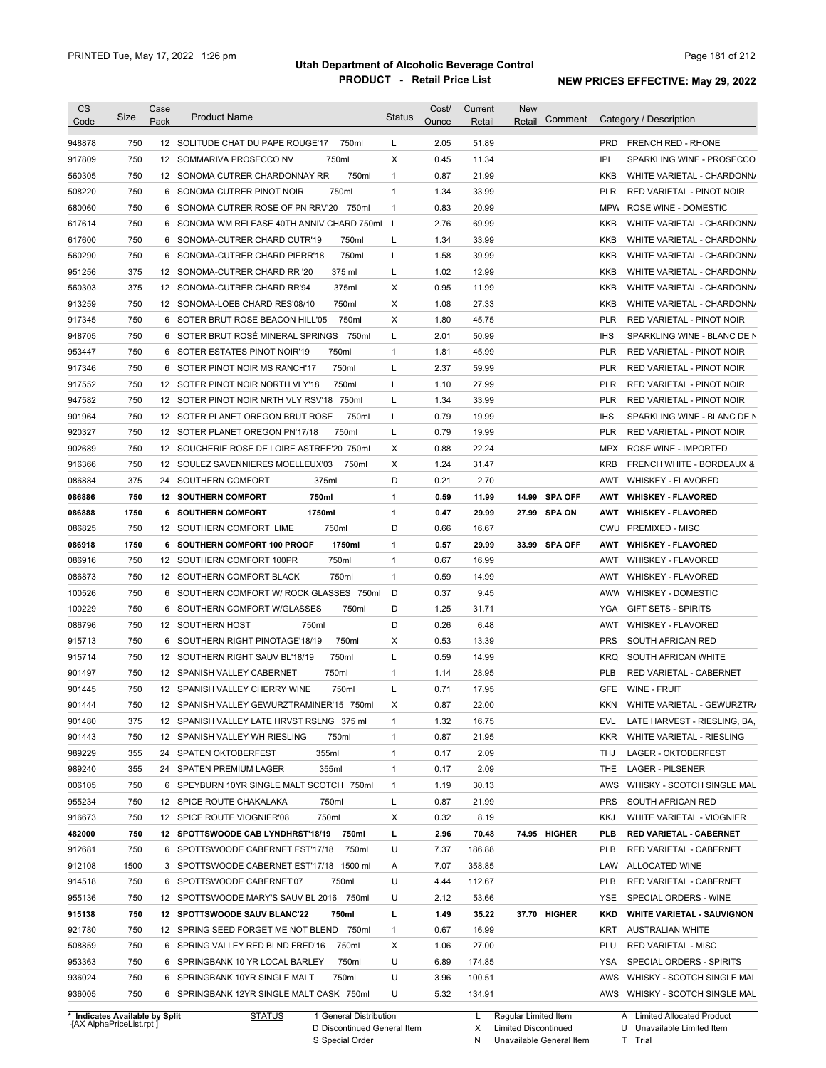Utah Department of Alcoholic Beverage Control

PRODUCT - Retail Price List

NEW PRICES EFFECTIVE: May 29, 2022

PRINTED Tue, May 17, 2022 1:26 pm

| CS Code | Size | Case Pack | Product Name | Status | Cost/ Ounce | Current Retail | New Retail | Comment | Category / Description |
|---|---|---|---|---|---|---|---|---|---|
| 948878 | 750 | 12 | SOLITUDE CHAT DU PAPE ROUGE'17 750ml | L | 2.05 | 51.89 | | | PRD FRENCH RED - RHONE |
| 917809 | 750 | 12 | SOMMARIVA PROSECCO NV 750ml | X | 0.45 | 11.34 | | | IPI SPARKLING WINE - PROSECCO |
| 560305 | 750 | 12 | SONOMA CUTRER CHARDONNAY RR 750ml | 1 | 0.87 | 21.99 | | | KKB WHITE VARIETAL - CHARDONNA |
| 508220 | 750 | 6 | SONOMA CUTRER PINOT NOIR 750ml | 1 | 1.34 | 33.99 | | | PLR RED VARIETAL - PINOT NOIR |
| 680060 | 750 | 6 | SONOMA CUTRER ROSE OF PN RRV'20 750ml | 1 | 0.83 | 20.99 | | | MPW ROSE WINE - DOMESTIC |
| 617614 | 750 | 6 | SONOMA WM RELEASE 40TH ANNIV CHARD 750ml | L | 2.76 | 69.99 | | | KKB WHITE VARIETAL - CHARDONNA |
| 617600 | 750 | 6 | SONOMA-CUTRER CHARD CUTR'19 750ml | L | 1.34 | 33.99 | | | KKB WHITE VARIETAL - CHARDONNA |
| 560290 | 750 | 6 | SONOMA-CUTRER CHARD PIERR'18 750ml | L | 1.58 | 39.99 | | | KKB WHITE VARIETAL - CHARDONNA |
| 951256 | 375 | 12 | SONOMA-CUTRER CHARD RR '20 375 ml | L | 1.02 | 12.99 | | | KKB WHITE VARIETAL - CHARDONNA |
| 560303 | 375 | 12 | SONOMA-CUTRER CHARD RR'94 375ml | X | 0.95 | 11.99 | | | KKB WHITE VARIETAL - CHARDONNA |
| 913259 | 750 | 12 | SONOMA-LOEB CHARD RES'08/10 750ml | X | 1.08 | 27.33 | | | KKB WHITE VARIETAL - CHARDONNA |
| 917345 | 750 | 6 | SOTER BRUT ROSE BEACON HILL'05 750ml | X | 1.80 | 45.75 | | | PLR RED VARIETAL - PINOT NOIR |
| 948705 | 750 | 6 | SOTER BRUT ROSÉ MINERAL SPRINGS 750ml | L | 2.01 | 50.99 | | | IHS SPARKLING WINE - BLANC DE N |
| 953447 | 750 | 6 | SOTER ESTATES PINOT NOIR'19 750ml | 1 | 1.81 | 45.99 | | | PLR RED VARIETAL - PINOT NOIR |
| 917346 | 750 | 6 | SOTER PINOT NOIR MS RANCH'17 750ml | L | 2.37 | 59.99 | | | PLR RED VARIETAL - PINOT NOIR |
| 917552 | 750 | 12 | SOTER PINOT NOIR NORTH VLY'18 750ml | L | 1.10 | 27.99 | | | PLR RED VARIETAL - PINOT NOIR |
| 947582 | 750 | 12 | SOTER PINOT NOIR NRTH VLY RSV'18 750ml | L | 1.34 | 33.99 | | | PLR RED VARIETAL - PINOT NOIR |
| 901964 | 750 | 12 | SOTER PLANET OREGON BRUT ROSE 750ml | L | 0.79 | 19.99 | | | IHS SPARKLING WINE - BLANC DE N |
| 920327 | 750 | 12 | SOTER PLANET OREGON PN'17/18 750ml | L | 0.79 | 19.99 | | | PLR RED VARIETAL - PINOT NOIR |
| 902689 | 750 | 12 | SOUCHERIE ROSE DE LOIRE ASTREE'20 750ml | X | 0.88 | 22.24 | | | MPX ROSE WINE - IMPORTED |
| 916366 | 750 | 12 | SOULEZ SAVENNIERES MOELLEUX'03 750ml | X | 1.24 | 31.47 | | | KRB FRENCH WHITE - BORDEAUX & |
| 086884 | 375 | 24 | SOUTHERN COMFORT 375ml | D | 0.21 | 2.70 | | | AWT WHISKEY - FLAVORED |
| **086886** | **750** | **12** | **SOUTHERN COMFORT 750ml** | **1** | **0.59** | **11.99** | **14.99** | **SPA OFF** | **AWT WHISKEY - FLAVORED** |
| **086888** | **1750** | **6** | **SOUTHERN COMFORT 1750ml** | **1** | **0.47** | **29.99** | **27.99** | **SPA ON** | **AWT WHISKEY - FLAVORED** |
| 086825 | 750 | 12 | SOUTHERN COMFORT LIME 750ml | D | 0.66 | 16.67 | | | CWU PREMIXED - MISC |
| **086918** | **1750** | **6** | **SOUTHERN COMFORT 100 PROOF 1750ml** | **1** | **0.57** | **29.99** | **33.99** | **SPA OFF** | **AWT WHISKEY - FLAVORED** |
| 086916 | 750 | 12 | SOUTHERN COMFORT 100PR 750ml | 1 | 0.67 | 16.99 | | | AWT WHISKEY - FLAVORED |
| 086873 | 750 | 12 | SOUTHERN COMFORT BLACK 750ml | 1 | 0.59 | 14.99 | | | AWT WHISKEY - FLAVORED |
| 100526 | 750 | 6 | SOUTHERN COMFORT W/ ROCK GLASSES 750ml | D | 0.37 | 9.45 | | | AWW WHISKEY - DOMESTIC |
| 100229 | 750 | 6 | SOUTHERN COMFORT W/GLASSES 750ml | D | 1.25 | 31.71 | | | YGA GIFT SETS - SPIRITS |
| 086796 | 750 | 12 | SOUTHERN HOST 750ml | D | 0.26 | 6.48 | | | AWT WHISKEY - FLAVORED |
| 915713 | 750 | 6 | SOUTHERN RIGHT PINOTAGE'18/19 750ml | X | 0.53 | 13.39 | | | PRS SOUTH AFRICAN RED |
| 915714 | 750 | 12 | SOUTHERN RIGHT SAUV BL'18/19 750ml | L | 0.59 | 14.99 | | | KRQ SOUTH AFRICAN WHITE |
| 901497 | 750 | 12 | SPANISH VALLEY CABERNET 750ml | 1 | 1.14 | 28.95 | | | PLB RED VARIETAL - CABERNET |
| 901445 | 750 | 12 | SPANISH VALLEY CHERRY WINE 750ml | L | 0.71 | 17.95 | | | GFE WINE - FRUIT |
| 901444 | 750 | 12 | SPANISH VALLEY GEWURZTRAMINER'15 750ml | X | 0.87 | 22.00 | | | KKN WHITE VARIETAL - GEWURZTRA |
| 901480 | 375 | 12 | SPANISH VALLEY LATE HRVST RSLNG 375 ml | 1 | 1.32 | 16.75 | | | EVL LATE HARVEST - RIESLING, BA, |
| 901443 | 750 | 12 | SPANISH VALLEY WH RIESLING 750ml | 1 | 0.87 | 21.95 | | | KKR WHITE VARIETAL - RIESLING |
| 989229 | 355 | 24 | SPATEN OKTOBERFEST 355ml | 1 | 0.17 | 2.09 | | | THJ LAGER - OKTOBERFEST |
| 989240 | 355 | 24 | SPATEN PREMIUM LAGER 355ml | 1 | 0.17 | 2.09 | | | THE LAGER - PILSENER |
| 006105 | 750 | 6 | SPEYBURN 10YR SINGLE MALT SCOTCH 750ml | 1 | 1.19 | 30.13 | | | AWS WHISKY - SCOTCH SINGLE MAL |
| 955234 | 750 | 12 | SPICE ROUTE CHAKALAKA 750ml | L | 0.87 | 21.99 | | | PRS SOUTH AFRICAN RED |
| 916673 | 750 | 12 | SPICE ROUTE VIOGNIER'08 750ml | X | 0.32 | 8.19 | | | KKJ WHITE VARIETAL - VIOGNIER |
| **482000** | **750** | **12** | **SPOTTSWOODE CAB LYNDHRST'18/19 750ml** | **L** | **2.96** | **70.48** | **74.95** | **HIGHER** | **PLB RED VARIETAL - CABERNET** |
| 912681 | 750 | 6 | SPOTTSWOODE CABERNET EST'17/18 750ml | U | 7.37 | 186.88 | | | PLB RED VARIETAL - CABERNET |
| 912108 | 1500 | 3 | SPOTTSWOODE CABERNET EST'17/18 1500 ml | A | 7.07 | 358.85 | | | LAW ALLOCATED WINE |
| 914518 | 750 | 6 | SPOTTSWOODE CABERNET'07 750ml | U | 4.44 | 112.67 | | | PLB RED VARIETAL - CABERNET |
| 955136 | 750 | 12 | SPOTTSWOODE MARY'S SAUV BL 2016 750ml | U | 2.12 | 53.66 | | | YSE SPECIAL ORDERS - WINE |
| **915138** | **750** | **12** | **SPOTTSWOODE SAUV BLANC'22 750ml** | **L** | **1.49** | **35.22** | **37.70** | **HIGHER** | **KKD WHITE VARIETAL - SAUVIGNON** |
| 921780 | 750 | 12 | SPRING SEED FORGET ME NOT BLEND 750ml | 1 | 0.67 | 16.99 | | | KRT AUSTRALIAN WHITE |
| 508859 | 750 | 6 | SPRING VALLEY RED BLND FRED'16 750ml | X | 1.06 | 27.00 | | | PLU RED VARIETAL - MISC |
| 953363 | 750 | 6 | SPRINGBANK 10 YR LOCAL BARLEY 750ml | U | 6.89 | 174.85 | | | YSA SPECIAL ORDERS - SPIRITS |
| 936024 | 750 | 6 | SPRINGBANK 10YR SINGLE MALT 750ml | U | 3.96 | 100.51 | | | AWS WHISKY - SCOTCH SINGLE MAL |
| 936005 | 750 | 6 | SPRINGBANK 12YR SINGLE MALT CASK 750ml | U | 5.32 | 134.91 | | | AWS WHISKY - SCOTCH SINGLE MAL |

\* Indicates Available by Split

STATUS: 1 General Distribution, D Discontinued General Item, S Special Order, L Regular Limited Item, X Limited Discontinued, N Unavailable General Item, A Limited Allocated Product, U Unavailable Limited Item, T Trial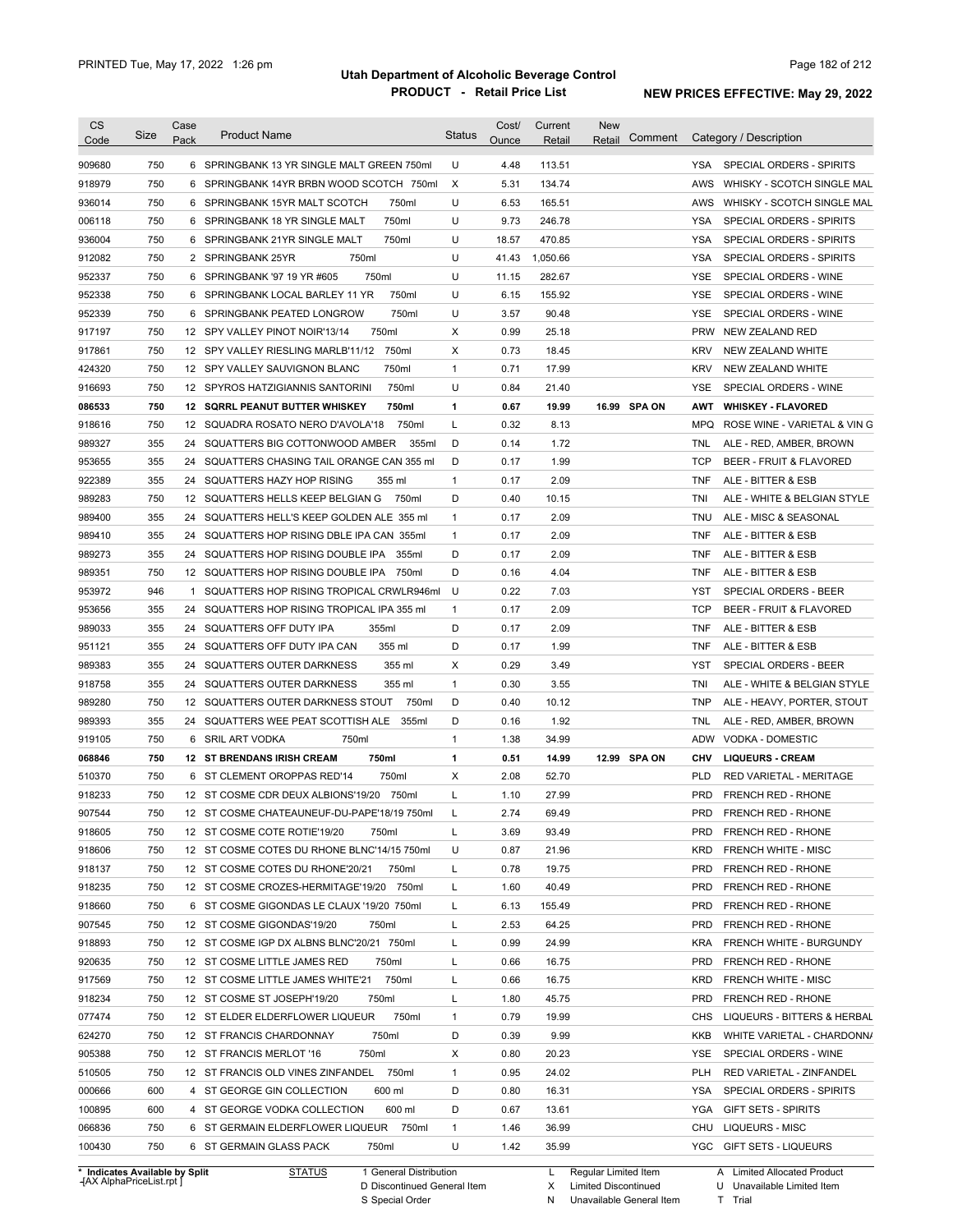# Utah Department of Alcoholic Beverage Control

## PRODUCT - Retail Price List

PRINTED Tue, May 17, 2022 1:26 pm

**NEW PRICES EFFECTIVE: May 29, 2022**

| CS Code | Size | Case Pack | Product Name | Status | Cost/ Ounce | Current Retail | New Retail | Comment | Category / Description |
|---|---|---|---|---|---|---|---|---|---|
| 909680 | 750 | 6 | SPRINGBANK 13 YR SINGLE MALT GREEN 750ml | U | 4.48 | 113.51 | | | YSA SPECIAL ORDERS - SPIRITS |
| 918979 | 750 | 6 | SPRINGBANK 14YR BRBN WOOD SCOTCH 750ml | X | 5.31 | 134.74 | | | AWS WHISKY - SCOTCH SINGLE MAL |
| 936014 | 750 | 6 | SPRINGBANK 15YR MALT SCOTCH 750ml | U | 6.53 | 165.51 | | | AWS WHISKY - SCOTCH SINGLE MAL |
| 006118 | 750 | 6 | SPRINGBANK 18 YR SINGLE MALT 750ml | U | 9.73 | 246.78 | | | YSA SPECIAL ORDERS - SPIRITS |
| 936004 | 750 | 6 | SPRINGBANK 21YR SINGLE MALT 750ml | U | 18.57 | 470.85 | | | YSA SPECIAL ORDERS - SPIRITS |
| 912082 | 750 | 2 | SPRINGBANK 25YR 750ml | U | 41.43 | 1,050.66 | | | YSA SPECIAL ORDERS - SPIRITS |
| 952337 | 750 | 6 | SPRINGBANK '97 19 YR #605 750ml | U | 11.15 | 282.67 | | | YSE SPECIAL ORDERS - WINE |
| 952338 | 750 | 6 | SPRINGBANK LOCAL BARLEY 11 YR 750ml | U | 6.15 | 155.92 | | | YSE SPECIAL ORDERS - WINE |
| 952339 | 750 | 6 | SPRINGBANK PEATED LONGROW 750ml | U | 3.57 | 90.48 | | | YSE SPECIAL ORDERS - WINE |
| 917197 | 750 | 12 | SPY VALLEY PINOT NOIR'13/14 750ml | X | 0.99 | 25.18 | | | PRW NEW ZEALAND RED |
| 917861 | 750 | 12 | SPY VALLEY RIESLING MARLB'11/12 750ml | X | 0.73 | 18.45 | | | KRV NEW ZEALAND WHITE |
| 424320 | 750 | 12 | SPY VALLEY SAUVIGNON BLANC 750ml | 1 | 0.71 | 17.99 | | | KRV NEW ZEALAND WHITE |
| 916693 | 750 | 12 | SPYROS HATZIGIANNIS SANTORINI 750ml | U | 0.84 | 21.40 | | | YSE SPECIAL ORDERS - WINE |
| **086533** | **750** | **12** | **SQRRL PEANUT BUTTER WHISKEY 750ml** | **1** | **0.67** | **19.99** | **16.99** | **SPA ON** | **AWT WHISKEY - FLAVORED** |
| 918616 | 750 | 12 | SQUADRA ROSATO NERO D'AVOLA'18 750ml | L | 0.32 | 8.13 | | | MPQ ROSE WINE - VARIETAL & VIN G |
| 989327 | 355 | 24 | SQUATTERS BIG COTTONWOOD AMBER 355ml | D | 0.14 | 1.72 | | | TNL ALE - RED, AMBER, BROWN |
| 953655 | 355 | 24 | SQUATTERS CHASING TAIL ORANGE CAN 355 ml | D | 0.17 | 1.99 | | | TCP BEER - FRUIT & FLAVORED |
| 922389 | 355 | 24 | SQUATTERS HAZY HOP RISING 355 ml | 1 | 0.17 | 2.09 | | | TNF ALE - BITTER & ESB |
| 989283 | 750 | 12 | SQUATTERS HELLS KEEP BELGIAN G 750ml | D | 0.40 | 10.15 | | | TNI ALE - WHITE & BELGIAN STYLE |
| 989400 | 355 | 24 | SQUATTERS HELL'S KEEP GOLDEN ALE 355 ml | 1 | 0.17 | 2.09 | | | TNU ALE - MISC & SEASONAL |
| 989410 | 355 | 24 | SQUATTERS HOP RISING DBLE IPA CAN 355ml | 1 | 0.17 | 2.09 | | | TNF ALE - BITTER & ESB |
| 989273 | 355 | 24 | SQUATTERS HOP RISING DOUBLE IPA 355ml | D | 0.17 | 2.09 | | | TNF ALE - BITTER & ESB |
| 989351 | 750 | 12 | SQUATTERS HOP RISING DOUBLE IPA 750ml | D | 0.16 | 4.04 | | | TNF ALE - BITTER & ESB |
| 953972 | 946 | 1 | SQUATTERS HOP RISING TROPICAL CRWLR946ml | U | 0.22 | 7.03 | | | YST SPECIAL ORDERS - BEER |
| 953656 | 355 | 24 | SQUATTERS HOP RISING TROPICAL IPA 355 ml | 1 | 0.17 | 2.09 | | | TCP BEER - FRUIT & FLAVORED |
| 989033 | 355 | 24 | SQUATTERS OFF DUTY IPA 355ml | D | 0.17 | 2.09 | | | TNF ALE - BITTER & ESB |
| 951121 | 355 | 24 | SQUATTERS OFF DUTY IPA CAN 355 ml | D | 0.17 | 1.99 | | | TNF ALE - BITTER & ESB |
| 989383 | 355 | 24 | SQUATTERS OUTER DARKNESS 355 ml | X | 0.29 | 3.49 | | | YST SPECIAL ORDERS - BEER |
| 918758 | 355 | 24 | SQUATTERS OUTER DARKNESS 355 ml | 1 | 0.30 | 3.55 | | | TNI ALE - WHITE & BELGIAN STYLE |
| 989280 | 750 | 12 | SQUATTERS OUTER DARKNESS STOUT 750ml | D | 0.40 | 10.12 | | | TNP ALE - HEAVY, PORTER, STOUT |
| 989393 | 355 | 24 | SQUATTERS WEE PEAT SCOTTISH ALE 355ml | D | 0.16 | 1.92 | | | TNL ALE - RED, AMBER, BROWN |
| 919105 | 750 | 6 | SRIL ART VODKA 750ml | 1 | 1.38 | 34.99 | | | ADW VODKA - DOMESTIC |
| **068846** | **750** | **12** | **ST BRENDANS IRISH CREAM 750ml** | **1** | **0.51** | **14.99** | **12.99** | **SPA ON** | **CHV LIQUEURS - CREAM** |
| 510370 | 750 | 6 | ST CLEMENT OROPPAS RED'14 750ml | X | 2.08 | 52.70 | | | PLD RED VARIETAL - MERITAGE |
| 918233 | 750 | 12 | ST COSME CDR DEUX ALBIONS'19/20 750ml | L | 1.10 | 27.99 | | | PRD FRENCH RED - RHONE |
| 907544 | 750 | 12 | ST COSME CHATEAUNEUF-DU-PAPE'18/19 750ml | L | 2.74 | 69.49 | | | PRD FRENCH RED - RHONE |
| 918605 | 750 | 12 | ST COSME COTE ROTIE'19/20 750ml | L | 3.69 | 93.49 | | | PRD FRENCH RED - RHONE |
| 918606 | 750 | 12 | ST COSME COTES DU RHONE BLNC'14/15 750ml | U | 0.87 | 21.96 | | | KRD FRENCH WHITE - MISC |
| 918137 | 750 | 12 | ST COSME COTES DU RHONE'20/21 750ml | L | 0.78 | 19.75 | | | PRD FRENCH RED - RHONE |
| 918235 | 750 | 12 | ST COSME CROZES-HERMITAGE'19/20 750ml | L | 1.60 | 40.49 | | | PRD FRENCH RED - RHONE |
| 918660 | 750 | 6 | ST COSME GIGONDAS LE CLAUX '19/20 750ml | L | 6.13 | 155.49 | | | PRD FRENCH RED - RHONE |
| 907545 | 750 | 12 | ST COSME GIGONDAS'19/20 750ml | L | 2.53 | 64.25 | | | PRD FRENCH RED - RHONE |
| 918893 | 750 | 12 | ST COSME IGP DX ALBNS BLNC'20/21 750ml | L | 0.99 | 24.99 | | | KRA FRENCH WHITE - BURGUNDY |
| 920635 | 750 | 12 | ST COSME LITTLE JAMES RED 750ml | L | 0.66 | 16.75 | | | PRD FRENCH RED - RHONE |
| 917569 | 750 | 12 | ST COSME LITTLE JAMES WHITE'21 750ml | L | 0.66 | 16.75 | | | KRD FRENCH WHITE - MISC |
| 918234 | 750 | 12 | ST COSME ST JOSEPH'19/20 750ml | L | 1.80 | 45.75 | | | PRD FRENCH RED - RHONE |
| 077474 | 750 | 12 | ST ELDER ELDERFLOWER LIQUEUR 750ml | 1 | 0.79 | 19.99 | | | CHS LIQUEURS - BITTERS & HERBAL |
| 624270 | 750 | 12 | ST FRANCIS CHARDONNAY 750ml | D | 0.39 | 9.99 | | | KKB WHITE VARIETAL - CHARDONNA |
| 905388 | 750 | 12 | ST FRANCIS MERLOT '16 750ml | X | 0.80 | 20.23 | | | YSE SPECIAL ORDERS - WINE |
| 510505 | 750 | 12 | ST FRANCIS OLD VINES ZINFANDEL 750ml | 1 | 0.95 | 24.02 | | | PLH RED VARIETAL - ZINFANDEL |
| 000666 | 600 | 4 | ST GEORGE GIN COLLECTION 600 ml | D | 0.80 | 16.31 | | | YSA SPECIAL ORDERS - SPIRITS |
| 100895 | 600 | 4 | ST GEORGE VODKA COLLECTION 600 ml | D | 0.67 | 13.61 | | | YGA GIFT SETS - SPIRITS |
| 066836 | 750 | 6 | ST GERMAIN ELDERFLOWER LIQUEUR 750ml | 1 | 1.46 | 36.99 | | | CHU LIQUEURS - MISC |
| 100430 | 750 | 6 | ST GERMAIN GLASS PACK 750ml | U | 1.42 | 35.99 | | | YGC GIFT SETS - LIQUEURS |

\* Indicates Available by Split

STATUS: 1 General Distribution; D Discontinued General Item; S Special Order; L Regular Limited Item; X Limited Discontinued; N Unavailable General Item; A Limited Allocated Product; U Unavailable Limited Item; T Trial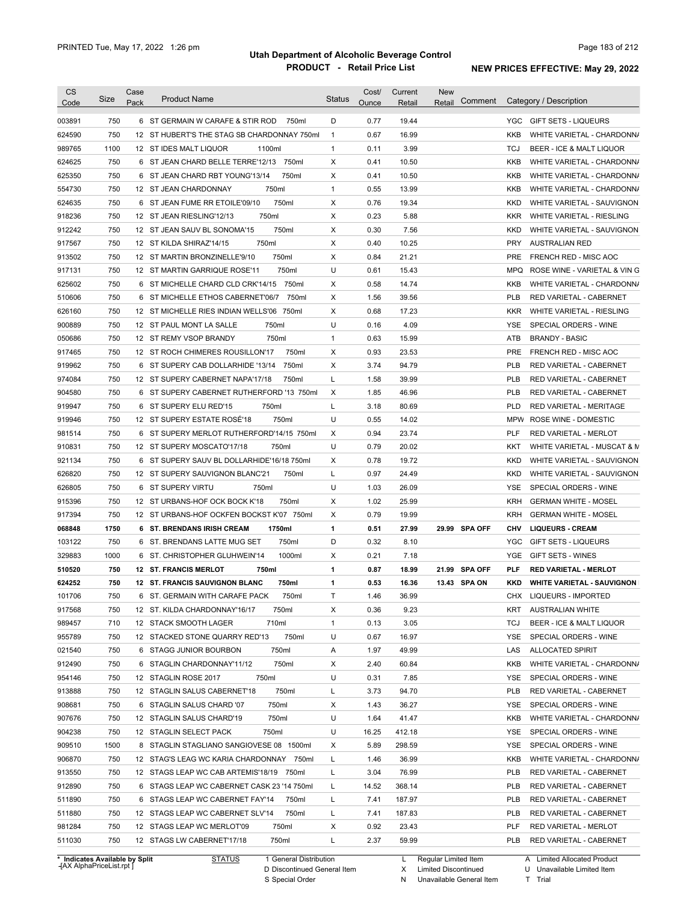# Utah Department of Alcoholic Beverage Control

## PRODUCT - Retail Price List

PRINTED Tue, May 17, 2022 1:26 pm

NEW PRICES EFFECTIVE: May 29, 2022

| CS Code | Size | Case Pack | Product Name | Status | Cost/ Ounce | Current Retail | New Retail | Comment | Category / Description |
|---|---|---|---|---|---|---|---|---|---|
| 003891 | 750 | 6 | ST GERMAIN W CARAFE & STIR ROD 750ml | D | 0.77 | 19.44 | | | YGC GIFT SETS - LIQUEURS |
| 624590 | 750 | 12 | ST HUBERT'S THE STAG SB CHARDONNAY 750ml | 1 | 0.67 | 16.99 | | | KKB WHITE VARIETAL - CHARDONNA |
| 989765 | 1100 | 12 | ST IDES MALT LIQUOR 1100ml | 1 | 0.11 | 3.99 | | | TCJ BEER - ICE & MALT LIQUOR |
| 624625 | 750 | 6 | ST JEAN CHARD BELLE TERRE'12/13 750ml | X | 0.41 | 10.50 | | | KKB WHITE VARIETAL - CHARDONNA |
| 625350 | 750 | 6 | ST JEAN CHARD RBT YOUNG'13/14 750ml | X | 0.41 | 10.50 | | | KKB WHITE VARIETAL - CHARDONNA |
| 554730 | 750 | 12 | ST JEAN CHARDONNAY 750ml | 1 | 0.55 | 13.99 | | | KKB WHITE VARIETAL - CHARDONNA |
| 624635 | 750 | 6 | ST JEAN FUME RR ETOILE'09/10 750ml | X | 0.76 | 19.34 | | | KKD WHITE VARIETAL - SAUVIGNON |
| 918236 | 750 | 12 | ST JEAN RIESLING'12/13 750ml | X | 0.23 | 5.88 | | | KKR WHITE VARIETAL - RIESLING |
| 912242 | 750 | 12 | ST JEAN SAUV BL SONOMA'15 750ml | X | 0.30 | 7.56 | | | KKD WHITE VARIETAL - SAUVIGNON |
| 917567 | 750 | 12 | ST KILDA SHIRAZ'14/15 750ml | X | 0.40 | 10.25 | | | PRY AUSTRALIAN RED |
| 913502 | 750 | 12 | ST MARTIN BRONZINELLE'9/10 750ml | X | 0.84 | 21.21 | | | PRE FRENCH RED - MISC AOC |
| 917131 | 750 | 12 | ST MARTIN GARRIQUE ROSE'11 750ml | U | 0.61 | 15.43 | | | MPQ ROSE WINE - VARIETAL & VIN G |
| 625602 | 750 | 6 | ST MICHELLE CHARD CLD CRK'14/15 750ml | X | 0.58 | 14.74 | | | KKB WHITE VARIETAL - CHARDONNA |
| 510606 | 750 | 6 | ST MICHELLE ETHOS CABERNET'06/7 750ml | X | 1.56 | 39.56 | | | PLB RED VARIETAL - CABERNET |
| 626160 | 750 | 12 | ST MICHELLE RIES INDIAN WELLS'06 750ml | X | 0.68 | 17.23 | | | KKR WHITE VARIETAL - RIESLING |
| 900889 | 750 | 12 | ST PAUL MONT LA SALLE 750ml | U | 0.16 | 4.09 | | | YSE SPECIAL ORDERS - WINE |
| 050686 | 750 | 12 | ST REMY VSOP BRANDY 750ml | 1 | 0.63 | 15.99 | | | ATB BRANDY - BASIC |
| 917465 | 750 | 12 | ST ROCH CHIMERES ROUSILLON'17 750ml | X | 0.93 | 23.53 | | | PRE FRENCH RED - MISC AOC |
| 919962 | 750 | 6 | ST SUPERY CAB DOLLARHIDE '13/14 750ml | X | 3.74 | 94.79 | | | PLB RED VARIETAL - CABERNET |
| 974084 | 750 | 12 | ST SUPERY CABERNET NAPA'17/18 750ml | L | 1.58 | 39.99 | | | PLB RED VARIETAL - CABERNET |
| 904580 | 750 | 6 | ST SUPERY CABERNET RUTHERFORD '13 750ml | X | 1.85 | 46.96 | | | PLB RED VARIETAL - CABERNET |
| 919947 | 750 | 6 | ST SUPERY ELU RED'15 750ml | L | 3.18 | 80.69 | | | PLD RED VARIETAL - MERITAGE |
| 919946 | 750 | 12 | ST SUPERY ESTATE ROSÉ'18 750ml | U | 0.55 | 14.02 | | | MPW ROSE WINE - DOMESTIC |
| 981514 | 750 | 6 | ST SUPERY MERLOT RUTHERFORD'14/15 750ml | X | 0.94 | 23.74 | | | PLF RED VARIETAL - MERLOT |
| 910831 | 750 | 12 | ST SUPERY MOSCATO'17/18 750ml | U | 0.79 | 20.02 | | | KKT WHITE VARIETAL - MUSCAT & M |
| 921134 | 750 | 6 | ST SUPERY SAUV BL DOLLARHIDE'16/18 750ml | X | 0.78 | 19.72 | | | KKD WHITE VARIETAL - SAUVIGNON |
| 626820 | 750 | 12 | ST SUPERY SAUVIGNON BLANC'21 750ml | L | 0.97 | 24.49 | | | KKD WHITE VARIETAL - SAUVIGNON |
| 626805 | 750 | 6 | ST SUPERY VIRTU 750ml | U | 1.03 | 26.09 | | | YSE SPECIAL ORDERS - WINE |
| 915396 | 750 | 12 | ST URBANS-HOF OCK BOCK K'18 750ml | X | 1.02 | 25.99 | | | KRH GERMAN WHITE - MOSEL |
| 917394 | 750 | 12 | ST URBANS-HOF OCKFEN BOCKST K'07 750ml | X | 0.79 | 19.99 | | | KRH GERMAN WHITE - MOSEL |
| **068848** | **1750** | **6** | **ST. BRENDANS IRISH CREAM 1750ml** | **1** | **0.51** | **27.99** | **29.99** | **SPA OFF** | **CHV LIQUEURS - CREAM** |
| 103122 | 750 | 6 | ST. BRENDANS LATTE MUG SET 750ml | D | 0.32 | 8.10 | | | YGC GIFT SETS - LIQUEURS |
| 329883 | 1000 | 6 | ST. CHRISTOPHER GLUHWEIN'14 1000ml | X | 0.21 | 7.18 | | | YGE GIFT SETS - WINES |
| **510520** | **750** | **12** | **ST. FRANCIS MERLOT 750ml** | **1** | **0.87** | **18.99** | **21.99** | **SPA OFF** | **PLF RED VARIETAL - MERLOT** |
| **624252** | **750** | **12** | **ST. FRANCIS SAUVIGNON BLANC 750ml** | **1** | **0.53** | **16.36** | **13.43** | **SPA ON** | **KKD WHITE VARIETAL - SAUVIGNON** |
| 101706 | 750 | 6 | ST. GERMAIN WITH CARAFE PACK 750ml | T | 1.46 | 36.99 | | | CHX LIQUEURS - IMPORTED |
| 917568 | 750 | 12 | ST. KILDA CHARDONNAY'16/17 750ml | X | 0.36 | 9.23 | | | KRT AUSTRALIAN WHITE |
| 989457 | 710 | 12 | STACK SMOOTH LAGER 710ml | 1 | 0.13 | 3.05 | | | TCJ BEER - ICE & MALT LIQUOR |
| 955789 | 750 | 12 | STACKED STONE QUARRY RED'13 750ml | U | 0.67 | 16.97 | | | YSE SPECIAL ORDERS - WINE |
| 021540 | 750 | 6 | STAGG JUNIOR BOURBON 750ml | A | 1.97 | 49.99 | | | LAS ALLOCATED SPIRIT |
| 912490 | 750 | 6 | STAGLIN CHARDONNAY'11/12 750ml | X | 2.40 | 60.84 | | | KKB WHITE VARIETAL - CHARDONNA |
| 954146 | 750 | 12 | STAGLIN ROSE 2017 750ml | U | 0.31 | 7.85 | | | YSE SPECIAL ORDERS - WINE |
| 913888 | 750 | 12 | STAGLIN SALUS CABERNET'18 750ml | L | 3.73 | 94.70 | | | PLB RED VARIETAL - CABERNET |
| 908681 | 750 | 6 | STAGLIN SALUS CHARD '07 750ml | X | 1.43 | 36.27 | | | YSE SPECIAL ORDERS - WINE |
| 907676 | 750 | 12 | STAGLIN SALUS CHARD'19 750ml | U | 1.64 | 41.47 | | | KKB WHITE VARIETAL - CHARDONNA |
| 904238 | 750 | 12 | STAGLIN SELECT PACK 750ml | U | 16.25 | 412.18 | | | YSE SPECIAL ORDERS - WINE |
| 909510 | 1500 | 8 | STAGLIN STAGLIANO SANGIOVESE 08 1500ml | X | 5.89 | 298.59 | | | YSE SPECIAL ORDERS - WINE |
| 906870 | 750 | 12 | STAG'S LEAG WC KARIA CHARDONNAY 750ml | L | 1.46 | 36.99 | | | KKB WHITE VARIETAL - CHARDONNA |
| 913550 | 750 | 12 | STAGS LEAP WC CAB ARTEMIS'18/19 750ml | L | 3.04 | 76.99 | | | PLB RED VARIETAL - CABERNET |
| 912890 | 750 | 6 | STAGS LEAP WC CABERNET CASK 23 '14 750ml | L | 14.52 | 368.14 | | | PLB RED VARIETAL - CABERNET |
| 511890 | 750 | 6 | STAGS LEAP WC CABERNET FAY'14 750ml | L | 7.41 | 187.97 | | | PLB RED VARIETAL - CABERNET |
| 511880 | 750 | 12 | STAGS LEAP WC CABERNET SLV'14 750ml | L | 7.41 | 187.83 | | | PLB RED VARIETAL - CABERNET |
| 981284 | 750 | 12 | STAGS LEAP WC MERLOT'09 750ml | X | 0.92 | 23.43 | | | PLF RED VARIETAL - MERLOT |
| 511030 | 750 | 12 | STAGS LW CABERNET'17/18 750ml | L | 2.37 | 59.99 | | | PLB RED VARIETAL - CABERNET |

\* Indicates Available by Split

STATUS: 1 General Distribution; D Discontinued General Item; S Special Order; L Regular Limited Item; X Limited Discontinued; N Unavailable General Item; A Limited Allocated Product; U Unavailable Limited Item; T Trial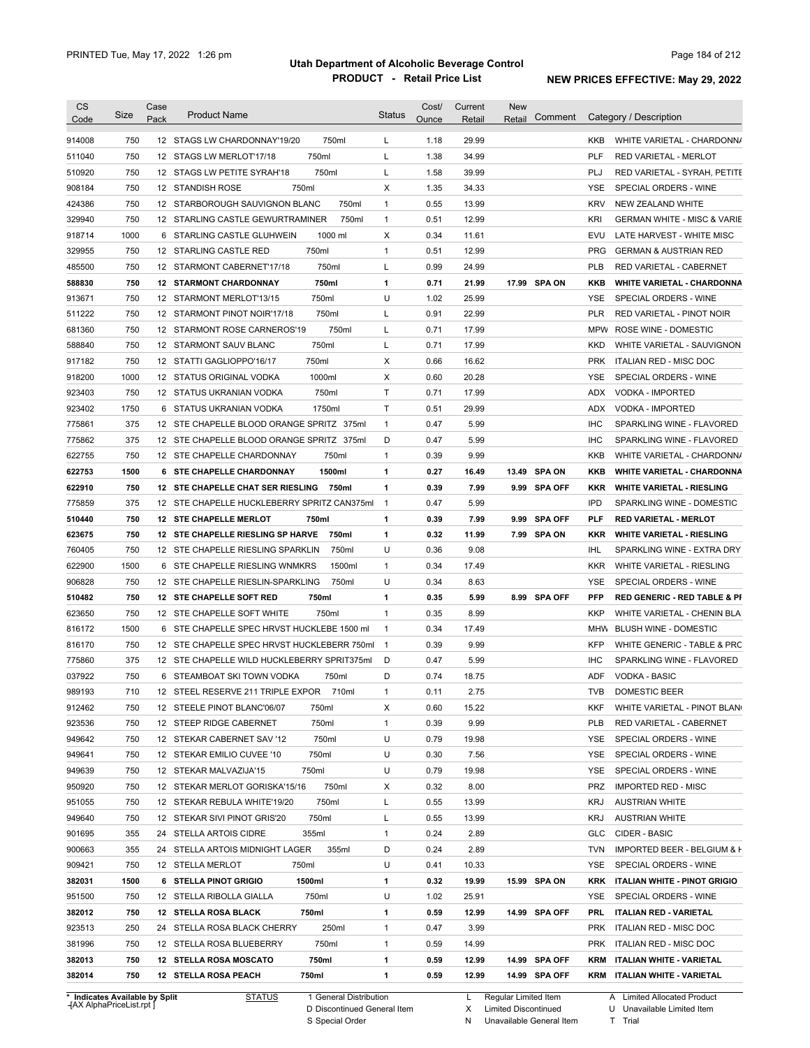# Utah Department of Alcoholic Beverage Control

## PRODUCT - Retail Price List

PRINTED Tue, May 17, 2022 1:26 pm

**NEW PRICES EFFECTIVE: May 29, 2022**

| CS Code | Size | Case Pack | Product Name | Status | Cost/ Ounce | Current Retail | New Retail | Comment | Category / Description |
|---|---|---|---|---|---|---|---|---|---|
| 914008 | 750 | 12 | STAGS LW CHARDONNAY'19/20 750ml | L | 1.18 | 29.99 | | | KKB WHITE VARIETAL - CHARDONNA |
| 511040 | 750 | 12 | STAGS LW MERLOT'17/18 750ml | L | 1.38 | 34.99 | | | PLF RED VARIETAL - MERLOT |
| 510920 | 750 | 12 | STAGS LW PETITE SYRAH'18 750ml | L | 1.58 | 39.99 | | | PLJ RED VARIETAL - SYRAH, PETITE |
| 908184 | 750 | 12 | STANDISH ROSE 750ml | X | 1.35 | 34.33 | | | YSE SPECIAL ORDERS - WINE |
| 424386 | 750 | 12 | STARBOROUGH SAUVIGNON BLANC 750ml | 1 | 0.55 | 13.99 | | | KRV NEW ZEALAND WHITE |
| 329940 | 750 | 12 | STARLING CASTLE GEWURTRAMINER 750ml | 1 | 0.51 | 12.99 | | | KRI GERMAN WHITE - MISC & VARIE |
| 918714 | 1000 | 6 | STARLING CASTLE GLUHWEIN 1000 ml | X | 0.34 | 11.61 | | | EVU LATE HARVEST - WHITE MISC |
| 329955 | 750 | 12 | STARLING CASTLE RED 750ml | 1 | 0.51 | 12.99 | | | PRG GERMAN & AUSTRIAN RED |
| 485500 | 750 | 12 | STARMONT CABERNET'17/18 750ml | L | 0.99 | 24.99 | | | PLB RED VARIETAL - CABERNET |
| **588830** | **750** | **12** | **STARMONT CHARDONNAY 750ml** | **1** | **0.71** | **21.99** | **17.99** | **SPA ON** | **KKB WHITE VARIETAL - CHARDONNA** |
| 913671 | 750 | 12 | STARMONT MERLOT'13/15 750ml | U | 1.02 | 25.99 | | | YSE SPECIAL ORDERS - WINE |
| 511222 | 750 | 12 | STARMONT PINOT NOIR'17/18 750ml | L | 0.91 | 22.99 | | | PLR RED VARIETAL - PINOT NOIR |
| 681360 | 750 | 12 | STARMONT ROSE CARNEROS'19 750ml | L | 0.71 | 17.99 | | | MPW ROSE WINE - DOMESTIC |
| 588840 | 750 | 12 | STARMONT SAUV BLANC 750ml | L | 0.71 | 17.99 | | | KKD WHITE VARIETAL - SAUVIGNON |
| 917182 | 750 | 12 | STATTI GAGLIOPPO'16/17 750ml | X | 0.66 | 16.62 | | | PRK ITALIAN RED - MISC DOC |
| 918200 | 1000 | 12 | STATUS ORIGINAL VODKA 1000ml | X | 0.60 | 20.28 | | | YSE SPECIAL ORDERS - WINE |
| 923403 | 750 | 12 | STATUS UKRANIAN VODKA 750ml | T | 0.71 | 17.99 | | | ADX VODKA - IMPORTED |
| 923402 | 1750 | 6 | STATUS UKRANIAN VODKA 1750ml | T | 0.51 | 29.99 | | | ADX VODKA - IMPORTED |
| 775861 | 375 | 12 | STE CHAPELLE BLOOD ORANGE SPRITZ 375ml | 1 | 0.47 | 5.99 | | | IHC SPARKLING WINE - FLAVORED |
| 775862 | 375 | 12 | STE CHAPELLE BLOOD ORANGE SPRITZ 375ml | D | 0.47 | 5.99 | | | IHC SPARKLING WINE - FLAVORED |
| 622755 | 750 | 12 | STE CHAPELLE CHARDONNAY 750ml | 1 | 0.39 | 9.99 | | | KKB WHITE VARIETAL - CHARDONNA |
| **622753** | **1500** | **6** | **STE CHAPELLE CHARDONNAY 1500ml** | **1** | **0.27** | **16.49** | **13.49** | **SPA ON** | **KKB WHITE VARIETAL - CHARDONNA** |
| **622910** | **750** | **12** | **STE CHAPELLE CHAT SER RIESLING 750ml** | **1** | **0.39** | **7.99** | **9.99** | **SPA OFF** | **KKR WHITE VARIETAL - RIESLING** |
| 775859 | 375 | 12 | STE CHAPELLE HUCKLEBERRY SPRITZ CAN375ml | 1 | 0.47 | 5.99 | | | IPD SPARKLING WINE - DOMESTIC |
| **510440** | **750** | **12** | **STE CHAPELLE MERLOT 750ml** | **1** | **0.39** | **7.99** | **9.99** | **SPA OFF** | **PLF RED VARIETAL - MERLOT** |
| **623675** | **750** | **12** | **STE CHAPELLE RIESLING SP HARVE 750ml** | **1** | **0.32** | **11.99** | **7.99** | **SPA ON** | **KKR WHITE VARIETAL - RIESLING** |
| 760405 | 750 | 12 | STE CHAPELLE RIESLING SPARKLIN 750ml | U | 0.36 | 9.08 | | | IHL SPARKLING WINE - EXTRA DRY |
| 622900 | 1500 | 6 | STE CHAPELLE RIESLING WNMKRS 1500ml | 1 | 0.34 | 17.49 | | | KKR WHITE VARIETAL - RIESLING |
| 906828 | 750 | 12 | STE CHAPELLE RIESLIN-SPARKLING 750ml | U | 0.34 | 8.63 | | | YSE SPECIAL ORDERS - WINE |
| **510482** | **750** | **12** | **STE CHAPELLE SOFT RED 750ml** | **1** | **0.35** | **5.99** | **8.99** | **SPA OFF** | **PFP RED GENERIC - RED TABLE & PI** |
| 623650 | 750 | 12 | STE CHAPELLE SOFT WHITE 750ml | 1 | 0.35 | 8.99 | | | KKP WHITE VARIETAL - CHENIN BLA |
| 816172 | 1500 | 6 | STE CHAPELLE SPEC HRVST HUCKLEBE 1500 ml | 1 | 0.34 | 17.49 | | | MHW BLUSH WINE - DOMESTIC |
| 816170 | 750 | 12 | STE CHAPELLE SPEC HRVST HUCKLEBERR 750ml | 1 | 0.39 | 9.99 | | | KFP WHITE GENERIC - TABLE & PRC |
| 775860 | 375 | 12 | STE CHAPELLE WILD HUCKLEBERRY SPRIT375ml | D | 0.47 | 5.99 | | | IHC SPARKLING WINE - FLAVORED |
| 037922 | 750 | 6 | STEAMBOAT SKI TOWN VODKA 750ml | D | 0.74 | 18.75 | | | ADF VODKA - BASIC |
| 989193 | 710 | 12 | STEEL RESERVE 211 TRIPLE EXPOR 710ml | 1 | 0.11 | 2.75 | | | TVB DOMESTIC BEER |
| 912462 | 750 | 12 | STEELE PINOT BLANC'06/07 750ml | X | 0.60 | 15.22 | | | KKF WHITE VARIETAL - PINOT BLAN |
| 923536 | 750 | 12 | STEEP RIDGE CABERNET 750ml | 1 | 0.39 | 9.99 | | | PLB RED VARIETAL - CABERNET |
| 949642 | 750 | 12 | STEKAR CABERNET SAV '12 750ml | U | 0.79 | 19.98 | | | YSE SPECIAL ORDERS - WINE |
| 949641 | 750 | 12 | STEKAR EMILIO CUVEE '10 750ml | U | 0.30 | 7.56 | | | YSE SPECIAL ORDERS - WINE |
| 949639 | 750 | 12 | STEKAR MALVAZIJA'15 750ml | U | 0.79 | 19.98 | | | YSE SPECIAL ORDERS - WINE |
| 950920 | 750 | 12 | STEKAR MERLOT GORISKA'15/16 750ml | X | 0.32 | 8.00 | | | PRZ IMPORTED RED - MISC |
| 951055 | 750 | 12 | STEKAR REBULA WHITE'19/20 750ml | L | 0.55 | 13.99 | | | KRJ AUSTRIAN WHITE |
| 949640 | 750 | 12 | STEKAR SIVI PINOT GRIS'20 750ml | L | 0.55 | 13.99 | | | KRJ AUSTRIAN WHITE |
| 901695 | 355 | 24 | STELLA ARTOIS CIDRE 355ml | 1 | 0.24 | 2.89 | | | GLC CIDER - BASIC |
| 900663 | 355 | 24 | STELLA ARTOIS MIDNIGHT LAGER 355ml | D | 0.24 | 2.89 | | | TVN IMPORTED BEER - BELGIUM & H |
| 909421 | 750 | 12 | STELLA MERLOT 750ml | U | 0.41 | 10.33 | | | YSE SPECIAL ORDERS - WINE |
| **382031** | **1500** | **6** | **STELLA PINOT GRIGIO 1500ml** | **1** | **0.32** | **19.99** | **15.99** | **SPA ON** | **KRK ITALIAN WHITE - PINOT GRIGIO** |
| 951500 | 750 | 12 | STELLA RIBOLLA GIALLA 750ml | U | 1.02 | 25.91 | | | YSE SPECIAL ORDERS - WINE |
| **382012** | **750** | **12** | **STELLA ROSA BLACK 750ml** | **1** | **0.59** | **12.99** | **14.99** | **SPA OFF** | **PRL ITALIAN RED - VARIETAL** |
| 923513 | 250 | 24 | STELLA ROSA BLACK CHERRY 250ml | 1 | 0.47 | 3.99 | | | PRK ITALIAN RED - MISC DOC |
| 381996 | 750 | 12 | STELLA ROSA BLUEBERRY 750ml | 1 | 0.59 | 14.99 | | | PRK ITALIAN RED - MISC DOC |
| **382013** | **750** | **12** | **STELLA ROSA MOSCATO 750ml** | **1** | **0.59** | **12.99** | **14.99** | **SPA OFF** | **KRM ITALIAN WHITE - VARIETAL** |
| **382014** | **750** | **12** | **STELLA ROSA PEACH 750ml** | **1** | **0.59** | **12.99** | **14.99** | **SPA OFF** | **KRM ITALIAN WHITE - VARIETAL** |

\* Indicates Available by Split

STATUS: 1 General Distribution; D Discontinued General Item; S Special Order; L Regular Limited Item; X Limited Discontinued; N Unavailable General Item; A Limited Allocated Product; U Unavailable Limited Item; T Trial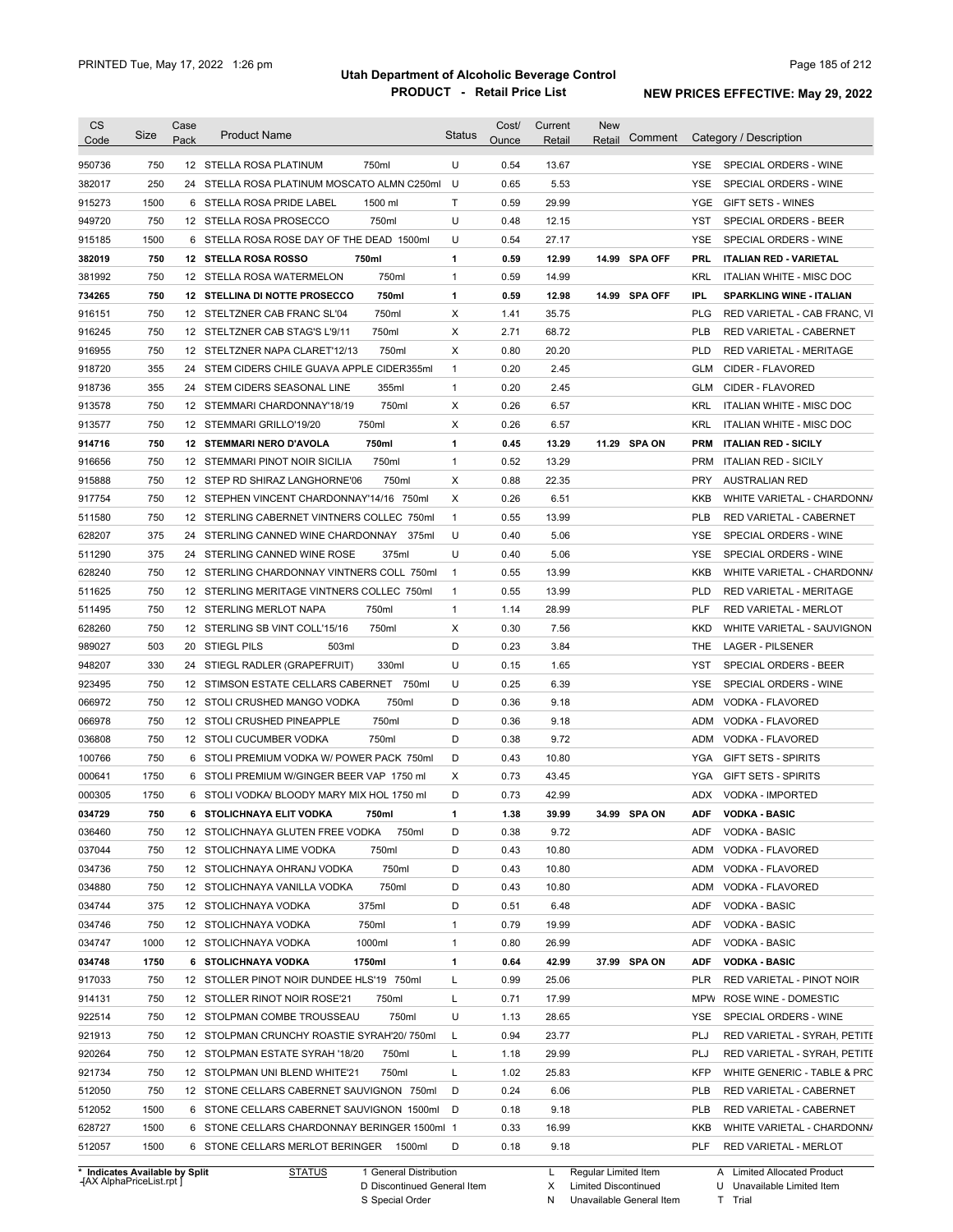| CS Code | Size | Case Pack | Product Name | Status | Cost/ Ounce | Current Retail | New Retail | Comment | Category / Description |
|---|---|---|---|---|---|---|---|---|---|
| 950736 | 750 | 12 | STELLA ROSA PLATINUM 750ml | U | 0.54 | 13.67 | | | YSE SPECIAL ORDERS - WINE |
| 382017 | 250 | 24 | STELLA ROSA PLATINUM MOSCATO ALMN C250ml | U | 0.65 | 5.53 | | | YSE SPECIAL ORDERS - WINE |
| 915273 | 1500 | 6 | STELLA ROSA PRIDE LABEL 1500 ml | T | 0.59 | 29.99 | | | YGE GIFT SETS - WINES |
| 949720 | 750 | 12 | STELLA ROSA PROSECCO 750ml | U | 0.48 | 12.15 | | | YST SPECIAL ORDERS - BEER |
| 915185 | 1500 | 6 | STELLA ROSA ROSE DAY OF THE DEAD 1500ml | U | 0.54 | 27.17 | | | YSE SPECIAL ORDERS - WINE |
| **382019** | **750** | **12** | **STELLA ROSA ROSSO 750ml** | **1** | **0.59** | **12.99** | **14.99** | **SPA OFF** | **PRL ITALIAN RED - VARIETAL** |
| 381992 | 750 | 12 | STELLA ROSA WATERMELON 750ml | 1 | 0.59 | 14.99 | | | KRL ITALIAN WHITE - MISC DOC |
| **734265** | **750** | **12** | **STELLINA DI NOTTE PROSECCO 750ml** | **1** | **0.59** | **12.98** | **14.99** | **SPA OFF** | **IPL SPARKLING WINE - ITALIAN** |
| 916151 | 750 | 12 | STELTZNER CAB FRANC SL'04 750ml | X | 1.41 | 35.75 | | | PLG RED VARIETAL - CAB FRANC, VI |
| 916245 | 750 | 12 | STELTZNER CAB STAG'S L'9/11 750ml | X | 2.71 | 68.72 | | | PLB RED VARIETAL - CABERNET |
| 916955 | 750 | 12 | STELTZNER NAPA CLARET'12/13 750ml | X | 0.80 | 20.20 | | | PLD RED VARIETAL - MERITAGE |
| 918720 | 355 | 24 | STEM CIDERS CHILE GUAVA APPLE CIDER355ml | 1 | 0.20 | 2.45 | | | GLM CIDER - FLAVORED |
| 918736 | 355 | 24 | STEM CIDERS SEASONAL LINE 355ml | 1 | 0.20 | 2.45 | | | GLM CIDER - FLAVORED |
| 913578 | 750 | 12 | STEMMARI CHARDONNAY'18/19 750ml | X | 0.26 | 6.57 | | | KRL ITALIAN WHITE - MISC DOC |
| 913577 | 750 | 12 | STEMMARI GRILLO'19/20 750ml | X | 0.26 | 6.57 | | | KRL ITALIAN WHITE - MISC DOC |
| **914716** | **750** | **12** | **STEMMARI NERO D'AVOLA 750ml** | **1** | **0.45** | **13.29** | **11.29** | **SPA ON** | **PRM ITALIAN RED - SICILY** |
| 916656 | 750 | 12 | STEMMARI PINOT NOIR SICILIA 750ml | 1 | 0.52 | 13.29 | | | PRM ITALIAN RED - SICILY |
| 915888 | 750 | 12 | STEP RD SHIRAZ LANGHORNE'06 750ml | X | 0.88 | 22.35 | | | PRY AUSTRALIAN RED |
| 917754 | 750 | 12 | STEPHEN VINCENT CHARDONNAY'14/16 750ml | X | 0.26 | 6.51 | | | KKB WHITE VARIETAL - CHARDONNA |
| 511580 | 750 | 12 | STERLING CABERNET VINTNERS COLLEC 750ml | 1 | 0.55 | 13.99 | | | PLB RED VARIETAL - CABERNET |
| 628207 | 375 | 24 | STERLING CANNED WINE CHARDONNAY 375ml | U | 0.40 | 5.06 | | | YSE SPECIAL ORDERS - WINE |
| 511290 | 375 | 24 | STERLING CANNED WINE ROSE 375ml | U | 0.40 | 5.06 | | | YSE SPECIAL ORDERS - WINE |
| 628240 | 750 | 12 | STERLING CHARDONNAY VINTNERS COLL 750ml | 1 | 0.55 | 13.99 | | | KKB WHITE VARIETAL - CHARDONNA |
| 511625 | 750 | 12 | STERLING MERITAGE VINTNERS COLLEC 750ml | 1 | 0.55 | 13.99 | | | PLD RED VARIETAL - MERITAGE |
| 511495 | 750 | 12 | STERLING MERLOT NAPA 750ml | 1 | 1.14 | 28.99 | | | PLF RED VARIETAL - MERLOT |
| 628260 | 750 | 12 | STERLING SB VINT COLL'15/16 750ml | X | 0.30 | 7.56 | | | KKD WHITE VARIETAL - SAUVIGNON |
| 989027 | 503 | 20 | STIEGL PILS 503ml | D | 0.23 | 3.84 | | | THE LAGER - PILSENER |
| 948207 | 330 | 24 | STIEGL RADLER (GRAPEFRUIT) 330ml | U | 0.15 | 1.65 | | | YST SPECIAL ORDERS - BEER |
| 923495 | 750 | 12 | STIMSON ESTATE CELLARS CABERNET 750ml | U | 0.25 | 6.39 | | | YSE SPECIAL ORDERS - WINE |
| 066972 | 750 | 12 | STOLI CRUSHED MANGO VODKA 750ml | D | 0.36 | 9.18 | | | ADM VODKA - FLAVORED |
| 066978 | 750 | 12 | STOLI CRUSHED PINEAPPLE 750ml | D | 0.36 | 9.18 | | | ADM VODKA - FLAVORED |
| 036808 | 750 | 12 | STOLI CUCUMBER VODKA 750ml | D | 0.38 | 9.72 | | | ADM VODKA - FLAVORED |
| 100766 | 750 | 6 | STOLI PREMIUM VODKA W/ POWER PACK 750ml | D | 0.43 | 10.80 | | | YGA GIFT SETS - SPIRITS |
| 000641 | 1750 | 6 | STOLI PREMIUM W/GINGER BEER VAP 1750 ml | X | 0.73 | 43.45 | | | YGA GIFT SETS - SPIRITS |
| 000305 | 1750 | 6 | STOLI VODKA/ BLOODY MARY MIX HOL 1750 ml | D | 0.73 | 42.99 | | | ADX VODKA - IMPORTED |
| **034729** | **750** | **6** | **STOLICHNAYA ELIT VODKA 750ml** | **1** | **1.38** | **39.99** | **34.99** | **SPA ON** | **ADF VODKA - BASIC** |
| 036460 | 750 | 12 | STOLICHNAYA GLUTEN FREE VODKA 750ml | D | 0.38 | 9.72 | | | ADF VODKA - BASIC |
| 037044 | 750 | 12 | STOLICHNAYA LIME VODKA 750ml | D | 0.43 | 10.80 | | | ADM VODKA - FLAVORED |
| 034736 | 750 | 12 | STOLICHNAYA OHRANJ VODKA 750ml | D | 0.43 | 10.80 | | | ADM VODKA - FLAVORED |
| 034880 | 750 | 12 | STOLICHNAYA VANILLA VODKA 750ml | D | 0.43 | 10.80 | | | ADM VODKA - FLAVORED |
| 034744 | 375 | 12 | STOLICHNAYA VODKA 375ml | D | 0.51 | 6.48 | | | ADF VODKA - BASIC |
| 034746 | 750 | 12 | STOLICHNAYA VODKA 750ml | 1 | 0.79 | 19.99 | | | ADF VODKA - BASIC |
| 034747 | 1000 | 12 | STOLICHNAYA VODKA 1000ml | 1 | 0.80 | 26.99 | | | ADF VODKA - BASIC |
| **034748** | **1750** | **6** | **STOLICHNAYA VODKA 1750ml** | **1** | **0.64** | **42.99** | **37.99** | **SPA ON** | **ADF VODKA - BASIC** |
| 917033 | 750 | 12 | STOLLER PINOT NOIR DUNDEE HLS'19 750ml | L | 0.99 | 25.06 | | | PLR RED VARIETAL - PINOT NOIR |
| 914131 | 750 | 12 | STOLLER RINOT NOIR ROSE'21 750ml | L | 0.71 | 17.99 | | | MPW ROSE WINE - DOMESTIC |
| 922514 | 750 | 12 | STOLPMAN COMBE TROUSSEAU 750ml | U | 1.13 | 28.65 | | | YSE SPECIAL ORDERS - WINE |
| 921913 | 750 | 12 | STOLPMAN CRUNCHY ROASTIE SYRAH'20/ 750ml | L | 0.94 | 23.77 | | | PLJ RED VARIETAL - SYRAH, PETITE |
| 920264 | 750 | 12 | STOLPMAN ESTATE SYRAH '18/20 750ml | L | 1.18 | 29.99 | | | PLJ RED VARIETAL - SYRAH, PETITE |
| 921734 | 750 | 12 | STOLPMAN UNI BLEND WHITE'21 750ml | L | 1.02 | 25.83 | | | KFP WHITE GENERIC - TABLE & PRC |
| 512050 | 750 | 12 | STONE CELLARS CABERNET SAUVIGNON 750ml | D | 0.24 | 6.06 | | | PLB RED VARIETAL - CABERNET |
| 512052 | 1500 | 6 | STONE CELLARS CABERNET SAUVIGNON 1500ml | D | 0.18 | 9.18 | | | PLB RED VARIETAL - CABERNET |
| 628727 | 1500 | 6 | STONE CELLARS CHARDONNAY BERINGER 1500ml | 1 | 0.33 | 16.99 | | | KKB WHITE VARIETAL - CHARDONNA |
| 512057 | 1500 | 6 | STONE CELLARS MERLOT BERINGER 1500ml | D | 0.18 | 9.18 | | | PLF RED VARIETAL - MERLOT |

\* Indicates Available by Split

STATUS: 1 General Distribution; D Discontinued General Item; S Special Order; L Regular Limited Item; X Limited Discontinued; N Unavailable General Item; A Limited Allocated Product; U Unavailable Limited Item; T Trial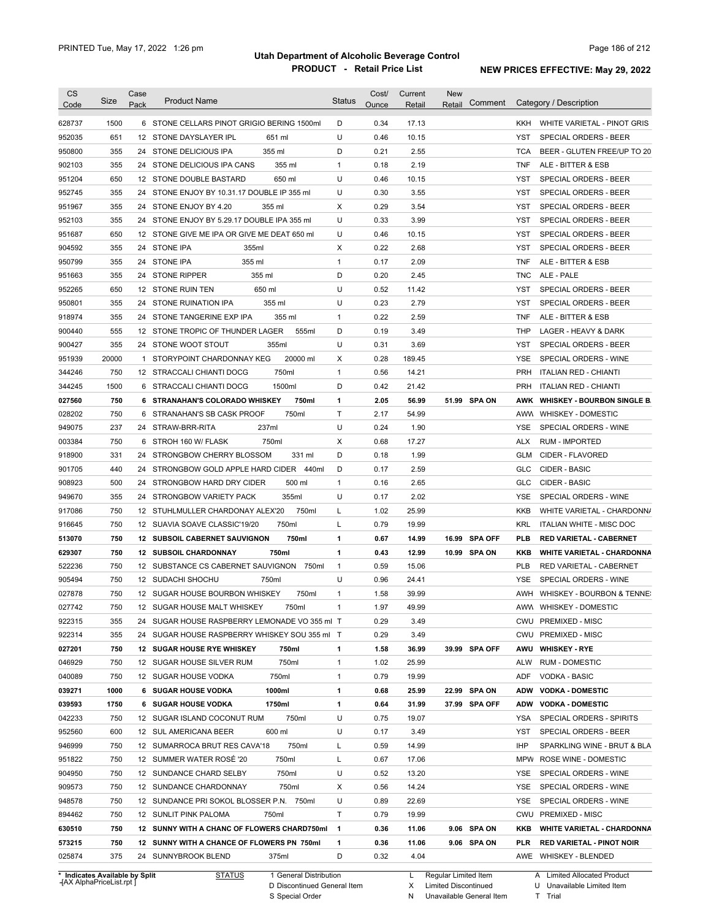# Utah Department of Alcoholic Beverage Control

## PRODUCT - Retail Price List

PRINTED Tue, May 17, 2022 1:26 pm

**NEW PRICES EFFECTIVE: May 29, 2022**

| CS Code | Size | Case Pack | Product Name | Status | Cost/ Ounce | Current Retail | New Retail | Comment | Category / Description |
|---|---|---|---|---|---|---|---|---|---|
| 628737 | 1500 | 6 | STONE CELLARS PINOT GRIGIO BERING 1500ml | D | 0.34 | 17.13 | | | KKH WHITE VARIETAL - PINOT GRIS |
| 952035 | 651 | 12 | STONE DAYSLAYER IPL 651 ml | U | 0.46 | 10.15 | | | YST SPECIAL ORDERS - BEER |
| 950800 | 355 | 24 | STONE DELICIOUS IPA 355 ml | D | 0.21 | 2.55 | | | TCA BEER - GLUTEN FREE/UP TO 20 |
| 902103 | 355 | 24 | STONE DELICIOUS IPA CANS 355 ml | 1 | 0.18 | 2.19 | | | TNF ALE - BITTER & ESB |
| 951204 | 650 | 12 | STONE DOUBLE BASTARD 650 ml | U | 0.46 | 10.15 | | | YST SPECIAL ORDERS - BEER |
| 952745 | 355 | 24 | STONE ENJOY BY 10.31.17 DOUBLE IP 355 ml | U | 0.30 | 3.55 | | | YST SPECIAL ORDERS - BEER |
| 951967 | 355 | 24 | STONE ENJOY BY 4.20 355 ml | X | 0.29 | 3.54 | | | YST SPECIAL ORDERS - BEER |
| 952103 | 355 | 24 | STONE ENJOY BY 5.29.17 DOUBLE IPA 355 ml | U | 0.33 | 3.99 | | | YST SPECIAL ORDERS - BEER |
| 951687 | 650 | 12 | STONE GIVE ME IPA OR GIVE ME DEAT 650 ml | U | 0.46 | 10.15 | | | YST SPECIAL ORDERS - BEER |
| 904592 | 355 | 24 | STONE IPA 355ml | X | 0.22 | 2.68 | | | YST SPECIAL ORDERS - BEER |
| 950799 | 355 | 24 | STONE IPA 355 ml | 1 | 0.17 | 2.09 | | | TNF ALE - BITTER & ESB |
| 951663 | 355 | 24 | STONE RIPPER 355 ml | D | 0.20 | 2.45 | | | TNC ALE - PALE |
| 952265 | 650 | 12 | STONE RUIN TEN 650 ml | U | 0.52 | 11.42 | | | YST SPECIAL ORDERS - BEER |
| 950801 | 355 | 24 | STONE RUINATION IPA 355 ml | U | 0.23 | 2.79 | | | YST SPECIAL ORDERS - BEER |
| 918974 | 355 | 24 | STONE TANGERINE EXP IPA 355 ml | 1 | 0.22 | 2.59 | | | TNF ALE - BITTER & ESB |
| 900440 | 555 | 12 | STONE TROPIC OF THUNDER LAGER 555ml | D | 0.19 | 3.49 | | | THP LAGER - HEAVY & DARK |
| 900427 | 355 | 24 | STONE WOOT STOUT 355ml | U | 0.31 | 3.69 | | | YST SPECIAL ORDERS - BEER |
| 951939 | 20000 | 1 | STORYPOINT CHARDONNAY KEG 20000 ml | X | 0.28 | 189.45 | | | YSE SPECIAL ORDERS - WINE |
| 344246 | 750 | 12 | STRACCALI CHIANTI DOCG 750ml | 1 | 0.56 | 14.21 | | | PRH ITALIAN RED - CHIANTI |
| 344245 | 1500 | 6 | STRACCALI CHIANTI DOCG 1500ml | D | 0.42 | 21.42 | | | PRH ITALIAN RED - CHIANTI |
| **027560** | **750** | **6** | **STRANAHAN'S COLORADO WHISKEY 750ml** | **1** | **2.05** | **56.99** | **51.99** | **SPA ON** | **AWK WHISKEY - BOURBON SINGLE B.** |
| 028202 | 750 | 6 | STRANAHAN'S SB CASK PROOF 750ml | T | 2.17 | 54.99 | | | AWW WHISKEY - DOMESTIC |
| 949075 | 237 | 24 | STRAW-BRR-RITA 237ml | U | 0.24 | 1.90 | | | YSE SPECIAL ORDERS - WINE |
| 003384 | 750 | 6 | STROH 160 W/ FLASK 750ml | X | 0.68 | 17.27 | | | ALX RUM - IMPORTED |
| 918900 | 331 | 24 | STRONGBOW CHERRY BLOSSOM 331 ml | D | 0.18 | 1.99 | | | GLM CIDER - FLAVORED |
| 901705 | 440 | 24 | STRONGBOW GOLD APPLE HARD CIDER 440ml | D | 0.17 | 2.59 | | | GLC CIDER - BASIC |
| 908923 | 500 | 24 | STRONGBOW HARD DRY CIDER 500 ml | 1 | 0.16 | 2.65 | | | GLC CIDER - BASIC |
| 949670 | 355 | 24 | STRONGBOW VARIETY PACK 355ml | U | 0.17 | 2.02 | | | YSE SPECIAL ORDERS - WINE |
| 917086 | 750 | 12 | STUHLMULLER CHARDONAY ALEX'20 750ml | L | 1.02 | 25.99 | | | KKB WHITE VARIETAL - CHARDONNA |
| 916645 | 750 | 12 | SUAVIA SOAVE CLASSIC'19/20 750ml | L | 0.79 | 19.99 | | | KRL ITALIAN WHITE - MISC DOC |
| **513070** | **750** | **12** | **SUBSOIL CABERNET SAUVIGNON 750ml** | **1** | **0.67** | **14.99** | **16.99** | **SPA OFF** | **PLB RED VARIETAL - CABERNET** |
| **629307** | **750** | **12** | **SUBSOIL CHARDONNAY 750ml** | **1** | **0.43** | **12.99** | **10.99** | **SPA ON** | **KKB WHITE VARIETAL - CHARDONNA** |
| 522236 | 750 | 12 | SUBSTANCE CS CABERNET SAUVIGNON 750ml | 1 | 0.59 | 15.06 | | | PLB RED VARIETAL - CABERNET |
| 905494 | 750 | 12 | SUDACHI SHOCHU 750ml | U | 0.96 | 24.41 | | | YSE SPECIAL ORDERS - WINE |
| 027878 | 750 | 12 | SUGAR HOUSE BOURBON WHISKEY 750ml | 1 | 1.58 | 39.99 | | | AWH WHISKEY - BOURBON & TENNE: |
| 027742 | 750 | 12 | SUGAR HOUSE MALT WHISKEY 750ml | 1 | 1.97 | 49.99 | | | AWW WHISKEY - DOMESTIC |
| 922315 | 355 | 24 | SUGAR HOUSE RASPBERRY LEMONADE VO 355 ml | T | 0.29 | 3.49 | | | CWU PREMIXED - MISC |
| 922314 | 355 | 24 | SUGAR HOUSE RASPBERRY WHISKEY SOU 355 ml | T | 0.29 | 3.49 | | | CWU PREMIXED - MISC |
| **027201** | **750** | **12** | **SUGAR HOUSE RYE WHISKEY 750ml** | **1** | **1.58** | **36.99** | **39.99** | **SPA OFF** | **AWU WHISKEY - RYE** |
| 046929 | 750 | 12 | SUGAR HOUSE SILVER RUM 750ml | 1 | 1.02 | 25.99 | | | ALW RUM - DOMESTIC |
| 040089 | 750 | 12 | SUGAR HOUSE VODKA 750ml | 1 | 0.79 | 19.99 | | | ADF VODKA - BASIC |
| **039271** | **1000** | **6** | **SUGAR HOUSE VODKA 1000ml** | **1** | **0.68** | **25.99** | **22.99** | **SPA ON** | **ADW VODKA - DOMESTIC** |
| **039593** | **1750** | **6** | **SUGAR HOUSE VODKA 1750ml** | **1** | **0.64** | **31.99** | **37.99** | **SPA OFF** | **ADW VODKA - DOMESTIC** |
| 042233 | 750 | 12 | SUGAR ISLAND COCONUT RUM 750ml | U | 0.75 | 19.07 | | | YSA SPECIAL ORDERS - SPIRITS |
| 952560 | 600 | 12 | SUL AMERICANA BEER 600 ml | U | 0.17 | 3.49 | | | YST SPECIAL ORDERS - BEER |
| 946999 | 750 | 12 | SUMARROCA BRUT RES CAVA'18 750ml | L | 0.59 | 14.99 | | | IHP SPARKLING WINE - BRUT & BLA |
| 951822 | 750 | 12 | SUMMER WATER ROSÉ '20 750ml | L | 0.67 | 17.06 | | | MPW ROSE WINE - DOMESTIC |
| 904950 | 750 | 12 | SUNDANCE CHARD SELBY 750ml | U | 0.52 | 13.20 | | | YSE SPECIAL ORDERS - WINE |
| 909573 | 750 | 12 | SUNDANCE CHARDONNAY 750ml | X | 0.56 | 14.24 | | | YSE SPECIAL ORDERS - WINE |
| 948578 | 750 | 12 | SUNDANCE PRI SOKOL BLOSSER P.N. 750ml | U | 0.89 | 22.69 | | | YSE SPECIAL ORDERS - WINE |
| 894462 | 750 | 12 | SUNLIT PINK PALOMA 750ml | T | 0.79 | 19.99 | | | CWU PREMIXED - MISC |
| **630510** | **750** | **12** | **SUNNY WITH A CHANC OF FLOWERS CHARD750ml** | **1** | **0.36** | **11.06** | **9.06** | **SPA ON** | **KKB WHITE VARIETAL - CHARDONNA** |
| **573215** | **750** | **12** | **SUNNY WITH A CHANCE OF FLOWERS PN 750ml** | **1** | **0.36** | **11.06** | **9.06** | **SPA ON** | **PLR RED VARIETAL - PINOT NOIR** |
| 025874 | 375 | 24 | SUNNYBROOK BLEND 375ml | D | 0.32 | 4.04 | | | AWE WHISKEY - BLENDED |

\* Indicates Available by Split
[AX AlphaPriceList.rpt]

STATUS: 1 General Distribution; D Discontinued General Item; S Special Order; L Regular Limited Item; X Limited Discontinued; N Unavailable General Item; A Limited Allocated Product; U Unavailable Limited Item; T Trial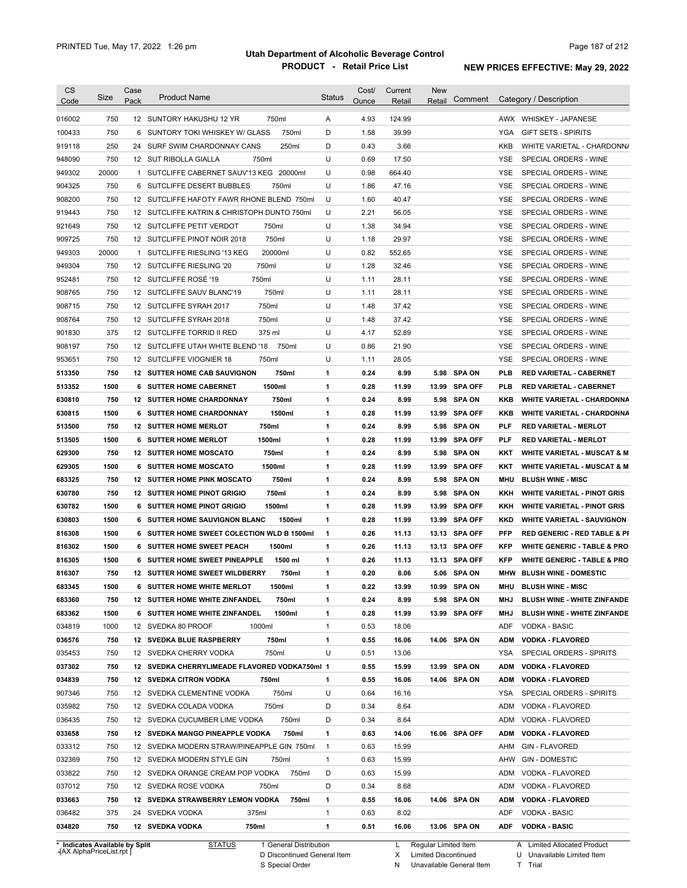# Utah Department of Alcoholic Beverage Control

## PRODUCT - Retail Price List

PRINTED Tue, May 17, 2022 1:26 pm

**NEW PRICES EFFECTIVE: May 29, 2022**

| CS Code | Size | Case Pack | Product Name | Status | Cost/ Ounce | Current Retail | New Retail | Comment | Category / Description |
|---|---|---|---|---|---|---|---|---|---|
| 016002 | 750 | 12 | SUNTORY HAKUSHU 12 YR 750ml | A | 4.93 | 124.99 | | | AWX WHISKEY - JAPANESE |
| 100433 | 750 | 6 | SUNTORY TOKI WHISKEY W/ GLASS 750ml | D | 1.58 | 39.99 | | | YGA GIFT SETS - SPIRITS |
| 919118 | 250 | 24 | SURF SWIM CHARDONNAY CANS 250ml | D | 0.43 | 3.66 | | | KKB WHITE VARIETAL - CHARDONNA |
| 948090 | 750 | 12 | SUT RIBOLLA GIALLA 750ml | U | 0.69 | 17.50 | | | YSE SPECIAL ORDERS - WINE |
| 949302 | 20000 | 1 | SUTCLIFFE CABERNET SAUV'13 KEG 20000ml | U | 0.98 | 664.40 | | | YSE SPECIAL ORDERS - WINE |
| 904325 | 750 | 6 | SUTCLIFFE DESERT BUBBLES 750ml | U | 1.86 | 47.16 | | | YSE SPECIAL ORDERS - WINE |
| 908200 | 750 | 12 | SUTCLIFFE HAFOTY FAWR RHONE BLEND 750ml | U | 1.60 | 40.47 | | | YSE SPECIAL ORDERS - WINE |
| 919443 | 750 | 12 | SUTCLIFFE KATRIN & CHRISTOPH DUNTO 750ml | U | 2.21 | 56.05 | | | YSE SPECIAL ORDERS - WINE |
| 921649 | 750 | 12 | SUTCLIFFE PETIT VERDOT 750ml | U | 1.38 | 34.94 | | | YSE SPECIAL ORDERS - WINE |
| 909725 | 750 | 12 | SUTCLIFFE PINOT NOIR 2018 750ml | U | 1.18 | 29.97 | | | YSE SPECIAL ORDERS - WINE |
| 949303 | 20000 | 1 | SUTCLIFFE RIESLING '13 KEG 20000ml | U | 0.82 | 552.65 | | | YSE SPECIAL ORDERS - WINE |
| 949304 | 750 | 12 | SUTCLIFFE RIESLING '20 750ml | U | 1.28 | 32.46 | | | YSE SPECIAL ORDERS - WINE |
| 952481 | 750 | 12 | SUTCLIFFE ROSÉ '19 750ml | U | 1.11 | 28.11 | | | YSE SPECIAL ORDERS - WINE |
| 908765 | 750 | 12 | SUTCLIFFE SAUV BLANC'19 750ml | U | 1.11 | 28.11 | | | YSE SPECIAL ORDERS - WINE |
| 908715 | 750 | 12 | SUTCLIFFE SYRAH 2017 750ml | U | 1.48 | 37.42 | | | YSE SPECIAL ORDERS - WINE |
| 908764 | 750 | 12 | SUTCLIFFE SYRAH 2018 750ml | U | 1.48 | 37.42 | | | YSE SPECIAL ORDERS - WINE |
| 901830 | 375 | 12 | SUTCLIFFE TORRID II RED 375 ml | U | 4.17 | 52.89 | | | YSE SPECIAL ORDERS - WINE |
| 908197 | 750 | 12 | SUTCLIFFE UTAH WHITE BLEND '18 750ml | U | 0.86 | 21.90 | | | YSE SPECIAL ORDERS - WINE |
| 953651 | 750 | 12 | SUTCLIFFE VIOGNIER 18 750ml | U | 1.11 | 28.05 | | | YSE SPECIAL ORDERS - WINE |
| **513350** | **750** | **12** | **SUTTER HOME CAB SAUVIGNON 750ml** | **1** | **0.24** | **8.99** | **5.98** | **SPA ON** | **PLB RED VARIETAL - CABERNET** |
| **513352** | **1500** | **6** | **SUTTER HOME CABERNET 1500ml** | **1** | **0.28** | **11.99** | **13.99** | **SPA OFF** | **PLB RED VARIETAL - CABERNET** |
| **630810** | **750** | **12** | **SUTTER HOME CHARDONNAY 750ml** | **1** | **0.24** | **8.99** | **5.98** | **SPA ON** | **KKB WHITE VARIETAL - CHARDONNA** |
| **630815** | **1500** | **6** | **SUTTER HOME CHARDONNAY 1500ml** | **1** | **0.28** | **11.99** | **13.99** | **SPA OFF** | **KKB WHITE VARIETAL - CHARDONNA** |
| **513500** | **750** | **12** | **SUTTER HOME MERLOT 750ml** | **1** | **0.24** | **8.99** | **5.98** | **SPA ON** | **PLF RED VARIETAL - MERLOT** |
| **513505** | **1500** | **6** | **SUTTER HOME MERLOT 1500ml** | **1** | **0.28** | **11.99** | **13.99** | **SPA OFF** | **PLF RED VARIETAL - MERLOT** |
| **629300** | **750** | **12** | **SUTTER HOME MOSCATO 750ml** | **1** | **0.24** | **8.99** | **5.98** | **SPA ON** | **KKT WHITE VARIETAL - MUSCAT & M** |
| **629305** | **1500** | **6** | **SUTTER HOME MOSCATO 1500ml** | **1** | **0.28** | **11.99** | **13.99** | **SPA OFF** | **KKT WHITE VARIETAL - MUSCAT & M** |
| **683325** | **750** | **12** | **SUTTER HOME PINK MOSCATO 750ml** | **1** | **0.24** | **8.99** | **5.98** | **SPA ON** | **MHU BLUSH WINE - MISC** |
| **630780** | **750** | **12** | **SUTTER HOME PINOT GRIGIO 750ml** | **1** | **0.24** | **8.99** | **5.98** | **SPA ON** | **KKH WHITE VARIETAL - PINOT GRIS** |
| **630782** | **1500** | **6** | **SUTTER HOME PINOT GRIGIO 1500ml** | **1** | **0.28** | **11.99** | **13.99** | **SPA OFF** | **KKH WHITE VARIETAL - PINOT GRIS** |
| **630803** | **1500** | **6** | **SUTTER HOME SAUVIGNON BLANC 1500ml** | **1** | **0.28** | **11.99** | **13.99** | **SPA OFF** | **KKD WHITE VARIETAL - SAUVIGNON** |
| **816308** | **1500** | **6** | **SUTTER HOME SWEET COLECTION WLD B 1500ml** | **1** | **0.26** | **11.13** | **13.13** | **SPA OFF** | **PFP RED GENERIC - RED TABLE & PI** |
| **816302** | **1500** | **6** | **SUTTER HOME SWEET PEACH 1500ml** | **1** | **0.26** | **11.13** | **13.13** | **SPA OFF** | **KFP WHITE GENERIC - TABLE & PRO** |
| **816305** | **1500** | **6** | **SUTTER HOME SWEET PINEAPPLE 1500 ml** | **1** | **0.26** | **11.13** | **13.13** | **SPA OFF** | **KFP WHITE GENERIC - TABLE & PRO** |
| **816307** | **750** | **12** | **SUTTER HOME SWEET WILDBERRY 750ml** | **1** | **0.20** | **8.06** | **5.06** | **SPA ON** | **MHW BLUSH WINE - DOMESTIC** |
| **683345** | **1500** | **6** | **SUTTER HOME WHITE MERLOT 1500ml** | **1** | **0.22** | **13.99** | **10.99** | **SPA ON** | **MHU BLUSH WINE - MISC** |
| **683360** | **750** | **12** | **SUTTER HOME WHITE ZINFANDEL 750ml** | **1** | **0.24** | **8.99** | **5.98** | **SPA ON** | **MHJ BLUSH WINE - WHITE ZINFANDE** |
| **683362** | **1500** | **6** | **SUTTER HOME WHITE ZINFANDEL 1500ml** | **1** | **0.28** | **11.99** | **13.99** | **SPA OFF** | **MHJ BLUSH WINE - WHITE ZINFANDE** |
| 034819 | 1000 | 12 | SVEDKA 80 PROOF 1000ml | 1 | 0.53 | 18.06 | | | ADF VODKA - BASIC |
| **036576** | **750** | **12** | **SVEDKA BLUE RASPBERRY 750ml** | **1** | **0.55** | **16.06** | **14.06** | **SPA ON** | **ADM VODKA - FLAVORED** |
| 035453 | 750 | 12 | SVEDKA CHERRY VODKA 750ml | U | 0.51 | 13.06 | | | YSA SPECIAL ORDERS - SPIRITS |
| **037302** | **750** | **12** | **SVEDKA CHERRYLIMEADE FLAVORED VODKA750ml** | **1** | **0.55** | **15.99** | **13.99** | **SPA ON** | **ADM VODKA - FLAVORED** |
| **034839** | **750** | **12** | **SVEDKA CITRON VODKA 750ml** | **1** | **0.55** | **16.06** | **14.06** | **SPA ON** | **ADM VODKA - FLAVORED** |
| 907346 | 750 | 12 | SVEDKA CLEMENTINE VODKA 750ml | U | 0.64 | 16.16 | | | YSA SPECIAL ORDERS - SPIRITS |
| 035982 | 750 | 12 | SVEDKA COLADA VODKA 750ml | D | 0.34 | 8.64 | | | ADM VODKA - FLAVORED |
| 036435 | 750 | 12 | SVEDKA CUCUMBER LIME VODKA 750ml | D | 0.34 | 8.64 | | | ADM VODKA - FLAVORED |
| **033658** | **750** | **12** | **SVEDKA MANGO PINEAPPLE VODKA 750ml** | **1** | **0.63** | **14.06** | **16.06** | **SPA OFF** | **ADM VODKA - FLAVORED** |
| 033312 | 750 | 12 | SVEDKA MODERN STRAW/PINEAPPLE GIN 750ml | 1 | 0.63 | 15.99 | | | AHM GIN - FLAVORED |
| 032369 | 750 | 12 | SVEDKA MODERN STYLE GIN 750ml | 1 | 0.63 | 15.99 | | | AHW GIN - DOMESTIC |
| 033822 | 750 | 12 | SVEDKA ORANGE CREAM POP VODKA 750ml | D | 0.63 | 15.99 | | | ADM VODKA - FLAVORED |
| 037012 | 750 | 12 | SVEDKA ROSE VODKA 750ml | D | 0.34 | 8.68 | | | ADM VODKA - FLAVORED |
| **033663** | **750** | **12** | **SVEDKA STRAWBERRY LEMON VODKA 750ml** | **1** | **0.55** | **16.06** | **14.06** | **SPA ON** | **ADM VODKA - FLAVORED** |
| 036482 | 375 | 24 | SVEDKA VODKA 375ml | 1 | 0.63 | 8.02 | | | ADF VODKA - BASIC |
| **034820** | **750** | **12** | **SVEDKA VODKA 750ml** | **1** | **0.51** | **16.06** | **13.06** | **SPA ON** | **ADF VODKA - BASIC** |

\* Indicates Available by Split

STATUS: 1 General Distribution; D Discontinued General Item; S Special Order; L Regular Limited Item; X Limited Discontinued; N Unavailable General Item; A Limited Allocated Product; U Unavailable Limited Item; T Trial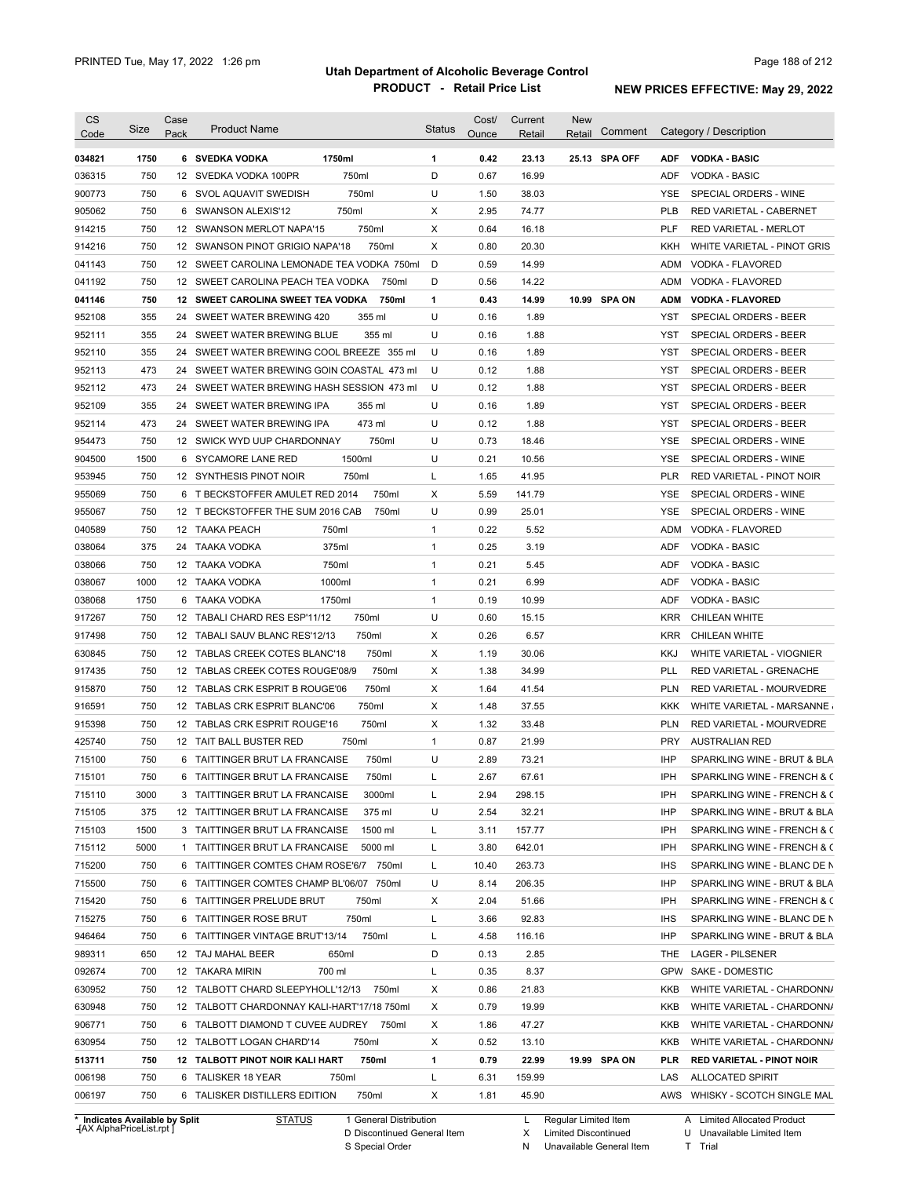# Utah Department of Alcoholic Beverage Control

## PRODUCT - Retail Price List

PRINTED Tue, May 17, 2022 1:26 pm

**NEW PRICES EFFECTIVE: May 29, 2022**

| CS Code | Size | Case Pack | Product Name | | Status | Cost/ Ounce | Current Retail | New Retail | Comment | Category / Description | |
|---|---|---|---|---|---|---|---|---|---|---|---|
| **034821** | **1750** | **6** | **SVEDKA VODKA** | **1750ml** | **1** | **0.42** | **23.13** | **25.13** | **SPA OFF** | **ADF** | **VODKA - BASIC** |
| 036315 | 750 | 12 | SVEDKA VODKA 100PR | 750ml | D | 0.67 | 16.99 | | | ADF | VODKA - BASIC |
| 900773 | 750 | 6 | SVOL AQUAVIT SWEDISH | 750ml | U | 1.50 | 38.03 | | | YSE | SPECIAL ORDERS - WINE |
| 905062 | 750 | 6 | SWANSON ALEXIS'12 | 750ml | X | 2.95 | 74.77 | | | PLB | RED VARIETAL - CABERNET |
| 914215 | 750 | 12 | SWANSON MERLOT NAPA'15 | 750ml | X | 0.64 | 16.18 | | | PLF | RED VARIETAL - MERLOT |
| 914216 | 750 | 12 | SWANSON PINOT GRIGIO NAPA'18 | 750ml | X | 0.80 | 20.30 | | | KKH | WHITE VARIETAL - PINOT GRIS |
| 041143 | 750 | 12 | SWEET CAROLINA LEMONADE TEA VODKA | 750ml | D | 0.59 | 14.99 | | | ADM | VODKA - FLAVORED |
| 041192 | 750 | 12 | SWEET CAROLINA PEACH TEA VODKA | 750ml | D | 0.56 | 14.22 | | | ADM | VODKA - FLAVORED |
| **041146** | **750** | **12** | **SWEET CAROLINA SWEET TEA VODKA** | **750ml** | **1** | **0.43** | **14.99** | **10.99** | **SPA ON** | **ADM** | **VODKA - FLAVORED** |
| 952108 | 355 | 24 | SWEET WATER BREWING 420 | 355 ml | U | 0.16 | 1.89 | | | YST | SPECIAL ORDERS - BEER |
| 952111 | 355 | 24 | SWEET WATER BREWING BLUE | 355 ml | U | 0.16 | 1.88 | | | YST | SPECIAL ORDERS - BEER |
| 952110 | 355 | 24 | SWEET WATER BREWING COOL BREEZE | 355 ml | U | 0.16 | 1.89 | | | YST | SPECIAL ORDERS - BEER |
| 952113 | 473 | 24 | SWEET WATER BREWING GOIN COASTAL | 473 ml | U | 0.12 | 1.88 | | | YST | SPECIAL ORDERS - BEER |
| 952112 | 473 | 24 | SWEET WATER BREWING HASH SESSION | 473 ml | U | 0.12 | 1.88 | | | YST | SPECIAL ORDERS - BEER |
| 952109 | 355 | 24 | SWEET WATER BREWING IPA | 355 ml | U | 0.16 | 1.89 | | | YST | SPECIAL ORDERS - BEER |
| 952114 | 473 | 24 | SWEET WATER BREWING IPA | 473 ml | U | 0.12 | 1.88 | | | YST | SPECIAL ORDERS - BEER |
| 954473 | 750 | 12 | SWICK WYD UUP CHARDONNAY | 750ml | U | 0.73 | 18.46 | | | YSE | SPECIAL ORDERS - WINE |
| 904500 | 1500 | 6 | SYCAMORE LANE RED | 1500ml | U | 0.21 | 10.56 | | | YSE | SPECIAL ORDERS - WINE |
| 953945 | 750 | 12 | SYNTHESIS PINOT NOIR | 750ml | L | 1.65 | 41.95 | | | PLR | RED VARIETAL - PINOT NOIR |
| 955069 | 750 | 6 | T BECKSTOFFER AMULET RED 2014 | 750ml | X | 5.59 | 141.79 | | | YSE | SPECIAL ORDERS - WINE |
| 955067 | 750 | 12 | T BECKSTOFFER THE SUM 2016 CAB | 750ml | U | 0.99 | 25.01 | | | YSE | SPECIAL ORDERS - WINE |
| 040589 | 750 | 12 | TAAKA PEACH | 750ml | 1 | 0.22 | 5.52 | | | ADM | VODKA - FLAVORED |
| 038064 | 375 | 24 | TAAKA VODKA | 375ml | 1 | 0.25 | 3.19 | | | ADF | VODKA - BASIC |
| 038066 | 750 | 12 | TAAKA VODKA | 750ml | 1 | 0.21 | 5.45 | | | ADF | VODKA - BASIC |
| 038067 | 1000 | 12 | TAAKA VODKA | 1000ml | 1 | 0.21 | 6.99 | | | ADF | VODKA - BASIC |
| 038068 | 1750 | 6 | TAAKA VODKA | 1750ml | 1 | 0.19 | 10.99 | | | ADF | VODKA - BASIC |
| 917267 | 750 | 12 | TABALI CHARD RES ESP'11/12 | 750ml | U | 0.60 | 15.15 | | | KRR | CHILEAN WHITE |
| 917498 | 750 | 12 | TABALI SAUV BLANC RES'12/13 | 750ml | X | 0.26 | 6.57 | | | KRR | CHILEAN WHITE |
| 630845 | 750 | 12 | TABLAS CREEK COTES BLANC'18 | 750ml | X | 1.19 | 30.06 | | | KKJ | WHITE VARIETAL - VIOGNIER |
| 917435 | 750 | 12 | TABLAS CREEK COTES ROUGE'08/9 | 750ml | X | 1.38 | 34.99 | | | PLL | RED VARIETAL - GRENACHE |
| 915870 | 750 | 12 | TABLAS CRK ESPRIT B ROUGE'06 | 750ml | X | 1.64 | 41.54 | | | PLN | RED VARIETAL - MOURVEDRE |
| 916591 | 750 | 12 | TABLAS CRK ESPRIT BLANC'06 | 750ml | X | 1.48 | 37.55 | | | KKK | WHITE VARIETAL - MARSANNE |
| 915398 | 750 | 12 | TABLAS CRK ESPRIT ROUGE'16 | 750ml | X | 1.32 | 33.48 | | | PLN | RED VARIETAL - MOURVEDRE |
| 425740 | 750 | 12 | TAIT BALL BUSTER RED | 750ml | 1 | 0.87 | 21.99 | | | PRY | AUSTRALIAN RED |
| 715100 | 750 | 6 | TAITTINGER BRUT LA FRANCAISE | 750ml | U | 2.89 | 73.21 | | | IHP | SPARKLING WINE - BRUT & BLA |
| 715101 | 750 | 6 | TAITTINGER BRUT LA FRANCAISE | 750ml | L | 2.67 | 67.61 | | | IPH | SPARKLING WINE - FRENCH & C |
| 715110 | 3000 | 3 | TAITTINGER BRUT LA FRANCAISE | 3000ml | L | 2.94 | 298.15 | | | IPH | SPARKLING WINE - FRENCH & C |
| 715105 | 375 | 12 | TAITTINGER BRUT LA FRANCAISE | 375 ml | U | 2.54 | 32.21 | | | IHP | SPARKLING WINE - BRUT & BLA |
| 715103 | 1500 | 3 | TAITTINGER BRUT LA FRANCAISE | 1500 ml | L | 3.11 | 157.77 | | | IPH | SPARKLING WINE - FRENCH & C |
| 715112 | 5000 | 1 | TAITTINGER BRUT LA FRANCAISE | 5000 ml | L | 3.80 | 642.01 | | | IPH | SPARKLING WINE - FRENCH & C |
| 715200 | 750 | 6 | TAITTINGER COMTES CHAM ROSE'6/7 | 750ml | L | 10.40 | 263.73 | | | IHS | SPARKLING WINE - BLANC DE N |
| 715500 | 750 | 6 | TAITTINGER COMTES CHAMP BL'06/07 | 750ml | U | 8.14 | 206.35 | | | IHP | SPARKLING WINE - BRUT & BLA |
| 715420 | 750 | 6 | TAITTINGER PRELUDE BRUT | 750ml | X | 2.04 | 51.66 | | | IPH | SPARKLING WINE - FRENCH & C |
| 715275 | 750 | 6 | TAITTINGER ROSE BRUT | 750ml | L | 3.66 | 92.83 | | | IHS | SPARKLING WINE - BLANC DE N |
| 946464 | 750 | 6 | TAITTINGER VINTAGE BRUT'13/14 | 750ml | L | 4.58 | 116.16 | | | IHP | SPARKLING WINE - BRUT & BLA |
| 989311 | 650 | 12 | TAJ MAHAL BEER | 650ml | D | 0.13 | 2.85 | | | THE | LAGER - PILSENER |
| 092674 | 700 | 12 | TAKARA MIRIN | 700 ml | L | 0.35 | 8.37 | | | GPW | SAKE - DOMESTIC |
| 630952 | 750 | 12 | TALBOTT CHARD SLEEPYHOLL'12/13 | 750ml | X | 0.86 | 21.83 | | | KKB | WHITE VARIETAL - CHARDONNA |
| 630948 | 750 | 12 | TALBOTT CHARDONNAY KALI-HART'17/18 | 750ml | X | 0.79 | 19.99 | | | KKB | WHITE VARIETAL - CHARDONNA |
| 906771 | 750 | 6 | TALBOTT DIAMOND T CUVEE AUDREY | 750ml | X | 1.86 | 47.27 | | | KKB | WHITE VARIETAL - CHARDONNA |
| 630954 | 750 | 12 | TALBOTT LOGAN CHARD'14 | 750ml | X | 0.52 | 13.10 | | | KKB | WHITE VARIETAL - CHARDONNA |
| **513711** | **750** | **12** | **TALBOTT PINOT NOIR KALI HART** | **750ml** | **1** | **0.79** | **22.99** | **19.99** | **SPA ON** | **PLR** | **RED VARIETAL - PINOT NOIR** |
| 006198 | 750 | 6 | TALISKER 18 YEAR | 750ml | L | 6.31 | 159.99 | | | LAS | ALLOCATED SPIRIT |
| 006197 | 750 | 6 | TALISKER DISTILLERS EDITION | 750ml | X | 1.81 | 45.90 | | | AWS | WHISKY - SCOTCH SINGLE MAL |

\* Indicates Available by Split

STATUS: 1 General Distribution; D Discontinued General Item; S Special Order; L Regular Limited Item; X Limited Discontinued; N Unavailable General Item; A Limited Allocated Product; U Unavailable Limited Item; T Trial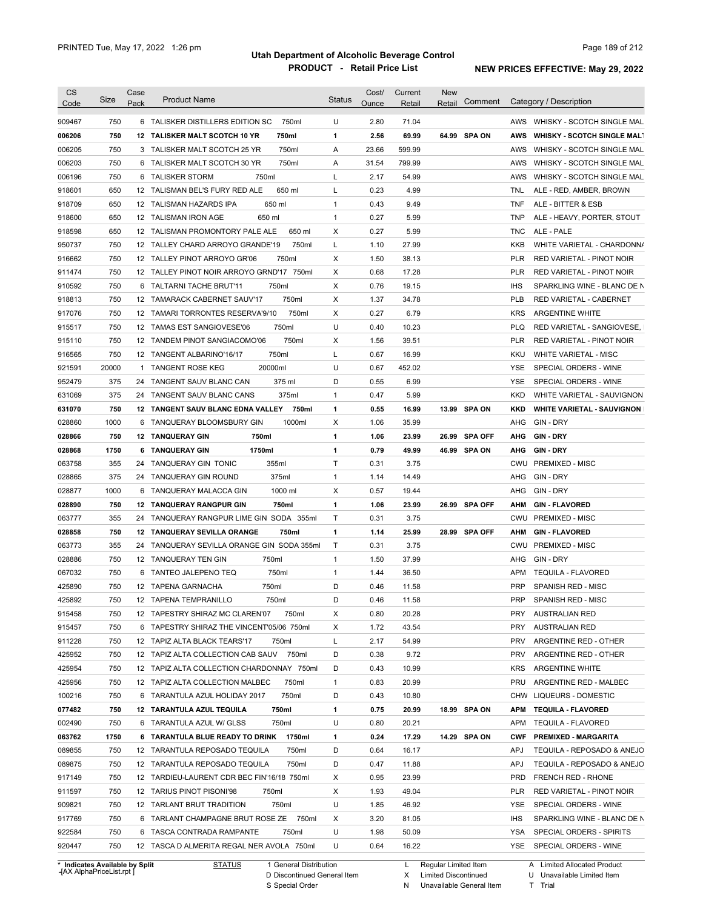# Utah Department of Alcoholic Beverage Control

## PRODUCT - Retail Price List

PRINTED Tue, May 17, 2022 1:26 pm

NEW PRICES EFFECTIVE: May 29, 2022

| CS Code | Size | Case Pack | Product Name | Status | Cost/ Ounce | Current Retail | New Retail | Comment | Category / Description |
|---|---|---|---|---|---|---|---|---|---|
| 909467 | 750 | 6 | TALISKER DISTILLERS EDITION SC 750ml | U | 2.80 | 71.04 | | | AWS WHISKY - SCOTCH SINGLE MAL |
| **006206** | **750** | **12** | **TALISKER MALT SCOTCH 10 YR 750ml** | **1** | **2.56** | **69.99** | **64.99** | **SPA ON** | **AWS WHISKY - SCOTCH SINGLE MALT** |
| 006205 | 750 | 3 | TALISKER MALT SCOTCH 25 YR 750ml | A | 23.66 | 599.99 | | | AWS WHISKY - SCOTCH SINGLE MAL |
| 006203 | 750 | 6 | TALISKER MALT SCOTCH 30 YR 750ml | A | 31.54 | 799.99 | | | AWS WHISKY - SCOTCH SINGLE MAL |
| 006196 | 750 | 6 | TALISKER STORM 750ml | L | 2.17 | 54.99 | | | AWS WHISKY - SCOTCH SINGLE MAL |
| 918601 | 650 | 12 | TALISMAN BEL'S FURY RED ALE 650 ml | L | 0.23 | 4.99 | | | TNL ALE - RED, AMBER, BROWN |
| 918709 | 650 | 12 | TALISMAN HAZARDS IPA 650 ml | 1 | 0.43 | 9.49 | | | TNF ALE - BITTER & ESB |
| 918600 | 650 | 12 | TALISMAN IRON AGE 650 ml | 1 | 0.27 | 5.99 | | | TNP ALE - HEAVY, PORTER, STOUT |
| 918598 | 650 | 12 | TALISMAN PROMONTORY PALE ALE 650 ml | X | 0.27 | 5.99 | | | TNC ALE - PALE |
| 950737 | 750 | 12 | TALLEY CHARD ARROYO GRANDE'19 750ml | L | 1.10 | 27.99 | | | KKB WHITE VARIETAL - CHARDONNA |
| 916662 | 750 | 12 | TALLEY PINOT ARROYO GR'06 750ml | X | 1.50 | 38.13 | | | PLR RED VARIETAL - PINOT NOIR |
| 911474 | 750 | 12 | TALLEY PINOT NOIR ARROYO GRND'17 750ml | X | 0.68 | 17.28 | | | PLR RED VARIETAL - PINOT NOIR |
| 910592 | 750 | 6 | TALTARNI TACHE BRUT'11 750ml | X | 0.76 | 19.15 | | | IHS SPARKLING WINE - BLANC DE N |
| 918813 | 750 | 12 | TAMARACK CABERNET SAUV'17 750ml | X | 1.37 | 34.78 | | | PLB RED VARIETAL - CABERNET |
| 917076 | 750 | 12 | TAMARI TORRONTES RESERVA'9/10 750ml | X | 0.27 | 6.79 | | | KRS ARGENTINE WHITE |
| 915517 | 750 | 12 | TAMAS EST SANGIOVESE'06 750ml | U | 0.40 | 10.23 | | | PLQ RED VARIETAL - SANGIOVESE, |
| 915110 | 750 | 12 | TANDEM PINOT SANGIACOMO'06 750ml | X | 1.56 | 39.51 | | | PLR RED VARIETAL - PINOT NOIR |
| 916565 | 750 | 12 | TANGENT ALBARINO'16/17 750ml | L | 0.67 | 16.99 | | | KKU WHITE VARIETAL - MISC |
| 921591 | 20000 | 1 | TANGENT ROSE KEG 20000ml | U | 0.67 | 452.02 | | | YSE SPECIAL ORDERS - WINE |
| 952479 | 375 | 24 | TANGENT SAUV BLANC CAN 375 ml | D | 0.55 | 6.99 | | | YSE SPECIAL ORDERS - WINE |
| 631069 | 375 | 24 | TANGENT SAUV BLANC CANS 375ml | 1 | 0.47 | 5.99 | | | KKD WHITE VARIETAL - SAUVIGNON |
| **631070** | **750** | **12** | **TANGENT SAUV BLANC EDNA VALLEY 750ml** | **1** | **0.55** | **16.99** | **13.99** | **SPA ON** | **KKD WHITE VARIETAL - SAUVIGNON** |
| 028860 | 1000 | 6 | TANQUERAY BLOOMSBURY GIN 1000ml | X | 1.06 | 35.99 | | | AHG GIN - DRY |
| **028866** | **750** | **12** | **TANQUERAY GIN 750ml** | **1** | **1.06** | **23.99** | **26.99** | **SPA OFF** | **AHG GIN - DRY** |
| **028868** | **1750** | **6** | **TANQUERAY GIN 1750ml** | **1** | **0.79** | **49.99** | **46.99** | **SPA ON** | **AHG GIN - DRY** |
| 063758 | 355 | 24 | TANQUERAY GIN TONIC 355ml | T | 0.31 | 3.75 | | | CWU PREMIXED - MISC |
| 028865 | 375 | 24 | TANQUERAY GIN ROUND 375ml | 1 | 1.14 | 14.49 | | | AHG GIN - DRY |
| 028877 | 1000 | 6 | TANQUERAY MALACCA GIN 1000 ml | X | 0.57 | 19.44 | | | AHG GIN - DRY |
| **028890** | **750** | **12** | **TANQUERAY RANGPUR GIN 750ml** | **1** | **1.06** | **23.99** | **26.99** | **SPA OFF** | **AHM GIN - FLAVORED** |
| 063777 | 355 | 24 | TANQUERAY RANGPUR LIME GIN SODA 355ml | T | 0.31 | 3.75 | | | CWU PREMIXED - MISC |
| **028858** | **750** | **12** | **TANQUERAY SEVILLA ORANGE 750ml** | **1** | **1.14** | **25.99** | **28.99** | **SPA OFF** | **AHM GIN - FLAVORED** |
| 063773 | 355 | 24 | TANQUERAY SEVILLA ORANGE GIN SODA 355ml | T | 0.31 | 3.75 | | | CWU PREMIXED - MISC |
| 028886 | 750 | 12 | TANQUERAY TEN GIN 750ml | 1 | 1.50 | 37.99 | | | AHG GIN - DRY |
| 067032 | 750 | 6 | TANTEO JALEPENO TEQ 750ml | 1 | 1.44 | 36.50 | | | APM TEQUILA - FLAVORED |
| 425890 | 750 | 12 | TAPENA GARNACHA 750ml | D | 0.46 | 11.58 | | | PRP SPANISH RED - MISC |
| 425892 | 750 | 12 | TAPENA TEMPRANILLO 750ml | D | 0.46 | 11.58 | | | PRP SPANISH RED - MISC |
| 915458 | 750 | 12 | TAPESTRY SHIRAZ MC CLAREN'07 750ml | X | 0.80 | 20.28 | | | PRY AUSTRALIAN RED |
| 915457 | 750 | 6 | TAPESTRY SHIRAZ THE VINCENT'05/06 750ml | X | 1.72 | 43.54 | | | PRY AUSTRALIAN RED |
| 911228 | 750 | 12 | TAPIZ ALTA BLACK TEARS'17 750ml | L | 2.17 | 54.99 | | | PRV ARGENTINE RED - OTHER |
| 425952 | 750 | 12 | TAPIZ ALTA COLLECTION CAB SAUV 750ml | D | 0.38 | 9.72 | | | PRV ARGENTINE RED - OTHER |
| 425954 | 750 | 12 | TAPIZ ALTA COLLECTION CHARDONNAY 750ml | D | 0.43 | 10.99 | | | KRS ARGENTINE WHITE |
| 425956 | 750 | 12 | TAPIZ ALTA COLLECTION MALBEC 750ml | 1 | 0.83 | 20.99 | | | PRU ARGENTINE RED - MALBEC |
| 100216 | 750 | 6 | TARANTULA AZUL HOLIDAY 2017 750ml | D | 0.43 | 10.80 | | | CHW LIQUEURS - DOMESTIC |
| **077482** | **750** | **12** | **TARANTULA AZUL TEQUILA 750ml** | **1** | **0.75** | **20.99** | **18.99** | **SPA ON** | **APM TEQUILA - FLAVORED** |
| 002490 | 750 | 6 | TARANTULA AZUL W/ GLSS 750ml | U | 0.80 | 20.21 | | | APM TEQUILA - FLAVORED |
| **063762** | **1750** | **6** | **TARANTULA BLUE READY TO DRINK 1750ml** | **1** | **0.24** | **17.29** | **14.29** | **SPA ON** | **CWF PREMIXED - MARGARITA** |
| 089855 | 750 | 12 | TARANTULA REPOSADO TEQUILA 750ml | D | 0.64 | 16.17 | | | APJ TEQUILA - REPOSADO & ANEJO |
| 089875 | 750 | 12 | TARANTULA REPOSADO TEQUILA 750ml | D | 0.47 | 11.88 | | | APJ TEQUILA - REPOSADO & ANEJO |
| 917149 | 750 | 12 | TARDIEU-LAURENT CDR BEC FIN'16/18 750ml | X | 0.95 | 23.99 | | | PRD FRENCH RED - RHONE |
| 911597 | 750 | 12 | TARIUS PINOT PISONI'98 750ml | X | 1.93 | 49.04 | | | PLR RED VARIETAL - PINOT NOIR |
| 909821 | 750 | 12 | TARLANT BRUT TRADITION 750ml | U | 1.85 | 46.92 | | | YSE SPECIAL ORDERS - WINE |
| 917769 | 750 | 6 | TARLANT CHAMPAGNE BRUT ROSE ZE 750ml | X | 3.20 | 81.05 | | | IHS SPARKLING WINE - BLANC DE N |
| 922584 | 750 | 6 | TASCA CONTRADA RAMPANTE 750ml | U | 1.98 | 50.09 | | | YSA SPECIAL ORDERS - SPIRITS |
| 920447 | 750 | 12 | TASCA D ALMERITA REGAL NER AVOLA 750ml | U | 0.64 | 16.22 | | | YSE SPECIAL ORDERS - WINE |

\* Indicates Available by Split

STATUS: 1 General Distribution; D Discontinued General Item; S Special Order; L Regular Limited Item; X Limited Discontinued; N Unavailable General Item; A Limited Allocated Product; U Unavailable Limited Item; T Trial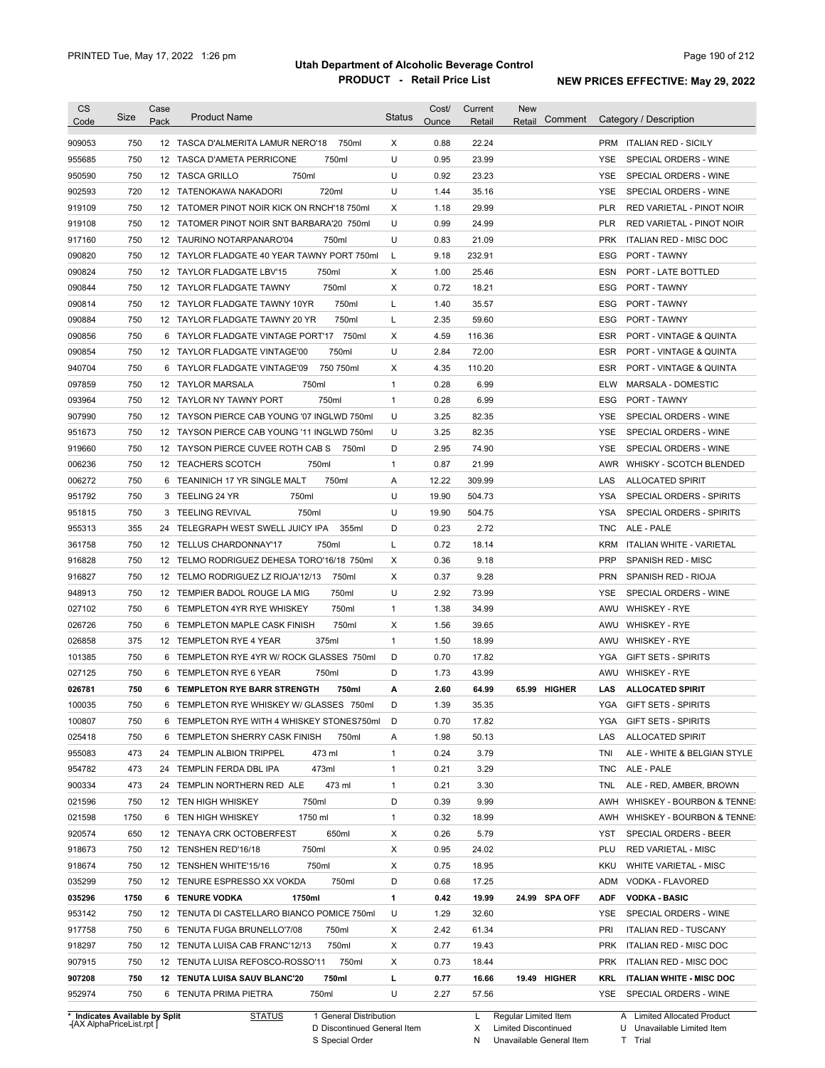# Utah Department of Alcoholic Beverage Control

## PRODUCT - Retail Price List

PRINTED Tue, May 17, 2022 1:26 pm

**NEW PRICES EFFECTIVE: May 29, 2022**

| CS Code | Size | Case Pack | Product Name | Status | Cost/ Ounce | Current Retail | New Retail | Comment | Category / Description |
|---|---|---|---|---|---|---|---|---|---|
| 909053 | 750 | 12 | TASCA D'ALMERITA LAMUR NERO'18 750ml | X | 0.88 | 22.24 | | | PRM ITALIAN RED - SICILY |
| 955685 | 750 | 12 | TASCA D'AMETA PERRICONE 750ml | U | 0.95 | 23.99 | | | YSE SPECIAL ORDERS - WINE |
| 950590 | 750 | 12 | TASCA GRILLO 750ml | U | 0.92 | 23.23 | | | YSE SPECIAL ORDERS - WINE |
| 902593 | 720 | 12 | TATENOKAWA NAKADORI 720ml | U | 1.44 | 35.16 | | | YSE SPECIAL ORDERS - WINE |
| 919109 | 750 | 12 | TATOMER PINOT NOIR KICK ON RNCH'18 750ml | X | 1.18 | 29.99 | | | PLR RED VARIETAL - PINOT NOIR |
| 919108 | 750 | 12 | TATOMER PINOT NOIR SNT BARBARA'20 750ml | U | 0.99 | 24.99 | | | PLR RED VARIETAL - PINOT NOIR |
| 917160 | 750 | 12 | TAURINO NOTARPANARO'04 750ml | U | 0.83 | 21.09 | | | PRK ITALIAN RED - MISC DOC |
| 090820 | 750 | 12 | TAYLOR FLADGATE 40 YEAR TAWNY PORT 750ml | L | 9.18 | 232.91 | | | ESG PORT - TAWNY |
| 090824 | 750 | 12 | TAYLOR FLADGATE LBV'15 750ml | X | 1.00 | 25.46 | | | ESN PORT - LATE BOTTLED |
| 090844 | 750 | 12 | TAYLOR FLADGATE TAWNY 750ml | X | 0.72 | 18.21 | | | ESG PORT - TAWNY |
| 090814 | 750 | 12 | TAYLOR FLADGATE TAWNY 10YR 750ml | L | 1.40 | 35.57 | | | ESG PORT - TAWNY |
| 090884 | 750 | 12 | TAYLOR FLADGATE TAWNY 20 YR 750ml | L | 2.35 | 59.60 | | | ESG PORT - TAWNY |
| 090856 | 750 | 6 | TAYLOR FLADGATE VINTAGE PORT'17 750ml | X | 4.59 | 116.36 | | | ESR PORT - VINTAGE & QUINTA |
| 090854 | 750 | 12 | TAYLOR FLADGATE VINTAGE'00 750ml | U | 2.84 | 72.00 | | | ESR PORT - VINTAGE & QUINTA |
| 940704 | 750 | 6 | TAYLOR FLADGATE VINTAGE'09 750 750ml | X | 4.35 | 110.20 | | | ESR PORT - VINTAGE & QUINTA |
| 097859 | 750 | 12 | TAYLOR MARSALA 750ml | 1 | 0.28 | 6.99 | | | ELW MARSALA - DOMESTIC |
| 093964 | 750 | 12 | TAYLOR NY TAWNY PORT 750ml | 1 | 0.28 | 6.99 | | | ESG PORT - TAWNY |
| 907990 | 750 | 12 | TAYSON PIERCE CAB YOUNG '07 INGLWD 750ml | U | 3.25 | 82.35 | | | YSE SPECIAL ORDERS - WINE |
| 951673 | 750 | 12 | TAYSON PIERCE CAB YOUNG '11 INGLWD 750ml | U | 3.25 | 82.35 | | | YSE SPECIAL ORDERS - WINE |
| 919660 | 750 | 12 | TAYSON PIERCE CUVEE ROTH CAB S 750ml | D | 2.95 | 74.90 | | | YSE SPECIAL ORDERS - WINE |
| 006236 | 750 | 12 | TEACHERS SCOTCH 750ml | 1 | 0.87 | 21.99 | | | AWR WHISKY - SCOTCH BLENDED |
| 006272 | 750 | 6 | TEANINICH 17 YR SINGLE MALT 750ml | A | 12.22 | 309.99 | | | LAS ALLOCATED SPIRIT |
| 951792 | 750 | 3 | TEELING 24 YR 750ml | U | 19.90 | 504.73 | | | YSA SPECIAL ORDERS - SPIRITS |
| 951815 | 750 | 3 | TEELING REVIVAL 750ml | U | 19.90 | 504.75 | | | YSA SPECIAL ORDERS - SPIRITS |
| 955313 | 355 | 24 | TELEGRAPH WEST SWELL JUICY IPA 355ml | D | 0.23 | 2.72 | | | TNC ALE - PALE |
| 361758 | 750 | 12 | TELLUS CHARDONNAY'17 750ml | L | 0.72 | 18.14 | | | KRM ITALIAN WHITE - VARIETAL |
| 916828 | 750 | 12 | TELMO RODRIGUEZ DEHESA TORO'16/18 750ml | X | 0.36 | 9.18 | | | PRP SPANISH RED - MISC |
| 916827 | 750 | 12 | TELMO RODRIGUEZ LZ RIOJA'12/13 750ml | X | 0.37 | 9.28 | | | PRN SPANISH RED - RIOJA |
| 948913 | 750 | 12 | TEMPIER BADOL ROUGE LA MIG 750ml | U | 2.92 | 73.99 | | | YSE SPECIAL ORDERS - WINE |
| 027102 | 750 | 6 | TEMPLETON 4YR RYE WHISKEY 750ml | 1 | 1.38 | 34.99 | | | AWU WHISKEY - RYE |
| 026726 | 750 | 6 | TEMPLETON MAPLE CASK FINISH 750ml | X | 1.56 | 39.65 | | | AWU WHISKEY - RYE |
| 026858 | 375 | 12 | TEMPLETON RYE 4 YEAR 375ml | 1 | 1.50 | 18.99 | | | AWU WHISKEY - RYE |
| 101385 | 750 | 6 | TEMPLETON RYE 4YR W/ ROCK GLASSES 750ml | D | 0.70 | 17.82 | | | YGA GIFT SETS - SPIRITS |
| 027125 | 750 | 6 | TEMPLETON RYE 6 YEAR 750ml | D | 1.73 | 43.99 | | | AWU WHISKEY - RYE |
| **026781** | **750** | **6** | **TEMPLETON RYE BARR STRENGTH 750ml** | **A** | **2.60** | **64.99** | **65.99** | **HIGHER** | **LAS ALLOCATED SPIRIT** |
| 100035 | 750 | 6 | TEMPLETON RYE WHISKEY W/ GLASSES 750ml | D | 1.39 | 35.35 | | | YGA GIFT SETS - SPIRITS |
| 100807 | 750 | 6 | TEMPLETON RYE WITH 4 WHISKEY STONES750ml | D | 0.70 | 17.82 | | | YGA GIFT SETS - SPIRITS |
| 025418 | 750 | 6 | TEMPLETON SHERRY CASK FINISH 750ml | A | 1.98 | 50.13 | | | LAS ALLOCATED SPIRIT |
| 955083 | 473 | 24 | TEMPLIN ALBION TRIPPEL 473 ml | 1 | 0.24 | 3.79 | | | TNI ALE - WHITE & BELGIAN STYLE |
| 954782 | 473 | 24 | TEMPLIN FERDA DBL IPA 473ml | 1 | 0.21 | 3.29 | | | TNC ALE - PALE |
| 900334 | 473 | 24 | TEMPLIN NORTHERN RED ALE 473 ml | 1 | 0.21 | 3.30 | | | TNL ALE - RED, AMBER, BROWN |
| 021596 | 750 | 12 | TEN HIGH WHISKEY 750ml | D | 0.39 | 9.99 | | | AWH WHISKEY - BOURBON & TENNE |
| 021598 | 1750 | 6 | TEN HIGH WHISKEY 1750 ml | 1 | 0.32 | 18.99 | | | AWH WHISKEY - BOURBON & TENNE |
| 920574 | 650 | 12 | TENAYA CRK OCTOBERFEST 650ml | X | 0.26 | 5.79 | | | YST SPECIAL ORDERS - BEER |
| 918673 | 750 | 12 | TENSHEN RED'16/18 750ml | X | 0.95 | 24.02 | | | PLU RED VARIETAL - MISC |
| 918674 | 750 | 12 | TENSHEN WHITE'15/16 750ml | X | 0.75 | 18.95 | | | KKU WHITE VARIETAL - MISC |
| 035299 | 750 | 12 | TENURE ESPRESSO XX VOKDA 750ml | D | 0.68 | 17.25 | | | ADM VODKA - FLAVORED |
| **035296** | **1750** | **6** | **TENURE VODKA 1750ml** | **1** | **0.42** | **19.99** | **24.99** | **SPA OFF** | **ADF VODKA - BASIC** |
| 953142 | 750 | 12 | TENUTA DI CASTELLARO BIANCO POMICE 750ml | U | 1.29 | 32.60 | | | YSE SPECIAL ORDERS - WINE |
| 917758 | 750 | 6 | TENUTA FUGA BRUNELLO'7/08 750ml | X | 2.42 | 61.34 | | | PRI ITALIAN RED - TUSCANY |
| 918297 | 750 | 12 | TENUTA LUISA CAB FRANC'12/13 750ml | X | 0.77 | 19.43 | | | PRK ITALIAN RED - MISC DOC |
| 907915 | 750 | 12 | TENUTA LUISA REFOSCO-ROSSO'11 750ml | X | 0.73 | 18.44 | | | PRK ITALIAN RED - MISC DOC |
| **907208** | **750** | **12** | **TENUTA LUISA SAUV BLANC'20 750ml** | **L** | **0.77** | **16.66** | **19.49** | **HIGHER** | **KRL ITALIAN WHITE - MISC DOC** |
| 952974 | 750 | 6 | TENUTA PRIMA PIETRA 750ml | U | 2.27 | 57.56 | | | YSE SPECIAL ORDERS - WINE |

\* Indicates Available by Split
-[AX AlphaPriceList.rpt ]

| STATUS | | | |
|---|---|---|---|
| 1 General Distribution | L Regular Limited Item | A Limited Allocated Product |
| D Discontinued General Item | X Limited Discontinued | U Unavailable Limited Item |
| S Special Order | N Unavailable General Item | T Trial |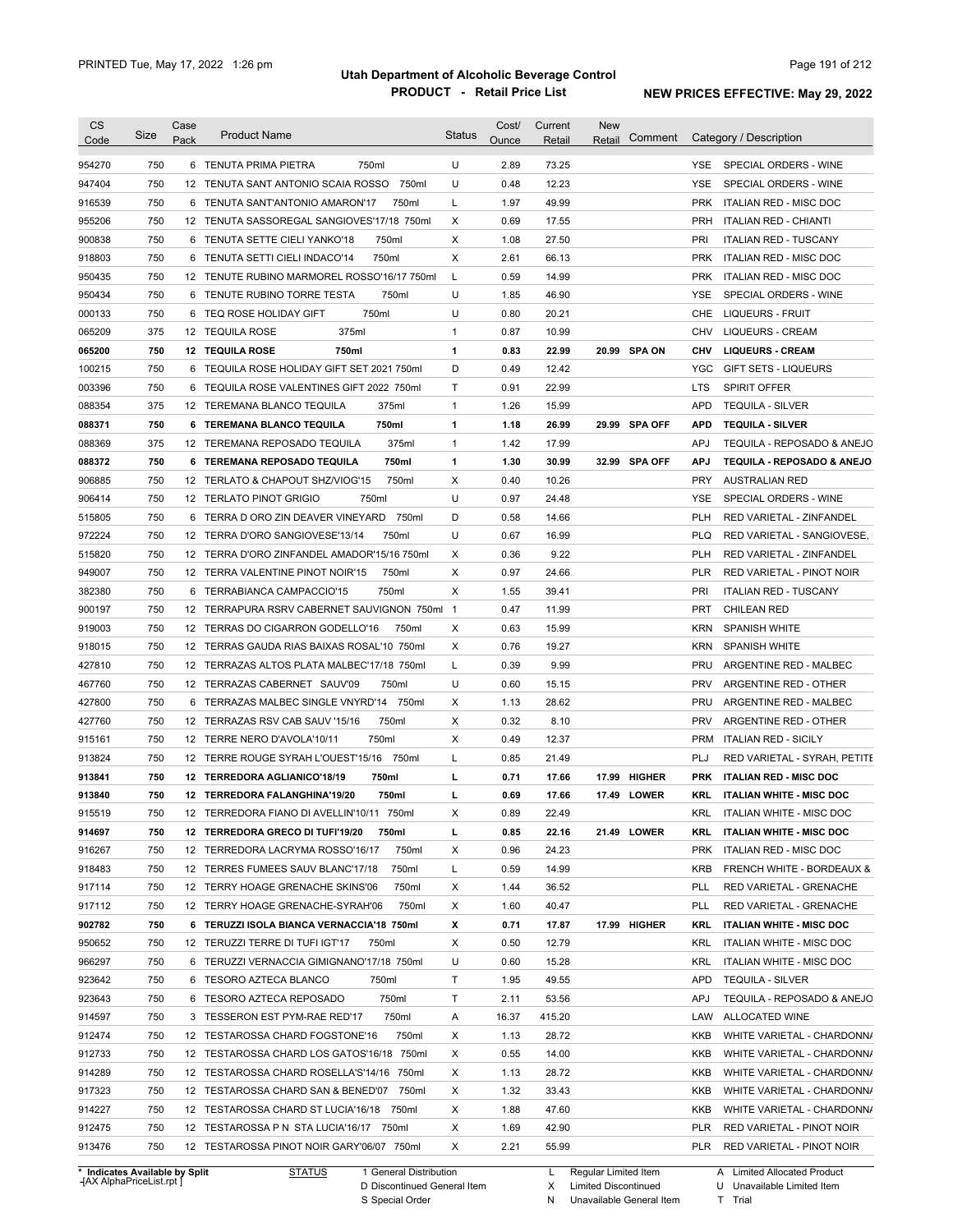# Utah Department of Alcoholic Beverage Control

## PRODUCT - Retail Price List

PRINTED Tue, May 17, 2022 1:26 pm

**NEW PRICES EFFECTIVE: May 29, 2022**

| CS Code | Size | Case Pack | Product Name | Status | Cost/ Ounce | Current Retail | New Retail | Comment | Category / Description |
|---|---|---|---|---|---|---|---|---|---|
| 954270 | 750 | 6 | TENUTA PRIMA PIETRA 750ml | U | 2.89 | 73.25 | | | YSE SPECIAL ORDERS - WINE |
| 947404 | 750 | 12 | TENUTA SANT ANTONIO SCAIA ROSSO 750ml | U | 0.48 | 12.23 | | | YSE SPECIAL ORDERS - WINE |
| 916539 | 750 | 6 | TENUTA SANT'ANTONIO AMARON'17 750ml | L | 1.97 | 49.99 | | | PRK ITALIAN RED - MISC DOC |
| 955206 | 750 | 12 | TENUTA SASSOREGAL SANGIOVES'17/18 750ml | X | 0.69 | 17.55 | | | PRH ITALIAN RED - CHIANTI |
| 900838 | 750 | 6 | TENUTA SETTE CIELI YANKO'18 750ml | X | 1.08 | 27.50 | | | PRI ITALIAN RED - TUSCANY |
| 918803 | 750 | 6 | TENUTA SETTI CIELI INDACO'14 750ml | X | 2.61 | 66.13 | | | PRK ITALIAN RED - MISC DOC |
| 950435 | 750 | 12 | TENUTE RUBINO MARMOREL ROSSO'16/17 750ml | L | 0.59 | 14.99 | | | PRK ITALIAN RED - MISC DOC |
| 950434 | 750 | 6 | TENUTE RUBINO TORRE TESTA 750ml | U | 1.85 | 46.90 | | | YSE SPECIAL ORDERS - WINE |
| 000133 | 750 | 6 | TEQ ROSE HOLIDAY GIFT 750ml | U | 0.80 | 20.21 | | | CHE LIQUEURS - FRUIT |
| 065209 | 375 | 12 | TEQUILA ROSE 375ml | 1 | 0.87 | 10.99 | | | CHV LIQUEURS - CREAM |
| **065200** | **750** | **12** | **TEQUILA ROSE 750ml** | **1** | **0.83** | **22.99** | **20.99** | **SPA ON** | **CHV LIQUEURS - CREAM** |
| 100215 | 750 | 6 | TEQUILA ROSE HOLIDAY GIFT SET 2021 750ml | D | 0.49 | 12.42 | | | YGC GIFT SETS - LIQUEURS |
| 003396 | 750 | 6 | TEQUILA ROSE VALENTINES GIFT 2022 750ml | T | 0.91 | 22.99 | | | LTS SPIRIT OFFER |
| 088354 | 375 | 12 | TEREMANA BLANCO TEQUILA 375ml | 1 | 1.26 | 15.99 | | | APD TEQUILA - SILVER |
| **088371** | **750** | **6** | **TEREMANA BLANCO TEQUILA 750ml** | **1** | **1.18** | **26.99** | **29.99** | **SPA OFF** | **APD TEQUILA - SILVER** |
| 088369 | 375 | 12 | TEREMANA REPOSADO TEQUILA 375ml | 1 | 1.42 | 17.99 | | | APJ TEQUILA - REPOSADO & ANEJO |
| **088372** | **750** | **6** | **TEREMANA REPOSADO TEQUILA 750ml** | **1** | **1.30** | **30.99** | **32.99** | **SPA OFF** | **APJ TEQUILA - REPOSADO & ANEJO** |
| 906885 | 750 | 12 | TERLATO & CHAPOUT SHZ/VIOG'15 750ml | X | 0.40 | 10.26 | | | PRY AUSTRALIAN RED |
| 906414 | 750 | 12 | TERLATO PINOT GRIGIO 750ml | U | 0.97 | 24.48 | | | YSE SPECIAL ORDERS - WINE |
| 515805 | 750 | 6 | TERRA D ORO ZIN DEAVER VINEYARD 750ml | D | 0.58 | 14.66 | | | PLH RED VARIETAL - ZINFANDEL |
| 972224 | 750 | 12 | TERRA D'ORO SANGIOVESE'13/14 750ml | U | 0.67 | 16.99 | | | PLQ RED VARIETAL - SANGIOVESE, |
| 515820 | 750 | 12 | TERRA D'ORO ZINFANDEL AMADOR'15/16 750ml | X | 0.36 | 9.22 | | | PLH RED VARIETAL - ZINFANDEL |
| 949007 | 750 | 12 | TERRA VALENTINE PINOT NOIR'15 750ml | X | 0.97 | 24.66 | | | PLR RED VARIETAL - PINOT NOIR |
| 382380 | 750 | 6 | TERRABIANCA CAMPACCIO'15 750ml | X | 1.55 | 39.41 | | | PRI ITALIAN RED - TUSCANY |
| 900197 | 750 | 12 | TERRAPURA RSRV CABERNET SAUVIGNON 750ml | 1 | 0.47 | 11.99 | | | PRT CHILEAN RED |
| 919003 | 750 | 12 | TERRAS DO CIGARRON GODELLO'16 750ml | X | 0.63 | 15.99 | | | KRN SPANISH WHITE |
| 918015 | 750 | 12 | TERRAS GAUDA RIAS BAIXAS ROSAL'10 750ml | X | 0.76 | 19.27 | | | KRN SPANISH WHITE |
| 427810 | 750 | 12 | TERRAZAS ALTOS PLATA MALBEC'17/18 750ml | L | 0.39 | 9.99 | | | PRU ARGENTINE RED - MALBEC |
| 467760 | 750 | 12 | TERRAZAS CABERNET SAUV'09 750ml | U | 0.60 | 15.15 | | | PRV ARGENTINE RED - OTHER |
| 427800 | 750 | 6 | TERRAZAS MALBEC SINGLE VNYRD'14 750ml | X | 1.13 | 28.62 | | | PRU ARGENTINE RED - MALBEC |
| 427760 | 750 | 12 | TERRAZAS RSV CAB SAUV '15/16 750ml | X | 0.32 | 8.10 | | | PRV ARGENTINE RED - OTHER |
| 915161 | 750 | 12 | TERRE NERO D'AVOLA'10/11 750ml | X | 0.49 | 12.37 | | | PRM ITALIAN RED - SICILY |
| 913824 | 750 | 12 | TERRE ROUGE SYRAH L'OUEST'15/16 750ml | L | 0.85 | 21.49 | | | PLJ RED VARIETAL - SYRAH, PETITE |
| **913841** | **750** | **12** | **TERREDORA AGLIANICO'18/19 750ml** | **L** | **0.71** | **17.66** | **17.99** | **HIGHER** | **PRK ITALIAN RED - MISC DOC** |
| **913840** | **750** | **12** | **TERREDORA FALANGHINA'19/20 750ml** | **L** | **0.69** | **17.66** | **17.49** | **LOWER** | **KRL ITALIAN WHITE - MISC DOC** |
| 915519 | 750 | 12 | TERREDORA FIANO DI AVELLIN'10/11 750ml | X | 0.89 | 22.49 | | | KRL ITALIAN WHITE - MISC DOC |
| **914697** | **750** | **12** | **TERREDORA GRECO DI TUFI'19/20 750ml** | **L** | **0.85** | **22.16** | **21.49** | **LOWER** | **KRL ITALIAN WHITE - MISC DOC** |
| 916267 | 750 | 12 | TERREDORA LACRYMA ROSSO'16/17 750ml | X | 0.96 | 24.23 | | | PRK ITALIAN RED - MISC DOC |
| 918483 | 750 | 12 | TERRES FUMEES SAUV BLANC'17/18 750ml | L | 0.59 | 14.99 | | | KRB FRENCH WHITE - BORDEAUX & |
| 917114 | 750 | 12 | TERRY HOAGE GRENACHE SKINS'06 750ml | X | 1.44 | 36.52 | | | PLL RED VARIETAL - GRENACHE |
| 917112 | 750 | 12 | TERRY HOAGE GRENACHE-SYRAH'06 750ml | X | 1.60 | 40.47 | | | PLL RED VARIETAL - GRENACHE |
| **902782** | **750** | **6** | **TERUZZI ISOLA BIANCA VERNACCIA'18 750ml** | **X** | **0.71** | **17.87** | **17.99** | **HIGHER** | **KRL ITALIAN WHITE - MISC DOC** |
| 950652 | 750 | 12 | TERUZZI TERRE DI TUFI IGT'17 750ml | X | 0.50 | 12.79 | | | KRL ITALIAN WHITE - MISC DOC |
| 966297 | 750 | 6 | TERUZZI VERNACCIA GIMIGNANO'17/18 750ml | U | 0.60 | 15.28 | | | KRL ITALIAN WHITE - MISC DOC |
| 923642 | 750 | 6 | TESORO AZTECA BLANCO 750ml | T | 1.95 | 49.55 | | | APD TEQUILA - SILVER |
| 923643 | 750 | 6 | TESORO AZTECA REPOSADO 750ml | T | 2.11 | 53.56 | | | APJ TEQUILA - REPOSADO & ANEJO |
| 914597 | 750 | 3 | TESSERON EST PYM-RAE RED'17 750ml | A | 16.37 | 415.20 | | | LAW ALLOCATED WINE |
| 912474 | 750 | 12 | TESTAROSSA CHARD FOGSTONE'16 750ml | X | 1.13 | 28.72 | | | KKB WHITE VARIETAL - CHARDONNA |
| 912733 | 750 | 12 | TESTAROSSA CHARD LOS GATOS'16/18 750ml | X | 0.55 | 14.00 | | | KKB WHITE VARIETAL - CHARDONNA |
| 914289 | 750 | 12 | TESTAROSSA CHARD ROSELLA'S'14/16 750ml | X | 1.13 | 28.72 | | | KKB WHITE VARIETAL - CHARDONNA |
| 917323 | 750 | 12 | TESTAROSSA CHARD SAN & BENED'07 750ml | X | 1.32 | 33.43 | | | KKB WHITE VARIETAL - CHARDONNA |
| 914227 | 750 | 12 | TESTAROSSA CHARD ST LUCIA'16/18 750ml | X | 1.88 | 47.60 | | | KKB WHITE VARIETAL - CHARDONNA |
| 912475 | 750 | 12 | TESTAROSSA P N STA LUCIA'16/17 750ml | X | 1.69 | 42.90 | | | PLR RED VARIETAL - PINOT NOIR |
| 913476 | 750 | 12 | TESTAROSSA PINOT NOIR GARY'06/07 750ml | X | 2.21 | 55.99 | | | PLR RED VARIETAL - PINOT NOIR |

\* Indicates Available by Split

STATUS: 1 General Distribution, D Discontinued General Item, S Special Order, L Regular Limited Item, X Limited Discontinued, N Unavailable General Item, A Limited Allocated Product, U Unavailable Limited Item, T Trial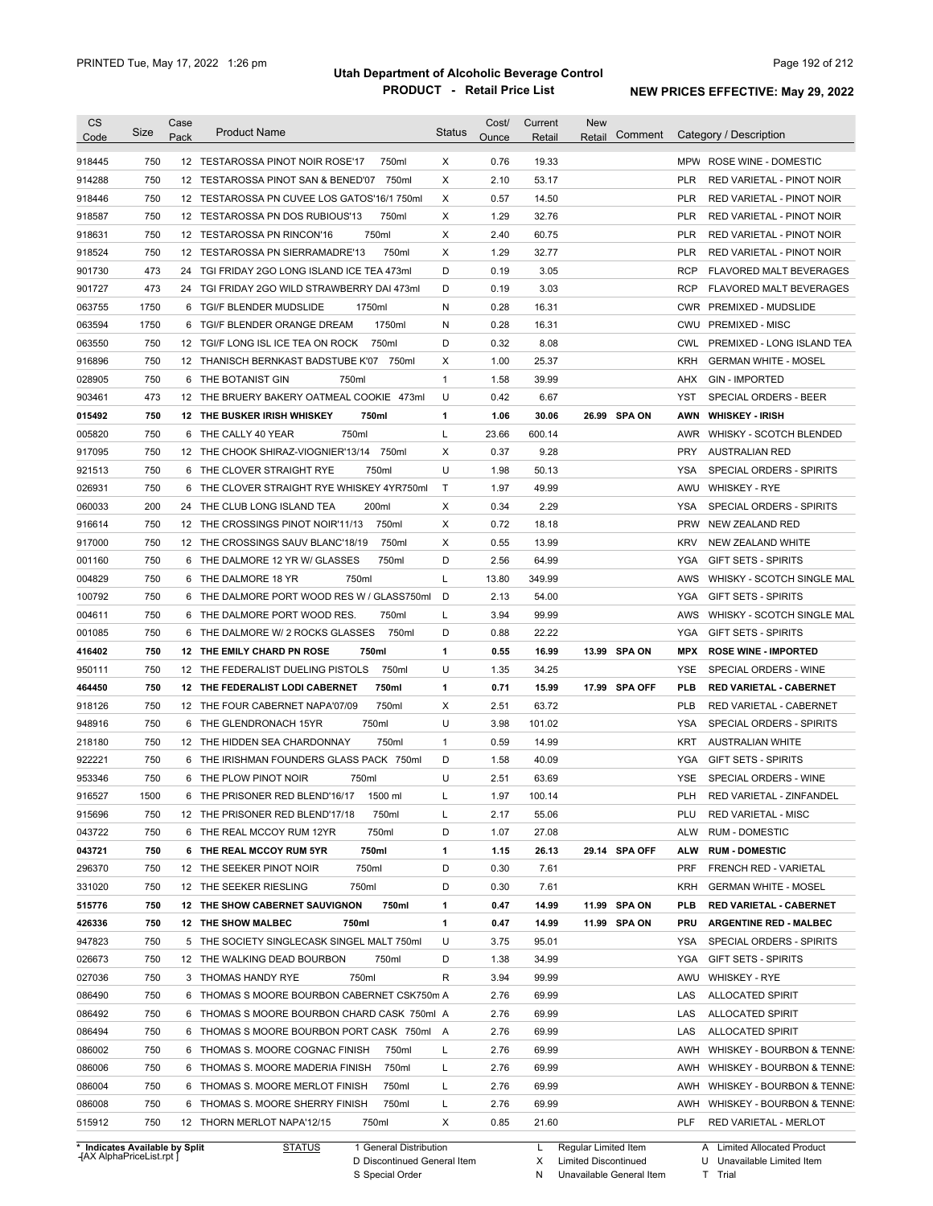# Utah Department of Alcoholic Beverage Control

## PRODUCT - Retail Price List

PRINTED Tue, May 17, 2022 1:26 pm

NEW PRICES EFFECTIVE: May 29, 2022

| CS Code | Size | Case Pack | Product Name | Status | Cost/ Ounce | Current Retail | New Retail | Comment | Category / Description |
|---|---|---|---|---|---|---|---|---|---|
| 918445 | 750 | 12 | TESTAROSSA PINOT NOIR ROSE'17 750ml | X | 0.76 | 19.33 | | | MPW ROSE WINE - DOMESTIC |
| 914288 | 750 | 12 | TESTAROSSA PINOT SAN & BENED'07 750ml | X | 2.10 | 53.17 | | | PLR RED VARIETAL - PINOT NOIR |
| 918446 | 750 | 12 | TESTAROSSA PN CUVEE LOS GATOS'16/1 750ml | X | 0.57 | 14.50 | | | PLR RED VARIETAL - PINOT NOIR |
| 918587 | 750 | 12 | TESTAROSSA PN DOS RUBIOUS'13 750ml | X | 1.29 | 32.76 | | | PLR RED VARIETAL - PINOT NOIR |
| 918631 | 750 | 12 | TESTAROSSA PN RINCON'16 750ml | X | 2.40 | 60.75 | | | PLR RED VARIETAL - PINOT NOIR |
| 918524 | 750 | 12 | TESTAROSSA PN SIERRAMADRE'13 750ml | X | 1.29 | 32.77 | | | PLR RED VARIETAL - PINOT NOIR |
| 901730 | 473 | 24 | TGI FRIDAY 2GO LONG ISLAND ICE TEA 473ml | D | 0.19 | 3.05 | | | RCP FLAVORED MALT BEVERAGES |
| 901727 | 473 | 24 | TGI FRIDAY 2GO WILD STRAWBERRY DAI 473ml | D | 0.19 | 3.03 | | | RCP FLAVORED MALT BEVERAGES |
| 063755 | 1750 | 6 | TGI/F BLENDER MUDSLIDE 1750ml | N | 0.28 | 16.31 | | | CWR PREMIXED - MUDSLIDE |
| 063594 | 1750 | 6 | TGI/F BLENDER ORANGE DREAM 1750ml | N | 0.28 | 16.31 | | | CWU PREMIXED - MISC |
| 063550 | 750 | 12 | TGI/F LONG ISL ICE TEA ON ROCK 750ml | D | 0.32 | 8.08 | | | CWL PREMIXED - LONG ISLAND TEA |
| 916896 | 750 | 12 | THANISCH BERNKAST BADSTUBE K'07 750ml | X | 1.00 | 25.37 | | | KRH GERMAN WHITE - MOSEL |
| 028905 | 750 | 6 | THE BOTANIST GIN 750ml | 1 | 1.58 | 39.99 | | | AHX GIN - IMPORTED |
| 903461 | 473 | 12 | THE BRUERY BAKERY OATMEAL COOKIE 473ml | U | 0.42 | 6.67 | | | YST SPECIAL ORDERS - BEER |
| **015492** | **750** | **12** | **THE BUSKER IRISH WHISKEY 750ml** | **1** | **1.06** | **30.06** | **26.99** | **SPA ON** | **AWN WHISKEY - IRISH** |
| 005820 | 750 | 6 | THE CALLY 40 YEAR 750ml | L | 23.66 | 600.14 | | | AWR WHISKY - SCOTCH BLENDED |
| 917095 | 750 | 12 | THE CHOOK SHIRAZ-VIOGNIER'13/14 750ml | X | 0.37 | 9.28 | | | PRY AUSTRALIAN RED |
| 921513 | 750 | 6 | THE CLOVER STRAIGHT RYE 750ml | U | 1.98 | 50.13 | | | YSA SPECIAL ORDERS - SPIRITS |
| 026931 | 750 | 6 | THE CLOVER STRAIGHT RYE WHISKEY 4YR750ml | T | 1.97 | 49.99 | | | AWU WHISKEY - RYE |
| 060033 | 200 | 24 | THE CLUB LONG ISLAND TEA 200ml | X | 0.34 | 2.29 | | | YSA SPECIAL ORDERS - SPIRITS |
| 916614 | 750 | 12 | THE CROSSINGS PINOT NOIR'11/13 750ml | X | 0.72 | 18.18 | | | PRW NEW ZEALAND RED |
| 917000 | 750 | 12 | THE CROSSINGS SAUV BLANC'18/19 750ml | X | 0.55 | 13.99 | | | KRV NEW ZEALAND WHITE |
| 001160 | 750 | 6 | THE DALMORE 12 YR W/ GLASSES 750ml | D | 2.56 | 64.99 | | | YGA GIFT SETS - SPIRITS |
| 004829 | 750 | 6 | THE DALMORE 18 YR 750ml | L | 13.80 | 349.99 | | | AWS WHISKY - SCOTCH SINGLE MAL |
| 100792 | 750 | 6 | THE DALMORE PORT WOOD RES W / GLASS750ml | D | 2.13 | 54.00 | | | YGA GIFT SETS - SPIRITS |
| 004611 | 750 | 6 | THE DALMORE PORT WOOD RES. 750ml | L | 3.94 | 99.99 | | | AWS WHISKY - SCOTCH SINGLE MAL |
| 001085 | 750 | 6 | THE DALMORE W/ 2 ROCKS GLASSES 750ml | D | 0.88 | 22.22 | | | YGA GIFT SETS - SPIRITS |
| **416402** | **750** | **12** | **THE EMILY CHARD PN ROSE 750ml** | **1** | **0.55** | **16.99** | **13.99** | **SPA ON** | **MPX ROSE WINE - IMPORTED** |
| 950111 | 750 | 12 | THE FEDERALIST DUELING PISTOLS 750ml | U | 1.35 | 34.25 | | | YSE SPECIAL ORDERS - WINE |
| **464450** | **750** | **12** | **THE FEDERALIST LODI CABERNET 750ml** | **1** | **0.71** | **15.99** | **17.99** | **SPA OFF** | **PLB RED VARIETAL - CABERNET** |
| 918126 | 750 | 12 | THE FOUR CABERNET NAPA'07/09 750ml | X | 2.51 | 63.72 | | | PLB RED VARIETAL - CABERNET |
| 948916 | 750 | 6 | THE GLENDRONACH 15YR 750ml | U | 3.98 | 101.02 | | | YSA SPECIAL ORDERS - SPIRITS |
| 218180 | 750 | 12 | THE HIDDEN SEA CHARDONNAY 750ml | 1 | 0.59 | 14.99 | | | KRT AUSTRALIAN WHITE |
| 922221 | 750 | 6 | THE IRISHMAN FOUNDERS GLASS PACK 750ml | D | 1.58 | 40.09 | | | YGA GIFT SETS - SPIRITS |
| 953346 | 750 | 6 | THE PLOW PINOT NOIR 750ml | U | 2.51 | 63.69 | | | YSE SPECIAL ORDERS - WINE |
| 916527 | 1500 | 6 | THE PRISONER RED BLEND'16/17 1500 ml | L | 1.97 | 100.14 | | | PLH RED VARIETAL - ZINFANDEL |
| 915696 | 750 | 12 | THE PRISONER RED BLEND'17/18 750ml | L | 2.17 | 55.06 | | | PLU RED VARIETAL - MISC |
| 043722 | 750 | 6 | THE REAL MCCOY RUM 12YR 750ml | D | 1.07 | 27.08 | | | ALW RUM - DOMESTIC |
| **043721** | **750** | **6** | **THE REAL MCCOY RUM 5YR 750ml** | **1** | **1.15** | **26.13** | **29.14** | **SPA OFF** | **ALW RUM - DOMESTIC** |
| 296370 | 750 | 12 | THE SEEKER PINOT NOIR 750ml | D | 0.30 | 7.61 | | | PRF FRENCH RED - VARIETAL |
| 331020 | 750 | 12 | THE SEEKER RIESLING 750ml | D | 0.30 | 7.61 | | | KRH GERMAN WHITE - MOSEL |
| **515776** | **750** | **12** | **THE SHOW CABERNET SAUVIGNON 750ml** | **1** | **0.47** | **14.99** | **11.99** | **SPA ON** | **PLB RED VARIETAL - CABERNET** |
| **426336** | **750** | **12** | **THE SHOW MALBEC 750ml** | **1** | **0.47** | **14.99** | **11.99** | **SPA ON** | **PRU ARGENTINE RED - MALBEC** |
| 947823 | 750 | 5 | THE SOCIETY SINGLECASK SINGEL MALT 750ml | U | 3.75 | 95.01 | | | YSA SPECIAL ORDERS - SPIRITS |
| 026673 | 750 | 12 | THE WALKING DEAD BOURBON 750ml | D | 1.38 | 34.99 | | | YGA GIFT SETS - SPIRITS |
| 027036 | 750 | 3 | THOMAS HANDY RYE 750ml | R | 3.94 | 99.99 | | | AWU WHISKEY - RYE |
| 086490 | 750 | 6 | THOMAS S MOORE BOURBON CABERNET CSK750m | A | 2.76 | 69.99 | | | LAS ALLOCATED SPIRIT |
| 086492 | 750 | 6 | THOMAS S MOORE BOURBON CHARD CASK 750ml | A | 2.76 | 69.99 | | | LAS ALLOCATED SPIRIT |
| 086494 | 750 | 6 | THOMAS S MOORE BOURBON PORT CASK 750ml | A | 2.76 | 69.99 | | | LAS ALLOCATED SPIRIT |
| 086002 | 750 | 6 | THOMAS S. MOORE COGNAC FINISH 750ml | L | 2.76 | 69.99 | | | AWH WHISKEY - BOURBON & TENNE |
| 086006 | 750 | 6 | THOMAS S. MOORE MADERIA FINISH 750ml | L | 2.76 | 69.99 | | | AWH WHISKEY - BOURBON & TENNE |
| 086004 | 750 | 6 | THOMAS S. MOORE MERLOT FINISH 750ml | L | 2.76 | 69.99 | | | AWH WHISKEY - BOURBON & TENNE |
| 086008 | 750 | 6 | THOMAS S. MOORE SHERRY FINISH 750ml | L | 2.76 | 69.99 | | | AWH WHISKEY - BOURBON & TENNE |
| 515912 | 750 | 12 | THORN MERLOT NAPA'12/15 750ml | X | 0.85 | 21.60 | | | PLF RED VARIETAL - MERLOT |

\* Indicates Available by Split

STATUS: 1 General Distribution; D Discontinued General Item; S Special Order; L Regular Limited Item; X Limited Discontinued; N Unavailable General Item; A Limited Allocated Product; U Unavailable Limited Item; T Trial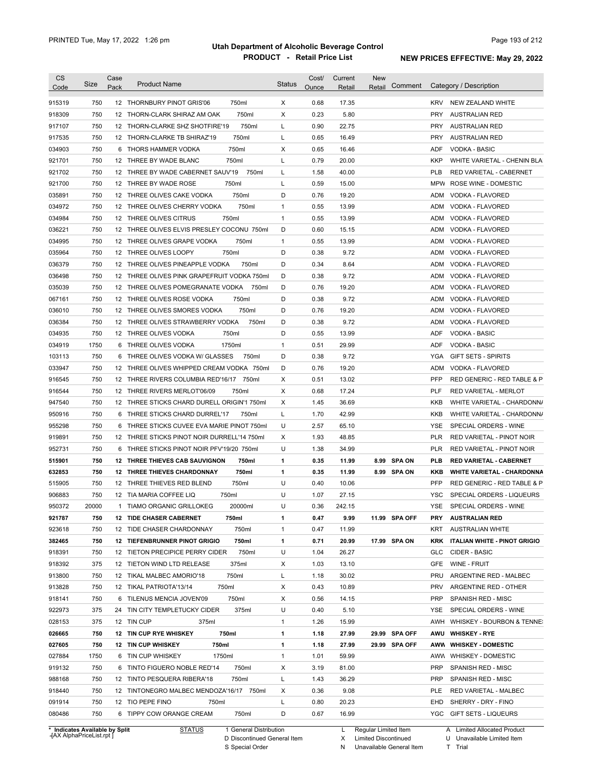# Utah Department of Alcoholic Beverage Control

## PRODUCT - Retail Price List

PRINTED Tue, May 17, 2022 1:26 pm

**NEW PRICES EFFECTIVE: May 29, 2022**

| CS Code | Size | Case Pack | Product Name | | Status | Cost/ Ounce | Current Retail | New Retail | Comment | Category / Description | |
|---|---|---|---|---|---|---|---|---|---|---|---|
| 915319 | 750 | 12 | THORNBURY PINOT GRIS'06 | 750ml | X | 0.68 | 17.35 | | | KRV | NEW ZEALAND WHITE |
| 918309 | 750 | 12 | THORN-CLARK SHIRAZ AM OAK | 750ml | X | 0.23 | 5.80 | | | PRY | AUSTRALIAN RED |
| 917107 | 750 | 12 | THORN-CLARKE SHZ SHOTFIRE'19 | 750ml | L | 0.90 | 22.75 | | | PRY | AUSTRALIAN RED |
| 917535 | 750 | 12 | THORN-CLARKE TB SHIRAZ'19 | 750ml | L | 0.65 | 16.49 | | | PRY | AUSTRALIAN RED |
| 034903 | 750 | 6 | THORS HAMMER VODKA | 750ml | X | 0.65 | 16.46 | | | ADF | VODKA - BASIC |
| 921701 | 750 | 12 | THREE BY WADE BLANC | 750ml | L | 0.79 | 20.00 | | | KKP | WHITE VARIETAL - CHENIN BLA |
| 921702 | 750 | 12 | THREE BY WADE CABERNET SAUV'19 | 750ml | L | 1.58 | 40.00 | | | PLB | RED VARIETAL - CABERNET |
| 921700 | 750 | 12 | THREE BY WADE ROSE | 750ml | L | 0.59 | 15.00 | | | MPW | ROSE WINE - DOMESTIC |
| 035891 | 750 | 12 | THREE OLIVES CAKE VODKA | 750ml | D | 0.76 | 19.20 | | | ADM | VODKA - FLAVORED |
| 034972 | 750 | 12 | THREE OLIVES CHERRY VODKA | 750ml | 1 | 0.55 | 13.99 | | | ADM | VODKA - FLAVORED |
| 034984 | 750 | 12 | THREE OLIVES CITRUS | 750ml | 1 | 0.55 | 13.99 | | | ADM | VODKA - FLAVORED |
| 036221 | 750 | 12 | THREE OLIVES ELVIS PRESLEY COCONU | 750ml | D | 0.60 | 15.15 | | | ADM | VODKA - FLAVORED |
| 034995 | 750 | 12 | THREE OLIVES GRAPE VODKA | 750ml | 1 | 0.55 | 13.99 | | | ADM | VODKA - FLAVORED |
| 035964 | 750 | 12 | THREE OLIVES LOOPY | 750ml | D | 0.38 | 9.72 | | | ADM | VODKA - FLAVORED |
| 036379 | 750 | 12 | THREE OLIVES PINEAPPLE VODKA | 750ml | D | 0.34 | 8.64 | | | ADM | VODKA - FLAVORED |
| 036498 | 750 | 12 | THREE OLIVES PINK GRAPEFRUIT VODKA | 750ml | D | 0.38 | 9.72 | | | ADM | VODKA - FLAVORED |
| 035039 | 750 | 12 | THREE OLIVES POMEGRANATE VODKA | 750ml | D | 0.76 | 19.20 | | | ADM | VODKA - FLAVORED |
| 067161 | 750 | 12 | THREE OLIVES ROSE VODKA | 750ml | D | 0.38 | 9.72 | | | ADM | VODKA - FLAVORED |
| 036010 | 750 | 12 | THREE OLIVES SMORES VODKA | 750ml | D | 0.76 | 19.20 | | | ADM | VODKA - FLAVORED |
| 036384 | 750 | 12 | THREE OLIVES STRAWBERRY VODKA | 750ml | D | 0.38 | 9.72 | | | ADM | VODKA - FLAVORED |
| 034935 | 750 | 12 | THREE OLIVES VODKA | 750ml | D | 0.55 | 13.99 | | | ADF | VODKA - BASIC |
| 034919 | 1750 | 6 | THREE OLIVES VODKA | 1750ml | 1 | 0.51 | 29.99 | | | ADF | VODKA - BASIC |
| 103113 | 750 | 6 | THREE OLIVES VODKA W/ GLASSES | 750ml | D | 0.38 | 9.72 | | | YGA | GIFT SETS - SPIRITS |
| 033947 | 750 | 12 | THREE OLIVES WHIPPED CREAM VODKA | 750ml | D | 0.76 | 19.20 | | | ADM | VODKA - FLAVORED |
| 916545 | 750 | 12 | THREE RIVERS COLUMBIA RED'16/17 | 750ml | X | 0.51 | 13.02 | | | PFP | RED GENERIC - RED TABLE & P |
| 916544 | 750 | 12 | THREE RIVERS MERLOT'06/09 | 750ml | X | 0.68 | 17.24 | | | PLF | RED VARIETAL - MERLOT |
| 947540 | 750 | 12 | THREE STICKS CHARD DURELL ORIGIN'1 | 750ml | X | 1.45 | 36.69 | | | KKB | WHITE VARIETAL - CHARDONN/ |
| 950916 | 750 | 6 | THREE STICKS CHARD DURREL'17 | 750ml | L | 1.70 | 42.99 | | | KKB | WHITE VARIETAL - CHARDONN/ |
| 955298 | 750 | 6 | THREE STICKS CUVEE EVA MARIE PINOT | 750ml | U | 2.57 | 65.10 | | | YSE | SPECIAL ORDERS - WINE |
| 919891 | 750 | 12 | THREE STICKS PINOT NOIR DURRELL'14 | 750ml | X | 1.93 | 48.85 | | | PLR | RED VARIETAL - PINOT NOIR |
| 952731 | 750 | 6 | THREE STICKS PINOT NOIR PFV'19/20 | 750ml | U | 1.38 | 34.99 | | | PLR | RED VARIETAL - PINOT NOIR |
| **515901** | **750** | **12** | **THREE THIEVES CAB SAUVIGNON** | **750ml** | **1** | **0.35** | **11.99** | **8.99** | **SPA ON** | **PLB** | **RED VARIETAL - CABERNET** |
| **632853** | **750** | **12** | **THREE THIEVES CHARDONNAY** | **750ml** | **1** | **0.35** | **11.99** | **8.99** | **SPA ON** | **KKB** | **WHITE VARIETAL - CHARDONNA** |
| 515905 | 750 | 12 | THREE THIEVES RED BLEND | 750ml | U | 0.40 | 10.06 | | | PFP | RED GENERIC - RED TABLE & P |
| 906883 | 750 | 12 | TIA MARIA COFFEE LIQ | 750ml | U | 1.07 | 27.15 | | | YSC | SPECIAL ORDERS - LIQUEURS |
| 950372 | 20000 | 1 | TIAMO ORGANIC GRILLOKEG | 20000ml | U | 0.36 | 242.15 | | | YSE | SPECIAL ORDERS - WINE |
| **921787** | **750** | **12** | **TIDE CHASER CABERNET** | **750ml** | **1** | **0.47** | **9.99** | **11.99** | **SPA OFF** | **PRY** | **AUSTRALIAN RED** |
| 923618 | 750 | 12 | TIDE CHASER CHARDONNAY | 750ml | 1 | 0.47 | 11.99 | | | KRT | AUSTRALIAN WHITE |
| **382465** | **750** | **12** | **TIEFENBRUNNER PINOT GRIGIO** | **750ml** | **1** | **0.71** | **20.99** | **17.99** | **SPA ON** | **KRK** | **ITALIAN WHITE - PINOT GRIGIO** |
| 918391 | 750 | 12 | TIETON PRECIPICE PERRY CIDER | 750ml | U | 1.04 | 26.27 | | | GLC | CIDER - BASIC |
| 918392 | 375 | 12 | TIETON WIND LTD RELEASE | 375ml | X | 1.03 | 13.10 | | | GFE | WINE - FRUIT |
| 913800 | 750 | 12 | TIKAL MALBEC AMORIO'18 | 750ml | L | 1.18 | 30.02 | | | PRU | ARGENTINE RED - MALBEC |
| 913828 | 750 | 12 | TIKAL PATRIOTA'13/14 | 750ml | X | 0.43 | 10.89 | | | PRV | ARGENTINE RED - OTHER |
| 918141 | 750 | 6 | TILENUS MENCIA JOVEN'09 | 750ml | X | 0.56 | 14.15 | | | PRP | SPANISH RED - MISC |
| 922973 | 375 | 24 | TIN CITY TEMPLETUCKY CIDER | 375ml | U | 0.40 | 5.10 | | | YSE | SPECIAL ORDERS - WINE |
| 028153 | 375 | 12 | TIN CUP | 375ml | 1 | 1.26 | 15.99 | | | AWH | WHISKEY - BOURBON & TENNE: |
| **026665** | **750** | **12** | **TIN CUP RYE WHISKEY** | **750ml** | **1** | **1.18** | **27.99** | **29.99** | **SPA OFF** | **AWU** | **WHISKEY - RYE** |
| **027605** | **750** | **12** | **TIN CUP WHISKEY** | **750ml** | **1** | **1.18** | **27.99** | **29.99** | **SPA OFF** | **AWW** | **WHISKEY - DOMESTIC** |
| 027884 | 1750 | 6 | TIN CUP WHISKEY | 1750ml | 1 | 1.01 | 59.99 | | | AWW | WHISKEY - DOMESTIC |
| 919132 | 750 | 6 | TINTO FIGUERO NOBLE RED'14 | 750ml | X | 3.19 | 81.00 | | | PRP | SPANISH RED - MISC |
| 988168 | 750 | 12 | TINTO PESQUERA RIBERA'18 | 750ml | L | 1.43 | 36.29 | | | PRP | SPANISH RED - MISC |
| 918440 | 750 | 12 | TINTONEGRO MALBEC MENDOZA'16/17 | 750ml | X | 0.36 | 9.08 | | | PLE | RED VARIETAL - MALBEC |
| 091914 | 750 | 12 | TIO PEPE FINO | 750ml | L | 0.80 | 20.23 | | | EHD | SHERRY - DRY - FINO |
| 080486 | 750 | 6 | TIPPY COW ORANGE CREAM | 750ml | D | 0.67 | 16.99 | | | YGC | GIFT SETS - LIQUEURS |

\* Indicates Available by Split

STATUS: 1 General Distribution; D Discontinued General Item; S Special Order; L Regular Limited Item; X Limited Discontinued; N Unavailable General Item; A Limited Allocated Product; U Unavailable Limited Item; T Trial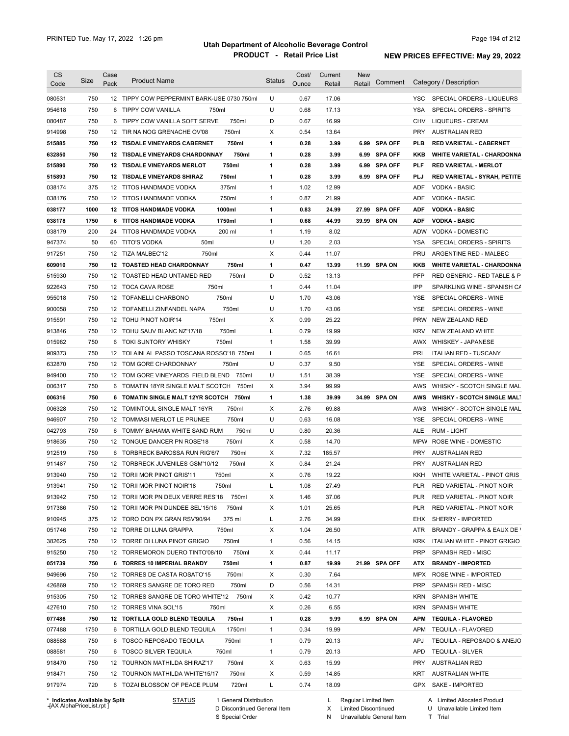# Utah Department of Alcoholic Beverage Control

## PRODUCT - Retail Price List

PRINTED Tue, May 17, 2022 1:26 pm

**NEW PRICES EFFECTIVE: May 29, 2022**

| CS Code | Size | Case Pack | Product Name | Status | Cost/ Ounce | Current Retail | New Retail | Comment | Category / Description |
|---|---|---|---|---|---|---|---|---|---|
| 080531 | 750 | 12 | TIPPY COW PEPPERMINT BARK-USE 0730 750ml | U | 0.67 | 17.06 | | | YSC SPECIAL ORDERS - LIQUEURS |
| 954618 | 750 | 6 | TIPPY COW VANILLA 750ml | U | 0.68 | 17.13 | | | YSA SPECIAL ORDERS - SPIRITS |
| 080487 | 750 | 6 | TIPPY COW VANILLA SOFT SERVE 750ml | D | 0.67 | 16.99 | | | CHV LIQUEURS - CREAM |
| 914998 | 750 | 12 | TIR NA NOG GRENACHE OV'08 750ml | X | 0.54 | 13.64 | | | PRY AUSTRALIAN RED |
| **515885** | **750** | **12** | **TISDALE VINEYARDS CABERNET 750ml** | **1** | **0.28** | **3.99** | **6.99** | **SPA OFF** | **PLB RED VARIETAL - CABERNET** |
| **632850** | **750** | **12** | **TISDALE VINEYARDS CHARDONNAY 750ml** | **1** | **0.28** | **3.99** | **6.99** | **SPA OFF** | **KKB WHITE VARIETAL - CHARDONNA** |
| **515890** | **750** | **12** | **TISDALE VINEYARDS MERLOT 750ml** | **1** | **0.28** | **3.99** | **6.99** | **SPA OFF** | **PLF RED VARIETAL - MERLOT** |
| **515893** | **750** | **12** | **TISDALE VINEYARDS SHIRAZ 750ml** | **1** | **0.28** | **3.99** | **6.99** | **SPA OFF** | **PLJ RED VARIETAL - SYRAH, PETITE** |
| 038174 | 375 | 12 | TITOS HANDMADE VODKA 375ml | 1 | 1.02 | 12.99 | | | ADF VODKA - BASIC |
| 038176 | 750 | 12 | TITOS HANDMADE VODKA 750ml | 1 | 0.87 | 21.99 | | | ADF VODKA - BASIC |
| **038177** | **1000** | **12** | **TITOS HANDMADE VODKA 1000ml** | **1** | **0.83** | **24.99** | **27.99** | **SPA OFF** | **ADF VODKA - BASIC** |
| **038178** | **1750** | **6** | **TITOS HANDMADE VODKA 1750ml** | **1** | **0.68** | **44.99** | **39.99** | **SPA ON** | **ADF VODKA - BASIC** |
| 038179 | 200 | 24 | TITOS HANDMADE VODKA 200 ml | 1 | 1.19 | 8.02 | | | ADW VODKA - DOMESTIC |
| 947374 | 50 | 60 | TITO'S VODKA 50ml | U | 1.20 | 2.03 | | | YSA SPECIAL ORDERS - SPIRITS |
| 917251 | 750 | 12 | TIZA MALBEC'12 750ml | X | 0.44 | 11.07 | | | PRU ARGENTINE RED - MALBEC |
| **609010** | **750** | **12** | **TOASTED HEAD CHARDONNAY 750ml** | **1** | **0.47** | **13.99** | **11.99** | **SPA ON** | **KKB WHITE VARIETAL - CHARDONNA** |
| 515930 | 750 | 12 | TOASTED HEAD UNTAMED RED 750ml | D | 0.52 | 13.13 | | | PFP RED GENERIC - RED TABLE & P |
| 922643 | 750 | 12 | TOCA CAVA ROSE 750ml | 1 | 0.44 | 11.04 | | | IPP SPARKLING WINE - SPANISH CA |
| 955018 | 750 | 12 | TOFANELLI CHARBONO 750ml | U | 1.70 | 43.06 | | | YSE SPECIAL ORDERS - WINE |
| 900058 | 750 | 12 | TOFANELLI ZINFANDEL NAPA 750ml | U | 1.70 | 43.06 | | | YSE SPECIAL ORDERS - WINE |
| 915591 | 750 | 12 | TOHU PINOT NOIR'14 750ml | X | 0.99 | 25.22 | | | PRW NEW ZEALAND RED |
| 913846 | 750 | 12 | TOHU SAUV BLANC NZ'17/18 750ml | L | 0.79 | 19.99 | | | KRV NEW ZEALAND WHITE |
| 015982 | 750 | 6 | TOKI SUNTORY WHISKY 750ml | 1 | 1.58 | 39.99 | | | AWX WHISKEY - JAPANESE |
| 909373 | 750 | 12 | TOLAINI AL PASSO TOSCANA ROSSO'18 750ml | L | 0.65 | 16.61 | | | PRI ITALIAN RED - TUSCANY |
| 632870 | 750 | 12 | TOM GORE CHARDONNAY 750ml | U | 0.37 | 9.50 | | | YSE SPECIAL ORDERS - WINE |
| 949400 | 750 | 12 | TOM GORE VINEYARDS FIELD BLEND 750ml | U | 1.51 | 38.39 | | | YSE SPECIAL ORDERS - WINE |
| 006317 | 750 | 6 | TOMATIN 18YR SINGLE MALT SCOTCH 750ml | X | 3.94 | 99.99 | | | AWS WHISKY - SCOTCH SINGLE MAL |
| **006316** | **750** | **6** | **TOMATIN SINGLE MALT 12YR SCOTCH 750ml** | **1** | **1.38** | **39.99** | **34.99** | **SPA ON** | **AWS WHISKY - SCOTCH SINGLE MALT** |
| 006328 | 750 | 12 | TOMINTOUL SINGLE MALT 16YR 750ml | X | 2.76 | 69.88 | | | AWS WHISKY - SCOTCH SINGLE MAL |
| 946907 | 750 | 12 | TOMMASI MERLOT LE PRUNEE 750ml | U | 0.63 | 16.08 | | | YSE SPECIAL ORDERS - WINE |
| 042793 | 750 | 6 | TOMMY BAHAMA WHITE SAND RUM 750ml | U | 0.80 | 20.36 | | | ALE RUM - LIGHT |
| 918635 | 750 | 12 | TONGUE DANCER PN ROSE'18 750ml | X | 0.58 | 14.70 | | | MPW ROSE WINE - DOMESTIC |
| 912519 | 750 | 6 | TORBRECK BAROSSA RUN RIG'6/7 750ml | X | 7.32 | 185.57 | | | PRY AUSTRALIAN RED |
| 911487 | 750 | 12 | TORBRECK JUVENILES GSM'10/12 750ml | X | 0.84 | 21.24 | | | PRY AUSTRALIAN RED |
| 913940 | 750 | 12 | TORII MOR PINOT GRIS'11 750ml | X | 0.76 | 19.22 | | | KKH WHITE VARIETAL - PINOT GRIS |
| 913941 | 750 | 12 | TORII MOR PINOT NOIR'18 750ml | L | 1.08 | 27.49 | | | PLR RED VARIETAL - PINOT NOIR |
| 913942 | 750 | 12 | TORII MOR PN DEUX VERRE RES'18 750ml | X | 1.46 | 37.06 | | | PLR RED VARIETAL - PINOT NOIR |
| 917386 | 750 | 12 | TORII MOR PN DUNDEE SEL'15/16 750ml | X | 1.01 | 25.65 | | | PLR RED VARIETAL - PINOT NOIR |
| 910945 | 375 | 12 | TORO DON PX GRAN RSV'90/94 375 ml | L | 2.76 | 34.99 | | | EHX SHERRY - IMPORTED |
| 051746 | 750 | 12 | TORRE DI LUNA GRAPPA 750ml | X | 1.04 | 26.50 | | | ATR BRANDY - GRAPPA & EAUX DE V |
| 382625 | 750 | 12 | TORRE DI LUNA PINOT GRIGIO 750ml | 1 | 0.56 | 14.15 | | | KRK ITALIAN WHITE - PINOT GRIGIO |
| 915250 | 750 | 12 | TORREMORON DUERO TINTO'08/10 750ml | X | 0.44 | 11.17 | | | PRP SPANISH RED - MISC |
| **051739** | **750** | **6** | **TORRES 10 IMPERIAL BRANDY 750ml** | **1** | **0.87** | **19.99** | **21.99** | **SPA OFF** | **ATX BRANDY - IMPORTED** |
| 949696 | 750 | 12 | TORRES DE CASTA ROSATO'15 750ml | X | 0.30 | 7.64 | | | MPX ROSE WINE - IMPORTED |
| 426869 | 750 | 12 | TORRES SANGRE DE TORO RED 750ml | D | 0.56 | 14.31 | | | PRP SPANISH RED - MISC |
| 915305 | 750 | 12 | TORRES SANGRE DE TORO WHITE'12 750ml | X | 0.42 | 10.77 | | | KRN SPANISH WHITE |
| 427610 | 750 | 12 | TORRES VINA SOL'15 750ml | X | 0.26 | 6.55 | | | KRN SPANISH WHITE |
| **077486** | **750** | **12** | **TORTILLA GOLD BLEND TEQUILA 750ml** | **1** | **0.28** | **9.99** | **6.99** | **SPA ON** | **APM TEQUILA - FLAVORED** |
| 077488 | 1750 | 6 | TORTILLA GOLD BLEND TEQUILA 1750ml | 1 | 0.34 | 19.99 | | | APM TEQUILA - FLAVORED |
| 088588 | 750 | 6 | TOSCO REPOSADO TEQUILA 750ml | 1 | 0.79 | 20.13 | | | APJ TEQUILA - REPOSADO & ANEJO |
| 088581 | 750 | 6 | TOSCO SILVER TEQUILA 750ml | 1 | 0.79 | 20.13 | | | APD TEQUILA - SILVER |
| 918470 | 750 | 12 | TOURNON MATHILDA SHIRAZ'17 750ml | X | 0.63 | 15.99 | | | PRY AUSTRALIAN RED |
| 918471 | 750 | 12 | TOURNON MATHILDA WHITE'15/17 750ml | X | 0.59 | 14.85 | | | KRT AUSTRALIAN WHITE |
| 917974 | 720 | 6 | TOZAI BLOSSOM OF PEACE PLUM 720ml | L | 0.74 | 18.09 | | | GPX SAKE - IMPORTED |

\* Indicates Available by Split

STATUS: 1 General Distribution; D Discontinued General Item; S Special Order; L Regular Limited Item; X Limited Discontinued; N Unavailable General Item; A Limited Allocated Product; U Unavailable Limited Item; T Trial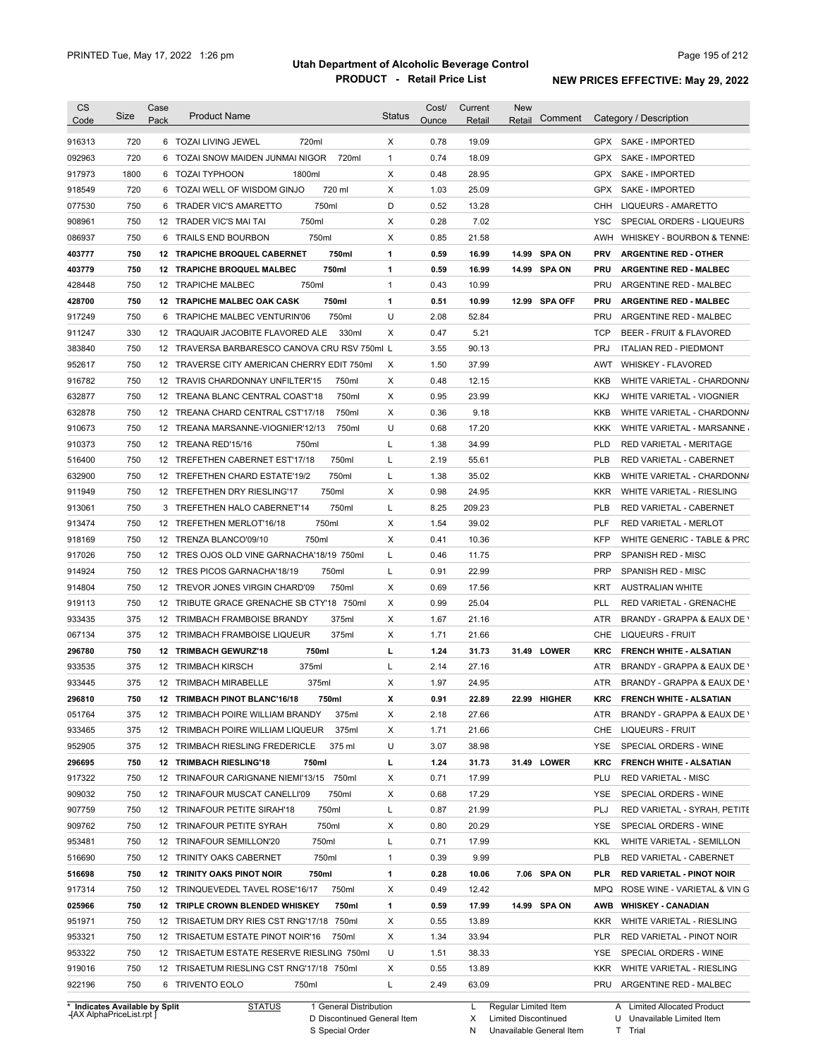# Utah Department of Alcoholic Beverage Control

## PRODUCT - Retail Price List

PRINTED Tue, May 17, 2022 1:26 pm

NEW PRICES EFFECTIVE: May 29, 2022

| CS Code | Size | Case Pack | Product Name | Status | Cost/ Ounce | Current Retail | New Retail | Comment | Category / Description |
|---|---|---|---|---|---|---|---|---|---|
| 916313 | 720 | 6 | TOZAI LIVING JEWEL 720ml | X | 0.78 | 19.09 | | | GPX SAKE - IMPORTED |
| 092963 | 720 | 6 | TOZAI SNOW MAIDEN JUNMAI NIGOR 720ml | 1 | 0.74 | 18.09 | | | GPX SAKE - IMPORTED |
| 917973 | 1800 | 6 | TOZAI TYPHOON 1800ml | X | 0.48 | 28.95 | | | GPX SAKE - IMPORTED |
| 918549 | 720 | 6 | TOZAI WELL OF WISDOM GINJO 720 ml | X | 1.03 | 25.09 | | | GPX SAKE - IMPORTED |
| 077530 | 750 | 6 | TRADER VIC'S AMARETTO 750ml | D | 0.52 | 13.28 | | | CHH LIQUEURS - AMARETTO |
| 908961 | 750 | 12 | TRADER VIC'S MAI TAI 750ml | X | 0.28 | 7.02 | | | YSC SPECIAL ORDERS - LIQUEURS |
| 086937 | 750 | 6 | TRAILS END BOURBON 750ml | X | 0.85 | 21.58 | | | AWH WHISKEY - BOURBON & TENNE |
| **403777** | **750** | **12** | **TRAPICHE BROQUEL CABERNET 750ml** | **1** | **0.59** | **16.99** | **14.99** | **SPA ON** | **PRV ARGENTINE RED - OTHER** |
| **403779** | **750** | **12** | **TRAPICHE BROQUEL MALBEC 750ml** | **1** | **0.59** | **16.99** | **14.99** | **SPA ON** | **PRU ARGENTINE RED - MALBEC** |
| 428448 | 750 | 12 | TRAPICHE MALBEC 750ml | 1 | 0.43 | 10.99 | | | PRU ARGENTINE RED - MALBEC |
| **428700** | **750** | **12** | **TRAPICHE MALBEC OAK CASK 750ml** | **1** | **0.51** | **10.99** | **12.99** | **SPA OFF** | **PRU ARGENTINE RED - MALBEC** |
| 917249 | 750 | 6 | TRAPICHE MALBEC VENTURIN'06 750ml | U | 2.08 | 52.84 | | | PRU ARGENTINE RED - MALBEC |
| 911247 | 330 | 12 | TRAQUAIR JACOBITE FLAVORED ALE 330ml | X | 0.47 | 5.21 | | | TCP BEER - FRUIT & FLAVORED |
| 383840 | 750 | 12 | TRAVERSA BARBARESCO CANOVA CRU RSV 750ml | L | 3.55 | 90.13 | | | PRJ ITALIAN RED - PIEDMONT |
| 952617 | 750 | 12 | TRAVERSE CITY AMERICAN CHERRY EDIT 750ml | X | 1.50 | 37.99 | | | AWT WHISKEY - FLAVORED |
| 916782 | 750 | 12 | TRAVIS CHARDONNAY UNFILTER'15 750ml | X | 0.48 | 12.15 | | | KKB WHITE VARIETAL - CHARDONN/ |
| 632877 | 750 | 12 | TREANA BLANC CENTRAL COAST'18 750ml | X | 0.95 | 23.99 | | | KKJ WHITE VARIETAL - VIOGNIER |
| 632878 | 750 | 12 | TREANA CHARD CENTRAL CST'17/18 750ml | X | 0.36 | 9.18 | | | KKB WHITE VARIETAL - CHARDONN/ |
| 910673 | 750 | 12 | TREANA MARSANNE-VIOGNIER'12/13 750ml | U | 0.68 | 17.20 | | | KKK WHITE VARIETAL - MARSANNE |
| 910373 | 750 | 12 | TREANA RED'15/16 750ml | L | 1.38 | 34.99 | | | PLD RED VARIETAL - MERITAGE |
| 516400 | 750 | 12 | TREFETHEN CABERNET EST'17/18 750ml | L | 2.19 | 55.61 | | | PLB RED VARIETAL - CABERNET |
| 632900 | 750 | 12 | TREFETHEN CHARD ESTATE'19/2 750ml | L | 1.38 | 35.02 | | | KKB WHITE VARIETAL - CHARDONN/ |
| 911949 | 750 | 12 | TREFETHEN DRY RIESLING'17 750ml | X | 0.98 | 24.95 | | | KKR WHITE VARIETAL - RIESLING |
| 913061 | 750 | 3 | TREFETHEN HALO CABERNET'14 750ml | L | 8.25 | 209.23 | | | PLB RED VARIETAL - CABERNET |
| 913474 | 750 | 12 | TREFETHEN MERLOT'16/18 750ml | X | 1.54 | 39.02 | | | PLF RED VARIETAL - MERLOT |
| 918169 | 750 | 12 | TRENZA BLANCO'09/10 750ml | X | 0.41 | 10.36 | | | KFP WHITE GENERIC - TABLE & PRC |
| 917026 | 750 | 12 | TRES OJOS OLD VINE GARNACHA'18/19 750ml | L | 0.46 | 11.75 | | | PRP SPANISH RED - MISC |
| 914924 | 750 | 12 | TRES PICOS GARNACHA'18/19 750ml | L | 0.91 | 22.99 | | | PRP SPANISH RED - MISC |
| 914804 | 750 | 12 | TREVOR JONES VIRGIN CHARD'09 750ml | X | 0.69 | 17.56 | | | KRT AUSTRALIAN WHITE |
| 919113 | 750 | 12 | TRIBUTE GRACE GRENACHE SB CTY'18 750ml | X | 0.99 | 25.04 | | | PLL RED VARIETAL - GRENACHE |
| 933435 | 375 | 12 | TRIMBACH FRAMBOISE BRANDY 375ml | X | 1.67 | 21.16 | | | ATR BRANDY - GRAPPA & EAUX DE ' |
| 067134 | 375 | 12 | TRIMBACH FRAMBOISE LIQUEUR 375ml | X | 1.71 | 21.66 | | | CHE LIQUEURS - FRUIT |
| **296780** | **750** | **12** | **TRIMBACH GEWURZ'18 750ml** | **L** | **1.24** | **31.73** | **31.49** | **LOWER** | **KRC FRENCH WHITE - ALSATIAN** |
| 933535 | 375 | 12 | TRIMBACH KIRSCH 375ml | L | 2.14 | 27.16 | | | ATR BRANDY - GRAPPA & EAUX DE ' |
| 933445 | 375 | 12 | TRIMBACH MIRABELLE 375ml | X | 1.97 | 24.95 | | | ATR BRANDY - GRAPPA & EAUX DE ' |
| **296810** | **750** | **12** | **TRIMBACH PINOT BLANC'16/18 750ml** | **X** | **0.91** | **22.89** | **22.99** | **HIGHER** | **KRC FRENCH WHITE - ALSATIAN** |
| 051764 | 375 | 12 | TRIMBACH POIRE WILLIAM BRANDY 375ml | X | 2.18 | 27.66 | | | ATR BRANDY - GRAPPA & EAUX DE ' |
| 933465 | 375 | 12 | TRIMBACH POIRE WILLIAM LIQUEUR 375ml | X | 1.71 | 21.66 | | | CHE LIQUEURS - FRUIT |
| 952905 | 375 | 12 | TRIMBACH RIESLING FREDERICLE 375 ml | U | 3.07 | 38.98 | | | YSE SPECIAL ORDERS - WINE |
| **296695** | **750** | **12** | **TRIMBACH RIESLING'18 750ml** | **L** | **1.24** | **31.73** | **31.49** | **LOWER** | **KRC FRENCH WHITE - ALSATIAN** |
| 917322 | 750 | 12 | TRINAFOUR CARIGNANE NIEMI'13/15 750ml | X | 0.71 | 17.99 | | | PLU RED VARIETAL - MISC |
| 909032 | 750 | 12 | TRINAFOUR MUSCAT CANELLI'09 750ml | X | 0.68 | 17.29 | | | YSE SPECIAL ORDERS - WINE |
| 907759 | 750 | 12 | TRINAFOUR PETITE SIRAH'18 750ml | L | 0.87 | 21.99 | | | PLJ RED VARIETAL - SYRAH, PETITE |
| 909762 | 750 | 12 | TRINAFOUR PETITE SYRAH 750ml | X | 0.80 | 20.29 | | | YSE SPECIAL ORDERS - WINE |
| 953481 | 750 | 12 | TRINAFOUR SEMILLON'20 750ml | L | 0.71 | 17.99 | | | KKL WHITE VARIETAL - SEMILLON |
| 516690 | 750 | 12 | TRINITY OAKS CABERNET 750ml | 1 | 0.39 | 9.99 | | | PLB RED VARIETAL - CABERNET |
| **516698** | **750** | **12** | **TRINITY OAKS PINOT NOIR 750ml** | **1** | **0.28** | **10.06** | **7.06** | **SPA ON** | **PLR RED VARIETAL - PINOT NOIR** |
| 917314 | 750 | 12 | TRINQUEVEDEL TAVEL ROSE'16/17 750ml | X | 0.49 | 12.42 | | | MPQ ROSE WINE - VARIETAL & VIN G |
| **025966** | **750** | **12** | **TRIPLE CROWN BLENDED WHISKEY 750ml** | **1** | **0.59** | **17.99** | **14.99** | **SPA ON** | **AWB WHISKEY - CANADIAN** |
| 951971 | 750 | 12 | TRISAETUM DRY RIES CST RNG'17/18 750ml | X | 0.55 | 13.89 | | | KKR WHITE VARIETAL - RIESLING |
| 953321 | 750 | 12 | TRISAETUM ESTATE PINOT NOIR'16 750ml | X | 1.34 | 33.94 | | | PLR RED VARIETAL - PINOT NOIR |
| 953322 | 750 | 12 | TRISAETUM ESTATE RESERVE RIESLING 750ml | U | 1.51 | 38.33 | | | YSE SPECIAL ORDERS - WINE |
| 919016 | 750 | 12 | TRISAETUM RIESLING CST RNG'17/18 750ml | X | 0.55 | 13.89 | | | KKR WHITE VARIETAL - RIESLING |
| 922196 | 750 | 6 | TRIVENTO EOLO 750ml | L | 2.49 | 63.09 | | | PRU ARGENTINE RED - MALBEC |

\* Indicates Available by Split

STATUS: 1 General Distribution; D Discontinued General Item; S Special Order; L Regular Limited Item; X Limited Discontinued; N Unavailable General Item; A Limited Allocated Product; U Unavailable Limited Item; T Trial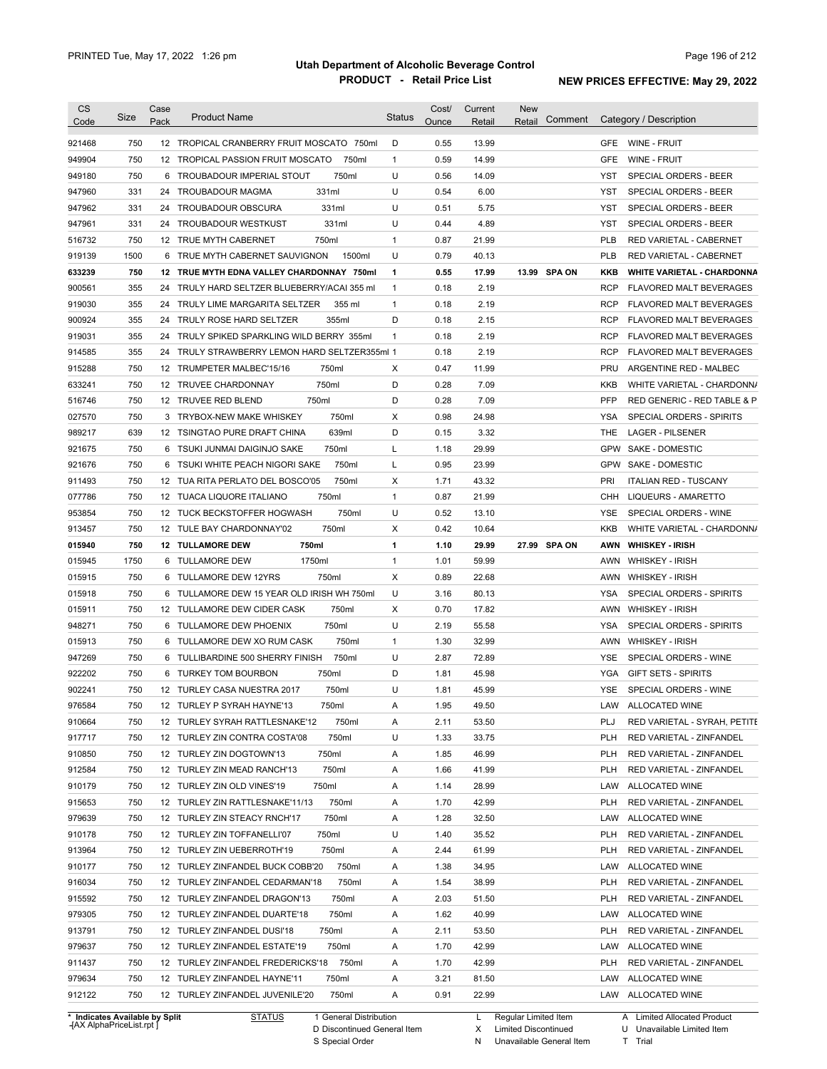# Utah Department of Alcoholic Beverage Control

## PRODUCT - Retail Price List

PRINTED Tue, May 17, 2022 1:26 pm

**NEW PRICES EFFECTIVE: May 29, 2022**

| CS Code | Size | Case Pack | Product Name | Status | Cost/ Ounce | Current Retail | New Retail | Comment | Category / Description |
|---|---|---|---|---|---|---|---|---|---|
| 921468 | 750 | 12 | TROPICAL CRANBERRY FRUIT MOSCATO 750ml | D | 0.55 | 13.99 | | | GFE WINE - FRUIT |
| 949904 | 750 | 12 | TROPICAL PASSION FRUIT MOSCATO 750ml | 1 | 0.59 | 14.99 | | | GFE WINE - FRUIT |
| 949180 | 750 | 6 | TROUBADOUR IMPERIAL STOUT 750ml | U | 0.56 | 14.09 | | | YST SPECIAL ORDERS - BEER |
| 947960 | 331 | 24 | TROUBADOUR MAGMA 331ml | U | 0.54 | 6.00 | | | YST SPECIAL ORDERS - BEER |
| 947962 | 331 | 24 | TROUBADOUR OBSCURA 331ml | U | 0.51 | 5.75 | | | YST SPECIAL ORDERS - BEER |
| 947961 | 331 | 24 | TROUBADOUR WESTKUST 331ml | U | 0.44 | 4.89 | | | YST SPECIAL ORDERS - BEER |
| 516732 | 750 | 12 | TRUE MYTH CABERNET 750ml | 1 | 0.87 | 21.99 | | | PLB RED VARIETAL - CABERNET |
| 919139 | 1500 | 6 | TRUE MYTH CABERNET SAUVIGNON 1500ml | U | 0.79 | 40.13 | | | PLB RED VARIETAL - CABERNET |
| **633239** | **750** | **12** | **TRUE MYTH EDNA VALLEY CHARDONNAY 750ml** | **1** | **0.55** | **17.99** | **13.99** | **SPA ON** | **KKB WHITE VARIETAL - CHARDONNA** |
| 900561 | 355 | 24 | TRULY HARD SELTZER BLUEBERRY/ACAI 355 ml | 1 | 0.18 | 2.19 | | | RCP FLAVORED MALT BEVERAGES |
| 919030 | 355 | 24 | TRULY LIME MARGARITA SELTZER 355 ml | 1 | 0.18 | 2.19 | | | RCP FLAVORED MALT BEVERAGES |
| 900924 | 355 | 24 | TRULY ROSE HARD SELTZER 355ml | D | 0.18 | 2.15 | | | RCP FLAVORED MALT BEVERAGES |
| 919031 | 355 | 24 | TRULY SPIKED SPARKLING WILD BERRY 355ml | 1 | 0.18 | 2.19 | | | RCP FLAVORED MALT BEVERAGES |
| 914585 | 355 | 24 | TRULY STRAWBERRY LEMON HARD SELTZER355ml | 1 | 0.18 | 2.19 | | | RCP FLAVORED MALT BEVERAGES |
| 915288 | 750 | 12 | TRUMPETER MALBEC'15/16 750ml | X | 0.47 | 11.99 | | | PRU ARGENTINE RED - MALBEC |
| 633241 | 750 | 12 | TRUVEE CHARDONNAY 750ml | D | 0.28 | 7.09 | | | KKB WHITE VARIETAL - CHARDONNA |
| 516746 | 750 | 12 | TRUVEE RED BLEND 750ml | D | 0.28 | 7.09 | | | PFP RED GENERIC - RED TABLE & P |
| 027570 | 750 | 3 | TRYBOX-NEW MAKE WHISKEY 750ml | X | 0.98 | 24.98 | | | YSA SPECIAL ORDERS - SPIRITS |
| 989217 | 639 | 12 | TSINGTAO PURE DRAFT CHINA 639ml | D | 0.15 | 3.32 | | | THE LAGER - PILSENER |
| 921675 | 750 | 6 | TSUKI JUNMAI DAIGINJO SAKE 750ml | L | 1.18 | 29.99 | | | GPW SAKE - DOMESTIC |
| 921676 | 750 | 6 | TSUKI WHITE PEACH NIGORI SAKE 750ml | L | 0.95 | 23.99 | | | GPW SAKE - DOMESTIC |
| 911493 | 750 | 12 | TUA RITA PERLATO DEL BOSCO'05 750ml | X | 1.71 | 43.32 | | | PRI ITALIAN RED - TUSCANY |
| 077786 | 750 | 12 | TUACA LIQUORE ITALIANO 750ml | 1 | 0.87 | 21.99 | | | CHH LIQUEURS - AMARETTO |
| 953854 | 750 | 12 | TUCK BECKSTOFFER HOGWASH 750ml | U | 0.52 | 13.10 | | | YSE SPECIAL ORDERS - WINE |
| 913457 | 750 | 12 | TULE BAY CHARDONNAY'02 750ml | X | 0.42 | 10.64 | | | KKB WHITE VARIETAL - CHARDONNA |
| **015940** | **750** | **12** | **TULLAMORE DEW 750ml** | **1** | **1.10** | **29.99** | **27.99** | **SPA ON** | **AWN WHISKEY - IRISH** |
| 015945 | 1750 | 6 | TULLAMORE DEW 1750ml | 1 | 1.01 | 59.99 | | | AWN WHISKEY - IRISH |
| 015915 | 750 | 6 | TULLAMORE DEW 12YRS 750ml | X | 0.89 | 22.68 | | | AWN WHISKEY - IRISH |
| 015918 | 750 | 6 | TULLAMORE DEW 15 YEAR OLD IRISH WH 750ml | U | 3.16 | 80.13 | | | YSA SPECIAL ORDERS - SPIRITS |
| 015911 | 750 | 12 | TULLAMORE DEW CIDER CASK 750ml | X | 0.70 | 17.82 | | | AWN WHISKEY - IRISH |
| 948271 | 750 | 6 | TULLAMORE DEW PHOENIX 750ml | U | 2.19 | 55.58 | | | YSA SPECIAL ORDERS - SPIRITS |
| 015913 | 750 | 6 | TULLAMORE DEW XO RUM CASK 750ml | 1 | 1.30 | 32.99 | | | AWN WHISKEY - IRISH |
| 947269 | 750 | 6 | TULLIBARDINE 500 SHERRY FINISH 750ml | U | 2.87 | 72.89 | | | YSE SPECIAL ORDERS - WINE |
| 922202 | 750 | 6 | TURKEY TOM BOURBON 750ml | D | 1.81 | 45.98 | | | YGA GIFT SETS - SPIRITS |
| 902241 | 750 | 12 | TURLEY CASA NUESTRA 2017 750ml | U | 1.81 | 45.99 | | | YSE SPECIAL ORDERS - WINE |
| 976584 | 750 | 12 | TURLEY P SYRAH HAYNE'13 750ml | A | 1.95 | 49.50 | | | LAW ALLOCATED WINE |
| 910664 | 750 | 12 | TURLEY SYRAH RATTLESNAKE'12 750ml | A | 2.11 | 53.50 | | | PLJ RED VARIETAL - SYRAH, PETITE |
| 917717 | 750 | 12 | TURLEY ZIN CONTRA COSTA'08 750ml | U | 1.33 | 33.75 | | | PLH RED VARIETAL - ZINFANDEL |
| 910850 | 750 | 12 | TURLEY ZIN DOGTOWN'13 750ml | A | 1.85 | 46.99 | | | PLH RED VARIETAL - ZINFANDEL |
| 912584 | 750 | 12 | TURLEY ZIN MEAD RANCH'13 750ml | A | 1.66 | 41.99 | | | PLH RED VARIETAL - ZINFANDEL |
| 910179 | 750 | 12 | TURLEY ZIN OLD VINES'19 750ml | A | 1.14 | 28.99 | | | LAW ALLOCATED WINE |
| 915653 | 750 | 12 | TURLEY ZIN RATTLESNAKE'11/13 750ml | A | 1.70 | 42.99 | | | PLH RED VARIETAL - ZINFANDEL |
| 979639 | 750 | 12 | TURLEY ZIN STEACY RNCH'17 750ml | A | 1.28 | 32.50 | | | LAW ALLOCATED WINE |
| 910178 | 750 | 12 | TURLEY ZIN TOFFANELLI'07 750ml | U | 1.40 | 35.52 | | | PLH RED VARIETAL - ZINFANDEL |
| 913964 | 750 | 12 | TURLEY ZIN UEBERROTH'19 750ml | A | 2.44 | 61.99 | | | PLH RED VARIETAL - ZINFANDEL |
| 910177 | 750 | 12 | TURLEY ZINFANDEL BUCK COBB'20 750ml | A | 1.38 | 34.95 | | | LAW ALLOCATED WINE |
| 916034 | 750 | 12 | TURLEY ZINFANDEL CEDARMAN'18 750ml | A | 1.54 | 38.99 | | | PLH RED VARIETAL - ZINFANDEL |
| 915592 | 750 | 12 | TURLEY ZINFANDEL DRAGON'13 750ml | A | 2.03 | 51.50 | | | PLH RED VARIETAL - ZINFANDEL |
| 979305 | 750 | 12 | TURLEY ZINFANDEL DUARTE'18 750ml | A | 1.62 | 40.99 | | | LAW ALLOCATED WINE |
| 913791 | 750 | 12 | TURLEY ZINFANDEL DUSI'18 750ml | A | 2.11 | 53.50 | | | PLH RED VARIETAL - ZINFANDEL |
| 979637 | 750 | 12 | TURLEY ZINFANDEL ESTATE'19 750ml | A | 1.70 | 42.99 | | | LAW ALLOCATED WINE |
| 911437 | 750 | 12 | TURLEY ZINFANDEL FREDERICKS'18 750ml | A | 1.70 | 42.99 | | | PLH RED VARIETAL - ZINFANDEL |
| 979634 | 750 | 12 | TURLEY ZINFANDEL HAYNE'11 750ml | A | 3.21 | 81.50 | | | LAW ALLOCATED WINE |
| 912122 | 750 | 12 | TURLEY ZINFANDEL JUVENILE'20 750ml | A | 0.91 | 22.99 | | | LAW ALLOCATED WINE |

\* Indicates Available by Split

STATUS: 1 General Distribution; D Discontinued General Item; S Special Order; L Regular Limited Item; X Limited Discontinued; N Unavailable General Item; A Limited Allocated Product; U Unavailable Limited Item; T Trial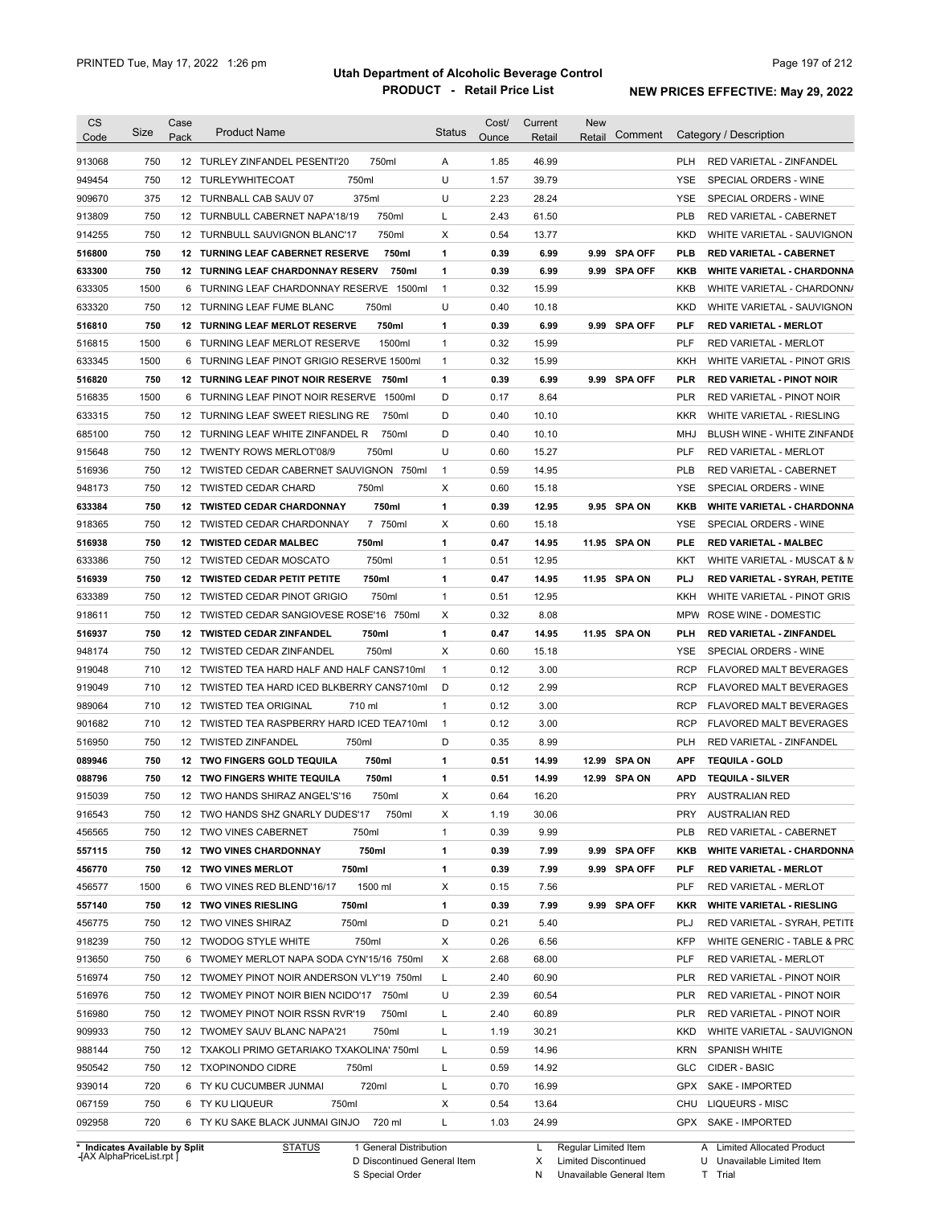# Utah Department of Alcoholic Beverage Control

## PRODUCT - Retail Price List

PRINTED Tue, May 17, 2022 1:26 pm

**NEW PRICES EFFECTIVE: May 29, 2022**

| CS Code | Size | Case Pack | Product Name | Status | Cost/ Ounce | Current Retail | New Retail | Comment | Category / Description |
|---|---|---|---|---|---|---|---|---|---|
| 913068 | 750 | 12 | TURLEY ZINFANDEL PESENTI'20 750ml | A | 1.85 | 46.99 | | | PLH RED VARIETAL - ZINFANDEL |
| 949454 | 750 | 12 | TURLEYWHITECOAT 750ml | U | 1.57 | 39.79 | | | YSE SPECIAL ORDERS - WINE |
| 909670 | 375 | 12 | TURNBALL CAB SAUV 07 375ml | U | 2.23 | 28.24 | | | YSE SPECIAL ORDERS - WINE |
| 913809 | 750 | 12 | TURNBULL CABERNET NAPA'18/19 750ml | L | 2.43 | 61.50 | | | PLB RED VARIETAL - CABERNET |
| 914255 | 750 | 12 | TURNBULL SAUVIGNON BLANC'17 750ml | X | 0.54 | 13.77 | | | KKD WHITE VARIETAL - SAUVIGNON |
| **516800** | **750** | **12** | **TURNING LEAF CABERNET RESERVE 750ml** | **1** | **0.39** | **6.99** | **9.99** | **SPA OFF** | **PLB RED VARIETAL - CABERNET** |
| **633300** | **750** | **12** | **TURNING LEAF CHARDONNAY RESERV 750ml** | **1** | **0.39** | **6.99** | **9.99** | **SPA OFF** | **KKB WHITE VARIETAL - CHARDONNA** |
| 633305 | 1500 | 6 | TURNING LEAF CHARDONNAY RESERVE 1500ml | 1 | 0.32 | 15.99 | | | KKB WHITE VARIETAL - CHARDONNA |
| 633320 | 750 | 12 | TURNING LEAF FUME BLANC 750ml | U | 0.40 | 10.18 | | | KKD WHITE VARIETAL - SAUVIGNON |
| **516810** | **750** | **12** | **TURNING LEAF MERLOT RESERVE 750ml** | **1** | **0.39** | **6.99** | **9.99** | **SPA OFF** | **PLF RED VARIETAL - MERLOT** |
| 516815 | 1500 | 6 | TURNING LEAF MERLOT RESERVE 1500ml | 1 | 0.32 | 15.99 | | | PLF RED VARIETAL - MERLOT |
| 633345 | 1500 | 6 | TURNING LEAF PINOT GRIGIO RESERVE 1500ml | 1 | 0.32 | 15.99 | | | KKH WHITE VARIETAL - PINOT GRIS |
| **516820** | **750** | **12** | **TURNING LEAF PINOT NOIR RESERVE 750ml** | **1** | **0.39** | **6.99** | **9.99** | **SPA OFF** | **PLR RED VARIETAL - PINOT NOIR** |
| 516835 | 1500 | 6 | TURNING LEAF PINOT NOIR RESERVE 1500ml | D | 0.17 | 8.64 | | | PLR RED VARIETAL - PINOT NOIR |
| 633315 | 750 | 12 | TURNING LEAF SWEET RIESLING RE 750ml | D | 0.40 | 10.10 | | | KKR WHITE VARIETAL - RIESLING |
| 685100 | 750 | 12 | TURNING LEAF WHITE ZINFANDEL R 750ml | D | 0.40 | 10.10 | | | MHJ BLUSH WINE - WHITE ZINFANDE |
| 915648 | 750 | 12 | TWENTY ROWS MERLOT'08/9 750ml | U | 0.60 | 15.27 | | | PLF RED VARIETAL - MERLOT |
| 516936 | 750 | 12 | TWISTED CEDAR CABERNET SAUVIGNON 750ml | 1 | 0.59 | 14.95 | | | PLB RED VARIETAL - CABERNET |
| 948173 | 750 | 12 | TWISTED CEDAR CHARD 750ml | X | 0.60 | 15.18 | | | YSE SPECIAL ORDERS - WINE |
| **633384** | **750** | **12** | **TWISTED CEDAR CHARDONNAY 750ml** | **1** | **0.39** | **12.95** | **9.95** | **SPA ON** | **KKB WHITE VARIETAL - CHARDONNA** |
| 918365 | 750 | 12 | TWISTED CEDAR CHARDONNAY 7 750ml | X | 0.60 | 15.18 | | | YSE SPECIAL ORDERS - WINE |
| **516938** | **750** | **12** | **TWISTED CEDAR MALBEC 750ml** | **1** | **0.47** | **14.95** | **11.95** | **SPA ON** | **PLE RED VARIETAL - MALBEC** |
| 633386 | 750 | 12 | TWISTED CEDAR MOSCATO 750ml | 1 | 0.51 | 12.95 | | | KKT WHITE VARIETAL - MUSCAT & M |
| **516939** | **750** | **12** | **TWISTED CEDAR PETIT PETITE 750ml** | **1** | **0.47** | **14.95** | **11.95** | **SPA ON** | **PLJ RED VARIETAL - SYRAH, PETITE** |
| 633389 | 750 | 12 | TWISTED CEDAR PINOT GRIGIO 750ml | 1 | 0.51 | 12.95 | | | KKH WHITE VARIETAL - PINOT GRIS |
| 918611 | 750 | 12 | TWISTED CEDAR SANGIOVESE ROSE'16 750ml | X | 0.32 | 8.08 | | | MPW ROSE WINE - DOMESTIC |
| **516937** | **750** | **12** | **TWISTED CEDAR ZINFANDEL 750ml** | **1** | **0.47** | **14.95** | **11.95** | **SPA ON** | **PLH RED VARIETAL - ZINFANDEL** |
| 948174 | 750 | 12 | TWISTED CEDAR ZINFANDEL 750ml | X | 0.60 | 15.18 | | | YSE SPECIAL ORDERS - WINE |
| 919048 | 710 | 12 | TWISTED TEA HARD HALF AND HALF CANS710ml | 1 | 0.12 | 3.00 | | | RCP FLAVORED MALT BEVERAGES |
| 919049 | 710 | 12 | TWISTED TEA HARD ICED BLKBERRY CANS710ml | D | 0.12 | 2.99 | | | RCP FLAVORED MALT BEVERAGES |
| 989064 | 710 | 12 | TWISTED TEA ORIGINAL 710 ml | 1 | 0.12 | 3.00 | | | RCP FLAVORED MALT BEVERAGES |
| 901682 | 710 | 12 | TWISTED TEA RASPBERRY HARD ICED TEA710ml | 1 | 0.12 | 3.00 | | | RCP FLAVORED MALT BEVERAGES |
| 516950 | 750 | 12 | TWISTED ZINFANDEL 750ml | D | 0.35 | 8.99 | | | PLH RED VARIETAL - ZINFANDEL |
| **089946** | **750** | **12** | **TWO FINGERS GOLD TEQUILA 750ml** | **1** | **0.51** | **14.99** | **12.99** | **SPA ON** | **APF TEQUILA - GOLD** |
| **088796** | **750** | **12** | **TWO FINGERS WHITE TEQUILA 750ml** | **1** | **0.51** | **14.99** | **12.99** | **SPA ON** | **APD TEQUILA - SILVER** |
| 915039 | 750 | 12 | TWO HANDS SHIRAZ ANGEL'S'16 750ml | X | 0.64 | 16.20 | | | PRY AUSTRALIAN RED |
| 916543 | 750 | 12 | TWO HANDS SHZ GNARLY DUDES'17 750ml | X | 1.19 | 30.06 | | | PRY AUSTRALIAN RED |
| 456565 | 750 | 12 | TWO VINES CABERNET 750ml | 1 | 0.39 | 9.99 | | | PLB RED VARIETAL - CABERNET |
| **557115** | **750** | **12** | **TWO VINES CHARDONNAY 750ml** | **1** | **0.39** | **7.99** | **9.99** | **SPA OFF** | **KKB WHITE VARIETAL - CHARDONNA** |
| **456770** | **750** | **12** | **TWO VINES MERLOT 750ml** | **1** | **0.39** | **7.99** | **9.99** | **SPA OFF** | **PLF RED VARIETAL - MERLOT** |
| 456577 | 1500 | 6 | TWO VINES RED BLEND'16/17 1500 ml | X | 0.15 | 7.56 | | | PLF RED VARIETAL - MERLOT |
| **557140** | **750** | **12** | **TWO VINES RIESLING 750ml** | **1** | **0.39** | **7.99** | **9.99** | **SPA OFF** | **KKR WHITE VARIETAL - RIESLING** |
| 456775 | 750 | 12 | TWO VINES SHIRAZ 750ml | D | 0.21 | 5.40 | | | PLJ RED VARIETAL - SYRAH, PETITE |
| 918239 | 750 | 12 | TWODOG STYLE WHITE 750ml | X | 0.26 | 6.56 | | | KFP WHITE GENERIC - TABLE & PRC |
| 913650 | 750 | 6 | TWOMEY MERLOT NAPA SODA CYN'15/16 750ml | X | 2.68 | 68.00 | | | PLF RED VARIETAL - MERLOT |
| 516974 | 750 | 12 | TWOMEY PINOT NOIR ANDERSON VLY'19 750ml | L | 2.40 | 60.90 | | | PLR RED VARIETAL - PINOT NOIR |
| 516976 | 750 | 12 | TWOMEY PINOT NOIR BIEN NCIDO'17 750ml | U | 2.39 | 60.54 | | | PLR RED VARIETAL - PINOT NOIR |
| 516980 | 750 | 12 | TWOMEY PINOT NOIR RSSN RVR'19 750ml | L | 2.40 | 60.89 | | | PLR RED VARIETAL - PINOT NOIR |
| 909933 | 750 | 12 | TWOMEY SAUV BLANC NAPA'21 750ml | L | 1.19 | 30.21 | | | KKD WHITE VARIETAL - SAUVIGNON |
| 988144 | 750 | 12 | TXAKOLI PRIMO GETARIAKO TXAKOLINA' 750ml | L | 0.59 | 14.96 | | | KRN SPANISH WHITE |
| 950542 | 750 | 12 | TXOPINONDO CIDRE 750ml | L | 0.59 | 14.92 | | | GLC CIDER - BASIC |
| 939014 | 720 | 6 | TY KU CUCUMBER JUNMAI 720ml | L | 0.70 | 16.99 | | | GPX SAKE - IMPORTED |
| 067159 | 750 | 6 | TY KU LIQUEUR 750ml | X | 0.54 | 13.64 | | | CHU LIQUEURS - MISC |
| 092958 | 720 | 6 | TY KU SAKE BLACK JUNMAI GINJO 720 ml | L | 1.03 | 24.99 | | | GPX SAKE - IMPORTED |

\* Indicates Available by Split

STATUS: 1 General Distribution; D Discontinued General Item; S Special Order; L Regular Limited Item; X Limited Discontinued; N Unavailable General Item; A Limited Allocated Product; U Unavailable Limited Item; T Trial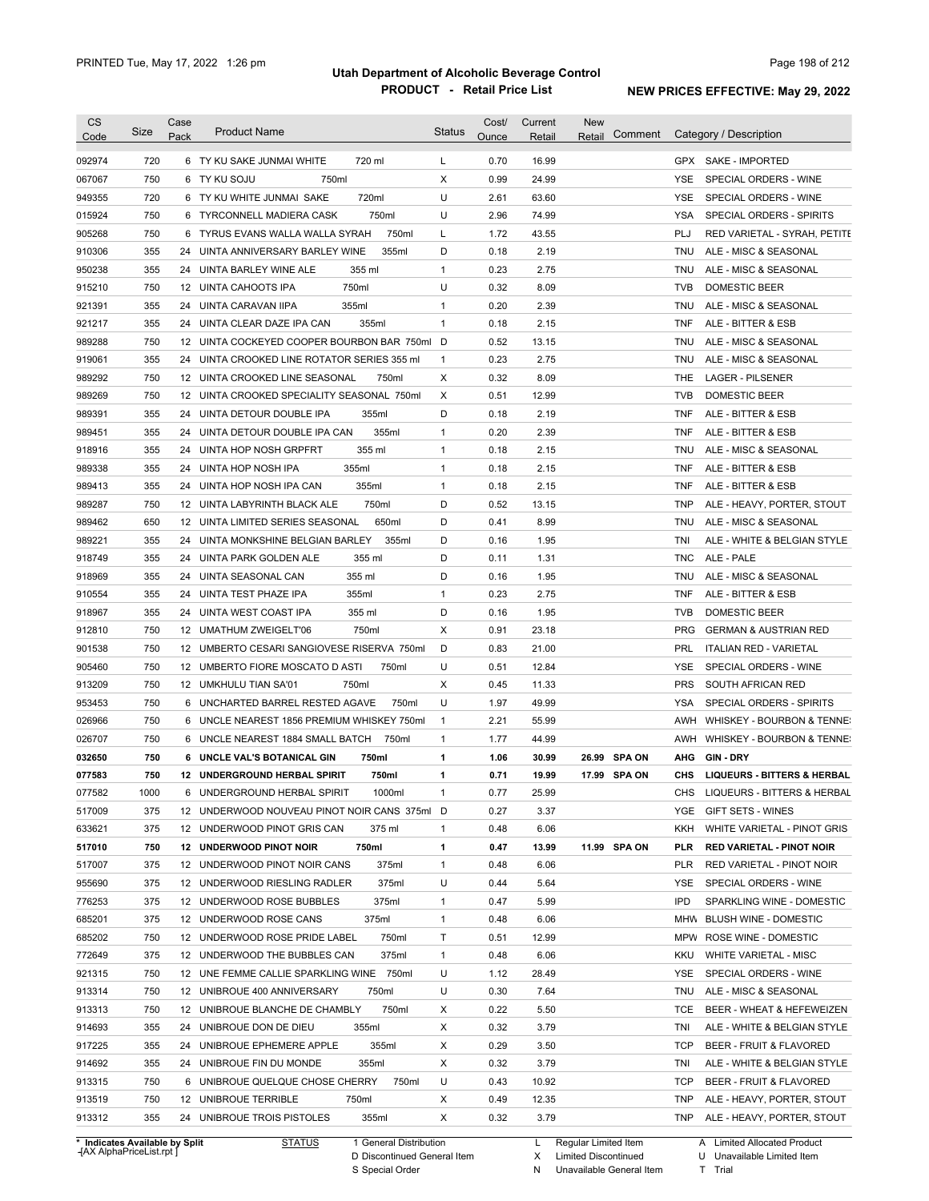# Utah Department of Alcoholic Beverage Control

## PRODUCT - Retail Price List

PRINTED Tue, May 17, 2022 1:26 pm

**NEW PRICES EFFECTIVE: May 29, 2022**

| CS Code | Size | Case Pack | Product Name | Status | Cost/ Ounce | Current Retail | New Retail | Comment | Category / Description |
|---|---|---|---|---|---|---|---|---|---|
| 092974 | 720 | 6 | TY KU SAKE JUNMAI WHITE 720 ml | L | 0.70 | 16.99 | | | GPX SAKE - IMPORTED |
| 067067 | 750 | 6 | TY KU SOJU 750ml | X | 0.99 | 24.99 | | | YSE SPECIAL ORDERS - WINE |
| 949355 | 720 | 6 | TY KU WHITE JUNMAI SAKE 720ml | U | 2.61 | 63.60 | | | YSE SPECIAL ORDERS - WINE |
| 015924 | 750 | 6 | TYRCONNELL MADIERA CASK 750ml | U | 2.96 | 74.99 | | | YSA SPECIAL ORDERS - SPIRITS |
| 905268 | 750 | 6 | TYRUS EVANS WALLA WALLA SYRAH 750ml | L | 1.72 | 43.55 | | | PLJ RED VARIETAL - SYRAH, PETITE |
| 910306 | 355 | 24 | UINTA ANNIVERSARY BARLEY WINE 355ml | D | 0.18 | 2.19 | | | TNU ALE - MISC & SEASONAL |
| 950238 | 355 | 24 | UINTA BARLEY WINE ALE 355 ml | 1 | 0.23 | 2.75 | | | TNU ALE - MISC & SEASONAL |
| 915210 | 750 | 12 | UINTA CAHOOTS IPA 750ml | U | 0.32 | 8.09 | | | TVB DOMESTIC BEER |
| 921391 | 355 | 24 | UINTA CARAVAN IIPA 355ml | 1 | 0.20 | 2.39 | | | TNU ALE - MISC & SEASONAL |
| 921217 | 355 | 24 | UINTA CLEAR DAZE IPA CAN 355ml | 1 | 0.18 | 2.15 | | | TNF ALE - BITTER & ESB |
| 989288 | 750 | 12 | UINTA COCKEYED COOPER BOURBON BAR 750ml | D | 0.52 | 13.15 | | | TNU ALE - MISC & SEASONAL |
| 919061 | 355 | 24 | UINTA CROOKED LINE ROTATOR SERIES 355 ml | 1 | 0.23 | 2.75 | | | TNU ALE - MISC & SEASONAL |
| 989292 | 750 | 12 | UINTA CROOKED LINE SEASONAL 750ml | X | 0.32 | 8.09 | | | THE LAGER - PILSENER |
| 989269 | 750 | 12 | UINTA CROOKED SPECIALITY SEASONAL 750ml | X | 0.51 | 12.99 | | | TVB DOMESTIC BEER |
| 989391 | 355 | 24 | UINTA DETOUR DOUBLE IPA 355ml | D | 0.18 | 2.19 | | | TNF ALE - BITTER & ESB |
| 989451 | 355 | 24 | UINTA DETOUR DOUBLE IPA CAN 355ml | 1 | 0.20 | 2.39 | | | TNF ALE - BITTER & ESB |
| 918916 | 355 | 24 | UINTA HOP NOSH GRPFRT 355 ml | 1 | 0.18 | 2.15 | | | TNU ALE - MISC & SEASONAL |
| 989338 | 355 | 24 | UINTA HOP NOSH IPA 355ml | 1 | 0.18 | 2.15 | | | TNF ALE - BITTER & ESB |
| 989413 | 355 | 24 | UINTA HOP NOSH IPA CAN 355ml | 1 | 0.18 | 2.15 | | | TNF ALE - BITTER & ESB |
| 989287 | 750 | 12 | UINTA LABYRINTH BLACK ALE 750ml | D | 0.52 | 13.15 | | | TNP ALE - HEAVY, PORTER, STOUT |
| 989462 | 650 | 12 | UINTA LIMITED SERIES SEASONAL 650ml | D | 0.41 | 8.99 | | | TNU ALE - MISC & SEASONAL |
| 989221 | 355 | 24 | UINTA MONKSHINE BELGIAN BARLEY 355ml | D | 0.16 | 1.95 | | | TNI ALE - WHITE & BELGIAN STYLE |
| 918749 | 355 | 24 | UINTA PARK GOLDEN ALE 355 ml | D | 0.11 | 1.31 | | | TNC ALE - PALE |
| 918969 | 355 | 24 | UINTA SEASONAL CAN 355 ml | D | 0.16 | 1.95 | | | TNU ALE - MISC & SEASONAL |
| 910554 | 355 | 24 | UINTA TEST PHAZE IPA 355ml | 1 | 0.23 | 2.75 | | | TNF ALE - BITTER & ESB |
| 918967 | 355 | 24 | UINTA WEST COAST IPA 355 ml | D | 0.16 | 1.95 | | | TVB DOMESTIC BEER |
| 912810 | 750 | 12 | UMATHUM ZWEIGELT'06 750ml | X | 0.91 | 23.18 | | | PRG GERMAN & AUSTRIAN RED |
| 901538 | 750 | 12 | UMBERTO CESARI SANGIOVESE RISERVA 750ml | D | 0.83 | 21.00 | | | PRL ITALIAN RED - VARIETAL |
| 905460 | 750 | 12 | UMBERTO FIORE MOSCATO D ASTI 750ml | U | 0.51 | 12.84 | | | YSE SPECIAL ORDERS - WINE |
| 913209 | 750 | 12 | UMKHULU TIAN SA'01 750ml | X | 0.45 | 11.33 | | | PRS SOUTH AFRICAN RED |
| 953453 | 750 | 6 | UNCHARTED BARREL RESTED AGAVE 750ml | U | 1.97 | 49.99 | | | YSA SPECIAL ORDERS - SPIRITS |
| 026966 | 750 | 6 | UNCLE NEAREST 1856 PREMIUM WHISKEY 750ml | 1 | 2.21 | 55.99 | | | AWH WHISKEY - BOURBON & TENNE |
| 026707 | 750 | 6 | UNCLE NEAREST 1884 SMALL BATCH 750ml | 1 | 1.77 | 44.99 | | | AWH WHISKEY - BOURBON & TENNE |
| **032650** | **750** | **6** | **UNCLE VAL'S BOTANICAL GIN 750ml** | **1** | **1.06** | **30.99** | **26.99** | **SPA ON** | **AHG GIN - DRY** |
| **077583** | **750** | **12** | **UNDERGROUND HERBAL SPIRIT 750ml** | **1** | **0.71** | **19.99** | **17.99** | **SPA ON** | **CHS LIQUEURS - BITTERS & HERBAL** |
| 077582 | 1000 | 6 | UNDERGROUND HERBAL SPIRIT 1000ml | 1 | 0.77 | 25.99 | | | CHS LIQUEURS - BITTERS & HERBAL |
| 517009 | 375 | 12 | UNDERWOOD NOUVEAU PINOT NOIR CANS 375ml | D | 0.27 | 3.37 | | | YGE GIFT SETS - WINES |
| 633621 | 375 | 12 | UNDERWOOD PINOT GRIS CAN 375 ml | 1 | 0.48 | 6.06 | | | KKH WHITE VARIETAL - PINOT GRIS |
| **517010** | **750** | **12** | **UNDERWOOD PINOT NOIR 750ml** | **1** | **0.47** | **13.99** | **11.99** | **SPA ON** | **PLR RED VARIETAL - PINOT NOIR** |
| 517007 | 375 | 12 | UNDERWOOD PINOT NOIR CANS 375ml | 1 | 0.48 | 6.06 | | | PLR RED VARIETAL - PINOT NOIR |
| 955690 | 375 | 12 | UNDERWOOD RIESLING RADLER 375ml | U | 0.44 | 5.64 | | | YSE SPECIAL ORDERS - WINE |
| 776253 | 375 | 12 | UNDERWOOD ROSE BUBBLES 375ml | 1 | 0.47 | 5.99 | | | IPD SPARKLING WINE - DOMESTIC |
| 685201 | 375 | 12 | UNDERWOOD ROSE CANS 375ml | 1 | 0.48 | 6.06 | | | MHW BLUSH WINE - DOMESTIC |
| 685202 | 750 | 12 | UNDERWOOD ROSE PRIDE LABEL 750ml | T | 0.51 | 12.99 | | | MPW ROSE WINE - DOMESTIC |
| 772649 | 375 | 12 | UNDERWOOD THE BUBBLES CAN 375ml | 1 | 0.48 | 6.06 | | | KKU WHITE VARIETAL - MISC |
| 921315 | 750 | 12 | UNE FEMME CALLIE SPARKLING WINE 750ml | U | 1.12 | 28.49 | | | YSE SPECIAL ORDERS - WINE |
| 913314 | 750 | 12 | UNIBROUE 400 ANNIVERSARY 750ml | U | 0.30 | 7.64 | | | TNU ALE - MISC & SEASONAL |
| 913313 | 750 | 12 | UNIBROUE BLANCHE DE CHAMBLY 750ml | X | 0.22 | 5.50 | | | TCE BEER - WHEAT & HEFEWEIZEN |
| 914693 | 355 | 24 | UNIBROUE DON DE DIEU 355ml | X | 0.32 | 3.79 | | | TNI ALE - WHITE & BELGIAN STYLE |
| 917225 | 355 | 24 | UNIBROUE EPHEMERE APPLE 355ml | X | 0.29 | 3.50 | | | TCP BEER - FRUIT & FLAVORED |
| 914692 | 355 | 24 | UNIBROUE FIN DU MONDE 355ml | X | 0.32 | 3.79 | | | TNI ALE - WHITE & BELGIAN STYLE |
| 913315 | 750 | 6 | UNIBROUE QUELQUE CHOSE CHERRY 750ml | U | 0.43 | 10.92 | | | TCP BEER - FRUIT & FLAVORED |
| 913519 | 750 | 12 | UNIBROUE TERRIBLE 750ml | X | 0.49 | 12.35 | | | TNP ALE - HEAVY, PORTER, STOUT |
| 913312 | 355 | 24 | UNIBROUE TROIS PISTOLES 355ml | X | 0.32 | 3.79 | | | TNP ALE - HEAVY, PORTER, STOUT |

\* Indicates Available by Split

STATUS: 1 General Distribution; D Discontinued General Item; S Special Order; L Regular Limited Item; X Limited Discontinued; N Unavailable General Item; A Limited Allocated Product; U Unavailable Limited Item; T Trial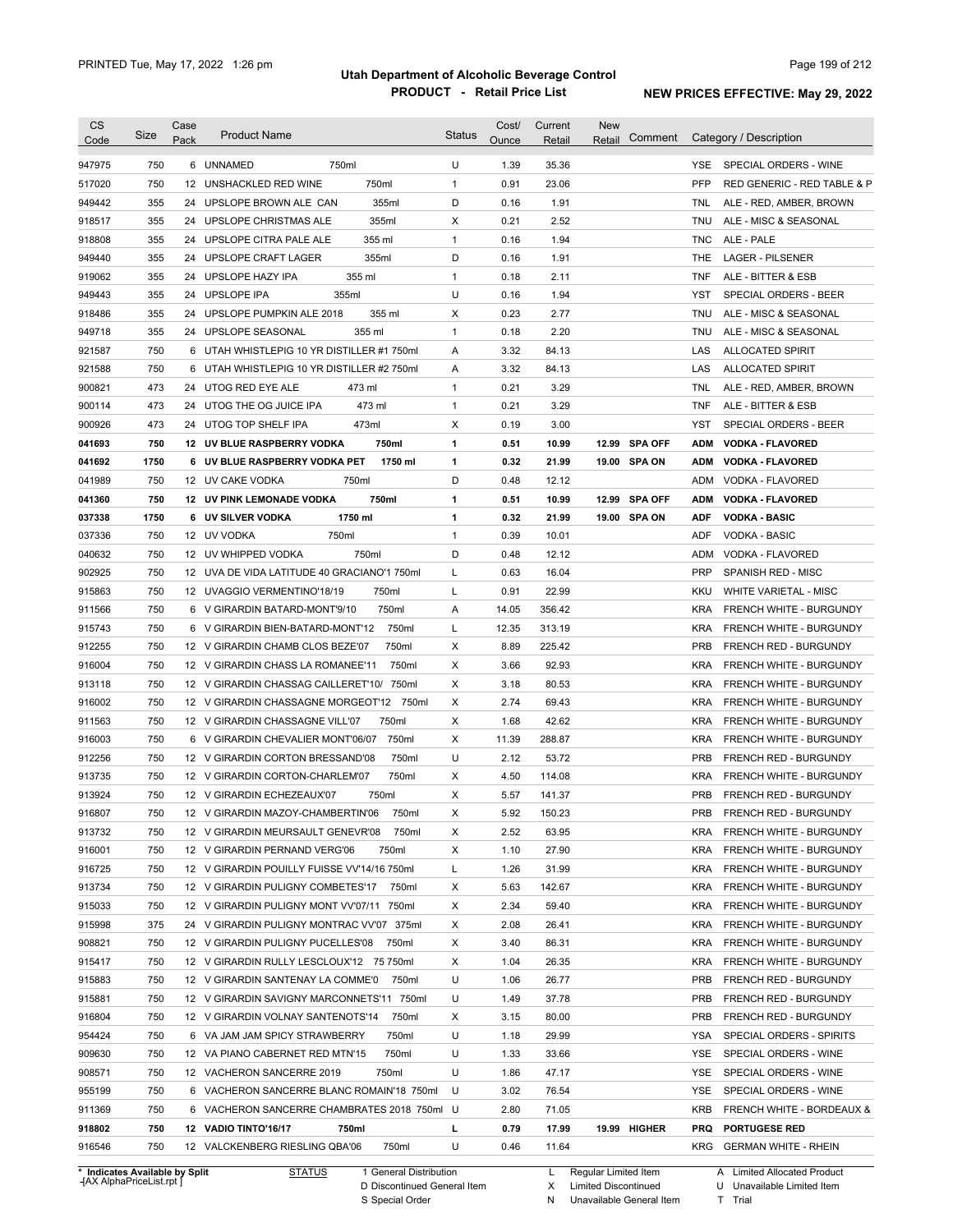# Utah Department of Alcoholic Beverage Control

## PRODUCT - Retail Price List

PRINTED Tue, May 17, 2022 1:26 pm

**NEW PRICES EFFECTIVE: May 29, 2022**

| CS Code | Size | Case Pack | Product Name | Status | Cost/ Ounce | Current Retail | New Retail | Comment | Category / Description |
|---|---|---|---|---|---|---|---|---|---|
| 947975 | 750 | 6 | UNNAMED 750ml | U | 1.39 | 35.36 | | | YSE SPECIAL ORDERS - WINE |
| 517020 | 750 | 12 | UNSHACKLED RED WINE 750ml | 1 | 0.91 | 23.06 | | | PFP RED GENERIC - RED TABLE & P |
| 949442 | 355 | 24 | UPSLOPE BROWN ALE CAN 355ml | D | 0.16 | 1.91 | | | TNL ALE - RED, AMBER, BROWN |
| 918517 | 355 | 24 | UPSLOPE CHRISTMAS ALE 355ml | X | 0.21 | 2.52 | | | TNU ALE - MISC & SEASONAL |
| 918808 | 355 | 24 | UPSLOPE CITRA PALE ALE 355 ml | 1 | 0.16 | 1.94 | | | TNC ALE - PALE |
| 949440 | 355 | 24 | UPSLOPE CRAFT LAGER 355ml | D | 0.16 | 1.91 | | | THE LAGER - PILSENER |
| 919062 | 355 | 24 | UPSLOPE HAZY IPA 355 ml | 1 | 0.18 | 2.11 | | | TNF ALE - BITTER & ESB |
| 949443 | 355 | 24 | UPSLOPE IPA 355ml | U | 0.16 | 1.94 | | | YST SPECIAL ORDERS - BEER |
| 918486 | 355 | 24 | UPSLOPE PUMPKIN ALE 2018 355 ml | X | 0.23 | 2.77 | | | TNU ALE - MISC & SEASONAL |
| 949718 | 355 | 24 | UPSLOPE SEASONAL 355 ml | 1 | 0.18 | 2.20 | | | TNU ALE - MISC & SEASONAL |
| 921587 | 750 | 6 | UTAH WHISTLEPIG 10 YR DISTILLER #1 750ml | A | 3.32 | 84.13 | | | LAS ALLOCATED SPIRIT |
| 921588 | 750 | 6 | UTAH WHISTLEPIG 10 YR DISTILLER #2 750ml | A | 3.32 | 84.13 | | | LAS ALLOCATED SPIRIT |
| 900821 | 473 | 24 | UTOG RED EYE ALE 473 ml | 1 | 0.21 | 3.29 | | | TNL ALE - RED, AMBER, BROWN |
| 900114 | 473 | 24 | UTOG THE OG JUICE IPA 473 ml | 1 | 0.21 | 3.29 | | | TNF ALE - BITTER & ESB |
| 900926 | 473 | 24 | UTOG TOP SHELF IPA 473ml | X | 0.19 | 3.00 | | | YST SPECIAL ORDERS - BEER |
| **041693** | **750** | **12** | **UV BLUE RASPBERRY VODKA 750ml** | **1** | **0.51** | **10.99** | **12.99** | **SPA OFF** | **ADM VODKA - FLAVORED** |
| **041692** | **1750** | **6** | **UV BLUE RASPBERRY VODKA PET 1750 ml** | **1** | **0.32** | **21.99** | **19.00** | **SPA ON** | **ADM VODKA - FLAVORED** |
| 041989 | 750 | 12 | UV CAKE VODKA 750ml | D | 0.48 | 12.12 | | | ADM VODKA - FLAVORED |
| **041360** | **750** | **12** | **UV PINK LEMONADE VODKA 750ml** | **1** | **0.51** | **10.99** | **12.99** | **SPA OFF** | **ADM VODKA - FLAVORED** |
| **037338** | **1750** | **6** | **UV SILVER VODKA 1750 ml** | **1** | **0.32** | **21.99** | **19.00** | **SPA ON** | **ADF VODKA - BASIC** |
| 037336 | 750 | 12 | UV VODKA 750ml | 1 | 0.39 | 10.01 | | | ADF VODKA - BASIC |
| 040632 | 750 | 12 | UV WHIPPED VODKA 750ml | D | 0.48 | 12.12 | | | ADM VODKA - FLAVORED |
| 902925 | 750 | 12 | UVA DE VIDA LATITUDE 40 GRACIANO'1 750ml | L | 0.63 | 16.04 | | | PRP SPANISH RED - MISC |
| 915863 | 750 | 12 | UVAGGIO VERMENTINO'18/19 750ml | L | 0.91 | 22.99 | | | KKU WHITE VARIETAL - MISC |
| 911566 | 750 | 6 | V GIRARDIN BATARD-MONT'9/10 750ml | A | 14.05 | 356.42 | | | KRA FRENCH WHITE - BURGUNDY |
| 915743 | 750 | 6 | V GIRARDIN BIEN-BATARD-MONT'12 750ml | L | 12.35 | 313.19 | | | KRA FRENCH WHITE - BURGUNDY |
| 912255 | 750 | 12 | V GIRARDIN CHAMB CLOS BEZE'07 750ml | X | 8.89 | 225.42 | | | PRB FRENCH RED - BURGUNDY |
| 916004 | 750 | 12 | V GIRARDIN CHASS LA ROMANEE'11 750ml | X | 3.66 | 92.93 | | | KRA FRENCH WHITE - BURGUNDY |
| 913118 | 750 | 12 | V GIRARDIN CHASSAG CAILLERET'10/ 750ml | X | 3.18 | 80.53 | | | KRA FRENCH WHITE - BURGUNDY |
| 916002 | 750 | 12 | V GIRARDIN CHASSAGNE MORGEOT'12 750ml | X | 2.74 | 69.43 | | | KRA FRENCH WHITE - BURGUNDY |
| 911563 | 750 | 12 | V GIRARDIN CHASSAGNE VILL'07 750ml | X | 1.68 | 42.62 | | | KRA FRENCH WHITE - BURGUNDY |
| 916003 | 750 | 6 | V GIRARDIN CHEVALIER MONT'06/07 750ml | X | 11.39 | 288.87 | | | KRA FRENCH WHITE - BURGUNDY |
| 912256 | 750 | 12 | V GIRARDIN CORTON BRESSAND'08 750ml | U | 2.12 | 53.72 | | | PRB FRENCH RED - BURGUNDY |
| 913735 | 750 | 12 | V GIRARDIN CORTON-CHARLEM'07 750ml | X | 4.50 | 114.08 | | | KRA FRENCH WHITE - BURGUNDY |
| 913924 | 750 | 12 | V GIRARDIN ECHEZEAUX'07 750ml | X | 5.57 | 141.37 | | | PRB FRENCH RED - BURGUNDY |
| 916807 | 750 | 12 | V GIRARDIN MAZOY-CHAMBERTIN'06 750ml | X | 5.92 | 150.23 | | | PRB FRENCH RED - BURGUNDY |
| 913732 | 750 | 12 | V GIRARDIN MEURSAULT GENEVR'08 750ml | X | 2.52 | 63.95 | | | KRA FRENCH WHITE - BURGUNDY |
| 916001 | 750 | 12 | V GIRARDIN PERNAND VERG'06 750ml | X | 1.10 | 27.90 | | | KRA FRENCH WHITE - BURGUNDY |
| 916725 | 750 | 12 | V GIRARDIN POUILLY FUISSE VV'14/16 750ml | L | 1.26 | 31.99 | | | KRA FRENCH WHITE - BURGUNDY |
| 913734 | 750 | 12 | V GIRARDIN PULIGNY COMBETES'17 750ml | X | 5.63 | 142.67 | | | KRA FRENCH WHITE - BURGUNDY |
| 915033 | 750 | 12 | V GIRARDIN PULIGNY MONT VV'07/11 750ml | X | 2.34 | 59.40 | | | KRA FRENCH WHITE - BURGUNDY |
| 915998 | 375 | 24 | V GIRARDIN PULIGNY MONTRAC VV'07 375ml | X | 2.08 | 26.41 | | | KRA FRENCH WHITE - BURGUNDY |
| 908821 | 750 | 12 | V GIRARDIN PULIGNY PUCELLES'08 750ml | X | 3.40 | 86.31 | | | KRA FRENCH WHITE - BURGUNDY |
| 915417 | 750 | 12 | V GIRARDIN RULLY LESCLOUX'12 75 750ml | X | 1.04 | 26.35 | | | KRA FRENCH WHITE - BURGUNDY |
| 915883 | 750 | 12 | V GIRARDIN SANTENAY LA COMME'0 750ml | U | 1.06 | 26.77 | | | PRB FRENCH RED - BURGUNDY |
| 915881 | 750 | 12 | V GIRARDIN SAVIGNY MARCONNETS'11 750ml | U | 1.49 | 37.78 | | | PRB FRENCH RED - BURGUNDY |
| 916804 | 750 | 12 | V GIRARDIN VOLNAY SANTENOTS'14 750ml | X | 3.15 | 80.00 | | | PRB FRENCH RED - BURGUNDY |
| 954424 | 750 | 6 | VA JAM JAM SPICY STRAWBERRY 750ml | U | 1.18 | 29.99 | | | YSA SPECIAL ORDERS - SPIRITS |
| 909630 | 750 | 12 | VA PIANO CABERNET RED MTN'15 750ml | U | 1.33 | 33.66 | | | YSE SPECIAL ORDERS - WINE |
| 908571 | 750 | 12 | VACHERON SANCERRE 2019 750ml | U | 1.86 | 47.17 | | | YSE SPECIAL ORDERS - WINE |
| 955199 | 750 | 6 | VACHERON SANCERRE BLANC ROMAIN'18 750ml | U | 3.02 | 76.54 | | | YSE SPECIAL ORDERS - WINE |
| 911369 | 750 | 6 | VACHERON SANCERRE CHAMBRATES 2018 750ml | U | 2.80 | 71.05 | | | KRB FRENCH WHITE - BORDEAUX & |
| **918802** | **750** | **12** | **VADIO TINTO'16/17 750ml** | **L** | **0.79** | **17.99** | **19.99** | **HIGHER** | **PRQ PORTUGESE RED** |
| 916546 | 750 | 12 | VALCKENBERG RIESLING QBA'06 750ml | U | 0.46 | 11.64 | | | KRG GERMAN WHITE - RHEIN |

\* Indicates Available by Split

| STATUS | | | |
|---|---|---|---|
| 1 General Distribution | L Regular Limited Item | A Limited Allocated Product | |
| D Discontinued General Item | X Limited Discontinued | U Unavailable Limited Item | |
| S Special Order | N Unavailable General Item | T Trial | |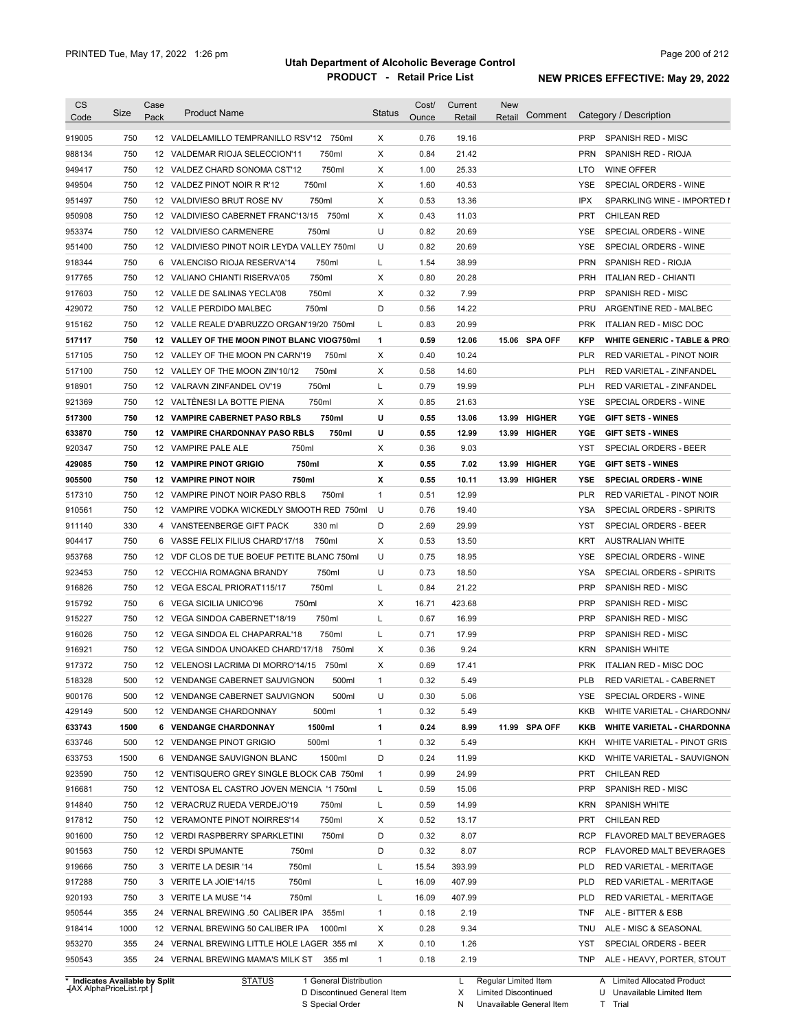# Utah Department of Alcoholic Beverage Control

## PRODUCT - Retail Price List

PRINTED Tue, May 17, 2022 1:26 pm

NEW PRICES EFFECTIVE: May 29, 2022

| CS Code | Size | Case Pack | Product Name | Status | Cost/ Ounce | Current Retail | New Retail | Comment | Category / Description |
|---|---|---|---|---|---|---|---|---|---|
| 919005 | 750 | 12 | VALDELAMILLO TEMPRANILLO RSV'12 750ml | X | 0.76 | 19.16 | | | PRP SPANISH RED - MISC |
| 988134 | 750 | 12 | VALDEMAR RIOJA SELECCION'11 750ml | X | 0.84 | 21.42 | | | PRN SPANISH RED - RIOJA |
| 949417 | 750 | 12 | VALDEZ CHARD SONOMA CST'12 750ml | X | 1.00 | 25.33 | | | LTO WINE OFFER |
| 949504 | 750 | 12 | VALDEZ PINOT NOIR R R'12 750ml | X | 1.60 | 40.53 | | | YSE SPECIAL ORDERS - WINE |
| 951497 | 750 | 12 | VALDIVIESO BRUT ROSE NV 750ml | X | 0.53 | 13.36 | | | IPX SPARKLING WINE - IMPORTED I |
| 950908 | 750 | 12 | VALDIVIESO CABERNET FRANC'13/15 750ml | X | 0.43 | 11.03 | | | PRT CHILEAN RED |
| 953374 | 750 | 12 | VALDIVIESO CARMENERE 750ml | U | 0.82 | 20.69 | | | YSE SPECIAL ORDERS - WINE |
| 951400 | 750 | 12 | VALDIVIESO PINOT NOIR LEYDA VALLEY 750ml | U | 0.82 | 20.69 | | | YSE SPECIAL ORDERS - WINE |
| 918344 | 750 | 6 | VALENCISO RIOJA RESERVA'14 750ml | L | 1.54 | 38.99 | | | PRN SPANISH RED - RIOJA |
| 917765 | 750 | 12 | VALIANO CHIANTI RISERVA'05 750ml | X | 0.80 | 20.28 | | | PRH ITALIAN RED - CHIANTI |
| 917603 | 750 | 12 | VALLE DE SALINAS YECLA'08 750ml | X | 0.32 | 7.99 | | | PRP SPANISH RED - MISC |
| 429072 | 750 | 12 | VALLE PERDIDO MALBEC 750ml | D | 0.56 | 14.22 | | | PRU ARGENTINE RED - MALBEC |
| 915162 | 750 | 12 | VALLE REALE D'ABRUZZO ORGAN'19/20 750ml | L | 0.83 | 20.99 | | | PRK ITALIAN RED - MISC DOC |
| **517117** | **750** | **12** | **VALLEY OF THE MOON PINOT BLANC VIOG750ml** | **1** | **0.59** | **12.06** | **15.06** | **SPA OFF** | **KFP WHITE GENERIC - TABLE & PRO** |
| 517105 | 750 | 12 | VALLEY OF THE MOON PN CARN'19 750ml | X | 0.40 | 10.24 | | | PLR RED VARIETAL - PINOT NOIR |
| 517100 | 750 | 12 | VALLEY OF THE MOON ZIN'10/12 750ml | X | 0.58 | 14.60 | | | PLH RED VARIETAL - ZINFANDEL |
| 918901 | 750 | 12 | VALRAVN ZINFANDEL OV'19 750ml | L | 0.79 | 19.99 | | | PLH RED VARIETAL - ZINFANDEL |
| 921369 | 750 | 12 | VALTÈNESI LA BOTTE PIENA 750ml | X | 0.85 | 21.63 | | | YSE SPECIAL ORDERS - WINE |
| **517300** | **750** | **12** | **VAMPIRE CABERNET PASO RBLS 750ml** | **U** | **0.55** | **13.06** | **13.99** | **HIGHER** | **YGE GIFT SETS - WINES** |
| **633870** | **750** | **12** | **VAMPIRE CHARDONNAY PASO RBLS 750ml** | **U** | **0.55** | **12.99** | **13.99** | **HIGHER** | **YGE GIFT SETS - WINES** |
| 920347 | 750 | 12 | VAMPIRE PALE ALE 750ml | X | 0.36 | 9.03 | | | YST SPECIAL ORDERS - BEER |
| **429085** | **750** | **12** | **VAMPIRE PINOT GRIGIO 750ml** | **X** | **0.55** | **7.02** | **13.99** | **HIGHER** | **YGE GIFT SETS - WINES** |
| **905500** | **750** | **12** | **VAMPIRE PINOT NOIR 750ml** | **X** | **0.55** | **10.11** | **13.99** | **HIGHER** | **YSE SPECIAL ORDERS - WINE** |
| 517310 | 750 | 12 | VAMPIRE PINOT NOIR PASO RBLS 750ml | 1 | 0.51 | 12.99 | | | PLR RED VARIETAL - PINOT NOIR |
| 910561 | 750 | 12 | VAMPIRE VODKA WICKEDLY SMOOTH RED 750ml | U | 0.76 | 19.40 | | | YSA SPECIAL ORDERS - SPIRITS |
| 911140 | 330 | 4 | VANSTEENBERGE GIFT PACK 330 ml | D | 2.69 | 29.99 | | | YST SPECIAL ORDERS - BEER |
| 904417 | 750 | 6 | VASSE FELIX FILIUS CHARD'17/18 750ml | X | 0.53 | 13.50 | | | KRT AUSTRALIAN WHITE |
| 953768 | 750 | 12 | VDF CLOS DE TUE BOEUF PETITE BLANC 750ml | U | 0.75 | 18.95 | | | YSE SPECIAL ORDERS - WINE |
| 923453 | 750 | 12 | VECCHIA ROMAGNA BRANDY 750ml | U | 0.73 | 18.50 | | | YSA SPECIAL ORDERS - SPIRITS |
| 916826 | 750 | 12 | VEGA ESCAL PRIORAT115/17 750ml | L | 0.84 | 21.22 | | | PRP SPANISH RED - MISC |
| 915792 | 750 | 6 | VEGA SICILIA UNICO'96 750ml | X | 16.71 | 423.68 | | | PRP SPANISH RED - MISC |
| 915227 | 750 | 12 | VEGA SINDOA CABERNET'18/19 750ml | L | 0.67 | 16.99 | | | PRP SPANISH RED - MISC |
| 916026 | 750 | 12 | VEGA SINDOA EL CHAPARRAL'18 750ml | L | 0.71 | 17.99 | | | PRP SPANISH RED - MISC |
| 916921 | 750 | 12 | VEGA SINDOA UNOAKED CHARD'17/18 750ml | X | 0.36 | 9.24 | | | KRN SPANISH WHITE |
| 917372 | 750 | 12 | VELENOSI LACRIMA DI MORRO'14/15 750ml | X | 0.69 | 17.41 | | | PRK ITALIAN RED - MISC DOC |
| 518328 | 500 | 12 | VENDANGE CABERNET SAUVIGNON 500ml | 1 | 0.32 | 5.49 | | | PLB RED VARIETAL - CABERNET |
| 900176 | 500 | 12 | VENDANGE CABERNET SAUVIGNON 500ml | U | 0.30 | 5.06 | | | YSE SPECIAL ORDERS - WINE |
| 429149 | 500 | 12 | VENDANGE CHARDONNAY 500ml | 1 | 0.32 | 5.49 | | | KKB WHITE VARIETAL - CHARDONNA |
| **633743** | **1500** | **6** | **VENDANGE CHARDONNAY 1500ml** | **1** | **0.24** | **8.99** | **11.99** | **SPA OFF** | **KKB WHITE VARIETAL - CHARDONNA** |
| 633746 | 500 | 12 | VENDANGE PINOT GRIGIO 500ml | 1 | 0.32 | 5.49 | | | KKH WHITE VARIETAL - PINOT GRIS |
| 633753 | 1500 | 6 | VENDANGE SAUVIGNON BLANC 1500ml | D | 0.24 | 11.99 | | | KKD WHITE VARIETAL - SAUVIGNON |
| 923590 | 750 | 12 | VENTISQUERO GREY SINGLE BLOCK CAB 750ml | 1 | 0.99 | 24.99 | | | PRT CHILEAN RED |
| 916681 | 750 | 12 | VENTOSA EL CASTRO JOVEN MENCIA '1 750ml | L | 0.59 | 15.06 | | | PRP SPANISH RED - MISC |
| 914840 | 750 | 12 | VERACRUZ RUEDA VERDEJO'19 750ml | L | 0.59 | 14.99 | | | KRN SPANISH WHITE |
| 917812 | 750 | 12 | VERAMONTE PINOT NOIRRES'14 750ml | X | 0.52 | 13.17 | | | PRT CHILEAN RED |
| 901600 | 750 | 12 | VERDI RASPBERRY SPARKLETINI 750ml | D | 0.32 | 8.07 | | | RCP FLAVORED MALT BEVERAGES |
| 901563 | 750 | 12 | VERDI SPUMANTE 750ml | D | 0.32 | 8.07 | | | RCP FLAVORED MALT BEVERAGES |
| 919666 | 750 | 3 | VERITE LA DESIR '14 750ml | L | 15.54 | 393.99 | | | PLD RED VARIETAL - MERITAGE |
| 917288 | 750 | 3 | VERITE LA JOIE'14/15 750ml | L | 16.09 | 407.99 | | | PLD RED VARIETAL - MERITAGE |
| 920193 | 750 | 3 | VERITE LA MUSE '14 750ml | L | 16.09 | 407.99 | | | PLD RED VARIETAL - MERITAGE |
| 950544 | 355 | 24 | VERNAL BREWING .50 CALIBER IPA 355ml | 1 | 0.18 | 2.19 | | | TNF ALE - BITTER & ESB |
| 918414 | 1000 | 12 | VERNAL BREWING 50 CALIBER IPA 1000ml | X | 0.28 | 9.34 | | | TNU ALE - MISC & SEASONAL |
| 953270 | 355 | 24 | VERNAL BREWING LITTLE HOLE LAGER 355 ml | X | 0.10 | 1.26 | | | YST SPECIAL ORDERS - BEER |
| 950543 | 355 | 24 | VERNAL BREWING MAMA'S MILK ST 355 ml | 1 | 0.18 | 2.19 | | | TNP ALE - HEAVY, PORTER, STOUT |

\* Indicates Available by Split

STATUS: 1 General Distribution; D Discontinued General Item; S Special Order; L Regular Limited Item; X Limited Discontinued; N Unavailable General Item; A Limited Allocated Product; U Unavailable Limited Item; T Trial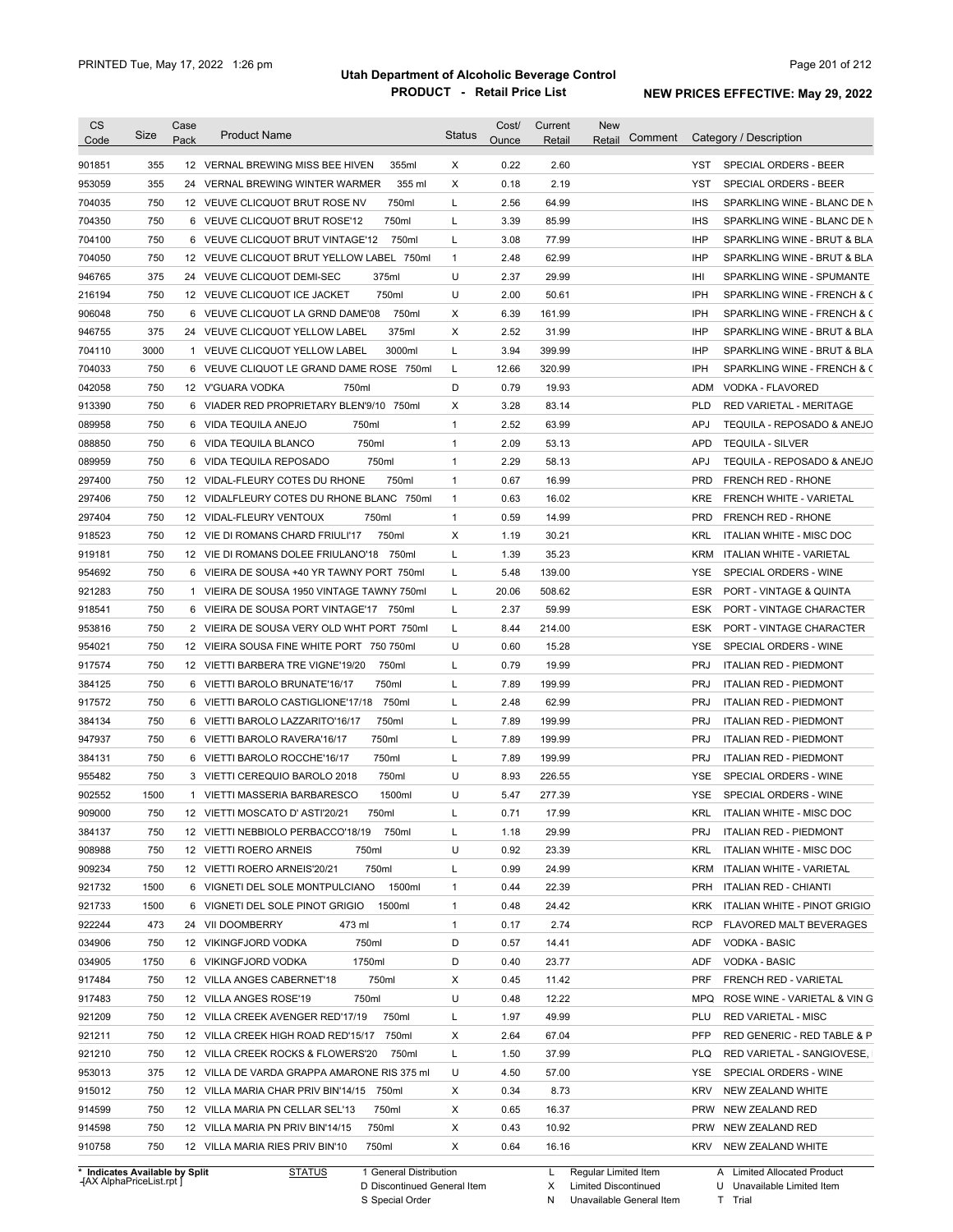| CS Code | Size | Case Pack | Product Name | Status | Cost/ Ounce | Current Retail | New Retail | Comment | Category / Description |
|---|---|---|---|---|---|---|---|---|---|
| 901851 | 355 | 12 | VERNAL BREWING MISS BEE HIVEN 355ml | X | 0.22 | 2.60 | | | YST SPECIAL ORDERS - BEER |
| 953059 | 355 | 24 | VERNAL BREWING WINTER WARMER 355 ml | X | 0.18 | 2.19 | | | YST SPECIAL ORDERS - BEER |
| 704035 | 750 | 12 | VEUVE CLICQUOT BRUT ROSE NV 750ml | L | 2.56 | 64.99 | | | IHS SPARKLING WINE - BLANC DE N |
| 704350 | 750 | 6 | VEUVE CLICQUOT BRUT ROSE'12 750ml | L | 3.39 | 85.99 | | | IHS SPARKLING WINE - BLANC DE N |
| 704100 | 750 | 6 | VEUVE CLICQUOT BRUT VINTAGE'12 750ml | L | 3.08 | 77.99 | | | IHP SPARKLING WINE - BRUT & BLA |
| 704050 | 750 | 12 | VEUVE CLICQUOT BRUT YELLOW LABEL 750ml | 1 | 2.48 | 62.99 | | | IHP SPARKLING WINE - BRUT & BLA |
| 946765 | 375 | 24 | VEUVE CLICQUOT DEMI-SEC 375ml | U | 2.37 | 29.99 | | | IHI SPARKLING WINE - SPUMANTE |
| 216194 | 750 | 12 | VEUVE CLICQUOT ICE JACKET 750ml | U | 2.00 | 50.61 | | | IPH SPARKLING WINE - FRENCH & C |
| 906048 | 750 | 6 | VEUVE CLICQUOT LA GRND DAME'08 750ml | X | 6.39 | 161.99 | | | IPH SPARKLING WINE - FRENCH & C |
| 946755 | 375 | 24 | VEUVE CLICQUOT YELLOW LABEL 375ml | X | 2.52 | 31.99 | | | IHP SPARKLING WINE - BRUT & BLA |
| 704110 | 3000 | 1 | VEUVE CLICQUOT YELLOW LABEL 3000ml | L | 3.94 | 399.99 | | | IHP SPARKLING WINE - BRUT & BLA |
| 704033 | 750 | 6 | VEUVE CLIQUOT LE GRAND DAME ROSE 750ml | L | 12.66 | 320.99 | | | IPH SPARKLING WINE - FRENCH & C |
| 042058 | 750 | 12 | V'GUARA VODKA 750ml | D | 0.79 | 19.93 | | | ADM VODKA - FLAVORED |
| 913390 | 750 | 6 | VIADER RED PROPRIETARY BLEN'9/10 750ml | X | 3.28 | 83.14 | | | PLD RED VARIETAL - MERITAGE |
| 089958 | 750 | 6 | VIDA TEQUILA ANEJO 750ml | 1 | 2.52 | 63.99 | | | APJ TEQUILA - REPOSADO & ANEJO |
| 088850 | 750 | 6 | VIDA TEQUILA BLANCO 750ml | 1 | 2.09 | 53.13 | | | APD TEQUILA - SILVER |
| 089959 | 750 | 6 | VIDA TEQUILA REPOSADO 750ml | 1 | 2.29 | 58.13 | | | APJ TEQUILA - REPOSADO & ANEJO |
| 297400 | 750 | 12 | VIDAL-FLEURY COTES DU RHONE 750ml | 1 | 0.67 | 16.99 | | | PRD FRENCH RED - RHONE |
| 297406 | 750 | 12 | VIDALFLEURY COTES DU RHONE BLANC 750ml | 1 | 0.63 | 16.02 | | | KRE FRENCH WHITE - VARIETAL |
| 297404 | 750 | 12 | VIDAL-FLEURY VENTOUX 750ml | 1 | 0.59 | 14.99 | | | PRD FRENCH RED - RHONE |
| 918523 | 750 | 12 | VIE DI ROMANS CHARD FRIULI'17 750ml | X | 1.19 | 30.21 | | | KRL ITALIAN WHITE - MISC DOC |
| 919181 | 750 | 12 | VIE DI ROMANS DOLEE FRIULANO'18 750ml | L | 1.39 | 35.23 | | | KRM ITALIAN WHITE - VARIETAL |
| 954692 | 750 | 6 | VIEIRA DE SOUSA +40 YR TAWNY PORT 750ml | L | 5.48 | 139.00 | | | YSE SPECIAL ORDERS - WINE |
| 921283 | 750 | 1 | VIEIRA DE SOUSA 1950 VINTAGE TAWNY 750ml | L | 20.06 | 508.62 | | | ESR PORT - VINTAGE & QUINTA |
| 918541 | 750 | 6 | VIEIRA DE SOUSA PORT VINTAGE'17 750ml | L | 2.37 | 59.99 | | | ESK PORT - VINTAGE CHARACTER |
| 953816 | 750 | 2 | VIEIRA DE SOUSA VERY OLD WHT PORT 750ml | L | 8.44 | 214.00 | | | ESK PORT - VINTAGE CHARACTER |
| 954021 | 750 | 12 | VIEIRA SOUSA FINE WHITE PORT 750 750ml | U | 0.60 | 15.28 | | | YSE SPECIAL ORDERS - WINE |
| 917574 | 750 | 12 | VIETTI BARBERA TRE VIGNE'19/20 750ml | L | 0.79 | 19.99 | | | PRJ ITALIAN RED - PIEDMONT |
| 384125 | 750 | 6 | VIETTI BAROLO BRUNATE'16/17 750ml | L | 7.89 | 199.99 | | | PRJ ITALIAN RED - PIEDMONT |
| 917572 | 750 | 6 | VIETTI BAROLO CASTIGLIONE'17/18 750ml | L | 2.48 | 62.99 | | | PRJ ITALIAN RED - PIEDMONT |
| 384134 | 750 | 6 | VIETTI BAROLO LAZZARITO'16/17 750ml | L | 7.89 | 199.99 | | | PRJ ITALIAN RED - PIEDMONT |
| 947937 | 750 | 6 | VIETTI BAROLO RAVERA'16/17 750ml | L | 7.89 | 199.99 | | | PRJ ITALIAN RED - PIEDMONT |
| 384131 | 750 | 6 | VIETTI BAROLO ROCCHE'16/17 750ml | L | 7.89 | 199.99 | | | PRJ ITALIAN RED - PIEDMONT |
| 955482 | 750 | 3 | VIETTI CEREQUIO BAROLO 2018 750ml | U | 8.93 | 226.55 | | | YSE SPECIAL ORDERS - WINE |
| 902552 | 1500 | 1 | VIETTI MASSERIA BARBARESCO 1500ml | U | 5.47 | 277.39 | | | YSE SPECIAL ORDERS - WINE |
| 909000 | 750 | 12 | VIETTI MOSCATO D' ASTI'20/21 750ml | L | 0.71 | 17.99 | | | KRL ITALIAN WHITE - MISC DOC |
| 384137 | 750 | 12 | VIETTI NEBBIOLO PERBACCO'18/19 750ml | L | 1.18 | 29.99 | | | PRJ ITALIAN RED - PIEDMONT |
| 908988 | 750 | 12 | VIETTI ROERO ARNEIS 750ml | U | 0.92 | 23.39 | | | KRL ITALIAN WHITE - MISC DOC |
| 909234 | 750 | 12 | VIETTI ROERO ARNEIS'20/21 750ml | L | 0.99 | 24.99 | | | KRM ITALIAN WHITE - VARIETAL |
| 921732 | 1500 | 6 | VIGNETI DEL SOLE MONTPULCIANO 1500ml | 1 | 0.44 | 22.39 | | | PRH ITALIAN RED - CHIANTI |
| 921733 | 1500 | 6 | VIGNETI DEL SOLE PINOT GRIGIO 1500ml | 1 | 0.48 | 24.42 | | | KRK ITALIAN WHITE - PINOT GRIGIO |
| 922244 | 473 | 24 | VII DOOMBERRY 473 ml | 1 | 0.17 | 2.74 | | | RCP FLAVORED MALT BEVERAGES |
| 034906 | 750 | 12 | VIKINGFJORD VODKA 750ml | D | 0.57 | 14.41 | | | ADF VODKA - BASIC |
| 034905 | 1750 | 6 | VIKINGFJORD VODKA 1750ml | D | 0.40 | 23.77 | | | ADF VODKA - BASIC |
| 917484 | 750 | 12 | VILLA ANGES CABERNET'18 750ml | X | 0.45 | 11.42 | | | PRF FRENCH RED - VARIETAL |
| 917483 | 750 | 12 | VILLA ANGES ROSE'19 750ml | U | 0.48 | 12.22 | | | MPQ ROSE WINE - VARIETAL & VIN G |
| 921209 | 750 | 12 | VILLA CREEK AVENGER RED'17/19 750ml | L | 1.97 | 49.99 | | | PLU RED VARIETAL - MISC |
| 921211 | 750 | 12 | VILLA CREEK HIGH ROAD RED'15/17 750ml | X | 2.64 | 67.04 | | | PFP RED GENERIC - RED TABLE & P |
| 921210 | 750 | 12 | VILLA CREEK ROCKS & FLOWERS'20 750ml | L | 1.50 | 37.99 | | | PLQ RED VARIETAL - SANGIOVESE, |
| 953013 | 375 | 12 | VILLA DE VARDA GRAPPA AMARONE RIS 375 ml | U | 4.50 | 57.00 | | | YSE SPECIAL ORDERS - WINE |
| 915012 | 750 | 12 | VILLA MARIA CHAR PRIV BIN'14/15 750ml | X | 0.34 | 8.73 | | | KRV NEW ZEALAND WHITE |
| 914599 | 750 | 12 | VILLA MARIA PN CELLAR SEL'13 750ml | X | 0.65 | 16.37 | | | PRW NEW ZEALAND RED |
| 914598 | 750 | 12 | VILLA MARIA PN PRIV BIN'14/15 750ml | X | 0.43 | 10.92 | | | PRW NEW ZEALAND RED |
| 910758 | 750 | 12 | VILLA MARIA RIES PRIV BIN'10 750ml | X | 0.64 | 16.16 | | | KRV NEW ZEALAND WHITE |

\* Indicates Available by Split

STATUS: 1 General Distribution; D Discontinued General Item; S Special Order; L Regular Limited Item; X Limited Discontinued; N Unavailable General Item; A Limited Allocated Product; U Unavailable Limited Item; T Trial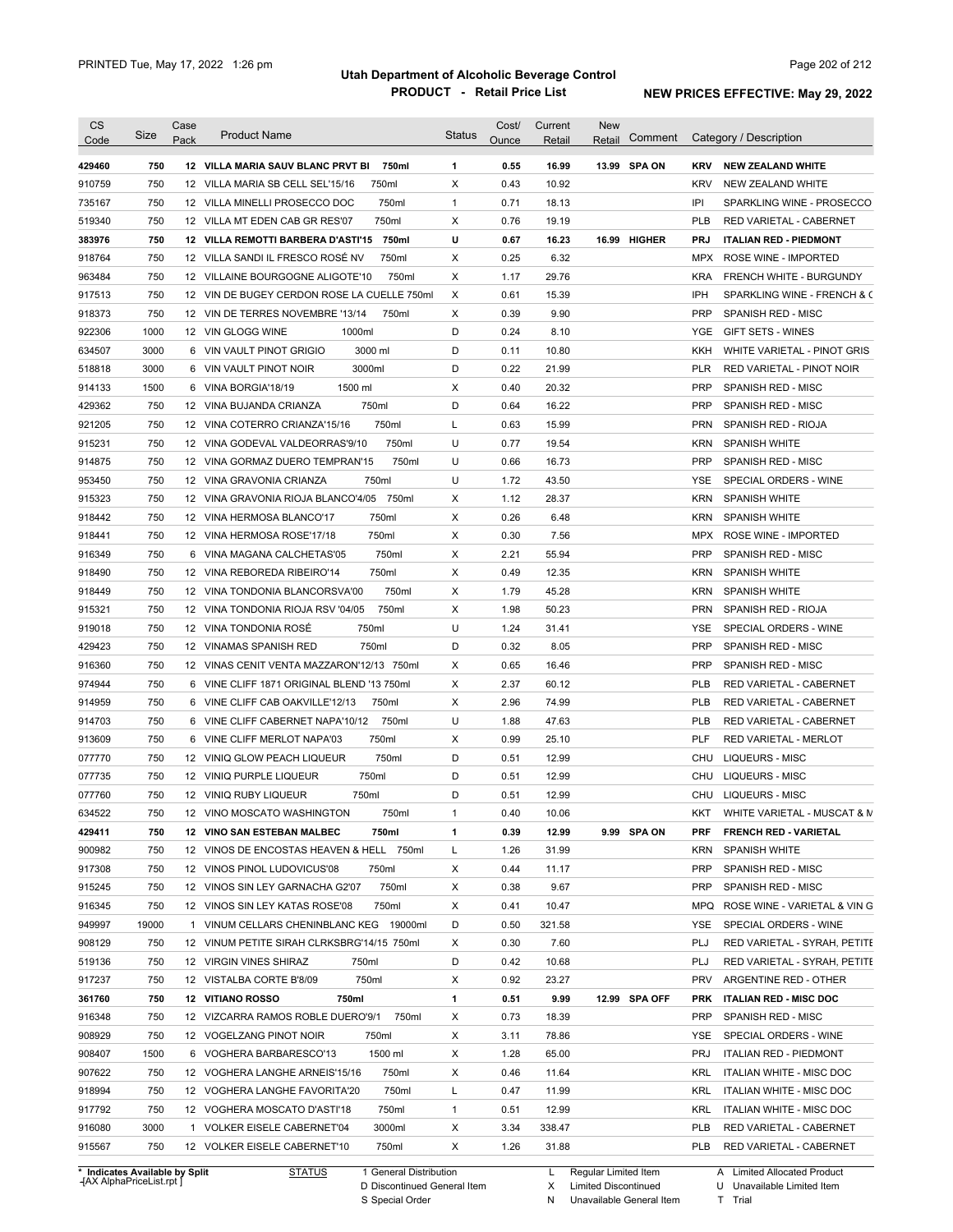# Utah Department of Alcoholic Beverage Control

## PRODUCT - Retail Price List

PRINTED Tue, May 17, 2022 1:26 pm

**NEW PRICES EFFECTIVE: May 29, 2022**

| CS Code | Size | Case Pack | Product Name | Status | Cost/ Ounce | Current Retail | New Retail | Comment | Category / Description |
|---|---|---|---|---|---|---|---|---|---|
| **429460** | **750** | **12** | **VILLA MARIA SAUV BLANC PRVT BI 750ml** | **1** | **0.55** | **16.99** | **13.99** | **SPA ON** | **KRV NEW ZEALAND WHITE** |
| 910759 | 750 | 12 | VILLA MARIA SB CELL SEL'15/16 750ml | X | 0.43 | 10.92 | | | KRV NEW ZEALAND WHITE |
| 735167 | 750 | 12 | VILLA MINELLI PROSECCO DOC 750ml | 1 | 0.71 | 18.13 | | | IPI SPARKLING WINE - PROSECCO |
| 519340 | 750 | 12 | VILLA MT EDEN CAB GR RES'07 750ml | X | 0.76 | 19.19 | | | PLB RED VARIETAL - CABERNET |
| **383976** | **750** | **12** | **VILLA REMOTTI BARBERA D'ASTI'15 750ml** | **U** | **0.67** | **16.23** | **16.99** | **HIGHER** | **PRJ ITALIAN RED - PIEDMONT** |
| 918764 | 750 | 12 | VILLA SANDI IL FRESCO ROSÉ NV 750ml | X | 0.25 | 6.32 | | | MPX ROSE WINE - IMPORTED |
| 963484 | 750 | 12 | VILLAINE BOURGOGNE ALIGOTE'10 750ml | X | 1.17 | 29.76 | | | KRA FRENCH WHITE - BURGUNDY |
| 917513 | 750 | 12 | VIN DE BUGEY CERDON ROSE LA CUELLE 750ml | X | 0.61 | 15.39 | | | IPH SPARKLING WINE - FRENCH & C |
| 918373 | 750 | 12 | VIN DE TERRES NOVEMBRE '13/14 750ml | X | 0.39 | 9.90 | | | PRP SPANISH RED - MISC |
| 922306 | 1000 | 12 | VIN GLOGG WINE 1000ml | D | 0.24 | 8.10 | | | YGE GIFT SETS - WINES |
| 634507 | 3000 | 6 | VIN VAULT PINOT GRIGIO 3000 ml | D | 0.11 | 10.80 | | | KKH WHITE VARIETAL - PINOT GRIS |
| 518818 | 3000 | 6 | VIN VAULT PINOT NOIR 3000ml | D | 0.22 | 21.99 | | | PLR RED VARIETAL - PINOT NOIR |
| 914133 | 1500 | 6 | VINA BORGIA'18/19 1500 ml | X | 0.40 | 20.32 | | | PRP SPANISH RED - MISC |
| 429362 | 750 | 12 | VINA BUJANDA CRIANZA 750ml | D | 0.64 | 16.22 | | | PRP SPANISH RED - MISC |
| 921205 | 750 | 12 | VINA COTERRO CRIANZA'15/16 750ml | L | 0.63 | 15.99 | | | PRN SPANISH RED - RIOJA |
| 915231 | 750 | 12 | VINA GODEVAL VALDEORRAS'9/10 750ml | U | 0.77 | 19.54 | | | KRN SPANISH WHITE |
| 914875 | 750 | 12 | VINA GORMAZ DUERO TEMPRAN'15 750ml | U | 0.66 | 16.73 | | | PRP SPANISH RED - MISC |
| 953450 | 750 | 12 | VINA GRAVONIA CRIANZA 750ml | U | 1.72 | 43.50 | | | YSE SPECIAL ORDERS - WINE |
| 915323 | 750 | 12 | VINA GRAVONIA RIOJA BLANCO'4/05 750ml | X | 1.12 | 28.37 | | | KRN SPANISH WHITE |
| 918442 | 750 | 12 | VINA HERMOSA BLANCO'17 750ml | X | 0.26 | 6.48 | | | KRN SPANISH WHITE |
| 918441 | 750 | 12 | VINA HERMOSA ROSE'17/18 750ml | X | 0.30 | 7.56 | | | MPX ROSE WINE - IMPORTED |
| 916349 | 750 | 6 | VINA MAGANA CALCHETAS'05 750ml | X | 2.21 | 55.94 | | | PRP SPANISH RED - MISC |
| 918490 | 750 | 12 | VINA REBOREDA RIBEIRO'14 750ml | X | 0.49 | 12.35 | | | KRN SPANISH WHITE |
| 918449 | 750 | 12 | VINA TONDONIA BLANCORSVA'00 750ml | X | 1.79 | 45.28 | | | KRN SPANISH WHITE |
| 915321 | 750 | 12 | VINA TONDONIA RIOJA RSV '04/05 750ml | X | 1.98 | 50.23 | | | PRN SPANISH RED - RIOJA |
| 919018 | 750 | 12 | VINA TONDONIA ROSÉ 750ml | U | 1.24 | 31.41 | | | YSE SPECIAL ORDERS - WINE |
| 429423 | 750 | 12 | VINAMAS SPANISH RED 750ml | D | 0.32 | 8.05 | | | PRP SPANISH RED - MISC |
| 916360 | 750 | 12 | VINAS CENIT VENTA MAZZARON'12/13 750ml | X | 0.65 | 16.46 | | | PRP SPANISH RED - MISC |
| 974944 | 750 | 6 | VINE CLIFF 1871 ORIGINAL BLEND '13 750ml | X | 2.37 | 60.12 | | | PLB RED VARIETAL - CABERNET |
| 914959 | 750 | 6 | VINE CLIFF CAB OAKVILLE'12/13 750ml | X | 2.96 | 74.99 | | | PLB RED VARIETAL - CABERNET |
| 914703 | 750 | 6 | VINE CLIFF CABERNET NAPA'10/12 750ml | U | 1.88 | 47.63 | | | PLB RED VARIETAL - CABERNET |
| 913609 | 750 | 6 | VINE CLIFF MERLOT NAPA'03 750ml | X | 0.99 | 25.10 | | | PLF RED VARIETAL - MERLOT |
| 077770 | 750 | 12 | VINIQ GLOW PEACH LIQUEUR 750ml | D | 0.51 | 12.99 | | | CHU LIQUEURS - MISC |
| 077735 | 750 | 12 | VINIQ PURPLE LIQUEUR 750ml | D | 0.51 | 12.99 | | | CHU LIQUEURS - MISC |
| 077760 | 750 | 12 | VINIQ RUBY LIQUEUR 750ml | D | 0.51 | 12.99 | | | CHU LIQUEURS - MISC |
| 634522 | 750 | 12 | VINO MOSCATO WASHINGTON 750ml | 1 | 0.40 | 10.06 | | | KKT WHITE VARIETAL - MUSCAT & M |
| **429411** | **750** | **12** | **VINO SAN ESTEBAN MALBEC 750ml** | **1** | **0.39** | **12.99** | **9.99** | **SPA ON** | **PRF FRENCH RED - VARIETAL** |
| 900982 | 750 | 12 | VINOS DE ENCOSTAS HEAVEN & HELL 750ml | L | 1.26 | 31.99 | | | KRN SPANISH WHITE |
| 917308 | 750 | 12 | VINOS PINOL LUDOVICUS'08 750ml | X | 0.44 | 11.17 | | | PRP SPANISH RED - MISC |
| 915245 | 750 | 12 | VINOS SIN LEY GARNACHA G2'07 750ml | X | 0.38 | 9.67 | | | PRP SPANISH RED - MISC |
| 916345 | 750 | 12 | VINOS SIN LEY KATAS ROSE'08 750ml | X | 0.41 | 10.47 | | | MPQ ROSE WINE - VARIETAL & VIN G |
| 949997 | 19000 | 1 | VINUM CELLARS CHENINBLANC KEG 19000ml | D | 0.50 | 321.58 | | | YSE SPECIAL ORDERS - WINE |
| 908129 | 750 | 12 | VINUM PETITE SIRAH CLRKSBRG'14/15 750ml | X | 0.30 | 7.60 | | | PLJ RED VARIETAL - SYRAH, PETITE |
| 519136 | 750 | 12 | VIRGIN VINES SHIRAZ 750ml | D | 0.42 | 10.68 | | | PLJ RED VARIETAL - SYRAH, PETITE |
| 917237 | 750 | 12 | VISTALBA CORTE B'8/09 750ml | X | 0.92 | 23.27 | | | PRV ARGENTINE RED - OTHER |
| **361760** | **750** | **12** | **VITIANO ROSSO 750ml** | **1** | **0.51** | **9.99** | **12.99** | **SPA OFF** | **PRK ITALIAN RED - MISC DOC** |
| 916348 | 750 | 12 | VIZCARRA RAMOS ROBLE DUERO'9/1 750ml | X | 0.73 | 18.39 | | | PRP SPANISH RED - MISC |
| 908929 | 750 | 12 | VOGELZANG PINOT NOIR 750ml | X | 3.11 | 78.86 | | | YSE SPECIAL ORDERS - WINE |
| 908407 | 1500 | 6 | VOGHERA BARBARESCO'13 1500 ml | X | 1.28 | 65.00 | | | PRJ ITALIAN RED - PIEDMONT |
| 907622 | 750 | 12 | VOGHERA LANGHE ARNEIS'15/16 750ml | X | 0.46 | 11.64 | | | KRL ITALIAN WHITE - MISC DOC |
| 918994 | 750 | 12 | VOGHERA LANGHE FAVORITA'20 750ml | L | 0.47 | 11.99 | | | KRL ITALIAN WHITE - MISC DOC |
| 917792 | 750 | 12 | VOGHERA MOSCATO D'ASTI'18 750ml | 1 | 0.51 | 12.99 | | | KRL ITALIAN WHITE - MISC DOC |
| 916080 | 3000 | 1 | VOLKER EISELE CABERNET'04 3000ml | X | 3.34 | 338.47 | | | PLB RED VARIETAL - CABERNET |
| 915567 | 750 | 12 | VOLKER EISELE CABERNET'10 750ml | X | 1.26 | 31.88 | | | PLB RED VARIETAL - CABERNET |

\* Indicates Available by Split

STATUS: 1 General Distribution; D Discontinued General Item; S Special Order; L Regular Limited Item; X Limited Discontinued; N Unavailable General Item; A Limited Allocated Product; U Unavailable Limited Item; T Trial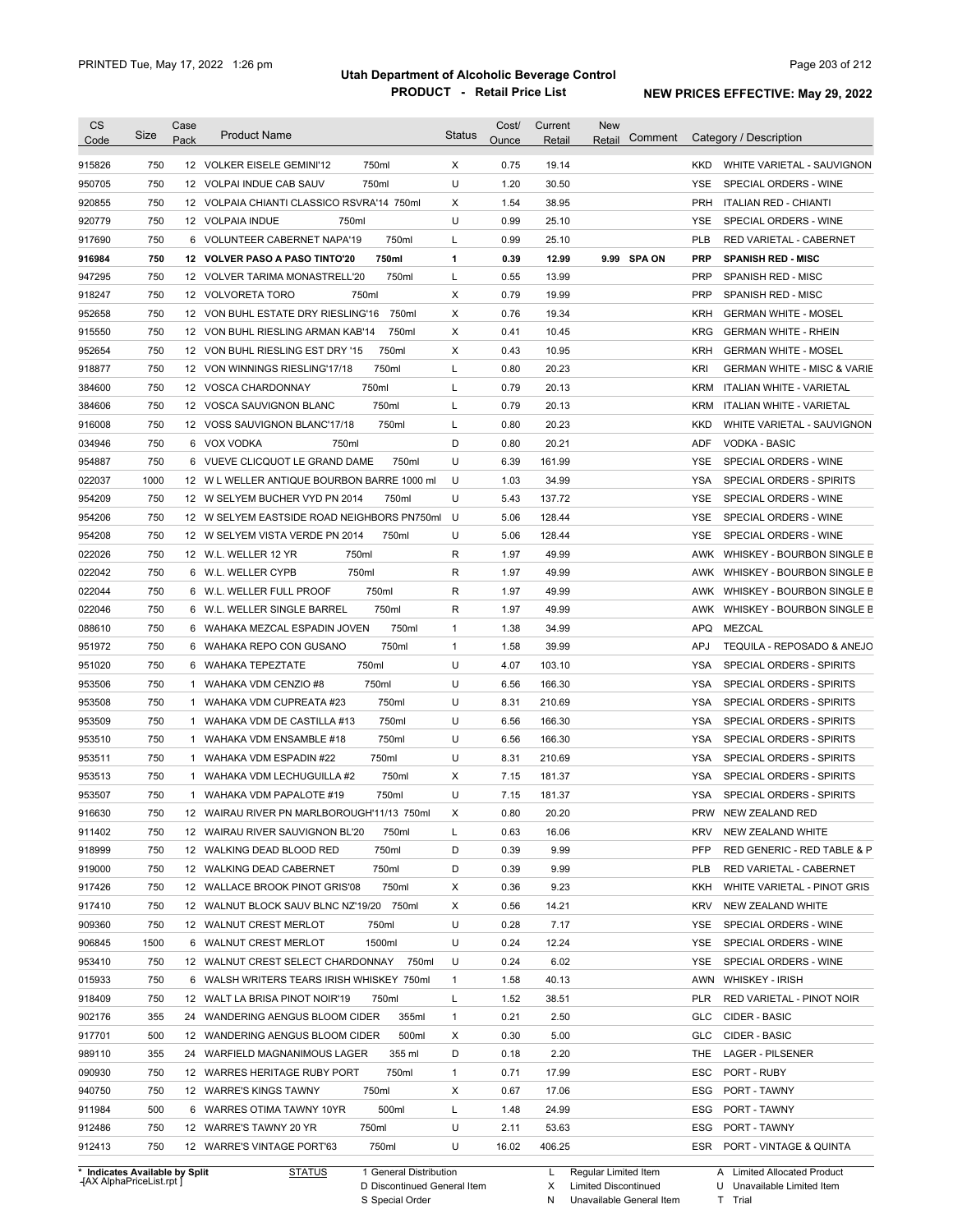# Utah Department of Alcoholic Beverage Control

## PRODUCT - Retail Price List

PRINTED Tue, May 17, 2022 1:26 pm

**NEW PRICES EFFECTIVE: May 29, 2022**

| CS Code | Size | Case Pack | Product Name | Status | Cost/ Ounce | Current Retail | New Retail | Comment | Category / Description |
|---|---|---|---|---|---|---|---|---|---|
| 915826 | 750 | 12 | VOLKER EISELE GEMINI'12 750ml | X | 0.75 | 19.14 | | | KKD WHITE VARIETAL - SAUVIGNON |
| 950705 | 750 | 12 | VOLPAI INDUE CAB SAUV 750ml | U | 1.20 | 30.50 | | | YSE SPECIAL ORDERS - WINE |
| 920855 | 750 | 12 | VOLPAIA CHIANTI CLASSICO RSVRA'14 750ml | X | 1.54 | 38.95 | | | PRH ITALIAN RED - CHIANTI |
| 920779 | 750 | 12 | VOLPAIA INDUE 750ml | U | 0.99 | 25.10 | | | YSE SPECIAL ORDERS - WINE |
| 917690 | 750 | 6 | VOLUNTEER CABERNET NAPA'19 750ml | L | 0.99 | 25.10 | | | PLB RED VARIETAL - CABERNET |
| **916984** | **750** | **12** | **VOLVER PASO A PASO TINTO'20 750ml** | **1** | **0.39** | **12.99** | **9.99** | **SPA ON** | **PRP SPANISH RED - MISC** |
| 947295 | 750 | 12 | VOLVER TARIMA MONASTRELL'20 750ml | L | 0.55 | 13.99 | | | PRP SPANISH RED - MISC |
| 918247 | 750 | 12 | VOLVORETA TORO 750ml | X | 0.79 | 19.99 | | | PRP SPANISH RED - MISC |
| 952658 | 750 | 12 | VON BUHL ESTATE DRY RIESLING'16 750ml | X | 0.76 | 19.34 | | | KRH GERMAN WHITE - MOSEL |
| 915550 | 750 | 12 | VON BUHL RIESLING ARMAN KAB'14 750ml | X | 0.41 | 10.45 | | | KRG GERMAN WHITE - RHEIN |
| 952654 | 750 | 12 | VON BUHL RIESLING EST DRY '15 750ml | X | 0.43 | 10.95 | | | KRH GERMAN WHITE - MOSEL |
| 918877 | 750 | 12 | VON WINNINGS RIESLING'17/18 750ml | L | 0.80 | 20.23 | | | KRI GERMAN WHITE - MISC & VARIE |
| 384600 | 750 | 12 | VOSCA CHARDONNAY 750ml | L | 0.79 | 20.13 | | | KRM ITALIAN WHITE - VARIETAL |
| 384606 | 750 | 12 | VOSCA SAUVIGNON BLANC 750ml | L | 0.79 | 20.13 | | | KRM ITALIAN WHITE - VARIETAL |
| 916008 | 750 | 12 | VOSS SAUVIGNON BLANC'17/18 750ml | L | 0.80 | 20.23 | | | KKD WHITE VARIETAL - SAUVIGNON |
| 034946 | 750 | 6 | VOX VODKA 750ml | D | 0.80 | 20.21 | | | ADF VODKA - BASIC |
| 954887 | 750 | 6 | VUEVE CLICQUOT LE GRAND DAME 750ml | U | 6.39 | 161.99 | | | YSE SPECIAL ORDERS - WINE |
| 022037 | 1000 | 12 | W L WELLER ANTIQUE BOURBON BARRE 1000 ml | U | 1.03 | 34.99 | | | YSA SPECIAL ORDERS - SPIRITS |
| 954209 | 750 | 12 | W SELYEM BUCHER VYD PN 2014 750ml | U | 5.43 | 137.72 | | | YSE SPECIAL ORDERS - WINE |
| 954206 | 750 | 12 | W SELYEM EASTSIDE ROAD NEIGHBORS PN750ml | U | 5.06 | 128.44 | | | YSE SPECIAL ORDERS - WINE |
| 954208 | 750 | 12 | W SELYEM VISTA VERDE PN 2014 750ml | U | 5.06 | 128.44 | | | YSE SPECIAL ORDERS - WINE |
| 022026 | 750 | 12 | W.L. WELLER 12 YR 750ml | R | 1.97 | 49.99 | | | AWK WHISKEY - BOURBON SINGLE B |
| 022042 | 750 | 6 | W.L. WELLER CYPB 750ml | R | 1.97 | 49.99 | | | AWK WHISKEY - BOURBON SINGLE B |
| 022044 | 750 | 6 | W.L. WELLER FULL PROOF 750ml | R | 1.97 | 49.99 | | | AWK WHISKEY - BOURBON SINGLE B |
| 022046 | 750 | 6 | W.L. WELLER SINGLE BARREL 750ml | R | 1.97 | 49.99 | | | AWK WHISKEY - BOURBON SINGLE B |
| 088610 | 750 | 6 | WAHAKA MEZCAL ESPADIN JOVEN 750ml | 1 | 1.38 | 34.99 | | | APQ MEZCAL |
| 951972 | 750 | 6 | WAHAKA REPO CON GUSANO 750ml | 1 | 1.58 | 39.99 | | | APJ TEQUILA - REPOSADO & ANEJO |
| 951020 | 750 | 6 | WAHAKA TEPEZTATE 750ml | U | 4.07 | 103.10 | | | YSA SPECIAL ORDERS - SPIRITS |
| 953506 | 750 | 1 | WAHAKA VDM CENZIO #8 750ml | U | 6.56 | 166.30 | | | YSA SPECIAL ORDERS - SPIRITS |
| 953508 | 750 | 1 | WAHAKA VDM CUPREATA #23 750ml | U | 8.31 | 210.69 | | | YSA SPECIAL ORDERS - SPIRITS |
| 953509 | 750 | 1 | WAHAKA VDM DE CASTILLA #13 750ml | U | 6.56 | 166.30 | | | YSA SPECIAL ORDERS - SPIRITS |
| 953510 | 750 | 1 | WAHAKA VDM ENSAMBLE #18 750ml | U | 6.56 | 166.30 | | | YSA SPECIAL ORDERS - SPIRITS |
| 953511 | 750 | 1 | WAHAKA VDM ESPADIN #22 750ml | U | 8.31 | 210.69 | | | YSA SPECIAL ORDERS - SPIRITS |
| 953513 | 750 | 1 | WAHAKA VDM LECHUGUILLA #2 750ml | X | 7.15 | 181.37 | | | YSA SPECIAL ORDERS - SPIRITS |
| 953507 | 750 | 1 | WAHAKA VDM PAPALOTE #19 750ml | U | 7.15 | 181.37 | | | YSA SPECIAL ORDERS - SPIRITS |
| 916630 | 750 | 12 | WAIRAU RIVER PN MARLBOROUGH'11/13 750ml | X | 0.80 | 20.20 | | | PRW NEW ZEALAND RED |
| 911402 | 750 | 12 | WAIRAU RIVER SAUVIGNON BL'20 750ml | L | 0.63 | 16.06 | | | KRV NEW ZEALAND WHITE |
| 918999 | 750 | 12 | WALKING DEAD BLOOD RED 750ml | D | 0.39 | 9.99 | | | PFP RED GENERIC - RED TABLE & P |
| 919000 | 750 | 12 | WALKING DEAD CABERNET 750ml | D | 0.39 | 9.99 | | | PLB RED VARIETAL - CABERNET |
| 917426 | 750 | 12 | WALLACE BROOK PINOT GRIS'08 750ml | X | 0.36 | 9.23 | | | KKH WHITE VARIETAL - PINOT GRIS |
| 917410 | 750 | 12 | WALNUT BLOCK SAUV BLNC NZ'19/20 750ml | X | 0.56 | 14.21 | | | KRV NEW ZEALAND WHITE |
| 909360 | 750 | 12 | WALNUT CREST MERLOT 750ml | U | 0.28 | 7.17 | | | YSE SPECIAL ORDERS - WINE |
| 906845 | 1500 | 6 | WALNUT CREST MERLOT 1500ml | U | 0.24 | 12.24 | | | YSE SPECIAL ORDERS - WINE |
| 953410 | 750 | 12 | WALNUT CREST SELECT CHARDONNAY 750ml | U | 0.24 | 6.02 | | | YSE SPECIAL ORDERS - WINE |
| 015933 | 750 | 6 | WALSH WRITERS TEARS IRISH WHISKEY 750ml | 1 | 1.58 | 40.13 | | | AWN WHISKEY - IRISH |
| 918409 | 750 | 12 | WALT LA BRISA PINOT NOIR'19 750ml | L | 1.52 | 38.51 | | | PLR RED VARIETAL - PINOT NOIR |
| 902176 | 355 | 24 | WANDERING AENGUS BLOOM CIDER 355ml | 1 | 0.21 | 2.50 | | | GLC CIDER - BASIC |
| 917701 | 500 | 12 | WANDERING AENGUS BLOOM CIDER 500ml | X | 0.30 | 5.00 | | | GLC CIDER - BASIC |
| 989110 | 355 | 24 | WARFIELD MAGNANIMOUS LAGER 355 ml | D | 0.18 | 2.20 | | | THE LAGER - PILSENER |
| 090930 | 750 | 12 | WARRES HERITAGE RUBY PORT 750ml | 1 | 0.71 | 17.99 | | | ESC PORT - RUBY |
| 940750 | 750 | 12 | WARRE'S KINGS TAWNY 750ml | X | 0.67 | 17.06 | | | ESG PORT - TAWNY |
| 911984 | 500 | 6 | WARRES OTIMA TAWNY 10YR 500ml | L | 1.48 | 24.99 | | | ESG PORT - TAWNY |
| 912486 | 750 | 12 | WARRE'S TAWNY 20 YR 750ml | U | 2.11 | 53.63 | | | ESG PORT - TAWNY |
| 912413 | 750 | 12 | WARRE'S VINTAGE PORT'63 750ml | U | 16.02 | 406.25 | | | ESR PORT - VINTAGE & QUINTA |

\* Indicates Available by Split

STATUS: 1 General Distribution; D Discontinued General Item; S Special Order; L Regular Limited Item; X Limited Discontinued; N Unavailable General Item; A Limited Allocated Product; U Unavailable Limited Item; T Trial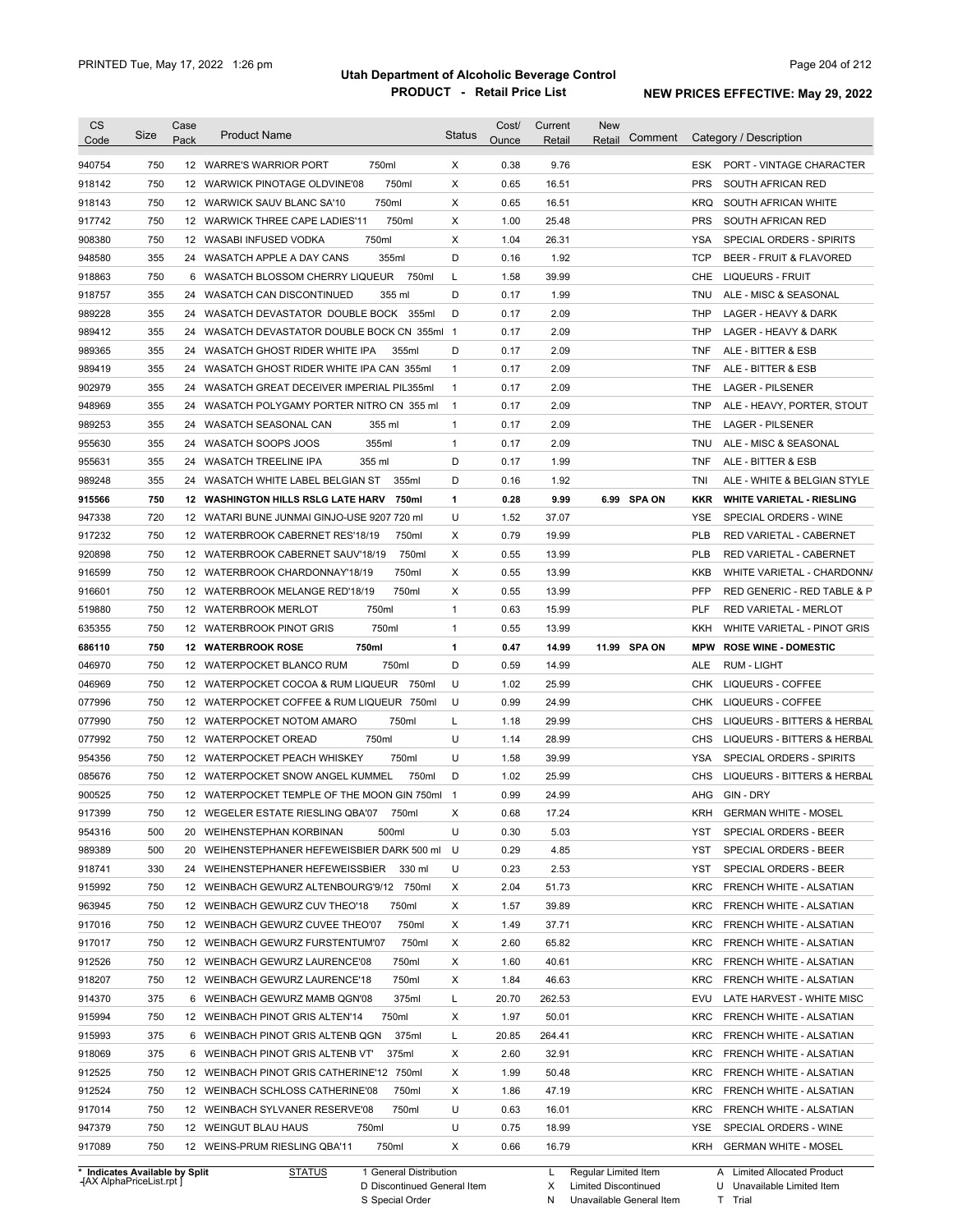# Utah Department of Alcoholic Beverage Control

## PRODUCT - Retail Price List

PRINTED Tue, May 17, 2022 1:26 pm

**NEW PRICES EFFECTIVE: May 29, 2022**

| CS Code | Size | Case Pack | Product Name | Status | Cost/ Ounce | Current Retail | New Retail | Comment | Category / Description |
|---|---|---|---|---|---|---|---|---|---|
| 940754 | 750 | 12 | WARRE'S WARRIOR PORT 750ml | X | 0.38 | 9.76 | | | ESK PORT - VINTAGE CHARACTER |
| 918142 | 750 | 12 | WARWICK PINOTAGE OLDVINE'08 750ml | X | 0.65 | 16.51 | | | PRS SOUTH AFRICAN RED |
| 918143 | 750 | 12 | WARWICK SAUV BLANC SA'10 750ml | X | 0.65 | 16.51 | | | KRQ SOUTH AFRICAN WHITE |
| 917742 | 750 | 12 | WARWICK THREE CAPE LADIES'11 750ml | X | 1.00 | 25.48 | | | PRS SOUTH AFRICAN RED |
| 908380 | 750 | 12 | WASABI INFUSED VODKA 750ml | X | 1.04 | 26.31 | | | YSA SPECIAL ORDERS - SPIRITS |
| 948580 | 355 | 24 | WASATCH APPLE A DAY CANS 355ml | D | 0.16 | 1.92 | | | TCP BEER - FRUIT & FLAVORED |
| 918863 | 750 | 6 | WASATCH BLOSSOM CHERRY LIQUEUR 750ml | L | 1.58 | 39.99 | | | CHE LIQUEURS - FRUIT |
| 918757 | 355 | 24 | WASATCH CAN DISCONTINUED 355 ml | D | 0.17 | 1.99 | | | TNU ALE - MISC & SEASONAL |
| 989228 | 355 | 24 | WASATCH DEVASTATOR DOUBLE BOCK 355ml | D | 0.17 | 2.09 | | | THP LAGER - HEAVY & DARK |
| 989412 | 355 | 24 | WASATCH DEVASTATOR DOUBLE BOCK CN 355ml | 1 | 0.17 | 2.09 | | | THP LAGER - HEAVY & DARK |
| 989365 | 355 | 24 | WASATCH GHOST RIDER WHITE IPA 355ml | D | 0.17 | 2.09 | | | TNF ALE - BITTER & ESB |
| 989419 | 355 | 24 | WASATCH GHOST RIDER WHITE IPA CAN 355ml | 1 | 0.17 | 2.09 | | | TNF ALE - BITTER & ESB |
| 902979 | 355 | 24 | WASATCH GREAT DECEIVER IMPERIAL PIL355ml | 1 | 0.17 | 2.09 | | | THE LAGER - PILSENER |
| 948969 | 355 | 24 | WASATCH POLYGAMY PORTER NITRO CN 355 ml | 1 | 0.17 | 2.09 | | | TNP ALE - HEAVY, PORTER, STOUT |
| 989253 | 355 | 24 | WASATCH SEASONAL CAN 355 ml | 1 | 0.17 | 2.09 | | | THE LAGER - PILSENER |
| 955630 | 355 | 24 | WASATCH SOOPS JOOS 355ml | 1 | 0.17 | 2.09 | | | TNU ALE - MISC & SEASONAL |
| 955631 | 355 | 24 | WASATCH TREELINE IPA 355 ml | D | 0.17 | 1.99 | | | TNF ALE - BITTER & ESB |
| 989248 | 355 | 24 | WASATCH WHITE LABEL BELGIAN ST 355ml | D | 0.16 | 1.92 | | | TNI ALE - WHITE & BELGIAN STYLE |
| **915566** | **750** | **12** | **WASHINGTON HILLS RSLG LATE HARV 750ml** | **1** | **0.28** | **9.99** | **6.99** | **SPA ON** | **KKR WHITE VARIETAL - RIESLING** |
| 947338 | 720 | 12 | WATARI BUNE JUNMAI GINJO-USE 9207 720 ml | U | 1.52 | 37.07 | | | YSE SPECIAL ORDERS - WINE |
| 917232 | 750 | 12 | WATERBROOK CABERNET RES'18/19 750ml | X | 0.79 | 19.99 | | | PLB RED VARIETAL - CABERNET |
| 920898 | 750 | 12 | WATERBROOK CABERNET SAUV'18/19 750ml | X | 0.55 | 13.99 | | | PLB RED VARIETAL - CABERNET |
| 916599 | 750 | 12 | WATERBROOK CHARDONNAY'18/19 750ml | X | 0.55 | 13.99 | | | KKB WHITE VARIETAL - CHARDONNA |
| 916601 | 750 | 12 | WATERBROOK MELANGE RED'18/19 750ml | X | 0.55 | 13.99 | | | PFP RED GENERIC - RED TABLE & P |
| 519880 | 750 | 12 | WATERBROOK MERLOT 750ml | 1 | 0.63 | 15.99 | | | PLF RED VARIETAL - MERLOT |
| 635355 | 750 | 12 | WATERBROOK PINOT GRIS 750ml | 1 | 0.55 | 13.99 | | | KKH WHITE VARIETAL - PINOT GRIS |
| **686110** | **750** | **12** | **WATERBROOK ROSE 750ml** | **1** | **0.47** | **14.99** | **11.99** | **SPA ON** | **MPW ROSE WINE - DOMESTIC** |
| 046970 | 750 | 12 | WATERPOCKET BLANCO RUM 750ml | D | 0.59 | 14.99 | | | ALE RUM - LIGHT |
| 046969 | 750 | 12 | WATERPOCKET COCOA & RUM LIQUEUR 750ml | U | 1.02 | 25.99 | | | CHK LIQUEURS - COFFEE |
| 077996 | 750 | 12 | WATERPOCKET COFFEE & RUM LIQUEUR 750ml | U | 0.99 | 24.99 | | | CHK LIQUEURS - COFFEE |
| 077990 | 750 | 12 | WATERPOCKET NOTOM AMARO 750ml | L | 1.18 | 29.99 | | | CHS LIQUEURS - BITTERS & HERBAL |
| 077992 | 750 | 12 | WATERPOCKET OREAD 750ml | U | 1.14 | 28.99 | | | CHS LIQUEURS - BITTERS & HERBAL |
| 954356 | 750 | 12 | WATERPOCKET PEACH WHISKEY 750ml | U | 1.58 | 39.99 | | | YSA SPECIAL ORDERS - SPIRITS |
| 085676 | 750 | 12 | WATERPOCKET SNOW ANGEL KUMMEL 750ml | D | 1.02 | 25.99 | | | CHS LIQUEURS - BITTERS & HERBAL |
| 900525 | 750 | 12 | WATERPOCKET TEMPLE OF THE MOON GIN 750ml | 1 | 0.99 | 24.99 | | | AHG GIN - DRY |
| 917399 | 750 | 12 | WEGELER ESTATE RIESLING QBA'07 750ml | X | 0.68 | 17.24 | | | KRH GERMAN WHITE - MOSEL |
| 954316 | 500 | 20 | WEIHENSTEPHAN KORBINAN 500ml | U | 0.30 | 5.03 | | | YST SPECIAL ORDERS - BEER |
| 989389 | 500 | 20 | WEIHENSTEPHANER HEFEWEISBIER DARK 500 ml | U | 0.29 | 4.85 | | | YST SPECIAL ORDERS - BEER |
| 918741 | 330 | 24 | WEIHENSTEPHANER HEFEWEISSBIER 330 ml | U | 0.23 | 2.53 | | | YST SPECIAL ORDERS - BEER |
| 915992 | 750 | 12 | WEINBACH GEWURZ ALTENBOURG'9/12 750ml | X | 2.04 | 51.73 | | | KRC FRENCH WHITE - ALSATIAN |
| 963945 | 750 | 12 | WEINBACH GEWURZ CUV THEO'18 750ml | X | 1.57 | 39.89 | | | KRC FRENCH WHITE - ALSATIAN |
| 917016 | 750 | 12 | WEINBACH GEWURZ CUVEE THEO'07 750ml | X | 1.49 | 37.71 | | | KRC FRENCH WHITE - ALSATIAN |
| 917017 | 750 | 12 | WEINBACH GEWURZ FURSTENTUM'07 750ml | X | 2.60 | 65.82 | | | KRC FRENCH WHITE - ALSATIAN |
| 912526 | 750 | 12 | WEINBACH GEWURZ LAURENCE'08 750ml | X | 1.60 | 40.61 | | | KRC FRENCH WHITE - ALSATIAN |
| 918207 | 750 | 12 | WEINBACH GEWURZ LAURENCE'18 750ml | X | 1.84 | 46.63 | | | KRC FRENCH WHITE - ALSATIAN |
| 914370 | 375 | 6 | WEINBACH GEWURZ MAMB QGN'08 375ml | L | 20.70 | 262.53 | | | EVU LATE HARVEST - WHITE MISC |
| 915994 | 750 | 12 | WEINBACH PINOT GRIS ALTEN'14 750ml | X | 1.97 | 50.01 | | | KRC FRENCH WHITE - ALSATIAN |
| 915993 | 375 | 6 | WEINBACH PINOT GRIS ALTENB QGN 375ml | L | 20.85 | 264.41 | | | KRC FRENCH WHITE - ALSATIAN |
| 918069 | 375 | 6 | WEINBACH PINOT GRIS ALTENB VT' 375ml | X | 2.60 | 32.91 | | | KRC FRENCH WHITE - ALSATIAN |
| 912525 | 750 | 12 | WEINBACH PINOT GRIS CATHERINE'12 750ml | X | 1.99 | 50.48 | | | KRC FRENCH WHITE - ALSATIAN |
| 912524 | 750 | 12 | WEINBACH SCHLOSS CATHERINE'08 750ml | X | 1.86 | 47.19 | | | KRC FRENCH WHITE - ALSATIAN |
| 917014 | 750 | 12 | WEINBACH SYLVANER RESERVE'08 750ml | U | 0.63 | 16.01 | | | KRC FRENCH WHITE - ALSATIAN |
| 947379 | 750 | 12 | WEINGUT BLAU HAUS 750ml | U | 0.75 | 18.99 | | | YSE SPECIAL ORDERS - WINE |
| 917089 | 750 | 12 | WEINS-PRUM RIESLING QBA'11 750ml | X | 0.66 | 16.79 | | | KRH GERMAN WHITE - MOSEL |

\* Indicates Available by Split

| STATUS | | |
|---|---|---|
| 1 General Distribution | L Regular Limited Item | A Limited Allocated Product |
| D Discontinued General Item | X Limited Discontinued | U Unavailable Limited Item |
| S Special Order | N Unavailable General Item | T Trial |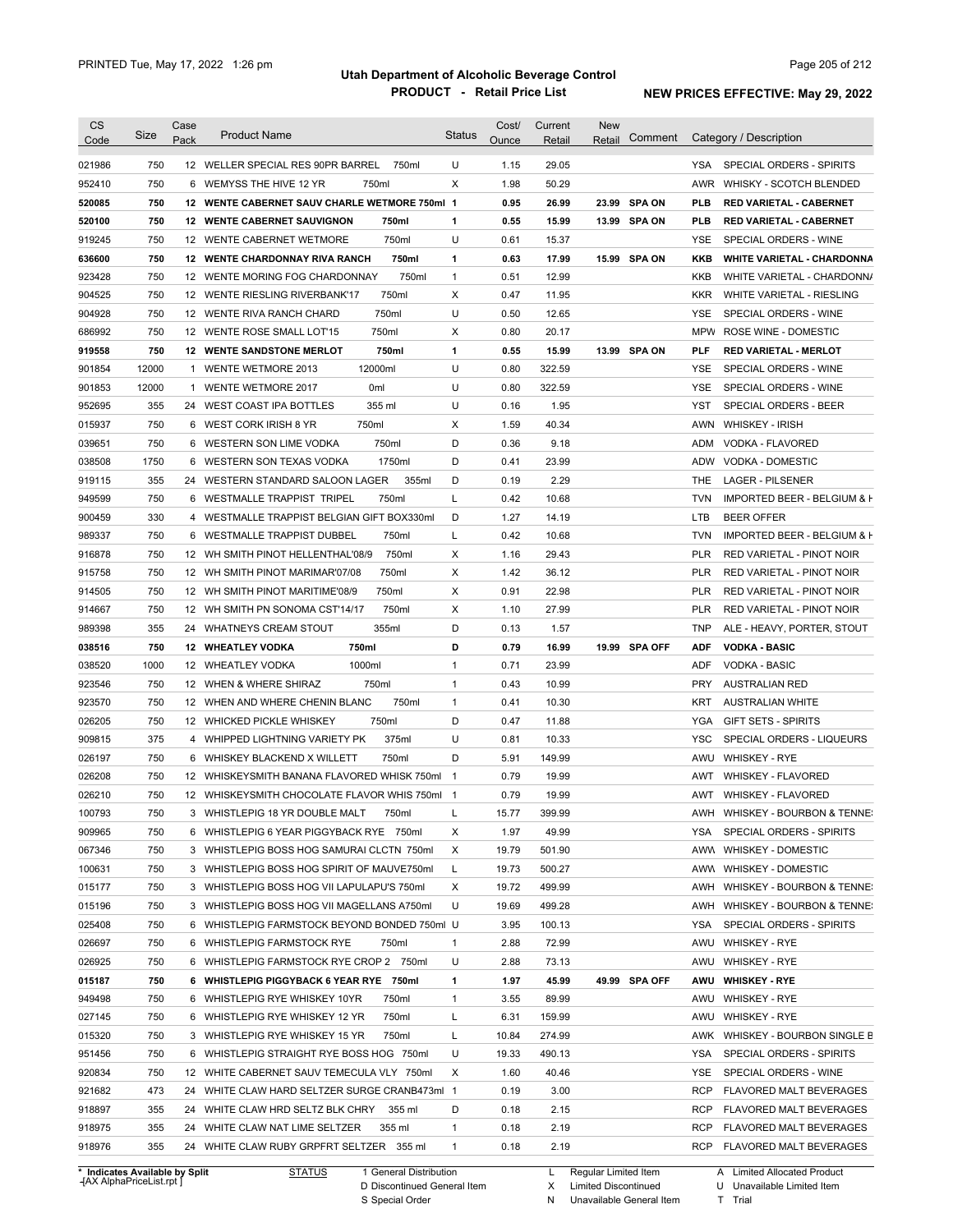# Utah Department of Alcoholic Beverage Control

## PRODUCT - Retail Price List

PRINTED Tue, May 17, 2022 1:26 pm

**NEW PRICES EFFECTIVE: May 29, 2022**

| CS Code | Size | Case Pack | Product Name | Status | Cost/ Ounce | Current Retail | New Retail | Comment | Category / Description |
|---|---|---|---|---|---|---|---|---|---|
| 021986 | 750 | 12 | WELLER SPECIAL RES 90PR BARREL 750ml | U | 1.15 | 29.05 | | | YSA SPECIAL ORDERS - SPIRITS |
| 952410 | 750 | 6 | WEMYSS THE HIVE 12 YR 750ml | X | 1.98 | 50.29 | | | AWR WHISKY - SCOTCH BLENDED |
| **520085** | **750** | **12** | **WENTE CABERNET SAUV CHARLE WETMORE 750ml** | **1** | **0.95** | **26.99** | **23.99** | **SPA ON** | **PLB RED VARIETAL - CABERNET** |
| **520100** | **750** | **12** | **WENTE CABERNET SAUVIGNON 750ml** | **1** | **0.55** | **15.99** | **13.99** | **SPA ON** | **PLB RED VARIETAL - CABERNET** |
| 919245 | 750 | 12 | WENTE CABERNET WETMORE 750ml | U | 0.61 | 15.37 | | | YSE SPECIAL ORDERS - WINE |
| **636600** | **750** | **12** | **WENTE CHARDONNAY RIVA RANCH 750ml** | **1** | **0.63** | **17.99** | **15.99** | **SPA ON** | **KKB WHITE VARIETAL - CHARDONNA** |
| 923428 | 750 | 12 | WENTE MORING FOG CHARDONNAY 750ml | 1 | 0.51 | 12.99 | | | KKB WHITE VARIETAL - CHARDONNA |
| 904525 | 750 | 12 | WENTE RIESLING RIVERBANK'17 750ml | X | 0.47 | 11.95 | | | KKR WHITE VARIETAL - RIESLING |
| 904928 | 750 | 12 | WENTE RIVA RANCH CHARD 750ml | U | 0.50 | 12.65 | | | YSE SPECIAL ORDERS - WINE |
| 686992 | 750 | 12 | WENTE ROSE SMALL LOT'15 750ml | X | 0.80 | 20.17 | | | MPW ROSE WINE - DOMESTIC |
| **919558** | **750** | **12** | **WENTE SANDSTONE MERLOT 750ml** | **1** | **0.55** | **15.99** | **13.99** | **SPA ON** | **PLF RED VARIETAL - MERLOT** |
| 901854 | 12000 | 1 | WENTE WETMORE 2013 12000ml | U | 0.80 | 322.59 | | | YSE SPECIAL ORDERS - WINE |
| 901853 | 12000 | 1 | WENTE WETMORE 2017 0ml | U | 0.80 | 322.59 | | | YSE SPECIAL ORDERS - WINE |
| 952695 | 355 | 24 | WEST COAST IPA BOTTLES 355 ml | U | 0.16 | 1.95 | | | YST SPECIAL ORDERS - BEER |
| 015937 | 750 | 6 | WEST CORK IRISH 8 YR 750ml | X | 1.59 | 40.34 | | | AWN WHISKEY - IRISH |
| 039651 | 750 | 6 | WESTERN SON LIME VODKA 750ml | D | 0.36 | 9.18 | | | ADM VODKA - FLAVORED |
| 038508 | 1750 | 6 | WESTERN SON TEXAS VODKA 1750ml | D | 0.41 | 23.99 | | | ADW VODKA - DOMESTIC |
| 919115 | 355 | 24 | WESTERN STANDARD SALOON LAGER 355ml | D | 0.19 | 2.29 | | | THE LAGER - PILSENER |
| 949599 | 750 | 6 | WESTMALLE TRAPPIST TRIPEL 750ml | L | 0.42 | 10.68 | | | TVN IMPORTED BEER - BELGIUM & H |
| 900459 | 330 | 4 | WESTMALLE TRAPPIST BELGIAN GIFT BOX330ml | D | 1.27 | 14.19 | | | LTB BEER OFFER |
| 989337 | 750 | 6 | WESTMALLE TRAPPIST DUBBEL 750ml | L | 0.42 | 10.68 | | | TVN IMPORTED BEER - BELGIUM & H |
| 916878 | 750 | 12 | WH SMITH PINOT HELLENTHAL'08/9 750ml | X | 1.16 | 29.43 | | | PLR RED VARIETAL - PINOT NOIR |
| 915758 | 750 | 12 | WH SMITH PINOT MARIMAR'07/08 750ml | X | 1.42 | 36.12 | | | PLR RED VARIETAL - PINOT NOIR |
| 914505 | 750 | 12 | WH SMITH PINOT MARITIME'08/9 750ml | X | 0.91 | 22.98 | | | PLR RED VARIETAL - PINOT NOIR |
| 914667 | 750 | 12 | WH SMITH PN SONOMA CST'14/17 750ml | X | 1.10 | 27.99 | | | PLR RED VARIETAL - PINOT NOIR |
| 989398 | 355 | 24 | WHATNEYS CREAM STOUT 355ml | D | 0.13 | 1.57 | | | TNP ALE - HEAVY, PORTER, STOUT |
| **038516** | **750** | **12** | **WHEATLEY VODKA 750ml** | **D** | **0.79** | **16.99** | **19.99** | **SPA OFF** | **ADF VODKA - BASIC** |
| 038520 | 1000 | 12 | WHEATLEY VODKA 1000ml | 1 | 0.71 | 23.99 | | | ADF VODKA - BASIC |
| 923546 | 750 | 12 | WHEN & WHERE SHIRAZ 750ml | 1 | 0.43 | 10.99 | | | PRY AUSTRALIAN RED |
| 923570 | 750 | 12 | WHEN AND WHERE CHENIN BLANC 750ml | 1 | 0.41 | 10.30 | | | KRT AUSTRALIAN WHITE |
| 026205 | 750 | 12 | WHICKED PICKLE WHISKEY 750ml | D | 0.47 | 11.88 | | | YGA GIFT SETS - SPIRITS |
| 909815 | 375 | 4 | WHIPPED LIGHTNING VARIETY PK 375ml | U | 0.81 | 10.33 | | | YSC SPECIAL ORDERS - LIQUEURS |
| 026197 | 750 | 6 | WHISKEY BLACKEND X WILLETT 750ml | D | 5.91 | 149.99 | | | AWU WHISKEY - RYE |
| 026208 | 750 | 12 | WHISKEYSMITH BANANA FLAVORED WHISK 750ml | 1 | 0.79 | 19.99 | | | AWT WHISKEY - FLAVORED |
| 026210 | 750 | 12 | WHISKEYSMITH CHOCOLATE FLAVOR WHIS 750ml | 1 | 0.79 | 19.99 | | | AWT WHISKEY - FLAVORED |
| 100793 | 750 | 3 | WHISTLEPIG 18 YR DOUBLE MALT 750ml | L | 15.77 | 399.99 | | | AWH WHISKEY - BOURBON & TENNE |
| 909965 | 750 | 6 | WHISTLEPIG 6 YEAR PIGGYBACK RYE 750ml | X | 1.97 | 49.99 | | | YSA SPECIAL ORDERS - SPIRITS |
| 067346 | 750 | 3 | WHISTLEPIG BOSS HOG SAMURAI CLCTN 750ml | X | 19.79 | 501.90 | | | AWW WHISKEY - DOMESTIC |
| 100631 | 750 | 3 | WHISTLEPIG BOSS HOG SPIRIT OF MAUVE750ml | L | 19.73 | 500.27 | | | AWW WHISKEY - DOMESTIC |
| 015177 | 750 | 3 | WHISTLEPIG BOSS HOG VII LAPULAPU'S 750ml | X | 19.72 | 499.99 | | | AWH WHISKEY - BOURBON & TENNE |
| 015196 | 750 | 3 | WHISTLEPIG BOSS HOG VII MAGELLANS A750ml | U | 19.69 | 499.28 | | | AWH WHISKEY - BOURBON & TENNE |
| 025408 | 750 | 6 | WHISTLEPIG FARMSTOCK BEYOND BONDED 750ml | U | 3.95 | 100.13 | | | YSA SPECIAL ORDERS - SPIRITS |
| 026697 | 750 | 6 | WHISTLEPIG FARMSTOCK RYE 750ml | 1 | 2.88 | 72.99 | | | AWU WHISKEY - RYE |
| 026925 | 750 | 6 | WHISTLEPIG FARMSTOCK RYE CROP 2 750ml | U | 2.88 | 73.13 | | | AWU WHISKEY - RYE |
| **015187** | **750** | **6** | **WHISTLEPIG PIGGYBACK 6 YEAR RYE 750ml** | **1** | **1.97** | **45.99** | **49.99** | **SPA OFF** | **AWU WHISKEY - RYE** |
| 949498 | 750 | 6 | WHISTLEPIG RYE WHISKEY 10YR 750ml | 1 | 3.55 | 89.99 | | | AWU WHISKEY - RYE |
| 027145 | 750 | 6 | WHISTLEPIG RYE WHISKEY 12 YR 750ml | L | 6.31 | 159.99 | | | AWU WHISKEY - RYE |
| 015320 | 750 | 3 | WHISTLEPIG RYE WHISKEY 15 YR 750ml | L | 10.84 | 274.99 | | | AWK WHISKEY - BOURBON SINGLE B |
| 951456 | 750 | 6 | WHISTLEPIG STRAIGHT RYE BOSS HOG 750ml | U | 19.33 | 490.13 | | | YSA SPECIAL ORDERS - SPIRITS |
| 920834 | 750 | 12 | WHITE CABERNET SAUV TEMECULA VLY 750ml | X | 1.60 | 40.46 | | | YSE SPECIAL ORDERS - WINE |
| 921682 | 473 | 24 | WHITE CLAW HARD SELTZER SURGE CRANB473ml | 1 | 0.19 | 3.00 | | | RCP FLAVORED MALT BEVERAGES |
| 918897 | 355 | 24 | WHITE CLAW HRD SELTZ BLK CHRY 355 ml | D | 0.18 | 2.15 | | | RCP FLAVORED MALT BEVERAGES |
| 918975 | 355 | 24 | WHITE CLAW NAT LIME SELTZER 355 ml | 1 | 0.18 | 2.19 | | | RCP FLAVORED MALT BEVERAGES |
| 918976 | 355 | 24 | WHITE CLAW RUBY GRPFRT SELTZER 355 ml | 1 | 0.18 | 2.19 | | | RCP FLAVORED MALT BEVERAGES |

\* Indicates Available by Split

STATUS: 1 General Distribution; D Discontinued General Item; S Special Order; L Regular Limited Item; X Limited Discontinued; N Unavailable General Item; A Limited Allocated Product; U Unavailable Limited Item; T Trial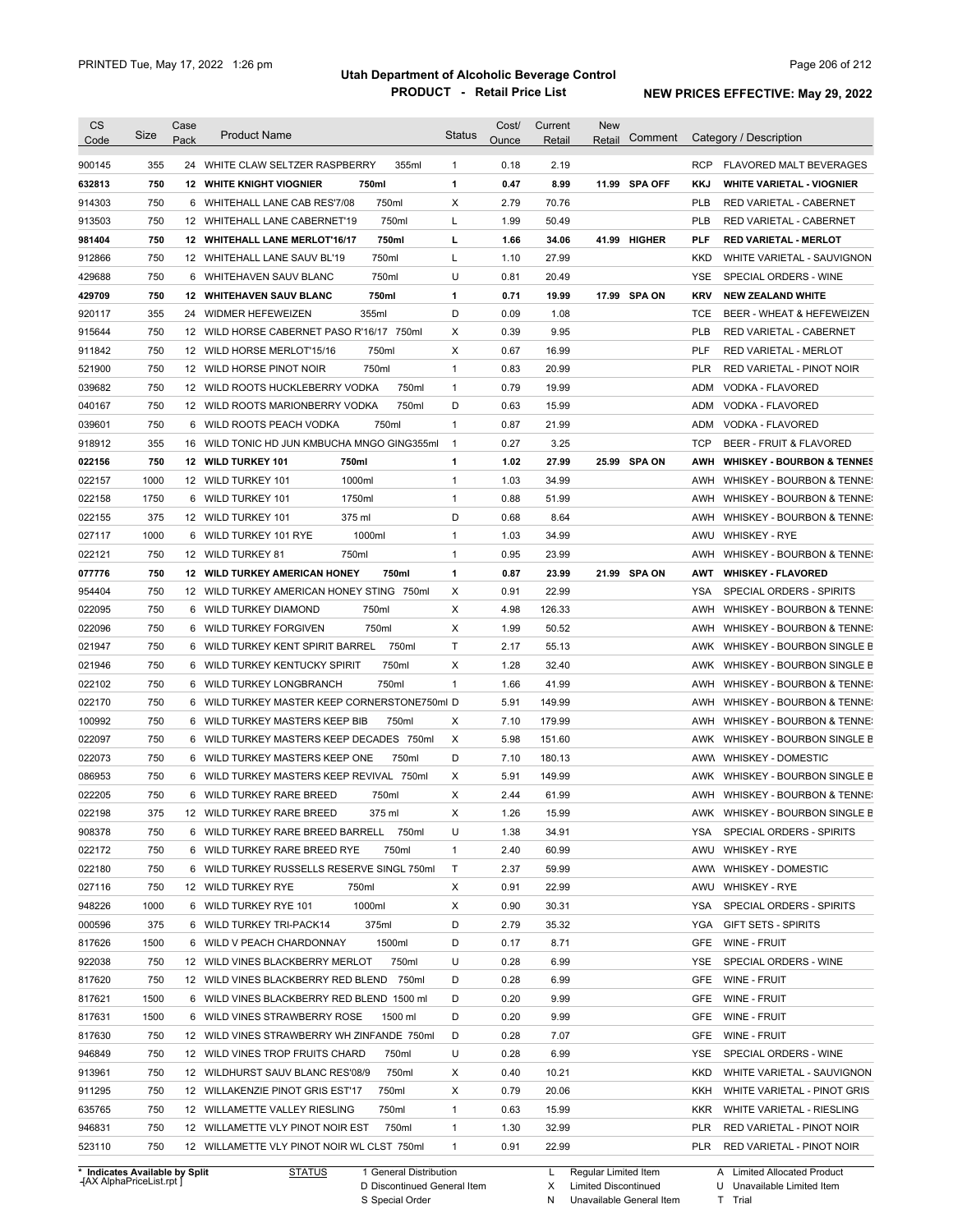# Utah Department of Alcoholic Beverage Control

## PRODUCT - Retail Price List

PRINTED Tue, May 17, 2022 1:26 pm

**NEW PRICES EFFECTIVE: May 29, 2022**

| CS Code | Size | Case Pack | Product Name | Status | Cost/ Ounce | Current Retail | New Retail | Comment | Category / Description |
|---|---|---|---|---|---|---|---|---|---|
| 900145 | 355 | 24 | WHITE CLAW SELTZER RASPBERRY 355ml | 1 | 0.18 | 2.19 | | | RCP FLAVORED MALT BEVERAGES |
| **632813** | **750** | **12** | **WHITE KNIGHT VIOGNIER 750ml** | **1** | **0.47** | **8.99** | **11.99** | **SPA OFF** | **KKJ WHITE VARIETAL - VIOGNIER** |
| 914303 | 750 | 6 | WHITEHALL LANE CAB RES'7/08 750ml | X | 2.79 | 70.76 | | | PLB RED VARIETAL - CABERNET |
| 913503 | 750 | 12 | WHITEHALL LANE CABERNET'19 750ml | L | 1.99 | 50.49 | | | PLB RED VARIETAL - CABERNET |
| **981404** | **750** | **12** | **WHITEHALL LANE MERLOT'16/17 750ml** | **L** | **1.66** | **34.06** | **41.99** | **HIGHER** | **PLF RED VARIETAL - MERLOT** |
| 912866 | 750 | 12 | WHITEHALL LANE SAUV BL'19 750ml | L | 1.10 | 27.99 | | | KKD WHITE VARIETAL - SAUVIGNON |
| 429688 | 750 | 6 | WHITEHAVEN SAUV BLANC 750ml | U | 0.81 | 20.49 | | | YSE SPECIAL ORDERS - WINE |
| **429709** | **750** | **12** | **WHITEHAVEN SAUV BLANC 750ml** | **1** | **0.71** | **19.99** | **17.99** | **SPA ON** | **KRV NEW ZEALAND WHITE** |
| 920117 | 355 | 24 | WIDMER HEFEWEIZEN 355ml | D | 0.09 | 1.08 | | | TCE BEER - WHEAT & HEFEWEIZEN |
| 915644 | 750 | 12 | WILD HORSE CABERNET PASO R'16/17 750ml | X | 0.39 | 9.95 | | | PLB RED VARIETAL - CABERNET |
| 911842 | 750 | 12 | WILD HORSE MERLOT'15/16 750ml | X | 0.67 | 16.99 | | | PLF RED VARIETAL - MERLOT |
| 521900 | 750 | 12 | WILD HORSE PINOT NOIR 750ml | 1 | 0.83 | 20.99 | | | PLR RED VARIETAL - PINOT NOIR |
| 039682 | 750 | 12 | WILD ROOTS HUCKLEBERRY VODKA 750ml | 1 | 0.79 | 19.99 | | | ADM VODKA - FLAVORED |
| 040167 | 750 | 12 | WILD ROOTS MARIONBERRY VODKA 750ml | D | 0.63 | 15.99 | | | ADM VODKA - FLAVORED |
| 039601 | 750 | 6 | WILD ROOTS PEACH VODKA 750ml | 1 | 0.87 | 21.99 | | | ADM VODKA - FLAVORED |
| 918912 | 355 | 16 | WILD TONIC HD JUN KMBUCHA MNGO GING355ml | 1 | 0.27 | 3.25 | | | TCP BEER - FRUIT & FLAVORED |
| **022156** | **750** | **12** | **WILD TURKEY 101 750ml** | **1** | **1.02** | **27.99** | **25.99** | **SPA ON** | **AWH WHISKEY - BOURBON & TENNES** |
| 022157 | 1000 | 12 | WILD TURKEY 101 1000ml | 1 | 1.03 | 34.99 | | | AWH WHISKEY - BOURBON & TENNE |
| 022158 | 1750 | 6 | WILD TURKEY 101 1750ml | 1 | 0.88 | 51.99 | | | AWH WHISKEY - BOURBON & TENNE |
| 022155 | 375 | 12 | WILD TURKEY 101 375 ml | D | 0.68 | 8.64 | | | AWH WHISKEY - BOURBON & TENNE |
| 027117 | 1000 | 6 | WILD TURKEY 101 RYE 1000ml | 1 | 1.03 | 34.99 | | | AWU WHISKEY - RYE |
| 022121 | 750 | 12 | WILD TURKEY 81 750ml | 1 | 0.95 | 23.99 | | | AWH WHISKEY - BOURBON & TENNE |
| **077776** | **750** | **12** | **WILD TURKEY AMERICAN HONEY 750ml** | **1** | **0.87** | **23.99** | **21.99** | **SPA ON** | **AWT WHISKEY - FLAVORED** |
| 954404 | 750 | 12 | WILD TURKEY AMERICAN HONEY STING 750ml | X | 0.91 | 22.99 | | | YSA SPECIAL ORDERS - SPIRITS |
| 022095 | 750 | 6 | WILD TURKEY DIAMOND 750ml | X | 4.98 | 126.33 | | | AWH WHISKEY - BOURBON & TENNE |
| 022096 | 750 | 6 | WILD TURKEY FORGIVEN 750ml | X | 1.99 | 50.52 | | | AWH WHISKEY - BOURBON & TENNE |
| 021947 | 750 | 6 | WILD TURKEY KENT SPIRIT BARREL 750ml | T | 2.17 | 55.13 | | | AWK WHISKEY - BOURBON SINGLE B |
| 021946 | 750 | 6 | WILD TURKEY KENTUCKY SPIRIT 750ml | X | 1.28 | 32.40 | | | AWK WHISKEY - BOURBON SINGLE B |
| 022102 | 750 | 6 | WILD TURKEY LONGBRANCH 750ml | 1 | 1.66 | 41.99 | | | AWH WHISKEY - BOURBON & TENNE |
| 022170 | 750 | 6 | WILD TURKEY MASTER KEEP CORNERSTONE750ml | D | 5.91 | 149.99 | | | AWH WHISKEY - BOURBON & TENNE |
| 100992 | 750 | 6 | WILD TURKEY MASTERS KEEP BIB 750ml | X | 7.10 | 179.99 | | | AWH WHISKEY - BOURBON & TENNE |
| 022097 | 750 | 6 | WILD TURKEY MASTERS KEEP DECADES 750ml | X | 5.98 | 151.60 | | | AWK WHISKEY - BOURBON SINGLE B |
| 022073 | 750 | 6 | WILD TURKEY MASTERS KEEP ONE 750ml | D | 7.10 | 180.13 | | | AWW WHISKEY - DOMESTIC |
| 086953 | 750 | 6 | WILD TURKEY MASTERS KEEP REVIVAL 750ml | X | 5.91 | 149.99 | | | AWK WHISKEY - BOURBON SINGLE B |
| 022205 | 750 | 6 | WILD TURKEY RARE BREED 750ml | X | 2.44 | 61.99 | | | AWH WHISKEY - BOURBON & TENNE |
| 022198 | 375 | 12 | WILD TURKEY RARE BREED 375 ml | X | 1.26 | 15.99 | | | AWK WHISKEY - BOURBON SINGLE B |
| 908378 | 750 | 6 | WILD TURKEY RARE BREED BARRELL 750ml | U | 1.38 | 34.91 | | | YSA SPECIAL ORDERS - SPIRITS |
| 022172 | 750 | 6 | WILD TURKEY RARE BREED RYE 750ml | 1 | 2.40 | 60.99 | | | AWU WHISKEY - RYE |
| 022180 | 750 | 6 | WILD TURKEY RUSSELLS RESERVE SINGL 750ml | T | 2.37 | 59.99 | | | AWW WHISKEY - DOMESTIC |
| 027116 | 750 | 12 | WILD TURKEY RYE 750ml | X | 0.91 | 22.99 | | | AWU WHISKEY - RYE |
| 948226 | 1000 | 6 | WILD TURKEY RYE 101 1000ml | X | 0.90 | 30.31 | | | YSA SPECIAL ORDERS - SPIRITS |
| 000596 | 375 | 6 | WILD TURKEY TRI-PACK14 375ml | D | 2.79 | 35.32 | | | YGA GIFT SETS - SPIRITS |
| 817626 | 1500 | 6 | WILD V PEACH CHARDONNAY 1500ml | D | 0.17 | 8.71 | | | GFE WINE - FRUIT |
| 922038 | 750 | 12 | WILD VINES BLACKBERRY MERLOT 750ml | U | 0.28 | 6.99 | | | YSE SPECIAL ORDERS - WINE |
| 817620 | 750 | 12 | WILD VINES BLACKBERRY RED BLEND 750ml | D | 0.28 | 6.99 | | | GFE WINE - FRUIT |
| 817621 | 1500 | 6 | WILD VINES BLACKBERRY RED BLEND 1500 ml | D | 0.20 | 9.99 | | | GFE WINE - FRUIT |
| 817631 | 1500 | 6 | WILD VINES STRAWBERRY ROSE 1500 ml | D | 0.20 | 9.99 | | | GFE WINE - FRUIT |
| 817630 | 750 | 12 | WILD VINES STRAWBERRY WH ZINFANDE 750ml | D | 0.28 | 7.07 | | | GFE WINE - FRUIT |
| 946849 | 750 | 12 | WILD VINES TROP FRUITS CHARD 750ml | U | 0.28 | 6.99 | | | YSE SPECIAL ORDERS - WINE |
| 913961 | 750 | 12 | WILDHURST SAUV BLANC RES'08/9 750ml | X | 0.40 | 10.21 | | | KKD WHITE VARIETAL - SAUVIGNON |
| 911295 | 750 | 12 | WILLAKENZIE PINOT GRIS EST'17 750ml | X | 0.79 | 20.06 | | | KKH WHITE VARIETAL - PINOT GRIS |
| 635765 | 750 | 12 | WILLAMETTE VALLEY RIESLING 750ml | 1 | 0.63 | 15.99 | | | KKR WHITE VARIETAL - RIESLING |
| 946831 | 750 | 12 | WILLAMETTE VLY PINOT NOIR EST 750ml | 1 | 1.30 | 32.99 | | | PLR RED VARIETAL - PINOT NOIR |
| 523110 | 750 | 12 | WILLAMETTE VLY PINOT NOIR WL CLST 750ml | 1 | 0.91 | 22.99 | | | PLR RED VARIETAL - PINOT NOIR |

\* Indicates Available by Split

STATUS: 1 General Distribution; D Discontinued General Item; S Special Order; L Regular Limited Item; X Limited Discontinued; N Unavailable General Item; A Limited Allocated Product; U Unavailable Limited Item; T Trial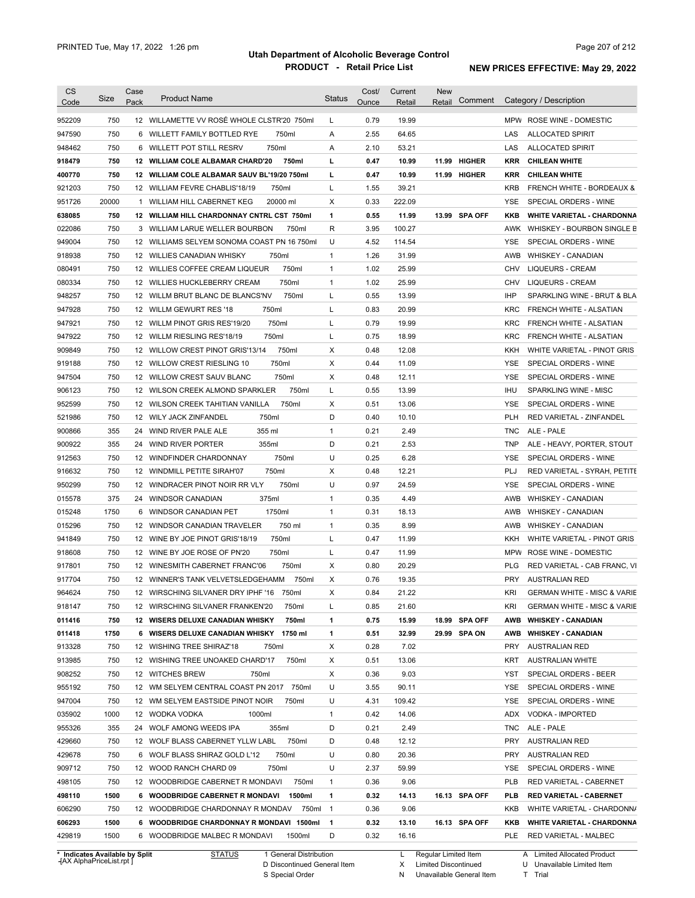# Utah Department of Alcoholic Beverage Control

## PRODUCT - Retail Price List

PRINTED Tue, May 17, 2022 1:26 pm

**NEW PRICES EFFECTIVE: May 29, 2022**

| CS Code | Size | Case Pack | Product Name | Status | Cost/ Ounce | Current Retail | New Retail | Comment | Category / Description |
|---|---|---|---|---|---|---|---|---|---|
| 952209 | 750 | 12 | WILLAMETTE VV ROSÉ WHOLE CLSTR'20 750ml | L | 0.79 | 19.99 | | | MPW ROSE WINE - DOMESTIC |
| 947590 | 750 | 6 | WILLETT FAMILY BOTTLED RYE 750ml | A | 2.55 | 64.65 | | | LAS ALLOCATED SPIRIT |
| 948462 | 750 | 6 | WILLETT POT STILL RESRV 750ml | A | 2.10 | 53.21 | | | LAS ALLOCATED SPIRIT |
| **918479** | **750** | **12** | **WILLIAM COLE ALBAMAR CHARD'20 750ml** | **L** | **0.47** | **10.99** | **11.99** | **HIGHER** | **KRR CHILEAN WHITE** |
| **400770** | **750** | **12** | **WILLIAM COLE ALBAMAR SAUV BL'19/20 750ml** | **L** | **0.47** | **10.99** | **11.99** | **HIGHER** | **KRR CHILEAN WHITE** |
| 921203 | 750 | 12 | WILLIAM FEVRE CHABLIS'18/19 750ml | L | 1.55 | 39.21 | | | KRB FRENCH WHITE - BORDEAUX & |
| 951726 | 20000 | 1 | WILLIAM HILL CABERNET KEG 20000 ml | X | 0.33 | 222.09 | | | YSE SPECIAL ORDERS - WINE |
| **638085** | **750** | **12** | **WILLIAM HILL CHARDONNAY CNTRL CST 750ml** | **1** | **0.55** | **11.99** | **13.99** | **SPA OFF** | **KKB WHITE VARIETAL - CHARDONNA** |
| 022086 | 750 | 3 | WILLIAM LARUE WELLER BOURBON 750ml | R | 3.95 | 100.27 | | | AWK WHISKEY - BOURBON SINGLE B |
| 949004 | 750 | 12 | WILLIAMS SELYEM SONOMA COAST PN 16 750ml | U | 4.52 | 114.54 | | | YSE SPECIAL ORDERS - WINE |
| 918938 | 750 | 12 | WILLIES CANADIAN WHISKY 750ml | 1 | 1.26 | 31.99 | | | AWB WHISKEY - CANADIAN |
| 080491 | 750 | 12 | WILLIES COFFEE CREAM LIQUEUR 750ml | 1 | 1.02 | 25.99 | | | CHV LIQUEURS - CREAM |
| 080334 | 750 | 12 | WILLIES HUCKLEBERRY CREAM 750ml | 1 | 1.02 | 25.99 | | | CHV LIQUEURS - CREAM |
| 948257 | 750 | 12 | WILLM BRUT BLANC DE BLANCS'NV 750ml | L | 0.55 | 13.99 | | | IHP SPARKLING WINE - BRUT & BLA |
| 947928 | 750 | 12 | WILLM GEWURT RES '18 750ml | L | 0.83 | 20.99 | | | KRC FRENCH WHITE - ALSATIAN |
| 947921 | 750 | 12 | WILLM PINOT GRIS RES'19/20 750ml | L | 0.79 | 19.99 | | | KRC FRENCH WHITE - ALSATIAN |
| 947922 | 750 | 12 | WILLM RIESLING RES'18/19 750ml | L | 0.75 | 18.99 | | | KRC FRENCH WHITE - ALSATIAN |
| 909849 | 750 | 12 | WILLOW CREST PINOT GRIS'13/14 750ml | X | 0.48 | 12.08 | | | KKH WHITE VARIETAL - PINOT GRIS |
| 919188 | 750 | 12 | WILLOW CREST RIESLING 10 750ml | X | 0.44 | 11.09 | | | YSE SPECIAL ORDERS - WINE |
| 947504 | 750 | 12 | WILLOW CREST SAUV BLANC 750ml | X | 0.48 | 12.11 | | | YSE SPECIAL ORDERS - WINE |
| 906123 | 750 | 12 | WILSON CREEK ALMOND SPARKLER 750ml | L | 0.55 | 13.99 | | | IHU SPARKLING WINE - MISC |
| 952599 | 750 | 12 | WILSON CREEK TAHITIAN VANILLA 750ml | X | 0.51 | 13.06 | | | YSE SPECIAL ORDERS - WINE |
| 521986 | 750 | 12 | WILY JACK ZINFANDEL 750ml | D | 0.40 | 10.10 | | | PLH RED VARIETAL - ZINFANDEL |
| 900866 | 355 | 24 | WIND RIVER PALE ALE 355 ml | 1 | 0.21 | 2.49 | | | TNC ALE - PALE |
| 900922 | 355 | 24 | WIND RIVER PORTER 355ml | D | 0.21 | 2.53 | | | TNP ALE - HEAVY, PORTER, STOUT |
| 912563 | 750 | 12 | WINDFINDER CHARDONNAY 750ml | U | 0.25 | 6.28 | | | YSE SPECIAL ORDERS - WINE |
| 916632 | 750 | 12 | WINDMILL PETITE SIRAH'07 750ml | X | 0.48 | 12.21 | | | PLJ RED VARIETAL - SYRAH, PETITE |
| 950299 | 750 | 12 | WINDRACER PINOT NOIR RR VLY 750ml | U | 0.97 | 24.59 | | | YSE SPECIAL ORDERS - WINE |
| 015578 | 375 | 24 | WINDSOR CANADIAN 375ml | 1 | 0.35 | 4.49 | | | AWB WHISKEY - CANADIAN |
| 015248 | 1750 | 6 | WINDSOR CANADIAN PET 1750ml | 1 | 0.31 | 18.13 | | | AWB WHISKEY - CANADIAN |
| 015296 | 750 | 12 | WINDSOR CANADIAN TRAVELER 750 ml | 1 | 0.35 | 8.99 | | | AWB WHISKEY - CANADIAN |
| 941849 | 750 | 12 | WINE BY JOE PINOT GRIS'18/19 750ml | L | 0.47 | 11.99 | | | KKH WHITE VARIETAL - PINOT GRIS |
| 918608 | 750 | 12 | WINE BY JOE ROSE OF PN'20 750ml | L | 0.47 | 11.99 | | | MPW ROSE WINE - DOMESTIC |
| 917801 | 750 | 12 | WINESMITH CABERNET FRANC'06 750ml | X | 0.80 | 20.29 | | | PLG RED VARIETAL - CAB FRANC, VI |
| 917704 | 750 | 12 | WINNER'S TANK VELVETSLEDGEHAMM 750ml | X | 0.76 | 19.35 | | | PRY AUSTRALIAN RED |
| 964624 | 750 | 12 | WIRSCHING SILVANER DRY IPHF '16 750ml | X | 0.84 | 21.22 | | | KRI GERMAN WHITE - MISC & VARIE |
| 918147 | 750 | 12 | WIRSCHING SILVANER FRANKEN'20 750ml | L | 0.85 | 21.60 | | | KRI GERMAN WHITE - MISC & VARIE |
| **011416** | **750** | **12** | **WISERS DELUXE CANADIAN WHISKY 750ml** | **1** | **0.75** | **15.99** | **18.99** | **SPA OFF** | **AWB WHISKEY - CANADIAN** |
| **011418** | **1750** | **6** | **WISERS DELUXE CANADIAN WHISKY 1750 ml** | **1** | **0.51** | **32.99** | **29.99** | **SPA ON** | **AWB WHISKEY - CANADIAN** |
| 913328 | 750 | 12 | WISHING TREE SHIRAZ'18 750ml | X | 0.28 | 7.02 | | | PRY AUSTRALIAN RED |
| 913985 | 750 | 12 | WISHING TREE UNOAKED CHARD'17 750ml | X | 0.51 | 13.06 | | | KRT AUSTRALIAN WHITE |
| 908252 | 750 | 12 | WITCHES BREW 750ml | X | 0.36 | 9.03 | | | YST SPECIAL ORDERS - BEER |
| 955192 | 750 | 12 | WM SELYEM CENTRAL COAST PN 2017 750ml | U | 3.55 | 90.11 | | | YSE SPECIAL ORDERS - WINE |
| 947004 | 750 | 12 | WM SELYEM EASTSIDE PINOT NOIR 750ml | U | 4.31 | 109.42 | | | YSE SPECIAL ORDERS - WINE |
| 035902 | 1000 | 12 | WODKA VODKA 1000ml | 1 | 0.42 | 14.06 | | | ADX VODKA - IMPORTED |
| 955326 | 355 | 24 | WOLF AMONG WEEDS IPA 355ml | D | 0.21 | 2.49 | | | TNC ALE - PALE |
| 429660 | 750 | 12 | WOLF BLASS CABERNET YLLW LABL 750ml | D | 0.48 | 12.12 | | | PRY AUSTRALIAN RED |
| 429678 | 750 | 6 | WOLF BLASS SHIRAZ GOLD L'12 750ml | U | 0.80 | 20.36 | | | PRY AUSTRALIAN RED |
| 909712 | 750 | 12 | WOOD RANCH CHARD 09 750ml | U | 2.37 | 59.99 | | | YSE SPECIAL ORDERS - WINE |
| 498105 | 750 | 12 | WOODBRIDGE CABERNET R MONDAVI 750ml | 1 | 0.36 | 9.06 | | | PLB RED VARIETAL - CABERNET |
| **498110** | **1500** | **6** | **WOODBRIDGE CABERNET R MONDAVI 1500ml** | **1** | **0.32** | **14.13** | **16.13** | **SPA OFF** | **PLB RED VARIETAL - CABERNET** |
| 606290 | 750 | 12 | WOODBRIDGE CHARDONNAY R MONDAV 750ml | 1 | 0.36 | 9.06 | | | KKB WHITE VARIETAL - CHARDONNA |
| **606293** | **1500** | **6** | **WOODBRIDGE CHARDONNAY R MONDAVI 1500ml** | **1** | **0.32** | **13.10** | **16.13** | **SPA OFF** | **KKB WHITE VARIETAL - CHARDONNA** |
| 429819 | 1500 | 6 | WOODBRIDGE MALBEC R MONDAVI 1500ml | D | 0.32 | 16.16 | | | PLE RED VARIETAL - MALBEC |

\* Indicates Available by Split

STATUS: 1 General Distribution; D Discontinued General Item; S Special Order; L Regular Limited Item; X Limited Discontinued; N Unavailable General Item; A Limited Allocated Product; U Unavailable Limited Item; T Trial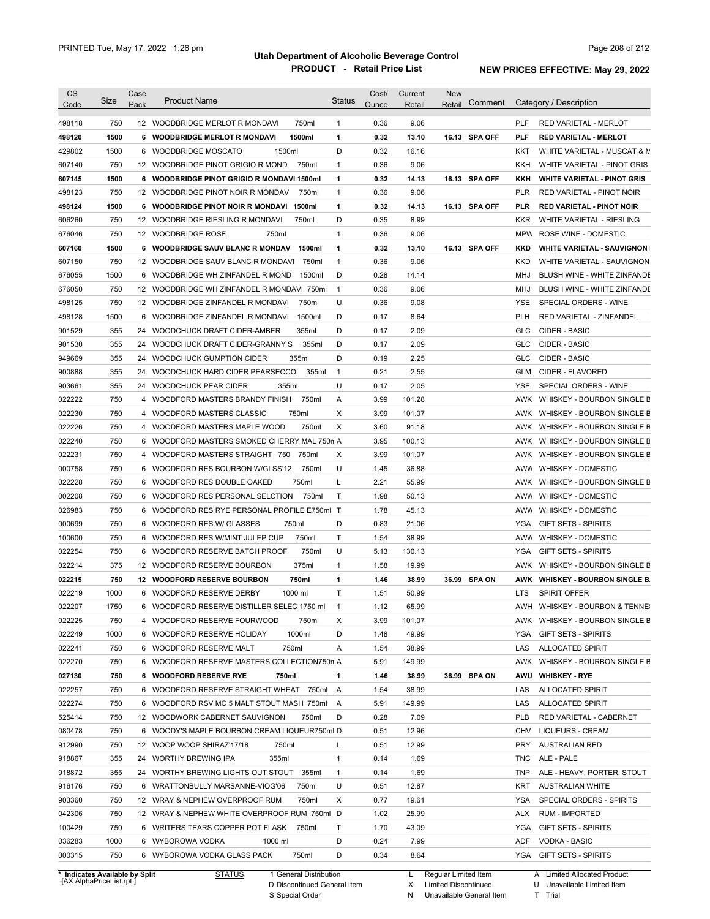# Utah Department of Alcoholic Beverage Control

## PRODUCT - Retail Price List

PRINTED Tue, May 17, 2022 1:26 pm

**NEW PRICES EFFECTIVE: May 29, 2022**

| CS Code | Size | Case Pack | Product Name | Status | Cost/ Ounce | Current Retail | New Retail | Comment | Category / Description |
|---|---|---|---|---|---|---|---|---|---|
| 498118 | 750 | 12 | WOODBRIDGE MERLOT R MONDAVI 750ml | 1 | 0.36 | 9.06 | | | PLF RED VARIETAL - MERLOT |
| **498120** | **1500** | **6** | **WOODBRIDGE MERLOT R MONDAVI 1500ml** | **1** | **0.32** | **13.10** | **16.13** | **SPA OFF** | **PLF RED VARIETAL - MERLOT** |
| 429802 | 1500 | 6 | WOODBRIDGE MOSCATO 1500ml | D | 0.32 | 16.16 | | | KKT WHITE VARIETAL - MUSCAT & M |
| 607140 | 750 | 12 | WOODBRIDGE PINOT GRIGIO R MOND 750ml | 1 | 0.36 | 9.06 | | | KKH WHITE VARIETAL - PINOT GRIS |
| **607145** | **1500** | **6** | **WOODBRIDGE PINOT GRIGIO R MONDAVI 1500ml** | **1** | **0.32** | **14.13** | **16.13** | **SPA OFF** | **KKH WHITE VARIETAL - PINOT GRIS** |
| 498123 | 750 | 12 | WOODBRIDGE PINOT NOIR R MONDAV 750ml | 1 | 0.36 | 9.06 | | | PLR RED VARIETAL - PINOT NOIR |
| **498124** | **1500** | **6** | **WOODBRIDGE PINOT NOIR R MONDAVI 1500ml** | **1** | **0.32** | **14.13** | **16.13** | **SPA OFF** | **PLR RED VARIETAL - PINOT NOIR** |
| 606260 | 750 | 12 | WOODBRIDGE RIESLING R MONDAVI 750ml | D | 0.35 | 8.99 | | | KKR WHITE VARIETAL - RIESLING |
| 676046 | 750 | 12 | WOODBRIDGE ROSE 750ml | 1 | 0.36 | 9.06 | | | MPW ROSE WINE - DOMESTIC |
| **607160** | **1500** | **6** | **WOODBRIDGE SAUV BLANC R MONDAV 1500ml** | **1** | **0.32** | **13.10** | **16.13** | **SPA OFF** | **KKD WHITE VARIETAL - SAUVIGNON** |
| 607150 | 750 | 12 | WOODBRIDGE SAUV BLANC R MONDAVI 750ml | 1 | 0.36 | 9.06 | | | KKD WHITE VARIETAL - SAUVIGNON |
| 676055 | 1500 | 6 | WOODBRIDGE WH ZINFANDEL R MOND 1500ml | D | 0.28 | 14.14 | | | MHJ BLUSH WINE - WHITE ZINFANDE |
| 676050 | 750 | 12 | WOODBRIDGE WH ZINFANDEL R MONDAVI 750ml | 1 | 0.36 | 9.06 | | | MHJ BLUSH WINE - WHITE ZINFANDE |
| 498125 | 750 | 12 | WOODBRIDGE ZINFANDEL R MONDAVI 750ml | U | 0.36 | 9.08 | | | YSE SPECIAL ORDERS - WINE |
| 498128 | 1500 | 6 | WOODBRIDGE ZINFANDEL R MONDAVI 1500ml | D | 0.17 | 8.64 | | | PLH RED VARIETAL - ZINFANDEL |
| 901529 | 355 | 24 | WOODCHUCK DRAFT CIDER-AMBER 355ml | D | 0.17 | 2.09 | | | GLC CIDER - BASIC |
| 901530 | 355 | 24 | WOODCHUCK DRAFT CIDER-GRANNY S 355ml | D | 0.17 | 2.09 | | | GLC CIDER - BASIC |
| 949669 | 355 | 24 | WOODCHUCK GUMPTION CIDER 355ml | D | 0.19 | 2.25 | | | GLC CIDER - BASIC |
| 900888 | 355 | 24 | WOODCHUCK HARD CIDER PEARSECCO 355ml | 1 | 0.21 | 2.55 | | | GLM CIDER - FLAVORED |
| 903661 | 355 | 24 | WOODCHUCK PEAR CIDER 355ml | U | 0.17 | 2.05 | | | YSE SPECIAL ORDERS - WINE |
| 022222 | 750 | 4 | WOODFORD MASTERS BRANDY FINISH 750ml | A | 3.99 | 101.28 | | | AWK WHISKEY - BOURBON SINGLE B |
| 022230 | 750 | 4 | WOODFORD MASTERS CLASSIC 750ml | X | 3.99 | 101.07 | | | AWK WHISKEY - BOURBON SINGLE B |
| 022226 | 750 | 4 | WOODFORD MASTERS MAPLE WOOD 750ml | X | 3.60 | 91.18 | | | AWK WHISKEY - BOURBON SINGLE B |
| 022240 | 750 | 6 | WOODFORD MASTERS SMOKED CHERRY MAL 750n | A | 3.95 | 100.13 | | | AWK WHISKEY - BOURBON SINGLE B |
| 022231 | 750 | 4 | WOODFORD MASTERS STRAIGHT 750 750ml | X | 3.99 | 101.07 | | | AWK WHISKEY - BOURBON SINGLE B |
| 000758 | 750 | 6 | WOODFORD RES BOURBON W/GLSS'12 750ml | U | 1.45 | 36.88 | | | AWW WHISKEY - DOMESTIC |
| 022228 | 750 | 6 | WOODFORD RES DOUBLE OAKED 750ml | L | 2.21 | 55.99 | | | AWK WHISKEY - BOURBON SINGLE B |
| 002208 | 750 | 6 | WOODFORD RES PERSONAL SELCTION 750ml | T | 1.98 | 50.13 | | | AWW WHISKEY - DOMESTIC |
| 026983 | 750 | 6 | WOODFORD RES RYE PERSONAL PROFILE E750ml | T | 1.78 | 45.13 | | | AWW WHISKEY - DOMESTIC |
| 000699 | 750 | 6 | WOODFORD RES W/ GLASSES 750ml | D | 0.83 | 21.06 | | | YGA GIFT SETS - SPIRITS |
| 100600 | 750 | 6 | WOODFORD RES W/MINT JULEP CUP 750ml | T | 1.54 | 38.99 | | | AWW WHISKEY - DOMESTIC |
| 022254 | 750 | 6 | WOODFORD RESERVE BATCH PROOF 750ml | U | 5.13 | 130.13 | | | YGA GIFT SETS - SPIRITS |
| 022214 | 375 | 12 | WOODFORD RESERVE BOURBON 375ml | 1 | 1.58 | 19.99 | | | AWK WHISKEY - BOURBON SINGLE B |
| **022215** | **750** | **12** | **WOODFORD RESERVE BOURBON 750ml** | **1** | **1.46** | **38.99** | **36.99** | **SPA ON** | **AWK WHISKEY - BOURBON SINGLE B** |
| 022219 | 1000 | 6 | WOODFORD RESERVE DERBY 1000 ml | T | 1.51 | 50.99 | | | LTS SPIRIT OFFER |
| 022207 | 1750 | 6 | WOODFORD RESERVE DISTILLER SELEC 1750 ml | 1 | 1.12 | 65.99 | | | AWH WHISKEY - BOURBON & TENNE |
| 022225 | 750 | 4 | WOODFORD RESERVE FOURWOOD 750ml | X | 3.99 | 101.07 | | | AWK WHISKEY - BOURBON SINGLE B |
| 022249 | 1000 | 6 | WOODFORD RESERVE HOLIDAY 1000ml | D | 1.48 | 49.99 | | | YGA GIFT SETS - SPIRITS |
| 022241 | 750 | 6 | WOODFORD RESERVE MALT 750ml | A | 1.54 | 38.99 | | | LAS ALLOCATED SPIRIT |
| 022270 | 750 | 6 | WOODFORD RESERVE MASTERS COLLECTION750n | A | 5.91 | 149.99 | | | AWK WHISKEY - BOURBON SINGLE B |
| **027130** | **750** | **6** | **WOODFORD RESERVE RYE 750ml** | **1** | **1.46** | **38.99** | **36.99** | **SPA ON** | **AWU WHISKEY - RYE** |
| 022257 | 750 | 6 | WOODFORD RESERVE STRAIGHT WHEAT 750ml | A | 1.54 | 38.99 | | | LAS ALLOCATED SPIRIT |
| 022274 | 750 | 6 | WOODFORD RSV MC 5 MALT STOUT MASH 750ml | A | 5.91 | 149.99 | | | LAS ALLOCATED SPIRIT |
| 525414 | 750 | 12 | WOODWORK CABERNET SAUVIGNON 750ml | D | 0.28 | 7.09 | | | PLB RED VARIETAL - CABERNET |
| 080478 | 750 | 6 | WOODY'S MAPLE BOURBON CREAM LIQUEUR750ml | D | 0.51 | 12.96 | | | CHV LIQUEURS - CREAM |
| 912990 | 750 | 12 | WOOP WOOP SHIRAZ'17/18 750ml | L | 0.51 | 12.99 | | | PRY AUSTRALIAN RED |
| 918867 | 355 | 24 | WORTHY BREWING IPA 355ml | 1 | 0.14 | 1.69 | | | TNC ALE - PALE |
| 918872 | 355 | 24 | WORTHY BREWING LIGHTS OUT STOUT 355ml | 1 | 0.14 | 1.69 | | | TNP ALE - HEAVY, PORTER, STOUT |
| 916176 | 750 | 6 | WRATTONBULLY MARSANNE-VIOG'06 750ml | U | 0.51 | 12.87 | | | KRT AUSTRALIAN WHITE |
| 903360 | 750 | 12 | WRAY & NEPHEW OVERPROOF RUM 750ml | X | 0.77 | 19.61 | | | YSA SPECIAL ORDERS - SPIRITS |
| 042306 | 750 | 12 | WRAY & NEPHEW WHITE OVERPROOF RUM 750ml | D | 1.02 | 25.99 | | | ALX RUM - IMPORTED |
| 100429 | 750 | 6 | WRITERS TEARS COPPER POT FLASK 750ml | T | 1.70 | 43.09 | | | YGA GIFT SETS - SPIRITS |
| 036283 | 1000 | 6 | WYBOROWA VODKA 1000 ml | D | 0.24 | 7.99 | | | ADF VODKA - BASIC |
| 000315 | 750 | 6 | WYBOROWA VODKA GLASS PACK 750ml | D | 0.34 | 8.64 | | | YGA GIFT SETS - SPIRITS |

\* Indicates Available by Split

STATUS: 1 General Distribution; D Discontinued General Item; S Special Order; L Regular Limited Item; X Limited Discontinued; N Unavailable General Item; A Limited Allocated Product; U Unavailable Limited Item; T Trial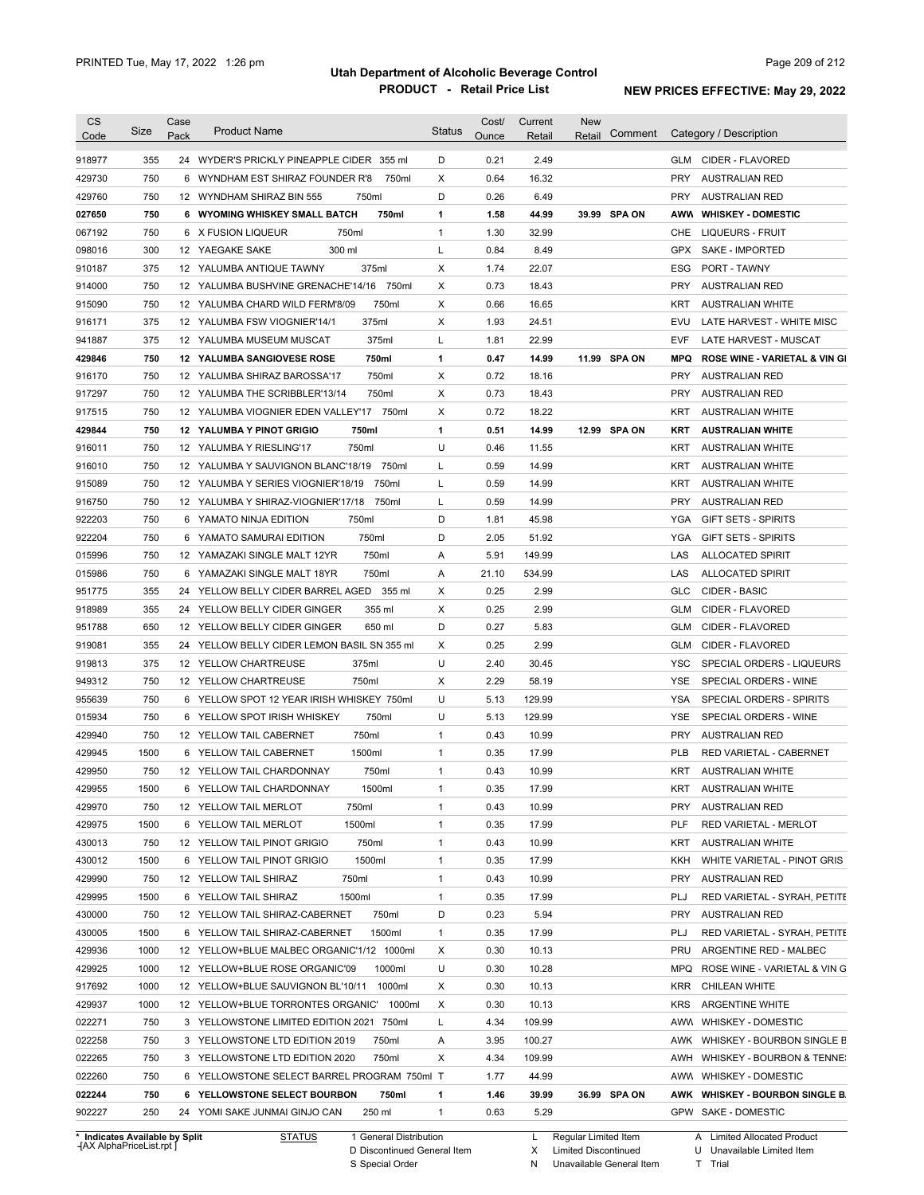# Utah Department of Alcoholic Beverage Control

## PRODUCT - Retail Price List

PRINTED Tue, May 17, 2022 1:26 pm

**NEW PRICES EFFECTIVE: May 29, 2022**

| CS Code | Size | Case Pack | Product Name | Status | Cost/ Ounce | Current Retail | New Retail | Comment | Category / Description |
|---|---|---|---|---|---|---|---|---|---|
| 918977 | 355 | 24 | WYDER'S PRICKLY PINEAPPLE CIDER 355 ml | D | 0.21 | 2.49 | | | GLM CIDER - FLAVORED |
| 429730 | 750 | 6 | WYNDHAM EST SHIRAZ FOUNDER R'8 750ml | X | 0.64 | 16.32 | | | PRY AUSTRALIAN RED |
| 429760 | 750 | 12 | WYNDHAM SHIRAZ BIN 555 750ml | D | 0.26 | 6.49 | | | PRY AUSTRALIAN RED |
| **027650** | **750** | **6** | **WYOMING WHISKEY SMALL BATCH 750ml** | **1** | **1.58** | **44.99** | **39.99** | **SPA ON** | **AWW WHISKEY - DOMESTIC** |
| 067192 | 750 | 6 | X FUSION LIQUEUR 750ml | 1 | 1.30 | 32.99 | | | CHE LIQUEURS - FRUIT |
| 098016 | 300 | 12 | YAEGAKE SAKE 300 ml | L | 0.84 | 8.49 | | | GPX SAKE - IMPORTED |
| 910187 | 375 | 12 | YALUMBA ANTIQUE TAWNY 375ml | X | 1.74 | 22.07 | | | ESG PORT - TAWNY |
| 914000 | 750 | 12 | YALUMBA BUSHVINE GRENACHE'14/16 750ml | X | 0.73 | 18.43 | | | PRY AUSTRALIAN RED |
| 915090 | 750 | 12 | YALUMBA CHARD WILD FERM'8/09 750ml | X | 0.66 | 16.65 | | | KRT AUSTRALIAN WHITE |
| 916171 | 375 | 12 | YALUMBA FSW VIOGNIER'14/1 375ml | X | 1.93 | 24.51 | | | EVU LATE HARVEST - WHITE MISC |
| 941887 | 375 | 12 | YALUMBA MUSEUM MUSCAT 375ml | L | 1.81 | 22.99 | | | EVF LATE HARVEST - MUSCAT |
| **429846** | **750** | **12** | **YALUMBA SANGIOVESE ROSE 750ml** | **1** | **0.47** | **14.99** | **11.99** | **SPA ON** | **MPQ ROSE WINE - VARIETAL & VIN GI** |
| 916170 | 750 | 12 | YALUMBA SHIRAZ BAROSSA'17 750ml | X | 0.72 | 18.16 | | | PRY AUSTRALIAN RED |
| 917297 | 750 | 12 | YALUMBA THE SCRIBBLER'13/14 750ml | X | 0.73 | 18.43 | | | PRY AUSTRALIAN RED |
| 917515 | 750 | 12 | YALUMBA VIOGNIER EDEN VALLEY'17 750ml | X | 0.72 | 18.22 | | | KRT AUSTRALIAN WHITE |
| **429844** | **750** | **12** | **YALUMBA Y PINOT GRIGIO 750ml** | **1** | **0.51** | **14.99** | **12.99** | **SPA ON** | **KRT AUSTRALIAN WHITE** |
| 916011 | 750 | 12 | YALUMBA Y RIESLING'17 750ml | U | 0.46 | 11.55 | | | KRT AUSTRALIAN WHITE |
| 916010 | 750 | 12 | YALUMBA Y SAUVIGNON BLANC'18/19 750ml | L | 0.59 | 14.99 | | | KRT AUSTRALIAN WHITE |
| 915089 | 750 | 12 | YALUMBA Y SERIES VIOGNIER'18/19 750ml | L | 0.59 | 14.99 | | | KRT AUSTRALIAN WHITE |
| 916750 | 750 | 12 | YALUMBA Y SHIRAZ-VIOGNIER'17/18 750ml | L | 0.59 | 14.99 | | | PRY AUSTRALIAN RED |
| 922203 | 750 | 6 | YAMATO NINJA EDITION 750ml | D | 1.81 | 45.98 | | | YGA GIFT SETS - SPIRITS |
| 922204 | 750 | 6 | YAMATO SAMURAI EDITION 750ml | D | 2.05 | 51.92 | | | YGA GIFT SETS - SPIRITS |
| 015996 | 750 | 12 | YAMAZAKI SINGLE MALT 12YR 750ml | A | 5.91 | 149.99 | | | LAS ALLOCATED SPIRIT |
| 015986 | 750 | 6 | YAMAZAKI SINGLE MALT 18YR 750ml | A | 21.10 | 534.99 | | | LAS ALLOCATED SPIRIT |
| 951775 | 355 | 24 | YELLOW BELLY CIDER BARREL AGED 355 ml | X | 0.25 | 2.99 | | | GLC CIDER - BASIC |
| 918989 | 355 | 24 | YELLOW BELLY CIDER GINGER 355 ml | X | 0.25 | 2.99 | | | GLM CIDER - FLAVORED |
| 951788 | 650 | 12 | YELLOW BELLY CIDER GINGER 650 ml | D | 0.27 | 5.83 | | | GLM CIDER - FLAVORED |
| 919081 | 355 | 24 | YELLOW BELLY CIDER LEMON BASIL SN 355 ml | X | 0.25 | 2.99 | | | GLM CIDER - FLAVORED |
| 919813 | 375 | 12 | YELLOW CHARTREUSE 375ml | U | 2.40 | 30.45 | | | YSC SPECIAL ORDERS - LIQUEURS |
| 949312 | 750 | 12 | YELLOW CHARTREUSE 750ml | X | 2.29 | 58.19 | | | YSE SPECIAL ORDERS - WINE |
| 955639 | 750 | 6 | YELLOW SPOT 12 YEAR IRISH WHISKEY 750ml | U | 5.13 | 129.99 | | | YSA SPECIAL ORDERS - SPIRITS |
| 015934 | 750 | 6 | YELLOW SPOT IRISH WHISKEY 750ml | U | 5.13 | 129.99 | | | YSE SPECIAL ORDERS - WINE |
| 429940 | 750 | 12 | YELLOW TAIL CABERNET 750ml | 1 | 0.43 | 10.99 | | | PRY AUSTRALIAN RED |
| 429945 | 1500 | 6 | YELLOW TAIL CABERNET 1500ml | 1 | 0.35 | 17.99 | | | PLB RED VARIETAL - CABERNET |
| 429950 | 750 | 12 | YELLOW TAIL CHARDONNAY 750ml | 1 | 0.43 | 10.99 | | | KRT AUSTRALIAN WHITE |
| 429955 | 1500 | 6 | YELLOW TAIL CHARDONNAY 1500ml | 1 | 0.35 | 17.99 | | | KRT AUSTRALIAN WHITE |
| 429970 | 750 | 12 | YELLOW TAIL MERLOT 750ml | 1 | 0.43 | 10.99 | | | PRY AUSTRALIAN RED |
| 429975 | 1500 | 6 | YELLOW TAIL MERLOT 1500ml | 1 | 0.35 | 17.99 | | | PLF RED VARIETAL - MERLOT |
| 430013 | 750 | 12 | YELLOW TAIL PINOT GRIGIO 750ml | 1 | 0.43 | 10.99 | | | KRT AUSTRALIAN WHITE |
| 430012 | 1500 | 6 | YELLOW TAIL PINOT GRIGIO 1500ml | 1 | 0.35 | 17.99 | | | KKH WHITE VARIETAL - PINOT GRIS |
| 429990 | 750 | 12 | YELLOW TAIL SHIRAZ 750ml | 1 | 0.43 | 10.99 | | | PRY AUSTRALIAN RED |
| 429995 | 1500 | 6 | YELLOW TAIL SHIRAZ 1500ml | 1 | 0.35 | 17.99 | | | PLJ RED VARIETAL - SYRAH, PETITE |
| 430000 | 750 | 12 | YELLOW TAIL SHIRAZ-CABERNET 750ml | D | 0.23 | 5.94 | | | PRY AUSTRALIAN RED |
| 430005 | 1500 | 6 | YELLOW TAIL SHIRAZ-CABERNET 1500ml | 1 | 0.35 | 17.99 | | | PLJ RED VARIETAL - SYRAH, PETITE |
| 429936 | 1000 | 12 | YELLOW+BLUE MALBEC ORGANIC'1/12 1000ml | X | 0.30 | 10.13 | | | PRU ARGENTINE RED - MALBEC |
| 429925 | 1000 | 12 | YELLOW+BLUE ROSE ORGANIC'09 1000ml | U | 0.30 | 10.28 | | | MPQ ROSE WINE - VARIETAL & VIN G |
| 917692 | 1000 | 12 | YELLOW+BLUE SAUVIGNON BL'10/11 1000ml | X | 0.30 | 10.13 | | | KRR CHILEAN WHITE |
| 429937 | 1000 | 12 | YELLOW+BLUE TORRONTES ORGANIC' 1000ml | X | 0.30 | 10.13 | | | KRS ARGENTINE WHITE |
| 022271 | 750 | 3 | YELLOWSTONE LIMITED EDITION 2021 750ml | L | 4.34 | 109.99 | | | AWW WHISKEY - DOMESTIC |
| 022258 | 750 | 3 | YELLOWSTONE LTD EDITION 2019 750ml | A | 3.95 | 100.27 | | | AWK WHISKEY - BOURBON SINGLE B |
| 022265 | 750 | 3 | YELLOWSTONE LTD EDITION 2020 750ml | X | 4.34 | 109.99 | | | AWH WHISKEY - BOURBON & TENNE |
| 022260 | 750 | 6 | YELLOWSTONE SELECT BARREL PROGRAM 750ml | T | 1.77 | 44.99 | | | AWW WHISKEY - DOMESTIC |
| **022244** | **750** | **6** | **YELLOWSTONE SELECT BOURBON 750ml** | **1** | **1.46** | **39.99** | **36.99** | **SPA ON** | **AWK WHISKEY - BOURBON SINGLE B** |
| 902227 | 250 | 24 | YOMI SAKE JUNMAI GINJO CAN 250 ml | 1 | 0.63 | 5.29 | | | GPW SAKE - DOMESTIC |

\* Indicates Available by Split

STATUS: 1 General Distribution; D Discontinued General Item; S Special Order; L Regular Limited Item; X Limited Discontinued; N Unavailable General Item; A Limited Allocated Product; U Unavailable Limited Item; T Trial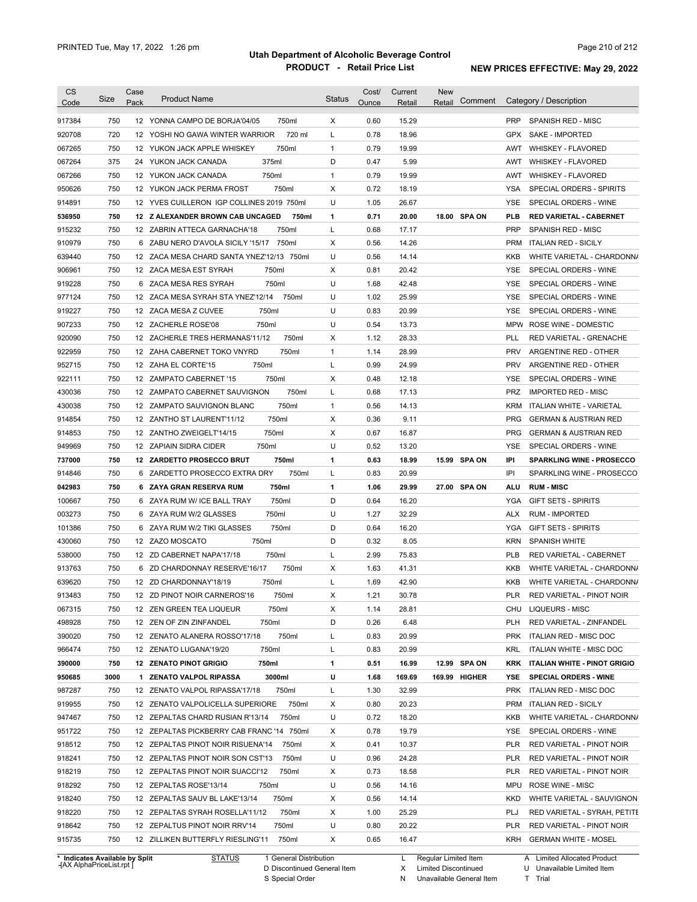| CS Code | Size | Case Pack | Product Name | Status | Cost/ Ounce | Current Retail | New Retail | Comment | Category / Description |
|---|---|---|---|---|---|---|---|---|---|
| 917384 | 750 | 12 | YONNA CAMPO DE BORJA'04/05 750ml | X | 0.60 | 15.29 | | | PRP SPANISH RED - MISC |
| 920708 | 720 | 12 | YOSHI NO GAWA WINTER WARRIOR 720 ml | L | 0.78 | 18.96 | | | GPX SAKE - IMPORTED |
| 067265 | 750 | 12 | YUKON JACK APPLE WHISKEY 750ml | 1 | 0.79 | 19.99 | | | AWT WHISKEY - FLAVORED |
| 067264 | 375 | 24 | YUKON JACK CANADA 375ml | D | 0.47 | 5.99 | | | AWT WHISKEY - FLAVORED |
| 067266 | 750 | 12 | YUKON JACK CANADA 750ml | 1 | 0.79 | 19.99 | | | AWT WHISKEY - FLAVORED |
| 950626 | 750 | 12 | YUKON JACK PERMA FROST 750ml | X | 0.72 | 18.19 | | | YSA SPECIAL ORDERS - SPIRITS |
| 914891 | 750 | 12 | YVES CUILLERON IGP COLLINES 2019 750ml | U | 1.05 | 26.67 | | | YSE SPECIAL ORDERS - WINE |
| **536950** | **750** | **12** | **Z ALEXANDER BROWN CAB UNCAGED 750ml** | **1** | **0.71** | **20.00** | **18.00** | **SPA ON** | **PLB RED VARIETAL - CABERNET** |
| 915232 | 750 | 12 | ZABRIN ATTECA GARNACHA'18 750ml | L | 0.68 | 17.17 | | | PRP SPANISH RED - MISC |
| 910979 | 750 | 6 | ZABU NERO D'AVOLA SICILY '15/17 750ml | X | 0.56 | 14.26 | | | PRM ITALIAN RED - SICILY |
| 639440 | 750 | 12 | ZACA MESA CHARD SANTA YNEZ'12/13 750ml | U | 0.56 | 14.14 | | | KKB WHITE VARIETAL - CHARDONNA |
| 906961 | 750 | 12 | ZACA MESA EST SYRAH 750ml | X | 0.81 | 20.42 | | | YSE SPECIAL ORDERS - WINE |
| 919228 | 750 | 6 | ZACA MESA RES SYRAH 750ml | U | 1.68 | 42.48 | | | YSE SPECIAL ORDERS - WINE |
| 977124 | 750 | 12 | ZACA MESA SYRAH STA YNEZ'12/14 750ml | U | 1.02 | 25.99 | | | YSE SPECIAL ORDERS - WINE |
| 919227 | 750 | 12 | ZACA MESA Z CUVEE 750ml | U | 0.83 | 20.99 | | | YSE SPECIAL ORDERS - WINE |
| 907233 | 750 | 12 | ZACHERLE ROSE'08 750ml | U | 0.54 | 13.73 | | | MPW ROSE WINE - DOMESTIC |
| 920090 | 750 | 12 | ZACHERLE TRES HERMANAS'11/12 750ml | X | 1.12 | 28.33 | | | PLL RED VARIETAL - GRENACHE |
| 922959 | 750 | 12 | ZAHA CABERNET TOKO VNYRD 750ml | 1 | 1.14 | 28.99 | | | PRV ARGENTINE RED - OTHER |
| 952715 | 750 | 12 | ZAHA EL CORTE'15 750ml | L | 0.99 | 24.99 | | | PRV ARGENTINE RED - OTHER |
| 922111 | 750 | 12 | ZAMPATO CABERNET '15 750ml | X | 0.48 | 12.18 | | | YSE SPECIAL ORDERS - WINE |
| 430036 | 750 | 12 | ZAMPATO CABERNET SAUVIGNON 750ml | L | 0.68 | 17.13 | | | PRZ IMPORTED RED - MISC |
| 430038 | 750 | 12 | ZAMPATO SAUVIGNON BLANC 750ml | 1 | 0.56 | 14.13 | | | KRM ITALIAN WHITE - VARIETAL |
| 914854 | 750 | 12 | ZANTHO ST LAURENT'11/12 750ml | X | 0.36 | 9.11 | | | PRG GERMAN & AUSTRIAN RED |
| 914853 | 750 | 12 | ZANTHO ZWEIGELT'14/15 750ml | X | 0.67 | 16.87 | | | PRG GERMAN & AUSTRIAN RED |
| 949969 | 750 | 12 | ZAPIAIN SIDRA CIDER 750ml | U | 0.52 | 13.20 | | | YSE SPECIAL ORDERS - WINE |
| **737000** | **750** | **12** | **ZARDETTO PROSECCO BRUT 750ml** | **1** | **0.63** | **18.99** | **15.99** | **SPA ON** | **IPI SPARKLING WINE - PROSECCO** |
| 914846 | 750 | 6 | ZARDETTO PROSECCO EXTRA DRY 750ml | L | 0.83 | 20.99 | | | IPI SPARKLING WINE - PROSECCO |
| **042983** | **750** | **6** | **ZAYA GRAN RESERVA RUM 750ml** | **1** | **1.06** | **29.99** | **27.00** | **SPA ON** | **ALU RUM - MISC** |
| 100667 | 750 | 6 | ZAYA RUM W/ ICE BALL TRAY 750ml | D | 0.64 | 16.20 | | | YGA GIFT SETS - SPIRITS |
| 003273 | 750 | 6 | ZAYA RUM W/2 GLASSES 750ml | U | 1.27 | 32.29 | | | ALX RUM - IMPORTED |
| 101386 | 750 | 6 | ZAYA RUM W/2 TIKI GLASSES 750ml | D | 0.64 | 16.20 | | | YGA GIFT SETS - SPIRITS |
| 430060 | 750 | 12 | ZAZO MOSCATO 750ml | D | 0.32 | 8.05 | | | KRN SPANISH WHITE |
| 538000 | 750 | 12 | ZD CABERNET NAPA'17/18 750ml | L | 2.99 | 75.83 | | | PLB RED VARIETAL - CABERNET |
| 913763 | 750 | 6 | ZD CHARDONNAY RESERVE'16/17 750ml | X | 1.63 | 41.31 | | | KKB WHITE VARIETAL - CHARDONNA |
| 639620 | 750 | 12 | ZD CHARDONNAY'18/19 750ml | L | 1.69 | 42.90 | | | KKB WHITE VARIETAL - CHARDONNA |
| 913483 | 750 | 12 | ZD PINOT NOIR CARNEROS'16 750ml | X | 1.21 | 30.78 | | | PLR RED VARIETAL - PINOT NOIR |
| 067315 | 750 | 12 | ZEN GREEN TEA LIQUEUR 750ml | X | 1.14 | 28.81 | | | CHU LIQUEURS - MISC |
| 498928 | 750 | 12 | ZEN OF ZIN ZINFANDEL 750ml | D | 0.26 | 6.48 | | | PLH RED VARIETAL - ZINFANDEL |
| 390020 | 750 | 12 | ZENATO ALANERA ROSSO'17/18 750ml | L | 0.83 | 20.99 | | | PRK ITALIAN RED - MISC DOC |
| 966474 | 750 | 12 | ZENATO LUGANA'19/20 750ml | L | 0.83 | 20.99 | | | KRL ITALIAN WHITE - MISC DOC |
| **390000** | **750** | **12** | **ZENATO PINOT GRIGIO 750ml** | **1** | **0.51** | **16.99** | **12.99** | **SPA ON** | **KRK ITALIAN WHITE - PINOT GRIGIO** |
| **950685** | **3000** | **1** | **ZENATO VALPOL RIPASSA 3000ml** | **U** | **1.68** | **169.69** | **169.99** | **HIGHER** | **YSE SPECIAL ORDERS - WINE** |
| 987287 | 750 | 12 | ZENATO VALPOL RIPASSA'17/18 750ml | L | 1.30 | 32.99 | | | PRK ITALIAN RED - MISC DOC |
| 919955 | 750 | 12 | ZENATO VALPOLICELLA SUPERIORE 750ml | X | 0.80 | 20.23 | | | PRM ITALIAN RED - SICILY |
| 947467 | 750 | 12 | ZEPALTAS CHARD RUSIAN R'13/14 750ml | U | 0.72 | 18.20 | | | KKB WHITE VARIETAL - CHARDONNA |
| 951722 | 750 | 12 | ZEPALTAS PICKBERRY CAB FRANC '14 750ml | X | 0.78 | 19.79 | | | YSE SPECIAL ORDERS - WINE |
| 918512 | 750 | 12 | ZEPALTAS PINOT NOIR RISUENA'14 750ml | X | 0.41 | 10.37 | | | PLR RED VARIETAL - PINOT NOIR |
| 918241 | 750 | 12 | ZEPALTAS PINOT NOIR SON CST'13 750ml | U | 0.96 | 24.28 | | | PLR RED VARIETAL - PINOT NOIR |
| 918219 | 750 | 12 | ZEPALTAS PINOT NOIR SUACCI'12 750ml | X | 0.73 | 18.58 | | | PLR RED VARIETAL - PINOT NOIR |
| 918292 | 750 | 12 | ZEPALTAS ROSE'13/14 750ml | U | 0.56 | 14.16 | | | MPU ROSE WINE - MISC |
| 918240 | 750 | 12 | ZEPALTAS SAUV BL LAKE'13/14 750ml | X | 0.56 | 14.14 | | | KKD WHITE VARIETAL - SAUVIGNON |
| 918220 | 750 | 12 | ZEPALTAS SYRAH ROSELLA'11/12 750ml | X | 1.00 | 25.29 | | | PLJ RED VARIETAL - SYRAH, PETITE |
| 918642 | 750 | 12 | ZEPALTUS PINOT NOIR RRV'14 750ml | U | 0.80 | 20.22 | | | PLR RED VARIETAL - PINOT NOIR |
| 915735 | 750 | 12 | ZILLIKEN BUTTERFLY RIESLING'11 750ml | X | 0.65 | 16.47 | | | KRH GERMAN WHITE - MOSEL |

\* Indicates Available by Split

STATUS: 1 General Distribution; D Discontinued General Item; S Special Order; L Regular Limited Item; X Limited Discontinued; N Unavailable General Item; A Limited Allocated Product; U Unavailable Limited Item; T Trial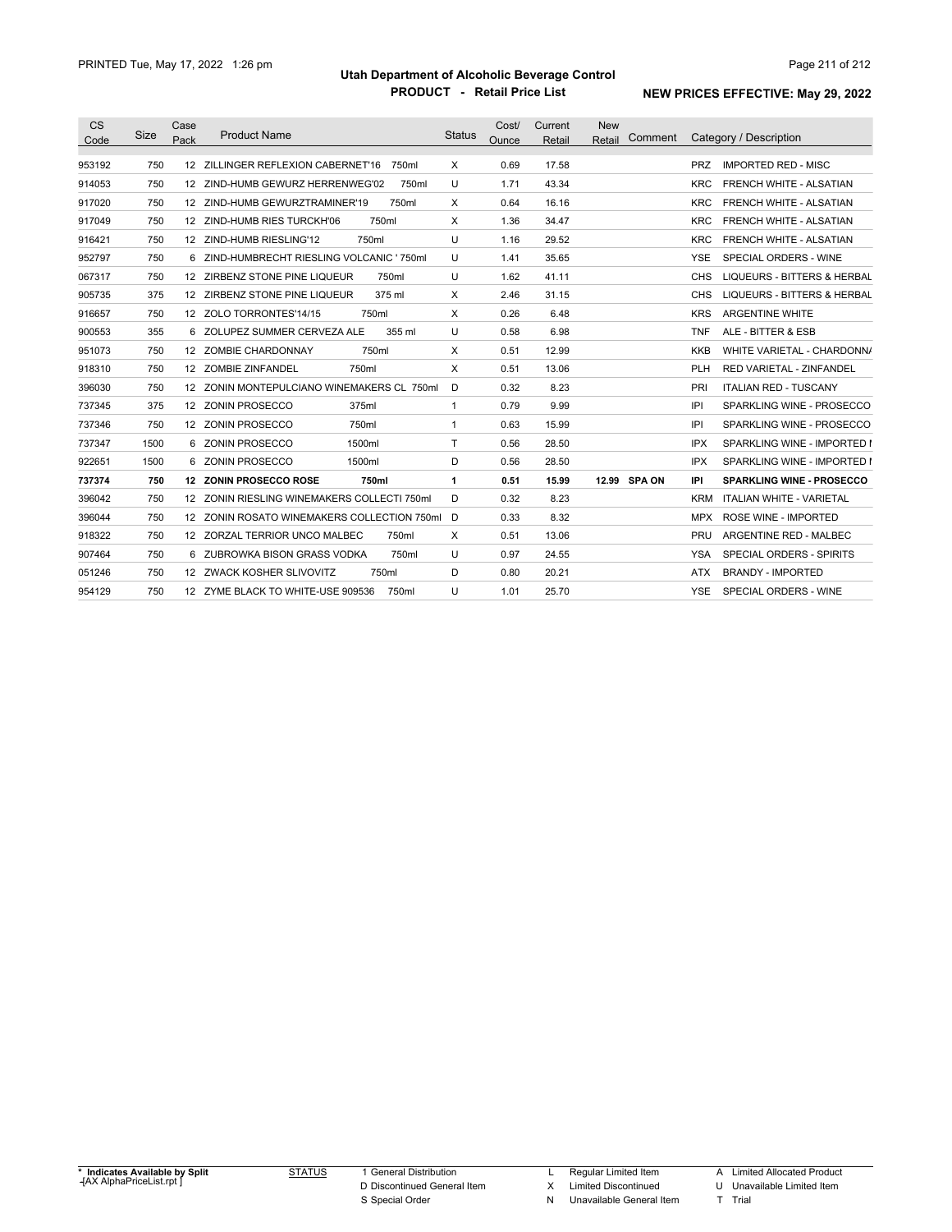# Utah Department of Alcoholic Beverage Control

## PRODUCT - Retail Price List

PRINTED Tue, May 17, 2022 1:26 pm

**NEW PRICES EFFECTIVE: May 29, 2022**

| CS Code | Size | Case Pack | Product Name | Status | Cost/ Ounce | Current Retail | New Retail | Comment | Category / Description |
|---|---|---|---|---|---|---|---|---|---|
| 953192 | 750 | 12 | ZILLINGER REFLEXION CABERNET'16 750ml | X | 0.69 | 17.58 | | | PRZ IMPORTED RED - MISC |
| 914053 | 750 | 12 | ZIND-HUMB GEWURZ HERRENWEG'02 750ml | U | 1.71 | 43.34 | | | KRC FRENCH WHITE - ALSATIAN |
| 917020 | 750 | 12 | ZIND-HUMB GEWURZTRAMINER'19 750ml | X | 0.64 | 16.16 | | | KRC FRENCH WHITE - ALSATIAN |
| 917049 | 750 | 12 | ZIND-HUMB RIES TURCKH'06 750ml | X | 1.36 | 34.47 | | | KRC FRENCH WHITE - ALSATIAN |
| 916421 | 750 | 12 | ZIND-HUMB RIESLING'12 750ml | U | 1.16 | 29.52 | | | KRC FRENCH WHITE - ALSATIAN |
| 952797 | 750 | 6 | ZIND-HUMBRECHT RIESLING VOLCANIC ' 750ml | U | 1.41 | 35.65 | | | YSE SPECIAL ORDERS - WINE |
| 067317 | 750 | 12 | ZIRBENZ STONE PINE LIQUEUR 750ml | U | 1.62 | 41.11 | | | CHS LIQUEURS - BITTERS & HERBAL |
| 905735 | 375 | 12 | ZIRBENZ STONE PINE LIQUEUR 375 ml | X | 2.46 | 31.15 | | | CHS LIQUEURS - BITTERS & HERBAL |
| 916657 | 750 | 12 | ZOLO TORRONTES'14/15 750ml | X | 0.26 | 6.48 | | | KRS ARGENTINE WHITE |
| 900553 | 355 | 6 | ZOLUPEZ SUMMER CERVEZA ALE 355 ml | U | 0.58 | 6.98 | | | TNF ALE - BITTER & ESB |
| 951073 | 750 | 12 | ZOMBIE CHARDONNAY 750ml | X | 0.51 | 12.99 | | | KKB WHITE VARIETAL - CHARDONNA |
| 918310 | 750 | 12 | ZOMBIE ZINFANDEL 750ml | X | 0.51 | 13.06 | | | PLH RED VARIETAL - ZINFANDEL |
| 396030 | 750 | 12 | ZONIN MONTEPULCIANO WINEMAKERS CL 750ml | D | 0.32 | 8.23 | | | PRI ITALIAN RED - TUSCANY |
| 737345 | 375 | 12 | ZONIN PROSECCO 375ml | 1 | 0.79 | 9.99 | | | IPI SPARKLING WINE - PROSECCO |
| 737346 | 750 | 12 | ZONIN PROSECCO 750ml | 1 | 0.63 | 15.99 | | | IPI SPARKLING WINE - PROSECCO |
| 737347 | 1500 | 6 | ZONIN PROSECCO 1500ml | T | 0.56 | 28.50 | | | IPX SPARKLING WINE - IMPORTED I |
| 922651 | 1500 | 6 | ZONIN PROSECCO 1500ml | D | 0.56 | 28.50 | | | IPX SPARKLING WINE - IMPORTED I |
| **737374** | **750** | **12** | **ZONIN PROSECCO ROSE 750ml** | **1** | **0.51** | **15.99** | **12.99** | **SPA ON** | **IPI SPARKLING WINE - PROSECCO** |
| 396042 | 750 | 12 | ZONIN RIESLING WINEMAKERS COLLECTI 750ml | D | 0.32 | 8.23 | | | KRM ITALIAN WHITE - VARIETAL |
| 396044 | 750 | 12 | ZONIN ROSATO WINEMAKERS COLLECTION 750ml | D | 0.33 | 8.32 | | | MPX ROSE WINE - IMPORTED |
| 918322 | 750 | 12 | ZORZAL TERRIOR UNCO MALBEC 750ml | X | 0.51 | 13.06 | | | PRU ARGENTINE RED - MALBEC |
| 907464 | 750 | 6 | ZUBROWKA BISON GRASS VODKA 750ml | U | 0.97 | 24.55 | | | YSA SPECIAL ORDERS - SPIRITS |
| 051246 | 750 | 12 | ZWACK KOSHER SLIVOVITZ 750ml | D | 0.80 | 20.21 | | | ATX BRANDY - IMPORTED |
| 954129 | 750 | 12 | ZYME BLACK TO WHITE-USE 909536 750ml | U | 1.01 | 25.70 | | | YSE SPECIAL ORDERS - WINE |

\* Indicates Available by Split

{AX AlphaPriceList.rpt}

STATUS

- 1 General Distribution
- D Discontinued General Item
- S Special Order
- L Regular Limited Item
- X Limited Discontinued
- N Unavailable General Item
- A Limited Allocated Product
- U Unavailable Limited Item
- T Trial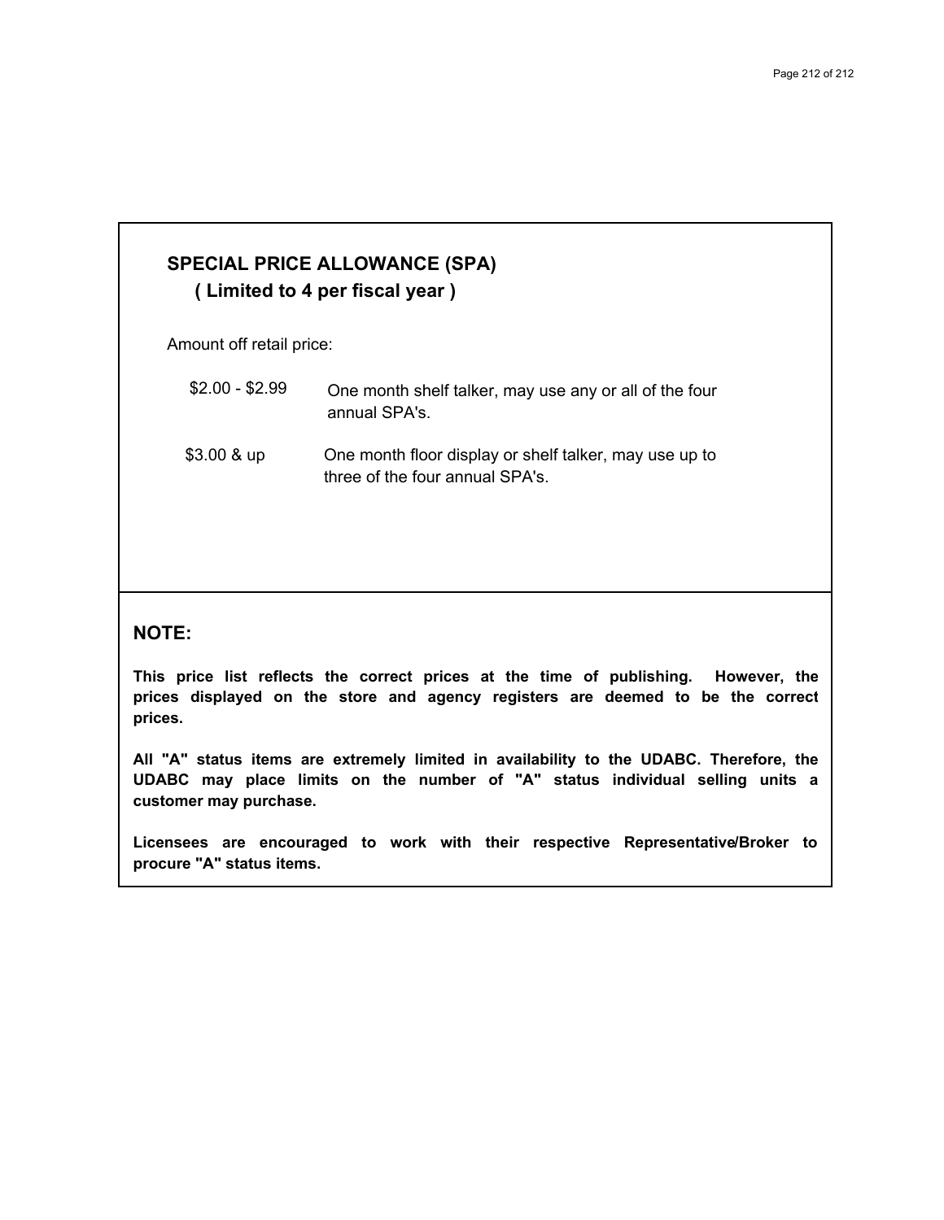## SPECIAL PRICE ALLOWANCE (SPA)
### ( Limited to 4 per fiscal year )

Amount off retail price:

| | |
|---|---|
| $2.00 - $2.99 | One month shelf talker, may use any or all of the four annual SPA's. |
| $3.00 & up | One month floor display or shelf talker, may use up to three of the four annual SPA's. |

## NOTE:

**This price list reflects the correct prices at the time of publishing. However, the prices displayed on the store and agency registers are deemed to be the correct prices.**

**All "A" status items are extremely limited in availability to the UDABC. Therefore, the UDABC may place limits on the number of "A" status individual selling units a customer may purchase.**

**Licensees are encouraged to work with their respective Representative/Broker to procure "A" status items.**